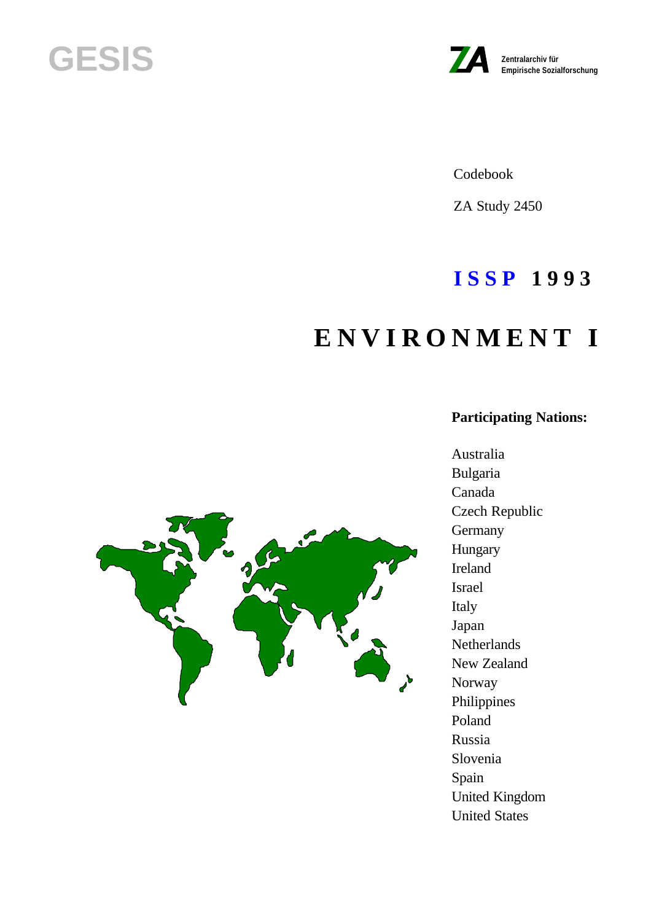GESIS

ZA Zentralarchiv für Empirische Sozialforschung

Codebook

ZA Study 2450

# ISSP 1993

# ENVIRONMENT I

**Participating Nations:**

Australia
Bulgaria
Canada
Czech Republic
Germany
Hungary
Ireland
Israel
Italy
Japan
Netherlands
New Zealand
Norway
Philippines
Poland
Russia
Slovenia
Spain
United Kingdom
United States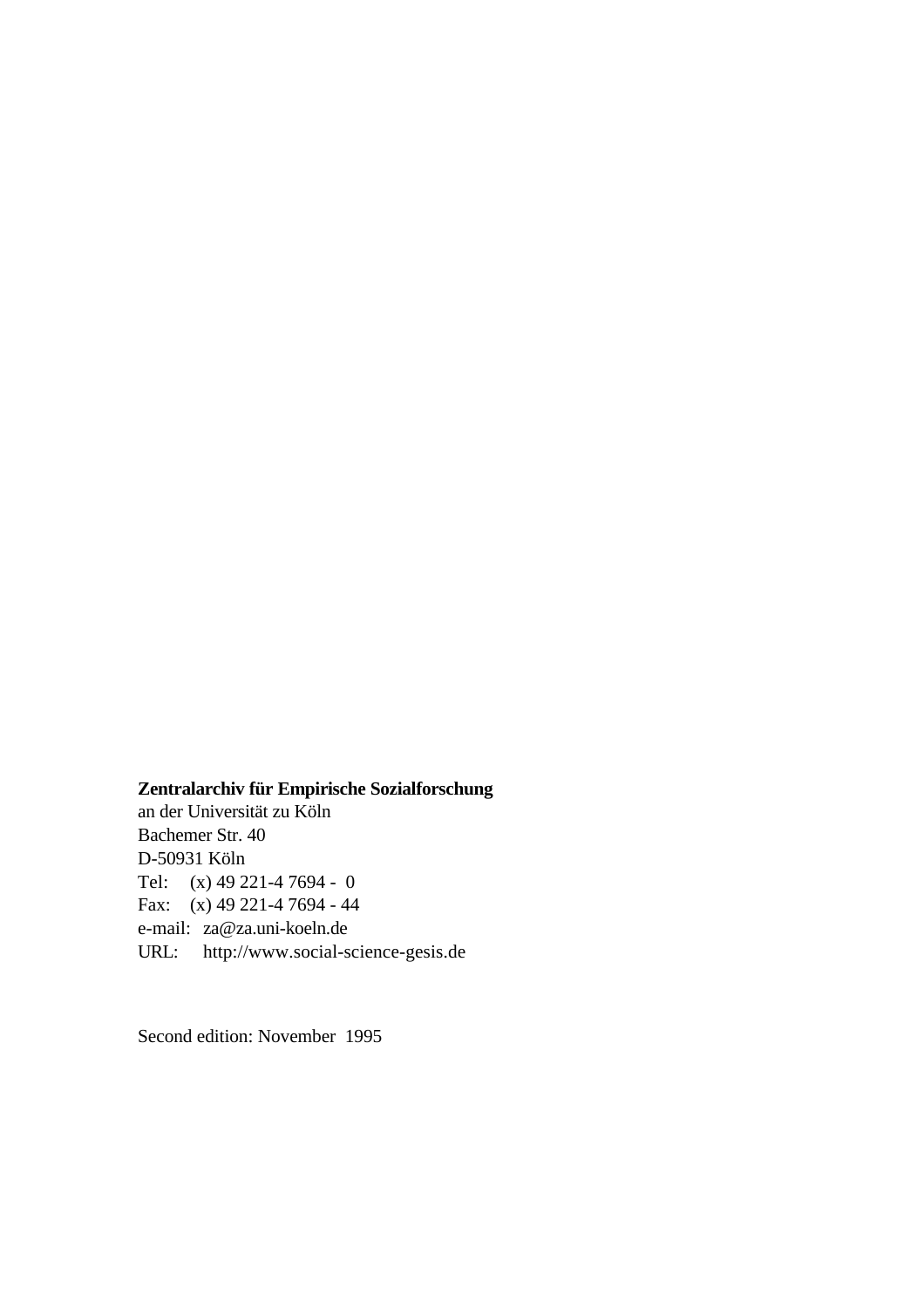**Zentralarchiv für Empirische Sozialforschung**
an der Universität zu Köln
Bachemer Str. 40
D-50931 Köln
Tel: (x) 49 221-4 7694 - 0
Fax: (x) 49 221-4 7694 - 44
e-mail: za@za.uni-koeln.de
URL: http://www.social-science-gesis.de

Second edition: November 1995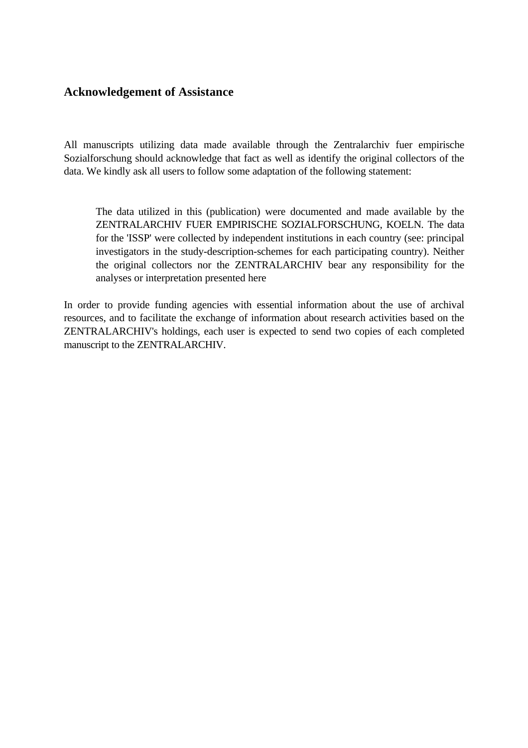## Acknowledgement of Assistance

All manuscripts utilizing data made available through the Zentralarchiv fuer empirische Sozialforschung should acknowledge that fact as well as identify the original collectors of the data. We kindly ask all users to follow some adaptation of the following statement:

> The data utilized in this (publication) were documented and made available by the ZENTRALARCHIV FUER EMPIRISCHE SOZIALFORSCHUNG, KOELN. The data for the 'ISSP' were collected by independent institutions in each country (see: principal investigators in the study-description-schemes for each participating country). Neither the original collectors nor the ZENTRALARCHIV bear any responsibility for the analyses or interpretation presented here

In order to provide funding agencies with essential information about the use of archival resources, and to facilitate the exchange of information about research activities based on the ZENTRALARCHIV's holdings, each user is expected to send two copies of each completed manuscript to the ZENTRALARCHIV.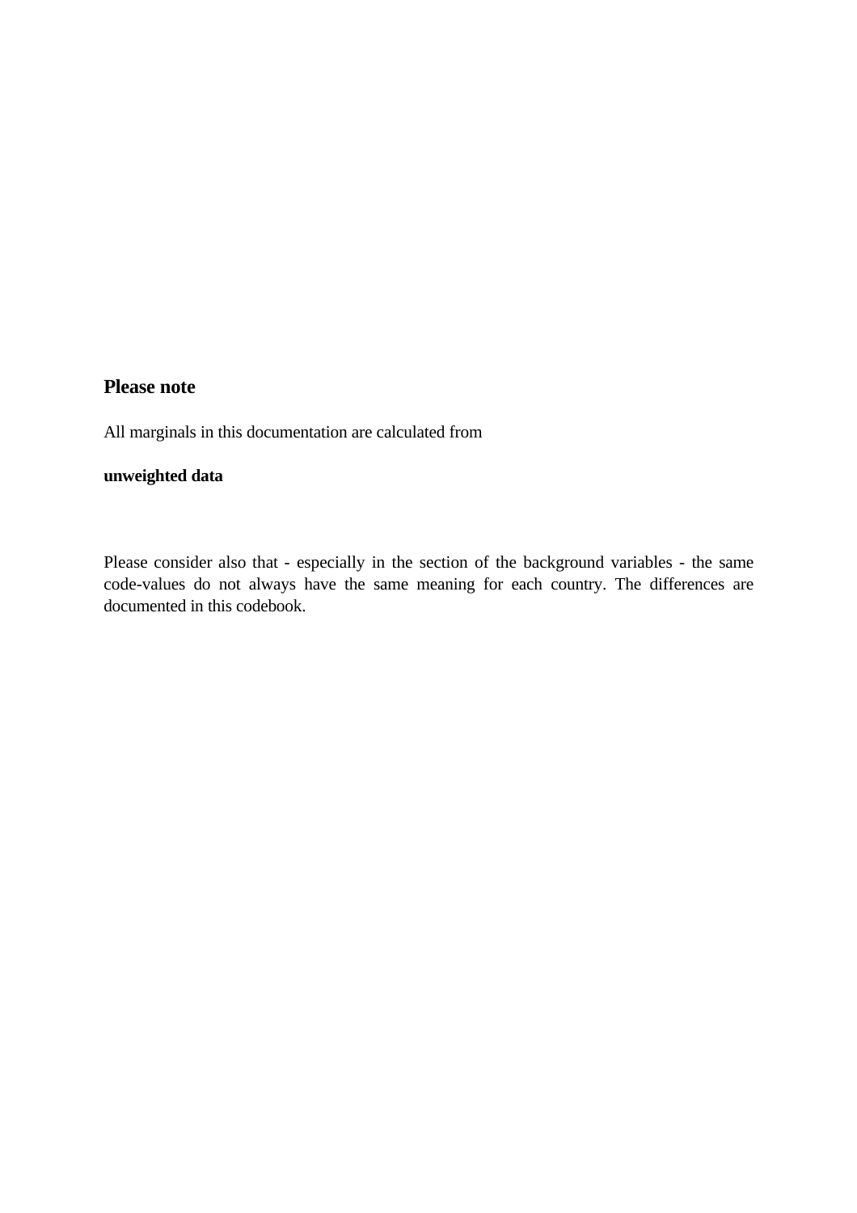## Please note

All marginals in this documentation are calculated from

**unweighted data**

Please consider also that - especially in the section of the background variables - the same code-values do not always have the same meaning for each country. The differences are documented in this codebook.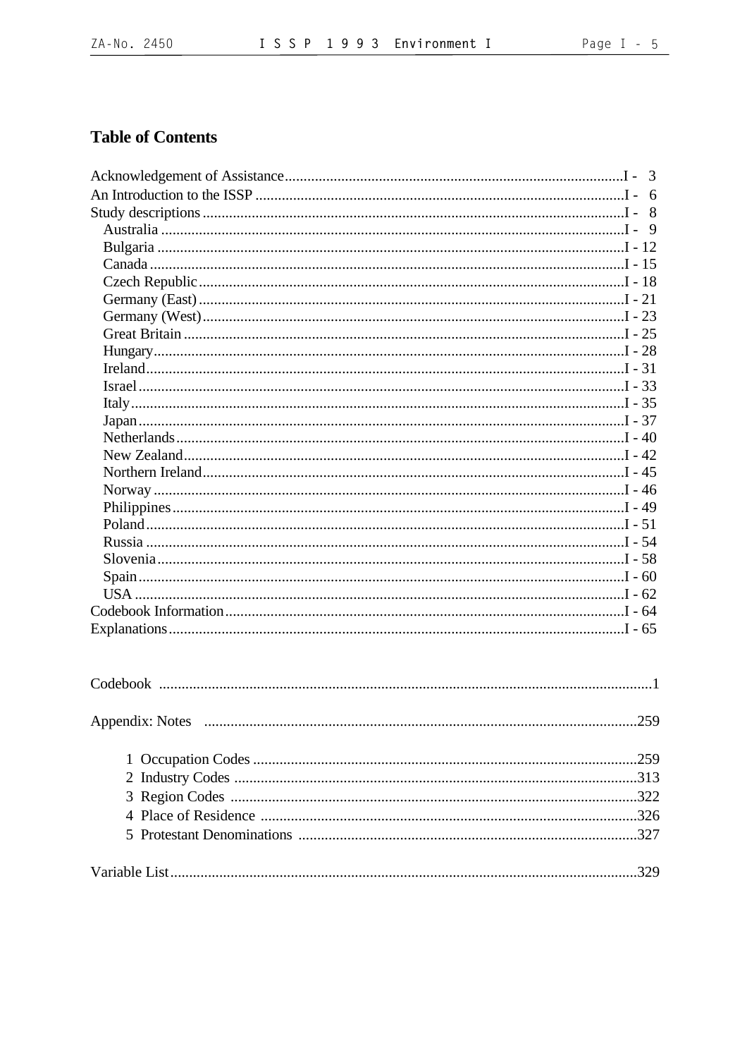## Table of Contents

Acknowledgement of Assistance ........ I - 3
An Introduction to the ISSP ........ I - 6
Study descriptions ........ I - 8
- Australia ........ I - 9
- Bulgaria ........ I - 12
- Canada ........ I - 15
- Czech Republic ........ I - 18
- Germany (East) ........ I - 21
- Germany (West) ........ I - 23
- Great Britain ........ I - 25
- Hungary ........ I - 28
- Ireland ........ I - 31
- Israel ........ I - 33
- Italy ........ I - 35
- Japan ........ I - 37
- Netherlands ........ I - 40
- New Zealand ........ I - 42
- Northern Ireland ........ I - 45
- Norway ........ I - 46
- Philippines ........ I - 49
- Poland ........ I - 51
- Russia ........ I - 54
- Slovenia ........ I - 58
- Spain ........ I - 60
- USA ........ I - 62

Codebook Information ........ I - 64
Explanations ........ I - 65

Codebook ........ 1

Appendix: Notes ........ 259

1. Occupation Codes ........ 259
2. Industry Codes ........ 313
3. Region Codes ........ 322
4. Place of Residence ........ 326
5. Protestant Denominations ........ 327

Variable List ........ 329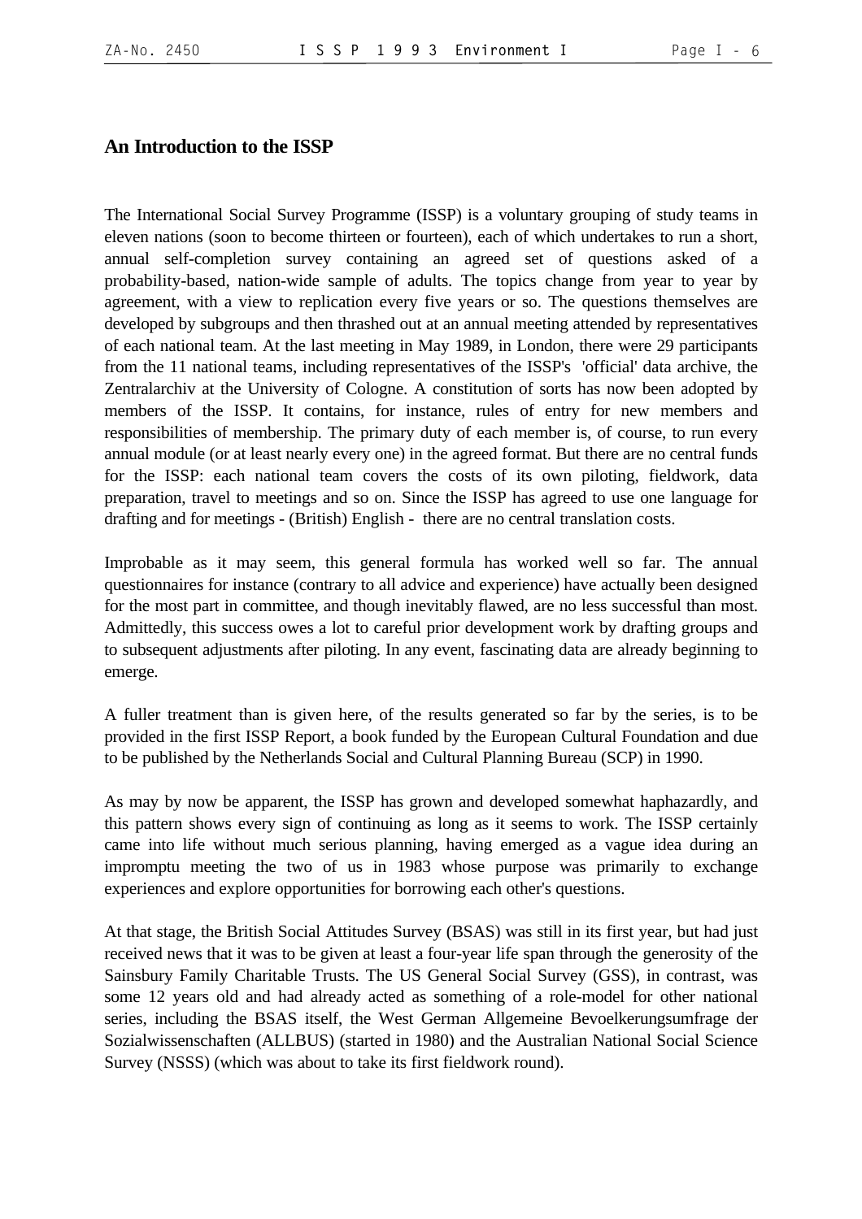## An Introduction to the ISSP

The International Social Survey Programme (ISSP) is a voluntary grouping of study teams in eleven nations (soon to become thirteen or fourteen), each of which undertakes to run a short, annual self-completion survey containing an agreed set of questions asked of a probability-based, nation-wide sample of adults. The topics change from year to year by agreement, with a view to replication every five years or so. The questions themselves are developed by subgroups and then thrashed out at an annual meeting attended by representatives of each national team. At the last meeting in May 1989, in London, there were 29 participants from the 11 national teams, including representatives of the ISSP's 'official' data archive, the Zentralarchiv at the University of Cologne. A constitution of sorts has now been adopted by members of the ISSP. It contains, for instance, rules of entry for new members and responsibilities of membership. The primary duty of each member is, of course, to run every annual module (or at least nearly every one) in the agreed format. But there are no central funds for the ISSP: each national team covers the costs of its own piloting, fieldwork, data preparation, travel to meetings and so on. Since the ISSP has agreed to use one language for drafting and for meetings - (British) English - there are no central translation costs.

Improbable as it may seem, this general formula has worked well so far. The annual questionnaires for instance (contrary to all advice and experience) have actually been designed for the most part in committee, and though inevitably flawed, are no less successful than most. Admittedly, this success owes a lot to careful prior development work by drafting groups and to subsequent adjustments after piloting. In any event, fascinating data are already beginning to emerge.

A fuller treatment than is given here, of the results generated so far by the series, is to be provided in the first ISSP Report, a book funded by the European Cultural Foundation and due to be published by the Netherlands Social and Cultural Planning Bureau (SCP) in 1990.

As may by now be apparent, the ISSP has grown and developed somewhat haphazardly, and this pattern shows every sign of continuing as long as it seems to work. The ISSP certainly came into life without much serious planning, having emerged as a vague idea during an impromptu meeting the two of us in 1983 whose purpose was primarily to exchange experiences and explore opportunities for borrowing each other's questions.

At that stage, the British Social Attitudes Survey (BSAS) was still in its first year, but had just received news that it was to be given at least a four-year life span through the generosity of the Sainsbury Family Charitable Trusts. The US General Social Survey (GSS), in contrast, was some 12 years old and had already acted as something of a role-model for other national series, including the BSAS itself, the West German Allgemeine Bevoelkerungsumfrage der Sozialwissenschaften (ALLBUS) (started in 1980) and the Australian National Social Science Survey (NSSS) (which was about to take its first fieldwork round).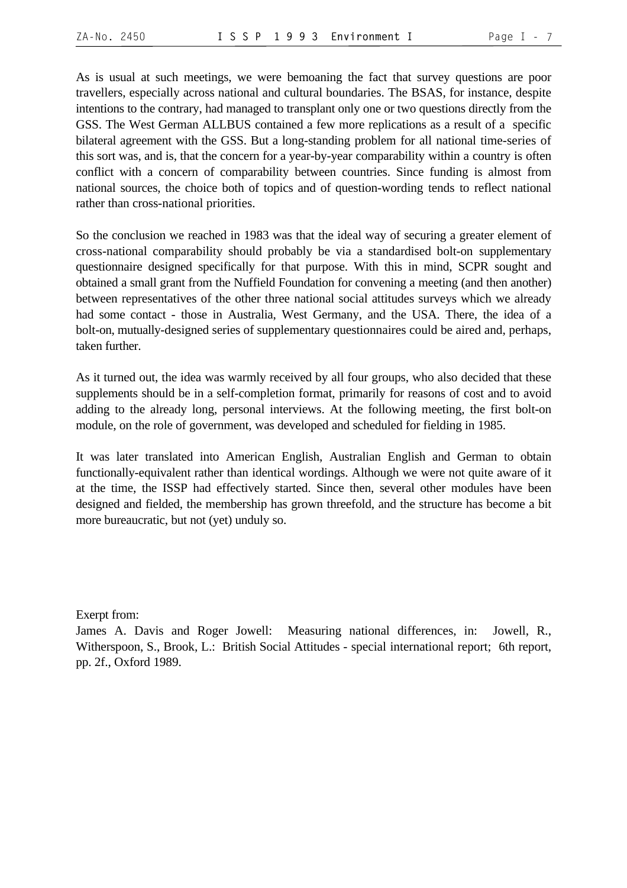As is usual at such meetings, we were bemoaning the fact that survey questions are poor travellers, especially across national and cultural boundaries. The BSAS, for instance, despite intentions to the contrary, had managed to transplant only one or two questions directly from the GSS. The West German ALLBUS contained a few more replications as a result of a specific bilateral agreement with the GSS. But a long-standing problem for all national time-series of this sort was, and is, that the concern for a year-by-year comparability within a country is often conflict with a concern of comparability between countries. Since funding is almost from national sources, the choice both of topics and of question-wording tends to reflect national rather than cross-national priorities.

So the conclusion we reached in 1983 was that the ideal way of securing a greater element of cross-national comparability should probably be via a standardised bolt-on supplementary questionnaire designed specifically for that purpose. With this in mind, SCPR sought and obtained a small grant from the Nuffield Foundation for convening a meeting (and then another) between representatives of the other three national social attitudes surveys which we already had some contact - those in Australia, West Germany, and the USA. There, the idea of a bolt-on, mutually-designed series of supplementary questionnaires could be aired and, perhaps, taken further.

As it turned out, the idea was warmly received by all four groups, who also decided that these supplements should be in a self-completion format, primarily for reasons of cost and to avoid adding to the already long, personal interviews. At the following meeting, the first bolt-on module, on the role of government, was developed and scheduled for fielding in 1985.

It was later translated into American English, Australian English and German to obtain functionally-equivalent rather than identical wordings. Although we were not quite aware of it at the time, the ISSP had effectively started. Since then, several other modules have been designed and fielded, the membership has grown threefold, and the structure has become a bit more bureaucratic, but not (yet) unduly so.

Exerpt from:
James A. Davis and Roger Jowell: Measuring national differences, in: Jowell, R., Witherspoon, S., Brook, L.: British Social Attitudes - special international report; 6th report, pp. 2f., Oxford 1989.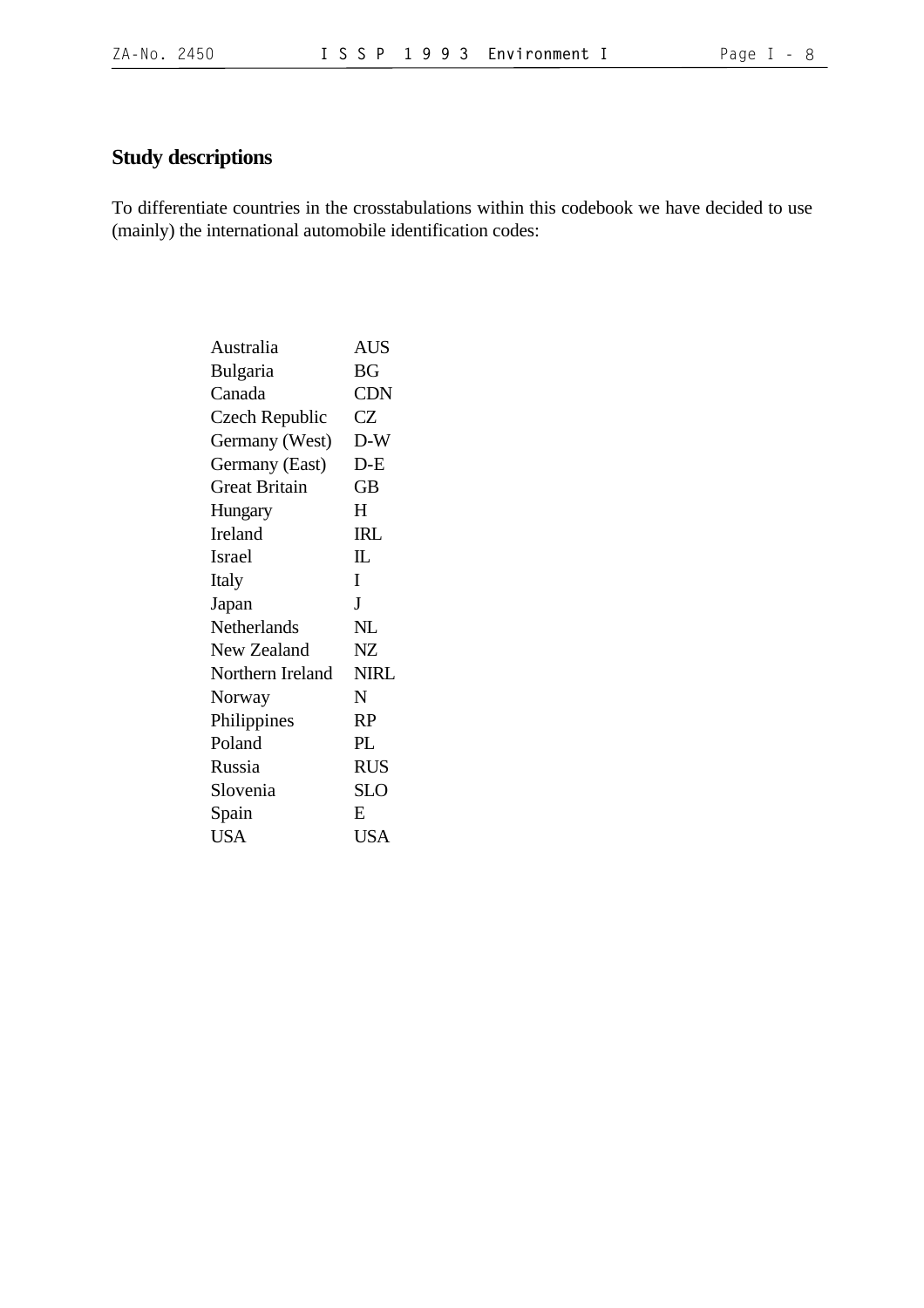## Study descriptions

To differentiate countries in the crosstabulations within this codebook we have decided to use (mainly) the international automobile identification codes:

| | |
|---|---|
| Australia | AUS |
| Bulgaria | BG |
| Canada | CDN |
| Czech Republic | CZ |
| Germany (West) | D-W |
| Germany (East) | D-E |
| Great Britain | GB |
| Hungary | H |
| Ireland | IRL |
| Israel | IL |
| Italy | I |
| Japan | J |
| Netherlands | NL |
| New Zealand | NZ |
| Northern Ireland | NIRL |
| Norway | N |
| Philippines | RP |
| Poland | PL |
| Russia | RUS |
| Slovenia | SLO |
| Spain | E |
| USA | USA |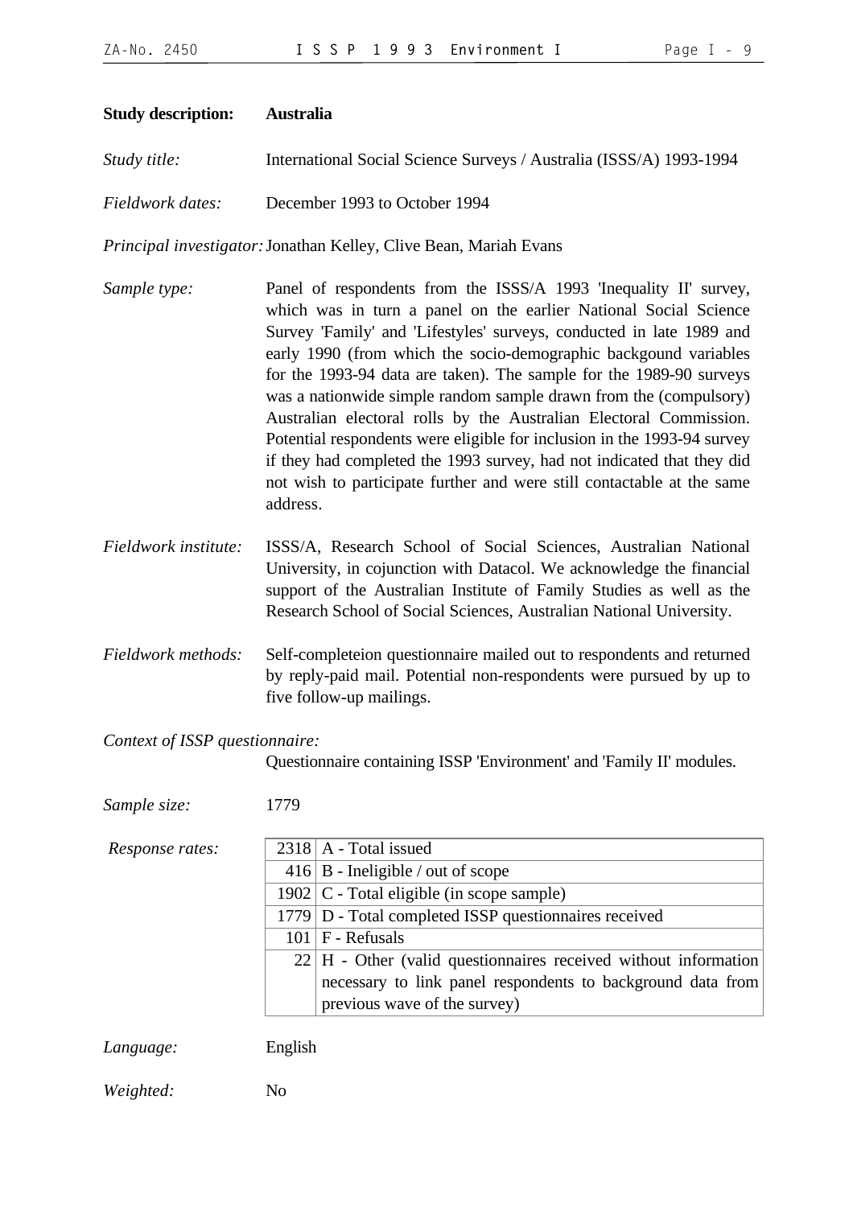**Study description:** **Australia**

*Study title:* International Social Science Surveys / Australia (ISSS/A) 1993-1994

*Fieldwork dates:* December 1993 to October 1994

*Principal investigator:* Jonathan Kelley, Clive Bean, Mariah Evans

*Sample type:* Panel of respondents from the ISSS/A 1993 'Inequality II' survey, which was in turn a panel on the earlier National Social Science Survey 'Family' and 'Lifestyles' surveys, conducted in late 1989 and early 1990 (from which the socio-demographic backgound variables for the 1993-94 data are taken). The sample for the 1989-90 surveys was a nationwide simple random sample drawn from the (compulsory) Australian electoral rolls by the Australian Electoral Commission. Potential respondents were eligible for inclusion in the 1993-94 survey if they had completed the 1993 survey, had not indicated that they did not wish to participate further and were still contactable at the same address.

*Fieldwork institute:* ISSS/A, Research School of Social Sciences, Australian National University, in cojunction with Datacol. We acknowledge the financial support of the Australian Institute of Family Studies as well as the Research School of Social Sciences, Australian National University.

*Fieldwork methods:* Self-completeion questionnaire mailed out to respondents and returned by reply-paid mail. Potential non-respondents were pursued by up to five follow-up mailings.

*Context of ISSP questionnaire:*
Questionnaire containing ISSP 'Environment' and 'Family II' modules.

*Sample size:* 1779

*Response rates:*

| | |
|---|---|
| 2318 | A - Total issued |
| 416 | B - Ineligible / out of scope |
| 1902 | C - Total eligible (in scope sample) |
| 1779 | D - Total completed ISSP questionnaires received |
| 101 | F - Refusals |
| 22 | H - Other (valid questionnaires received without information necessary to link panel respondents to background data from previous wave of the survey) |

*Language:* English

*Weighted:* No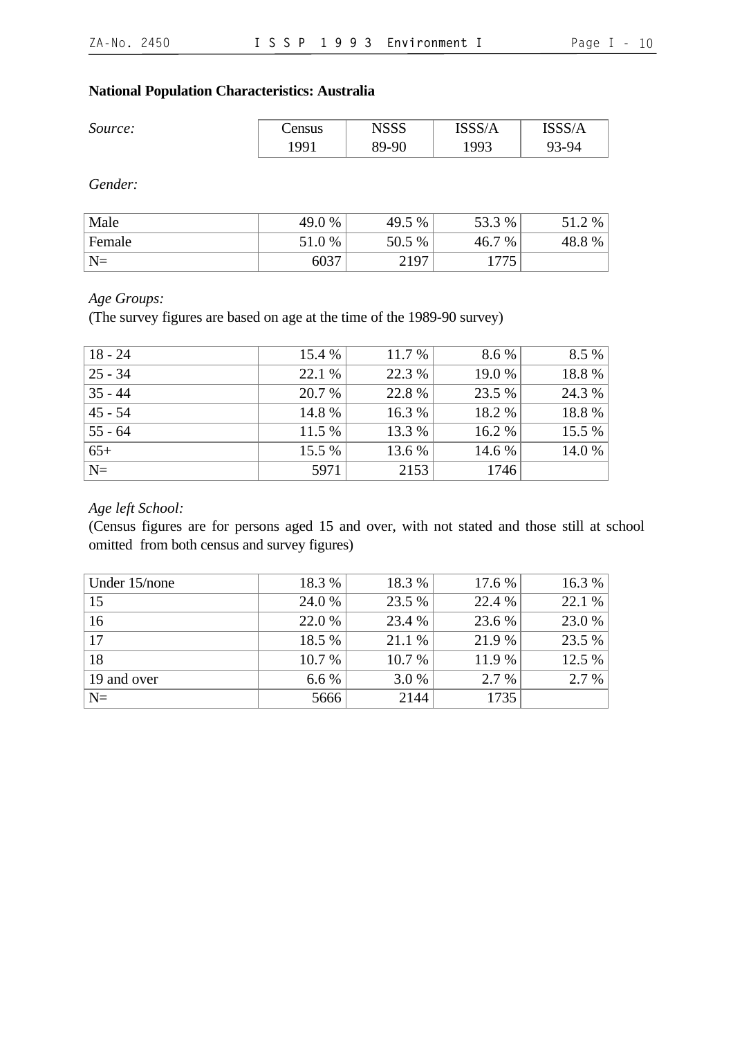**National Population Characteristics: Australia**

| *Source:* | Census 1991 | NSSS 89-90 | ISSS/A 1993 | ISSS/A 93-94 |
|---|---|---|---|---|

*Gender:*

| | | | | |
|---|---|---|---|---|
| Male | 49.0 % | 49.5 % | 53.3 % | 51.2 % |
| Female | 51.0 % | 50.5 % | 46.7 % | 48.8 % |
| N= | 6037 | 2197 | 1775 | |

*Age Groups:*
(The survey figures are based on age at the time of the 1989-90 survey)

| | | | | |
|---|---|---|---|---|
| 18 - 24 | 15.4 % | 11.7 % | 8.6 % | 8.5 % |
| 25 - 34 | 22.1 % | 22.3 % | 19.0 % | 18.8 % |
| 35 - 44 | 20.7 % | 22.8 % | 23.5 % | 24.3 % |
| 45 - 54 | 14.8 % | 16.3 % | 18.2 % | 18.8 % |
| 55 - 64 | 11.5 % | 13.3 % | 16.2 % | 15.5 % |
| 65+ | 15.5 % | 13.6 % | 14.6 % | 14.0 % |
| N= | 5971 | 2153 | 1746 | |

*Age left School:*
(Census figures are for persons aged 15 and over, with not stated and those still at school omitted from both census and survey figures)

| | | | | |
|---|---|---|---|---|
| Under 15/none | 18.3 % | 18.3 % | 17.6 % | 16.3 % |
| 15 | 24.0 % | 23.5 % | 22.4 % | 22.1 % |
| 16 | 22.0 % | 23.4 % | 23.6 % | 23.0 % |
| 17 | 18.5 % | 21.1 % | 21.9 % | 23.5 % |
| 18 | 10.7 % | 10.7 % | 11.9 % | 12.5 % |
| 19 and over | 6.6 % | 3.0 % | 2.7 % | 2.7 % |
| N= | 5666 | 2144 | 1735 | |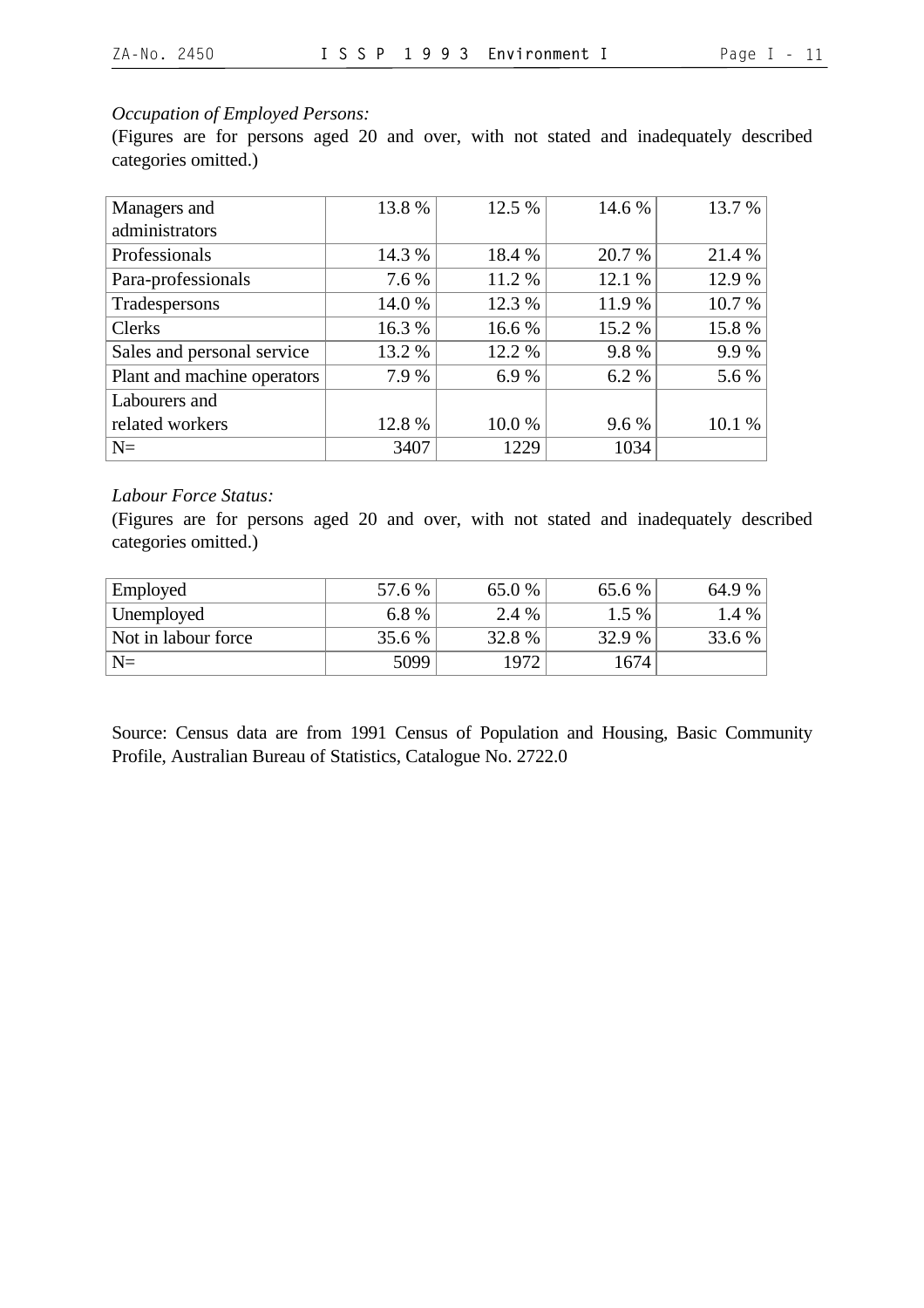*Occupation of Employed Persons:*

(Figures are for persons aged 20 and over, with not stated and inadequately described categories omitted.)

| | | | | |
|---|---|---|---|---|
| Managers and administrators | 13.8 % | 12.5 % | 14.6 % | 13.7 % |
| Professionals | 14.3 % | 18.4 % | 20.7 % | 21.4 % |
| Para-professionals | 7.6 % | 11.2 % | 12.1 % | 12.9 % |
| Tradespersons | 14.0 % | 12.3 % | 11.9 % | 10.7 % |
| Clerks | 16.3 % | 16.6 % | 15.2 % | 15.8 % |
| Sales and personal service | 13.2 % | 12.2 % | 9.8 % | 9.9 % |
| Plant and machine operators | 7.9 % | 6.9 % | 6.2 % | 5.6 % |
| Labourers and related workers | 12.8 % | 10.0 % | 9.6 % | 10.1 % |
| N= | 3407 | 1229 | 1034 | |

*Labour Force Status:*

(Figures are for persons aged 20 and over, with not stated and inadequately described categories omitted.)

| | | | | |
|---|---|---|---|---|
| Employed | 57.6 % | 65.0 % | 65.6 % | 64.9 % |
| Unemployed | 6.8 % | 2.4 % | 1.5 % | 1.4 % |
| Not in labour force | 35.6 % | 32.8 % | 32.9 % | 33.6 % |
| N= | 5099 | 1972 | 1674 | |

Source: Census data are from 1991 Census of Population and Housing, Basic Community Profile, Australian Bureau of Statistics, Catalogue No. 2722.0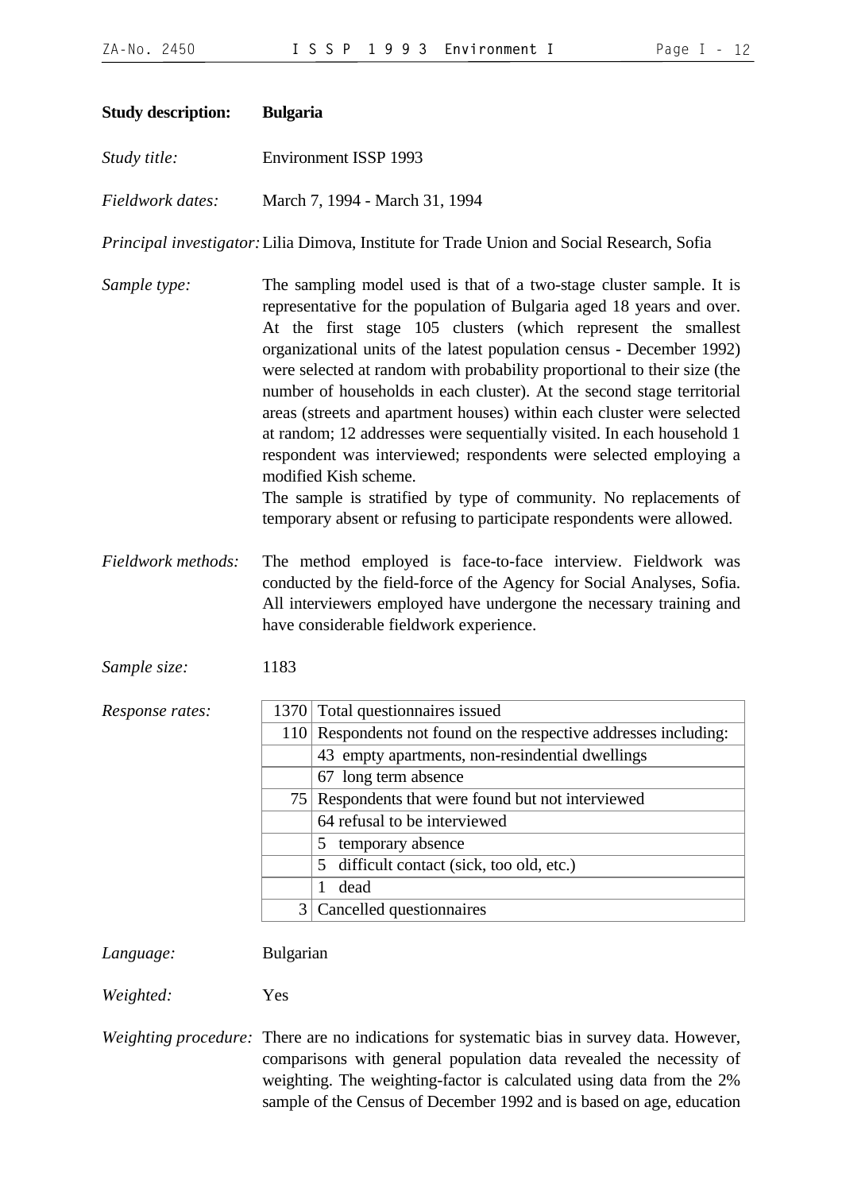**Study description:** **Bulgaria**

*Study title:* Environment ISSP 1993

*Fieldwork dates:* March 7, 1994 - March 31, 1994

*Principal investigator:* Lilia Dimova, Institute for Trade Union and Social Research, Sofia

*Sample type:* The sampling model used is that of a two-stage cluster sample. It is representative for the population of Bulgaria aged 18 years and over. At the first stage 105 clusters (which represent the smallest organizational units of the latest population census - December 1992) were selected at random with probability proportional to their size (the number of households in each cluster). At the second stage territorial areas (streets and apartment houses) within each cluster were selected at random; 12 addresses were sequentially visited. In each household 1 respondent was interviewed; respondents were selected employing a modified Kish scheme.
The sample is stratified by type of community. No replacements of temporary absent or refusing to participate respondents were allowed.

*Fieldwork methods:* The method employed is face-to-face interview. Fieldwork was conducted by the field-force of the Agency for Social Analyses, Sofia. All interviewers employed have undergone the necessary training and have considerable fieldwork experience.

*Sample size:* 1183

*Response rates:*

| | |
|---|---|
| 1370 | Total questionnaires issued |
| 110 | Respondents not found on the respective addresses including: |
| | 43 empty apartments, non-resindential dwellings |
| | 67 long term absence |
| 75 | Respondents that were found but not interviewed |
| | 64 refusal to be interviewed |
| | 5 temporary absence |
| | 5 difficult contact (sick, too old, etc.) |
| | 1 dead |
| 3 | Cancelled questionnaires |

*Language:* Bulgarian

*Weighted:* Yes

*Weighting procedure:* There are no indications for systematic bias in survey data. However, comparisons with general population data revealed the necessity of weighting. The weighting-factor is calculated using data from the 2% sample of the Census of December 1992 and is based on age, education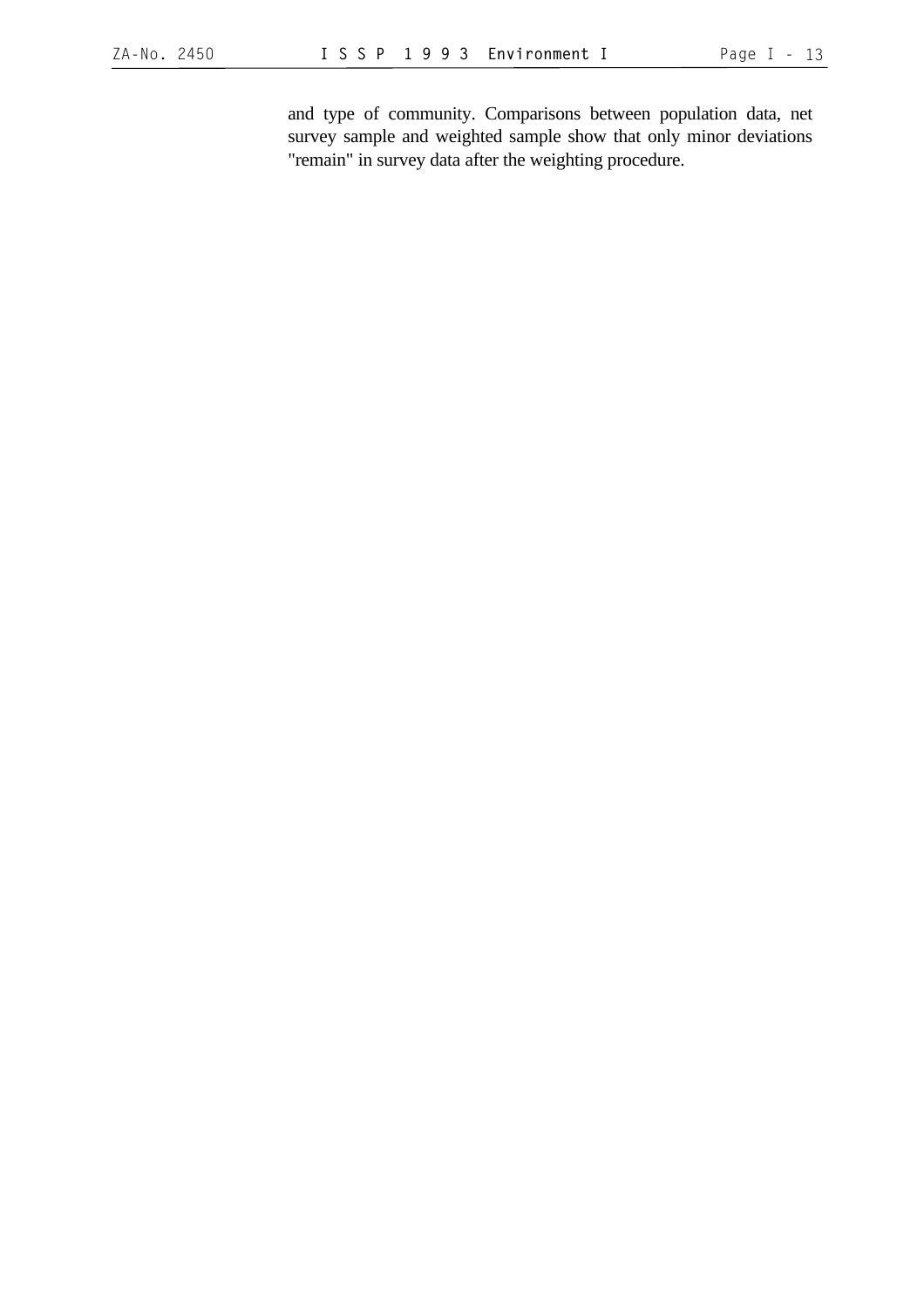and type of community. Comparisons between population data, net survey sample and weighted sample show that only minor deviations "remain" in survey data after the weighting procedure.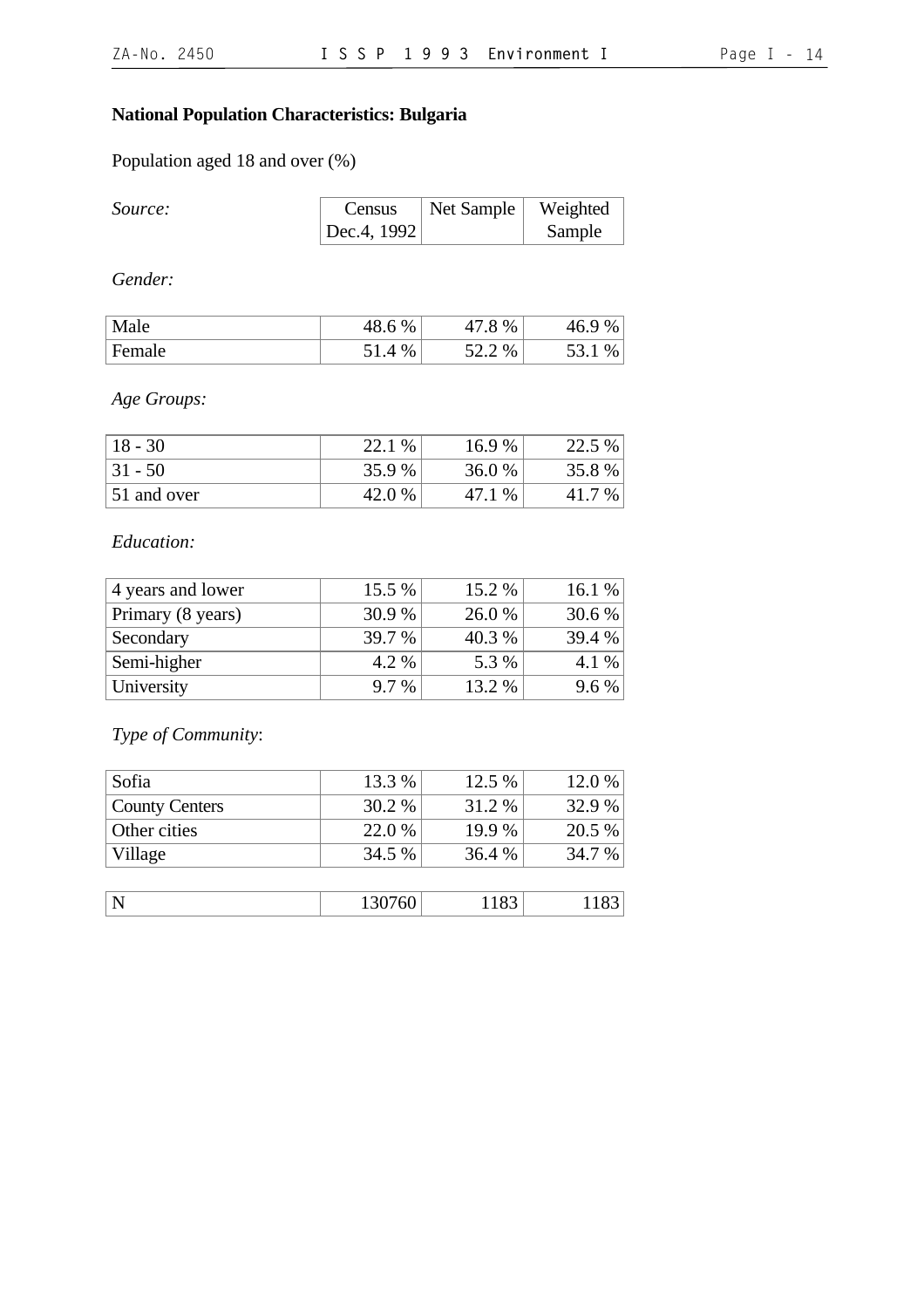**National Population Characteristics: Bulgaria**

Population aged 18 and over (%)

| *Source:* | Census Dec.4, 1992 | Net Sample | Weighted Sample |
|---|---|---|---|
| *Gender:* | | | |
| Male | 48.6 % | 47.8 % | 46.9 % |
| Female | 51.4 % | 52.2 % | 53.1 % |
| *Age Groups:* | | | |
| 18 - 30 | 22.1 % | 16.9 % | 22.5 % |
| 31 - 50 | 35.9 % | 36.0 % | 35.8 % |
| 51 and over | 42.0 % | 47.1 % | 41.7 % |
| *Education:* | | | |
| 4 years and lower | 15.5 % | 15.2 % | 16.1 % |
| Primary (8 years) | 30.9 % | 26.0 % | 30.6 % |
| Secondary | 39.7 % | 40.3 % | 39.4 % |
| Semi-higher | 4.2 % | 5.3 % | 4.1 % |
| University | 9.7 % | 13.2 % | 9.6 % |
| *Type of Community*: | | | |
| Sofia | 13.3 % | 12.5 % | 12.0 % |
| County Centers | 30.2 % | 31.2 % | 32.9 % |
| Other cities | 22.0 % | 19.9 % | 20.5 % |
| Village | 34.5 % | 36.4 % | 34.7 % |
| N | 130760 | 1183 | 1183 |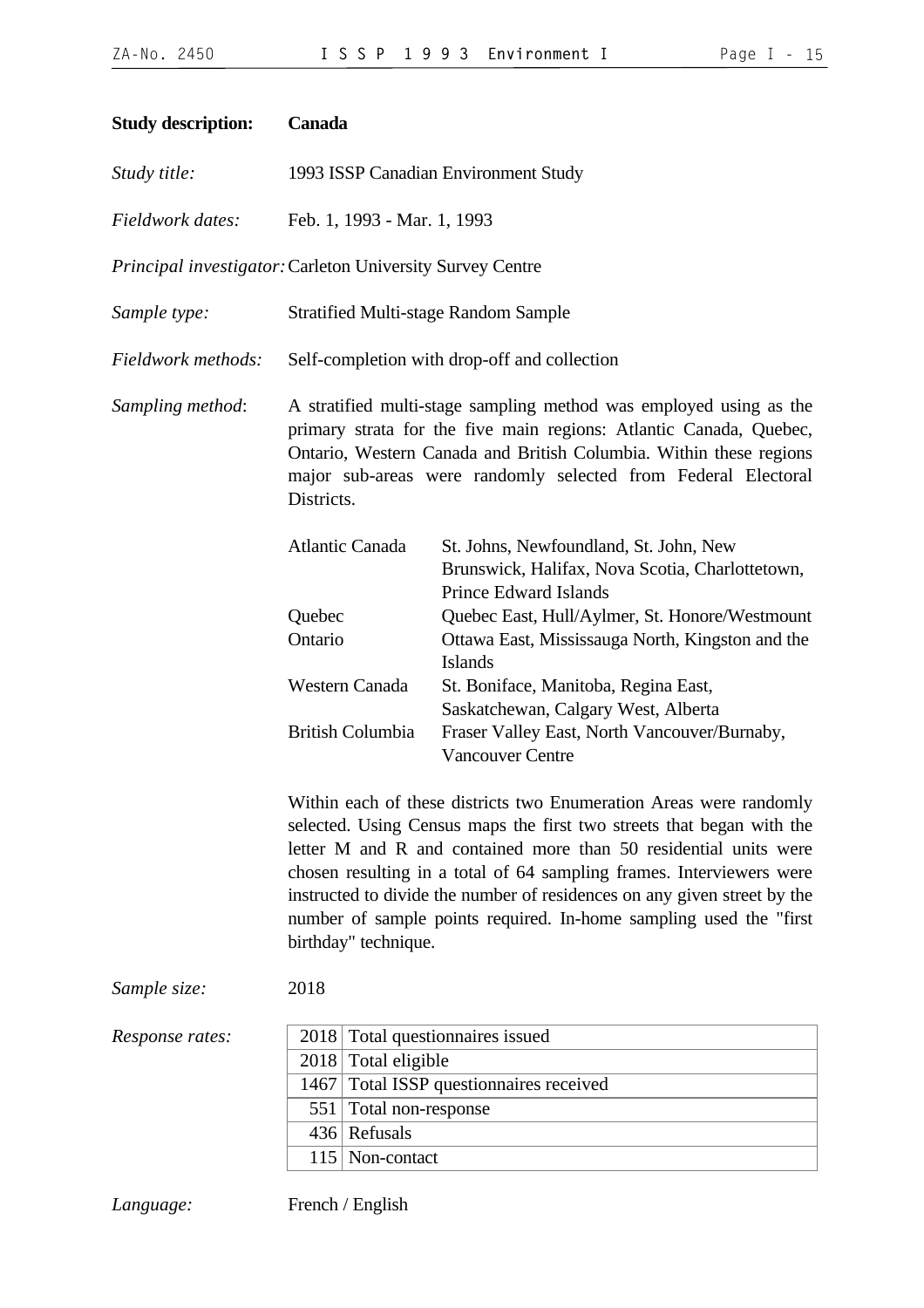**Study description:** **Canada**

*Study title:* 1993 ISSP Canadian Environment Study

*Fieldwork dates:* Feb. 1, 1993 - Mar. 1, 1993

*Principal investigator:* Carleton University Survey Centre

*Sample type:* Stratified Multi-stage Random Sample

*Fieldwork methods:* Self-completion with drop-off and collection

*Sampling method*: A stratified multi-stage sampling method was employed using as the primary strata for the five main regions: Atlantic Canada, Quebec, Ontario, Western Canada and British Columbia. Within these regions major sub-areas were randomly selected from Federal Electoral Districts.

| | |
|---|---|
| Atlantic Canada | St. Johns, Newfoundland, St. John, New Brunswick, Halifax, Nova Scotia, Charlottetown, Prince Edward Islands |
| Quebec | Quebec East, Hull/Aylmer, St. Honore/Westmount |
| Ontario | Ottawa East, Mississauga North, Kingston and the Islands |
| Western Canada | St. Boniface, Manitoba, Regina East, Saskatchewan, Calgary West, Alberta |
| British Columbia | Fraser Valley East, North Vancouver/Burnaby, Vancouver Centre |

Within each of these districts two Enumeration Areas were randomly selected. Using Census maps the first two streets that began with the letter M and R and contained more than 50 residential units were chosen resulting in a total of 64 sampling frames. Interviewers were instructed to divide the number of residences on any given street by the number of sample points required. In-home sampling used the "first birthday" technique.

*Sample size:* 2018

*Response rates:*

| | |
|---|---|
| 2018 | Total questionnaires issued |
| 2018 | Total eligible |
| 1467 | Total ISSP questionnaires received |
| 551 | Total non-response |
| 436 | Refusals |
| 115 | Non-contact |

*Language:* French / English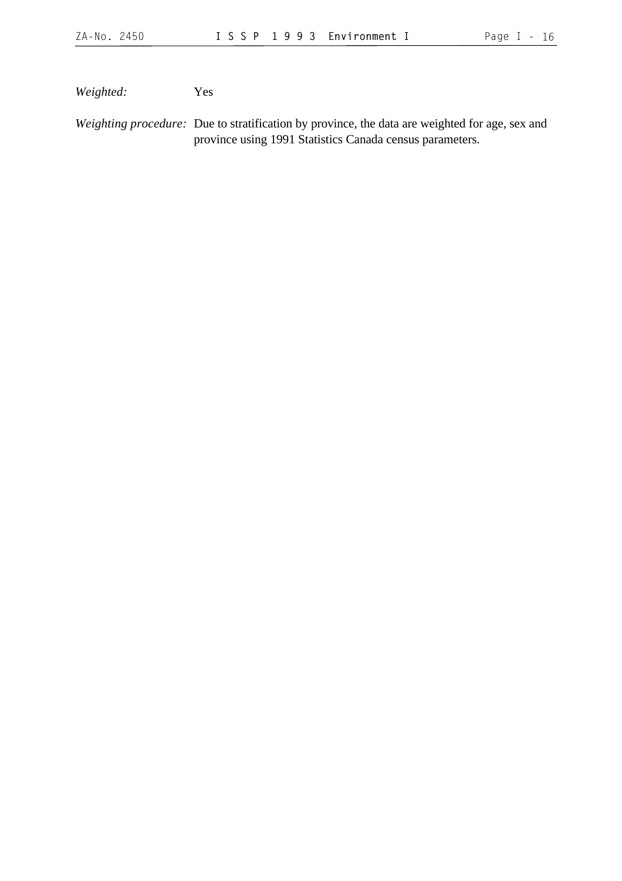*Weighted:* Yes

*Weighting procedure:* Due to stratification by province, the data are weighted for age, sex and province using 1991 Statistics Canada census parameters.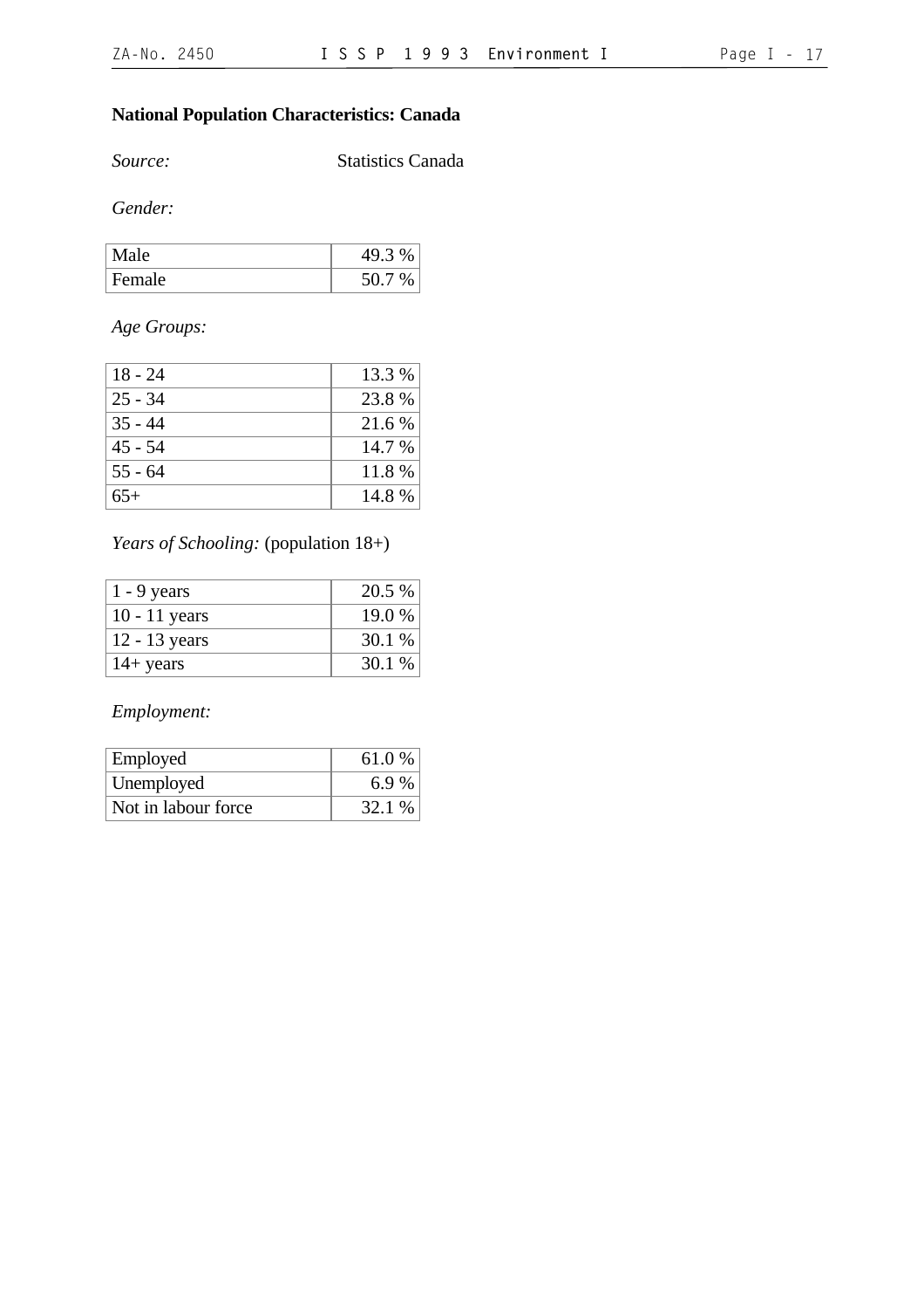**National Population Characteristics: Canada**

*Source:* Statistics Canada

*Gender:*

| | |
|---|---|
| Male | 49.3 % |
| Female | 50.7 % |

*Age Groups:*

| | |
|---|---|
| 18 - 24 | 13.3 % |
| 25 - 34 | 23.8 % |
| 35 - 44 | 21.6 % |
| 45 - 54 | 14.7 % |
| 55 - 64 | 11.8 % |
| 65+ | 14.8 % |

*Years of Schooling:* (population 18+)

| | |
|---|---|
| 1 - 9 years | 20.5 % |
| 10 - 11 years | 19.0 % |
| 12 - 13 years | 30.1 % |
| 14+ years | 30.1 % |

*Employment:*

| | |
|---|---|
| Employed | 61.0 % |
| Unemployed | 6.9 % |
| Not in labour force | 32.1 % |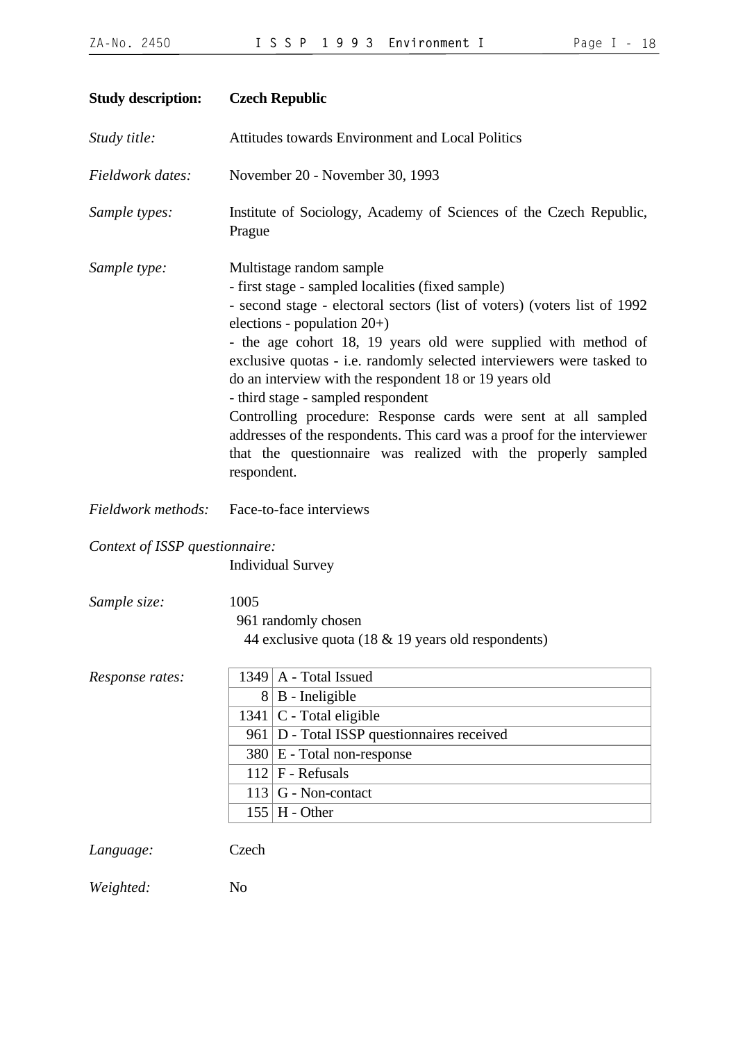**Study description:** **Czech Republic**

*Study title:* Attitudes towards Environment and Local Politics

*Fieldwork dates:* November 20 - November 30, 1993

*Sample types:* Institute of Sociology, Academy of Sciences of the Czech Republic, Prague

*Sample type:* Multistage random sample
- first stage - sampled localities (fixed sample)
- second stage - electoral sectors (list of voters) (voters list of 1992 elections - population 20+)
- the age cohort 18, 19 years old were supplied with method of exclusive quotas - i.e. randomly selected interviewers were tasked to do an interview with the respondent 18 or 19 years old
- third stage - sampled respondent

Controlling procedure: Response cards were sent at all sampled addresses of the respondents. This card was a proof for the interviewer that the questionnaire was realized with the properly sampled respondent.

*Fieldwork methods:* Face-to-face interviews

*Context of ISSP questionnaire:*
Individual Survey

*Sample size:* 1005
961 randomly chosen
44 exclusive quota (18 & 19 years old respondents)

*Response rates:*

| | |
|---|---|
| 1349 | A - Total Issued |
| 8 | B - Ineligible |
| 1341 | C - Total eligible |
| 961 | D - Total ISSP questionnaires received |
| 380 | E - Total non-response |
| 112 | F - Refusals |
| 113 | G - Non-contact |
| 155 | H - Other |

*Language:* Czech

*Weighted:* No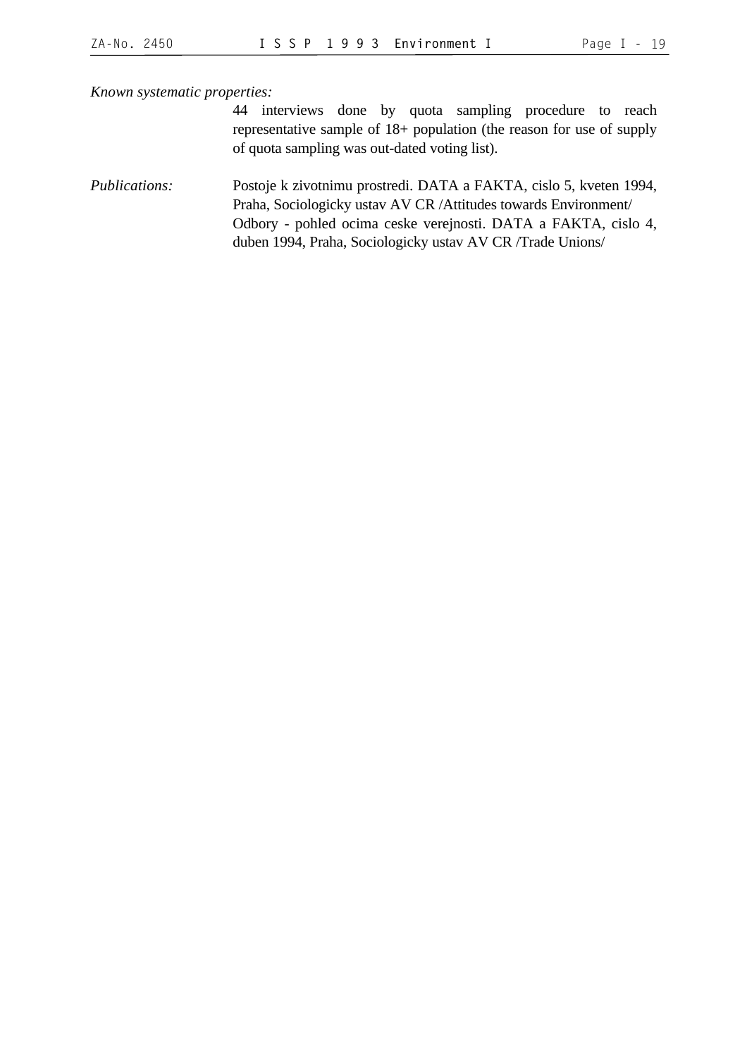*Known systematic properties:*

44 interviews done by quota sampling procedure to reach representative sample of 18+ population (the reason for use of supply of quota sampling was out-dated voting list).

*Publications:* Postoje k zivotnimu prostredi. DATA a FAKTA, cislo 5, kveten 1994, Praha, Sociologicky ustav AV CR /Attitudes towards Environment/ Odbory - pohled ocima ceske verejnosti. DATA a FAKTA, cislo 4, duben 1994, Praha, Sociologicky ustav AV CR /Trade Unions/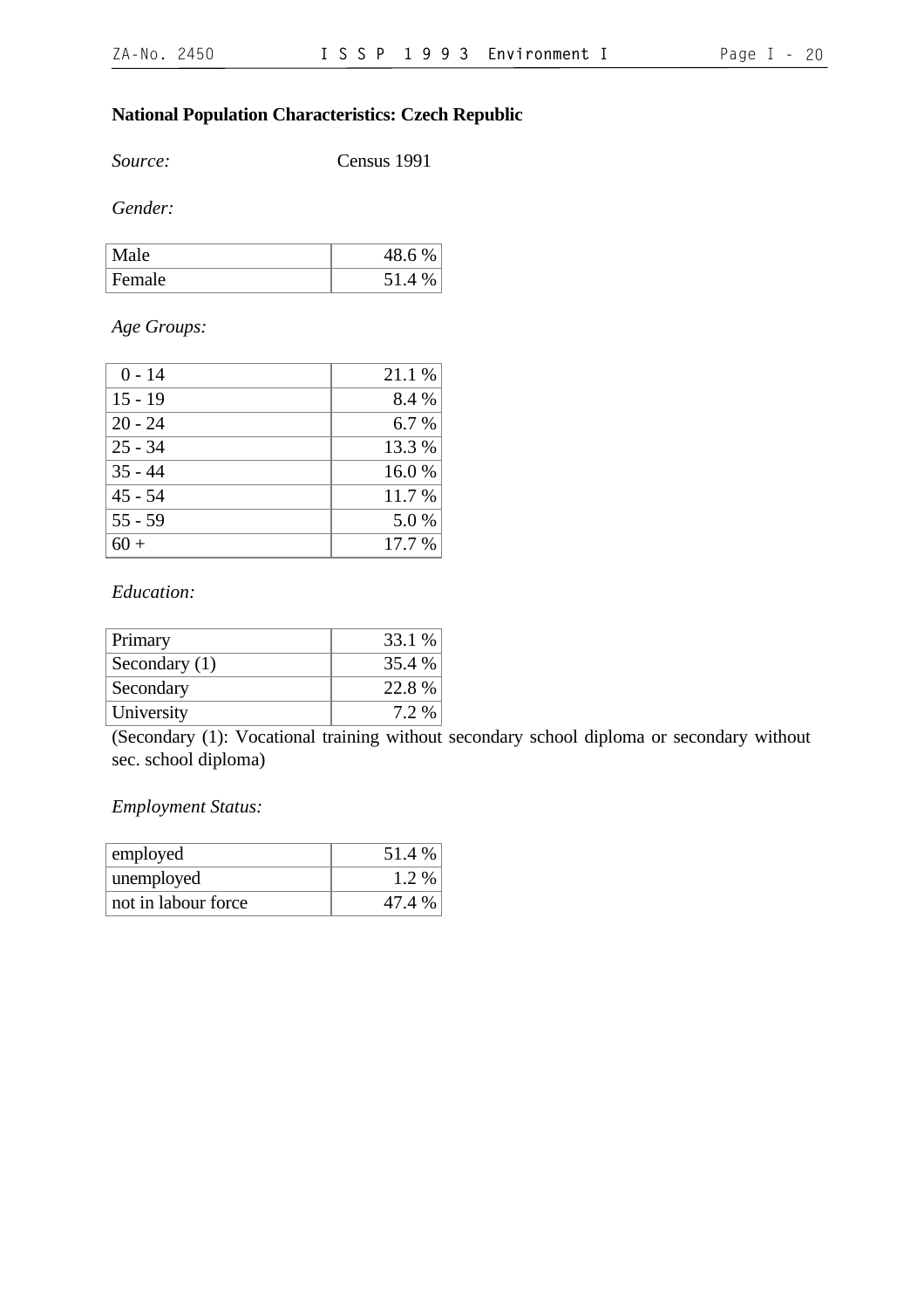**National Population Characteristics: Czech Republic**

*Source:* Census 1991

*Gender:*

| | |
|---|---|
| Male | 48.6 % |
| Female | 51.4 % |

*Age Groups:*

| | |
|---|---|
| 0 - 14 | 21.1 % |
| 15 - 19 | 8.4 % |
| 20 - 24 | 6.7 % |
| 25 - 34 | 13.3 % |
| 35 - 44 | 16.0 % |
| 45 - 54 | 11.7 % |
| 55 - 59 | 5.0 % |
| 60 + | 17.7 % |

*Education:*

| | |
|---|---|
| Primary | 33.1 % |
| Secondary (1) | 35.4 % |
| Secondary | 22.8 % |
| University | 7.2 % |

(Secondary (1): Vocational training without secondary school diploma or secondary without sec. school diploma)

*Employment Status:*

| | |
|---|---|
| employed | 51.4 % |
| unemployed | 1.2 % |
| not in labour force | 47.4 % |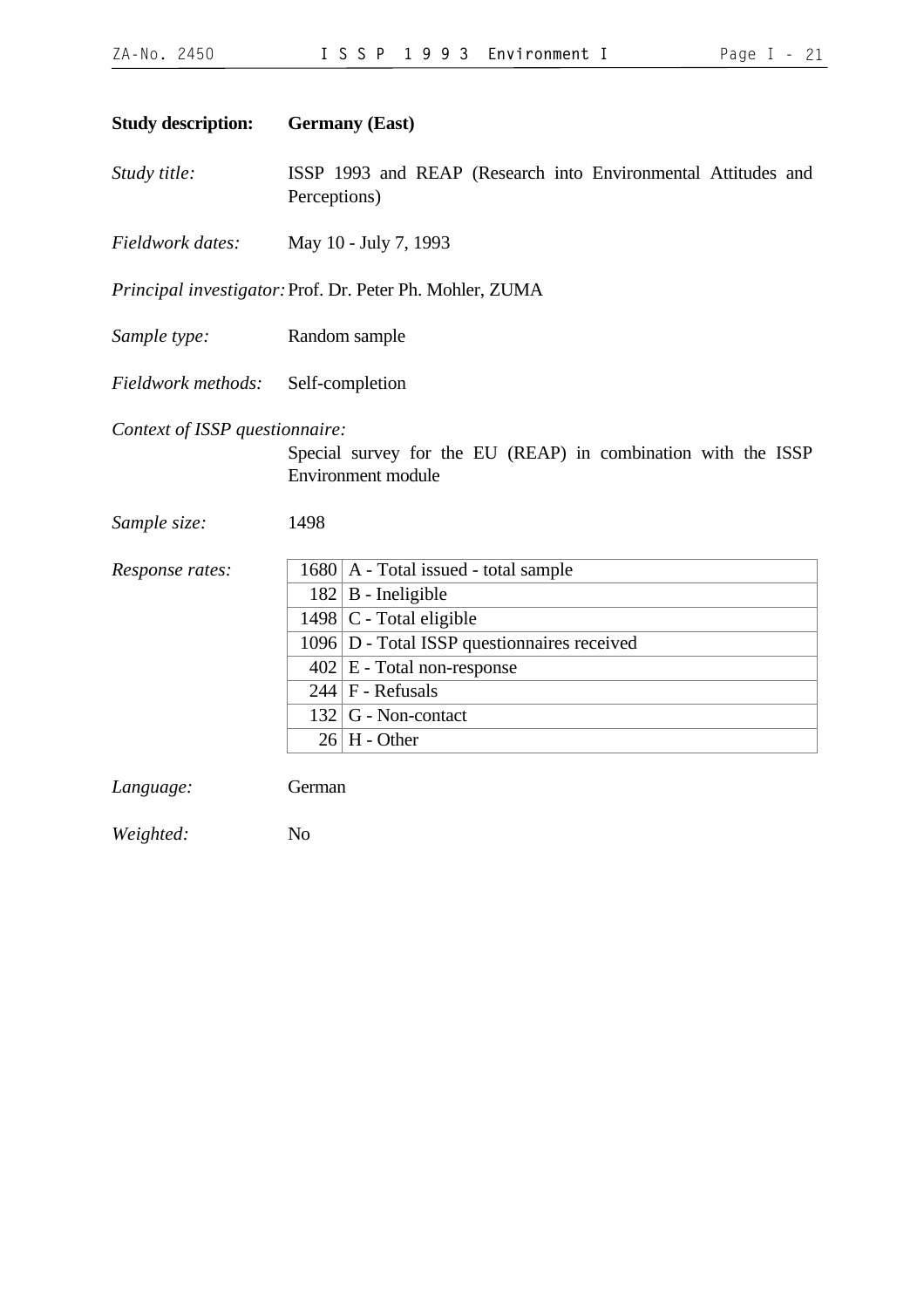**Study description:** **Germany (East)**

*Study title:* ISSP 1993 and REAP (Research into Environmental Attitudes and Perceptions)

*Fieldwork dates:* May 10 - July 7, 1993

*Principal investigator:* Prof. Dr. Peter Ph. Mohler, ZUMA

*Sample type:* Random sample

*Fieldwork methods:* Self-completion

*Context of ISSP questionnaire:*
Special survey for the EU (REAP) in combination with the ISSP Environment module

*Sample size:* 1498

*Response rates:*

| | |
|---|---|
| 1680 | A - Total issued - total sample |
| 182 | B - Ineligible |
| 1498 | C - Total eligible |
| 1096 | D - Total ISSP questionnaires received |
| 402 | E - Total non-response |
| 244 | F - Refusals |
| 132 | G - Non-contact |
| 26 | H - Other |

*Language:* German

*Weighted:* No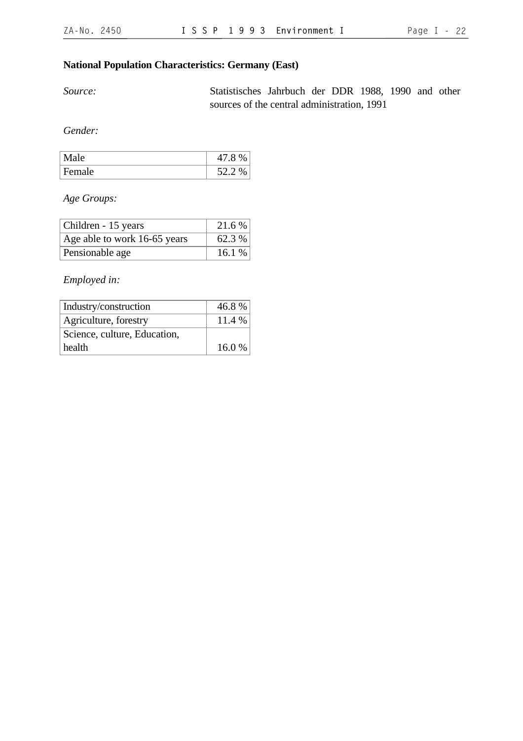## National Population Characteristics: Germany (East)

*Source:* Statistisches Jahrbuch der DDR 1988, 1990 and other sources of the central administration, 1991

*Gender:*

| | |
|---|---|
| Male | 47.8 % |
| Female | 52.2 % |

*Age Groups:*

| | |
|---|---|
| Children - 15 years | 21.6 % |
| Age able to work 16-65 years | 62.3 % |
| Pensionable age | 16.1 % |

*Employed in:*

| | |
|---|---|
| Industry/construction | 46.8 % |
| Agriculture, forestry | 11.4 % |
| Science, culture, Education, health | 16.0 % |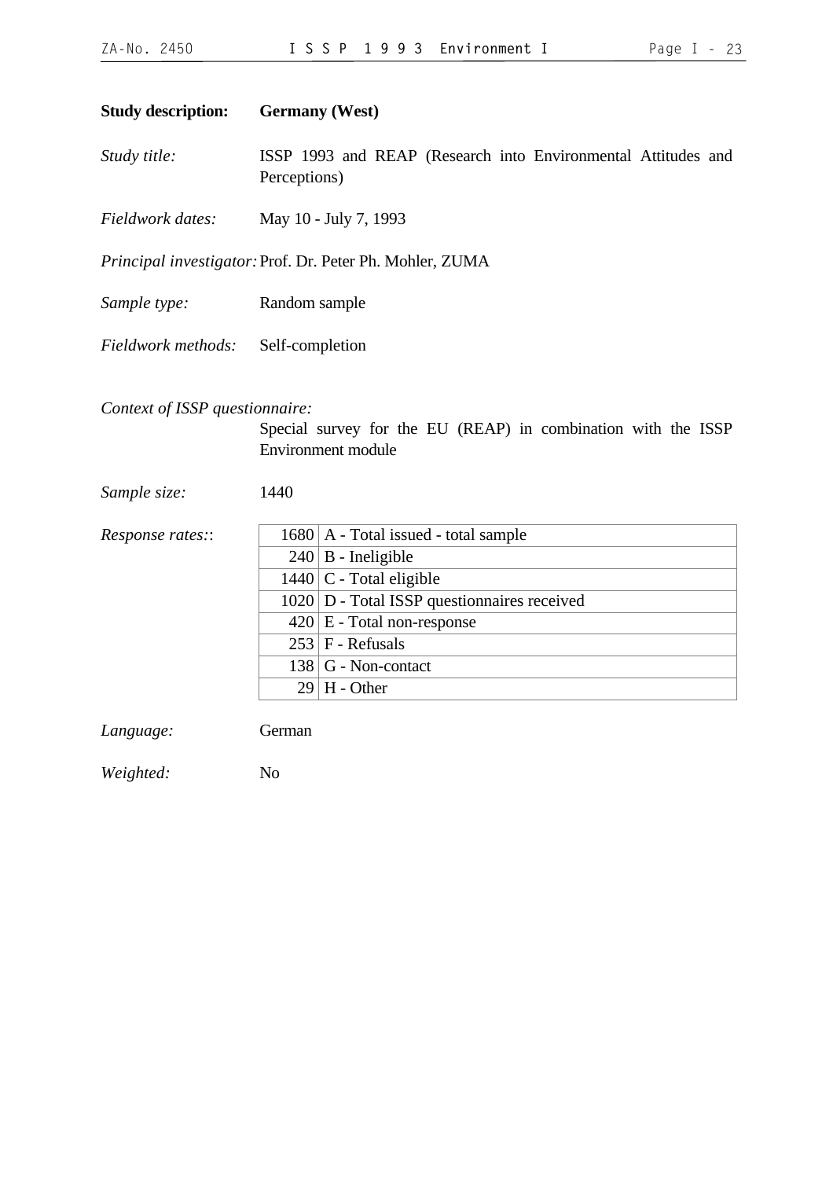**Study description:** **Germany (West)**

*Study title:* ISSP 1993 and REAP (Research into Environmental Attitudes and Perceptions)

*Fieldwork dates:* May 10 - July 7, 1993

*Principal investigator:* Prof. Dr. Peter Ph. Mohler, ZUMA

*Sample type:* Random sample

*Fieldwork methods:* Self-completion

*Context of ISSP questionnaire:*

Special survey for the EU (REAP) in combination with the ISSP Environment module

*Sample size:* 1440

*Response rates::*

| | |
|---|---|
| 1680 | A - Total issued - total sample |
| 240 | B - Ineligible |
| 1440 | C - Total eligible |
| 1020 | D - Total ISSP questionnaires received |
| 420 | E - Total non-response |
| 253 | F - Refusals |
| 138 | G - Non-contact |
| 29 | H - Other |

*Language:* German

*Weighted:* No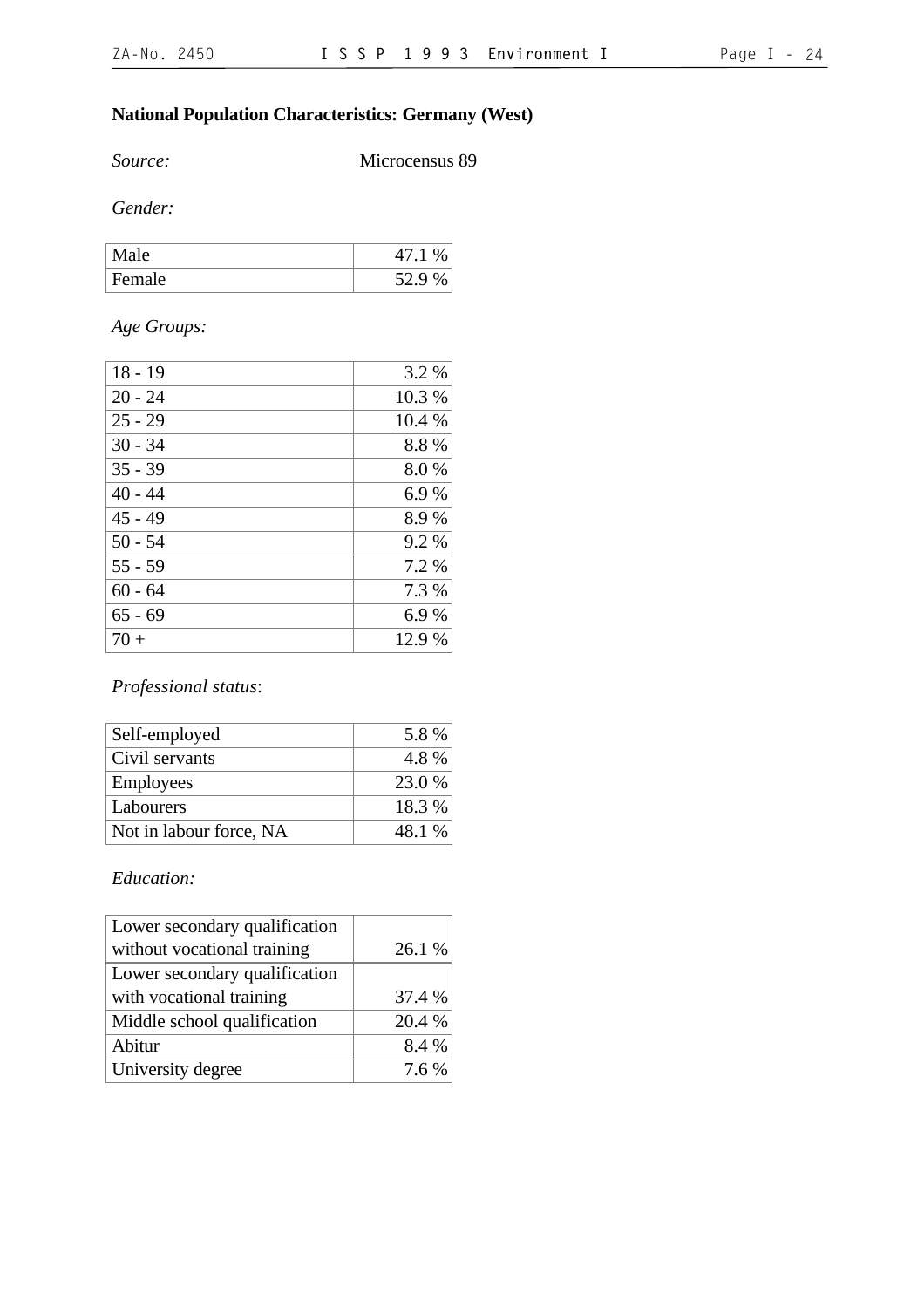## National Population Characteristics: Germany (West)

*Source:* Microcensus 89

*Gender:*

| | |
|---|---|
| Male | 47.1 % |
| Female | 52.9 % |

*Age Groups:*

| | |
|---|---|
| 18 - 19 | 3.2 % |
| 20 - 24 | 10.3 % |
| 25 - 29 | 10.4 % |
| 30 - 34 | 8.8 % |
| 35 - 39 | 8.0 % |
| 40 - 44 | 6.9 % |
| 45 - 49 | 8.9 % |
| 50 - 54 | 9.2 % |
| 55 - 59 | 7.2 % |
| 60 - 64 | 7.3 % |
| 65 - 69 | 6.9 % |
| 70 + | 12.9 % |

*Professional status*:

| | |
|---|---|
| Self-employed | 5.8 % |
| Civil servants | 4.8 % |
| Employees | 23.0 % |
| Labourers | 18.3 % |
| Not in labour force, NA | 48.1 % |

*Education:*

| | |
|---|---|
| Lower secondary qualification without vocational training | 26.1 % |
| Lower secondary qualification with vocational training | 37.4 % |
| Middle school qualification | 20.4 % |
| Abitur | 8.4 % |
| University degree | 7.6 % |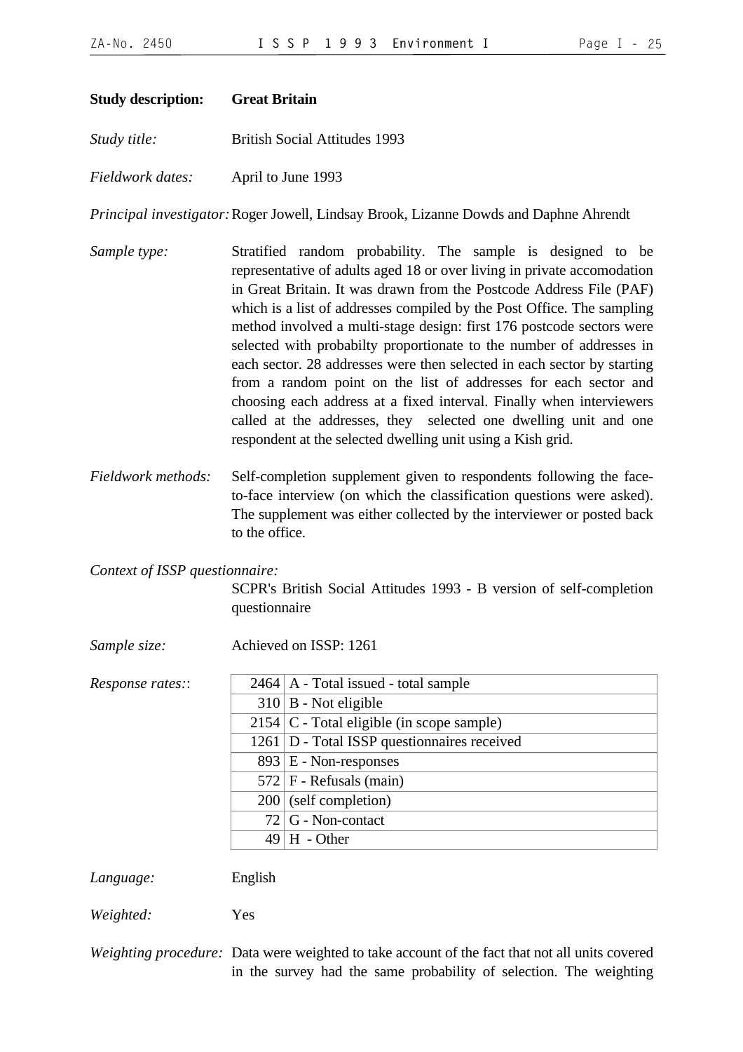**Study description:** **Great Britain**

*Study title:* British Social Attitudes 1993

*Fieldwork dates:* April to June 1993

*Principal investigator:* Roger Jowell, Lindsay Brook, Lizanne Dowds and Daphne Ahrendt

*Sample type:* Stratified random probability. The sample is designed to be representative of adults aged 18 or over living in private accomodation in Great Britain. It was drawn from the Postcode Address File (PAF) which is a list of addresses compiled by the Post Office. The sampling method involved a multi-stage design: first 176 postcode sectors were selected with probabilty proportionate to the number of addresses in each sector. 28 addresses were then selected in each sector by starting from a random point on the list of addresses for each sector and choosing each address at a fixed interval. Finally when interviewers called at the addresses, they selected one dwelling unit and one respondent at the selected dwelling unit using a Kish grid.

*Fieldwork methods:* Self-completion supplement given to respondents following the face-to-face interview (on which the classification questions were asked). The supplement was either collected by the interviewer or posted back to the office.

*Context of ISSP questionnaire:*
SCPR's British Social Attitudes 1993 - B version of self-completion questionnaire

*Sample size:* Achieved on ISSP: 1261

*Response rates::*

| | |
|---|---|
| 2464 | A - Total issued - total sample |
| 310 | B - Not eligible |
| 2154 | C - Total eligible (in scope sample) |
| 1261 | D - Total ISSP questionnaires received |
| 893 | E - Non-responses |
| 572 | F - Refusals (main) |
| 200 | (self completion) |
| 72 | G - Non-contact |
| 49 | H - Other |

*Language:* English

*Weighted:* Yes

*Weighting procedure:* Data were weighted to take account of the fact that not all units covered in the survey had the same probability of selection. The weighting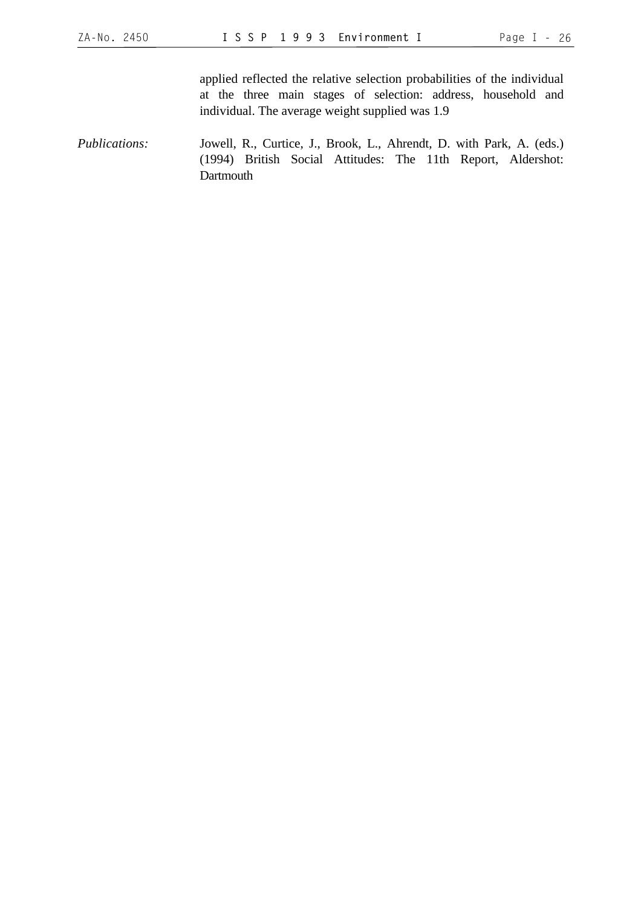applied reflected the relative selection probabilities of the individual at the three main stages of selection: address, household and individual. The average weight supplied was 1.9

*Publications:* Jowell, R., Curtice, J., Brook, L., Ahrendt, D. with Park, A. (eds.) (1994) British Social Attitudes: The 11th Report, Aldershot: Dartmouth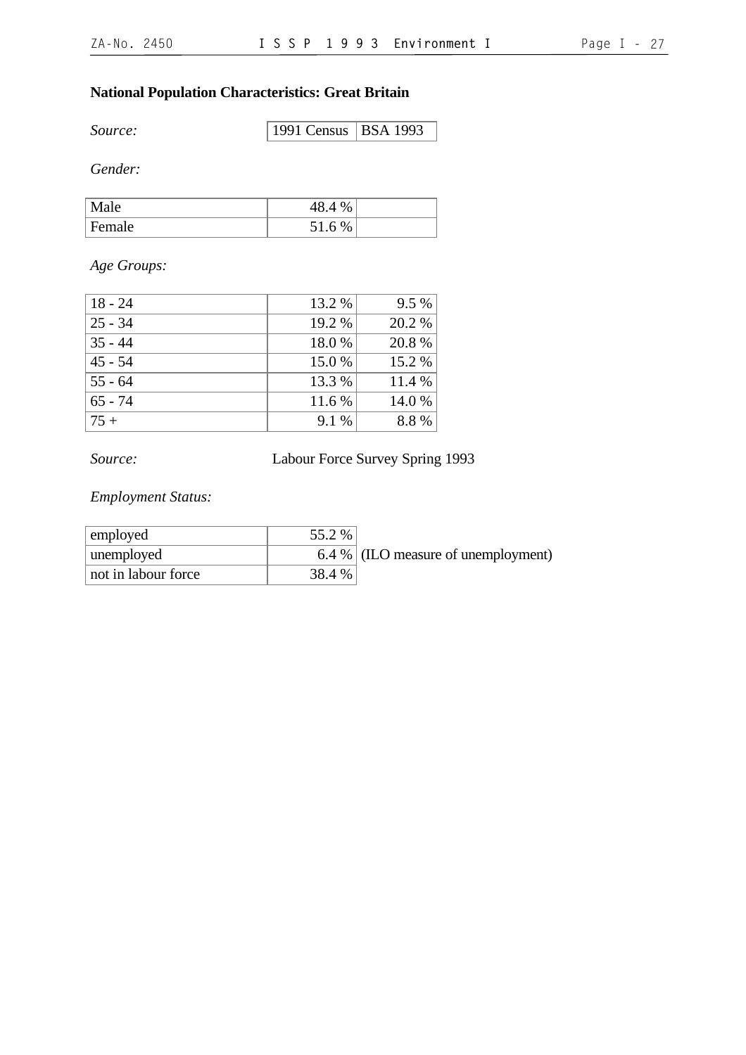## National Population Characteristics: Great Britain

| *Source:* | 1991 Census | BSA 1993 |
|---|---|---|

*Gender:*

| | | |
|---|---|---|
| Male | 48.4 % | |
| Female | 51.6 % | |

*Age Groups:*

| | | |
|---|---|---|
| 18 - 24 | 13.2 % | 9.5 % |
| 25 - 34 | 19.2 % | 20.2 % |
| 35 - 44 | 18.0 % | 20.8 % |
| 45 - 54 | 15.0 % | 15.2 % |
| 55 - 64 | 13.3 % | 11.4 % |
| 65 - 74 | 11.6 % | 14.0 % |
| 75 + | 9.1 % | 8.8 % |

*Source:* Labour Force Survey Spring 1993

*Employment Status:*

| | | |
|---|---|---|
| employed | 55.2 % | |
| unemployed | 6.4 % | (ILO measure of unemployment) |
| not in labour force | 38.4 % | |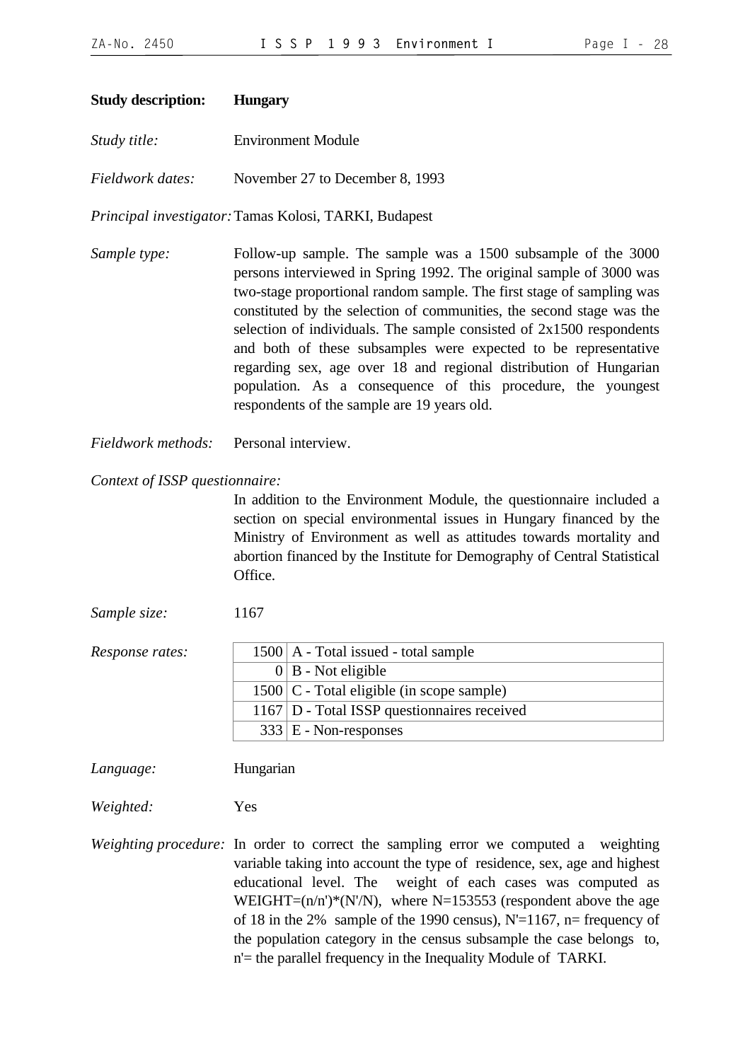**Study description:** **Hungary**

*Study title:* Environment Module

*Fieldwork dates:* November 27 to December 8, 1993

*Principal investigator:* Tamas Kolosi, TARKI, Budapest

*Sample type:* Follow-up sample. The sample was a 1500 subsample of the 3000 persons interviewed in Spring 1992. The original sample of 3000 was two-stage proportional random sample. The first stage of sampling was constituted by the selection of communities, the second stage was the selection of individuals. The sample consisted of 2x1500 respondents and both of these subsamples were expected to be representative regarding sex, age over 18 and regional distribution of Hungarian population. As a consequence of this procedure, the youngest respondents of the sample are 19 years old.

*Fieldwork methods:* Personal interview.

*Context of ISSP questionnaire:*

In addition to the Environment Module, the questionnaire included a section on special environmental issues in Hungary financed by the Ministry of Environment as well as attitudes towards mortality and abortion financed by the Institute for Demography of Central Statistical Office.

*Sample size:* 1167

*Response rates:*

| | |
|---|---|
| 1500 | A - Total issued - total sample |
| 0 | B - Not eligible |
| 1500 | C - Total eligible (in scope sample) |
| 1167 | D - Total ISSP questionnaires received |
| 333 | E - Non-responses |

*Language:* Hungarian

*Weighted:* Yes

*Weighting procedure:* In order to correct the sampling error we computed a weighting variable taking into account the type of residence, sex, age and highest educational level. The weight of each cases was computed as WEIGHT=(n/n')*(N'/N), where N=153553 (respondent above the age of 18 in the 2% sample of the 1990 census), N'=1167, n= frequency of the population category in the census subsample the case belongs to, n'= the parallel frequency in the Inequality Module of TARKI.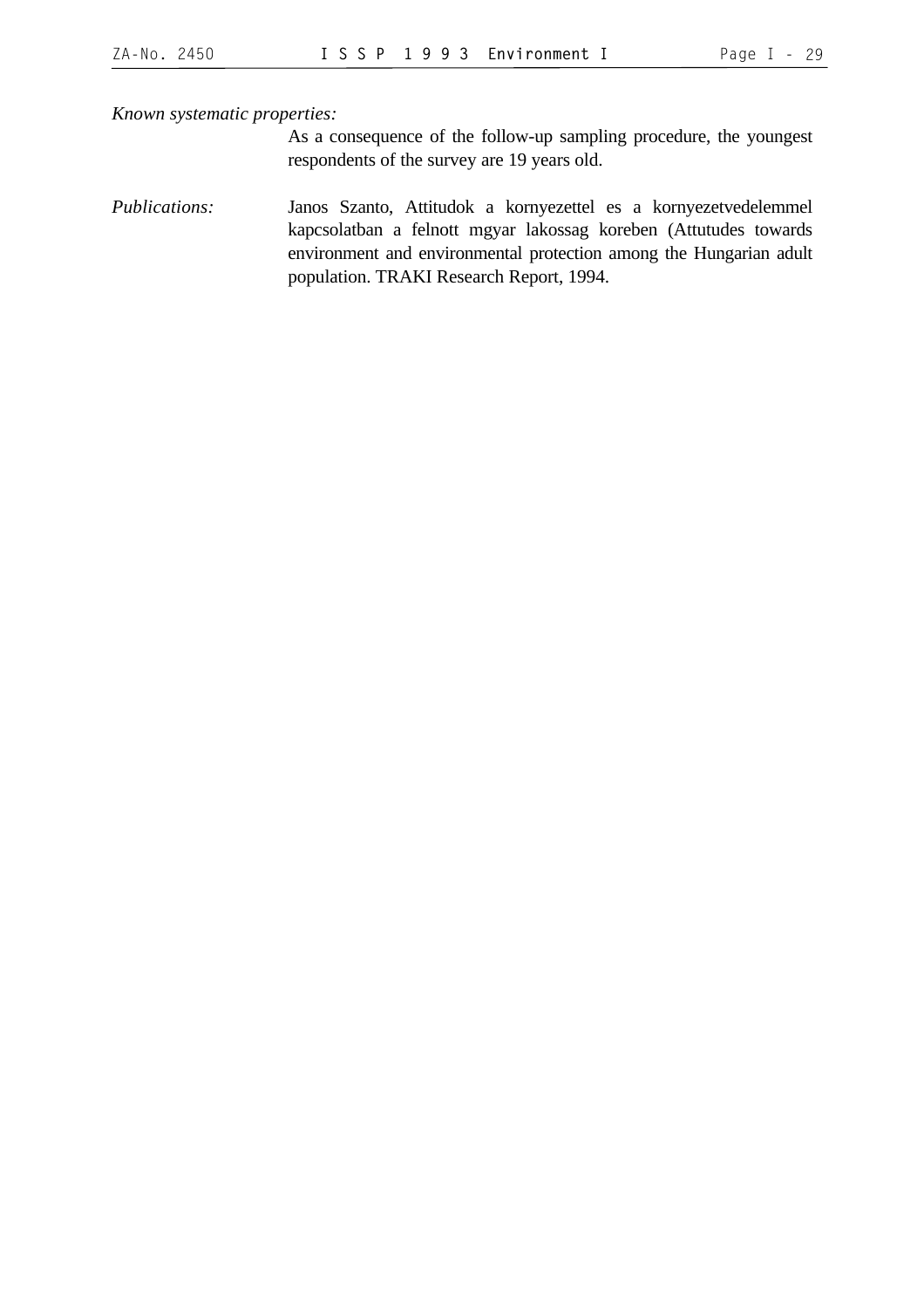*Known systematic properties:*

As a consequence of the follow-up sampling procedure, the youngest respondents of the survey are 19 years old.

*Publications:* Janos Szanto, Attitudok a kornyezettel es a kornyezetvedelemmel kapcsolatban a felnott mgyar lakossag koreben (Attutudes towards environment and environmental protection among the Hungarian adult population. TRAKI Research Report, 1994.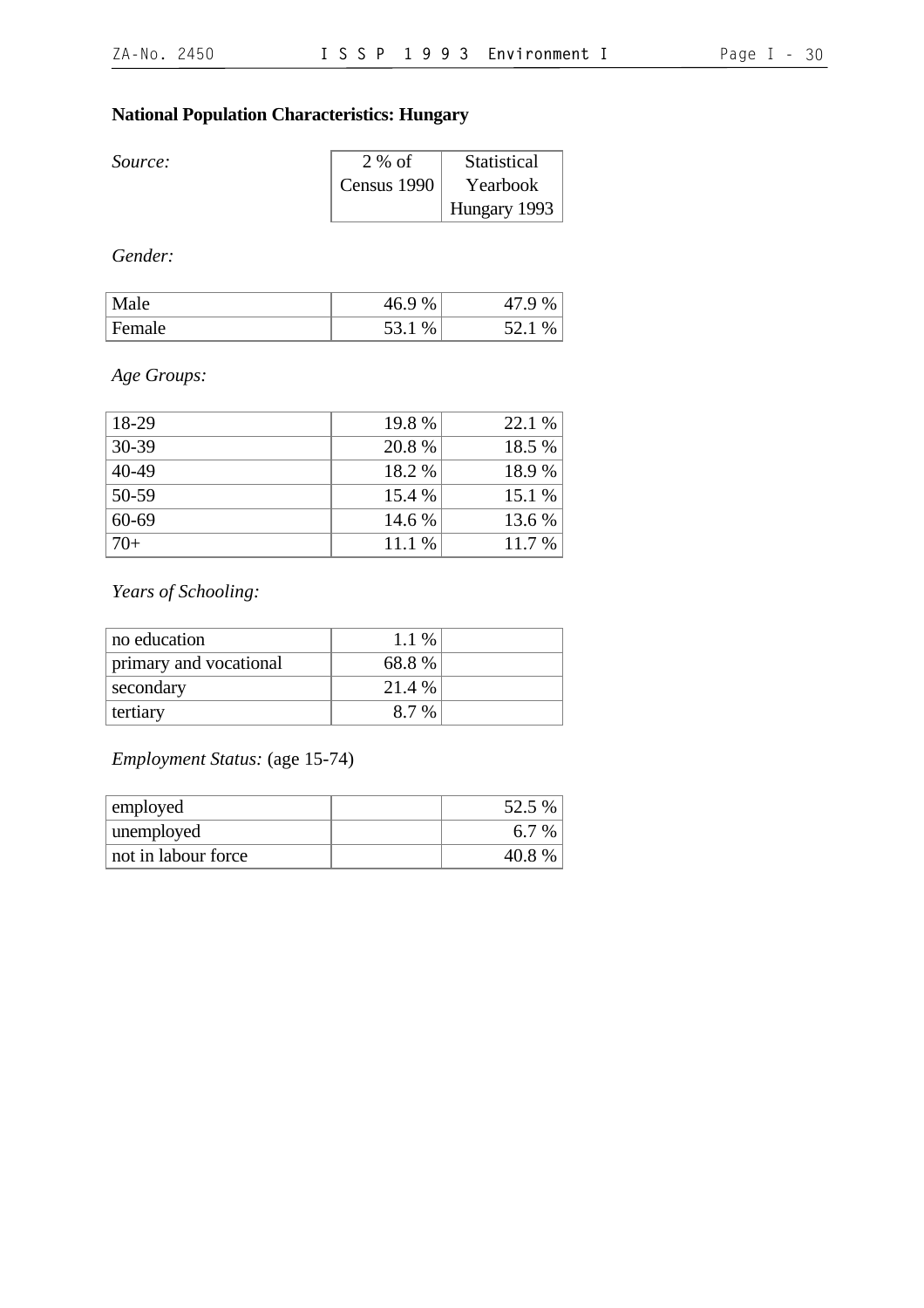## National Population Characteristics: Hungary

| *Source:* | 2 % of Census 1990 | Statistical Yearbook Hungary 1993 |
|---|---|---|

*Gender:*

| | | |
|---|---|---|
| Male | 46.9 % | 47.9 % |
| Female | 53.1 % | 52.1 % |

*Age Groups:*

| | | |
|---|---|---|
| 18-29 | 19.8 % | 22.1 % |
| 30-39 | 20.8 % | 18.5 % |
| 40-49 | 18.2 % | 18.9 % |
| 50-59 | 15.4 % | 15.1 % |
| 60-69 | 14.6 % | 13.6 % |
| 70+ | 11.1 % | 11.7 % |

*Years of Schooling:*

| | | |
|---|---|---|
| no education | 1.1 % | |
| primary and vocational | 68.8 % | |
| secondary | 21.4 % | |
| tertiary | 8.7 % | |

*Employment Status:* (age 15-74)

| | | |
|---|---|---|
| employed | | 52.5 % |
| unemployed | | 6.7 % |
| not in labour force | | 40.8 % |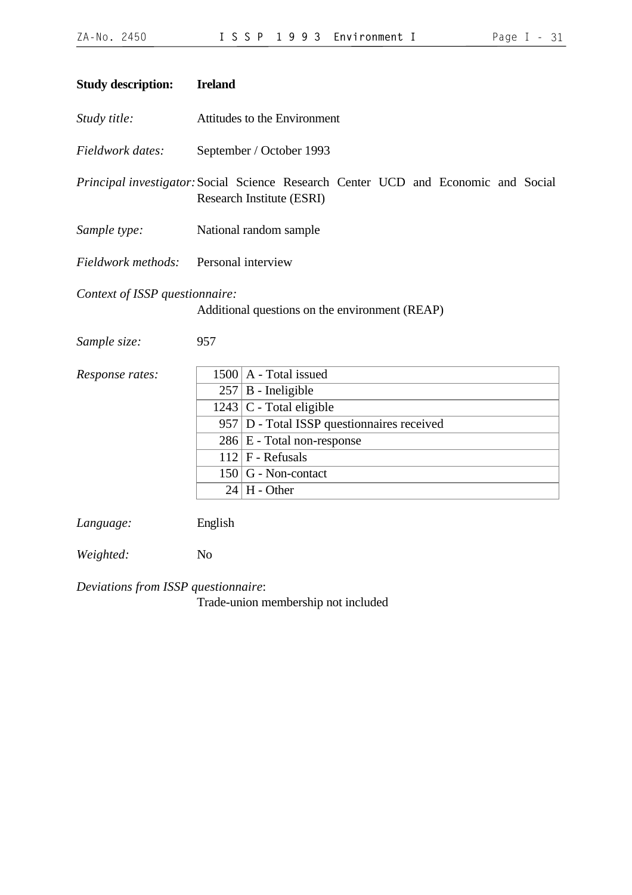**Study description:** **Ireland**

*Study title:* Attitudes to the Environment

*Fieldwork dates:* September / October 1993

*Principal investigator:* Social Science Research Center UCD and Economic and Social Research Institute (ESRI)

*Sample type:* National random sample

*Fieldwork methods:* Personal interview

*Context of ISSP questionnaire:*
Additional questions on the environment (REAP)

*Sample size:* 957

*Response rates:*

| | |
|---|---|
| 1500 | A - Total issued |
| 257 | B - Ineligible |
| 1243 | C - Total eligible |
| 957 | D - Total ISSP questionnaires received |
| 286 | E - Total non-response |
| 112 | F - Refusals |
| 150 | G - Non-contact |
| 24 | H - Other |

*Language:* English

*Weighted:* No

*Deviations from ISSP questionnaire*:
Trade-union membership not included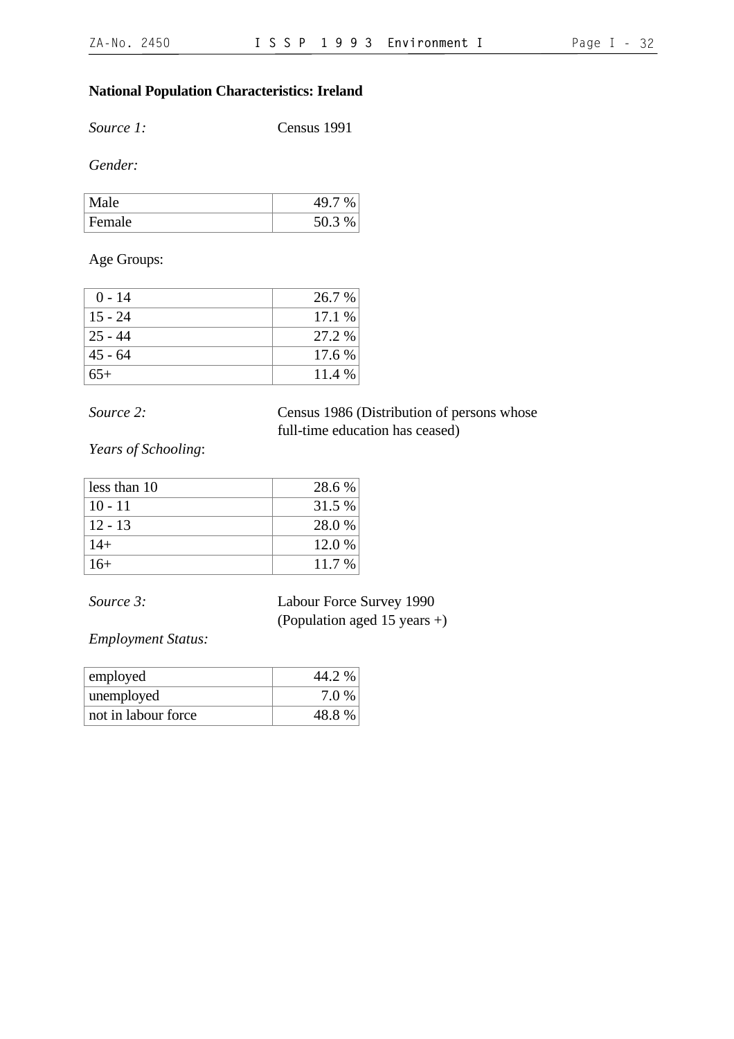**National Population Characteristics: Ireland**

*Source 1:* Census 1991

*Gender:*

| | |
|---|---|
| Male | 49.7 % |
| Female | 50.3 % |

Age Groups:

| | |
|---|---|
| 0 - 14 | 26.7 % |
| 15 - 24 | 17.1 % |
| 25 - 44 | 27.2 % |
| 45 - 64 | 17.6 % |
| 65+ | 11.4 % |

*Source 2:* Census 1986 (Distribution of persons whose full-time education has ceased)

*Years of Schooling*:

| | |
|---|---|
| less than 10 | 28.6 % |
| 10 - 11 | 31.5 % |
| 12 - 13 | 28.0 % |
| 14+ | 12.0 % |
| 16+ | 11.7 % |

*Source 3:* Labour Force Survey 1990 (Population aged 15 years +)

*Employment Status:*

| | |
|---|---|
| employed | 44.2 % |
| unemployed | 7.0 % |
| not in labour force | 48.8 % |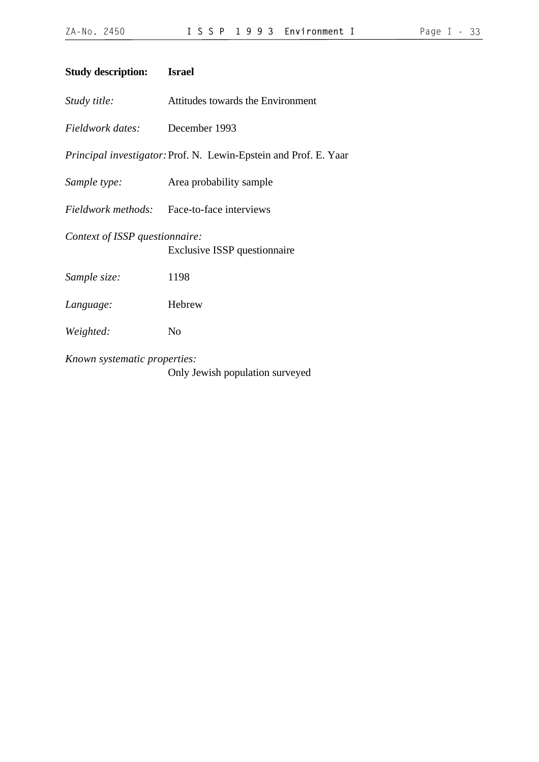**Study description:** **Israel**

*Study title:* Attitudes towards the Environment

*Fieldwork dates:* December 1993

*Principal investigator:* Prof. N. Lewin-Epstein and Prof. E. Yaar

*Sample type:* Area probability sample

*Fieldwork methods:* Face-to-face interviews

*Context of ISSP questionnaire:*
Exclusive ISSP questionnaire

*Sample size:* 1198

*Language:* Hebrew

*Weighted:* No

*Known systematic properties:*
Only Jewish population surveyed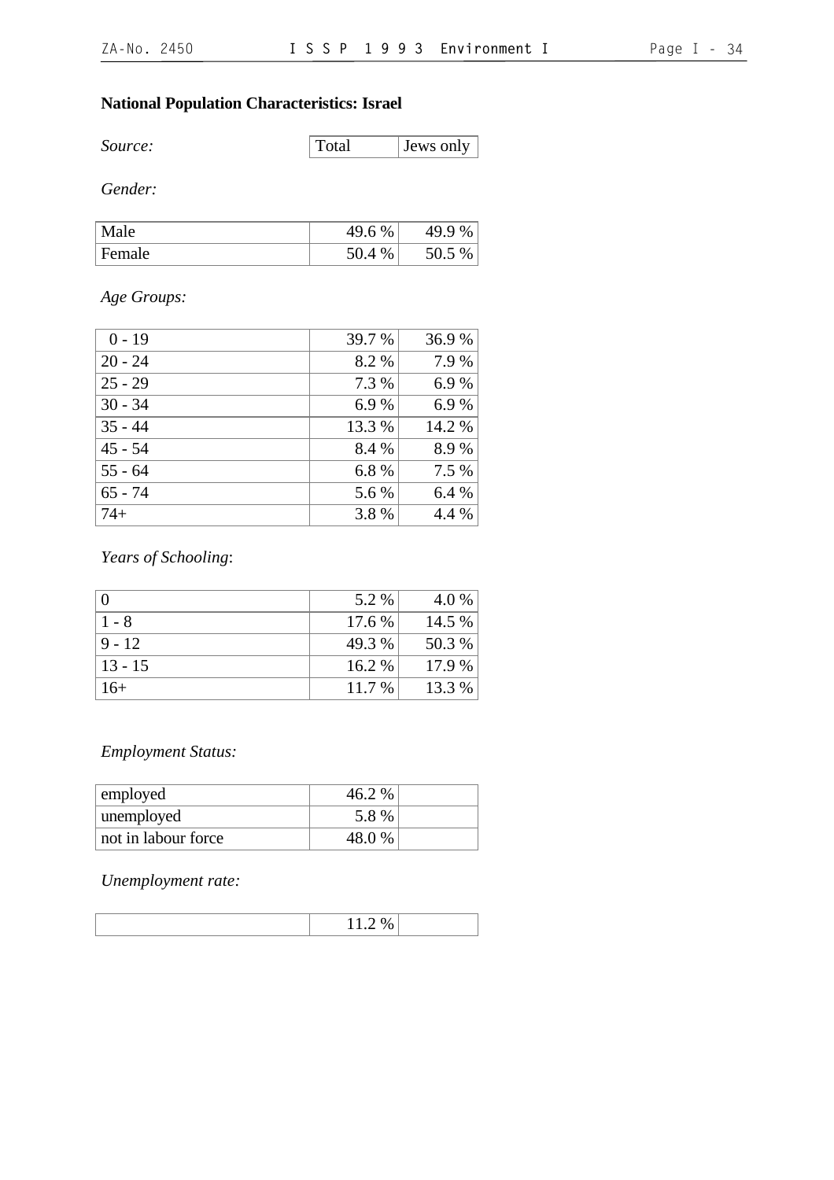## National Population Characteristics: Israel

| *Source:* | Total | Jews only |
|---|---|---|

*Gender:*

| | | |
|---|---|---|
| Male | 49.6 % | 49.9 % |
| Female | 50.4 % | 50.5 % |

*Age Groups:*

| | | |
|---|---|---|
| 0 - 19 | 39.7 % | 36.9 % |
| 20 - 24 | 8.2 % | 7.9 % |
| 25 - 29 | 7.3 % | 6.9 % |
| 30 - 34 | 6.9 % | 6.9 % |
| 35 - 44 | 13.3 % | 14.2 % |
| 45 - 54 | 8.4 % | 8.9 % |
| 55 - 64 | 6.8 % | 7.5 % |
| 65 - 74 | 5.6 % | 6.4 % |
| 74+ | 3.8 % | 4.4 % |

*Years of Schooling*:

| | | |
|---|---|---|
| 0 | 5.2 % | 4.0 % |
| 1 - 8 | 17.6 % | 14.5 % |
| 9 - 12 | 49.3 % | 50.3 % |
| 13 - 15 | 16.2 % | 17.9 % |
| 16+ | 11.7 % | 13.3 % |

*Employment Status:*

| | | |
|---|---|---|
| employed | 46.2 % | |
| unemployed | 5.8 % | |
| not in labour force | 48.0 % | |

*Unemployment rate:*

| | | |
|---|---|---|
| | 11.2 % | |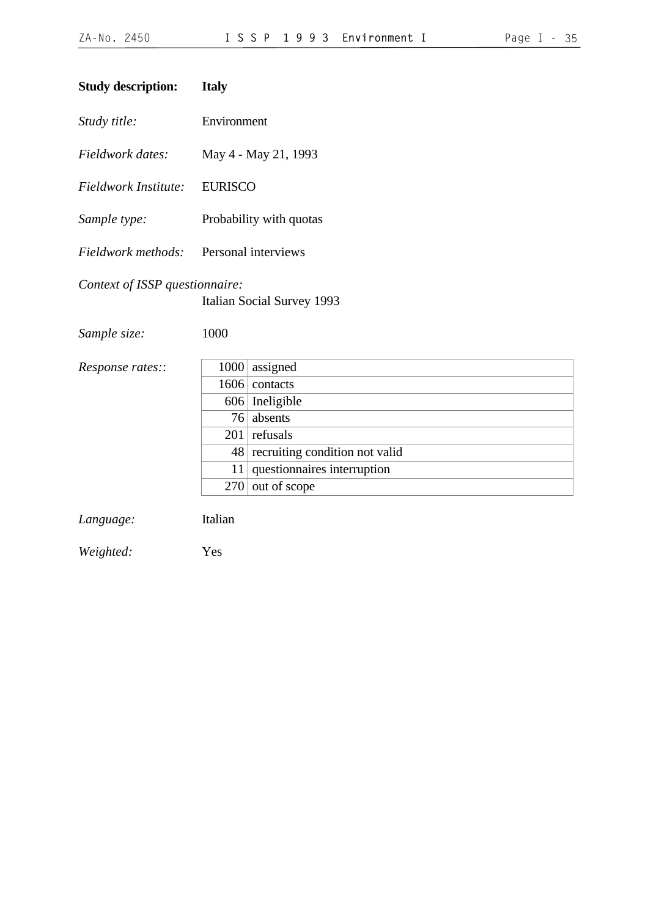**Study description:** **Italy**

*Study title:* Environment

*Fieldwork dates:* May 4 - May 21, 1993

*Fieldwork Institute:* EURISCO

*Sample type:* Probability with quotas

*Fieldwork methods:* Personal interviews

*Context of ISSP questionnaire:*
Italian Social Survey 1993

*Sample size:* 1000

*Response rates::*

| | |
|---|---|
| 1000 | assigned |
| 1606 | contacts |
| 606 | Ineligible |
| 76 | absents |
| 201 | refusals |
| 48 | recruiting condition not valid |
| 11 | questionnaires interruption |
| 270 | out of scope |

*Language:* Italian

*Weighted:* Yes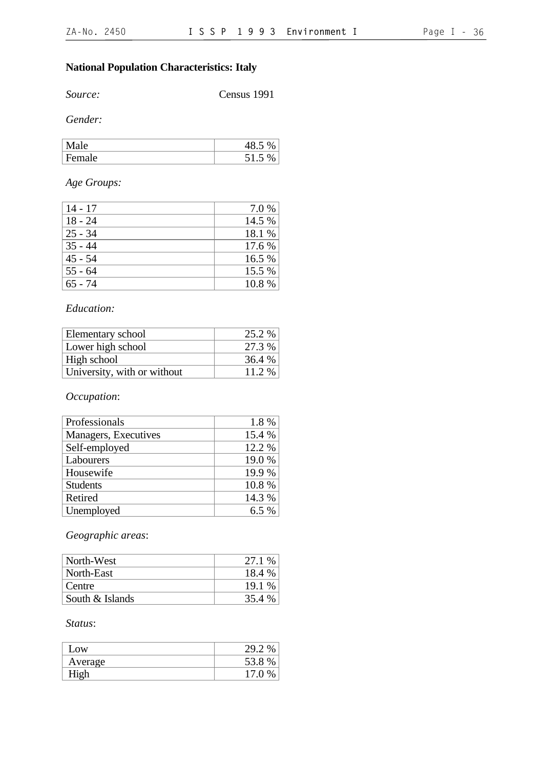## National Population Characteristics: Italy

*Source:* Census 1991

*Gender:*

| | |
|---|---|
| Male | 48.5 % |
| Female | 51.5 % |

*Age Groups:*

| | |
|---|---|
| 14 - 17 | 7.0 % |
| 18 - 24 | 14.5 % |
| 25 - 34 | 18.1 % |
| 35 - 44 | 17.6 % |
| 45 - 54 | 16.5 % |
| 55 - 64 | 15.5 % |
| 65 - 74 | 10.8 % |

*Education:*

| | |
|---|---|
| Elementary school | 25.2 % |
| Lower high school | 27.3 % |
| High school | 36.4 % |
| University, with or without | 11.2 % |

*Occupation*:

| | |
|---|---|
| Professionals | 1.8 % |
| Managers, Executives | 15.4 % |
| Self-employed | 12.2 % |
| Labourers | 19.0 % |
| Housewife | 19.9 % |
| Students | 10.8 % |
| Retired | 14.3 % |
| Unemployed | 6.5 % |

*Geographic areas*:

| | |
|---|---|
| North-West | 27.1 % |
| North-East | 18.4 % |
| Centre | 19.1 % |
| South & Islands | 35.4 % |

*Status*:

| | |
|---|---|
| Low | 29.2 % |
| Average | 53.8 % |
| High | 17.0 % |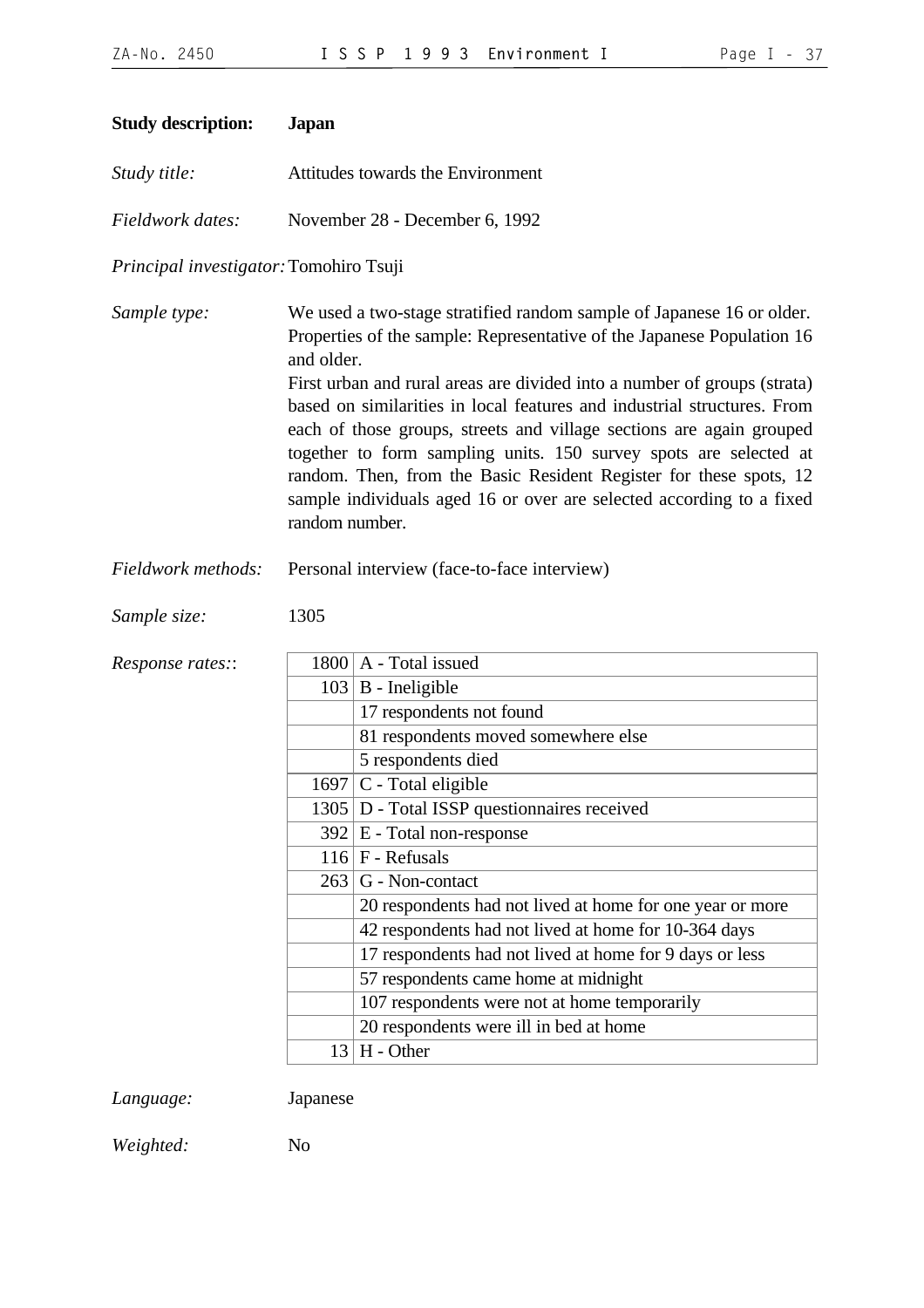**Study description:** **Japan**

*Study title:* Attitudes towards the Environment

*Fieldwork dates:* November 28 - December 6, 1992

*Principal investigator:* Tomohiro Tsuji

*Sample type:* We used a two-stage stratified random sample of Japanese 16 or older. Properties of the sample: Representative of the Japanese Population 16 and older.
First urban and rural areas are divided into a number of groups (strata) based on similarities in local features and industrial structures. From each of those groups, streets and village sections are again grouped together to form sampling units. 150 survey spots are selected at random. Then, from the Basic Resident Register for these spots, 12 sample individuals aged 16 or over are selected according to a fixed random number.

*Fieldwork methods:* Personal interview (face-to-face interview)

*Sample size:* 1305

*Response rates::*

| | |
|---|---|
| 1800 | A - Total issued |
| 103 | B - Ineligible |
| | 17 respondents not found |
| | 81 respondents moved somewhere else |
| | 5 respondents died |
| 1697 | C - Total eligible |
| 1305 | D - Total ISSP questionnaires received |
| 392 | E - Total non-response |
| 116 | F - Refusals |
| 263 | G - Non-contact |
| | 20 respondents had not lived at home for one year or more |
| | 42 respondents had not lived at home for 10-364 days |
| | 17 respondents had not lived at home for 9 days or less |
| | 57 respondents came home at midnight |
| | 107 respondents were not at home temporarily |
| | 20 respondents were ill in bed at home |
| 13 | H - Other |

*Language:* Japanese

*Weighted:* No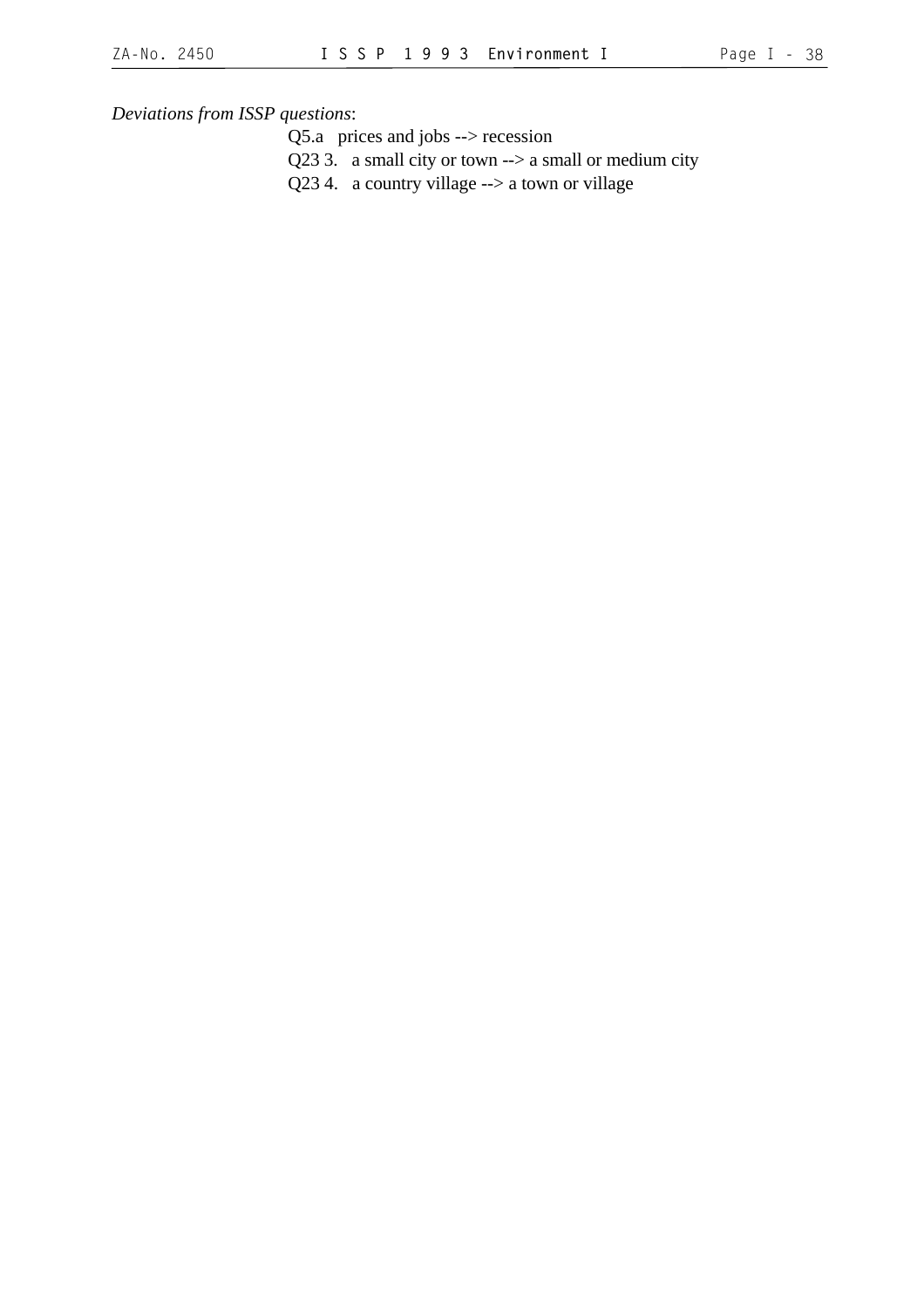*Deviations from ISSP questions*:

Q5.a   prices and jobs --> recession

Q23 3.   a small city or town --> a small or medium city

Q23 4.   a country village --> a town or village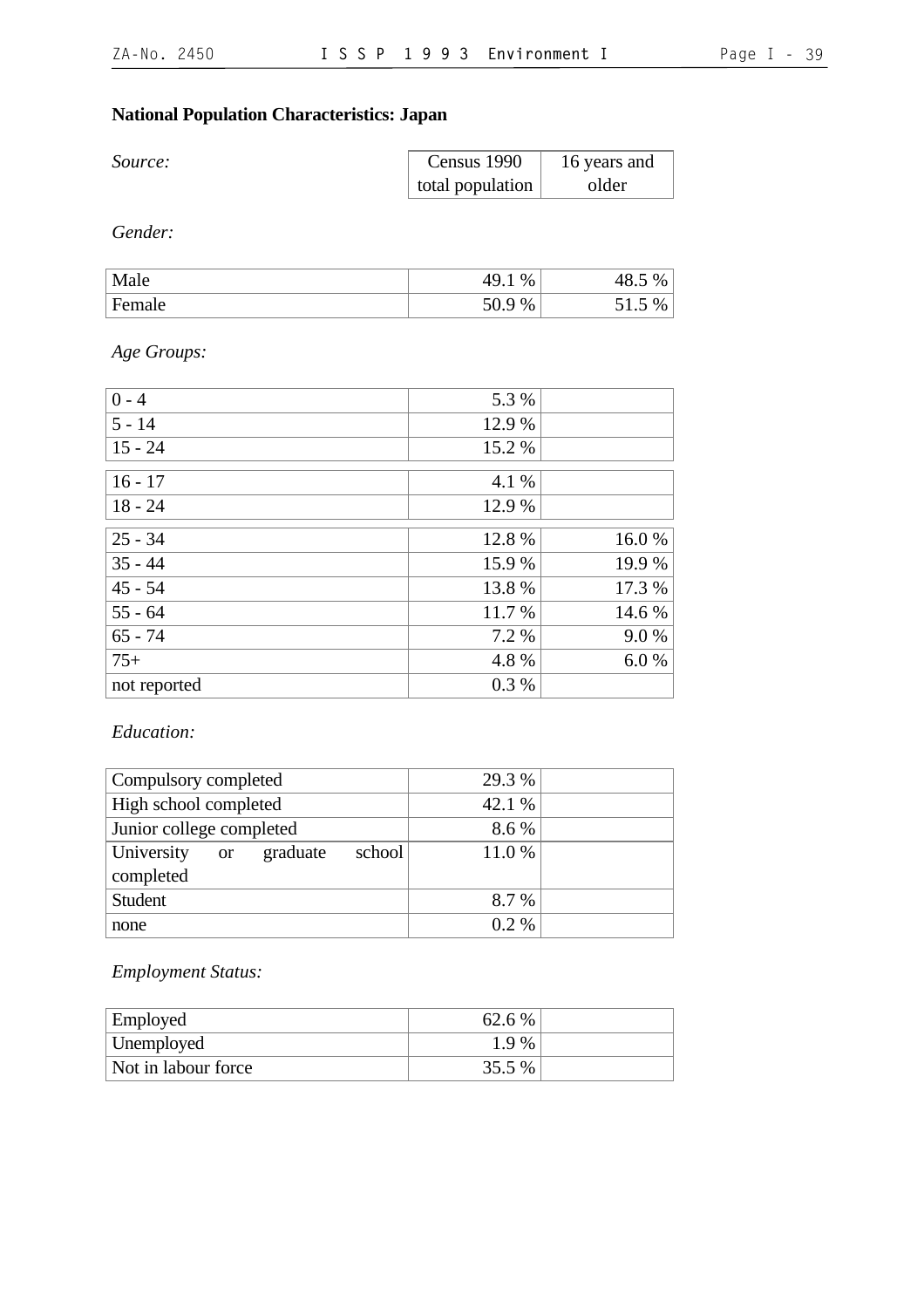**National Population Characteristics: Japan**

| *Source:* | Census 1990 total population | 16 years and older |
|---|---|---|

*Gender:*

| | | |
|---|---|---|
| Male | 49.1 % | 48.5 % |
| Female | 50.9 % | 51.5 % |

*Age Groups:*

| | | |
|---|---|---|
| 0 - 4 | 5.3 % | |
| 5 - 14 | 12.9 % | |
| 15 - 24 | 15.2 % | |
| 16 - 17 | 4.1 % | |
| 18 - 24 | 12.9 % | |
| 25 - 34 | 12.8 % | 16.0 % |
| 35 - 44 | 15.9 % | 19.9 % |
| 45 - 54 | 13.8 % | 17.3 % |
| 55 - 64 | 11.7 % | 14.6 % |
| 65 - 74 | 7.2 % | 9.0 % |
| 75+ | 4.8 % | 6.0 % |
| not reported | 0.3 % | |

*Education:*

| | | |
|---|---|---|
| Compulsory completed | 29.3 % | |
| High school completed | 42.1 % | |
| Junior college completed | 8.6 % | |
| University or graduate school completed | 11.0 % | |
| Student | 8.7 % | |
| none | 0.2 % | |

*Employment Status:*

| | | |
|---|---|---|
| Employed | 62.6 % | |
| Unemployed | 1.9 % | |
| Not in labour force | 35.5 % | |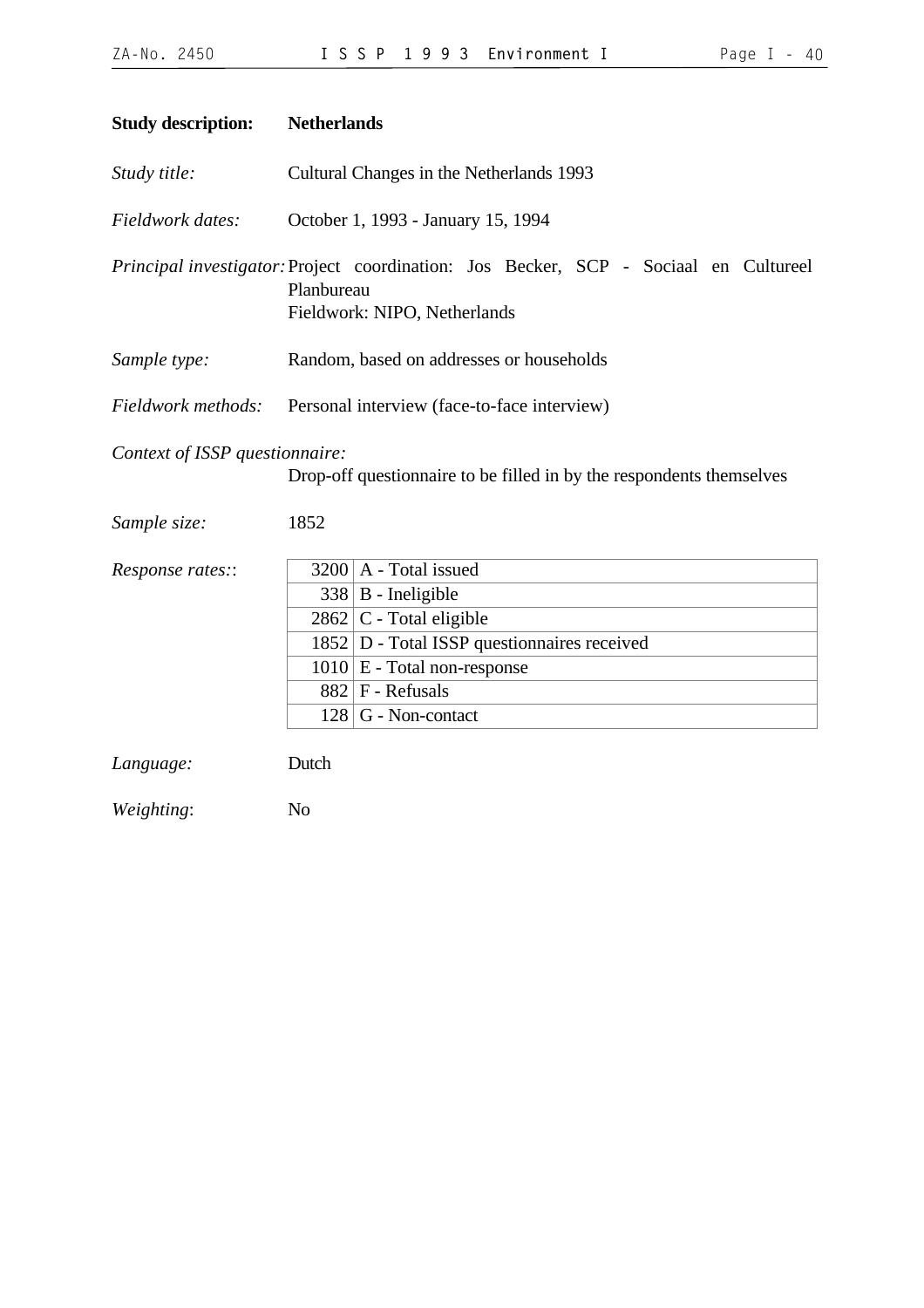**Study description:** **Netherlands**

*Study title:* Cultural Changes in the Netherlands 1993

*Fieldwork dates:* October 1, 1993 - January 15, 1994

*Principal investigator:* Project coordination: Jos Becker, SCP - Sociaal en Cultureel Planbureau
Fieldwork: NIPO, Netherlands

*Sample type:* Random, based on addresses or households

*Fieldwork methods:* Personal interview (face-to-face interview)

*Context of ISSP questionnaire:*
Drop-off questionnaire to be filled in by the respondents themselves

*Sample size:* 1852

*Response rates::*

| | |
|---|---|
| 3200 | A - Total issued |
| 338 | B - Ineligible |
| 2862 | C - Total eligible |
| 1852 | D - Total ISSP questionnaires received |
| 1010 | E - Total non-response |
| 882 | F - Refusals |
| 128 | G - Non-contact |

*Language:* Dutch

*Weighting*: No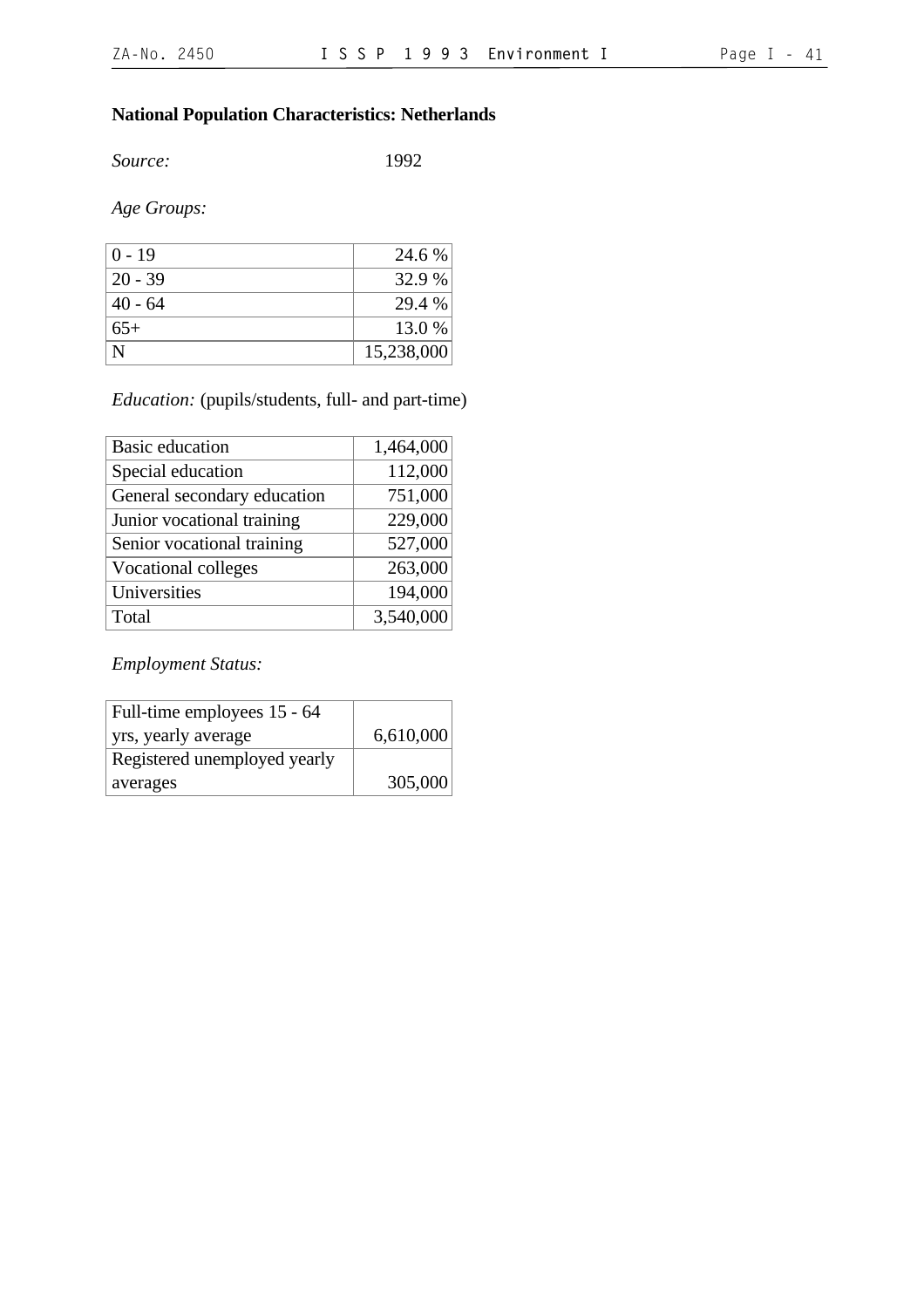**National Population Characteristics: Netherlands**

*Source:* 1992

*Age Groups:*

| | |
|---|---|
| 0 - 19 | 24.6 % |
| 20 - 39 | 32.9 % |
| 40 - 64 | 29.4 % |
| 65+ | 13.0 % |
| N | 15,238,000 |

*Education:* (pupils/students, full- and part-time)

| | |
|---|---|
| Basic education | 1,464,000 |
| Special education | 112,000 |
| General secondary education | 751,000 |
| Junior vocational training | 229,000 |
| Senior vocational training | 527,000 |
| Vocational colleges | 263,000 |
| Universities | 194,000 |
| Total | 3,540,000 |

*Employment Status:*

| | |
|---|---|
| Full-time employees 15 - 64 yrs, yearly average | 6,610,000 |
| Registered unemployed yearly averages | 305,000 |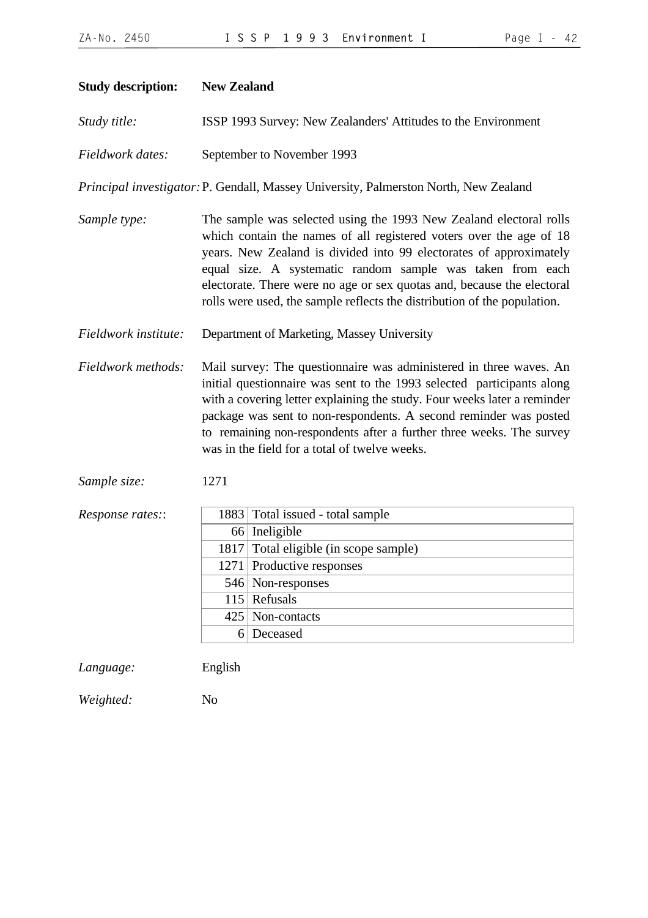**Study description:** **New Zealand**

*Study title:* ISSP 1993 Survey: New Zealanders' Attitudes to the Environment

*Fieldwork dates:* September to November 1993

*Principal investigator:* P. Gendall, Massey University, Palmerston North, New Zealand

*Sample type:* The sample was selected using the 1993 New Zealand electoral rolls which contain the names of all registered voters over the age of 18 years. New Zealand is divided into 99 electorates of approximately equal size. A systematic random sample was taken from each electorate. There were no age or sex quotas and, because the electoral rolls were used, the sample reflects the distribution of the population.

*Fieldwork institute:* Department of Marketing, Massey University

*Fieldwork methods:* Mail survey: The questionnaire was administered in three waves. An initial questionnaire was sent to the 1993 selected participants along with a covering letter explaining the study. Four weeks later a reminder package was sent to non-respondents. A second reminder was posted to remaining non-respondents after a further three weeks. The survey was in the field for a total of twelve weeks.

*Sample size:* 1271

*Response rates::*

| | |
|---:|---|
| 1883 | Total issued - total sample |
| 66 | Ineligible |
| 1817 | Total eligible (in scope sample) |
| 1271 | Productive responses |
| 546 | Non-responses |
| 115 | Refusals |
| 425 | Non-contacts |
| 6 | Deceased |

*Language:* English

*Weighted:* No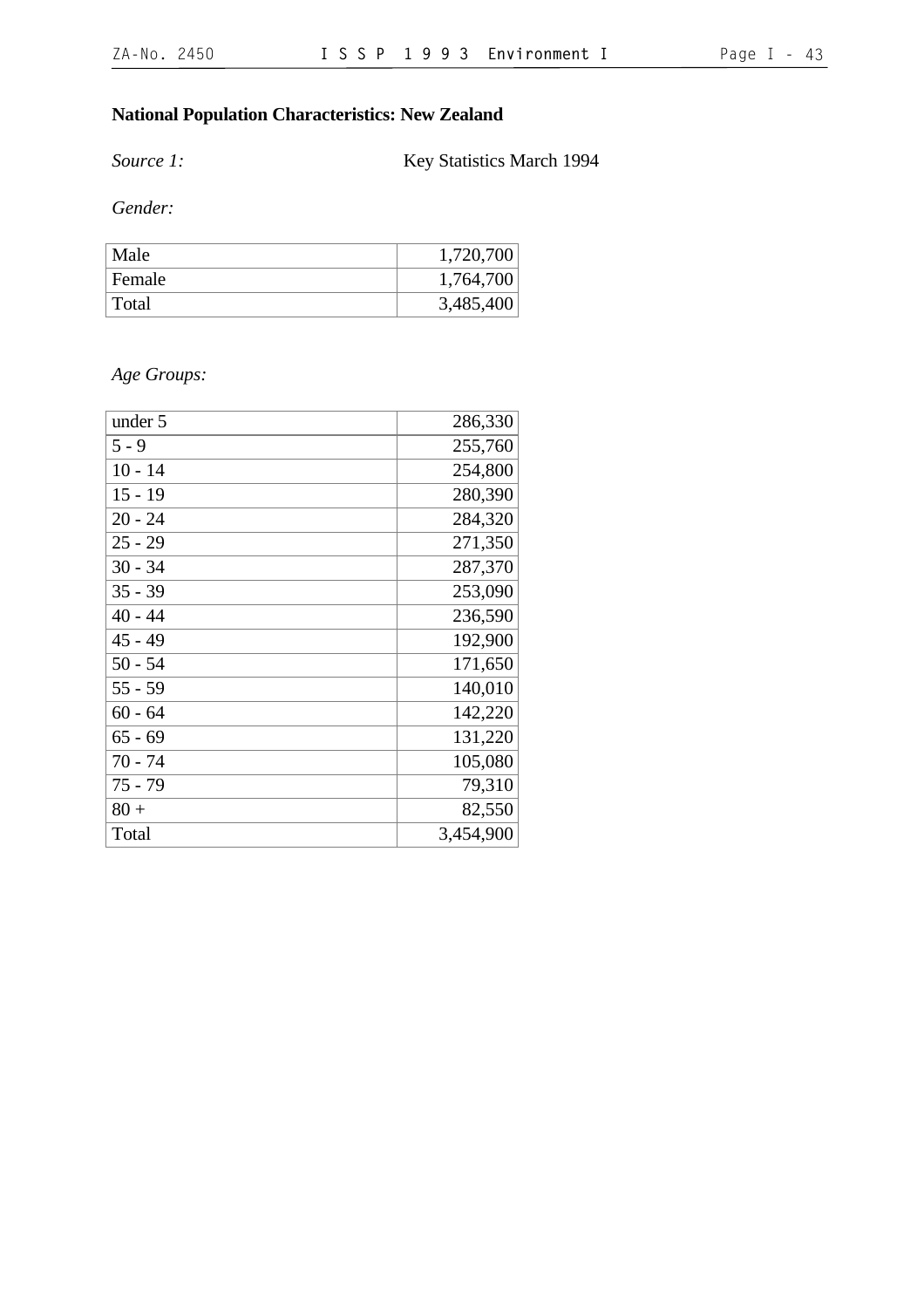**National Population Characteristics: New Zealand**

*Source 1:* Key Statistics March 1994

*Gender:*

| | |
|---|---:|
| Male | 1,720,700 |
| Female | 1,764,700 |
| Total | 3,485,400 |

*Age Groups:*

| | |
|---|---:|
| under 5 | 286,330 |
| 5 - 9 | 255,760 |
| 10 - 14 | 254,800 |
| 15 - 19 | 280,390 |
| 20 - 24 | 284,320 |
| 25 - 29 | 271,350 |
| 30 - 34 | 287,370 |
| 35 - 39 | 253,090 |
| 40 - 44 | 236,590 |
| 45 - 49 | 192,900 |
| 50 - 54 | 171,650 |
| 55 - 59 | 140,010 |
| 60 - 64 | 142,220 |
| 65 - 69 | 131,220 |
| 70 - 74 | 105,080 |
| 75 - 79 | 79,310 |
| 80 + | 82,550 |
| Total | 3,454,900 |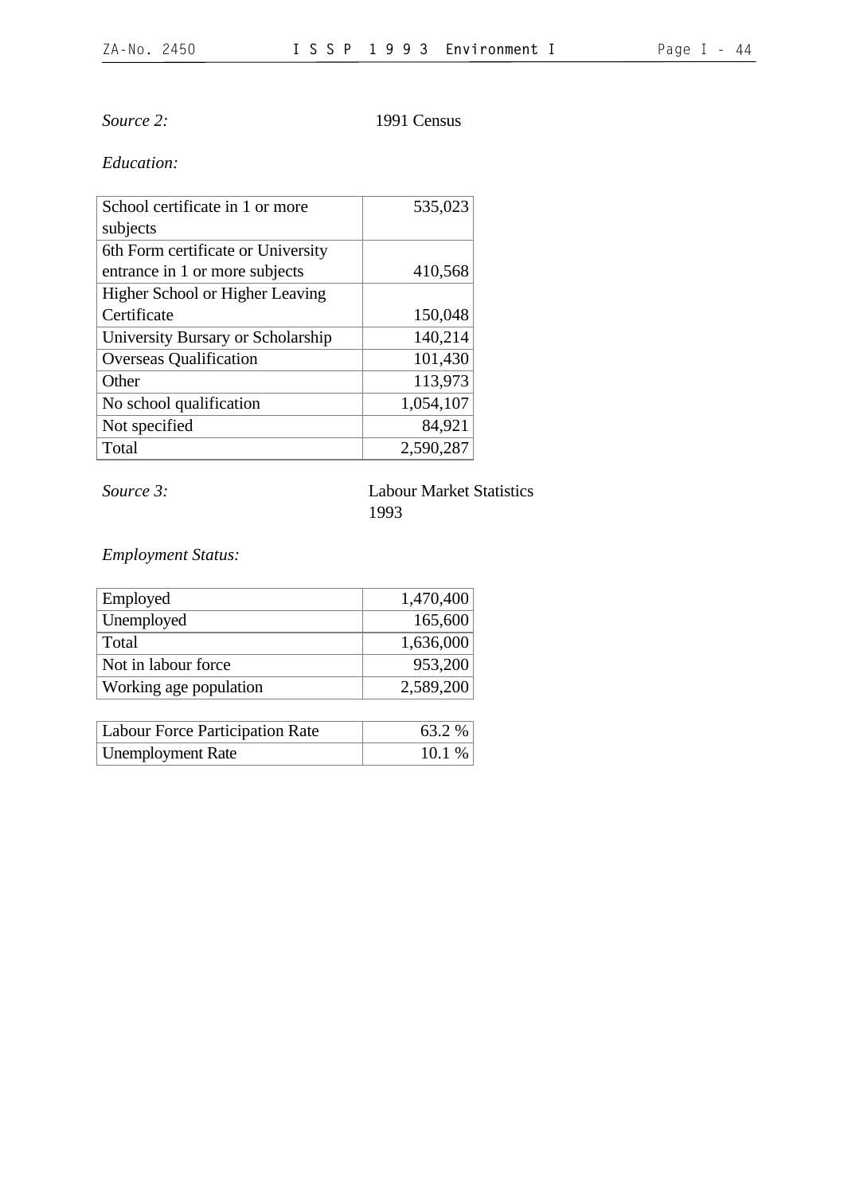*Source 2:* 1991 Census

*Education:*

| | |
|---|---|
| School certificate in 1 or more subjects | 535,023 |
| 6th Form certificate or University entrance in 1 or more subjects | 410,568 |
| Higher School or Higher Leaving Certificate | 150,048 |
| University Bursary or Scholarship | 140,214 |
| Overseas Qualification | 101,430 |
| Other | 113,973 |
| No school qualification | 1,054,107 |
| Not specified | 84,921 |
| Total | 2,590,287 |

*Source 3:* Labour Market Statistics 1993

*Employment Status:*

| | |
|---|---|
| Employed | 1,470,400 |
| Unemployed | 165,600 |
| Total | 1,636,000 |
| Not in labour force | 953,200 |
| Working age population | 2,589,200 |

| | |
|---|---|
| Labour Force Participation Rate | 63.2 % |
| Unemployment Rate | 10.1 % |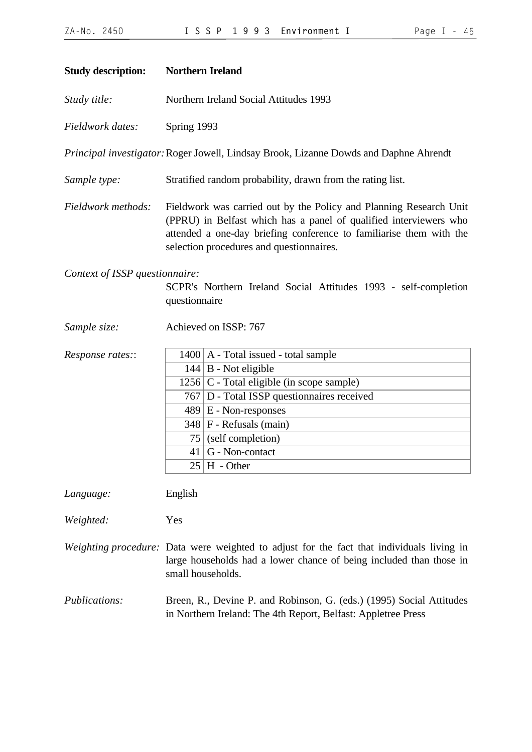**Study description:** **Northern Ireland**

*Study title:* Northern Ireland Social Attitudes 1993

*Fieldwork dates:* Spring 1993

*Principal investigator:* Roger Jowell, Lindsay Brook, Lizanne Dowds and Daphne Ahrendt

*Sample type:* Stratified random probability, drawn from the rating list.

*Fieldwork methods:* Fieldwork was carried out by the Policy and Planning Research Unit (PPRU) in Belfast which has a panel of qualified interviewers who attended a one-day briefing conference to familiarise them with the selection procedures and questionnaires.

*Context of ISSP questionnaire:*
SCPR's Northern Ireland Social Attitudes 1993 - self-completion questionnaire

*Sample size:* Achieved on ISSP: 767

*Response rates::*

| | |
|---|---|
| 1400 | A - Total issued - total sample |
| 144 | B - Not eligible |
| 1256 | C - Total eligible (in scope sample) |
| 767 | D - Total ISSP questionnaires received |
| 489 | E - Non-responses |
| 348 | F - Refusals (main) |
| 75 | (self completion) |
| 41 | G - Non-contact |
| 25 | H - Other |

*Language:* English

*Weighted:* Yes

*Weighting procedure:* Data were weighted to adjust for the fact that individuals living in large households had a lower chance of being included than those in small households.

*Publications:* Breen, R., Devine P. and Robinson, G. (eds.) (1995) Social Attitudes in Northern Ireland: The 4th Report, Belfast: Appletree Press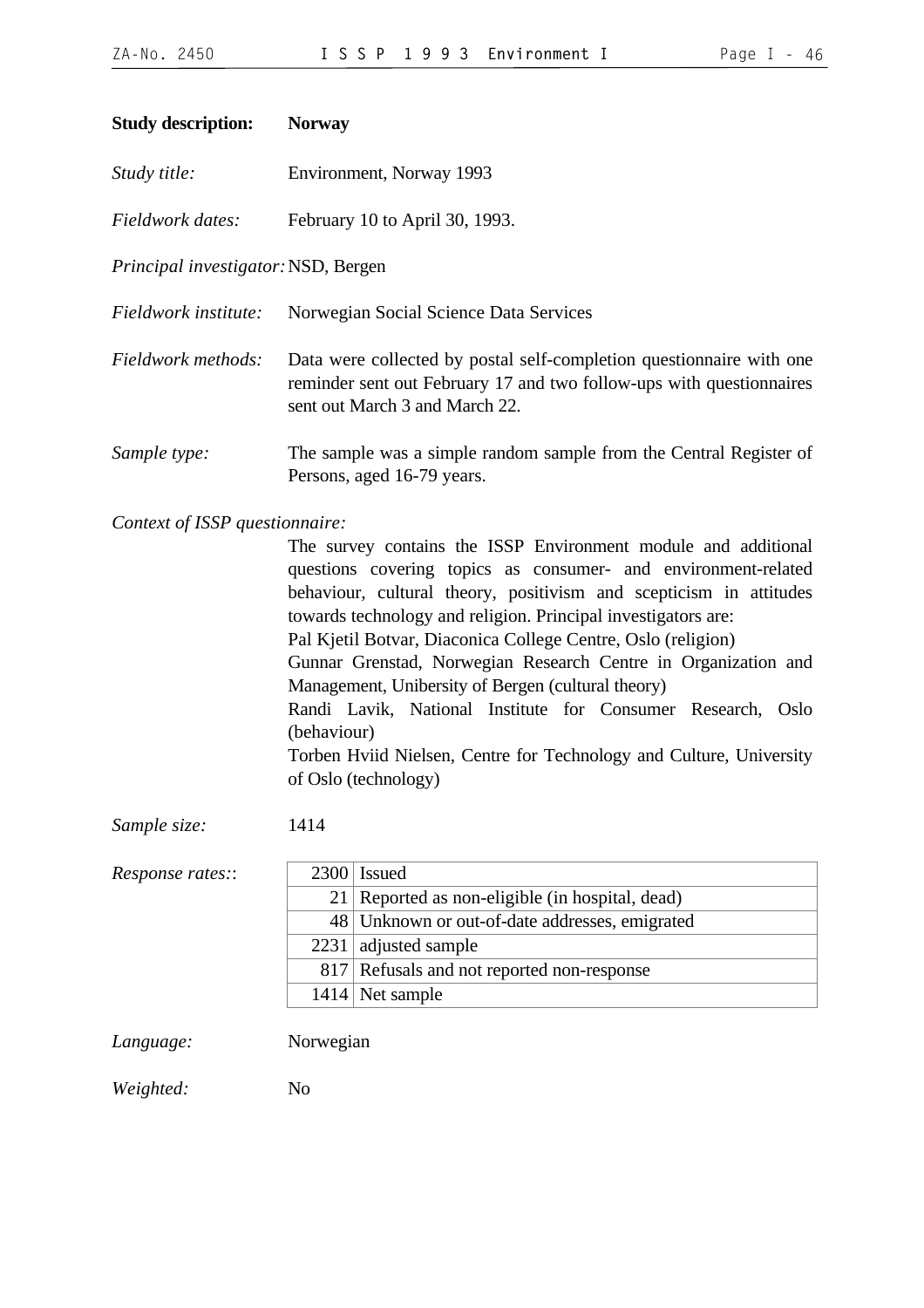**Study description:** **Norway**

*Study title:* Environment, Norway 1993

*Fieldwork dates:* February 10 to April 30, 1993.

*Principal investigator:* NSD, Bergen

*Fieldwork institute:* Norwegian Social Science Data Services

*Fieldwork methods:* Data were collected by postal self-completion questionnaire with one reminder sent out February 17 and two follow-ups with questionnaires sent out March 3 and March 22.

*Sample type:* The sample was a simple random sample from the Central Register of Persons, aged 16-79 years.

*Context of ISSP questionnaire:*

The survey contains the ISSP Environment module and additional questions covering topics as consumer- and environment-related behaviour, cultural theory, positivism and scepticism in attitudes towards technology and religion. Principal investigators are:
Pal Kjetil Botvar, Diaconica College Centre, Oslo (religion)
Gunnar Grenstad, Norwegian Research Centre in Organization and Management, Unibersity of Bergen (cultural theory)
Randi Lavik, National Institute for Consumer Research, Oslo (behaviour)
Torben Hviid Nielsen, Centre for Technology and Culture, University of Oslo (technology)

*Sample size:* 1414

*Response rates::*

| | |
|---|---|
| 2300 | Issued |
| 21 | Reported as non-eligible (in hospital, dead) |
| 48 | Unknown or out-of-date addresses, emigrated |
| 2231 | adjusted sample |
| 817 | Refusals and not reported non-response |
| 1414 | Net sample |

*Language:* Norwegian

*Weighted:* No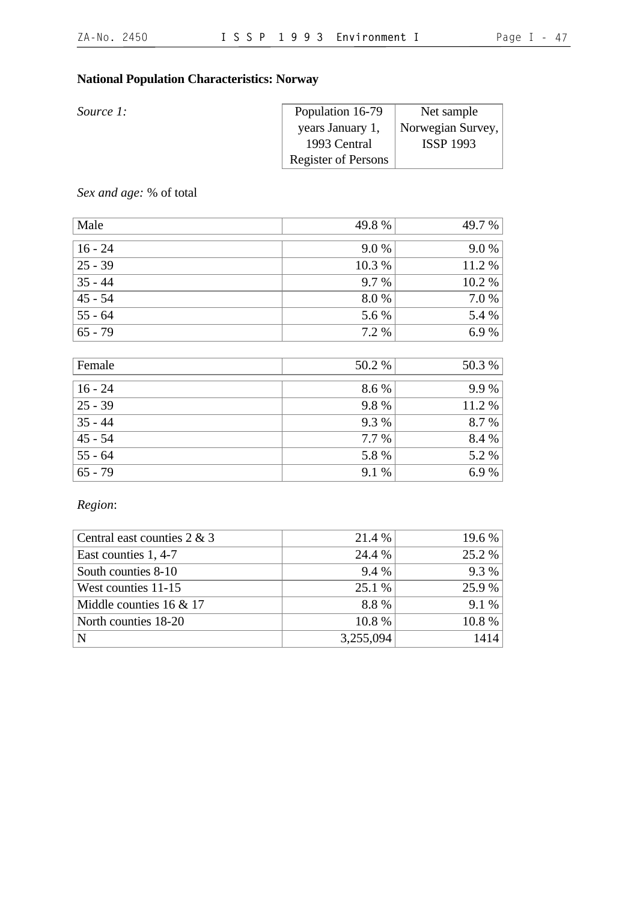**National Population Characteristics: Norway**

| *Source 1:* | Population 16-79 years January 1, 1993 Central Register of Persons | Net sample Norwegian Survey, ISSP 1993 |
|---|---|---|

*Sex and age:* % of total

| | | |
|---|---|---|
| Male | 49.8 % | 49.7 % |
| 16 - 24 | 9.0 % | 9.0 % |
| 25 - 39 | 10.3 % | 11.2 % |
| 35 - 44 | 9.7 % | 10.2 % |
| 45 - 54 | 8.0 % | 7.0 % |
| 55 - 64 | 5.6 % | 5.4 % |
| 65 - 79 | 7.2 % | 6.9 % |
| Female | 50.2 % | 50.3 % |
| 16 - 24 | 8.6 % | 9.9 % |
| 25 - 39 | 9.8 % | 11.2 % |
| 35 - 44 | 9.3 % | 8.7 % |
| 45 - 54 | 7.7 % | 8.4 % |
| 55 - 64 | 5.8 % | 5.2 % |
| 65 - 79 | 9.1 % | 6.9 % |

*Region*:

| | | |
|---|---|---|
| Central east counties 2 & 3 | 21.4 % | 19.6 % |
| East counties 1, 4-7 | 24.4 % | 25.2 % |
| South counties 8-10 | 9.4 % | 9.3 % |
| West counties 11-15 | 25.1 % | 25.9 % |
| Middle counties 16 & 17 | 8.8 % | 9.1 % |
| North counties 18-20 | 10.8 % | 10.8 % |
| N | 3,255,094 | 1414 |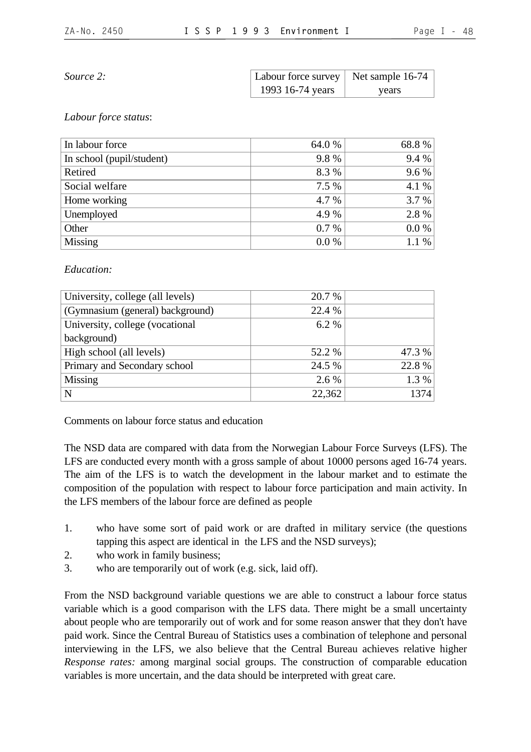*Source 2:*

| | Labour force survey 1993 16-74 years | Net sample 16-74 years |
|---|---|---|

*Labour force status*:

| | Labour force survey 1993 16-74 years | Net sample 16-74 years |
|---|---|---|
| In labour force | 64.0 % | 68.8 % |
| In school (pupil/student) | 9.8 % | 9.4 % |
| Retired | 8.3 % | 9.6 % |
| Social welfare | 7.5 % | 4.1 % |
| Home working | 4.7 % | 3.7 % |
| Unemployed | 4.9 % | 2.8 % |
| Other | 0.7 % | 0.0 % |
| Missing | 0.0 % | 1.1 % |

*Education:*

| | Labour force survey 1993 16-74 years | Net sample 16-74 years |
|---|---|---|
| University, college (all levels) | 20.7 % | |
| (Gymnasium (general) background) | 22.4 % | |
| University, college (vocational background) | 6.2 % | |
| High school (all levels) | 52.2 % | 47.3 % |
| Primary and Secondary school | 24.5 % | 22.8 % |
| Missing | 2.6 % | 1.3 % |
| N | 22,362 | 1374 |

Comments on labour force status and education

The NSD data are compared with data from the Norwegian Labour Force Surveys (LFS). The LFS are conducted every month with a gross sample of about 10000 persons aged 16-74 years. The aim of the LFS is to watch the development in the labour market and to estimate the composition of the population with respect to labour force participation and main activity. In the LFS members of the labour force are defined as people

1. who have some sort of paid work or are drafted in military service (the questions tapping this aspect are identical in the LFS and the NSD surveys);
2. who work in family business;
3. who are temporarily out of work (e.g. sick, laid off).

From the NSD background variable questions we are able to construct a labour force status variable which is a good comparison with the LFS data. There might be a small uncertainty about people who are temporarily out of work and for some reason answer that they don't have paid work. Since the Central Bureau of Statistics uses a combination of telephone and personal interviewing in the LFS, we also believe that the Central Bureau achieves relative higher *Response rates:* among marginal social groups. The construction of comparable education variables is more uncertain, and the data should be interpreted with great care.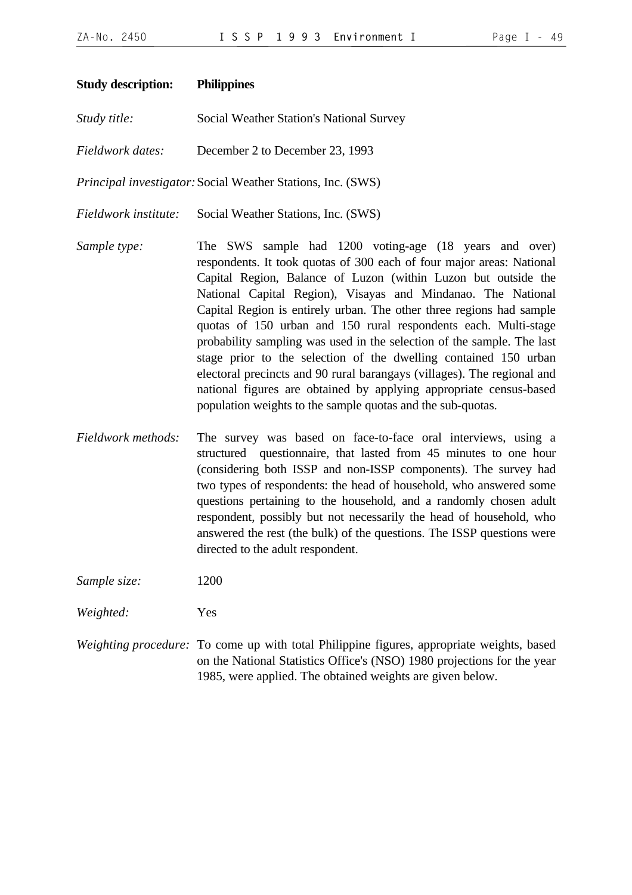**Study description:** **Philippines**

*Study title:* Social Weather Station's National Survey

*Fieldwork dates:* December 2 to December 23, 1993

*Principal investigator:* Social Weather Stations, Inc. (SWS)

*Fieldwork institute:* Social Weather Stations, Inc. (SWS)

*Sample type:* The SWS sample had 1200 voting-age (18 years and over) respondents. It took quotas of 300 each of four major areas: National Capital Region, Balance of Luzon (within Luzon but outside the National Capital Region), Visayas and Mindanao. The National Capital Region is entirely urban. The other three regions had sample quotas of 150 urban and 150 rural respondents each. Multi-stage probability sampling was used in the selection of the sample. The last stage prior to the selection of the dwelling contained 150 urban electoral precincts and 90 rural barangays (villages). The regional and national figures are obtained by applying appropriate census-based population weights to the sample quotas and the sub-quotas.

*Fieldwork methods:* The survey was based on face-to-face oral interviews, using a structured questionnaire, that lasted from 45 minutes to one hour (considering both ISSP and non-ISSP components). The survey had two types of respondents: the head of household, who answered some questions pertaining to the household, and a randomly chosen adult respondent, possibly but not necessarily the head of household, who answered the rest (the bulk) of the questions. The ISSP questions were directed to the adult respondent.

*Sample size:* 1200

*Weighted:* Yes

*Weighting procedure:* To come up with total Philippine figures, appropriate weights, based on the National Statistics Office's (NSO) 1980 projections for the year 1985, were applied. The obtained weights are given below.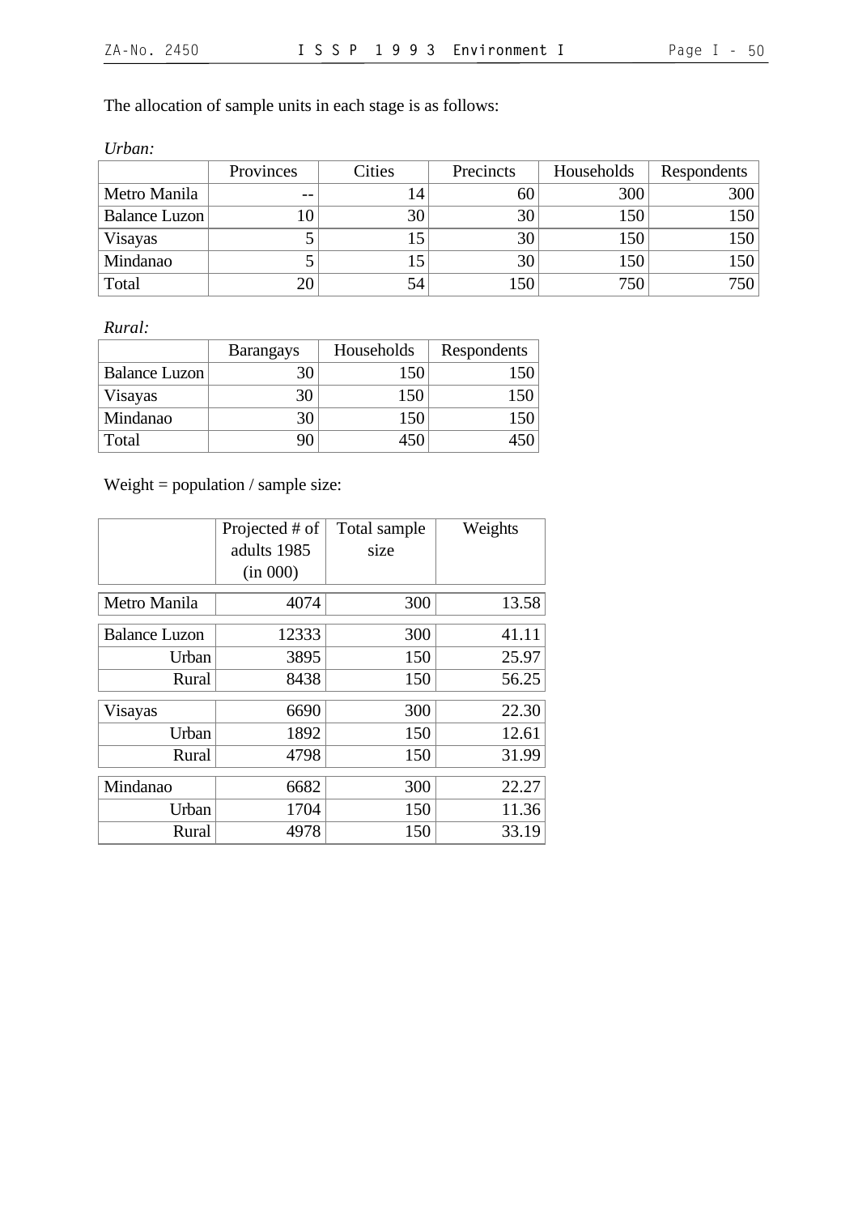The allocation of sample units in each stage is as follows:

*Urban:*

| | Provinces | Cities | Precincts | Households | Respondents |
|---|---|---|---|---|---|
| Metro Manila | -- | 14 | 60 | 300 | 300 |
| Balance Luzon | 10 | 30 | 30 | 150 | 150 |
| Visayas | 5 | 15 | 30 | 150 | 150 |
| Mindanao | 5 | 15 | 30 | 150 | 150 |
| Total | 20 | 54 | 150 | 750 | 750 |

*Rural:*

| | Barangays | Households | Respondents |
|---|---|---|---|
| Balance Luzon | 30 | 150 | 150 |
| Visayas | 30 | 150 | 150 |
| Mindanao | 30 | 150 | 150 |
| Total | 90 | 450 | 450 |

Weight = population / sample size:

| | Projected # of adults 1985 (in 000) | Total sample size | Weights |
|---|---|---|---|
| Metro Manila | 4074 | 300 | 13.58 |
| Balance Luzon | 12333 | 300 | 41.11 |
| Urban | 3895 | 150 | 25.97 |
| Rural | 8438 | 150 | 56.25 |
| Visayas | 6690 | 300 | 22.30 |
| Urban | 1892 | 150 | 12.61 |
| Rural | 4798 | 150 | 31.99 |
| Mindanao | 6682 | 300 | 22.27 |
| Urban | 1704 | 150 | 11.36 |
| Rural | 4978 | 150 | 33.19 |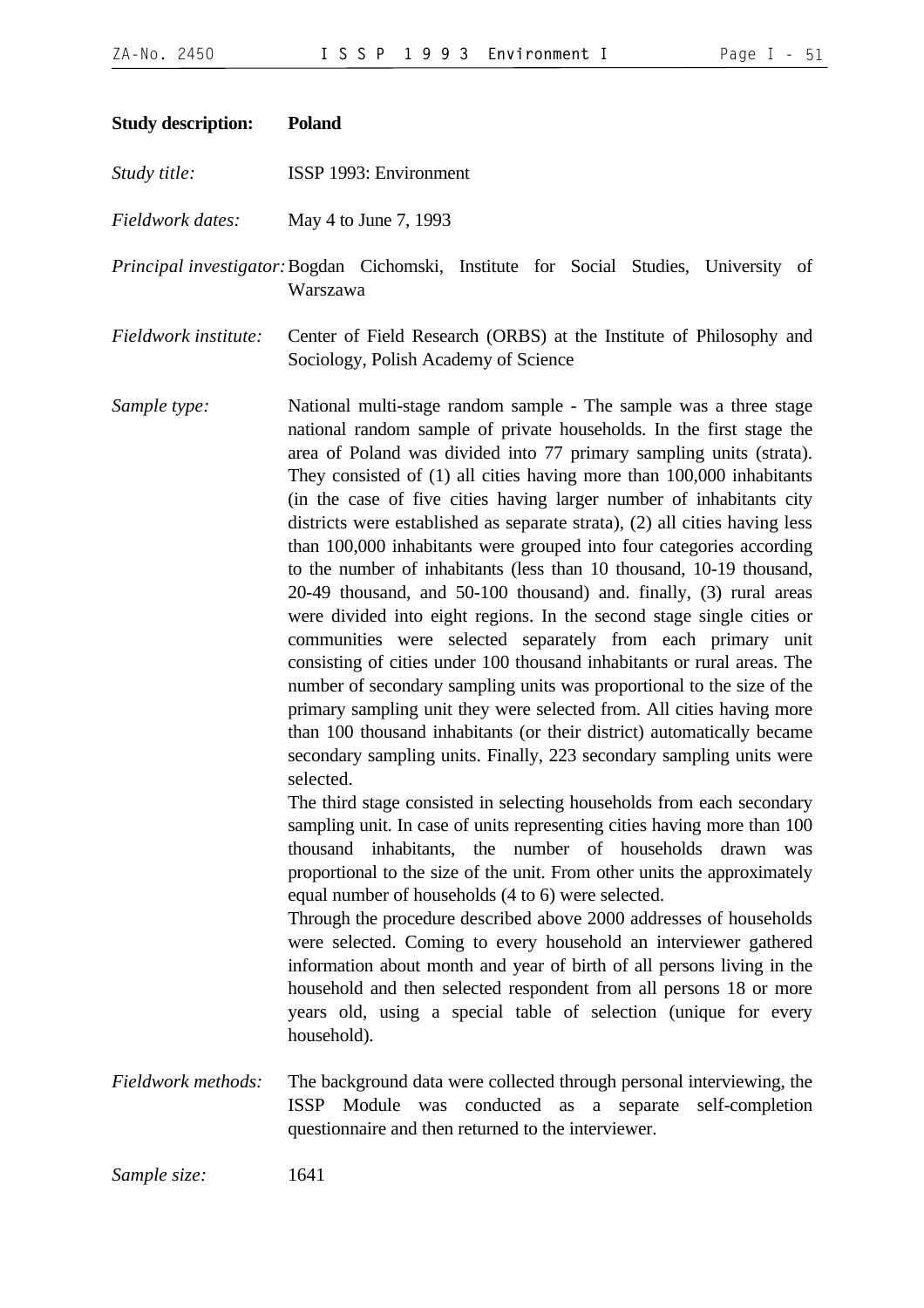**Study description:** **Poland**

*Study title:* ISSP 1993: Environment

*Fieldwork dates:* May 4 to June 7, 1993

*Principal investigator:* Bogdan Cichomski, Institute for Social Studies, University of Warszawa

*Fieldwork institute:* Center of Field Research (ORBS) at the Institute of Philosophy and Sociology, Polish Academy of Science

*Sample type:* National multi-stage random sample - The sample was a three stage national random sample of private households. In the first stage the area of Poland was divided into 77 primary sampling units (strata). They consisted of (1) all cities having more than 100,000 inhabitants (in the case of five cities having larger number of inhabitants city districts were established as separate strata), (2) all cities having less than 100,000 inhabitants were grouped into four categories according to the number of inhabitants (less than 10 thousand, 10-19 thousand, 20-49 thousand, and 50-100 thousand) and. finally, (3) rural areas were divided into eight regions. In the second stage single cities or communities were selected separately from each primary unit consisting of cities under 100 thousand inhabitants or rural areas. The number of secondary sampling units was proportional to the size of the primary sampling unit they were selected from. All cities having more than 100 thousand inhabitants (or their district) automatically became secondary sampling units. Finally, 223 secondary sampling units were selected.

The third stage consisted in selecting households from each secondary sampling unit. In case of units representing cities having more than 100 thousand inhabitants, the number of households drawn was proportional to the size of the unit. From other units the approximately equal number of households (4 to 6) were selected.

Through the procedure described above 2000 addresses of households were selected. Coming to every household an interviewer gathered information about month and year of birth of all persons living in the household and then selected respondent from all persons 18 or more years old, using a special table of selection (unique for every household).

*Fieldwork methods:* The background data were collected through personal interviewing, the ISSP Module was conducted as a separate self-completion questionnaire and then returned to the interviewer.

*Sample size:* 1641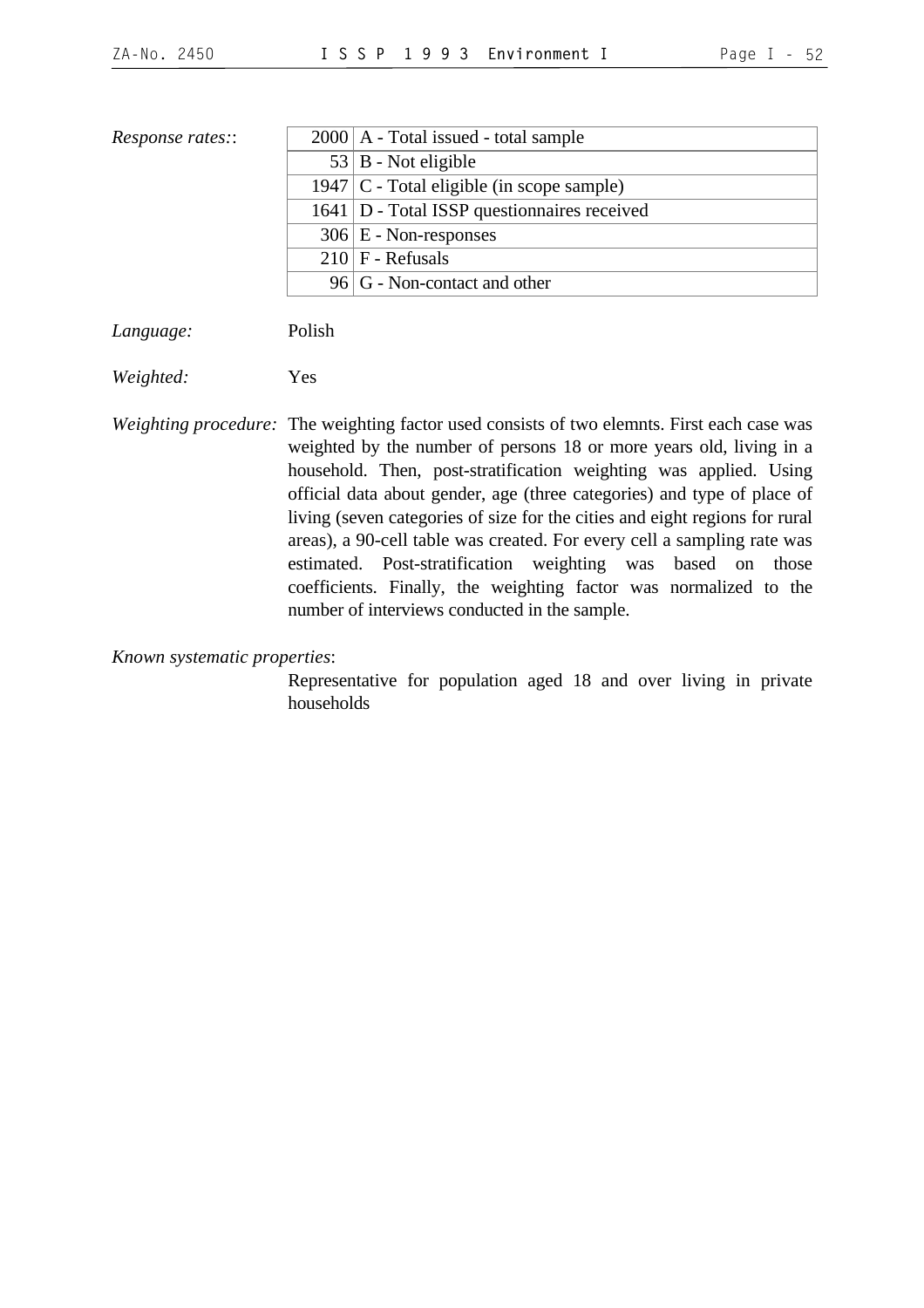*Response rates::*

| | |
|---|---|
| 2000 | A - Total issued - total sample |
| 53 | B - Not eligible |
| 1947 | C - Total eligible (in scope sample) |
| 1641 | D - Total ISSP questionnaires received |
| 306 | E - Non-responses |
| 210 | F - Refusals |
| 96 | G - Non-contact and other |

*Language:* Polish

*Weighted:* Yes

*Weighting procedure:* The weighting factor used consists of two elemnts. First each case was weighted by the number of persons 18 or more years old, living in a household. Then, post-stratification weighting was applied. Using official data about gender, age (three categories) and type of place of living (seven categories of size for the cities and eight regions for rural areas), a 90-cell table was created. For every cell a sampling rate was estimated. Post-stratification weighting was based on those coefficients. Finally, the weighting factor was normalized to the number of interviews conducted in the sample.

*Known systematic properties*:

Representative for population aged 18 and over living in private households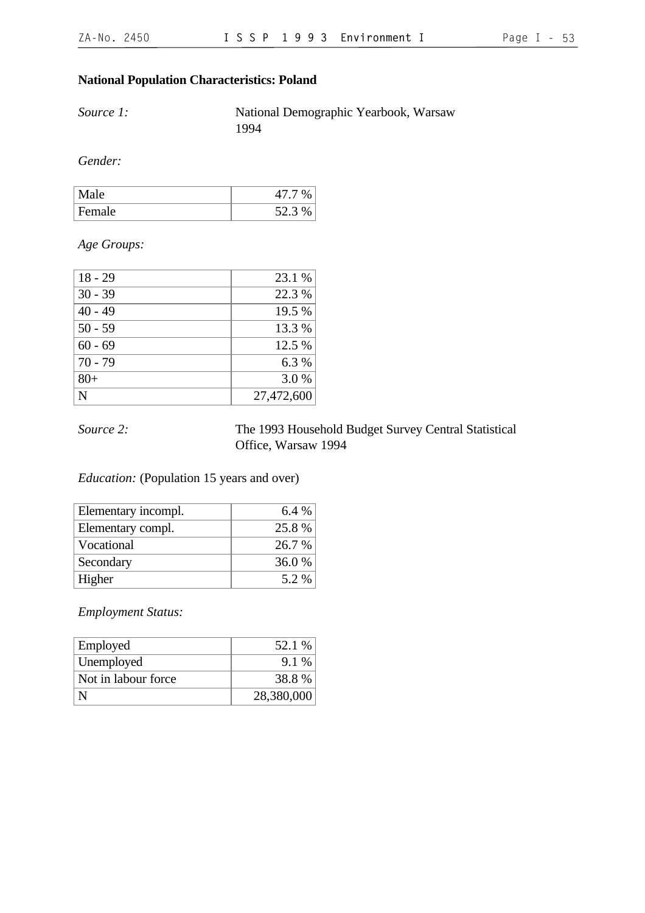**National Population Characteristics: Poland**

*Source 1:* National Demographic Yearbook, Warsaw 1994

*Gender:*

| | |
|---|---|
| Male | 47.7 % |
| Female | 52.3 % |

*Age Groups:*

| | |
|---|---|
| 18 - 29 | 23.1 % |
| 30 - 39 | 22.3 % |
| 40 - 49 | 19.5 % |
| 50 - 59 | 13.3 % |
| 60 - 69 | 12.5 % |
| 70 - 79 | 6.3 % |
| 80+ | 3.0 % |
| N | 27,472,600 |

*Source 2:* The 1993 Household Budget Survey Central Statistical Office, Warsaw 1994

*Education:* (Population 15 years and over)

| | |
|---|---|
| Elementary incompl. | 6.4 % |
| Elementary compl. | 25.8 % |
| Vocational | 26.7 % |
| Secondary | 36.0 % |
| Higher | 5.2 % |

*Employment Status:*

| | |
|---|---|
| Employed | 52.1 % |
| Unemployed | 9.1 % |
| Not in labour force | 38.8 % |
| N | 28,380,000 |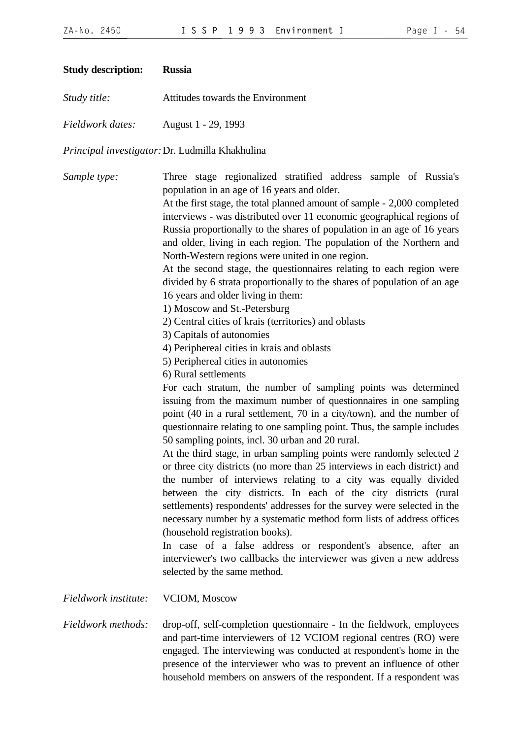**Study description:** **Russia**

*Study title:* Attitudes towards the Environment

*Fieldwork dates:* August 1 - 29, 1993

*Principal investigator:* Dr. Ludmilla Khakhulina

*Sample type:* Three stage regionalized stratified address sample of Russia's population in an age of 16 years and older.

At the first stage, the total planned amount of sample - 2,000 completed interviews - was distributed over 11 economic geographical regions of Russia proportionally to the shares of population in an age of 16 years and older, living in each region. The population of the Northern and North-Western regions were united in one region.

At the second stage, the questionnaires relating to each region were divided by 6 strata proportionally to the shares of population of an age 16 years and older living in them:

1) Moscow and St.-Petersburg
2) Central cities of krais (territories) and oblasts
3) Capitals of autonomies
4) Periphereal cities in krais and oblasts
5) Periphereal cities in autonomies
6) Rural settlements

For each stratum, the number of sampling points was determined issuing from the maximum number of questionnaires in one sampling point (40 in a rural settlement, 70 in a city/town), and the number of questionnaire relating to one sampling point. Thus, the sample includes 50 sampling points, incl. 30 urban and 20 rural.

At the third stage, in urban sampling points were randomly selected 2 or three city districts (no more than 25 interviews in each district) and the number of interviews relating to a city was equally divided between the city districts. In each of the city districts (rural settlements) respondents' addresses for the survey were selected in the necessary number by a systematic method form lists of address offices (household registration books).

In case of a false address or respondent's absence, after an interviewer's two callbacks the interviewer was given a new address selected by the same method.

*Fieldwork institute:* VCIOM, Moscow

*Fieldwork methods:* drop-off, self-completion questionnaire - In the fieldwork, employees and part-time interviewers of 12 VCIOM regional centres (RO) were engaged. The interviewing was conducted at respondent's home in the presence of the interviewer who was to prevent an influence of other household members on answers of the respondent. If a respondent was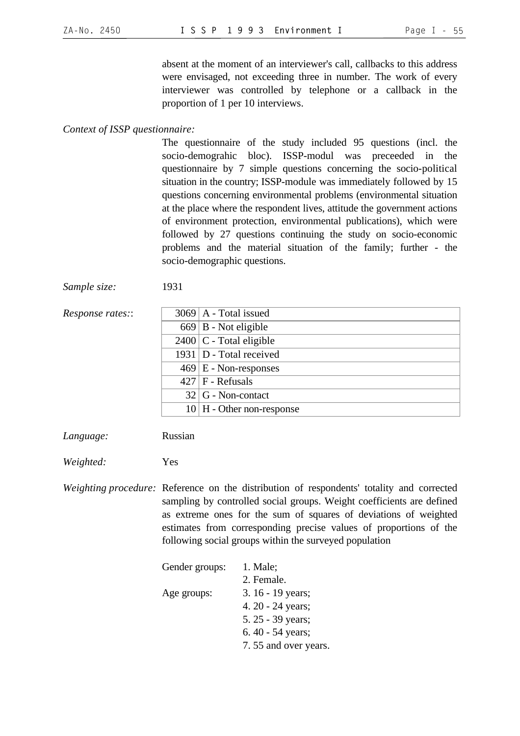absent at the moment of an interviewer's call, callbacks to this address were envisaged, not exceeding three in number. The work of every interviewer was controlled by telephone or a callback in the proportion of 1 per 10 interviews.

*Context of ISSP questionnaire:*

The questionnaire of the study included 95 questions (incl. the socio-demograhic bloc). ISSP-modul was preceeded in the questionnaire by 7 simple questions concerning the socio-political situation in the country; ISSP-module was immediately followed by 15 questions concerning environmental problems (environmental situation at the place where the respondent lives, attitude the government actions of environment protection, environmental publications), which were followed by 27 questions continuing the study on socio-economic problems and the material situation of the family; further - the socio-demographic questions.

*Sample size:* 1931

*Response rates::*

| | |
|---|---|
| 3069 | A - Total issued |
| 669 | B - Not eligible |
| 2400 | C - Total eligible |
| 1931 | D - Total received |
| 469 | E - Non-responses |
| 427 | F - Refusals |
| 32 | G - Non-contact |
| 10 | H - Other non-response |

*Language:* Russian

*Weighted:* Yes

*Weighting procedure:* Reference on the distribution of respondents' totality and corrected sampling by controlled social groups. Weight coefficients are defined as extreme ones for the sum of squares of deviations of weighted estimates from corresponding precise values of proportions of the following social groups within the surveyed population

Gender groups:
1. Male;
2. Female.

Age groups:
3. 16 - 19 years;
4. 20 - 24 years;
5. 25 - 39 years;
6. 40 - 54 years;
7. 55 and over years.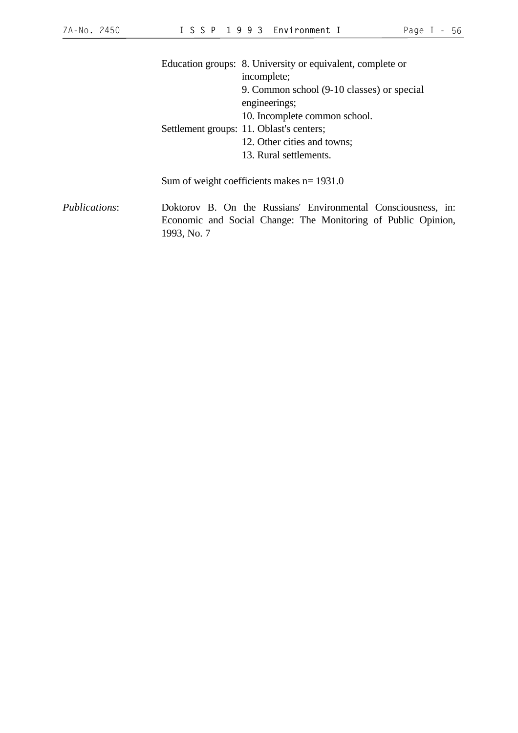Education groups: 8. University or equivalent, complete or incomplete;
9. Common school (9-10 classes) or special engineerings;
10. Incomplete common school.

Settlement groups: 11. Oblast's centers;
12. Other cities and towns;
13. Rural settlements.

Sum of weight coefficients makes n= 1931.0

*Publications*: Doktorov B. On the Russians' Environmental Consciousness, in: Economic and Social Change: The Monitoring of Public Opinion, 1993, No. 7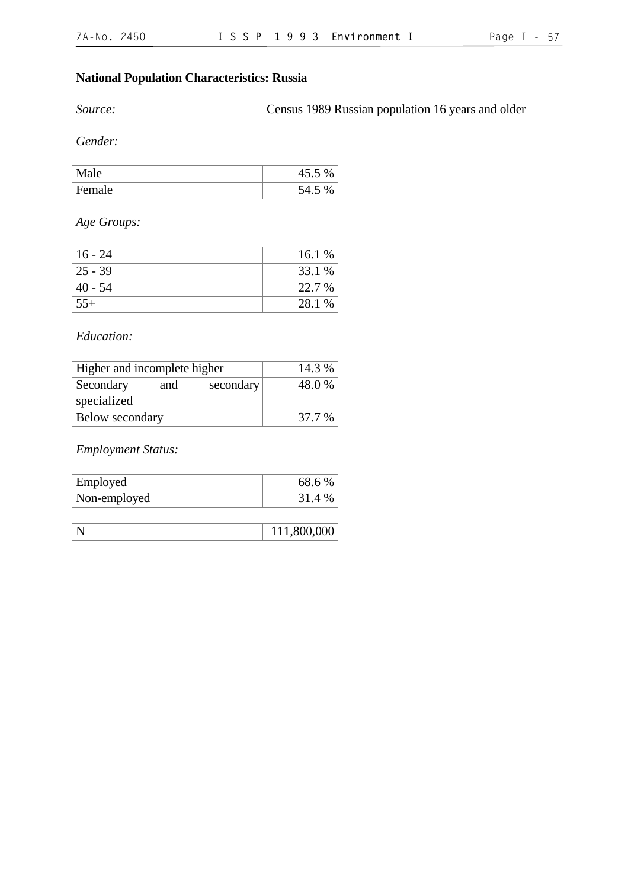**National Population Characteristics: Russia**

*Source:* Census 1989 Russian population 16 years and older

*Gender:*

| | |
|---|---|
| Male | 45.5 % |
| Female | 54.5 % |

*Age Groups:*

| | |
|---|---|
| 16 - 24 | 16.1 % |
| 25 - 39 | 33.1 % |
| 40 - 54 | 22.7 % |
| 55+ | 28.1 % |

*Education:*

| | |
|---|---|
| Higher and incomplete higher | 14.3 % |
| Secondary and secondary specialized | 48.0 % |
| Below secondary | 37.7 % |

*Employment Status:*

| | |
|---|---|
| Employed | 68.6 % |
| Non-employed | 31.4 % |

| | |
|---|---|
| N | 111,800,000 |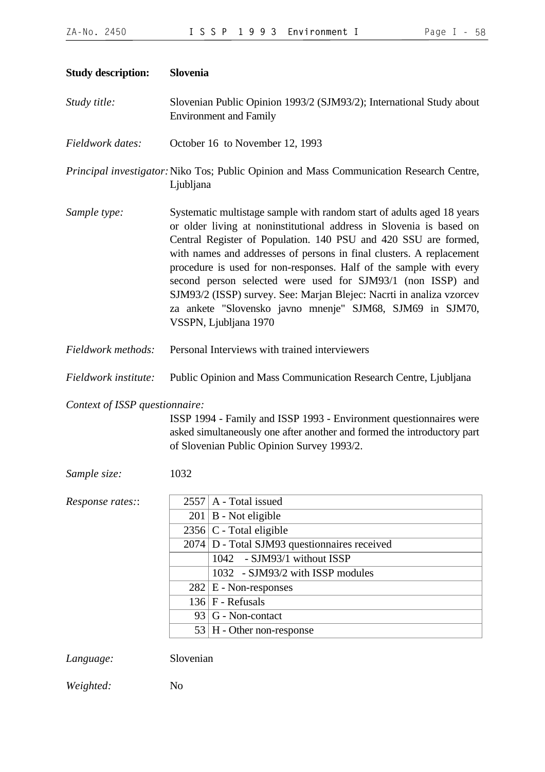**Study description:** **Slovenia**

*Study title:* Slovenian Public Opinion 1993/2 (SJM93/2); International Study about Environment and Family

*Fieldwork dates:* October 16 to November 12, 1993

*Principal investigator:* Niko Tos; Public Opinion and Mass Communication Research Centre, Ljubljana

*Sample type:* Systematic multistage sample with random start of adults aged 18 years or older living at noninstitutional address in Slovenia is based on Central Register of Population. 140 PSU and 420 SSU are formed, with names and addresses of persons in final clusters. A replacement procedure is used for non-responses. Half of the sample with every second person selected were used for SJM93/1 (non ISSP) and SJM93/2 (ISSP) survey. See: Marjan Blejec: Nacrti in analiza vzorcev za ankete "Slovensko javno mnenje" SJM68, SJM69 in SJM70, VSSPN, Ljubljana 1970

*Fieldwork methods:* Personal Interviews with trained interviewers

*Fieldwork institute:* Public Opinion and Mass Communication Research Centre, Ljubljana

*Context of ISSP questionnaire:*
ISSP 1994 - Family and ISSP 1993 - Environment questionnaires were asked simultaneously one after another and formed the introductory part of Slovenian Public Opinion Survey 1993/2.

*Sample size:* 1032

*Response rates::*

| | |
|---|---|
| 2557 | A - Total issued |
| 201 | B - Not eligible |
| 2356 | C - Total eligible |
| 2074 | D - Total SJM93 questionnaires received |
| | 1042 - SJM93/1 without ISSP |
| | 1032 - SJM93/2 with ISSP modules |
| 282 | E - Non-responses |
| 136 | F - Refusals |
| 93 | G - Non-contact |
| 53 | H - Other non-response |

*Language:* Slovenian

*Weighted:* No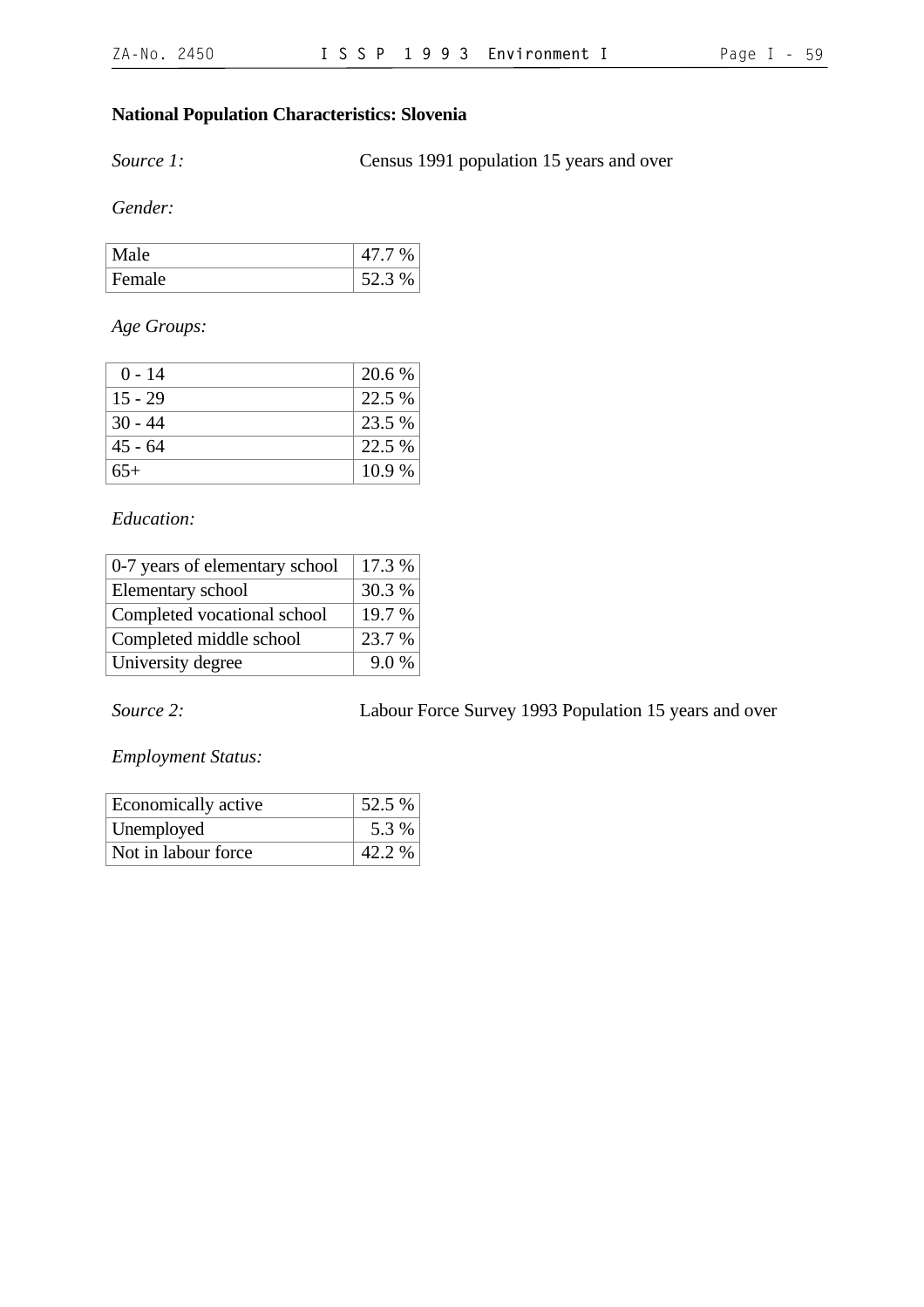**National Population Characteristics: Slovenia**

*Source 1:* Census 1991 population 15 years and over

*Gender:*

| | |
|---|---|
| Male | 47.7 % |
| Female | 52.3 % |

*Age Groups:*

| | |
|---|---|
| 0 - 14 | 20.6 % |
| 15 - 29 | 22.5 % |
| 30 - 44 | 23.5 % |
| 45 - 64 | 22.5 % |
| 65+ | 10.9 % |

*Education:*

| | |
|---|---|
| 0-7 years of elementary school | 17.3 % |
| Elementary school | 30.3 % |
| Completed vocational school | 19.7 % |
| Completed middle school | 23.7 % |
| University degree | 9.0 % |

*Source 2:* Labour Force Survey 1993 Population 15 years and over

*Employment Status:*

| | |
|---|---|
| Economically active | 52.5 % |
| Unemployed | 5.3 % |
| Not in labour force | 42.2 % |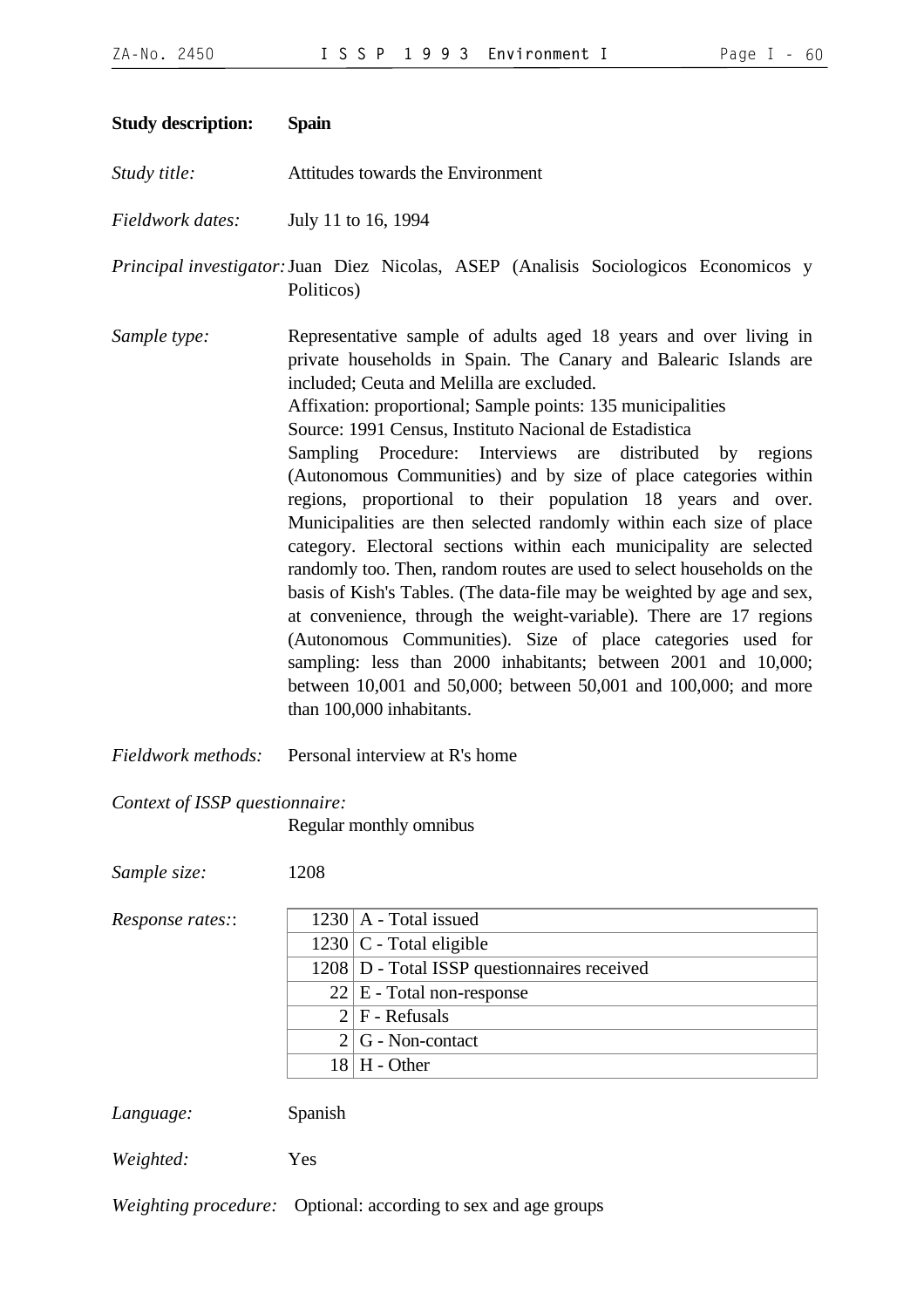**Study description:** **Spain**

*Study title:* Attitudes towards the Environment

*Fieldwork dates:* July 11 to 16, 1994

*Principal investigator:* Juan Diez Nicolas, ASEP (Analisis Sociologicos Economicos y Politicos)

*Sample type:* Representative sample of adults aged 18 years and over living in private households in Spain. The Canary and Balearic Islands are included; Ceuta and Melilla are excluded.
Affixation: proportional; Sample points: 135 municipalities
Source: 1991 Census, Instituto Nacional de Estadistica
Sampling Procedure: Interviews are distributed by regions (Autonomous Communities) and by size of place categories within regions, proportional to their population 18 years and over. Municipalities are then selected randomly within each size of place category. Electoral sections within each municipality are selected randomly too. Then, random routes are used to select households on the basis of Kish's Tables. (The data-file may be weighted by age and sex, at convenience, through the weight-variable). There are 17 regions (Autonomous Communities). Size of place categories used for sampling: less than 2000 inhabitants; between 2001 and 10,000; between 10,001 and 50,000; between 50,001 and 100,000; and more than 100,000 inhabitants.

*Fieldwork methods:* Personal interview at R's home

*Context of ISSP questionnaire:*
Regular monthly omnibus

*Sample size:* 1208

*Response rates::*

| | |
|---|---|
| 1230 | A - Total issued |
| 1230 | C - Total eligible |
| 1208 | D - Total ISSP questionnaires received |
| 22 | E - Total non-response |
| 2 | F - Refusals |
| 2 | G - Non-contact |
| 18 | H - Other |

*Language:* Spanish

*Weighted:* Yes

*Weighting procedure:* Optional: according to sex and age groups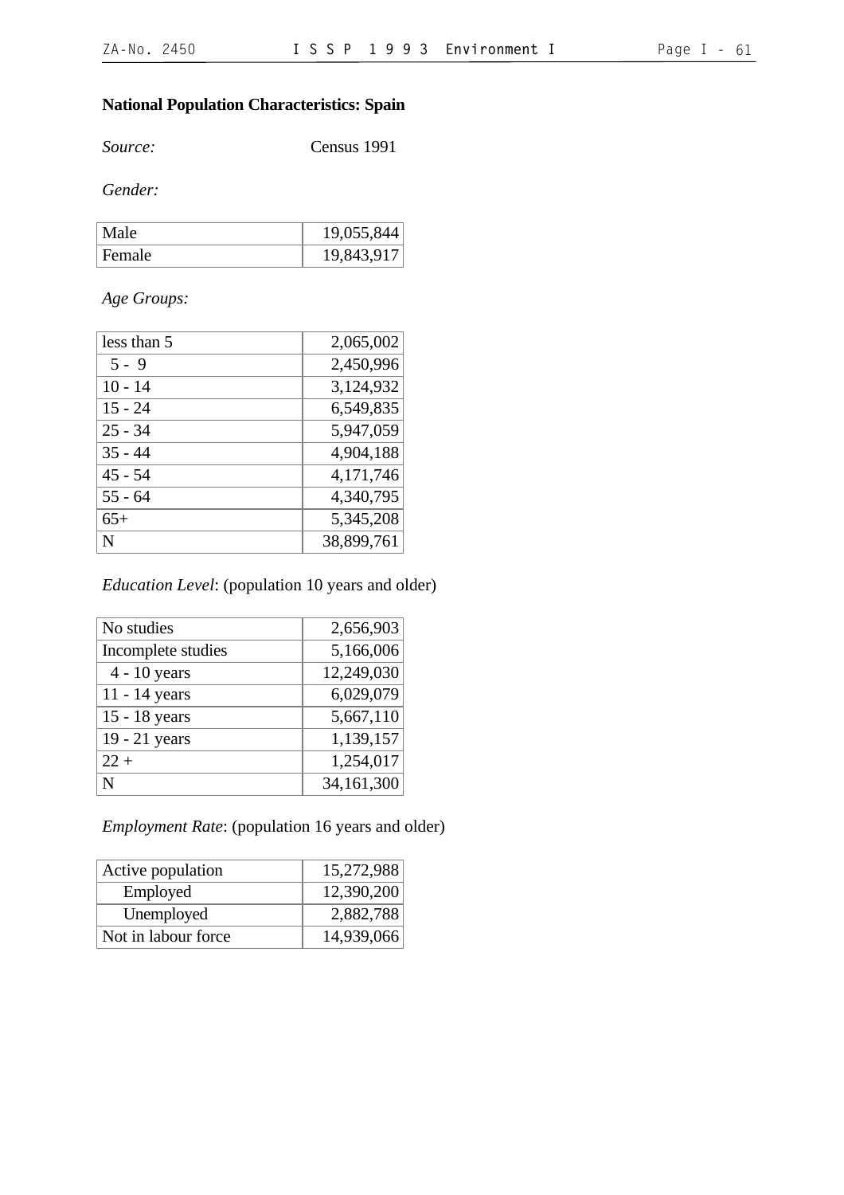**National Population Characteristics: Spain**

*Source:* Census 1991

*Gender:*

| | |
|---|---|
| Male | 19,055,844 |
| Female | 19,843,917 |

*Age Groups:*

| | |
|---|---|
| less than 5 | 2,065,002 |
| 5 - 9 | 2,450,996 |
| 10 - 14 | 3,124,932 |
| 15 - 24 | 6,549,835 |
| 25 - 34 | 5,947,059 |
| 35 - 44 | 4,904,188 |
| 45 - 54 | 4,171,746 |
| 55 - 64 | 4,340,795 |
| 65+ | 5,345,208 |
| N | 38,899,761 |

*Education Level*: (population 10 years and older)

| | |
|---|---|
| No studies | 2,656,903 |
| Incomplete studies | 5,166,006 |
| 4 - 10 years | 12,249,030 |
| 11 - 14 years | 6,029,079 |
| 15 - 18 years | 5,667,110 |
| 19 - 21 years | 1,139,157 |
| 22 + | 1,254,017 |
| N | 34,161,300 |

*Employment Rate*: (population 16 years and older)

| | |
|---|---|
| Active population | 15,272,988 |
| Employed | 12,390,200 |
| Unemployed | 2,882,788 |
| Not in labour force | 14,939,066 |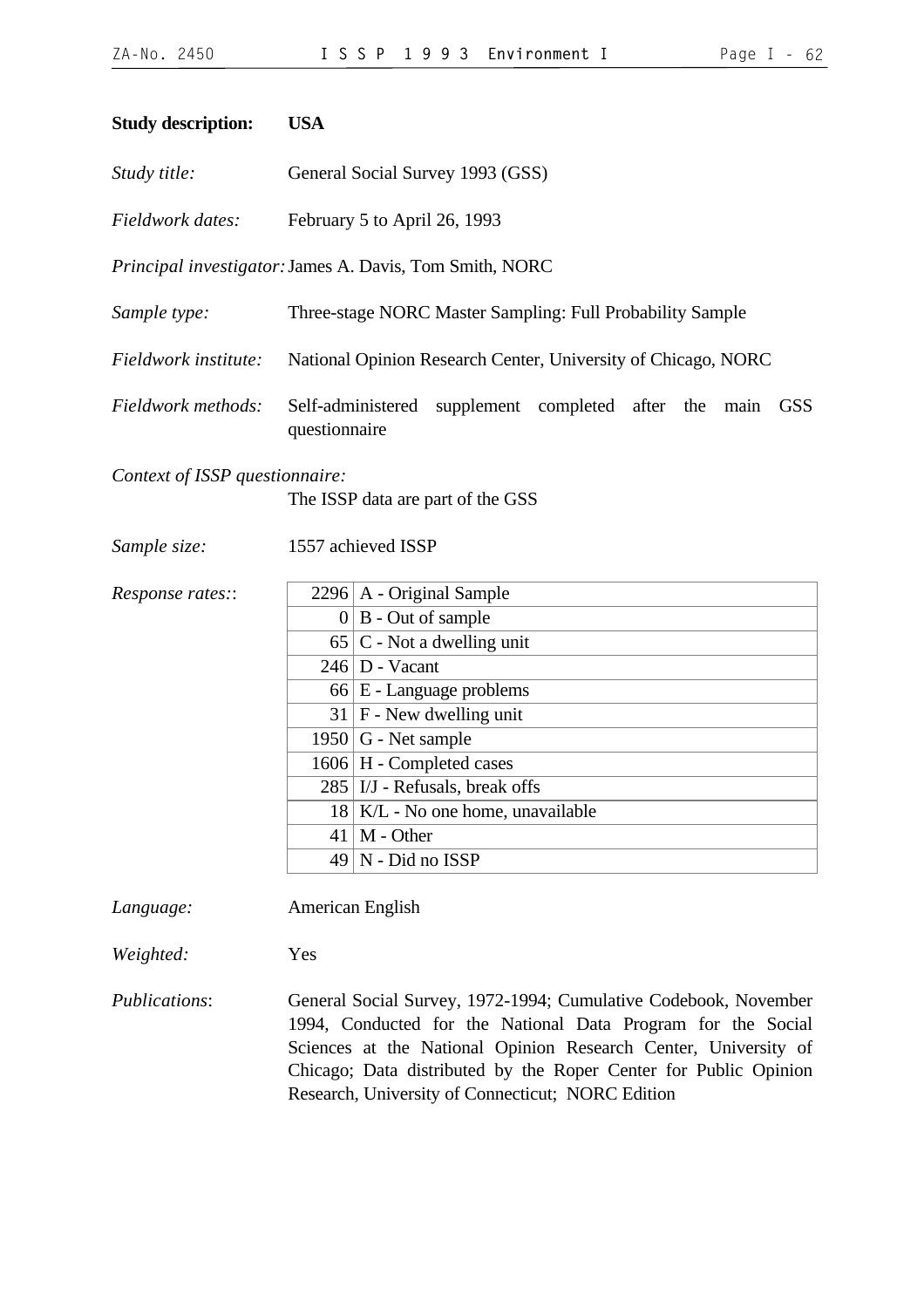**Study description:** **USA**

*Study title:* General Social Survey 1993 (GSS)

*Fieldwork dates:* February 5 to April 26, 1993

*Principal investigator:* James A. Davis, Tom Smith, NORC

*Sample type:* Three-stage NORC Master Sampling: Full Probability Sample

*Fieldwork institute:* National Opinion Research Center, University of Chicago, NORC

*Fieldwork methods:* Self-administered supplement completed after the main GSS questionnaire

*Context of ISSP questionnaire:* The ISSP data are part of the GSS

*Sample size:* 1557 achieved ISSP

*Response rates:*:

| | |
|---|---|
| 2296 | A - Original Sample |
| 0 | B - Out of sample |
| 65 | C - Not a dwelling unit |
| 246 | D - Vacant |
| 66 | E - Language problems |
| 31 | F - New dwelling unit |
| 1950 | G - Net sample |
| 1606 | H - Completed cases |
| 285 | I/J - Refusals, break offs |
| 18 | K/L - No one home, unavailable |
| 41 | M - Other |
| 49 | N - Did no ISSP |

*Language:* American English

*Weighted:* Yes

*Publications*: General Social Survey, 1972-1994; Cumulative Codebook, November 1994, Conducted for the National Data Program for the Social Sciences at the National Opinion Research Center, University of Chicago; Data distributed by the Roper Center for Public Opinion Research, University of Connecticut; NORC Edition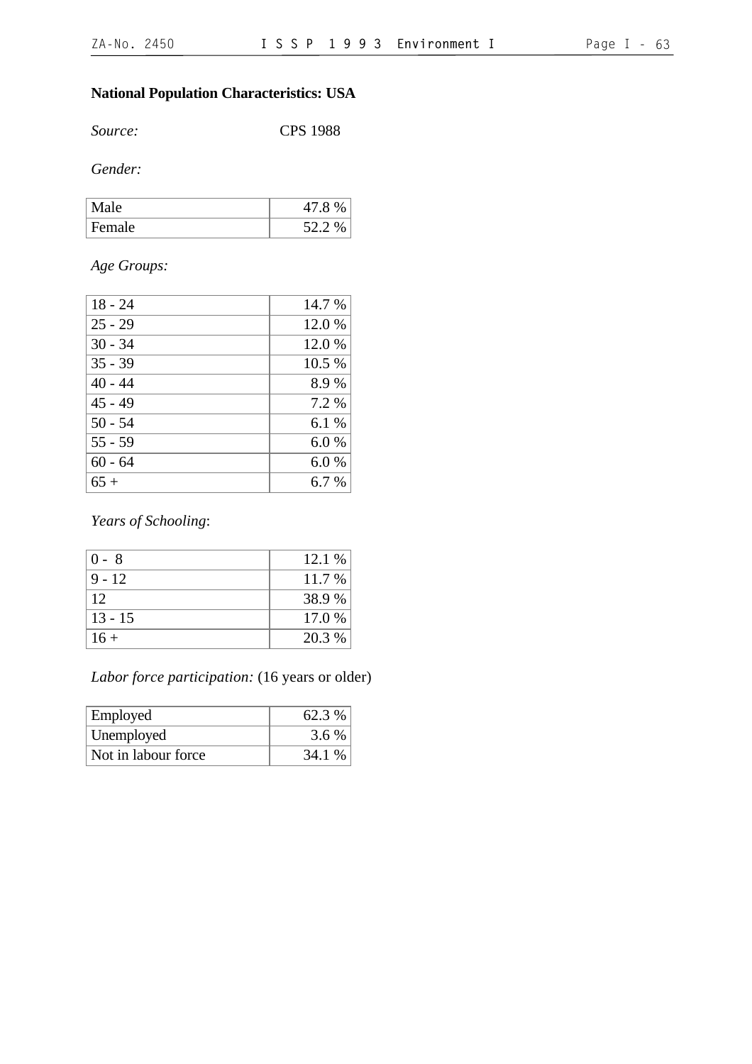## National Population Characteristics: USA

*Source:* CPS 1988

*Gender:*

| | |
|---|---|
| Male | 47.8 % |
| Female | 52.2 % |

*Age Groups:*

| | |
|---|---|
| 18 - 24 | 14.7 % |
| 25 - 29 | 12.0 % |
| 30 - 34 | 12.0 % |
| 35 - 39 | 10.5 % |
| 40 - 44 | 8.9 % |
| 45 - 49 | 7.2 % |
| 50 - 54 | 6.1 % |
| 55 - 59 | 6.0 % |
| 60 - 64 | 6.0 % |
| 65 + | 6.7 % |

*Years of Schooling*:

| | |
|---|---|
| 0 - 8 | 12.1 % |
| 9 - 12 | 11.7 % |
| 12 | 38.9 % |
| 13 - 15 | 17.0 % |
| 16 + | 20.3 % |

*Labor force participation:* (16 years or older)

| | |
|---|---|
| Employed | 62.3 % |
| Unemployed | 3.6 % |
| Not in labour force | 34.1 % |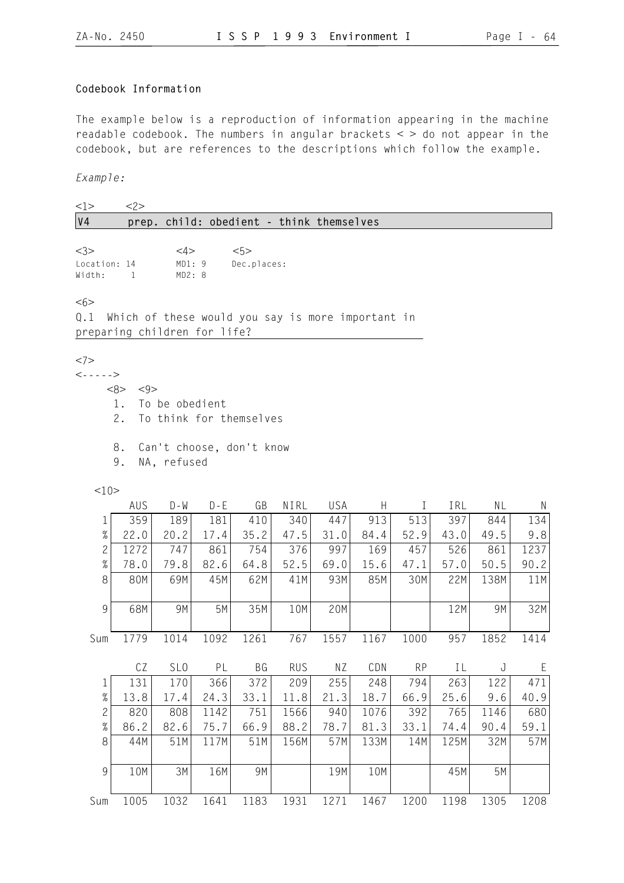## Codebook Information

The example below is a reproduction of information appearing in the machine readable codebook. The numbers in angular brackets < > do not appear in the codebook, but are references to the descriptions which follow the example.

*Example:*

<1> <2>

**V4 prep. child: obedient - think themselves**

<3> <4> <5>

Location: 14 MD1: 9 Dec.places:
Width: 1 MD2: 8

<6>

Q.1 Which of these would you say is more important in preparing children for life?

<7>
<----->

<8> <9>

1. To be obedient
2. To think for themselves

8. Can't choose, don't know
9. NA, refused

<10>

| | AUS | D-W | D-E | GB | NIRL | USA | H | I | IRL | NL | N |
|---|---|---|---|---|---|---|---|---|---|---|---|
| 1 | 359 | 189 | 181 | 410 | 340 | 447 | 913 | 513 | 397 | 844 | 134 |
| % | 22.0 | 20.2 | 17.4 | 35.2 | 47.5 | 31.0 | 84.4 | 52.9 | 43.0 | 49.5 | 9.8 |
| 2 | 1272 | 747 | 861 | 754 | 376 | 997 | 169 | 457 | 526 | 861 | 1237 |
| % | 78.0 | 79.8 | 82.6 | 64.8 | 52.5 | 69.0 | 15.6 | 47.1 | 57.0 | 50.5 | 90.2 |
| 8 | 80M | 69M | 45M | 62M | 41M | 93M | 85M | 30M | 22M | 138M | 11M |
| 9 | 68M | 9M | 5M | 35M | 10M | 20M | | | 12M | 9M | 32M |
| Sum | 1779 | 1014 | 1092 | 1261 | 767 | 1557 | 1167 | 1000 | 957 | 1852 | 1414 |

| | CZ | SLO | PL | BG | RUS | NZ | CDN | RP | IL | J | E |
|---|---|---|---|---|---|---|---|---|---|---|---|
| 1 | 131 | 170 | 366 | 372 | 209 | 255 | 248 | 794 | 263 | 122 | 471 |
| % | 13.8 | 17.4 | 24.3 | 33.1 | 11.8 | 21.3 | 18.7 | 66.9 | 25.6 | 9.6 | 40.9 |
| 2 | 820 | 808 | 1142 | 751 | 1566 | 940 | 1076 | 392 | 765 | 1146 | 680 |
| % | 86.2 | 82.6 | 75.7 | 66.9 | 88.2 | 78.7 | 81.3 | 33.1 | 74.4 | 90.4 | 59.1 |
| 8 | 44M | 51M | 117M | 51M | 156M | 57M | 133M | 14M | 125M | 32M | 57M |
| 9 | 10M | 3M | 16M | 9M | | 19M | 10M | | 45M | 5M | |
| Sum | 1005 | 1032 | 1641 | 1183 | 1931 | 1271 | 1467 | 1200 | 1198 | 1305 | 1208 |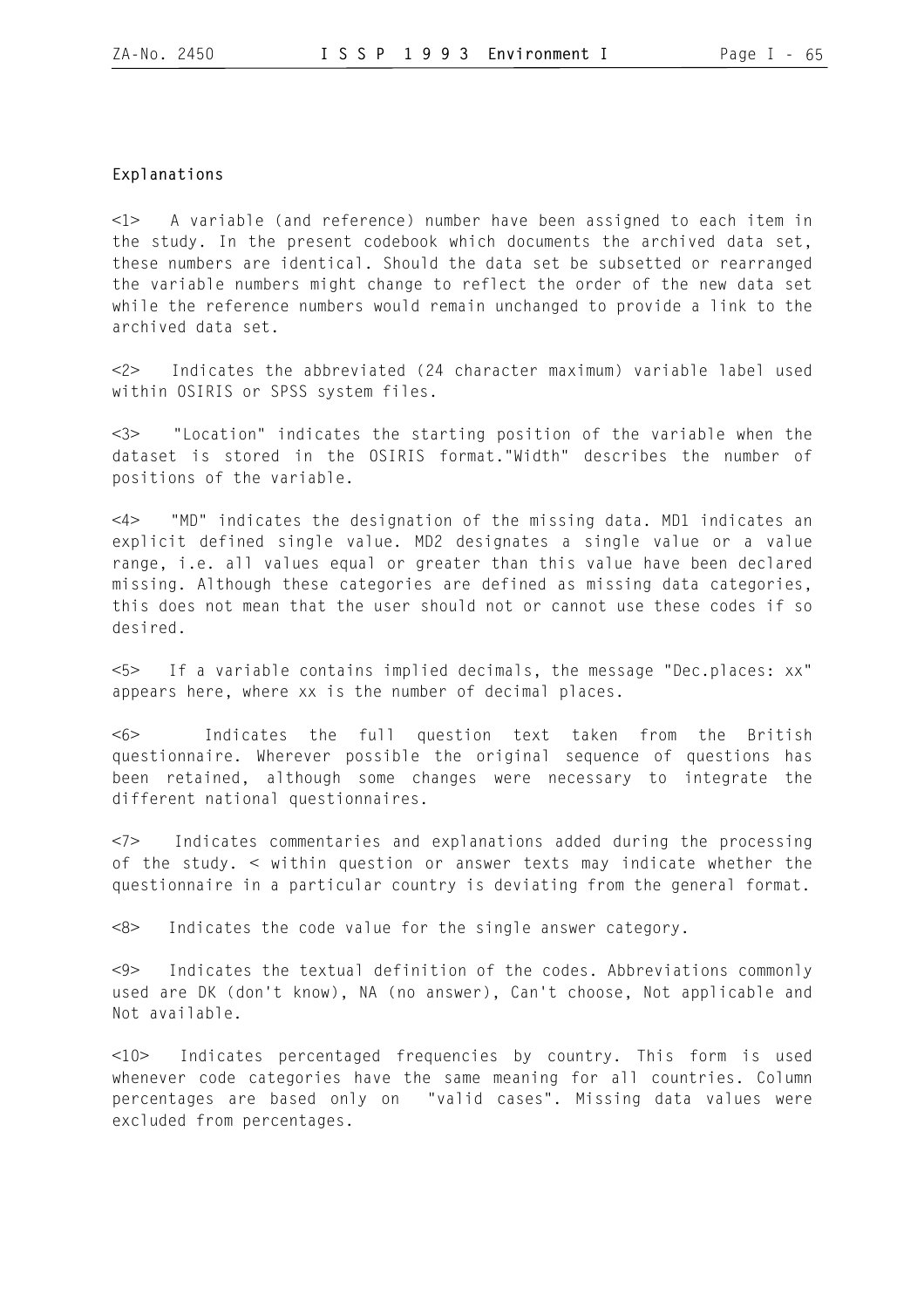## Explanations

<1> A variable (and reference) number have been assigned to each item in the study. In the present codebook which documents the archived data set, these numbers are identical. Should the data set be subsetted or rearranged the variable numbers might change to reflect the order of the new data set while the reference numbers would remain unchanged to provide a link to the archived data set.

<2> Indicates the abbreviated (24 character maximum) variable label used within OSIRIS or SPSS system files.

<3> "Location" indicates the starting position of the variable when the dataset is stored in the OSIRIS format."Width" describes the number of positions of the variable.

<4> "MD" indicates the designation of the missing data. MD1 indicates an explicit defined single value. MD2 designates a single value or a value range, i.e. all values equal or greater than this value have been declared missing. Although these categories are defined as missing data categories, this does not mean that the user should not or cannot use these codes if so desired.

<5> If a variable contains implied decimals, the message "Dec.places: xx" appears here, where xx is the number of decimal places.

<6> Indicates the full question text taken from the British questionnaire. Wherever possible the original sequence of questions has been retained, although some changes were necessary to integrate the different national questionnaires.

<7> Indicates commentaries and explanations added during the processing of the study. < within question or answer texts may indicate whether the questionnaire in a particular country is deviating from the general format.

<8> Indicates the code value for the single answer category.

<9> Indicates the textual definition of the codes. Abbreviations commonly used are DK (don't know), NA (no answer), Can't choose, Not applicable and Not available.

<10> Indicates percentaged frequencies by country. This form is used whenever code categories have the same meaning for all countries. Column percentages are based only on "valid cases". Missing data values were excluded from percentages.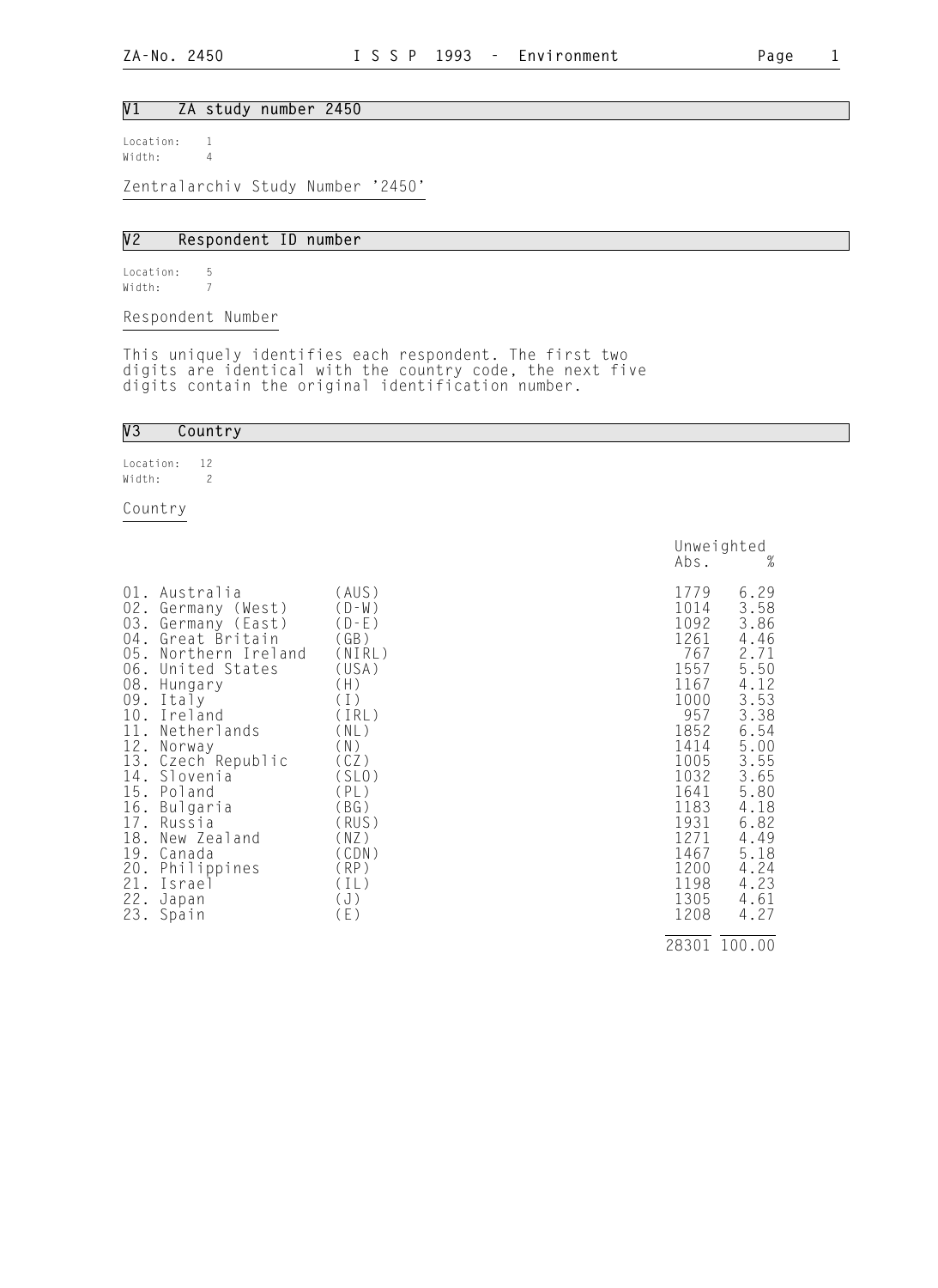## V1 ZA study number 2450

Location: 1
Width: 4

Zentralarchiv Study Number '2450'

## V2 Respondent ID number

Location: 5
Width: 7

Respondent Number

This uniquely identifies each respondent. The first two digits are identical with the country code, the next five digits contain the original identification number.

## V3 Country

Location: 12
Width: 2

Country

| Code | Country | Abbr. | Unweighted Abs. | Unweighted % |
|---|---|---|---|---|
| 01. | Australia | (AUS) | 1779 | 6.29 |
| 02. | Germany (West) | (D-W) | 1014 | 3.58 |
| 03. | Germany (East) | (D-E) | 1092 | 3.86 |
| 04. | Great Britain | (GB) | 1261 | 4.46 |
| 05. | Northern Ireland | (NIRL) | 767 | 2.71 |
| 06. | United States | (USA) | 1557 | 5.50 |
| 08. | Hungary | (H) | 1167 | 4.12 |
| 09. | Italy | (I) | 1000 | 3.53 |
| 10. | Ireland | (IRL) | 957 | 3.38 |
| 11. | Netherlands | (NL) | 1852 | 6.54 |
| 12. | Norway | (N) | 1414 | 5.00 |
| 13. | Czech Republic | (CZ) | 1005 | 3.55 |
| 14. | Slovenia | (SLO) | 1032 | 3.65 |
| 15. | Poland | (PL) | 1641 | 5.80 |
| 16. | Bulgaria | (BG) | 1183 | 4.18 |
| 17. | Russia | (RUS) | 1931 | 6.82 |
| 18. | New Zealand | (NZ) | 1271 | 4.49 |
| 19. | Canada | (CDN) | 1467 | 5.18 |
| 20. | Philippines | (RP) | 1200 | 4.24 |
| 21. | Israel | (IL) | 1198 | 4.23 |
| 22. | Japan | (J) | 1305 | 4.61 |
| 23. | Spain | (E) | 1208 | 4.27 |
| | | | 28301 | 100.00 |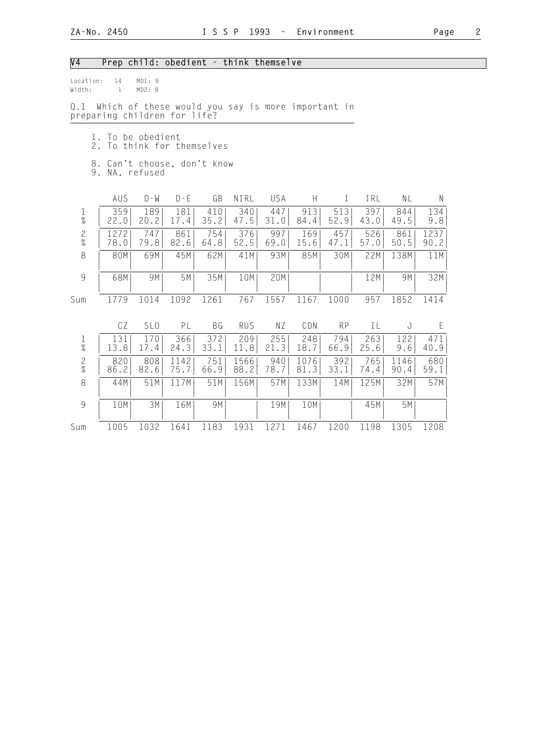## V4 Prep child: obedient - think themselve

Location: 14 MD1: 9
Width: 1 MD2: 8

Q.1 Which of these would you say is more important in preparing children for life?

1. To be obedient
2. To think for themselves

8. Can't choose, don't know
9. NA, refused

| | AUS | D-W | D-E | GB | NIRL | USA | H | I | IRL | NL | N |
|---|---|---|---|---|---|---|---|---|---|---|---|
| 1 | 359 | 189 | 181 | 410 | 340 | 447 | 913 | 513 | 397 | 844 | 134 |
| % | 22.0 | 20.2 | 17.4 | 35.2 | 47.5 | 31.0 | 84.4 | 52.9 | 43.0 | 49.5 | 9.8 |
| 2 | 1272 | 747 | 861 | 754 | 376 | 997 | 169 | 457 | 526 | 861 | 1237 |
| % | 78.0 | 79.8 | 82.6 | 64.8 | 52.5 | 69.0 | 15.6 | 47.1 | 57.0 | 50.5 | 90.2 |
| 8 | 80M | 69M | 45M | 62M | 41M | 93M | 85M | 30M | 22M | 138M | 11M |
| 9 | 68M | 9M | 5M | 35M | 10M | 20M | | | 12M | 9M | 32M |
| Sum | 1779 | 1014 | 1092 | 1261 | 767 | 1557 | 1167 | 1000 | 957 | 1852 | 1414 |

| | CZ | SLO | PL | BG | RUS | NZ | CDN | RP | IL | J | E |
|---|---|---|---|---|---|---|---|---|---|---|---|
| 1 | 131 | 170 | 366 | 372 | 209 | 255 | 248 | 794 | 263 | 122 | 471 |
| % | 13.8 | 17.4 | 24.3 | 33.1 | 11.8 | 21.3 | 18.7 | 66.9 | 25.6 | 9.6 | 40.9 |
| 2 | 820 | 808 | 1142 | 751 | 1566 | 940 | 1076 | 392 | 765 | 1146 | 680 |
| % | 86.2 | 82.6 | 75.7 | 66.9 | 88.2 | 78.7 | 81.3 | 33.1 | 74.4 | 90.4 | 59.1 |
| 8 | 44M | 51M | 117M | 51M | 156M | 57M | 133M | 14M | 125M | 32M | 57M |
| 9 | 10M | 3M | 16M | 9M | | 19M | 10M | | 45M | 5M | |
| Sum | 1005 | 1032 | 1641 | 1183 | 1931 | 1271 | 1467 | 1200 | 1198 | 1305 | 1208 |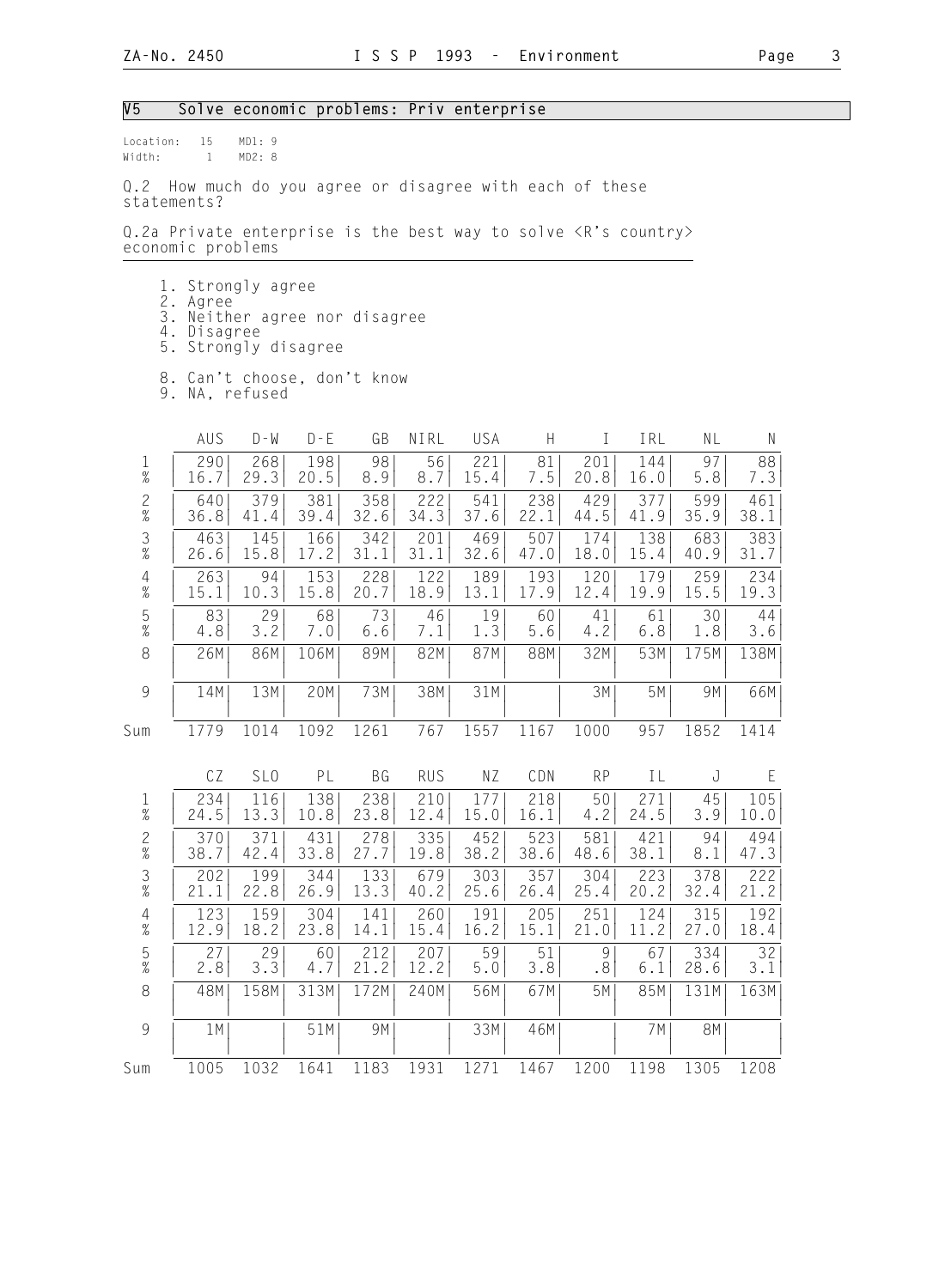## V5 Solve economic problems: Priv enterprise

Location: 15 MD1: 9
Width: 1 MD2: 8

Q.2 How much do you agree or disagree with each of these statements?

Q.2a Private enterprise is the best way to solve <R's country> economic problems

1. Strongly agree
2. Agree
3. Neither agree nor disagree
4. Disagree
5. Strongly disagree

8. Can't choose, don't know
9. NA, refused

| | AUS | D-W | D-E | GB | NIRL | USA | H | I | IRL | NL | N |
|---|---|---|---|---|---|---|---|---|---|---|---|
| 1 | 290 | 268 | 198 | 98 | 56 | 221 | 81 | 201 | 144 | 97 | 88 |
| % | 16.7 | 29.3 | 20.5 | 8.9 | 8.7 | 15.4 | 7.5 | 20.8 | 16.0 | 5.8 | 7.3 |
| 2 | 640 | 379 | 381 | 358 | 222 | 541 | 238 | 429 | 377 | 599 | 461 |
| % | 36.8 | 41.4 | 39.4 | 32.6 | 34.3 | 37.6 | 22.1 | 44.5 | 41.9 | 35.9 | 38.1 |
| 3 | 463 | 145 | 166 | 342 | 201 | 469 | 507 | 174 | 138 | 683 | 383 |
| % | 26.6 | 15.8 | 17.2 | 31.1 | 31.1 | 32.6 | 47.0 | 18.0 | 15.4 | 40.9 | 31.7 |
| 4 | 263 | 94 | 153 | 228 | 122 | 189 | 193 | 120 | 179 | 259 | 234 |
| % | 15.1 | 10.3 | 15.8 | 20.7 | 18.9 | 13.1 | 17.9 | 12.4 | 19.9 | 15.5 | 19.3 |
| 5 | 83 | 29 | 68 | 73 | 46 | 19 | 60 | 41 | 61 | 30 | 44 |
| % | 4.8 | 3.2 | 7.0 | 6.6 | 7.1 | 1.3 | 5.6 | 4.2 | 6.8 | 1.8 | 3.6 |
| 8 | 26M | 86M | 106M | 89M | 82M | 87M | 88M | 32M | 53M | 175M | 138M |
| 9 | 14M | 13M | 20M | 73M | 38M | 31M | | 3M | 5M | 9M | 66M |
| Sum | 1779 | 1014 | 1092 | 1261 | 767 | 1557 | 1167 | 1000 | 957 | 1852 | 1414 |

| | CZ | SLO | PL | BG | RUS | NZ | CDN | RP | IL | J | E |
|---|---|---|---|---|---|---|---|---|---|---|---|
| 1 | 234 | 116 | 138 | 238 | 210 | 177 | 218 | 50 | 271 | 45 | 105 |
| % | 24.5 | 13.3 | 10.8 | 23.8 | 12.4 | 15.0 | 16.1 | 4.2 | 24.5 | 3.9 | 10.0 |
| 2 | 370 | 371 | 431 | 278 | 335 | 452 | 523 | 581 | 421 | 94 | 494 |
| % | 38.7 | 42.4 | 33.8 | 27.7 | 19.8 | 38.2 | 38.6 | 48.6 | 38.1 | 8.1 | 47.3 |
| 3 | 202 | 199 | 344 | 133 | 679 | 303 | 357 | 304 | 223 | 378 | 222 |
| % | 21.1 | 22.8 | 26.9 | 13.3 | 40.2 | 25.6 | 26.4 | 25.4 | 20.2 | 32.4 | 21.2 |
| 4 | 123 | 159 | 304 | 141 | 260 | 191 | 205 | 251 | 124 | 315 | 192 |
| % | 12.9 | 18.2 | 23.8 | 14.1 | 15.4 | 16.2 | 15.1 | 21.0 | 11.2 | 27.0 | 18.4 |
| 5 | 27 | 29 | 60 | 212 | 207 | 59 | 51 | 9 | 67 | 334 | 32 |
| % | 2.8 | 3.3 | 4.7 | 21.2 | 12.2 | 5.0 | 3.8 | .8 | 6.1 | 28.6 | 3.1 |
| 8 | 48M | 158M | 313M | 172M | 240M | 56M | 67M | 5M | 85M | 131M | 163M |
| 9 | 1M | | 51M | 9M | | 33M | 46M | | 7M | 8M | |
| Sum | 1005 | 1032 | 1641 | 1183 | 1931 | 1271 | 1467 | 1200 | 1198 | 1305 | 1208 |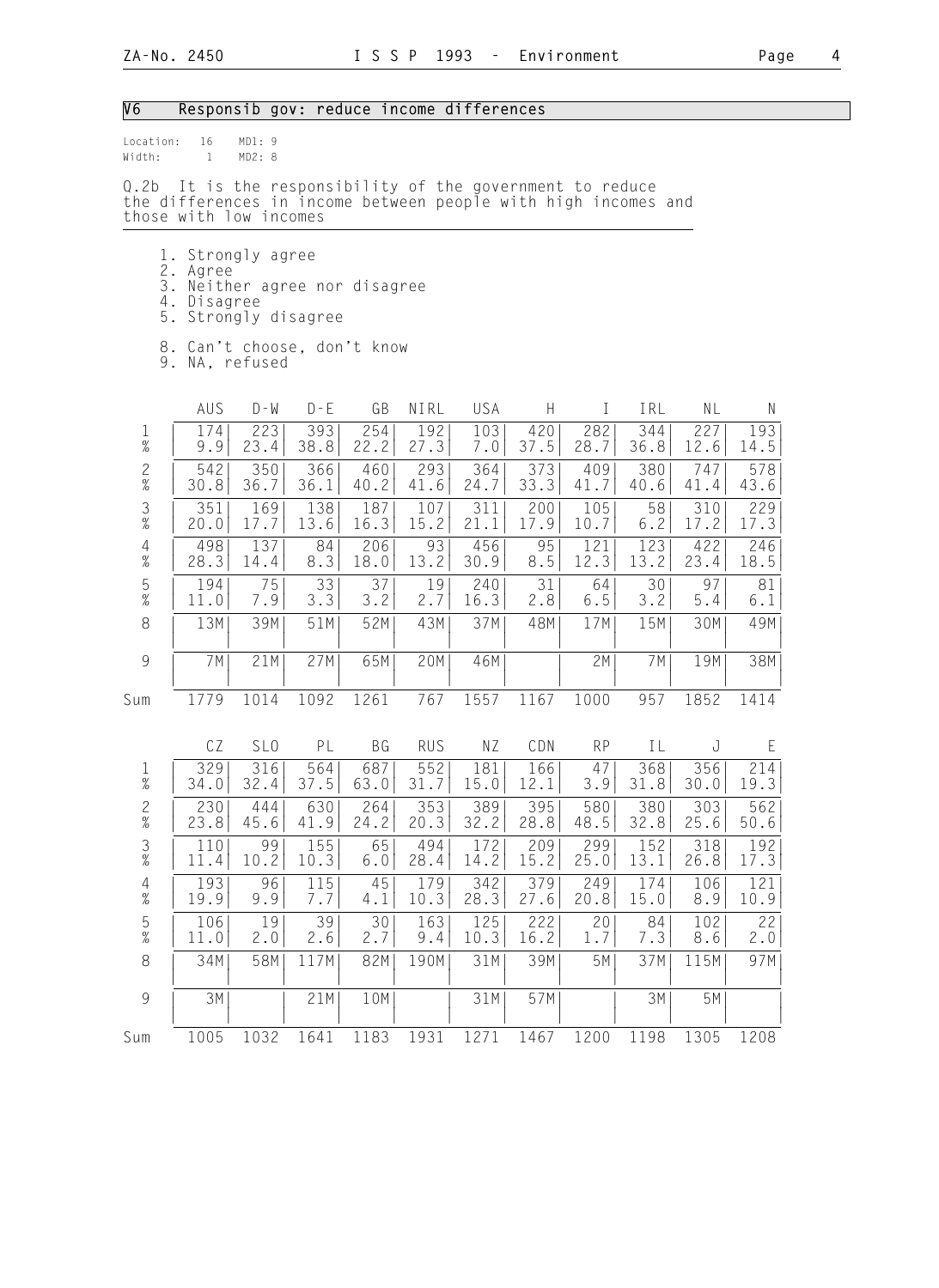## V6 Responsib gov: reduce income differences

Location: 16 MD1: 9
Width: 1 MD2: 8

Q.2b It is the responsibility of the government to reduce the differences in income between people with high incomes and those with low incomes

1. Strongly agree
2. Agree
3. Neither agree nor disagree
4. Disagree
5. Strongly disagree

8. Can't choose, don't know
9. NA, refused

| | AUS | D-W | D-E | GB | NIRL | USA | H | I | IRL | NL | N |
|---|---|---|---|---|---|---|---|---|---|---|---|
| 1 | 174 | 223 | 393 | 254 | 192 | 103 | 420 | 282 | 344 | 227 | 193 |
| % | 9.9 | 23.4 | 38.8 | 22.2 | 27.3 | 7.0 | 37.5 | 28.7 | 36.8 | 12.6 | 14.5 |
| 2 | 542 | 350 | 366 | 460 | 293 | 364 | 373 | 409 | 380 | 747 | 578 |
| % | 30.8 | 36.7 | 36.1 | 40.2 | 41.6 | 24.7 | 33.3 | 41.7 | 40.6 | 41.4 | 43.6 |
| 3 | 351 | 169 | 138 | 187 | 107 | 311 | 200 | 105 | 58 | 310 | 229 |
| % | 20.0 | 17.7 | 13.6 | 16.3 | 15.2 | 21.1 | 17.9 | 10.7 | 6.2 | 17.2 | 17.3 |
| 4 | 498 | 137 | 84 | 206 | 93 | 456 | 95 | 121 | 123 | 422 | 246 |
| % | 28.3 | 14.4 | 8.3 | 18.0 | 13.2 | 30.9 | 8.5 | 12.3 | 13.2 | 23.4 | 18.5 |
| 5 | 194 | 75 | 33 | 37 | 19 | 240 | 31 | 64 | 30 | 97 | 81 |
| % | 11.0 | 7.9 | 3.3 | 3.2 | 2.7 | 16.3 | 2.8 | 6.5 | 3.2 | 5.4 | 6.1 |
| 8 | 13M | 39M | 51M | 52M | 43M | 37M | 48M | 17M | 15M | 30M | 49M |
| 9 | 7M | 21M | 27M | 65M | 20M | 46M | | 2M | 7M | 19M | 38M |
| Sum | 1779 | 1014 | 1092 | 1261 | 767 | 1557 | 1167 | 1000 | 957 | 1852 | 1414 |

| | CZ | SLO | PL | BG | RUS | NZ | CDN | RP | IL | J | E |
|---|---|---|---|---|---|---|---|---|---|---|---|
| 1 | 329 | 316 | 564 | 687 | 552 | 181 | 166 | 47 | 368 | 356 | 214 |
| % | 34.0 | 32.4 | 37.5 | 63.0 | 31.7 | 15.0 | 12.1 | 3.9 | 31.8 | 30.0 | 19.3 |
| 2 | 230 | 444 | 630 | 264 | 353 | 389 | 395 | 580 | 380 | 303 | 562 |
| % | 23.8 | 45.6 | 41.9 | 24.2 | 20.3 | 32.2 | 28.8 | 48.5 | 32.8 | 25.6 | 50.6 |
| 3 | 110 | 99 | 155 | 65 | 494 | 172 | 209 | 299 | 152 | 318 | 192 |
| % | 11.4 | 10.2 | 10.3 | 6.0 | 28.4 | 14.2 | 15.2 | 25.0 | 13.1 | 26.8 | 17.3 |
| 4 | 193 | 96 | 115 | 45 | 179 | 342 | 379 | 249 | 174 | 106 | 121 |
| % | 19.9 | 9.9 | 7.7 | 4.1 | 10.3 | 28.3 | 27.6 | 20.8 | 15.0 | 8.9 | 10.9 |
| 5 | 106 | 19 | 39 | 30 | 163 | 125 | 222 | 20 | 84 | 102 | 22 |
| % | 11.0 | 2.0 | 2.6 | 2.7 | 9.4 | 10.3 | 16.2 | 1.7 | 7.3 | 8.6 | 2.0 |
| 8 | 34M | 58M | 117M | 82M | 190M | 31M | 39M | 5M | 37M | 115M | 97M |
| 9 | 3M | | 21M | 10M | | 31M | 57M | | 3M | 5M | |
| Sum | 1005 | 1032 | 1641 | 1183 | 1931 | 1271 | 1467 | 1200 | 1198 | 1305 | 1208 |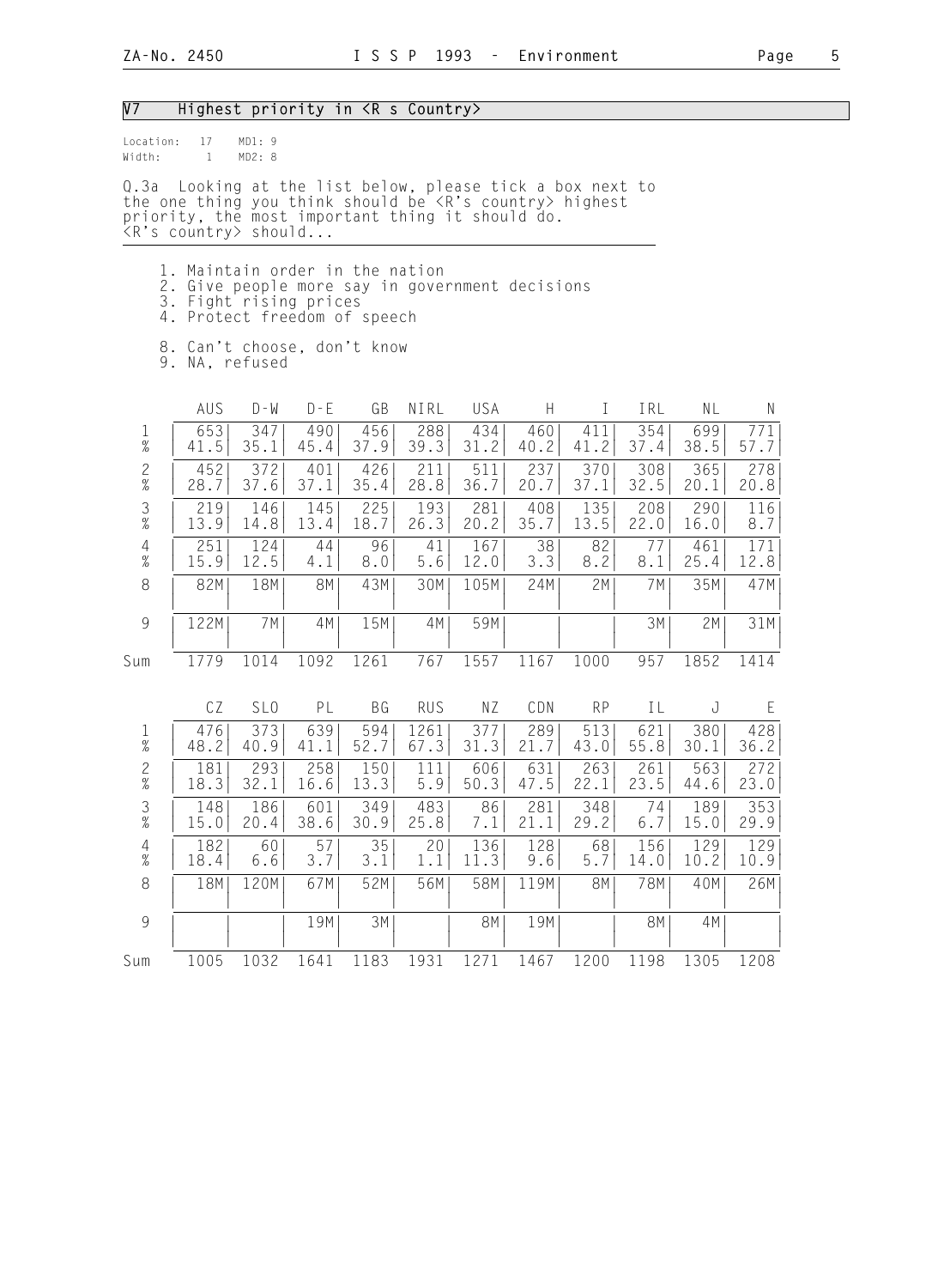## V7 Highest priority in <R s Country>

Location: 17 MD1: 9
Width: 1 MD2: 8

Q.3a Looking at the list below, please tick a box next to the one thing you think should be <R's country> highest priority, the most important thing it should do. <R's country> should...

1. Maintain order in the nation
2. Give people more say in government decisions
3. Fight rising prices
4. Protect freedom of speech

8. Can't choose, don't know
9. NA, refused

| | AUS | D-W | D-E | GB | NIRL | USA | H | I | IRL | NL | N |
|---|---|---|---|---|---|---|---|---|---|---|---|
| 1 | 653 | 347 | 490 | 456 | 288 | 434 | 460 | 411 | 354 | 699 | 771 |
| % | 41.5 | 35.1 | 45.4 | 37.9 | 39.3 | 31.2 | 40.2 | 41.2 | 37.4 | 38.5 | 57.7 |
| 2 | 452 | 372 | 401 | 426 | 211 | 511 | 237 | 370 | 308 | 365 | 278 |
| % | 28.7 | 37.6 | 37.1 | 35.4 | 28.8 | 36.7 | 20.7 | 37.1 | 32.5 | 20.1 | 20.8 |
| 3 | 219 | 146 | 145 | 225 | 193 | 281 | 408 | 135 | 208 | 290 | 116 |
| % | 13.9 | 14.8 | 13.4 | 18.7 | 26.3 | 20.2 | 35.7 | 13.5 | 22.0 | 16.0 | 8.7 |
| 4 | 251 | 124 | 44 | 96 | 41 | 167 | 38 | 82 | 77 | 461 | 171 |
| % | 15.9 | 12.5 | 4.1 | 8.0 | 5.6 | 12.0 | 3.3 | 8.2 | 8.1 | 25.4 | 12.8 |
| 8 | 82M | 18M | 8M | 43M | 30M | 105M | 24M | 2M | 7M | 35M | 47M |
| 9 | 122M | 7M | 4M | 15M | 4M | 59M | | | 3M | 2M | 31M |
| Sum | 1779 | 1014 | 1092 | 1261 | 767 | 1557 | 1167 | 1000 | 957 | 1852 | 1414 |

| | CZ | SLO | PL | BG | RUS | NZ | CDN | RP | IL | J | E |
|---|---|---|---|---|---|---|---|---|---|---|---|
| 1 | 476 | 373 | 639 | 594 | 1261 | 377 | 289 | 513 | 621 | 380 | 428 |
| % | 48.2 | 40.9 | 41.1 | 52.7 | 67.3 | 31.3 | 21.7 | 43.0 | 55.8 | 30.1 | 36.2 |
| 2 | 181 | 293 | 258 | 150 | 111 | 606 | 631 | 263 | 261 | 563 | 272 |
| % | 18.3 | 32.1 | 16.6 | 13.3 | 5.9 | 50.3 | 47.5 | 22.1 | 23.5 | 44.6 | 23.0 |
| 3 | 148 | 186 | 601 | 349 | 483 | 86 | 281 | 348 | 74 | 189 | 353 |
| % | 15.0 | 20.4 | 38.6 | 30.9 | 25.8 | 7.1 | 21.1 | 29.2 | 6.7 | 15.0 | 29.9 |
| 4 | 182 | 60 | 57 | 35 | 20 | 136 | 128 | 68 | 156 | 129 | 129 |
| % | 18.4 | 6.6 | 3.7 | 3.1 | 1.1 | 11.3 | 9.6 | 5.7 | 14.0 | 10.2 | 10.9 |
| 8 | 18M | 120M | 67M | 52M | 56M | 58M | 119M | 8M | 78M | 40M | 26M |
| 9 | | | 19M | 3M | | 8M | 19M | | 8M | 4M | |
| Sum | 1005 | 1032 | 1641 | 1183 | 1931 | 1271 | 1467 | 1200 | 1198 | 1305 | 1208 |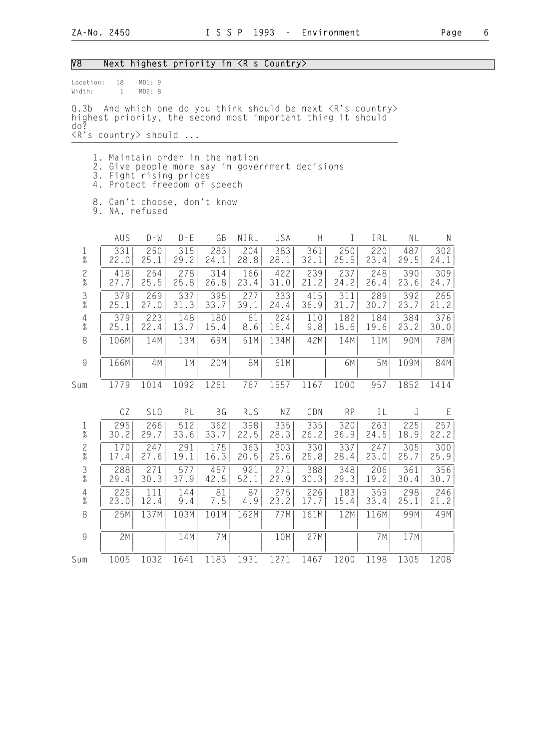## V8 Next highest priority in <R s Country>

Location: 18 MD1: 9
Width: 1 MD2: 8

Q.3b And which one do you think should be next <R's country> highest priority, the second most important thing it should do?
<R's country> should ...

1. Maintain order in the nation
2. Give people more say in government decisions
3. Fight rising prices
4. Protect freedom of speech

8. Can't choose, don't know
9. NA, refused

| | AUS | D-W | D-E | GB | NIRL | USA | H | I | IRL | NL | N |
|---|---|---|---|---|---|---|---|---|---|---|---|
| 1 | 331 | 250 | 315 | 283 | 204 | 383 | 361 | 250 | 220 | 487 | 302 |
| % | 22.0 | 25.1 | 29.2 | 24.1 | 28.8 | 28.1 | 32.1 | 25.5 | 23.4 | 29.5 | 24.1 |
| 2 | 418 | 254 | 278 | 314 | 166 | 422 | 239 | 237 | 248 | 390 | 309 |
| % | 27.7 | 25.5 | 25.8 | 26.8 | 23.4 | 31.0 | 21.2 | 24.2 | 26.4 | 23.6 | 24.7 |
| 3 | 379 | 269 | 337 | 395 | 277 | 333 | 415 | 311 | 289 | 392 | 265 |
| % | 25.1 | 27.0 | 31.3 | 33.7 | 39.1 | 24.4 | 36.9 | 31.7 | 30.7 | 23.7 | 21.2 |
| 4 | 379 | 223 | 148 | 180 | 61 | 224 | 110 | 182 | 184 | 384 | 376 |
| % | 25.1 | 22.4 | 13.7 | 15.4 | 8.6 | 16.4 | 9.8 | 18.6 | 19.6 | 23.2 | 30.0 |
| 8 | 106M | 14M | 13M | 69M | 51M | 134M | 42M | 14M | 11M | 90M | 78M |
| 9 | 166M | 4M | 1M | 20M | 8M | 61M | | 6M | 5M | 109M | 84M |
| Sum | 1779 | 1014 | 1092 | 1261 | 767 | 1557 | 1167 | 1000 | 957 | 1852 | 1414 |

| | CZ | SLO | PL | BG | RUS | NZ | CDN | RP | IL | J | E |
|---|---|---|---|---|---|---|---|---|---|---|---|
| 1 | 295 | 266 | 512 | 362 | 398 | 335 | 335 | 320 | 263 | 225 | 257 |
| % | 30.2 | 29.7 | 33.6 | 33.7 | 22.5 | 28.3 | 26.2 | 26.9 | 24.5 | 18.9 | 22.2 |
| 2 | 170 | 247 | 291 | 175 | 363 | 303 | 330 | 337 | 247 | 305 | 300 |
| % | 17.4 | 27.6 | 19.1 | 16.3 | 20.5 | 25.6 | 25.8 | 28.4 | 23.0 | 25.7 | 25.9 |
| 3 | 288 | 271 | 577 | 457 | 921 | 271 | 388 | 348 | 206 | 361 | 356 |
| % | 29.4 | 30.3 | 37.9 | 42.5 | 52.1 | 22.9 | 30.3 | 29.3 | 19.2 | 30.4 | 30.7 |
| 4 | 225 | 111 | 144 | 81 | 87 | 275 | 226 | 183 | 359 | 298 | 246 |
| % | 23.0 | 12.4 | 9.4 | 7.5 | 4.9 | 23.2 | 17.7 | 15.4 | 33.4 | 25.1 | 21.2 |
| 8 | 25M | 137M | 103M | 101M | 162M | 77M | 161M | 12M | 116M | 99M | 49M |
| 9 | 2M | | 14M | 7M | | 10M | 27M | | 7M | 17M | |
| Sum | 1005 | 1032 | 1641 | 1183 | 1931 | 1271 | 1467 | 1200 | 1198 | 1305 | 1208 |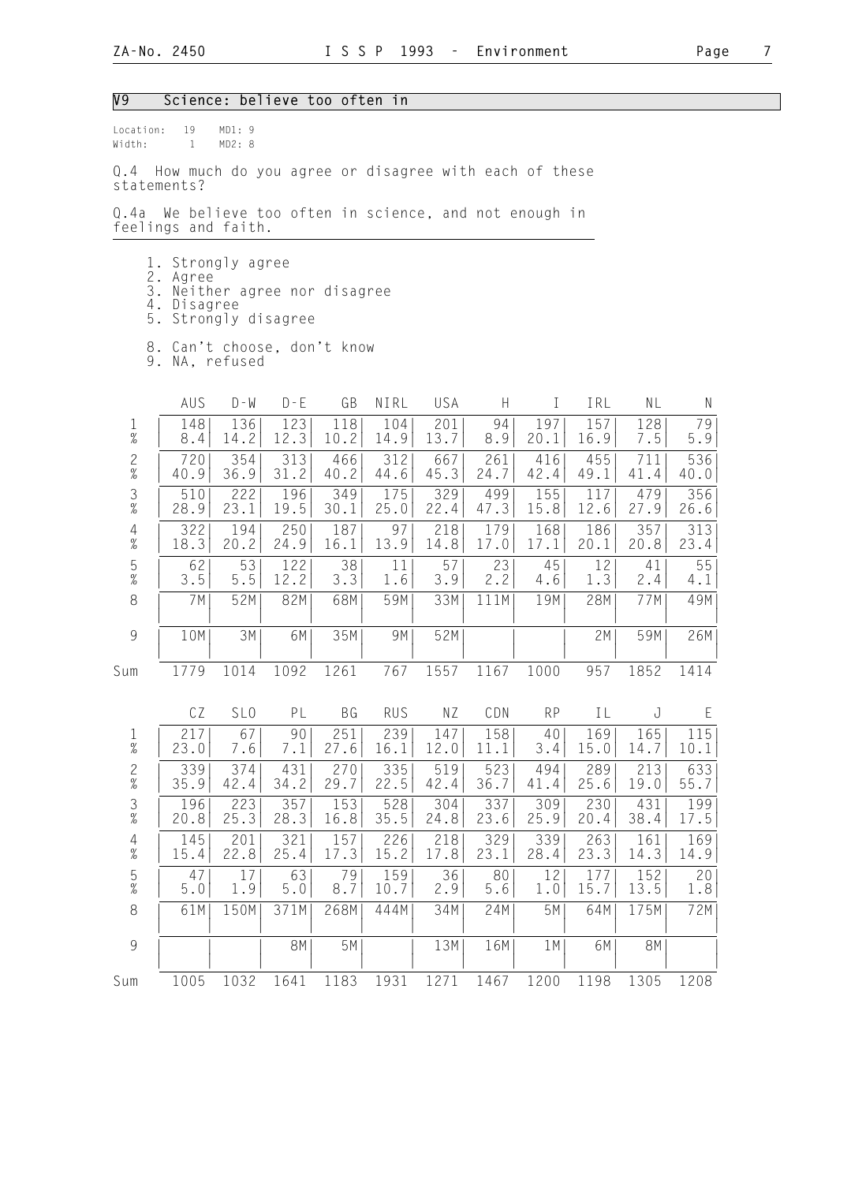## V9 Science: believe too often in

Location: 19 MD1: 9
Width: 1 MD2: 8

Q.4 How much do you agree or disagree with each of these statements?

Q.4a We believe too often in science, and not enough in feelings and faith.

1. Strongly agree
2. Agree
3. Neither agree nor disagree
4. Disagree
5. Strongly disagree

8. Can't choose, don't know
9. NA, refused

| | AUS | D-W | D-E | GB | NIRL | USA | H | I | IRL | NL | N |
|---|---|---|---|---|---|---|---|---|---|---|---|
| 1 | 148 | 136 | 123 | 118 | 104 | 201 | 94 | 197 | 157 | 128 | 79 |
| % | 8.4 | 14.2 | 12.3 | 10.2 | 14.9 | 13.7 | 8.9 | 20.1 | 16.9 | 7.5 | 5.9 |
| 2 | 720 | 354 | 313 | 466 | 312 | 667 | 261 | 416 | 455 | 711 | 536 |
| % | 40.9 | 36.9 | 31.2 | 40.2 | 44.6 | 45.3 | 24.7 | 42.4 | 49.1 | 41.4 | 40.0 |
| 3 | 510 | 222 | 196 | 349 | 175 | 329 | 499 | 155 | 117 | 479 | 356 |
| % | 28.9 | 23.1 | 19.5 | 30.1 | 25.0 | 22.4 | 47.3 | 15.8 | 12.6 | 27.9 | 26.6 |
| 4 | 322 | 194 | 250 | 187 | 97 | 218 | 179 | 168 | 186 | 357 | 313 |
| % | 18.3 | 20.2 | 24.9 | 16.1 | 13.9 | 14.8 | 17.0 | 17.1 | 20.1 | 20.8 | 23.4 |
| 5 | 62 | 53 | 122 | 38 | 11 | 57 | 23 | 45 | 12 | 41 | 55 |
| % | 3.5 | 5.5 | 12.2 | 3.3 | 1.6 | 3.9 | 2.2 | 4.6 | 1.3 | 2.4 | 4.1 |
| 8 | 7M | 52M | 82M | 68M | 59M | 33M | 111M | 19M | 28M | 77M | 49M |
| 9 | 10M | 3M | 6M | 35M | 9M | 52M | | | 2M | 59M | 26M |
| Sum | 1779 | 1014 | 1092 | 1261 | 767 | 1557 | 1167 | 1000 | 957 | 1852 | 1414 |

| | CZ | SLO | PL | BG | RUS | NZ | CDN | RP | IL | J | E |
|---|---|---|---|---|---|---|---|---|---|---|---|
| 1 | 217 | 67 | 90 | 251 | 239 | 147 | 158 | 40 | 169 | 165 | 115 |
| % | 23.0 | 7.6 | 7.1 | 27.6 | 16.1 | 12.0 | 11.1 | 3.4 | 15.0 | 14.7 | 10.1 |
| 2 | 339 | 374 | 431 | 270 | 335 | 519 | 523 | 494 | 289 | 213 | 633 |
| % | 35.9 | 42.4 | 34.2 | 29.7 | 22.5 | 42.4 | 36.7 | 41.4 | 25.6 | 19.0 | 55.7 |
| 3 | 196 | 223 | 357 | 153 | 528 | 304 | 337 | 309 | 230 | 431 | 199 |
| % | 20.8 | 25.3 | 28.3 | 16.8 | 35.5 | 24.8 | 23.6 | 25.9 | 20.4 | 38.4 | 17.5 |
| 4 | 145 | 201 | 321 | 157 | 226 | 218 | 329 | 339 | 263 | 161 | 169 |
| % | 15.4 | 22.8 | 25.4 | 17.3 | 15.2 | 17.8 | 23.1 | 28.4 | 23.3 | 14.3 | 14.9 |
| 5 | 47 | 17 | 63 | 79 | 159 | 36 | 80 | 12 | 177 | 152 | 20 |
| % | 5.0 | 1.9 | 5.0 | 8.7 | 10.7 | 2.9 | 5.6 | 1.0 | 15.7 | 13.5 | 1.8 |
| 8 | 61M | 150M | 371M | 268M | 444M | 34M | 24M | 5M | 64M | 175M | 72M |
| 9 | | | 8M | 5M | | 13M | 16M | 1M | 6M | 8M | |
| Sum | 1005 | 1032 | 1641 | 1183 | 1931 | 1271 | 1467 | 1200 | 1198 | 1305 | 1208 |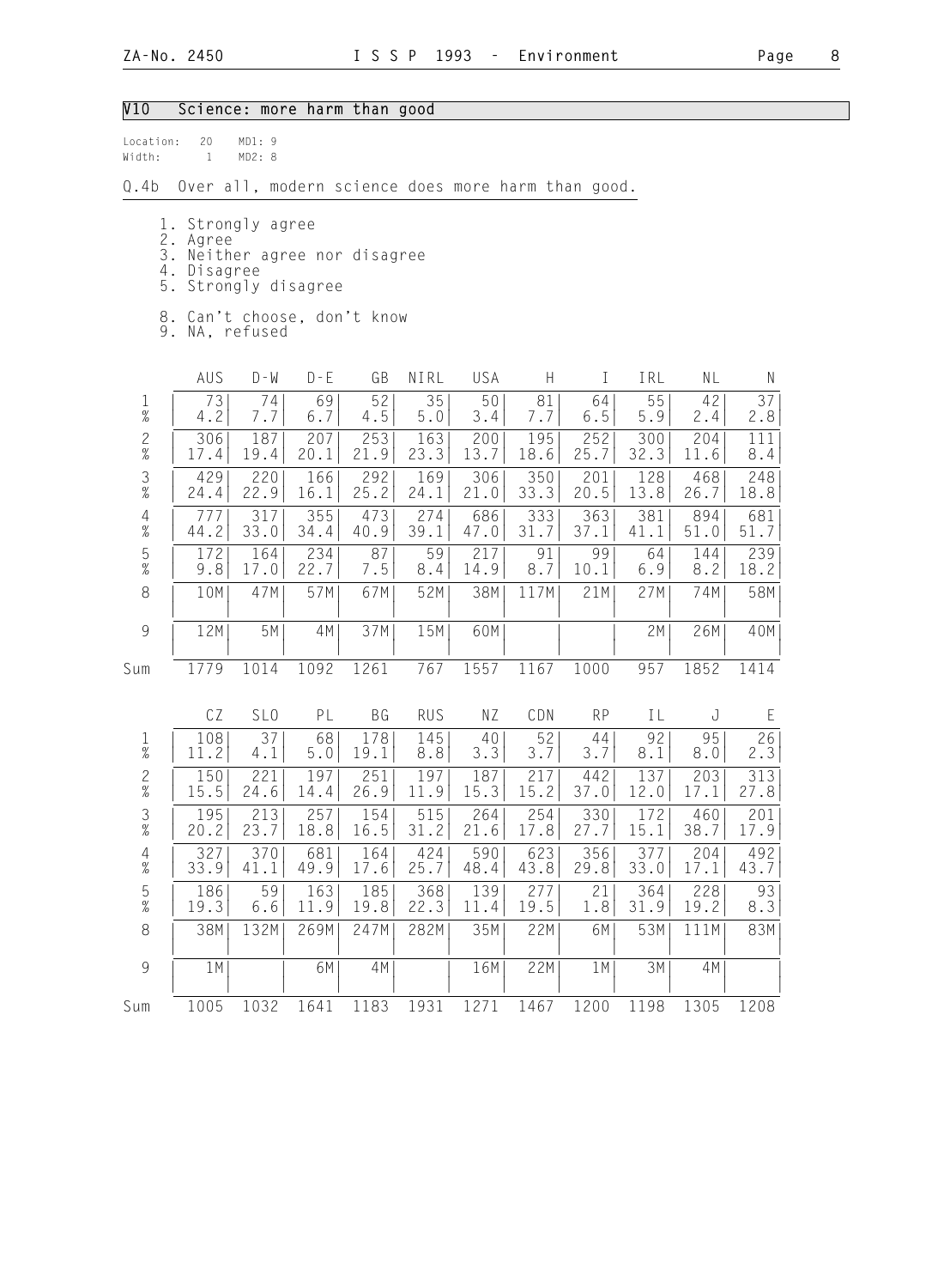## V10 Science: more harm than good

Location: 20 MD1: 9
Width: 1 MD2: 8

Q.4b Over all, modern science does more harm than good.

1. Strongly agree
2. Agree
3. Neither agree nor disagree
4. Disagree
5. Strongly disagree

8. Can't choose, don't know
9. NA, refused

| | AUS | D-W | D-E | GB | NIRL | USA | H | I | IRL | NL | N |
|---|---|---|---|---|---|---|---|---|---|---|---|
| 1 | 73 | 74 | 69 | 52 | 35 | 50 | 81 | 64 | 55 | 42 | 37 |
| % | 4.2 | 7.7 | 6.7 | 4.5 | 5.0 | 3.4 | 7.7 | 6.5 | 5.9 | 2.4 | 2.8 |
| 2 | 306 | 187 | 207 | 253 | 163 | 200 | 195 | 252 | 300 | 204 | 111 |
| % | 17.4 | 19.4 | 20.1 | 21.9 | 23.3 | 13.7 | 18.6 | 25.7 | 32.3 | 11.6 | 8.4 |
| 3 | 429 | 220 | 166 | 292 | 169 | 306 | 350 | 201 | 128 | 468 | 248 |
| % | 24.4 | 22.9 | 16.1 | 25.2 | 24.1 | 21.0 | 33.3 | 20.5 | 13.8 | 26.7 | 18.8 |
| 4 | 777 | 317 | 355 | 473 | 274 | 686 | 333 | 363 | 381 | 894 | 681 |
| % | 44.2 | 33.0 | 34.4 | 40.9 | 39.1 | 47.0 | 31.7 | 37.1 | 41.1 | 51.0 | 51.7 |
| 5 | 172 | 164 | 234 | 87 | 59 | 217 | 91 | 99 | 64 | 144 | 239 |
| % | 9.8 | 17.0 | 22.7 | 7.5 | 8.4 | 14.9 | 8.7 | 10.1 | 6.9 | 8.2 | 18.2 |
| 8 | 10M | 47M | 57M | 67M | 52M | 38M | 117M | 21M | 27M | 74M | 58M |
| 9 | 12M | 5M | 4M | 37M | 15M | 60M | | | 2M | 26M | 40M |
| Sum | 1779 | 1014 | 1092 | 1261 | 767 | 1557 | 1167 | 1000 | 957 | 1852 | 1414 |

| | CZ | SLO | PL | BG | RUS | NZ | CDN | RP | IL | J | E |
|---|---|---|---|---|---|---|---|---|---|---|---|
| 1 | 108 | 37 | 68 | 178 | 145 | 40 | 52 | 44 | 92 | 95 | 26 |
| % | 11.2 | 4.1 | 5.0 | 19.1 | 8.8 | 3.3 | 3.7 | 3.7 | 8.1 | 8.0 | 2.3 |
| 2 | 150 | 221 | 197 | 251 | 197 | 187 | 217 | 442 | 137 | 203 | 313 |
| % | 15.5 | 24.6 | 14.4 | 26.9 | 11.9 | 15.3 | 15.2 | 37.0 | 12.0 | 17.1 | 27.8 |
| 3 | 195 | 213 | 257 | 154 | 515 | 264 | 254 | 330 | 172 | 460 | 201 |
| % | 20.2 | 23.7 | 18.8 | 16.5 | 31.2 | 21.6 | 17.8 | 27.7 | 15.1 | 38.7 | 17.9 |
| 4 | 327 | 370 | 681 | 164 | 424 | 590 | 623 | 356 | 377 | 204 | 492 |
| % | 33.9 | 41.1 | 49.9 | 17.6 | 25.7 | 48.4 | 43.8 | 29.8 | 33.0 | 17.1 | 43.7 |
| 5 | 186 | 59 | 163 | 185 | 368 | 139 | 277 | 21 | 364 | 228 | 93 |
| % | 19.3 | 6.6 | 11.9 | 19.8 | 22.3 | 11.4 | 19.5 | 1.8 | 31.9 | 19.2 | 8.3 |
| 8 | 38M | 132M | 269M | 247M | 282M | 35M | 22M | 6M | 53M | 111M | 83M |
| 9 | 1M | | 6M | 4M | | 16M | 22M | 1M | 3M | 4M | |
| Sum | 1005 | 1032 | 1641 | 1183 | 1931 | 1271 | 1467 | 1200 | 1198 | 1305 | 1208 |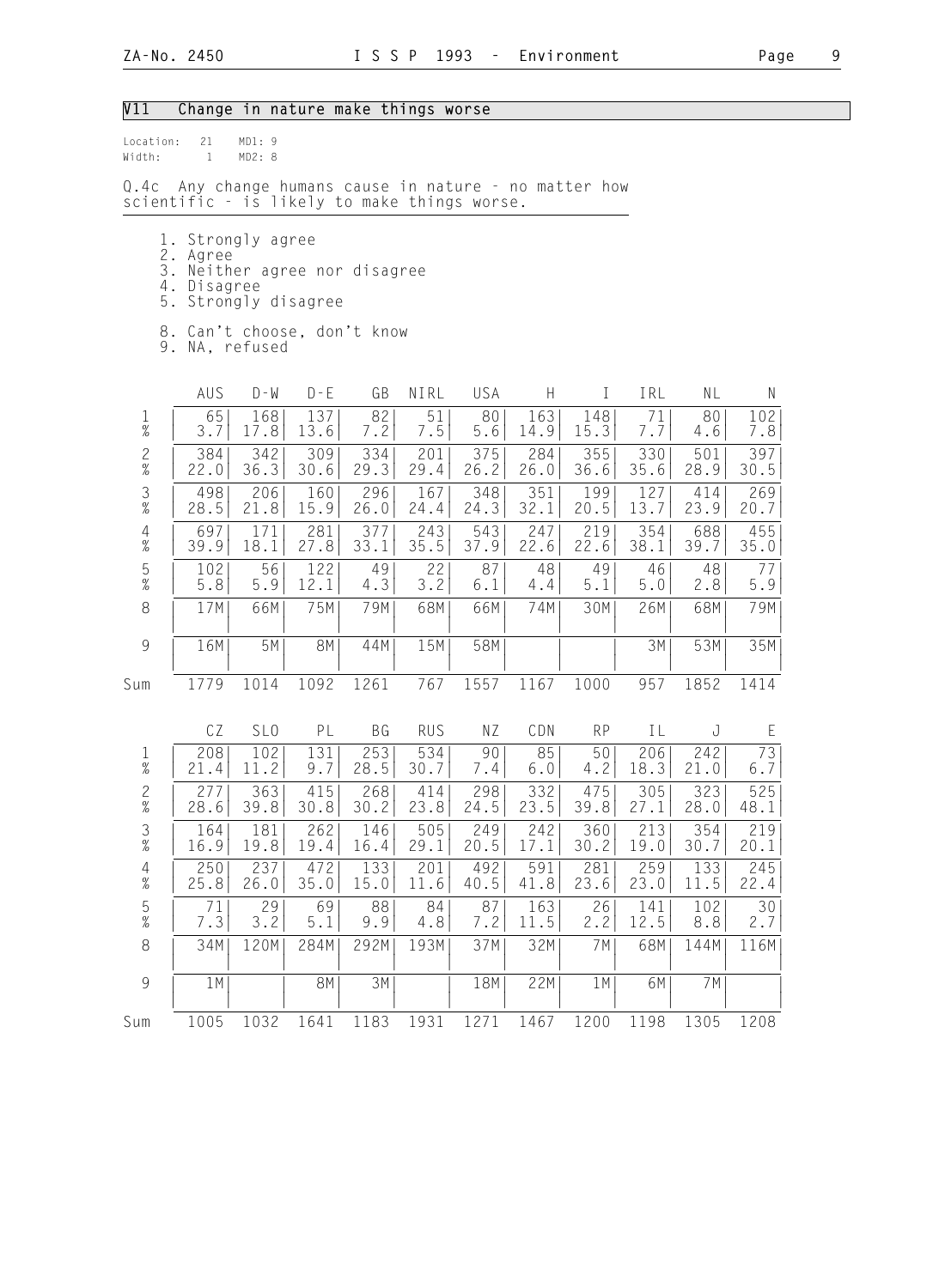## V11 Change in nature make things worse

Location: 21 MD1: 9
Width: 1 MD2: 8

Q.4c Any change humans cause in nature - no matter how scientific - is likely to make things worse.

1. Strongly agree
2. Agree
3. Neither agree nor disagree
4. Disagree
5. Strongly disagree

8. Can't choose, don't know
9. NA, refused

| | AUS | D-W | D-E | GB | NIRL | USA | H | I | IRL | NL | N |
|---|---|---|---|---|---|---|---|---|---|---|---|
| 1 | 65 | 168 | 137 | 82 | 51 | 80 | 163 | 148 | 71 | 80 | 102 |
| % | 3.7 | 17.8 | 13.6 | 7.2 | 7.5 | 5.6 | 14.9 | 15.3 | 7.7 | 4.6 | 7.8 |
| 2 | 384 | 342 | 309 | 334 | 201 | 375 | 284 | 355 | 330 | 501 | 397 |
| % | 22.0 | 36.3 | 30.6 | 29.3 | 29.4 | 26.2 | 26.0 | 36.6 | 35.6 | 28.9 | 30.5 |
| 3 | 498 | 206 | 160 | 296 | 167 | 348 | 351 | 199 | 127 | 414 | 269 |
| % | 28.5 | 21.8 | 15.9 | 26.0 | 24.4 | 24.3 | 32.1 | 20.5 | 13.7 | 23.9 | 20.7 |
| 4 | 697 | 171 | 281 | 377 | 243 | 543 | 247 | 219 | 354 | 688 | 455 |
| % | 39.9 | 18.1 | 27.8 | 33.1 | 35.5 | 37.9 | 22.6 | 22.6 | 38.1 | 39.7 | 35.0 |
| 5 | 102 | 56 | 122 | 49 | 22 | 87 | 48 | 49 | 46 | 48 | 77 |
| % | 5.8 | 5.9 | 12.1 | 4.3 | 3.2 | 6.1 | 4.4 | 5.1 | 5.0 | 2.8 | 5.9 |
| 8 | 17M | 66M | 75M | 79M | 68M | 66M | 74M | 30M | 26M | 68M | 79M |
| 9 | 16M | 5M | 8M | 44M | 15M | 58M | | | 3M | 53M | 35M |
| Sum | 1779 | 1014 | 1092 | 1261 | 767 | 1557 | 1167 | 1000 | 957 | 1852 | 1414 |

| | CZ | SLO | PL | BG | RUS | NZ | CDN | RP | IL | J | E |
|---|---|---|---|---|---|---|---|---|---|---|---|
| 1 | 208 | 102 | 131 | 253 | 534 | 90 | 85 | 50 | 206 | 242 | 73 |
| % | 21.4 | 11.2 | 9.7 | 28.5 | 30.7 | 7.4 | 6.0 | 4.2 | 18.3 | 21.0 | 6.7 |
| 2 | 277 | 363 | 415 | 268 | 414 | 298 | 332 | 475 | 305 | 323 | 525 |
| % | 28.6 | 39.8 | 30.8 | 30.2 | 23.8 | 24.5 | 23.5 | 39.8 | 27.1 | 28.0 | 48.1 |
| 3 | 164 | 181 | 262 | 146 | 505 | 249 | 242 | 360 | 213 | 354 | 219 |
| % | 16.9 | 19.8 | 19.4 | 16.4 | 29.1 | 20.5 | 17.1 | 30.2 | 19.0 | 30.7 | 20.1 |
| 4 | 250 | 237 | 472 | 133 | 201 | 492 | 591 | 281 | 259 | 133 | 245 |
| % | 25.8 | 26.0 | 35.0 | 15.0 | 11.6 | 40.5 | 41.8 | 23.6 | 23.0 | 11.5 | 22.4 |
| 5 | 71 | 29 | 69 | 88 | 84 | 87 | 163 | 26 | 141 | 102 | 30 |
| % | 7.3 | 3.2 | 5.1 | 9.9 | 4.8 | 7.2 | 11.5 | 2.2 | 12.5 | 8.8 | 2.7 |
| 8 | 34M | 120M | 284M | 292M | 193M | 37M | 32M | 7M | 68M | 144M | 116M |
| 9 | 1M | | 8M | 3M | | 18M | 22M | 1M | 6M | 7M | |
| Sum | 1005 | 1032 | 1641 | 1183 | 1931 | 1271 | 1467 | 1200 | 1198 | 1305 | 1208 |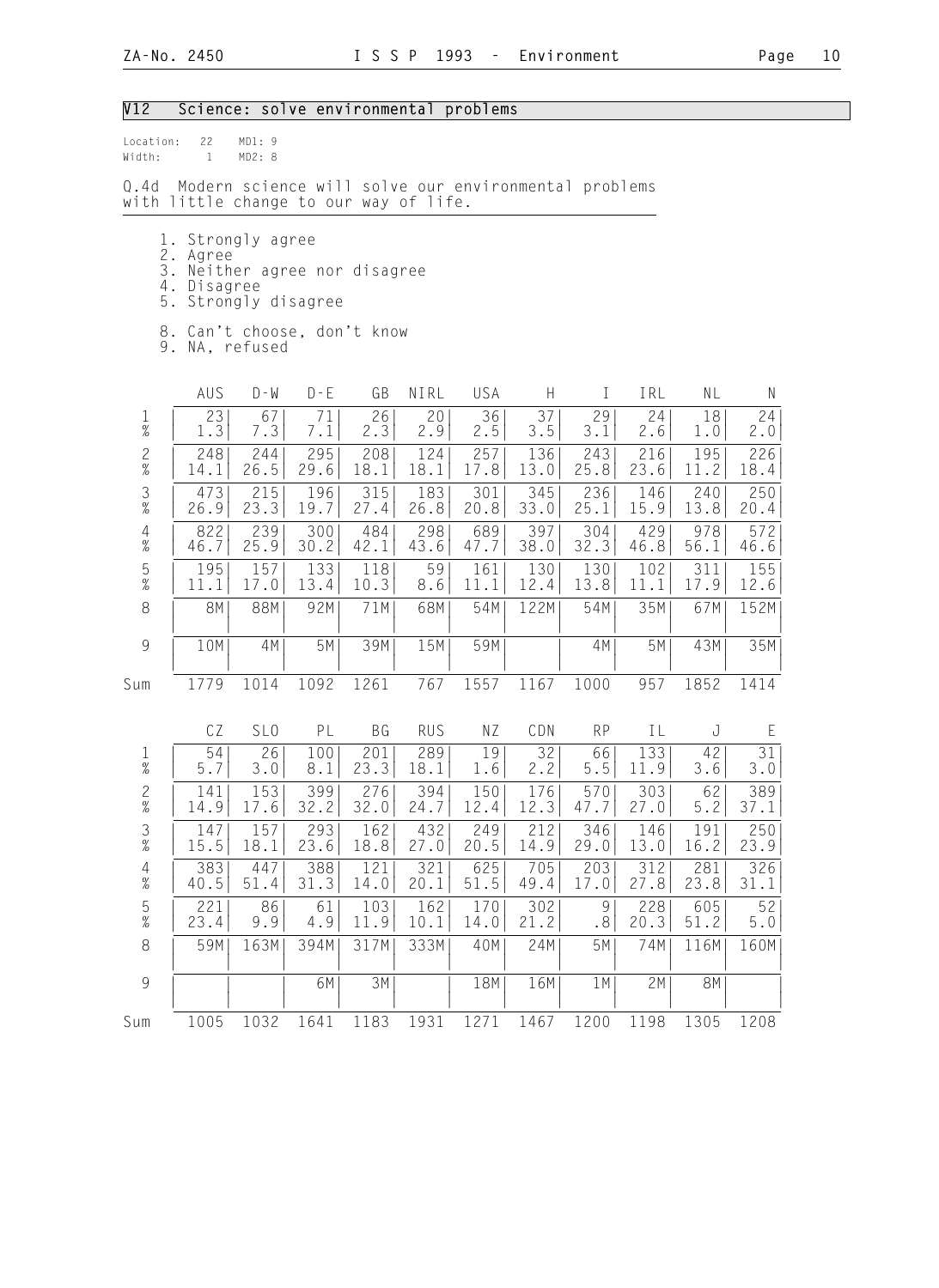## V12 Science: solve environmental problems

Location: 22 MD1: 9
Width: 1 MD2: 8

Q.4d Modern science will solve our environmental problems with little change to our way of life.

1. Strongly agree
2. Agree
3. Neither agree nor disagree
4. Disagree
5. Strongly disagree

8. Can't choose, don't know
9. NA, refused

| | AUS | D-W | D-E | GB | NIRL | USA | H | I | IRL | NL | N |
|---|---|---|---|---|---|---|---|---|---|---|---|
| 1 | 23 | 67 | 71 | 26 | 20 | 36 | 37 | 29 | 24 | 18 | 24 |
| % | 1.3 | 7.3 | 7.1 | 2.3 | 2.9 | 2.5 | 3.5 | 3.1 | 2.6 | 1.0 | 2.0 |
| 2 | 248 | 244 | 295 | 208 | 124 | 257 | 136 | 243 | 216 | 195 | 226 |
| % | 14.1 | 26.5 | 29.6 | 18.1 | 18.1 | 17.8 | 13.0 | 25.8 | 23.6 | 11.2 | 18.4 |
| 3 | 473 | 215 | 196 | 315 | 183 | 301 | 345 | 236 | 146 | 240 | 250 |
| % | 26.9 | 23.3 | 19.7 | 27.4 | 26.8 | 20.8 | 33.0 | 25.1 | 15.9 | 13.8 | 20.4 |
| 4 | 822 | 239 | 300 | 484 | 298 | 689 | 397 | 304 | 429 | 978 | 572 |
| % | 46.7 | 25.9 | 30.2 | 42.1 | 43.6 | 47.7 | 38.0 | 32.3 | 46.8 | 56.1 | 46.6 |
| 5 | 195 | 157 | 133 | 118 | 59 | 161 | 130 | 130 | 102 | 311 | 155 |
| % | 11.1 | 17.0 | 13.4 | 10.3 | 8.6 | 11.1 | 12.4 | 13.8 | 11.1 | 17.9 | 12.6 |
| 8 | 8M | 88M | 92M | 71M | 68M | 54M | 122M | 54M | 35M | 67M | 152M |
| 9 | 10M | 4M | 5M | 39M | 15M | 59M | | 4M | 5M | 43M | 35M |
| Sum | 1779 | 1014 | 1092 | 1261 | 767 | 1557 | 1167 | 1000 | 957 | 1852 | 1414 |

| | CZ | SLO | PL | BG | RUS | NZ | CDN | RP | IL | J | E |
|---|---|---|---|---|---|---|---|---|---|---|---|
| 1 | 54 | 26 | 100 | 201 | 289 | 19 | 32 | 66 | 133 | 42 | 31 |
| % | 5.7 | 3.0 | 8.1 | 23.3 | 18.1 | 1.6 | 2.2 | 5.5 | 11.9 | 3.6 | 3.0 |
| 2 | 141 | 153 | 399 | 276 | 394 | 150 | 176 | 570 | 303 | 62 | 389 |
| % | 14.9 | 17.6 | 32.2 | 32.0 | 24.7 | 12.4 | 12.3 | 47.7 | 27.0 | 5.2 | 37.1 |
| 3 | 147 | 157 | 293 | 162 | 432 | 249 | 212 | 346 | 146 | 191 | 250 |
| % | 15.5 | 18.1 | 23.6 | 18.8 | 27.0 | 20.5 | 14.9 | 29.0 | 13.0 | 16.2 | 23.9 |
| 4 | 383 | 447 | 388 | 121 | 321 | 625 | 705 | 203 | 312 | 281 | 326 |
| % | 40.5 | 51.4 | 31.3 | 14.0 | 20.1 | 51.5 | 49.4 | 17.0 | 27.8 | 23.8 | 31.1 |
| 5 | 221 | 86 | 61 | 103 | 162 | 170 | 302 | 9 | 228 | 605 | 52 |
| % | 23.4 | 9.9 | 4.9 | 11.9 | 10.1 | 14.0 | 21.2 | .8 | 20.3 | 51.2 | 5.0 |
| 8 | 59M | 163M | 394M | 317M | 333M | 40M | 24M | 5M | 74M | 116M | 160M |
| 9 | | | 6M | 3M | | 18M | 16M | 1M | 2M | 8M | |
| Sum | 1005 | 1032 | 1641 | 1183 | 1931 | 1271 | 1467 | 1200 | 1198 | 1305 | 1208 |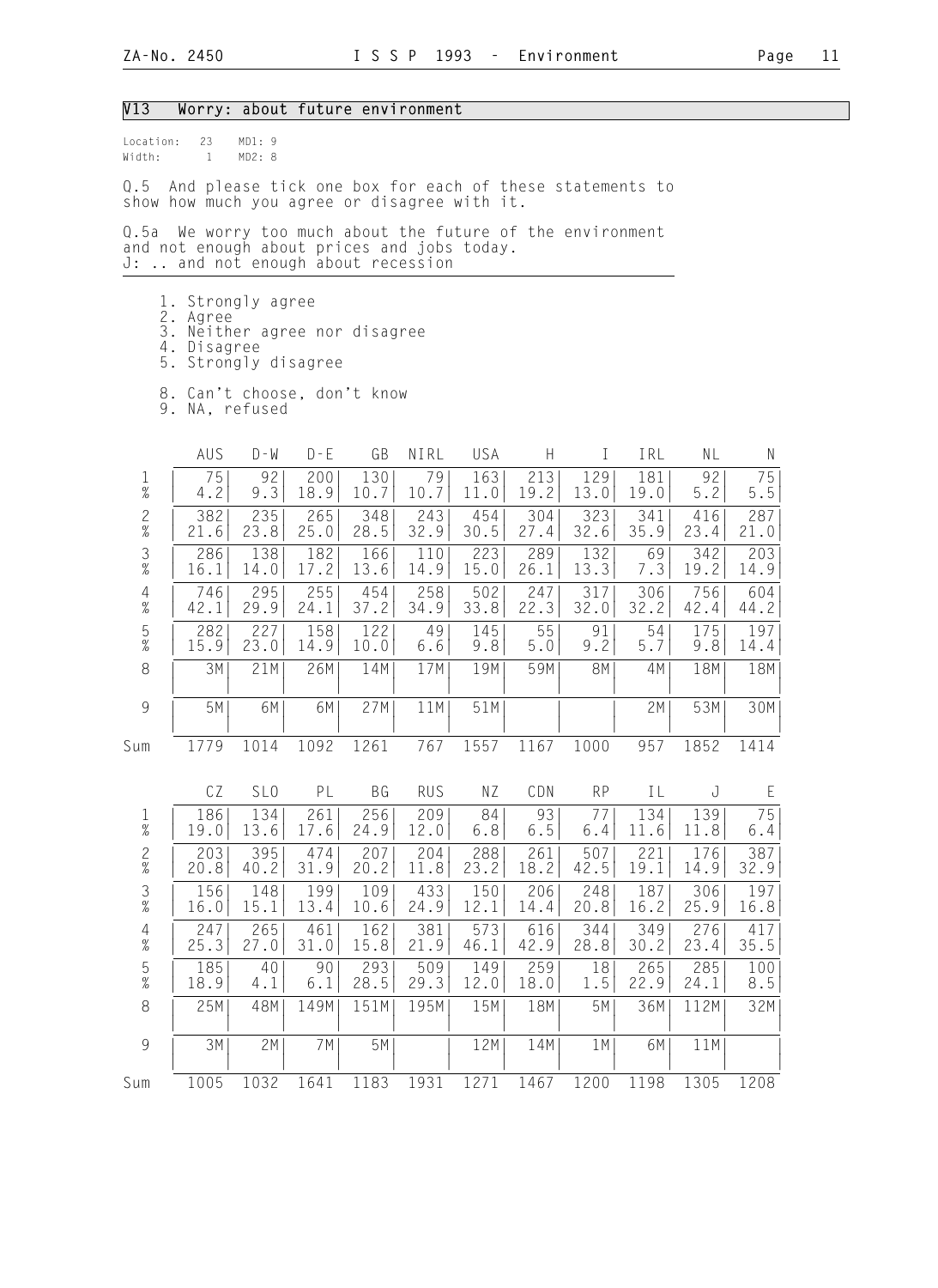## V13 Worry: about future environment

Location: 23 MD1: 9
Width: 1 MD2: 8

Q.5 And please tick one box for each of these statements to show how much you agree or disagree with it.

Q.5a We worry too much about the future of the environment and not enough about prices and jobs today.
J: .. and not enough about recession

1. Strongly agree
2. Agree
3. Neither agree nor disagree
4. Disagree
5. Strongly disagree

8. Can't choose, don't know
9. NA, refused

| | AUS | D-W | D-E | GB | NIRL | USA | H | I | IRL | NL | N |
|---|---|---|---|---|---|---|---|---|---|---|---|
| 1 | 75 | 92 | 200 | 130 | 79 | 163 | 213 | 129 | 181 | 92 | 75 |
| % | 4.2 | 9.3 | 18.9 | 10.7 | 10.7 | 11.0 | 19.2 | 13.0 | 19.0 | 5.2 | 5.5 |
| 2 | 382 | 235 | 265 | 348 | 243 | 454 | 304 | 323 | 341 | 416 | 287 |
| % | 21.6 | 23.8 | 25.0 | 28.5 | 32.9 | 30.5 | 27.4 | 32.6 | 35.9 | 23.4 | 21.0 |
| 3 | 286 | 138 | 182 | 166 | 110 | 223 | 289 | 132 | 69 | 342 | 203 |
| % | 16.1 | 14.0 | 17.2 | 13.6 | 14.9 | 15.0 | 26.1 | 13.3 | 7.3 | 19.2 | 14.9 |
| 4 | 746 | 295 | 255 | 454 | 258 | 502 | 247 | 317 | 306 | 756 | 604 |
| % | 42.1 | 29.9 | 24.1 | 37.2 | 34.9 | 33.8 | 22.3 | 32.0 | 32.2 | 42.4 | 44.2 |
| 5 | 282 | 227 | 158 | 122 | 49 | 145 | 55 | 91 | 54 | 175 | 197 |
| % | 15.9 | 23.0 | 14.9 | 10.0 | 6.6 | 9.8 | 5.0 | 9.2 | 5.7 | 9.8 | 14.4 |
| 8 | 3M | 21M | 26M | 14M | 17M | 19M | 59M | 8M | 4M | 18M | 18M |
| 9 | 5M | 6M | 6M | 27M | 11M | 51M | | | 2M | 53M | 30M |
| Sum | 1779 | 1014 | 1092 | 1261 | 767 | 1557 | 1167 | 1000 | 957 | 1852 | 1414 |

| | CZ | SLO | PL | BG | RUS | NZ | CDN | RP | IL | J | E |
|---|---|---|---|---|---|---|---|---|---|---|---|
| 1 | 186 | 134 | 261 | 256 | 209 | 84 | 93 | 77 | 134 | 139 | 75 |
| % | 19.0 | 13.6 | 17.6 | 24.9 | 12.0 | 6.8 | 6.5 | 6.4 | 11.6 | 11.8 | 6.4 |
| 2 | 203 | 395 | 474 | 207 | 204 | 288 | 261 | 507 | 221 | 176 | 387 |
| % | 20.8 | 40.2 | 31.9 | 20.2 | 11.8 | 23.2 | 18.2 | 42.5 | 19.1 | 14.9 | 32.9 |
| 3 | 156 | 148 | 199 | 109 | 433 | 150 | 206 | 248 | 187 | 306 | 197 |
| % | 16.0 | 15.1 | 13.4 | 10.6 | 24.9 | 12.1 | 14.4 | 20.8 | 16.2 | 25.9 | 16.8 |
| 4 | 247 | 265 | 461 | 162 | 381 | 573 | 616 | 344 | 349 | 276 | 417 |
| % | 25.3 | 27.0 | 31.0 | 15.8 | 21.9 | 46.1 | 42.9 | 28.8 | 30.2 | 23.4 | 35.5 |
| 5 | 185 | 40 | 90 | 293 | 509 | 149 | 259 | 18 | 265 | 285 | 100 |
| % | 18.9 | 4.1 | 6.1 | 28.5 | 29.3 | 12.0 | 18.0 | 1.5 | 22.9 | 24.1 | 8.5 |
| 8 | 25M | 48M | 149M | 151M | 195M | 15M | 18M | 5M | 36M | 112M | 32M |
| 9 | 3M | 2M | 7M | 5M | | 12M | 14M | 1M | 6M | 11M | |
| Sum | 1005 | 1032 | 1641 | 1183 | 1931 | 1271 | 1467 | 1200 | 1198 | 1305 | 1208 |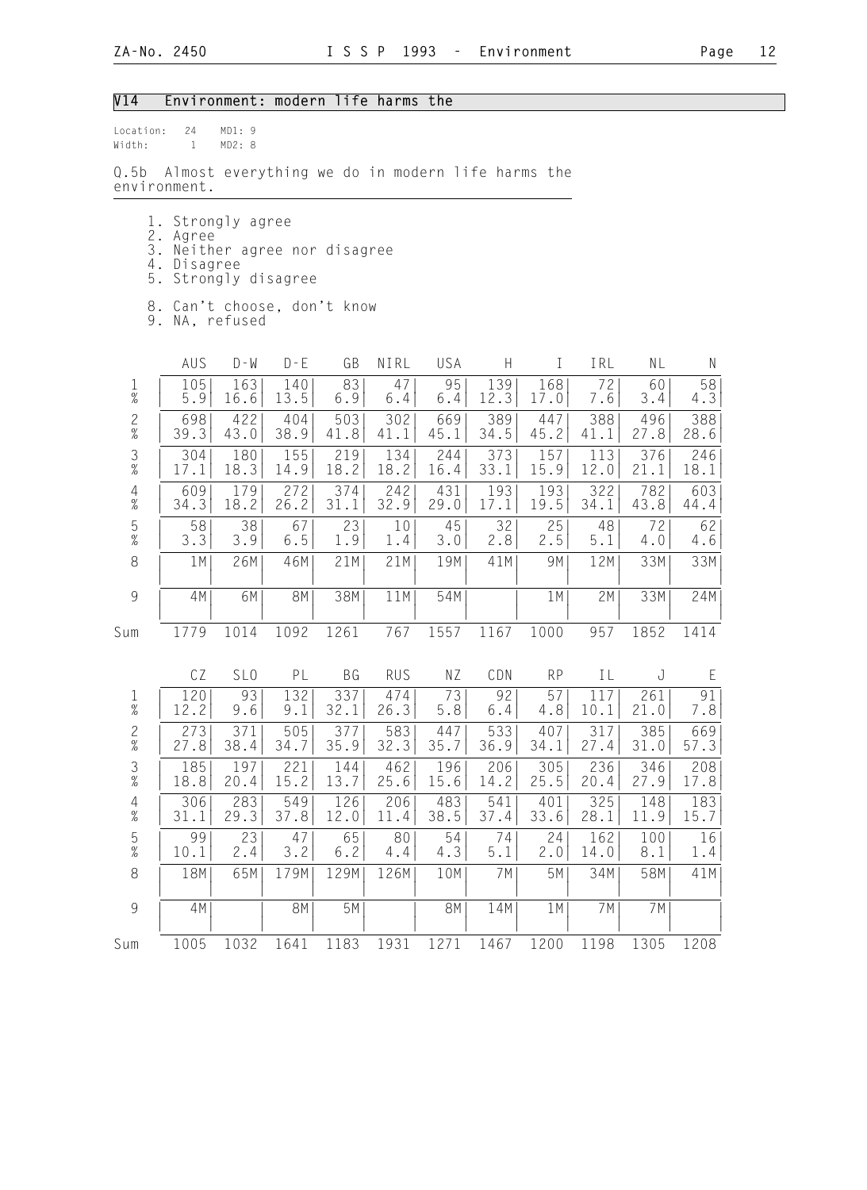## V14 Environment: modern life harms the

Location: 24 MD1: 9
Width: 1 MD2: 8

Q.5b Almost everything we do in modern life harms the environment.

1. Strongly agree
2. Agree
3. Neither agree nor disagree
4. Disagree
5. Strongly disagree

8. Can't choose, don't know
9. NA, refused

| | AUS | D-W | D-E | GB | NIRL | USA | H | I | IRL | NL | N |
|---|---|---|---|---|---|---|---|---|---|---|---|
| 1 | 105 | 163 | 140 | 83 | 47 | 95 | 139 | 168 | 72 | 60 | 58 |
| % | 5.9 | 16.6 | 13.5 | 6.9 | 6.4 | 6.4 | 12.3 | 17.0 | 7.6 | 3.4 | 4.3 |
| 2 | 698 | 422 | 404 | 503 | 302 | 669 | 389 | 447 | 388 | 496 | 388 |
| % | 39.3 | 43.0 | 38.9 | 41.8 | 41.1 | 45.1 | 34.5 | 45.2 | 41.1 | 27.8 | 28.6 |
| 3 | 304 | 180 | 155 | 219 | 134 | 244 | 373 | 157 | 113 | 376 | 246 |
| % | 17.1 | 18.3 | 14.9 | 18.2 | 18.2 | 16.4 | 33.1 | 15.9 | 12.0 | 21.1 | 18.1 |
| 4 | 609 | 179 | 272 | 374 | 242 | 431 | 193 | 193 | 322 | 782 | 603 |
| % | 34.3 | 18.2 | 26.2 | 31.1 | 32.9 | 29.0 | 17.1 | 19.5 | 34.1 | 43.8 | 44.4 |
| 5 | 58 | 38 | 67 | 23 | 10 | 45 | 32 | 25 | 48 | 72 | 62 |
| % | 3.3 | 3.9 | 6.5 | 1.9 | 1.4 | 3.0 | 2.8 | 2.5 | 5.1 | 4.0 | 4.6 |
| 8 | 1M | 26M | 46M | 21M | 21M | 19M | 41M | 9M | 12M | 33M | 33M |
| 9 | 4M | 6M | 8M | 38M | 11M | 54M | | 1M | 2M | 33M | 24M |
| Sum | 1779 | 1014 | 1092 | 1261 | 767 | 1557 | 1167 | 1000 | 957 | 1852 | 1414 |

| | CZ | SLO | PL | BG | RUS | NZ | CDN | RP | IL | J | E |
|---|---|---|---|---|---|---|---|---|---|---|---|
| 1 | 120 | 93 | 132 | 337 | 474 | 73 | 92 | 57 | 117 | 261 | 91 |
| % | 12.2 | 9.6 | 9.1 | 32.1 | 26.3 | 5.8 | 6.4 | 4.8 | 10.1 | 21.0 | 7.8 |
| 2 | 273 | 371 | 505 | 377 | 583 | 447 | 533 | 407 | 317 | 385 | 669 |
| % | 27.8 | 38.4 | 34.7 | 35.9 | 32.3 | 35.7 | 36.9 | 34.1 | 27.4 | 31.0 | 57.3 |
| 3 | 185 | 197 | 221 | 144 | 462 | 196 | 206 | 305 | 236 | 346 | 208 |
| % | 18.8 | 20.4 | 15.2 | 13.7 | 25.6 | 15.6 | 14.2 | 25.5 | 20.4 | 27.9 | 17.8 |
| 4 | 306 | 283 | 549 | 126 | 206 | 483 | 541 | 401 | 325 | 148 | 183 |
| % | 31.1 | 29.3 | 37.8 | 12.0 | 11.4 | 38.5 | 37.4 | 33.6 | 28.1 | 11.9 | 15.7 |
| 5 | 99 | 23 | 47 | 65 | 80 | 54 | 74 | 24 | 162 | 100 | 16 |
| % | 10.1 | 2.4 | 3.2 | 6.2 | 4.4 | 4.3 | 5.1 | 2.0 | 14.0 | 8.1 | 1.4 |
| 8 | 18M | 65M | 179M | 129M | 126M | 10M | 7M | 5M | 34M | 58M | 41M |
| 9 | 4M | | 8M | 5M | | 8M | 14M | 1M | 7M | 7M | |
| Sum | 1005 | 1032 | 1641 | 1183 | 1931 | 1271 | 1467 | 1200 | 1198 | 1305 | 1208 |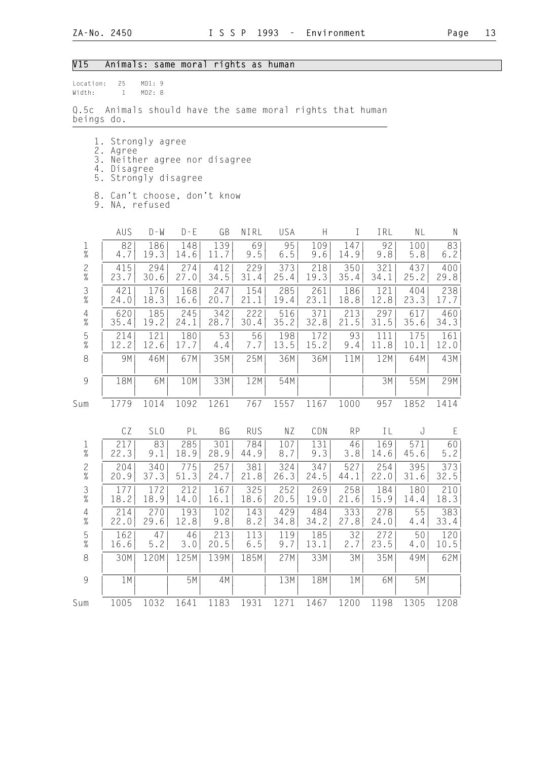## V15 Animals: same moral rights as human

Location: 25 MD1: 9
Width: 1 MD2: 8

Q.5c Animals should have the same moral rights that human beings do.

1. Strongly agree
2. Agree
3. Neither agree nor disagree
4. Disagree
5. Strongly disagree

8. Can't choose, don't know
9. NA, refused

| | AUS | D-W | D-E | GB | NIRL | USA | H | I | IRL | NL | N |
|---|---|---|---|---|---|---|---|---|---|---|---|
| 1 | 82 | 186 | 148 | 139 | 69 | 95 | 109 | 147 | 92 | 100 | 83 |
| % | 4.7 | 19.3 | 14.6 | 11.7 | 9.5 | 6.5 | 9.6 | 14.9 | 9.8 | 5.8 | 6.2 |
| 2 | 415 | 294 | 274 | 412 | 229 | 373 | 218 | 350 | 321 | 437 | 400 |
| % | 23.7 | 30.6 | 27.0 | 34.5 | 31.4 | 25.4 | 19.3 | 35.4 | 34.1 | 25.2 | 29.8 |
| 3 | 421 | 176 | 168 | 247 | 154 | 285 | 261 | 186 | 121 | 404 | 238 |
| % | 24.0 | 18.3 | 16.6 | 20.7 | 21.1 | 19.4 | 23.1 | 18.8 | 12.8 | 23.3 | 17.7 |
| 4 | 620 | 185 | 245 | 342 | 222 | 516 | 371 | 213 | 297 | 617 | 460 |
| % | 35.4 | 19.2 | 24.1 | 28.7 | 30.4 | 35.2 | 32.8 | 21.5 | 31.5 | 35.6 | 34.3 |
| 5 | 214 | 121 | 180 | 53 | 56 | 198 | 172 | 93 | 111 | 175 | 161 |
| % | 12.2 | 12.6 | 17.7 | 4.4 | 7.7 | 13.5 | 15.2 | 9.4 | 11.8 | 10.1 | 12.0 |
| 8 | 9M | 46M | 67M | 35M | 25M | 36M | 36M | 11M | 12M | 64M | 43M |
| 9 | 18M | 6M | 10M | 33M | 12M | 54M | | | 3M | 55M | 29M |
| Sum | 1779 | 1014 | 1092 | 1261 | 767 | 1557 | 1167 | 1000 | 957 | 1852 | 1414 |

| | CZ | SLO | PL | BG | RUS | NZ | CDN | RP | IL | J | E |
|---|---|---|---|---|---|---|---|---|---|---|---|
| 1 | 217 | 83 | 285 | 301 | 784 | 107 | 131 | 46 | 169 | 571 | 60 |
| % | 22.3 | 9.1 | 18.9 | 28.9 | 44.9 | 8.7 | 9.3 | 3.8 | 14.6 | 45.6 | 5.2 |
| 2 | 204 | 340 | 775 | 257 | 381 | 324 | 347 | 527 | 254 | 395 | 373 |
| % | 20.9 | 37.3 | 51.3 | 24.7 | 21.8 | 26.3 | 24.5 | 44.1 | 22.0 | 31.6 | 32.5 |
| 3 | 177 | 172 | 212 | 167 | 325 | 252 | 269 | 258 | 184 | 180 | 210 |
| % | 18.2 | 18.9 | 14.0 | 16.1 | 18.6 | 20.5 | 19.0 | 21.6 | 15.9 | 14.4 | 18.3 |
| 4 | 214 | 270 | 193 | 102 | 143 | 429 | 484 | 333 | 278 | 55 | 383 |
| % | 22.0 | 29.6 | 12.8 | 9.8 | 8.2 | 34.8 | 34.2 | 27.8 | 24.0 | 4.4 | 33.4 |
| 5 | 162 | 47 | 46 | 213 | 113 | 119 | 185 | 32 | 272 | 50 | 120 |
| % | 16.6 | 5.2 | 3.0 | 20.5 | 6.5 | 9.7 | 13.1 | 2.7 | 23.5 | 4.0 | 10.5 |
| 8 | 30M | 120M | 125M | 139M | 185M | 27M | 33M | 3M | 35M | 49M | 62M |
| 9 | 1M | | 5M | 4M | | 13M | 18M | 1M | 6M | 5M | |
| Sum | 1005 | 1032 | 1641 | 1183 | 1931 | 1271 | 1467 | 1200 | 1198 | 1305 | 1208 |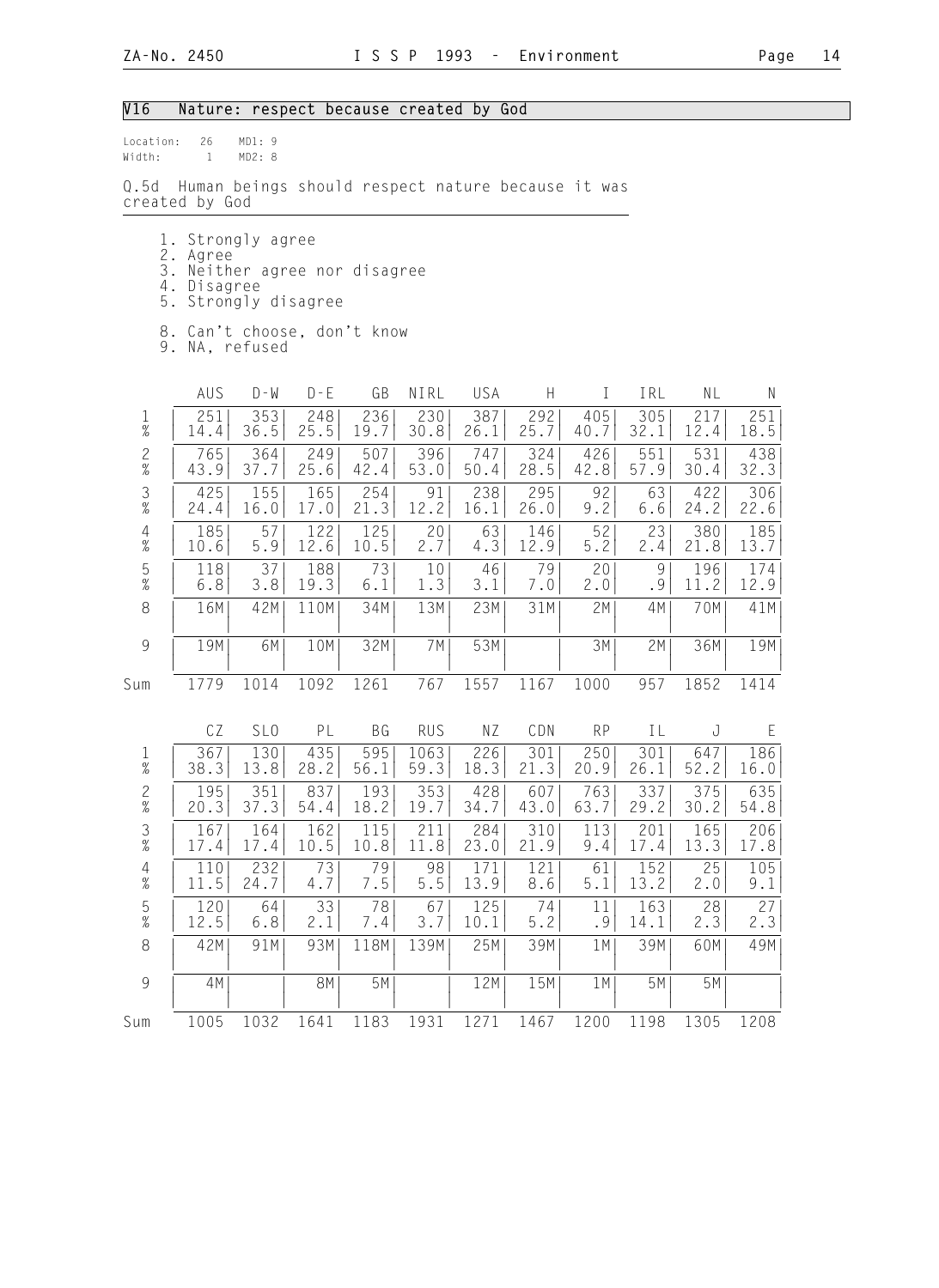## V16 Nature: respect because created by God

Location: 26 MD1: 9
Width: 1 MD2: 8

Q.5d Human beings should respect nature because it was created by God

1. Strongly agree
2. Agree
3. Neither agree nor disagree
4. Disagree
5. Strongly disagree

8. Can't choose, don't know
9. NA, refused

| | AUS | D-W | D-E | GB | NIRL | USA | H | I | IRL | NL | N |
|---|---|---|---|---|---|---|---|---|---|---|---|
| 1 | 251 | 353 | 248 | 236 | 230 | 387 | 292 | 405 | 305 | 217 | 251 |
| % | 14.4 | 36.5 | 25.5 | 19.7 | 30.8 | 26.1 | 25.7 | 40.7 | 32.1 | 12.4 | 18.5 |
| 2 | 765 | 364 | 249 | 507 | 396 | 747 | 324 | 426 | 551 | 531 | 438 |
| % | 43.9 | 37.7 | 25.6 | 42.4 | 53.0 | 50.4 | 28.5 | 42.8 | 57.9 | 30.4 | 32.3 |
| 3 | 425 | 155 | 165 | 254 | 91 | 238 | 295 | 92 | 63 | 422 | 306 |
| % | 24.4 | 16.0 | 17.0 | 21.3 | 12.2 | 16.1 | 26.0 | 9.2 | 6.6 | 24.2 | 22.6 |
| 4 | 185 | 57 | 122 | 125 | 20 | 63 | 146 | 52 | 23 | 380 | 185 |
| % | 10.6 | 5.9 | 12.6 | 10.5 | 2.7 | 4.3 | 12.9 | 5.2 | 2.4 | 21.8 | 13.7 |
| 5 | 118 | 37 | 188 | 73 | 10 | 46 | 79 | 20 | 9 | 196 | 174 |
| % | 6.8 | 3.8 | 19.3 | 6.1 | 1.3 | 3.1 | 7.0 | 2.0 | .9 | 11.2 | 12.9 |
| 8 | 16M | 42M | 110M | 34M | 13M | 23M | 31M | 2M | 4M | 70M | 41M |
| 9 | 19M | 6M | 10M | 32M | 7M | 53M | | 3M | 2M | 36M | 19M |
| Sum | 1779 | 1014 | 1092 | 1261 | 767 | 1557 | 1167 | 1000 | 957 | 1852 | 1414 |

| | CZ | SLO | PL | BG | RUS | NZ | CDN | RP | IL | J | E |
|---|---|---|---|---|---|---|---|---|---|---|---|
| 1 | 367 | 130 | 435 | 595 | 1063 | 226 | 301 | 250 | 301 | 647 | 186 |
| % | 38.3 | 13.8 | 28.2 | 56.1 | 59.3 | 18.3 | 21.3 | 20.9 | 26.1 | 52.2 | 16.0 |
| 2 | 195 | 351 | 837 | 193 | 353 | 428 | 607 | 763 | 337 | 375 | 635 |
| % | 20.3 | 37.3 | 54.4 | 18.2 | 19.7 | 34.7 | 43.0 | 63.7 | 29.2 | 30.2 | 54.8 |
| 3 | 167 | 164 | 162 | 115 | 211 | 284 | 310 | 113 | 201 | 165 | 206 |
| % | 17.4 | 17.4 | 10.5 | 10.8 | 11.8 | 23.0 | 21.9 | 9.4 | 17.4 | 13.3 | 17.8 |
| 4 | 110 | 232 | 73 | 79 | 98 | 171 | 121 | 61 | 152 | 25 | 105 |
| % | 11.5 | 24.7 | 4.7 | 7.5 | 5.5 | 13.9 | 8.6 | 5.1 | 13.2 | 2.0 | 9.1 |
| 5 | 120 | 64 | 33 | 78 | 67 | 125 | 74 | 11 | 163 | 28 | 27 |
| % | 12.5 | 6.8 | 2.1 | 7.4 | 3.7 | 10.1 | 5.2 | .9 | 14.1 | 2.3 | 2.3 |
| 8 | 42M | 91M | 93M | 118M | 139M | 25M | 39M | 1M | 39M | 60M | 49M |
| 9 | 4M | | 8M | 5M | | 12M | 15M | 1M | 5M | 5M | |
| Sum | 1005 | 1032 | 1641 | 1183 | 1931 | 1271 | 1467 | 1200 | 1198 | 1305 | 1208 |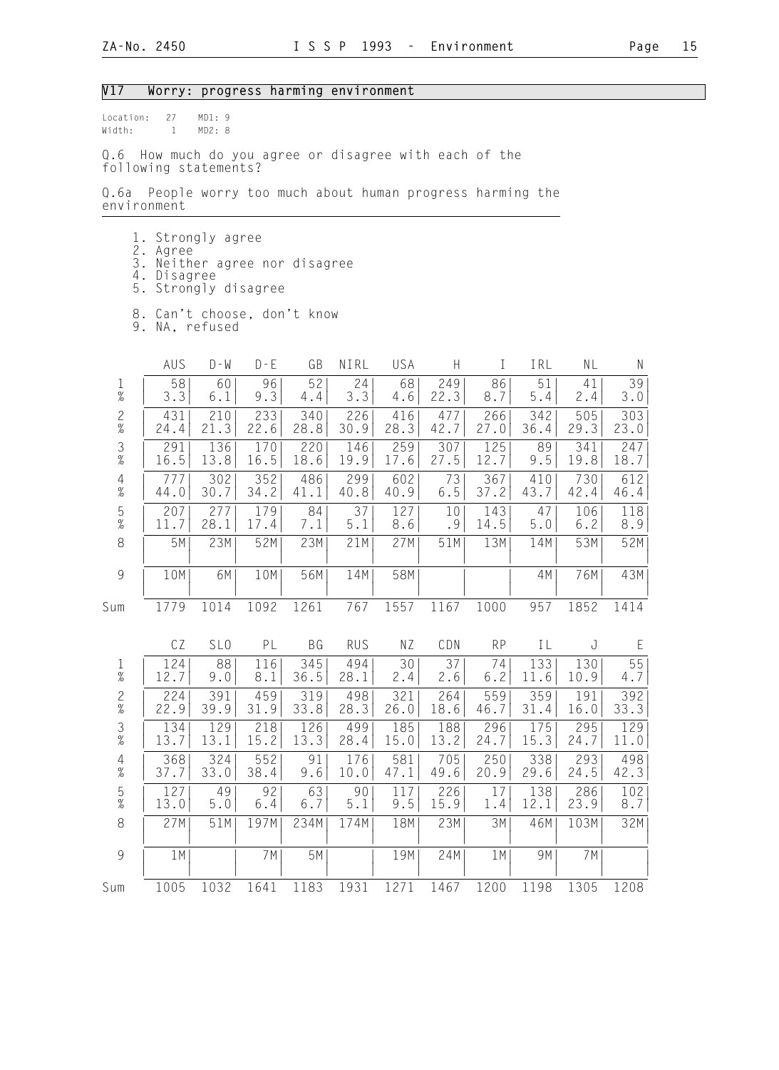## V17 Worry: progress harming environment

Location: 27 MD1: 9
Width: 1 MD2: 8

Q.6 How much do you agree or disagree with each of the following statements?

Q.6a People worry too much about human progress harming the environment

1. Strongly agree
2. Agree
3. Neither agree nor disagree
4. Disagree
5. Strongly disagree

8. Can't choose, don't know
9. NA, refused

| | AUS | D-W | D-E | GB | NIRL | USA | H | I | IRL | NL | N |
|---|---|---|---|---|---|---|---|---|---|---|---|
| 1 | 58 | 60 | 96 | 52 | 24 | 68 | 249 | 86 | 51 | 41 | 39 |
| % | 3.3 | 6.1 | 9.3 | 4.4 | 3.3 | 4.6 | 22.3 | 8.7 | 5.4 | 2.4 | 3.0 |
| 2 | 431 | 210 | 233 | 340 | 226 | 416 | 477 | 266 | 342 | 505 | 303 |
| % | 24.4 | 21.3 | 22.6 | 28.8 | 30.9 | 28.3 | 42.7 | 27.0 | 36.4 | 29.3 | 23.0 |
| 3 | 291 | 136 | 170 | 220 | 146 | 259 | 307 | 125 | 89 | 341 | 247 |
| % | 16.5 | 13.8 | 16.5 | 18.6 | 19.9 | 17.6 | 27.5 | 12.7 | 9.5 | 19.8 | 18.7 |
| 4 | 777 | 302 | 352 | 486 | 299 | 602 | 73 | 367 | 410 | 730 | 612 |
| % | 44.0 | 30.7 | 34.2 | 41.1 | 40.8 | 40.9 | 6.5 | 37.2 | 43.7 | 42.4 | 46.4 |
| 5 | 207 | 277 | 179 | 84 | 37 | 127 | 10 | 143 | 47 | 106 | 118 |
| % | 11.7 | 28.1 | 17.4 | 7.1 | 5.1 | 8.6 | .9 | 14.5 | 5.0 | 6.2 | 8.9 |
| 8 | 5M | 23M | 52M | 23M | 21M | 27M | 51M | 13M | 14M | 53M | 52M |
| 9 | 10M | 6M | 10M | 56M | 14M | 58M | | | 4M | 76M | 43M |
| Sum | 1779 | 1014 | 1092 | 1261 | 767 | 1557 | 1167 | 1000 | 957 | 1852 | 1414 |

| | CZ | SLO | PL | BG | RUS | NZ | CDN | RP | IL | J | E |
|---|---|---|---|---|---|---|---|---|---|---|---|
| 1 | 124 | 88 | 116 | 345 | 494 | 30 | 37 | 74 | 133 | 130 | 55 |
| % | 12.7 | 9.0 | 8.1 | 36.5 | 28.1 | 2.4 | 2.6 | 6.2 | 11.6 | 10.9 | 4.7 |
| 2 | 224 | 391 | 459 | 319 | 498 | 321 | 264 | 559 | 359 | 191 | 392 |
| % | 22.9 | 39.9 | 31.9 | 33.8 | 28.3 | 26.0 | 18.6 | 46.7 | 31.4 | 16.0 | 33.3 |
| 3 | 134 | 129 | 218 | 126 | 499 | 185 | 188 | 296 | 175 | 295 | 129 |
| % | 13.7 | 13.1 | 15.2 | 13.3 | 28.4 | 15.0 | 13.2 | 24.7 | 15.3 | 24.7 | 11.0 |
| 4 | 368 | 324 | 552 | 91 | 176 | 581 | 705 | 250 | 338 | 293 | 498 |
| % | 37.7 | 33.0 | 38.4 | 9.6 | 10.0 | 47.1 | 49.6 | 20.9 | 29.6 | 24.5 | 42.3 |
| 5 | 127 | 49 | 92 | 63 | 90 | 117 | 226 | 17 | 138 | 286 | 102 |
| % | 13.0 | 5.0 | 6.4 | 6.7 | 5.1 | 9.5 | 15.9 | 1.4 | 12.1 | 23.9 | 8.7 |
| 8 | 27M | 51M | 197M | 234M | 174M | 18M | 23M | 3M | 46M | 103M | 32M |
| 9 | 1M | | 7M | 5M | | 19M | 24M | 1M | 9M | 7M | |
| Sum | 1005 | 1032 | 1641 | 1183 | 1931 | 1271 | 1467 | 1200 | 1198 | 1305 | 1208 |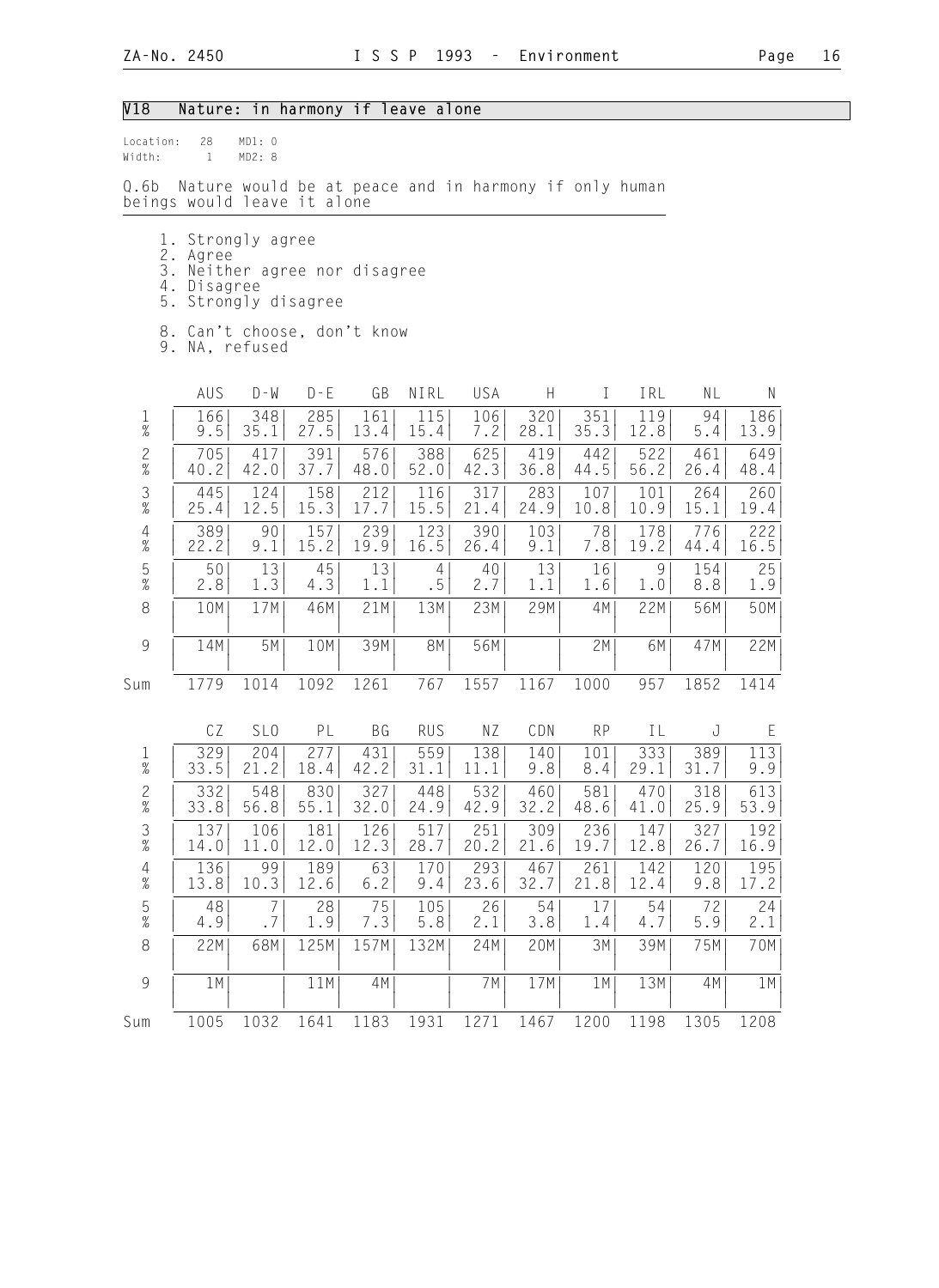## V18 Nature: in harmony if leave alone

Location: 28 MD1: 0
Width: 1 MD2: 8

Q.6b Nature would be at peace and in harmony if only human beings would leave it alone

1. Strongly agree
2. Agree
3. Neither agree nor disagree
4. Disagree
5. Strongly disagree

8. Can't choose, don't know
9. NA, refused

| | AUS | D-W | D-E | GB | NIRL | USA | H | I | IRL | NL | N |
|---|---|---|---|---|---|---|---|---|---|---|---|
| 1 | 166 | 348 | 285 | 161 | 115 | 106 | 320 | 351 | 119 | 94 | 186 |
| % | 9.5 | 35.1 | 27.5 | 13.4 | 15.4 | 7.2 | 28.1 | 35.3 | 12.8 | 5.4 | 13.9 |
| 2 | 705 | 417 | 391 | 576 | 388 | 625 | 419 | 442 | 522 | 461 | 649 |
| % | 40.2 | 42.0 | 37.7 | 48.0 | 52.0 | 42.3 | 36.8 | 44.5 | 56.2 | 26.4 | 48.4 |
| 3 | 445 | 124 | 158 | 212 | 116 | 317 | 283 | 107 | 101 | 264 | 260 |
| % | 25.4 | 12.5 | 15.3 | 17.7 | 15.5 | 21.4 | 24.9 | 10.8 | 10.9 | 15.1 | 19.4 |
| 4 | 389 | 90 | 157 | 239 | 123 | 390 | 103 | 78 | 178 | 776 | 222 |
| % | 22.2 | 9.1 | 15.2 | 19.9 | 16.5 | 26.4 | 9.1 | 7.8 | 19.2 | 44.4 | 16.5 |
| 5 | 50 | 13 | 45 | 13 | 4 | 40 | 13 | 16 | 9 | 154 | 25 |
| % | 2.8 | 1.3 | 4.3 | 1.1 | .5 | 2.7 | 1.1 | 1.6 | 1.0 | 8.8 | 1.9 |
| 8 | 10M | 17M | 46M | 21M | 13M | 23M | 29M | 4M | 22M | 56M | 50M |
| 9 | 14M | 5M | 10M | 39M | 8M | 56M | | 2M | 6M | 47M | 22M |
| Sum | 1779 | 1014 | 1092 | 1261 | 767 | 1557 | 1167 | 1000 | 957 | 1852 | 1414 |

| | CZ | SLO | PL | BG | RUS | NZ | CDN | RP | IL | J | E |
|---|---|---|---|---|---|---|---|---|---|---|---|
| 1 | 329 | 204 | 277 | 431 | 559 | 138 | 140 | 101 | 333 | 389 | 113 |
| % | 33.5 | 21.2 | 18.4 | 42.2 | 31.1 | 11.1 | 9.8 | 8.4 | 29.1 | 31.7 | 9.9 |
| 2 | 332 | 548 | 830 | 327 | 448 | 532 | 460 | 581 | 470 | 318 | 613 |
| % | 33.8 | 56.8 | 55.1 | 32.0 | 24.9 | 42.9 | 32.2 | 48.6 | 41.0 | 25.9 | 53.9 |
| 3 | 137 | 106 | 181 | 126 | 517 | 251 | 309 | 236 | 147 | 327 | 192 |
| % | 14.0 | 11.0 | 12.0 | 12.3 | 28.7 | 20.2 | 21.6 | 19.7 | 12.8 | 26.7 | 16.9 |
| 4 | 136 | 99 | 189 | 63 | 170 | 293 | 467 | 261 | 142 | 120 | 195 |
| % | 13.8 | 10.3 | 12.6 | 6.2 | 9.4 | 23.6 | 32.7 | 21.8 | 12.4 | 9.8 | 17.2 |
| 5 | 48 | 7 | 28 | 75 | 105 | 26 | 54 | 17 | 54 | 72 | 24 |
| % | 4.9 | .7 | 1.9 | 7.3 | 5.8 | 2.1 | 3.8 | 1.4 | 4.7 | 5.9 | 2.1 |
| 8 | 22M | 68M | 125M | 157M | 132M | 24M | 20M | 3M | 39M | 75M | 70M |
| 9 | 1M | | 11M | 4M | | 7M | 17M | 1M | 13M | 4M | 1M |
| Sum | 1005 | 1032 | 1641 | 1183 | 1931 | 1271 | 1467 | 1200 | 1198 | 1305 | 1208 |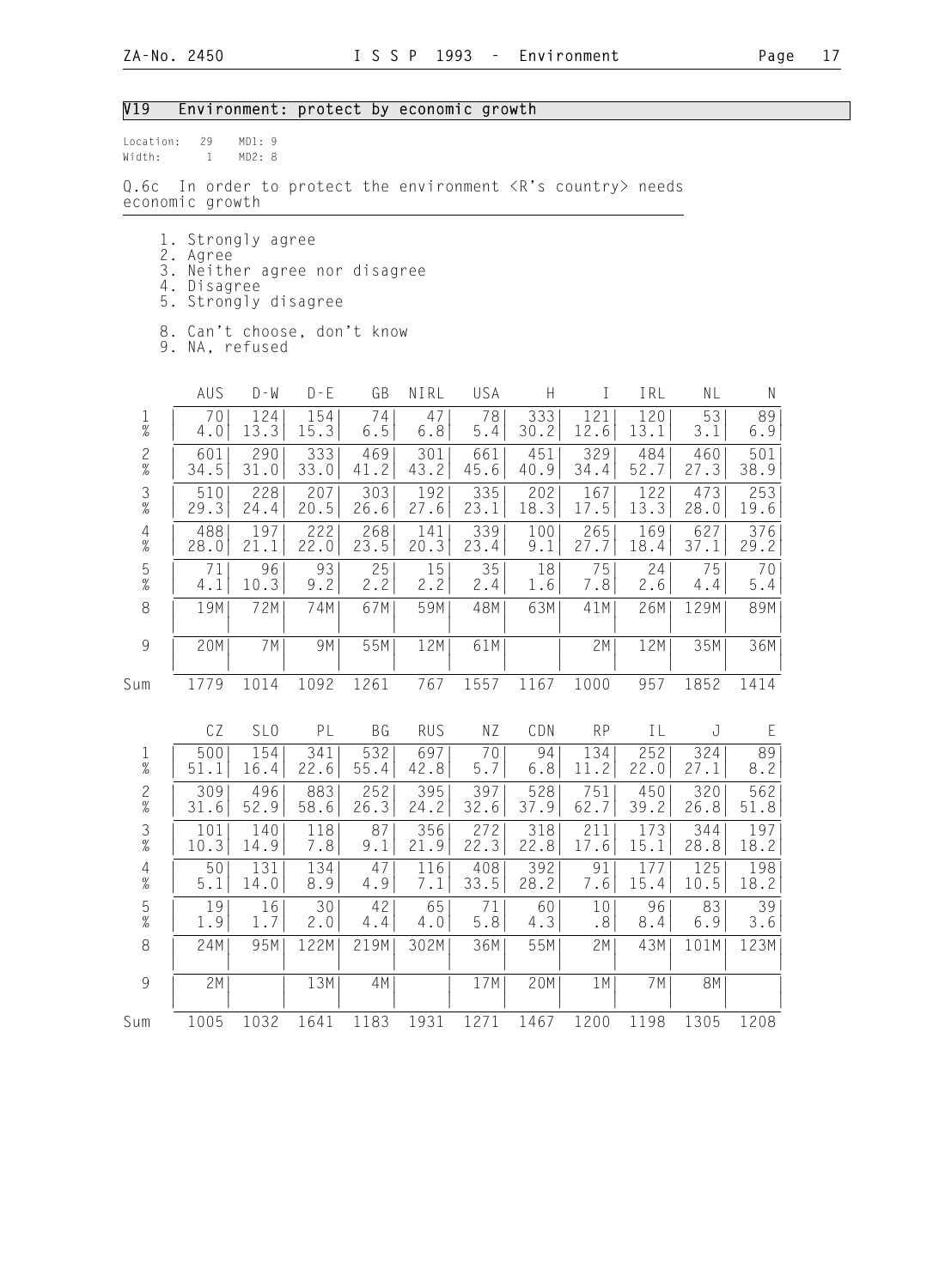## V19 Environment: protect by economic growth

Location: 29 MD1: 9
Width: 1 MD2: 8

Q.6c In order to protect the environment <R's country> needs economic growth

1. Strongly agree
2. Agree
3. Neither agree nor disagree
4. Disagree
5. Strongly disagree

8. Can't choose, don't know
9. NA, refused

| | AUS | D-W | D-E | GB | NIRL | USA | H | I | IRL | NL | N |
|---|---|---|---|---|---|---|---|---|---|---|---|
| 1 | 70 | 124 | 154 | 74 | 47 | 78 | 333 | 121 | 120 | 53 | 89 |
| % | 4.0 | 13.3 | 15.3 | 6.5 | 6.8 | 5.4 | 30.2 | 12.6 | 13.1 | 3.1 | 6.9 |
| 2 | 601 | 290 | 333 | 469 | 301 | 661 | 451 | 329 | 484 | 460 | 501 |
| % | 34.5 | 31.0 | 33.0 | 41.2 | 43.2 | 45.6 | 40.9 | 34.4 | 52.7 | 27.3 | 38.9 |
| 3 | 510 | 228 | 207 | 303 | 192 | 335 | 202 | 167 | 122 | 473 | 253 |
| % | 29.3 | 24.4 | 20.5 | 26.6 | 27.6 | 23.1 | 18.3 | 17.5 | 13.3 | 28.0 | 19.6 |
| 4 | 488 | 197 | 222 | 268 | 141 | 339 | 100 | 265 | 169 | 627 | 376 |
| % | 28.0 | 21.1 | 22.0 | 23.5 | 20.3 | 23.4 | 9.1 | 27.7 | 18.4 | 37.1 | 29.2 |
| 5 | 71 | 96 | 93 | 25 | 15 | 35 | 18 | 75 | 24 | 75 | 70 |
| % | 4.1 | 10.3 | 9.2 | 2.2 | 2.2 | 2.4 | 1.6 | 7.8 | 2.6 | 4.4 | 5.4 |
| 8 | 19M | 72M | 74M | 67M | 59M | 48M | 63M | 41M | 26M | 129M | 89M |
| 9 | 20M | 7M | 9M | 55M | 12M | 61M | | 2M | 12M | 35M | 36M |
| Sum | 1779 | 1014 | 1092 | 1261 | 767 | 1557 | 1167 | 1000 | 957 | 1852 | 1414 |

| | CZ | SLO | PL | BG | RUS | NZ | CDN | RP | IL | J | E |
|---|---|---|---|---|---|---|---|---|---|---|---|
| 1 | 500 | 154 | 341 | 532 | 697 | 70 | 94 | 134 | 252 | 324 | 89 |
| % | 51.1 | 16.4 | 22.6 | 55.4 | 42.8 | 5.7 | 6.8 | 11.2 | 22.0 | 27.1 | 8.2 |
| 2 | 309 | 496 | 883 | 252 | 395 | 397 | 528 | 751 | 450 | 320 | 562 |
| % | 31.6 | 52.9 | 58.6 | 26.3 | 24.2 | 32.6 | 37.9 | 62.7 | 39.2 | 26.8 | 51.8 |
| 3 | 101 | 140 | 118 | 87 | 356 | 272 | 318 | 211 | 173 | 344 | 197 |
| % | 10.3 | 14.9 | 7.8 | 9.1 | 21.9 | 22.3 | 22.8 | 17.6 | 15.1 | 28.8 | 18.2 |
| 4 | 50 | 131 | 134 | 47 | 116 | 408 | 392 | 91 | 177 | 125 | 198 |
| % | 5.1 | 14.0 | 8.9 | 4.9 | 7.1 | 33.5 | 28.2 | 7.6 | 15.4 | 10.5 | 18.2 |
| 5 | 19 | 16 | 30 | 42 | 65 | 71 | 60 | 10 | 96 | 83 | 39 |
| % | 1.9 | 1.7 | 2.0 | 4.4 | 4.0 | 5.8 | 4.3 | .8 | 8.4 | 6.9 | 3.6 |
| 8 | 24M | 95M | 122M | 219M | 302M | 36M | 55M | 2M | 43M | 101M | 123M |
| 9 | 2M | | 13M | 4M | | 17M | 20M | 1M | 7M | 8M | |
| Sum | 1005 | 1032 | 1641 | 1183 | 1931 | 1271 | 1467 | 1200 | 1198 | 1305 | 1208 |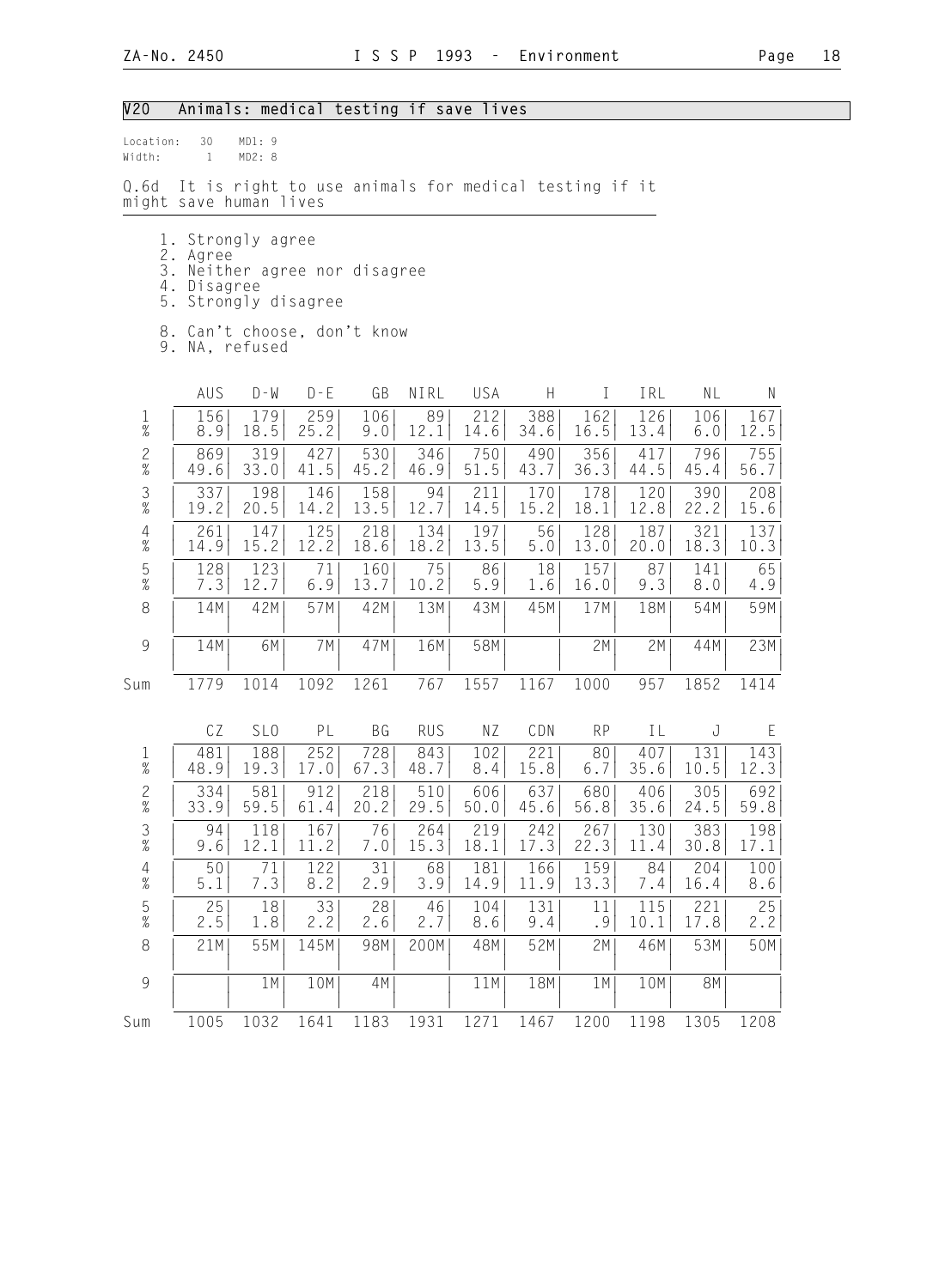## V20 Animals: medical testing if save lives

Location: 30 MD1: 9
Width: 1 MD2: 8

Q.6d It is right to use animals for medical testing if it might save human lives

1. Strongly agree
2. Agree
3. Neither agree nor disagree
4. Disagree
5. Strongly disagree

8. Can't choose, don't know
9. NA, refused

| | AUS | D-W | D-E | GB | NIRL | USA | H | I | IRL | NL | N |
|---|---|---|---|---|---|---|---|---|---|---|---|
| 1 | 156 | 179 | 259 | 106 | 89 | 212 | 388 | 162 | 126 | 106 | 167 |
| % | 8.9 | 18.5 | 25.2 | 9.0 | 12.1 | 14.6 | 34.6 | 16.5 | 13.4 | 6.0 | 12.5 |
| 2 | 869 | 319 | 427 | 530 | 346 | 750 | 490 | 356 | 417 | 796 | 755 |
| % | 49.6 | 33.0 | 41.5 | 45.2 | 46.9 | 51.5 | 43.7 | 36.3 | 44.5 | 45.4 | 56.7 |
| 3 | 337 | 198 | 146 | 158 | 94 | 211 | 170 | 178 | 120 | 390 | 208 |
| % | 19.2 | 20.5 | 14.2 | 13.5 | 12.7 | 14.5 | 15.2 | 18.1 | 12.8 | 22.2 | 15.6 |
| 4 | 261 | 147 | 125 | 218 | 134 | 197 | 56 | 128 | 187 | 321 | 137 |
| % | 14.9 | 15.2 | 12.2 | 18.6 | 18.2 | 13.5 | 5.0 | 13.0 | 20.0 | 18.3 | 10.3 |
| 5 | 128 | 123 | 71 | 160 | 75 | 86 | 18 | 157 | 87 | 141 | 65 |
| % | 7.3 | 12.7 | 6.9 | 13.7 | 10.2 | 5.9 | 1.6 | 16.0 | 9.3 | 8.0 | 4.9 |
| 8 | 14M | 42M | 57M | 42M | 13M | 43M | 45M | 17M | 18M | 54M | 59M |
| 9 | 14M | 6M | 7M | 47M | 16M | 58M | | 2M | 2M | 44M | 23M |
| Sum | 1779 | 1014 | 1092 | 1261 | 767 | 1557 | 1167 | 1000 | 957 | 1852 | 1414 |

| | CZ | SLO | PL | BG | RUS | NZ | CDN | RP | IL | J | E |
|---|---|---|---|---|---|---|---|---|---|---|---|
| 1 | 481 | 188 | 252 | 728 | 843 | 102 | 221 | 80 | 407 | 131 | 143 |
| % | 48.9 | 19.3 | 17.0 | 67.3 | 48.7 | 8.4 | 15.8 | 6.7 | 35.6 | 10.5 | 12.3 |
| 2 | 334 | 581 | 912 | 218 | 510 | 606 | 637 | 680 | 406 | 305 | 692 |
| % | 33.9 | 59.5 | 61.4 | 20.2 | 29.5 | 50.0 | 45.6 | 56.8 | 35.6 | 24.5 | 59.8 |
| 3 | 94 | 118 | 167 | 76 | 264 | 219 | 242 | 267 | 130 | 383 | 198 |
| % | 9.6 | 12.1 | 11.2 | 7.0 | 15.3 | 18.1 | 17.3 | 22.3 | 11.4 | 30.8 | 17.1 |
| 4 | 50 | 71 | 122 | 31 | 68 | 181 | 166 | 159 | 84 | 204 | 100 |
| % | 5.1 | 7.3 | 8.2 | 2.9 | 3.9 | 14.9 | 11.9 | 13.3 | 7.4 | 16.4 | 8.6 |
| 5 | 25 | 18 | 33 | 28 | 46 | 104 | 131 | 11 | 115 | 221 | 25 |
| % | 2.5 | 1.8 | 2.2 | 2.6 | 2.7 | 8.6 | 9.4 | .9 | 10.1 | 17.8 | 2.2 |
| 8 | 21M | 55M | 145M | 98M | 200M | 48M | 52M | 2M | 46M | 53M | 50M |
| 9 | | 1M | 10M | 4M | | 11M | 18M | 1M | 10M | 8M | |
| Sum | 1005 | 1032 | 1641 | 1183 | 1931 | 1271 | 1467 | 1200 | 1198 | 1305 | 1208 |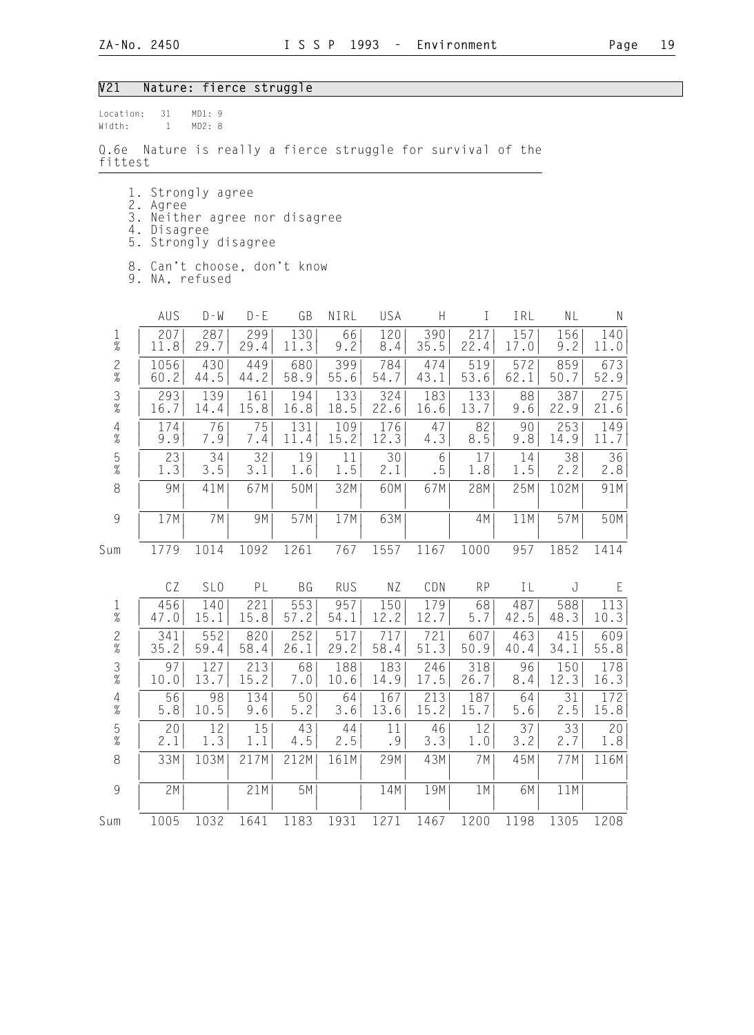## V21 Nature: fierce struggle

Location: 31 MD1: 9
Width: 1 MD2: 8

Q.6e Nature is really a fierce struggle for survival of the fittest

1. Strongly agree
2. Agree
3. Neither agree nor disagree
4. Disagree
5. Strongly disagree

8. Can't choose, don't know
9. NA, refused

| | AUS | D-W | D-E | GB | NIRL | USA | H | I | IRL | NL | N |
|---|---|---|---|---|---|---|---|---|---|---|---|
| 1 | 207 | 287 | 299 | 130 | 66 | 120 | 390 | 217 | 157 | 156 | 140 |
| % | 11.8 | 29.7 | 29.4 | 11.3 | 9.2 | 8.4 | 35.5 | 22.4 | 17.0 | 9.2 | 11.0 |
| 2 | 1056 | 430 | 449 | 680 | 399 | 784 | 474 | 519 | 572 | 859 | 673 |
| % | 60.2 | 44.5 | 44.2 | 58.9 | 55.6 | 54.7 | 43.1 | 53.6 | 62.1 | 50.7 | 52.9 |
| 3 | 293 | 139 | 161 | 194 | 133 | 324 | 183 | 133 | 88 | 387 | 275 |
| % | 16.7 | 14.4 | 15.8 | 16.8 | 18.5 | 22.6 | 16.6 | 13.7 | 9.6 | 22.9 | 21.6 |
| 4 | 174 | 76 | 75 | 131 | 109 | 176 | 47 | 82 | 90 | 253 | 149 |
| % | 9.9 | 7.9 | 7.4 | 11.4 | 15.2 | 12.3 | 4.3 | 8.5 | 9.8 | 14.9 | 11.7 |
| 5 | 23 | 34 | 32 | 19 | 11 | 30 | 6 | 17 | 14 | 38 | 36 |
| % | 1.3 | 3.5 | 3.1 | 1.6 | 1.5 | 2.1 | .5 | 1.8 | 1.5 | 2.2 | 2.8 |
| 8 | 9M | 41M | 67M | 50M | 32M | 60M | 67M | 28M | 25M | 102M | 91M |
| 9 | 17M | 7M | 9M | 57M | 17M | 63M | | 4M | 11M | 57M | 50M |
| Sum | 1779 | 1014 | 1092 | 1261 | 767 | 1557 | 1167 | 1000 | 957 | 1852 | 1414 |

| | CZ | SLO | PL | BG | RUS | NZ | CDN | RP | IL | J | E |
|---|---|---|---|---|---|---|---|---|---|---|---|
| 1 | 456 | 140 | 221 | 553 | 957 | 150 | 179 | 68 | 487 | 588 | 113 |
| % | 47.0 | 15.1 | 15.8 | 57.2 | 54.1 | 12.2 | 12.7 | 5.7 | 42.5 | 48.3 | 10.3 |
| 2 | 341 | 552 | 820 | 252 | 517 | 717 | 721 | 607 | 463 | 415 | 609 |
| % | 35.2 | 59.4 | 58.4 | 26.1 | 29.2 | 58.4 | 51.3 | 50.9 | 40.4 | 34.1 | 55.8 |
| 3 | 97 | 127 | 213 | 68 | 188 | 183 | 246 | 318 | 96 | 150 | 178 |
| % | 10.0 | 13.7 | 15.2 | 7.0 | 10.6 | 14.9 | 17.5 | 26.7 | 8.4 | 12.3 | 16.3 |
| 4 | 56 | 98 | 134 | 50 | 64 | 167 | 213 | 187 | 64 | 31 | 172 |
| % | 5.8 | 10.5 | 9.6 | 5.2 | 3.6 | 13.6 | 15.2 | 15.7 | 5.6 | 2.5 | 15.8 |
| 5 | 20 | 12 | 15 | 43 | 44 | 11 | 46 | 12 | 37 | 33 | 20 |
| % | 2.1 | 1.3 | 1.1 | 4.5 | 2.5 | .9 | 3.3 | 1.0 | 3.2 | 2.7 | 1.8 |
| 8 | 33M | 103M | 217M | 212M | 161M | 29M | 43M | 7M | 45M | 77M | 116M |
| 9 | 2M | | 21M | 5M | | 14M | 19M | 1M | 6M | 11M | |
| Sum | 1005 | 1032 | 1641 | 1183 | 1931 | 1271 | 1467 | 1200 | 1198 | 1305 | 1208 |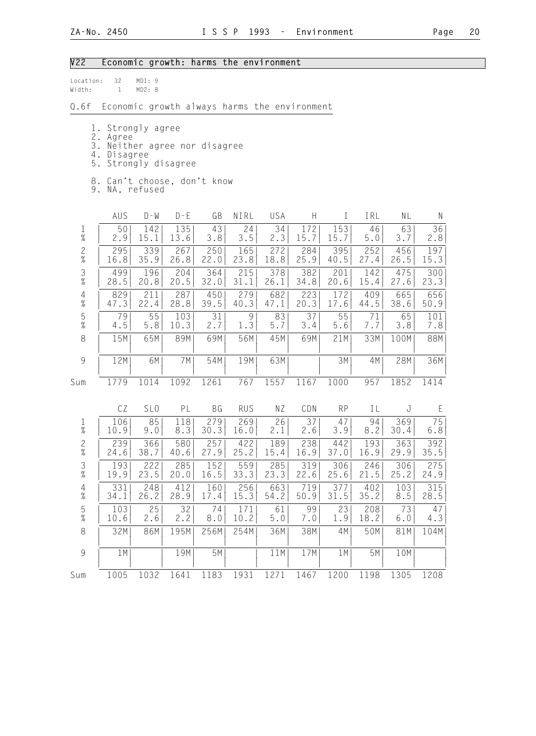## V22 Economic growth: harms the environment

Location: 32 MD1: 9
Width: 1 MD2: 8

Q.6f Economic growth always harms the environment

1. Strongly agree
2. Agree
3. Neither agree nor disagree
4. Disagree
5. Strongly disagree

8. Can't choose, don't know
9. NA, refused

| | AUS | D-W | D-E | GB | NIRL | USA | H | I | IRL | NL | N |
|---|---|---|---|---|---|---|---|---|---|---|---|
| 1 | 50 | 142 | 135 | 43 | 24 | 34 | 172 | 153 | 46 | 63 | 36 |
| % | 2.9 | 15.1 | 13.6 | 3.8 | 3.5 | 2.3 | 15.7 | 15.7 | 5.0 | 3.7 | 2.8 |
| 2 | 295 | 339 | 267 | 250 | 165 | 272 | 284 | 395 | 252 | 456 | 197 |
| % | 16.8 | 35.9 | 26.8 | 22.0 | 23.8 | 18.8 | 25.9 | 40.5 | 27.4 | 26.5 | 15.3 |
| 3 | 499 | 196 | 204 | 364 | 215 | 378 | 382 | 201 | 142 | 475 | 300 |
| % | 28.5 | 20.8 | 20.5 | 32.0 | 31.1 | 26.1 | 34.8 | 20.6 | 15.4 | 27.6 | 23.3 |
| 4 | 829 | 211 | 287 | 450 | 279 | 682 | 223 | 172 | 409 | 665 | 656 |
| % | 47.3 | 22.4 | 28.8 | 39.5 | 40.3 | 47.1 | 20.3 | 17.6 | 44.5 | 38.6 | 50.9 |
| 5 | 79 | 55 | 103 | 31 | 9 | 83 | 37 | 55 | 71 | 65 | 101 |
| % | 4.5 | 5.8 | 10.3 | 2.7 | 1.3 | 5.7 | 3.4 | 5.6 | 7.7 | 3.8 | 7.8 |
| 8 | 15M | 65M | 89M | 69M | 56M | 45M | 69M | 21M | 33M | 100M | 88M |
| 9 | 12M | 6M | 7M | 54M | 19M | 63M | | 3M | 4M | 28M | 36M |
| Sum | 1779 | 1014 | 1092 | 1261 | 767 | 1557 | 1167 | 1000 | 957 | 1852 | 1414 |

| | CZ | SLO | PL | BG | RUS | NZ | CDN | RP | IL | J | E |
|---|---|---|---|---|---|---|---|---|---|---|---|
| 1 | 106 | 85 | 118 | 279 | 269 | 26 | 37 | 47 | 94 | 369 | 75 |
| % | 10.9 | 9.0 | 8.3 | 30.3 | 16.0 | 2.1 | 2.6 | 3.9 | 8.2 | 30.4 | 6.8 |
| 2 | 239 | 366 | 580 | 257 | 422 | 189 | 238 | 442 | 193 | 363 | 392 |
| % | 24.6 | 38.7 | 40.6 | 27.9 | 25.2 | 15.4 | 16.9 | 37.0 | 16.9 | 29.9 | 35.5 |
| 3 | 193 | 222 | 285 | 152 | 559 | 285 | 319 | 306 | 246 | 306 | 275 |
| % | 19.9 | 23.5 | 20.0 | 16.5 | 33.3 | 23.3 | 22.6 | 25.6 | 21.5 | 25.2 | 24.9 |
| 4 | 331 | 248 | 412 | 160 | 256 | 663 | 719 | 377 | 402 | 103 | 315 |
| % | 34.1 | 26.2 | 28.9 | 17.4 | 15.3 | 54.2 | 50.9 | 31.5 | 35.2 | 8.5 | 28.5 |
| 5 | 103 | 25 | 32 | 74 | 171 | 61 | 99 | 23 | 208 | 73 | 47 |
| % | 10.6 | 2.6 | 2.2 | 8.0 | 10.2 | 5.0 | 7.0 | 1.9 | 18.2 | 6.0 | 4.3 |
| 8 | 32M | 86M | 195M | 256M | 254M | 36M | 38M | 4M | 50M | 81M | 104M |
| 9 | 1M | | 19M | 5M | | 11M | 17M | 1M | 5M | 10M | |
| Sum | 1005 | 1032 | 1641 | 1183 | 1931 | 1271 | 1467 | 1200 | 1198 | 1305 | 1208 |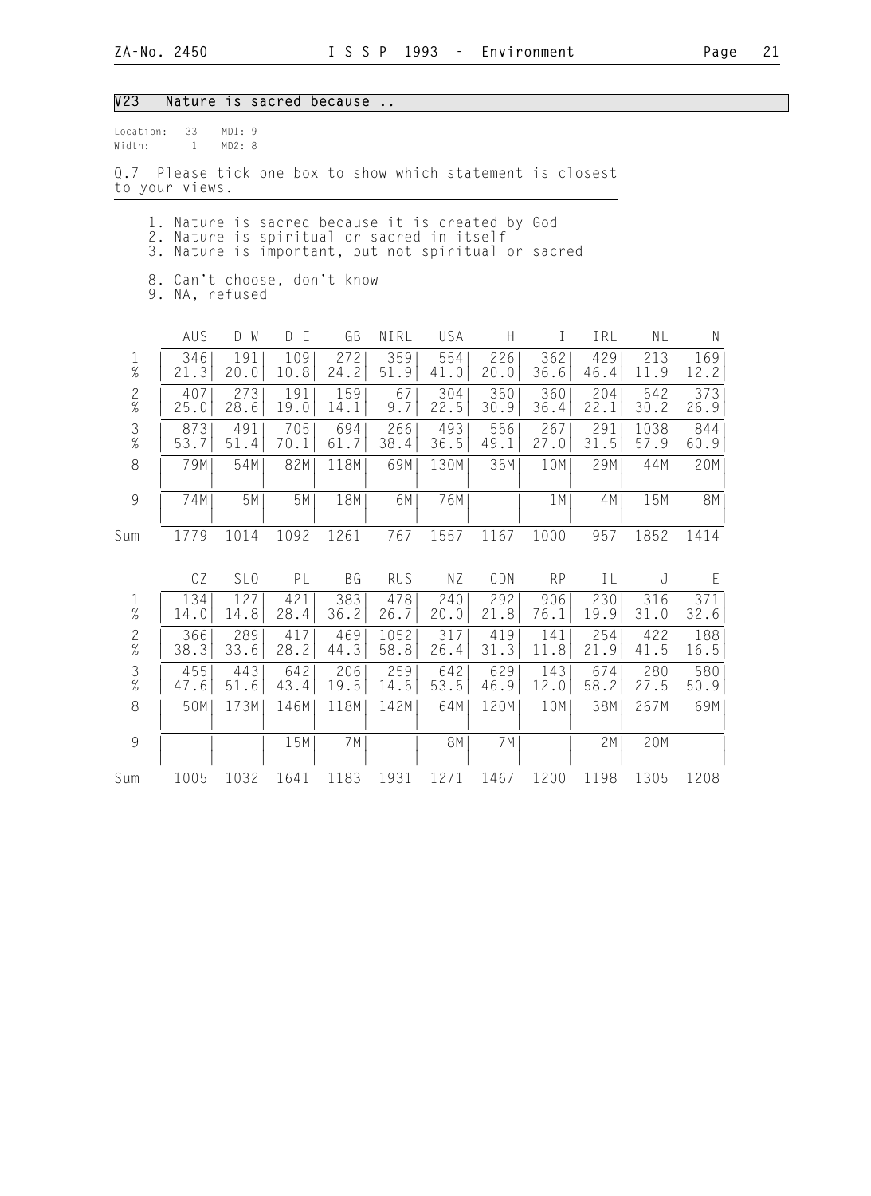## V23 Nature is sacred because ..

Location: 33 MD1: 9
Width: 1 MD2: 8

Q.7 Please tick one box to show which statement is closest to your views.

1. Nature is sacred because it is created by God
2. Nature is spiritual or sacred in itself
3. Nature is important, but not spiritual or sacred

8. Can't choose, don't know
9. NA, refused

| | AUS | D-W | D-E | GB | NIRL | USA | H | I | IRL | NL | N |
|---|---|---|---|---|---|---|---|---|---|---|---|
| 1 | 346 | 191 | 109 | 272 | 359 | 554 | 226 | 362 | 429 | 213 | 169 |
| % | 21.3 | 20.0 | 10.8 | 24.2 | 51.9 | 41.0 | 20.0 | 36.6 | 46.4 | 11.9 | 12.2 |
| 2 | 407 | 273 | 191 | 159 | 67 | 304 | 350 | 360 | 204 | 542 | 373 |
| % | 25.0 | 28.6 | 19.0 | 14.1 | 9.7 | 22.5 | 30.9 | 36.4 | 22.1 | 30.2 | 26.9 |
| 3 | 873 | 491 | 705 | 694 | 266 | 493 | 556 | 267 | 291 | 1038 | 844 |
| % | 53.7 | 51.4 | 70.1 | 61.7 | 38.4 | 36.5 | 49.1 | 27.0 | 31.5 | 57.9 | 60.9 |
| 8 | 79M | 54M | 82M | 118M | 69M | 130M | 35M | 10M | 29M | 44M | 20M |
| 9 | 74M | 5M | 5M | 18M | 6M | 76M | | 1M | 4M | 15M | 8M |
| Sum | 1779 | 1014 | 1092 | 1261 | 767 | 1557 | 1167 | 1000 | 957 | 1852 | 1414 |

| | CZ | SLO | PL | BG | RUS | NZ | CDN | RP | IL | J | E |
|---|---|---|---|---|---|---|---|---|---|---|---|
| 1 | 134 | 127 | 421 | 383 | 478 | 240 | 292 | 906 | 230 | 316 | 371 |
| % | 14.0 | 14.8 | 28.4 | 36.2 | 26.7 | 20.0 | 21.8 | 76.1 | 19.9 | 31.0 | 32.6 |
| 2 | 366 | 289 | 417 | 469 | 1052 | 317 | 419 | 141 | 254 | 422 | 188 |
| % | 38.3 | 33.6 | 28.2 | 44.3 | 58.8 | 26.4 | 31.3 | 11.8 | 21.9 | 41.5 | 16.5 |
| 3 | 455 | 443 | 642 | 206 | 259 | 642 | 629 | 143 | 674 | 280 | 580 |
| % | 47.6 | 51.6 | 43.4 | 19.5 | 14.5 | 53.5 | 46.9 | 12.0 | 58.2 | 27.5 | 50.9 |
| 8 | 50M | 173M | 146M | 118M | 142M | 64M | 120M | 10M | 38M | 267M | 69M |
| 9 | | | 15M | 7M | | 8M | 7M | | 2M | 20M | |
| Sum | 1005 | 1032 | 1641 | 1183 | 1931 | 1271 | 1467 | 1200 | 1198 | 1305 | 1208 |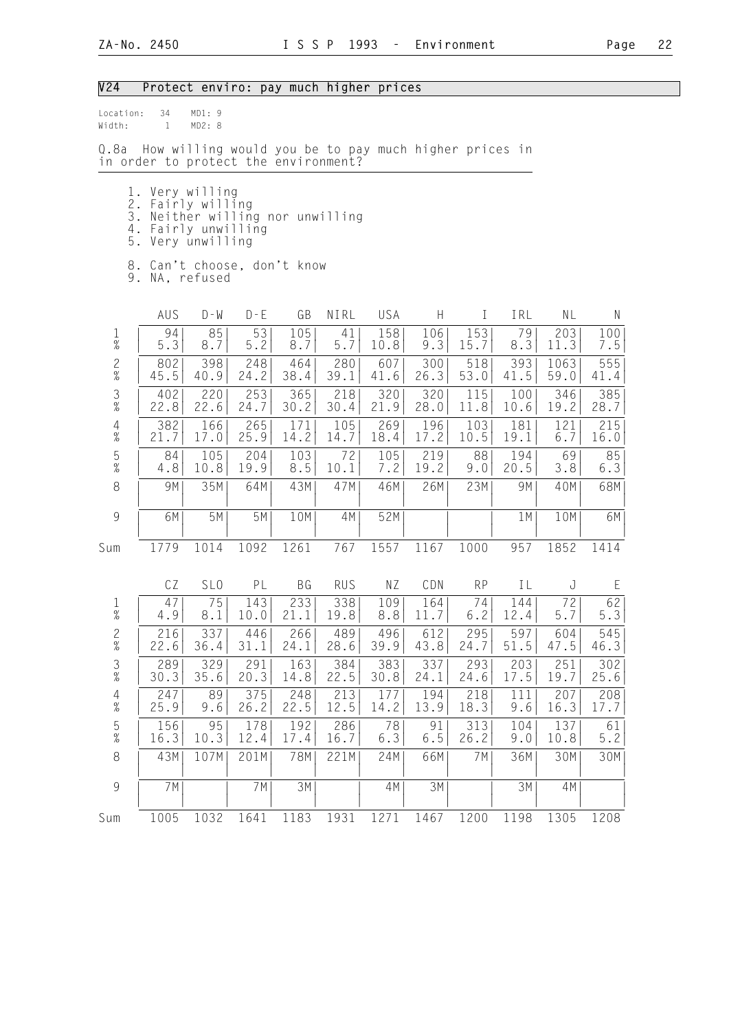## V24 Protect enviro: pay much higher prices

Location: 34 MD1: 9
Width: 1 MD2: 8

Q.8a How willing would you be to pay much higher prices in in order to protect the environment?

1. Very willing
2. Fairly willing
3. Neither willing nor unwilling
4. Fairly unwilling
5. Very unwilling

8. Can't choose, don't know
9. NA, refused

| | AUS | D-W | D-E | GB | NIRL | USA | H | I | IRL | NL | N |
|---|---|---|---|---|---|---|---|---|---|---|---|
| 1 | 94 | 85 | 53 | 105 | 41 | 158 | 106 | 153 | 79 | 203 | 100 |
| % | 5.3 | 8.7 | 5.2 | 8.7 | 5.7 | 10.8 | 9.3 | 15.7 | 8.3 | 11.3 | 7.5 |
| 2 | 802 | 398 | 248 | 464 | 280 | 607 | 300 | 518 | 393 | 1063 | 555 |
| % | 45.5 | 40.9 | 24.2 | 38.4 | 39.1 | 41.6 | 26.3 | 53.0 | 41.5 | 59.0 | 41.4 |
| 3 | 402 | 220 | 253 | 365 | 218 | 320 | 320 | 115 | 100 | 346 | 385 |
| % | 22.8 | 22.6 | 24.7 | 30.2 | 30.4 | 21.9 | 28.0 | 11.8 | 10.6 | 19.2 | 28.7 |
| 4 | 382 | 166 | 265 | 171 | 105 | 269 | 196 | 103 | 181 | 121 | 215 |
| % | 21.7 | 17.0 | 25.9 | 14.2 | 14.7 | 18.4 | 17.2 | 10.5 | 19.1 | 6.7 | 16.0 |
| 5 | 84 | 105 | 204 | 103 | 72 | 105 | 219 | 88 | 194 | 69 | 85 |
| % | 4.8 | 10.8 | 19.9 | 8.5 | 10.1 | 7.2 | 19.2 | 9.0 | 20.5 | 3.8 | 6.3 |
| 8 | 9M | 35M | 64M | 43M | 47M | 46M | 26M | 23M | 9M | 40M | 68M |
| 9 | 6M | 5M | 5M | 10M | 4M | 52M | | | 1M | 10M | 6M |
| Sum | 1779 | 1014 | 1092 | 1261 | 767 | 1557 | 1167 | 1000 | 957 | 1852 | 1414 |

| | CZ | SLO | PL | BG | RUS | NZ | CDN | RP | IL | J | E |
|---|---|---|---|---|---|---|---|---|---|---|---|
| 1 | 47 | 75 | 143 | 233 | 338 | 109 | 164 | 74 | 144 | 72 | 62 |
| % | 4.9 | 8.1 | 10.0 | 21.1 | 19.8 | 8.8 | 11.7 | 6.2 | 12.4 | 5.7 | 5.3 |
| 2 | 216 | 337 | 446 | 266 | 489 | 496 | 612 | 295 | 597 | 604 | 545 |
| % | 22.6 | 36.4 | 31.1 | 24.1 | 28.6 | 39.9 | 43.8 | 24.7 | 51.5 | 47.5 | 46.3 |
| 3 | 289 | 329 | 291 | 163 | 384 | 383 | 337 | 293 | 203 | 251 | 302 |
| % | 30.3 | 35.6 | 20.3 | 14.8 | 22.5 | 30.8 | 24.1 | 24.6 | 17.5 | 19.7 | 25.6 |
| 4 | 247 | 89 | 375 | 248 | 213 | 177 | 194 | 218 | 111 | 207 | 208 |
| % | 25.9 | 9.6 | 26.2 | 22.5 | 12.5 | 14.2 | 13.9 | 18.3 | 9.6 | 16.3 | 17.7 |
| 5 | 156 | 95 | 178 | 192 | 286 | 78 | 91 | 313 | 104 | 137 | 61 |
| % | 16.3 | 10.3 | 12.4 | 17.4 | 16.7 | 6.3 | 6.5 | 26.2 | 9.0 | 10.8 | 5.2 |
| 8 | 43M | 107M | 201M | 78M | 221M | 24M | 66M | 7M | 36M | 30M | 30M |
| 9 | 7M | | 7M | 3M | | 4M | 3M | | 3M | 4M | |
| Sum | 1005 | 1032 | 1641 | 1183 | 1931 | 1271 | 1467 | 1200 | 1198 | 1305 | 1208 |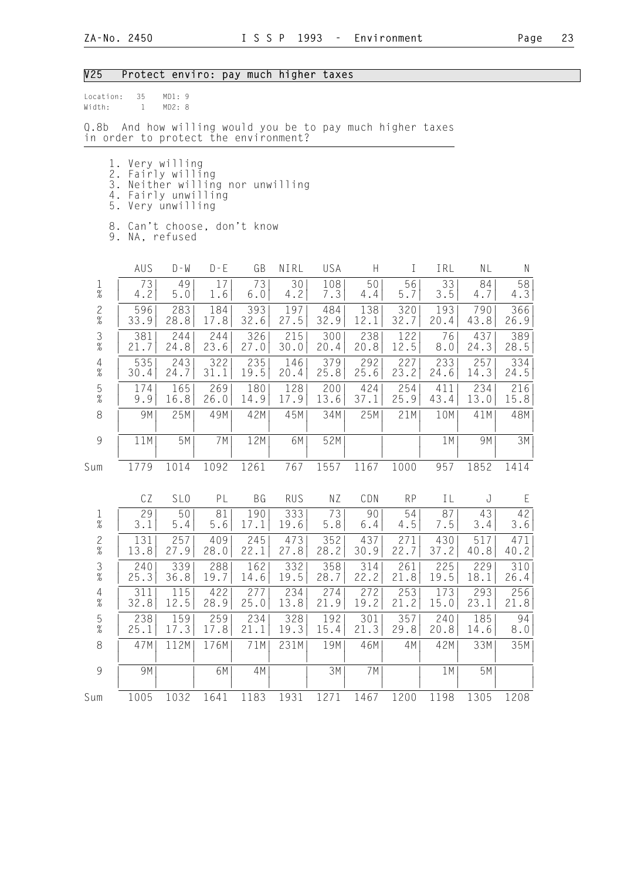## V25 Protect enviro: pay much higher taxes

Location: 35 MD1: 9
Width: 1 MD2: 8

Q.8b And how willing would you be to pay much higher taxes in order to protect the environment?

1. Very willing
2. Fairly willing
3. Neither willing nor unwilling
4. Fairly unwilling
5. Very unwilling

8. Can't choose, don't know
9. NA, refused

| | AUS | D-W | D-E | GB | NIRL | USA | H | I | IRL | NL | N |
|---|---|---|---|---|---|---|---|---|---|---|---|
| 1 | 73 | 49 | 17 | 73 | 30 | 108 | 50 | 56 | 33 | 84 | 58 |
| % | 4.2 | 5.0 | 1.6 | 6.0 | 4.2 | 7.3 | 4.4 | 5.7 | 3.5 | 4.7 | 4.3 |
| 2 | 596 | 283 | 184 | 393 | 197 | 484 | 138 | 320 | 193 | 790 | 366 |
| % | 33.9 | 28.8 | 17.8 | 32.6 | 27.5 | 32.9 | 12.1 | 32.7 | 20.4 | 43.8 | 26.9 |
| 3 | 381 | 244 | 244 | 326 | 215 | 300 | 238 | 122 | 76 | 437 | 389 |
| % | 21.7 | 24.8 | 23.6 | 27.0 | 30.0 | 20.4 | 20.8 | 12.5 | 8.0 | 24.3 | 28.5 |
| 4 | 535 | 243 | 322 | 235 | 146 | 379 | 292 | 227 | 233 | 257 | 334 |
| % | 30.4 | 24.7 | 31.1 | 19.5 | 20.4 | 25.8 | 25.6 | 23.2 | 24.6 | 14.3 | 24.5 |
| 5 | 174 | 165 | 269 | 180 | 128 | 200 | 424 | 254 | 411 | 234 | 216 |
| % | 9.9 | 16.8 | 26.0 | 14.9 | 17.9 | 13.6 | 37.1 | 25.9 | 43.4 | 13.0 | 15.8 |
| 8 | 9M | 25M | 49M | 42M | 45M | 34M | 25M | 21M | 10M | 41M | 48M |
| 9 | 11M | 5M | 7M | 12M | 6M | 52M | | | 1M | 9M | 3M |
| Sum | 1779 | 1014 | 1092 | 1261 | 767 | 1557 | 1167 | 1000 | 957 | 1852 | 1414 |

| | CZ | SLO | PL | BG | RUS | NZ | CDN | RP | IL | J | E |
|---|---|---|---|---|---|---|---|---|---|---|---|
| 1 | 29 | 50 | 81 | 190 | 333 | 73 | 90 | 54 | 87 | 43 | 42 |
| % | 3.1 | 5.4 | 5.6 | 17.1 | 19.6 | 5.8 | 6.4 | 4.5 | 7.5 | 3.4 | 3.6 |
| 2 | 131 | 257 | 409 | 245 | 473 | 352 | 437 | 271 | 430 | 517 | 471 |
| % | 13.8 | 27.9 | 28.0 | 22.1 | 27.8 | 28.2 | 30.9 | 22.7 | 37.2 | 40.8 | 40.2 |
| 3 | 240 | 339 | 288 | 162 | 332 | 358 | 314 | 261 | 225 | 229 | 310 |
| % | 25.3 | 36.8 | 19.7 | 14.6 | 19.5 | 28.7 | 22.2 | 21.8 | 19.5 | 18.1 | 26.4 |
| 4 | 311 | 115 | 422 | 277 | 234 | 274 | 272 | 253 | 173 | 293 | 256 |
| % | 32.8 | 12.5 | 28.9 | 25.0 | 13.8 | 21.9 | 19.2 | 21.2 | 15.0 | 23.1 | 21.8 |
| 5 | 238 | 159 | 259 | 234 | 328 | 192 | 301 | 357 | 240 | 185 | 94 |
| % | 25.1 | 17.3 | 17.8 | 21.1 | 19.3 | 15.4 | 21.3 | 29.8 | 20.8 | 14.6 | 8.0 |
| 8 | 47M | 112M | 176M | 71M | 231M | 19M | 46M | 4M | 42M | 33M | 35M |
| 9 | 9M | | 6M | 4M | | 3M | 7M | | 1M | 5M | |
| Sum | 1005 | 1032 | 1641 | 1183 | 1931 | 1271 | 1467 | 1200 | 1198 | 1305 | 1208 |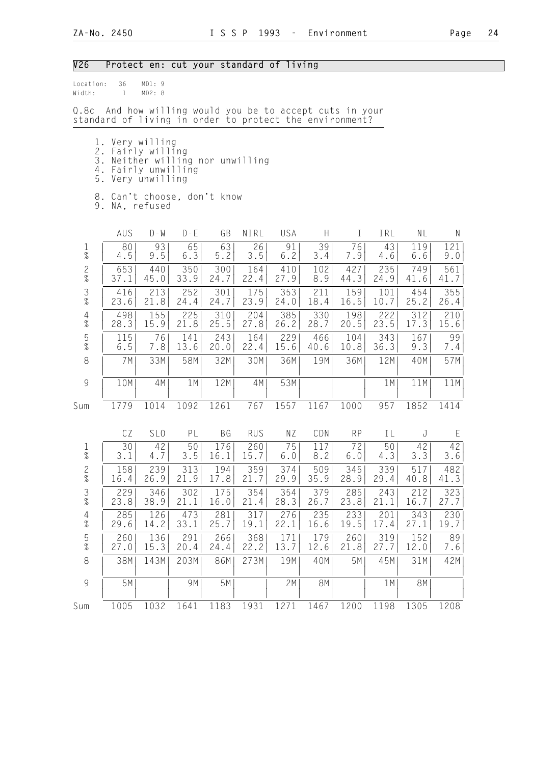## V26 Protect en: cut your standard of living

Location: 36 MD1: 9
Width: 1 MD2: 8

Q.8c And how willing would you be to accept cuts in your standard of living in order to protect the environment?

1. Very willing
2. Fairly willing
3. Neither willing nor unwilling
4. Fairly unwilling
5. Very unwilling

8. Can't choose, don't know
9. NA, refused

| | AUS | D-W | D-E | GB | NIRL | USA | H | I | IRL | NL | N |
|---|---|---|---|---|---|---|---|---|---|---|---|
| 1 | 80 | 93 | 65 | 63 | 26 | 91 | 39 | 76 | 43 | 119 | 121 |
| % | 4.5 | 9.5 | 6.3 | 5.2 | 3.5 | 6.2 | 3.4 | 7.9 | 4.6 | 6.6 | 9.0 |
| 2 | 653 | 440 | 350 | 300 | 164 | 410 | 102 | 427 | 235 | 749 | 561 |
| % | 37.1 | 45.0 | 33.9 | 24.7 | 22.4 | 27.9 | 8.9 | 44.3 | 24.9 | 41.6 | 41.7 |
| 3 | 416 | 213 | 252 | 301 | 175 | 353 | 211 | 159 | 101 | 454 | 355 |
| % | 23.6 | 21.8 | 24.4 | 24.7 | 23.9 | 24.0 | 18.4 | 16.5 | 10.7 | 25.2 | 26.4 |
| 4 | 498 | 155 | 225 | 310 | 204 | 385 | 330 | 198 | 222 | 312 | 210 |
| % | 28.3 | 15.9 | 21.8 | 25.5 | 27.8 | 26.2 | 28.7 | 20.5 | 23.5 | 17.3 | 15.6 |
| 5 | 115 | 76 | 141 | 243 | 164 | 229 | 466 | 104 | 343 | 167 | 99 |
| % | 6.5 | 7.8 | 13.6 | 20.0 | 22.4 | 15.6 | 40.6 | 10.8 | 36.3 | 9.3 | 7.4 |
| 8 | 7M | 33M | 58M | 32M | 30M | 36M | 19M | 36M | 12M | 40M | 57M |
| 9 | 10M | 4M | 1M | 12M | 4M | 53M | | | 1M | 11M | 11M |
| Sum | 1779 | 1014 | 1092 | 1261 | 767 | 1557 | 1167 | 1000 | 957 | 1852 | 1414 |

| | CZ | SLO | PL | BG | RUS | NZ | CDN | RP | IL | J | E |
|---|---|---|---|---|---|---|---|---|---|---|---|
| 1 | 30 | 42 | 50 | 176 | 260 | 75 | 117 | 72 | 50 | 42 | 42 |
| % | 3.1 | 4.7 | 3.5 | 16.1 | 15.7 | 6.0 | 8.2 | 6.0 | 4.3 | 3.3 | 3.6 |
| 2 | 158 | 239 | 313 | 194 | 359 | 374 | 509 | 345 | 339 | 517 | 482 |
| % | 16.4 | 26.9 | 21.9 | 17.8 | 21.7 | 29.9 | 35.9 | 28.9 | 29.4 | 40.8 | 41.3 |
| 3 | 229 | 346 | 302 | 175 | 354 | 354 | 379 | 285 | 243 | 212 | 323 |
| % | 23.8 | 38.9 | 21.1 | 16.0 | 21.4 | 28.3 | 26.7 | 23.8 | 21.1 | 16.7 | 27.7 |
| 4 | 285 | 126 | 473 | 281 | 317 | 276 | 235 | 233 | 201 | 343 | 230 |
| % | 29.6 | 14.2 | 33.1 | 25.7 | 19.1 | 22.1 | 16.6 | 19.5 | 17.4 | 27.1 | 19.7 |
| 5 | 260 | 136 | 291 | 266 | 368 | 171 | 179 | 260 | 319 | 152 | 89 |
| % | 27.0 | 15.3 | 20.4 | 24.4 | 22.2 | 13.7 | 12.6 | 21.8 | 27.7 | 12.0 | 7.6 |
| 8 | 38M | 143M | 203M | 86M | 273M | 19M | 40M | 5M | 45M | 31M | 42M |
| 9 | 5M | | 9M | 5M | | 2M | 8M | | 1M | 8M | |
| Sum | 1005 | 1032 | 1641 | 1183 | 1931 | 1271 | 1467 | 1200 | 1198 | 1305 | 1208 |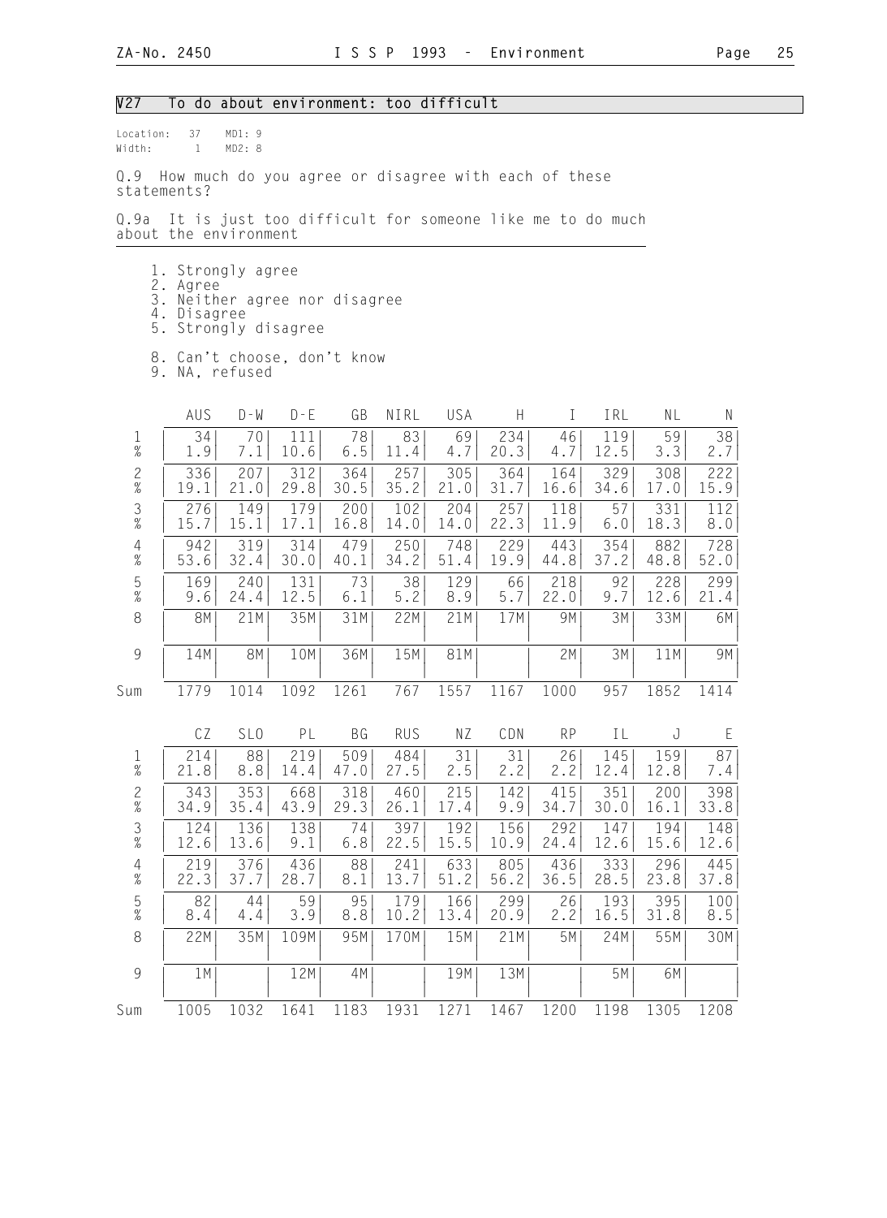## V27 To do about environment: too difficult

Location: 37 MD1: 9
Width: 1 MD2: 8

Q.9 How much do you agree or disagree with each of these statements?

Q.9a It is just too difficult for someone like me to do much about the environment

1. Strongly agree
2. Agree
3. Neither agree nor disagree
4. Disagree
5. Strongly disagree

8. Can't choose, don't know
9. NA, refused

| | AUS | D-W | D-E | GB | NIRL | USA | H | I | IRL | NL | N |
|---|---|---|---|---|---|---|---|---|---|---|---|
| 1 | 34 | 70 | 111 | 78 | 83 | 69 | 234 | 46 | 119 | 59 | 38 |
| % | 1.9 | 7.1 | 10.6 | 6.5 | 11.4 | 4.7 | 20.3 | 4.7 | 12.5 | 3.3 | 2.7 |
| 2 | 336 | 207 | 312 | 364 | 257 | 305 | 364 | 164 | 329 | 308 | 222 |
| % | 19.1 | 21.0 | 29.8 | 30.5 | 35.2 | 21.0 | 31.7 | 16.6 | 34.6 | 17.0 | 15.9 |
| 3 | 276 | 149 | 179 | 200 | 102 | 204 | 257 | 118 | 57 | 331 | 112 |
| % | 15.7 | 15.1 | 17.1 | 16.8 | 14.0 | 14.0 | 22.3 | 11.9 | 6.0 | 18.3 | 8.0 |
| 4 | 942 | 319 | 314 | 479 | 250 | 748 | 229 | 443 | 354 | 882 | 728 |
| % | 53.6 | 32.4 | 30.0 | 40.1 | 34.2 | 51.4 | 19.9 | 44.8 | 37.2 | 48.8 | 52.0 |
| 5 | 169 | 240 | 131 | 73 | 38 | 129 | 66 | 218 | 92 | 228 | 299 |
| % | 9.6 | 24.4 | 12.5 | 6.1 | 5.2 | 8.9 | 5.7 | 22.0 | 9.7 | 12.6 | 21.4 |
| 8 | 8M | 21M | 35M | 31M | 22M | 21M | 17M | 9M | 3M | 33M | 6M |
| 9 | 14M | 8M | 10M | 36M | 15M | 81M | | 2M | 3M | 11M | 9M |
| Sum | 1779 | 1014 | 1092 | 1261 | 767 | 1557 | 1167 | 1000 | 957 | 1852 | 1414 |

| | CZ | SLO | PL | BG | RUS | NZ | CDN | RP | IL | J | E |
|---|---|---|---|---|---|---|---|---|---|---|---|
| 1 | 214 | 88 | 219 | 509 | 484 | 31 | 31 | 26 | 145 | 159 | 87 |
| % | 21.8 | 8.8 | 14.4 | 47.0 | 27.5 | 2.5 | 2.2 | 2.2 | 12.4 | 12.8 | 7.4 |
| 2 | 343 | 353 | 668 | 318 | 460 | 215 | 142 | 415 | 351 | 200 | 398 |
| % | 34.9 | 35.4 | 43.9 | 29.3 | 26.1 | 17.4 | 9.9 | 34.7 | 30.0 | 16.1 | 33.8 |
| 3 | 124 | 136 | 138 | 74 | 397 | 192 | 156 | 292 | 147 | 194 | 148 |
| % | 12.6 | 13.6 | 9.1 | 6.8 | 22.5 | 15.5 | 10.9 | 24.4 | 12.6 | 15.6 | 12.6 |
| 4 | 219 | 376 | 436 | 88 | 241 | 633 | 805 | 436 | 333 | 296 | 445 |
| % | 22.3 | 37.7 | 28.7 | 8.1 | 13.7 | 51.2 | 56.2 | 36.5 | 28.5 | 23.8 | 37.8 |
| 5 | 82 | 44 | 59 | 95 | 179 | 166 | 299 | 26 | 193 | 395 | 100 |
| % | 8.4 | 4.4 | 3.9 | 8.8 | 10.2 | 13.4 | 20.9 | 2.2 | 16.5 | 31.8 | 8.5 |
| 8 | 22M | 35M | 109M | 95M | 170M | 15M | 21M | 5M | 24M | 55M | 30M |
| 9 | 1M | | 12M | 4M | | 19M | 13M | | 5M | 6M | |
| Sum | 1005 | 1032 | 1641 | 1183 | 1931 | 1271 | 1467 | 1200 | 1198 | 1305 | 1208 |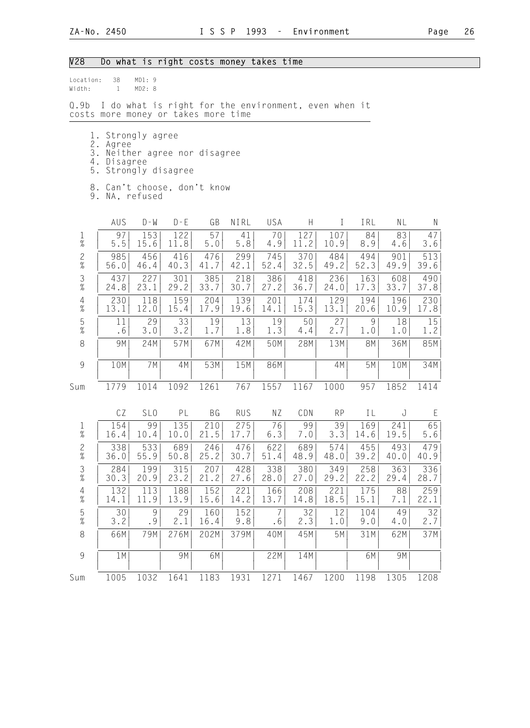## V28 Do what is right costs money takes time

Location: 38 MD1: 9
Width: 1 MD2: 8

Q.9b I do what is right for the environment, even when it costs more money or takes more time

1. Strongly agree
2. Agree
3. Neither agree nor disagree
4. Disagree
5. Strongly disagree

8. Can't choose, don't know
9. NA, refused

| | AUS | D-W | D-E | GB | NIRL | USA | H | I | IRL | NL | N |
|---|---|---|---|---|---|---|---|---|---|---|---|
| 1 | 97 | 153 | 122 | 57 | 41 | 70 | 127 | 107 | 84 | 83 | 47 |
| % | 5.5 | 15.6 | 11.8 | 5.0 | 5.8 | 4.9 | 11.2 | 10.9 | 8.9 | 4.6 | 3.6 |
| 2 | 985 | 456 | 416 | 476 | 299 | 745 | 370 | 484 | 494 | 901 | 513 |
| % | 56.0 | 46.4 | 40.3 | 41.7 | 42.1 | 52.4 | 32.5 | 49.2 | 52.3 | 49.9 | 39.6 |
| 3 | 437 | 227 | 301 | 385 | 218 | 386 | 418 | 236 | 163 | 608 | 490 |
| % | 24.8 | 23.1 | 29.2 | 33.7 | 30.7 | 27.2 | 36.7 | 24.0 | 17.3 | 33.7 | 37.8 |
| 4 | 230 | 118 | 159 | 204 | 139 | 201 | 174 | 129 | 194 | 196 | 230 |
| % | 13.1 | 12.0 | 15.4 | 17.9 | 19.6 | 14.1 | 15.3 | 13.1 | 20.6 | 10.9 | 17.8 |
| 5 | 11 | 29 | 33 | 19 | 13 | 19 | 50 | 27 | 9 | 18 | 15 |
| % | .6 | 3.0 | 3.2 | 1.7 | 1.8 | 1.3 | 4.4 | 2.7 | 1.0 | 1.0 | 1.2 |
| 8 | 9M | 24M | 57M | 67M | 42M | 50M | 28M | 13M | 8M | 36M | 85M |
| 9 | 10M | 7M | 4M | 53M | 15M | 86M | | 4M | 5M | 10M | 34M |
| Sum | 1779 | 1014 | 1092 | 1261 | 767 | 1557 | 1167 | 1000 | 957 | 1852 | 1414 |

| | CZ | SLO | PL | BG | RUS | NZ | CDN | RP | IL | J | E |
|---|---|---|---|---|---|---|---|---|---|---|---|
| 1 | 154 | 99 | 135 | 210 | 275 | 76 | 99 | 39 | 169 | 241 | 65 |
| % | 16.4 | 10.4 | 10.0 | 21.5 | 17.7 | 6.3 | 7.0 | 3.3 | 14.6 | 19.5 | 5.6 |
| 2 | 338 | 533 | 689 | 246 | 476 | 622 | 689 | 574 | 455 | 493 | 479 |
| % | 36.0 | 55.9 | 50.8 | 25.2 | 30.7 | 51.4 | 48.9 | 48.0 | 39.2 | 40.0 | 40.9 |
| 3 | 284 | 199 | 315 | 207 | 428 | 338 | 380 | 349 | 258 | 363 | 336 |
| % | 30.3 | 20.9 | 23.2 | 21.2 | 27.6 | 28.0 | 27.0 | 29.2 | 22.2 | 29.4 | 28.7 |
| 4 | 132 | 113 | 188 | 152 | 221 | 166 | 208 | 221 | 175 | 88 | 259 |
| % | 14.1 | 11.9 | 13.9 | 15.6 | 14.2 | 13.7 | 14.8 | 18.5 | 15.1 | 7.1 | 22.1 |
| 5 | 30 | 9 | 29 | 160 | 152 | 7 | 32 | 12 | 104 | 49 | 32 |
| % | 3.2 | .9 | 2.1 | 16.4 | 9.8 | .6 | 2.3 | 1.0 | 9.0 | 4.0 | 2.7 |
| 8 | 66M | 79M | 276M | 202M | 379M | 40M | 45M | 5M | 31M | 62M | 37M |
| 9 | 1M | | 9M | 6M | | 22M | 14M | | 6M | 9M | |
| Sum | 1005 | 1032 | 1641 | 1183 | 1931 | 1271 | 1467 | 1200 | 1198 | 1305 | 1208 |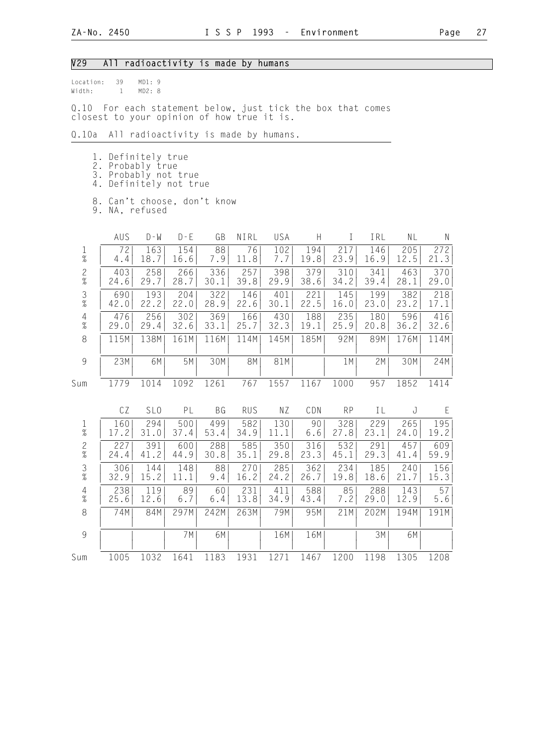## V29 All radioactivity is made by humans

Location: 39 MD1: 9
Width: 1 MD2: 8

Q.10 For each statement below, just tick the box that comes closest to your opinion of how true it is.

Q.10a All radioactivity is made by humans.

1. Definitely true
2. Probably true
3. Probably not true
4. Definitely not true

8. Can't choose, don't know
9. NA, refused

| | AUS | D-W | D-E | GB | NIRL | USA | H | I | IRL | NL | N |
|---|---|---|---|---|---|---|---|---|---|---|---|
| 1 | 72 | 163 | 154 | 88 | 76 | 102 | 194 | 217 | 146 | 205 | 272 |
| % | 4.4 | 18.7 | 16.6 | 7.9 | 11.8 | 7.7 | 19.8 | 23.9 | 16.9 | 12.5 | 21.3 |
| 2 | 403 | 258 | 266 | 336 | 257 | 398 | 379 | 310 | 341 | 463 | 370 |
| % | 24.6 | 29.7 | 28.7 | 30.1 | 39.8 | 29.9 | 38.6 | 34.2 | 39.4 | 28.1 | 29.0 |
| 3 | 690 | 193 | 204 | 322 | 146 | 401 | 221 | 145 | 199 | 382 | 218 |
| % | 42.0 | 22.2 | 22.0 | 28.9 | 22.6 | 30.1 | 22.5 | 16.0 | 23.0 | 23.2 | 17.1 |
| 4 | 476 | 256 | 302 | 369 | 166 | 430 | 188 | 235 | 180 | 596 | 416 |
| % | 29.0 | 29.4 | 32.6 | 33.1 | 25.7 | 32.3 | 19.1 | 25.9 | 20.8 | 36.2 | 32.6 |
| 8 | 115M | 138M | 161M | 116M | 114M | 145M | 185M | 92M | 89M | 176M | 114M |
| 9 | 23M | 6M | 5M | 30M | 8M | 81M | | 1M | 2M | 30M | 24M |
| Sum | 1779 | 1014 | 1092 | 1261 | 767 | 1557 | 1167 | 1000 | 957 | 1852 | 1414 |

| | CZ | SLO | PL | BG | RUS | NZ | CDN | RP | IL | J | E |
|---|---|---|---|---|---|---|---|---|---|---|---|
| 1 | 160 | 294 | 500 | 499 | 582 | 130 | 90 | 328 | 229 | 265 | 195 |
| % | 17.2 | 31.0 | 37.4 | 53.4 | 34.9 | 11.1 | 6.6 | 27.8 | 23.1 | 24.0 | 19.2 |
| 2 | 227 | 391 | 600 | 288 | 585 | 350 | 316 | 532 | 291 | 457 | 609 |
| % | 24.4 | 41.2 | 44.9 | 30.8 | 35.1 | 29.8 | 23.3 | 45.1 | 29.3 | 41.4 | 59.9 |
| 3 | 306 | 144 | 148 | 88 | 270 | 285 | 362 | 234 | 185 | 240 | 156 |
| % | 32.9 | 15.2 | 11.1 | 9.4 | 16.2 | 24.2 | 26.7 | 19.8 | 18.6 | 21.7 | 15.3 |
| 4 | 238 | 119 | 89 | 60 | 231 | 411 | 588 | 85 | 288 | 143 | 57 |
| % | 25.6 | 12.6 | 6.7 | 6.4 | 13.8 | 34.9 | 43.4 | 7.2 | 29.0 | 12.9 | 5.6 |
| 8 | 74M | 84M | 297M | 242M | 263M | 79M | 95M | 21M | 202M | 194M | 191M |
| 9 | | | 7M | 6M | | 16M | 16M | | 3M | 6M | |
| Sum | 1005 | 1032 | 1641 | 1183 | 1931 | 1271 | 1467 | 1200 | 1198 | 1305 | 1208 |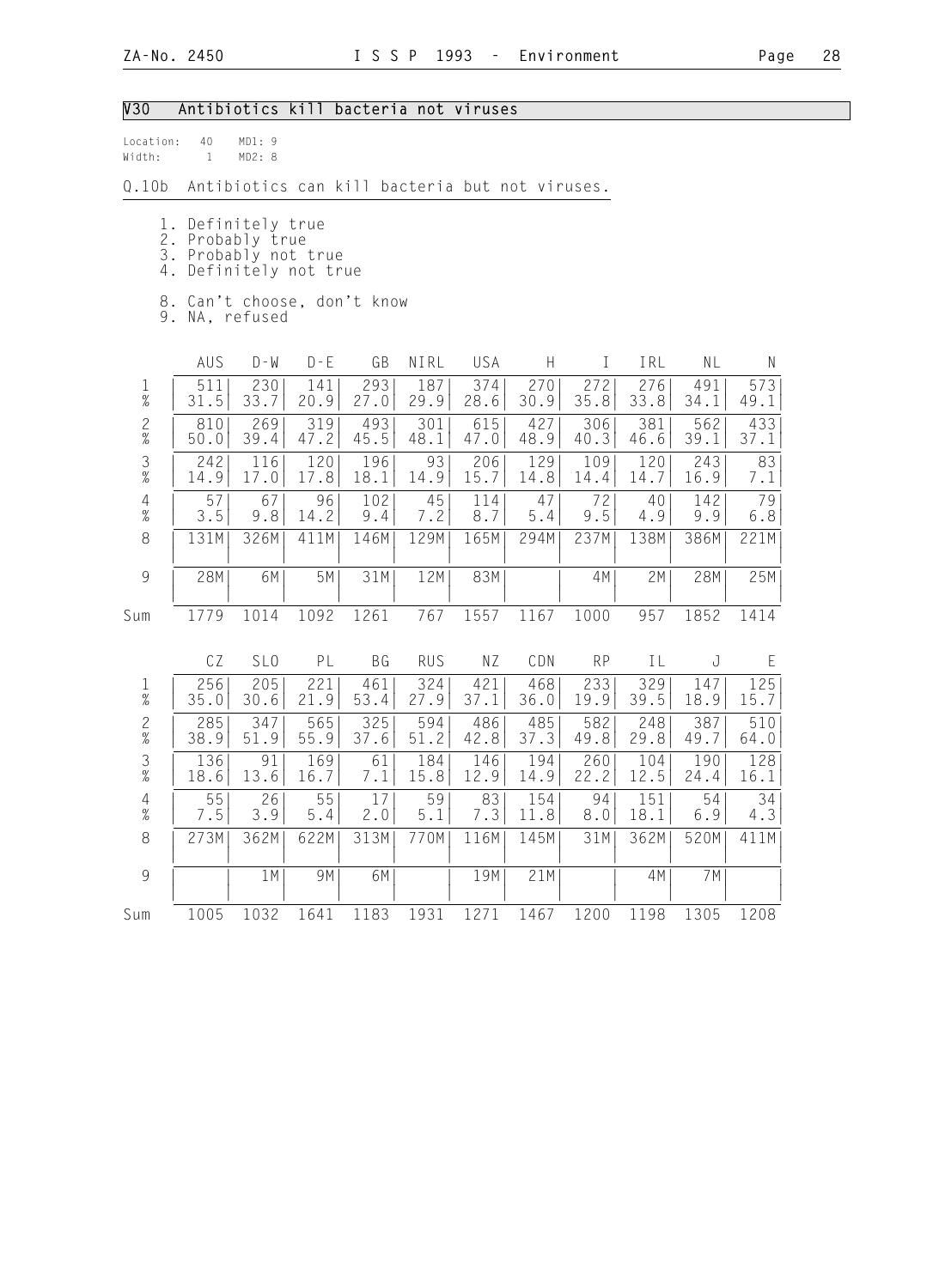## V30 Antibiotics kill bacteria not viruses

Location: 40 MD1: 9
Width: 1 MD2: 8

Q.10b Antibiotics can kill bacteria but not viruses.

1. Definitely true
2. Probably true
3. Probably not true
4. Definitely not true

8. Can't choose, don't know
9. NA, refused

| | AUS | D-W | D-E | GB | NIRL | USA | H | I | IRL | NL | N |
|---|---|---|---|---|---|---|---|---|---|---|---|
| 1 | 511 | 230 | 141 | 293 | 187 | 374 | 270 | 272 | 276 | 491 | 573 |
| % | 31.5 | 33.7 | 20.9 | 27.0 | 29.9 | 28.6 | 30.9 | 35.8 | 33.8 | 34.1 | 49.1 |
| 2 | 810 | 269 | 319 | 493 | 301 | 615 | 427 | 306 | 381 | 562 | 433 |
| % | 50.0 | 39.4 | 47.2 | 45.5 | 48.1 | 47.0 | 48.9 | 40.3 | 46.6 | 39.1 | 37.1 |
| 3 | 242 | 116 | 120 | 196 | 93 | 206 | 129 | 109 | 120 | 243 | 83 |
| % | 14.9 | 17.0 | 17.8 | 18.1 | 14.9 | 15.7 | 14.8 | 14.4 | 14.7 | 16.9 | 7.1 |
| 4 | 57 | 67 | 96 | 102 | 45 | 114 | 47 | 72 | 40 | 142 | 79 |
| % | 3.5 | 9.8 | 14.2 | 9.4 | 7.2 | 8.7 | 5.4 | 9.5 | 4.9 | 9.9 | 6.8 |
| 8 | 131M | 326M | 411M | 146M | 129M | 165M | 294M | 237M | 138M | 386M | 221M |
| 9 | 28M | 6M | 5M | 31M | 12M | 83M | | 4M | 2M | 28M | 25M |
| Sum | 1779 | 1014 | 1092 | 1261 | 767 | 1557 | 1167 | 1000 | 957 | 1852 | 1414 |

| | CZ | SLO | PL | BG | RUS | NZ | CDN | RP | IL | J | E |
|---|---|---|---|---|---|---|---|---|---|---|---|
| 1 | 256 | 205 | 221 | 461 | 324 | 421 | 468 | 233 | 329 | 147 | 125 |
| % | 35.0 | 30.6 | 21.9 | 53.4 | 27.9 | 37.1 | 36.0 | 19.9 | 39.5 | 18.9 | 15.7 |
| 2 | 285 | 347 | 565 | 325 | 594 | 486 | 485 | 582 | 248 | 387 | 510 |
| % | 38.9 | 51.9 | 55.9 | 37.6 | 51.2 | 42.8 | 37.3 | 49.8 | 29.8 | 49.7 | 64.0 |
| 3 | 136 | 91 | 169 | 61 | 184 | 146 | 194 | 260 | 104 | 190 | 128 |
| % | 18.6 | 13.6 | 16.7 | 7.1 | 15.8 | 12.9 | 14.9 | 22.2 | 12.5 | 24.4 | 16.1 |
| 4 | 55 | 26 | 55 | 17 | 59 | 83 | 154 | 94 | 151 | 54 | 34 |
| % | 7.5 | 3.9 | 5.4 | 2.0 | 5.1 | 7.3 | 11.8 | 8.0 | 18.1 | 6.9 | 4.3 |
| 8 | 273M | 362M | 622M | 313M | 770M | 116M | 145M | 31M | 362M | 520M | 411M |
| 9 | | 1M | 9M | 6M | | 19M | 21M | | 4M | 7M | |
| Sum | 1005 | 1032 | 1641 | 1183 | 1931 | 1271 | 1467 | 1200 | 1198 | 1305 | 1208 |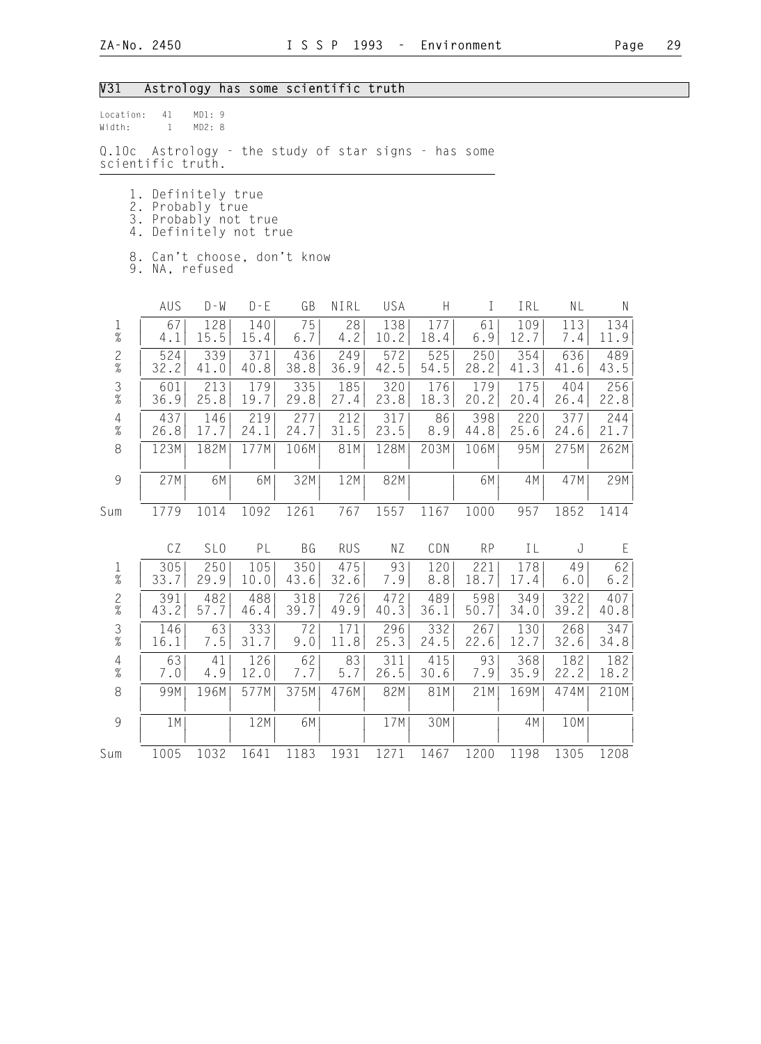## V31 Astrology has some scientific truth

Location: 41 MD1: 9
Width: 1 MD2: 8

Q.10c Astrology - the study of star signs - has some scientific truth.

1. Definitely true
2. Probably true
3. Probably not true
4. Definitely not true

8. Can't choose, don't know
9. NA, refused

| | AUS | D-W | D-E | GB | NIRL | USA | H | I | IRL | NL | N |
|---|---|---|---|---|---|---|---|---|---|---|---|
| 1 | 67 | 128 | 140 | 75 | 28 | 138 | 177 | 61 | 109 | 113 | 134 |
| % | 4.1 | 15.5 | 15.4 | 6.7 | 4.2 | 10.2 | 18.4 | 6.9 | 12.7 | 7.4 | 11.9 |
| 2 | 524 | 339 | 371 | 436 | 249 | 572 | 525 | 250 | 354 | 636 | 489 |
| % | 32.2 | 41.0 | 40.8 | 38.8 | 36.9 | 42.5 | 54.5 | 28.2 | 41.3 | 41.6 | 43.5 |
| 3 | 601 | 213 | 179 | 335 | 185 | 320 | 176 | 179 | 175 | 404 | 256 |
| % | 36.9 | 25.8 | 19.7 | 29.8 | 27.4 | 23.8 | 18.3 | 20.2 | 20.4 | 26.4 | 22.8 |
| 4 | 437 | 146 | 219 | 277 | 212 | 317 | 86 | 398 | 220 | 377 | 244 |
| % | 26.8 | 17.7 | 24.1 | 24.7 | 31.5 | 23.5 | 8.9 | 44.8 | 25.6 | 24.6 | 21.7 |
| 8 | 123M | 182M | 177M | 106M | 81M | 128M | 203M | 106M | 95M | 275M | 262M |
| 9 | 27M | 6M | 6M | 32M | 12M | 82M | | 6M | 4M | 47M | 29M |
| Sum | 1779 | 1014 | 1092 | 1261 | 767 | 1557 | 1167 | 1000 | 957 | 1852 | 1414 |

| | CZ | SLO | PL | BG | RUS | NZ | CDN | RP | IL | J | E |
|---|---|---|---|---|---|---|---|---|---|---|---|
| 1 | 305 | 250 | 105 | 350 | 475 | 93 | 120 | 221 | 178 | 49 | 62 |
| % | 33.7 | 29.9 | 10.0 | 43.6 | 32.6 | 7.9 | 8.8 | 18.7 | 17.4 | 6.0 | 6.2 |
| 2 | 391 | 482 | 488 | 318 | 726 | 472 | 489 | 598 | 349 | 322 | 407 |
| % | 43.2 | 57.7 | 46.4 | 39.7 | 49.9 | 40.3 | 36.1 | 50.7 | 34.0 | 39.2 | 40.8 |
| 3 | 146 | 63 | 333 | 72 | 171 | 296 | 332 | 267 | 130 | 268 | 347 |
| % | 16.1 | 7.5 | 31.7 | 9.0 | 11.8 | 25.3 | 24.5 | 22.6 | 12.7 | 32.6 | 34.8 |
| 4 | 63 | 41 | 126 | 62 | 83 | 311 | 415 | 93 | 368 | 182 | 182 |
| % | 7.0 | 4.9 | 12.0 | 7.7 | 5.7 | 26.5 | 30.6 | 7.9 | 35.9 | 22.2 | 18.2 |
| 8 | 99M | 196M | 577M | 375M | 476M | 82M | 81M | 21M | 169M | 474M | 210M |
| 9 | 1M | | 12M | 6M | | 17M | 30M | | 4M | 10M | |
| Sum | 1005 | 1032 | 1641 | 1183 | 1931 | 1271 | 1467 | 1200 | 1198 | 1305 | 1208 |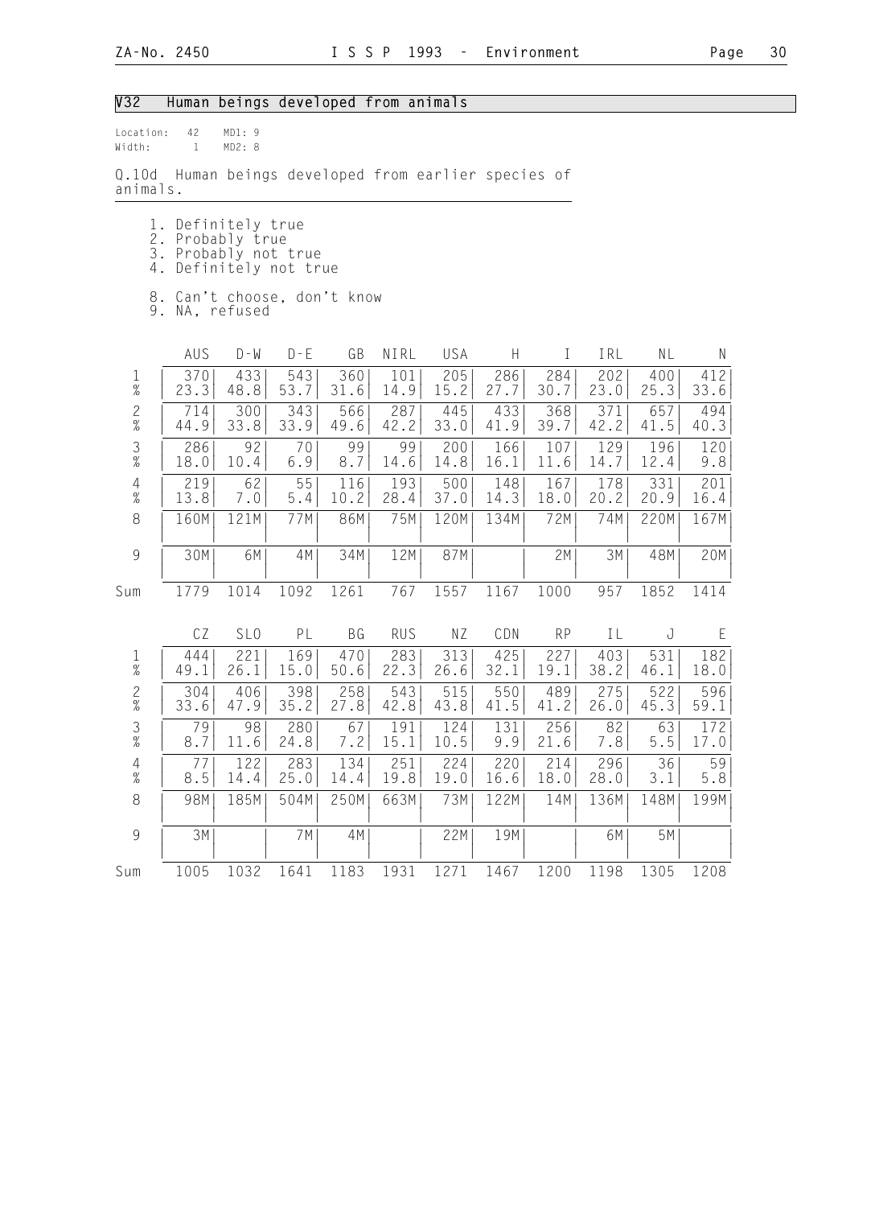## V32 Human beings developed from animals

Location: 42 MD1: 9
Width: 1 MD2: 8

Q.10d Human beings developed from earlier species of animals.

1. Definitely true
2. Probably true
3. Probably not true
4. Definitely not true

8. Can't choose, don't know
9. NA, refused

| | AUS | D-W | D-E | GB | NIRL | USA | H | I | IRL | NL | N |
|---|---|---|---|---|---|---|---|---|---|---|---|
| 1 | 370 | 433 | 543 | 360 | 101 | 205 | 286 | 284 | 202 | 400 | 412 |
| % | 23.3 | 48.8 | 53.7 | 31.6 | 14.9 | 15.2 | 27.7 | 30.7 | 23.0 | 25.3 | 33.6 |
| 2 | 714 | 300 | 343 | 566 | 287 | 445 | 433 | 368 | 371 | 657 | 494 |
| % | 44.9 | 33.8 | 33.9 | 49.6 | 42.2 | 33.0 | 41.9 | 39.7 | 42.2 | 41.5 | 40.3 |
| 3 | 286 | 92 | 70 | 99 | 99 | 200 | 166 | 107 | 129 | 196 | 120 |
| % | 18.0 | 10.4 | 6.9 | 8.7 | 14.6 | 14.8 | 16.1 | 11.6 | 14.7 | 12.4 | 9.8 |
| 4 | 219 | 62 | 55 | 116 | 193 | 500 | 148 | 167 | 178 | 331 | 201 |
| % | 13.8 | 7.0 | 5.4 | 10.2 | 28.4 | 37.0 | 14.3 | 18.0 | 20.2 | 20.9 | 16.4 |
| 8 | 160M | 121M | 77M | 86M | 75M | 120M | 134M | 72M | 74M | 220M | 167M |
| 9 | 30M | 6M | 4M | 34M | 12M | 87M | | 2M | 3M | 48M | 20M |
| Sum | 1779 | 1014 | 1092 | 1261 | 767 | 1557 | 1167 | 1000 | 957 | 1852 | 1414 |

| | CZ | SLO | PL | BG | RUS | NZ | CDN | RP | IL | J | E |
|---|---|---|---|---|---|---|---|---|---|---|---|
| 1 | 444 | 221 | 169 | 470 | 283 | 313 | 425 | 227 | 403 | 531 | 182 |
| % | 49.1 | 26.1 | 15.0 | 50.6 | 22.3 | 26.6 | 32.1 | 19.1 | 38.2 | 46.1 | 18.0 |
| 2 | 304 | 406 | 398 | 258 | 543 | 515 | 550 | 489 | 275 | 522 | 596 |
| % | 33.6 | 47.9 | 35.2 | 27.8 | 42.8 | 43.8 | 41.5 | 41.2 | 26.0 | 45.3 | 59.1 |
| 3 | 79 | 98 | 280 | 67 | 191 | 124 | 131 | 256 | 82 | 63 | 172 |
| % | 8.7 | 11.6 | 24.8 | 7.2 | 15.1 | 10.5 | 9.9 | 21.6 | 7.8 | 5.5 | 17.0 |
| 4 | 77 | 122 | 283 | 134 | 251 | 224 | 220 | 214 | 296 | 36 | 59 |
| % | 8.5 | 14.4 | 25.0 | 14.4 | 19.8 | 19.0 | 16.6 | 18.0 | 28.0 | 3.1 | 5.8 |
| 8 | 98M | 185M | 504M | 250M | 663M | 73M | 122M | 14M | 136M | 148M | 199M |
| 9 | 3M | | 7M | 4M | | 22M | 19M | | 6M | 5M | |
| Sum | 1005 | 1032 | 1641 | 1183 | 1931 | 1271 | 1467 | 1200 | 1198 | 1305 | 1208 |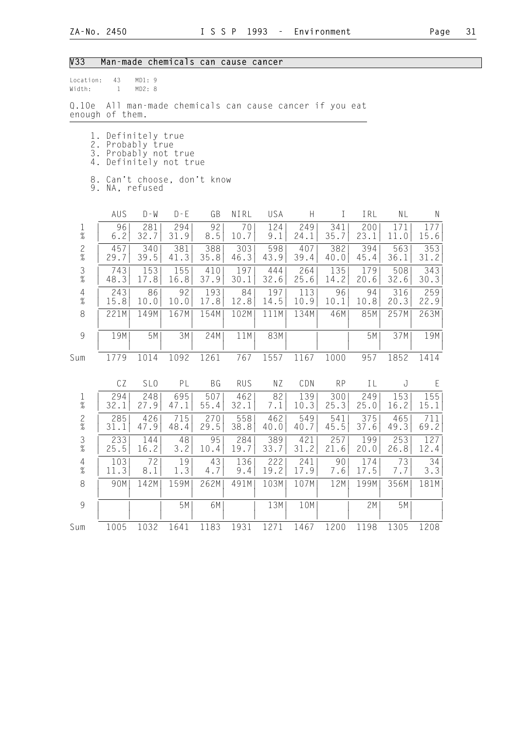## V33 Man-made chemicals can cause cancer

Location: 43 MD1: 9
Width: 1 MD2: 8

Q.10e All man-made chemicals can cause cancer if you eat enough of them.

1. Definitely true
2. Probably true
3. Probably not true
4. Definitely not true

8. Can't choose, don't know
9. NA, refused

| | AUS | D-W | D-E | GB | NIRL | USA | H | I | IRL | NL | N |
|---|---|---|---|---|---|---|---|---|---|---|---|
| 1 | 96 | 281 | 294 | 92 | 70 | 124 | 249 | 341 | 200 | 171 | 177 |
| % | 6.2 | 32.7 | 31.9 | 8.5 | 10.7 | 9.1 | 24.1 | 35.7 | 23.1 | 11.0 | 15.6 |
| 2 | 457 | 340 | 381 | 388 | 303 | 598 | 407 | 382 | 394 | 563 | 353 |
| % | 29.7 | 39.5 | 41.3 | 35.8 | 46.3 | 43.9 | 39.4 | 40.0 | 45.4 | 36.1 | 31.2 |
| 3 | 743 | 153 | 155 | 410 | 197 | 444 | 264 | 135 | 179 | 508 | 343 |
| % | 48.3 | 17.8 | 16.8 | 37.9 | 30.1 | 32.6 | 25.6 | 14.2 | 20.6 | 32.6 | 30.3 |
| 4 | 243 | 86 | 92 | 193 | 84 | 197 | 113 | 96 | 94 | 316 | 259 |
| % | 15.8 | 10.0 | 10.0 | 17.8 | 12.8 | 14.5 | 10.9 | 10.1 | 10.8 | 20.3 | 22.9 |
| 8 | 221M | 149M | 167M | 154M | 102M | 111M | 134M | 46M | 85M | 257M | 263M |
| 9 | 19M | 5M | 3M | 24M | 11M | 83M | | | 5M | 37M | 19M |
| Sum | 1779 | 1014 | 1092 | 1261 | 767 | 1557 | 1167 | 1000 | 957 | 1852 | 1414 |

| | CZ | SLO | PL | BG | RUS | NZ | CDN | RP | IL | J | E |
|---|---|---|---|---|---|---|---|---|---|---|---|
| 1 | 294 | 248 | 695 | 507 | 462 | 82 | 139 | 300 | 249 | 153 | 155 |
| % | 32.1 | 27.9 | 47.1 | 55.4 | 32.1 | 7.1 | 10.3 | 25.3 | 25.0 | 16.2 | 15.1 |
| 2 | 285 | 426 | 715 | 270 | 558 | 462 | 549 | 541 | 375 | 465 | 711 |
| % | 31.1 | 47.9 | 48.4 | 29.5 | 38.8 | 40.0 | 40.7 | 45.5 | 37.6 | 49.3 | 69.2 |
| 3 | 233 | 144 | 48 | 95 | 284 | 389 | 421 | 257 | 199 | 253 | 127 |
| % | 25.5 | 16.2 | 3.2 | 10.4 | 19.7 | 33.7 | 31.2 | 21.6 | 20.0 | 26.8 | 12.4 |
| 4 | 103 | 72 | 19 | 43 | 136 | 222 | 241 | 90 | 174 | 73 | 34 |
| % | 11.3 | 8.1 | 1.3 | 4.7 | 9.4 | 19.2 | 17.9 | 7.6 | 17.5 | 7.7 | 3.3 |
| 8 | 90M | 142M | 159M | 262M | 491M | 103M | 107M | 12M | 199M | 356M | 181M |
| 9 | | | 5M | 6M | | 13M | 10M | | 2M | 5M | |
| Sum | 1005 | 1032 | 1641 | 1183 | 1931 | 1271 | 1467 | 1200 | 1198 | 1305 | 1208 |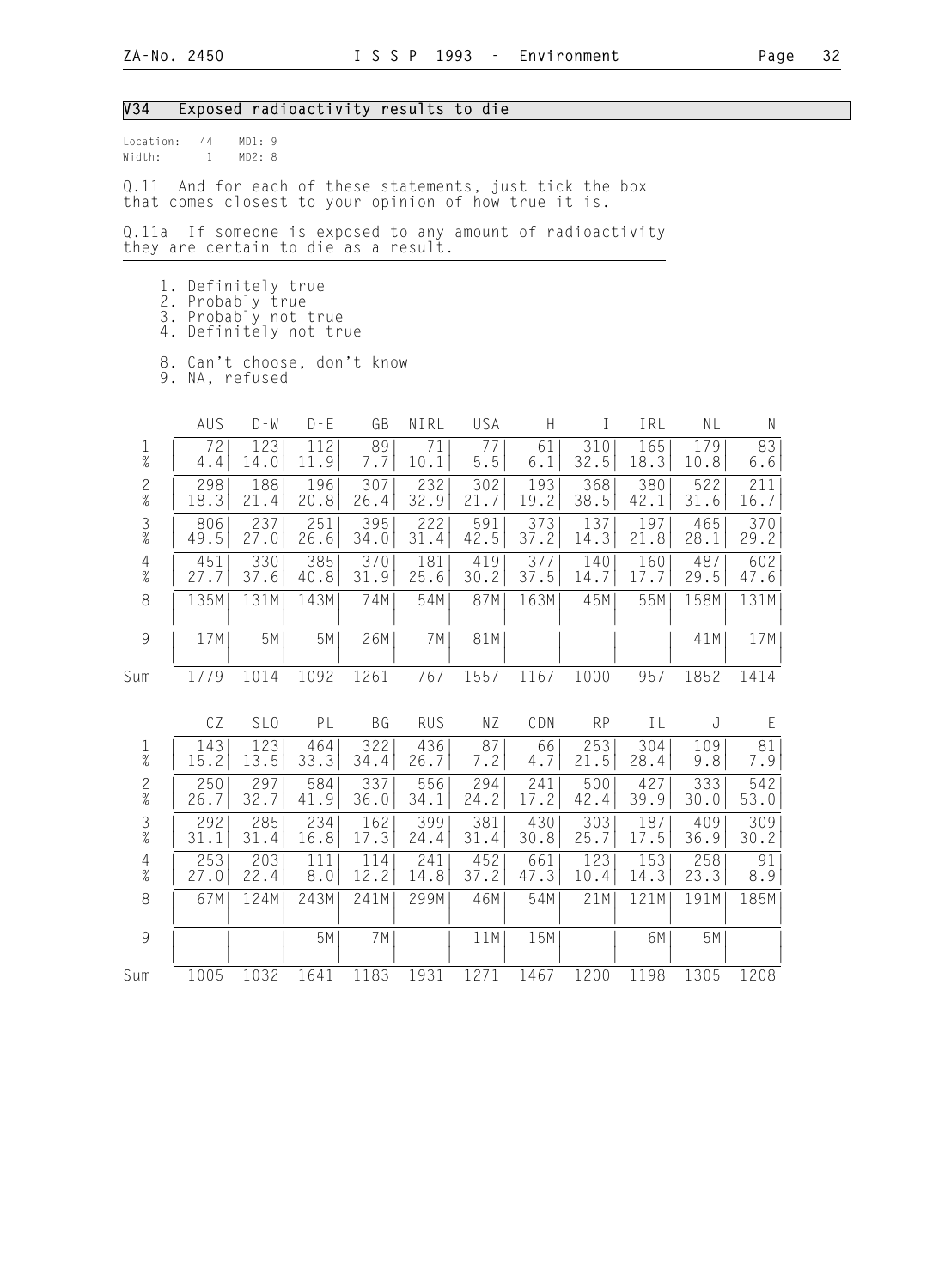## V34 Exposed radioactivity results to die

Location: 44 MD1: 9
Width: 1 MD2: 8

Q.11 And for each of these statements, just tick the box that comes closest to your opinion of how true it is.

Q.11a If someone is exposed to any amount of radioactivity they are certain to die as a result.

1. Definitely true
2. Probably true
3. Probably not true
4. Definitely not true

8. Can't choose, don't know
9. NA, refused

| | AUS | D-W | D-E | GB | NIRL | USA | H | I | IRL | NL | N |
|---|---|---|---|---|---|---|---|---|---|---|---|
| 1 | 72 | 123 | 112 | 89 | 71 | 77 | 61 | 310 | 165 | 179 | 83 |
| % | 4.4 | 14.0 | 11.9 | 7.7 | 10.1 | 5.5 | 6.1 | 32.5 | 18.3 | 10.8 | 6.6 |
| 2 | 298 | 188 | 196 | 307 | 232 | 302 | 193 | 368 | 380 | 522 | 211 |
| % | 18.3 | 21.4 | 20.8 | 26.4 | 32.9 | 21.7 | 19.2 | 38.5 | 42.1 | 31.6 | 16.7 |
| 3 | 806 | 237 | 251 | 395 | 222 | 591 | 373 | 137 | 197 | 465 | 370 |
| % | 49.5 | 27.0 | 26.6 | 34.0 | 31.4 | 42.5 | 37.2 | 14.3 | 21.8 | 28.1 | 29.2 |
| 4 | 451 | 330 | 385 | 370 | 181 | 419 | 377 | 140 | 160 | 487 | 602 |
| % | 27.7 | 37.6 | 40.8 | 31.9 | 25.6 | 30.2 | 37.5 | 14.7 | 17.7 | 29.5 | 47.6 |
| 8 | 135M | 131M | 143M | 74M | 54M | 87M | 163M | 45M | 55M | 158M | 131M |
| 9 | 17M | 5M | 5M | 26M | 7M | 81M | | | | 41M | 17M |
| Sum | 1779 | 1014 | 1092 | 1261 | 767 | 1557 | 1167 | 1000 | 957 | 1852 | 1414 |

| | CZ | SLO | PL | BG | RUS | NZ | CDN | RP | IL | J | E |
|---|---|---|---|---|---|---|---|---|---|---|---|
| 1 | 143 | 123 | 464 | 322 | 436 | 87 | 66 | 253 | 304 | 109 | 81 |
| % | 15.2 | 13.5 | 33.3 | 34.4 | 26.7 | 7.2 | 4.7 | 21.5 | 28.4 | 9.8 | 7.9 |
| 2 | 250 | 297 | 584 | 337 | 556 | 294 | 241 | 500 | 427 | 333 | 542 |
| % | 26.7 | 32.7 | 41.9 | 36.0 | 34.1 | 24.2 | 17.2 | 42.4 | 39.9 | 30.0 | 53.0 |
| 3 | 292 | 285 | 234 | 162 | 399 | 381 | 430 | 303 | 187 | 409 | 309 |
| % | 31.1 | 31.4 | 16.8 | 17.3 | 24.4 | 31.4 | 30.8 | 25.7 | 17.5 | 36.9 | 30.2 |
| 4 | 253 | 203 | 111 | 114 | 241 | 452 | 661 | 123 | 153 | 258 | 91 |
| % | 27.0 | 22.4 | 8.0 | 12.2 | 14.8 | 37.2 | 47.3 | 10.4 | 14.3 | 23.3 | 8.9 |
| 8 | 67M | 124M | 243M | 241M | 299M | 46M | 54M | 21M | 121M | 191M | 185M |
| 9 | | | 5M | 7M | | 11M | 15M | | 6M | 5M | |
| Sum | 1005 | 1032 | 1641 | 1183 | 1931 | 1271 | 1467 | 1200 | 1198 | 1305 | 1208 |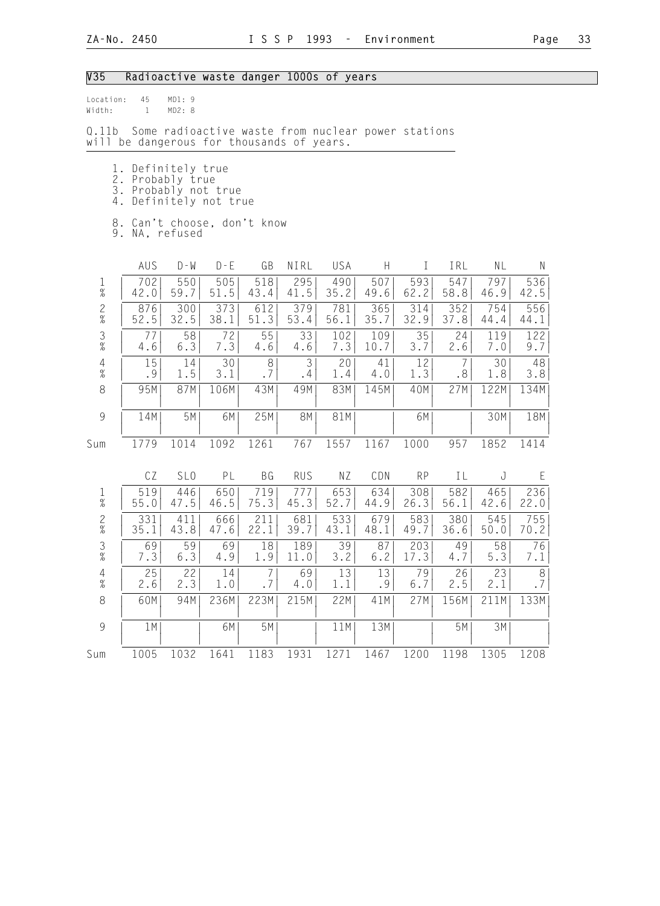## V35 Radioactive waste danger 1000s of years

Location: 45 MD1: 9
Width: 1 MD2: 8

Q.11b Some radioactive waste from nuclear power stations will be dangerous for thousands of years.

1. Definitely true
2. Probably true
3. Probably not true
4. Definitely not true

8. Can't choose, don't know
9. NA, refused

| | AUS | D-W | D-E | GB | NIRL | USA | H | I | IRL | NL | N |
|---|---|---|---|---|---|---|---|---|---|---|---|
| 1 | 702 | 550 | 505 | 518 | 295 | 490 | 507 | 593 | 547 | 797 | 536 |
| % | 42.0 | 59.7 | 51.5 | 43.4 | 41.5 | 35.2 | 49.6 | 62.2 | 58.8 | 46.9 | 42.5 |
| 2 | 876 | 300 | 373 | 612 | 379 | 781 | 365 | 314 | 352 | 754 | 556 |
| % | 52.5 | 32.5 | 38.1 | 51.3 | 53.4 | 56.1 | 35.7 | 32.9 | 37.8 | 44.4 | 44.1 |
| 3 | 77 | 58 | 72 | 55 | 33 | 102 | 109 | 35 | 24 | 119 | 122 |
| % | 4.6 | 6.3 | 7.3 | 4.6 | 4.6 | 7.3 | 10.7 | 3.7 | 2.6 | 7.0 | 9.7 |
| 4 | 15 | 14 | 30 | 8 | 3 | 20 | 41 | 12 | 7 | 30 | 48 |
| % | .9 | 1.5 | 3.1 | .7 | .4 | 1.4 | 4.0 | 1.3 | .8 | 1.8 | 3.8 |
| 8 | 95M | 87M | 106M | 43M | 49M | 83M | 145M | 40M | 27M | 122M | 134M |
| 9 | 14M | 5M | 6M | 25M | 8M | 81M | | 6M | | 30M | 18M |
| Sum | 1779 | 1014 | 1092 | 1261 | 767 | 1557 | 1167 | 1000 | 957 | 1852 | 1414 |

| | CZ | SLO | PL | BG | RUS | NZ | CDN | RP | IL | J | E |
|---|---|---|---|---|---|---|---|---|---|---|---|
| 1 | 519 | 446 | 650 | 719 | 777 | 653 | 634 | 308 | 582 | 465 | 236 |
| % | 55.0 | 47.5 | 46.5 | 75.3 | 45.3 | 52.7 | 44.9 | 26.3 | 56.1 | 42.6 | 22.0 |
| 2 | 331 | 411 | 666 | 211 | 681 | 533 | 679 | 583 | 380 | 545 | 755 |
| % | 35.1 | 43.8 | 47.6 | 22.1 | 39.7 | 43.1 | 48.1 | 49.7 | 36.6 | 50.0 | 70.2 |
| 3 | 69 | 59 | 69 | 18 | 189 | 39 | 87 | 203 | 49 | 58 | 76 |
| % | 7.3 | 6.3 | 4.9 | 1.9 | 11.0 | 3.2 | 6.2 | 17.3 | 4.7 | 5.3 | 7.1 |
| 4 | 25 | 22 | 14 | 7 | 69 | 13 | 13 | 79 | 26 | 23 | 8 |
| % | 2.6 | 2.3 | 1.0 | .7 | 4.0 | 1.1 | .9 | 6.7 | 2.5 | 2.1 | .7 |
| 8 | 60M | 94M | 236M | 223M | 215M | 22M | 41M | 27M | 156M | 211M | 133M |
| 9 | 1M | | 6M | 5M | | 11M | 13M | | 5M | 3M | |
| Sum | 1005 | 1032 | 1641 | 1183 | 1931 | 1271 | 1467 | 1200 | 1198 | 1305 | 1208 |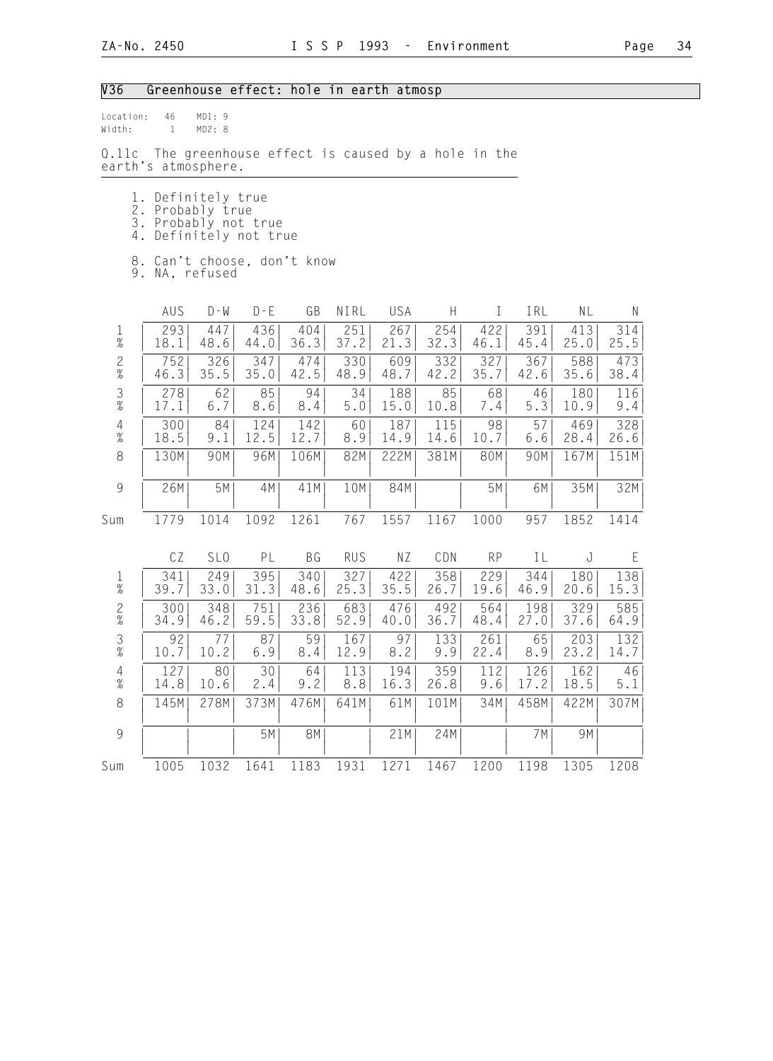## V36 Greenhouse effect: hole in earth atmosp

Location: 46 MD1: 9
Width: 1 MD2: 8

Q.11c The greenhouse effect is caused by a hole in the earth's atmosphere.

1. Definitely true
2. Probably true
3. Probably not true
4. Definitely not true

8. Can't choose, don't know
9. NA, refused

| | AUS | D-W | D-E | GB | NIRL | USA | H | I | IRL | NL | N |
|---|---|---|---|---|---|---|---|---|---|---|---|
| 1 | 293 | 447 | 436 | 404 | 251 | 267 | 254 | 422 | 391 | 413 | 314 |
| % | 18.1 | 48.6 | 44.0 | 36.3 | 37.2 | 21.3 | 32.3 | 46.1 | 45.4 | 25.0 | 25.5 |
| 2 | 752 | 326 | 347 | 474 | 330 | 609 | 332 | 327 | 367 | 588 | 473 |
| % | 46.3 | 35.5 | 35.0 | 42.5 | 48.9 | 48.7 | 42.2 | 35.7 | 42.6 | 35.6 | 38.4 |
| 3 | 278 | 62 | 85 | 94 | 34 | 188 | 85 | 68 | 46 | 180 | 116 |
| % | 17.1 | 6.7 | 8.6 | 8.4 | 5.0 | 15.0 | 10.8 | 7.4 | 5.3 | 10.9 | 9.4 |
| 4 | 300 | 84 | 124 | 142 | 60 | 187 | 115 | 98 | 57 | 469 | 328 |
| % | 18.5 | 9.1 | 12.5 | 12.7 | 8.9 | 14.9 | 14.6 | 10.7 | 6.6 | 28.4 | 26.6 |
| 8 | 130M | 90M | 96M | 106M | 82M | 222M | 381M | 80M | 90M | 167M | 151M |
| 9 | 26M | 5M | 4M | 41M | 10M | 84M | | 5M | 6M | 35M | 32M |
| Sum | 1779 | 1014 | 1092 | 1261 | 767 | 1557 | 1167 | 1000 | 957 | 1852 | 1414 |

| | CZ | SLO | PL | BG | RUS | NZ | CDN | RP | IL | J | E |
|---|---|---|---|---|---|---|---|---|---|---|---|
| 1 | 341 | 249 | 395 | 340 | 327 | 422 | 358 | 229 | 344 | 180 | 138 |
| % | 39.7 | 33.0 | 31.3 | 48.6 | 25.3 | 35.5 | 26.7 | 19.6 | 46.9 | 20.6 | 15.3 |
| 2 | 300 | 348 | 751 | 236 | 683 | 476 | 492 | 564 | 198 | 329 | 585 |
| % | 34.9 | 46.2 | 59.5 | 33.8 | 52.9 | 40.0 | 36.7 | 48.4 | 27.0 | 37.6 | 64.9 |
| 3 | 92 | 77 | 87 | 59 | 167 | 97 | 133 | 261 | 65 | 203 | 132 |
| % | 10.7 | 10.2 | 6.9 | 8.4 | 12.9 | 8.2 | 9.9 | 22.4 | 8.9 | 23.2 | 14.7 |
| 4 | 127 | 80 | 30 | 64 | 113 | 194 | 359 | 112 | 126 | 162 | 46 |
| % | 14.8 | 10.6 | 2.4 | 9.2 | 8.8 | 16.3 | 26.8 | 9.6 | 17.2 | 18.5 | 5.1 |
| 8 | 145M | 278M | 373M | 476M | 641M | 61M | 101M | 34M | 458M | 422M | 307M |
| 9 | | | 5M | 8M | | 21M | 24M | | 7M | 9M | |
| Sum | 1005 | 1032 | 1641 | 1183 | 1931 | 1271 | 1467 | 1200 | 1198 | 1305 | 1208 |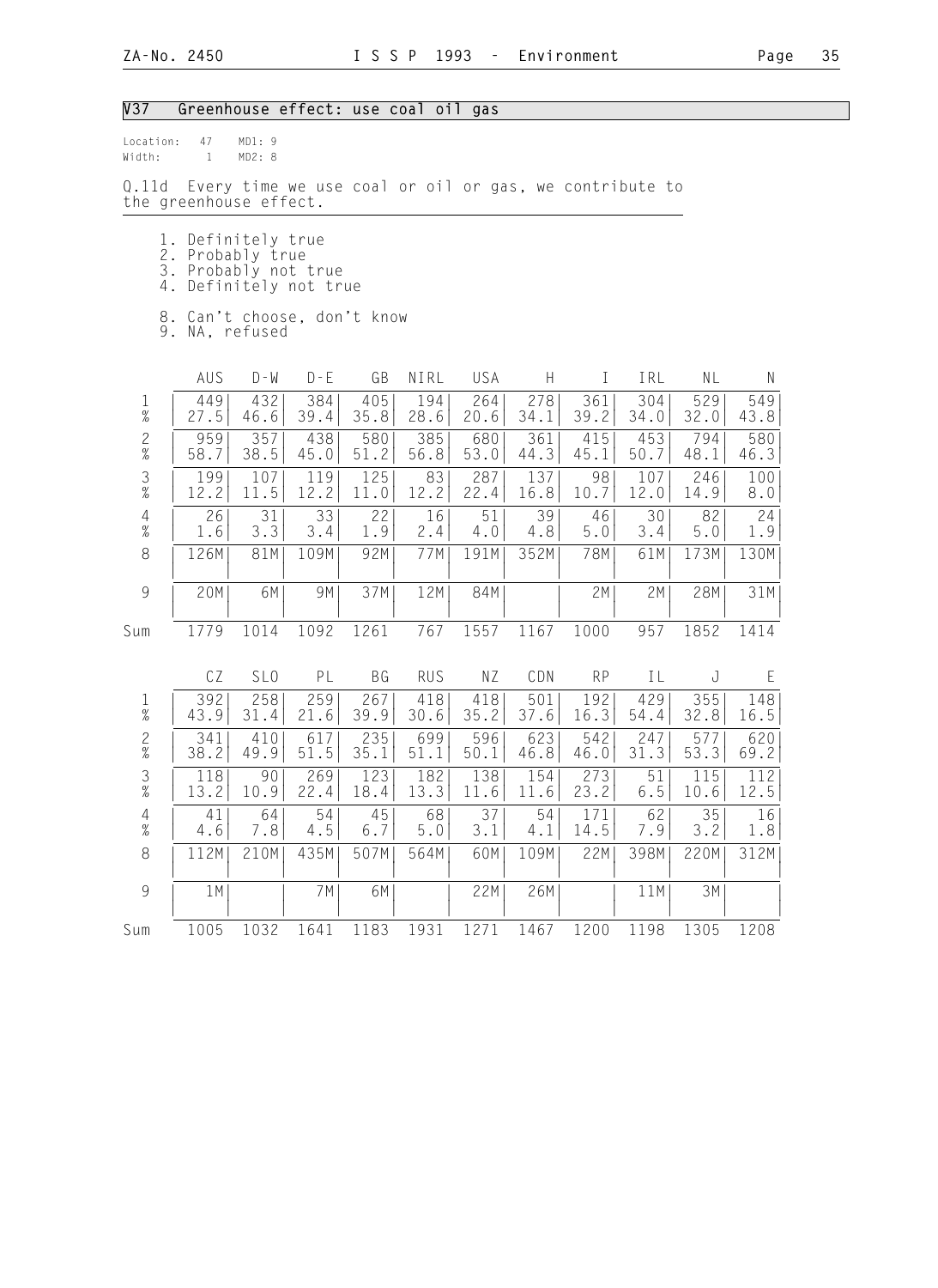## V37 Greenhouse effect: use coal oil gas

Location: 47 MD1: 9
Width: 1 MD2: 8

Q.11d Every time we use coal or oil or gas, we contribute to the greenhouse effect.

1. Definitely true
2. Probably true
3. Probably not true
4. Definitely not true

8. Can't choose, don't know
9. NA, refused

| | AUS | D-W | D-E | GB | NIRL | USA | H | I | IRL | NL | N |
|---|---|---|---|---|---|---|---|---|---|---|---|
| 1 | 449 | 432 | 384 | 405 | 194 | 264 | 278 | 361 | 304 | 529 | 549 |
| % | 27.5 | 46.6 | 39.4 | 35.8 | 28.6 | 20.6 | 34.1 | 39.2 | 34.0 | 32.0 | 43.8 |
| 2 | 959 | 357 | 438 | 580 | 385 | 680 | 361 | 415 | 453 | 794 | 580 |
| % | 58.7 | 38.5 | 45.0 | 51.2 | 56.8 | 53.0 | 44.3 | 45.1 | 50.7 | 48.1 | 46.3 |
| 3 | 199 | 107 | 119 | 125 | 83 | 287 | 137 | 98 | 107 | 246 | 100 |
| % | 12.2 | 11.5 | 12.2 | 11.0 | 12.2 | 22.4 | 16.8 | 10.7 | 12.0 | 14.9 | 8.0 |
| 4 | 26 | 31 | 33 | 22 | 16 | 51 | 39 | 46 | 30 | 82 | 24 |
| % | 1.6 | 3.3 | 3.4 | 1.9 | 2.4 | 4.0 | 4.8 | 5.0 | 3.4 | 5.0 | 1.9 |
| 8 | 126M | 81M | 109M | 92M | 77M | 191M | 352M | 78M | 61M | 173M | 130M |
| 9 | 20M | 6M | 9M | 37M | 12M | 84M | | 2M | 2M | 28M | 31M |
| Sum | 1779 | 1014 | 1092 | 1261 | 767 | 1557 | 1167 | 1000 | 957 | 1852 | 1414 |

| | CZ | SLO | PL | BG | RUS | NZ | CDN | RP | IL | J | E |
|---|---|---|---|---|---|---|---|---|---|---|---|
| 1 | 392 | 258 | 259 | 267 | 418 | 418 | 501 | 192 | 429 | 355 | 148 |
| % | 43.9 | 31.4 | 21.6 | 39.9 | 30.6 | 35.2 | 37.6 | 16.3 | 54.4 | 32.8 | 16.5 |
| 2 | 341 | 410 | 617 | 235 | 699 | 596 | 623 | 542 | 247 | 577 | 620 |
| % | 38.2 | 49.9 | 51.5 | 35.1 | 51.1 | 50.1 | 46.8 | 46.0 | 31.3 | 53.3 | 69.2 |
| 3 | 118 | 90 | 269 | 123 | 182 | 138 | 154 | 273 | 51 | 115 | 112 |
| % | 13.2 | 10.9 | 22.4 | 18.4 | 13.3 | 11.6 | 11.6 | 23.2 | 6.5 | 10.6 | 12.5 |
| 4 | 41 | 64 | 54 | 45 | 68 | 37 | 54 | 171 | 62 | 35 | 16 |
| % | 4.6 | 7.8 | 4.5 | 6.7 | 5.0 | 3.1 | 4.1 | 14.5 | 7.9 | 3.2 | 1.8 |
| 8 | 112M | 210M | 435M | 507M | 564M | 60M | 109M | 22M | 398M | 220M | 312M |
| 9 | 1M | | 7M | 6M | | 22M | 26M | | 11M | 3M | |
| Sum | 1005 | 1032 | 1641 | 1183 | 1931 | 1271 | 1467 | 1200 | 1198 | 1305 | 1208 |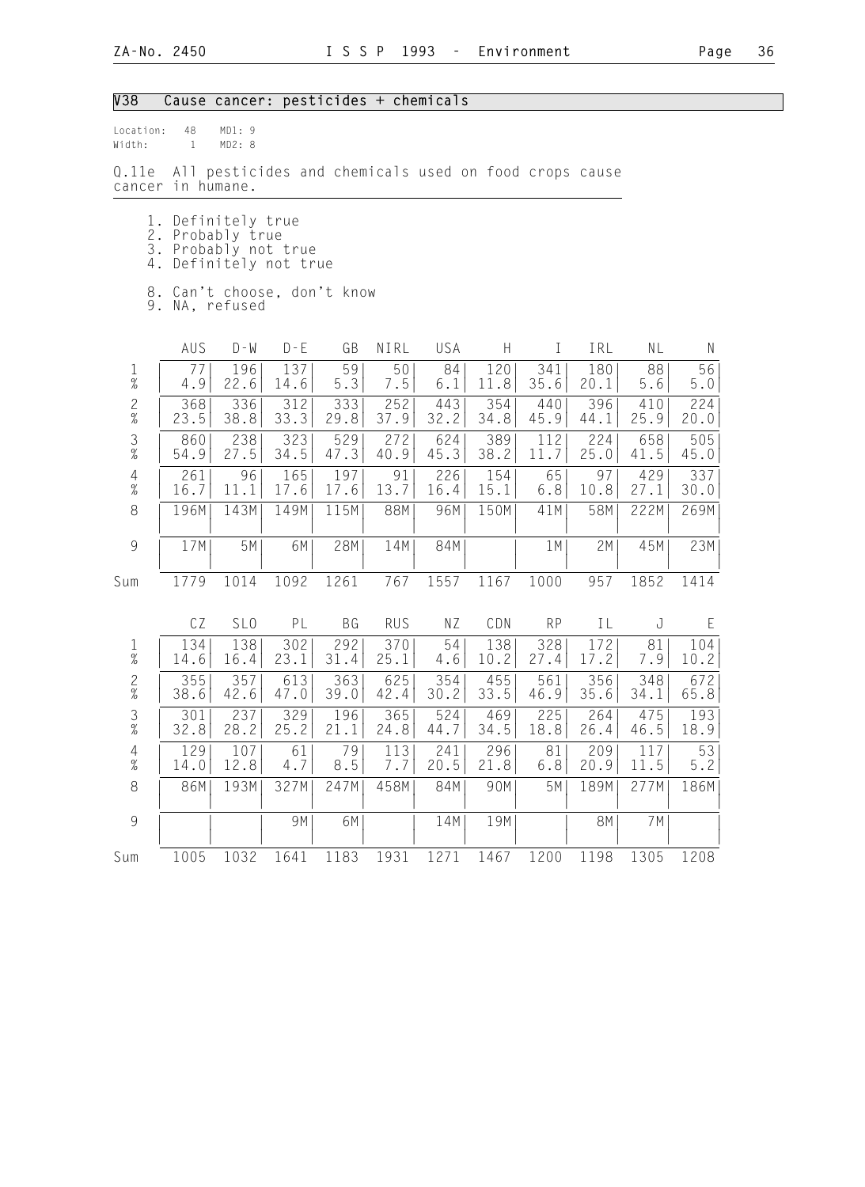## V38 Cause cancer: pesticides + chemicals

Location: 48 MD1: 9
Width: 1 MD2: 8

Q.11e All pesticides and chemicals used on food crops cause cancer in humane.

1. Definitely true
2. Probably true
3. Probably not true
4. Definitely not true

8. Can't choose, don't know
9. NA, refused

| | AUS | D-W | D-E | GB | NIRL | USA | H | I | IRL | NL | N |
|---|---|---|---|---|---|---|---|---|---|---|---|
| 1 | 77 | 196 | 137 | 59 | 50 | 84 | 120 | 341 | 180 | 88 | 56 |
| % | 4.9 | 22.6 | 14.6 | 5.3 | 7.5 | 6.1 | 11.8 | 35.6 | 20.1 | 5.6 | 5.0 |
| 2 | 368 | 336 | 312 | 333 | 252 | 443 | 354 | 440 | 396 | 410 | 224 |
| % | 23.5 | 38.8 | 33.3 | 29.8 | 37.9 | 32.2 | 34.8 | 45.9 | 44.1 | 25.9 | 20.0 |
| 3 | 860 | 238 | 323 | 529 | 272 | 624 | 389 | 112 | 224 | 658 | 505 |
| % | 54.9 | 27.5 | 34.5 | 47.3 | 40.9 | 45.3 | 38.2 | 11.7 | 25.0 | 41.5 | 45.0 |
| 4 | 261 | 96 | 165 | 197 | 91 | 226 | 154 | 65 | 97 | 429 | 337 |
| % | 16.7 | 11.1 | 17.6 | 17.6 | 13.7 | 16.4 | 15.1 | 6.8 | 10.8 | 27.1 | 30.0 |
| 8 | 196M | 143M | 149M | 115M | 88M | 96M | 150M | 41M | 58M | 222M | 269M |
| 9 | 17M | 5M | 6M | 28M | 14M | 84M | | 1M | 2M | 45M | 23M |
| Sum | 1779 | 1014 | 1092 | 1261 | 767 | 1557 | 1167 | 1000 | 957 | 1852 | 1414 |

| | CZ | SLO | PL | BG | RUS | NZ | CDN | RP | IL | J | E |
|---|---|---|---|---|---|---|---|---|---|---|---|
| 1 | 134 | 138 | 302 | 292 | 370 | 54 | 138 | 328 | 172 | 81 | 104 |
| % | 14.6 | 16.4 | 23.1 | 31.4 | 25.1 | 4.6 | 10.2 | 27.4 | 17.2 | 7.9 | 10.2 |
| 2 | 355 | 357 | 613 | 363 | 625 | 354 | 455 | 561 | 356 | 348 | 672 |
| % | 38.6 | 42.6 | 47.0 | 39.0 | 42.4 | 30.2 | 33.5 | 46.9 | 35.6 | 34.1 | 65.8 |
| 3 | 301 | 237 | 329 | 196 | 365 | 524 | 469 | 225 | 264 | 475 | 193 |
| % | 32.8 | 28.2 | 25.2 | 21.1 | 24.8 | 44.7 | 34.5 | 18.8 | 26.4 | 46.5 | 18.9 |
| 4 | 129 | 107 | 61 | 79 | 113 | 241 | 296 | 81 | 209 | 117 | 53 |
| % | 14.0 | 12.8 | 4.7 | 8.5 | 7.7 | 20.5 | 21.8 | 6.8 | 20.9 | 11.5 | 5.2 |
| 8 | 86M | 193M | 327M | 247M | 458M | 84M | 90M | 5M | 189M | 277M | 186M |
| 9 | | | 9M | 6M | | 14M | 19M | | 8M | 7M | |
| Sum | 1005 | 1032 | 1641 | 1183 | 1931 | 1271 | 1467 | 1200 | 1198 | 1305 | 1208 |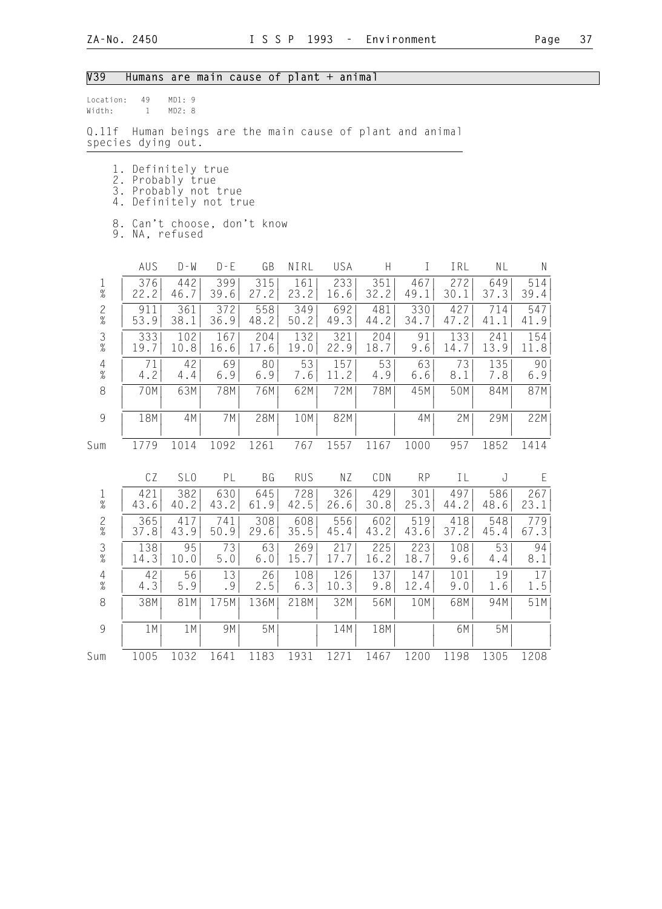## V39 Humans are main cause of plant + animal

Location: 49 MD1: 9
Width: 1 MD2: 8

Q.11f Human beings are the main cause of plant and animal species dying out.

1. Definitely true
2. Probably true
3. Probably not true
4. Definitely not true

8. Can't choose, don't know
9. NA, refused

| | AUS | D-W | D-E | GB | NIRL | USA | H | I | IRL | NL | N |
|---|---|---|---|---|---|---|---|---|---|---|---|
| 1 | 376 | 442 | 399 | 315 | 161 | 233 | 351 | 467 | 272 | 649 | 514 |
| % | 22.2 | 46.7 | 39.6 | 27.2 | 23.2 | 16.6 | 32.2 | 49.1 | 30.1 | 37.3 | 39.4 |
| 2 | 911 | 361 | 372 | 558 | 349 | 692 | 481 | 330 | 427 | 714 | 547 |
| % | 53.9 | 38.1 | 36.9 | 48.2 | 50.2 | 49.3 | 44.2 | 34.7 | 47.2 | 41.1 | 41.9 |
| 3 | 333 | 102 | 167 | 204 | 132 | 321 | 204 | 91 | 133 | 241 | 154 |
| % | 19.7 | 10.8 | 16.6 | 17.6 | 19.0 | 22.9 | 18.7 | 9.6 | 14.7 | 13.9 | 11.8 |
| 4 | 71 | 42 | 69 | 80 | 53 | 157 | 53 | 63 | 73 | 135 | 90 |
| % | 4.2 | 4.4 | 6.9 | 6.9 | 7.6 | 11.2 | 4.9 | 6.6 | 8.1 | 7.8 | 6.9 |
| 8 | 70M | 63M | 78M | 76M | 62M | 72M | 78M | 45M | 50M | 84M | 87M |
| 9 | 18M | 4M | 7M | 28M | 10M | 82M | | 4M | 2M | 29M | 22M |
| Sum | 1779 | 1014 | 1092 | 1261 | 767 | 1557 | 1167 | 1000 | 957 | 1852 | 1414 |

| | CZ | SLO | PL | BG | RUS | NZ | CDN | RP | IL | J | E |
|---|---|---|---|---|---|---|---|---|---|---|---|
| 1 | 421 | 382 | 630 | 645 | 728 | 326 | 429 | 301 | 497 | 586 | 267 |
| % | 43.6 | 40.2 | 43.2 | 61.9 | 42.5 | 26.6 | 30.8 | 25.3 | 44.2 | 48.6 | 23.1 |
| 2 | 365 | 417 | 741 | 308 | 608 | 556 | 602 | 519 | 418 | 548 | 779 |
| % | 37.8 | 43.9 | 50.9 | 29.6 | 35.5 | 45.4 | 43.2 | 43.6 | 37.2 | 45.4 | 67.3 |
| 3 | 138 | 95 | 73 | 63 | 269 | 217 | 225 | 223 | 108 | 53 | 94 |
| % | 14.3 | 10.0 | 5.0 | 6.0 | 15.7 | 17.7 | 16.2 | 18.7 | 9.6 | 4.4 | 8.1 |
| 4 | 42 | 56 | 13 | 26 | 108 | 126 | 137 | 147 | 101 | 19 | 17 |
| % | 4.3 | 5.9 | .9 | 2.5 | 6.3 | 10.3 | 9.8 | 12.4 | 9.0 | 1.6 | 1.5 |
| 8 | 38M | 81M | 175M | 136M | 218M | 32M | 56M | 10M | 68M | 94M | 51M |
| 9 | 1M | 1M | 9M | 5M | | 14M | 18M | | 6M | 5M | |
| Sum | 1005 | 1032 | 1641 | 1183 | 1931 | 1271 | 1467 | 1200 | 1198 | 1305 | 1208 |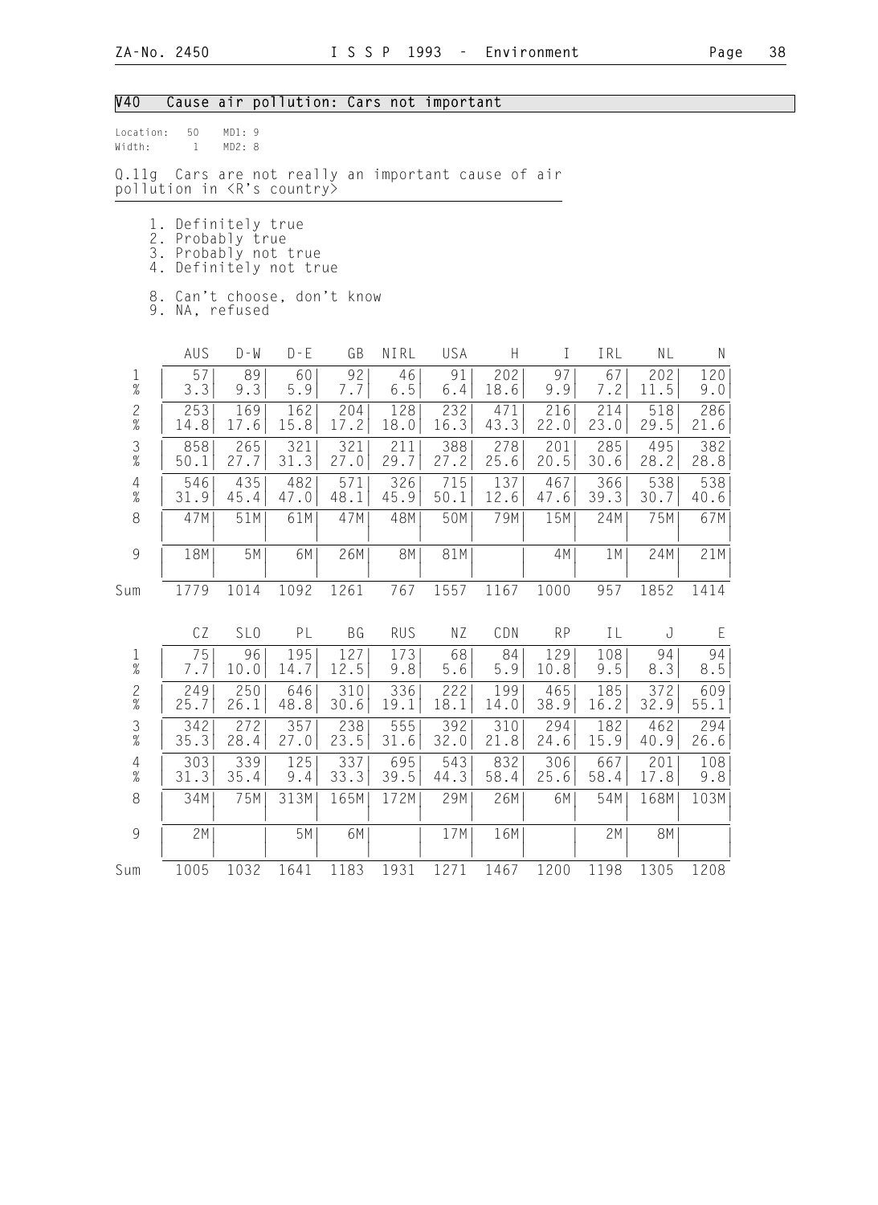## V40 Cause air pollution: Cars not important

Location: 50 MD1: 9
Width: 1 MD2: 8

Q.11g Cars are not really an important cause of air pollution in <R's country>

1. Definitely true
2. Probably true
3. Probably not true
4. Definitely not true

8. Can't choose, don't know
9. NA, refused

| | AUS | D-W | D-E | GB | NIRL | USA | H | I | IRL | NL | N |
|---|---|---|---|---|---|---|---|---|---|---|---|
| 1 | 57 | 89 | 60 | 92 | 46 | 91 | 202 | 97 | 67 | 202 | 120 |
| % | 3.3 | 9.3 | 5.9 | 7.7 | 6.5 | 6.4 | 18.6 | 9.9 | 7.2 | 11.5 | 9.0 |
| 2 | 253 | 169 | 162 | 204 | 128 | 232 | 471 | 216 | 214 | 518 | 286 |
| % | 14.8 | 17.6 | 15.8 | 17.2 | 18.0 | 16.3 | 43.3 | 22.0 | 23.0 | 29.5 | 21.6 |
| 3 | 858 | 265 | 321 | 321 | 211 | 388 | 278 | 201 | 285 | 495 | 382 |
| % | 50.1 | 27.7 | 31.3 | 27.0 | 29.7 | 27.2 | 25.6 | 20.5 | 30.6 | 28.2 | 28.8 |
| 4 | 546 | 435 | 482 | 571 | 326 | 715 | 137 | 467 | 366 | 538 | 538 |
| % | 31.9 | 45.4 | 47.0 | 48.1 | 45.9 | 50.1 | 12.6 | 47.6 | 39.3 | 30.7 | 40.6 |
| 8 | 47M | 51M | 61M | 47M | 48M | 50M | 79M | 15M | 24M | 75M | 67M |
| 9 | 18M | 5M | 6M | 26M | 8M | 81M | | 4M | 1M | 24M | 21M |
| Sum | 1779 | 1014 | 1092 | 1261 | 767 | 1557 | 1167 | 1000 | 957 | 1852 | 1414 |

| | CZ | SLO | PL | BG | RUS | NZ | CDN | RP | IL | J | E |
|---|---|---|---|---|---|---|---|---|---|---|---|
| 1 | 75 | 96 | 195 | 127 | 173 | 68 | 84 | 129 | 108 | 94 | 94 |
| % | 7.7 | 10.0 | 14.7 | 12.5 | 9.8 | 5.6 | 5.9 | 10.8 | 9.5 | 8.3 | 8.5 |
| 2 | 249 | 250 | 646 | 310 | 336 | 222 | 199 | 465 | 185 | 372 | 609 |
| % | 25.7 | 26.1 | 48.8 | 30.6 | 19.1 | 18.1 | 14.0 | 38.9 | 16.2 | 32.9 | 55.1 |
| 3 | 342 | 272 | 357 | 238 | 555 | 392 | 310 | 294 | 182 | 462 | 294 |
| % | 35.3 | 28.4 | 27.0 | 23.5 | 31.6 | 32.0 | 21.8 | 24.6 | 15.9 | 40.9 | 26.6 |
| 4 | 303 | 339 | 125 | 337 | 695 | 543 | 832 | 306 | 667 | 201 | 108 |
| % | 31.3 | 35.4 | 9.4 | 33.3 | 39.5 | 44.3 | 58.4 | 25.6 | 58.4 | 17.8 | 9.8 |
| 8 | 34M | 75M | 313M | 165M | 172M | 29M | 26M | 6M | 54M | 168M | 103M |
| 9 | 2M | | 5M | 6M | | 17M | 16M | | 2M | 8M | |
| Sum | 1005 | 1032 | 1641 | 1183 | 1931 | 1271 | 1467 | 1200 | 1198 | 1305 | 1208 |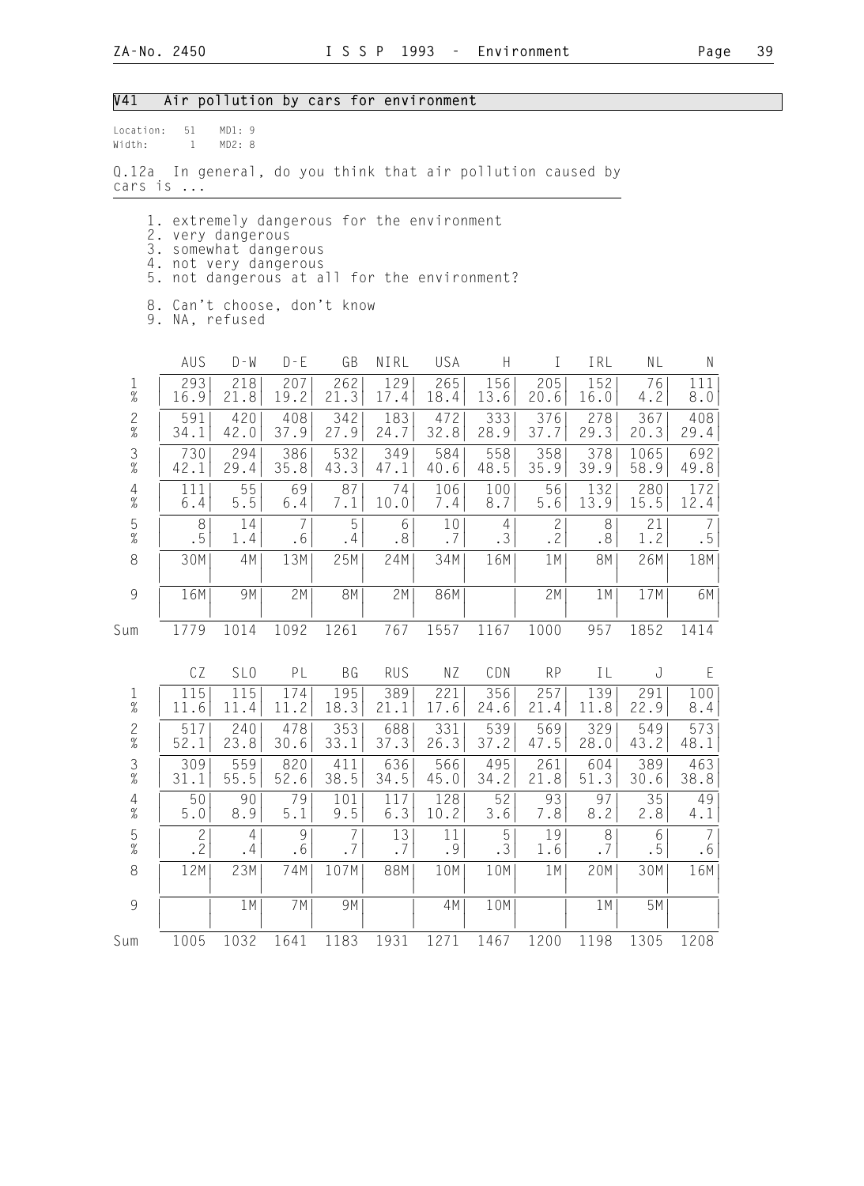## V41 Air pollution by cars for environment

Location: 51 MD1: 9
Width: 1 MD2: 8

Q.12a In general, do you think that air pollution caused by cars is ...

1. extremely dangerous for the environment
2. very dangerous
3. somewhat dangerous
4. not very dangerous
5. not dangerous at all for the environment?

8. Can't choose, don't know
9. NA, refused

| | AUS | D-W | D-E | GB | NIRL | USA | H | I | IRL | NL | N |
|---|---|---|---|---|---|---|---|---|---|---|---|
| 1 | 293 | 218 | 207 | 262 | 129 | 265 | 156 | 205 | 152 | 76 | 111 |
| % | 16.9 | 21.8 | 19.2 | 21.3 | 17.4 | 18.4 | 13.6 | 20.6 | 16.0 | 4.2 | 8.0 |
| 2 | 591 | 420 | 408 | 342 | 183 | 472 | 333 | 376 | 278 | 367 | 408 |
| % | 34.1 | 42.0 | 37.9 | 27.9 | 24.7 | 32.8 | 28.9 | 37.7 | 29.3 | 20.3 | 29.4 |
| 3 | 730 | 294 | 386 | 532 | 349 | 584 | 558 | 358 | 378 | 1065 | 692 |
| % | 42.1 | 29.4 | 35.8 | 43.3 | 47.1 | 40.6 | 48.5 | 35.9 | 39.9 | 58.9 | 49.8 |
| 4 | 111 | 55 | 69 | 87 | 74 | 106 | 100 | 56 | 132 | 280 | 172 |
| % | 6.4 | 5.5 | 6.4 | 7.1 | 10.0 | 7.4 | 8.7 | 5.6 | 13.9 | 15.5 | 12.4 |
| 5 | 8 | 14 | 7 | 5 | 6 | 10 | 4 | 2 | 8 | 21 | 7 |
| % | .5 | 1.4 | .6 | .4 | .8 | .7 | .3 | .2 | .8 | 1.2 | .5 |
| 8 | 30M | 4M | 13M | 25M | 24M | 34M | 16M | 1M | 8M | 26M | 18M |
| 9 | 16M | 9M | 2M | 8M | 2M | 86M | | 2M | 1M | 17M | 6M |
| Sum | 1779 | 1014 | 1092 | 1261 | 767 | 1557 | 1167 | 1000 | 957 | 1852 | 1414 |

| | CZ | SLO | PL | BG | RUS | NZ | CDN | RP | IL | J | E |
|---|---|---|---|---|---|---|---|---|---|---|---|
| 1 | 115 | 115 | 174 | 195 | 389 | 221 | 356 | 257 | 139 | 291 | 100 |
| % | 11.6 | 11.4 | 11.2 | 18.3 | 21.1 | 17.6 | 24.6 | 21.4 | 11.8 | 22.9 | 8.4 |
| 2 | 517 | 240 | 478 | 353 | 688 | 331 | 539 | 569 | 329 | 549 | 573 |
| % | 52.1 | 23.8 | 30.6 | 33.1 | 37.3 | 26.3 | 37.2 | 47.5 | 28.0 | 43.2 | 48.1 |
| 3 | 309 | 559 | 820 | 411 | 636 | 566 | 495 | 261 | 604 | 389 | 463 |
| % | 31.1 | 55.5 | 52.6 | 38.5 | 34.5 | 45.0 | 34.2 | 21.8 | 51.3 | 30.6 | 38.8 |
| 4 | 50 | 90 | 79 | 101 | 117 | 128 | 52 | 93 | 97 | 35 | 49 |
| % | 5.0 | 8.9 | 5.1 | 9.5 | 6.3 | 10.2 | 3.6 | 7.8 | 8.2 | 2.8 | 4.1 |
| 5 | 2 | 4 | 9 | 7 | 13 | 11 | 5 | 19 | 8 | 6 | 7 |
| % | .2 | .4 | .6 | .7 | .7 | .9 | .3 | 1.6 | .7 | .5 | .6 |
| 8 | 12M | 23M | 74M | 107M | 88M | 10M | 10M | 1M | 20M | 30M | 16M |
| 9 | | 1M | 7M | 9M | | 4M | 10M | | 1M | 5M | |
| Sum | 1005 | 1032 | 1641 | 1183 | 1931 | 1271 | 1467 | 1200 | 1198 | 1305 | 1208 |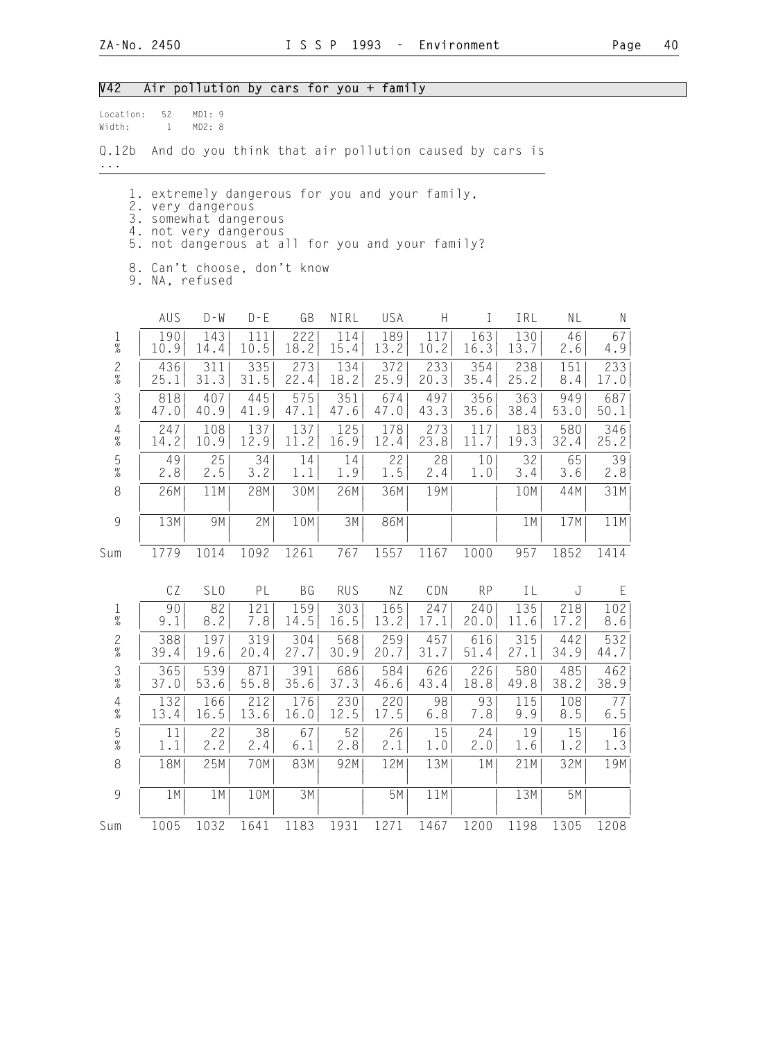## V42 Air pollution by cars for you + family

Location: 52 MD1: 9
Width: 1 MD2: 8

Q.12b And do you think that air pollution caused by cars is ...

1. extremely dangerous for you and your family,
2. very dangerous
3. somewhat dangerous
4. not very dangerous
5. not dangerous at all for you and your family?

8. Can't choose, don't know
9. NA, refused

| | AUS | D-W | D-E | GB | NIRL | USA | H | I | IRL | NL | N |
|---|---|---|---|---|---|---|---|---|---|---|---|
| 1 | 190 | 143 | 111 | 222 | 114 | 189 | 117 | 163 | 130 | 46 | 67 |
| % | 10.9 | 14.4 | 10.5 | 18.2 | 15.4 | 13.2 | 10.2 | 16.3 | 13.7 | 2.6 | 4.9 |
| 2 | 436 | 311 | 335 | 273 | 134 | 372 | 233 | 354 | 238 | 151 | 233 |
| % | 25.1 | 31.3 | 31.5 | 22.4 | 18.2 | 25.9 | 20.3 | 35.4 | 25.2 | 8.4 | 17.0 |
| 3 | 818 | 407 | 445 | 575 | 351 | 674 | 497 | 356 | 363 | 949 | 687 |
| % | 47.0 | 40.9 | 41.9 | 47.1 | 47.6 | 47.0 | 43.3 | 35.6 | 38.4 | 53.0 | 50.1 |
| 4 | 247 | 108 | 137 | 137 | 125 | 178 | 273 | 117 | 183 | 580 | 346 |
| % | 14.2 | 10.9 | 12.9 | 11.2 | 16.9 | 12.4 | 23.8 | 11.7 | 19.3 | 32.4 | 25.2 |
| 5 | 49 | 25 | 34 | 14 | 14 | 22 | 28 | 10 | 32 | 65 | 39 |
| % | 2.8 | 2.5 | 3.2 | 1.1 | 1.9 | 1.5 | 2.4 | 1.0 | 3.4 | 3.6 | 2.8 |
| 8 | 26M | 11M | 28M | 30M | 26M | 36M | 19M | | 10M | 44M | 31M |
| 9 | 13M | 9M | 2M | 10M | 3M | 86M | | | 1M | 17M | 11M |
| Sum | 1779 | 1014 | 1092 | 1261 | 767 | 1557 | 1167 | 1000 | 957 | 1852 | 1414 |

| | CZ | SLO | PL | BG | RUS | NZ | CDN | RP | IL | J | E |
|---|---|---|---|---|---|---|---|---|---|---|---|
| 1 | 90 | 82 | 121 | 159 | 303 | 165 | 247 | 240 | 135 | 218 | 102 |
| % | 9.1 | 8.2 | 7.8 | 14.5 | 16.5 | 13.2 | 17.1 | 20.0 | 11.6 | 17.2 | 8.6 |
| 2 | 388 | 197 | 319 | 304 | 568 | 259 | 457 | 616 | 315 | 442 | 532 |
| % | 39.4 | 19.6 | 20.4 | 27.7 | 30.9 | 20.7 | 31.7 | 51.4 | 27.1 | 34.9 | 44.7 |
| 3 | 365 | 539 | 871 | 391 | 686 | 584 | 626 | 226 | 580 | 485 | 462 |
| % | 37.0 | 53.6 | 55.8 | 35.6 | 37.3 | 46.6 | 43.4 | 18.8 | 49.8 | 38.2 | 38.9 |
| 4 | 132 | 166 | 212 | 176 | 230 | 220 | 98 | 93 | 115 | 108 | 77 |
| % | 13.4 | 16.5 | 13.6 | 16.0 | 12.5 | 17.5 | 6.8 | 7.8 | 9.9 | 8.5 | 6.5 |
| 5 | 11 | 22 | 38 | 67 | 52 | 26 | 15 | 24 | 19 | 15 | 16 |
| % | 1.1 | 2.2 | 2.4 | 6.1 | 2.8 | 2.1 | 1.0 | 2.0 | 1.6 | 1.2 | 1.3 |
| 8 | 18M | 25M | 70M | 83M | 92M | 12M | 13M | 1M | 21M | 32M | 19M |
| 9 | 1M | 1M | 10M | 3M | | 5M | 11M | | 13M | 5M | |
| Sum | 1005 | 1032 | 1641 | 1183 | 1931 | 1271 | 1467 | 1200 | 1198 | 1305 | 1208 |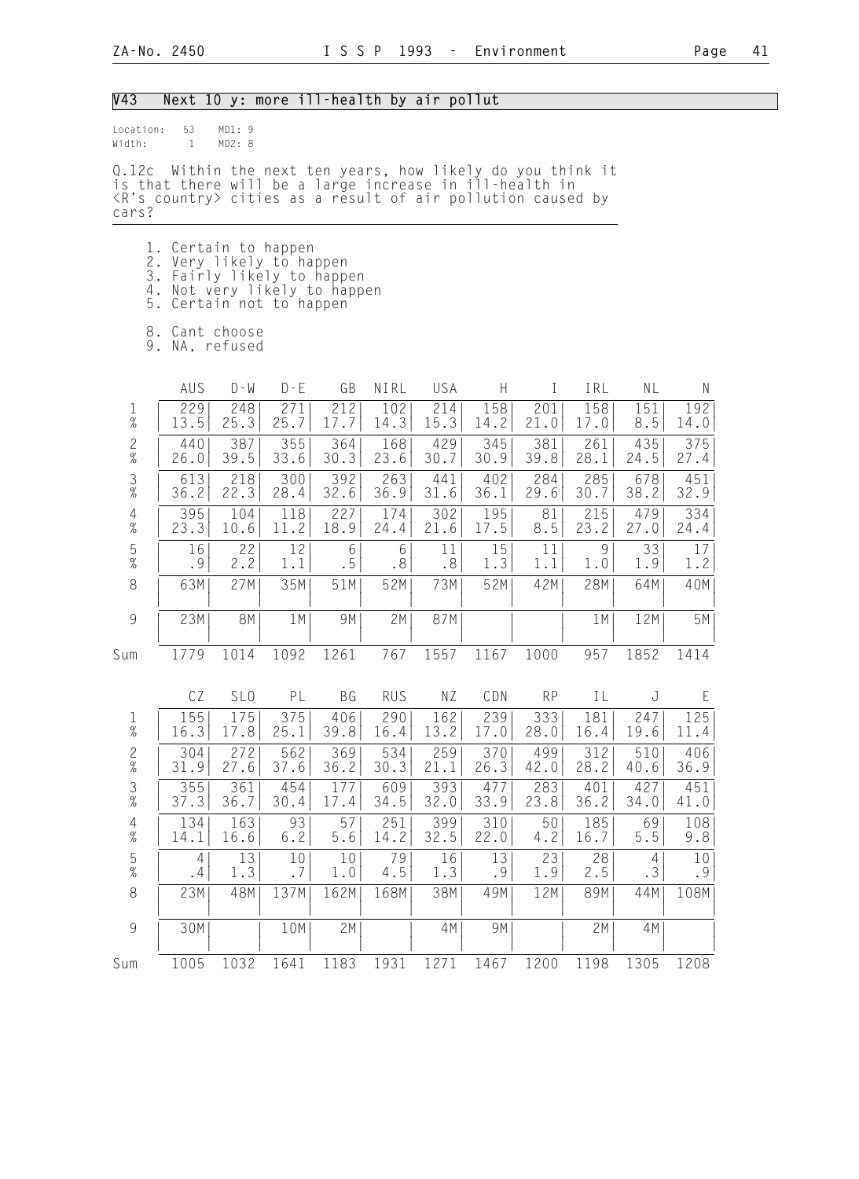## V43 Next 10 y: more ill-health by air pollut

Location: 53 MD1: 9
Width: 1 MD2: 8

Q.12c Within the next ten years, how likely do you think it is that there will be a large increase in ill-health in <R's country> cities as a result of air pollution caused by cars?

1. Certain to happen
2. Very likely to happen
3. Fairly likely to happen
4. Not very likely to happen
5. Certain not to happen

8. Cant choose
9. NA, refused

| | AUS | D-W | D-E | GB | NIRL | USA | H | I | IRL | NL | N |
|---|---|---|---|---|---|---|---|---|---|---|---|
| 1 | 229 | 248 | 271 | 212 | 102 | 214 | 158 | 201 | 158 | 151 | 192 |
| % | 13.5 | 25.3 | 25.7 | 17.7 | 14.3 | 15.3 | 14.2 | 21.0 | 17.0 | 8.5 | 14.0 |
| 2 | 440 | 387 | 355 | 364 | 168 | 429 | 345 | 381 | 261 | 435 | 375 |
| % | 26.0 | 39.5 | 33.6 | 30.3 | 23.6 | 30.7 | 30.9 | 39.8 | 28.1 | 24.5 | 27.4 |
| 3 | 613 | 218 | 300 | 392 | 263 | 441 | 402 | 284 | 285 | 678 | 451 |
| % | 36.2 | 22.3 | 28.4 | 32.6 | 36.9 | 31.6 | 36.1 | 29.6 | 30.7 | 38.2 | 32.9 |
| 4 | 395 | 104 | 118 | 227 | 174 | 302 | 195 | 81 | 215 | 479 | 334 |
| % | 23.3 | 10.6 | 11.2 | 18.9 | 24.4 | 21.6 | 17.5 | 8.5 | 23.2 | 27.0 | 24.4 |
| 5 | 16 | 22 | 12 | 6 | 6 | 11 | 15 | 11 | 9 | 33 | 17 |
| % | .9 | 2.2 | 1.1 | .5 | .8 | .8 | 1.3 | 1.1 | 1.0 | 1.9 | 1.2 |
| 8 | 63M | 27M | 35M | 51M | 52M | 73M | 52M | 42M | 28M | 64M | 40M |
| 9 | 23M | 8M | 1M | 9M | 2M | 87M | | | 1M | 12M | 5M |
| Sum | 1779 | 1014 | 1092 | 1261 | 767 | 1557 | 1167 | 1000 | 957 | 1852 | 1414 |

| | CZ | SLO | PL | BG | RUS | NZ | CDN | RP | IL | J | E |
|---|---|---|---|---|---|---|---|---|---|---|---|
| 1 | 155 | 175 | 375 | 406 | 290 | 162 | 239 | 333 | 181 | 247 | 125 |
| % | 16.3 | 17.8 | 25.1 | 39.8 | 16.4 | 13.2 | 17.0 | 28.0 | 16.4 | 19.6 | 11.4 |
| 2 | 304 | 272 | 562 | 369 | 534 | 259 | 370 | 499 | 312 | 510 | 406 |
| % | 31.9 | 27.6 | 37.6 | 36.2 | 30.3 | 21.1 | 26.3 | 42.0 | 28.2 | 40.6 | 36.9 |
| 3 | 355 | 361 | 454 | 177 | 609 | 393 | 477 | 283 | 401 | 427 | 451 |
| % | 37.3 | 36.7 | 30.4 | 17.4 | 34.5 | 32.0 | 33.9 | 23.8 | 36.2 | 34.0 | 41.0 |
| 4 | 134 | 163 | 93 | 57 | 251 | 399 | 310 | 50 | 185 | 69 | 108 |
| % | 14.1 | 16.6 | 6.2 | 5.6 | 14.2 | 32.5 | 22.0 | 4.2 | 16.7 | 5.5 | 9.8 |
| 5 | 4 | 13 | 10 | 10 | 79 | 16 | 13 | 23 | 28 | 4 | 10 |
| % | .4 | 1.3 | .7 | 1.0 | 4.5 | 1.3 | .9 | 1.9 | 2.5 | .3 | .9 |
| 8 | 23M | 48M | 137M | 162M | 168M | 38M | 49M | 12M | 89M | 44M | 108M |
| 9 | 30M | | 10M | 2M | | 4M | 9M | | 2M | 4M | |
| Sum | 1005 | 1032 | 1641 | 1183 | 1931 | 1271 | 1467 | 1200 | 1198 | 1305 | 1208 |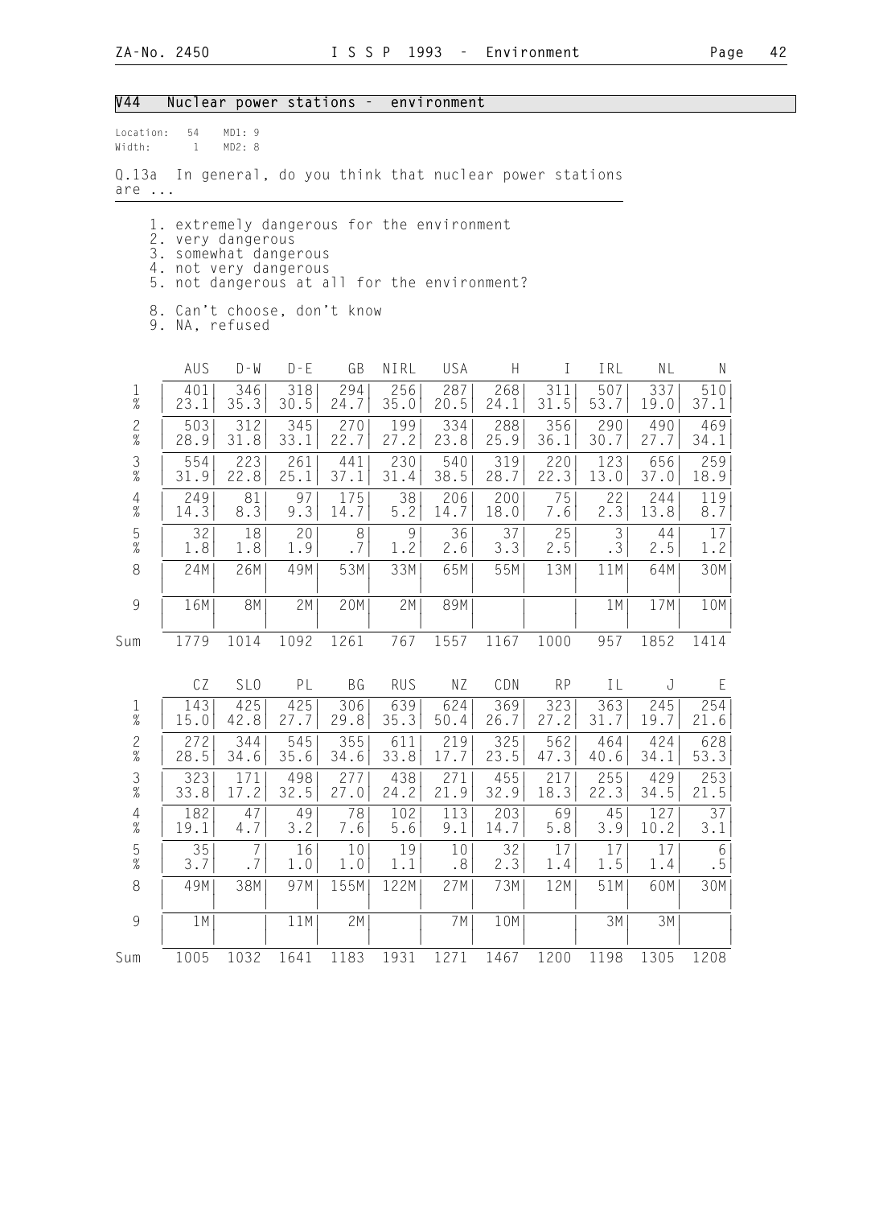## V44 Nuclear power stations - environment

Location: 54 MD1: 9
Width: 1 MD2: 8

Q.13a In general, do you think that nuclear power stations are ...

1. extremely dangerous for the environment
2. very dangerous
3. somewhat dangerous
4. not very dangerous
5. not dangerous at all for the environment?

8. Can't choose, don't know
9. NA, refused

| | AUS | D-W | D-E | GB | NIRL | USA | H | I | IRL | NL | N |
|---|---|---|---|---|---|---|---|---|---|---|---|
| 1 | 401 | 346 | 318 | 294 | 256 | 287 | 268 | 311 | 507 | 337 | 510 |
| % | 23.1 | 35.3 | 30.5 | 24.7 | 35.0 | 20.5 | 24.1 | 31.5 | 53.7 | 19.0 | 37.1 |
| 2 | 503 | 312 | 345 | 270 | 199 | 334 | 288 | 356 | 290 | 490 | 469 |
| % | 28.9 | 31.8 | 33.1 | 22.7 | 27.2 | 23.8 | 25.9 | 36.1 | 30.7 | 27.7 | 34.1 |
| 3 | 554 | 223 | 261 | 441 | 230 | 540 | 319 | 220 | 123 | 656 | 259 |
| % | 31.9 | 22.8 | 25.1 | 37.1 | 31.4 | 38.5 | 28.7 | 22.3 | 13.0 | 37.0 | 18.9 |
| 4 | 249 | 81 | 97 | 175 | 38 | 206 | 200 | 75 | 22 | 244 | 119 |
| % | 14.3 | 8.3 | 9.3 | 14.7 | 5.2 | 14.7 | 18.0 | 7.6 | 2.3 | 13.8 | 8.7 |
| 5 | 32 | 18 | 20 | 8 | 9 | 36 | 37 | 25 | 3 | 44 | 17 |
| % | 1.8 | 1.8 | 1.9 | .7 | 1.2 | 2.6 | 3.3 | 2.5 | .3 | 2.5 | 1.2 |
| 8 | 24M | 26M | 49M | 53M | 33M | 65M | 55M | 13M | 11M | 64M | 30M |
| 9 | 16M | 8M | 2M | 20M | 2M | 89M | | | 1M | 17M | 10M |
| Sum | 1779 | 1014 | 1092 | 1261 | 767 | 1557 | 1167 | 1000 | 957 | 1852 | 1414 |

| | CZ | SLO | PL | BG | RUS | NZ | CDN | RP | IL | J | E |
|---|---|---|---|---|---|---|---|---|---|---|---|
| 1 | 143 | 425 | 425 | 306 | 639 | 624 | 369 | 323 | 363 | 245 | 254 |
| % | 15.0 | 42.8 | 27.7 | 29.8 | 35.3 | 50.4 | 26.7 | 27.2 | 31.7 | 19.7 | 21.6 |
| 2 | 272 | 344 | 545 | 355 | 611 | 219 | 325 | 562 | 464 | 424 | 628 |
| % | 28.5 | 34.6 | 35.6 | 34.6 | 33.8 | 17.7 | 23.5 | 47.3 | 40.6 | 34.1 | 53.3 |
| 3 | 323 | 171 | 498 | 277 | 438 | 271 | 455 | 217 | 255 | 429 | 253 |
| % | 33.8 | 17.2 | 32.5 | 27.0 | 24.2 | 21.9 | 32.9 | 18.3 | 22.3 | 34.5 | 21.5 |
| 4 | 182 | 47 | 49 | 78 | 102 | 113 | 203 | 69 | 45 | 127 | 37 |
| % | 19.1 | 4.7 | 3.2 | 7.6 | 5.6 | 9.1 | 14.7 | 5.8 | 3.9 | 10.2 | 3.1 |
| 5 | 35 | 7 | 16 | 10 | 19 | 10 | 32 | 17 | 17 | 17 | 6 |
| % | 3.7 | .7 | 1.0 | 1.0 | 1.1 | .8 | 2.3 | 1.4 | 1.5 | 1.4 | .5 |
| 8 | 49M | 38M | 97M | 155M | 122M | 27M | 73M | 12M | 51M | 60M | 30M |
| 9 | 1M | | 11M | 2M | | 7M | 10M | | 3M | 3M | |
| Sum | 1005 | 1032 | 1641 | 1183 | 1931 | 1271 | 1467 | 1200 | 1198 | 1305 | 1208 |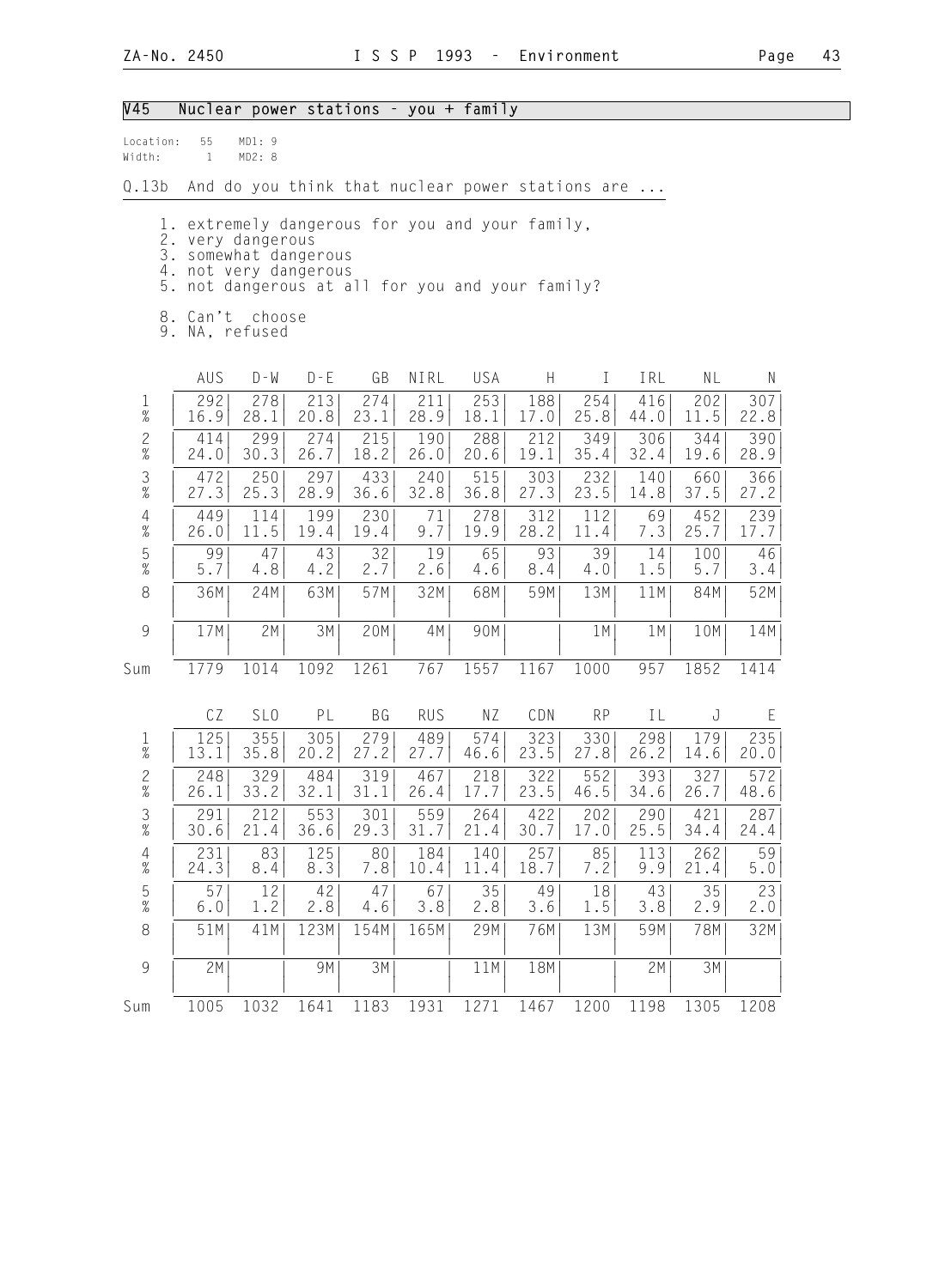## V45 Nuclear power stations - you + family

Location: 55 MD1: 9
Width: 1 MD2: 8

Q.13b And do you think that nuclear power stations are ...

1. extremely dangerous for you and your family,
2. very dangerous
3. somewhat dangerous
4. not very dangerous
5. not dangerous at all for you and your family?

8. Can't choose
9. NA, refused

| | AUS | D-W | D-E | GB | NIRL | USA | H | I | IRL | NL | N |
|---|---|---|---|---|---|---|---|---|---|---|---|
| 1 | 292 | 278 | 213 | 274 | 211 | 253 | 188 | 254 | 416 | 202 | 307 |
| % | 16.9 | 28.1 | 20.8 | 23.1 | 28.9 | 18.1 | 17.0 | 25.8 | 44.0 | 11.5 | 22.8 |
| 2 | 414 | 299 | 274 | 215 | 190 | 288 | 212 | 349 | 306 | 344 | 390 |
| % | 24.0 | 30.3 | 26.7 | 18.2 | 26.0 | 20.6 | 19.1 | 35.4 | 32.4 | 19.6 | 28.9 |
| 3 | 472 | 250 | 297 | 433 | 240 | 515 | 303 | 232 | 140 | 660 | 366 |
| % | 27.3 | 25.3 | 28.9 | 36.6 | 32.8 | 36.8 | 27.3 | 23.5 | 14.8 | 37.5 | 27.2 |
| 4 | 449 | 114 | 199 | 230 | 71 | 278 | 312 | 112 | 69 | 452 | 239 |
| % | 26.0 | 11.5 | 19.4 | 19.4 | 9.7 | 19.9 | 28.2 | 11.4 | 7.3 | 25.7 | 17.7 |
| 5 | 99 | 47 | 43 | 32 | 19 | 65 | 93 | 39 | 14 | 100 | 46 |
| % | 5.7 | 4.8 | 4.2 | 2.7 | 2.6 | 4.6 | 8.4 | 4.0 | 1.5 | 5.7 | 3.4 |
| 8 | 36M | 24M | 63M | 57M | 32M | 68M | 59M | 13M | 11M | 84M | 52M |
| 9 | 17M | 2M | 3M | 20M | 4M | 90M | | 1M | 1M | 10M | 14M |
| Sum | 1779 | 1014 | 1092 | 1261 | 767 | 1557 | 1167 | 1000 | 957 | 1852 | 1414 |

| | CZ | SLO | PL | BG | RUS | NZ | CDN | RP | IL | J | E |
|---|---|---|---|---|---|---|---|---|---|---|---|
| 1 | 125 | 355 | 305 | 279 | 489 | 574 | 323 | 330 | 298 | 179 | 235 |
| % | 13.1 | 35.8 | 20.2 | 27.2 | 27.7 | 46.6 | 23.5 | 27.8 | 26.2 | 14.6 | 20.0 |
| 2 | 248 | 329 | 484 | 319 | 467 | 218 | 322 | 552 | 393 | 327 | 572 |
| % | 26.1 | 33.2 | 32.1 | 31.1 | 26.4 | 17.7 | 23.5 | 46.5 | 34.6 | 26.7 | 48.6 |
| 3 | 291 | 212 | 553 | 301 | 559 | 264 | 422 | 202 | 290 | 421 | 287 |
| % | 30.6 | 21.4 | 36.6 | 29.3 | 31.7 | 21.4 | 30.7 | 17.0 | 25.5 | 34.4 | 24.4 |
| 4 | 231 | 83 | 125 | 80 | 184 | 140 | 257 | 85 | 113 | 262 | 59 |
| % | 24.3 | 8.4 | 8.3 | 7.8 | 10.4 | 11.4 | 18.7 | 7.2 | 9.9 | 21.4 | 5.0 |
| 5 | 57 | 12 | 42 | 47 | 67 | 35 | 49 | 18 | 43 | 35 | 23 |
| % | 6.0 | 1.2 | 2.8 | 4.6 | 3.8 | 2.8 | 3.6 | 1.5 | 3.8 | 2.9 | 2.0 |
| 8 | 51M | 41M | 123M | 154M | 165M | 29M | 76M | 13M | 59M | 78M | 32M |
| 9 | 2M | | 9M | 3M | | 11M | 18M | | 2M | 3M | |
| Sum | 1005 | 1032 | 1641 | 1183 | 1931 | 1271 | 1467 | 1200 | 1198 | 1305 | 1208 |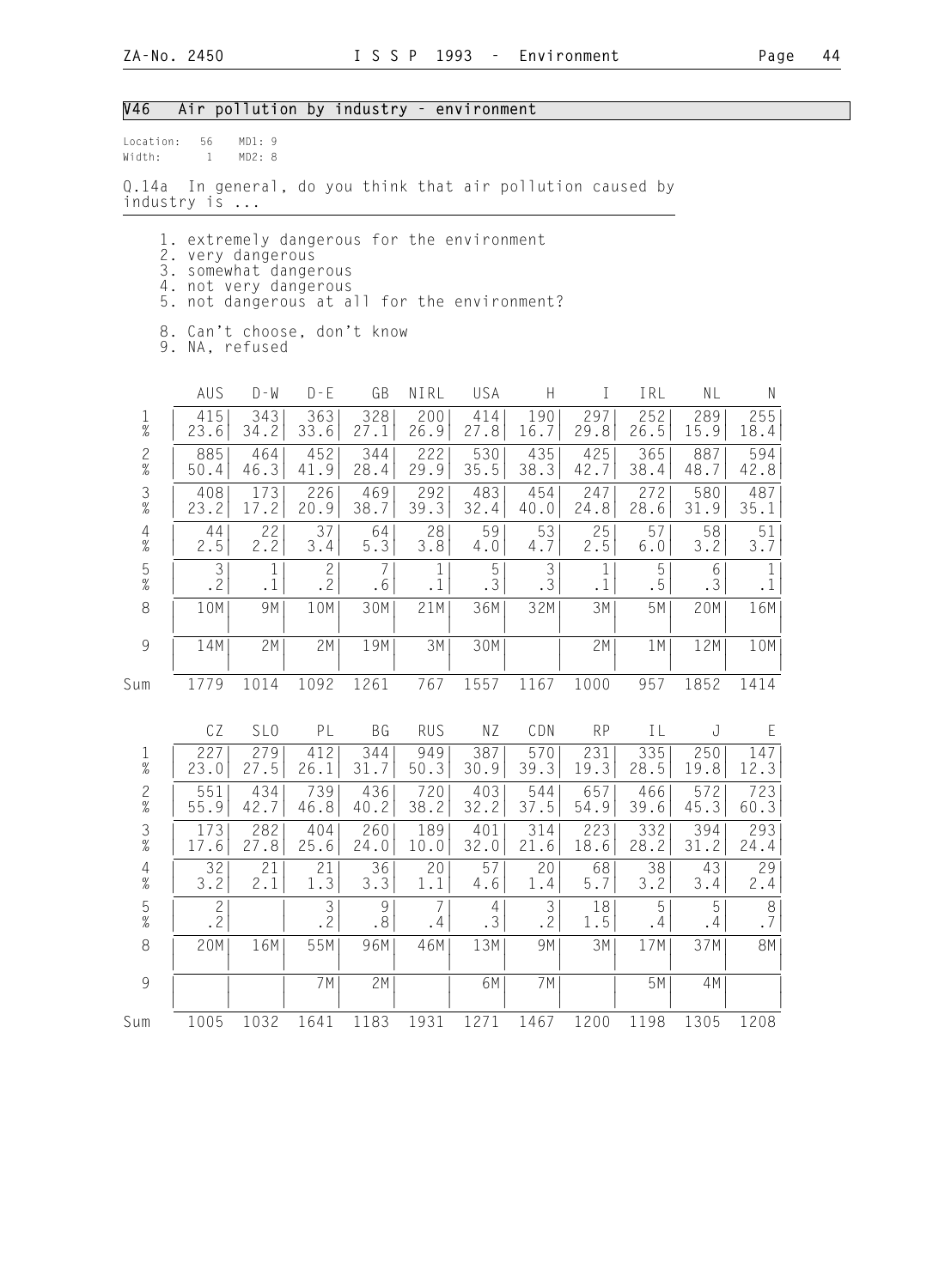## V46 Air pollution by industry - environment

Location: 56 MD1: 9
Width: 1 MD2: 8

Q.14a In general, do you think that air pollution caused by industry is ...

1. extremely dangerous for the environment
2. very dangerous
3. somewhat dangerous
4. not very dangerous
5. not dangerous at all for the environment?

8. Can't choose, don't know
9. NA, refused

| | AUS | D-W | D-E | GB | NIRL | USA | H | I | IRL | NL | N |
|---|---|---|---|---|---|---|---|---|---|---|---|
| 1 | 415 | 343 | 363 | 328 | 200 | 414 | 190 | 297 | 252 | 289 | 255 |
| % | 23.6 | 34.2 | 33.6 | 27.1 | 26.9 | 27.8 | 16.7 | 29.8 | 26.5 | 15.9 | 18.4 |
| 2 | 885 | 464 | 452 | 344 | 222 | 530 | 435 | 425 | 365 | 887 | 594 |
| % | 50.4 | 46.3 | 41.9 | 28.4 | 29.9 | 35.5 | 38.3 | 42.7 | 38.4 | 48.7 | 42.8 |
| 3 | 408 | 173 | 226 | 469 | 292 | 483 | 454 | 247 | 272 | 580 | 487 |
| % | 23.2 | 17.2 | 20.9 | 38.7 | 39.3 | 32.4 | 40.0 | 24.8 | 28.6 | 31.9 | 35.1 |
| 4 | 44 | 22 | 37 | 64 | 28 | 59 | 53 | 25 | 57 | 58 | 51 |
| % | 2.5 | 2.2 | 3.4 | 5.3 | 3.8 | 4.0 | 4.7 | 2.5 | 6.0 | 3.2 | 3.7 |
| 5 | 3 | 1 | 2 | 7 | 1 | 5 | 3 | 1 | 5 | 6 | 1 |
| % | .2 | .1 | .2 | .6 | .1 | .3 | .3 | .1 | .5 | .3 | .1 |
| 8 | 10M | 9M | 10M | 30M | 21M | 36M | 32M | 3M | 5M | 20M | 16M |
| 9 | 14M | 2M | 2M | 19M | 3M | 30M | | 2M | 1M | 12M | 10M |
| Sum | 1779 | 1014 | 1092 | 1261 | 767 | 1557 | 1167 | 1000 | 957 | 1852 | 1414 |

| | CZ | SLO | PL | BG | RUS | NZ | CDN | RP | IL | J | E |
|---|---|---|---|---|---|---|---|---|---|---|---|
| 1 | 227 | 279 | 412 | 344 | 949 | 387 | 570 | 231 | 335 | 250 | 147 |
| % | 23.0 | 27.5 | 26.1 | 31.7 | 50.3 | 30.9 | 39.3 | 19.3 | 28.5 | 19.8 | 12.3 |
| 2 | 551 | 434 | 739 | 436 | 720 | 403 | 544 | 657 | 466 | 572 | 723 |
| % | 55.9 | 42.7 | 46.8 | 40.2 | 38.2 | 32.2 | 37.5 | 54.9 | 39.6 | 45.3 | 60.3 |
| 3 | 173 | 282 | 404 | 260 | 189 | 401 | 314 | 223 | 332 | 394 | 293 |
| % | 17.6 | 27.8 | 25.6 | 24.0 | 10.0 | 32.0 | 21.6 | 18.6 | 28.2 | 31.2 | 24.4 |
| 4 | 32 | 21 | 21 | 36 | 20 | 57 | 20 | 68 | 38 | 43 | 29 |
| % | 3.2 | 2.1 | 1.3 | 3.3 | 1.1 | 4.6 | 1.4 | 5.7 | 3.2 | 3.4 | 2.4 |
| 5 | 2 | | 3 | 9 | 7 | 4 | 3 | 18 | 5 | 5 | 8 |
| % | .2 | | .2 | .8 | .4 | .3 | .2 | 1.5 | .4 | .4 | .7 |
| 8 | 20M | 16M | 55M | 96M | 46M | 13M | 9M | 3M | 17M | 37M | 8M |
| 9 | | | 7M | 2M | | 6M | 7M | | 5M | 4M | |
| Sum | 1005 | 1032 | 1641 | 1183 | 1931 | 1271 | 1467 | 1200 | 1198 | 1305 | 1208 |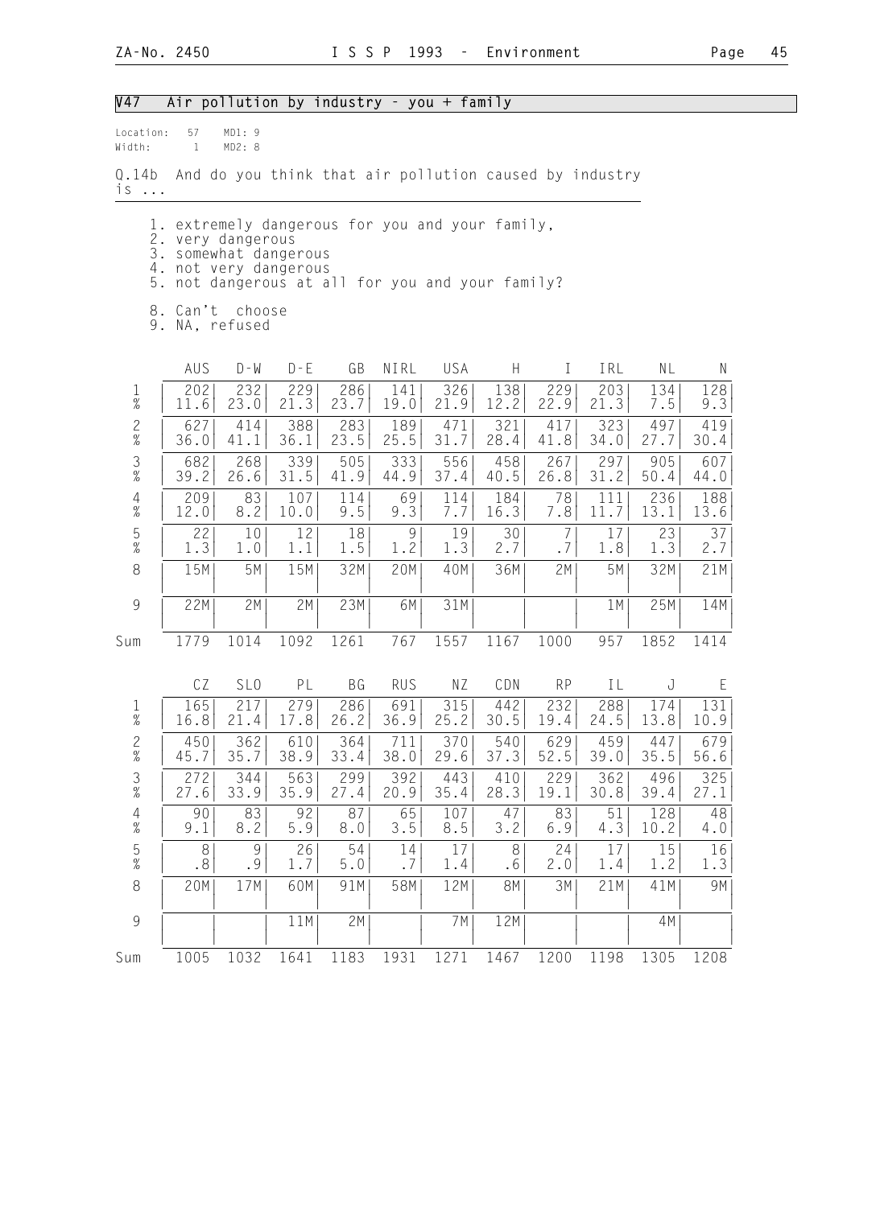## V47 Air pollution by industry - you + family

Location: 57 MD1: 9
Width: 1 MD2: 8

Q.14b And do you think that air pollution caused by industry is ...

1. extremely dangerous for you and your family,
2. very dangerous
3. somewhat dangerous
4. not very dangerous
5. not dangerous at all for you and your family?

8. Can't choose
9. NA, refused

| | AUS | D-W | D-E | GB | NIRL | USA | H | I | IRL | NL | N |
|---|---|---|---|---|---|---|---|---|---|---|---|
| 1 | 202 | 232 | 229 | 286 | 141 | 326 | 138 | 229 | 203 | 134 | 128 |
| % | 11.6 | 23.0 | 21.3 | 23.7 | 19.0 | 21.9 | 12.2 | 22.9 | 21.3 | 7.5 | 9.3 |
| 2 | 627 | 414 | 388 | 283 | 189 | 471 | 321 | 417 | 323 | 497 | 419 |
| % | 36.0 | 41.1 | 36.1 | 23.5 | 25.5 | 31.7 | 28.4 | 41.8 | 34.0 | 27.7 | 30.4 |
| 3 | 682 | 268 | 339 | 505 | 333 | 556 | 458 | 267 | 297 | 905 | 607 |
| % | 39.2 | 26.6 | 31.5 | 41.9 | 44.9 | 37.4 | 40.5 | 26.8 | 31.2 | 50.4 | 44.0 |
| 4 | 209 | 83 | 107 | 114 | 69 | 114 | 184 | 78 | 111 | 236 | 188 |
| % | 12.0 | 8.2 | 10.0 | 9.5 | 9.3 | 7.7 | 16.3 | 7.8 | 11.7 | 13.1 | 13.6 |
| 5 | 22 | 10 | 12 | 18 | 9 | 19 | 30 | 7 | 17 | 23 | 37 |
| % | 1.3 | 1.0 | 1.1 | 1.5 | 1.2 | 1.3 | 2.7 | .7 | 1.8 | 1.3 | 2.7 |
| 8 | 15M | 5M | 15M | 32M | 20M | 40M | 36M | 2M | 5M | 32M | 21M |
| 9 | 22M | 2M | 2M | 23M | 6M | 31M | | | 1M | 25M | 14M |
| Sum | 1779 | 1014 | 1092 | 1261 | 767 | 1557 | 1167 | 1000 | 957 | 1852 | 1414 |

| | CZ | SLO | PL | BG | RUS | NZ | CDN | RP | IL | J | E |
|---|---|---|---|---|---|---|---|---|---|---|---|
| 1 | 165 | 217 | 279 | 286 | 691 | 315 | 442 | 232 | 288 | 174 | 131 |
| % | 16.8 | 21.4 | 17.8 | 26.2 | 36.9 | 25.2 | 30.5 | 19.4 | 24.5 | 13.8 | 10.9 |
| 2 | 450 | 362 | 610 | 364 | 711 | 370 | 540 | 629 | 459 | 447 | 679 |
| % | 45.7 | 35.7 | 38.9 | 33.4 | 38.0 | 29.6 | 37.3 | 52.5 | 39.0 | 35.5 | 56.6 |
| 3 | 272 | 344 | 563 | 299 | 392 | 443 | 410 | 229 | 362 | 496 | 325 |
| % | 27.6 | 33.9 | 35.9 | 27.4 | 20.9 | 35.4 | 28.3 | 19.1 | 30.8 | 39.4 | 27.1 |
| 4 | 90 | 83 | 92 | 87 | 65 | 107 | 47 | 83 | 51 | 128 | 48 |
| % | 9.1 | 8.2 | 5.9 | 8.0 | 3.5 | 8.5 | 3.2 | 6.9 | 4.3 | 10.2 | 4.0 |
| 5 | 8 | 9 | 26 | 54 | 14 | 17 | 8 | 24 | 17 | 15 | 16 |
| % | .8 | .9 | 1.7 | 5.0 | .7 | 1.4 | .6 | 2.0 | 1.4 | 1.2 | 1.3 |
| 8 | 20M | 17M | 60M | 91M | 58M | 12M | 8M | 3M | 21M | 41M | 9M |
| 9 | | | 11M | 2M | | 7M | 12M | | | 4M | |
| Sum | 1005 | 1032 | 1641 | 1183 | 1931 | 1271 | 1467 | 1200 | 1198 | 1305 | 1208 |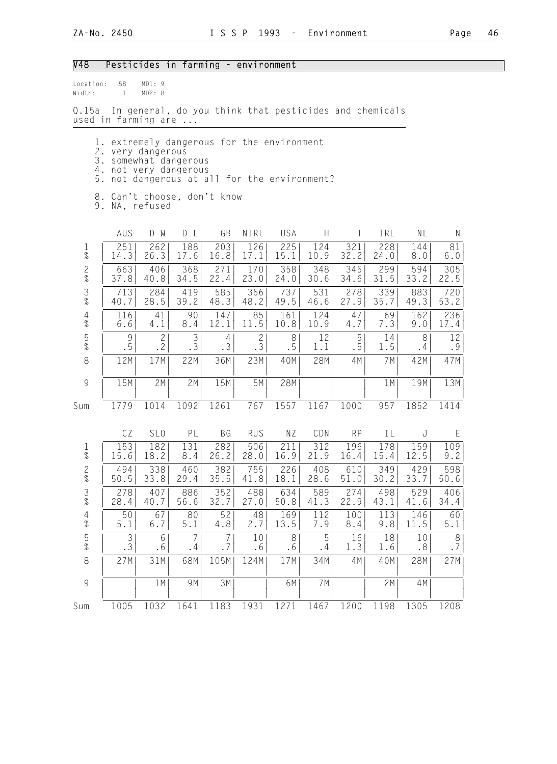## V48 Pesticides in farming - environment

Location: 58 MD1: 9
Width: 1 MD2: 8

Q.15a In general, do you think that pesticides and chemicals used in farming are ...

1. extremely dangerous for the environment
2. very dangerous
3. somewhat dangerous
4. not very dangerous
5. not dangerous at all for the environment?

8. Can't choose, don't know
9. NA, refused

| | AUS | D-W | D-E | GB | NIRL | USA | H | I | IRL | NL | N |
|---|---|---|---|---|---|---|---|---|---|---|---|
| 1 | 251 | 262 | 188 | 203 | 126 | 225 | 124 | 321 | 228 | 144 | 81 |
| % | 14.3 | 26.3 | 17.6 | 16.8 | 17.1 | 15.1 | 10.9 | 32.2 | 24.0 | 8.0 | 6.0 |
| 2 | 663 | 406 | 368 | 271 | 170 | 358 | 348 | 345 | 299 | 594 | 305 |
| % | 37.8 | 40.8 | 34.5 | 22.4 | 23.0 | 24.0 | 30.6 | 34.6 | 31.5 | 33.2 | 22.5 |
| 3 | 713 | 284 | 419 | 585 | 356 | 737 | 531 | 278 | 339 | 883 | 720 |
| % | 40.7 | 28.5 | 39.2 | 48.3 | 48.2 | 49.5 | 46.6 | 27.9 | 35.7 | 49.3 | 53.2 |
| 4 | 116 | 41 | 90 | 147 | 85 | 161 | 124 | 47 | 69 | 162 | 236 |
| % | 6.6 | 4.1 | 8.4 | 12.1 | 11.5 | 10.8 | 10.9 | 4.7 | 7.3 | 9.0 | 17.4 |
| 5 | 9 | 2 | 3 | 4 | 2 | 8 | 12 | 5 | 14 | 8 | 12 |
| % | .5 | .2 | .3 | .3 | .3 | .5 | 1.1 | .5 | 1.5 | .4 | .9 |
| 8 | 12M | 17M | 22M | 36M | 23M | 40M | 28M | 4M | 7M | 42M | 47M |
| 9 | 15M | 2M | 2M | 15M | 5M | 28M | | | 1M | 19M | 13M |
| Sum | 1779 | 1014 | 1092 | 1261 | 767 | 1557 | 1167 | 1000 | 957 | 1852 | 1414 |

| | CZ | SLO | PL | BG | RUS | NZ | CDN | RP | IL | J | E |
|---|---|---|---|---|---|---|---|---|---|---|---|
| 1 | 153 | 182 | 131 | 282 | 506 | 211 | 312 | 196 | 178 | 159 | 109 |
| % | 15.6 | 18.2 | 8.4 | 26.2 | 28.0 | 16.9 | 21.9 | 16.4 | 15.4 | 12.5 | 9.2 |
| 2 | 494 | 338 | 460 | 382 | 755 | 226 | 408 | 610 | 349 | 429 | 598 |
| % | 50.5 | 33.8 | 29.4 | 35.5 | 41.8 | 18.1 | 28.6 | 51.0 | 30.2 | 33.7 | 50.6 |
| 3 | 278 | 407 | 886 | 352 | 488 | 634 | 589 | 274 | 498 | 529 | 406 |
| % | 28.4 | 40.7 | 56.6 | 32.7 | 27.0 | 50.8 | 41.3 | 22.9 | 43.1 | 41.6 | 34.4 |
| 4 | 50 | 67 | 80 | 52 | 48 | 169 | 112 | 100 | 113 | 146 | 60 |
| % | 5.1 | 6.7 | 5.1 | 4.8 | 2.7 | 13.5 | 7.9 | 8.4 | 9.8 | 11.5 | 5.1 |
| 5 | 3 | 6 | 7 | 7 | 10 | 8 | 5 | 16 | 18 | 10 | 8 |
| % | .3 | .6 | .4 | .7 | .6 | .6 | .4 | 1.3 | 1.6 | .8 | .7 |
| 8 | 27M | 31M | 68M | 105M | 124M | 17M | 34M | 4M | 40M | 28M | 27M |
| 9 | | 1M | 9M | 3M | | 6M | 7M | | 2M | 4M | |
| Sum | 1005 | 1032 | 1641 | 1183 | 1931 | 1271 | 1467 | 1200 | 1198 | 1305 | 1208 |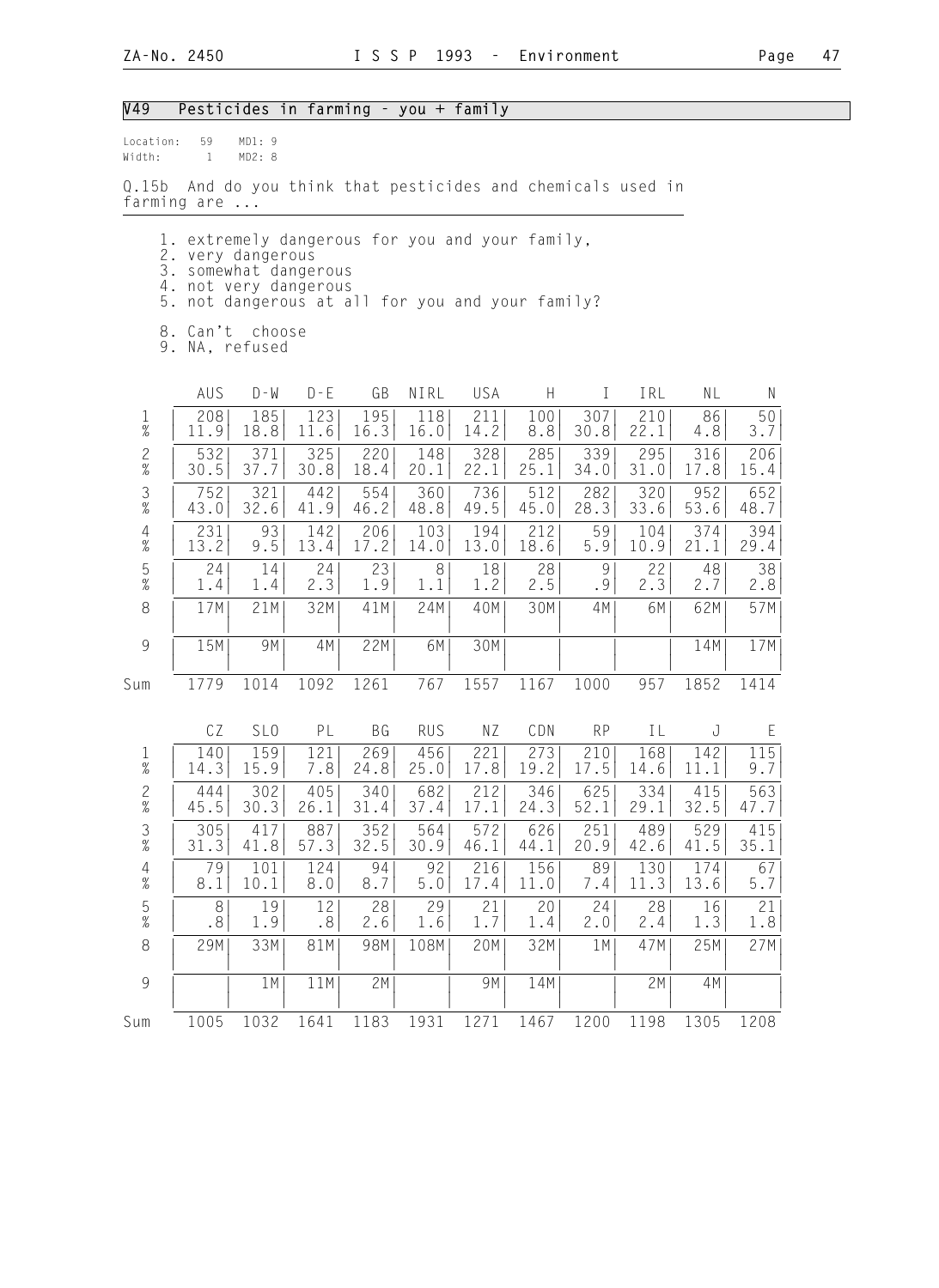## V49 Pesticides in farming - you + family

Location: 59 MD1: 9
Width: 1 MD2: 8

Q.15b And do you think that pesticides and chemicals used in farming are ...

1. extremely dangerous for you and your family,
2. very dangerous
3. somewhat dangerous
4. not very dangerous
5. not dangerous at all for you and your family?

8. Can't choose
9. NA, refused

| | AUS | D-W | D-E | GB | NIRL | USA | H | I | IRL | NL | N |
|---|---|---|---|---|---|---|---|---|---|---|---|
| 1 | 208 | 185 | 123 | 195 | 118 | 211 | 100 | 307 | 210 | 86 | 50 |
| % | 11.9 | 18.8 | 11.6 | 16.3 | 16.0 | 14.2 | 8.8 | 30.8 | 22.1 | 4.8 | 3.7 |
| 2 | 532 | 371 | 325 | 220 | 148 | 328 | 285 | 339 | 295 | 316 | 206 |
| % | 30.5 | 37.7 | 30.8 | 18.4 | 20.1 | 22.1 | 25.1 | 34.0 | 31.0 | 17.8 | 15.4 |
| 3 | 752 | 321 | 442 | 554 | 360 | 736 | 512 | 282 | 320 | 952 | 652 |
| % | 43.0 | 32.6 | 41.9 | 46.2 | 48.8 | 49.5 | 45.0 | 28.3 | 33.6 | 53.6 | 48.7 |
| 4 | 231 | 93 | 142 | 206 | 103 | 194 | 212 | 59 | 104 | 374 | 394 |
| % | 13.2 | 9.5 | 13.4 | 17.2 | 14.0 | 13.0 | 18.6 | 5.9 | 10.9 | 21.1 | 29.4 |
| 5 | 24 | 14 | 24 | 23 | 8 | 18 | 28 | 9 | 22 | 48 | 38 |
| % | 1.4 | 1.4 | 2.3 | 1.9 | 1.1 | 1.2 | 2.5 | .9 | 2.3 | 2.7 | 2.8 |
| 8 | 17M | 21M | 32M | 41M | 24M | 40M | 30M | 4M | 6M | 62M | 57M |
| 9 | 15M | 9M | 4M | 22M | 6M | 30M | | | | 14M | 17M |
| Sum | 1779 | 1014 | 1092 | 1261 | 767 | 1557 | 1167 | 1000 | 957 | 1852 | 1414 |

| | CZ | SLO | PL | BG | RUS | NZ | CDN | RP | IL | J | E |
|---|---|---|---|---|---|---|---|---|---|---|---|
| 1 | 140 | 159 | 121 | 269 | 456 | 221 | 273 | 210 | 168 | 142 | 115 |
| % | 14.3 | 15.9 | 7.8 | 24.8 | 25.0 | 17.8 | 19.2 | 17.5 | 14.6 | 11.1 | 9.7 |
| 2 | 444 | 302 | 405 | 340 | 682 | 212 | 346 | 625 | 334 | 415 | 563 |
| % | 45.5 | 30.3 | 26.1 | 31.4 | 37.4 | 17.1 | 24.3 | 52.1 | 29.1 | 32.5 | 47.7 |
| 3 | 305 | 417 | 887 | 352 | 564 | 572 | 626 | 251 | 489 | 529 | 415 |
| % | 31.3 | 41.8 | 57.3 | 32.5 | 30.9 | 46.1 | 44.1 | 20.9 | 42.6 | 41.5 | 35.1 |
| 4 | 79 | 101 | 124 | 94 | 92 | 216 | 156 | 89 | 130 | 174 | 67 |
| % | 8.1 | 10.1 | 8.0 | 8.7 | 5.0 | 17.4 | 11.0 | 7.4 | 11.3 | 13.6 | 5.7 |
| 5 | 8 | 19 | 12 | 28 | 29 | 21 | 20 | 24 | 28 | 16 | 21 |
| % | .8 | 1.9 | .8 | 2.6 | 1.6 | 1.7 | 1.4 | 2.0 | 2.4 | 1.3 | 1.8 |
| 8 | 29M | 33M | 81M | 98M | 108M | 20M | 32M | 1M | 47M | 25M | 27M |
| 9 | | 1M | 11M | 2M | | 9M | 14M | | 2M | 4M | |
| Sum | 1005 | 1032 | 1641 | 1183 | 1931 | 1271 | 1467 | 1200 | 1198 | 1305 | 1208 |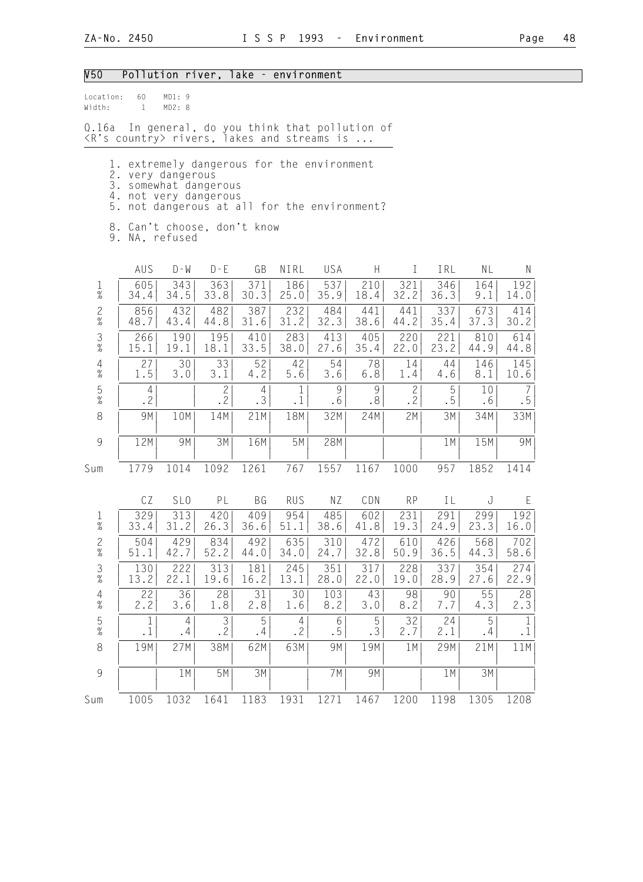## V50 Pollution river, lake - environment

Location: 60 MD1: 9
Width: 1 MD2: 8

Q.16a In general, do you think that pollution of <R's country> rivers, lakes and streams is ...

1. extremely dangerous for the environment
2. very dangerous
3. somewhat dangerous
4. not very dangerous
5. not dangerous at all for the environment?

8. Can't choose, don't know
9. NA, refused

| | AUS | D-W | D-E | GB | NIRL | USA | H | I | IRL | NL | N |
|---|---|---|---|---|---|---|---|---|---|---|---|
| 1 | 605 | 343 | 363 | 371 | 186 | 537 | 210 | 321 | 346 | 164 | 192 |
| % | 34.4 | 34.5 | 33.8 | 30.3 | 25.0 | 35.9 | 18.4 | 32.2 | 36.3 | 9.1 | 14.0 |
| 2 | 856 | 432 | 482 | 387 | 232 | 484 | 441 | 441 | 337 | 673 | 414 |
| % | 48.7 | 43.4 | 44.8 | 31.6 | 31.2 | 32.3 | 38.6 | 44.2 | 35.4 | 37.3 | 30.2 |
| 3 | 266 | 190 | 195 | 410 | 283 | 413 | 405 | 220 | 221 | 810 | 614 |
| % | 15.1 | 19.1 | 18.1 | 33.5 | 38.0 | 27.6 | 35.4 | 22.0 | 23.2 | 44.9 | 44.8 |
| 4 | 27 | 30 | 33 | 52 | 42 | 54 | 78 | 14 | 44 | 146 | 145 |
| % | 1.5 | 3.0 | 3.1 | 4.2 | 5.6 | 3.6 | 6.8 | 1.4 | 4.6 | 8.1 | 10.6 |
| 5 | 4 | | 2 | 4 | 1 | 9 | 9 | 2 | 5 | 10 | 7 |
| % | .2 | | .2 | .3 | .1 | .6 | .8 | .2 | .5 | .6 | .5 |
| 8 | 9M | 10M | 14M | 21M | 18M | 32M | 24M | 2M | 3M | 34M | 33M |
| 9 | 12M | 9M | 3M | 16M | 5M | 28M | | | 1M | 15M | 9M |
| Sum | 1779 | 1014 | 1092 | 1261 | 767 | 1557 | 1167 | 1000 | 957 | 1852 | 1414 |

| | CZ | SLO | PL | BG | RUS | NZ | CDN | RP | IL | J | E |
|---|---|---|---|---|---|---|---|---|---|---|---|
| 1 | 329 | 313 | 420 | 409 | 954 | 485 | 602 | 231 | 291 | 299 | 192 |
| % | 33.4 | 31.2 | 26.3 | 36.6 | 51.1 | 38.6 | 41.8 | 19.3 | 24.9 | 23.3 | 16.0 |
| 2 | 504 | 429 | 834 | 492 | 635 | 310 | 472 | 610 | 426 | 568 | 702 |
| % | 51.1 | 42.7 | 52.2 | 44.0 | 34.0 | 24.7 | 32.8 | 50.9 | 36.5 | 44.3 | 58.6 |
| 3 | 130 | 222 | 313 | 181 | 245 | 351 | 317 | 228 | 337 | 354 | 274 |
| % | 13.2 | 22.1 | 19.6 | 16.2 | 13.1 | 28.0 | 22.0 | 19.0 | 28.9 | 27.6 | 22.9 |
| 4 | 22 | 36 | 28 | 31 | 30 | 103 | 43 | 98 | 90 | 55 | 28 |
| % | 2.2 | 3.6 | 1.8 | 2.8 | 1.6 | 8.2 | 3.0 | 8.2 | 7.7 | 4.3 | 2.3 |
| 5 | 1 | 4 | 3 | 5 | 4 | 6 | 5 | 32 | 24 | 5 | 1 |
| % | .1 | .4 | .2 | .4 | .2 | .5 | .3 | 2.7 | 2.1 | .4 | .1 |
| 8 | 19M | 27M | 38M | 62M | 63M | 9M | 19M | 1M | 29M | 21M | 11M |
| 9 | | 1M | 5M | 3M | | 7M | 9M | | 1M | 3M | |
| Sum | 1005 | 1032 | 1641 | 1183 | 1931 | 1271 | 1467 | 1200 | 1198 | 1305 | 1208 |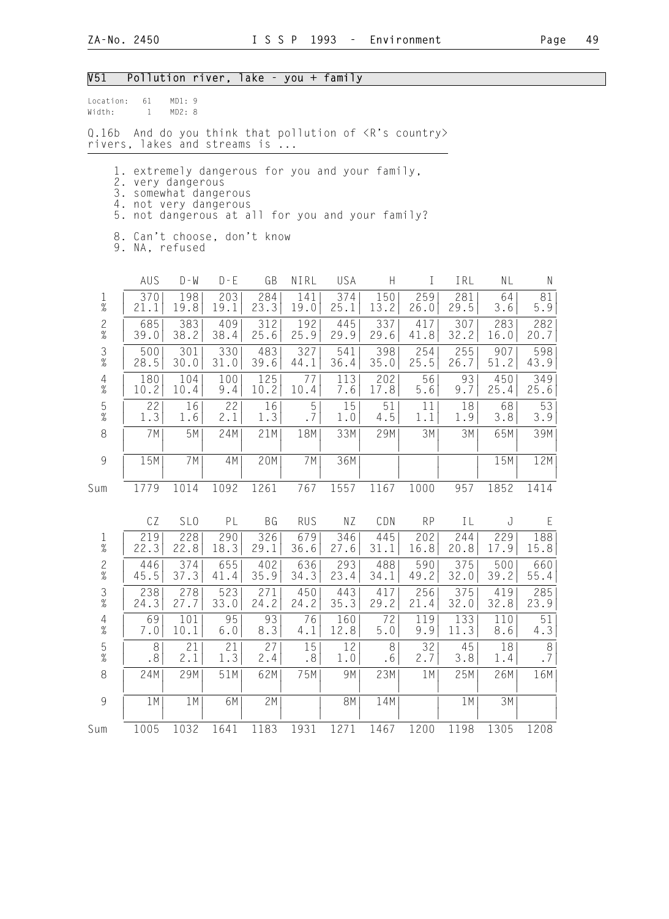## V51 Pollution river, lake - you + family

Location: 61 MD1: 9
Width: 1 MD2: 8

Q.16b And do you think that pollution of <R's country> rivers, lakes and streams is ...

1. extremely dangerous for you and your family,
2. very dangerous
3. somewhat dangerous
4. not very dangerous
5. not dangerous at all for you and your family?

8. Can't choose, don't know
9. NA, refused

| | AUS | D-W | D-E | GB | NIRL | USA | H | I | IRL | NL | N |
|---|---|---|---|---|---|---|---|---|---|---|---|
| 1 | 370 | 198 | 203 | 284 | 141 | 374 | 150 | 259 | 281 | 64 | 81 |
| % | 21.1 | 19.8 | 19.1 | 23.3 | 19.0 | 25.1 | 13.2 | 26.0 | 29.5 | 3.6 | 5.9 |
| 2 | 685 | 383 | 409 | 312 | 192 | 445 | 337 | 417 | 307 | 283 | 282 |
| % | 39.0 | 38.2 | 38.4 | 25.6 | 25.9 | 29.9 | 29.6 | 41.8 | 32.2 | 16.0 | 20.7 |
| 3 | 500 | 301 | 330 | 483 | 327 | 541 | 398 | 254 | 255 | 907 | 598 |
| % | 28.5 | 30.0 | 31.0 | 39.6 | 44.1 | 36.4 | 35.0 | 25.5 | 26.7 | 51.2 | 43.9 |
| 4 | 180 | 104 | 100 | 125 | 77 | 113 | 202 | 56 | 93 | 450 | 349 |
| % | 10.2 | 10.4 | 9.4 | 10.2 | 10.4 | 7.6 | 17.8 | 5.6 | 9.7 | 25.4 | 25.6 |
| 5 | 22 | 16 | 22 | 16 | 5 | 15 | 51 | 11 | 18 | 68 | 53 |
| % | 1.3 | 1.6 | 2.1 | 1.3 | .7 | 1.0 | 4.5 | 1.1 | 1.9 | 3.8 | 3.9 |
| 8 | 7M | 5M | 24M | 21M | 18M | 33M | 29M | 3M | 3M | 65M | 39M |
| 9 | 15M | 7M | 4M | 20M | 7M | 36M | | | | 15M | 12M |
| Sum | 1779 | 1014 | 1092 | 1261 | 767 | 1557 | 1167 | 1000 | 957 | 1852 | 1414 |

| | CZ | SLO | PL | BG | RUS | NZ | CDN | RP | IL | J | E |
|---|---|---|---|---|---|---|---|---|---|---|---|
| 1 | 219 | 228 | 290 | 326 | 679 | 346 | 445 | 202 | 244 | 229 | 188 |
| % | 22.3 | 22.8 | 18.3 | 29.1 | 36.6 | 27.6 | 31.1 | 16.8 | 20.8 | 17.9 | 15.8 |
| 2 | 446 | 374 | 655 | 402 | 636 | 293 | 488 | 590 | 375 | 500 | 660 |
| % | 45.5 | 37.3 | 41.4 | 35.9 | 34.3 | 23.4 | 34.1 | 49.2 | 32.0 | 39.2 | 55.4 |
| 3 | 238 | 278 | 523 | 271 | 450 | 443 | 417 | 256 | 375 | 419 | 285 |
| % | 24.3 | 27.7 | 33.0 | 24.2 | 24.2 | 35.3 | 29.2 | 21.4 | 32.0 | 32.8 | 23.9 |
| 4 | 69 | 101 | 95 | 93 | 76 | 160 | 72 | 119 | 133 | 110 | 51 |
| % | 7.0 | 10.1 | 6.0 | 8.3 | 4.1 | 12.8 | 5.0 | 9.9 | 11.3 | 8.6 | 4.3 |
| 5 | 8 | 21 | 21 | 27 | 15 | 12 | 8 | 32 | 45 | 18 | 8 |
| % | .8 | 2.1 | 1.3 | 2.4 | .8 | 1.0 | .6 | 2.7 | 3.8 | 1.4 | .7 |
| 8 | 24M | 29M | 51M | 62M | 75M | 9M | 23M | 1M | 25M | 26M | 16M |
| 9 | 1M | 1M | 6M | 2M | | 8M | 14M | | 1M | 3M | |
| Sum | 1005 | 1032 | 1641 | 1183 | 1931 | 1271 | 1467 | 1200 | 1198 | 1305 | 1208 |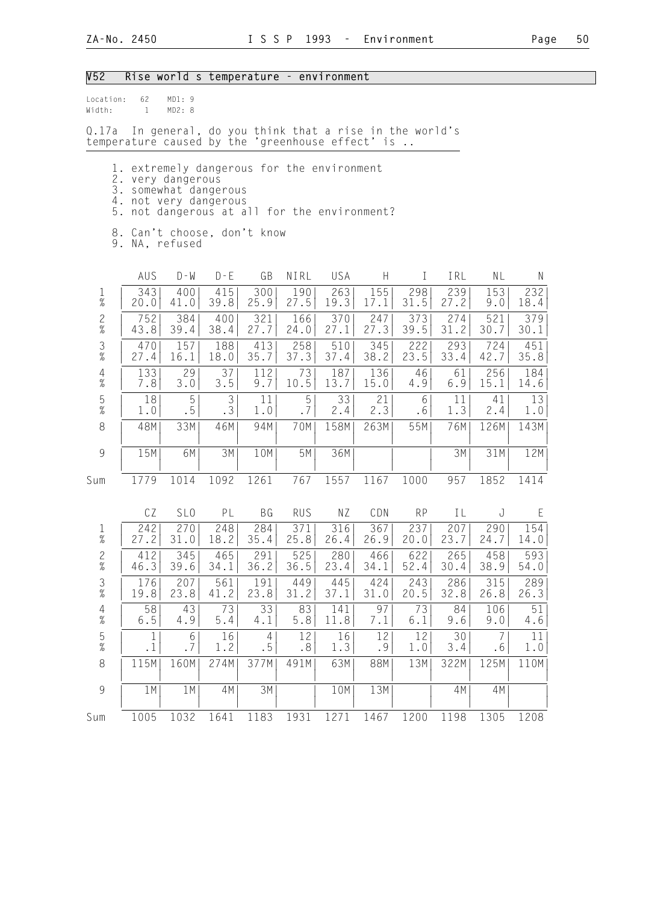## V52 Rise world s temperature - environment

Location: 62 MD1: 9
Width: 1 MD2: 8

Q.17a In general, do you think that a rise in the world's temperature caused by the 'greenhouse effect' is ..

1. extremely dangerous for the environment
2. very dangerous
3. somewhat dangerous
4. not very dangerous
5. not dangerous at all for the environment?

8. Can't choose, don't know
9. NA, refused

| | AUS | D-W | D-E | GB | NIRL | USA | H | I | IRL | NL | N |
|---|---|---|---|---|---|---|---|---|---|---|---|
| 1 | 343 | 400 | 415 | 300 | 190 | 263 | 155 | 298 | 239 | 153 | 232 |
| % | 20.0 | 41.0 | 39.8 | 25.9 | 27.5 | 19.3 | 17.1 | 31.5 | 27.2 | 9.0 | 18.4 |
| 2 | 752 | 384 | 400 | 321 | 166 | 370 | 247 | 373 | 274 | 521 | 379 |
| % | 43.8 | 39.4 | 38.4 | 27.7 | 24.0 | 27.1 | 27.3 | 39.5 | 31.2 | 30.7 | 30.1 |
| 3 | 470 | 157 | 188 | 413 | 258 | 510 | 345 | 222 | 293 | 724 | 451 |
| % | 27.4 | 16.1 | 18.0 | 35.7 | 37.3 | 37.4 | 38.2 | 23.5 | 33.4 | 42.7 | 35.8 |
| 4 | 133 | 29 | 37 | 112 | 73 | 187 | 136 | 46 | 61 | 256 | 184 |
| % | 7.8 | 3.0 | 3.5 | 9.7 | 10.5 | 13.7 | 15.0 | 4.9 | 6.9 | 15.1 | 14.6 |
| 5 | 18 | 5 | 3 | 11 | 5 | 33 | 21 | 6 | 11 | 41 | 13 |
| % | 1.0 | .5 | .3 | 1.0 | .7 | 2.4 | 2.3 | .6 | 1.3 | 2.4 | 1.0 |
| 8 | 48M | 33M | 46M | 94M | 70M | 158M | 263M | 55M | 76M | 126M | 143M |
| 9 | 15M | 6M | 3M | 10M | 5M | 36M | | | 3M | 31M | 12M |
| Sum | 1779 | 1014 | 1092 | 1261 | 767 | 1557 | 1167 | 1000 | 957 | 1852 | 1414 |

| | CZ | SLO | PL | BG | RUS | NZ | CDN | RP | IL | J | E |
|---|---|---|---|---|---|---|---|---|---|---|---|
| 1 | 242 | 270 | 248 | 284 | 371 | 316 | 367 | 237 | 207 | 290 | 154 |
| % | 27.2 | 31.0 | 18.2 | 35.4 | 25.8 | 26.4 | 26.9 | 20.0 | 23.7 | 24.7 | 14.0 |
| 2 | 412 | 345 | 465 | 291 | 525 | 280 | 466 | 622 | 265 | 458 | 593 |
| % | 46.3 | 39.6 | 34.1 | 36.2 | 36.5 | 23.4 | 34.1 | 52.4 | 30.4 | 38.9 | 54.0 |
| 3 | 176 | 207 | 561 | 191 | 449 | 445 | 424 | 243 | 286 | 315 | 289 |
| % | 19.8 | 23.8 | 41.2 | 23.8 | 31.2 | 37.1 | 31.0 | 20.5 | 32.8 | 26.8 | 26.3 |
| 4 | 58 | 43 | 73 | 33 | 83 | 141 | 97 | 73 | 84 | 106 | 51 |
| % | 6.5 | 4.9 | 5.4 | 4.1 | 5.8 | 11.8 | 7.1 | 6.1 | 9.6 | 9.0 | 4.6 |
| 5 | 1 | 6 | 16 | 4 | 12 | 16 | 12 | 12 | 30 | 7 | 11 |
| % | .1 | .7 | 1.2 | .5 | .8 | 1.3 | .9 | 1.0 | 3.4 | .6 | 1.0 |
| 8 | 115M | 160M | 274M | 377M | 491M | 63M | 88M | 13M | 322M | 125M | 110M |
| 9 | 1M | 1M | 4M | 3M | | 10M | 13M | | 4M | 4M | |
| Sum | 1005 | 1032 | 1641 | 1183 | 1931 | 1271 | 1467 | 1200 | 1198 | 1305 | 1208 |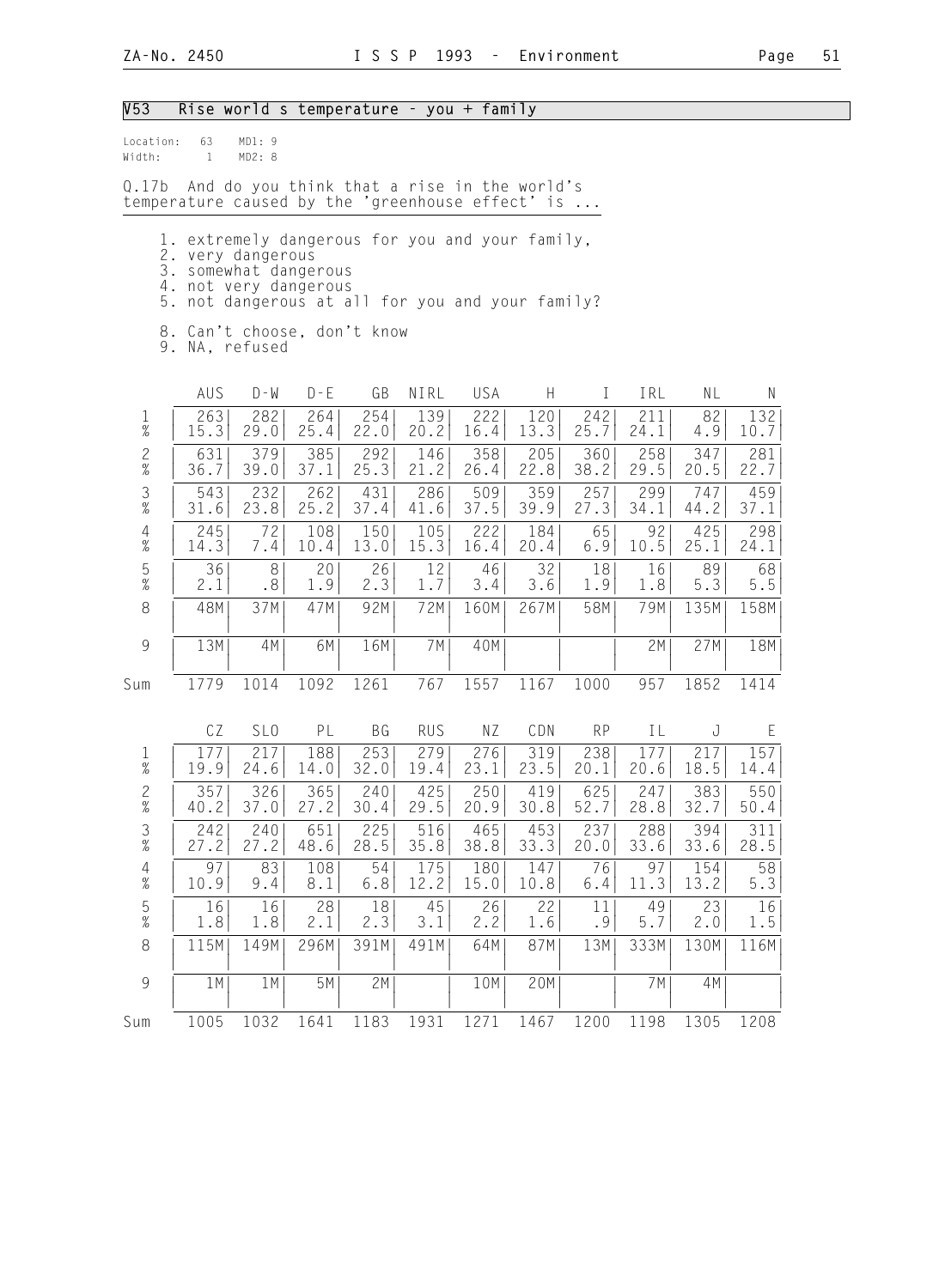## V53 Rise world s temperature - you + family

Location: 63 MD1: 9
Width: 1 MD2: 8

Q.17b And do you think that a rise in the world's temperature caused by the 'greenhouse effect' is ...

1. extremely dangerous for you and your family,
2. very dangerous
3. somewhat dangerous
4. not very dangerous
5. not dangerous at all for you and your family?

8. Can't choose, don't know
9. NA, refused

| | AUS | D-W | D-E | GB | NIRL | USA | H | I | IRL | NL | N |
|---|---|---|---|---|---|---|---|---|---|---|---|
| 1 | 263 | 282 | 264 | 254 | 139 | 222 | 120 | 242 | 211 | 82 | 132 |
| % | 15.3 | 29.0 | 25.4 | 22.0 | 20.2 | 16.4 | 13.3 | 25.7 | 24.1 | 4.9 | 10.7 |
| 2 | 631 | 379 | 385 | 292 | 146 | 358 | 205 | 360 | 258 | 347 | 281 |
| % | 36.7 | 39.0 | 37.1 | 25.3 | 21.2 | 26.4 | 22.8 | 38.2 | 29.5 | 20.5 | 22.7 |
| 3 | 543 | 232 | 262 | 431 | 286 | 509 | 359 | 257 | 299 | 747 | 459 |
| % | 31.6 | 23.8 | 25.2 | 37.4 | 41.6 | 37.5 | 39.9 | 27.3 | 34.1 | 44.2 | 37.1 |
| 4 | 245 | 72 | 108 | 150 | 105 | 222 | 184 | 65 | 92 | 425 | 298 |
| % | 14.3 | 7.4 | 10.4 | 13.0 | 15.3 | 16.4 | 20.4 | 6.9 | 10.5 | 25.1 | 24.1 |
| 5 | 36 | 8 | 20 | 26 | 12 | 46 | 32 | 18 | 16 | 89 | 68 |
| % | 2.1 | .8 | 1.9 | 2.3 | 1.7 | 3.4 | 3.6 | 1.9 | 1.8 | 5.3 | 5.5 |
| 8 | 48M | 37M | 47M | 92M | 72M | 160M | 267M | 58M | 79M | 135M | 158M |
| 9 | 13M | 4M | 6M | 16M | 7M | 40M | | | 2M | 27M | 18M |
| Sum | 1779 | 1014 | 1092 | 1261 | 767 | 1557 | 1167 | 1000 | 957 | 1852 | 1414 |

| | CZ | SLO | PL | BG | RUS | NZ | CDN | RP | IL | J | E |
|---|---|---|---|---|---|---|---|---|---|---|---|
| 1 | 177 | 217 | 188 | 253 | 279 | 276 | 319 | 238 | 177 | 217 | 157 |
| % | 19.9 | 24.6 | 14.0 | 32.0 | 19.4 | 23.1 | 23.5 | 20.1 | 20.6 | 18.5 | 14.4 |
| 2 | 357 | 326 | 365 | 240 | 425 | 250 | 419 | 625 | 247 | 383 | 550 |
| % | 40.2 | 37.0 | 27.2 | 30.4 | 29.5 | 20.9 | 30.8 | 52.7 | 28.8 | 32.7 | 50.4 |
| 3 | 242 | 240 | 651 | 225 | 516 | 465 | 453 | 237 | 288 | 394 | 311 |
| % | 27.2 | 27.2 | 48.6 | 28.5 | 35.8 | 38.8 | 33.3 | 20.0 | 33.6 | 33.6 | 28.5 |
| 4 | 97 | 83 | 108 | 54 | 175 | 180 | 147 | 76 | 97 | 154 | 58 |
| % | 10.9 | 9.4 | 8.1 | 6.8 | 12.2 | 15.0 | 10.8 | 6.4 | 11.3 | 13.2 | 5.3 |
| 5 | 16 | 16 | 28 | 18 | 45 | 26 | 22 | 11 | 49 | 23 | 16 |
| % | 1.8 | 1.8 | 2.1 | 2.3 | 3.1 | 2.2 | 1.6 | .9 | 5.7 | 2.0 | 1.5 |
| 8 | 115M | 149M | 296M | 391M | 491M | 64M | 87M | 13M | 333M | 130M | 116M |
| 9 | 1M | 1M | 5M | 2M | | 10M | 20M | | 7M | 4M | |
| Sum | 1005 | 1032 | 1641 | 1183 | 1931 | 1271 | 1467 | 1200 | 1198 | 1305 | 1208 |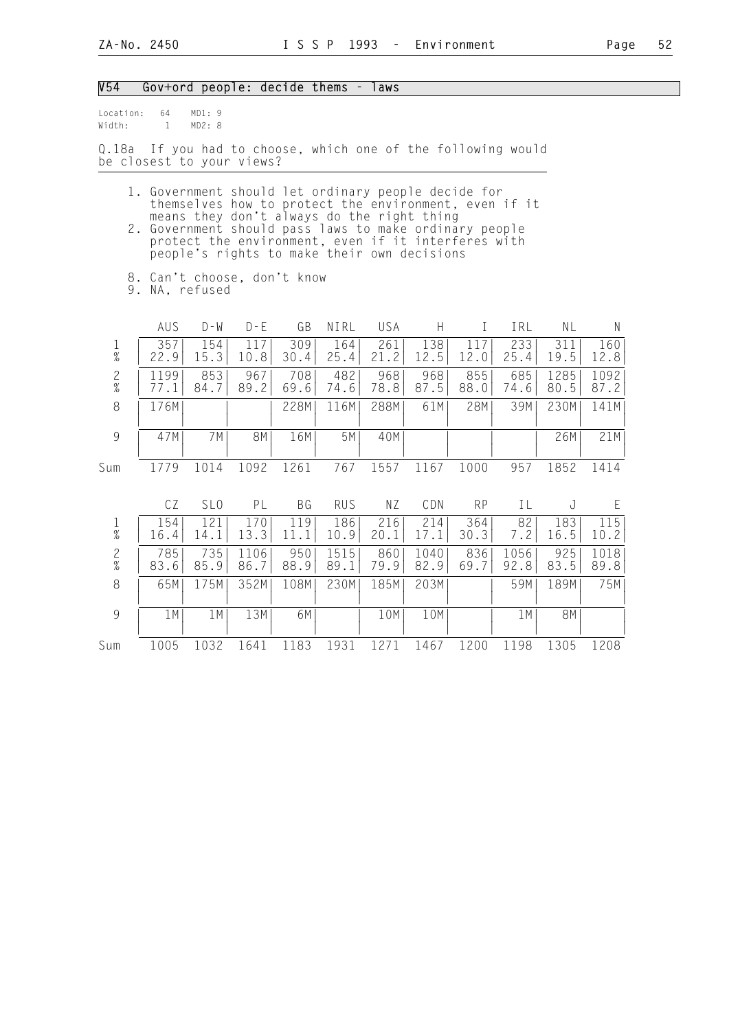## V54 Gov+ord people: decide thems - laws

Location: 64 MD1: 9
Width: 1 MD2: 8

Q.18a If you had to choose, which one of the following would be closest to your views?

1. Government should let ordinary people decide for themselves how to protect the environment, even if it means they don't always do the right thing
2. Government should pass laws to make ordinary people protect the environment, even if it interferes with people's rights to make their own decisions

8. Can't choose, don't know
9. NA, refused

| | AUS | D-W | D-E | GB | NIRL | USA | H | I | IRL | NL | N |
|---|---|---|---|---|---|---|---|---|---|---|---|
| 1 | 357 | 154 | 117 | 309 | 164 | 261 | 138 | 117 | 233 | 311 | 160 |
| % | 22.9 | 15.3 | 10.8 | 30.4 | 25.4 | 21.2 | 12.5 | 12.0 | 25.4 | 19.5 | 12.8 |
| 2 | 1199 | 853 | 967 | 708 | 482 | 968 | 968 | 855 | 685 | 1285 | 1092 |
| % | 77.1 | 84.7 | 89.2 | 69.6 | 74.6 | 78.8 | 87.5 | 88.0 | 74.6 | 80.5 | 87.2 |
| 8 | 176M | | | 228M | 116M | 288M | 61M | 28M | 39M | 230M | 141M |
| 9 | 47M | 7M | 8M | 16M | 5M | 40M | | | | 26M | 21M |
| Sum | 1779 | 1014 | 1092 | 1261 | 767 | 1557 | 1167 | 1000 | 957 | 1852 | 1414 |

| | CZ | SLO | PL | BG | RUS | NZ | CDN | RP | IL | J | E |
|---|---|---|---|---|---|---|---|---|---|---|---|
| 1 | 154 | 121 | 170 | 119 | 186 | 216 | 214 | 364 | 82 | 183 | 115 |
| % | 16.4 | 14.1 | 13.3 | 11.1 | 10.9 | 20.1 | 17.1 | 30.3 | 7.2 | 16.5 | 10.2 |
| 2 | 785 | 735 | 1106 | 950 | 1515 | 860 | 1040 | 836 | 1056 | 925 | 1018 |
| % | 83.6 | 85.9 | 86.7 | 88.9 | 89.1 | 79.9 | 82.9 | 69.7 | 92.8 | 83.5 | 89.8 |
| 8 | 65M | 175M | 352M | 108M | 230M | 185M | 203M | | 59M | 189M | 75M |
| 9 | 1M | 1M | 13M | 6M | | 10M | 10M | | 1M | 8M | |
| Sum | 1005 | 1032 | 1641 | 1183 | 1931 | 1271 | 1467 | 1200 | 1198 | 1305 | 1208 |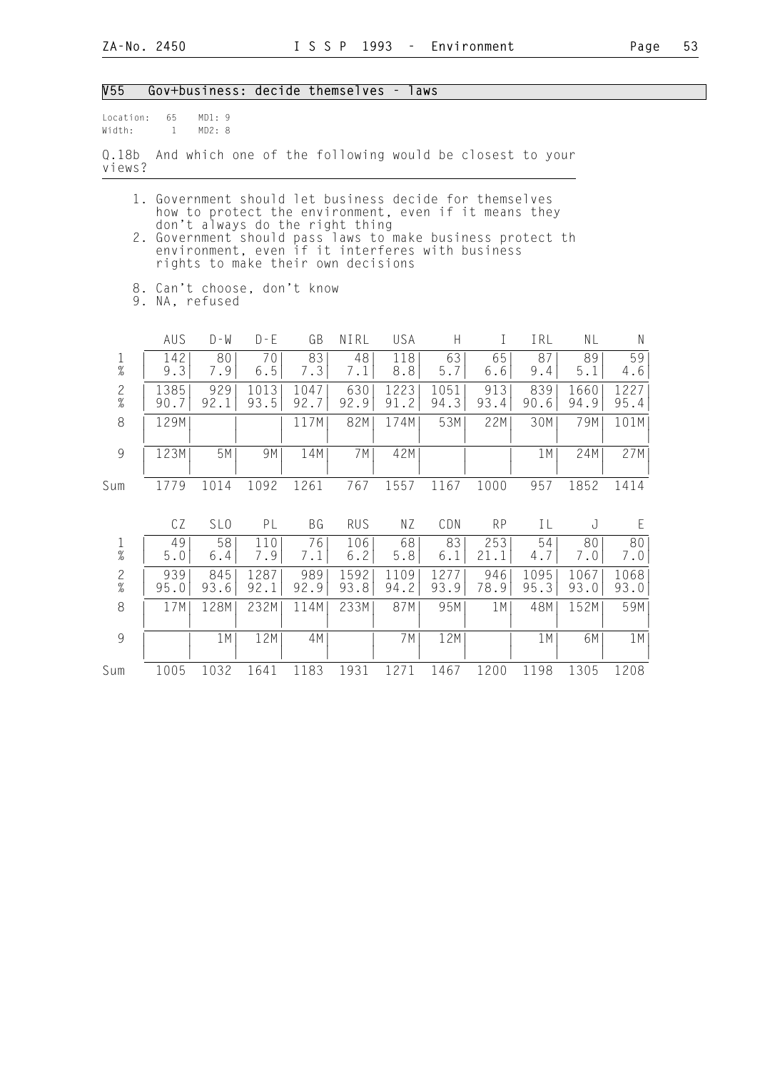## V55 Gov+business: decide themselves - laws

Location: 65 MD1: 9
Width: 1 MD2: 8

Q.18b And which one of the following would be closest to your views?

1. Government should let business decide for themselves how to protect the environment, even if it means they don't always do the right thing
2. Government should pass laws to make business protect th environment, even if it interferes with business rights to make their own decisions

8. Can't choose, don't know
9. NA, refused

| | AUS | D-W | D-E | GB | NIRL | USA | H | I | IRL | NL | N |
|---|---|---|---|---|---|---|---|---|---|---|---|
| 1 | 142 | 80 | 70 | 83 | 48 | 118 | 63 | 65 | 87 | 89 | 59 |
| % | 9.3 | 7.9 | 6.5 | 7.3 | 7.1 | 8.8 | 5.7 | 6.6 | 9.4 | 5.1 | 4.6 |
| 2 | 1385 | 929 | 1013 | 1047 | 630 | 1223 | 1051 | 913 | 839 | 1660 | 1227 |
| % | 90.7 | 92.1 | 93.5 | 92.7 | 92.9 | 91.2 | 94.3 | 93.4 | 90.6 | 94.9 | 95.4 |
| 8 | 129M | | | 117M | 82M | 174M | 53M | 22M | 30M | 79M | 101M |
| 9 | 123M | 5M | 9M | 14M | 7M | 42M | | | 1M | 24M | 27M |
| Sum | 1779 | 1014 | 1092 | 1261 | 767 | 1557 | 1167 | 1000 | 957 | 1852 | 1414 |

| | CZ | SLO | PL | BG | RUS | NZ | CDN | RP | IL | J | E |
|---|---|---|---|---|---|---|---|---|---|---|---|
| 1 | 49 | 58 | 110 | 76 | 106 | 68 | 83 | 253 | 54 | 80 | 80 |
| % | 5.0 | 6.4 | 7.9 | 7.1 | 6.2 | 5.8 | 6.1 | 21.1 | 4.7 | 7.0 | 7.0 |
| 2 | 939 | 845 | 1287 | 989 | 1592 | 1109 | 1277 | 946 | 1095 | 1067 | 1068 |
| % | 95.0 | 93.6 | 92.1 | 92.9 | 93.8 | 94.2 | 93.9 | 78.9 | 95.3 | 93.0 | 93.0 |
| 8 | 17M | 128M | 232M | 114M | 233M | 87M | 95M | 1M | 48M | 152M | 59M |
| 9 | | 1M | 12M | 4M | | 7M | 12M | | 1M | 6M | 1M |
| Sum | 1005 | 1032 | 1641 | 1183 | 1931 | 1271 | 1467 | 1200 | 1198 | 1305 | 1208 |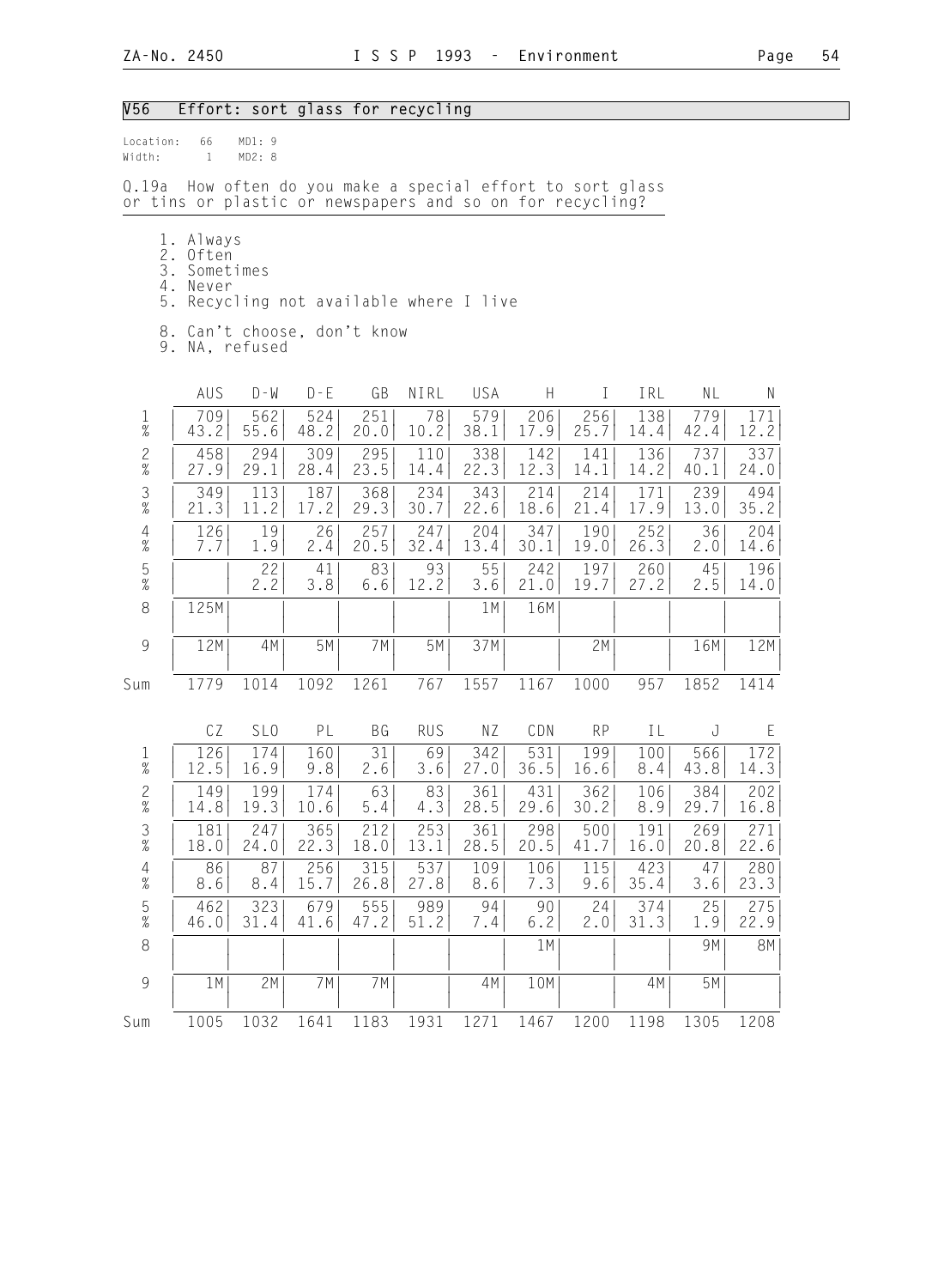## V56 Effort: sort glass for recycling

Location: 66 MD1: 9
Width: 1 MD2: 8

Q.19a How often do you make a special effort to sort glass or tins or plastic or newspapers and so on for recycling?

1. Always
2. Often
3. Sometimes
4. Never
5. Recycling not available where I live

8. Can't choose, don't know
9. NA, refused

| | AUS | D-W | D-E | GB | NIRL | USA | H | I | IRL | NL | N |
|---|---|---|---|---|---|---|---|---|---|---|---|
| 1 | 709 | 562 | 524 | 251 | 78 | 579 | 206 | 256 | 138 | 779 | 171 |
| % | 43.2 | 55.6 | 48.2 | 20.0 | 10.2 | 38.1 | 17.9 | 25.7 | 14.4 | 42.4 | 12.2 |
| 2 | 458 | 294 | 309 | 295 | 110 | 338 | 142 | 141 | 136 | 737 | 337 |
| % | 27.9 | 29.1 | 28.4 | 23.5 | 14.4 | 22.3 | 12.3 | 14.1 | 14.2 | 40.1 | 24.0 |
| 3 | 349 | 113 | 187 | 368 | 234 | 343 | 214 | 214 | 171 | 239 | 494 |
| % | 21.3 | 11.2 | 17.2 | 29.3 | 30.7 | 22.6 | 18.6 | 21.4 | 17.9 | 13.0 | 35.2 |
| 4 | 126 | 19 | 26 | 257 | 247 | 204 | 347 | 190 | 252 | 36 | 204 |
| % | 7.7 | 1.9 | 2.4 | 20.5 | 32.4 | 13.4 | 30.1 | 19.0 | 26.3 | 2.0 | 14.6 |
| 5 | | 22 | 41 | 83 | 93 | 55 | 242 | 197 | 260 | 45 | 196 |
| % | | 2.2 | 3.8 | 6.6 | 12.2 | 3.6 | 21.0 | 19.7 | 27.2 | 2.5 | 14.0 |
| 8 | 125M | | | | | 1M | 16M | | | | |
| 9 | 12M | 4M | 5M | 7M | 5M | 37M | | 2M | | 16M | 12M |
| Sum | 1779 | 1014 | 1092 | 1261 | 767 | 1557 | 1167 | 1000 | 957 | 1852 | 1414 |

| | CZ | SLO | PL | BG | RUS | NZ | CDN | RP | IL | J | E |
|---|---|---|---|---|---|---|---|---|---|---|---|
| 1 | 126 | 174 | 160 | 31 | 69 | 342 | 531 | 199 | 100 | 566 | 172 |
| % | 12.5 | 16.9 | 9.8 | 2.6 | 3.6 | 27.0 | 36.5 | 16.6 | 8.4 | 43.8 | 14.3 |
| 2 | 149 | 199 | 174 | 63 | 83 | 361 | 431 | 362 | 106 | 384 | 202 |
| % | 14.8 | 19.3 | 10.6 | 5.4 | 4.3 | 28.5 | 29.6 | 30.2 | 8.9 | 29.7 | 16.8 |
| 3 | 181 | 247 | 365 | 212 | 253 | 361 | 298 | 500 | 191 | 269 | 271 |
| % | 18.0 | 24.0 | 22.3 | 18.0 | 13.1 | 28.5 | 20.5 | 41.7 | 16.0 | 20.8 | 22.6 |
| 4 | 86 | 87 | 256 | 315 | 537 | 109 | 106 | 115 | 423 | 47 | 280 |
| % | 8.6 | 8.4 | 15.7 | 26.8 | 27.8 | 8.6 | 7.3 | 9.6 | 35.4 | 3.6 | 23.3 |
| 5 | 462 | 323 | 679 | 555 | 989 | 94 | 90 | 24 | 374 | 25 | 275 |
| % | 46.0 | 31.4 | 41.6 | 47.2 | 51.2 | 7.4 | 6.2 | 2.0 | 31.3 | 1.9 | 22.9 |
| 8 | | | | | | | 1M | | | 9M | 8M |
| 9 | 1M | 2M | 7M | 7M | | 4M | 10M | | 4M | 5M | |
| Sum | 1005 | 1032 | 1641 | 1183 | 1931 | 1271 | 1467 | 1200 | 1198 | 1305 | 1208 |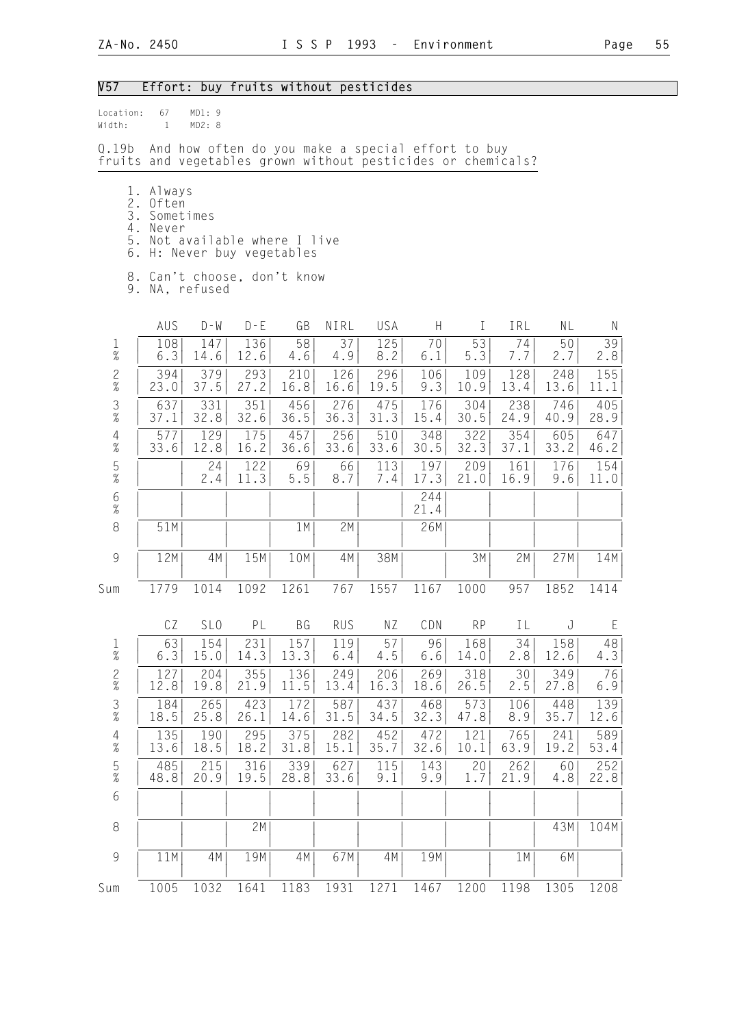## V57 Effort: buy fruits without pesticides

Location: 67 MD1: 9
Width: 1 MD2: 8

Q.19b And how often do you make a special effort to buy fruits and vegetables grown without pesticides or chemicals?

1. Always
2. Often
3. Sometimes
4. Never
5. Not available where I live
6. H: Never buy vegetables

8. Can't choose, don't know
9. NA, refused

| | AUS | D-W | D-E | GB | NIRL | USA | H | I | IRL | NL | N |
|---|---|---|---|---|---|---|---|---|---|---|---|
| 1 | 108 | 147 | 136 | 58 | 37 | 125 | 70 | 53 | 74 | 50 | 39 |
| % | 6.3 | 14.6 | 12.6 | 4.6 | 4.9 | 8.2 | 6.1 | 5.3 | 7.7 | 2.7 | 2.8 |
| 2 | 394 | 379 | 293 | 210 | 126 | 296 | 106 | 109 | 128 | 248 | 155 |
| % | 23.0 | 37.5 | 27.2 | 16.8 | 16.6 | 19.5 | 9.3 | 10.9 | 13.4 | 13.6 | 11.1 |
| 3 | 637 | 331 | 351 | 456 | 276 | 475 | 176 | 304 | 238 | 746 | 405 |
| % | 37.1 | 32.8 | 32.6 | 36.5 | 36.3 | 31.3 | 15.4 | 30.5 | 24.9 | 40.9 | 28.9 |
| 4 | 577 | 129 | 175 | 457 | 256 | 510 | 348 | 322 | 354 | 605 | 647 |
| % | 33.6 | 12.8 | 16.2 | 36.6 | 33.6 | 33.6 | 30.5 | 32.3 | 37.1 | 33.2 | 46.2 |
| 5 | | 24 | 122 | 69 | 66 | 113 | 197 | 209 | 161 | 176 | 154 |
| % | | 2.4 | 11.3 | 5.5 | 8.7 | 7.4 | 17.3 | 21.0 | 16.9 | 9.6 | 11.0 |
| 6 | | | | | | | 244 | | | | |
| % | | | | | | | 21.4 | | | | |
| 8 | 51M | | | 1M | 2M | | 26M | | | | |
| 9 | 12M | 4M | 15M | 10M | 4M | 38M | | 3M | 2M | 27M | 14M |
| Sum | 1779 | 1014 | 1092 | 1261 | 767 | 1557 | 1167 | 1000 | 957 | 1852 | 1414 |

| | CZ | SLO | PL | BG | RUS | NZ | CDN | RP | IL | J | E |
|---|---|---|---|---|---|---|---|---|---|---|---|
| 1 | 63 | 154 | 231 | 157 | 119 | 57 | 96 | 168 | 34 | 158 | 48 |
| % | 6.3 | 15.0 | 14.3 | 13.3 | 6.4 | 4.5 | 6.6 | 14.0 | 2.8 | 12.6 | 4.3 |
| 2 | 127 | 204 | 355 | 136 | 249 | 206 | 269 | 318 | 30 | 349 | 76 |
| % | 12.8 | 19.8 | 21.9 | 11.5 | 13.4 | 16.3 | 18.6 | 26.5 | 2.5 | 27.8 | 6.9 |
| 3 | 184 | 265 | 423 | 172 | 587 | 437 | 468 | 573 | 106 | 448 | 139 |
| % | 18.5 | 25.8 | 26.1 | 14.6 | 31.5 | 34.5 | 32.3 | 47.8 | 8.9 | 35.7 | 12.6 |
| 4 | 135 | 190 | 295 | 375 | 282 | 452 | 472 | 121 | 765 | 241 | 589 |
| % | 13.6 | 18.5 | 18.2 | 31.8 | 15.1 | 35.7 | 32.6 | 10.1 | 63.9 | 19.2 | 53.4 |
| 5 | 485 | 215 | 316 | 339 | 627 | 115 | 143 | 20 | 262 | 60 | 252 |
| % | 48.8 | 20.9 | 19.5 | 28.8 | 33.6 | 9.1 | 9.9 | 1.7 | 21.9 | 4.8 | 22.8 |
| 6 | | | | | | | | | | | |
| 8 | | | 2M | | | | | | | 43M | 104M |
| 9 | 11M | 4M | 19M | 4M | 67M | 4M | 19M | | 1M | 6M | |
| Sum | 1005 | 1032 | 1641 | 1183 | 1931 | 1271 | 1467 | 1200 | 1198 | 1305 | 1208 |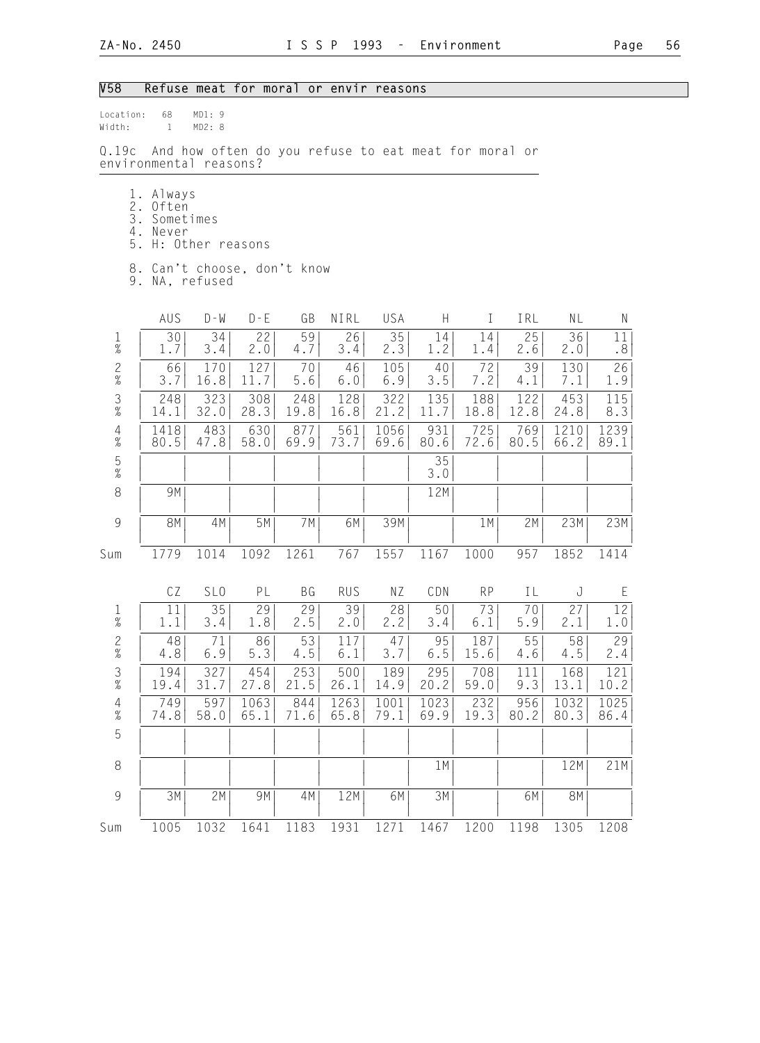## V58 Refuse meat for moral or envir reasons

Location: 68 MD1: 9
Width: 1 MD2: 8

Q.19c And how often do you refuse to eat meat for moral or environmental reasons?

1. Always
2. Often
3. Sometimes
4. Never
5. H: Other reasons

8. Can't choose, don't know
9. NA, refused

| | AUS | D-W | D-E | GB | NIRL | USA | H | I | IRL | NL | N |
|---|---|---|---|---|---|---|---|---|---|---|---|
| 1 | 30 | 34 | 22 | 59 | 26 | 35 | 14 | 14 | 25 | 36 | 11 |
| % | 1.7 | 3.4 | 2.0 | 4.7 | 3.4 | 2.3 | 1.2 | 1.4 | 2.6 | 2.0 | .8 |
| 2 | 66 | 170 | 127 | 70 | 46 | 105 | 40 | 72 | 39 | 130 | 26 |
| % | 3.7 | 16.8 | 11.7 | 5.6 | 6.0 | 6.9 | 3.5 | 7.2 | 4.1 | 7.1 | 1.9 |
| 3 | 248 | 323 | 308 | 248 | 128 | 322 | 135 | 188 | 122 | 453 | 115 |
| % | 14.1 | 32.0 | 28.3 | 19.8 | 16.8 | 21.2 | 11.7 | 18.8 | 12.8 | 24.8 | 8.3 |
| 4 | 1418 | 483 | 630 | 877 | 561 | 1056 | 931 | 725 | 769 | 1210 | 1239 |
| % | 80.5 | 47.8 | 58.0 | 69.9 | 73.7 | 69.6 | 80.6 | 72.6 | 80.5 | 66.2 | 89.1 |
| 5 | | | | | | | 35 | | | | |
| % | | | | | | | 3.0 | | | | |
| 8 | 9M | | | | | | 12M | | | | |
| 9 | 8M | 4M | 5M | 7M | 6M | 39M | | 1M | 2M | 23M | 23M |
| Sum | 1779 | 1014 | 1092 | 1261 | 767 | 1557 | 1167 | 1000 | 957 | 1852 | 1414 |

| | CZ | SLO | PL | BG | RUS | NZ | CDN | RP | IL | J | E |
|---|---|---|---|---|---|---|---|---|---|---|---|
| 1 | 11 | 35 | 29 | 29 | 39 | 28 | 50 | 73 | 70 | 27 | 12 |
| % | 1.1 | 3.4 | 1.8 | 2.5 | 2.0 | 2.2 | 3.4 | 6.1 | 5.9 | 2.1 | 1.0 |
| 2 | 48 | 71 | 86 | 53 | 117 | 47 | 95 | 187 | 55 | 58 | 29 |
| % | 4.8 | 6.9 | 5.3 | 4.5 | 6.1 | 3.7 | 6.5 | 15.6 | 4.6 | 4.5 | 2.4 |
| 3 | 194 | 327 | 454 | 253 | 500 | 189 | 295 | 708 | 111 | 168 | 121 |
| % | 19.4 | 31.7 | 27.8 | 21.5 | 26.1 | 14.9 | 20.2 | 59.0 | 9.3 | 13.1 | 10.2 |
| 4 | 749 | 597 | 1063 | 844 | 1263 | 1001 | 1023 | 232 | 956 | 1032 | 1025 |
| % | 74.8 | 58.0 | 65.1 | 71.6 | 65.8 | 79.1 | 69.9 | 19.3 | 80.2 | 80.3 | 86.4 |
| 5 | | | | | | | | | | | |
| 8 | | | | | | | 1M | | | 12M | 21M |
| 9 | 3M | 2M | 9M | 4M | 12M | 6M | 3M | | 6M | 8M | |
| Sum | 1005 | 1032 | 1641 | 1183 | 1931 | 1271 | 1467 | 1200 | 1198 | 1305 | 1208 |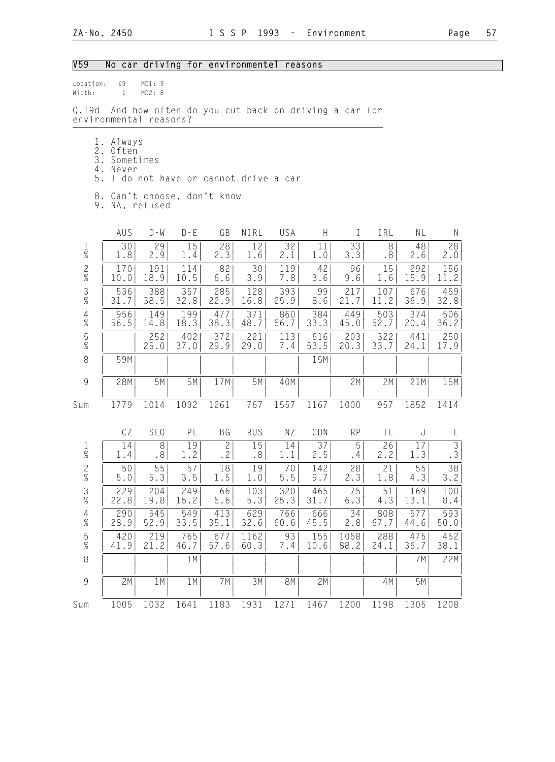## V59 No car driving for environmentel reasons

Location: 69 MD1: 9
Width: 1 MD2: 8

Q.19d And how often do you cut back on driving a car for environmental reasons?

1. Always
2. Often
3. Sometimes
4. Never
5. I do not have or cannot drive a car

8. Can't choose, don't know
9. NA, refused

| | AUS | D-W | D-E | GB | NIRL | USA | H | I | IRL | NL | N |
|---|---|---|---|---|---|---|---|---|---|---|---|
| 1 | 30 | 29 | 15 | 28 | 12 | 32 | 11 | 33 | 8 | 48 | 28 |
| % | 1.8 | 2.9 | 1.4 | 2.3 | 1.6 | 2.1 | 1.0 | 3.3 | .8 | 2.6 | 2.0 |
| 2 | 170 | 191 | 114 | 82 | 30 | 119 | 42 | 96 | 15 | 292 | 156 |
| % | 10.0 | 18.9 | 10.5 | 6.6 | 3.9 | 7.8 | 3.6 | 9.6 | 1.6 | 15.9 | 11.2 |
| 3 | 536 | 388 | 357 | 285 | 128 | 393 | 99 | 217 | 107 | 676 | 459 |
| % | 31.7 | 38.5 | 32.8 | 22.9 | 16.8 | 25.9 | 8.6 | 21.7 | 11.2 | 36.9 | 32.8 |
| 4 | 956 | 149 | 199 | 477 | 371 | 860 | 384 | 449 | 503 | 374 | 506 |
| % | 56.5 | 14.8 | 18.3 | 38.3 | 48.7 | 56.7 | 33.3 | 45.0 | 52.7 | 20.4 | 36.2 |
| 5 | | 252 | 402 | 372 | 221 | 113 | 616 | 203 | 322 | 441 | 250 |
| % | | 25.0 | 37.0 | 29.9 | 29.0 | 7.4 | 53.5 | 20.3 | 33.7 | 24.1 | 17.9 |
| 8 | 59M | | | | | | 15M | | | | |
| 9 | 28M | 5M | 5M | 17M | 5M | 40M | | 2M | 2M | 21M | 15M |
| Sum | 1779 | 1014 | 1092 | 1261 | 767 | 1557 | 1167 | 1000 | 957 | 1852 | 1414 |

| | CZ | SLO | PL | BG | RUS | NZ | CDN | RP | IL | J | E |
|---|---|---|---|---|---|---|---|---|---|---|---|
| 1 | 14 | 8 | 19 | 2 | 15 | 14 | 37 | 5 | 26 | 17 | 3 |
| % | 1.4 | .8 | 1.2 | .2 | .8 | 1.1 | 2.5 | .4 | 2.2 | 1.3 | .3 |
| 2 | 50 | 55 | 57 | 18 | 19 | 70 | 142 | 28 | 21 | 55 | 38 |
| % | 5.0 | 5.3 | 3.5 | 1.5 | 1.0 | 5.5 | 9.7 | 2.3 | 1.8 | 4.3 | 3.2 |
| 3 | 229 | 204 | 249 | 66 | 103 | 320 | 465 | 75 | 51 | 169 | 100 |
| % | 22.8 | 19.8 | 15.2 | 5.6 | 5.3 | 25.3 | 31.7 | 6.3 | 4.3 | 13.1 | 8.4 |
| 4 | 290 | 545 | 549 | 413 | 629 | 766 | 666 | 34 | 808 | 577 | 593 |
| % | 28.9 | 52.9 | 33.5 | 35.1 | 32.6 | 60.6 | 45.5 | 2.8 | 67.7 | 44.6 | 50.0 |
| 5 | 420 | 219 | 765 | 677 | 1162 | 93 | 155 | 1058 | 288 | 475 | 452 |
| % | 41.9 | 21.2 | 46.7 | 57.6 | 60.3 | 7.4 | 10.6 | 88.2 | 24.1 | 36.7 | 38.1 |
| 8 | | | 1M | | | | | | | 7M | 22M |
| 9 | 2M | 1M | 1M | 7M | 3M | 8M | 2M | | 4M | 5M | |
| Sum | 1005 | 1032 | 1641 | 1183 | 1931 | 1271 | 1467 | 1200 | 1198 | 1305 | 1208 |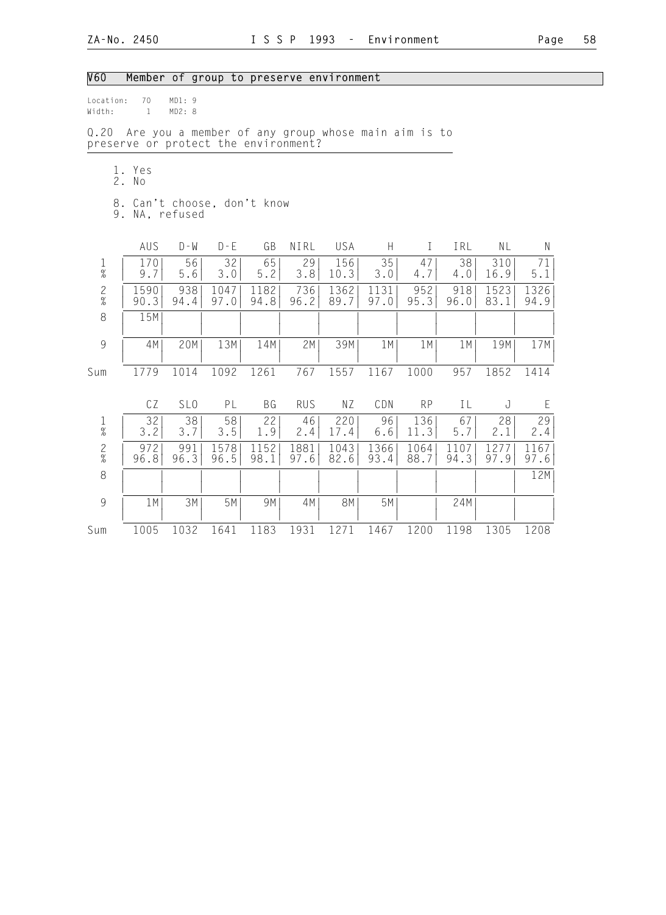## V60 Member of group to preserve environment

Location: 70 MD1: 9
Width: 1 MD2: 8

Q.20 Are you a member of any group whose main aim is to preserve or protect the environment?

1. Yes
2. No

8. Can't choose, don't know
9. NA, refused

| | AUS | D-W | D-E | GB | NIRL | USA | H | I | IRL | NL | N |
|---|---|---|---|---|---|---|---|---|---|---|---|
| 1 | 170 | 56 | 32 | 65 | 29 | 156 | 35 | 47 | 38 | 310 | 71 |
| % | 9.7 | 5.6 | 3.0 | 5.2 | 3.8 | 10.3 | 3.0 | 4.7 | 4.0 | 16.9 | 5.1 |
| 2 | 1590 | 938 | 1047 | 1182 | 736 | 1362 | 1131 | 952 | 918 | 1523 | 1326 |
| % | 90.3 | 94.4 | 97.0 | 94.8 | 96.2 | 89.7 | 97.0 | 95.3 | 96.0 | 83.1 | 94.9 |
| 8 | 15M | | | | | | | | | | |
| 9 | 4M | 20M | 13M | 14M | 2M | 39M | 1M | 1M | 1M | 19M | 17M |
| Sum | 1779 | 1014 | 1092 | 1261 | 767 | 1557 | 1167 | 1000 | 957 | 1852 | 1414 |

| | CZ | SLO | PL | BG | RUS | NZ | CDN | RP | IL | J | E |
|---|---|---|---|---|---|---|---|---|---|---|---|
| 1 | 32 | 38 | 58 | 22 | 46 | 220 | 96 | 136 | 67 | 28 | 29 |
| % | 3.2 | 3.7 | 3.5 | 1.9 | 2.4 | 17.4 | 6.6 | 11.3 | 5.7 | 2.1 | 2.4 |
| 2 | 972 | 991 | 1578 | 1152 | 1881 | 1043 | 1366 | 1064 | 1107 | 1277 | 1167 |
| % | 96.8 | 96.3 | 96.5 | 98.1 | 97.6 | 82.6 | 93.4 | 88.7 | 94.3 | 97.9 | 97.6 |
| 8 | | | | | | | | | | | 12M |
| 9 | 1M | 3M | 5M | 9M | 4M | 8M | 5M | | 24M | | |
| Sum | 1005 | 1032 | 1641 | 1183 | 1931 | 1271 | 1467 | 1200 | 1198 | 1305 | 1208 |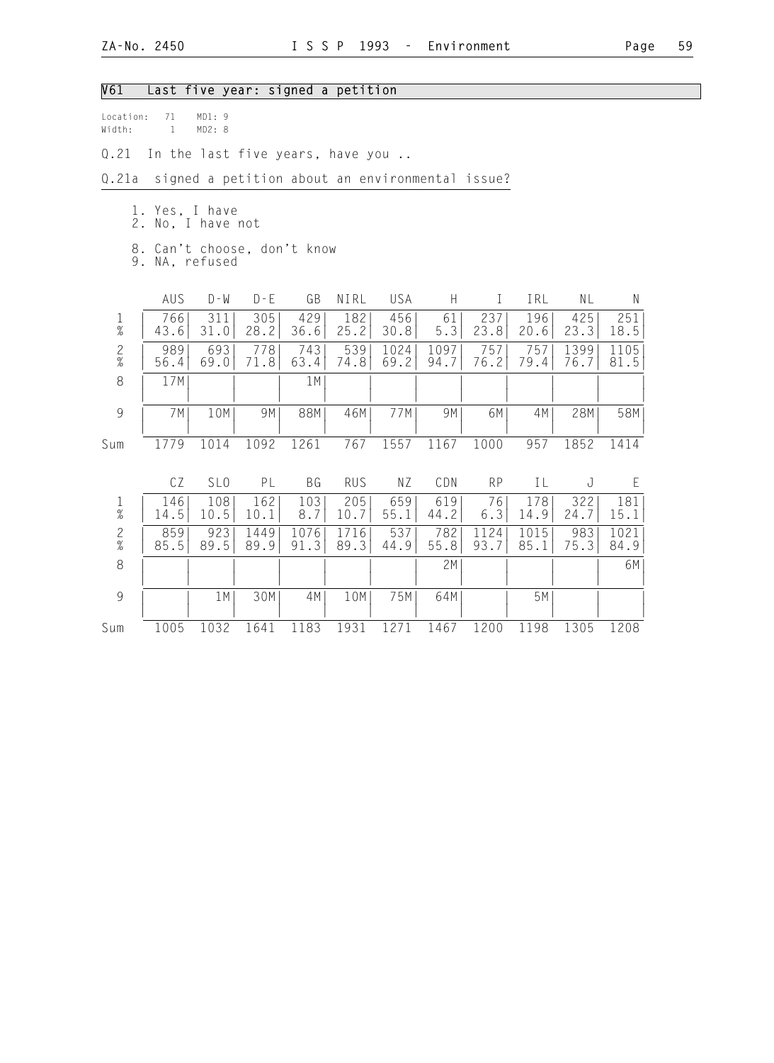## V61 Last five year: signed a petition

Location: 71 MD1: 9
Width: 1 MD2: 8

Q.21 In the last five years, have you ..

Q.21a signed a petition about an environmental issue?

1. Yes, I have
2. No, I have not

8. Can't choose, don't know
9. NA, refused

| | AUS | D-W | D-E | GB | NIRL | USA | H | I | IRL | NL | N |
|---|---|---|---|---|---|---|---|---|---|---|---|
| 1 | 766 | 311 | 305 | 429 | 182 | 456 | 61 | 237 | 196 | 425 | 251 |
| % | 43.6 | 31.0 | 28.2 | 36.6 | 25.2 | 30.8 | 5.3 | 23.8 | 20.6 | 23.3 | 18.5 |
| 2 | 989 | 693 | 778 | 743 | 539 | 1024 | 1097 | 757 | 757 | 1399 | 1105 |
| % | 56.4 | 69.0 | 71.8 | 63.4 | 74.8 | 69.2 | 94.7 | 76.2 | 79.4 | 76.7 | 81.5 |
| 8 | 17M | | | 1M | | | | | | | |
| 9 | 7M | 10M | 9M | 88M | 46M | 77M | 9M | 6M | 4M | 28M | 58M |
| Sum | 1779 | 1014 | 1092 | 1261 | 767 | 1557 | 1167 | 1000 | 957 | 1852 | 1414 |

| | CZ | SLO | PL | BG | RUS | NZ | CDN | RP | IL | J | E |
|---|---|---|---|---|---|---|---|---|---|---|---|
| 1 | 146 | 108 | 162 | 103 | 205 | 659 | 619 | 76 | 178 | 322 | 181 |
| % | 14.5 | 10.5 | 10.1 | 8.7 | 10.7 | 55.1 | 44.2 | 6.3 | 14.9 | 24.7 | 15.1 |
| 2 | 859 | 923 | 1449 | 1076 | 1716 | 537 | 782 | 1124 | 1015 | 983 | 1021 |
| % | 85.5 | 89.5 | 89.9 | 91.3 | 89.3 | 44.9 | 55.8 | 93.7 | 85.1 | 75.3 | 84.9 |
| 8 | | | | | | | 2M | | | | 6M |
| 9 | | 1M | 30M | 4M | 10M | 75M | 64M | | 5M | | |
| Sum | 1005 | 1032 | 1641 | 1183 | 1931 | 1271 | 1467 | 1200 | 1198 | 1305 | 1208 |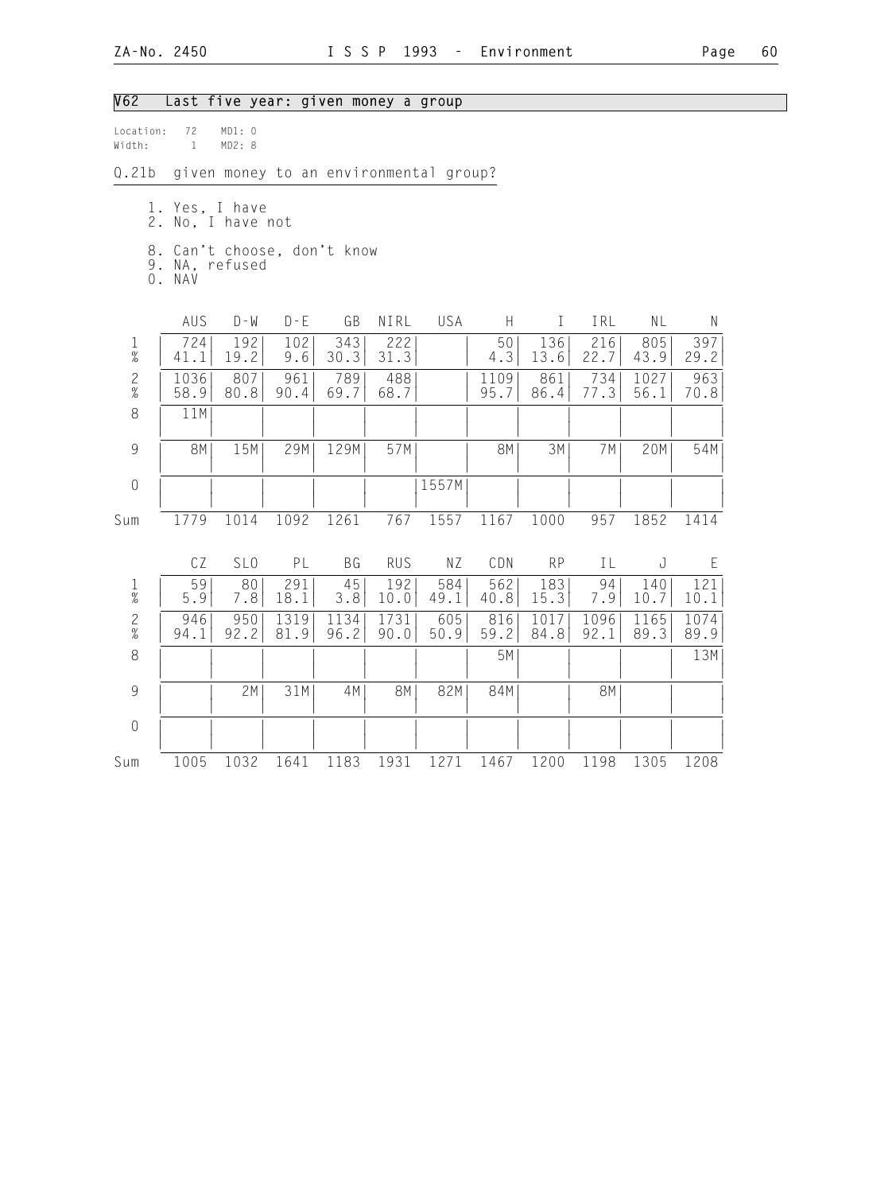## V62 Last five year: given money a group

Location: 72 MD1: 0
Width: 1 MD2: 8

Q.21b given money to an environmental group?

1. Yes, I have
2. No, I have not

8. Can't choose, don't know
9. NA, refused
0. NAV

| | AUS | D-W | D-E | GB | NIRL | USA | H | I | IRL | NL | N |
|---|---|---|---|---|---|---|---|---|---|---|---|
| 1 | 724 | 192 | 102 | 343 | 222 | | 50 | 136 | 216 | 805 | 397 |
| % | 41.1 | 19.2 | 9.6 | 30.3 | 31.3 | | 4.3 | 13.6 | 22.7 | 43.9 | 29.2 |
| 2 | 1036 | 807 | 961 | 789 | 488 | | 1109 | 861 | 734 | 1027 | 963 |
| % | 58.9 | 80.8 | 90.4 | 69.7 | 68.7 | | 95.7 | 86.4 | 77.3 | 56.1 | 70.8 |
| 8 | 11M | | | | | | | | | | |
| 9 | 8M | 15M | 29M | 129M | 57M | | 8M | 3M | 7M | 20M | 54M |
| 0 | | | | | | 1557M | | | | | |
| Sum | 1779 | 1014 | 1092 | 1261 | 767 | 1557 | 1167 | 1000 | 957 | 1852 | 1414 |

| | CZ | SLO | PL | BG | RUS | NZ | CDN | RP | IL | J | E |
|---|---|---|---|---|---|---|---|---|---|---|---|
| 1 | 59 | 80 | 291 | 45 | 192 | 584 | 562 | 183 | 94 | 140 | 121 |
| % | 5.9 | 7.8 | 18.1 | 3.8 | 10.0 | 49.1 | 40.8 | 15.3 | 7.9 | 10.7 | 10.1 |
| 2 | 946 | 950 | 1319 | 1134 | 1731 | 605 | 816 | 1017 | 1096 | 1165 | 1074 |
| % | 94.1 | 92.2 | 81.9 | 96.2 | 90.0 | 50.9 | 59.2 | 84.8 | 92.1 | 89.3 | 89.9 |
| 8 | | | | | | | 5M | | | | 13M |
| 9 | | 2M | 31M | 4M | 8M | 82M | 84M | | 8M | | |
| 0 | | | | | | | | | | | |
| Sum | 1005 | 1032 | 1641 | 1183 | 1931 | 1271 | 1467 | 1200 | 1198 | 1305 | 1208 |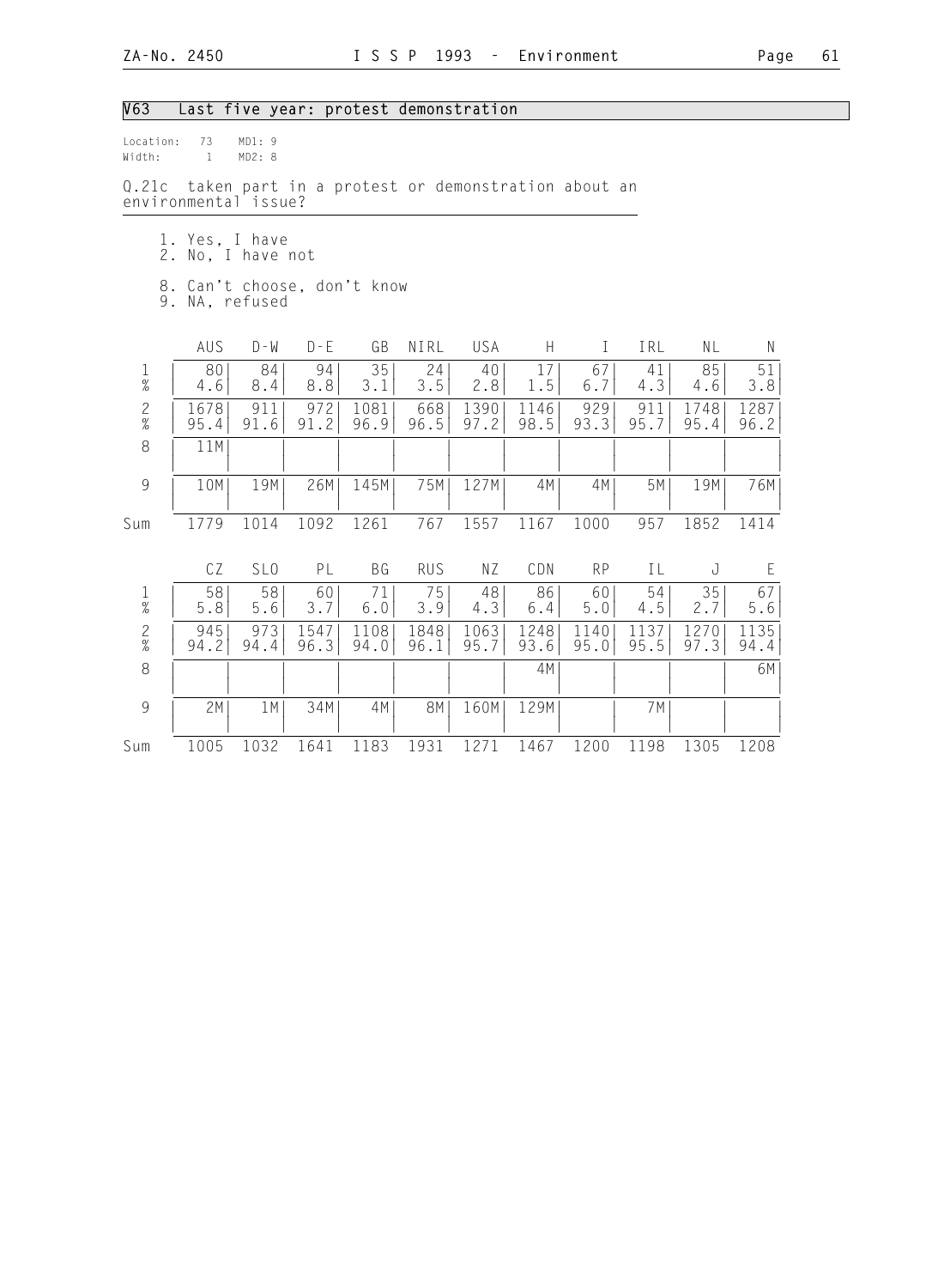## V63 Last five year: protest demonstration

Location: 73 MD1: 9
Width: 1 MD2: 8

Q.21c taken part in a protest or demonstration about an environmental issue?

1. Yes, I have
2. No, I have not

8. Can't choose, don't know
9. NA, refused

| | AUS | D-W | D-E | GB | NIRL | USA | H | I | IRL | NL | N |
|---|---|---|---|---|---|---|---|---|---|---|---|
| 1 | 80 | 84 | 94 | 35 | 24 | 40 | 17 | 67 | 41 | 85 | 51 |
| % | 4.6 | 8.4 | 8.8 | 3.1 | 3.5 | 2.8 | 1.5 | 6.7 | 4.3 | 4.6 | 3.8 |
| 2 | 1678 | 911 | 972 | 1081 | 668 | 1390 | 1146 | 929 | 911 | 1748 | 1287 |
| % | 95.4 | 91.6 | 91.2 | 96.9 | 96.5 | 97.2 | 98.5 | 93.3 | 95.7 | 95.4 | 96.2 |
| 8 | 11M | | | | | | | | | | |
| 9 | 10M | 19M | 26M | 145M | 75M | 127M | 4M | 4M | 5M | 19M | 76M |
| Sum | 1779 | 1014 | 1092 | 1261 | 767 | 1557 | 1167 | 1000 | 957 | 1852 | 1414 |

| | CZ | SLO | PL | BG | RUS | NZ | CDN | RP | IL | J | E |
|---|---|---|---|---|---|---|---|---|---|---|---|
| 1 | 58 | 58 | 60 | 71 | 75 | 48 | 86 | 60 | 54 | 35 | 67 |
| % | 5.8 | 5.6 | 3.7 | 6.0 | 3.9 | 4.3 | 6.4 | 5.0 | 4.5 | 2.7 | 5.6 |
| 2 | 945 | 973 | 1547 | 1108 | 1848 | 1063 | 1248 | 1140 | 1137 | 1270 | 1135 |
| % | 94.2 | 94.4 | 96.3 | 94.0 | 96.1 | 95.7 | 93.6 | 95.0 | 95.5 | 97.3 | 94.4 |
| 8 | | | | | | | 4M | | | | 6M |
| 9 | 2M | 1M | 34M | 4M | 8M | 160M | 129M | | 7M | | |
| Sum | 1005 | 1032 | 1641 | 1183 | 1931 | 1271 | 1467 | 1200 | 1198 | 1305 | 1208 |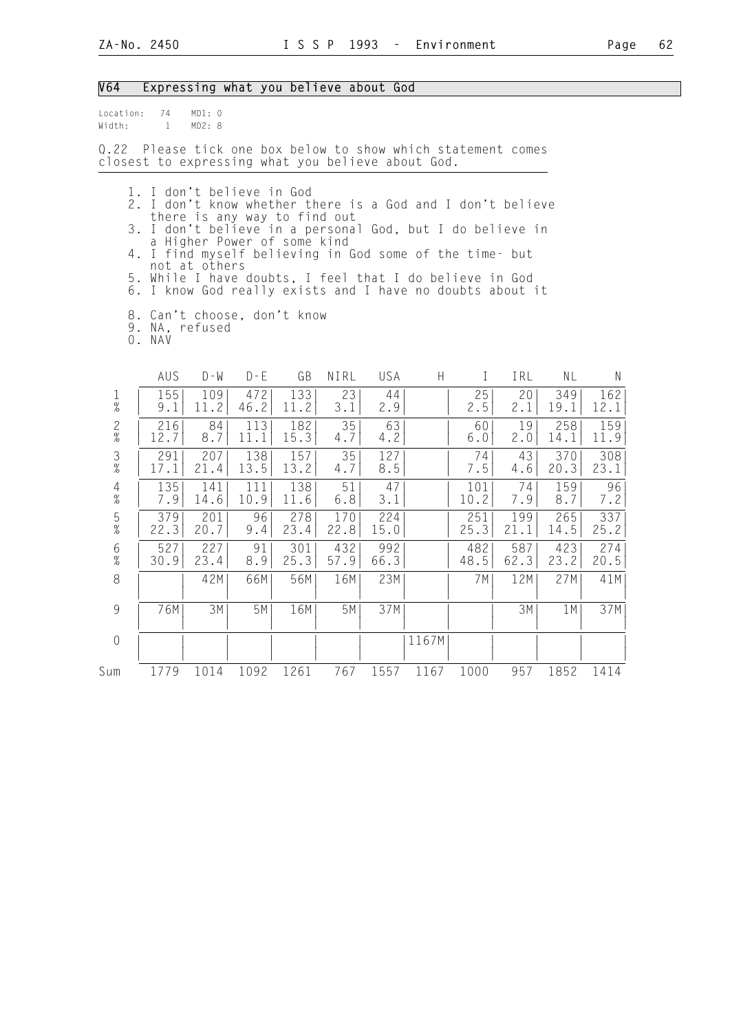## V64 Expressing what you believe about God

Location: 74 MD1: 0
Width: 1 MD2: 8

Q.22 Please tick one box below to show which statement comes closest to expressing what you believe about God.

1. I don't believe in God
2. I don't know whether there is a God and I don't believe there is any way to find out
3. I don't believe in a personal God, but I do believe in a Higher Power of some kind
4. I find myself believing in God some of the time- but not at others
5. While I have doubts, I feel that I do believe in God
6. I know God really exists and I have no doubts about it

8. Can't choose, don't know
9. NA, refused
0. NAV

| | AUS | D-W | D-E | GB | NIRL | USA | H | I | IRL | NL | N |
|---|---|---|---|---|---|---|---|---|---|---|---|
| 1 | 155 | 109 | 472 | 133 | 23 | 44 | | 25 | 20 | 349 | 162 |
| % | 9.1 | 11.2 | 46.2 | 11.2 | 3.1 | 2.9 | | 2.5 | 2.1 | 19.1 | 12.1 |
| 2 | 216 | 84 | 113 | 182 | 35 | 63 | | 60 | 19 | 258 | 159 |
| % | 12.7 | 8.7 | 11.1 | 15.3 | 4.7 | 4.2 | | 6.0 | 2.0 | 14.1 | 11.9 |
| 3 | 291 | 207 | 138 | 157 | 35 | 127 | | 74 | 43 | 370 | 308 |
| % | 17.1 | 21.4 | 13.5 | 13.2 | 4.7 | 8.5 | | 7.5 | 4.6 | 20.3 | 23.1 |
| 4 | 135 | 141 | 111 | 138 | 51 | 47 | | 101 | 74 | 159 | 96 |
| % | 7.9 | 14.6 | 10.9 | 11.6 | 6.8 | 3.1 | | 10.2 | 7.9 | 8.7 | 7.2 |
| 5 | 379 | 201 | 96 | 278 | 170 | 224 | | 251 | 199 | 265 | 337 |
| % | 22.3 | 20.7 | 9.4 | 23.4 | 22.8 | 15.0 | | 25.3 | 21.1 | 14.5 | 25.2 |
| 6 | 527 | 227 | 91 | 301 | 432 | 992 | | 482 | 587 | 423 | 274 |
| % | 30.9 | 23.4 | 8.9 | 25.3 | 57.9 | 66.3 | | 48.5 | 62.3 | 23.2 | 20.5 |
| 8 | | 42M | 66M | 56M | 16M | 23M | | 7M | 12M | 27M | 41M |
| 9 | 76M | 3M | 5M | 16M | 5M | 37M | | | 3M | 1M | 37M |
| 0 | | | | | | | 1167M | | | | |
| Sum | 1779 | 1014 | 1092 | 1261 | 767 | 1557 | 1167 | 1000 | 957 | 1852 | 1414 |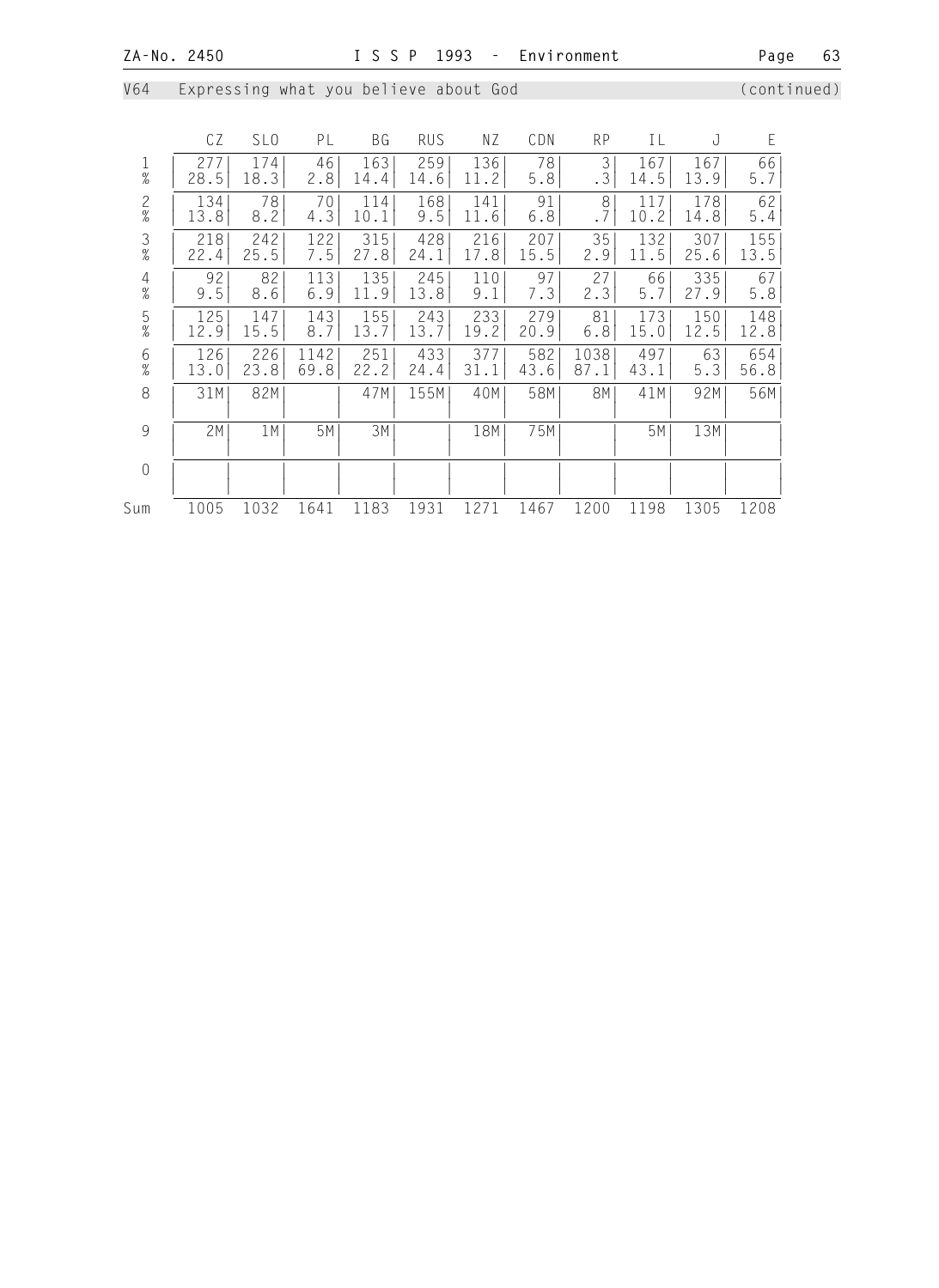## V64 Expressing what you believe about God (continued)

| | CZ | SLO | PL | BG | RUS | NZ | CDN | RP | IL | J | E |
|---|---|---|---|---|---|---|---|---|---|---|---|
| 1 | 277 | 174 | 46 | 163 | 259 | 136 | 78 | 3 | 167 | 167 | 66 |
| % | 28.5 | 18.3 | 2.8 | 14.4 | 14.6 | 11.2 | 5.8 | .3 | 14.5 | 13.9 | 5.7 |
| 2 | 134 | 78 | 70 | 114 | 168 | 141 | 91 | 8 | 117 | 178 | 62 |
| % | 13.8 | 8.2 | 4.3 | 10.1 | 9.5 | 11.6 | 6.8 | .7 | 10.2 | 14.8 | 5.4 |
| 3 | 218 | 242 | 122 | 315 | 428 | 216 | 207 | 35 | 132 | 307 | 155 |
| % | 22.4 | 25.5 | 7.5 | 27.8 | 24.1 | 17.8 | 15.5 | 2.9 | 11.5 | 25.6 | 13.5 |
| 4 | 92 | 82 | 113 | 135 | 245 | 110 | 97 | 27 | 66 | 335 | 67 |
| % | 9.5 | 8.6 | 6.9 | 11.9 | 13.8 | 9.1 | 7.3 | 2.3 | 5.7 | 27.9 | 5.8 |
| 5 | 125 | 147 | 143 | 155 | 243 | 233 | 279 | 81 | 173 | 150 | 148 |
| % | 12.9 | 15.5 | 8.7 | 13.7 | 13.7 | 19.2 | 20.9 | 6.8 | 15.0 | 12.5 | 12.8 |
| 6 | 126 | 226 | 1142 | 251 | 433 | 377 | 582 | 1038 | 497 | 63 | 654 |
| % | 13.0 | 23.8 | 69.8 | 22.2 | 24.4 | 31.1 | 43.6 | 87.1 | 43.1 | 5.3 | 56.8 |
| 8 | 31M | 82M | | 47M | 155M | 40M | 58M | 8M | 41M | 92M | 56M |
| 9 | 2M | 1M | 5M | 3M | | 18M | 75M | | 5M | 13M | |
| 0 | | | | | | | | | | | |
| Sum | 1005 | 1032 | 1641 | 1183 | 1931 | 1271 | 1467 | 1200 | 1198 | 1305 | 1208 |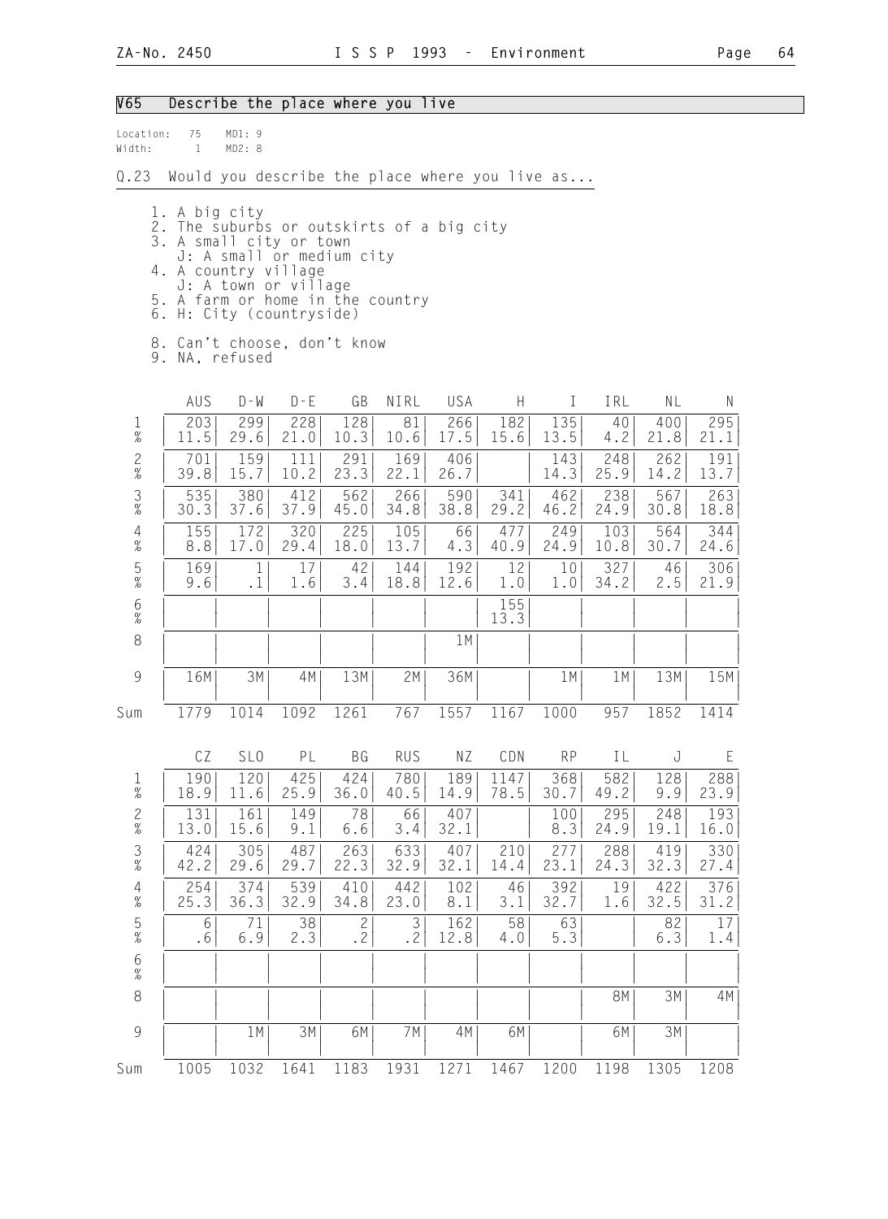## V65 Describe the place where you live

Location: 75 MD1: 9
Width: 1 MD2: 8

Q.23 Would you describe the place where you live as...

1. A big city
2. The suburbs or outskirts of a big city
3. A small city or town
   J: A small or medium city
4. A country village
   J: A town or village
5. A farm or home in the country
6. H: City (countryside)

8. Can't choose, don't know
9. NA, refused

| | AUS | D-W | D-E | GB | NIRL | USA | H | I | IRL | NL | N |
|---|---|---|---|---|---|---|---|---|---|---|---|
| 1 | 203 | 299 | 228 | 128 | 81 | 266 | 182 | 135 | 40 | 400 | 295 |
| % | 11.5 | 29.6 | 21.0 | 10.3 | 10.6 | 17.5 | 15.6 | 13.5 | 4.2 | 21.8 | 21.1 |
| 2 | 701 | 159 | 111 | 291 | 169 | 406 | | 143 | 248 | 262 | 191 |
| % | 39.8 | 15.7 | 10.2 | 23.3 | 22.1 | 26.7 | | 14.3 | 25.9 | 14.2 | 13.7 |
| 3 | 535 | 380 | 412 | 562 | 266 | 590 | 341 | 462 | 238 | 567 | 263 |
| % | 30.3 | 37.6 | 37.9 | 45.0 | 34.8 | 38.8 | 29.2 | 46.2 | 24.9 | 30.8 | 18.8 |
| 4 | 155 | 172 | 320 | 225 | 105 | 66 | 477 | 249 | 103 | 564 | 344 |
| % | 8.8 | 17.0 | 29.4 | 18.0 | 13.7 | 4.3 | 40.9 | 24.9 | 10.8 | 30.7 | 24.6 |
| 5 | 169 | 1 | 17 | 42 | 144 | 192 | 12 | 10 | 327 | 46 | 306 |
| % | 9.6 | .1 | 1.6 | 3.4 | 18.8 | 12.6 | 1.0 | 1.0 | 34.2 | 2.5 | 21.9 |
| 6 | | | | | | | 155 | | | | |
| % | | | | | | | 13.3 | | | | |
| 8 | | | | | | 1M | | | | | |
| 9 | 16M | 3M | 4M | 13M | 2M | 36M | | 1M | 1M | 13M | 15M |
| Sum | 1779 | 1014 | 1092 | 1261 | 767 | 1557 | 1167 | 1000 | 957 | 1852 | 1414 |

| | CZ | SLO | PL | BG | RUS | NZ | CDN | RP | IL | J | E |
|---|---|---|---|---|---|---|---|---|---|---|---|
| 1 | 190 | 120 | 425 | 424 | 780 | 189 | 1147 | 368 | 582 | 128 | 288 |
| % | 18.9 | 11.6 | 25.9 | 36.0 | 40.5 | 14.9 | 78.5 | 30.7 | 49.2 | 9.9 | 23.9 |
| 2 | 131 | 161 | 149 | 78 | 66 | 407 | | 100 | 295 | 248 | 193 |
| % | 13.0 | 15.6 | 9.1 | 6.6 | 3.4 | 32.1 | | 8.3 | 24.9 | 19.1 | 16.0 |
| 3 | 424 | 305 | 487 | 263 | 633 | 407 | 210 | 277 | 288 | 419 | 330 |
| % | 42.2 | 29.6 | 29.7 | 22.3 | 32.9 | 32.1 | 14.4 | 23.1 | 24.3 | 32.3 | 27.4 |
| 4 | 254 | 374 | 539 | 410 | 442 | 102 | 46 | 392 | 19 | 422 | 376 |
| % | 25.3 | 36.3 | 32.9 | 34.8 | 23.0 | 8.1 | 3.1 | 32.7 | 1.6 | 32.5 | 31.2 |
| 5 | 6 | 71 | 38 | 2 | 3 | 162 | 58 | 63 | | 82 | 17 |
| % | .6 | 6.9 | 2.3 | .2 | .2 | 12.8 | 4.0 | 5.3 | | 6.3 | 1.4 |
| 6 | | | | | | | | | | | |
| % | | | | | | | | | | | |
| 8 | | | | | | | | | 8M | 3M | 4M |
| 9 | | 1M | 3M | 6M | 7M | 4M | 6M | | 6M | 3M | |
| Sum | 1005 | 1032 | 1641 | 1183 | 1931 | 1271 | 1467 | 1200 | 1198 | 1305 | 1208 |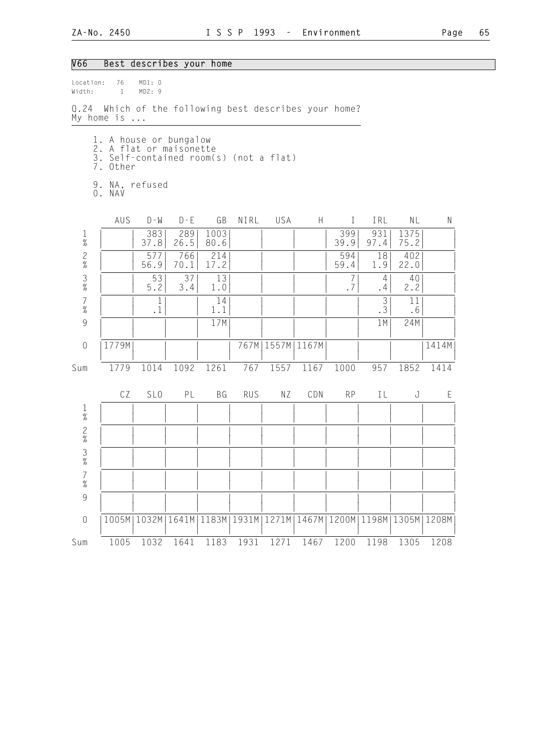## V66 Best describes your home

Location: 76 MD1: 0
Width: 1 MD2: 9

Q.24 Which of the following best describes your home?
My home is ...

1. A house or bungalow
2. A flat or maisonette
3. Self-contained room(s) (not a flat)
7. Other

9. NA, refused
0. NAV

| | AUS | D-W | D-E | GB | NIRL | USA | H | I | IRL | NL | N |
|---|---|---|---|---|---|---|---|---|---|---|---|
| 1 | | 383 | 289 | 1003 | | | | 399 | 931 | 1375 | |
| % | | 37.8 | 26.5 | 80.6 | | | | 39.9 | 97.4 | 75.2 | |
| 2 | | 577 | 766 | 214 | | | | 594 | 18 | 402 | |
| % | | 56.9 | 70.1 | 17.2 | | | | 59.4 | 1.9 | 22.0 | |
| 3 | | 53 | 37 | 13 | | | | 7 | 4 | 40 | |
| % | | 5.2 | 3.4 | 1.0 | | | | .7 | .4 | 2.2 | |
| 7 | | 1 | | 14 | | | | | 3 | 11 | |
| % | | .1 | | 1.1 | | | | | .3 | .6 | |
| 9 | | | | 17M | | | | | 1M | 24M | |
| 0 | 1779M | | | | 767M | 1557M | 1167M | | | | 1414M |
| Sum | 1779 | 1014 | 1092 | 1261 | 767 | 1557 | 1167 | 1000 | 957 | 1852 | 1414 |

| | CZ | SLO | PL | BG | RUS | NZ | CDN | RP | IL | J | E |
|---|---|---|---|---|---|---|---|---|---|---|---|
| 1 | | | | | | | | | | | |
| % | | | | | | | | | | | |
| 2 | | | | | | | | | | | |
| % | | | | | | | | | | | |
| 3 | | | | | | | | | | | |
| % | | | | | | | | | | | |
| 7 | | | | | | | | | | | |
| % | | | | | | | | | | | |
| 9 | | | | | | | | | | | |
| 0 | 1005M | 1032M | 1641M | 1183M | 1931M | 1271M | 1467M | 1200M | 1198M | 1305M | 1208M |
| Sum | 1005 | 1032 | 1641 | 1183 | 1931 | 1271 | 1467 | 1200 | 1198 | 1305 | 1208 |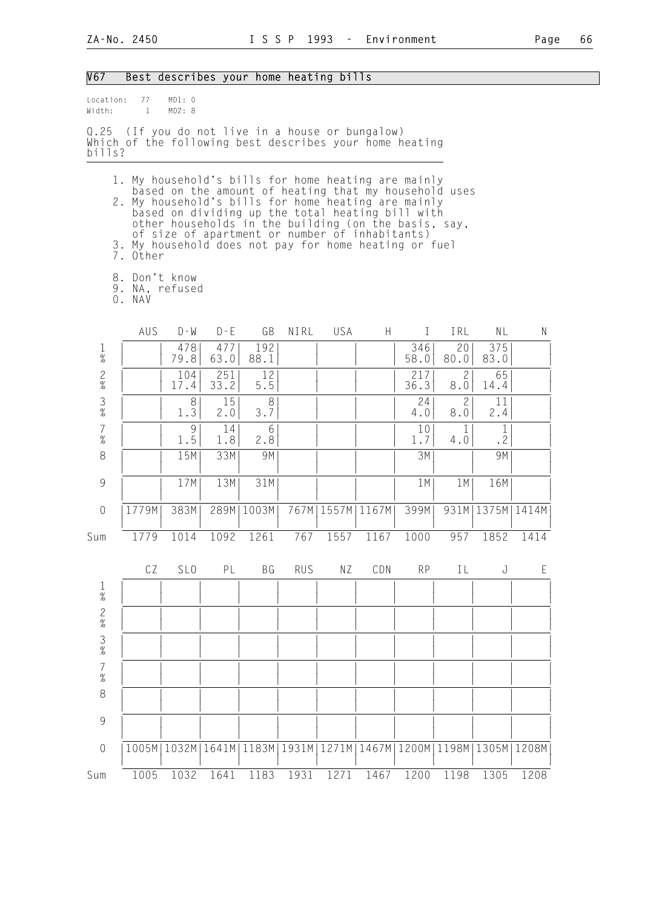## V67 Best describes your home heating bills

Location: 77 MD1: 0
Width: 1 MD2: 8

Q.25 (If you do not live in a house or bungalow)
Which of the following best describes your home heating bills?

1. My household's bills for home heating are mainly based on the amount of heating that my household uses
2. My household's bills for home heating are mainly based on dividing up the total heating bill with other households in the building (on the basis, say, of size of apartment or number of inhabitants)
3. My household does not pay for home heating or fuel
7. Other

8. Don't know
9. NA, refused
0. NAV

| | AUS | D-W | D-E | GB | NIRL | USA | H | I | IRL | NL | N |
|---|---|---|---|---|---|---|---|---|---|---|---|
| 1 | | 478 | 477 | 192 | | | | 346 | 20 | 375 | |
| % | | 79.8 | 63.0 | 88.1 | | | | 58.0 | 80.0 | 83.0 | |
| 2 | | 104 | 251 | 12 | | | | 217 | 2 | 65 | |
| % | | 17.4 | 33.2 | 5.5 | | | | 36.3 | 8.0 | 14.4 | |
| 3 | | 8 | 15 | 8 | | | | 24 | 2 | 11 | |
| % | | 1.3 | 2.0 | 3.7 | | | | 4.0 | 8.0 | 2.4 | |
| 7 | | 9 | 14 | 6 | | | | 10 | 1 | 1 | |
| % | | 1.5 | 1.8 | 2.8 | | | | 1.7 | 4.0 | .2 | |
| 8 | | 15M | 33M | 9M | | | | 3M | | 9M | |
| 9 | | 17M | 13M | 31M | | | | 1M | 1M | 16M | |
| 0 | 1779M | 383M | 289M | 1003M | 767M | 1557M | 1167M | 399M | 931M | 1375M | 1414M |
| Sum | 1779 | 1014 | 1092 | 1261 | 767 | 1557 | 1167 | 1000 | 957 | 1852 | 1414 |

| | CZ | SLO | PL | BG | RUS | NZ | CDN | RP | IL | J | E |
|---|---|---|---|---|---|---|---|---|---|---|---|
| 1 | | | | | | | | | | | |
| % | | | | | | | | | | | |
| 2 | | | | | | | | | | | |
| % | | | | | | | | | | | |
| 3 | | | | | | | | | | | |
| % | | | | | | | | | | | |
| 7 | | | | | | | | | | | |
| % | | | | | | | | | | | |
| 8 | | | | | | | | | | | |
| 9 | | | | | | | | | | | |
| 0 | 1005M | 1032M | 1641M | 1183M | 1931M | 1271M | 1467M | 1200M | 1198M | 1305M | 1208M |
| Sum | 1005 | 1032 | 1641 | 1183 | 1931 | 1271 | 1467 | 1200 | 1198 | 1305 | 1208 |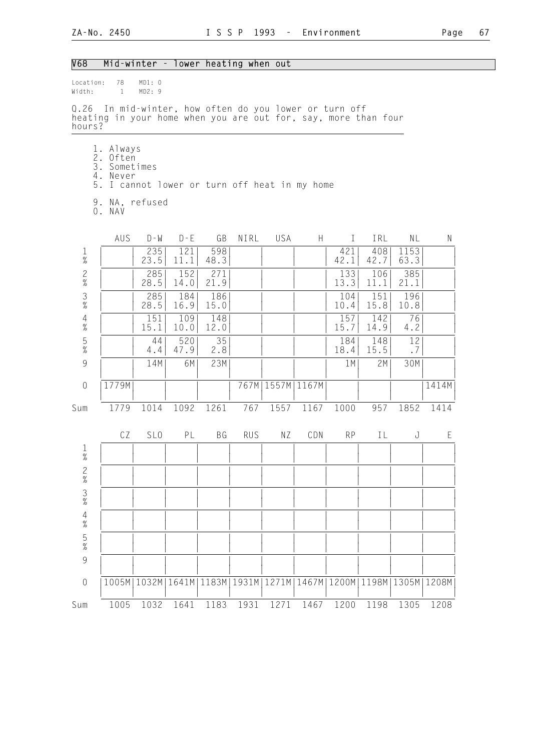## V68 Mid-winter - lower heating when out

Location: 78 MD1: 0
Width: 1 MD2: 9

Q.26 In mid-winter, how often do you lower or turn off heating in your home when you are out for, say, more than four hours?

1. Always
2. Often
3. Sometimes
4. Never
5. I cannot lower or turn off heat in my home

9. NA, refused
0. NAV

| | AUS | D-W | D-E | GB | NIRL | USA | H | I | IRL | NL | N |
|---|---|---|---|---|---|---|---|---|---|---|---|
| 1 | | 235 | 121 | 598 | | | | 421 | 408 | 1153 | |
| % | | 23.5 | 11.1 | 48.3 | | | | 42.1 | 42.7 | 63.3 | |
| 2 | | 285 | 152 | 271 | | | | 133 | 106 | 385 | |
| % | | 28.5 | 14.0 | 21.9 | | | | 13.3 | 11.1 | 21.1 | |
| 3 | | 285 | 184 | 186 | | | | 104 | 151 | 196 | |
| % | | 28.5 | 16.9 | 15.0 | | | | 10.4 | 15.8 | 10.8 | |
| 4 | | 151 | 109 | 148 | | | | 157 | 142 | 76 | |
| % | | 15.1 | 10.0 | 12.0 | | | | 15.7 | 14.9 | 4.2 | |
| 5 | | 44 | 520 | 35 | | | | 184 | 148 | 12 | |
| % | | 4.4 | 47.9 | 2.8 | | | | 18.4 | 15.5 | .7 | |
| 9 | | 14M | 6M | 23M | | | | 1M | 2M | 30M | |
| 0 | 1779M | | | | 767M | 1557M | 1167M | | | | 1414M |
| Sum | 1779 | 1014 | 1092 | 1261 | 767 | 1557 | 1167 | 1000 | 957 | 1852 | 1414 |

| | CZ | SLO | PL | BG | RUS | NZ | CDN | RP | IL | J | E |
|---|---|---|---|---|---|---|---|---|---|---|---|
| 1 | | | | | | | | | | | |
| % | | | | | | | | | | | |
| 2 | | | | | | | | | | | |
| % | | | | | | | | | | | |
| 3 | | | | | | | | | | | |
| % | | | | | | | | | | | |
| 4 | | | | | | | | | | | |
| % | | | | | | | | | | | |
| 5 | | | | | | | | | | | |
| % | | | | | | | | | | | |
| 9 | | | | | | | | | | | |
| 0 | 1005M | 1032M | 1641M | 1183M | 1931M | 1271M | 1467M | 1200M | 1198M | 1305M | 1208M |
| Sum | 1005 | 1032 | 1641 | 1183 | 1931 | 1271 | 1467 | 1200 | 1198 | 1305 | 1208 |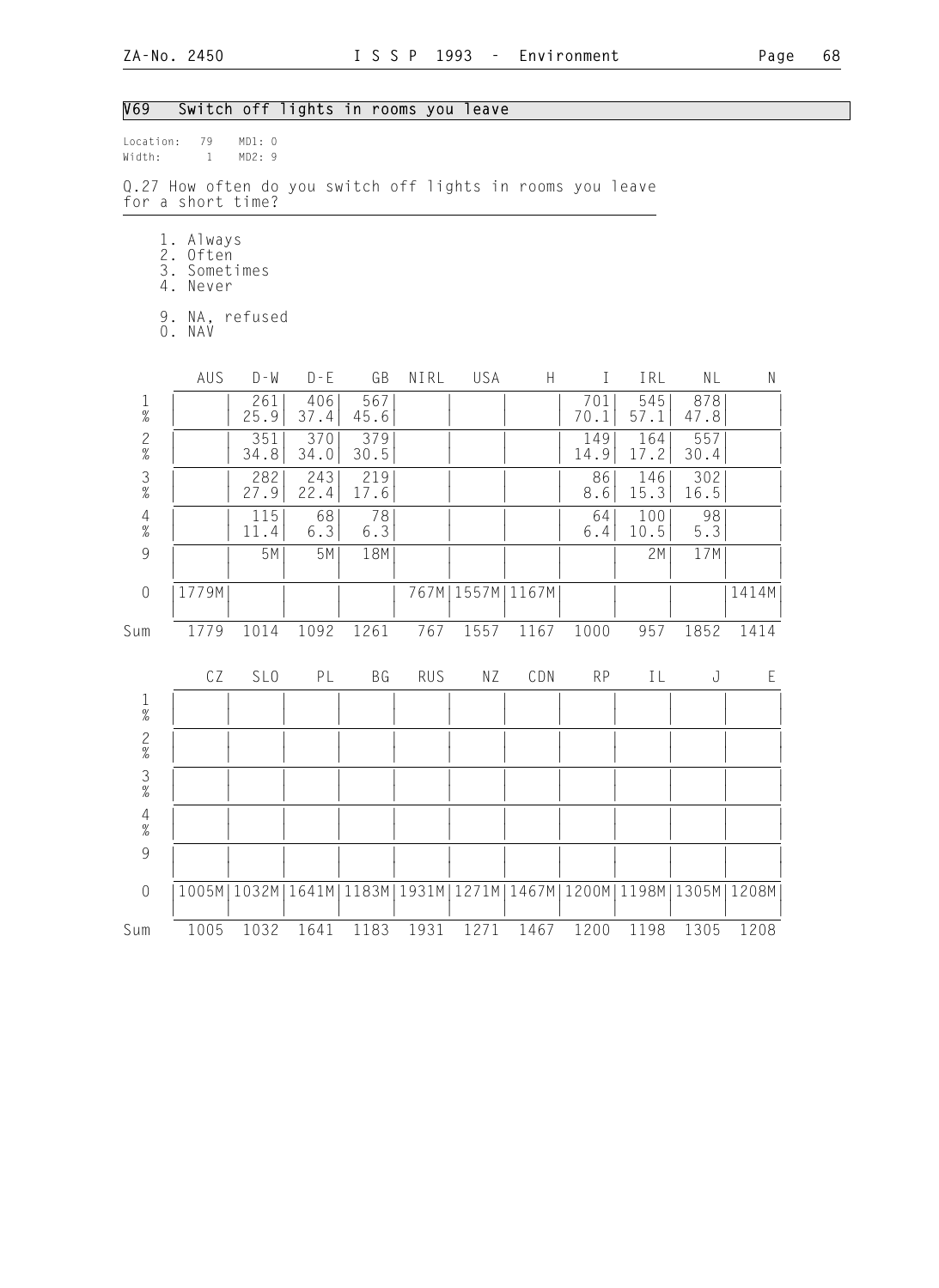## V69 Switch off lights in rooms you leave

Location: 79 MD1: 0
Width: 1 MD2: 9

Q.27 How often do you switch off lights in rooms you leave for a short time?

1. Always
2. Often
3. Sometimes
4. Never

9. NA, refused
0. NAV

| | AUS | D-W | D-E | GB | NIRL | USA | H | I | IRL | NL | N |
|---|---|---|---|---|---|---|---|---|---|---|---|
| 1 | | 261 | 406 | 567 | | | | 701 | 545 | 878 | |
| % | | 25.9 | 37.4 | 45.6 | | | | 70.1 | 57.1 | 47.8 | |
| 2 | | 351 | 370 | 379 | | | | 149 | 164 | 557 | |
| % | | 34.8 | 34.0 | 30.5 | | | | 14.9 | 17.2 | 30.4 | |
| 3 | | 282 | 243 | 219 | | | | 86 | 146 | 302 | |
| % | | 27.9 | 22.4 | 17.6 | | | | 8.6 | 15.3 | 16.5 | |
| 4 | | 115 | 68 | 78 | | | | 64 | 100 | 98 | |
| % | | 11.4 | 6.3 | 6.3 | | | | 6.4 | 10.5 | 5.3 | |
| 9 | | 5M | 5M | 18M | | | | | 2M | 17M | |
| 0 | 1779M | | | | 767M | 1557M | 1167M | | | | 1414M |
| Sum | 1779 | 1014 | 1092 | 1261 | 767 | 1557 | 1167 | 1000 | 957 | 1852 | 1414 |

| | CZ | SLO | PL | BG | RUS | NZ | CDN | RP | IL | J | E |
|---|---|---|---|---|---|---|---|---|---|---|---|
| 1 | | | | | | | | | | | |
| % | | | | | | | | | | | |
| 2 | | | | | | | | | | | |
| % | | | | | | | | | | | |
| 3 | | | | | | | | | | | |
| % | | | | | | | | | | | |
| 4 | | | | | | | | | | | |
| % | | | | | | | | | | | |
| 9 | | | | | | | | | | | |
| 0 | 1005M | 1032M | 1641M | 1183M | 1931M | 1271M | 1467M | 1200M | 1198M | 1305M | 1208M |
| Sum | 1005 | 1032 | 1641 | 1183 | 1931 | 1271 | 1467 | 1200 | 1198 | 1305 | 1208 |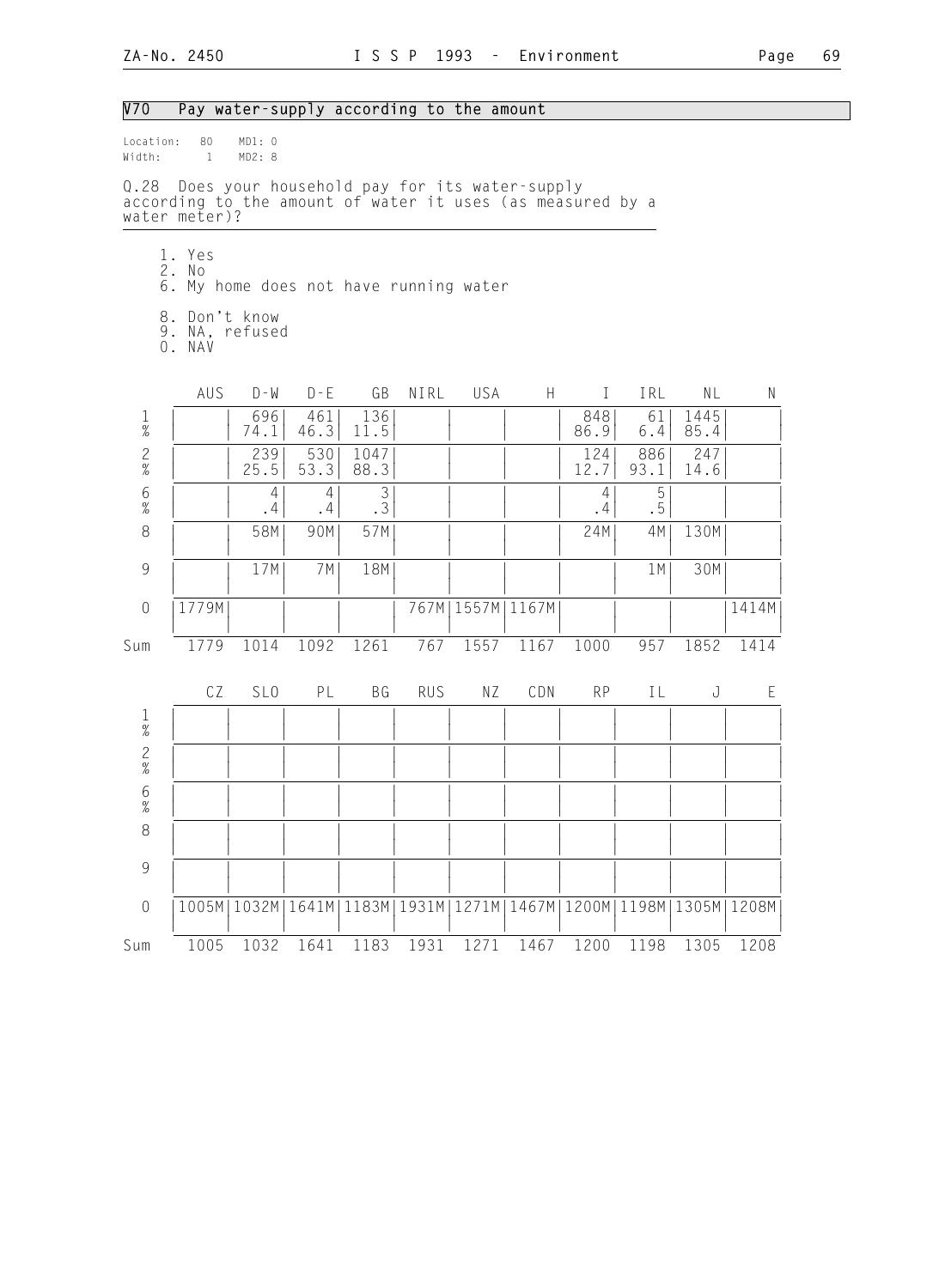## V70 Pay water-supply according to the amount

Location: 80 MD1: 0
Width: 1 MD2: 8

Q.28 Does your household pay for its water-supply according to the amount of water it uses (as measured by a water meter)?

1. Yes
2. No
6. My home does not have running water

8. Don't know
9. NA, refused
0. NAV

| | AUS | D-W | D-E | GB | NIRL | USA | H | I | IRL | NL | N |
|---|---|---|---|---|---|---|---|---|---|---|---|
| 1 | | 696 | 461 | 136 | | | | 848 | 61 | 1445 | |
| % | | 74.1 | 46.3 | 11.5 | | | | 86.9 | 6.4 | 85.4 | |
| 2 | | 239 | 530 | 1047 | | | | 124 | 886 | 247 | |
| % | | 25.5 | 53.3 | 88.3 | | | | 12.7 | 93.1 | 14.6 | |
| 6 | | 4 | 4 | 3 | | | | 4 | 5 | | |
| % | | .4 | .4 | .3 | | | | .4 | .5 | | |
| 8 | | 58M | 90M | 57M | | | | 24M | 4M | 130M | |
| 9 | | 17M | 7M | 18M | | | | | 1M | 30M | |
| 0 | 1779M | | | | 767M | 1557M | 1167M | | | | 1414M |
| Sum | 1779 | 1014 | 1092 | 1261 | 767 | 1557 | 1167 | 1000 | 957 | 1852 | 1414 |

| | CZ | SLO | PL | BG | RUS | NZ | CDN | RP | IL | J | E |
|---|---|---|---|---|---|---|---|---|---|---|---|
| 1 | | | | | | | | | | | |
| % | | | | | | | | | | | |
| 2 | | | | | | | | | | | |
| % | | | | | | | | | | | |
| 6 | | | | | | | | | | | |
| % | | | | | | | | | | | |
| 8 | | | | | | | | | | | |
| 9 | | | | | | | | | | | |
| 0 | 1005M | 1032M | 1641M | 1183M | 1931M | 1271M | 1467M | 1200M | 1198M | 1305M | 1208M |
| Sum | 1005 | 1032 | 1641 | 1183 | 1931 | 1271 | 1467 | 1200 | 1198 | 1305 | 1208 |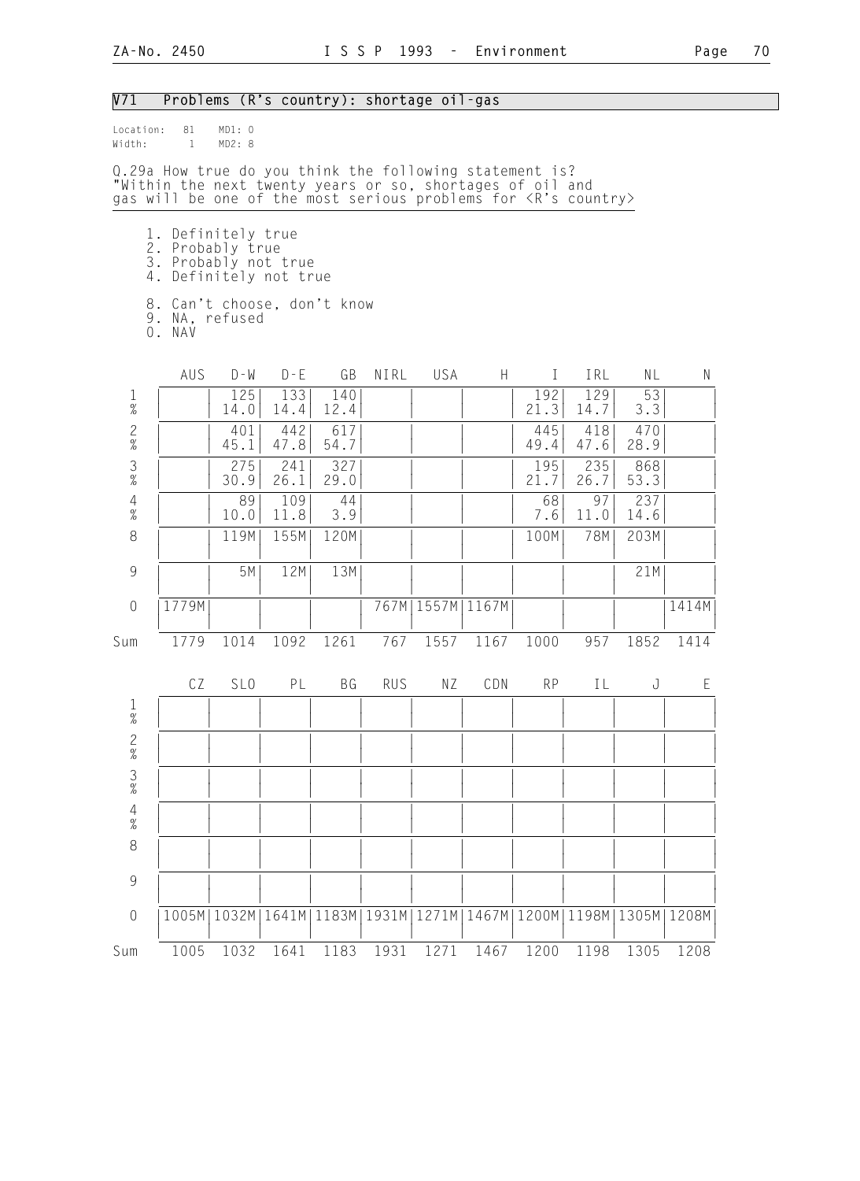## V71 Problems (R's country): shortage oil-gas

Location: 81 MD1: 0
Width: 1 MD2: 8

Q.29a How true do you think the following statement is? "Within the next twenty years or so, shortages of oil and gas will be one of the most serious problems for <R's country>

1. Definitely true
2. Probably true
3. Probably not true
4. Definitely not true

8. Can't choose, don't know
9. NA, refused
0. NAV

| | AUS | D-W | D-E | GB | NIRL | USA | H | I | IRL | NL | N |
|---|---|---|---|---|---|---|---|---|---|---|---|
| 1 | | 125 | 133 | 140 | | | | 192 | 129 | 53 | |
| % | | 14.0 | 14.4 | 12.4 | | | | 21.3 | 14.7 | 3.3 | |
| 2 | | 401 | 442 | 617 | | | | 445 | 418 | 470 | |
| % | | 45.1 | 47.8 | 54.7 | | | | 49.4 | 47.6 | 28.9 | |
| 3 | | 275 | 241 | 327 | | | | 195 | 235 | 868 | |
| % | | 30.9 | 26.1 | 29.0 | | | | 21.7 | 26.7 | 53.3 | |
| 4 | | 89 | 109 | 44 | | | | 68 | 97 | 237 | |
| % | | 10.0 | 11.8 | 3.9 | | | | 7.6 | 11.0 | 14.6 | |
| 8 | | 119M | 155M | 120M | | | | 100M | 78M | 203M | |
| 9 | | 5M | 12M | 13M | | | | | | 21M | |
| 0 | 1779M | | | | 767M | 1557M | 1167M | | | | 1414M |
| Sum | 1779 | 1014 | 1092 | 1261 | 767 | 1557 | 1167 | 1000 | 957 | 1852 | 1414 |

| | CZ | SLO | PL | BG | RUS | NZ | CDN | RP | IL | J | E |
|---|---|---|---|---|---|---|---|---|---|---|---|
| 1 | | | | | | | | | | | |
| % | | | | | | | | | | | |
| 2 | | | | | | | | | | | |
| % | | | | | | | | | | | |
| 3 | | | | | | | | | | | |
| % | | | | | | | | | | | |
| 4 | | | | | | | | | | | |
| % | | | | | | | | | | | |
| 8 | | | | | | | | | | | |
| 9 | | | | | | | | | | | |
| 0 | 1005M | 1032M | 1641M | 1183M | 1931M | 1271M | 1467M | 1200M | 1198M | 1305M | 1208M |
| Sum | 1005 | 1032 | 1641 | 1183 | 1931 | 1271 | 1467 | 1200 | 1198 | 1305 | 1208 |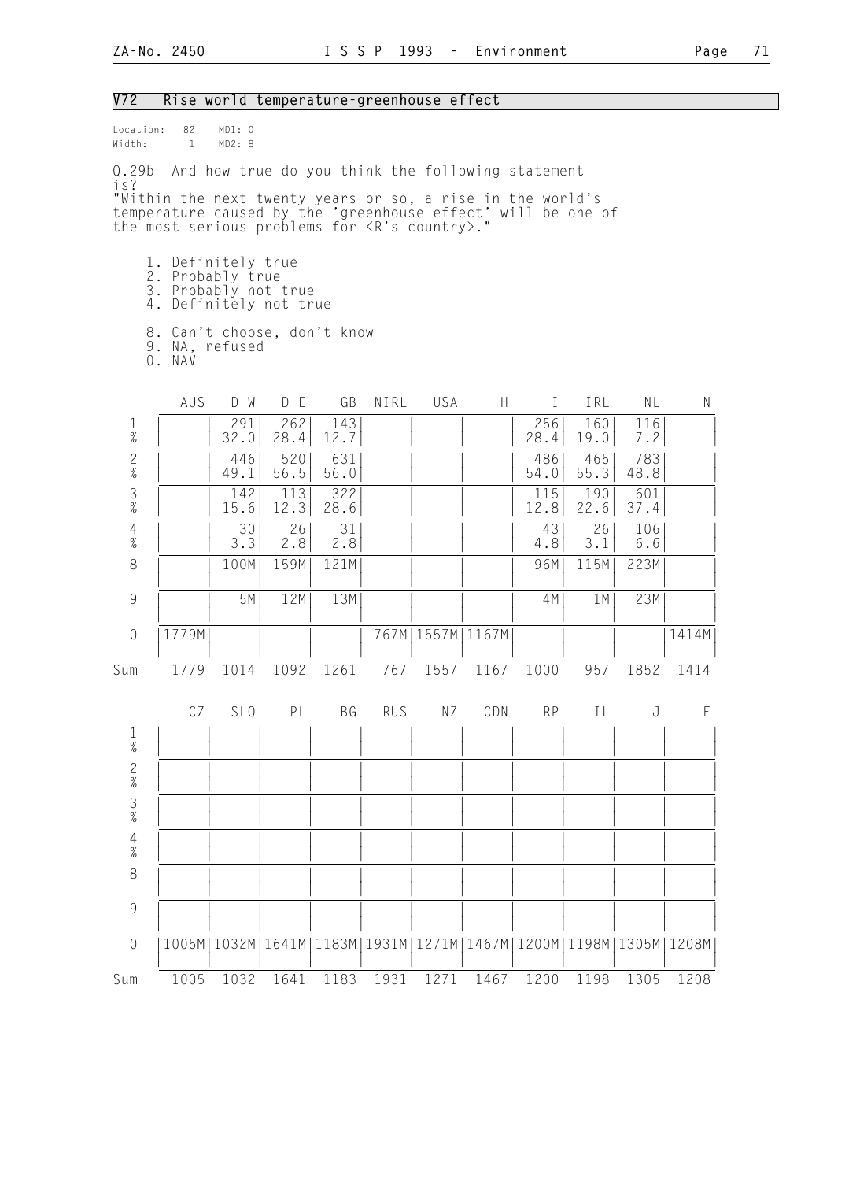## V72 Rise world temperature-greenhouse effect

Location: 82 MD1: 0
Width: 1 MD2: 8

Q.29b And how true do you think the following statement is?
"Within the next twenty years or so, a rise in the world's temperature caused by the 'greenhouse effect' will be one of the most serious problems for <R's country>."

1. Definitely true
2. Probably true
3. Probably not true
4. Definitely not true

8. Can't choose, don't know
9. NA, refused
0. NAV

| | AUS | D-W | D-E | GB | NIRL | USA | H | I | IRL | NL | N |
|---|---|---|---|---|---|---|---|---|---|---|---|
| 1 | | 291 | 262 | 143 | | | | 256 | 160 | 116 | |
| % | | 32.0 | 28.4 | 12.7 | | | | 28.4 | 19.0 | 7.2 | |
| 2 | | 446 | 520 | 631 | | | | 486 | 465 | 783 | |
| % | | 49.1 | 56.5 | 56.0 | | | | 54.0 | 55.3 | 48.8 | |
| 3 | | 142 | 113 | 322 | | | | 115 | 190 | 601 | |
| % | | 15.6 | 12.3 | 28.6 | | | | 12.8 | 22.6 | 37.4 | |
| 4 | | 30 | 26 | 31 | | | | 43 | 26 | 106 | |
| % | | 3.3 | 2.8 | 2.8 | | | | 4.8 | 3.1 | 6.6 | |
| 8 | | 100M | 159M | 121M | | | | 96M | 115M | 223M | |
| 9 | | 5M | 12M | 13M | | | | 4M | 1M | 23M | |
| 0 | 1779M | | | | 767M | 1557M | 1167M | | | | 1414M |
| Sum | 1779 | 1014 | 1092 | 1261 | 767 | 1557 | 1167 | 1000 | 957 | 1852 | 1414 |

| | CZ | SLO | PL | BG | RUS | NZ | CDN | RP | IL | J | E |
|---|---|---|---|---|---|---|---|---|---|---|---|
| 1 | | | | | | | | | | | |
| % | | | | | | | | | | | |
| 2 | | | | | | | | | | | |
| % | | | | | | | | | | | |
| 3 | | | | | | | | | | | |
| % | | | | | | | | | | | |
| 4 | | | | | | | | | | | |
| % | | | | | | | | | | | |
| 8 | | | | | | | | | | | |
| 9 | | | | | | | | | | | |
| 0 | 1005M | 1032M | 1641M | 1183M | 1931M | 1271M | 1467M | 1200M | 1198M | 1305M | 1208M |
| Sum | 1005 | 1032 | 1641 | 1183 | 1931 | 1271 | 1467 | 1200 | 1198 | 1305 | 1208 |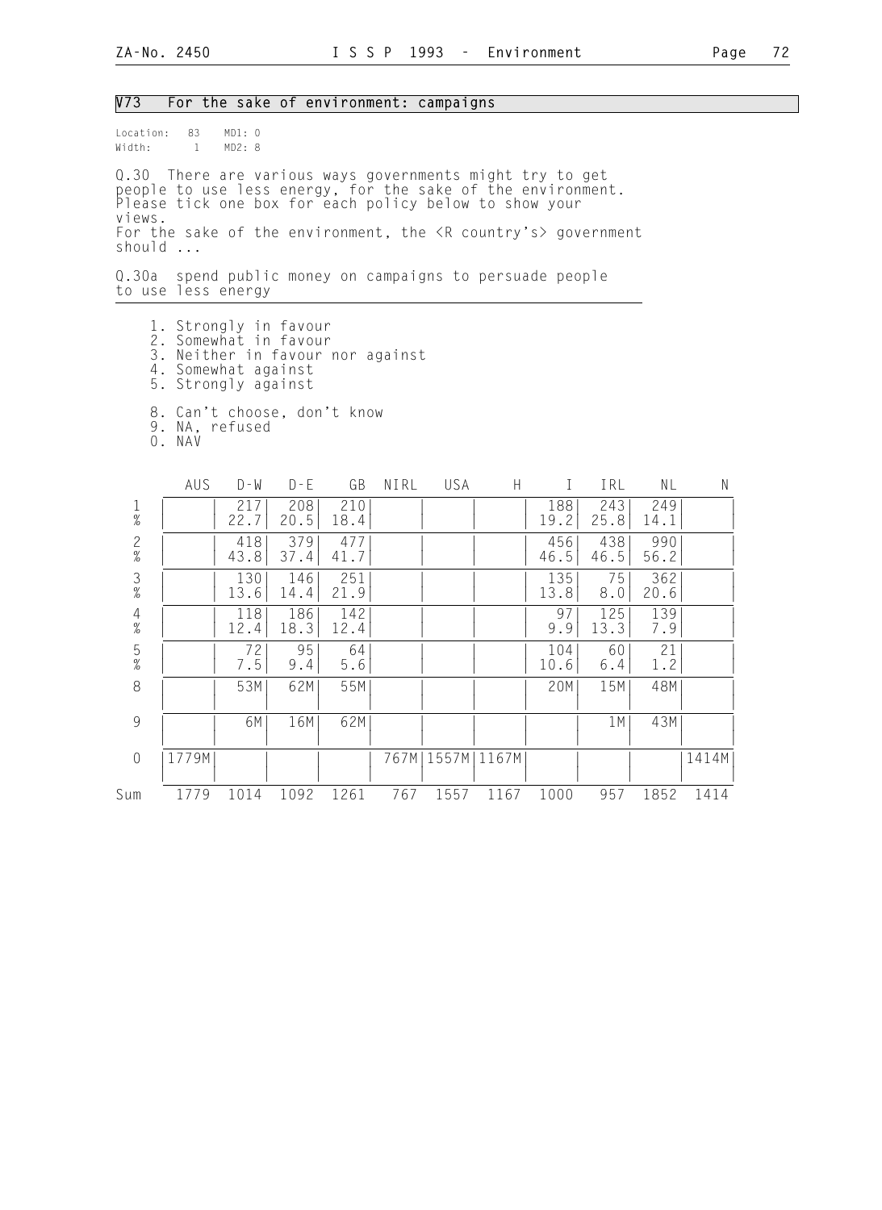## V73 For the sake of environment: campaigns

Location: 83 MD1: 0
Width: 1 MD2: 8

Q.30 There are various ways governments might try to get people to use less energy, for the sake of the environment. Please tick one box for each policy below to show your views.
For the sake of the environment, the <R country's> government should ...

Q.30a spend public money on campaigns to persuade people to use less energy

1. Strongly in favour
2. Somewhat in favour
3. Neither in favour nor against
4. Somewhat against
5. Strongly against

8. Can't choose, don't know
9. NA, refused
0. NAV

| | AUS | D-W | D-E | GB | NIRL | USA | H | I | IRL | NL | N |
|---|---|---|---|---|---|---|---|---|---|---|---|
| 1 | | 217 | 208 | 210 | | | | 188 | 243 | 249 | |
| % | | 22.7 | 20.5 | 18.4 | | | | 19.2 | 25.8 | 14.1 | |
| 2 | | 418 | 379 | 477 | | | | 456 | 438 | 990 | |
| % | | 43.8 | 37.4 | 41.7 | | | | 46.5 | 46.5 | 56.2 | |
| 3 | | 130 | 146 | 251 | | | | 135 | 75 | 362 | |
| % | | 13.6 | 14.4 | 21.9 | | | | 13.8 | 8.0 | 20.6 | |
| 4 | | 118 | 186 | 142 | | | | 97 | 125 | 139 | |
| % | | 12.4 | 18.3 | 12.4 | | | | 9.9 | 13.3 | 7.9 | |
| 5 | | 72 | 95 | 64 | | | | 104 | 60 | 21 | |
| % | | 7.5 | 9.4 | 5.6 | | | | 10.6 | 6.4 | 1.2 | |
| 8 | | 53M | 62M | 55M | | | | 20M | 15M | 48M | |
| 9 | | 6M | 16M | 62M | | | | | 1M | 43M | |
| 0 | 1779M | | | | 767M | 1557M | 1167M | | | | 1414M |
| Sum | 1779 | 1014 | 1092 | 1261 | 767 | 1557 | 1167 | 1000 | 957 | 1852 | 1414 |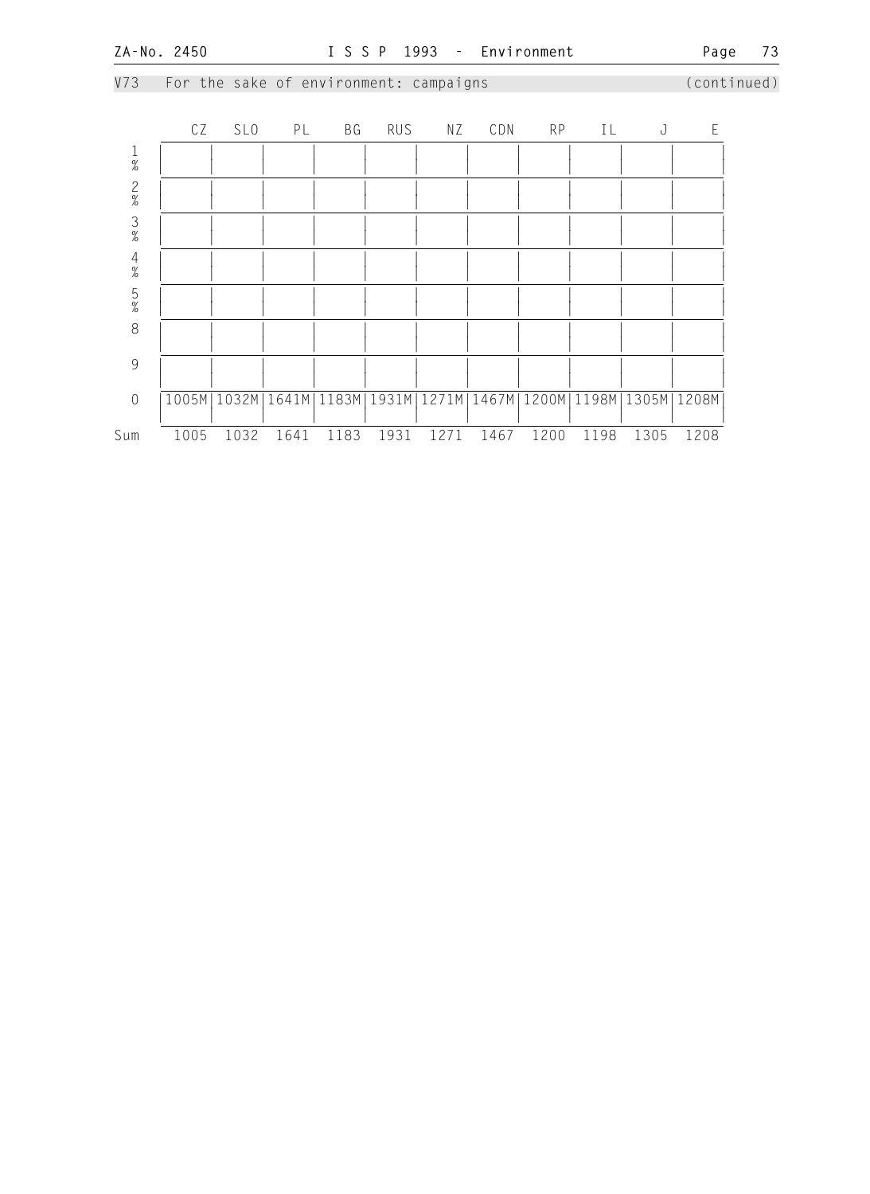V73 For the sake of environment: campaigns (continued)

| | CZ | SLO | PL | BG | RUS | NZ | CDN | RP | IL | J | E |
|---|---|---|---|---|---|---|---|---|---|---|---|
| 1 % | | | | | | | | | | | |
| 2 % | | | | | | | | | | | |
| 3 % | | | | | | | | | | | |
| 4 % | | | | | | | | | | | |
| 5 % | | | | | | | | | | | |
| 8 | | | | | | | | | | | |
| 9 | | | | | | | | | | | |
| 0 | 1005M | 1032M | 1641M | 1183M | 1931M | 1271M | 1467M | 1200M | 1198M | 1305M | 1208M |
| Sum | 1005 | 1032 | 1641 | 1183 | 1931 | 1271 | 1467 | 1200 | 1198 | 1305 | 1208 |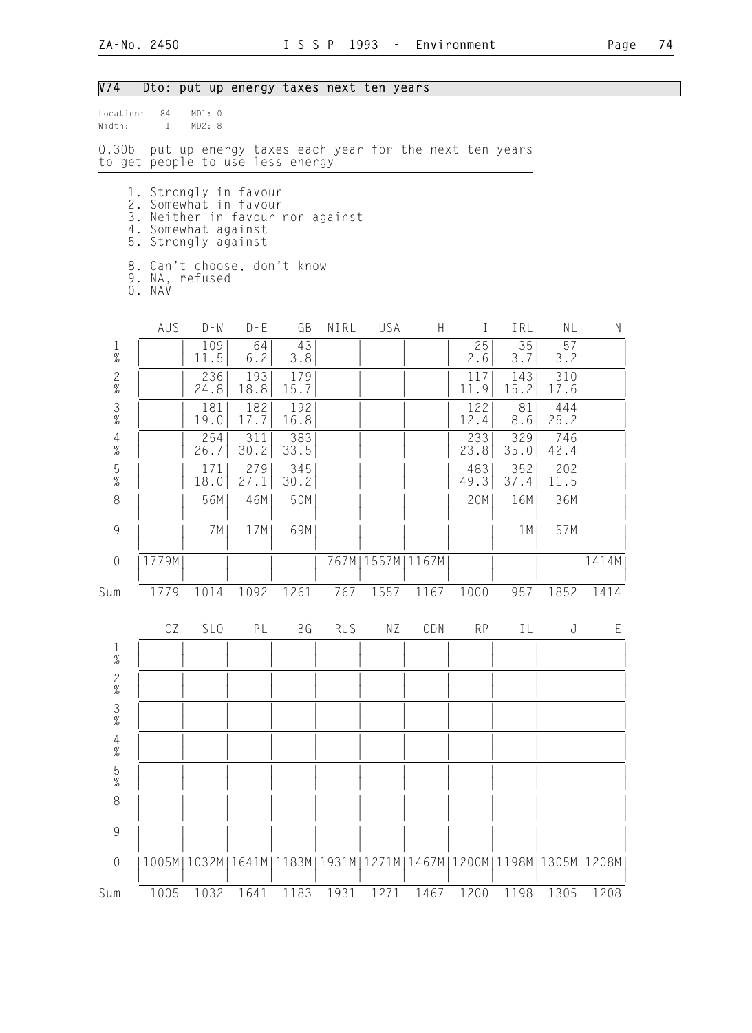## V74 Dto: put up energy taxes next ten years

Location: 84 MD1: 0
Width: 1 MD2: 8

Q.30b put up energy taxes each year for the next ten years to get people to use less energy

1. Strongly in favour
2. Somewhat in favour
3. Neither in favour nor against
4. Somewhat against
5. Strongly against

8. Can't choose, don't know
9. NA, refused
0. NAV

| | AUS | D-W | D-E | GB | NIRL | USA | H | I | IRL | NL | N |
|---|---|---|---|---|---|---|---|---|---|---|---|
| 1 | | 109 | 64 | 43 | | | | 25 | 35 | 57 | |
| % | | 11.5 | 6.2 | 3.8 | | | | 2.6 | 3.7 | 3.2 | |
| 2 | | 236 | 193 | 179 | | | | 117 | 143 | 310 | |
| % | | 24.8 | 18.8 | 15.7 | | | | 11.9 | 15.2 | 17.6 | |
| 3 | | 181 | 182 | 192 | | | | 122 | 81 | 444 | |
| % | | 19.0 | 17.7 | 16.8 | | | | 12.4 | 8.6 | 25.2 | |
| 4 | | 254 | 311 | 383 | | | | 233 | 329 | 746 | |
| % | | 26.7 | 30.2 | 33.5 | | | | 23.8 | 35.0 | 42.4 | |
| 5 | | 171 | 279 | 345 | | | | 483 | 352 | 202 | |
| % | | 18.0 | 27.1 | 30.2 | | | | 49.3 | 37.4 | 11.5 | |
| 8 | | 56M | 46M | 50M | | | | 20M | 16M | 36M | |
| 9 | | 7M | 17M | 69M | | | | | 1M | 57M | |
| 0 | 1779M | | | | 767M | 1557M | 1167M | | | | 1414M |
| Sum | 1779 | 1014 | 1092 | 1261 | 767 | 1557 | 1167 | 1000 | 957 | 1852 | 1414 |

| | CZ | SLO | PL | BG | RUS | NZ | CDN | RP | IL | J | E |
|---|---|---|---|---|---|---|---|---|---|---|---|
| 1 | | | | | | | | | | | |
| % | | | | | | | | | | | |
| 2 | | | | | | | | | | | |
| % | | | | | | | | | | | |
| 3 | | | | | | | | | | | |
| % | | | | | | | | | | | |
| 4 | | | | | | | | | | | |
| % | | | | | | | | | | | |
| 5 | | | | | | | | | | | |
| % | | | | | | | | | | | |
| 8 | | | | | | | | | | | |
| 9 | | | | | | | | | | | |
| 0 | 1005M | 1032M | 1641M | 1183M | 1931M | 1271M | 1467M | 1200M | 1198M | 1305M | 1208M |
| Sum | 1005 | 1032 | 1641 | 1183 | 1931 | 1271 | 1467 | 1200 | 1198 | 1305 | 1208 |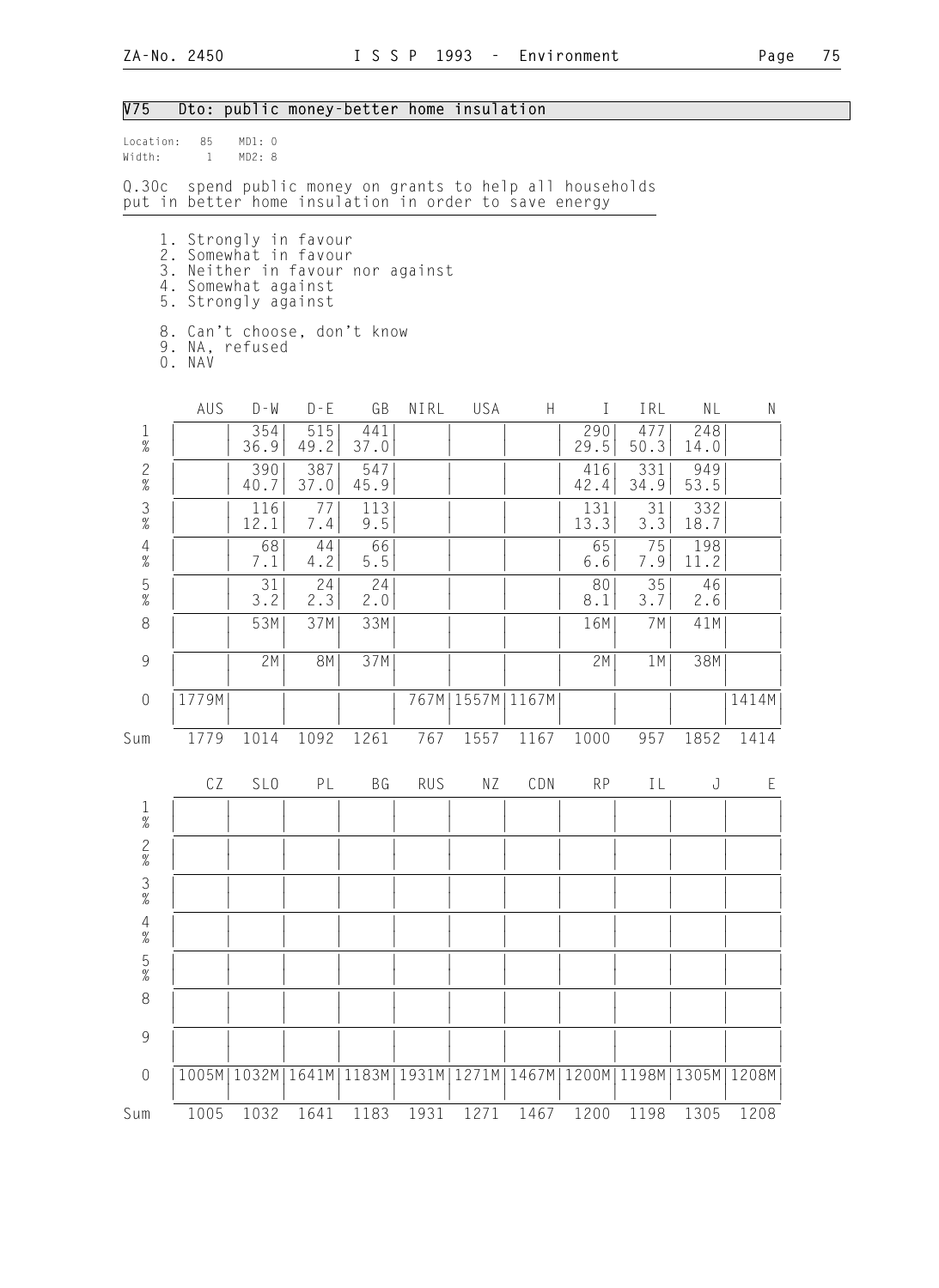## V75 Dto: public money-better home insulation

Location: 85 MD1: 0
Width: 1 MD2: 8

Q.30c spend public money on grants to help all households put in better home insulation in order to save energy

1. Strongly in favour
2. Somewhat in favour
3. Neither in favour nor against
4. Somewhat against
5. Strongly against

8. Can't choose, don't know
9. NA, refused
0. NAV

| | AUS | D-W | D-E | GB | NIRL | USA | H | I | IRL | NL | N |
|---|---|---|---|---|---|---|---|---|---|---|---|
| 1 | | 354 | 515 | 441 | | | | 290 | 477 | 248 | |
| % | | 36.9 | 49.2 | 37.0 | | | | 29.5 | 50.3 | 14.0 | |
| 2 | | 390 | 387 | 547 | | | | 416 | 331 | 949 | |
| % | | 40.7 | 37.0 | 45.9 | | | | 42.4 | 34.9 | 53.5 | |
| 3 | | 116 | 77 | 113 | | | | 131 | 31 | 332 | |
| % | | 12.1 | 7.4 | 9.5 | | | | 13.3 | 3.3 | 18.7 | |
| 4 | | 68 | 44 | 66 | | | | 65 | 75 | 198 | |
| % | | 7.1 | 4.2 | 5.5 | | | | 6.6 | 7.9 | 11.2 | |
| 5 | | 31 | 24 | 24 | | | | 80 | 35 | 46 | |
| % | | 3.2 | 2.3 | 2.0 | | | | 8.1 | 3.7 | 2.6 | |
| 8 | | 53M | 37M | 33M | | | | 16M | 7M | 41M | |
| 9 | | 2M | 8M | 37M | | | | 2M | 1M | 38M | |
| 0 | 1779M | | | | 767M | 1557M | 1167M | | | | 1414M |
| Sum | 1779 | 1014 | 1092 | 1261 | 767 | 1557 | 1167 | 1000 | 957 | 1852 | 1414 |

| | CZ | SLO | PL | BG | RUS | NZ | CDN | RP | IL | J | E |
|---|---|---|---|---|---|---|---|---|---|---|---|
| 1 | | | | | | | | | | | |
| % | | | | | | | | | | | |
| 2 | | | | | | | | | | | |
| % | | | | | | | | | | | |
| 3 | | | | | | | | | | | |
| % | | | | | | | | | | | |
| 4 | | | | | | | | | | | |
| % | | | | | | | | | | | |
| 5 | | | | | | | | | | | |
| % | | | | | | | | | | | |
| 8 | | | | | | | | | | | |
| 9 | | | | | | | | | | | |
| 0 | 1005M | 1032M | 1641M | 1183M | 1931M | 1271M | 1467M | 1200M | 1198M | 1305M | 1208M |
| Sum | 1005 | 1032 | 1641 | 1183 | 1931 | 1271 | 1467 | 1200 | 1198 | 1305 | 1208 |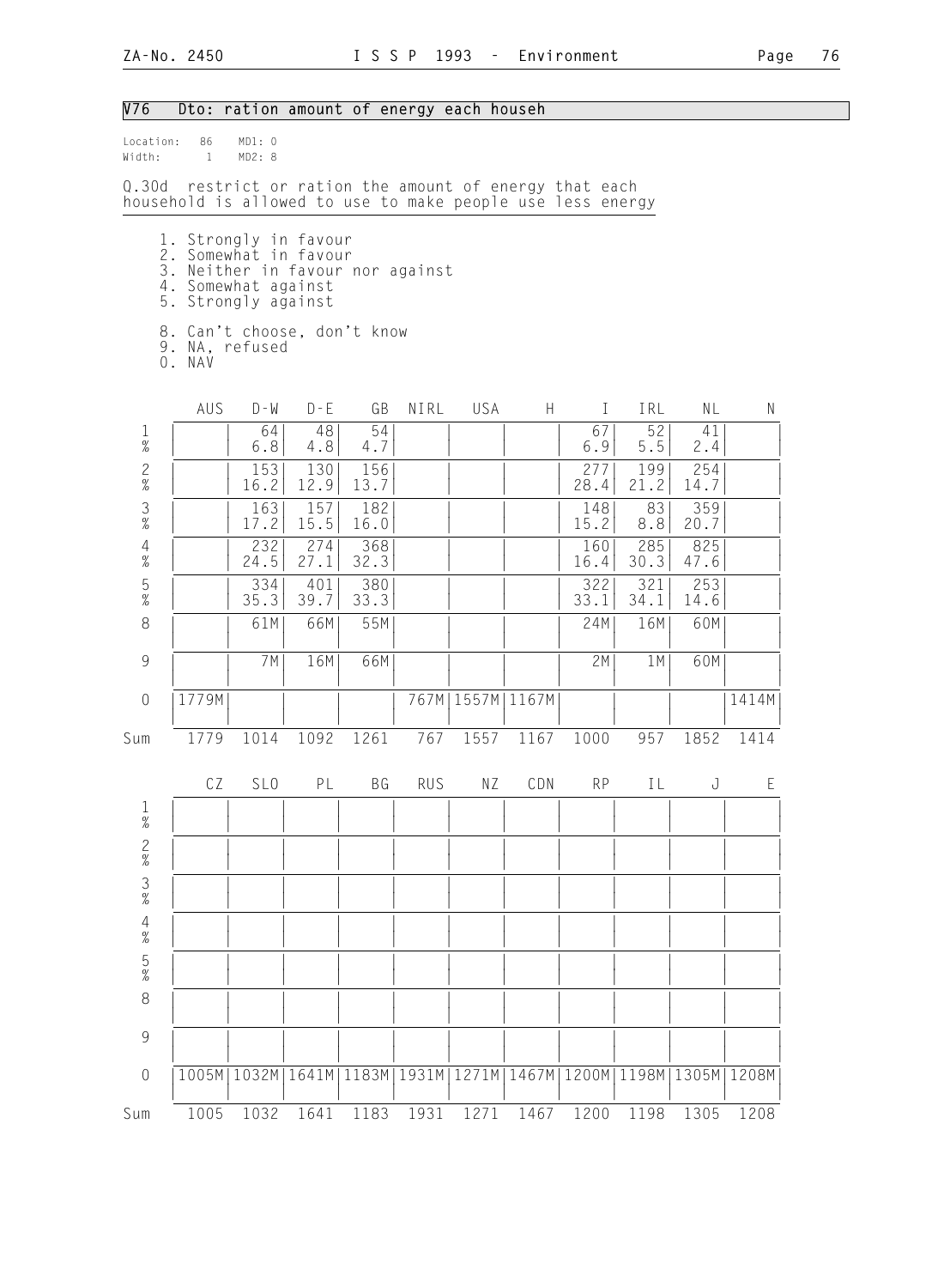## V76 Dto: ration amount of energy each househ

Location: 86 MD1: 0
Width: 1 MD2: 8

Q.30d restrict or ration the amount of energy that each household is allowed to use to make people use less energy

1. Strongly in favour
2. Somewhat in favour
3. Neither in favour nor against
4. Somewhat against
5. Strongly against

8. Can't choose, don't know
9. NA, refused
0. NAV

| | AUS | D-W | D-E | GB | NIRL | USA | H | I | IRL | NL | N |
|---|---|---|---|---|---|---|---|---|---|---|---|
| 1 | | 64 | 48 | 54 | | | | 67 | 52 | 41 | |
| % | | 6.8 | 4.8 | 4.7 | | | | 6.9 | 5.5 | 2.4 | |
| 2 | | 153 | 130 | 156 | | | | 277 | 199 | 254 | |
| % | | 16.2 | 12.9 | 13.7 | | | | 28.4 | 21.2 | 14.7 | |
| 3 | | 163 | 157 | 182 | | | | 148 | 83 | 359 | |
| % | | 17.2 | 15.5 | 16.0 | | | | 15.2 | 8.8 | 20.7 | |
| 4 | | 232 | 274 | 368 | | | | 160 | 285 | 825 | |
| % | | 24.5 | 27.1 | 32.3 | | | | 16.4 | 30.3 | 47.6 | |
| 5 | | 334 | 401 | 380 | | | | 322 | 321 | 253 | |
| % | | 35.3 | 39.7 | 33.3 | | | | 33.1 | 34.1 | 14.6 | |
| 8 | | 61M | 66M | 55M | | | | 24M | 16M | 60M | |
| 9 | | 7M | 16M | 66M | | | | 2M | 1M | 60M | |
| 0 | 1779M | | | | 767M | 1557M | 1167M | | | | 1414M |
| Sum | 1779 | 1014 | 1092 | 1261 | 767 | 1557 | 1167 | 1000 | 957 | 1852 | 1414 |

| | CZ | SLO | PL | BG | RUS | NZ | CDN | RP | IL | J | E |
|---|---|---|---|---|---|---|---|---|---|---|---|
| 1 | | | | | | | | | | | |
| % | | | | | | | | | | | |
| 2 | | | | | | | | | | | |
| % | | | | | | | | | | | |
| 3 | | | | | | | | | | | |
| % | | | | | | | | | | | |
| 4 | | | | | | | | | | | |
| % | | | | | | | | | | | |
| 5 | | | | | | | | | | | |
| % | | | | | | | | | | | |
| 8 | | | | | | | | | | | |
| 9 | | | | | | | | | | | |
| 0 | 1005M | 1032M | 1641M | 1183M | 1931M | 1271M | 1467M | 1200M | 1198M | 1305M | 1208M |
| Sum | 1005 | 1032 | 1641 | 1183 | 1931 | 1271 | 1467 | 1200 | 1198 | 1305 | 1208 |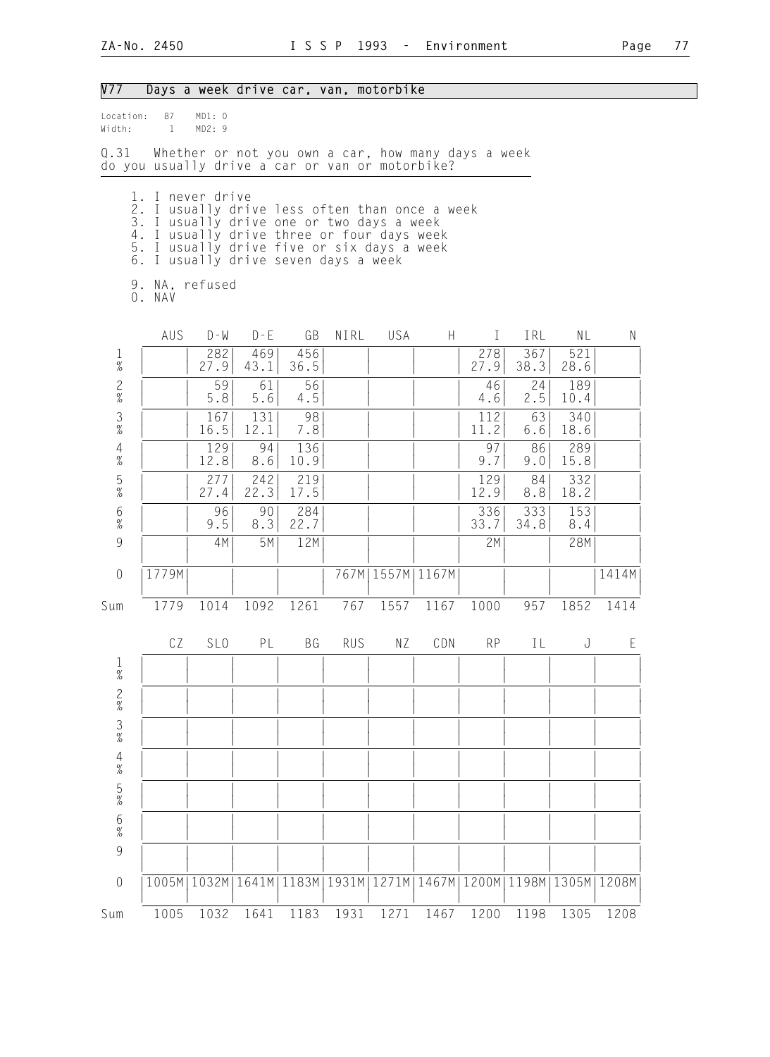## V77 Days a week drive car, van, motorbike

Location: 87 MD1: 0
Width: 1 MD2: 9

Q.31 Whether or not you own a car, how many days a week do you usually drive a car or van or motorbike?

1. I never drive
2. I usually drive less often than once a week
3. I usually drive one or two days a week
4. I usually drive three or four days week
5. I usually drive five or six days a week
6. I usually drive seven days a week

9. NA, refused
0. NAV

| | AUS | D-W | D-E | GB | NIRL | USA | H | I | IRL | NL | N |
|---|---|---|---|---|---|---|---|---|---|---|---|
| 1 | | 282 | 469 | 456 | | | | 278 | 367 | 521 | |
| % | | 27.9 | 43.1 | 36.5 | | | | 27.9 | 38.3 | 28.6 | |
| 2 | | 59 | 61 | 56 | | | | 46 | 24 | 189 | |
| % | | 5.8 | 5.6 | 4.5 | | | | 4.6 | 2.5 | 10.4 | |
| 3 | | 167 | 131 | 98 | | | | 112 | 63 | 340 | |
| % | | 16.5 | 12.1 | 7.8 | | | | 11.2 | 6.6 | 18.6 | |
| 4 | | 129 | 94 | 136 | | | | 97 | 86 | 289 | |
| % | | 12.8 | 8.6 | 10.9 | | | | 9.7 | 9.0 | 15.8 | |
| 5 | | 277 | 242 | 219 | | | | 129 | 84 | 332 | |
| % | | 27.4 | 22.3 | 17.5 | | | | 12.9 | 8.8 | 18.2 | |
| 6 | | 96 | 90 | 284 | | | | 336 | 333 | 153 | |
| % | | 9.5 | 8.3 | 22.7 | | | | 33.7 | 34.8 | 8.4 | |
| 9 | | 4M | 5M | 12M | | | | 2M | | 28M | |
| 0 | 1779M | | | | 767M | 1557M | 1167M | | | | 1414M |
| Sum | 1779 | 1014 | 1092 | 1261 | 767 | 1557 | 1167 | 1000 | 957 | 1852 | 1414 |

| | CZ | SLO | PL | BG | RUS | NZ | CDN | RP | IL | J | E |
|---|---|---|---|---|---|---|---|---|---|---|---|
| 1 | | | | | | | | | | | |
| % | | | | | | | | | | | |
| 2 | | | | | | | | | | | |
| % | | | | | | | | | | | |
| 3 | | | | | | | | | | | |
| % | | | | | | | | | | | |
| 4 | | | | | | | | | | | |
| % | | | | | | | | | | | |
| 5 | | | | | | | | | | | |
| % | | | | | | | | | | | |
| 6 | | | | | | | | | | | |
| % | | | | | | | | | | | |
| 9 | | | | | | | | | | | |
| 0 | 1005M | 1032M | 1641M | 1183M | 1931M | 1271M | 1467M | 1200M | 1198M | 1305M | 1208M |
| Sum | 1005 | 1032 | 1641 | 1183 | 1931 | 1271 | 1467 | 1200 | 1198 | 1305 | 1208 |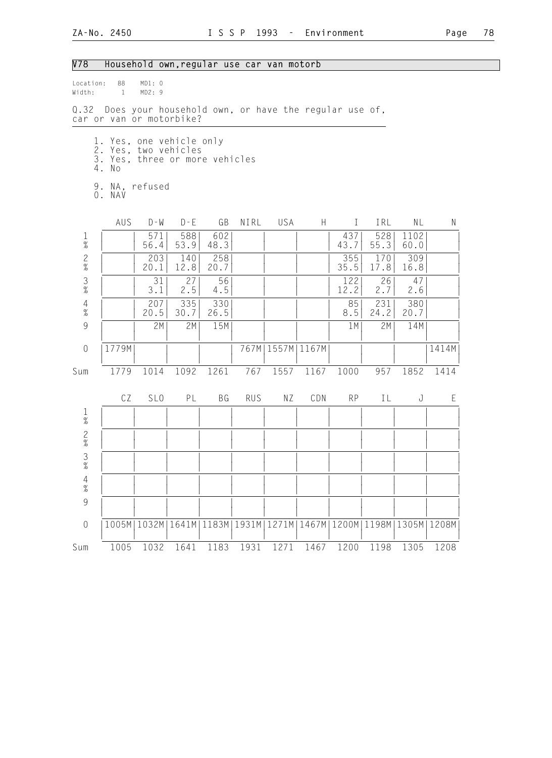## V78 Household own,regular use car van motorb

Location: 88 MD1: 0
Width: 1 MD2: 9

Q.32 Does your household own, or have the regular use of, car or van or motorbike?

1. Yes, one vehicle only
2. Yes, two vehicles
3. Yes, three or more vehicles
4. No

9. NA, refused
0. NAV

| | AUS | D-W | D-E | GB | NIRL | USA | H | I | IRL | NL | N |
|---|---|---|---|---|---|---|---|---|---|---|---|
| 1 | | 571 | 588 | 602 | | | | 437 | 528 | 1102 | |
| % | | 56.4 | 53.9 | 48.3 | | | | 43.7 | 55.3 | 60.0 | |
| 2 | | 203 | 140 | 258 | | | | 355 | 170 | 309 | |
| % | | 20.1 | 12.8 | 20.7 | | | | 35.5 | 17.8 | 16.8 | |
| 3 | | 31 | 27 | 56 | | | | 122 | 26 | 47 | |
| % | | 3.1 | 2.5 | 4.5 | | | | 12.2 | 2.7 | 2.6 | |
| 4 | | 207 | 335 | 330 | | | | 85 | 231 | 380 | |
| % | | 20.5 | 30.7 | 26.5 | | | | 8.5 | 24.2 | 20.7 | |
| 9 | | 2M | 2M | 15M | | | | 1M | 2M | 14M | |
| 0 | 1779M | | | | 767M | 1557M | 1167M | | | | 1414M |
| Sum | 1779 | 1014 | 1092 | 1261 | 767 | 1557 | 1167 | 1000 | 957 | 1852 | 1414 |

| | CZ | SLO | PL | BG | RUS | NZ | CDN | RP | IL | J | E |
|---|---|---|---|---|---|---|---|---|---|---|---|
| 1 | | | | | | | | | | | |
| % | | | | | | | | | | | |
| 2 | | | | | | | | | | | |
| % | | | | | | | | | | | |
| 3 | | | | | | | | | | | |
| % | | | | | | | | | | | |
| 4 | | | | | | | | | | | |
| % | | | | | | | | | | | |
| 9 | | | | | | | | | | | |
| 0 | 1005M | 1032M | 1641M | 1183M | 1931M | 1271M | 1467M | 1200M | 1198M | 1305M | 1208M |
| Sum | 1005 | 1032 | 1641 | 1183 | 1931 | 1271 | 1467 | 1200 | 1198 | 1305 | 1208 |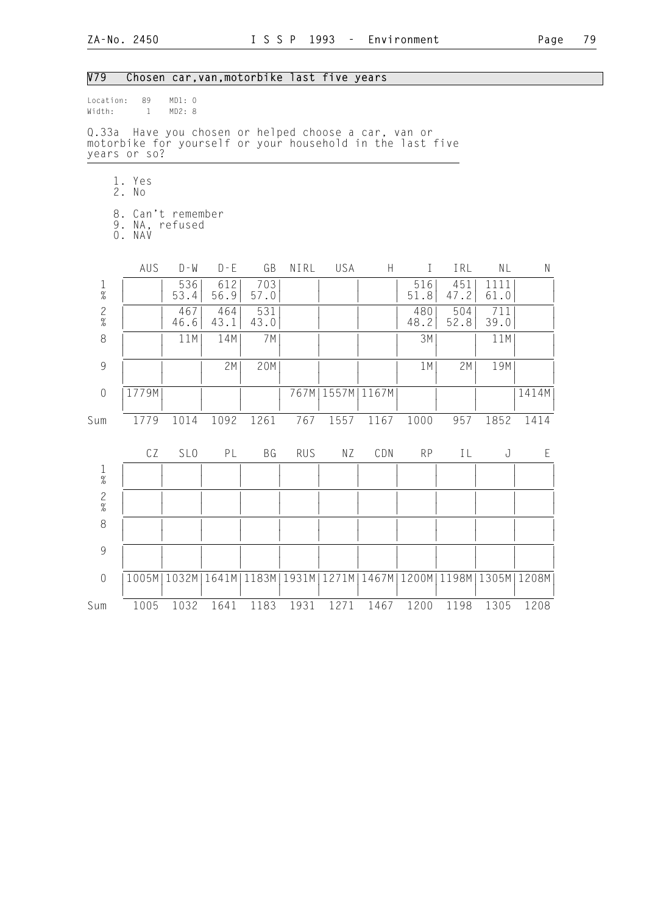## V79 Chosen car,van,motorbike last five years

Location: 89 MD1: 0
Width: 1 MD2: 8

Q.33a Have you chosen or helped choose a car, van or motorbike for yourself or your household in the last five years or so?

1. Yes
2. No

8. Can't remember
9. NA, refused
0. NAV

| | AUS | D-W | D-E | GB | NIRL | USA | H | I | IRL | NL | N |
|---|---|---|---|---|---|---|---|---|---|---|---|
| 1 | | 536 | 612 | 703 | | | | 516 | 451 | 1111 | |
| % | | 53.4 | 56.9 | 57.0 | | | | 51.8 | 47.2 | 61.0 | |
| 2 | | 467 | 464 | 531 | | | | 480 | 504 | 711 | |
| % | | 46.6 | 43.1 | 43.0 | | | | 48.2 | 52.8 | 39.0 | |
| 8 | | 11M | 14M | 7M | | | | 3M | | 11M | |
| 9 | | | 2M | 20M | | | | 1M | 2M | 19M | |
| 0 | 1779M | | | | 767M | 1557M | 1167M | | | | 1414M |
| Sum | 1779 | 1014 | 1092 | 1261 | 767 | 1557 | 1167 | 1000 | 957 | 1852 | 1414 |

| | CZ | SLO | PL | BG | RUS | NZ | CDN | RP | IL | J | E |
|---|---|---|---|---|---|---|---|---|---|---|---|
| 1 | | | | | | | | | | | |
| % | | | | | | | | | | | |
| 2 | | | | | | | | | | | |
| % | | | | | | | | | | | |
| 8 | | | | | | | | | | | |
| 9 | | | | | | | | | | | |
| 0 | 1005M | 1032M | 1641M | 1183M | 1931M | 1271M | 1467M | 1200M | 1198M | 1305M | 1208M |
| Sum | 1005 | 1032 | 1641 | 1183 | 1931 | 1271 | 1467 | 1200 | 1198 | 1305 | 1208 |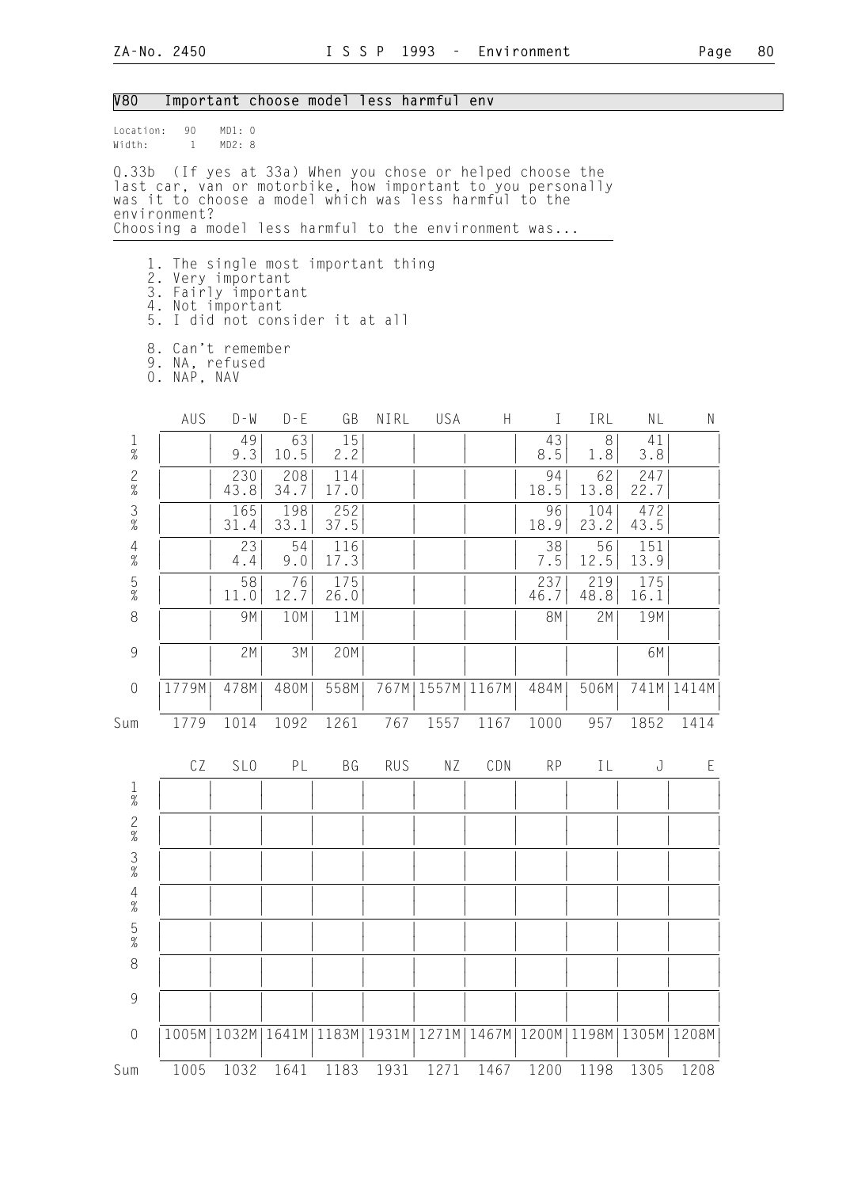## V80 Important choose model less harmful env

Location: 90 MD1: 0
Width: 1 MD2: 8

Q.33b (If yes at 33a) When you chose or helped choose the last car, van or motorbike, how important to you personally was it to choose a model which was less harmful to the environment?
Choosing a model less harmful to the environment was...

1. The single most important thing
2. Very important
3. Fairly important
4. Not important
5. I did not consider it at all

8. Can't remember
9. NA, refused
0. NAP, NAV

| | AUS | D-W | D-E | GB | NIRL | USA | H | I | IRL | NL | N |
|---|---|---|---|---|---|---|---|---|---|---|---|
| 1 | | 49 | 63 | 15 | | | | 43 | 8 | 41 | |
| % | | 9.3 | 10.5 | 2.2 | | | | 8.5 | 1.8 | 3.8 | |
| 2 | | 230 | 208 | 114 | | | | 94 | 62 | 247 | |
| % | | 43.8 | 34.7 | 17.0 | | | | 18.5 | 13.8 | 22.7 | |
| 3 | | 165 | 198 | 252 | | | | 96 | 104 | 472 | |
| % | | 31.4 | 33.1 | 37.5 | | | | 18.9 | 23.2 | 43.5 | |
| 4 | | 23 | 54 | 116 | | | | 38 | 56 | 151 | |
| % | | 4.4 | 9.0 | 17.3 | | | | 7.5 | 12.5 | 13.9 | |
| 5 | | 58 | 76 | 175 | | | | 237 | 219 | 175 | |
| % | | 11.0 | 12.7 | 26.0 | | | | 46.7 | 48.8 | 16.1 | |
| 8 | | 9M | 10M | 11M | | | | 8M | 2M | 19M | |
| 9 | | 2M | 3M | 20M | | | | | | 6M | |
| 0 | 1779M | 478M | 480M | 558M | 767M | 1557M | 1167M | 484M | 506M | 741M | 1414M |
| Sum | 1779 | 1014 | 1092 | 1261 | 767 | 1557 | 1167 | 1000 | 957 | 1852 | 1414 |

| | CZ | SLO | PL | BG | RUS | NZ | CDN | RP | IL | J | E |
|---|---|---|---|---|---|---|---|---|---|---|---|
| 1 | | | | | | | | | | | |
| % | | | | | | | | | | | |
| 2 | | | | | | | | | | | |
| % | | | | | | | | | | | |
| 3 | | | | | | | | | | | |
| % | | | | | | | | | | | |
| 4 | | | | | | | | | | | |
| % | | | | | | | | | | | |
| 5 | | | | | | | | | | | |
| % | | | | | | | | | | | |
| 8 | | | | | | | | | | | |
| 9 | | | | | | | | | | | |
| 0 | 1005M | 1032M | 1641M | 1183M | 1931M | 1271M | 1467M | 1200M | 1198M | 1305M | 1208M |
| Sum | 1005 | 1032 | 1641 | 1183 | 1931 | 1271 | 1467 | 1200 | 1198 | 1305 | 1208 |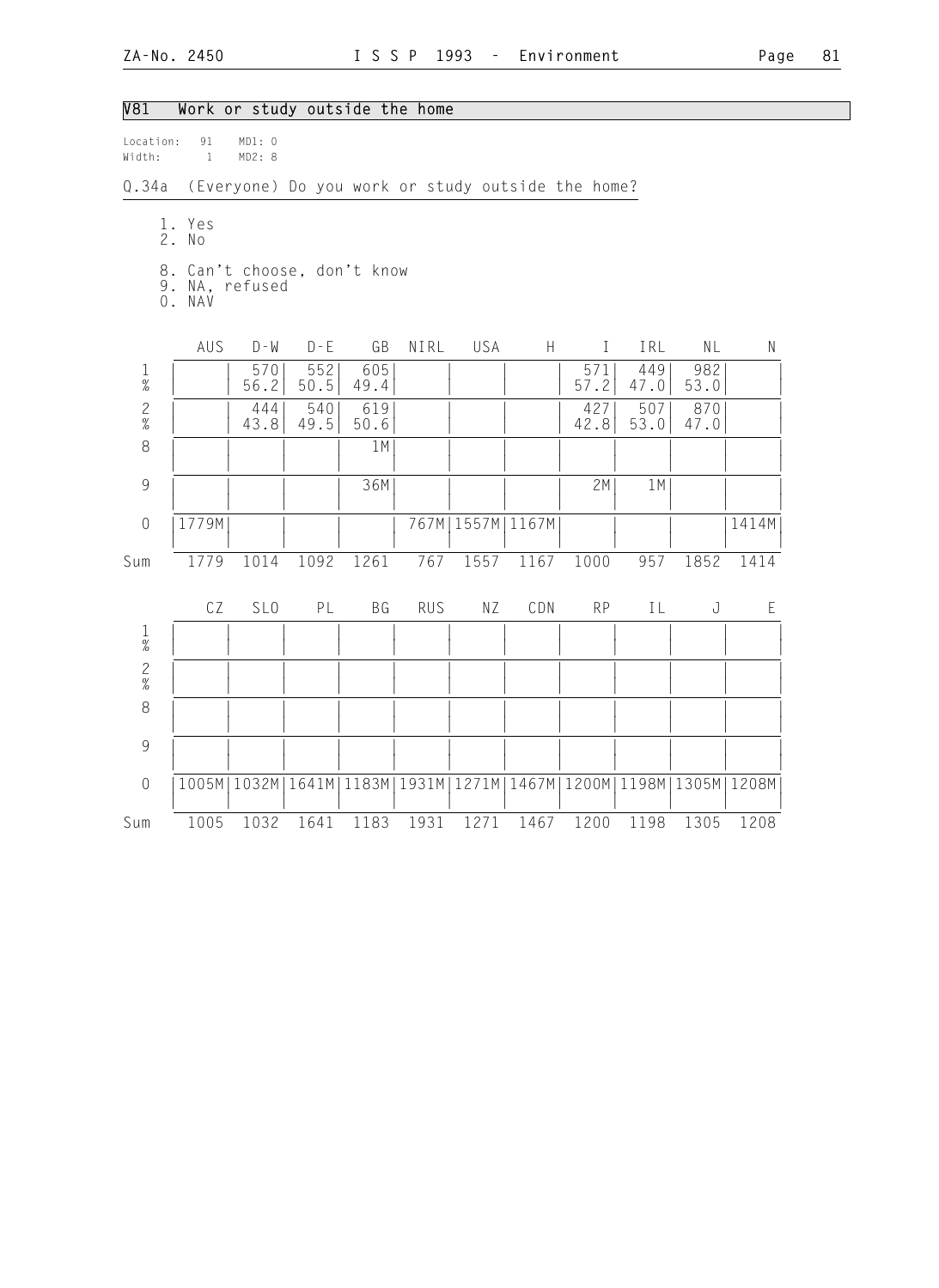## V81 Work or study outside the home

Location: 91 MD1: 0
Width: 1 MD2: 8

Q.34a (Everyone) Do you work or study outside the home?

1. Yes
2. No

8. Can't choose, don't know
9. NA, refused
0. NAV

| | AUS | D-W | D-E | GB | NIRL | USA | H | I | IRL | NL | N |
|---|---|---|---|---|---|---|---|---|---|---|---|
| 1 | | 570 | 552 | 605 | | | | 571 | 449 | 982 | |
| % | | 56.2 | 50.5 | 49.4 | | | | 57.2 | 47.0 | 53.0 | |
| 2 | | 444 | 540 | 619 | | | | 427 | 507 | 870 | |
| % | | 43.8 | 49.5 | 50.6 | | | | 42.8 | 53.0 | 47.0 | |
| 8 | | | | 1M | | | | | | | |
| 9 | | | | 36M | | | | 2M | 1M | | |
| 0 | 1779M | | | | 767M | 1557M | 1167M | | | | 1414M |
| Sum | 1779 | 1014 | 1092 | 1261 | 767 | 1557 | 1167 | 1000 | 957 | 1852 | 1414 |

| | CZ | SLO | PL | BG | RUS | NZ | CDN | RP | IL | J | E |
|---|---|---|---|---|---|---|---|---|---|---|---|
| 1 | | | | | | | | | | | |
| % | | | | | | | | | | | |
| 2 | | | | | | | | | | | |
| % | | | | | | | | | | | |
| 8 | | | | | | | | | | | |
| 9 | | | | | | | | | | | |
| 0 | 1005M | 1032M | 1641M | 1183M | 1931M | 1271M | 1467M | 1200M | 1198M | 1305M | 1208M |
| Sum | 1005 | 1032 | 1641 | 1183 | 1931 | 1271 | 1467 | 1200 | 1198 | 1305 | 1208 |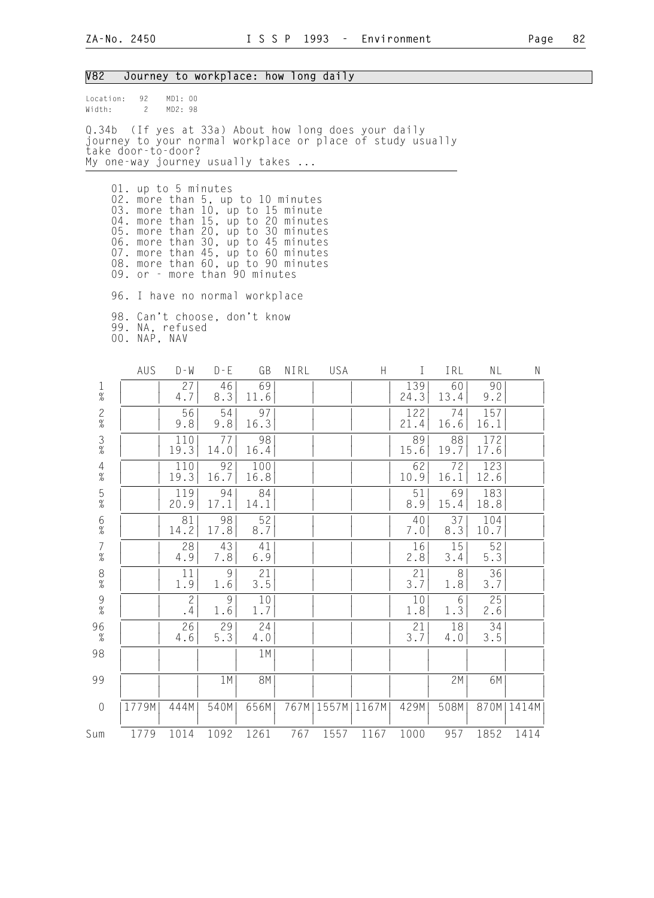## V82 Journey to workplace: how long daily

Location: 92 MD1: 00
Width: 2 MD2: 98

Q.34b (If yes at 33a) About how long does your daily journey to your normal workplace or place of study usually take door-to-door?
My one-way journey usually takes ...

01. up to 5 minutes
02. more than 5, up to 10 minutes
03. more than 10, up to 15 minute
04. more than 15, up to 20 minutes
05. more than 20, up to 30 minutes
06. more than 30, up to 45 minutes
07. more than 45, up to 60 minutes
08. more than 60, up to 90 minutes
09. or - more than 90 minutes

96. I have no normal workplace

98. Can't choose, don't know
99. NA, refused
00. NAP, NAV

| | AUS | D-W | D-E | GB | NIRL | USA | H | I | IRL | NL | N |
|---|---|---|---|---|---|---|---|---|---|---|---|
| 1 | | 27 | 46 | 69 | | | | 139 | 60 | 90 | |
| % | | 4.7 | 8.3 | 11.6 | | | | 24.3 | 13.4 | 9.2 | |
| 2 | | 56 | 54 | 97 | | | | 122 | 74 | 157 | |
| % | | 9.8 | 9.8 | 16.3 | | | | 21.4 | 16.6 | 16.1 | |
| 3 | | 110 | 77 | 98 | | | | 89 | 88 | 172 | |
| % | | 19.3 | 14.0 | 16.4 | | | | 15.6 | 19.7 | 17.6 | |
| 4 | | 110 | 92 | 100 | | | | 62 | 72 | 123 | |
| % | | 19.3 | 16.7 | 16.8 | | | | 10.9 | 16.1 | 12.6 | |
| 5 | | 119 | 94 | 84 | | | | 51 | 69 | 183 | |
| % | | 20.9 | 17.1 | 14.1 | | | | 8.9 | 15.4 | 18.8 | |
| 6 | | 81 | 98 | 52 | | | | 40 | 37 | 104 | |
| % | | 14.2 | 17.8 | 8.7 | | | | 7.0 | 8.3 | 10.7 | |
| 7 | | 28 | 43 | 41 | | | | 16 | 15 | 52 | |
| % | | 4.9 | 7.8 | 6.9 | | | | 2.8 | 3.4 | 5.3 | |
| 8 | | 11 | 9 | 21 | | | | 21 | 8 | 36 | |
| % | | 1.9 | 1.6 | 3.5 | | | | 3.7 | 1.8 | 3.7 | |
| 9 | | 2 | 9 | 10 | | | | 10 | 6 | 25 | |
| % | | .4 | 1.6 | 1.7 | | | | 1.8 | 1.3 | 2.6 | |
| 96 | | 26 | 29 | 24 | | | | 21 | 18 | 34 | |
| % | | 4.6 | 5.3 | 4.0 | | | | 3.7 | 4.0 | 3.5 | |
| 98 | | | | 1M | | | | | | | |
| 99 | | | 1M | 8M | | | | | 2M | 6M | |
| 0 | 1779M | 444M | 540M | 656M | 767M | 1557M | 1167M | 429M | 508M | 870M | 1414M |
| Sum | 1779 | 1014 | 1092 | 1261 | 767 | 1557 | 1167 | 1000 | 957 | 1852 | 1414 |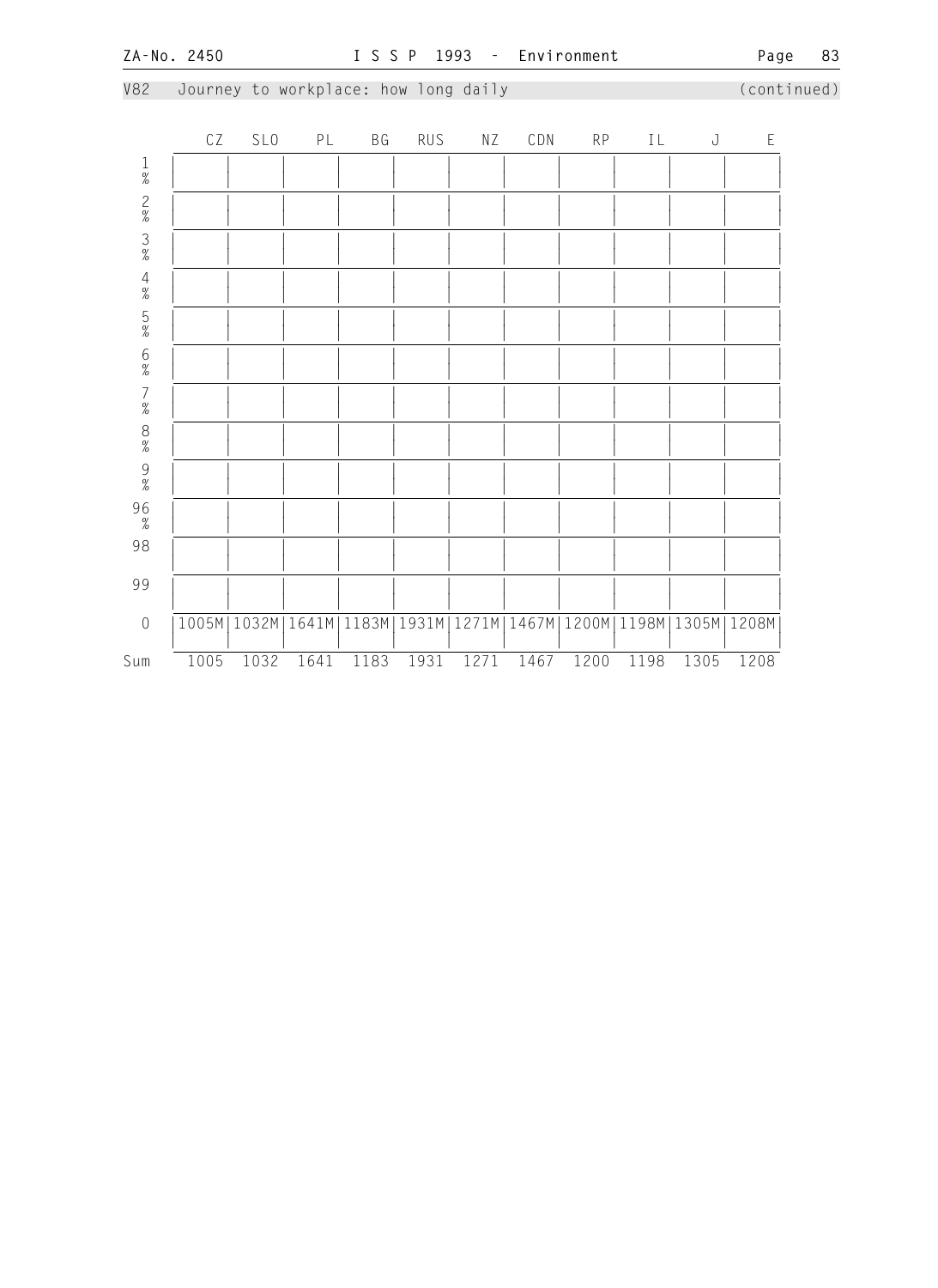V82 Journey to workplace: how long daily (continued)

| | CZ | SLO | PL | BG | RUS | NZ | CDN | RP | IL | J | E |
|---|---|---|---|---|---|---|---|---|---|---|---|
| 1 % | | | | | | | | | | | |
| 2 % | | | | | | | | | | | |
| 3 % | | | | | | | | | | | |
| 4 % | | | | | | | | | | | |
| 5 % | | | | | | | | | | | |
| 6 % | | | | | | | | | | | |
| 7 % | | | | | | | | | | | |
| 8 % | | | | | | | | | | | |
| 9 % | | | | | | | | | | | |
| 96 % | | | | | | | | | | | |
| 98 | | | | | | | | | | | |
| 99 | | | | | | | | | | | |
| 0 | 1005M | 1032M | 1641M | 1183M | 1931M | 1271M | 1467M | 1200M | 1198M | 1305M | 1208M |
| Sum | 1005 | 1032 | 1641 | 1183 | 1931 | 1271 | 1467 | 1200 | 1198 | 1305 | 1208 |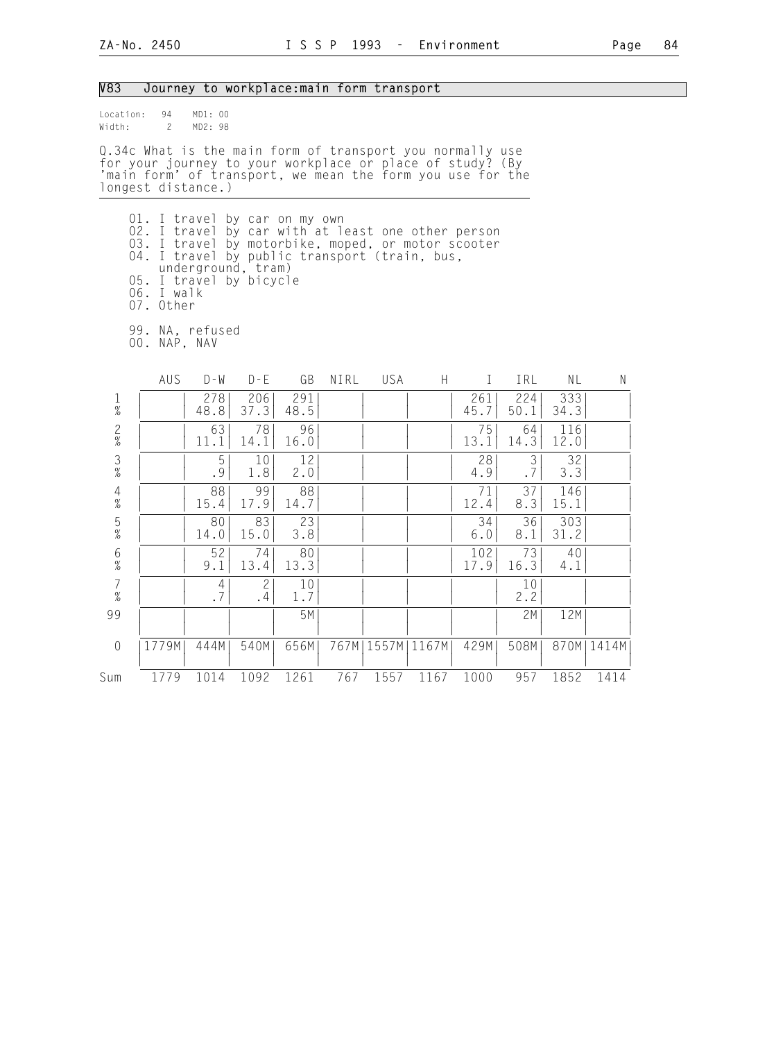## V83 Journey to workplace:main form transport

Location: 94 MD1: 00
Width: 2 MD2: 98

Q.34c What is the main form of transport you normally use for your journey to your workplace or place of study? (By 'main form' of transport, we mean the form you use for the longest distance.)

01. I travel by car on my own
02. I travel by car with at least one other person
03. I travel by motorbike, moped, or motor scooter
04. I travel by public transport (train, bus, underground, tram)
05. I travel by bicycle
06. I walk
07. Other

99. NA, refused
00. NAP, NAV

| | AUS | D-W | D-E | GB | NIRL | USA | H | I | IRL | NL | N |
|---|---|---|---|---|---|---|---|---|---|---|---|
| 1 | | 278 | 206 | 291 | | | | 261 | 224 | 333 | |
| % | | 48.8 | 37.3 | 48.5 | | | | 45.7 | 50.1 | 34.3 | |
| 2 | | 63 | 78 | 96 | | | | 75 | 64 | 116 | |
| % | | 11.1 | 14.1 | 16.0 | | | | 13.1 | 14.3 | 12.0 | |
| 3 | | 5 | 10 | 12 | | | | 28 | 3 | 32 | |
| % | | .9 | 1.8 | 2.0 | | | | 4.9 | .7 | 3.3 | |
| 4 | | 88 | 99 | 88 | | | | 71 | 37 | 146 | |
| % | | 15.4 | 17.9 | 14.7 | | | | 12.4 | 8.3 | 15.1 | |
| 5 | | 80 | 83 | 23 | | | | 34 | 36 | 303 | |
| % | | 14.0 | 15.0 | 3.8 | | | | 6.0 | 8.1 | 31.2 | |
| 6 | | 52 | 74 | 80 | | | | 102 | 73 | 40 | |
| % | | 9.1 | 13.4 | 13.3 | | | | 17.9 | 16.3 | 4.1 | |
| 7 | | 4 | 2 | 10 | | | | | 10 | | |
| % | | .7 | .4 | 1.7 | | | | | 2.2 | | |
| 99 | | | | 5M | | | | | 2M | 12M | |
| 0 | 1779M | 444M | 540M | 656M | 767M | 1557M | 1167M | 429M | 508M | 870M | 1414M |
| Sum | 1779 | 1014 | 1092 | 1261 | 767 | 1557 | 1167 | 1000 | 957 | 1852 | 1414 |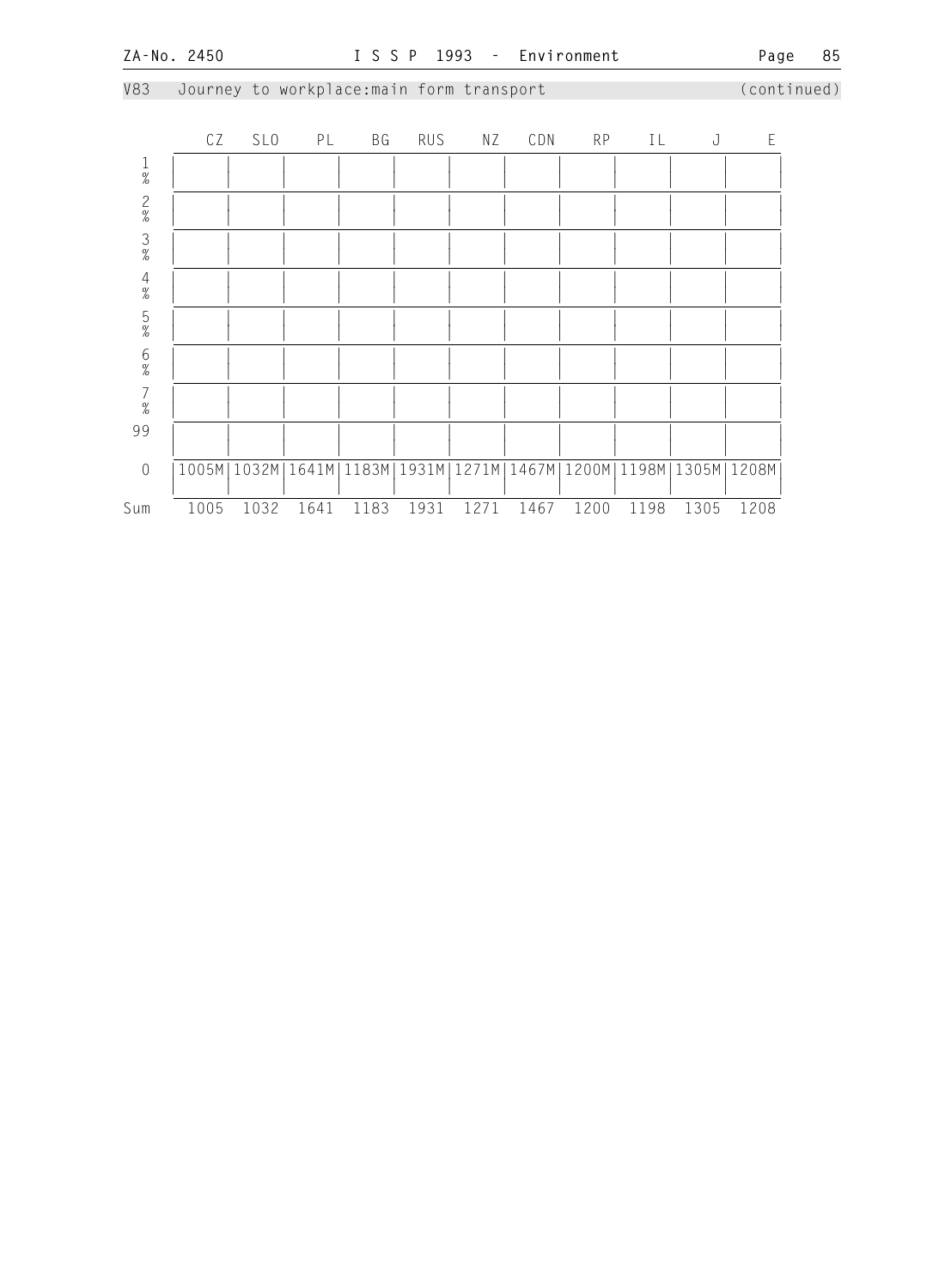V83 Journey to workplace:main form transport (continued)

|  | CZ | SLO | PL | BG | RUS | NZ | CDN | RP | IL | J | E |
|---|---|---|---|---|---|---|---|---|---|---|---|
| 1 % | | | | | | | | | | | |
| 2 % | | | | | | | | | | | |
| 3 % | | | | | | | | | | | |
| 4 % | | | | | | | | | | | |
| 5 % | | | | | | | | | | | |
| 6 % | | | | | | | | | | | |
| 7 % | | | | | | | | | | | |
| 99 | | | | | | | | | | | |
| 0 | 1005M | 1032M | 1641M | 1183M | 1931M | 1271M | 1467M | 1200M | 1198M | 1305M | 1208M |
| Sum | 1005 | 1032 | 1641 | 1183 | 1931 | 1271 | 1467 | 1200 | 1198 | 1305 | 1208 |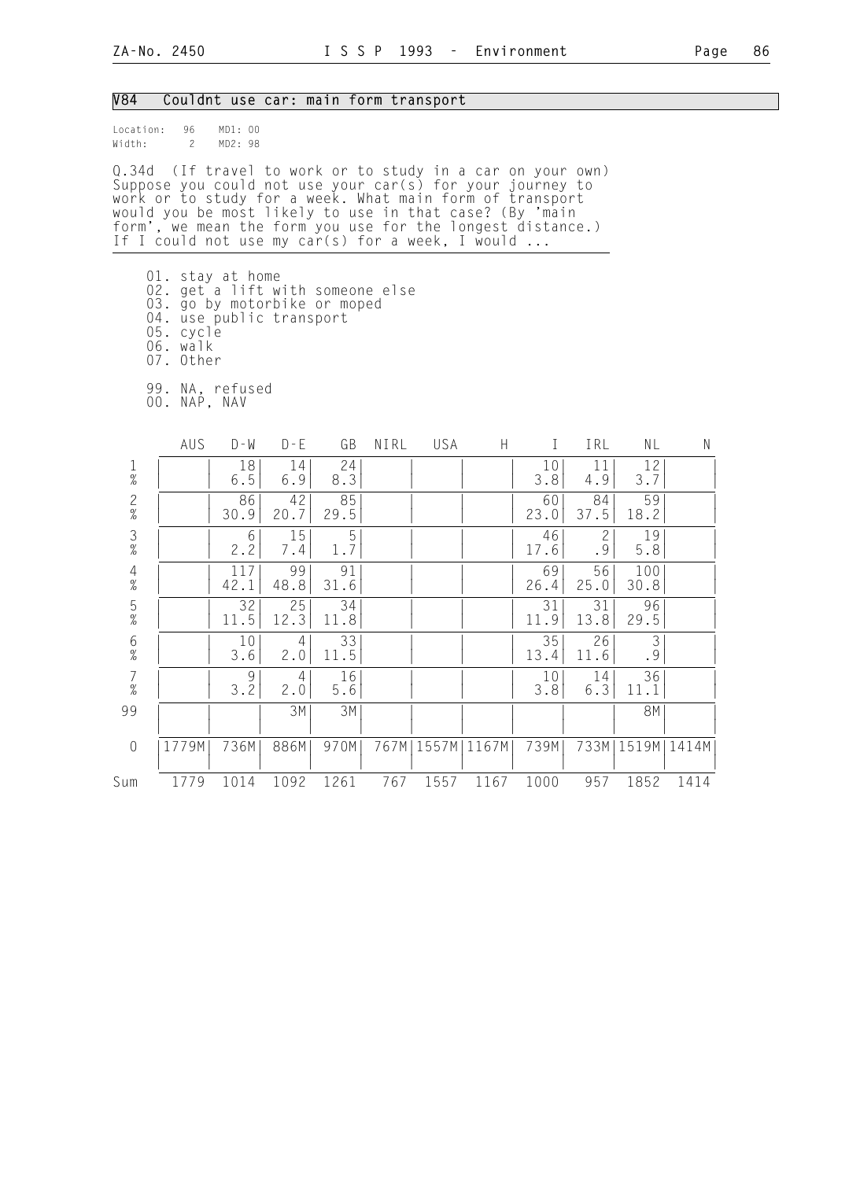## V84 Couldnt use car: main form transport

Location: 96 MD1: 00
Width: 2 MD2: 98

Q.34d (If travel to work or to study in a car on your own) Suppose you could not use your car(s) for your journey to work or to study for a week. What main form of transport would you be most likely to use in that case? (By 'main form', we mean the form you use for the longest distance.) If I could not use my car(s) for a week, I would ...

01. stay at home
02. get a lift with someone else
03. go by motorbike or moped
04. use public transport
05. cycle
06. walk
07. Other

99. NA, refused
00. NAP, NAV

| | AUS | D-W | D-E | GB | NIRL | USA | H | I | IRL | NL | N |
|---|---|---|---|---|---|---|---|---|---|---|---|
| 1 | | 18 | 14 | 24 | | | | 10 | 11 | 12 | |
| % | | 6.5 | 6.9 | 8.3 | | | | 3.8 | 4.9 | 3.7 | |
| 2 | | 86 | 42 | 85 | | | | 60 | 84 | 59 | |
| % | | 30.9 | 20.7 | 29.5 | | | | 23.0 | 37.5 | 18.2 | |
| 3 | | 6 | 15 | 5 | | | | 46 | 2 | 19 | |
| % | | 2.2 | 7.4 | 1.7 | | | | 17.6 | .9 | 5.8 | |
| 4 | | 117 | 99 | 91 | | | | 69 | 56 | 100 | |
| % | | 42.1 | 48.8 | 31.6 | | | | 26.4 | 25.0 | 30.8 | |
| 5 | | 32 | 25 | 34 | | | | 31 | 31 | 96 | |
| % | | 11.5 | 12.3 | 11.8 | | | | 11.9 | 13.8 | 29.5 | |
| 6 | | 10 | 4 | 33 | | | | 35 | 26 | 3 | |
| % | | 3.6 | 2.0 | 11.5 | | | | 13.4 | 11.6 | .9 | |
| 7 | | 9 | 4 | 16 | | | | 10 | 14 | 36 | |
| % | | 3.2 | 2.0 | 5.6 | | | | 3.8 | 6.3 | 11.1 | |
| 99 | | | 3M | 3M | | | | | | 8M | |
| 0 | 1779M | 736M | 886M | 970M | 767M | 1557M | 1167M | 739M | 733M | 1519M | 1414M |
| Sum | 1779 | 1014 | 1092 | 1261 | 767 | 1557 | 1167 | 1000 | 957 | 1852 | 1414 |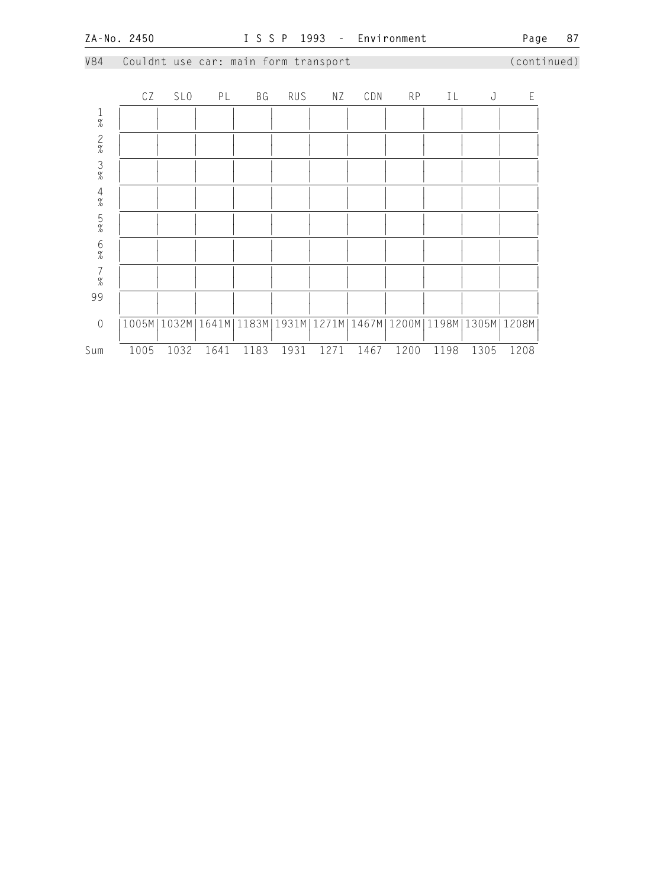V84 Couldnt use car: main form transport (continued)

| | CZ | SLO | PL | BG | RUS | NZ | CDN | RP | IL | J | E |
|---|---|---|---|---|---|---|---|---|---|---|---|
| 1 % | | | | | | | | | | | |
| 2 % | | | | | | | | | | | |
| 3 % | | | | | | | | | | | |
| 4 % | | | | | | | | | | | |
| 5 % | | | | | | | | | | | |
| 6 % | | | | | | | | | | | |
| 7 % | | | | | | | | | | | |
| 99 | | | | | | | | | | | |
| 0 | 1005M | 1032M | 1641M | 1183M | 1931M | 1271M | 1467M | 1200M | 1198M | 1305M | 1208M |
| Sum | 1005 | 1032 | 1641 | 1183 | 1931 | 1271 | 1467 | 1200 | 1198 | 1305 | 1208 |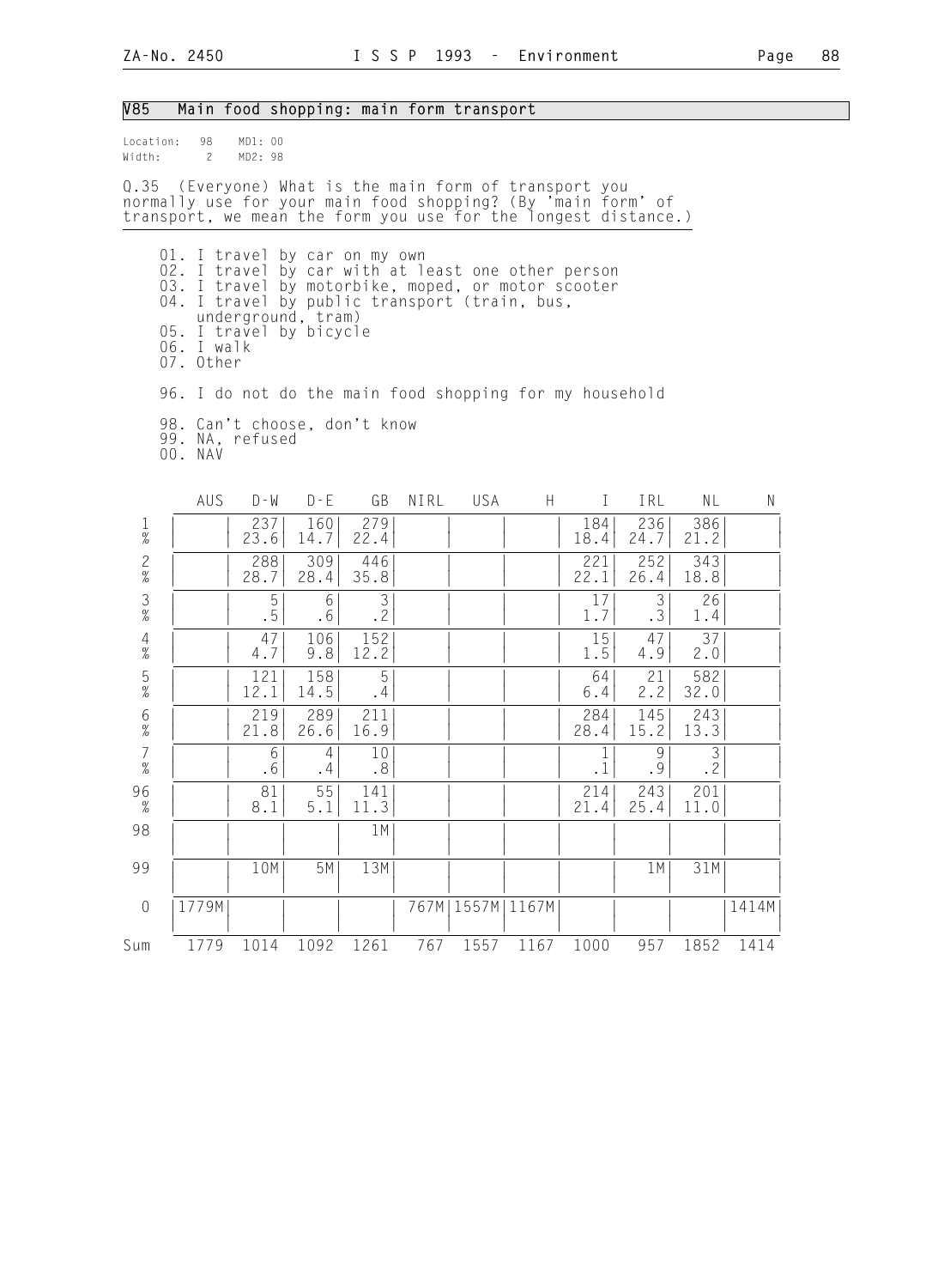## V85 Main food shopping: main form transport

Location: 98 MD1: 00
Width: 2 MD2: 98

Q.35 (Everyone) What is the main form of transport you normally use for your main food shopping? (By 'main form' of transport, we mean the form you use for the longest distance.)

01. I travel by car on my own
02. I travel by car with at least one other person
03. I travel by motorbike, moped, or motor scooter
04. I travel by public transport (train, bus, underground, tram)
05. I travel by bicycle
06. I walk
07. Other

96. I do not do the main food shopping for my household

98. Can't choose, don't know
99. NA, refused
00. NAV

| | AUS | D-W | D-E | GB | NIRL | USA | H | I | IRL | NL | N |
|---|---|---|---|---|---|---|---|---|---|---|---|
| 1 | | 237 | 160 | 279 | | | | 184 | 236 | 386 | |
| % | | 23.6 | 14.7 | 22.4 | | | | 18.4 | 24.7 | 21.2 | |
| 2 | | 288 | 309 | 446 | | | | 221 | 252 | 343 | |
| % | | 28.7 | 28.4 | 35.8 | | | | 22.1 | 26.4 | 18.8 | |
| 3 | | 5 | 6 | 3 | | | | 17 | 3 | 26 | |
| % | | .5 | .6 | .2 | | | | 1.7 | .3 | 1.4 | |
| 4 | | 47 | 106 | 152 | | | | 15 | 47 | 37 | |
| % | | 4.7 | 9.8 | 12.2 | | | | 1.5 | 4.9 | 2.0 | |
| 5 | | 121 | 158 | 5 | | | | 64 | 21 | 582 | |
| % | | 12.1 | 14.5 | .4 | | | | 6.4 | 2.2 | 32.0 | |
| 6 | | 219 | 289 | 211 | | | | 284 | 145 | 243 | |
| % | | 21.8 | 26.6 | 16.9 | | | | 28.4 | 15.2 | 13.3 | |
| 7 | | 6 | 4 | 10 | | | | 1 | 9 | 3 | |
| % | | .6 | .4 | .8 | | | | .1 | .9 | .2 | |
| 96 | | 81 | 55 | 141 | | | | 214 | 243 | 201 | |
| % | | 8.1 | 5.1 | 11.3 | | | | 21.4 | 25.4 | 11.0 | |
| 98 | | | | 1M | | | | | | | |
| 99 | | 10M | 5M | 13M | | | | | 1M | 31M | |
| 0 | 1779M | | | | 767M | 1557M | 1167M | | | | 1414M |
| Sum | 1779 | 1014 | 1092 | 1261 | 767 | 1557 | 1167 | 1000 | 957 | 1852 | 1414 |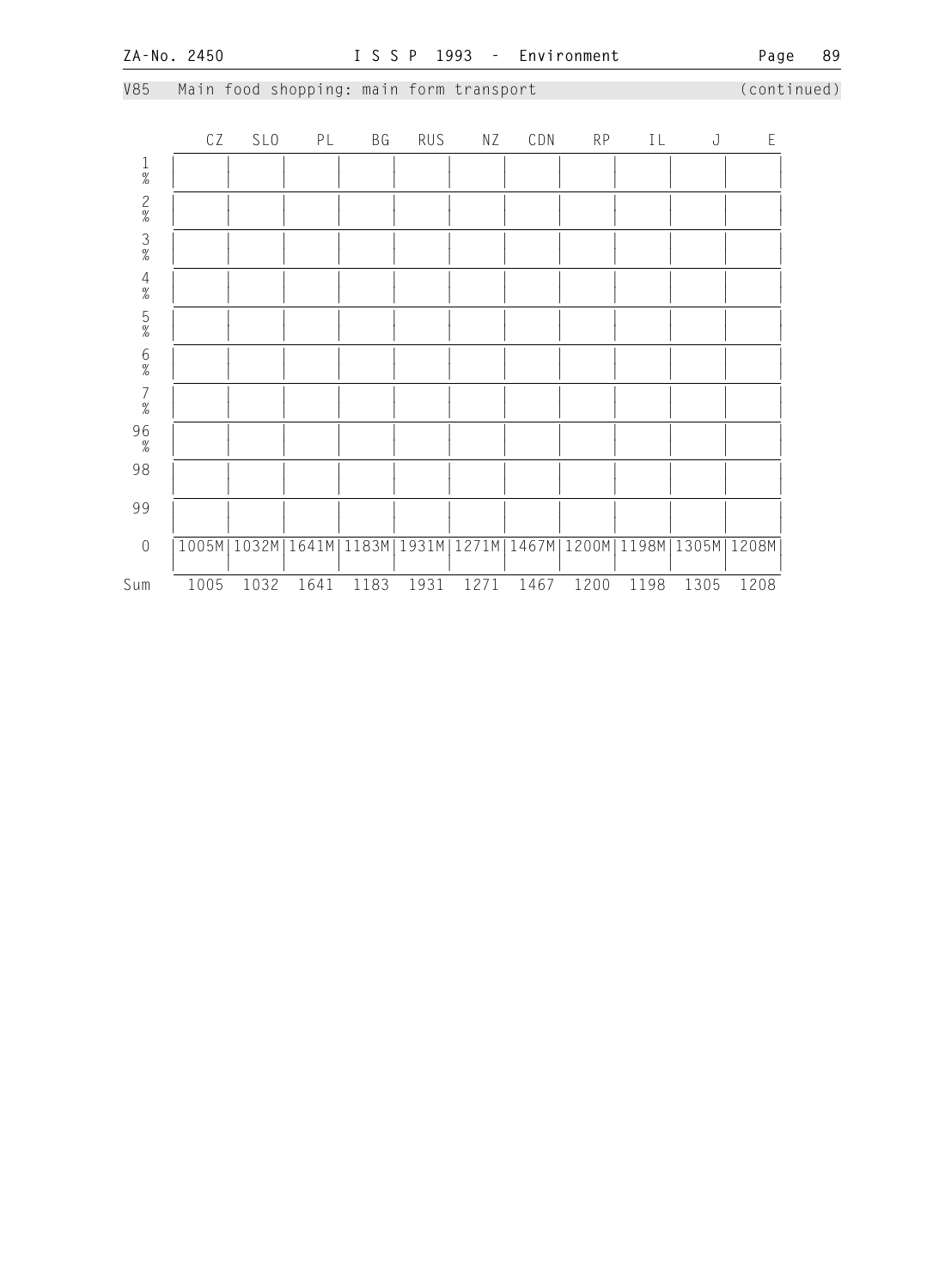V85 Main food shopping: main form transport (continued)

| | CZ | SLO | PL | BG | RUS | NZ | CDN | RP | IL | J | E |
|---|---|---|---|---|---|---|---|---|---|---|---|
| 1 % | | | | | | | | | | | |
| 2 % | | | | | | | | | | | |
| 3 % | | | | | | | | | | | |
| 4 % | | | | | | | | | | | |
| 5 % | | | | | | | | | | | |
| 6 % | | | | | | | | | | | |
| 7 % | | | | | | | | | | | |
| 96 % | | | | | | | | | | | |
| 98 | | | | | | | | | | | |
| 99 | | | | | | | | | | | |
| 0 | 1005M | 1032M | 1641M | 1183M | 1931M | 1271M | 1467M | 1200M | 1198M | 1305M | 1208M |
| Sum | 1005 | 1032 | 1641 | 1183 | 1931 | 1271 | 1467 | 1200 | 1198 | 1305 | 1208 |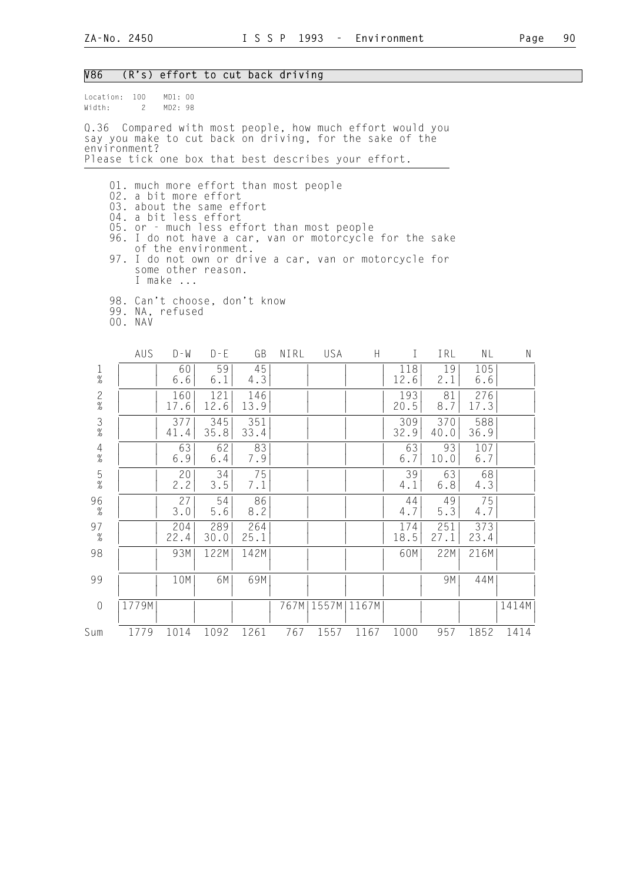## V86 (R's) effort to cut back driving

Location: 100 MD1: 00
Width: 2 MD2: 98

Q.36 Compared with most people, how much effort would you say you make to cut back on driving, for the sake of the environment?
Please tick one box that best describes your effort.

01. much more effort than most people
02. a bit more effort
03. about the same effort
04. a bit less effort
05. or - much less effort than most people
96. I do not have a car, van or motorcycle for the sake of the environment.
97. I do not own or drive a car, van or motorcycle for some other reason.
I make ...

98. Can't choose, don't know
99. NA, refused
00. NAV

| | AUS | D-W | D-E | GB | NIRL | USA | H | I | IRL | NL | N |
|---|---|---|---|---|---|---|---|---|---|---|---|
| 1 | | 60 | 59 | 45 | | | | 118 | 19 | 105 | |
| % | | 6.6 | 6.1 | 4.3 | | | | 12.6 | 2.1 | 6.6 | |
| 2 | | 160 | 121 | 146 | | | | 193 | 81 | 276 | |
| % | | 17.6 | 12.6 | 13.9 | | | | 20.5 | 8.7 | 17.3 | |
| 3 | | 377 | 345 | 351 | | | | 309 | 370 | 588 | |
| % | | 41.4 | 35.8 | 33.4 | | | | 32.9 | 40.0 | 36.9 | |
| 4 | | 63 | 62 | 83 | | | | 63 | 93 | 107 | |
| % | | 6.9 | 6.4 | 7.9 | | | | 6.7 | 10.0 | 6.7 | |
| 5 | | 20 | 34 | 75 | | | | 39 | 63 | 68 | |
| % | | 2.2 | 3.5 | 7.1 | | | | 4.1 | 6.8 | 4.3 | |
| 96 | | 27 | 54 | 86 | | | | 44 | 49 | 75 | |
| % | | 3.0 | 5.6 | 8.2 | | | | 4.7 | 5.3 | 4.7 | |
| 97 | | 204 | 289 | 264 | | | | 174 | 251 | 373 | |
| % | | 22.4 | 30.0 | 25.1 | | | | 18.5 | 27.1 | 23.4 | |
| 98 | | 93M | 122M | 142M | | | | 60M | 22M | 216M | |
| 99 | | 10M | 6M | 69M | | | | | 9M | 44M | |
| 0 | 1779M | | | | 767M | 1557M | 1167M | | | | 1414M |
| Sum | 1779 | 1014 | 1092 | 1261 | 767 | 1557 | 1167 | 1000 | 957 | 1852 | 1414 |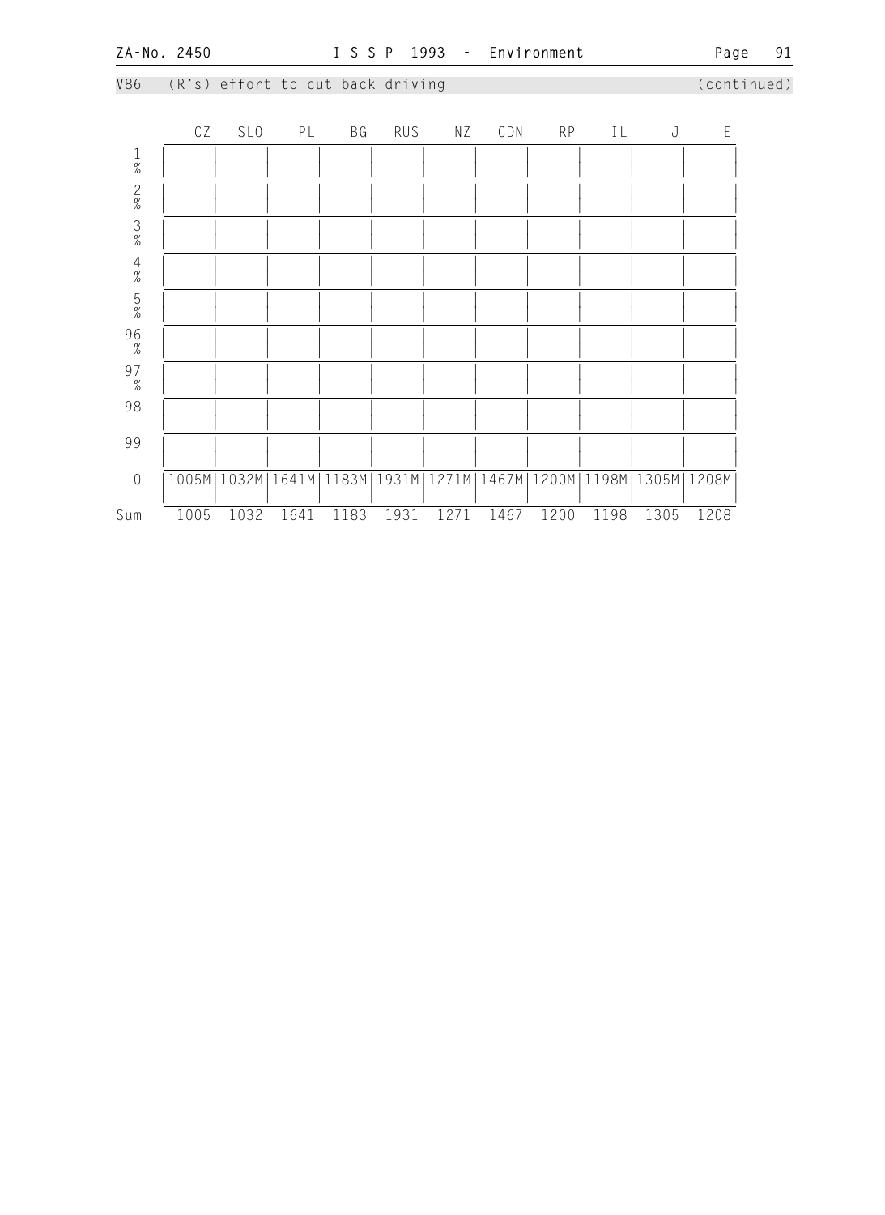V86 (R's) effort to cut back driving (continued)

| | CZ | SLO | PL | BG | RUS | NZ | CDN | RP | IL | J | E |
|---|---|---|---|---|---|---|---|---|---|---|---|
| 1 % | | | | | | | | | | | |
| 2 % | | | | | | | | | | | |
| 3 % | | | | | | | | | | | |
| 4 % | | | | | | | | | | | |
| 5 % | | | | | | | | | | | |
| 96 % | | | | | | | | | | | |
| 97 % | | | | | | | | | | | |
| 98 | | | | | | | | | | | |
| 99 | | | | | | | | | | | |
| 0 | 1005M | 1032M | 1641M | 1183M | 1931M | 1271M | 1467M | 1200M | 1198M | 1305M | 1208M |
| Sum | 1005 | 1032 | 1641 | 1183 | 1931 | 1271 | 1467 | 1200 | 1198 | 1305 | 1208 |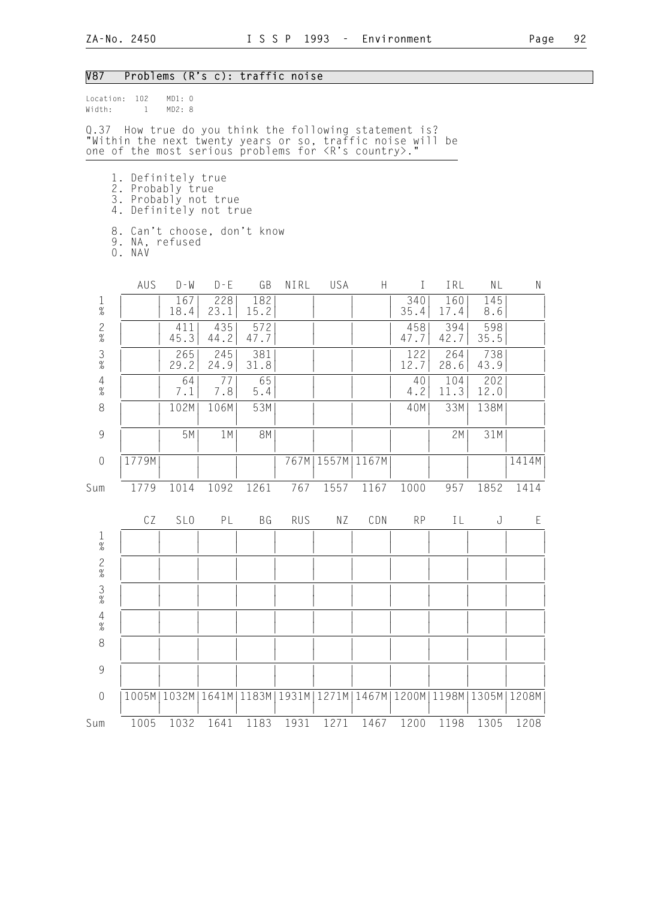## V87 Problems (R's c): traffic noise

Location: 102 MD1: 0
Width: 1 MD2: 8

Q.37 How true do you think the following statement is? "Within the next twenty years or so, traffic noise will be one of the most serious problems for <R's country>."

1. Definitely true
2. Probably true
3. Probably not true
4. Definitely not true

8. Can't choose, don't know
9. NA, refused
0. NAV

| | AUS | D-W | D-E | GB | NIRL | USA | H | I | IRL | NL | N |
|---|---|---|---|---|---|---|---|---|---|---|---|
| 1 | | 167 | 228 | 182 | | | | 340 | 160 | 145 | |
| % | | 18.4 | 23.1 | 15.2 | | | | 35.4 | 17.4 | 8.6 | |
| 2 | | 411 | 435 | 572 | | | | 458 | 394 | 598 | |
| % | | 45.3 | 44.2 | 47.7 | | | | 47.7 | 42.7 | 35.5 | |
| 3 | | 265 | 245 | 381 | | | | 122 | 264 | 738 | |
| % | | 29.2 | 24.9 | 31.8 | | | | 12.7 | 28.6 | 43.9 | |
| 4 | | 64 | 77 | 65 | | | | 40 | 104 | 202 | |
| % | | 7.1 | 7.8 | 5.4 | | | | 4.2 | 11.3 | 12.0 | |
| 8 | | 102M | 106M | 53M | | | | 40M | 33M | 138M | |
| 9 | | 5M | 1M | 8M | | | | | 2M | 31M | |
| 0 | 1779M | | | | 767M | 1557M | 1167M | | | | 1414M |
| Sum | 1779 | 1014 | 1092 | 1261 | 767 | 1557 | 1167 | 1000 | 957 | 1852 | 1414 |

| | CZ | SLO | PL | BG | RUS | NZ | CDN | RP | IL | J | E |
|---|---|---|---|---|---|---|---|---|---|---|---|
| 1 | | | | | | | | | | | |
| % | | | | | | | | | | | |
| 2 | | | | | | | | | | | |
| % | | | | | | | | | | | |
| 3 | | | | | | | | | | | |
| % | | | | | | | | | | | |
| 4 | | | | | | | | | | | |
| % | | | | | | | | | | | |
| 8 | | | | | | | | | | | |
| 9 | | | | | | | | | | | |
| 0 | 1005M | 1032M | 1641M | 1183M | 1931M | 1271M | 1467M | 1200M | 1198M | 1305M | 1208M |
| Sum | 1005 | 1032 | 1641 | 1183 | 1931 | 1271 | 1467 | 1200 | 1198 | 1305 | 1208 |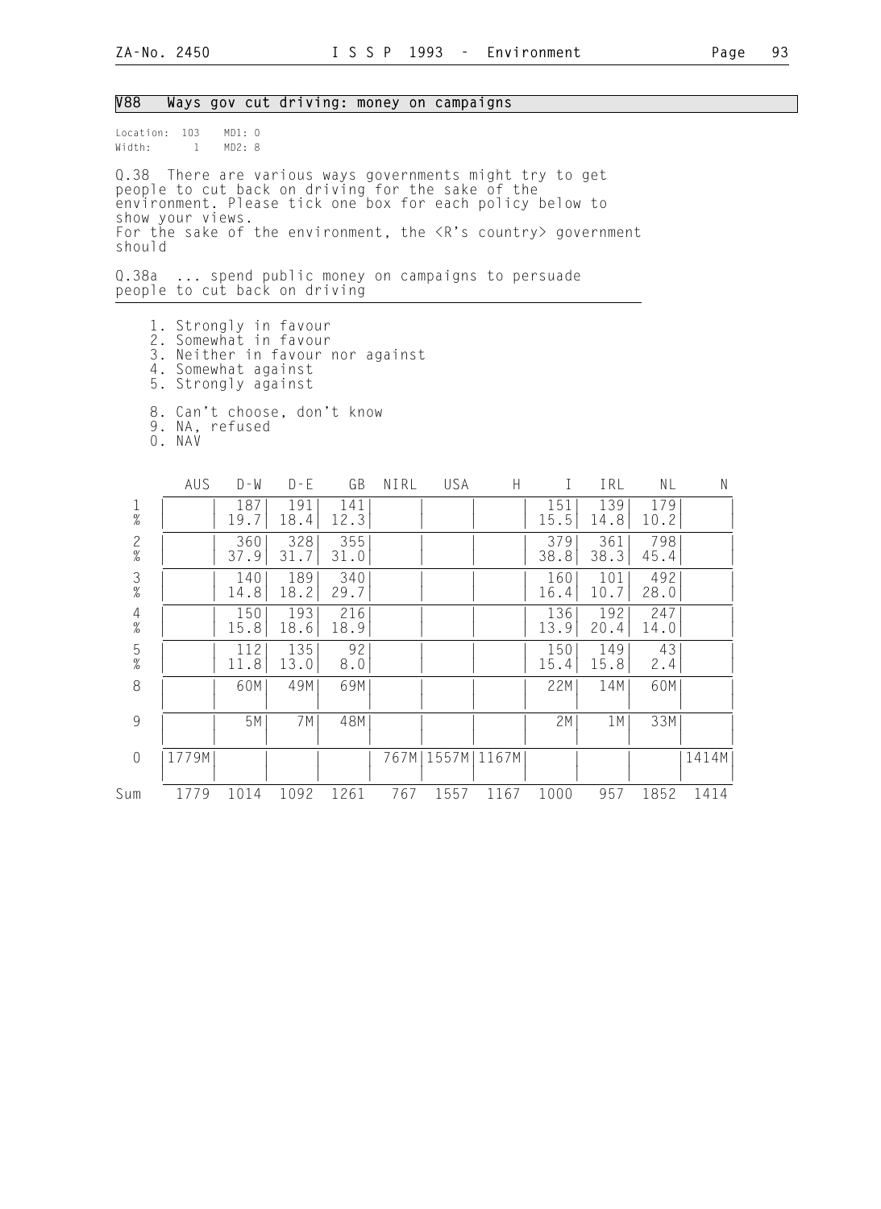## V88 Ways gov cut driving: money on campaigns

Location: 103 MD1: 0
Width: 1 MD2: 8

Q.38 There are various ways governments might try to get people to cut back on driving for the sake of the environment. Please tick one box for each policy below to show your views.
For the sake of the environment, the <R's country> government should

Q.38a ... spend public money on campaigns to persuade people to cut back on driving

1. Strongly in favour
2. Somewhat in favour
3. Neither in favour nor against
4. Somewhat against
5. Strongly against

8. Can't choose, don't know
9. NA, refused
0. NAV

| | AUS | D-W | D-E | GB | NIRL | USA | H | I | IRL | NL | N |
|---|---|---|---|---|---|---|---|---|---|---|---|
| 1 | | 187 | 191 | 141 | | | | 151 | 139 | 179 | |
| % | | 19.7 | 18.4 | 12.3 | | | | 15.5 | 14.8 | 10.2 | |
| 2 | | 360 | 328 | 355 | | | | 379 | 361 | 798 | |
| % | | 37.9 | 31.7 | 31.0 | | | | 38.8 | 38.3 | 45.4 | |
| 3 | | 140 | 189 | 340 | | | | 160 | 101 | 492 | |
| % | | 14.8 | 18.2 | 29.7 | | | | 16.4 | 10.7 | 28.0 | |
| 4 | | 150 | 193 | 216 | | | | 136 | 192 | 247 | |
| % | | 15.8 | 18.6 | 18.9 | | | | 13.9 | 20.4 | 14.0 | |
| 5 | | 112 | 135 | 92 | | | | 150 | 149 | 43 | |
| % | | 11.8 | 13.0 | 8.0 | | | | 15.4 | 15.8 | 2.4 | |
| 8 | | 60M | 49M | 69M | | | | 22M | 14M | 60M | |
| 9 | | 5M | 7M | 48M | | | | 2M | 1M | 33M | |
| 0 | 1779M | | | | 767M | 1557M | 1167M | | | | 1414M |
| Sum | 1779 | 1014 | 1092 | 1261 | 767 | 1557 | 1167 | 1000 | 957 | 1852 | 1414 |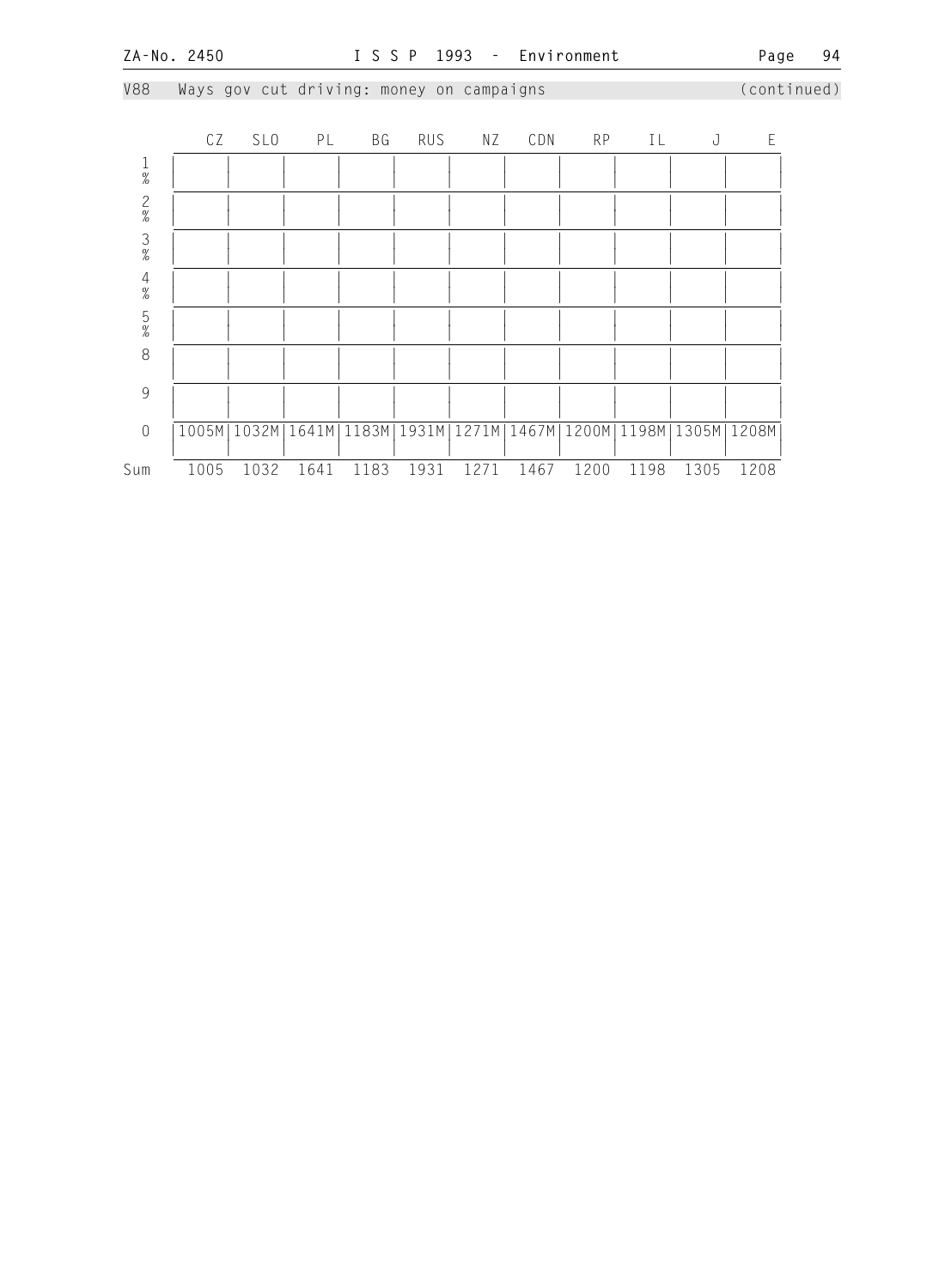V88 Ways gov cut driving: money on campaigns (continued)

|  | CZ | SLO | PL | BG | RUS | NZ | CDN | RP | IL | J | E |
|---|---|---|---|---|---|---|---|---|---|---|---|
| 1 % |  |  |  |  |  |  |  |  |  |  |  |
| 2 % |  |  |  |  |  |  |  |  |  |  |  |
| 3 % |  |  |  |  |  |  |  |  |  |  |  |
| 4 % |  |  |  |  |  |  |  |  |  |  |  |
| 5 % |  |  |  |  |  |  |  |  |  |  |  |
| 8 |  |  |  |  |  |  |  |  |  |  |  |
| 9 |  |  |  |  |  |  |  |  |  |  |  |
| 0 | 1005M | 1032M | 1641M | 1183M | 1931M | 1271M | 1467M | 1200M | 1198M | 1305M | 1208M |
| Sum | 1005 | 1032 | 1641 | 1183 | 1931 | 1271 | 1467 | 1200 | 1198 | 1305 | 1208 |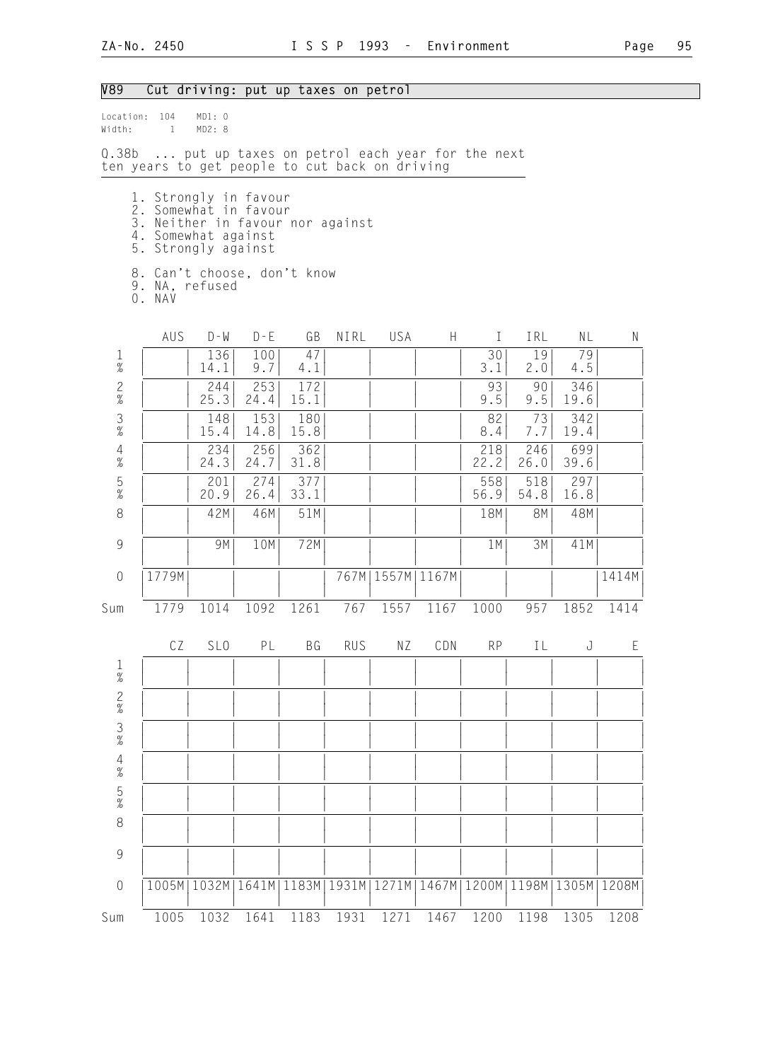## V89 Cut driving: put up taxes on petrol

Location: 104 MD1: 0
Width: 1 MD2: 8

Q.38b ... put up taxes on petrol each year for the next ten years to get people to cut back on driving

1. Strongly in favour
2. Somewhat in favour
3. Neither in favour nor against
4. Somewhat against
5. Strongly against

8. Can't choose, don't know
9. NA, refused
0. NAV

| | AUS | D-W | D-E | GB | NIRL | USA | H | I | IRL | NL | N |
|---|---|---|---|---|---|---|---|---|---|---|---|
| 1 | | 136 | 100 | 47 | | | | 30 | 19 | 79 | |
| % | | 14.1 | 9.7 | 4.1 | | | | 3.1 | 2.0 | 4.5 | |
| 2 | | 244 | 253 | 172 | | | | 93 | 90 | 346 | |
| % | | 25.3 | 24.4 | 15.1 | | | | 9.5 | 9.5 | 19.6 | |
| 3 | | 148 | 153 | 180 | | | | 82 | 73 | 342 | |
| % | | 15.4 | 14.8 | 15.8 | | | | 8.4 | 7.7 | 19.4 | |
| 4 | | 234 | 256 | 362 | | | | 218 | 246 | 699 | |
| % | | 24.3 | 24.7 | 31.8 | | | | 22.2 | 26.0 | 39.6 | |
| 5 | | 201 | 274 | 377 | | | | 558 | 518 | 297 | |
| % | | 20.9 | 26.4 | 33.1 | | | | 56.9 | 54.8 | 16.8 | |
| 8 | | 42M | 46M | 51M | | | | 18M | 8M | 48M | |
| 9 | | 9M | 10M | 72M | | | | 1M | 3M | 41M | |
| 0 | 1779M | | | | 767M | 1557M | 1167M | | | | 1414M |
| Sum | 1779 | 1014 | 1092 | 1261 | 767 | 1557 | 1167 | 1000 | 957 | 1852 | 1414 |

| | CZ | SLO | PL | BG | RUS | NZ | CDN | RP | IL | J | E |
|---|---|---|---|---|---|---|---|---|---|---|---|
| 1 | | | | | | | | | | | |
| % | | | | | | | | | | | |
| 2 | | | | | | | | | | | |
| % | | | | | | | | | | | |
| 3 | | | | | | | | | | | |
| % | | | | | | | | | | | |
| 4 | | | | | | | | | | | |
| % | | | | | | | | | | | |
| 5 | | | | | | | | | | | |
| % | | | | | | | | | | | |
| 8 | | | | | | | | | | | |
| 9 | | | | | | | | | | | |
| 0 | 1005M | 1032M | 1641M | 1183M | 1931M | 1271M | 1467M | 1200M | 1198M | 1305M | 1208M |
| Sum | 1005 | 1032 | 1641 | 1183 | 1931 | 1271 | 1467 | 1200 | 1198 | 1305 | 1208 |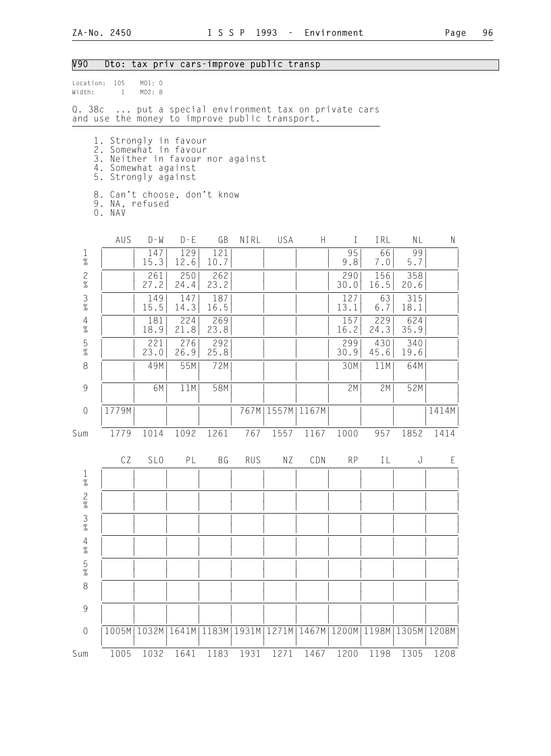## V90 Dto: tax priv cars-improve public transp

Location: 105 MD1: 0
Width: 1 MD2: 8

Q. 38c ... put a special environment tax on private cars and use the money to improve public transport.

1. Strongly in favour
2. Somewhat in favour
3. Neither in favour nor against
4. Somewhat against
5. Strongly against

8. Can't choose, don't know
9. NA, refused
0. NAV

| | AUS | D-W | D-E | GB | NIRL | USA | H | I | IRL | NL | N |
|---|---|---|---|---|---|---|---|---|---|---|---|
| 1 | | 147 | 129 | 121 | | | | 95 | 66 | 99 | |
| % | | 15.3 | 12.6 | 10.7 | | | | 9.8 | 7.0 | 5.7 | |
| 2 | | 261 | 250 | 262 | | | | 290 | 156 | 358 | |
| % | | 27.2 | 24.4 | 23.2 | | | | 30.0 | 16.5 | 20.6 | |
| 3 | | 149 | 147 | 187 | | | | 127 | 63 | 315 | |
| % | | 15.5 | 14.3 | 16.5 | | | | 13.1 | 6.7 | 18.1 | |
| 4 | | 181 | 224 | 269 | | | | 157 | 229 | 624 | |
| % | | 18.9 | 21.8 | 23.8 | | | | 16.2 | 24.3 | 35.9 | |
| 5 | | 221 | 276 | 292 | | | | 299 | 430 | 340 | |
| % | | 23.0 | 26.9 | 25.8 | | | | 30.9 | 45.6 | 19.6 | |
| 8 | | 49M | 55M | 72M | | | | 30M | 11M | 64M | |
| 9 | | 6M | 11M | 58M | | | | 2M | 2M | 52M | |
| 0 | 1779M | | | | 767M | 1557M | 1167M | | | | 1414M |
| Sum | 1779 | 1014 | 1092 | 1261 | 767 | 1557 | 1167 | 1000 | 957 | 1852 | 1414 |

| | CZ | SLO | PL | BG | RUS | NZ | CDN | RP | IL | J | E |
|---|---|---|---|---|---|---|---|---|---|---|---|
| 1 | | | | | | | | | | | |
| % | | | | | | | | | | | |
| 2 | | | | | | | | | | | |
| % | | | | | | | | | | | |
| 3 | | | | | | | | | | | |
| % | | | | | | | | | | | |
| 4 | | | | | | | | | | | |
| % | | | | | | | | | | | |
| 5 | | | | | | | | | | | |
| % | | | | | | | | | | | |
| 8 | | | | | | | | | | | |
| 9 | | | | | | | | | | | |
| 0 | 1005M | 1032M | 1641M | 1183M | 1931M | 1271M | 1467M | 1200M | 1198M | 1305M | 1208M |
| Sum | 1005 | 1032 | 1641 | 1183 | 1931 | 1271 | 1467 | 1200 | 1198 | 1305 | 1208 |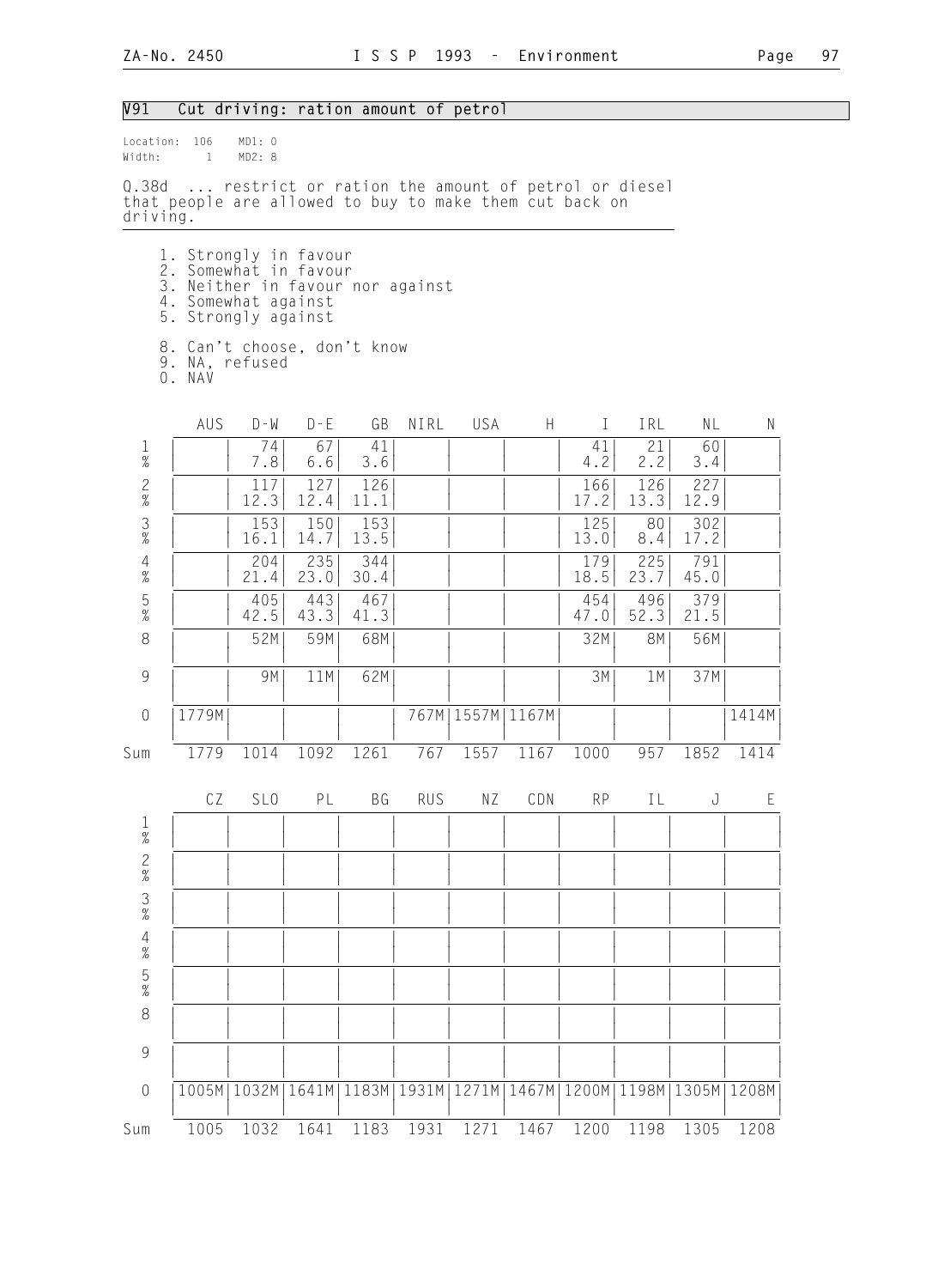## V91 Cut driving: ration amount of petrol

Location: 106 MD1: 0
Width: 1 MD2: 8

Q.38d ... restrict or ration the amount of petrol or diesel that people are allowed to buy to make them cut back on driving.

1. Strongly in favour
2. Somewhat in favour
3. Neither in favour nor against
4. Somewhat against
5. Strongly against

8. Can't choose, don't know
9. NA, refused
0. NAV

| | AUS | D-W | D-E | GB | NIRL | USA | H | I | IRL | NL | N |
|---|---|---|---|---|---|---|---|---|---|---|---|
| 1 | | 74 | 67 | 41 | | | | 41 | 21 | 60 | |
| % | | 7.8 | 6.6 | 3.6 | | | | 4.2 | 2.2 | 3.4 | |
| 2 | | 117 | 127 | 126 | | | | 166 | 126 | 227 | |
| % | | 12.3 | 12.4 | 11.1 | | | | 17.2 | 13.3 | 12.9 | |
| 3 | | 153 | 150 | 153 | | | | 125 | 80 | 302 | |
| % | | 16.1 | 14.7 | 13.5 | | | | 13.0 | 8.4 | 17.2 | |
| 4 | | 204 | 235 | 344 | | | | 179 | 225 | 791 | |
| % | | 21.4 | 23.0 | 30.4 | | | | 18.5 | 23.7 | 45.0 | |
| 5 | | 405 | 443 | 467 | | | | 454 | 496 | 379 | |
| % | | 42.5 | 43.3 | 41.3 | | | | 47.0 | 52.3 | 21.5 | |
| 8 | | 52M | 59M | 68M | | | | 32M | 8M | 56M | |
| 9 | | 9M | 11M | 62M | | | | 3M | 1M | 37M | |
| 0 | 1779M | | | | 767M | 1557M | 1167M | | | | 1414M |
| Sum | 1779 | 1014 | 1092 | 1261 | 767 | 1557 | 1167 | 1000 | 957 | 1852 | 1414 |

| | CZ | SLO | PL | BG | RUS | NZ | CDN | RP | IL | J | E |
|---|---|---|---|---|---|---|---|---|---|---|---|
| 1 | | | | | | | | | | | |
| % | | | | | | | | | | | |
| 2 | | | | | | | | | | | |
| % | | | | | | | | | | | |
| 3 | | | | | | | | | | | |
| % | | | | | | | | | | | |
| 4 | | | | | | | | | | | |
| % | | | | | | | | | | | |
| 5 | | | | | | | | | | | |
| % | | | | | | | | | | | |
| 8 | | | | | | | | | | | |
| 9 | | | | | | | | | | | |
| 0 | 1005M | 1032M | 1641M | 1183M | 1931M | 1271M | 1467M | 1200M | 1198M | 1305M | 1208M |
| Sum | 1005 | 1032 | 1641 | 1183 | 1931 | 1271 | 1467 | 1200 | 1198 | 1305 | 1208 |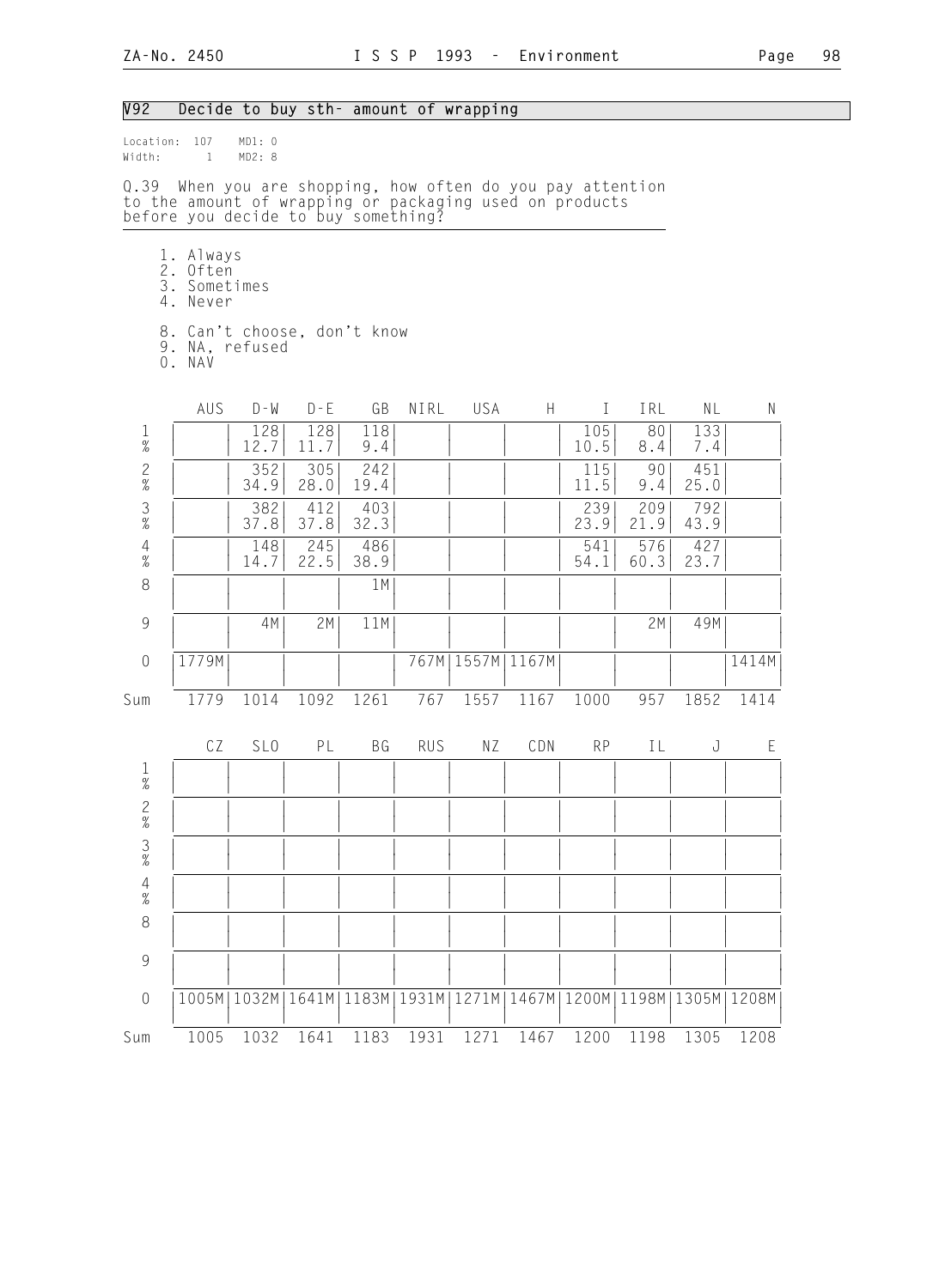## V92 Decide to buy sth- amount of wrapping

Location: 107 MD1: 0
Width: 1 MD2: 8

Q.39 When you are shopping, how often do you pay attention to the amount of wrapping or packaging used on products before you decide to buy something?

1. Always
2. Often
3. Sometimes
4. Never

8. Can't choose, don't know
9. NA, refused
0. NAV

| | AUS | D-W | D-E | GB | NIRL | USA | H | I | IRL | NL | N |
|---|---|---|---|---|---|---|---|---|---|---|---|
| 1 | | 128 | 128 | 118 | | | | 105 | 80 | 133 | |
| % | | 12.7 | 11.7 | 9.4 | | | | 10.5 | 8.4 | 7.4 | |
| 2 | | 352 | 305 | 242 | | | | 115 | 90 | 451 | |
| % | | 34.9 | 28.0 | 19.4 | | | | 11.5 | 9.4 | 25.0 | |
| 3 | | 382 | 412 | 403 | | | | 239 | 209 | 792 | |
| % | | 37.8 | 37.8 | 32.3 | | | | 23.9 | 21.9 | 43.9 | |
| 4 | | 148 | 245 | 486 | | | | 541 | 576 | 427 | |
| % | | 14.7 | 22.5 | 38.9 | | | | 54.1 | 60.3 | 23.7 | |
| 8 | | | | 1M | | | | | | | |
| 9 | | 4M | 2M | 11M | | | | | 2M | 49M | |
| 0 | 1779M | | | | 767M | 1557M | 1167M | | | | 1414M |
| Sum | 1779 | 1014 | 1092 | 1261 | 767 | 1557 | 1167 | 1000 | 957 | 1852 | 1414 |

| | CZ | SLO | PL | BG | RUS | NZ | CDN | RP | IL | J | E |
|---|---|---|---|---|---|---|---|---|---|---|---|
| 1 | | | | | | | | | | | |
| % | | | | | | | | | | | |
| 2 | | | | | | | | | | | |
| % | | | | | | | | | | | |
| 3 | | | | | | | | | | | |
| % | | | | | | | | | | | |
| 4 | | | | | | | | | | | |
| % | | | | | | | | | | | |
| 8 | | | | | | | | | | | |
| 9 | | | | | | | | | | | |
| 0 | 1005M | 1032M | 1641M | 1183M | 1931M | 1271M | 1467M | 1200M | 1198M | 1305M | 1208M |
| Sum | 1005 | 1032 | 1641 | 1183 | 1931 | 1271 | 1467 | 1200 | 1198 | 1305 | 1208 |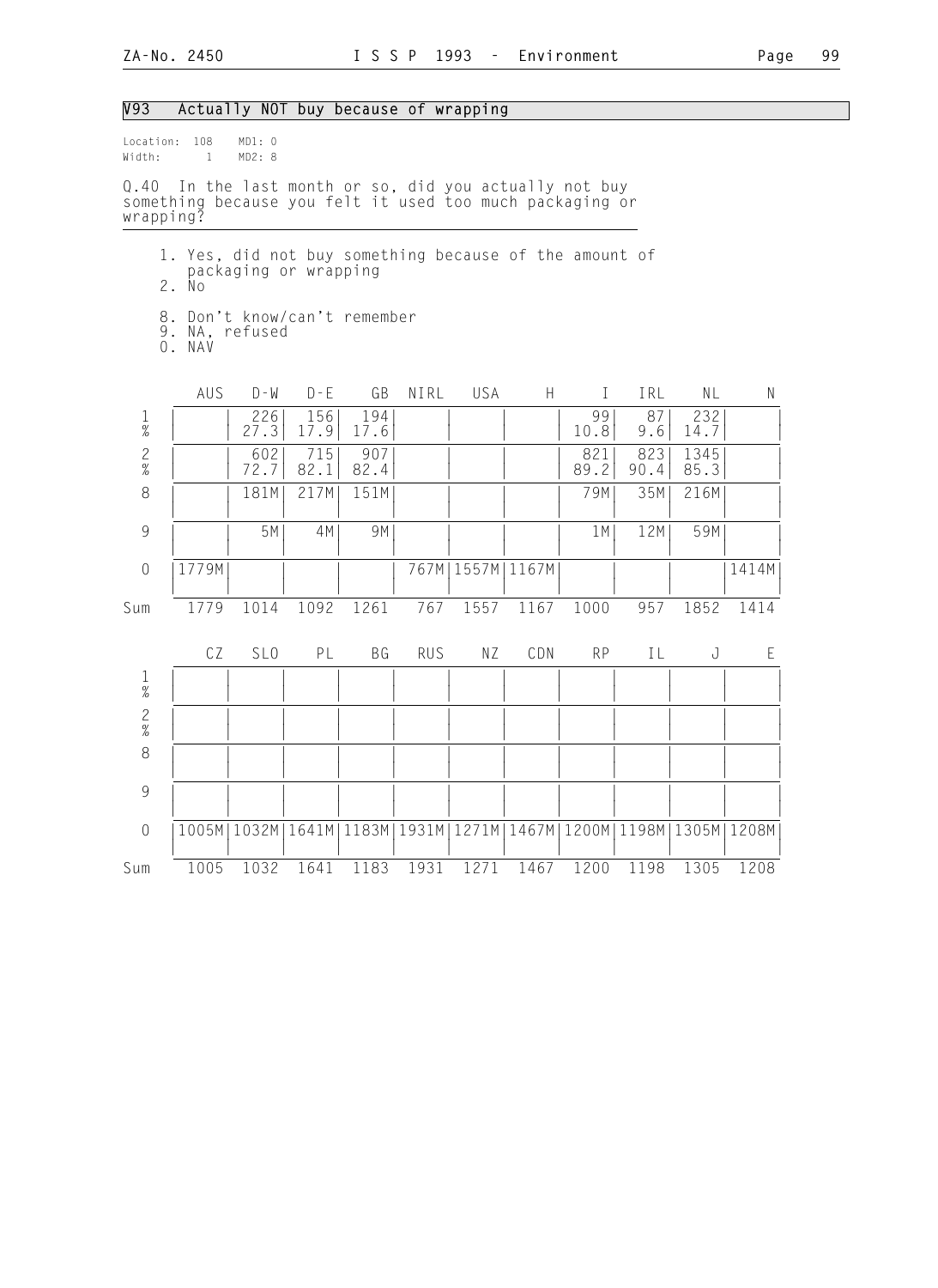## V93 Actually NOT buy because of wrapping

Location: 108 MD1: 0
Width: 1 MD2: 8

Q.40 In the last month or so, did you actually not buy something because you felt it used too much packaging or wrapping?

1. Yes, did not buy something because of the amount of packaging or wrapping
2. No

8. Don't know/can't remember
9. NA, refused
0. NAV

| | AUS | D-W | D-E | GB | NIRL | USA | H | I | IRL | NL | N |
|---|---|---|---|---|---|---|---|---|---|---|---|
| 1 | | 226 | 156 | 194 | | | | 99 | 87 | 232 | |
| % | | 27.3 | 17.9 | 17.6 | | | | 10.8 | 9.6 | 14.7 | |
| 2 | | 602 | 715 | 907 | | | | 821 | 823 | 1345 | |
| % | | 72.7 | 82.1 | 82.4 | | | | 89.2 | 90.4 | 85.3 | |
| 8 | | 181M | 217M | 151M | | | | 79M | 35M | 216M | |
| 9 | | 5M | 4M | 9M | | | | 1M | 12M | 59M | |
| 0 | 1779M | | | | 767M | 1557M | 1167M | | | | 1414M |
| Sum | 1779 | 1014 | 1092 | 1261 | 767 | 1557 | 1167 | 1000 | 957 | 1852 | 1414 |

| | CZ | SLO | PL | BG | RUS | NZ | CDN | RP | IL | J | E |
|---|---|---|---|---|---|---|---|---|---|---|---|
| 1 | | | | | | | | | | | |
| % | | | | | | | | | | | |
| 2 | | | | | | | | | | | |
| % | | | | | | | | | | | |
| 8 | | | | | | | | | | | |
| 9 | | | | | | | | | | | |
| 0 | 1005M | 1032M | 1641M | 1183M | 1931M | 1271M | 1467M | 1200M | 1198M | 1305M | 1208M |
| Sum | 1005 | 1032 | 1641 | 1183 | 1931 | 1271 | 1467 | 1200 | 1198 | 1305 | 1208 |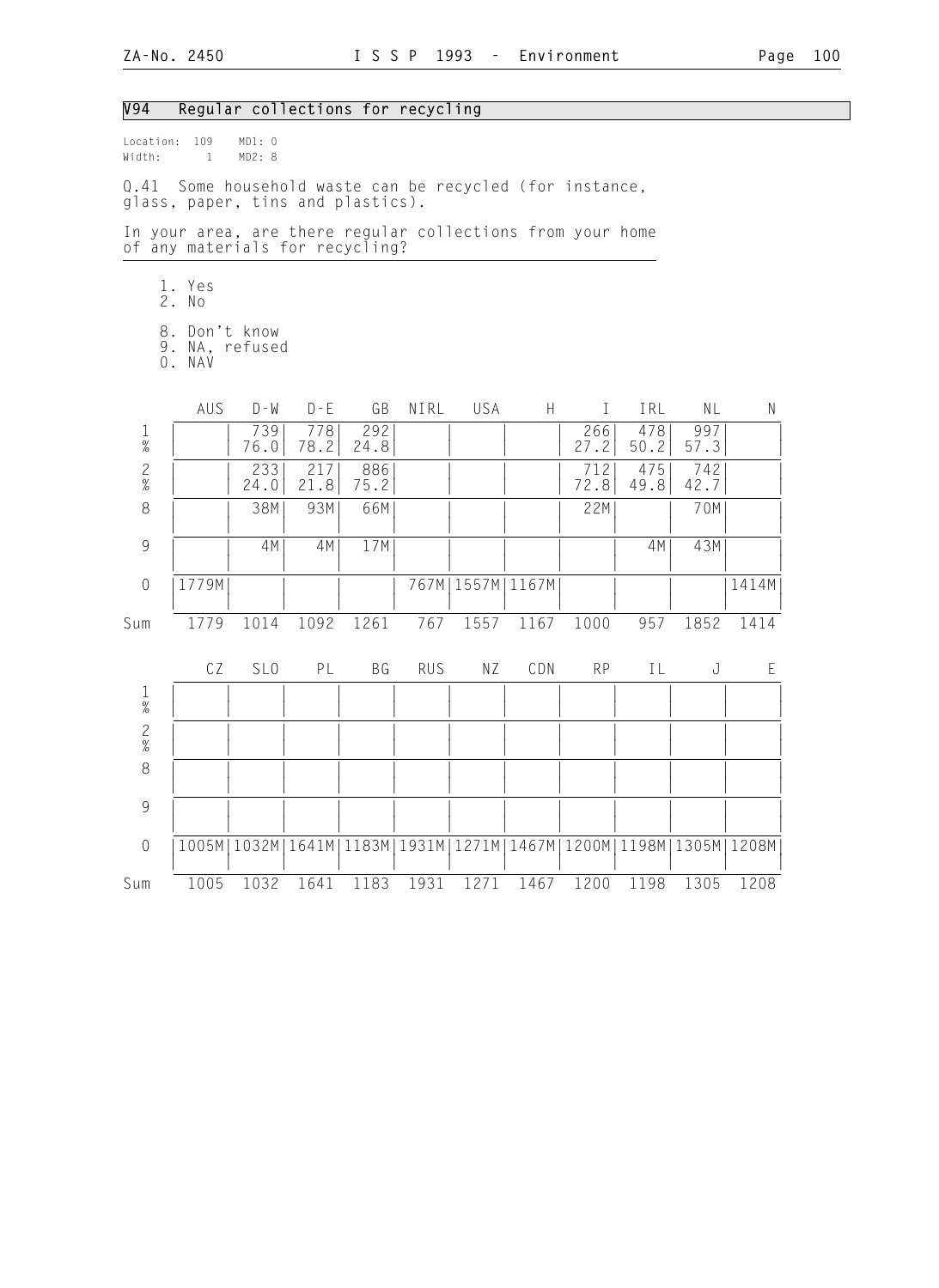## V94 Regular collections for recycling

Location: 109 MD1: 0
Width: 1 MD2: 8

Q.41 Some household waste can be recycled (for instance, glass, paper, tins and plastics).

In your area, are there regular collections from your home of any materials for recycling?

1. Yes
2. No

8. Don't know
9. NA, refused
0. NAV

| | AUS | D-W | D-E | GB | NIRL | USA | H | I | IRL | NL | N |
|---|---|---|---|---|---|---|---|---|---|---|---|
| 1 | | 739 | 778 | 292 | | | | 266 | 478 | 997 | |
| % | | 76.0 | 78.2 | 24.8 | | | | 27.2 | 50.2 | 57.3 | |
| 2 | | 233 | 217 | 886 | | | | 712 | 475 | 742 | |
| % | | 24.0 | 21.8 | 75.2 | | | | 72.8 | 49.8 | 42.7 | |
| 8 | | 38M | 93M | 66M | | | | 22M | | 70M | |
| 9 | | 4M | 4M | 17M | | | | | 4M | 43M | |
| 0 | 1779M | | | | 767M | 1557M | 1167M | | | | 1414M |
| Sum | 1779 | 1014 | 1092 | 1261 | 767 | 1557 | 1167 | 1000 | 957 | 1852 | 1414 |

| | CZ | SLO | PL | BG | RUS | NZ | CDN | RP | IL | J | E |
|---|---|---|---|---|---|---|---|---|---|---|---|
| 1 | | | | | | | | | | | |
| % | | | | | | | | | | | |
| 2 | | | | | | | | | | | |
| % | | | | | | | | | | | |
| 8 | | | | | | | | | | | |
| 9 | | | | | | | | | | | |
| 0 | 1005M | 1032M | 1641M | 1183M | 1931M | 1271M | 1467M | 1200M | 1198M | 1305M | 1208M |
| Sum | 1005 | 1032 | 1641 | 1183 | 1931 | 1271 | 1467 | 1200 | 1198 | 1305 | 1208 |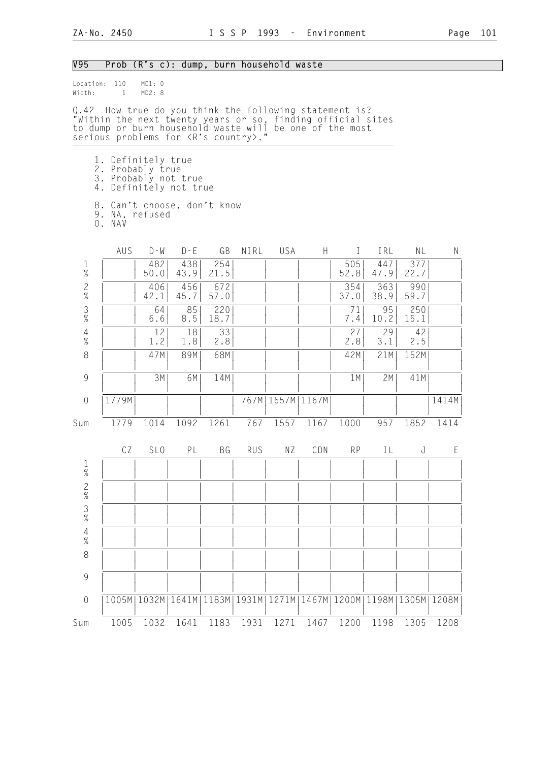## V95 Prob (R's c): dump, burn household waste

Location: 110 MD1: 0
Width: 1 MD2: 8

Q.42 How true do you think the following statement is? "Within the next twenty years or so, finding official sites to dump or burn household waste will be one of the most serious problems for <R's country>."

1. Definitely true
2. Probably true
3. Probably not true
4. Definitely not true

8. Can't choose, don't know
9. NA, refused
0. NAV

| | AUS | D-W | D-E | GB | NIRL | USA | H | I | IRL | NL | N |
|---|---|---|---|---|---|---|---|---|---|---|---|
| 1 | | 482 | 438 | 254 | | | | 505 | 447 | 377 | |
| % | | 50.0 | 43.9 | 21.5 | | | | 52.8 | 47.9 | 22.7 | |
| 2 | | 406 | 456 | 672 | | | | 354 | 363 | 990 | |
| % | | 42.1 | 45.7 | 57.0 | | | | 37.0 | 38.9 | 59.7 | |
| 3 | | 64 | 85 | 220 | | | | 71 | 95 | 250 | |
| % | | 6.6 | 8.5 | 18.7 | | | | 7.4 | 10.2 | 15.1 | |
| 4 | | 12 | 18 | 33 | | | | 27 | 29 | 42 | |
| % | | 1.2 | 1.8 | 2.8 | | | | 2.8 | 3.1 | 2.5 | |
| 8 | | 47M | 89M | 68M | | | | 42M | 21M | 152M | |
| 9 | | 3M | 6M | 14M | | | | 1M | 2M | 41M | |
| 0 | 1779M | | | | 767M | 1557M | 1167M | | | | 1414M |
| Sum | 1779 | 1014 | 1092 | 1261 | 767 | 1557 | 1167 | 1000 | 957 | 1852 | 1414 |

| | CZ | SLO | PL | BG | RUS | NZ | CDN | RP | IL | J | E |
|---|---|---|---|---|---|---|---|---|---|---|---|
| 1 | | | | | | | | | | | |
| % | | | | | | | | | | | |
| 2 | | | | | | | | | | | |
| % | | | | | | | | | | | |
| 3 | | | | | | | | | | | |
| % | | | | | | | | | | | |
| 4 | | | | | | | | | | | |
| % | | | | | | | | | | | |
| 8 | | | | | | | | | | | |
| 9 | | | | | | | | | | | |
| 0 | 1005M | 1032M | 1641M | 1183M | 1931M | 1271M | 1467M | 1200M | 1198M | 1305M | 1208M |
| Sum | 1005 | 1032 | 1641 | 1183 | 1931 | 1271 | 1467 | 1200 | 1198 | 1305 | 1208 |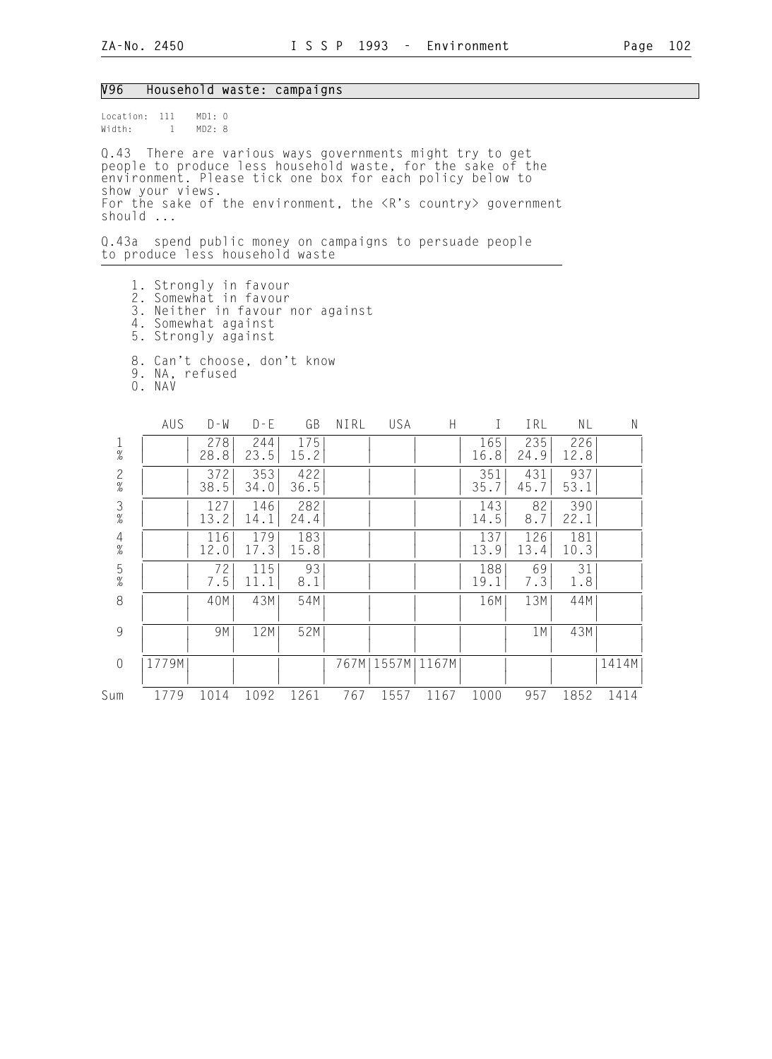## V96 Household waste: campaigns

Location: 111 MD1: 0
Width: 1 MD2: 8

Q.43 There are various ways governments might try to get people to produce less household waste, for the sake of the environment. Please tick one box for each policy below to show your views.
For the sake of the environment, the <R's country> government should ...

Q.43a spend public money on campaigns to persuade people to produce less household waste

1. Strongly in favour
2. Somewhat in favour
3. Neither in favour nor against
4. Somewhat against
5. Strongly against

8. Can't choose, don't know
9. NA, refused
0. NAV

| | AUS | D-W | D-E | GB | NIRL | USA | H | I | IRL | NL | N |
|---|---|---|---|---|---|---|---|---|---|---|---|
| 1 | | 278 | 244 | 175 | | | | 165 | 235 | 226 | |
| % | | 28.8 | 23.5 | 15.2 | | | | 16.8 | 24.9 | 12.8 | |
| 2 | | 372 | 353 | 422 | | | | 351 | 431 | 937 | |
| % | | 38.5 | 34.0 | 36.5 | | | | 35.7 | 45.7 | 53.1 | |
| 3 | | 127 | 146 | 282 | | | | 143 | 82 | 390 | |
| % | | 13.2 | 14.1 | 24.4 | | | | 14.5 | 8.7 | 22.1 | |
| 4 | | 116 | 179 | 183 | | | | 137 | 126 | 181 | |
| % | | 12.0 | 17.3 | 15.8 | | | | 13.9 | 13.4 | 10.3 | |
| 5 | | 72 | 115 | 93 | | | | 188 | 69 | 31 | |
| % | | 7.5 | 11.1 | 8.1 | | | | 19.1 | 7.3 | 1.8 | |
| 8 | | 40M | 43M | 54M | | | | 16M | 13M | 44M | |
| 9 | | 9M | 12M | 52M | | | | | 1M | 43M | |
| 0 | 1779M | | | | 767M | 1557M | 1167M | | | | 1414M |
| Sum | 1779 | 1014 | 1092 | 1261 | 767 | 1557 | 1167 | 1000 | 957 | 1852 | 1414 |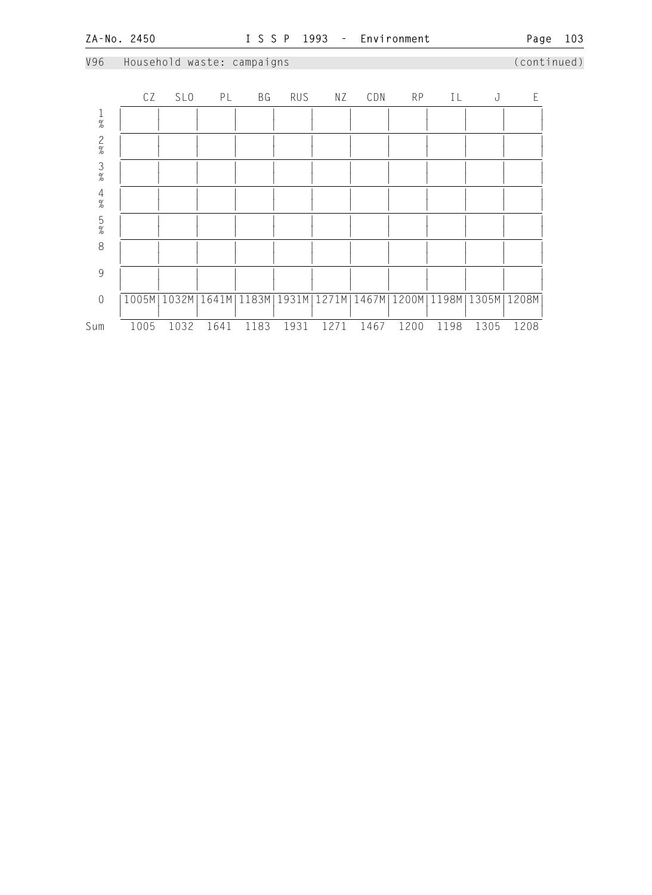V96 Household waste: campaigns (continued)

| | CZ | SLO | PL | BG | RUS | NZ | CDN | RP | IL | J | E |
|---|---|---|---|---|---|---|---|---|---|---|---|
| 1 % | | | | | | | | | | | |
| 2 % | | | | | | | | | | | |
| 3 % | | | | | | | | | | | |
| 4 % | | | | | | | | | | | |
| 5 % | | | | | | | | | | | |
| 8 | | | | | | | | | | | |
| 9 | | | | | | | | | | | |
| 0 | 1005M | 1032M | 1641M | 1183M | 1931M | 1271M | 1467M | 1200M | 1198M | 1305M | 1208M |
| Sum | 1005 | 1032 | 1641 | 1183 | 1931 | 1271 | 1467 | 1200 | 1198 | 1305 | 1208 |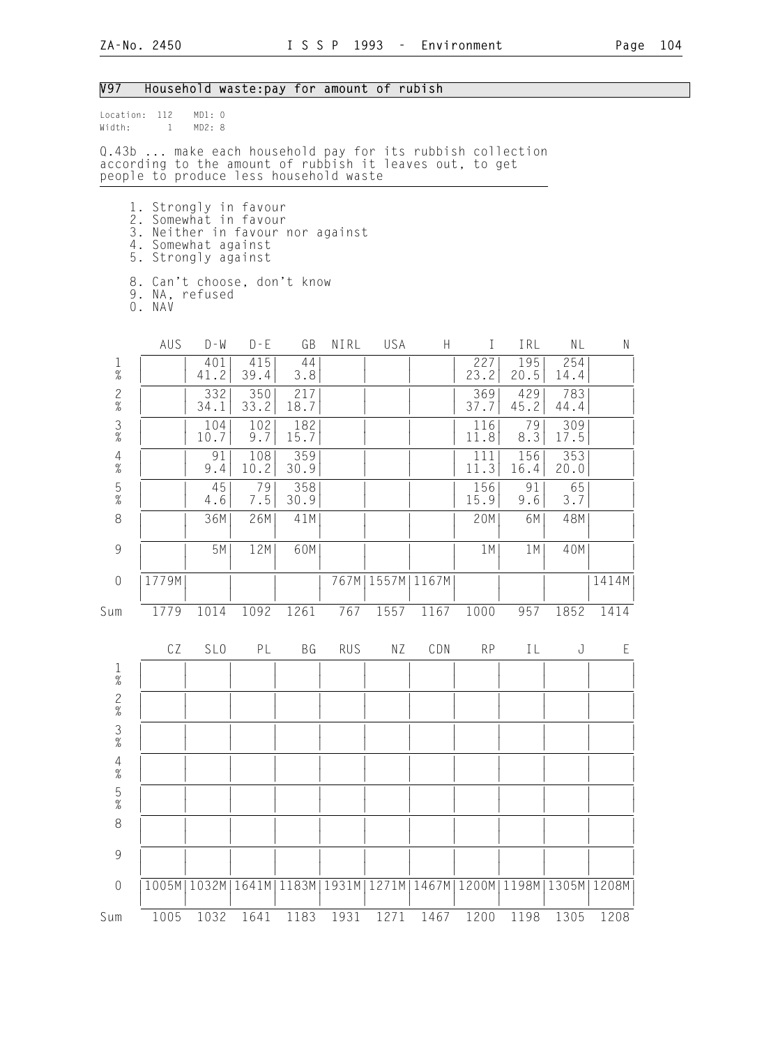## V97 Household waste:pay for amount of rubish

Location: 112 MD1: 0
Width: 1 MD2: 8

Q.43b ... make each household pay for its rubbish collection according to the amount of rubbish it leaves out, to get people to produce less household waste

1. Strongly in favour
2. Somewhat in favour
3. Neither in favour nor against
4. Somewhat against
5. Strongly against

8. Can't choose, don't know
9. NA, refused
0. NAV

| | AUS | D-W | D-E | GB | NIRL | USA | H | I | IRL | NL | N |
|---|---|---|---|---|---|---|---|---|---|---|---|
| 1 | | 401 | 415 | 44 | | | | 227 | 195 | 254 | |
| % | | 41.2 | 39.4 | 3.8 | | | | 23.2 | 20.5 | 14.4 | |
| 2 | | 332 | 350 | 217 | | | | 369 | 429 | 783 | |
| % | | 34.1 | 33.2 | 18.7 | | | | 37.7 | 45.2 | 44.4 | |
| 3 | | 104 | 102 | 182 | | | | 116 | 79 | 309 | |
| % | | 10.7 | 9.7 | 15.7 | | | | 11.8 | 8.3 | 17.5 | |
| 4 | | 91 | 108 | 359 | | | | 111 | 156 | 353 | |
| % | | 9.4 | 10.2 | 30.9 | | | | 11.3 | 16.4 | 20.0 | |
| 5 | | 45 | 79 | 358 | | | | 156 | 91 | 65 | |
| % | | 4.6 | 7.5 | 30.9 | | | | 15.9 | 9.6 | 3.7 | |
| 8 | | 36M | 26M | 41M | | | | 20M | 6M | 48M | |
| 9 | | 5M | 12M | 60M | | | | 1M | 1M | 40M | |
| 0 | 1779M | | | | 767M | 1557M | 1167M | | | | 1414M |
| Sum | 1779 | 1014 | 1092 | 1261 | 767 | 1557 | 1167 | 1000 | 957 | 1852 | 1414 |

| | CZ | SLO | PL | BG | RUS | NZ | CDN | RP | IL | J | E |
|---|---|---|---|---|---|---|---|---|---|---|---|
| 1 | | | | | | | | | | | |
| % | | | | | | | | | | | |
| 2 | | | | | | | | | | | |
| % | | | | | | | | | | | |
| 3 | | | | | | | | | | | |
| % | | | | | | | | | | | |
| 4 | | | | | | | | | | | |
| % | | | | | | | | | | | |
| 5 | | | | | | | | | | | |
| % | | | | | | | | | | | |
| 8 | | | | | | | | | | | |
| 9 | | | | | | | | | | | |
| 0 | 1005M | 1032M | 1641M | 1183M | 1931M | 1271M | 1467M | 1200M | 1198M | 1305M | 1208M |
| Sum | 1005 | 1032 | 1641 | 1183 | 1931 | 1271 | 1467 | 1200 | 1198 | 1305 | 1208 |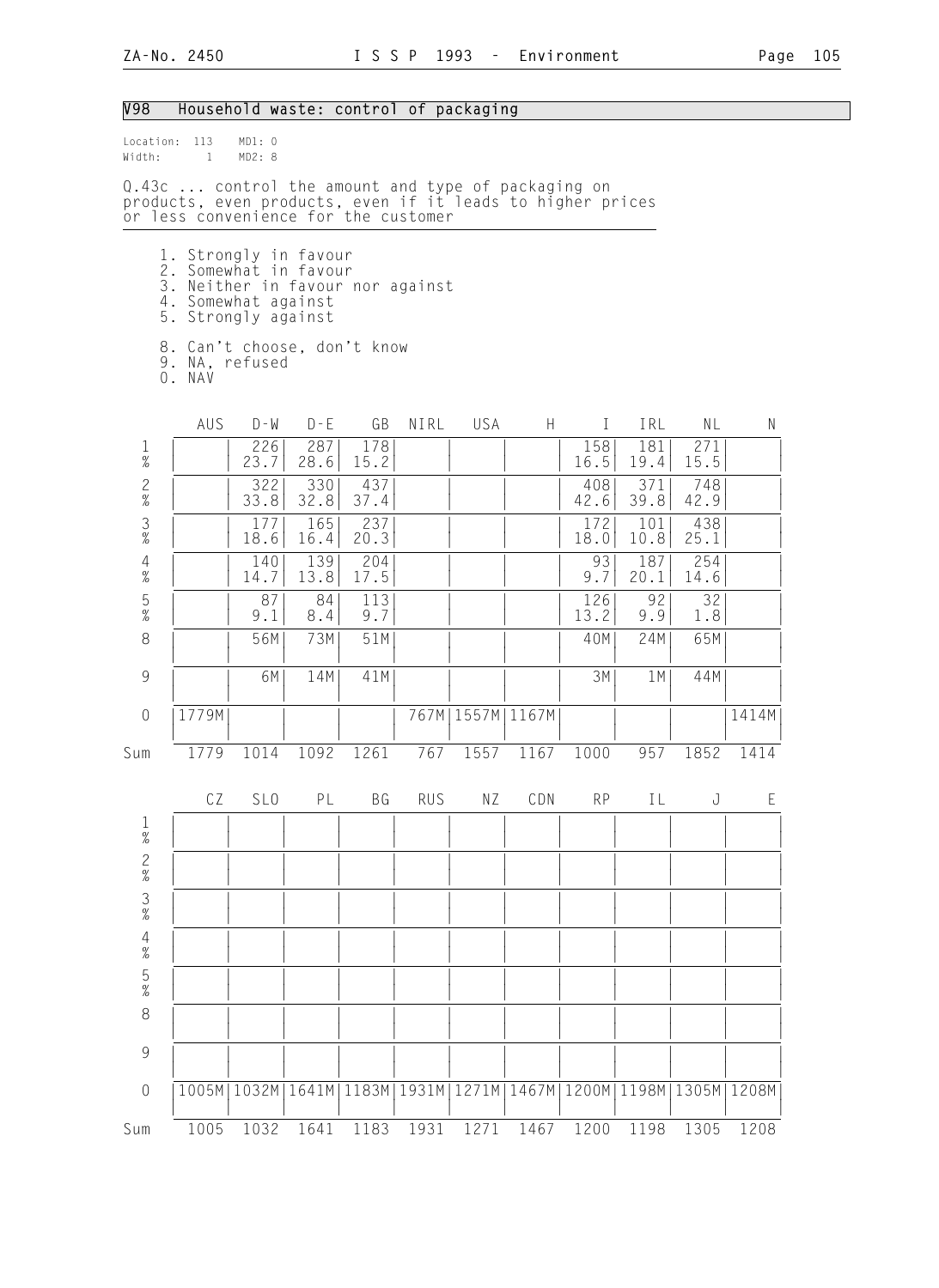## V98 Household waste: control of packaging

Location: 113 MD1: 0
Width: 1 MD2: 8

Q.43c ... control the amount and type of packaging on products, even products, even if it leads to higher prices or less convenience for the customer

1. Strongly in favour
2. Somewhat in favour
3. Neither in favour nor against
4. Somewhat against
5. Strongly against

8. Can't choose, don't know
9. NA, refused
0. NAV

| | AUS | D-W | D-E | GB | NIRL | USA | H | I | IRL | NL | N |
|---|---|---|---|---|---|---|---|---|---|---|---|
| 1 | | 226 | 287 | 178 | | | | 158 | 181 | 271 | |
| % | | 23.7 | 28.6 | 15.2 | | | | 16.5 | 19.4 | 15.5 | |
| 2 | | 322 | 330 | 437 | | | | 408 | 371 | 748 | |
| % | | 33.8 | 32.8 | 37.4 | | | | 42.6 | 39.8 | 42.9 | |
| 3 | | 177 | 165 | 237 | | | | 172 | 101 | 438 | |
| % | | 18.6 | 16.4 | 20.3 | | | | 18.0 | 10.8 | 25.1 | |
| 4 | | 140 | 139 | 204 | | | | 93 | 187 | 254 | |
| % | | 14.7 | 13.8 | 17.5 | | | | 9.7 | 20.1 | 14.6 | |
| 5 | | 87 | 84 | 113 | | | | 126 | 92 | 32 | |
| % | | 9.1 | 8.4 | 9.7 | | | | 13.2 | 9.9 | 1.8 | |
| 8 | | 56M | 73M | 51M | | | | 40M | 24M | 65M | |
| 9 | | 6M | 14M | 41M | | | | 3M | 1M | 44M | |
| 0 | 1779M | | | | 767M | 1557M | 1167M | | | | 1414M |
| Sum | 1779 | 1014 | 1092 | 1261 | 767 | 1557 | 1167 | 1000 | 957 | 1852 | 1414 |

| | CZ | SLO | PL | BG | RUS | NZ | CDN | RP | IL | J | E |
|---|---|---|---|---|---|---|---|---|---|---|---|
| 1 | | | | | | | | | | | |
| % | | | | | | | | | | | |
| 2 | | | | | | | | | | | |
| % | | | | | | | | | | | |
| 3 | | | | | | | | | | | |
| % | | | | | | | | | | | |
| 4 | | | | | | | | | | | |
| % | | | | | | | | | | | |
| 5 | | | | | | | | | | | |
| % | | | | | | | | | | | |
| 8 | | | | | | | | | | | |
| 9 | | | | | | | | | | | |
| 0 | 1005M | 1032M | 1641M | 1183M | 1931M | 1271M | 1467M | 1200M | 1198M | 1305M | 1208M |
| Sum | 1005 | 1032 | 1641 | 1183 | 1931 | 1271 | 1467 | 1200 | 1198 | 1305 | 1208 |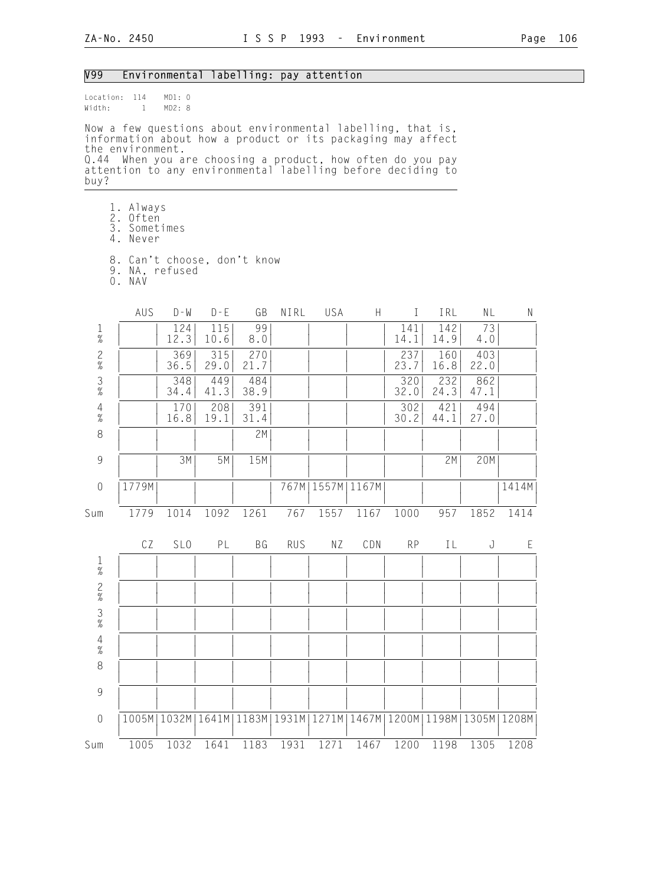## V99 Environmental labelling: pay attention

Location: 114 MD1: 0
Width: 1 MD2: 8

Now a few questions about environmental labelling, that is, information about how a product or its packaging may affect the environment.
Q.44 When you are choosing a product, how often do you pay attention to any environmental labelling before deciding to buy?

1. Always
2. Often
3. Sometimes
4. Never

8. Can't choose, don't know
9. NA, refused
0. NAV

| | AUS | D-W | D-E | GB | NIRL | USA | H | I | IRL | NL | N |
|---|---|---|---|---|---|---|---|---|---|---|---|
| 1 | | 124 | 115 | 99 | | | | 141 | 142 | 73 | |
| % | | 12.3 | 10.6 | 8.0 | | | | 14.1 | 14.9 | 4.0 | |
| 2 | | 369 | 315 | 270 | | | | 237 | 160 | 403 | |
| % | | 36.5 | 29.0 | 21.7 | | | | 23.7 | 16.8 | 22.0 | |
| 3 | | 348 | 449 | 484 | | | | 320 | 232 | 862 | |
| % | | 34.4 | 41.3 | 38.9 | | | | 32.0 | 24.3 | 47.1 | |
| 4 | | 170 | 208 | 391 | | | | 302 | 421 | 494 | |
| % | | 16.8 | 19.1 | 31.4 | | | | 30.2 | 44.1 | 27.0 | |
| 8 | | | | 2M | | | | | | | |
| 9 | | 3M | 5M | 15M | | | | | 2M | 20M | |
| 0 | 1779M | | | | 767M | 1557M | 1167M | | | | 1414M |
| Sum | 1779 | 1014 | 1092 | 1261 | 767 | 1557 | 1167 | 1000 | 957 | 1852 | 1414 |

| | CZ | SLO | PL | BG | RUS | NZ | CDN | RP | IL | J | E |
|---|---|---|---|---|---|---|---|---|---|---|---|
| 1 | | | | | | | | | | | |
| % | | | | | | | | | | | |
| 2 | | | | | | | | | | | |
| % | | | | | | | | | | | |
| 3 | | | | | | | | | | | |
| % | | | | | | | | | | | |
| 4 | | | | | | | | | | | |
| % | | | | | | | | | | | |
| 8 | | | | | | | | | | | |
| 9 | | | | | | | | | | | |
| 0 | 1005M | 1032M | 1641M | 1183M | 1931M | 1271M | 1467M | 1200M | 1198M | 1305M | 1208M |
| Sum | 1005 | 1032 | 1641 | 1183 | 1931 | 1271 | 1467 | 1200 | 1198 | 1305 | 1208 |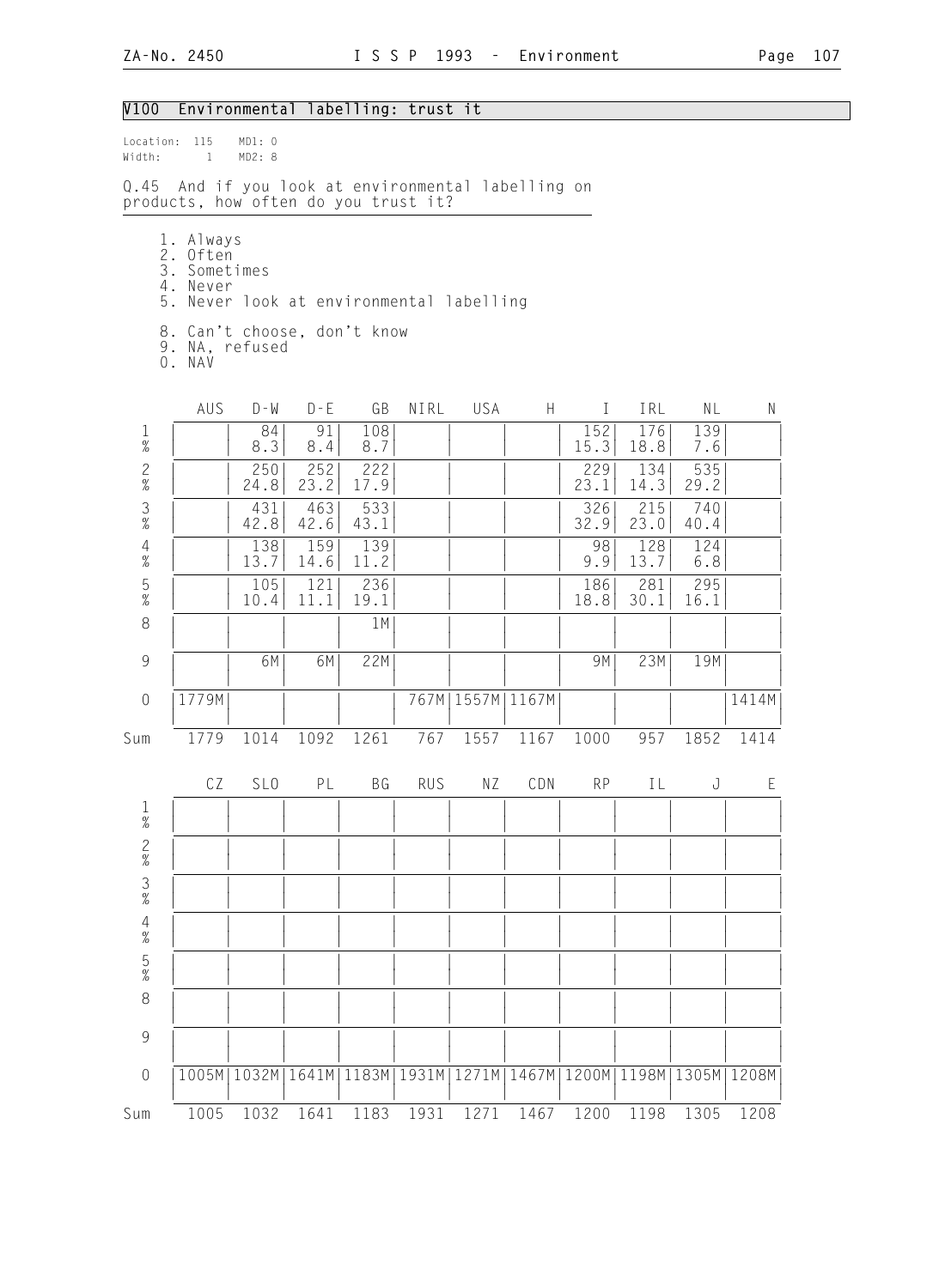## V100 Environmental labelling: trust it

Location: 115 MD1: 0
Width: 1 MD2: 8

Q.45 And if you look at environmental labelling on products, how often do you trust it?

1. Always
2. Often
3. Sometimes
4. Never
5. Never look at environmental labelling

8. Can't choose, don't know
9. NA, refused
0. NAV

| | AUS | D-W | D-E | GB | NIRL | USA | H | I | IRL | NL | N |
|---|---|---|---|---|---|---|---|---|---|---|---|
| 1 | | 84 | 91 | 108 | | | | 152 | 176 | 139 | |
| % | | 8.3 | 8.4 | 8.7 | | | | 15.3 | 18.8 | 7.6 | |
| 2 | | 250 | 252 | 222 | | | | 229 | 134 | 535 | |
| % | | 24.8 | 23.2 | 17.9 | | | | 23.1 | 14.3 | 29.2 | |
| 3 | | 431 | 463 | 533 | | | | 326 | 215 | 740 | |
| % | | 42.8 | 42.6 | 43.1 | | | | 32.9 | 23.0 | 40.4 | |
| 4 | | 138 | 159 | 139 | | | | 98 | 128 | 124 | |
| % | | 13.7 | 14.6 | 11.2 | | | | 9.9 | 13.7 | 6.8 | |
| 5 | | 105 | 121 | 236 | | | | 186 | 281 | 295 | |
| % | | 10.4 | 11.1 | 19.1 | | | | 18.8 | 30.1 | 16.1 | |
| 8 | | | | 1M | | | | | | | |
| 9 | | 6M | 6M | 22M | | | | 9M | 23M | 19M | |
| 0 | 1779M | | | | 767M | 1557M | 1167M | | | | 1414M |
| Sum | 1779 | 1014 | 1092 | 1261 | 767 | 1557 | 1167 | 1000 | 957 | 1852 | 1414 |

| | CZ | SLO | PL | BG | RUS | NZ | CDN | RP | IL | J | E |
|---|---|---|---|---|---|---|---|---|---|---|---|
| 1 | | | | | | | | | | | |
| % | | | | | | | | | | | |
| 2 | | | | | | | | | | | |
| % | | | | | | | | | | | |
| 3 | | | | | | | | | | | |
| % | | | | | | | | | | | |
| 4 | | | | | | | | | | | |
| % | | | | | | | | | | | |
| 5 | | | | | | | | | | | |
| % | | | | | | | | | | | |
| 8 | | | | | | | | | | | |
| 9 | | | | | | | | | | | |
| 0 | 1005M | 1032M | 1641M | 1183M | 1931M | 1271M | 1467M | 1200M | 1198M | 1305M | 1208M |
| Sum | 1005 | 1032 | 1641 | 1183 | 1931 | 1271 | 1467 | 1200 | 1198 | 1305 | 1208 |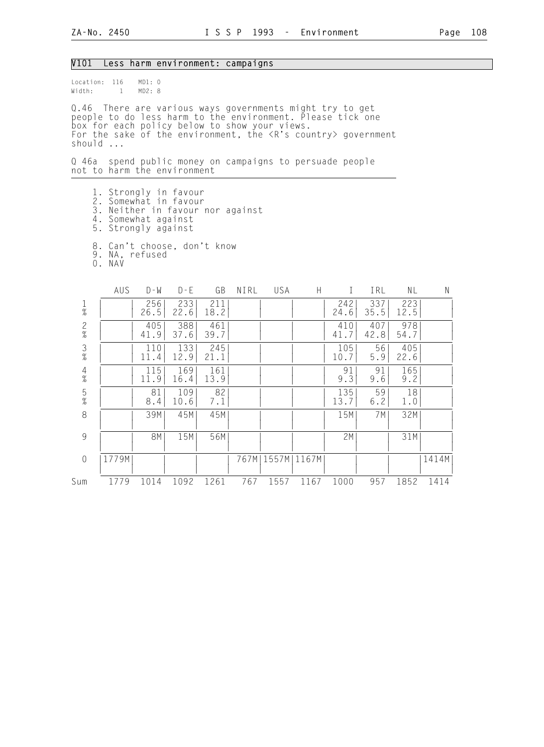## V101 Less harm environment: campaigns

Location: 116 MD1: 0
Width: 1 MD2: 8

Q.46 There are various ways governments might try to get people to do less harm to the environment. Please tick one box for each policy below to show your views.
For the sake of the environment, the <R's country> government should ...

Q 46a spend public money on campaigns to persuade people not to harm the environment

1. Strongly in favour
2. Somewhat in favour
3. Neither in favour nor against
4. Somewhat against
5. Strongly against

8. Can't choose, don't know
9. NA, refused
0. NAV

| | AUS | D-W | D-E | GB | NIRL | USA | H | I | IRL | NL | N |
|---|---|---|---|---|---|---|---|---|---|---|---|
| 1 | | 256 | 233 | 211 | | | | 242 | 337 | 223 | |
| % | | 26.5 | 22.6 | 18.2 | | | | 24.6 | 35.5 | 12.5 | |
| 2 | | 405 | 388 | 461 | | | | 410 | 407 | 978 | |
| % | | 41.9 | 37.6 | 39.7 | | | | 41.7 | 42.8 | 54.7 | |
| 3 | | 110 | 133 | 245 | | | | 105 | 56 | 405 | |
| % | | 11.4 | 12.9 | 21.1 | | | | 10.7 | 5.9 | 22.6 | |
| 4 | | 115 | 169 | 161 | | | | 91 | 91 | 165 | |
| % | | 11.9 | 16.4 | 13.9 | | | | 9.3 | 9.6 | 9.2 | |
| 5 | | 81 | 109 | 82 | | | | 135 | 59 | 18 | |
| % | | 8.4 | 10.6 | 7.1 | | | | 13.7 | 6.2 | 1.0 | |
| 8 | | 39M | 45M | 45M | | | | 15M | 7M | 32M | |
| 9 | | 8M | 15M | 56M | | | | 2M | | 31M | |
| 0 | 1779M | | | | 767M | 1557M | 1167M | | | | 1414M |
| Sum | 1779 | 1014 | 1092 | 1261 | 767 | 1557 | 1167 | 1000 | 957 | 1852 | 1414 |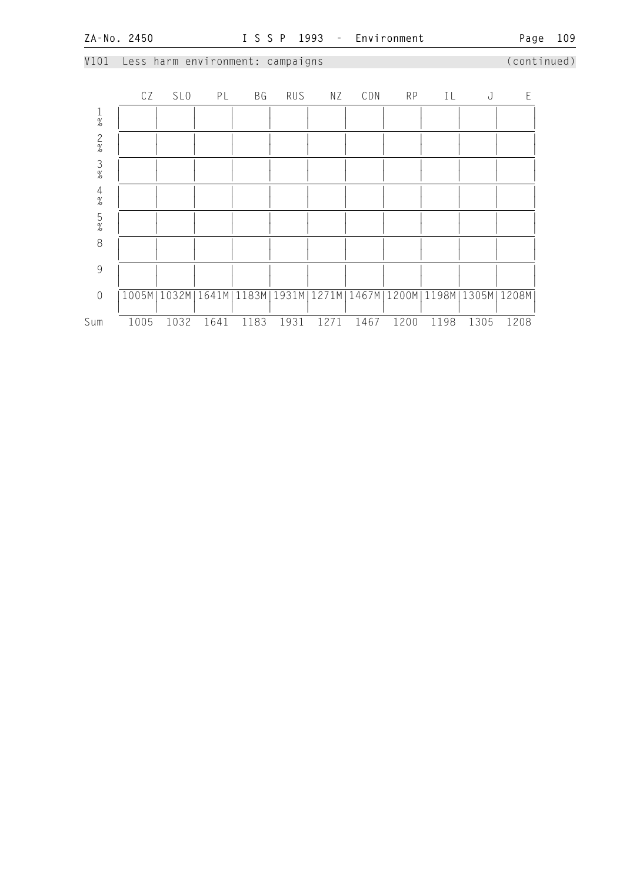V101 Less harm environment: campaigns (continued)

|  | CZ | SLO | PL | BG | RUS | NZ | CDN | RP | IL | J | E |
|---|---|---|---|---|---|---|---|---|---|---|---|
| 1 % |  |  |  |  |  |  |  |  |  |  |  |
| 2 % |  |  |  |  |  |  |  |  |  |  |  |
| 3 % |  |  |  |  |  |  |  |  |  |  |  |
| 4 % |  |  |  |  |  |  |  |  |  |  |  |
| 5 % |  |  |  |  |  |  |  |  |  |  |  |
| 8 |  |  |  |  |  |  |  |  |  |  |  |
| 9 |  |  |  |  |  |  |  |  |  |  |  |
| 0 | 1005M | 1032M | 1641M | 1183M | 1931M | 1271M | 1467M | 1200M | 1198M | 1305M | 1208M |
| Sum | 1005 | 1032 | 1641 | 1183 | 1931 | 1271 | 1467 | 1200 | 1198 | 1305 | 1208 |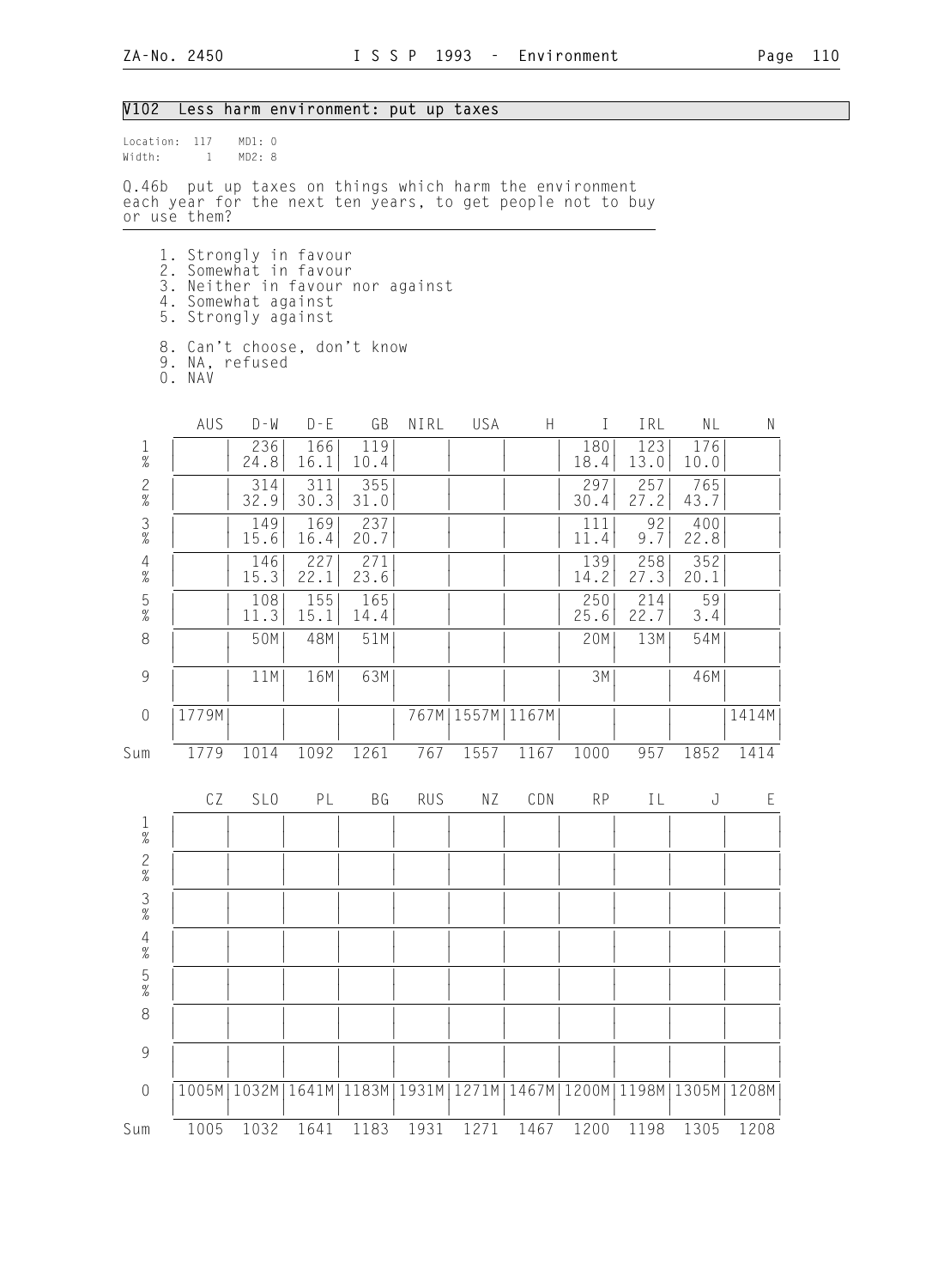## V102 Less harm environment: put up taxes

Location: 117 MD1: 0
Width: 1 MD2: 8

Q.46b put up taxes on things which harm the environment each year for the next ten years, to get people not to buy or use them?

1. Strongly in favour
2. Somewhat in favour
3. Neither in favour nor against
4. Somewhat against
5. Strongly against

8. Can't choose, don't know
9. NA, refused
0. NAV

| | AUS | D-W | D-E | GB | NIRL | USA | H | I | IRL | NL | N |
|---|---|---|---|---|---|---|---|---|---|---|---|
| 1 | | 236 | 166 | 119 | | | | 180 | 123 | 176 | |
| % | | 24.8 | 16.1 | 10.4 | | | | 18.4 | 13.0 | 10.0 | |
| 2 | | 314 | 311 | 355 | | | | 297 | 257 | 765 | |
| % | | 32.9 | 30.3 | 31.0 | | | | 30.4 | 27.2 | 43.7 | |
| 3 | | 149 | 169 | 237 | | | | 111 | 92 | 400 | |
| % | | 15.6 | 16.4 | 20.7 | | | | 11.4 | 9.7 | 22.8 | |
| 4 | | 146 | 227 | 271 | | | | 139 | 258 | 352 | |
| % | | 15.3 | 22.1 | 23.6 | | | | 14.2 | 27.3 | 20.1 | |
| 5 | | 108 | 155 | 165 | | | | 250 | 214 | 59 | |
| % | | 11.3 | 15.1 | 14.4 | | | | 25.6 | 22.7 | 3.4 | |
| 8 | | 50M | 48M | 51M | | | | 20M | 13M | 54M | |
| 9 | | 11M | 16M | 63M | | | | 3M | | 46M | |
| 0 | 1779M | | | | 767M | 1557M | 1167M | | | | 1414M |
| Sum | 1779 | 1014 | 1092 | 1261 | 767 | 1557 | 1167 | 1000 | 957 | 1852 | 1414 |

| | CZ | SLO | PL | BG | RUS | NZ | CDN | RP | IL | J | E |
|---|---|---|---|---|---|---|---|---|---|---|---|
| 1 | | | | | | | | | | | |
| % | | | | | | | | | | | |
| 2 | | | | | | | | | | | |
| % | | | | | | | | | | | |
| 3 | | | | | | | | | | | |
| % | | | | | | | | | | | |
| 4 | | | | | | | | | | | |
| % | | | | | | | | | | | |
| 5 | | | | | | | | | | | |
| % | | | | | | | | | | | |
| 8 | | | | | | | | | | | |
| 9 | | | | | | | | | | | |
| 0 | 1005M | 1032M | 1641M | 1183M | 1931M | 1271M | 1467M | 1200M | 1198M | 1305M | 1208M |
| Sum | 1005 | 1032 | 1641 | 1183 | 1931 | 1271 | 1467 | 1200 | 1198 | 1305 | 1208 |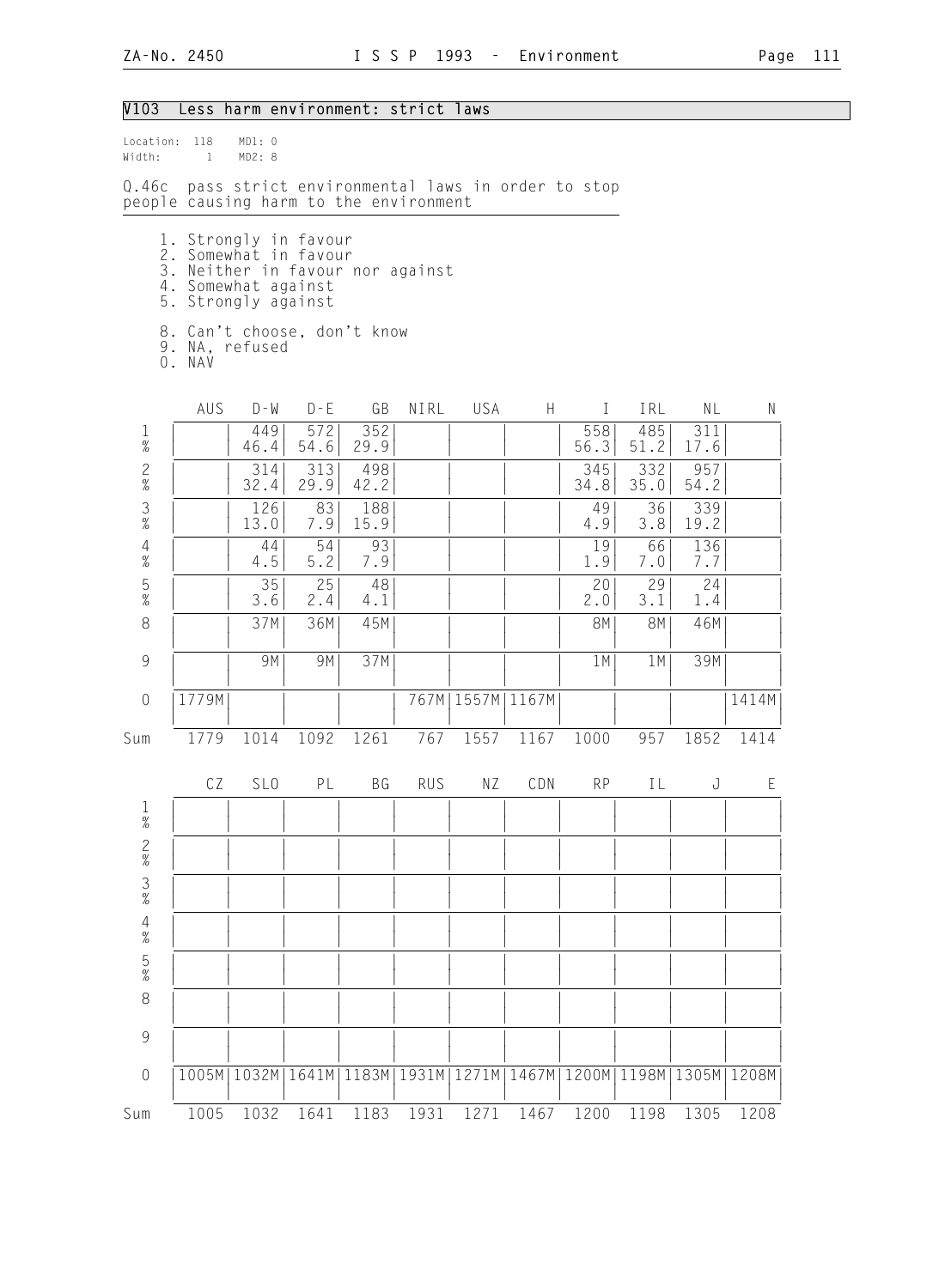## V103 Less harm environment: strict laws

Location: 118 MD1: 0
Width: 1 MD2: 8

Q.46c pass strict environmental laws in order to stop people causing harm to the environment

1. Strongly in favour
2. Somewhat in favour
3. Neither in favour nor against
4. Somewhat against
5. Strongly against

8. Can't choose, don't know
9. NA, refused
0. NAV

| | AUS | D-W | D-E | GB | NIRL | USA | H | I | IRL | NL | N |
|---|---|---|---|---|---|---|---|---|---|---|---|
| 1 | | 449 | 572 | 352 | | | | 558 | 485 | 311 | |
| % | | 46.4 | 54.6 | 29.9 | | | | 56.3 | 51.2 | 17.6 | |
| 2 | | 314 | 313 | 498 | | | | 345 | 332 | 957 | |
| % | | 32.4 | 29.9 | 42.2 | | | | 34.8 | 35.0 | 54.2 | |
| 3 | | 126 | 83 | 188 | | | | 49 | 36 | 339 | |
| % | | 13.0 | 7.9 | 15.9 | | | | 4.9 | 3.8 | 19.2 | |
| 4 | | 44 | 54 | 93 | | | | 19 | 66 | 136 | |
| % | | 4.5 | 5.2 | 7.9 | | | | 1.9 | 7.0 | 7.7 | |
| 5 | | 35 | 25 | 48 | | | | 20 | 29 | 24 | |
| % | | 3.6 | 2.4 | 4.1 | | | | 2.0 | 3.1 | 1.4 | |
| 8 | | 37M | 36M | 45M | | | | 8M | 8M | 46M | |
| 9 | | 9M | 9M | 37M | | | | 1M | 1M | 39M | |
| 0 | 1779M | | | | 767M | 1557M | 1167M | | | | 1414M |
| Sum | 1779 | 1014 | 1092 | 1261 | 767 | 1557 | 1167 | 1000 | 957 | 1852 | 1414 |

| | CZ | SLO | PL | BG | RUS | NZ | CDN | RP | IL | J | E |
|---|---|---|---|---|---|---|---|---|---|---|---|
| 1 | | | | | | | | | | | |
| % | | | | | | | | | | | |
| 2 | | | | | | | | | | | |
| % | | | | | | | | | | | |
| 3 | | | | | | | | | | | |
| % | | | | | | | | | | | |
| 4 | | | | | | | | | | | |
| % | | | | | | | | | | | |
| 5 | | | | | | | | | | | |
| % | | | | | | | | | | | |
| 8 | | | | | | | | | | | |
| 9 | | | | | | | | | | | |
| 0 | 1005M | 1032M | 1641M | 1183M | 1931M | 1271M | 1467M | 1200M | 1198M | 1305M | 1208M |
| Sum | 1005 | 1032 | 1641 | 1183 | 1931 | 1271 | 1467 | 1200 | 1198 | 1305 | 1208 |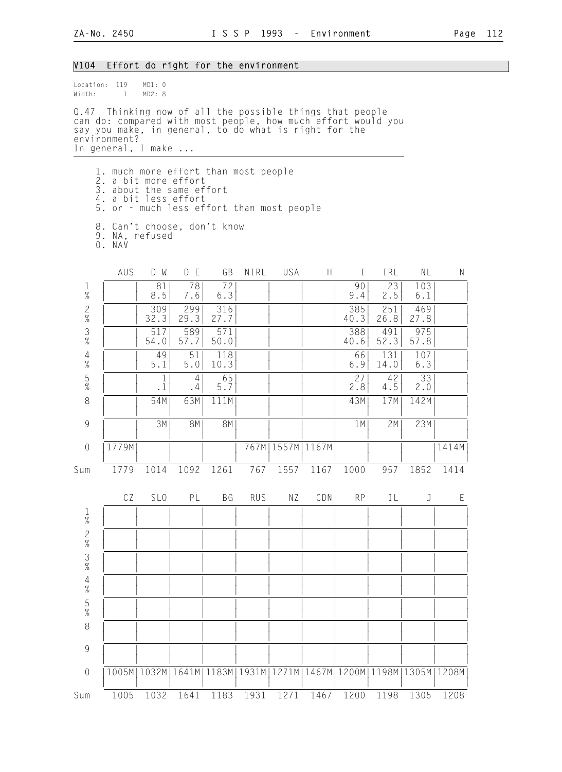## V104 Effort do right for the environment

Location: 119 MD1: 0
Width: 1 MD2: 8

Q.47 Thinking now of all the possible things that people can do: compared with most people, how much effort would you say you make, in general, to do what is right for the environment?
In general, I make ...

1. much more effort than most people
2. a bit more effort
3. about the same effort
4. a bit less effort
5. or - much less effort than most people

8. Can't choose, don't know
9. NA, refused
0. NAV

| | AUS | D-W | D-E | GB | NIRL | USA | H | I | IRL | NL | N |
|---|---|---|---|---|---|---|---|---|---|---|---|
| 1 | | 81 | 78 | 72 | | | | 90 | 23 | 103 | |
| % | | 8.5 | 7.6 | 6.3 | | | | 9.4 | 2.5 | 6.1 | |
| 2 | | 309 | 299 | 316 | | | | 385 | 251 | 469 | |
| % | | 32.3 | 29.3 | 27.7 | | | | 40.3 | 26.8 | 27.8 | |
| 3 | | 517 | 589 | 571 | | | | 388 | 491 | 975 | |
| % | | 54.0 | 57.7 | 50.0 | | | | 40.6 | 52.3 | 57.8 | |
| 4 | | 49 | 51 | 118 | | | | 66 | 131 | 107 | |
| % | | 5.1 | 5.0 | 10.3 | | | | 6.9 | 14.0 | 6.3 | |
| 5 | | 1 | 4 | 65 | | | | 27 | 42 | 33 | |
| % | | .1 | .4 | 5.7 | | | | 2.8 | 4.5 | 2.0 | |
| 8 | | 54M | 63M | 111M | | | | 43M | 17M | 142M | |
| 9 | | 3M | 8M | 8M | | | | 1M | 2M | 23M | |
| 0 | 1779M | | | | 767M | 1557M | 1167M | | | | 1414M |
| Sum | 1779 | 1014 | 1092 | 1261 | 767 | 1557 | 1167 | 1000 | 957 | 1852 | 1414 |

| | CZ | SLO | PL | BG | RUS | NZ | CDN | RP | IL | J | E |
|---|---|---|---|---|---|---|---|---|---|---|---|
| 1 | | | | | | | | | | | |
| % | | | | | | | | | | | |
| 2 | | | | | | | | | | | |
| % | | | | | | | | | | | |
| 3 | | | | | | | | | | | |
| % | | | | | | | | | | | |
| 4 | | | | | | | | | | | |
| % | | | | | | | | | | | |
| 5 | | | | | | | | | | | |
| % | | | | | | | | | | | |
| 8 | | | | | | | | | | | |
| 9 | | | | | | | | | | | |
| 0 | 1005M | 1032M | 1641M | 1183M | 1931M | 1271M | 1467M | 1200M | 1198M | 1305M | 1208M |
| Sum | 1005 | 1032 | 1641 | 1183 | 1931 | 1271 | 1467 | 1200 | 1198 | 1305 | 1208 |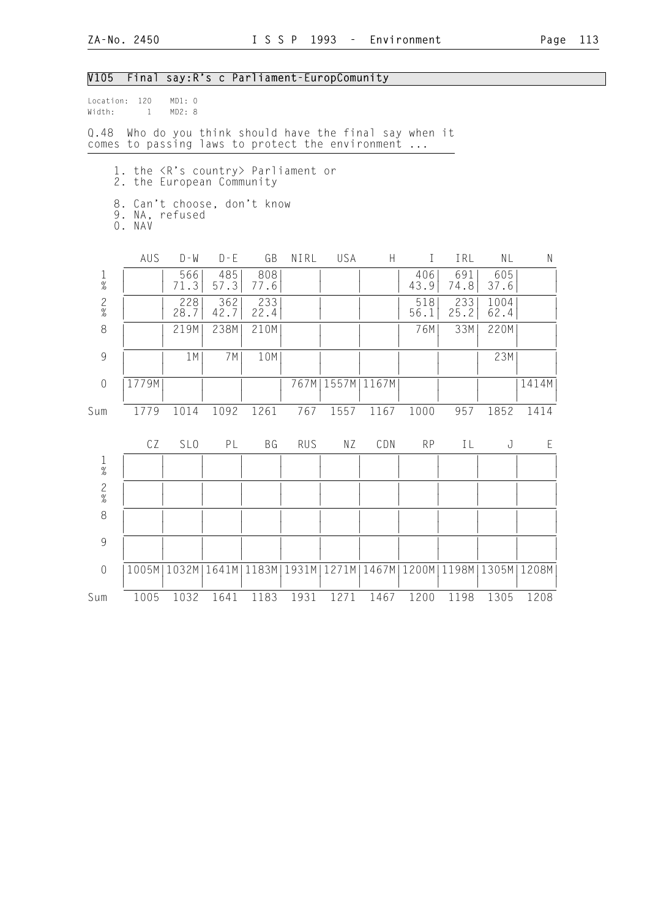## V105 Final say:R's c Parliament-EuropComunity

Location: 120 MD1: 0
Width: 1 MD2: 8

Q.48 Who do you think should have the final say when it comes to passing laws to protect the environment ...

1. the <R's country> Parliament or
2. the European Community

8. Can't choose, don't know
9. NA, refused
0. NAV

| | AUS | D-W | D-E | GB | NIRL | USA | H | I | IRL | NL | N |
|---|---|---|---|---|---|---|---|---|---|---|---|
| 1 | | 566 | 485 | 808 | | | | 406 | 691 | 605 | |
| % | | 71.3 | 57.3 | 77.6 | | | | 43.9 | 74.8 | 37.6 | |
| 2 | | 228 | 362 | 233 | | | | 518 | 233 | 1004 | |
| % | | 28.7 | 42.7 | 22.4 | | | | 56.1 | 25.2 | 62.4 | |
| 8 | | 219M | 238M | 210M | | | | 76M | 33M | 220M | |
| 9 | | 1M | 7M | 10M | | | | | | 23M | |
| 0 | 1779M | | | | 767M | 1557M | 1167M | | | | 1414M |
| Sum | 1779 | 1014 | 1092 | 1261 | 767 | 1557 | 1167 | 1000 | 957 | 1852 | 1414 |

| | CZ | SLO | PL | BG | RUS | NZ | CDN | RP | IL | J | E |
|---|---|---|---|---|---|---|---|---|---|---|---|
| 1 | | | | | | | | | | | |
| % | | | | | | | | | | | |
| 2 | | | | | | | | | | | |
| % | | | | | | | | | | | |
| 8 | | | | | | | | | | | |
| 9 | | | | | | | | | | | |
| 0 | 1005M | 1032M | 1641M | 1183M | 1931M | 1271M | 1467M | 1200M | 1198M | 1305M | 1208M |
| Sum | 1005 | 1032 | 1641 | 1183 | 1931 | 1271 | 1467 | 1200 | 1198 | 1305 | 1208 |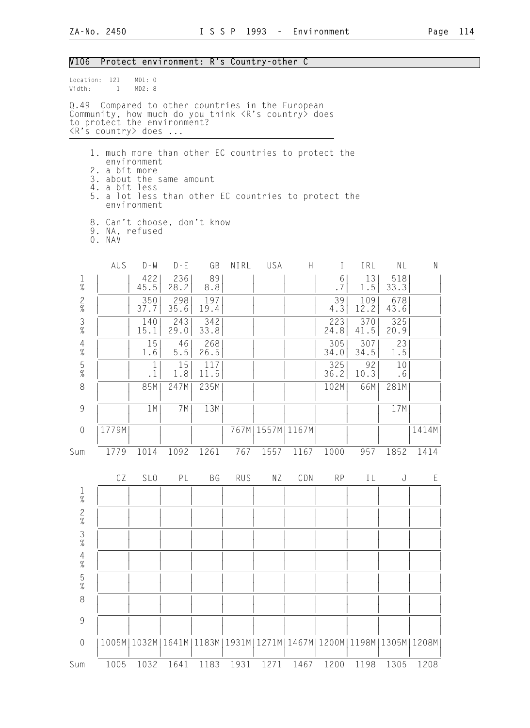## V106 Protect environment: R's Country-other C

Location: 121 MD1: 0
Width: 1 MD2: 8

Q.49 Compared to other countries in the European Community, how much do you think <R's country> does to protect the environment?
<R's country> does ...

1. much more than other EC countries to protect the environment
2. a bit more
3. about the same amount
4. a bit less
5. a lot less than other EC countries to protect the environment

8. Can't choose, don't know
9. NA, refused
0. NAV

| | AUS | D-W | D-E | GB | NIRL | USA | H | I | IRL | NL | N |
|---|---|---|---|---|---|---|---|---|---|---|---|
| 1 | | 422 | 236 | 89 | | | | 6 | 13 | 518 | |
| % | | 45.5 | 28.2 | 8.8 | | | | .7 | 1.5 | 33.3 | |
| 2 | | 350 | 298 | 197 | | | | 39 | 109 | 678 | |
| % | | 37.7 | 35.6 | 19.4 | | | | 4.3 | 12.2 | 43.6 | |
| 3 | | 140 | 243 | 342 | | | | 223 | 370 | 325 | |
| % | | 15.1 | 29.0 | 33.8 | | | | 24.8 | 41.5 | 20.9 | |
| 4 | | 15 | 46 | 268 | | | | 305 | 307 | 23 | |
| % | | 1.6 | 5.5 | 26.5 | | | | 34.0 | 34.5 | 1.5 | |
| 5 | | 1 | 15 | 117 | | | | 325 | 92 | 10 | |
| % | | .1 | 1.8 | 11.5 | | | | 36.2 | 10.3 | .6 | |
| 8 | | 85M | 247M | 235M | | | | 102M | 66M | 281M | |
| 9 | | 1M | 7M | 13M | | | | | | 17M | |
| 0 | 1779M | | | | 767M | 1557M | 1167M | | | | 1414M |
| Sum | 1779 | 1014 | 1092 | 1261 | 767 | 1557 | 1167 | 1000 | 957 | 1852 | 1414 |

| | CZ | SLO | PL | BG | RUS | NZ | CDN | RP | IL | J | E |
|---|---|---|---|---|---|---|---|---|---|---|---|
| 1 | | | | | | | | | | | |
| % | | | | | | | | | | | |
| 2 | | | | | | | | | | | |
| % | | | | | | | | | | | |
| 3 | | | | | | | | | | | |
| % | | | | | | | | | | | |
| 4 | | | | | | | | | | | |
| % | | | | | | | | | | | |
| 5 | | | | | | | | | | | |
| % | | | | | | | | | | | |
| 8 | | | | | | | | | | | |
| 9 | | | | | | | | | | | |
| 0 | 1005M | 1032M | 1641M | 1183M | 1931M | 1271M | 1467M | 1200M | 1198M | 1305M | 1208M |
| Sum | 1005 | 1032 | 1641 | 1183 | 1931 | 1271 | 1467 | 1200 | 1198 | 1305 | 1208 |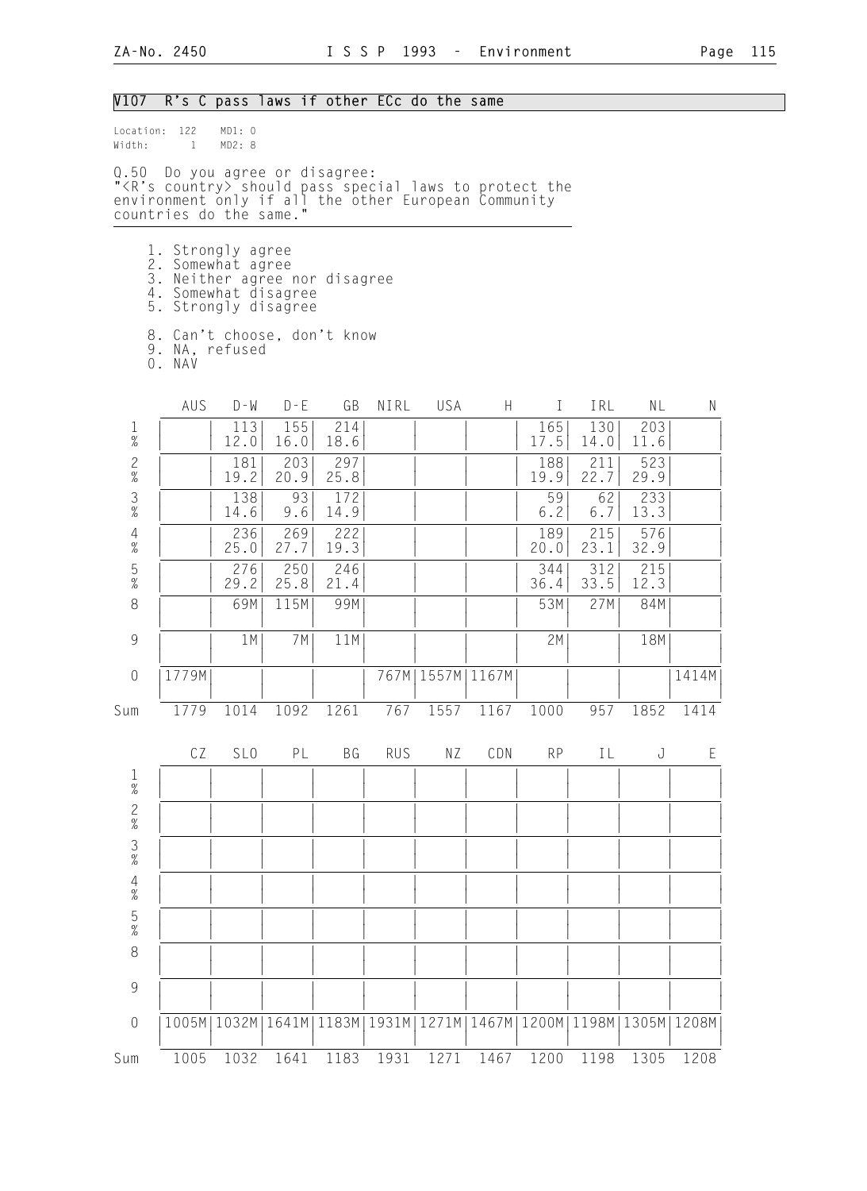## V107 R's C pass laws if other ECc do the same

Location: 122 MD1: 0
Width: 1 MD2: 8

Q.50 Do you agree or disagree:
"<R's country> should pass special laws to protect the environment only if all the other European Community countries do the same."

1. Strongly agree
2. Somewhat agree
3. Neither agree nor disagree
4. Somewhat disagree
5. Strongly disagree

8. Can't choose, don't know
9. NA, refused
0. NAV

| | AUS | D-W | D-E | GB | NIRL | USA | H | I | IRL | NL | N |
|---|---|---|---|---|---|---|---|---|---|---|---|
| 1 | | 113 | 155 | 214 | | | | 165 | 130 | 203 | |
| % | | 12.0 | 16.0 | 18.6 | | | | 17.5 | 14.0 | 11.6 | |
| 2 | | 181 | 203 | 297 | | | | 188 | 211 | 523 | |
| % | | 19.2 | 20.9 | 25.8 | | | | 19.9 | 22.7 | 29.9 | |
| 3 | | 138 | 93 | 172 | | | | 59 | 62 | 233 | |
| % | | 14.6 | 9.6 | 14.9 | | | | 6.2 | 6.7 | 13.3 | |
| 4 | | 236 | 269 | 222 | | | | 189 | 215 | 576 | |
| % | | 25.0 | 27.7 | 19.3 | | | | 20.0 | 23.1 | 32.9 | |
| 5 | | 276 | 250 | 246 | | | | 344 | 312 | 215 | |
| % | | 29.2 | 25.8 | 21.4 | | | | 36.4 | 33.5 | 12.3 | |
| 8 | | 69M | 115M | 99M | | | | 53M | 27M | 84M | |
| 9 | | 1M | 7M | 11M | | | | 2M | | 18M | |
| 0 | 1779M | | | | 767M | 1557M | 1167M | | | | 1414M |
| Sum | 1779 | 1014 | 1092 | 1261 | 767 | 1557 | 1167 | 1000 | 957 | 1852 | 1414 |

| | CZ | SLO | PL | BG | RUS | NZ | CDN | RP | IL | J | E |
|---|---|---|---|---|---|---|---|---|---|---|---|
| 1 | | | | | | | | | | | |
| % | | | | | | | | | | | |
| 2 | | | | | | | | | | | |
| % | | | | | | | | | | | |
| 3 | | | | | | | | | | | |
| % | | | | | | | | | | | |
| 4 | | | | | | | | | | | |
| % | | | | | | | | | | | |
| 5 | | | | | | | | | | | |
| % | | | | | | | | | | | |
| 8 | | | | | | | | | | | |
| 9 | | | | | | | | | | | |
| 0 | 1005M | 1032M | 1641M | 1183M | 1931M | 1271M | 1467M | 1200M | 1198M | 1305M | 1208M |
| Sum | 1005 | 1032 | 1641 | 1183 | 1931 | 1271 | 1467 | 1200 | 1198 | 1305 | 1208 |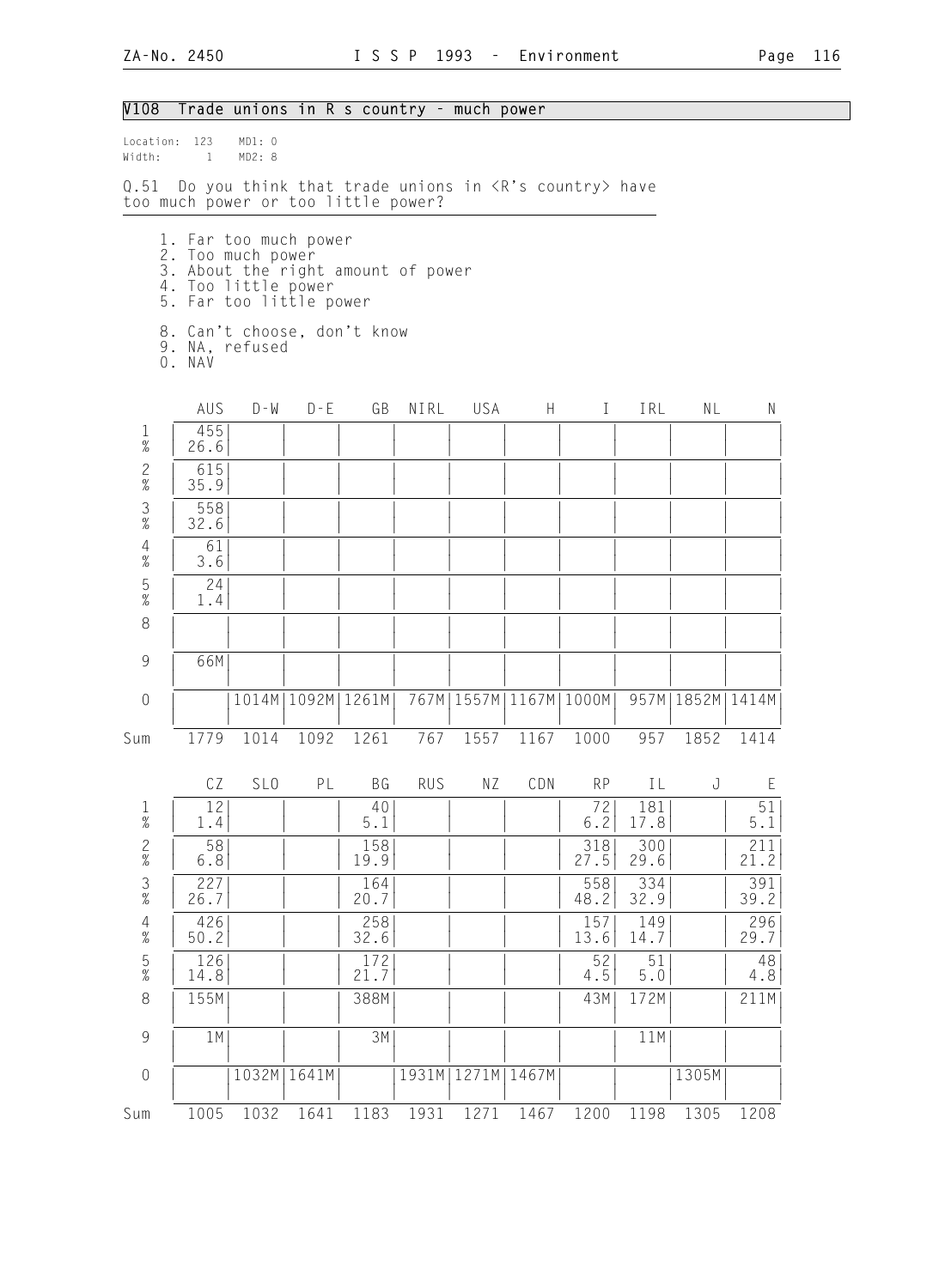## V108 Trade unions in R s country - much power

Location: 123 MD1: 0
Width: 1 MD2: 8

Q.51 Do you think that trade unions in <R's country> have too much power or too little power?

1. Far too much power
2. Too much power
3. About the right amount of power
4. Too little power
5. Far too little power

8. Can't choose, don't know
9. NA, refused
0. NAV

| | AUS | D-W | D-E | GB | NIRL | USA | H | I | IRL | NL | N |
|---|---|---|---|---|---|---|---|---|---|---|---|
| 1 | 455 | | | | | | | | | | |
| % | 26.6 | | | | | | | | | | |
| 2 | 615 | | | | | | | | | | |
| % | 35.9 | | | | | | | | | | |
| 3 | 558 | | | | | | | | | | |
| % | 32.6 | | | | | | | | | | |
| 4 | 61 | | | | | | | | | | |
| % | 3.6 | | | | | | | | | | |
| 5 | 24 | | | | | | | | | | |
| % | 1.4 | | | | | | | | | | |
| 8 | | | | | | | | | | | |
| 9 | 66M | | | | | | | | | | |
| 0 | | 1014M | 1092M | 1261M | 767M | 1557M | 1167M | 1000M | 957M | 1852M | 1414M |
| Sum | 1779 | 1014 | 1092 | 1261 | 767 | 1557 | 1167 | 1000 | 957 | 1852 | 1414 |

| | CZ | SLO | PL | BG | RUS | NZ | CDN | RP | IL | J | E |
|---|---|---|---|---|---|---|---|---|---|---|---|
| 1 | 12 | | | 40 | | | | 72 | 181 | | 51 |
| % | 1.4 | | | 5.1 | | | | 6.2 | 17.8 | | 5.1 |
| 2 | 58 | | | 158 | | | | 318 | 300 | | 211 |
| % | 6.8 | | | 19.9 | | | | 27.5 | 29.6 | | 21.2 |
| 3 | 227 | | | 164 | | | | 558 | 334 | | 391 |
| % | 26.7 | | | 20.7 | | | | 48.2 | 32.9 | | 39.2 |
| 4 | 426 | | | 258 | | | | 157 | 149 | | 296 |
| % | 50.2 | | | 32.6 | | | | 13.6 | 14.7 | | 29.7 |
| 5 | 126 | | | 172 | | | | 52 | 51 | | 48 |
| % | 14.8 | | | 21.7 | | | | 4.5 | 5.0 | | 4.8 |
| 8 | 155M | | | 388M | | | | 43M | 172M | | 211M |
| 9 | 1M | | | 3M | | | | | 11M | | |
| 0 | | 1032M | 1641M | | 1931M | 1271M | 1467M | | | 1305M | |
| Sum | 1005 | 1032 | 1641 | 1183 | 1931 | 1271 | 1467 | 1200 | 1198 | 1305 | 1208 |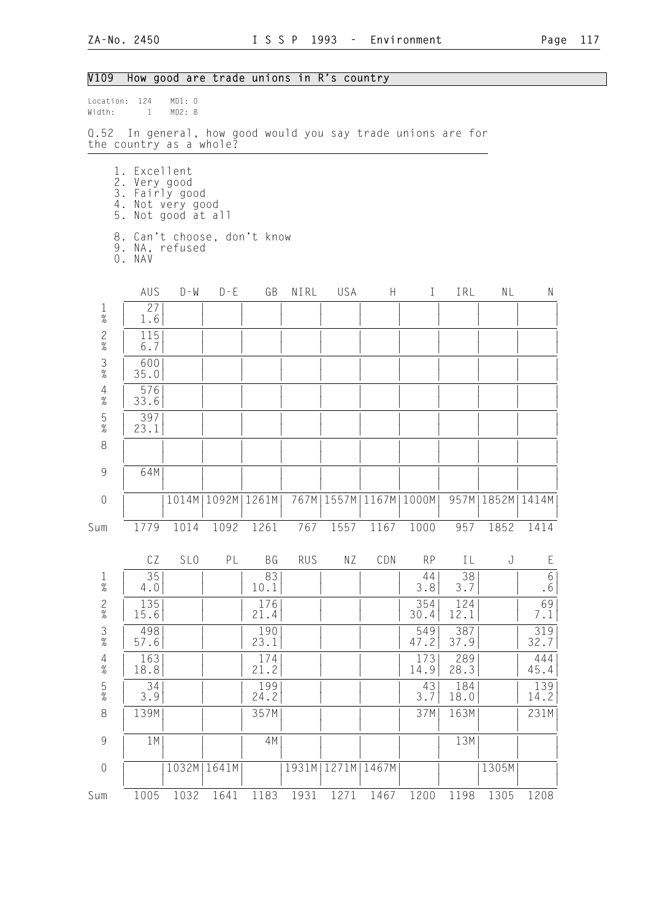## V109 How good are trade unions in R's country

Location: 124 MD1: 0
Width: 1 MD2: 8

Q.52 In general, how good would you say trade unions are for the country as a whole?

1. Excellent
2. Very good
3. Fairly good
4. Not very good
5. Not good at all

8. Can't choose, don't know
9. NA, refused
0. NAV

| | AUS | D-W | D-E | GB | NIRL | USA | H | I | IRL | NL | N |
|---|---|---|---|---|---|---|---|---|---|---|---|
| 1 | 27 | | | | | | | | | | |
| % | 1.6 | | | | | | | | | | |
| 2 | 115 | | | | | | | | | | |
| % | 6.7 | | | | | | | | | | |
| 3 | 600 | | | | | | | | | | |
| % | 35.0 | | | | | | | | | | |
| 4 | 576 | | | | | | | | | | |
| % | 33.6 | | | | | | | | | | |
| 5 | 397 | | | | | | | | | | |
| % | 23.1 | | | | | | | | | | |
| 8 | | | | | | | | | | | |
| 9 | 64M | | | | | | | | | | |
| 0 | | 1014M | 1092M | 1261M | 767M | 1557M | 1167M | 1000M | 957M | 1852M | 1414M |
| Sum | 1779 | 1014 | 1092 | 1261 | 767 | 1557 | 1167 | 1000 | 957 | 1852 | 1414 |

| | CZ | SLO | PL | BG | RUS | NZ | CDN | RP | IL | J | E |
|---|---|---|---|---|---|---|---|---|---|---|---|
| 1 | 35 | | | 83 | | | | 44 | 38 | | 6 |
| % | 4.0 | | | 10.1 | | | | 3.8 | 3.7 | | .6 |
| 2 | 135 | | | 176 | | | | 354 | 124 | | 69 |
| % | 15.6 | | | 21.4 | | | | 30.4 | 12.1 | | 7.1 |
| 3 | 498 | | | 190 | | | | 549 | 387 | | 319 |
| % | 57.6 | | | 23.1 | | | | 47.2 | 37.9 | | 32.7 |
| 4 | 163 | | | 174 | | | | 173 | 289 | | 444 |
| % | 18.8 | | | 21.2 | | | | 14.9 | 28.3 | | 45.4 |
| 5 | 34 | | | 199 | | | | 43 | 184 | | 139 |
| % | 3.9 | | | 24.2 | | | | 3.7 | 18.0 | | 14.2 |
| 8 | 139M | | | 357M | | | | 37M | 163M | | 231M |
| 9 | 1M | | | 4M | | | | | 13M | | |
| 0 | | 1032M | 1641M | | 1931M | 1271M | 1467M | | | 1305M | |
| Sum | 1005 | 1032 | 1641 | 1183 | 1931 | 1271 | 1467 | 1200 | 1198 | 1305 | 1208 |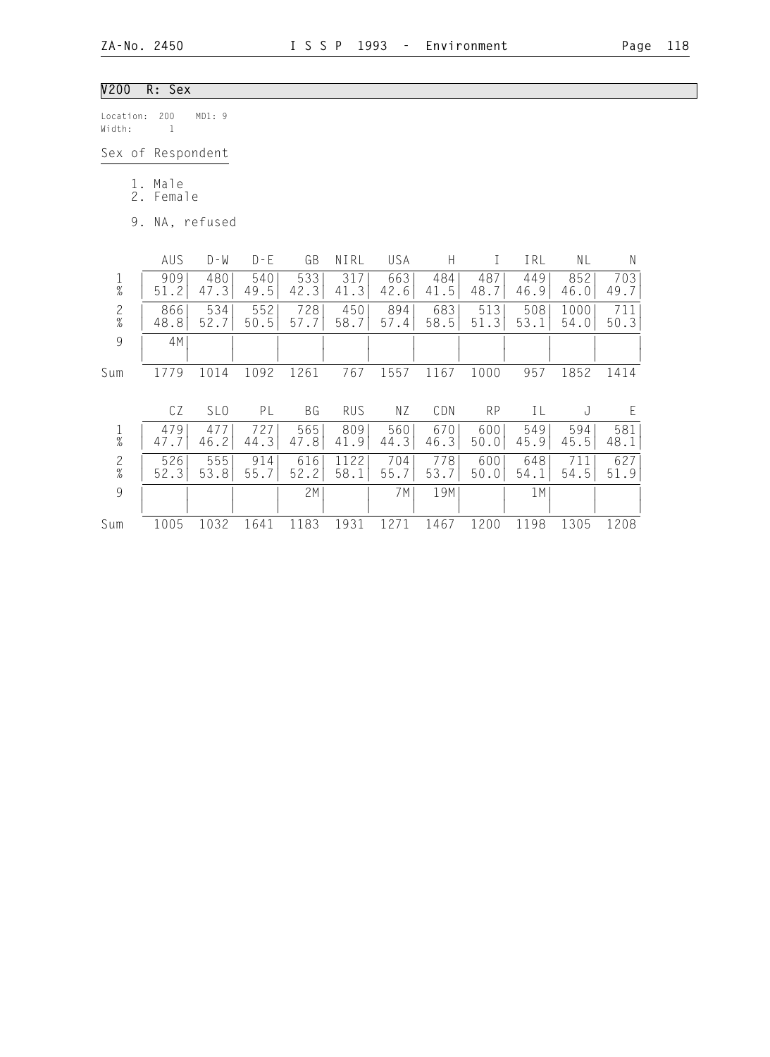## V200 R: Sex

Location: 200 MD1: 9
Width: 1

Sex of Respondent

1. Male
2. Female

9. NA, refused

|  | AUS | D-W | D-E | GB | NIRL | USA | H | I | IRL | NL | N |
|---|---|---|---|---|---|---|---|---|---|---|---|
| 1 | 909 | 480 | 540 | 533 | 317 | 663 | 484 | 487 | 449 | 852 | 703 |
| % | 51.2 | 47.3 | 49.5 | 42.3 | 41.3 | 42.6 | 41.5 | 48.7 | 46.9 | 46.0 | 49.7 |
| 2 | 866 | 534 | 552 | 728 | 450 | 894 | 683 | 513 | 508 | 1000 | 711 |
| % | 48.8 | 52.7 | 50.5 | 57.7 | 58.7 | 57.4 | 58.5 | 51.3 | 53.1 | 54.0 | 50.3 |
| 9 | 4M |  |  |  |  |  |  |  |  |  |  |
| Sum | 1779 | 1014 | 1092 | 1261 | 767 | 1557 | 1167 | 1000 | 957 | 1852 | 1414 |

|  | CZ | SLO | PL | BG | RUS | NZ | CDN | RP | IL | J | E |
|---|---|---|---|---|---|---|---|---|---|---|---|
| 1 | 479 | 477 | 727 | 565 | 809 | 560 | 670 | 600 | 549 | 594 | 581 |
| % | 47.7 | 46.2 | 44.3 | 47.8 | 41.9 | 44.3 | 46.3 | 50.0 | 45.9 | 45.5 | 48.1 |
| 2 | 526 | 555 | 914 | 616 | 1122 | 704 | 778 | 600 | 648 | 711 | 627 |
| % | 52.3 | 53.8 | 55.7 | 52.2 | 58.1 | 55.7 | 53.7 | 50.0 | 54.1 | 54.5 | 51.9 |
| 9 |  |  |  | 2M |  | 7M | 19M |  | 1M |  |  |
| Sum | 1005 | 1032 | 1641 | 1183 | 1931 | 1271 | 1467 | 1200 | 1198 | 1305 | 1208 |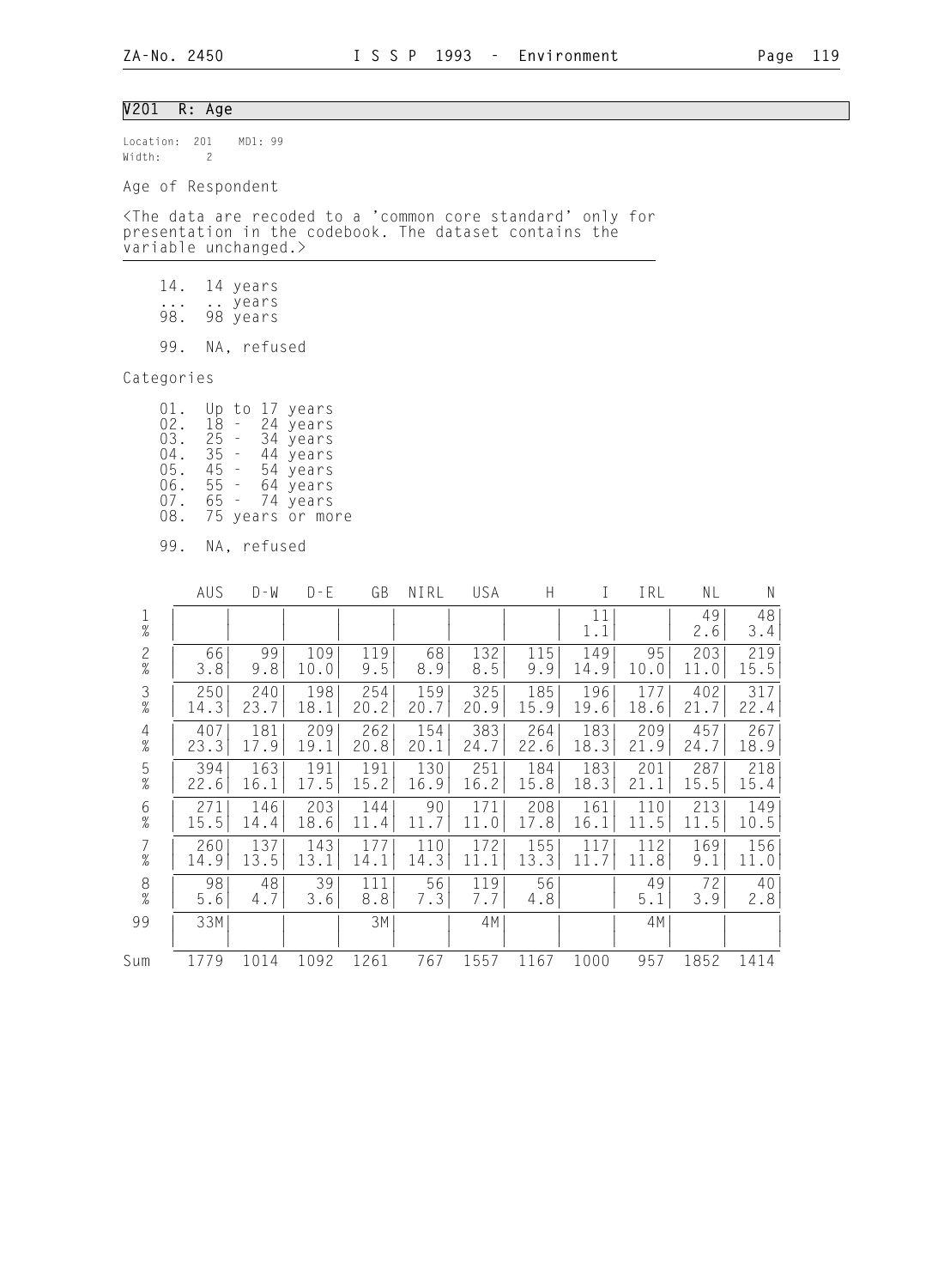## V201 R: Age

Location: 201 MD1: 99
Width: 2

Age of Respondent

<The data are recoded to a 'common core standard' only for presentation in the codebook. The dataset contains the variable unchanged.>

14. 14 years
... .. years
98. 98 years

99. NA, refused

Categories

01. Up to 17 years
02. 18 - 24 years
03. 25 - 34 years
04. 35 - 44 years
05. 45 - 54 years
06. 55 - 64 years
07. 65 - 74 years
08. 75 years or more

99. NA, refused

| | AUS | D-W | D-E | GB | NIRL | USA | H | I | IRL | NL | N |
|---|---|---|---|---|---|---|---|---|---|---|---|
| 1 | | | | | | | | 11 | | 49 | 48 |
| % | | | | | | | | 1.1 | | 2.6 | 3.4 |
| 2 | 66 | 99 | 109 | 119 | 68 | 132 | 115 | 149 | 95 | 203 | 219 |
| % | 3.8 | 9.8 | 10.0 | 9.5 | 8.9 | 8.5 | 9.9 | 14.9 | 10.0 | 11.0 | 15.5 |
| 3 | 250 | 240 | 198 | 254 | 159 | 325 | 185 | 196 | 177 | 402 | 317 |
| % | 14.3 | 23.7 | 18.1 | 20.2 | 20.7 | 20.9 | 15.9 | 19.6 | 18.6 | 21.7 | 22.4 |
| 4 | 407 | 181 | 209 | 262 | 154 | 383 | 264 | 183 | 209 | 457 | 267 |
| % | 23.3 | 17.9 | 19.1 | 20.8 | 20.1 | 24.7 | 22.6 | 18.3 | 21.9 | 24.7 | 18.9 |
| 5 | 394 | 163 | 191 | 191 | 130 | 251 | 184 | 183 | 201 | 287 | 218 |
| % | 22.6 | 16.1 | 17.5 | 15.2 | 16.9 | 16.2 | 15.8 | 18.3 | 21.1 | 15.5 | 15.4 |
| 6 | 271 | 146 | 203 | 144 | 90 | 171 | 208 | 161 | 110 | 213 | 149 |
| % | 15.5 | 14.4 | 18.6 | 11.4 | 11.7 | 11.0 | 17.8 | 16.1 | 11.5 | 11.5 | 10.5 |
| 7 | 260 | 137 | 143 | 177 | 110 | 172 | 155 | 117 | 112 | 169 | 156 |
| % | 14.9 | 13.5 | 13.1 | 14.1 | 14.3 | 11.1 | 13.3 | 11.7 | 11.8 | 9.1 | 11.0 |
| 8 | 98 | 48 | 39 | 111 | 56 | 119 | 56 | | 49 | 72 | 40 |
| % | 5.6 | 4.7 | 3.6 | 8.8 | 7.3 | 7.7 | 4.8 | | 5.1 | 3.9 | 2.8 |
| 99 | 33M | | | 3M | | 4M | | | 4M | | |
| Sum | 1779 | 1014 | 1092 | 1261 | 767 | 1557 | 1167 | 1000 | 957 | 1852 | 1414 |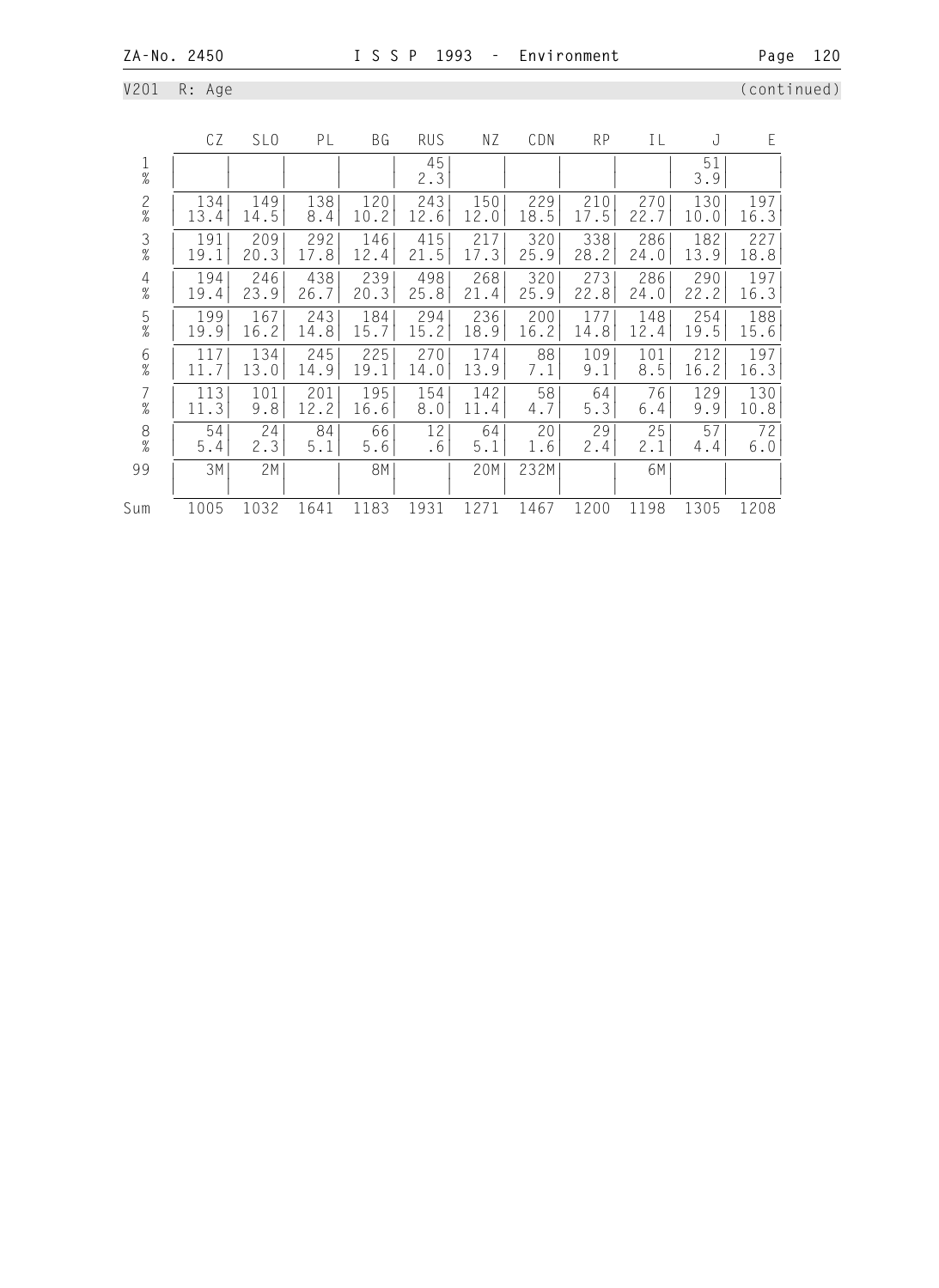V201 R: Age (continued)

| | CZ | SLO | PL | BG | RUS | NZ | CDN | RP | IL | J | E |
|---|---|---|---|---|---|---|---|---|---|---|---|
| 1 | | | | | 45 | | | | | 51 | |
| % | | | | | 2.3 | | | | | 3.9 | |
| 2 | 134 | 149 | 138 | 120 | 243 | 150 | 229 | 210 | 270 | 130 | 197 |
| % | 13.4 | 14.5 | 8.4 | 10.2 | 12.6 | 12.0 | 18.5 | 17.5 | 22.7 | 10.0 | 16.3 |
| 3 | 191 | 209 | 292 | 146 | 415 | 217 | 320 | 338 | 286 | 182 | 227 |
| % | 19.1 | 20.3 | 17.8 | 12.4 | 21.5 | 17.3 | 25.9 | 28.2 | 24.0 | 13.9 | 18.8 |
| 4 | 194 | 246 | 438 | 239 | 498 | 268 | 320 | 273 | 286 | 290 | 197 |
| % | 19.4 | 23.9 | 26.7 | 20.3 | 25.8 | 21.4 | 25.9 | 22.8 | 24.0 | 22.2 | 16.3 |
| 5 | 199 | 167 | 243 | 184 | 294 | 236 | 200 | 177 | 148 | 254 | 188 |
| % | 19.9 | 16.2 | 14.8 | 15.7 | 15.2 | 18.9 | 16.2 | 14.8 | 12.4 | 19.5 | 15.6 |
| 6 | 117 | 134 | 245 | 225 | 270 | 174 | 88 | 109 | 101 | 212 | 197 |
| % | 11.7 | 13.0 | 14.9 | 19.1 | 14.0 | 13.9 | 7.1 | 9.1 | 8.5 | 16.2 | 16.3 |
| 7 | 113 | 101 | 201 | 195 | 154 | 142 | 58 | 64 | 76 | 129 | 130 |
| % | 11.3 | 9.8 | 12.2 | 16.6 | 8.0 | 11.4 | 4.7 | 5.3 | 6.4 | 9.9 | 10.8 |
| 8 | 54 | 24 | 84 | 66 | 12 | 64 | 20 | 29 | 25 | 57 | 72 |
| % | 5.4 | 2.3 | 5.1 | 5.6 | .6 | 5.1 | 1.6 | 2.4 | 2.1 | 4.4 | 6.0 |
| 99 | 3M | 2M | | 8M | | 20M | 232M | | 6M | | |
| Sum | 1005 | 1032 | 1641 | 1183 | 1931 | 1271 | 1467 | 1200 | 1198 | 1305 | 1208 |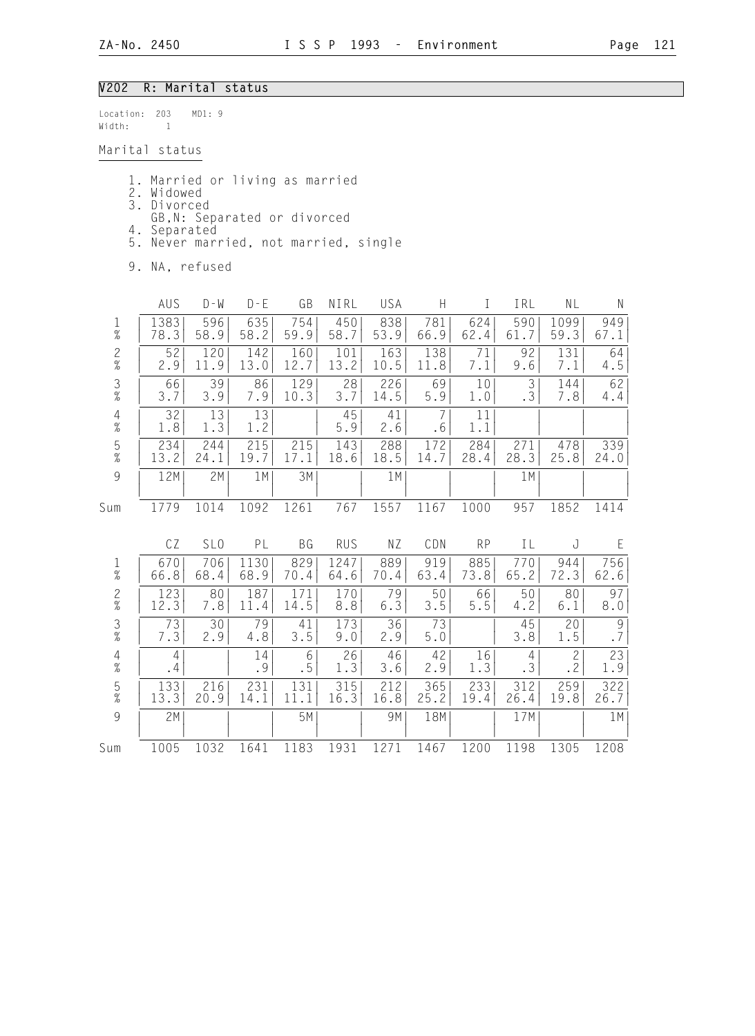## V202 R: Marital status

Location: 203 MD1: 9
Width: 1

Marital status

1. Married or living as married
2. Widowed
3. Divorced
   GB,N: Separated or divorced
4. Separated
5. Never married, not married, single

9. NA, refused

| | AUS | D-W | D-E | GB | NIRL | USA | H | I | IRL | NL | N |
|---|---|---|---|---|---|---|---|---|---|---|---|
| 1 | 1383 | 596 | 635 | 754 | 450 | 838 | 781 | 624 | 590 | 1099 | 949 |
| % | 78.3 | 58.9 | 58.2 | 59.9 | 58.7 | 53.9 | 66.9 | 62.4 | 61.7 | 59.3 | 67.1 |
| 2 | 52 | 120 | 142 | 160 | 101 | 163 | 138 | 71 | 92 | 131 | 64 |
| % | 2.9 | 11.9 | 13.0 | 12.7 | 13.2 | 10.5 | 11.8 | 7.1 | 9.6 | 7.1 | 4.5 |
| 3 | 66 | 39 | 86 | 129 | 28 | 226 | 69 | 10 | 3 | 144 | 62 |
| % | 3.7 | 3.9 | 7.9 | 10.3 | 3.7 | 14.5 | 5.9 | 1.0 | .3 | 7.8 | 4.4 |
| 4 | 32 | 13 | 13 | | 45 | 41 | 7 | 11 | | | |
| % | 1.8 | 1.3 | 1.2 | | 5.9 | 2.6 | .6 | 1.1 | | | |
| 5 | 234 | 244 | 215 | 215 | 143 | 288 | 172 | 284 | 271 | 478 | 339 |
| % | 13.2 | 24.1 | 19.7 | 17.1 | 18.6 | 18.5 | 14.7 | 28.4 | 28.3 | 25.8 | 24.0 |
| 9 | 12M | 2M | 1M | 3M | | 1M | | | 1M | | |
| Sum | 1779 | 1014 | 1092 | 1261 | 767 | 1557 | 1167 | 1000 | 957 | 1852 | 1414 |

| | CZ | SLO | PL | BG | RUS | NZ | CDN | RP | IL | J | E |
|---|---|---|---|---|---|---|---|---|---|---|---|
| 1 | 670 | 706 | 1130 | 829 | 1247 | 889 | 919 | 885 | 770 | 944 | 756 |
| % | 66.8 | 68.4 | 68.9 | 70.4 | 64.6 | 70.4 | 63.4 | 73.8 | 65.2 | 72.3 | 62.6 |
| 2 | 123 | 80 | 187 | 171 | 170 | 79 | 50 | 66 | 50 | 80 | 97 |
| % | 12.3 | 7.8 | 11.4 | 14.5 | 8.8 | 6.3 | 3.5 | 5.5 | 4.2 | 6.1 | 8.0 |
| 3 | 73 | 30 | 79 | 41 | 173 | 36 | 73 | | 45 | 20 | 9 |
| % | 7.3 | 2.9 | 4.8 | 3.5 | 9.0 | 2.9 | 5.0 | | 3.8 | 1.5 | .7 |
| 4 | 4 | | 14 | 6 | 26 | 46 | 42 | 16 | 4 | 2 | 23 |
| % | .4 | | .9 | .5 | 1.3 | 3.6 | 2.9 | 1.3 | .3 | .2 | 1.9 |
| 5 | 133 | 216 | 231 | 131 | 315 | 212 | 365 | 233 | 312 | 259 | 322 |
| % | 13.3 | 20.9 | 14.1 | 11.1 | 16.3 | 16.8 | 25.2 | 19.4 | 26.4 | 19.8 | 26.7 |
| 9 | 2M | | | 5M | | 9M | 18M | | 17M | | 1M |
| Sum | 1005 | 1032 | 1641 | 1183 | 1931 | 1271 | 1467 | 1200 | 1198 | 1305 | 1208 |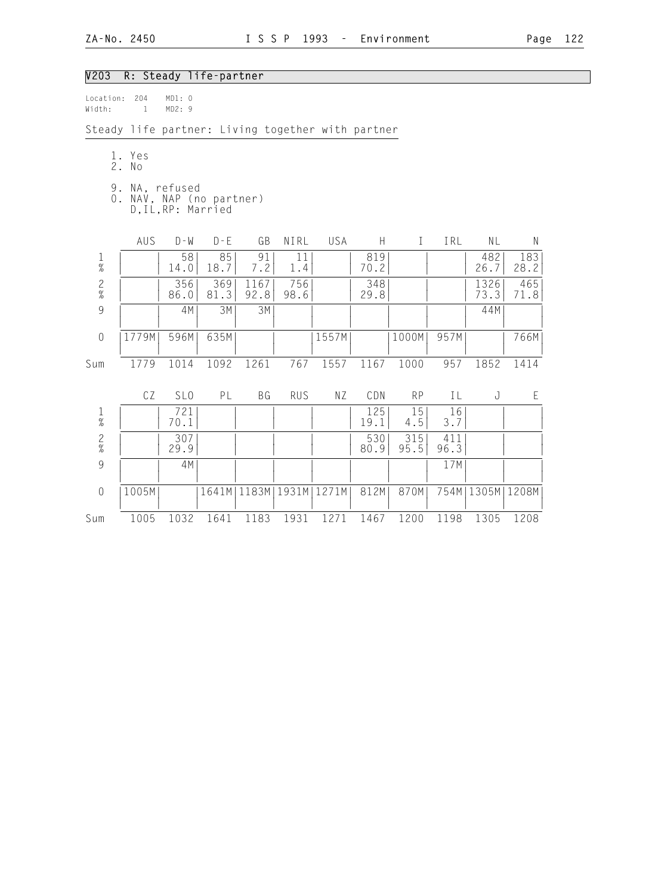## V203 R: Steady life-partner

Location: 204 MD1: 0
Width: 1 MD2: 9

Steady life partner: Living together with partner

1. Yes
2. No

9. NA, refused
0. NAV, NAP (no partner)
   D,IL,RP: Married

| | AUS | D-W | D-E | GB | NIRL | USA | H | I | IRL | NL | N |
|---|---|---|---|---|---|---|---|---|---|---|---|
| 1 | | 58 | 85 | 91 | 11 | | 819 | | | 482 | 183 |
| % | | 14.0 | 18.7 | 7.2 | 1.4 | | 70.2 | | | 26.7 | 28.2 |
| 2 | | 356 | 369 | 1167 | 756 | | 348 | | | 1326 | 465 |
| % | | 86.0 | 81.3 | 92.8 | 98.6 | | 29.8 | | | 73.3 | 71.8 |
| 9 | | 4M | 3M | 3M | | | | | | 44M | |
| 0 | 1779M | 596M | 635M | | | 1557M | | 1000M | 957M | | 766M |
| Sum | 1779 | 1014 | 1092 | 1261 | 767 | 1557 | 1167 | 1000 | 957 | 1852 | 1414 |

| | CZ | SLO | PL | BG | RUS | NZ | CDN | RP | IL | J | E |
|---|---|---|---|---|---|---|---|---|---|---|---|
| 1 | | 721 | | | | | 125 | 15 | 16 | | |
| % | | 70.1 | | | | | 19.1 | 4.5 | 3.7 | | |
| 2 | | 307 | | | | | 530 | 315 | 411 | | |
| % | | 29.9 | | | | | 80.9 | 95.5 | 96.3 | | |
| 9 | | 4M | | | | | | | 17M | | |
| 0 | 1005M | | 1641M | 1183M | 1931M | 1271M | 812M | 870M | 754M | 1305M | 1208M |
| Sum | 1005 | 1032 | 1641 | 1183 | 1931 | 1271 | 1467 | 1200 | 1198 | 1305 | 1208 |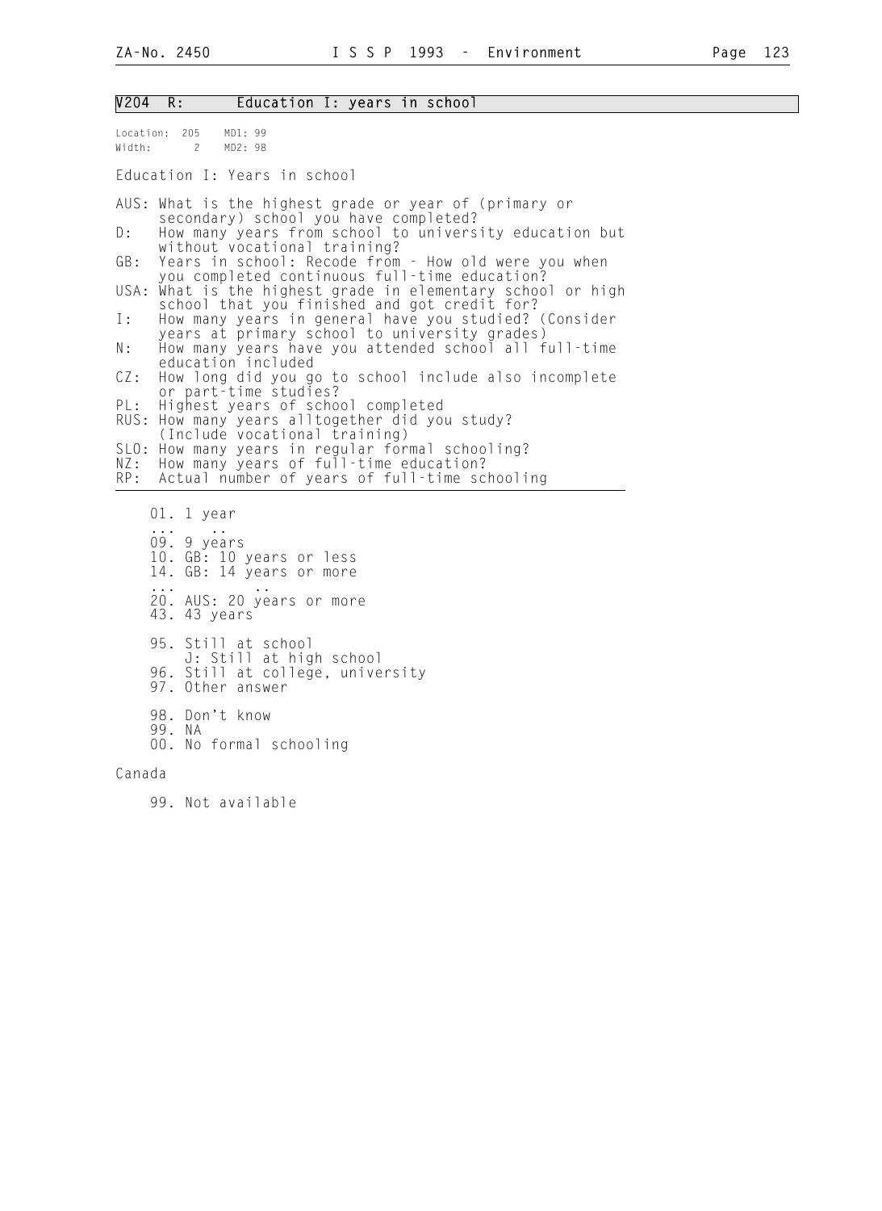## V204 R: Education I: years in school

Location: 205 MD1: 99
Width: 2 MD2: 98

Education I: Years in school

AUS: What is the highest grade or year of (primary or secondary) school you have completed?
D: How many years from school to university education but without vocational training?
GB: Years in school: Recode from - How old were you when you completed continuous full-time education?
USA: What is the highest grade in elementary school or high school that you finished and got credit for?
I: How many years in general have you studied? (Consider years at primary school to university grades)
N: How many years have you attended school all full-time education included
CZ: How long did you go to school include also incomplete or part-time studies?
PL: Highest years of school completed
RUS: How many years alltogether did you study? (Include vocational training)
SLO: How many years in regular formal schooling?
NZ: How many years of full-time education?
RP: Actual number of years of full-time schooling

01. 1 year
... ..
09. 9 years
10. GB: 10 years or less
14. GB: 14 years or more
... ..
20. AUS: 20 years or more
43. 43 years

95. Still at school
    J: Still at high school
96. Still at college, university
97. Other answer

98. Don't know
99. NA
00. No formal schooling

Canada

99. Not available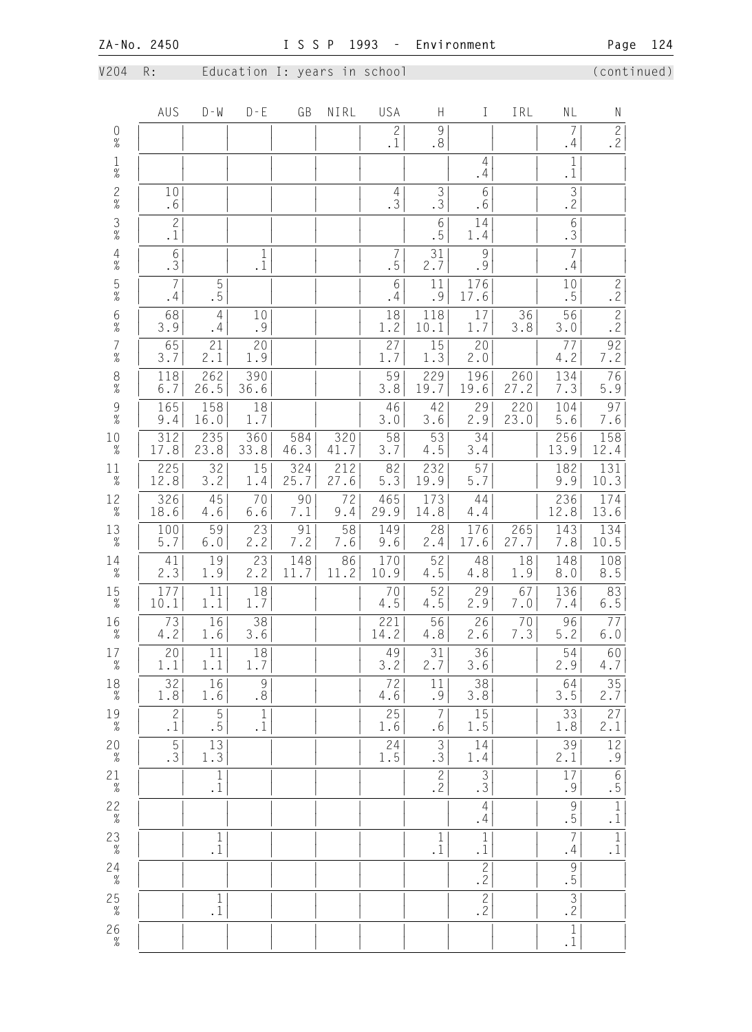V204 R: Education I: years in school (continued)

| | AUS | D-W | D-E | GB | NIRL | USA | H | I | IRL | NL | N |
|---|---|---|---|---|---|---|---|---|---|---|---|
| 0 | | | | | | 2 | 9 | | | 7 | 2 |
| % | | | | | | .1 | .8 | | | .4 | .2 |
| 1 | | | | | | | | 4 | | 1 | |
| % | | | | | | | | .4 | | .1 | |
| 2 | 10 | | | | | 4 | 3 | 6 | | 3 | |
| % | .6 | | | | | .3 | .3 | .6 | | .2 | |
| 3 | 2 | | | | | | 6 | 14 | | 6 | |
| % | .1 | | | | | | .5 | 1.4 | | .3 | |
| 4 | 6 | | 1 | | | 7 | 31 | 9 | | 7 | |
| % | .3 | | .1 | | | .5 | 2.7 | .9 | | .4 | |
| 5 | 7 | 5 | | | | 6 | 11 | 176 | | 10 | 2 |
| % | .4 | .5 | | | | .4 | .9 | 17.6 | | .5 | .2 |
| 6 | 68 | 4 | 10 | | | 18 | 118 | 17 | 36 | 56 | 2 |
| % | 3.9 | .4 | .9 | | | 1.2 | 10.1 | 1.7 | 3.8 | 3.0 | .2 |
| 7 | 65 | 21 | 20 | | | 27 | 15 | 20 | | 77 | 92 |
| % | 3.7 | 2.1 | 1.9 | | | 1.7 | 1.3 | 2.0 | | 4.2 | 7.2 |
| 8 | 118 | 262 | 390 | | | 59 | 229 | 196 | 260 | 134 | 76 |
| % | 6.7 | 26.5 | 36.6 | | | 3.8 | 19.7 | 19.6 | 27.2 | 7.3 | 5.9 |
| 9 | 165 | 158 | 18 | | | 46 | 42 | 29 | 220 | 104 | 97 |
| % | 9.4 | 16.0 | 1.7 | | | 3.0 | 3.6 | 2.9 | 23.0 | 5.6 | 7.6 |
| 10 | 312 | 235 | 360 | 584 | 320 | 58 | 53 | 34 | | 256 | 158 |
| % | 17.8 | 23.8 | 33.8 | 46.3 | 41.7 | 3.7 | 4.5 | 3.4 | | 13.9 | 12.4 |
| 11 | 225 | 32 | 15 | 324 | 212 | 82 | 232 | 57 | | 182 | 131 |
| % | 12.8 | 3.2 | 1.4 | 25.7 | 27.6 | 5.3 | 19.9 | 5.7 | | 9.9 | 10.3 |
| 12 | 326 | 45 | 70 | 90 | 72 | 465 | 173 | 44 | | 236 | 174 |
| % | 18.6 | 4.6 | 6.6 | 7.1 | 9.4 | 29.9 | 14.8 | 4.4 | | 12.8 | 13.6 |
| 13 | 100 | 59 | 23 | 91 | 58 | 149 | 28 | 176 | 265 | 143 | 134 |
| % | 5.7 | 6.0 | 2.2 | 7.2 | 7.6 | 9.6 | 2.4 | 17.6 | 27.7 | 7.8 | 10.5 |
| 14 | 41 | 19 | 23 | 148 | 86 | 170 | 52 | 48 | 18 | 148 | 108 |
| % | 2.3 | 1.9 | 2.2 | 11.7 | 11.2 | 10.9 | 4.5 | 4.8 | 1.9 | 8.0 | 8.5 |
| 15 | 177 | 11 | 18 | | | 70 | 52 | 29 | 67 | 136 | 83 |
| % | 10.1 | 1.1 | 1.7 | | | 4.5 | 4.5 | 2.9 | 7.0 | 7.4 | 6.5 |
| 16 | 73 | 16 | 38 | | | 221 | 56 | 26 | 70 | 96 | 77 |
| % | 4.2 | 1.6 | 3.6 | | | 14.2 | 4.8 | 2.6 | 7.3 | 5.2 | 6.0 |
| 17 | 20 | 11 | 18 | | | 49 | 31 | 36 | | 54 | 60 |
| % | 1.1 | 1.1 | 1.7 | | | 3.2 | 2.7 | 3.6 | | 2.9 | 4.7 |
| 18 | 32 | 16 | 9 | | | 72 | 11 | 38 | | 64 | 35 |
| % | 1.8 | 1.6 | .8 | | | 4.6 | .9 | 3.8 | | 3.5 | 2.7 |
| 19 | 2 | 5 | 1 | | | 25 | 7 | 15 | | 33 | 27 |
| % | .1 | .5 | .1 | | | 1.6 | .6 | 1.5 | | 1.8 | 2.1 |
| 20 | 5 | 13 | | | | 24 | 3 | 14 | | 39 | 12 |
| % | .3 | 1.3 | | | | 1.5 | .3 | 1.4 | | 2.1 | .9 |
| 21 | | 1 | | | | | 2 | 3 | | 17 | 6 |
| % | | .1 | | | | | .2 | .3 | | .9 | .5 |
| 22 | | | | | | | | 4 | | 9 | 1 |
| % | | | | | | | | .4 | | .5 | .1 |
| 23 | | 1 | | | | | 1 | 1 | | 7 | 1 |
| % | | .1 | | | | | .1 | .1 | | .4 | .1 |
| 24 | | | | | | | | 2 | | 9 | |
| % | | | | | | | | .2 | | .5 | |
| 25 | | 1 | | | | | | 2 | | 3 | |
| % | | .1 | | | | | | .2 | | .2 | |
| 26 | | | | | | | | | | 1 | |
| % | | | | | | | | | | .1 | |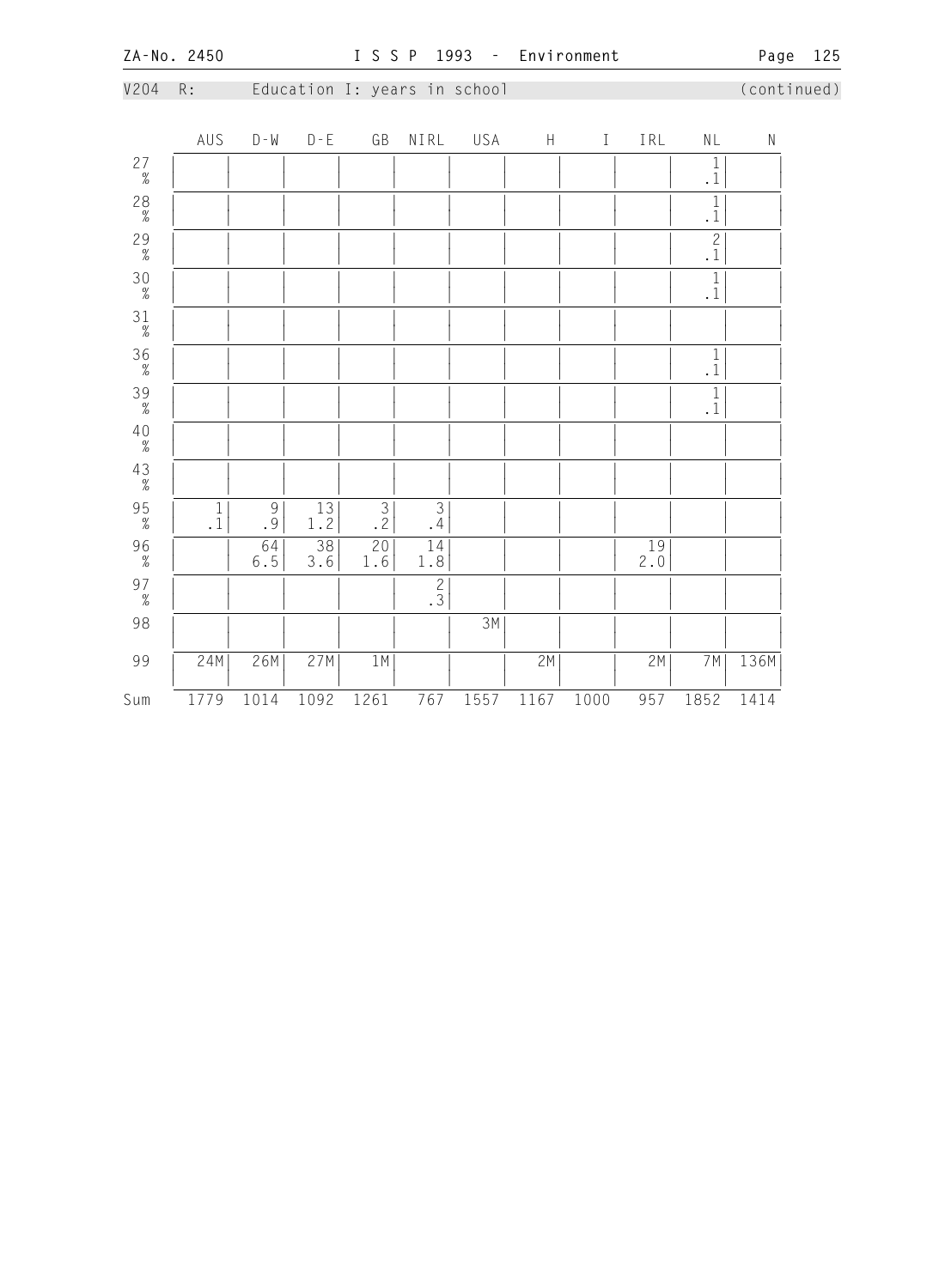V204 R: Education I: years in school (continued)

| | AUS | D-W | D-E | GB | NIRL | USA | H | I | IRL | NL | N |
|---|---|---|---|---|---|---|---|---|---|---|---|
| 27 | | | | | | | | | | 1 | |
| % | | | | | | | | | | .1 | |
| 28 | | | | | | | | | | 1 | |
| % | | | | | | | | | | .1 | |
| 29 | | | | | | | | | | 2 | |
| % | | | | | | | | | | .1 | |
| 30 | | | | | | | | | | 1 | |
| % | | | | | | | | | | .1 | |
| 31 | | | | | | | | | | | |
| % | | | | | | | | | | | |
| 36 | | | | | | | | | | 1 | |
| % | | | | | | | | | | .1 | |
| 39 | | | | | | | | | | 1 | |
| % | | | | | | | | | | .1 | |
| 40 | | | | | | | | | | | |
| % | | | | | | | | | | | |
| 43 | | | | | | | | | | | |
| % | | | | | | | | | | | |
| 95 | 1 | 9 | 13 | 3 | 3 | | | | | | |
| % | .1 | .9 | 1.2 | .2 | .4 | | | | | | |
| 96 | | 64 | 38 | 20 | 14 | | | | 19 | | |
| % | | 6.5 | 3.6 | 1.6 | 1.8 | | | | 2.0 | | |
| 97 | | | | | 2 | | | | | | |
| % | | | | | .3 | | | | | | |
| 98 | | | | | | 3M | | | | | |
| 99 | 24M | 26M | 27M | 1M | | | 2M | | 2M | 7M | 136M |
| Sum | 1779 | 1014 | 1092 | 1261 | 767 | 1557 | 1167 | 1000 | 957 | 1852 | 1414 |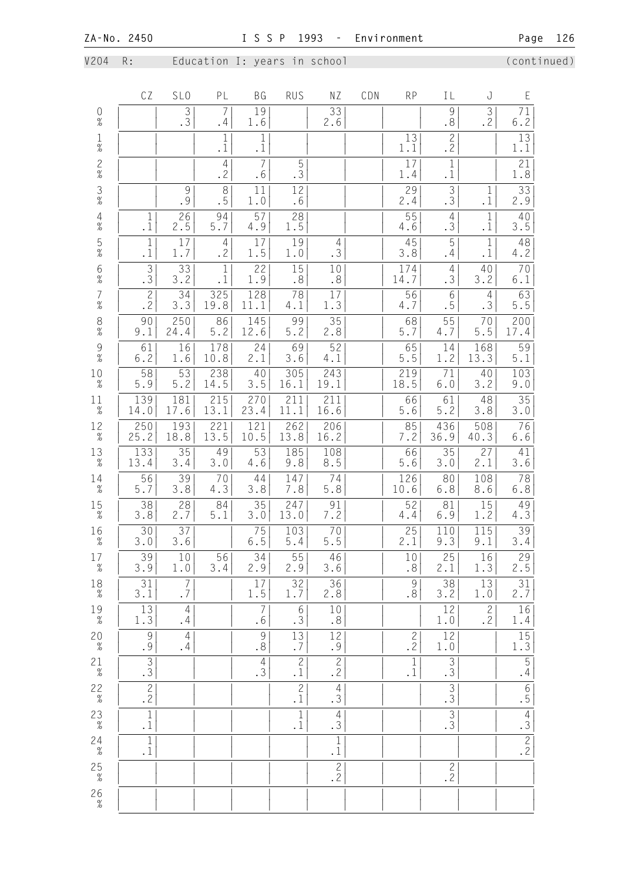V204 R: Education I: years in school (continued)

| | CZ | SLO | PL | BG | RUS | NZ | CDN | RP | IL | J | E |
|---|---|---|---|---|---|---|---|---|---|---|---|
| 0 | | 3 | 7 | 19 | | 33 | | | 9 | 3 | 71 |
| % | | .3 | .4 | 1.6 | | 2.6 | | | .8 | .2 | 6.2 |
| 1 | | | 1 | 1 | | | | 13 | 2 | | 13 |
| % | | | .1 | .1 | | | | 1.1 | .2 | | 1.1 |
| 2 | | | 4 | 7 | 5 | | | 17 | 1 | | 21 |
| % | | | .2 | .6 | .3 | | | 1.4 | .1 | | 1.8 |
| 3 | | 9 | 8 | 11 | 12 | | | 29 | 3 | 1 | 33 |
| % | | .9 | .5 | 1.0 | .6 | | | 2.4 | .3 | .1 | 2.9 |
| 4 | 1 | 26 | 94 | 57 | 28 | | | 55 | 4 | 1 | 40 |
| % | .1 | 2.5 | 5.7 | 4.9 | 1.5 | | | 4.6 | .3 | .1 | 3.5 |
| 5 | 1 | 17 | 4 | 17 | 19 | 4 | | 45 | 5 | 1 | 48 |
| % | .1 | 1.7 | .2 | 1.5 | 1.0 | .3 | | 3.8 | .4 | .1 | 4.2 |
| 6 | 3 | 33 | 1 | 22 | 15 | 10 | | 174 | 4 | 40 | 70 |
| % | .3 | 3.2 | .1 | 1.9 | .8 | .8 | | 14.7 | .3 | 3.2 | 6.1 |
| 7 | 2 | 34 | 325 | 128 | 78 | 17 | | 56 | 6 | 4 | 63 |
| % | .2 | 3.3 | 19.8 | 11.1 | 4.1 | 1.3 | | 4.7 | .5 | .3 | 5.5 |
| 8 | 90 | 250 | 86 | 145 | 99 | 35 | | 68 | 55 | 70 | 200 |
| % | 9.1 | 24.4 | 5.2 | 12.6 | 5.2 | 2.8 | | 5.7 | 4.7 | 5.5 | 17.4 |
| 9 | 61 | 16 | 178 | 24 | 69 | 52 | | 65 | 14 | 168 | 59 |
| % | 6.2 | 1.6 | 10.8 | 2.1 | 3.6 | 4.1 | | 5.5 | 1.2 | 13.3 | 5.1 |
| 10 | 58 | 53 | 238 | 40 | 305 | 243 | | 219 | 71 | 40 | 103 |
| % | 5.9 | 5.2 | 14.5 | 3.5 | 16.1 | 19.1 | | 18.5 | 6.0 | 3.2 | 9.0 |
| 11 | 139 | 181 | 215 | 270 | 211 | 211 | | 66 | 61 | 48 | 35 |
| % | 14.0 | 17.6 | 13.1 | 23.4 | 11.1 | 16.6 | | 5.6 | 5.2 | 3.8 | 3.0 |
| 12 | 250 | 193 | 221 | 121 | 262 | 206 | | 85 | 436 | 508 | 76 |
| % | 25.2 | 18.8 | 13.5 | 10.5 | 13.8 | 16.2 | | 7.2 | 36.9 | 40.3 | 6.6 |
| 13 | 133 | 35 | 49 | 53 | 185 | 108 | | 66 | 35 | 27 | 41 |
| % | 13.4 | 3.4 | 3.0 | 4.6 | 9.8 | 8.5 | | 5.6 | 3.0 | 2.1 | 3.6 |
| 14 | 56 | 39 | 70 | 44 | 147 | 74 | | 126 | 80 | 108 | 78 |
| % | 5.7 | 3.8 | 4.3 | 3.8 | 7.8 | 5.8 | | 10.6 | 6.8 | 8.6 | 6.8 |
| 15 | 38 | 28 | 84 | 35 | 247 | 91 | | 52 | 81 | 15 | 49 |
| % | 3.8 | 2.7 | 5.1 | 3.0 | 13.0 | 7.2 | | 4.4 | 6.9 | 1.2 | 4.3 |
| 16 | 30 | 37 | | 75 | 103 | 70 | | 25 | 110 | 115 | 39 |
| % | 3.0 | 3.6 | | 6.5 | 5.4 | 5.5 | | 2.1 | 9.3 | 9.1 | 3.4 |
| 17 | 39 | 10 | 56 | 34 | 55 | 46 | | 10 | 25 | 16 | 29 |
| % | 3.9 | 1.0 | 3.4 | 2.9 | 2.9 | 3.6 | | .8 | 2.1 | 1.3 | 2.5 |
| 18 | 31 | 7 | | 17 | 32 | 36 | | 9 | 38 | 13 | 31 |
| % | 3.1 | .7 | | 1.5 | 1.7 | 2.8 | | .8 | 3.2 | 1.0 | 2.7 |
| 19 | 13 | 4 | | 7 | 6 | 10 | | | 12 | 2 | 16 |
| % | 1.3 | .4 | | .6 | .3 | .8 | | | 1.0 | .2 | 1.4 |
| 20 | 9 | 4 | | 9 | 13 | 12 | | 2 | 12 | | 15 |
| % | .9 | .4 | | .8 | .7 | .9 | | .2 | 1.0 | | 1.3 |
| 21 | 3 | | | 4 | 2 | 2 | | 1 | 3 | | 5 |
| % | .3 | | | .3 | .1 | .2 | | .1 | .3 | | .4 |
| 22 | 2 | | | | 2 | 4 | | | 3 | | 6 |
| % | .2 | | | | .1 | .3 | | | .3 | | .5 |
| 23 | 1 | | | | 1 | 4 | | | 3 | | 4 |
| % | .1 | | | | .1 | .3 | | | .3 | | .3 |
| 24 | 1 | | | | | 1 | | | | | 2 |
| % | .1 | | | | | .1 | | | | | .2 |
| 25 | | | | | | 2 | | | 2 | | |
| % | | | | | | .2 | | | .2 | | |
| 26 | | | | | | | | | | | |
| % | | | | | | | | | | | |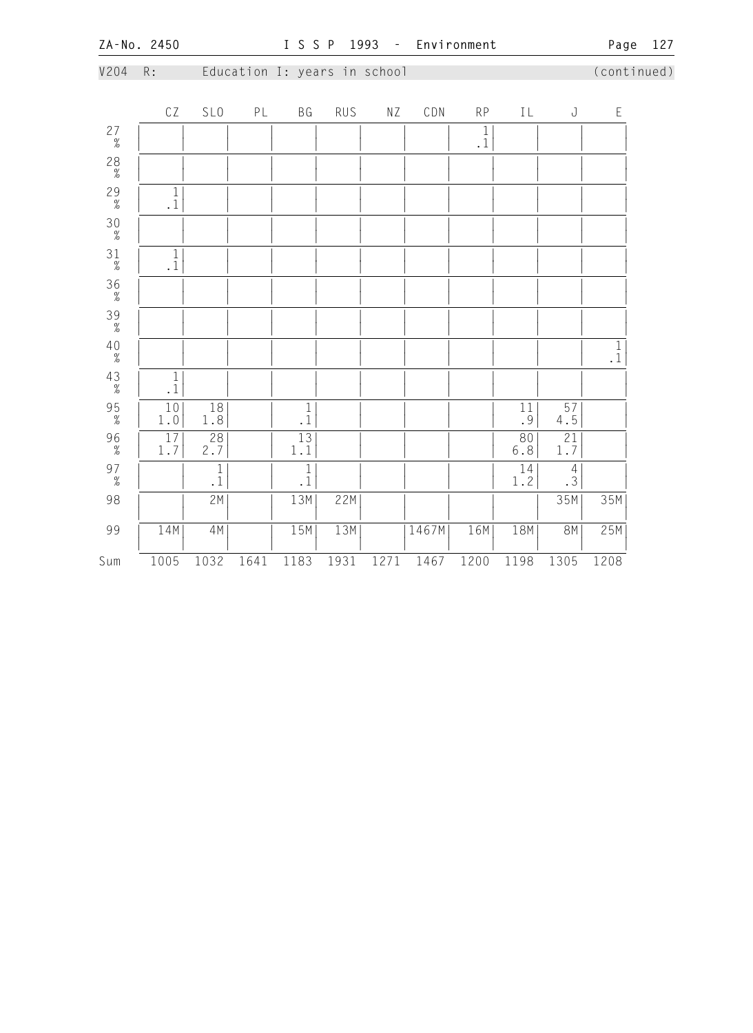V204 R: Education I: years in school (continued)

| | CZ | SLO | PL | BG | RUS | NZ | CDN | RP | IL | J | E |
|---|---|---|---|---|---|---|---|---|---|---|---|
| 27 | | | | | | | | 1 | | | |
| % | | | | | | | | .1 | | | |
| 28 | | | | | | | | | | | |
| % | | | | | | | | | | | |
| 29 | 1 | | | | | | | | | | |
| % | .1 | | | | | | | | | | |
| 30 | | | | | | | | | | | |
| % | | | | | | | | | | | |
| 31 | 1 | | | | | | | | | | |
| % | .1 | | | | | | | | | | |
| 36 | | | | | | | | | | | |
| % | | | | | | | | | | | |
| 39 | | | | | | | | | | | |
| % | | | | | | | | | | | |
| 40 | | | | | | | | | | | 1 |
| % | | | | | | | | | | | .1 |
| 43 | 1 | | | | | | | | | | |
| % | .1 | | | | | | | | | | |
| 95 | 10 | 18 | | 1 | | | | | 11 | 57 | |
| % | 1.0 | 1.8 | | .1 | | | | | .9 | 4.5 | |
| 96 | 17 | 28 | | 13 | | | | | 80 | 21 | |
| % | 1.7 | 2.7 | | 1.1 | | | | | 6.8 | 1.7 | |
| 97 | | 1 | | 1 | | | | | 14 | 4 | |
| % | | .1 | | .1 | | | | | 1.2 | .3 | |
| 98 | | 2M | | 13M | 22M | | | | | 35M | 35M |
| 99 | 14M | 4M | | 15M | 13M | | 1467M | 16M | 18M | 8M | 25M |
| Sum | 1005 | 1032 | 1641 | 1183 | 1931 | 1271 | 1467 | 1200 | 1198 | 1305 | 1208 |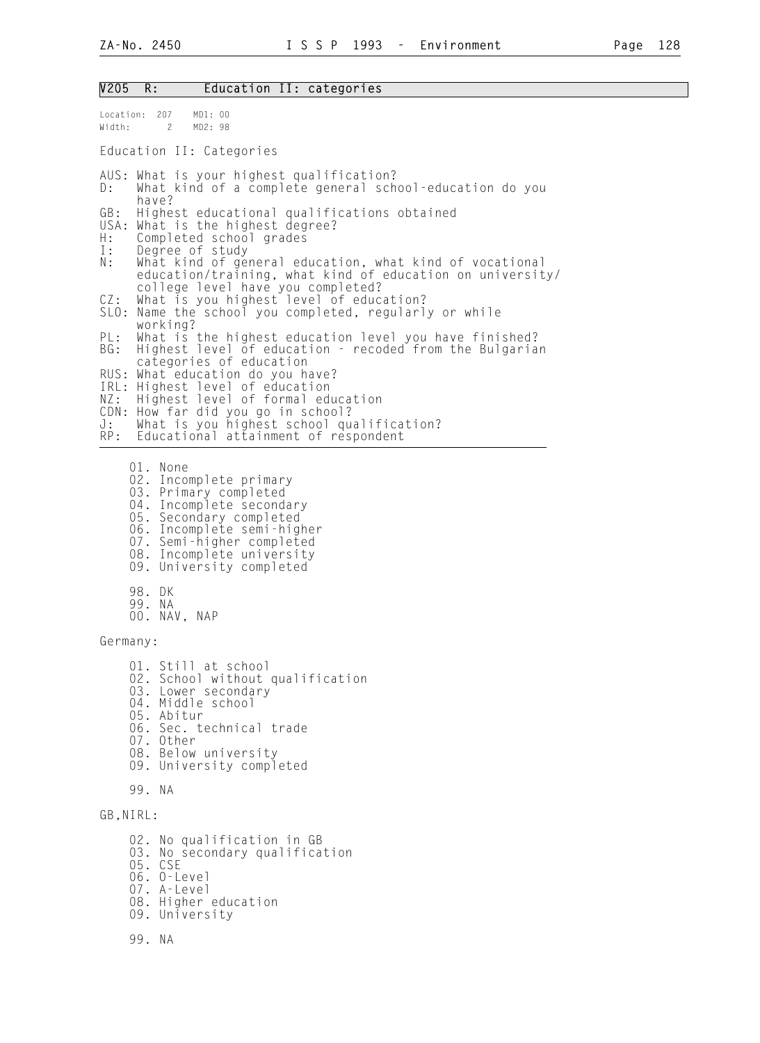## V205 R: Education II: categories

Location: 207 MD1: 00
Width: 2 MD2: 98

Education II: Categories

AUS: What is your highest qualification?
D: What kind of a complete general school-education do you have?
GB: Highest educational qualifications obtained
USA: What is the highest degree?
H: Completed school grades
I: Degree of study
N: What kind of general education, what kind of vocational education/training, what kind of education on university/ college level have you completed?
CZ: What is you highest level of education?
SLO: Name the school you completed, regularly or while working?
PL: What is the highest education level you have finished?
BG: Highest level of education - recoded from the Bulgarian categories of education
RUS: What education do you have?
IRL: Highest level of education
NZ: Highest level of formal education
CDN: How far did you go in school?
J: What is you highest school qualification?
RP: Educational attainment of respondent

01. None
02. Incomplete primary
03. Primary completed
04. Incomplete secondary
05. Secondary completed
06. Incomplete semi-higher
07. Semi-higher completed
08. Incomplete university
09. University completed

98. DK
99. NA
00. NAV, NAP

Germany:

01. Still at school
02. School without qualification
03. Lower secondary
04. Middle school
05. Abitur
06. Sec. technical trade
07. Other
08. Below university
09. University completed

99. NA

GB,NIRL:

02. No qualification in GB
03. No secondary qualification
05. CSE
06. O-Level
07. A-Level
08. Higher education
09. University

99. NA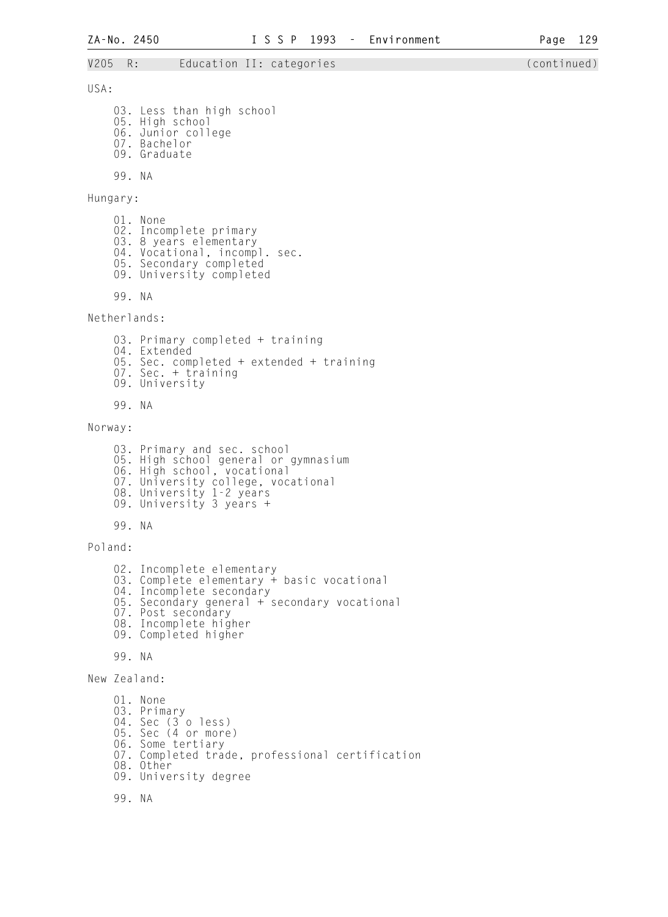V205 R: Education II: categories (continued)

USA:

03. Less than high school
05. High school
06. Junior college
07. Bachelor
09. Graduate

99. NA

Hungary:

01. None
02. Incomplete primary
03. 8 years elementary
04. Vocational, incompl. sec.
05. Secondary completed
09. University completed

99. NA

Netherlands:

03. Primary completed + training
04. Extended
05. Sec. completed + extended + training
07. Sec. + training
09. University

99. NA

Norway:

03. Primary and sec. school
05. High school general or gymnasium
06. High school, vocational
07. University college, vocational
08. University 1-2 years
09. University 3 years +

99. NA

Poland:

02. Incomplete elementary
03. Complete elementary + basic vocational
04. Incomplete secondary
05. Secondary general + secondary vocational
07. Post secondary
08. Incomplete higher
09. Completed higher

99. NA

New Zealand:

01. None
03. Primary
04. Sec (3 o less)
05. Sec (4 or more)
06. Some tertiary
07. Completed trade, professional certification
08. Other
09. University degree

99. NA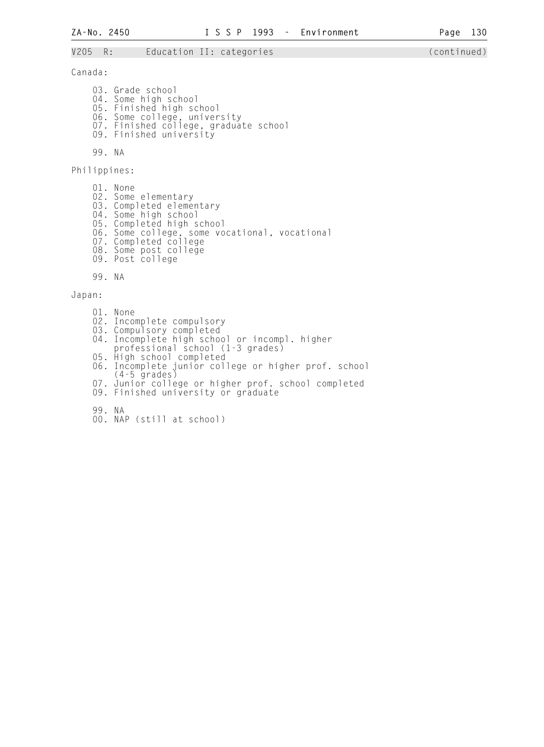V205 R: Education II: categories (continued)

Canada:

03. Grade school
04. Some high school
05. Finished high school
06. Some college, university
07. Finished college, graduate school
09. Finished university

99. NA

Philippines:

01. None
02. Some elementary
03. Completed elementary
04. Some high school
05. Completed high school
06. Some college, some vocational, vocational
07. Completed college
08. Some post college
09. Post college

99. NA

Japan:

01. None
02. Incomplete compulsory
03. Compulsory completed
04. Incomplete high school or incompl. higher professional school (1-3 grades)
05. High school completed
06. Incomplete junior college or higher prof. school (4-5 grades)
07. Junior college or higher prof. school completed
09. Finished university or graduate

99. NA
00. NAP (still at school)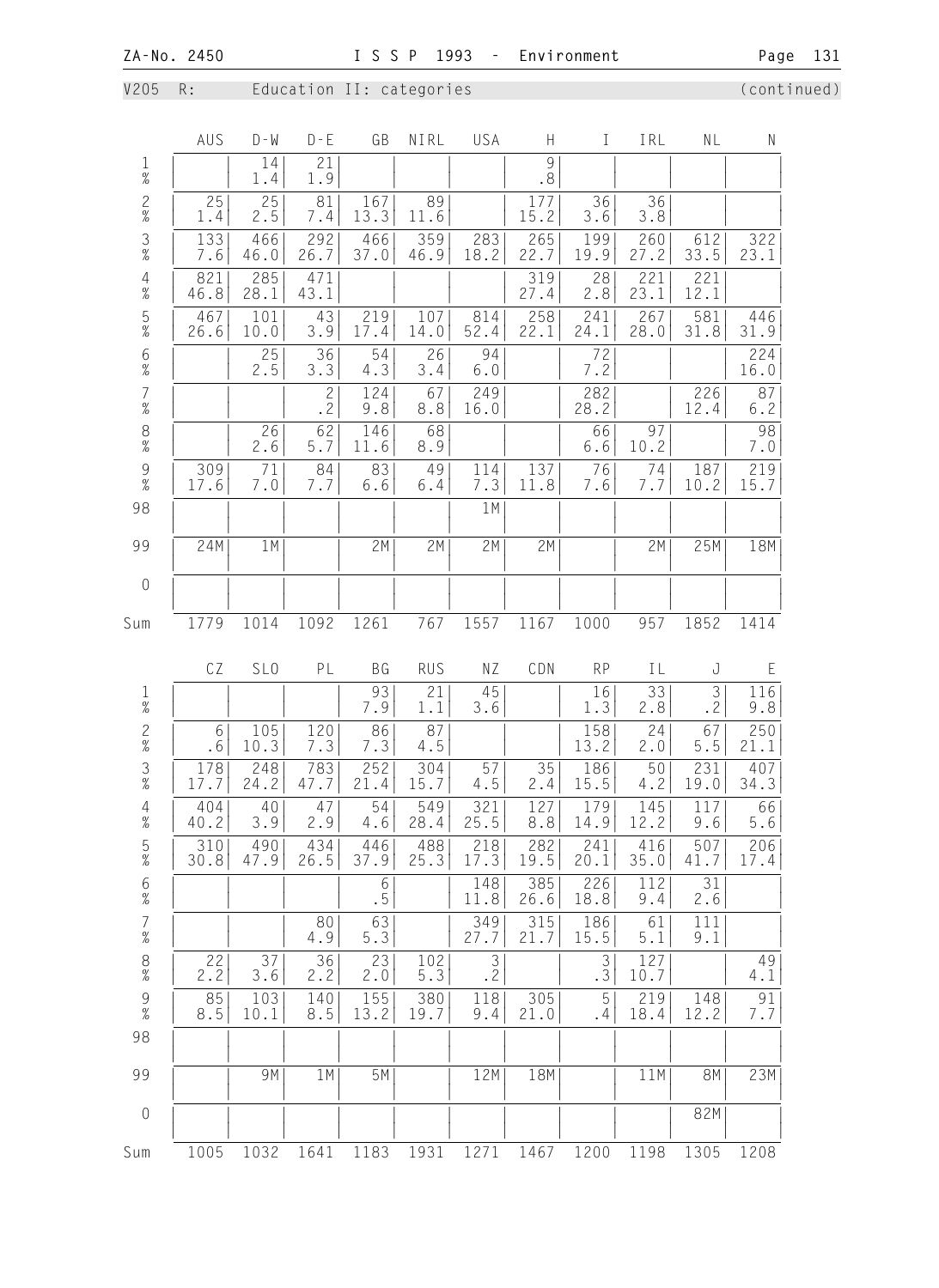V205 R: Education II: categories (continued)

| | AUS | D-W | D-E | GB | NIRL | USA | H | I | IRL | NL | N |
|---|---|---|---|---|---|---|---|---|---|---|---|
| 1 | | 14 | 21 | | | | 9 | | | | |
| % | | 1.4 | 1.9 | | | | .8 | | | | |
| 2 | 25 | 25 | 81 | 167 | 89 | | 177 | 36 | 36 | | |
| % | 1.4 | 2.5 | 7.4 | 13.3 | 11.6 | | 15.2 | 3.6 | 3.8 | | |
| 3 | 133 | 466 | 292 | 466 | 359 | 283 | 265 | 199 | 260 | 612 | 322 |
| % | 7.6 | 46.0 | 26.7 | 37.0 | 46.9 | 18.2 | 22.7 | 19.9 | 27.2 | 33.5 | 23.1 |
| 4 | 821 | 285 | 471 | | | | 319 | 28 | 221 | 221 | |
| % | 46.8 | 28.1 | 43.1 | | | | 27.4 | 2.8 | 23.1 | 12.1 | |
| 5 | 467 | 101 | 43 | 219 | 107 | 814 | 258 | 241 | 267 | 581 | 446 |
| % | 26.6 | 10.0 | 3.9 | 17.4 | 14.0 | 52.4 | 22.1 | 24.1 | 28.0 | 31.8 | 31.9 |
| 6 | | 25 | 36 | 54 | 26 | 94 | | 72 | | | 224 |
| % | | 2.5 | 3.3 | 4.3 | 3.4 | 6.0 | | 7.2 | | | 16.0 |
| 7 | | | 2 | 124 | 67 | 249 | | 282 | | 226 | 87 |
| % | | | .2 | 9.8 | 8.8 | 16.0 | | 28.2 | | 12.4 | 6.2 |
| 8 | | 26 | 62 | 146 | 68 | | | 66 | 97 | | 98 |
| % | | 2.6 | 5.7 | 11.6 | 8.9 | | | 6.6 | 10.2 | | 7.0 |
| 9 | 309 | 71 | 84 | 83 | 49 | 114 | 137 | 76 | 74 | 187 | 219 |
| % | 17.6 | 7.0 | 7.7 | 6.6 | 6.4 | 7.3 | 11.8 | 7.6 | 7.7 | 10.2 | 15.7 |
| 98 | | | | | | 1M | | | | | |
| 99 | 24M | 1M | | 2M | 2M | 2M | 2M | | 2M | 25M | 18M |
| 0 | | | | | | | | | | | |
| Sum | 1779 | 1014 | 1092 | 1261 | 767 | 1557 | 1167 | 1000 | 957 | 1852 | 1414 |

| | CZ | SLO | PL | BG | RUS | NZ | CDN | RP | IL | J | E |
|---|---|---|---|---|---|---|---|---|---|---|---|
| 1 | | | | 93 | 21 | 45 | | 16 | 33 | 3 | 116 |
| % | | | | 7.9 | 1.1 | 3.6 | | 1.3 | 2.8 | .2 | 9.8 |
| 2 | 6 | 105 | 120 | 86 | 87 | | | 158 | 24 | 67 | 250 |
| % | .6 | 10.3 | 7.3 | 7.3 | 4.5 | | | 13.2 | 2.0 | 5.5 | 21.1 |
| 3 | 178 | 248 | 783 | 252 | 304 | 57 | 35 | 186 | 50 | 231 | 407 |
| % | 17.7 | 24.2 | 47.7 | 21.4 | 15.7 | 4.5 | 2.4 | 15.5 | 4.2 | 19.0 | 34.3 |
| 4 | 404 | 40 | 47 | 54 | 549 | 321 | 127 | 179 | 145 | 117 | 66 |
| % | 40.2 | 3.9 | 2.9 | 4.6 | 28.4 | 25.5 | 8.8 | 14.9 | 12.2 | 9.6 | 5.6 |
| 5 | 310 | 490 | 434 | 446 | 488 | 218 | 282 | 241 | 416 | 507 | 206 |
| % | 30.8 | 47.9 | 26.5 | 37.9 | 25.3 | 17.3 | 19.5 | 20.1 | 35.0 | 41.7 | 17.4 |
| 6 | | | | 6 | | 148 | 385 | 226 | 112 | 31 | |
| % | | | | .5 | | 11.8 | 26.6 | 18.8 | 9.4 | 2.6 | |
| 7 | | | 80 | 63 | | 349 | 315 | 186 | 61 | 111 | |
| % | | | 4.9 | 5.3 | | 27.7 | 21.7 | 15.5 | 5.1 | 9.1 | |
| 8 | 22 | 37 | 36 | 23 | 102 | 3 | | 3 | 127 | | 49 |
| % | 2.2 | 3.6 | 2.2 | 2.0 | 5.3 | .2 | | .3 | 10.7 | | 4.1 |
| 9 | 85 | 103 | 140 | 155 | 380 | 118 | 305 | 5 | 219 | 148 | 91 |
| % | 8.5 | 10.1 | 8.5 | 13.2 | 19.7 | 9.4 | 21.0 | .4 | 18.4 | 12.2 | 7.7 |
| 98 | | | | | | | | | | | |
| 99 | | 9M | 1M | 5M | | 12M | 18M | | 11M | 8M | 23M |
| 0 | | | | | | | | | | 82M | |
| Sum | 1005 | 1032 | 1641 | 1183 | 1931 | 1271 | 1467 | 1200 | 1198 | 1305 | 1208 |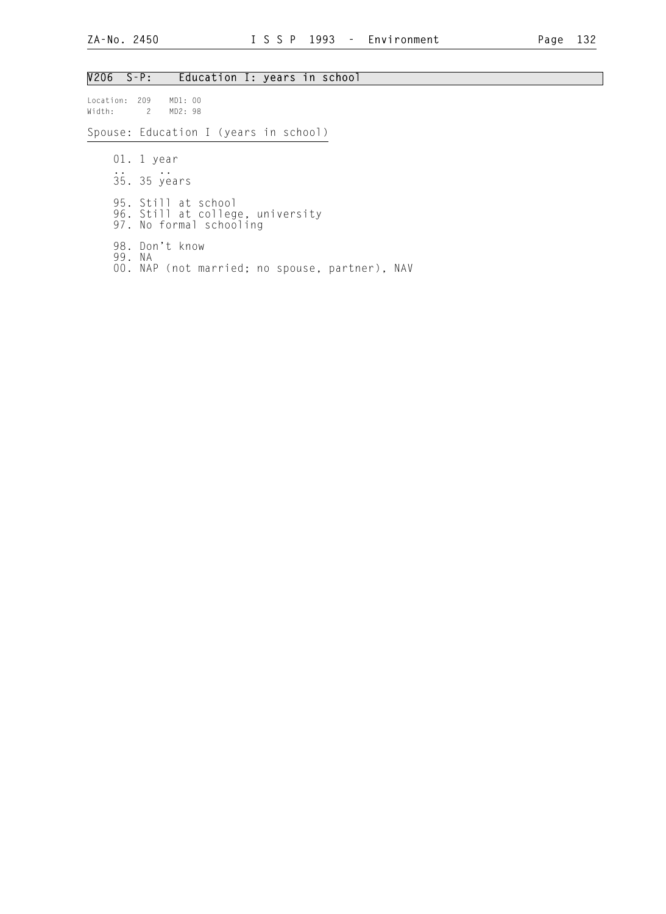## V206 S-P: Education I: years in school

Location: 209 MD1: 00
Width: 2 MD2: 98

Spouse: Education I (years in school)

01. 1 year
.. ..
35. 35 years

95. Still at school
96. Still at college, university
97. No formal schooling

98. Don't know
99. NA
00. NAP (not married; no spouse, partner), NAV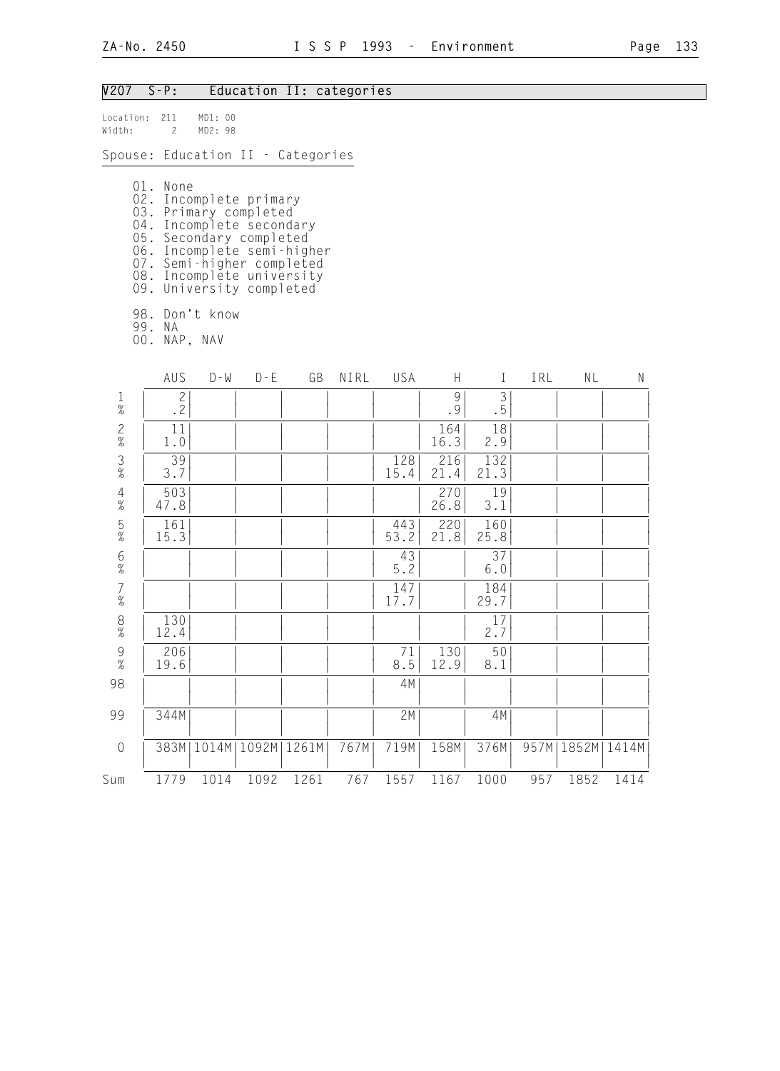## V207 S-P: Education II: categories

Location: 211 MD1: 00
Width: 2 MD2: 98

Spouse: Education II - Categories

01. None
02. Incomplete primary
03. Primary completed
04. Incomplete secondary
05. Secondary completed
06. Incomplete semi-higher
07. Semi-higher completed
08. Incomplete university
09. University completed

98. Don't know
99. NA
00. NAP, NAV

| | AUS | D-W | D-E | GB | NIRL | USA | H | I | IRL | NL | N |
|---|---|---|---|---|---|---|---|---|---|---|---|
| 1 | 2 | | | | | | 9 | 3 | | | |
| % | .2 | | | | | | .9 | .5 | | | |
| 2 | 11 | | | | | | 164 | 18 | | | |
| % | 1.0 | | | | | | 16.3 | 2.9 | | | |
| 3 | 39 | | | | | 128 | 216 | 132 | | | |
| % | 3.7 | | | | | 15.4 | 21.4 | 21.3 | | | |
| 4 | 503 | | | | | | 270 | 19 | | | |
| % | 47.8 | | | | | | 26.8 | 3.1 | | | |
| 5 | 161 | | | | | 443 | 220 | 160 | | | |
| % | 15.3 | | | | | 53.2 | 21.8 | 25.8 | | | |
| 6 | | | | | | 43 | | 37 | | | |
| % | | | | | | 5.2 | | 6.0 | | | |
| 7 | | | | | | 147 | | 184 | | | |
| % | | | | | | 17.7 | | 29.7 | | | |
| 8 | 130 | | | | | | | 17 | | | |
| % | 12.4 | | | | | | | 2.7 | | | |
| 9 | 206 | | | | | 71 | 130 | 50 | | | |
| % | 19.6 | | | | | 8.5 | 12.9 | 8.1 | | | |
| 98 | | | | | | 4M | | | | | |
| 99 | 344M | | | | | 2M | | 4M | | | |
| 0 | 383M | 1014M | 1092M | 1261M | 767M | 719M | 158M | 376M | 957M | 1852M | 1414M |
| Sum | 1779 | 1014 | 1092 | 1261 | 767 | 1557 | 1167 | 1000 | 957 | 1852 | 1414 |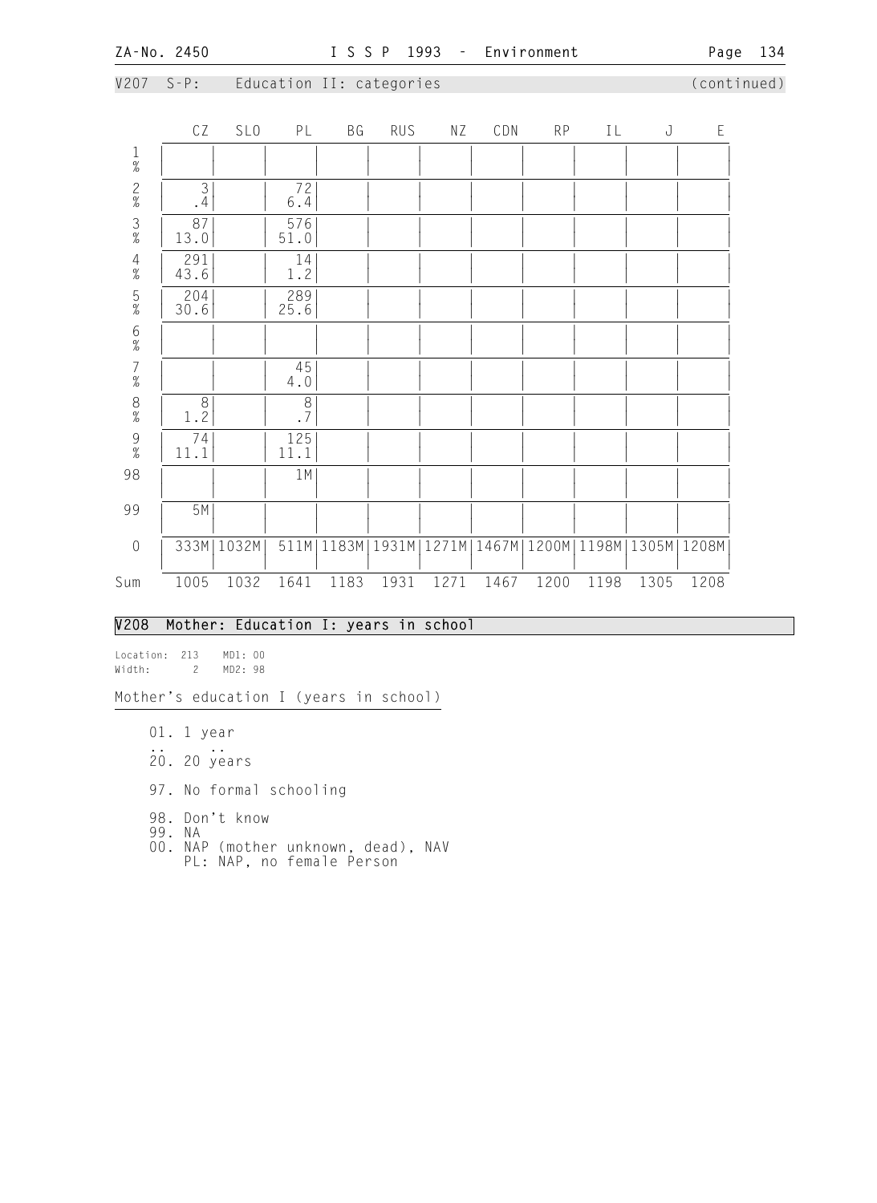V207 S-P: Education II: categories (continued)

| | CZ | SLO | PL | BG | RUS | NZ | CDN | RP | IL | J | E |
|---|---|---|---|---|---|---|---|---|---|---|---|
| 1<br>% | | | | | | | | | | | |
| 2<br>% | 3<br>.4 | | 72<br>6.4 | | | | | | | | |
| 3<br>% | 87<br>13.0 | | 576<br>51.0 | | | | | | | | |
| 4<br>% | 291<br>43.6 | | 14<br>1.2 | | | | | | | | |
| 5<br>% | 204<br>30.6 | | 289<br>25.6 | | | | | | | | |
| 6<br>% | | | | | | | | | | | |
| 7<br>% | | | 45<br>4.0 | | | | | | | | |
| 8<br>% | 8<br>1.2 | | 8<br>.7 | | | | | | | | |
| 9<br>% | 74<br>11.1 | | 125<br>11.1 | | | | | | | | |
| 98 | | | 1M | | | | | | | | |
| 99 | 5M | | | | | | | | | | |
| 0 | 333M | 1032M | 511M | 1183M | 1931M | 1271M | 1467M | 1200M | 1198M | 1305M | 1208M |
| Sum | 1005 | 1032 | 1641 | 1183 | 1931 | 1271 | 1467 | 1200 | 1198 | 1305 | 1208 |

## V208 Mother: Education I: years in school

Location: 213 MD1: 00
Width: 2 MD2: 98

Mother's education I (years in school)

01. 1 year
.. ..
20. 20 years

97. No formal schooling

98. Don't know
99. NA
00. NAP (mother unknown, dead), NAV
PL: NAP, no female Person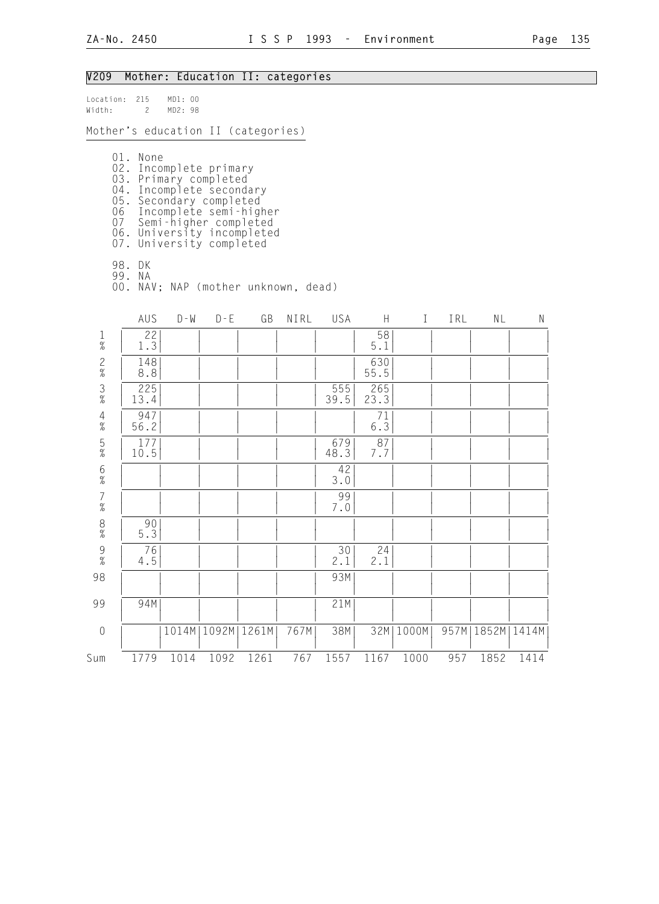## V209 Mother: Education II: categories

Location: 215 MD1: 00
Width: 2 MD2: 98

Mother's education II (categories)

01. None
02. Incomplete primary
03. Primary completed
04. Incomplete secondary
05. Secondary completed
06 Incomplete semi-higher
07 Semi-higher completed
06. University incompleted
07. University completed

98. DK
99. NA
00. NAV; NAP (mother unknown, dead)

| | AUS | D-W | D-E | GB | NIRL | USA | H | I | IRL | NL | N |
|---|---|---|---|---|---|---|---|---|---|---|---|
| 1<br>% | 22<br>1.3 | | | | | | 58<br>5.1 | | | | |
| 2<br>% | 148<br>8.8 | | | | | | 630<br>55.5 | | | | |
| 3<br>% | 225<br>13.4 | | | | | 555<br>39.5 | 265<br>23.3 | | | | |
| 4<br>% | 947<br>56.2 | | | | | | 71<br>6.3 | | | | |
| 5<br>% | 177<br>10.5 | | | | | 679<br>48.3 | 87<br>7.7 | | | | |
| 6<br>% | | | | | | 42<br>3.0 | | | | | |
| 7<br>% | | | | | | 99<br>7.0 | | | | | |
| 8<br>% | 90<br>5.3 | | | | | | | | | | |
| 9<br>% | 76<br>4.5 | | | | | 30<br>2.1 | 24<br>2.1 | | | | |
| 98 | | | | | | 93M | | | | | |
| 99 | 94M | | | | | 21M | | | | | |
| 0 | | 1014M | 1092M | 1261M | 767M | 38M | 32M | 1000M | 957M | 1852M | 1414M |
| Sum | 1779 | 1014 | 1092 | 1261 | 767 | 1557 | 1167 | 1000 | 957 | 1852 | 1414 |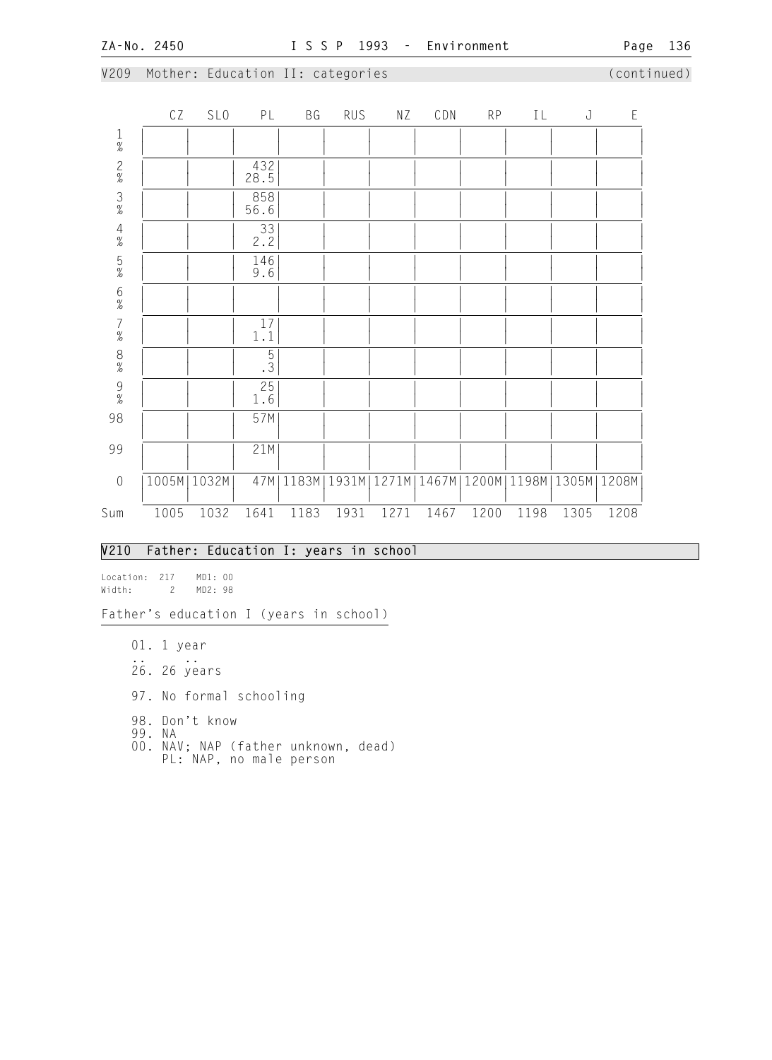V209 Mother: Education II: categories (continued)

| | CZ | SLO | PL | BG | RUS | NZ | CDN | RP | IL | J | E |
|---|---|---|---|---|---|---|---|---|---|---|---|
| 1 % | | | | | | | | | | | |
| 2 % | | | 432 28.5 | | | | | | | | |
| 3 % | | | 858 56.6 | | | | | | | | |
| 4 % | | | 33 2.2 | | | | | | | | |
| 5 % | | | 146 9.6 | | | | | | | | |
| 6 % | | | | | | | | | | | |
| 7 % | | | 17 1.1 | | | | | | | | |
| 8 % | | | 5 .3 | | | | | | | | |
| 9 % | | | 25 1.6 | | | | | | | | |
| 98 | | | 57M | | | | | | | | |
| 99 | | | 21M | | | | | | | | |
| 0 | 1005M | 1032M | 47M | 1183M | 1931M | 1271M | 1467M | 1200M | 1198M | 1305M | 1208M |
| Sum | 1005 | 1032 | 1641 | 1183 | 1931 | 1271 | 1467 | 1200 | 1198 | 1305 | 1208 |

## V210 Father: Education I: years in school

Location: 217 MD1: 00
Width: 2 MD2: 98

Father's education I (years in school)

01. 1 year
.. ..
26. 26 years

97. No formal schooling

98. Don't know
99. NA
00. NAV; NAP (father unknown, dead)
    PL: NAP, no male person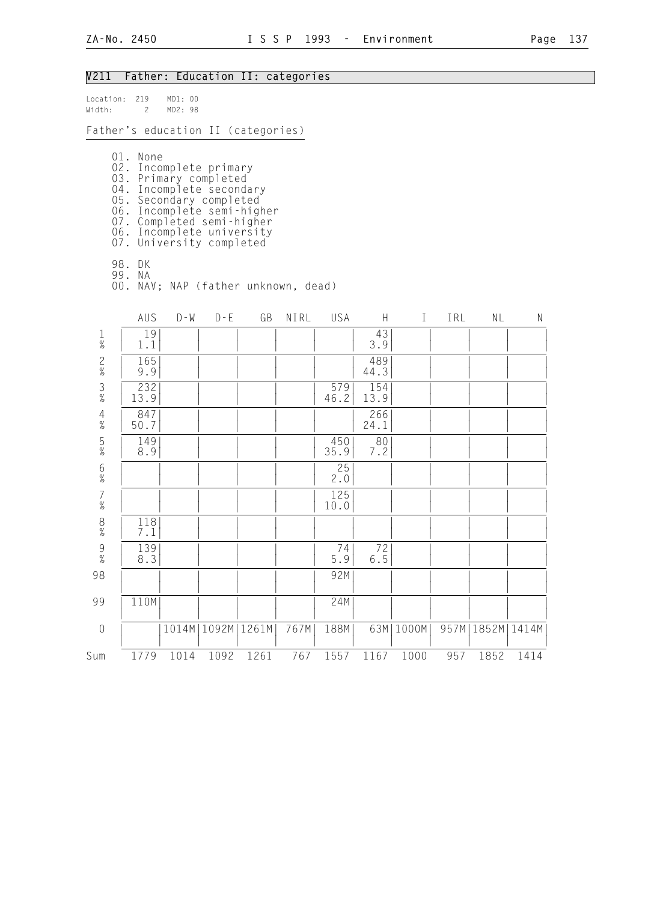## V211 Father: Education II: categories

Location: 219 MD1: 00
Width: 2 MD2: 98

Father's education II (categories)

01. None
02. Incomplete primary
03. Primary completed
04. Incomplete secondary
05. Secondary completed
06. Incomplete semi-higher
07. Completed semi-higher
06. Incomplete university
07. University completed

98. DK
99. NA
00. NAV; NAP (father unknown, dead)

| | AUS | D-W | D-E | GB | NIRL | USA | H | I | IRL | NL | N |
|---|---|---|---|---|---|---|---|---|---|---|---|
| 1 % | 19 1.1 | | | | | | 43 3.9 | | | | |
| 2 % | 165 9.9 | | | | | | 489 44.3 | | | | |
| 3 % | 232 13.9 | | | | | 579 46.2 | 154 13.9 | | | | |
| 4 % | 847 50.7 | | | | | | 266 24.1 | | | | |
| 5 % | 149 8.9 | | | | | 450 35.9 | 80 7.2 | | | | |
| 6 % | | | | | | 25 2.0 | | | | | |
| 7 % | | | | | | 125 10.0 | | | | | |
| 8 % | 118 7.1 | | | | | | | | | | |
| 9 % | 139 8.3 | | | | | 74 5.9 | 72 6.5 | | | | |
| 98 | | | | | | 92M | | | | | |
| 99 | 110M | | | | | 24M | | | | | |
| 0 | | 1014M | 1092M | 1261M | 767M | 188M | 63M | 1000M | 957M | 1852M | 1414M |
| Sum | 1779 | 1014 | 1092 | 1261 | 767 | 1557 | 1167 | 1000 | 957 | 1852 | 1414 |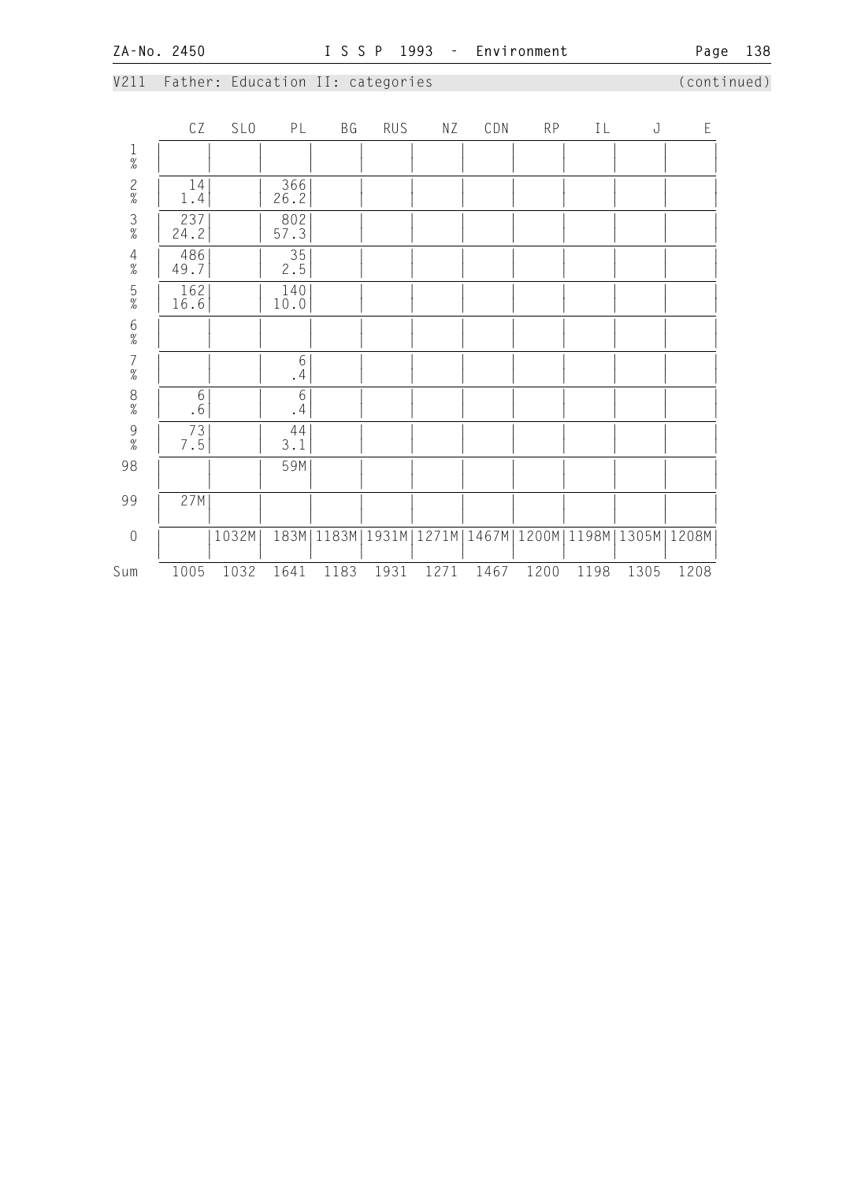V211 Father: Education II: categories (continued)

| | CZ | SLO | PL | BG | RUS | NZ | CDN | RP | IL | J | E |
|---|---|---|---|---|---|---|---|---|---|---|---|
| 1 % | | | | | | | | | | | |
| 2 % | 14<br>1.4 | | 366<br>26.2 | | | | | | | | |
| 3 % | 237<br>24.2 | | 802<br>57.3 | | | | | | | | |
| 4 % | 486<br>49.7 | | 35<br>2.5 | | | | | | | | |
| 5 % | 162<br>16.6 | | 140<br>10.0 | | | | | | | | |
| 6 % | | | | | | | | | | | |
| 7 % | | | 6<br>.4 | | | | | | | | |
| 8 % | 6<br>.6 | | 6<br>.4 | | | | | | | | |
| 9 % | 73<br>7.5 | | 44<br>3.1 | | | | | | | | |
| 98 | | | 59M | | | | | | | | |
| 99 | 27M | | | | | | | | | | |
| 0 | | 1032M | 183M | 1183M | 1931M | 1271M | 1467M | 1200M | 1198M | 1305M | 1208M |
| Sum | 1005 | 1032 | 1641 | 1183 | 1931 | 1271 | 1467 | 1200 | 1198 | 1305 | 1208 |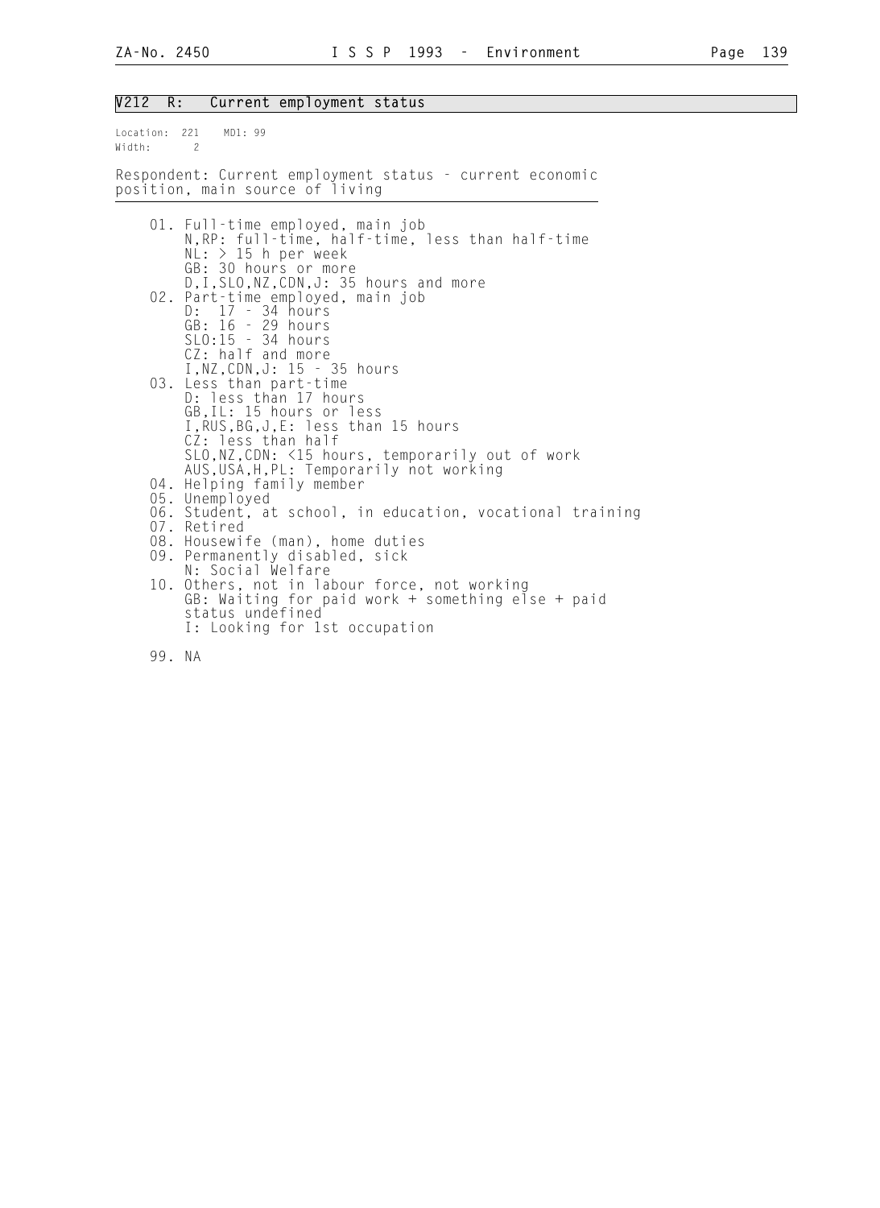## V212 R: Current employment status

Location: 221 MD1: 99
Width: 2

Respondent: Current employment status - current economic position, main source of living

01. Full-time employed, main job
    N,RP: full-time, half-time, less than half-time
    NL: > 15 h per week
    GB: 30 hours or more
    D,I,SLO,NZ,CDN,J: 35 hours and more
02. Part-time employed, main job
    D: 17 - 34 hours
    GB: 16 - 29 hours
    SLO:15 - 34 hours
    CZ: half and more
    I,NZ,CDN,J: 15 - 35 hours
03. Less than part-time
    D: less than 17 hours
    GB,IL: 15 hours or less
    I,RUS,BG,J,E: less than 15 hours
    CZ: less than half
    SLO,NZ,CDN: <15 hours, temporarily out of work
    AUS,USA,H,PL: Temporarily not working
04. Helping family member
05. Unemployed
06. Student, at school, in education, vocational training
07. Retired
08. Housewife (man), home duties
09. Permanently disabled, sick
    N: Social Welfare
10. Others, not in labour force, not working
    GB: Waiting for paid work + something else + paid status undefined
    I: Looking for 1st occupation

99. NA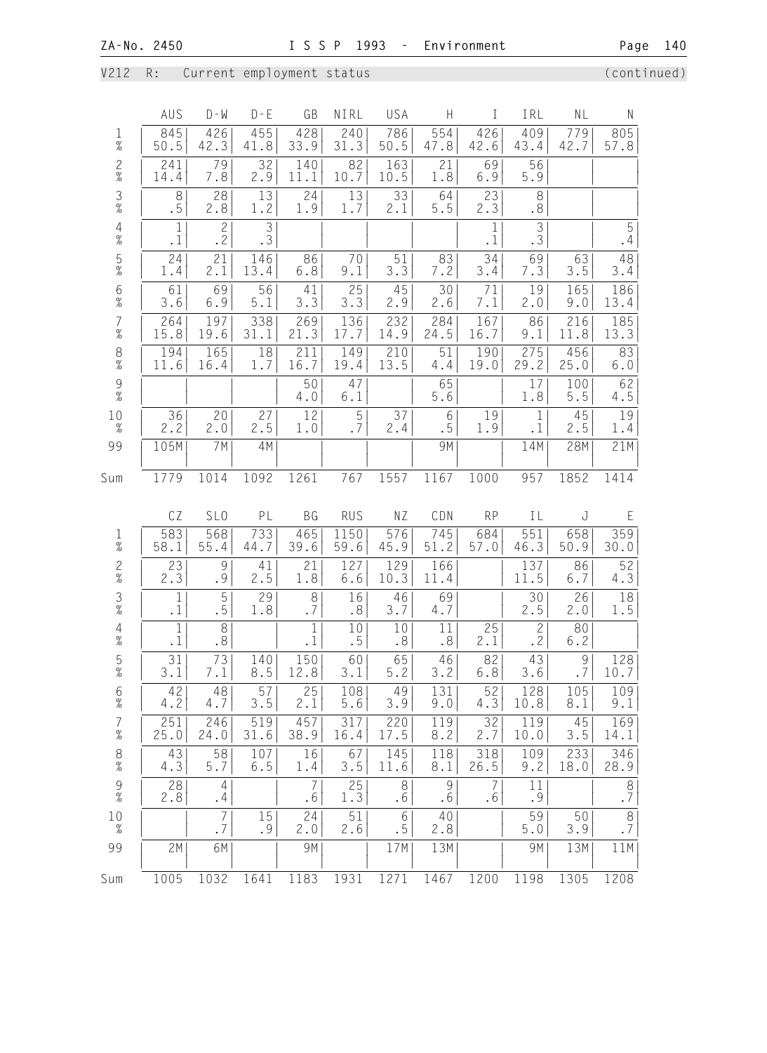V212 R: Current employment status (continued)

| | AUS | D-W | D-E | GB | NIRL | USA | H | I | IRL | NL | N |
|---|---|---|---|---|---|---|---|---|---|---|---|
| 1 | 845 | 426 | 455 | 428 | 240 | 786 | 554 | 426 | 409 | 779 | 805 |
| % | 50.5 | 42.3 | 41.8 | 33.9 | 31.3 | 50.5 | 47.8 | 42.6 | 43.4 | 42.7 | 57.8 |
| 2 | 241 | 79 | 32 | 140 | 82 | 163 | 21 | 69 | 56 | | |
| % | 14.4 | 7.8 | 2.9 | 11.1 | 10.7 | 10.5 | 1.8 | 6.9 | 5.9 | | |
| 3 | 8 | 28 | 13 | 24 | 13 | 33 | 64 | 23 | 8 | | |
| % | .5 | 2.8 | 1.2 | 1.9 | 1.7 | 2.1 | 5.5 | 2.3 | .8 | | |
| 4 | 1 | 2 | 3 | | | | | 1 | 3 | | 5 |
| % | .1 | .2 | .3 | | | | | .1 | .3 | | .4 |
| 5 | 24 | 21 | 146 | 86 | 70 | 51 | 83 | 34 | 69 | 63 | 48 |
| % | 1.4 | 2.1 | 13.4 | 6.8 | 9.1 | 3.3 | 7.2 | 3.4 | 7.3 | 3.5 | 3.4 |
| 6 | 61 | 69 | 56 | 41 | 25 | 45 | 30 | 71 | 19 | 165 | 186 |
| % | 3.6 | 6.9 | 5.1 | 3.3 | 3.3 | 2.9 | 2.6 | 7.1 | 2.0 | 9.0 | 13.4 |
| 7 | 264 | 197 | 338 | 269 | 136 | 232 | 284 | 167 | 86 | 216 | 185 |
| % | 15.8 | 19.6 | 31.1 | 21.3 | 17.7 | 14.9 | 24.5 | 16.7 | 9.1 | 11.8 | 13.3 |
| 8 | 194 | 165 | 18 | 211 | 149 | 210 | 51 | 190 | 275 | 456 | 83 |
| % | 11.6 | 16.4 | 1.7 | 16.7 | 19.4 | 13.5 | 4.4 | 19.0 | 29.2 | 25.0 | 6.0 |
| 9 | | | | 50 | 47 | | 65 | | 17 | 100 | 62 |
| % | | | | 4.0 | 6.1 | | 5.6 | | 1.8 | 5.5 | 4.5 |
| 10 | 36 | 20 | 27 | 12 | 5 | 37 | 6 | 19 | 1 | 45 | 19 |
| % | 2.2 | 2.0 | 2.5 | 1.0 | .7 | 2.4 | .5 | 1.9 | .1 | 2.5 | 1.4 |
| 99 | 105M | 7M | 4M | | | | 9M | | 14M | 28M | 21M |
| Sum | 1779 | 1014 | 1092 | 1261 | 767 | 1557 | 1167 | 1000 | 957 | 1852 | 1414 |

| | CZ | SLO | PL | BG | RUS | NZ | CDN | RP | IL | J | E |
|---|---|---|---|---|---|---|---|---|---|---|---|
| 1 | 583 | 568 | 733 | 465 | 1150 | 576 | 745 | 684 | 551 | 658 | 359 |
| % | 58.1 | 55.4 | 44.7 | 39.6 | 59.6 | 45.9 | 51.2 | 57.0 | 46.3 | 50.9 | 30.0 |
| 2 | 23 | 9 | 41 | 21 | 127 | 129 | 166 | | 137 | 86 | 52 |
| % | 2.3 | .9 | 2.5 | 1.8 | 6.6 | 10.3 | 11.4 | | 11.5 | 6.7 | 4.3 |
| 3 | 1 | 5 | 29 | 8 | 16 | 46 | 69 | | 30 | 26 | 18 |
| % | .1 | .5 | 1.8 | .7 | .8 | 3.7 | 4.7 | | 2.5 | 2.0 | 1.5 |
| 4 | 1 | 8 | | 1 | 10 | 10 | 11 | 25 | 2 | 80 | |
| % | .1 | .8 | | .1 | .5 | .8 | .8 | 2.1 | .2 | 6.2 | |
| 5 | 31 | 73 | 140 | 150 | 60 | 65 | 46 | 82 | 43 | 9 | 128 |
| % | 3.1 | 7.1 | 8.5 | 12.8 | 3.1 | 5.2 | 3.2 | 6.8 | 3.6 | .7 | 10.7 |
| 6 | 42 | 48 | 57 | 25 | 108 | 49 | 131 | 52 | 128 | 105 | 109 |
| % | 4.2 | 4.7 | 3.5 | 2.1 | 5.6 | 3.9 | 9.0 | 4.3 | 10.8 | 8.1 | 9.1 |
| 7 | 251 | 246 | 519 | 457 | 317 | 220 | 119 | 32 | 119 | 45 | 169 |
| % | 25.0 | 24.0 | 31.6 | 38.9 | 16.4 | 17.5 | 8.2 | 2.7 | 10.0 | 3.5 | 14.1 |
| 8 | 43 | 58 | 107 | 16 | 67 | 145 | 118 | 318 | 109 | 233 | 346 |
| % | 4.3 | 5.7 | 6.5 | 1.4 | 3.5 | 11.6 | 8.1 | 26.5 | 9.2 | 18.0 | 28.9 |
| 9 | 28 | 4 | | 7 | 25 | 8 | 9 | 7 | 11 | | 8 |
| % | 2.8 | .4 | | .6 | 1.3 | .6 | .6 | .6 | .9 | | .7 |
| 10 | | 7 | 15 | 24 | 51 | 6 | 40 | | 59 | 50 | 8 |
| % | | .7 | .9 | 2.0 | 2.6 | .5 | 2.8 | | 5.0 | 3.9 | .7 |
| 99 | 2M | 6M | | 9M | | 17M | 13M | | 9M | 13M | 11M |
| Sum | 1005 | 1032 | 1641 | 1183 | 1931 | 1271 | 1467 | 1200 | 1198 | 1305 | 1208 |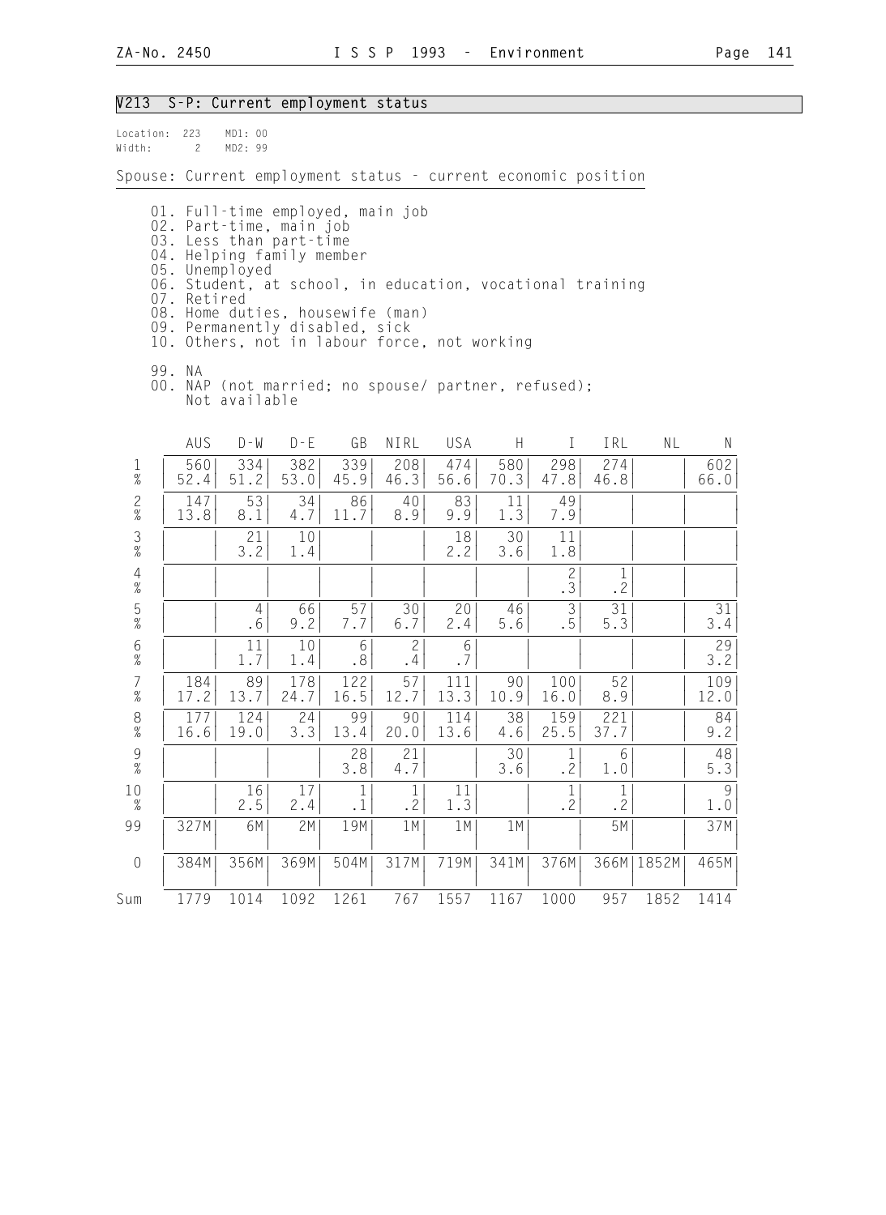## V213 S-P: Current employment status

Location: 223 MD1: 00
Width: 2 MD2: 99

Spouse: Current employment status - current economic position

01. Full-time employed, main job
02. Part-time, main job
03. Less than part-time
04. Helping family member
05. Unemployed
06. Student, at school, in education, vocational training
07. Retired
08. Home duties, housewife (man)
09. Permanently disabled, sick
10. Others, not in labour force, not working

99. NA
00. NAP (not married; no spouse/ partner, refused); Not available

| | AUS | D-W | D-E | GB | NIRL | USA | H | I | IRL | NL | N |
|---|---|---|---|---|---|---|---|---|---|---|---|
| 1 | 560 | 334 | 382 | 339 | 208 | 474 | 580 | 298 | 274 | | 602 |
| % | 52.4 | 51.2 | 53.0 | 45.9 | 46.3 | 56.6 | 70.3 | 47.8 | 46.8 | | 66.0 |
| 2 | 147 | 53 | 34 | 86 | 40 | 83 | 11 | 49 | | | |
| % | 13.8 | 8.1 | 4.7 | 11.7 | 8.9 | 9.9 | 1.3 | 7.9 | | | |
| 3 | | 21 | 10 | | | 18 | 30 | 11 | | | |
| % | | 3.2 | 1.4 | | | 2.2 | 3.6 | 1.8 | | | |
| 4 | | | | | | | | 2 | 1 | | |
| % | | | | | | | | .3 | .2 | | |
| 5 | | 4 | 66 | 57 | 30 | 20 | 46 | 3 | 31 | | 31 |
| % | | .6 | 9.2 | 7.7 | 6.7 | 2.4 | 5.6 | .5 | 5.3 | | 3.4 |
| 6 | | 11 | 10 | 6 | 2 | 6 | | | | | 29 |
| % | | 1.7 | 1.4 | .8 | .4 | .7 | | | | | 3.2 |
| 7 | 184 | 89 | 178 | 122 | 57 | 111 | 90 | 100 | 52 | | 109 |
| % | 17.2 | 13.7 | 24.7 | 16.5 | 12.7 | 13.3 | 10.9 | 16.0 | 8.9 | | 12.0 |
| 8 | 177 | 124 | 24 | 99 | 90 | 114 | 38 | 159 | 221 | | 84 |
| % | 16.6 | 19.0 | 3.3 | 13.4 | 20.0 | 13.6 | 4.6 | 25.5 | 37.7 | | 9.2 |
| 9 | | | | 28 | 21 | | 30 | 1 | 6 | | 48 |
| % | | | | 3.8 | 4.7 | | 3.6 | .2 | 1.0 | | 5.3 |
| 10 | | 16 | 17 | 1 | 1 | 11 | | 1 | 1 | | 9 |
| % | | 2.5 | 2.4 | .1 | .2 | 1.3 | | .2 | .2 | | 1.0 |
| 99 | 327M | 6M | 2M | 19M | 1M | 1M | 1M | | 5M | | 37M |
| 0 | 384M | 356M | 369M | 504M | 317M | 719M | 341M | 376M | 366M | 1852M | 465M |
| Sum | 1779 | 1014 | 1092 | 1261 | 767 | 1557 | 1167 | 1000 | 957 | 1852 | 1414 |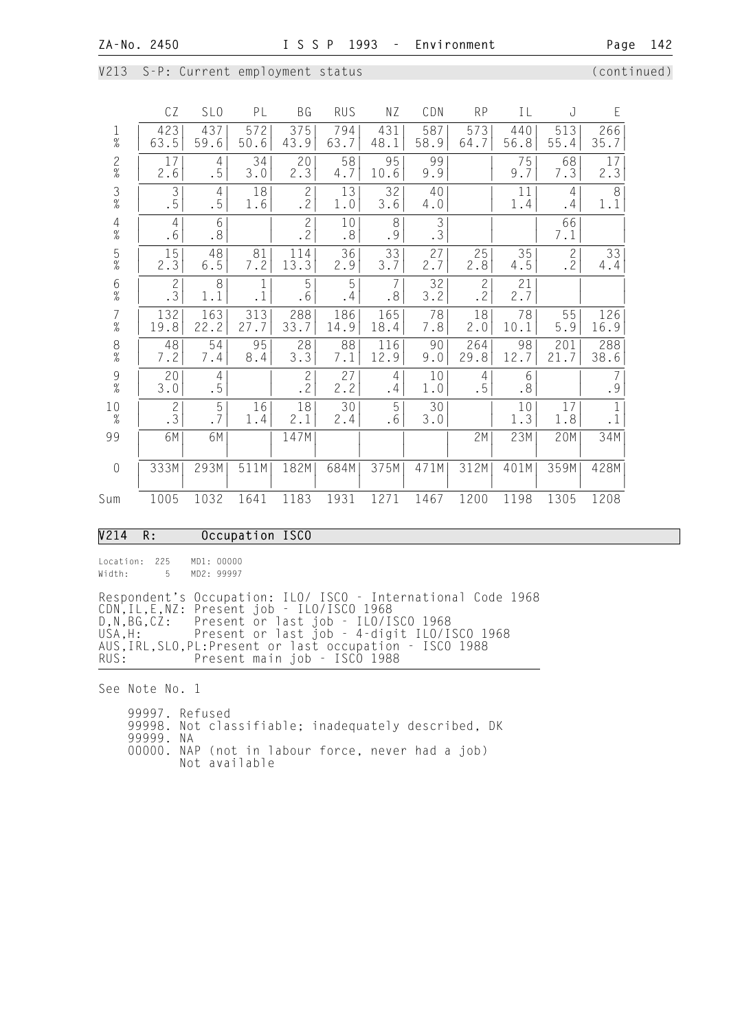V213 S-P: Current employment status (continued)

| | CZ | SLO | PL | BG | RUS | NZ | CDN | RP | IL | J | E |
|---|---|---|---|---|---|---|---|---|---|---|---|
| 1 | 423 | 437 | 572 | 375 | 794 | 431 | 587 | 573 | 440 | 513 | 266 |
| % | 63.5 | 59.6 | 50.6 | 43.9 | 63.7 | 48.1 | 58.9 | 64.7 | 56.8 | 55.4 | 35.7 |
| 2 | 17 | 4 | 34 | 20 | 58 | 95 | 99 | | 75 | 68 | 17 |
| % | 2.6 | .5 | 3.0 | 2.3 | 4.7 | 10.6 | 9.9 | | 9.7 | 7.3 | 2.3 |
| 3 | 3 | 4 | 18 | 2 | 13 | 32 | 40 | | 11 | 4 | 8 |
| % | .5 | .5 | 1.6 | .2 | 1.0 | 3.6 | 4.0 | | 1.4 | .4 | 1.1 |
| 4 | 4 | 6 | | 2 | 10 | 8 | 3 | | | 66 | |
| % | .6 | .8 | | .2 | .8 | .9 | .3 | | | 7.1 | |
| 5 | 15 | 48 | 81 | 114 | 36 | 33 | 27 | 25 | 35 | 2 | 33 |
| % | 2.3 | 6.5 | 7.2 | 13.3 | 2.9 | 3.7 | 2.7 | 2.8 | 4.5 | .2 | 4.4 |
| 6 | 2 | 8 | 1 | 5 | 5 | 7 | 32 | 2 | 21 | | |
| % | .3 | 1.1 | .1 | .6 | .4 | .8 | 3.2 | .2 | 2.7 | | |
| 7 | 132 | 163 | 313 | 288 | 186 | 165 | 78 | 18 | 78 | 55 | 126 |
| % | 19.8 | 22.2 | 27.7 | 33.7 | 14.9 | 18.4 | 7.8 | 2.0 | 10.1 | 5.9 | 16.9 |
| 8 | 48 | 54 | 95 | 28 | 88 | 116 | 90 | 264 | 98 | 201 | 288 |
| % | 7.2 | 7.4 | 8.4 | 3.3 | 7.1 | 12.9 | 9.0 | 29.8 | 12.7 | 21.7 | 38.6 |
| 9 | 20 | 4 | | 2 | 27 | 4 | 10 | 4 | 6 | | 7 |
| % | 3.0 | .5 | | .2 | 2.2 | .4 | 1.0 | .5 | .8 | | .9 |
| 10 | 2 | 5 | 16 | 18 | 30 | 5 | 30 | | 10 | 17 | 1 |
| % | .3 | .7 | 1.4 | 2.1 | 2.4 | .6 | 3.0 | | 1.3 | 1.8 | .1 |
| 99 | 6M | 6M | | 147M | | | | 2M | 23M | 20M | 34M |
| 0 | 333M | 293M | 511M | 182M | 684M | 375M | 471M | 312M | 401M | 359M | 428M |
| Sum | 1005 | 1032 | 1641 | 1183 | 1931 | 1271 | 1467 | 1200 | 1198 | 1305 | 1208 |

## V214 R: Occupation ISCO

Location: 225 MD1: 00000
Width: 5 MD2: 99997

Respondent's Occupation: ILO/ ISCO - International Code 1968
CDN,IL,E,NZ: Present job - ILO/ISCO 1968
D,N,BG,CZ: Present or last job - ILO/ISCO 1968
USA,H: Present or last job - 4-digit ILO/ISCO 1968
AUS,IRL,SLO,PL:Present or last occupation - ISCO 1988
RUS: Present main job - ISCO 1988

See Note No. 1

99997. Refused
99998. Not classifiable; inadequately described, DK
99999. NA
00000. NAP (not in labour force, never had a job)
Not available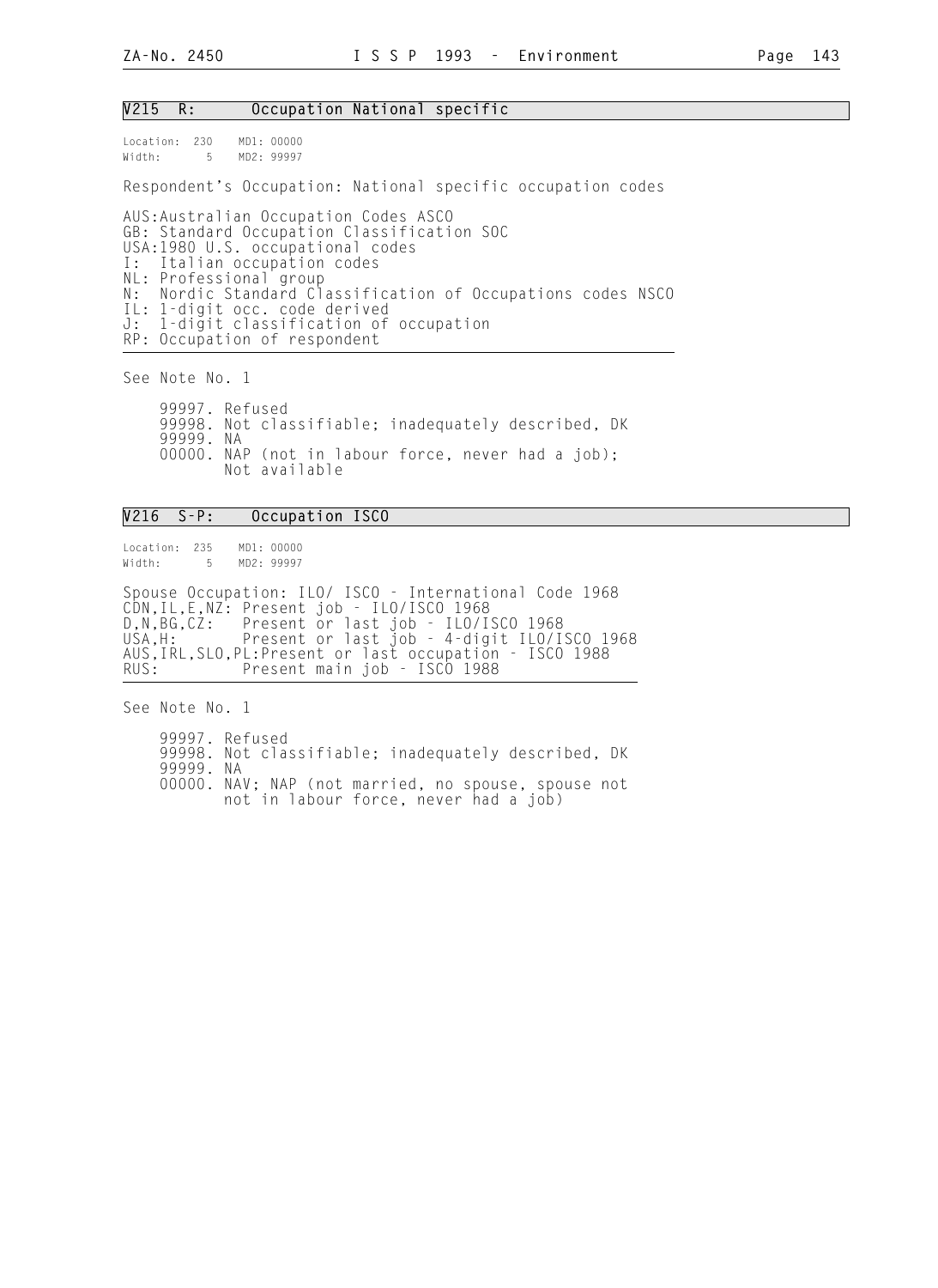## V215 R: Occupation National specific

Location: 230 MD1: 00000
Width: 5 MD2: 99997

Respondent's Occupation: National specific occupation codes

AUS:Australian Occupation Codes ASCO
GB: Standard Occupation Classification SOC
USA:1980 U.S. occupational codes
I: Italian occupation codes
NL: Professional group
N: Nordic Standard Classification of Occupations codes NSCO
IL: 1-digit occ. code derived
J: 1-digit classification of occupation
RP: Occupation of respondent

See Note No. 1

99997. Refused
99998. Not classifiable; inadequately described, DK
99999. NA
00000. NAP (not in labour force, never had a job); Not available

## V216 S-P: Occupation ISCO

Location: 235 MD1: 00000
Width: 5 MD2: 99997

Spouse Occupation: ILO/ ISCO - International Code 1968
CDN,IL,E,NZ: Present job - ILO/ISCO 1968
D,N,BG,CZ: Present or last job - ILO/ISCO 1968
USA,H: Present or last job - 4-digit ILO/ISCO 1968
AUS,IRL,SLO,PL:Present or last occupation - ISCO 1988
RUS: Present main job - ISCO 1988

See Note No. 1

99997. Refused
99998. Not classifiable; inadequately described, DK
99999. NA
00000. NAV; NAP (not married, no spouse, spouse not not in labour force, never had a job)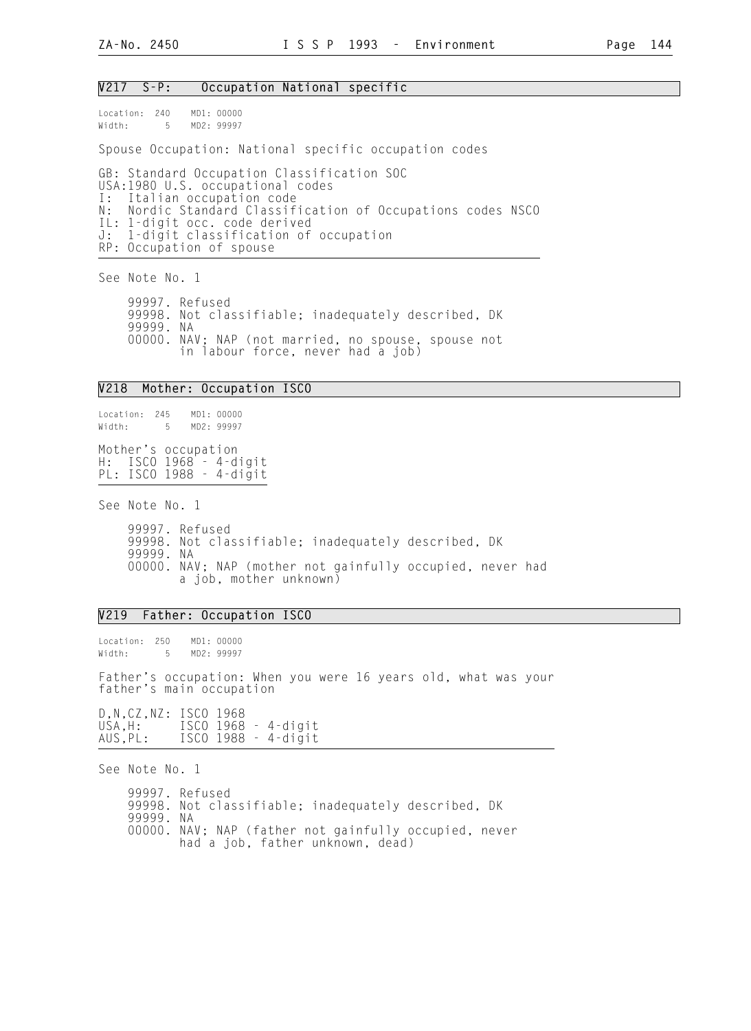## V217 S-P: Occupation National specific

Location: 240 MD1: 00000
Width: 5 MD2: 99997

Spouse Occupation: National specific occupation codes

GB: Standard Occupation Classification SOC
USA:1980 U.S. occupational codes
I: Italian occupation code
N: Nordic Standard Classification of Occupations codes NSCO
IL: 1-digit occ. code derived
J: 1-digit classification of occupation
RP: Occupation of spouse

See Note No. 1

- 99997. Refused
- 99998. Not classifiable; inadequately described, DK
- 99999. NA
- 00000. NAV; NAP (not married, no spouse, spouse not in labour force, never had a job)

## V218 Mother: Occupation ISCO

Location: 245 MD1: 00000
Width: 5 MD2: 99997

Mother's occupation
H: ISCO 1968 - 4-digit
PL: ISCO 1988 - 4-digit

See Note No. 1

- 99997. Refused
- 99998. Not classifiable; inadequately described, DK
- 99999. NA
- 00000. NAV; NAP (mother not gainfully occupied, never had a job, mother unknown)

## V219 Father: Occupation ISCO

Location: 250 MD1: 00000
Width: 5 MD2: 99997

Father's occupation: When you were 16 years old, what was your father's main occupation

D,N,CZ,NZ: ISCO 1968
USA,H: ISCO 1968 - 4-digit
AUS,PL: ISCO 1988 - 4-digit

See Note No. 1

- 99997. Refused
- 99998. Not classifiable; inadequately described, DK
- 99999. NA
- 00000. NAV; NAP (father not gainfully occupied, never had a job, father unknown, dead)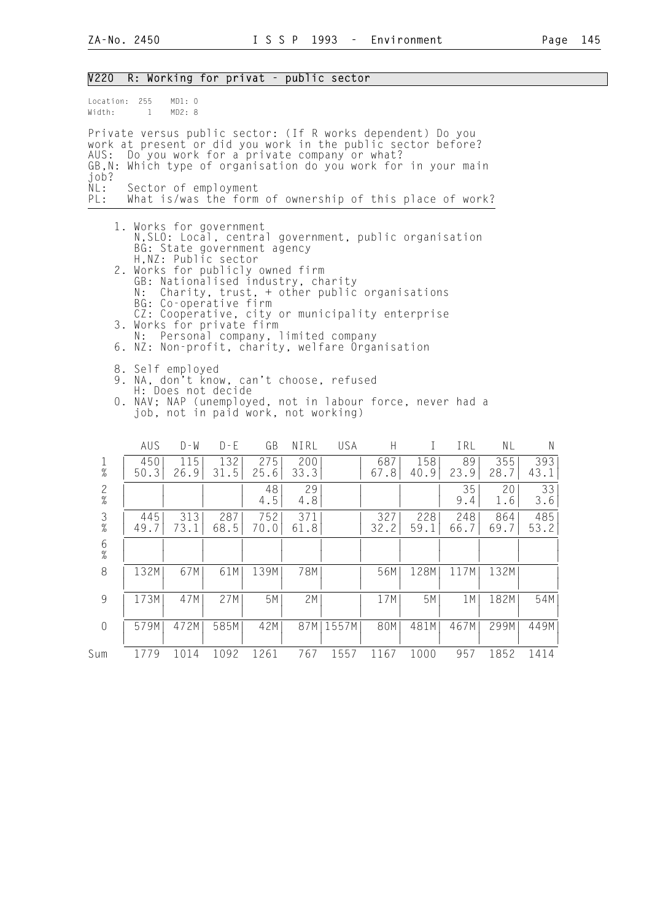## V220 R: Working for privat - public sector

Location: 255 MD1: 0
Width: 1 MD2: 8

Private versus public sector: (If R works dependent) Do you work at present or did you work in the public sector before?
AUS: Do you work for a private company or what?
GB,N: Which type of organisation do you work for in your main job?
NL: Sector of employment
PL: What is/was the form of ownership of this place of work?

1. Works for government
   N,SLO: Local, central government, public organisation
   BG: State government agency
   H,NZ: Public sector
2. Works for publicly owned firm
   GB: Nationalised industry, charity
   N: Charity, trust, + other public organisations
   BG: Co-operative firm
   CZ: Cooperative, city or municipality enterprise
3. Works for private firm
   N: Personal company, limited company
6. NZ: Non-profit, charity, welfare Organisation

8. Self employed
9. NA, don't know, can't choose, refused
   H: Does not decide
0. NAV; NAP (unemployed, not in labour force, never had a job, not in paid work, not working)

| | AUS | D-W | D-E | GB | NIRL | USA | H | I | IRL | NL | N |
|---|---|---|---|---|---|---|---|---|---|---|---|
| 1 | 450 | 115 | 132 | 275 | 200 | | 687 | 158 | 89 | 355 | 393 |
| % | 50.3 | 26.9 | 31.5 | 25.6 | 33.3 | | 67.8 | 40.9 | 23.9 | 28.7 | 43.1 |
| 2 | | | | 48 | 29 | | | | 35 | 20 | 33 |
| % | | | | 4.5 | 4.8 | | | | 9.4 | 1.6 | 3.6 |
| 3 | 445 | 313 | 287 | 752 | 371 | | 327 | 228 | 248 | 864 | 485 |
| % | 49.7 | 73.1 | 68.5 | 70.0 | 61.8 | | 32.2 | 59.1 | 66.7 | 69.7 | 53.2 |
| 6 | | | | | | | | | | | |
| % | | | | | | | | | | | |
| 8 | 132M | 67M | 61M | 139M | 78M | | 56M | 128M | 117M | 132M | |
| 9 | 173M | 47M | 27M | 5M | 2M | | 17M | 5M | 1M | 182M | 54M |
| 0 | 579M | 472M | 585M | 42M | 87M | 1557M | 80M | 481M | 467M | 299M | 449M |
| Sum | 1779 | 1014 | 1092 | 1261 | 767 | 1557 | 1167 | 1000 | 957 | 1852 | 1414 |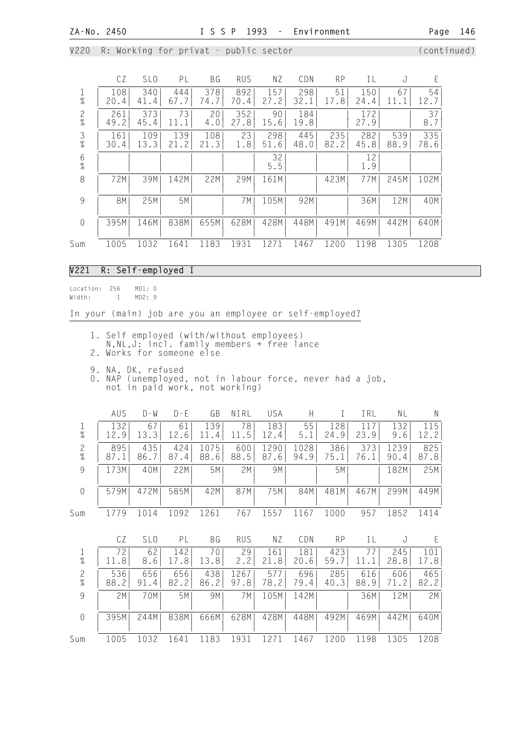V220 R: Working for privat - public sector (continued)

| | CZ | SLO | PL | BG | RUS | NZ | CDN | RP | IL | J | E |
|---|---|---|---|---|---|---|---|---|---|---|---|
| 1 | 108 | 340 | 444 | 378 | 892 | 157 | 298 | 51 | 150 | 67 | 54 |
| % | 20.4 | 41.4 | 67.7 | 74.7 | 70.4 | 27.2 | 32.1 | 17.8 | 24.4 | 11.1 | 12.7 |
| 2 | 261 | 373 | 73 | 20 | 352 | 90 | 184 | | 172 | | 37 |
| % | 49.2 | 45.4 | 11.1 | 4.0 | 27.8 | 15.6 | 19.8 | | 27.9 | | 8.7 |
| 3 | 161 | 109 | 139 | 108 | 23 | 298 | 445 | 235 | 282 | 539 | 335 |
| % | 30.4 | 13.3 | 21.2 | 21.3 | 1.8 | 51.6 | 48.0 | 82.2 | 45.8 | 88.9 | 78.6 |
| 6 | | | | | | 32 | | | 12 | | |
| % | | | | | | 5.5 | | | 1.9 | | |
| 8 | 72M | 39M | 142M | 22M | 29M | 161M | | 423M | 77M | 245M | 102M |
| 9 | 8M | 25M | 5M | | 7M | 105M | 92M | | 36M | 12M | 40M |
| 0 | 395M | 146M | 838M | 655M | 628M | 428M | 448M | 491M | 469M | 442M | 640M |
| Sum | 1005 | 1032 | 1641 | 1183 | 1931 | 1271 | 1467 | 1200 | 1198 | 1305 | 1208 |

## V221 R: Self-employed I

Location: 256 MD1: 0
Width: 1 MD2: 9

In your (main) job are you an employee or self-employed?

1. Self employed (with/without employees)
   N,NL,J: incl. family members + free lance
2. Works for someone else

9. NA, DK, refused
0. NAP (unemployed, not in labour force, never had a job, not in paid work, not working)

| | AUS | D-W | D-E | GB | NIRL | USA | H | I | IRL | NL | N |
|---|---|---|---|---|---|---|---|---|---|---|---|
| 1 | 132 | 67 | 61 | 139 | 78 | 183 | 55 | 128 | 117 | 132 | 115 |
| % | 12.9 | 13.3 | 12.6 | 11.4 | 11.5 | 12.4 | 5.1 | 24.9 | 23.9 | 9.6 | 12.2 |
| 2 | 895 | 435 | 424 | 1075 | 600 | 1290 | 1028 | 386 | 373 | 1239 | 825 |
| % | 87.1 | 86.7 | 87.4 | 88.6 | 88.5 | 87.6 | 94.9 | 75.1 | 76.1 | 90.4 | 87.8 |
| 9 | 173M | 40M | 22M | 5M | 2M | 9M | | 5M | | 182M | 25M |
| 0 | 579M | 472M | 585M | 42M | 87M | 75M | 84M | 481M | 467M | 299M | 449M |
| Sum | 1779 | 1014 | 1092 | 1261 | 767 | 1557 | 1167 | 1000 | 957 | 1852 | 1414 |

| | CZ | SLO | PL | BG | RUS | NZ | CDN | RP | IL | J | E |
|---|---|---|---|---|---|---|---|---|---|---|---|
| 1 | 72 | 62 | 142 | 70 | 29 | 161 | 181 | 423 | 77 | 245 | 101 |
| % | 11.8 | 8.6 | 17.8 | 13.8 | 2.2 | 21.8 | 20.6 | 59.7 | 11.1 | 28.8 | 17.8 |
| 2 | 536 | 656 | 656 | 438 | 1267 | 577 | 696 | 285 | 616 | 606 | 465 |
| % | 88.2 | 91.4 | 82.2 | 86.2 | 97.8 | 78.2 | 79.4 | 40.3 | 88.9 | 71.2 | 82.2 |
| 9 | 2M | 70M | 5M | 9M | 7M | 105M | 142M | | 36M | 12M | 2M |
| 0 | 395M | 244M | 838M | 666M | 628M | 428M | 448M | 492M | 469M | 442M | 640M |
| Sum | 1005 | 1032 | 1641 | 1183 | 1931 | 1271 | 1467 | 1200 | 1198 | 1305 | 1208 |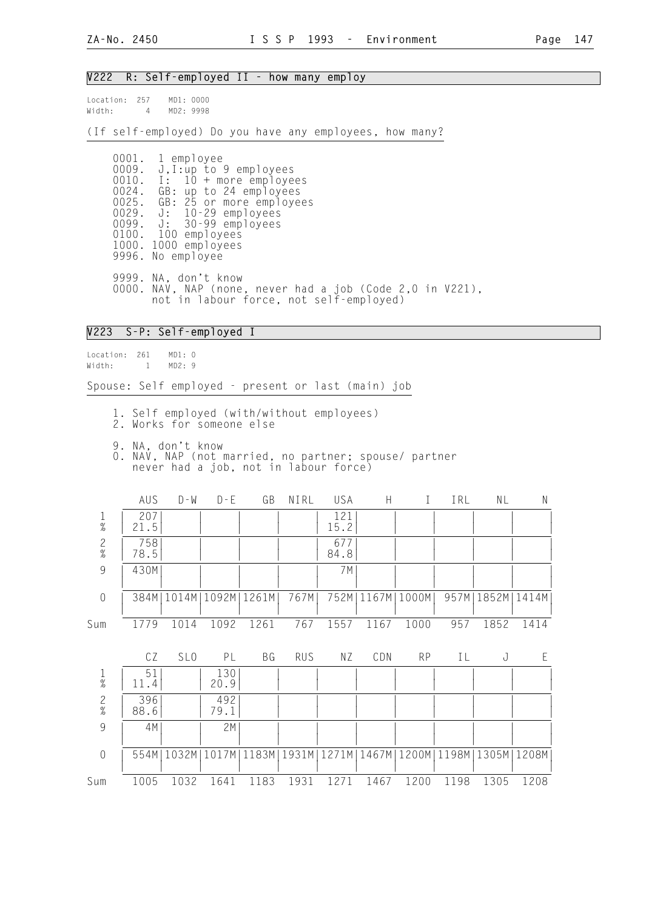## V222 R: Self-employed II - how many employ

Location: 257 MD1: 0000
Width: 4 MD2: 9998

(If self-employed) Do you have any employees, how many?

0001. 1 employee
0009. J,I:up to 9 employees
0010. I: 10 + more employees
0024. GB: up to 24 employees
0025. GB: 25 or more employees
0029. J: 10-29 employees
0099. J: 30-99 employees
0100. 100 employees
1000. 1000 employees
9996. No employee

9999. NA, don't know
0000. NAV, NAP (none, never had a job (Code 2,0 in V221), not in labour force, not self-employed)

## V223 S-P: Self-employed I

Location: 261 MD1: 0
Width: 1 MD2: 9

Spouse: Self employed - present or last (main) job

1. Self employed (with/without employees)
2. Works for someone else

9. NA, don't know
0. NAV, NAP (not married, no partner; spouse/ partner never had a job, not in labour force)

| | AUS | D-W | D-E | GB | NIRL | USA | H | I | IRL | NL | N |
|---|---|---|---|---|---|---|---|---|---|---|---|
| 1 | 207 | | | | | 121 | | | | | |
| % | 21.5 | | | | | 15.2 | | | | | |
| 2 | 758 | | | | | 677 | | | | | |
| % | 78.5 | | | | | 84.8 | | | | | |
| 9 | 430M | | | | | 7M | | | | | |
| 0 | 384M | 1014M | 1092M | 1261M | 767M | 752M | 1167M | 1000M | 957M | 1852M | 1414M |
| Sum | 1779 | 1014 | 1092 | 1261 | 767 | 1557 | 1167 | 1000 | 957 | 1852 | 1414 |

| | CZ | SLO | PL | BG | RUS | NZ | CDN | RP | IL | J | E |
|---|---|---|---|---|---|---|---|---|---|---|---|
| 1 | 51 | | 130 | | | | | | | | |
| % | 11.4 | | 20.9 | | | | | | | | |
| 2 | 396 | | 492 | | | | | | | | |
| % | 88.6 | | 79.1 | | | | | | | | |
| 9 | 4M | | 2M | | | | | | | | |
| 0 | 554M | 1032M | 1017M | 1183M | 1931M | 1271M | 1467M | 1200M | 1198M | 1305M | 1208M |
| Sum | 1005 | 1032 | 1641 | 1183 | 1931 | 1271 | 1467 | 1200 | 1198 | 1305 | 1208 |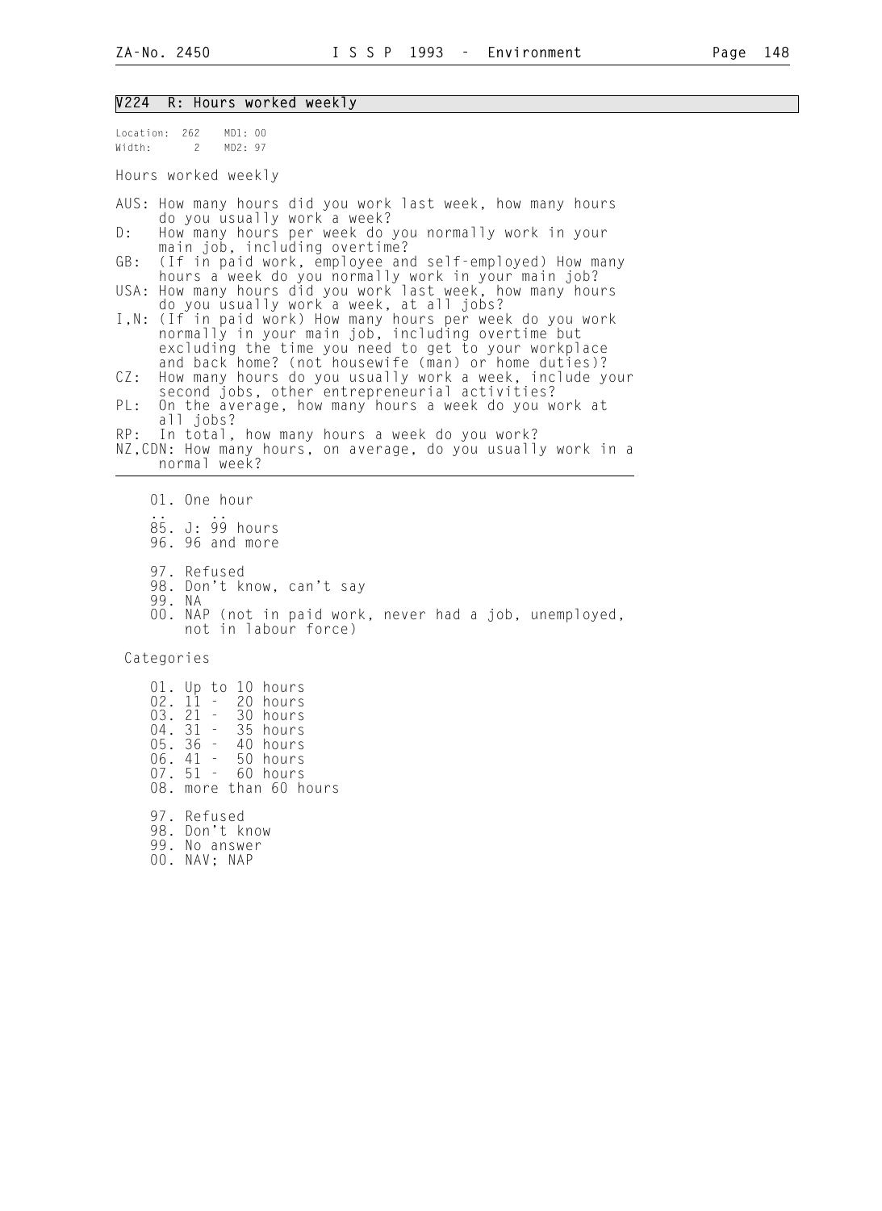## V224 R: Hours worked weekly

Location: 262 MD1: 00
Width: 2 MD2: 97

Hours worked weekly

AUS: How many hours did you work last week, how many hours do you usually work a week?
D: How many hours per week do you normally work in your main job, including overtime?
GB: (If in paid work, employee and self-employed) How many hours a week do you normally work in your main job?
USA: How many hours did you work last week, how many hours do you usually work a week, at all jobs?
I,N: (If in paid work) How many hours per week do you work normally in your main job, including overtime but excluding the time you need to get to your workplace and back home? (not housewife (man) or home duties)?
CZ: How many hours do you usually work a week, include your second jobs, other entrepreneurial activities?
PL: On the average, how many hours a week do you work at all jobs?
RP: In total, how many hours a week do you work?
NZ,CDN: How many hours, on average, do you usually work in a normal week?

01. One hour
.. ..
85. J: 99 hours
96. 96 and more

97. Refused
98. Don't know, can't say
99. NA
00. NAP (not in paid work, never had a job, unemployed, not in labour force)

Categories

01. Up to 10 hours
02. 11 - 20 hours
03. 21 - 30 hours
04. 31 - 35 hours
05. 36 - 40 hours
06. 41 - 50 hours
07. 51 - 60 hours
08. more than 60 hours

97. Refused
98. Don't know
99. No answer
00. NAV; NAP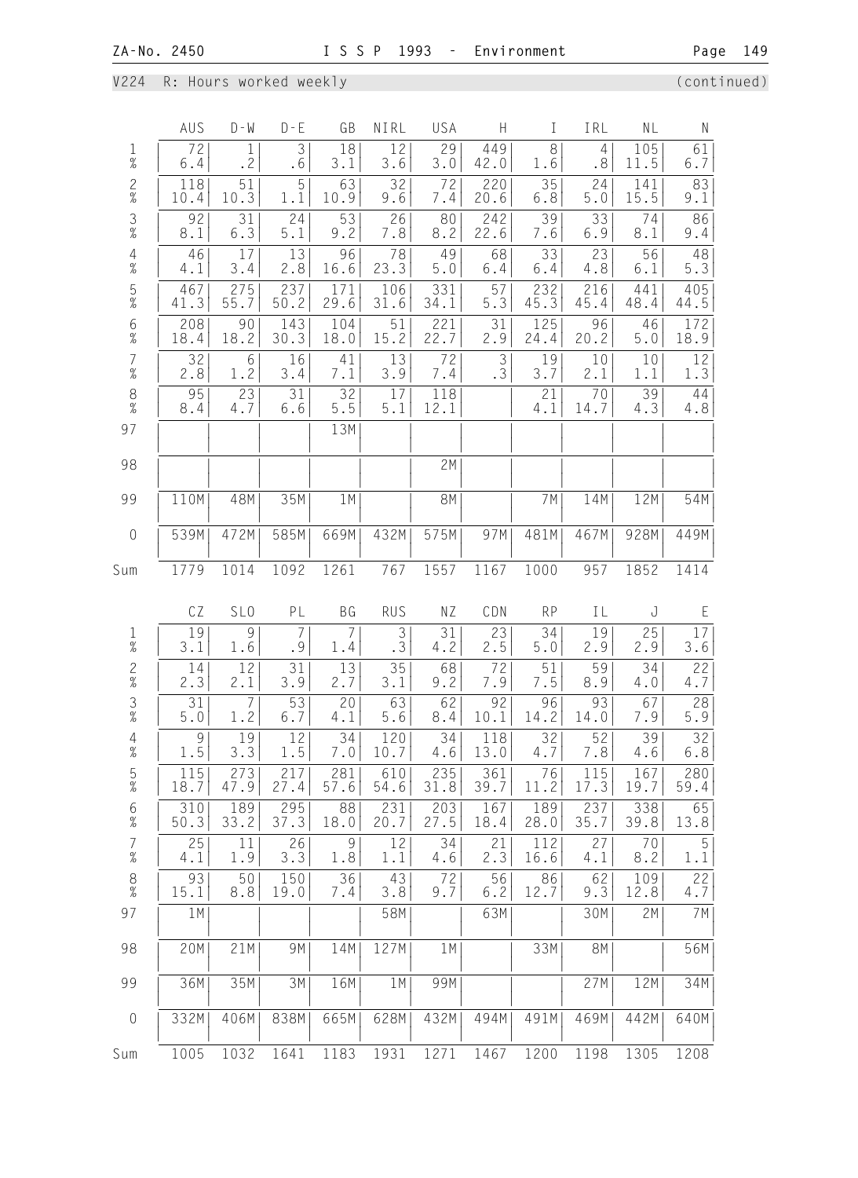V224 R: Hours worked weekly (continued)

| | AUS | D-W | D-E | GB | NIRL | USA | H | I | IRL | NL | N |
|---|---|---|---|---|---|---|---|---|---|---|---|
| 1 | 72 | 1 | 3 | 18 | 12 | 29 | 449 | 8 | 4 | 105 | 61 |
| % | 6.4 | .2 | .6 | 3.1 | 3.6 | 3.0 | 42.0 | 1.6 | .8 | 11.5 | 6.7 |
| 2 | 118 | 51 | 5 | 63 | 32 | 72 | 220 | 35 | 24 | 141 | 83 |
| % | 10.4 | 10.3 | 1.1 | 10.9 | 9.6 | 7.4 | 20.6 | 6.8 | 5.0 | 15.5 | 9.1 |
| 3 | 92 | 31 | 24 | 53 | 26 | 80 | 242 | 39 | 33 | 74 | 86 |
| % | 8.1 | 6.3 | 5.1 | 9.2 | 7.8 | 8.2 | 22.6 | 7.6 | 6.9 | 8.1 | 9.4 |
| 4 | 46 | 17 | 13 | 96 | 78 | 49 | 68 | 33 | 23 | 56 | 48 |
| % | 4.1 | 3.4 | 2.8 | 16.6 | 23.3 | 5.0 | 6.4 | 6.4 | 4.8 | 6.1 | 5.3 |
| 5 | 467 | 275 | 237 | 171 | 106 | 331 | 57 | 232 | 216 | 441 | 405 |
| % | 41.3 | 55.7 | 50.2 | 29.6 | 31.6 | 34.1 | 5.3 | 45.3 | 45.4 | 48.4 | 44.5 |
| 6 | 208 | 90 | 143 | 104 | 51 | 221 | 31 | 125 | 96 | 46 | 172 |
| % | 18.4 | 18.2 | 30.3 | 18.0 | 15.2 | 22.7 | 2.9 | 24.4 | 20.2 | 5.0 | 18.9 |
| 7 | 32 | 6 | 16 | 41 | 13 | 72 | 3 | 19 | 10 | 10 | 12 |
| % | 2.8 | 1.2 | 3.4 | 7.1 | 3.9 | 7.4 | .3 | 3.7 | 2.1 | 1.1 | 1.3 |
| 8 | 95 | 23 | 31 | 32 | 17 | 118 | | 21 | 70 | 39 | 44 |
| % | 8.4 | 4.7 | 6.6 | 5.5 | 5.1 | 12.1 | | 4.1 | 14.7 | 4.3 | 4.8 |
| 97 | | | | 13M | | | | | | | |
| 98 | | | | | | 2M | | | | | |
| 99 | 110M | 48M | 35M | 1M | | 8M | | 7M | 14M | 12M | 54M |
| 0 | 539M | 472M | 585M | 669M | 432M | 575M | 97M | 481M | 467M | 928M | 449M |
| Sum | 1779 | 1014 | 1092 | 1261 | 767 | 1557 | 1167 | 1000 | 957 | 1852 | 1414 |

| | CZ | SLO | PL | BG | RUS | NZ | CDN | RP | IL | J | E |
|---|---|---|---|---|---|---|---|---|---|---|---|
| 1 | 19 | 9 | 7 | 7 | 3 | 31 | 23 | 34 | 19 | 25 | 17 |
| % | 3.1 | 1.6 | .9 | 1.4 | .3 | 4.2 | 2.5 | 5.0 | 2.9 | 2.9 | 3.6 |
| 2 | 14 | 12 | 31 | 13 | 35 | 68 | 72 | 51 | 59 | 34 | 22 |
| % | 2.3 | 2.1 | 3.9 | 2.7 | 3.1 | 9.2 | 7.9 | 7.5 | 8.9 | 4.0 | 4.7 |
| 3 | 31 | 7 | 53 | 20 | 63 | 62 | 92 | 96 | 93 | 67 | 28 |
| % | 5.0 | 1.2 | 6.7 | 4.1 | 5.6 | 8.4 | 10.1 | 14.2 | 14.0 | 7.9 | 5.9 |
| 4 | 9 | 19 | 12 | 34 | 120 | 34 | 118 | 32 | 52 | 39 | 32 |
| % | 1.5 | 3.3 | 1.5 | 7.0 | 10.7 | 4.6 | 13.0 | 4.7 | 7.8 | 4.6 | 6.8 |
| 5 | 115 | 273 | 217 | 281 | 610 | 235 | 361 | 76 | 115 | 167 | 280 |
| % | 18.7 | 47.9 | 27.4 | 57.6 | 54.6 | 31.8 | 39.7 | 11.2 | 17.3 | 19.7 | 59.4 |
| 6 | 310 | 189 | 295 | 88 | 231 | 203 | 167 | 189 | 237 | 338 | 65 |
| % | 50.3 | 33.2 | 37.3 | 18.0 | 20.7 | 27.5 | 18.4 | 28.0 | 35.7 | 39.8 | 13.8 |
| 7 | 25 | 11 | 26 | 9 | 12 | 34 | 21 | 112 | 27 | 70 | 5 |
| % | 4.1 | 1.9 | 3.3 | 1.8 | 1.1 | 4.6 | 2.3 | 16.6 | 4.1 | 8.2 | 1.1 |
| 8 | 93 | 50 | 150 | 36 | 43 | 72 | 56 | 86 | 62 | 109 | 22 |
| % | 15.1 | 8.8 | 19.0 | 7.4 | 3.8 | 9.7 | 6.2 | 12.7 | 9.3 | 12.8 | 4.7 |
| 97 | 1M | | | | 58M | | 63M | | 30M | 2M | 7M |
| 98 | 20M | 21M | 9M | 14M | 127M | 1M | | 33M | 8M | | 56M |
| 99 | 36M | 35M | 3M | 16M | 1M | 99M | | | 27M | 12M | 34M |
| 0 | 332M | 406M | 838M | 665M | 628M | 432M | 494M | 491M | 469M | 442M | 640M |
| Sum | 1005 | 1032 | 1641 | 1183 | 1931 | 1271 | 1467 | 1200 | 1198 | 1305 | 1208 |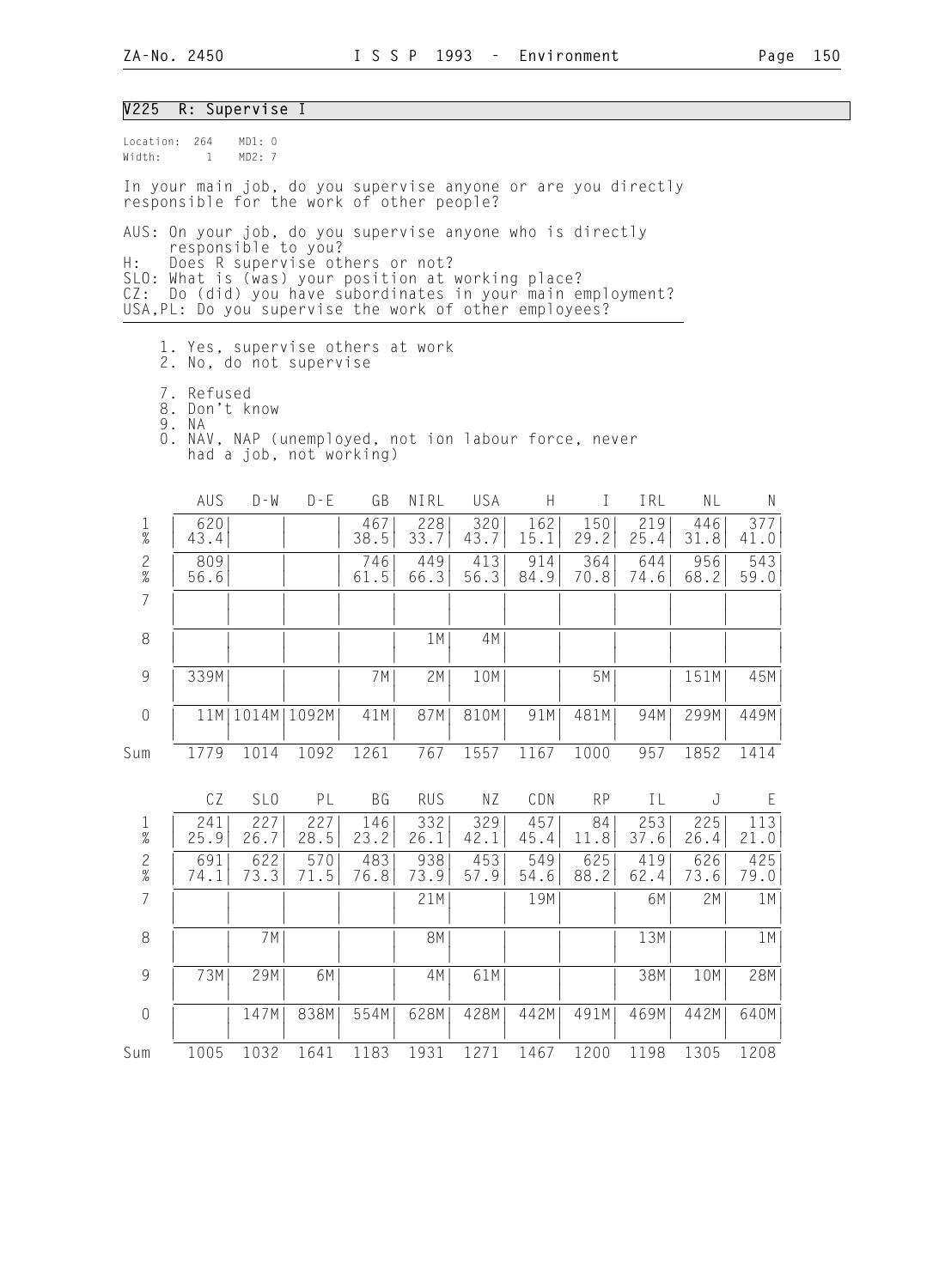## V225 R: Supervise I

Location: 264 MD1: 0
Width: 1 MD2: 7

In your main job, do you supervise anyone or are you directly responsible for the work of other people?

AUS: On your job, do you supervise anyone who is directly responsible to you?
H: Does R supervise others or not?
SLO: What is (was) your position at working place?
CZ: Do (did) you have subordinates in your main employment?
USA,PL: Do you supervise the work of other employees?

1. Yes, supervise others at work
2. No, do not supervise

7. Refused
8. Don't know
9. NA
0. NAV, NAP (unemployed, not ion labour force, never had a job, not working)

| | AUS | D-W | D-E | GB | NIRL | USA | H | I | IRL | NL | N |
|---|---|---|---|---|---|---|---|---|---|---|---|
| 1 | 620 | | | 467 | 228 | 320 | 162 | 150 | 219 | 446 | 377 |
| % | 43.4 | | | 38.5 | 33.7 | 43.7 | 15.1 | 29.2 | 25.4 | 31.8 | 41.0 |
| 2 | 809 | | | 746 | 449 | 413 | 914 | 364 | 644 | 956 | 543 |
| % | 56.6 | | | 61.5 | 66.3 | 56.3 | 84.9 | 70.8 | 74.6 | 68.2 | 59.0 |
| 7 | | | | | | | | | | | |
| 8 | | | | | 1M | 4M | | | | | |
| 9 | 339M | | | 7M | 2M | 10M | | 5M | | 151M | 45M |
| 0 | 11M | 1014M | 1092M | 41M | 87M | 810M | 91M | 481M | 94M | 299M | 449M |
| Sum | 1779 | 1014 | 1092 | 1261 | 767 | 1557 | 1167 | 1000 | 957 | 1852 | 1414 |

| | CZ | SLO | PL | BG | RUS | NZ | CDN | RP | IL | J | E |
|---|---|---|---|---|---|---|---|---|---|---|---|
| 1 | 241 | 227 | 227 | 146 | 332 | 329 | 457 | 84 | 253 | 225 | 113 |
| % | 25.9 | 26.7 | 28.5 | 23.2 | 26.1 | 42.1 | 45.4 | 11.8 | 37.6 | 26.4 | 21.0 |
| 2 | 691 | 622 | 570 | 483 | 938 | 453 | 549 | 625 | 419 | 626 | 425 |
| % | 74.1 | 73.3 | 71.5 | 76.8 | 73.9 | 57.9 | 54.6 | 88.2 | 62.4 | 73.6 | 79.0 |
| 7 | | | | | 21M | | 19M | | 6M | 2M | 1M |
| 8 | | 7M | | | 8M | | | | 13M | | 1M |
| 9 | 73M | 29M | 6M | | 4M | 61M | | | 38M | 10M | 28M |
| 0 | | 147M | 838M | 554M | 628M | 428M | 442M | 491M | 469M | 442M | 640M |
| Sum | 1005 | 1032 | 1641 | 1183 | 1931 | 1271 | 1467 | 1200 | 1198 | 1305 | 1208 |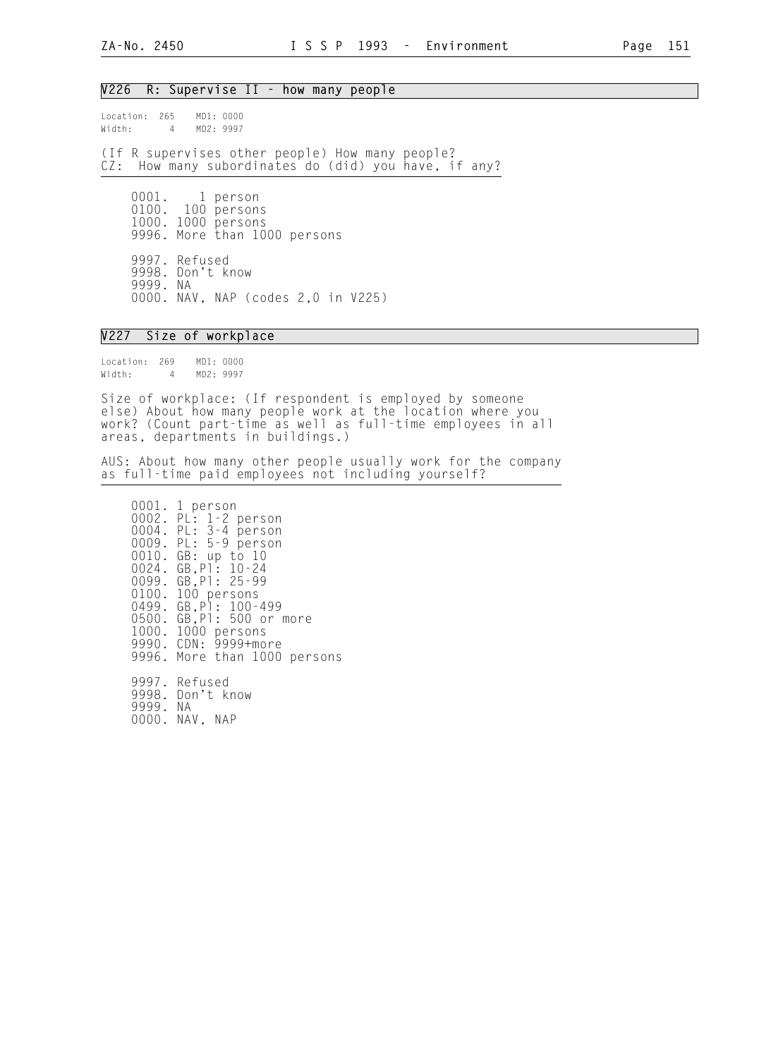## V226 R: Supervise II - how many people

Location: 265 MD1: 0000
Width: 4 MD2: 9997

(If R supervises other people) How many people?
CZ: How many subordinates do (did) you have, if any?

- 0001. 1 person
- 0100. 100 persons
- 1000. 1000 persons
- 9996. More than 1000 persons

- 9997. Refused
- 9998. Don't know
- 9999. NA
- 0000. NAV, NAP (codes 2,0 in V225)

## V227 Size of workplace

Location: 269 MD1: 0000
Width: 4 MD2: 9997

Size of workplace: (If respondent is employed by someone else) About how many people work at the location where you work? (Count part-time as well as full-time employees in all areas, departments in buildings.)

AUS: About how many other people usually work for the company as full-time paid employees not including yourself?

- 0001. 1 person
- 0002. PL: 1-2 person
- 0004. PL: 3-4 person
- 0009. PL: 5-9 person
- 0010. GB: up to 10
- 0024. GB,Pl: 10-24
- 0099. GB,Pl: 25-99
- 0100. 100 persons
- 0499. GB,Pl: 100-499
- 0500. GB,Pl: 500 or more
- 1000. 1000 persons
- 9990. CDN: 9999+more
- 9996. More than 1000 persons

- 9997. Refused
- 9998. Don't know
- 9999. NA
- 0000. NAV, NAP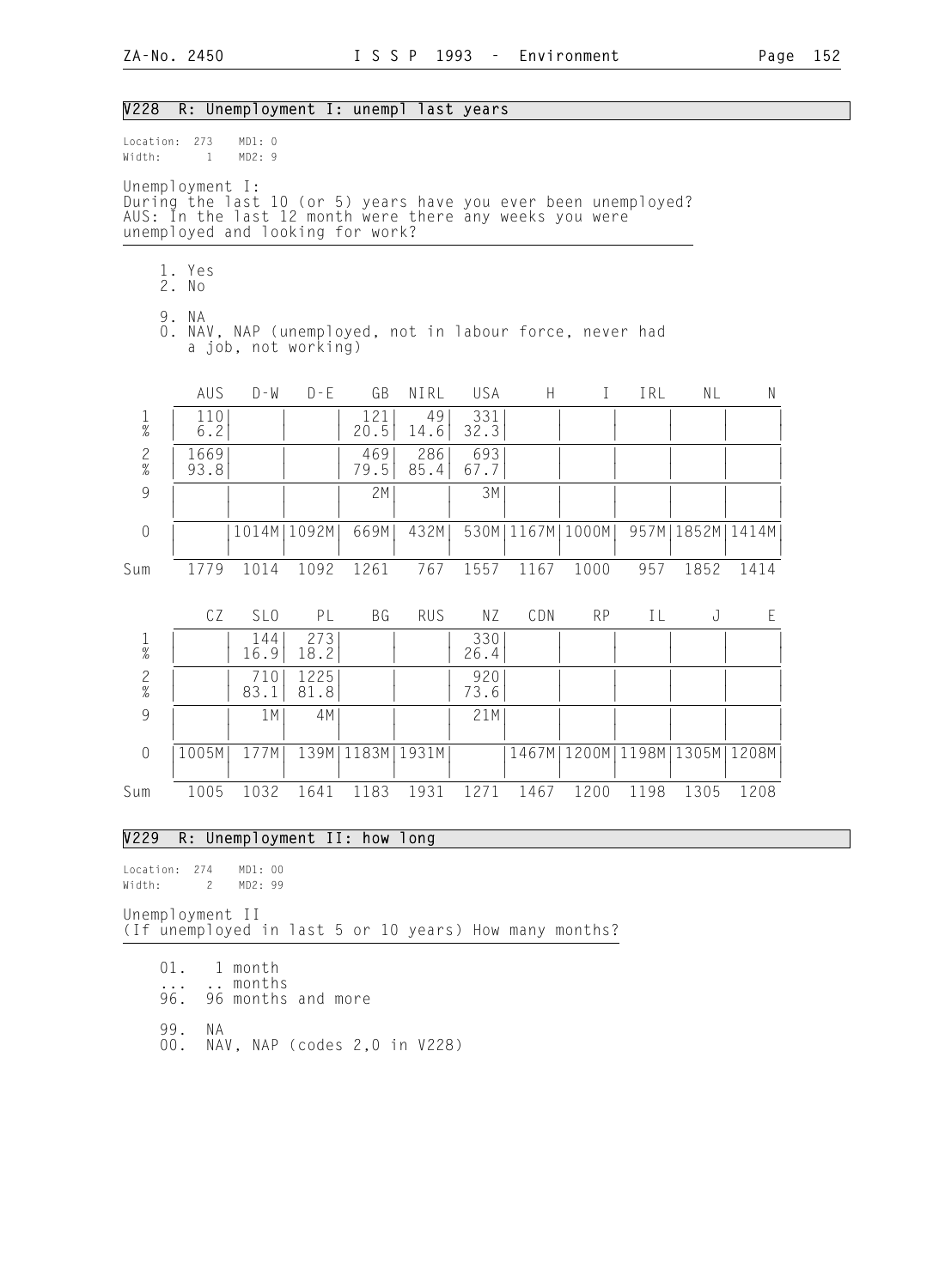## V228 R: Unemployment I: unempl last years

Location: 273 MD1: 0
Width: 1 MD2: 9

Unemployment I:
During the last 10 (or 5) years have you ever been unemployed?
AUS: In the last 12 month were there any weeks you were unemployed and looking for work?

1. Yes
2. No

9. NA
0. NAV, NAP (unemployed, not in labour force, never had a job, not working)

| | AUS | D-W | D-E | GB | NIRL | USA | H | I | IRL | NL | N |
|---|---|---|---|---|---|---|---|---|---|---|---|
| 1 | 110 | | | 121 | 49 | 331 | | | | | |
| % | 6.2 | | | 20.5 | 14.6 | 32.3 | | | | | |
| 2 | 1669 | | | 469 | 286 | 693 | | | | | |
| % | 93.8 | | | 79.5 | 85.4 | 67.7 | | | | | |
| 9 | | | | 2M | | 3M | | | | | |
| 0 | | 1014M | 1092M | 669M | 432M | 530M | 1167M | 1000M | 957M | 1852M | 1414M |
| Sum | 1779 | 1014 | 1092 | 1261 | 767 | 1557 | 1167 | 1000 | 957 | 1852 | 1414 |

| | CZ | SLO | PL | BG | RUS | NZ | CDN | RP | IL | J | E |
|---|---|---|---|---|---|---|---|---|---|---|---|
| 1 | | 144 | 273 | | | 330 | | | | | |
| % | | 16.9 | 18.2 | | | 26.4 | | | | | |
| 2 | | 710 | 1225 | | | 920 | | | | | |
| % | | 83.1 | 81.8 | | | 73.6 | | | | | |
| 9 | | 1M | 4M | | | 21M | | | | | |
| 0 | 1005M | 177M | 139M | 1183M | 1931M | | 1467M | 1200M | 1198M | 1305M | 1208M |
| Sum | 1005 | 1032 | 1641 | 1183 | 1931 | 1271 | 1467 | 1200 | 1198 | 1305 | 1208 |

## V229 R: Unemployment II: how long

Location: 274 MD1: 00
Width: 2 MD2: 99

Unemployment II
(If unemployed in last 5 or 10 years) How many months?

01. 1 month
... .. months
96. 96 months and more

99. NA
00. NAV, NAP (codes 2,0 in V228)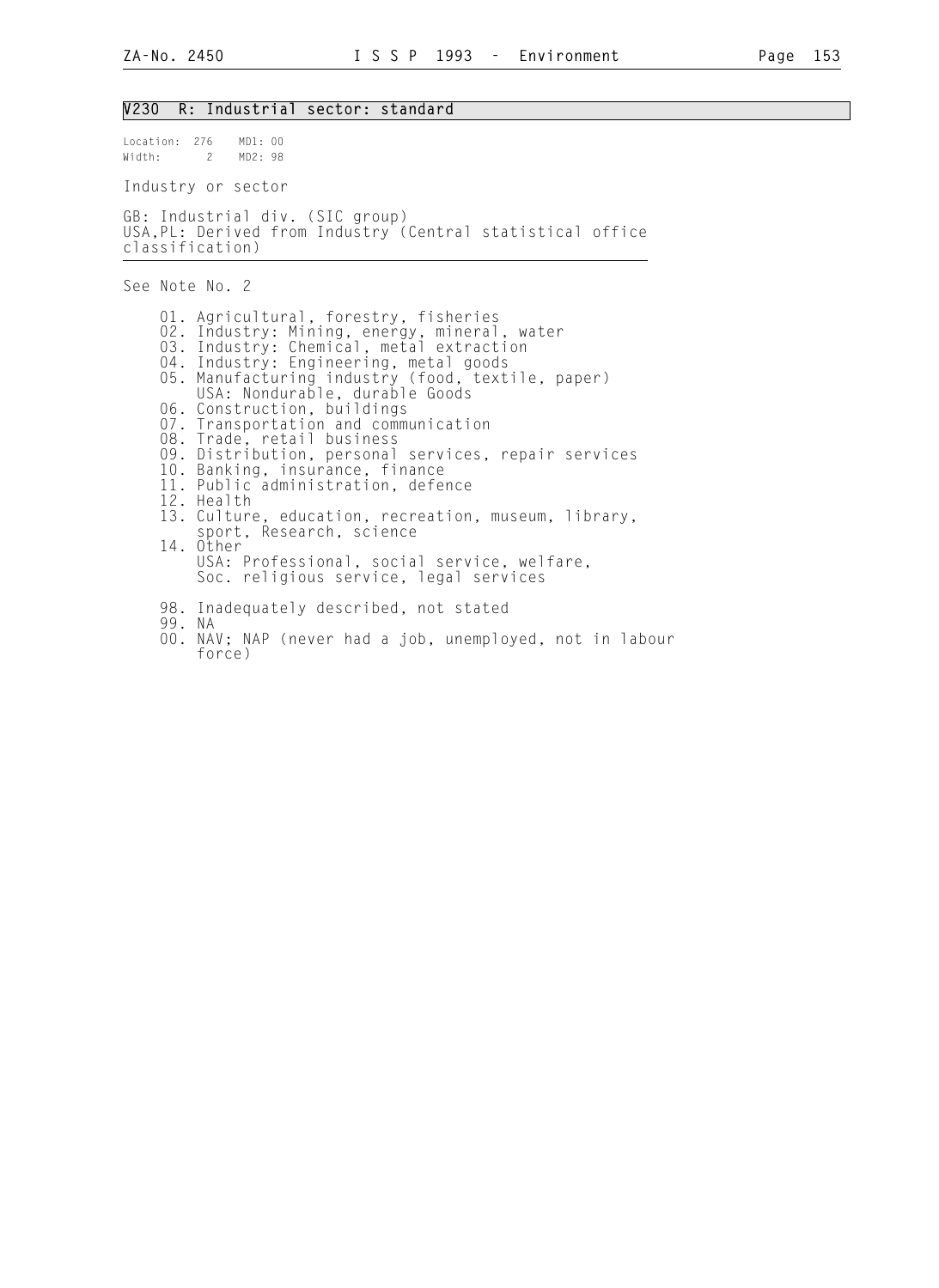## V230 R: Industrial sector: standard

Location: 276 MD1: 00
Width: 2 MD2: 98

Industry or sector

GB: Industrial div. (SIC group)
USA,PL: Derived from Industry (Central statistical office classification)

See Note No. 2

01. Agricultural, forestry, fisheries
02. Industry: Mining, energy, mineral, water
03. Industry: Chemical, metal extraction
04. Industry: Engineering, metal goods
05. Manufacturing industry (food, textile, paper)
    USA: Nondurable, durable Goods
06. Construction, buildings
07. Transportation and communication
08. Trade, retail business
09. Distribution, personal services, repair services
10. Banking, insurance, finance
11. Public administration, defence
12. Health
13. Culture, education, recreation, museum, library, sport, Research, science
14. Other
    USA: Professional, social service, welfare, Soc. religious service, legal services

98. Inadequately described, not stated
99. NA
00. NAV; NAP (never had a job, unemployed, not in labour force)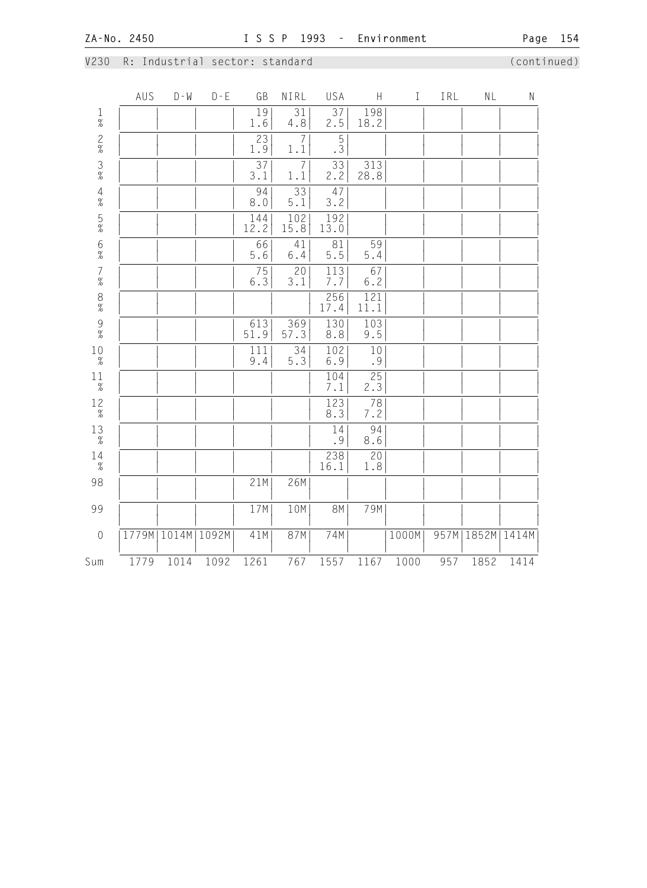V230 R: Industrial sector: standard (continued)

| | AUS | D-W | D-E | GB | NIRL | USA | H | I | IRL | NL | N |
|---|---|---|---|---|---|---|---|---|---|---|---|
| 1 | | | | 19 | 31 | 37 | 198 | | | | |
| % | | | | 1.6 | 4.8 | 2.5 | 18.2 | | | | |
| 2 | | | | 23 | 7 | 5 | | | | | |
| % | | | | 1.9 | 1.1 | .3 | | | | | |
| 3 | | | | 37 | 7 | 33 | 313 | | | | |
| % | | | | 3.1 | 1.1 | 2.2 | 28.8 | | | | |
| 4 | | | | 94 | 33 | 47 | | | | | |
| % | | | | 8.0 | 5.1 | 3.2 | | | | | |
| 5 | | | | 144 | 102 | 192 | | | | | |
| % | | | | 12.2 | 15.8 | 13.0 | | | | | |
| 6 | | | | 66 | 41 | 81 | 59 | | | | |
| % | | | | 5.6 | 6.4 | 5.5 | 5.4 | | | | |
| 7 | | | | 75 | 20 | 113 | 67 | | | | |
| % | | | | 6.3 | 3.1 | 7.7 | 6.2 | | | | |
| 8 | | | | | | 256 | 121 | | | | |
| % | | | | | | 17.4 | 11.1 | | | | |
| 9 | | | | 613 | 369 | 130 | 103 | | | | |
| % | | | | 51.9 | 57.3 | 8.8 | 9.5 | | | | |
| 10 | | | | 111 | 34 | 102 | 10 | | | | |
| % | | | | 9.4 | 5.3 | 6.9 | .9 | | | | |
| 11 | | | | | | 104 | 25 | | | | |
| % | | | | | | 7.1 | 2.3 | | | | |
| 12 | | | | | | 123 | 78 | | | | |
| % | | | | | | 8.3 | 7.2 | | | | |
| 13 | | | | | | 14 | 94 | | | | |
| % | | | | | | .9 | 8.6 | | | | |
| 14 | | | | | | 238 | 20 | | | | |
| % | | | | | | 16.1 | 1.8 | | | | |
| 98 | | | | 21M | 26M | | | | | | |
| 99 | | | | 17M | 10M | 8M | 79M | | | | |
| 0 | 1779M | 1014M | 1092M | 41M | 87M | 74M | | 1000M | 957M | 1852M | 1414M |
| Sum | 1779 | 1014 | 1092 | 1261 | 767 | 1557 | 1167 | 1000 | 957 | 1852 | 1414 |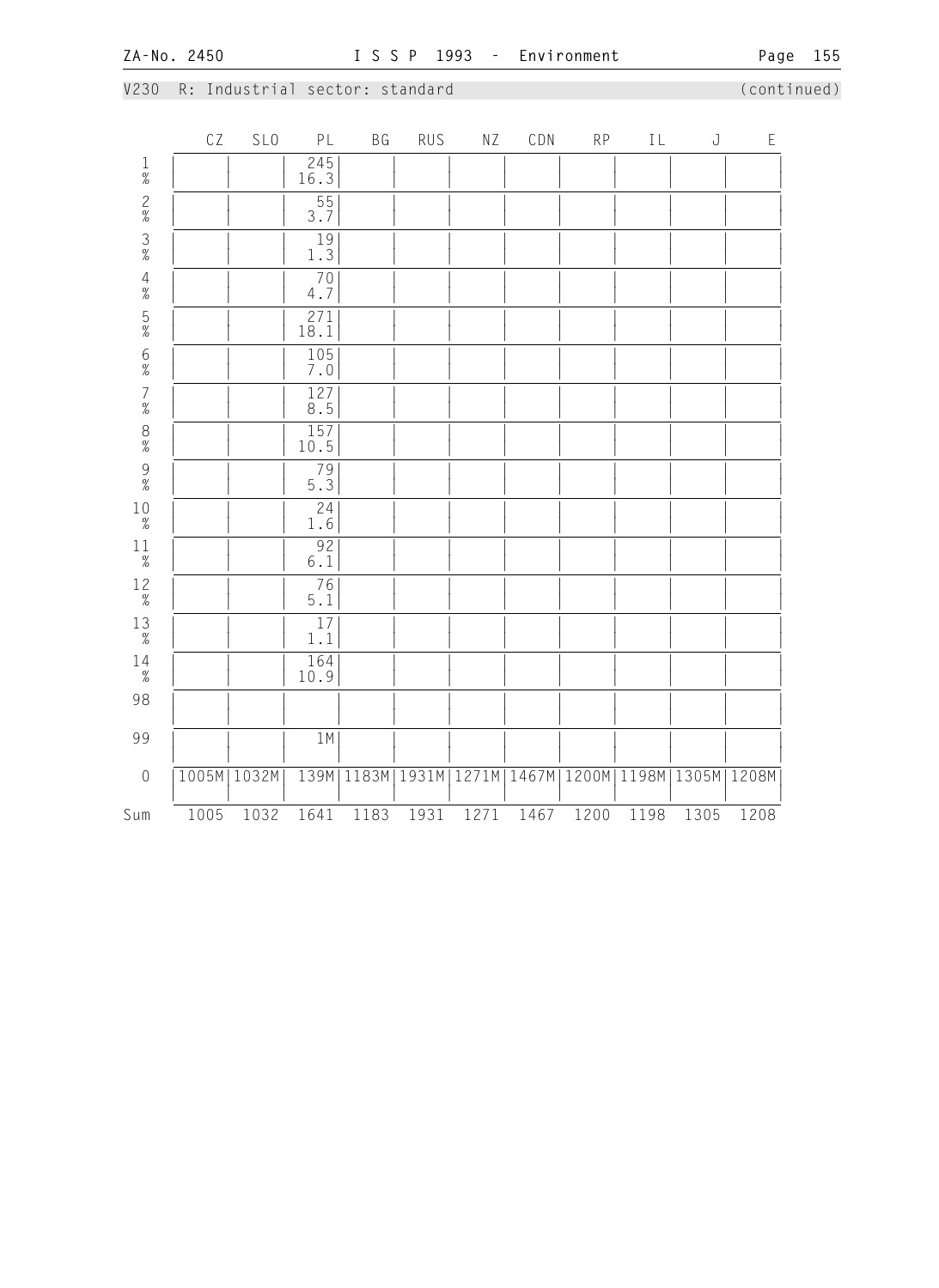V230 R: Industrial sector: standard (continued)

| | CZ | SLO | PL | BG | RUS | NZ | CDN | RP | IL | J | E |
|---|---|---|---|---|---|---|---|---|---|---|---|
| 1 | | | 245 | | | | | | | | |
| % | | | 16.3 | | | | | | | | |
| 2 | | | 55 | | | | | | | | |
| % | | | 3.7 | | | | | | | | |
| 3 | | | 19 | | | | | | | | |
| % | | | 1.3 | | | | | | | | |
| 4 | | | 70 | | | | | | | | |
| % | | | 4.7 | | | | | | | | |
| 5 | | | 271 | | | | | | | | |
| % | | | 18.1 | | | | | | | | |
| 6 | | | 105 | | | | | | | | |
| % | | | 7.0 | | | | | | | | |
| 7 | | | 127 | | | | | | | | |
| % | | | 8.5 | | | | | | | | |
| 8 | | | 157 | | | | | | | | |
| % | | | 10.5 | | | | | | | | |
| 9 | | | 79 | | | | | | | | |
| % | | | 5.3 | | | | | | | | |
| 10 | | | 24 | | | | | | | | |
| % | | | 1.6 | | | | | | | | |
| 11 | | | 92 | | | | | | | | |
| % | | | 6.1 | | | | | | | | |
| 12 | | | 76 | | | | | | | | |
| % | | | 5.1 | | | | | | | | |
| 13 | | | 17 | | | | | | | | |
| % | | | 1.1 | | | | | | | | |
| 14 | | | 164 | | | | | | | | |
| % | | | 10.9 | | | | | | | | |
| 98 | | | | | | | | | | | |
| 99 | | | 1M | | | | | | | | |
| 0 | 1005M | 1032M | 139M | 1183M | 1931M | 1271M | 1467M | 1200M | 1198M | 1305M | 1208M |
| Sum | 1005 | 1032 | 1641 | 1183 | 1931 | 1271 | 1467 | 1200 | 1198 | 1305 | 1208 |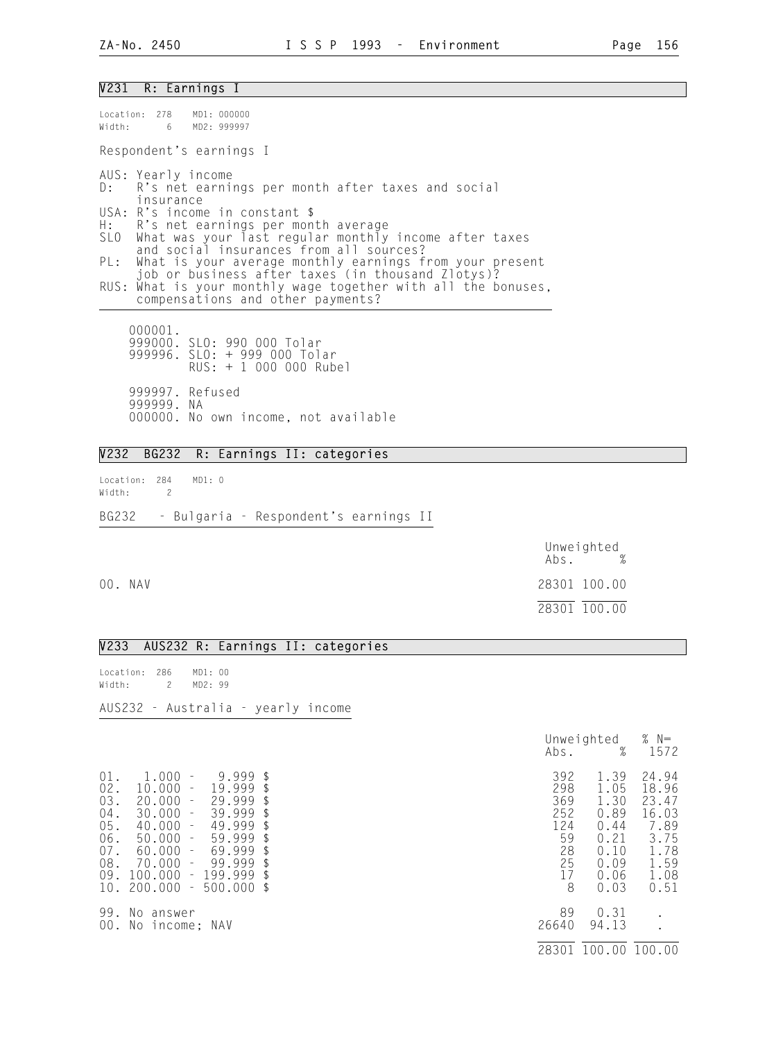## V231 R: Earnings I

Location: 278 MD1: 000000
Width: 6 MD2: 999997

Respondent's earnings I

- AUS: Yearly income
- D: R's net earnings per month after taxes and social insurance
- USA: R's income in constant $
- H: R's net earnings per month average
- SLO What was your last regular monthly income after taxes and social insurances from all sources?
- PL: What is your average monthly earnings from your present job or business after taxes (in thousand Zlotys)?
- RUS: What is your monthly wage together with all the bonuses, compensations and other payments?

000001.
999000. SLO: 990 000 Tolar
999996. SLO: + 999 000 Tolar
RUS: + 1 000 000 Rubel

999997. Refused
999999. NA
000000. No own income, not available

## V232 BG232 R: Earnings II: categories

Location: 284 MD1: 0
Width: 2

BG232 - Bulgaria - Respondent's earnings II

| | Unweighted Abs. | % |
|---|---|---|
| 00. NAV | 28301 | 100.00 |
| | 28301 | 100.00 |

## V233 AUS232 R: Earnings II: categories

Location: 286 MD1: 00
Width: 2 MD2: 99

AUS232 - Australia - yearly income

| | Unweighted Abs. | % | % N= 1572 |
|---|---|---|---|
| 01. 1.000 - 9.999 $ | 392 | 1.39 | 24.94 |
| 02. 10.000 - 19.999 $ | 298 | 1.05 | 18.96 |
| 03. 20.000 - 29.999 $ | 369 | 1.30 | 23.47 |
| 04. 30.000 - 39.999 $ | 252 | 0.89 | 16.03 |
| 05. 40.000 - 49.999 $ | 124 | 0.44 | 7.89 |
| 06. 50.000 - 59.999 $ | 59 | 0.21 | 3.75 |
| 07. 60.000 - 69.999 $ | 28 | 0.10 | 1.78 |
| 08. 70.000 - 99.999 $ | 25 | 0.09 | 1.59 |
| 09. 100.000 - 199.999 $ | 17 | 0.06 | 1.08 |
| 10. 200.000 - 500.000 $ | 8 | 0.03 | 0.51 |
| 99. No answer | 89 | 0.31 | . |
| 00. No income; NAV | 26640 | 94.13 | . |
| | 28301 | 100.00 | 100.00 |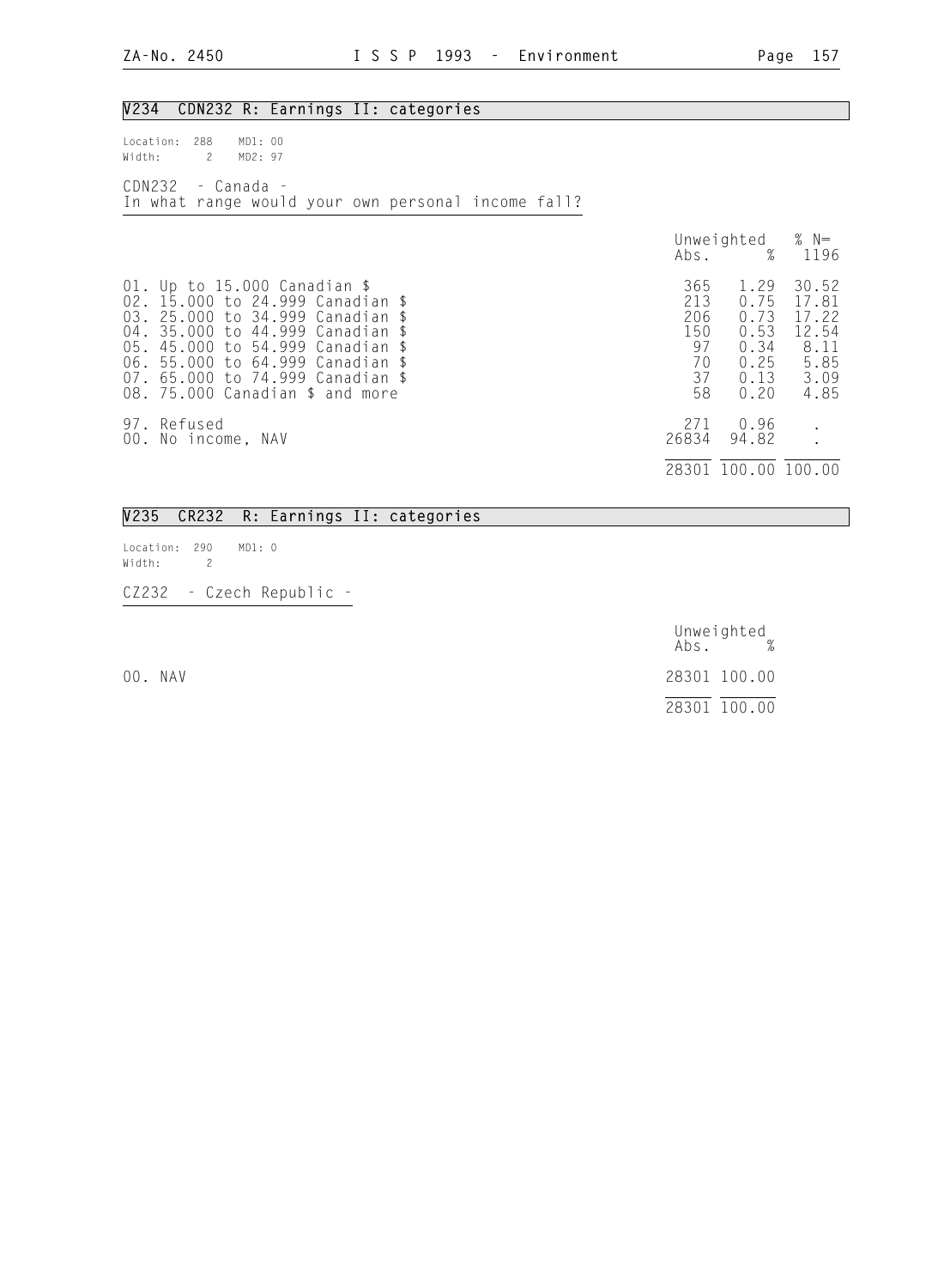## V234 CDN232 R: Earnings II: categories

Location: 288 MD1: 00
Width: 2 MD2: 97

CDN232 - Canada -
In what range would your own personal income fall?

| | Unweighted Abs. | % | % N= 1196 |
|---|---|---|---|
| 01. Up to 15.000 Canadian $ | 365 | 1.29 | 30.52 |
| 02. 15.000 to 24.999 Canadian $ | 213 | 0.75 | 17.81 |
| 03. 25.000 to 34.999 Canadian $ | 206 | 0.73 | 17.22 |
| 04. 35.000 to 44.999 Canadian $ | 150 | 0.53 | 12.54 |
| 05. 45.000 to 54.999 Canadian $ | 97 | 0.34 | 8.11 |
| 06. 55.000 to 64.999 Canadian $ | 70 | 0.25 | 5.85 |
| 07. 65.000 to 74.999 Canadian $ | 37 | 0.13 | 3.09 |
| 08. 75.000 Canadian $ and more | 58 | 0.20 | 4.85 |
| 97. Refused | 271 | 0.96 | . |
| 00. No income, NAV | 26834 | 94.82 | . |
| | 28301 | 100.00 | 100.00 |

## V235 CR232 R: Earnings II: categories

Location: 290 MD1: 0
Width: 2

CZ232 - Czech Republic -

| | Unweighted Abs. | % |
|---|---|---|
| 00. NAV | 28301 | 100.00 |
| | 28301 | 100.00 |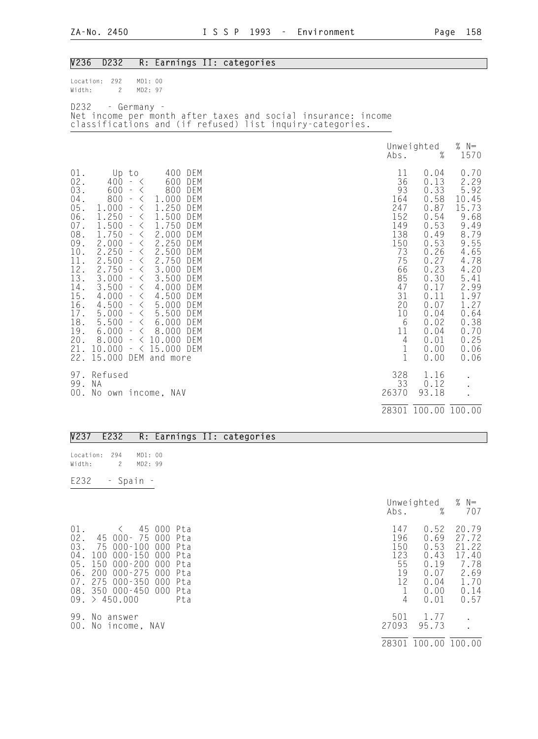## V236 D232 R: Earnings II: categories

Location: 292 MD1: 00
Width: 2 MD2: 97

D232 - Germany -
Net income per month after taxes and social insurance: income classifications and (if refused) list inquiry-categories.

| | Unweighted Abs. | % | % N= 1570 |
|---|---|---|---|
| 01. Up to 400 DEM | 11 | 0.04 | 0.70 |
| 02. 400 - < 600 DEM | 36 | 0.13 | 2.29 |
| 03. 600 - < 800 DEM | 93 | 0.33 | 5.92 |
| 04. 800 - < 1.000 DEM | 164 | 0.58 | 10.45 |
| 05. 1.000 - < 1.250 DEM | 247 | 0.87 | 15.73 |
| 06. 1.250 - < 1.500 DEM | 152 | 0.54 | 9.68 |
| 07. 1.500 - < 1.750 DEM | 149 | 0.53 | 9.49 |
| 08. 1.750 - < 2.000 DEM | 138 | 0.49 | 8.79 |
| 09. 2.000 - < 2.250 DEM | 150 | 0.53 | 9.55 |
| 10. 2.250 - < 2.500 DEM | 73 | 0.26 | 4.65 |
| 11. 2.500 - < 2.750 DEM | 75 | 0.27 | 4.78 |
| 12. 2.750 - < 3.000 DEM | 66 | 0.23 | 4.20 |
| 13. 3.000 - < 3.500 DEM | 85 | 0.30 | 5.41 |
| 14. 3.500 - < 4.000 DEM | 47 | 0.17 | 2.99 |
| 15. 4.000 - < 4.500 DEM | 31 | 0.11 | 1.97 |
| 16. 4.500 - < 5.000 DEM | 20 | 0.07 | 1.27 |
| 17. 5.000 - < 5.500 DEM | 10 | 0.04 | 0.64 |
| 18. 5.500 - < 6.000 DEM | 6 | 0.02 | 0.38 |
| 19. 6.000 - < 8.000 DEM | 11 | 0.04 | 0.70 |
| 20. 8.000 - < 10.000 DEM | 4 | 0.01 | 0.25 |
| 21. 10.000 - < 15.000 DEM | 1 | 0.00 | 0.06 |
| 22. 15.000 DEM and more | 1 | 0.00 | 0.06 |
| 97. Refused | 328 | 1.16 | . |
| 99. NA | 33 | 0.12 | . |
| 00. No own income, NAV | 26370 | 93.18 | . |
| | 28301 | 100.00 | 100.00 |

## V237 E232 R: Earnings II: categories

Location: 294 MD1: 00
Width: 2 MD2: 99

E232 - Spain -

| | Unweighted Abs. | % | % N= 707 |
|---|---|---|---|
| 01. < 45 000 Pta | 147 | 0.52 | 20.79 |
| 02. 45 000- 75 000 Pta | 196 | 0.69 | 27.72 |
| 03. 75 000-100 000 Pta | 150 | 0.53 | 21.22 |
| 04. 100 000-150 000 Pta | 123 | 0.43 | 17.40 |
| 05. 150 000-200 000 Pta | 55 | 0.19 | 7.78 |
| 06. 200 000-275 000 Pta | 19 | 0.07 | 2.69 |
| 07. 275 000-350 000 Pta | 12 | 0.04 | 1.70 |
| 08. 350 000-450 000 Pta | 1 | 0.00 | 0.14 |
| 09. > 450.000 Pta | 4 | 0.01 | 0.57 |
| 99. No answer | 501 | 1.77 | . |
| 00. No income, NAV | 27093 | 95.73 | . |
| | 28301 | 100.00 | 100.00 |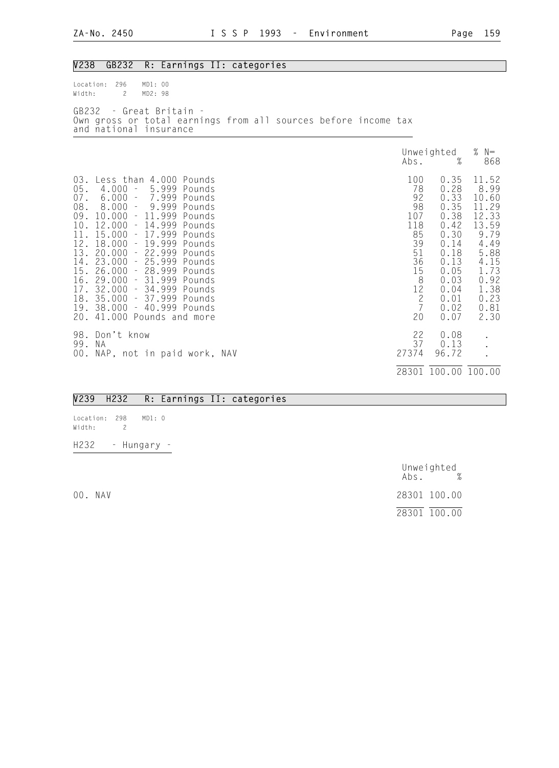## V238 GB232 R: Earnings II: categories

Location: 296 MD1: 00
Width: 2 MD2: 98

GB232 - Great Britain -
Own gross or total earnings from all sources before income tax and national insurance

| | Unweighted Abs. | % | % N= 868 |
|---|---|---|---|
| 03. Less than 4.000 Pounds | 100 | 0.35 | 11.52 |
| 05. 4.000 - 5.999 Pounds | 78 | 0.28 | 8.99 |
| 07. 6.000 - 7.999 Pounds | 92 | 0.33 | 10.60 |
| 08. 8.000 - 9.999 Pounds | 98 | 0.35 | 11.29 |
| 09. 10.000 - 11.999 Pounds | 107 | 0.38 | 12.33 |
| 10. 12.000 - 14.999 Pounds | 118 | 0.42 | 13.59 |
| 11. 15.000 - 17.999 Pounds | 85 | 0.30 | 9.79 |
| 12. 18.000 - 19.999 Pounds | 39 | 0.14 | 4.49 |
| 13. 20.000 - 22.999 Pounds | 51 | 0.18 | 5.88 |
| 14. 23.000 - 25.999 Pounds | 36 | 0.13 | 4.15 |
| 15. 26.000 - 28.999 Pounds | 15 | 0.05 | 1.73 |
| 16. 29.000 - 31.999 Pounds | 8 | 0.03 | 0.92 |
| 17. 32.000 - 34.999 Pounds | 12 | 0.04 | 1.38 |
| 18. 35.000 - 37.999 Pounds | 2 | 0.01 | 0.23 |
| 19. 38.000 - 40.999 Pounds | 7 | 0.02 | 0.81 |
| 20. 41.000 Pounds and more | 20 | 0.07 | 2.30 |
| 98. Don't know | 22 | 0.08 | . |
| 99. NA | 37 | 0.13 | . |
| 00. NAP, not in paid work, NAV | 27374 | 96.72 | . |
| | 28301 | 100.00 | 100.00 |

## V239 H232 R: Earnings II: categories

Location: 298 MD1: 0
Width: 2

H232 - Hungary -

| | Unweighted Abs. | % |
|---|---|---|
| 00. NAV | 28301 | 100.00 |
| | 28301 | 100.00 |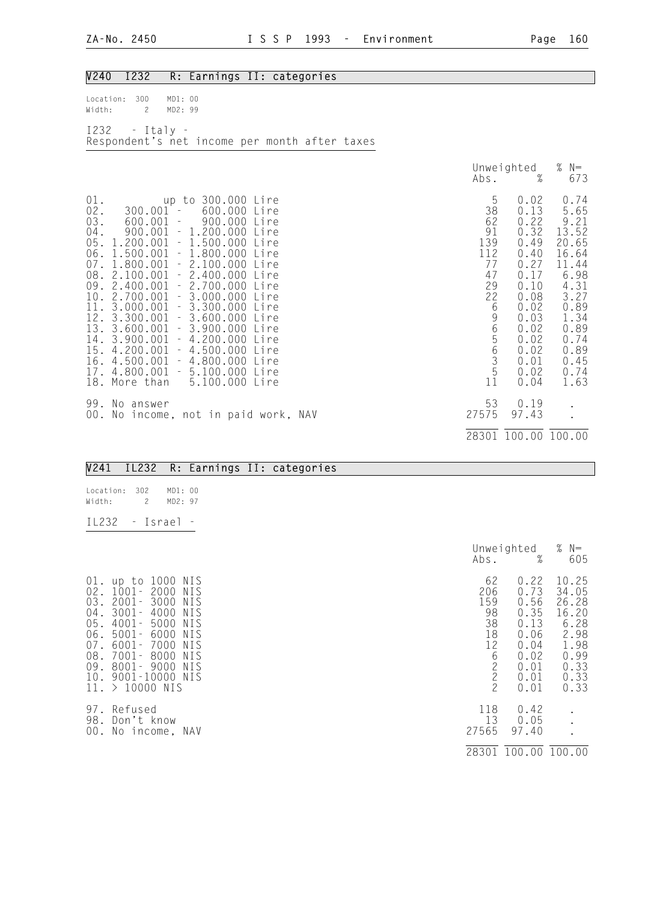## V240 I232 R: Earnings II: categories

Location: 300 MD1: 00
Width: 2 MD2: 99

I232 - Italy -
Respondent's net income per month after taxes

| | Unweighted Abs. | % | % N= 673 |
|---|---|---|---|
| 01. up to 300.000 Lire | 5 | 0.02 | 0.74 |
| 02. 300.001 - 600.000 Lire | 38 | 0.13 | 5.65 |
| 03. 600.001 - 900.000 Lire | 62 | 0.22 | 9.21 |
| 04. 900.001 - 1.200.000 Lire | 91 | 0.32 | 13.52 |
| 05. 1.200.001 - 1.500.000 Lire | 139 | 0.49 | 20.65 |
| 06. 1.500.001 - 1.800.000 Lire | 112 | 0.40 | 16.64 |
| 07. 1.800.001 - 2.100.000 Lire | 77 | 0.27 | 11.44 |
| 08. 2.100.001 - 2.400.000 Lire | 47 | 0.17 | 6.98 |
| 09. 2.400.001 - 2.700.000 Lire | 29 | 0.10 | 4.31 |
| 10. 2.700.001 - 3.000.000 Lire | 22 | 0.08 | 3.27 |
| 11. 3.000.001 - 3.300.000 Lire | 6 | 0.02 | 0.89 |
| 12. 3.300.001 - 3.600.000 Lire | 9 | 0.03 | 1.34 |
| 13. 3.600.001 - 3.900.000 Lire | 6 | 0.02 | 0.89 |
| 14. 3.900.001 - 4.200.000 Lire | 5 | 0.02 | 0.74 |
| 15. 4.200.001 - 4.500.000 Lire | 6 | 0.02 | 0.89 |
| 16. 4.500.001 - 4.800.000 Lire | 3 | 0.01 | 0.45 |
| 17. 4.800.001 - 5.100.000 Lire | 5 | 0.02 | 0.74 |
| 18. More than 5.100.000 Lire | 11 | 0.04 | 1.63 |
| 99. No answer | 53 | 0.19 | . |
| 00. No income, not in paid work, NAV | 27575 | 97.43 | . |
| | 28301 | 100.00 | 100.00 |

## V241 IL232 R: Earnings II: categories

Location: 302 MD1: 00
Width: 2 MD2: 97

IL232 - Israel -

| | Unweighted Abs. | % | % N= 605 |
|---|---|---|---|
| 01. up to 1000 NIS | 62 | 0.22 | 10.25 |
| 02. 1001- 2000 NIS | 206 | 0.73 | 34.05 |
| 03. 2001- 3000 NIS | 159 | 0.56 | 26.28 |
| 04. 3001- 4000 NIS | 98 | 0.35 | 16.20 |
| 05. 4001- 5000 NIS | 38 | 0.13 | 6.28 |
| 06. 5001- 6000 NIS | 18 | 0.06 | 2.98 |
| 07. 6001- 7000 NIS | 12 | 0.04 | 1.98 |
| 08. 7001- 8000 NIS | 6 | 0.02 | 0.99 |
| 09. 8001- 9000 NIS | 2 | 0.01 | 0.33 |
| 10. 9001-10000 NIS | 2 | 0.01 | 0.33 |
| 11. > 10000 NIS | 2 | 0.01 | 0.33 |
| 97. Refused | 118 | 0.42 | . |
| 98. Don't know | 13 | 0.05 | . |
| 00. No income, NAV | 27565 | 97.40 | . |
| | 28301 | 100.00 | 100.00 |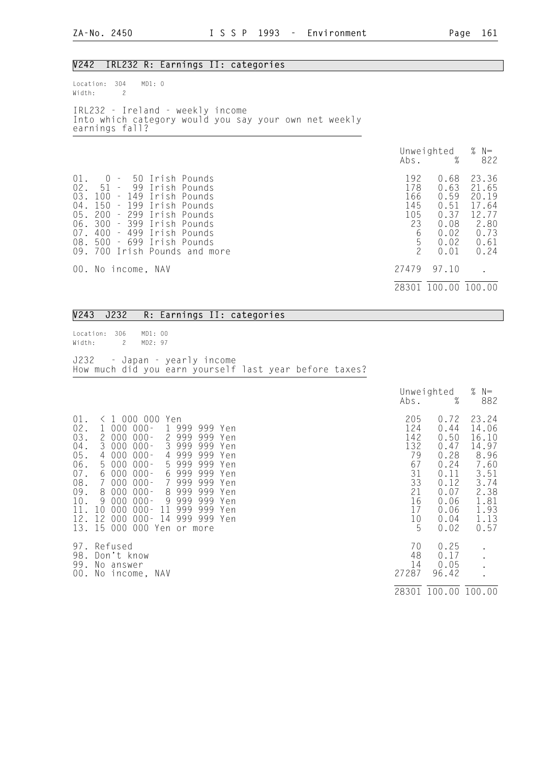## V242 IRL232 R: Earnings II: categories

Location: 304 MD1: 0
Width: 2

IRL232 - Ireland - weekly income
Into which category would you say your own net weekly earnings fall?

| | Unweighted Abs. | % | % N= 822 |
|---|---|---|---|
| 01. 0 - 50 Irish Pounds | 192 | 0.68 | 23.36 |
| 02. 51 - 99 Irish Pounds | 178 | 0.63 | 21.65 |
| 03. 100 - 149 Irish Pounds | 166 | 0.59 | 20.19 |
| 04. 150 - 199 Irish Pounds | 145 | 0.51 | 17.64 |
| 05. 200 - 299 Irish Pounds | 105 | 0.37 | 12.77 |
| 06. 300 - 399 Irish Pounds | 23 | 0.08 | 2.80 |
| 07. 400 - 499 Irish Pounds | 6 | 0.02 | 0.73 |
| 08. 500 - 699 Irish Pounds | 5 | 0.02 | 0.61 |
| 09. 700 Irish Pounds and more | 2 | 0.01 | 0.24 |
| 00. No income, NAV | 27479 | 97.10 | . |
| | 28301 | 100.00 | 100.00 |

## V243 J232 R: Earnings II: categories

Location: 306 MD1: 00
Width: 2 MD2: 97

J232 - Japan - yearly income
How much did you earn yourself last year before taxes?

| | Unweighted Abs. | % | % N= 882 |
|---|---|---|---|
| 01. < 1 000 000 Yen | 205 | 0.72 | 23.24 |
| 02. 1 000 000- 1 999 999 Yen | 124 | 0.44 | 14.06 |
| 03. 2 000 000- 2 999 999 Yen | 142 | 0.50 | 16.10 |
| 04. 3 000 000- 3 999 999 Yen | 132 | 0.47 | 14.97 |
| 05. 4 000 000- 4 999 999 Yen | 79 | 0.28 | 8.96 |
| 06. 5 000 000- 5 999 999 Yen | 67 | 0.24 | 7.60 |
| 07. 6 000 000- 6 999 999 Yen | 31 | 0.11 | 3.51 |
| 08. 7 000 000- 7 999 999 Yen | 33 | 0.12 | 3.74 |
| 09. 8 000 000- 8 999 999 Yen | 21 | 0.07 | 2.38 |
| 10. 9 000 000- 9 999 999 Yen | 16 | 0.06 | 1.81 |
| 11. 10 000 000- 11 999 999 Yen | 17 | 0.06 | 1.93 |
| 12. 12 000 000- 14 999 999 Yen | 10 | 0.04 | 1.13 |
| 13. 15 000 000 Yen or more | 5 | 0.02 | 0.57 |
| 97. Refused | 70 | 0.25 | . |
| 98. Don't know | 48 | 0.17 | . |
| 99. No answer | 14 | 0.05 | . |
| 00. No income, NAV | 27287 | 96.42 | . |
| | 28301 | 100.00 | 100.00 |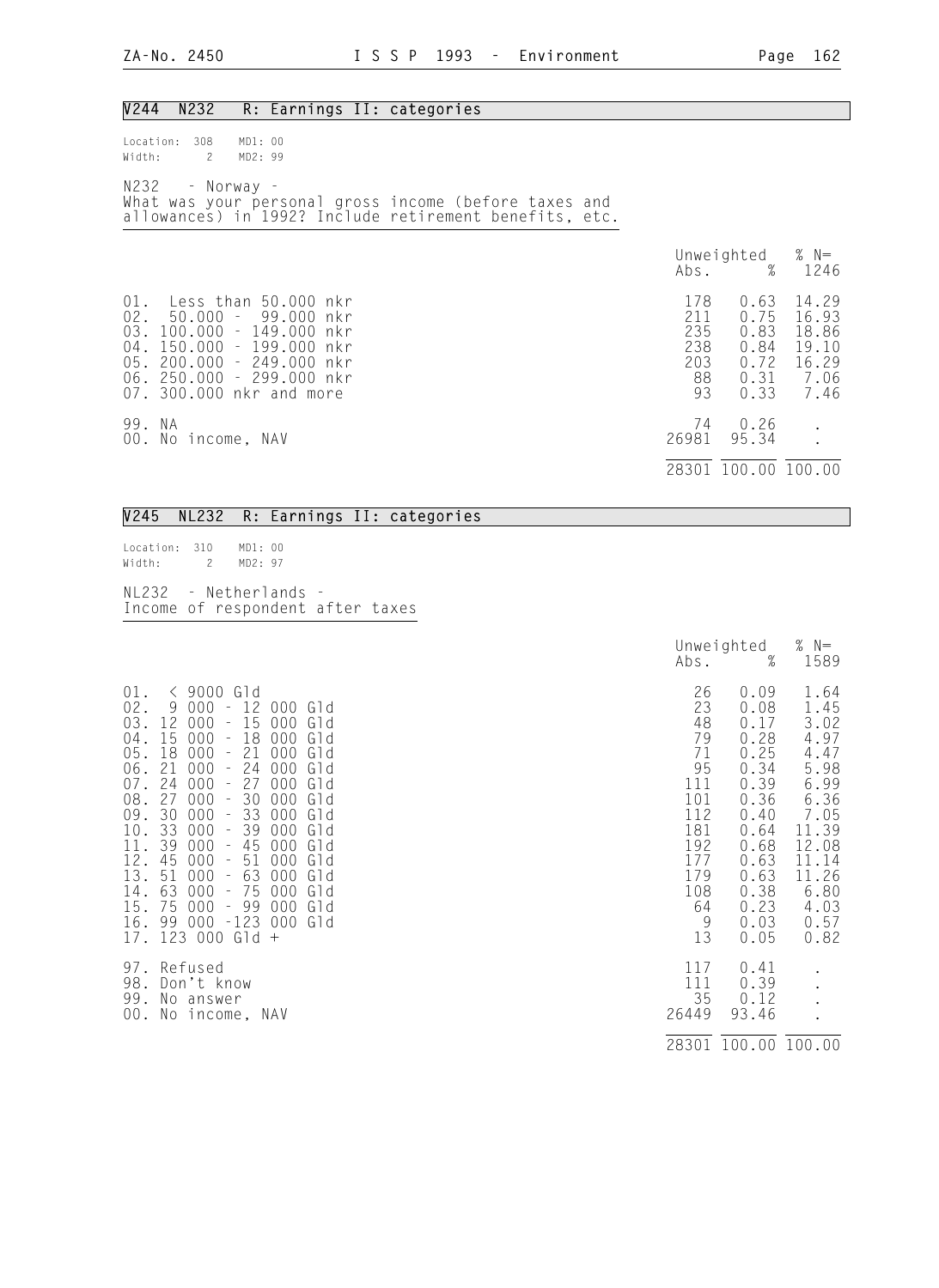## V244 N232 R: Earnings II: categories

Location: 308 MD1: 00
Width: 2 MD2: 99

N232 - Norway -
What was your personal gross income (before taxes and allowances) in 1992? Include retirement benefits, etc.

| | Unweighted Abs. | % | % N= 1246 |
|---|---|---|---|
| 01. Less than 50.000 nkr | 178 | 0.63 | 14.29 |
| 02. 50.000 - 99.000 nkr | 211 | 0.75 | 16.93 |
| 03. 100.000 - 149.000 nkr | 235 | 0.83 | 18.86 |
| 04. 150.000 - 199.000 nkr | 238 | 0.84 | 19.10 |
| 05. 200.000 - 249.000 nkr | 203 | 0.72 | 16.29 |
| 06. 250.000 - 299.000 nkr | 88 | 0.31 | 7.06 |
| 07. 300.000 nkr and more | 93 | 0.33 | 7.46 |
| 99. NA | 74 | 0.26 | . |
| 00. No income, NAV | 26981 | 95.34 | . |
| | 28301 | 100.00 | 100.00 |

## V245 NL232 R: Earnings II: categories

Location: 310 MD1: 00
Width: 2 MD2: 97

NL232 - Netherlands -
Income of respondent after taxes

| | Unweighted Abs. | % | % N= 1589 |
|---|---|---|---|
| 01. < 9000 Gld | 26 | 0.09 | 1.64 |
| 02. 9 000 - 12 000 Gld | 23 | 0.08 | 1.45 |
| 03. 12 000 - 15 000 Gld | 48 | 0.17 | 3.02 |
| 04. 15 000 - 18 000 Gld | 79 | 0.28 | 4.97 |
| 05. 18 000 - 21 000 Gld | 71 | 0.25 | 4.47 |
| 06. 21 000 - 24 000 Gld | 95 | 0.34 | 5.98 |
| 07. 24 000 - 27 000 Gld | 111 | 0.39 | 6.99 |
| 08. 27 000 - 30 000 Gld | 101 | 0.36 | 6.36 |
| 09. 30 000 - 33 000 Gld | 112 | 0.40 | 7.05 |
| 10. 33 000 - 39 000 Gld | 181 | 0.64 | 11.39 |
| 11. 39 000 - 45 000 Gld | 192 | 0.68 | 12.08 |
| 12. 45 000 - 51 000 Gld | 177 | 0.63 | 11.14 |
| 13. 51 000 - 63 000 Gld | 179 | 0.63 | 11.26 |
| 14. 63 000 - 75 000 Gld | 108 | 0.38 | 6.80 |
| 15. 75 000 - 99 000 Gld | 64 | 0.23 | 4.03 |
| 16. 99 000 -123 000 Gld | 9 | 0.03 | 0.57 |
| 17. 123 000 Gld + | 13 | 0.05 | 0.82 |
| 97. Refused | 117 | 0.41 | . |
| 98. Don't know | 111 | 0.39 | . |
| 99. No answer | 35 | 0.12 | . |
| 00. No income, NAV | 26449 | 93.46 | . |
| | 28301 | 100.00 | 100.00 |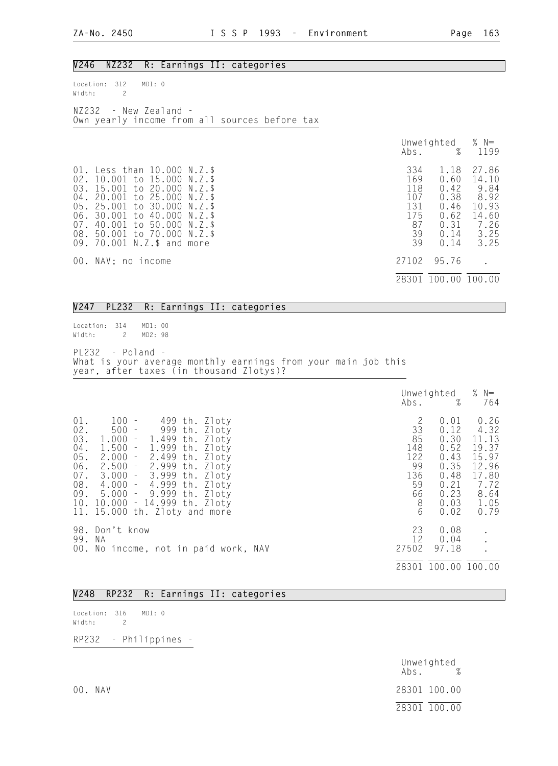## V246 NZ232 R: Earnings II: categories

Location: 312 MD1: 0
Width: 2

NZ232 - New Zealand -
Own yearly income from all sources before tax

| | Unweighted Abs. | % | % N= 1199 |
|---|---|---|---|
| 01. Less than 10.000 N.Z.$ | 334 | 1.18 | 27.86 |
| 02. 10.001 to 15.000 N.Z.$ | 169 | 0.60 | 14.10 |
| 03. 15.001 to 20.000 N.Z.$ | 118 | 0.42 | 9.84 |
| 04. 20.001 to 25.000 N.Z.$ | 107 | 0.38 | 8.92 |
| 05. 25.001 to 30.000 N.Z.$ | 131 | 0.46 | 10.93 |
| 06. 30.001 to 40.000 N.Z.$ | 175 | 0.62 | 14.60 |
| 07. 40.001 to 50.000 N.Z.$ | 87 | 0.31 | 7.26 |
| 08. 50.001 to 70.000 N.Z.$ | 39 | 0.14 | 3.25 |
| 09. 70.001 N.Z.$ and more | 39 | 0.14 | 3.25 |
| 00. NAV; no income | 27102 | 95.76 | . |
| | 28301 | 100.00 | 100.00 |

## V247 PL232 R: Earnings II: categories

Location: 314 MD1: 00
Width: 2 MD2: 98

PL232 - Poland -
What is your average monthly earnings from your main job this year, after taxes (in thousand Zlotys)?

| | Unweighted Abs. | % | % N= 764 |
|---|---|---|---|
| 01. 100 - 499 th. Zloty | 2 | 0.01 | 0.26 |
| 02. 500 - 999 th. Zloty | 33 | 0.12 | 4.32 |
| 03. 1.000 - 1.499 th. Zloty | 85 | 0.30 | 11.13 |
| 04. 1.500 - 1.999 th. Zloty | 148 | 0.52 | 19.37 |
| 05. 2.000 - 2.499 th. Zloty | 122 | 0.43 | 15.97 |
| 06. 2.500 - 2.999 th. Zloty | 99 | 0.35 | 12.96 |
| 07. 3.000 - 3.999 th. Zloty | 136 | 0.48 | 17.80 |
| 08. 4.000 - 4.999 th. Zloty | 59 | 0.21 | 7.72 |
| 09. 5.000 - 9.999 th. Zloty | 66 | 0.23 | 8.64 |
| 10. 10.000 - 14.999 th. Zloty | 8 | 0.03 | 1.05 |
| 11. 15.000 th. Zloty and more | 6 | 0.02 | 0.79 |
| 98. Don't know | 23 | 0.08 | . |
| 99. NA | 12 | 0.04 | . |
| 00. No income, not in paid work, NAV | 27502 | 97.18 | . |
| | 28301 | 100.00 | 100.00 |

## V248 RP232 R: Earnings II: categories

Location: 316 MD1: 0
Width: 2

RP232 - Philippines -

| | Unweighted Abs. | % |
|---|---|---|
| 00. NAV | 28301 | 100.00 |
| | 28301 | 100.00 |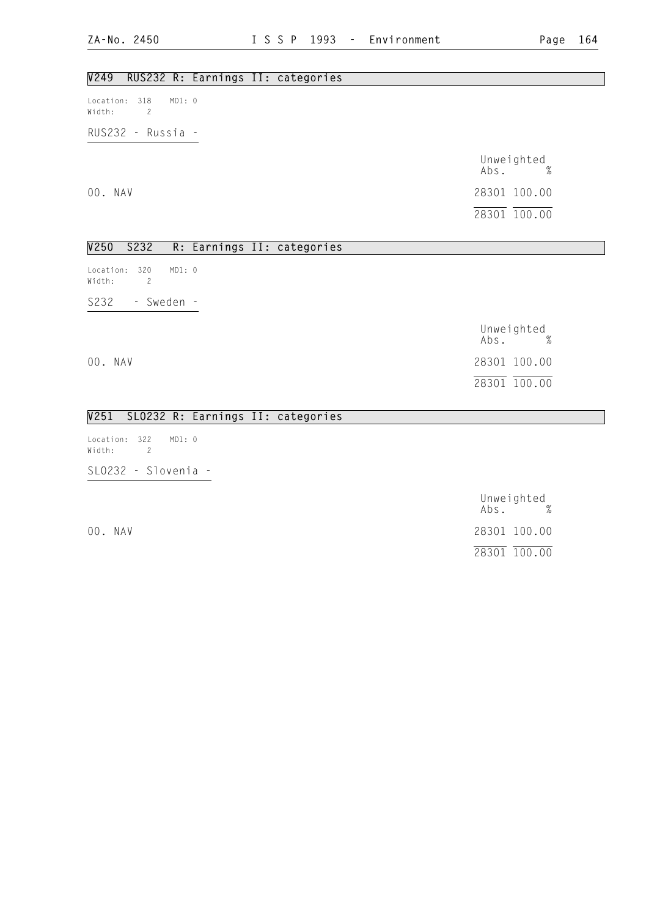## V249 RUS232 R: Earnings II: categories

Location: 318 MD1: 0
Width: 2

RUS232 - Russia -

| | Unweighted Abs. | % |
|---|---|---|
| 00. NAV | 28301 | 100.00 |
| | 28301 | 100.00 |

## V250 S232 R: Earnings II: categories

Location: 320 MD1: 0
Width: 2

S232 - Sweden -

| | Unweighted Abs. | % |
|---|---|---|
| 00. NAV | 28301 | 100.00 |
| | 28301 | 100.00 |

## V251 SLO232 R: Earnings II: categories

Location: 322 MD1: 0
Width: 2

SLO232 - Slovenia -

| | Unweighted Abs. | % |
|---|---|---|
| 00. NAV | 28301 | 100.00 |
| | 28301 | 100.00 |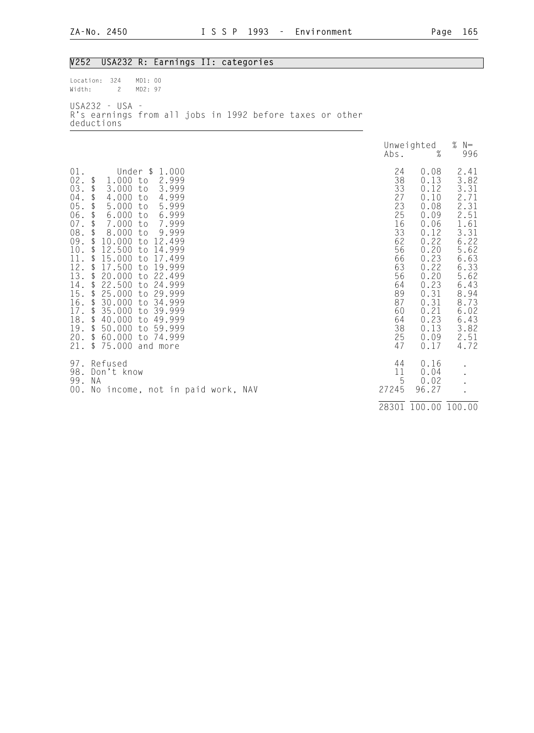## V252 USA232 R: Earnings II: categories

Location: 324 MD1: 00
Width: 2 MD2: 97

USA232 - USA -
R's earnings from all jobs in 1992 before taxes or other deductions

| | Unweighted Abs. | % | % N= 996 |
|---|---|---|---|
| 01. Under $ 1.000 | 24 | 0.08 | 2.41 |
| 02. $ 1.000 to 2.999 | 38 | 0.13 | 3.82 |
| 03. $ 3.000 to 3.999 | 33 | 0.12 | 3.31 |
| 04. $ 4.000 to 4.999 | 27 | 0.10 | 2.71 |
| 05. $ 5.000 to 5.999 | 23 | 0.08 | 2.31 |
| 06. $ 6.000 to 6.999 | 25 | 0.09 | 2.51 |
| 07. $ 7.000 to 7.999 | 16 | 0.06 | 1.61 |
| 08. $ 8.000 to 9.999 | 33 | 0.12 | 3.31 |
| 09. $ 10.000 to 12.499 | 62 | 0.22 | 6.22 |
| 10. $ 12.500 to 14.999 | 56 | 0.20 | 5.62 |
| 11. $ 15.000 to 17.499 | 66 | 0.23 | 6.63 |
| 12. $ 17.500 to 19.999 | 63 | 0.22 | 6.33 |
| 13. $ 20.000 to 22.499 | 56 | 0.20 | 5.62 |
| 14. $ 22.500 to 24.999 | 64 | 0.23 | 6.43 |
| 15. $ 25.000 to 29.999 | 89 | 0.31 | 8.94 |
| 16. $ 30.000 to 34.999 | 87 | 0.31 | 8.73 |
| 17. $ 35.000 to 39.999 | 60 | 0.21 | 6.02 |
| 18. $ 40.000 to 49.999 | 64 | 0.23 | 6.43 |
| 19. $ 50.000 to 59.999 | 38 | 0.13 | 3.82 |
| 20. $ 60.000 to 74.999 | 25 | 0.09 | 2.51 |
| 21. $ 75.000 and more | 47 | 0.17 | 4.72 |
| 97. Refused | 44 | 0.16 | . |
| 98. Don't know | 11 | 0.04 | . |
| 99. NA | 5 | 0.02 | . |
| 00. No income, not in paid work, NAV | 27245 | 96.27 | . |
| | 28301 | 100.00 | 100.00 |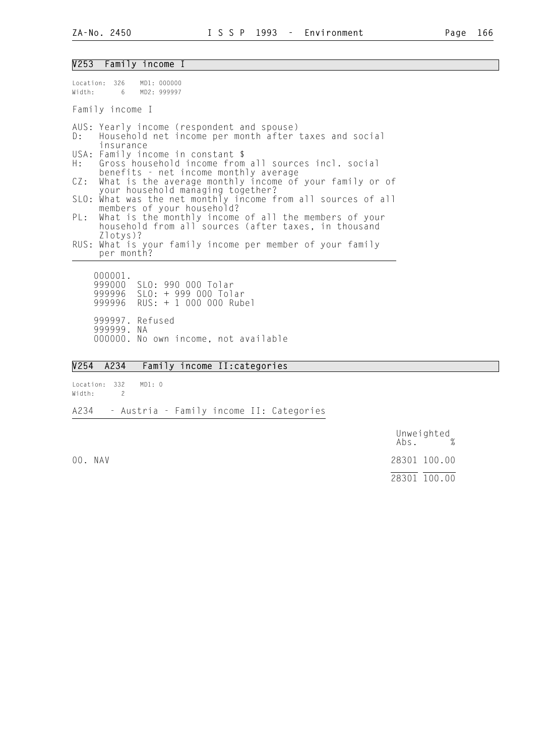## V253 Family income I

Location: 326 MD1: 000000
Width: 6 MD2: 999997

Family income I

AUS: Yearly income (respondent and spouse)
D: Household net income per month after taxes and social insurance
USA: Family income in constant $
H: Gross household income from all sources incl. social benefits - net income monthly average
CZ: What is the average monthly income of your family or of your household managing together?
SLO: What was the net monthly income from all sources of all members of your household?
PL: What is the monthly income of all the members of your household from all sources (after taxes, in thousand Zlotys)?
RUS: What is your family income per member of your family per month?

000001.
999000 SLO: 990 000 Tolar
999996 SLO: + 999 000 Tolar
999996 RUS: + 1 000 000 Rubel

999997. Refused
999999. NA
000000. No own income, not available

## V254 A234 Family income II:categories

Location: 332 MD1: 0
Width: 2

A234 - Austria - Family income II: Categories

| | Unweighted Abs. | % |
|---|---|---|
| 00. NAV | 28301 | 100.00 |
| | 28301 | 100.00 |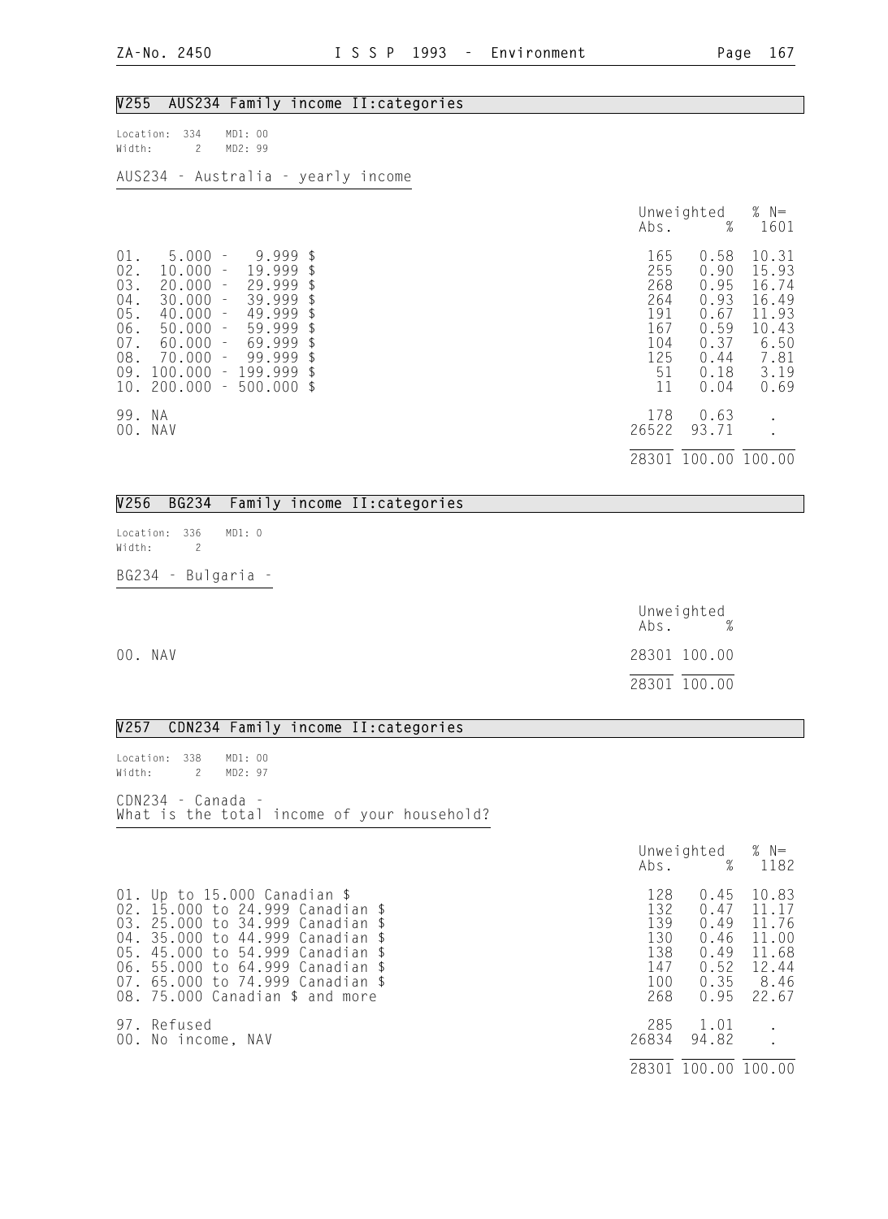## V255 AUS234 Family income II:categories

Location: 334 MD1: 00
Width: 2 MD2: 99

AUS234 - Australia - yearly income

| | Unweighted Abs. | % | % N= 1601 |
|---|---|---|---|
| 01. 5.000 - 9.999 $ | 165 | 0.58 | 10.31 |
| 02. 10.000 - 19.999 $ | 255 | 0.90 | 15.93 |
| 03. 20.000 - 29.999 $ | 268 | 0.95 | 16.74 |
| 04. 30.000 - 39.999 $ | 264 | 0.93 | 16.49 |
| 05. 40.000 - 49.999 $ | 191 | 0.67 | 11.93 |
| 06. 50.000 - 59.999 $ | 167 | 0.59 | 10.43 |
| 07. 60.000 - 69.999 $ | 104 | 0.37 | 6.50 |
| 08. 70.000 - 99.999 $ | 125 | 0.44 | 7.81 |
| 09. 100.000 - 199.999 $ | 51 | 0.18 | 3.19 |
| 10. 200.000 - 500.000 $ | 11 | 0.04 | 0.69 |
| 99. NA | 178 | 0.63 | . |
| 00. NAV | 26522 | 93.71 | . |
| | 28301 | 100.00 | 100.00 |

## V256 BG234 Family income II:categories

Location: 336 MD1: 0
Width: 2

BG234 - Bulgaria -

| | Unweighted Abs. | % |
|---|---|---|
| 00. NAV | 28301 | 100.00 |
| | 28301 | 100.00 |

## V257 CDN234 Family income II:categories

Location: 338 MD1: 00
Width: 2 MD2: 97

CDN234 - Canada -
What is the total income of your household?

| | Unweighted Abs. | % | % N= 1182 |
|---|---|---|---|
| 01. Up to 15.000 Canadian $ | 128 | 0.45 | 10.83 |
| 02. 15.000 to 24.999 Canadian $ | 132 | 0.47 | 11.17 |
| 03. 25.000 to 34.999 Canadian $ | 139 | 0.49 | 11.76 |
| 04. 35.000 to 44.999 Canadian $ | 130 | 0.46 | 11.00 |
| 05. 45.000 to 54.999 Canadian $ | 138 | 0.49 | 11.68 |
| 06. 55.000 to 64.999 Canadian $ | 147 | 0.52 | 12.44 |
| 07. 65.000 to 74.999 Canadian $ | 100 | 0.35 | 8.46 |
| 08. 75.000 Canadian $ and more | 268 | 0.95 | 22.67 |
| 97. Refused | 285 | 1.01 | . |
| 00. No income, NAV | 26834 | 94.82 | . |
| | 28301 | 100.00 | 100.00 |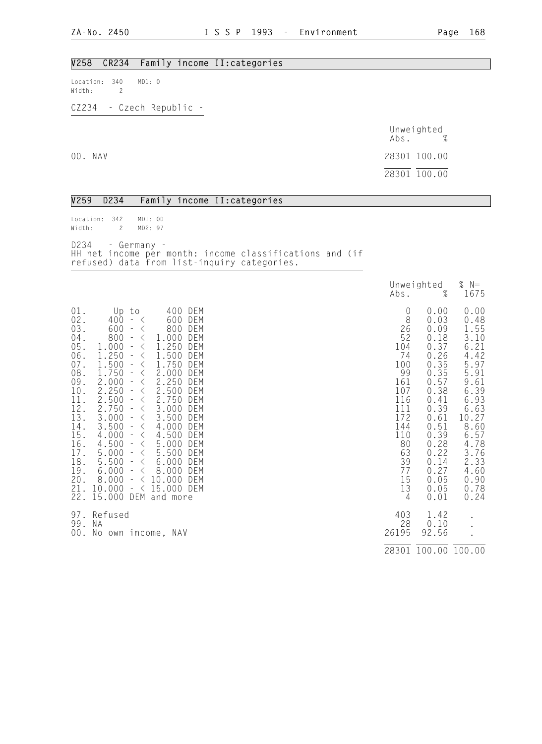## V258 CR234 Family income II:categories

Location: 340 MD1: 0
Width: 2

CZ234 - Czech Republic -

| | Unweighted Abs. | % |
|---|---|---|
| 00. NAV | 28301 | 100.00 |
| | 28301 | 100.00 |

## V259 D234 Family income II:categories

Location: 342 MD1: 00
Width: 2 MD2: 97

D234 - Germany -
HH net income per month: income classifications and (if refused) data from list-inquiry categories.

| | Unweighted Abs. | % | % N= 1675 |
|---|---|---|---|
| 01. Up to 400 DEM | 0 | 0.00 | 0.00 |
| 02. 400 - < 600 DEM | 8 | 0.03 | 0.48 |
| 03. 600 - < 800 DEM | 26 | 0.09 | 1.55 |
| 04. 800 - < 1.000 DEM | 52 | 0.18 | 3.10 |
| 05. 1.000 - < 1.250 DEM | 104 | 0.37 | 6.21 |
| 06. 1.250 - < 1.500 DEM | 74 | 0.26 | 4.42 |
| 07. 1.500 - < 1.750 DEM | 100 | 0.35 | 5.97 |
| 08. 1.750 - < 2.000 DEM | 99 | 0.35 | 5.91 |
| 09. 2.000 - < 2.250 DEM | 161 | 0.57 | 9.61 |
| 10. 2.250 - < 2.500 DEM | 107 | 0.38 | 6.39 |
| 11. 2.500 - < 2.750 DEM | 116 | 0.41 | 6.93 |
| 12. 2.750 - < 3.000 DEM | 111 | 0.39 | 6.63 |
| 13. 3.000 - < 3.500 DEM | 172 | 0.61 | 10.27 |
| 14. 3.500 - < 4.000 DEM | 144 | 0.51 | 8.60 |
| 15. 4.000 - < 4.500 DEM | 110 | 0.39 | 6.57 |
| 16. 4.500 - < 5.000 DEM | 80 | 0.28 | 4.78 |
| 17. 5.000 - < 5.500 DEM | 63 | 0.22 | 3.76 |
| 18. 5.500 - < 6.000 DEM | 39 | 0.14 | 2.33 |
| 19. 6.000 - < 8.000 DEM | 77 | 0.27 | 4.60 |
| 20. 8.000 - < 10.000 DEM | 15 | 0.05 | 0.90 |
| 21. 10.000 - < 15.000 DEM | 13 | 0.05 | 0.78 |
| 22. 15.000 DEM and more | 4 | 0.01 | 0.24 |
| 97. Refused | 403 | 1.42 | . |
| 99. NA | 28 | 0.10 | . |
| 00. No own income, NAV | 26195 | 92.56 | . |
| | 28301 | 100.00 | 100.00 |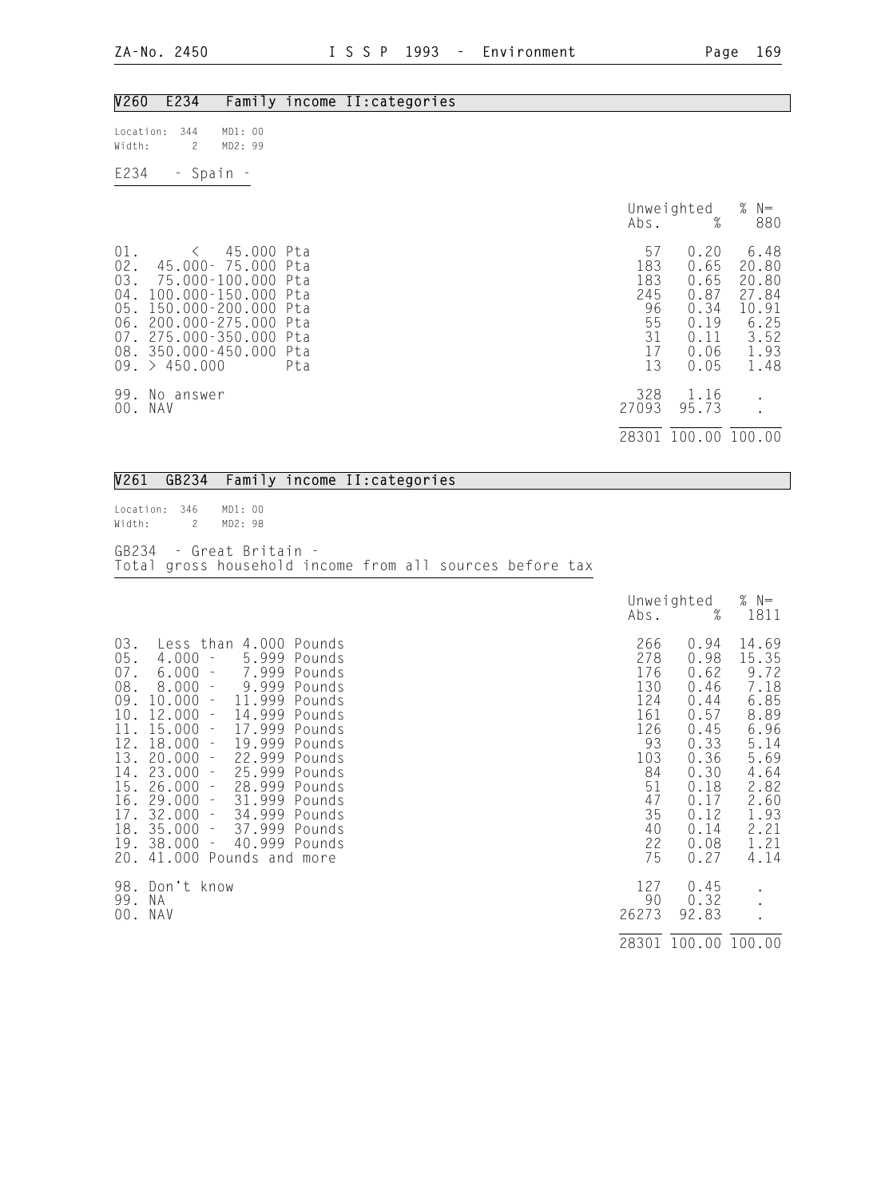## V260 E234 Family income II:categories

Location: 344 MD1: 00
Width: 2 MD2: 99

E234 - Spain -

| | Unweighted Abs. | % | % N= 880 |
|---|---|---|---|
| 01. < 45.000 Pta | 57 | 0.20 | 6.48 |
| 02. 45.000- 75.000 Pta | 183 | 0.65 | 20.80 |
| 03. 75.000-100.000 Pta | 183 | 0.65 | 20.80 |
| 04. 100.000-150.000 Pta | 245 | 0.87 | 27.84 |
| 05. 150.000-200.000 Pta | 96 | 0.34 | 10.91 |
| 06. 200.000-275.000 Pta | 55 | 0.19 | 6.25 |
| 07. 275.000-350.000 Pta | 31 | 0.11 | 3.52 |
| 08. 350.000-450.000 Pta | 17 | 0.06 | 1.93 |
| 09. > 450.000 Pta | 13 | 0.05 | 1.48 |
| 99. No answer | 328 | 1.16 | . |
| 00. NAV | 27093 | 95.73 | . |
| | 28301 | 100.00 | 100.00 |

## V261 GB234 Family income II:categories

Location: 346 MD1: 00
Width: 2 MD2: 98

GB234 - Great Britain -
Total gross household income from all sources before tax

| | Unweighted Abs. | % | % N= 1811 |
|---|---|---|---|
| 03. Less than 4.000 Pounds | 266 | 0.94 | 14.69 |
| 05. 4.000 - 5.999 Pounds | 278 | 0.98 | 15.35 |
| 07. 6.000 - 7.999 Pounds | 176 | 0.62 | 9.72 |
| 08. 8.000 - 9.999 Pounds | 130 | 0.46 | 7.18 |
| 09. 10.000 - 11.999 Pounds | 124 | 0.44 | 6.85 |
| 10. 12.000 - 14.999 Pounds | 161 | 0.57 | 8.89 |
| 11. 15.000 - 17.999 Pounds | 126 | 0.45 | 6.96 |
| 12. 18.000 - 19.999 Pounds | 93 | 0.33 | 5.14 |
| 13. 20.000 - 22.999 Pounds | 103 | 0.36 | 5.69 |
| 14. 23.000 - 25.999 Pounds | 84 | 0.30 | 4.64 |
| 15. 26.000 - 28.999 Pounds | 51 | 0.18 | 2.82 |
| 16. 29.000 - 31.999 Pounds | 47 | 0.17 | 2.60 |
| 17. 32.000 - 34.999 Pounds | 35 | 0.12 | 1.93 |
| 18. 35.000 - 37.999 Pounds | 40 | 0.14 | 2.21 |
| 19. 38.000 - 40.999 Pounds | 22 | 0.08 | 1.21 |
| 20. 41.000 Pounds and more | 75 | 0.27 | 4.14 |
| 98. Don't know | 127 | 0.45 | . |
| 99. NA | 90 | 0.32 | . |
| 00. NAV | 26273 | 92.83 | . |
| | 28301 | 100.00 | 100.00 |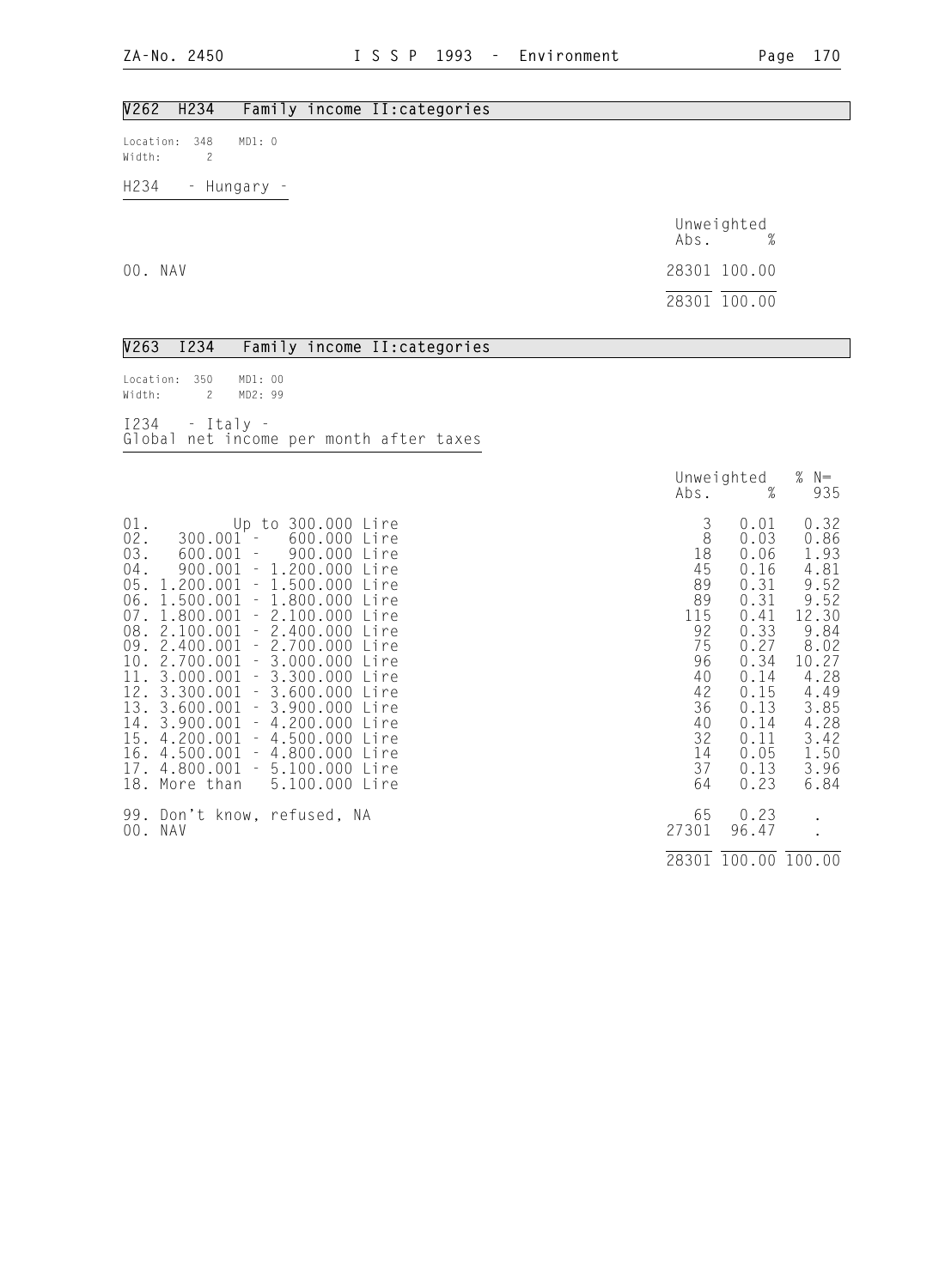## V262 H234 Family income II:categories

Location: 348 MD1: 0
Width: 2

H234 - Hungary -

| | Unweighted Abs. | % |
|---|---|---|
| 00. NAV | 28301 | 100.00 |
| | 28301 | 100.00 |

## V263 I234 Family income II:categories

Location: 350 MD1: 00
Width: 2 MD2: 99

I234 - Italy -
Global net income per month after taxes

| | Unweighted Abs. | % | % N= 935 |
|---|---|---|---|
| 01. Up to 300.000 Lire | 3 | 0.01 | 0.32 |
| 02. 300.001 - 600.000 Lire | 8 | 0.03 | 0.86 |
| 03. 600.001 - 900.000 Lire | 18 | 0.06 | 1.93 |
| 04. 900.001 - 1.200.000 Lire | 45 | 0.16 | 4.81 |
| 05. 1.200.001 - 1.500.000 Lire | 89 | 0.31 | 9.52 |
| 06. 1.500.001 - 1.800.000 Lire | 89 | 0.31 | 9.52 |
| 07. 1.800.001 - 2.100.000 Lire | 115 | 0.41 | 12.30 |
| 08. 2.100.001 - 2.400.000 Lire | 92 | 0.33 | 9.84 |
| 09. 2.400.001 - 2.700.000 Lire | 75 | 0.27 | 8.02 |
| 10. 2.700.001 - 3.000.000 Lire | 96 | 0.34 | 10.27 |
| 11. 3.000.001 - 3.300.000 Lire | 40 | 0.14 | 4.28 |
| 12. 3.300.001 - 3.600.000 Lire | 42 | 0.15 | 4.49 |
| 13. 3.600.001 - 3.900.000 Lire | 36 | 0.13 | 3.85 |
| 14. 3.900.001 - 4.200.000 Lire | 40 | 0.14 | 4.28 |
| 15. 4.200.001 - 4.500.000 Lire | 32 | 0.11 | 3.42 |
| 16. 4.500.001 - 4.800.000 Lire | 14 | 0.05 | 1.50 |
| 17. 4.800.001 - 5.100.000 Lire | 37 | 0.13 | 3.96 |
| 18. More than 5.100.000 Lire | 64 | 0.23 | 6.84 |
| 99. Don't know, refused, NA | 65 | 0.23 | . |
| 00. NAV | 27301 | 96.47 | . |
| | 28301 | 100.00 | 100.00 |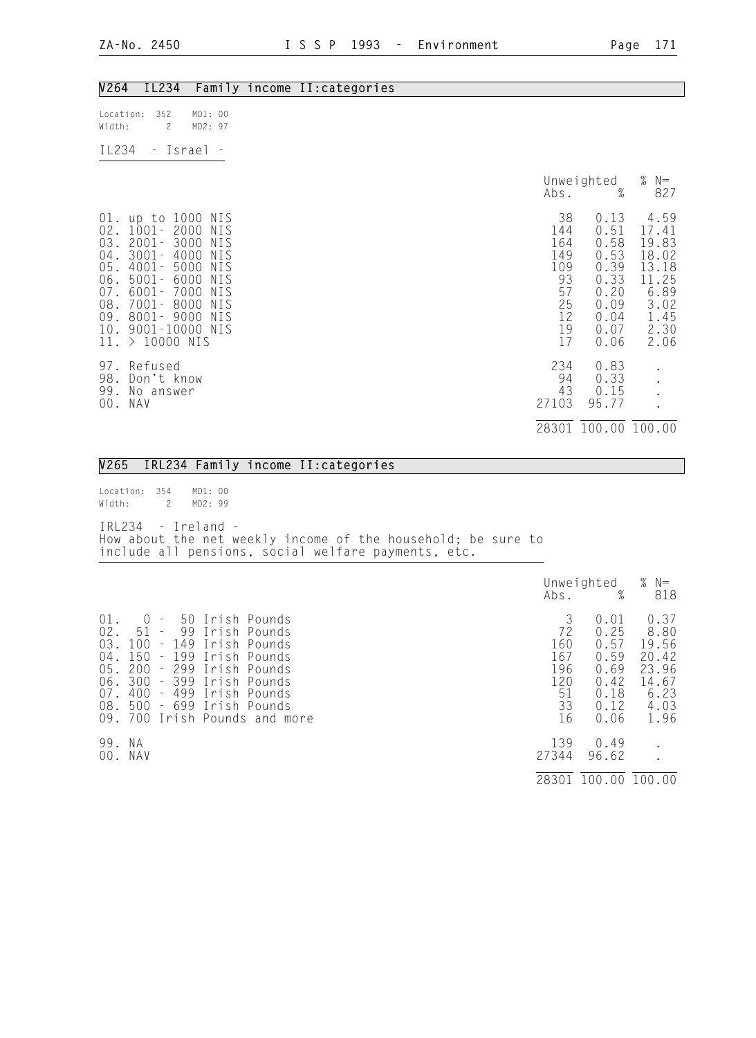## V264 IL234 Family income II:categories

Location: 352 MD1: 00
Width: 2 MD2: 97

IL234 - Israel -

| | Unweighted Abs. | % | % N= 827 |
|---|---|---|---|
| 01. up to 1000 NIS | 38 | 0.13 | 4.59 |
| 02. 1001- 2000 NIS | 144 | 0.51 | 17.41 |
| 03. 2001- 3000 NIS | 164 | 0.58 | 19.83 |
| 04. 3001- 4000 NIS | 149 | 0.53 | 18.02 |
| 05. 4001- 5000 NIS | 109 | 0.39 | 13.18 |
| 06. 5001- 6000 NIS | 93 | 0.33 | 11.25 |
| 07. 6001- 7000 NIS | 57 | 0.20 | 6.89 |
| 08. 7001- 8000 NIS | 25 | 0.09 | 3.02 |
| 09. 8001- 9000 NIS | 12 | 0.04 | 1.45 |
| 10. 9001-10000 NIS | 19 | 0.07 | 2.30 |
| 11. > 10000 NIS | 17 | 0.06 | 2.06 |
| 97. Refused | 234 | 0.83 | . |
| 98. Don't know | 94 | 0.33 | . |
| 99. No answer | 43 | 0.15 | . |
| 00. NAV | 27103 | 95.77 | . |
| | 28301 | 100.00 | 100.00 |

## V265 IRL234 Family income II:categories

Location: 354 MD1: 00
Width: 2 MD2: 99

IRL234 - Ireland -
How about the net weekly income of the household; be sure to include all pensions, social welfare payments, etc.

| | Unweighted Abs. | % | % N= 818 |
|---|---|---|---|
| 01. 0 - 50 Irish Pounds | 3 | 0.01 | 0.37 |
| 02. 51 - 99 Irish Pounds | 72 | 0.25 | 8.80 |
| 03. 100 - 149 Irish Pounds | 160 | 0.57 | 19.56 |
| 04. 150 - 199 Irish Pounds | 167 | 0.59 | 20.42 |
| 05. 200 - 299 Irish Pounds | 196 | 0.69 | 23.96 |
| 06. 300 - 399 Irish Pounds | 120 | 0.42 | 14.67 |
| 07. 400 - 499 Irish Pounds | 51 | 0.18 | 6.23 |
| 08. 500 - 699 Irish Pounds | 33 | 0.12 | 4.03 |
| 09. 700 Irish Pounds and more | 16 | 0.06 | 1.96 |
| 99. NA | 139 | 0.49 | . |
| 00. NAV | 27344 | 96.62 | . |
| | 28301 | 100.00 | 100.00 |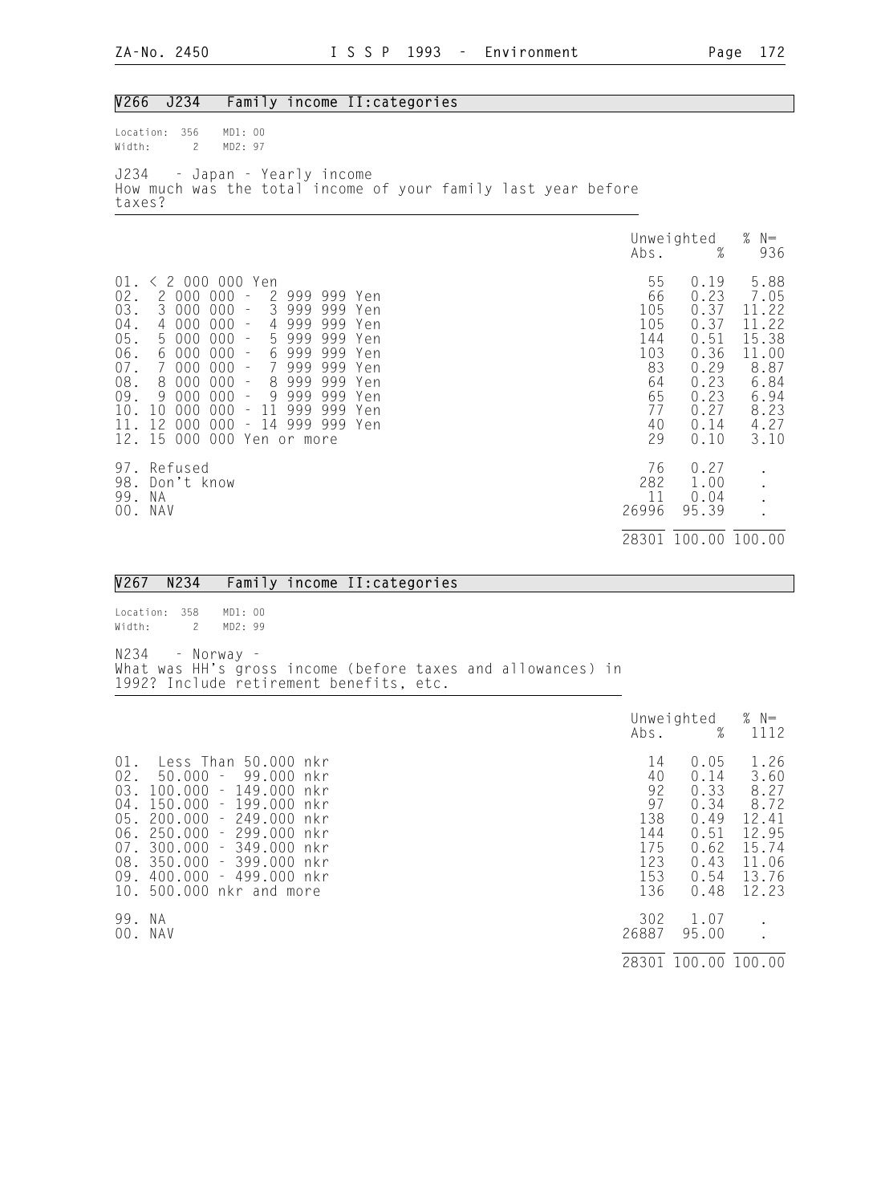## V266 J234 Family income II:categories

Location: 356 MD1: 00
Width: 2 MD2: 97

J234 - Japan - Yearly income
How much was the total income of your family last year before taxes?

| | Unweighted Abs. | % | % N= 936 |
|---|---|---|---|
| 01. < 2 000 000 Yen | 55 | 0.19 | 5.88 |
| 02. 2 000 000 - 2 999 999 Yen | 66 | 0.23 | 7.05 |
| 03. 3 000 000 - 3 999 999 Yen | 105 | 0.37 | 11.22 |
| 04. 4 000 000 - 4 999 999 Yen | 105 | 0.37 | 11.22 |
| 05. 5 000 000 - 5 999 999 Yen | 144 | 0.51 | 15.38 |
| 06. 6 000 000 - 6 999 999 Yen | 103 | 0.36 | 11.00 |
| 07. 7 000 000 - 7 999 999 Yen | 83 | 0.29 | 8.87 |
| 08. 8 000 000 - 8 999 999 Yen | 64 | 0.23 | 6.84 |
| 09. 9 000 000 - 9 999 999 Yen | 65 | 0.23 | 6.94 |
| 10. 10 000 000 - 11 999 999 Yen | 77 | 0.27 | 8.23 |
| 11. 12 000 000 - 14 999 999 Yen | 40 | 0.14 | 4.27 |
| 12. 15 000 000 Yen or more | 29 | 0.10 | 3.10 |
| 97. Refused | 76 | 0.27 | . |
| 98. Don't know | 282 | 1.00 | . |
| 99. NA | 11 | 0.04 | . |
| 00. NAV | 26996 | 95.39 | . |
| | 28301 | 100.00 | 100.00 |

## V267 N234 Family income II:categories

Location: 358 MD1: 00
Width: 2 MD2: 99

N234 - Norway -
What was HH's gross income (before taxes and allowances) in 1992? Include retirement benefits, etc.

| | Unweighted Abs. | % | % N= 1112 |
|---|---|---|---|
| 01. Less Than 50.000 nkr | 14 | 0.05 | 1.26 |
| 02. 50.000 - 99.000 nkr | 40 | 0.14 | 3.60 |
| 03. 100.000 - 149.000 nkr | 92 | 0.33 | 8.27 |
| 04. 150.000 - 199.000 nkr | 97 | 0.34 | 8.72 |
| 05. 200.000 - 249.000 nkr | 138 | 0.49 | 12.41 |
| 06. 250.000 - 299.000 nkr | 144 | 0.51 | 12.95 |
| 07. 300.000 - 349.000 nkr | 175 | 0.62 | 15.74 |
| 08. 350.000 - 399.000 nkr | 123 | 0.43 | 11.06 |
| 09. 400.000 - 499.000 nkr | 153 | 0.54 | 13.76 |
| 10. 500.000 nkr and more | 136 | 0.48 | 12.23 |
| 99. NA | 302 | 1.07 | . |
| 00. NAV | 26887 | 95.00 | . |
| | 28301 | 100.00 | 100.00 |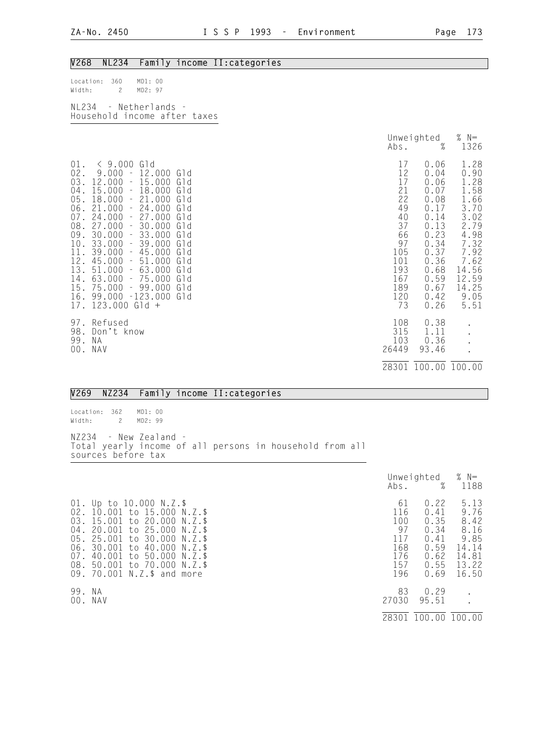## V268 NL234 Family income II:categories

Location: 360 MD1: 00
Width: 2 MD2: 97

NL234 - Netherlands -
Household income after taxes

| | Unweighted Abs. | % | % N= 1326 |
|---|---|---|---|
| 01. < 9.000 Gld | 17 | 0.06 | 1.28 |
| 02. 9.000 - 12.000 Gld | 12 | 0.04 | 0.90 |
| 03. 12.000 - 15.000 Gld | 17 | 0.06 | 1.28 |
| 04. 15.000 - 18.000 Gld | 21 | 0.07 | 1.58 |
| 05. 18.000 - 21.000 Gld | 22 | 0.08 | 1.66 |
| 06. 21.000 - 24.000 Gld | 49 | 0.17 | 3.70 |
| 07. 24.000 - 27.000 Gld | 40 | 0.14 | 3.02 |
| 08. 27.000 - 30.000 Gld | 37 | 0.13 | 2.79 |
| 09. 30.000 - 33.000 Gld | 66 | 0.23 | 4.98 |
| 10. 33.000 - 39.000 Gld | 97 | 0.34 | 7.32 |
| 11. 39.000 - 45.000 Gld | 105 | 0.37 | 7.92 |
| 12. 45.000 - 51.000 Gld | 101 | 0.36 | 7.62 |
| 13. 51.000 - 63.000 Gld | 193 | 0.68 | 14.56 |
| 14. 63.000 - 75.000 Gld | 167 | 0.59 | 12.59 |
| 15. 75.000 - 99.000 Gld | 189 | 0.67 | 14.25 |
| 16. 99.000 -123.000 Gld | 120 | 0.42 | 9.05 |
| 17. 123.000 Gld + | 73 | 0.26 | 5.51 |
| 97. Refused | 108 | 0.38 | . |
| 98. Don't know | 315 | 1.11 | . |
| 99. NA | 103 | 0.36 | . |
| 00. NAV | 26449 | 93.46 | . |
| | 28301 | 100.00 | 100.00 |

## V269 NZ234 Family income II:categories

Location: 362 MD1: 00
Width: 2 MD2: 99

NZ234 - New Zealand -
Total yearly income of all persons in household from all sources before tax

| | Unweighted Abs. | % | % N= 1188 |
|---|---|---|---|
| 01. Up to 10.000 N.Z.$ | 61 | 0.22 | 5.13 |
| 02. 10.001 to 15.000 N.Z.$ | 116 | 0.41 | 9.76 |
| 03. 15.001 to 20.000 N.Z.$ | 100 | 0.35 | 8.42 |
| 04. 20.001 to 25.000 N.Z.$ | 97 | 0.34 | 8.16 |
| 05. 25.001 to 30.000 N.Z.$ | 117 | 0.41 | 9.85 |
| 06. 30.001 to 40.000 N.Z.$ | 168 | 0.59 | 14.14 |
| 07. 40.001 to 50.000 N.Z.$ | 176 | 0.62 | 14.81 |
| 08. 50.001 to 70.000 N.Z.$ | 157 | 0.55 | 13.22 |
| 09. 70.001 N.Z.$ and more | 196 | 0.69 | 16.50 |
| 99. NA | 83 | 0.29 | . |
| 00. NAV | 27030 | 95.51 | . |
| | 28301 | 100.00 | 100.00 |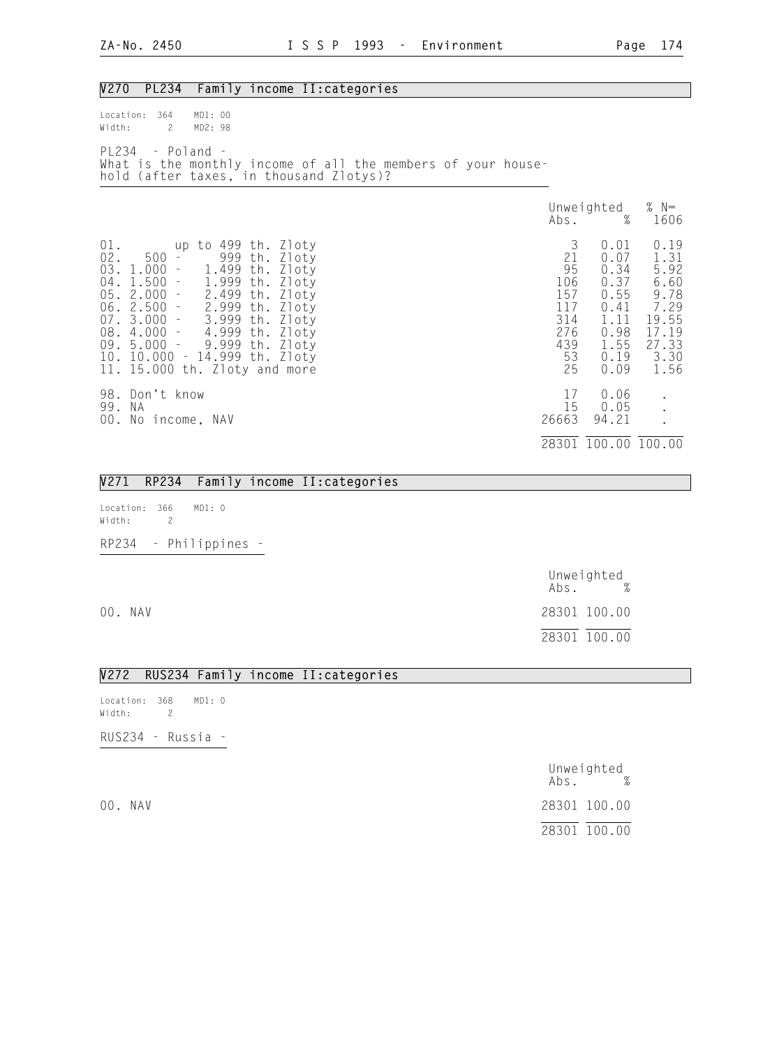## V270 PL234 Family income II:categories

Location: 364 MD1: 00
Width: 2 MD2: 98

PL234 - Poland -
What is the monthly income of all the members of your household (after taxes, in thousand Zlotys)?

| | Unweighted Abs. | % | % N= 1606 |
|---|---|---|---|
| 01. up to 499 th. Zloty | 3 | 0.01 | 0.19 |
| 02. 500 - 999 th. Zloty | 21 | 0.07 | 1.31 |
| 03. 1.000 - 1.499 th. Zloty | 95 | 0.34 | 5.92 |
| 04. 1.500 - 1.999 th. Zloty | 106 | 0.37 | 6.60 |
| 05. 2.000 - 2.499 th. Zloty | 157 | 0.55 | 9.78 |
| 06. 2.500 - 2.999 th. Zloty | 117 | 0.41 | 7.29 |
| 07. 3.000 - 3.999 th. Zloty | 314 | 1.11 | 19.55 |
| 08. 4.000 - 4.999 th. Zloty | 276 | 0.98 | 17.19 |
| 09. 5.000 - 9.999 th. Zloty | 439 | 1.55 | 27.33 |
| 10. 10.000 - 14.999 th. Zloty | 53 | 0.19 | 3.30 |
| 11. 15.000 th. Zloty and more | 25 | 0.09 | 1.56 |
| 98. Don't know | 17 | 0.06 | . |
| 99. NA | 15 | 0.05 | . |
| 00. No income, NAV | 26663 | 94.21 | . |
| | 28301 | 100.00 | 100.00 |

## V271 RP234 Family income II:categories

Location: 366 MD1: 0
Width: 2

RP234 - Philippines -

| | Unweighted Abs. | % |
|---|---|---|
| 00. NAV | 28301 | 100.00 |
| | 28301 | 100.00 |

## V272 RUS234 Family income II:categories

Location: 368 MD1: 0
Width: 2

RUS234 - Russia -

| | Unweighted Abs. | % |
|---|---|---|
| 00. NAV | 28301 | 100.00 |
| | 28301 | 100.00 |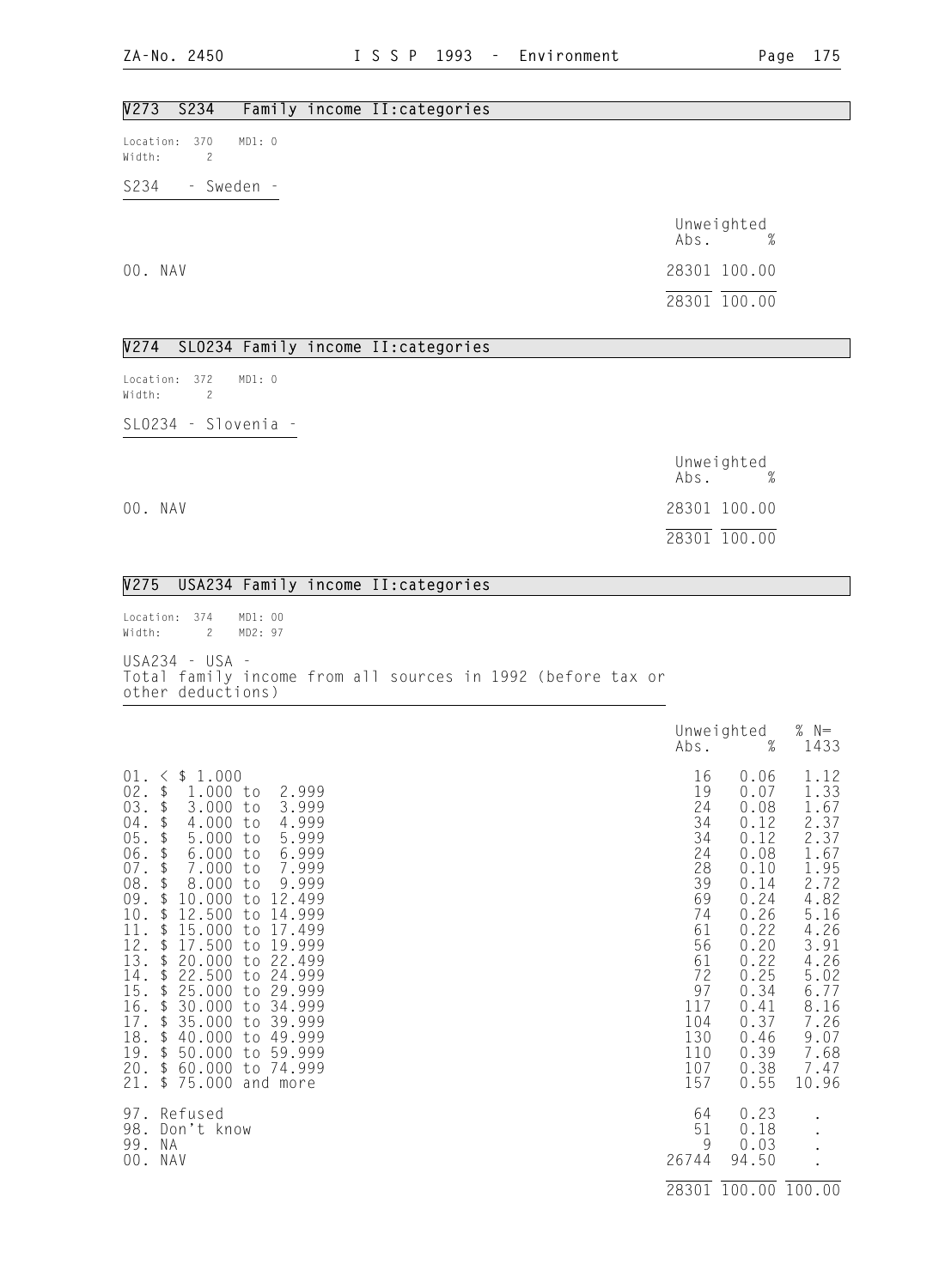## V273 S234 Family income II:categories

Location: 370 MD1: 0
Width: 2

S234 - Sweden -

| | Unweighted Abs. | % |
|---|---|---|
| 00. NAV | 28301 | 100.00 |
| | 28301 | 100.00 |

## V274 SLO234 Family income II:categories

Location: 372 MD1: 0
Width: 2

SLO234 - Slovenia -

| | Unweighted Abs. | % |
|---|---|---|
| 00. NAV | 28301 | 100.00 |
| | 28301 | 100.00 |

## V275 USA234 Family income II:categories

Location: 374 MD1: 00
Width: 2 MD2: 97

USA234 - USA -
Total family income from all sources in 1992 (before tax or other deductions)

| | Unweighted Abs. | % | % N= 1433 |
|---|---|---|---|
| 01. < $ 1.000 | 16 | 0.06 | 1.12 |
| 02. $ 1.000 to 2.999 | 19 | 0.07 | 1.33 |
| 03. $ 3.000 to 3.999 | 24 | 0.08 | 1.67 |
| 04. $ 4.000 to 4.999 | 34 | 0.12 | 2.37 |
| 05. $ 5.000 to 5.999 | 34 | 0.12 | 2.37 |
| 06. $ 6.000 to 6.999 | 24 | 0.08 | 1.67 |
| 07. $ 7.000 to 7.999 | 28 | 0.10 | 1.95 |
| 08. $ 8.000 to 9.999 | 39 | 0.14 | 2.72 |
| 09. $ 10.000 to 12.499 | 69 | 0.24 | 4.82 |
| 10. $ 12.500 to 14.999 | 74 | 0.26 | 5.16 |
| 11. $ 15.000 to 17.499 | 61 | 0.22 | 4.26 |
| 12. $ 17.500 to 19.999 | 56 | 0.20 | 3.91 |
| 13. $ 20.000 to 22.499 | 61 | 0.22 | 4.26 |
| 14. $ 22.500 to 24.999 | 72 | 0.25 | 5.02 |
| 15. $ 25.000 to 29.999 | 97 | 0.34 | 6.77 |
| 16. $ 30.000 to 34.999 | 117 | 0.41 | 8.16 |
| 17. $ 35.000 to 39.999 | 104 | 0.37 | 7.26 |
| 18. $ 40.000 to 49.999 | 130 | 0.46 | 9.07 |
| 19. $ 50.000 to 59.999 | 110 | 0.39 | 7.68 |
| 20. $ 60.000 to 74.999 | 107 | 0.38 | 7.47 |
| 21. $ 75.000 and more | 157 | 0.55 | 10.96 |
| 97. Refused | 64 | 0.23 | . |
| 98. Don't know | 51 | 0.18 | . |
| 99. NA | 9 | 0.03 | . |
| 00. NAV | 26744 | 94.50 | . |
| | 28301 | 100.00 | 100.00 |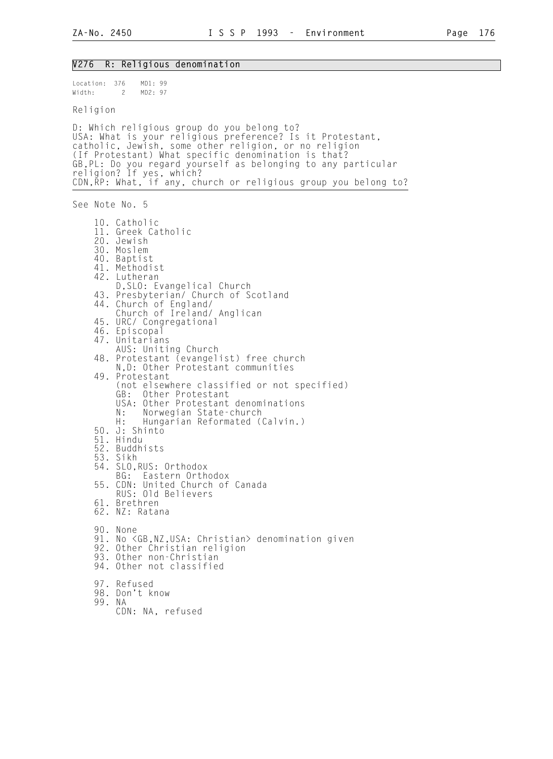## V276 R: Religious denomination

Location: 376 MD1: 99
Width: 2 MD2: 97

Religion

D: Which religious group do you belong to?
USA: What is your religious preference? Is it Protestant, catholic, Jewish, some other religion, or no religion
(If Protestant) What specific denomination is that?
GB,PL: Do you regard yourself as belonging to any particular religion? If yes, which?
CDN,RP: What, if any, church or religious group you belong to?

See Note No. 5

10. Catholic
11. Greek Catholic
20. Jewish
30. Moslem
40. Baptist
41. Methodist
42. Lutheran
    D,SLO: Evangelical Church
43. Presbyterian/ Church of Scotland
44. Church of England/
    Church of Ireland/ Anglican
45. URC/ Congregational
46. Episcopal
47. Unitarians
    AUS: Uniting Church
48. Protestant (evangelist) free church
    N,D: Other Protestant communities
49. Protestant
    (not elsewhere classified or not specified)
    GB: Other Protestant
    USA: Other Protestant denominations
    N: Norwegian State-church
    H: Hungarian Reformated (Calvin.)
50. J: Shinto
51. Hindu
52. Buddhists
53. Sikh
54. SLO,RUS: Orthodox
    BG: Eastern Orthodox
55. CDN: United Church of Canada
    RUS: Old Believers
61. Brethren
62. NZ: Ratana

90. None
91. No <GB,NZ,USA: Christian> denomination given
92. Other Christian religion
93. Other non-Christian
94. Other not classified

97. Refused
98. Don't know
99. NA
    CDN: NA, refused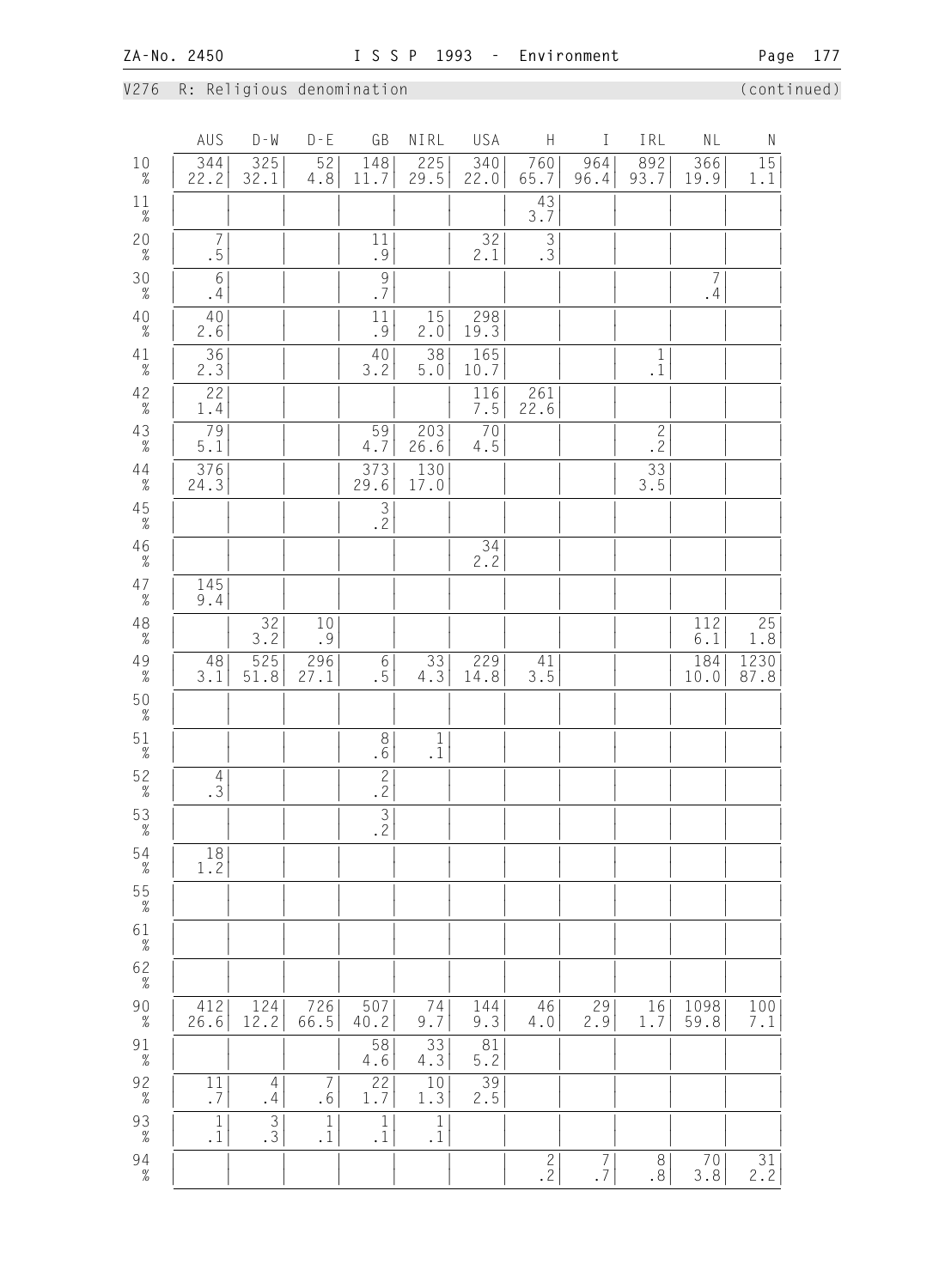V276 R: Religious denomination (continued)

| | AUS | D-W | D-E | GB | NIRL | USA | H | I | IRL | NL | N |
|---|---|---|---|---|---|---|---|---|---|---|---|
| 10 | 344 | 325 | 52 | 148 | 225 | 340 | 760 | 964 | 892 | 366 | 15 |
| % | 22.2 | 32.1 | 4.8 | 11.7 | 29.5 | 22.0 | 65.7 | 96.4 | 93.7 | 19.9 | 1.1 |
| 11 | | | | | | | 43 | | | | |
| % | | | | | | | 3.7 | | | | |
| 20 | 7 | | | 11 | | 32 | 3 | | | | |
| % | .5 | | | .9 | | 2.1 | .3 | | | | |
| 30 | 6 | | | 9 | | | | | | 7 | |
| % | .4 | | | .7 | | | | | | .4 | |
| 40 | 40 | | | 11 | 15 | 298 | | | | | |
| % | 2.6 | | | .9 | 2.0 | 19.3 | | | | | |
| 41 | 36 | | | 40 | 38 | 165 | | | 1 | | |
| % | 2.3 | | | 3.2 | 5.0 | 10.7 | | | .1 | | |
| 42 | 22 | | | | | 116 | 261 | | | | |
| % | 1.4 | | | | | 7.5 | 22.6 | | | | |
| 43 | 79 | | | 59 | 203 | 70 | | | 2 | | |
| % | 5.1 | | | 4.7 | 26.6 | 4.5 | | | .2 | | |
| 44 | 376 | | | 373 | 130 | | | | 33 | | |
| % | 24.3 | | | 29.6 | 17.0 | | | | 3.5 | | |
| 45 | | | | 3 | | | | | | | |
| % | | | | .2 | | | | | | | |
| 46 | | | | | | 34 | | | | | |
| % | | | | | | 2.2 | | | | | |
| 47 | 145 | | | | | | | | | | |
| % | 9.4 | | | | | | | | | | |
| 48 | | 32 | 10 | | | | | | | 112 | 25 |
| % | | 3.2 | .9 | | | | | | | 6.1 | 1.8 |
| 49 | 48 | 525 | 296 | 6 | 33 | 229 | 41 | | | 184 | 1230 |
| % | 3.1 | 51.8 | 27.1 | .5 | 4.3 | 14.8 | 3.5 | | | 10.0 | 87.8 |
| 50 | | | | | | | | | | | |
| % | | | | | | | | | | | |
| 51 | | | | 8 | 1 | | | | | | |
| % | | | | .6 | .1 | | | | | | |
| 52 | 4 | | | 2 | | | | | | | |
| % | .3 | | | .2 | | | | | | | |
| 53 | | | | 3 | | | | | | | |
| % | | | | .2 | | | | | | | |
| 54 | 18 | | | | | | | | | | |
| % | 1.2 | | | | | | | | | | |
| 55 | | | | | | | | | | | |
| % | | | | | | | | | | | |
| 61 | | | | | | | | | | | |
| % | | | | | | | | | | | |
| 62 | | | | | | | | | | | |
| % | | | | | | | | | | | |
| 90 | 412 | 124 | 726 | 507 | 74 | 144 | 46 | 29 | 16 | 1098 | 100 |
| % | 26.6 | 12.2 | 66.5 | 40.2 | 9.7 | 9.3 | 4.0 | 2.9 | 1.7 | 59.8 | 7.1 |
| 91 | | | | 58 | 33 | 81 | | | | | |
| % | | | | 4.6 | 4.3 | 5.2 | | | | | |
| 92 | 11 | 4 | 7 | 22 | 10 | 39 | | | | | |
| % | .7 | .4 | .6 | 1.7 | 1.3 | 2.5 | | | | | |
| 93 | 1 | 3 | 1 | 1 | 1 | | | | | | |
| % | .1 | .3 | .1 | .1 | .1 | | | | | | |
| 94 | | | | | | | 2 | 7 | 8 | 70 | 31 |
| % | | | | | | | .2 | .7 | .8 | 3.8 | 2.2 |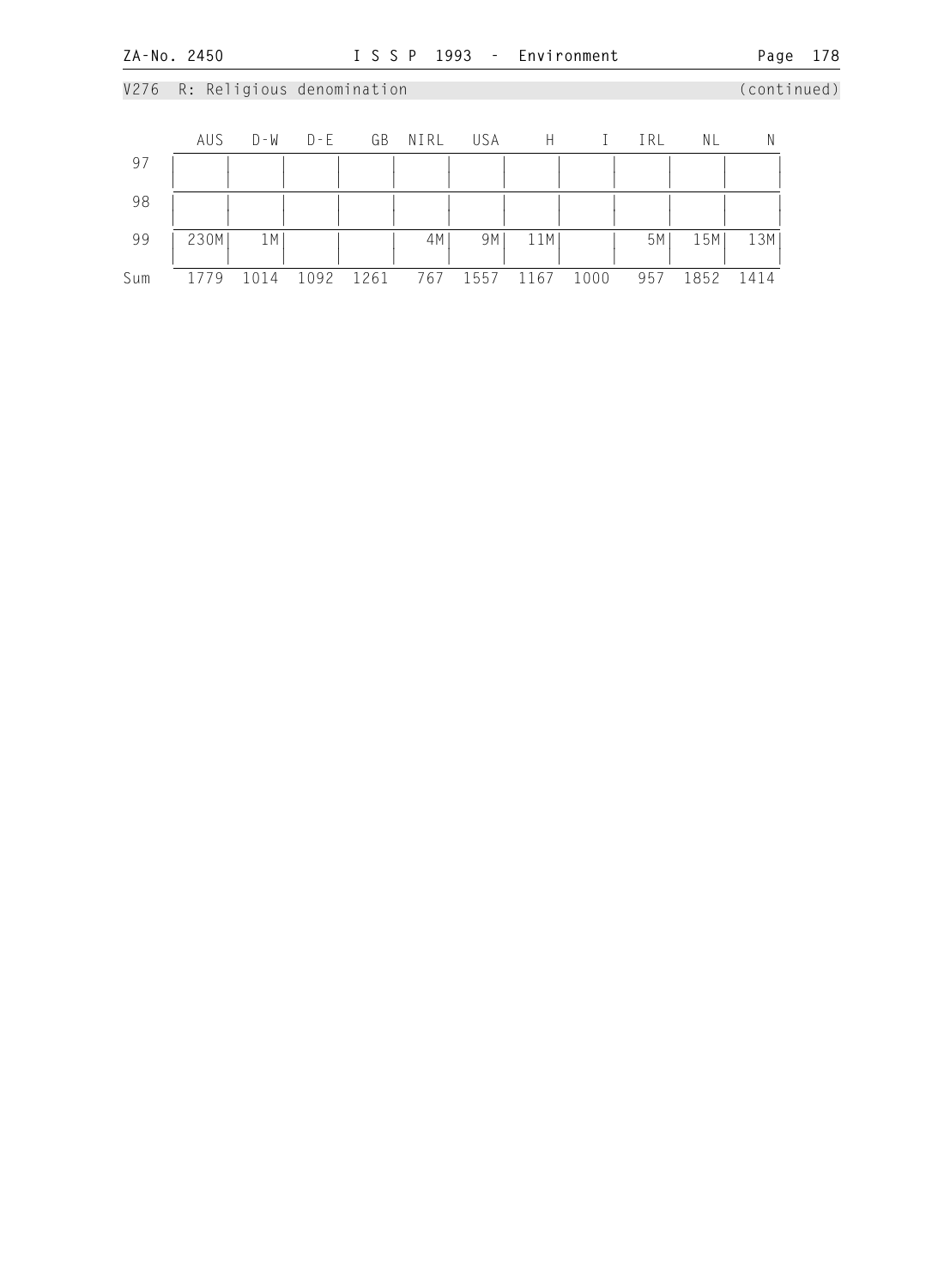V276 R: Religious denomination (continued)

|  | AUS | D-W | D-E | GB | NIRL | USA | H | I | IRL | NL | N |
|---|---|---|---|---|---|---|---|---|---|---|---|
| 97 |  |  |  |  |  |  |  |  |  |  |  |
| 98 |  |  |  |  |  |  |  |  |  |  |  |
| 99 | 230M | 1M |  |  | 4M | 9M | 11M |  | 5M | 15M | 13M |
| Sum | 1779 | 1014 | 1092 | 1261 | 767 | 1557 | 1167 | 1000 | 957 | 1852 | 1414 |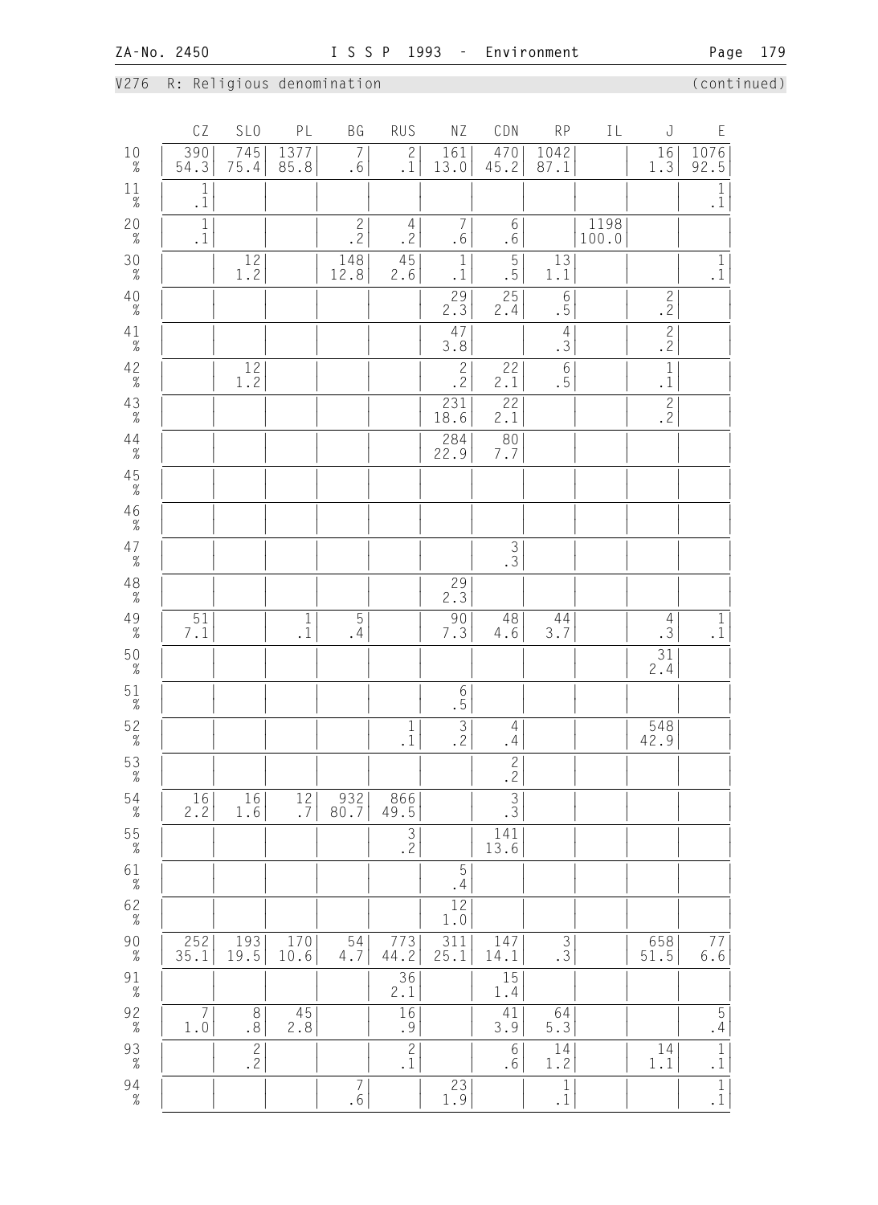V276 R: Religious denomination (continued)

| | CZ | SLO | PL | BG | RUS | NZ | CDN | RP | IL | J | E |
|---|---|---|---|---|---|---|---|---|---|---|---|
| 10 | 390 | 745 | 1377 | 7 | 2 | 161 | 470 | 1042 | | 16 | 1076 |
| % | 54.3 | 75.4 | 85.8 | .6 | .1 | 13.0 | 45.2 | 87.1 | | 1.3 | 92.5 |
| 11 | 1 | | | | | | | | | | 1 |
| % | .1 | | | | | | | | | | .1 |
| 20 | 1 | | | 2 | 4 | 7 | 6 | | 1198 | | |
| % | .1 | | | .2 | .2 | .6 | .6 | | 100.0 | | |
| 30 | | 12 | | 148 | 45 | 1 | 5 | 13 | | | 1 |
| % | | 1.2 | | 12.8 | 2.6 | .1 | .5 | 1.1 | | | .1 |
| 40 | | | | | | 29 | 25 | 6 | | 2 | |
| % | | | | | | 2.3 | 2.4 | .5 | | .2 | |
| 41 | | | | | | 47 | | 4 | | 2 | |
| % | | | | | | 3.8 | | .3 | | .2 | |
| 42 | | 12 | | | | 2 | 22 | 6 | | 1 | |
| % | | 1.2 | | | | .2 | 2.1 | .5 | | .1 | |
| 43 | | | | | | 231 | 22 | | | 2 | |
| % | | | | | | 18.6 | 2.1 | | | .2 | |
| 44 | | | | | | 284 | 80 | | | | |
| % | | | | | | 22.9 | 7.7 | | | | |
| 45 | | | | | | | | | | | |
| % | | | | | | | | | | | |
| 46 | | | | | | | | | | | |
| % | | | | | | | | | | | |
| 47 | | | | | | | 3 | | | | |
| % | | | | | | | .3 | | | | |
| 48 | | | | | | 29 | | | | | |
| % | | | | | | 2.3 | | | | | |
| 49 | 51 | | 1 | 5 | | 90 | 48 | 44 | | 4 | 1 |
| % | 7.1 | | .1 | .4 | | 7.3 | 4.6 | 3.7 | | .3 | .1 |
| 50 | | | | | | | | | | 31 | |
| % | | | | | | | | | | 2.4 | |
| 51 | | | | | | 6 | | | | | |
| % | | | | | | .5 | | | | | |
| 52 | | | | | 1 | 3 | 4 | | | 548 | |
| % | | | | | .1 | .2 | .4 | | | 42.9 | |
| 53 | | | | | | | 2 | | | | |
| % | | | | | | | .2 | | | | |
| 54 | 16 | 16 | 12 | 932 | 866 | | 3 | | | | |
| % | 2.2 | 1.6 | .7 | 80.7 | 49.5 | | .3 | | | | |
| 55 | | | | | 3 | | 141 | | | | |
| % | | | | | .2 | | 13.6 | | | | |
| 61 | | | | | | 5 | | | | | |
| % | | | | | | .4 | | | | | |
| 62 | | | | | | 12 | | | | | |
| % | | | | | | 1.0 | | | | | |
| 90 | 252 | 193 | 170 | 54 | 773 | 311 | 147 | 3 | | 658 | 77 |
| % | 35.1 | 19.5 | 10.6 | 4.7 | 44.2 | 25.1 | 14.1 | .3 | | 51.5 | 6.6 |
| 91 | | | | | 36 | | 15 | | | | |
| % | | | | | 2.1 | | 1.4 | | | | |
| 92 | 7 | 8 | 45 | | 16 | | 41 | 64 | | | 5 |
| % | 1.0 | .8 | 2.8 | | .9 | | 3.9 | 5.3 | | | .4 |
| 93 | | 2 | | | 2 | | 6 | 14 | | 14 | 1 |
| % | | .2 | | | .1 | | .6 | 1.2 | | 1.1 | .1 |
| 94 | | | | 7 | | 23 | | 1 | | | 1 |
| % | | | | .6 | | 1.9 | | .1 | | | .1 |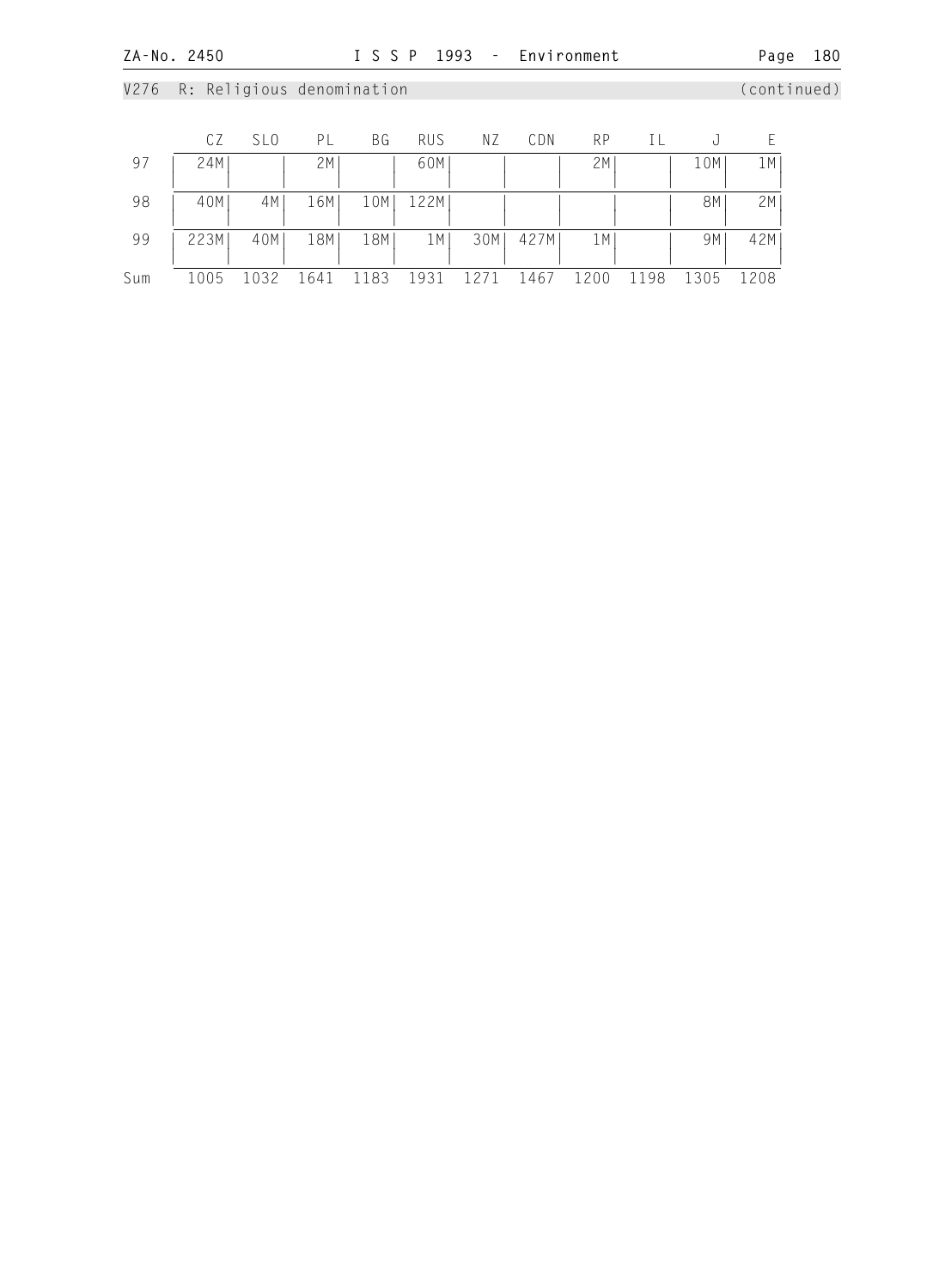V276 R: Religious denomination (continued)

| | CZ | SLO | PL | BG | RUS | NZ | CDN | RP | IL | J | E |
|---|---|---|---|---|---|---|---|---|---|---|---|
| 97 | 24M | | 2M | | 60M | | | 2M | | 10M | 1M |
| 98 | 40M | 4M | 16M | 10M | 122M | | | | | 8M | 2M |
| 99 | 223M | 40M | 18M | 18M | 1M | 30M | 427M | 1M | | 9M | 42M |
| Sum | 1005 | 1032 | 1641 | 1183 | 1931 | 1271 | 1467 | 1200 | 1198 | 1305 | 1208 |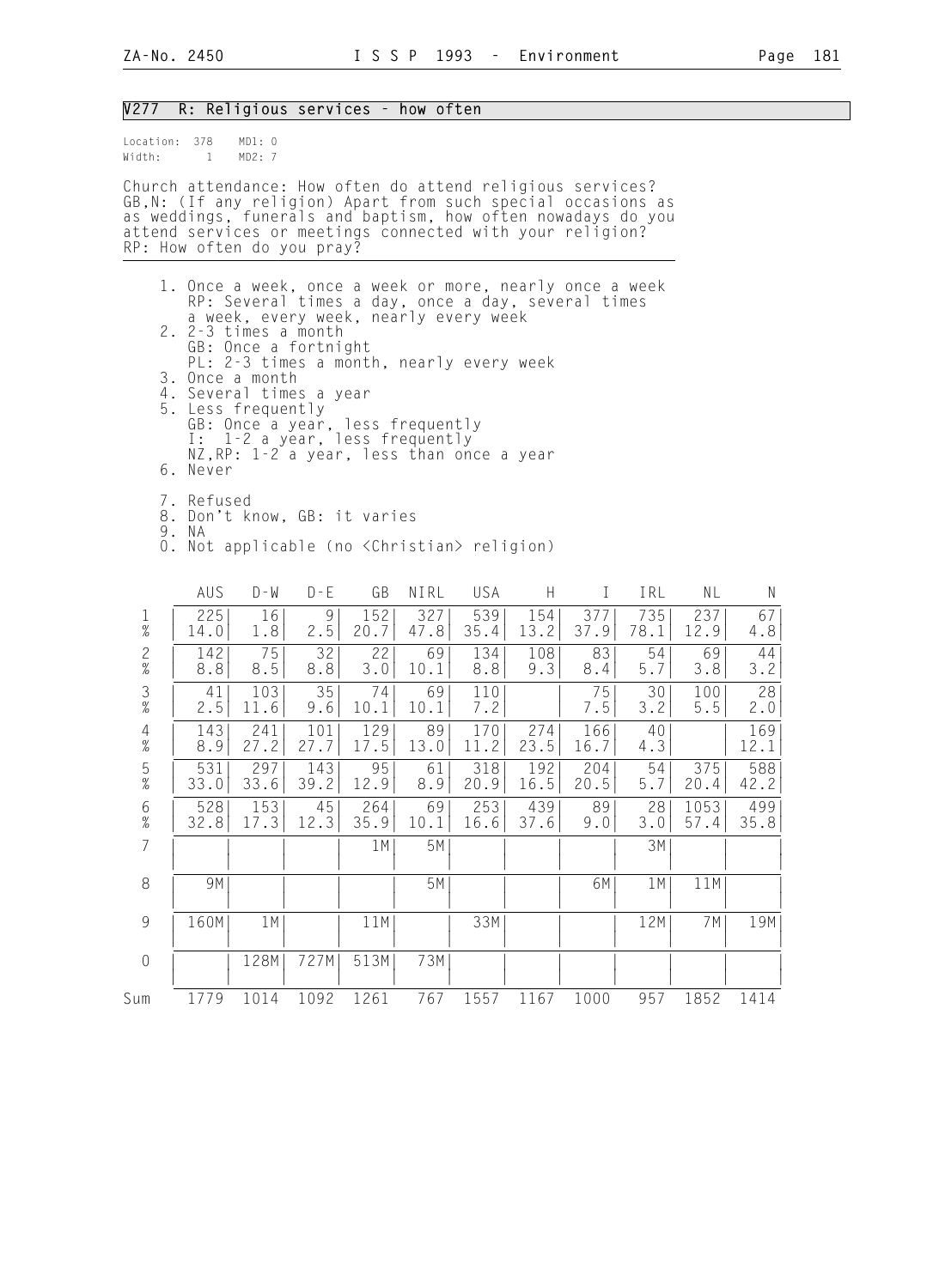## V277 R: Religious services - how often

Location: 378 MD1: 0
Width: 1 MD2: 7

Church attendance: How often do attend religious services?
GB,N: (If any religion) Apart from such special occasions as as weddings, funerals and baptism, how often nowadays do you attend services or meetings connected with your religion?
RP: How often do you pray?

1. Once a week, once a week or more, nearly once a week
   RP: Several times a day, once a day, several times a week, every week, nearly every week
2. 2-3 times a month
   GB: Once a fortnight
   PL: 2-3 times a month, nearly every week
3. Once a month
4. Several times a year
5. Less frequently
   GB: Once a year, less frequently
   I: 1-2 a year, less frequently
   NZ,RP: 1-2 a year, less than once a year
6. Never

7. Refused
8. Don't know, GB: it varies
9. NA
0. Not applicable (no <Christian> religion)

| | AUS | D-W | D-E | GB | NIRL | USA | H | I | IRL | NL | N |
|---|---|---|---|---|---|---|---|---|---|---|---|
| 1 | 225 | 16 | 9 | 152 | 327 | 539 | 154 | 377 | 735 | 237 | 67 |
| % | 14.0 | 1.8 | 2.5 | 20.7 | 47.8 | 35.4 | 13.2 | 37.9 | 78.1 | 12.9 | 4.8 |
| 2 | 142 | 75 | 32 | 22 | 69 | 134 | 108 | 83 | 54 | 69 | 44 |
| % | 8.8 | 8.5 | 8.8 | 3.0 | 10.1 | 8.8 | 9.3 | 8.4 | 5.7 | 3.8 | 3.2 |
| 3 | 41 | 103 | 35 | 74 | 69 | 110 | | 75 | 30 | 100 | 28 |
| % | 2.5 | 11.6 | 9.6 | 10.1 | 10.1 | 7.2 | | 7.5 | 3.2 | 5.5 | 2.0 |
| 4 | 143 | 241 | 101 | 129 | 89 | 170 | 274 | 166 | 40 | | 169 |
| % | 8.9 | 27.2 | 27.7 | 17.5 | 13.0 | 11.2 | 23.5 | 16.7 | 4.3 | | 12.1 |
| 5 | 531 | 297 | 143 | 95 | 61 | 318 | 192 | 204 | 54 | 375 | 588 |
| % | 33.0 | 33.6 | 39.2 | 12.9 | 8.9 | 20.9 | 16.5 | 20.5 | 5.7 | 20.4 | 42.2 |
| 6 | 528 | 153 | 45 | 264 | 69 | 253 | 439 | 89 | 28 | 1053 | 499 |
| % | 32.8 | 17.3 | 12.3 | 35.9 | 10.1 | 16.6 | 37.6 | 9.0 | 3.0 | 57.4 | 35.8 |
| 7 | | | | 1M | 5M | | | | 3M | | |
| 8 | 9M | | | | 5M | | | 6M | 1M | 11M | |
| 9 | 160M | 1M | | 11M | | 33M | | | 12M | 7M | 19M |
| 0 | | 128M | 727M | 513M | 73M | | | | | | |
| Sum | 1779 | 1014 | 1092 | 1261 | 767 | 1557 | 1167 | 1000 | 957 | 1852 | 1414 |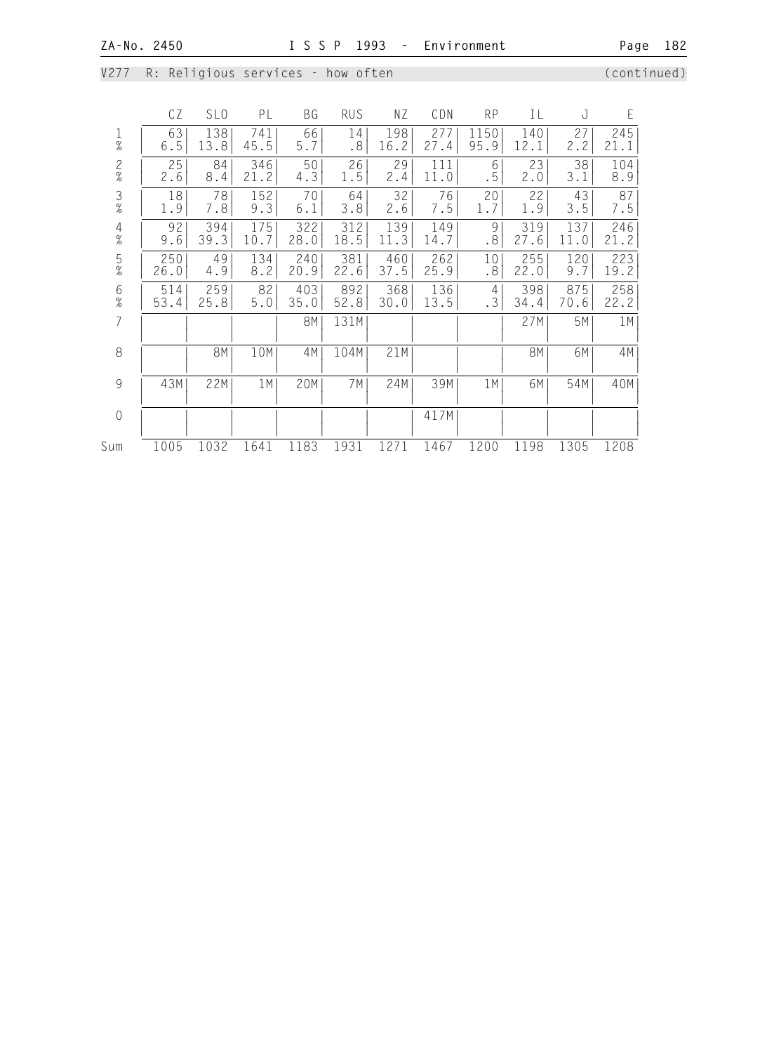V277 R: Religious services - how often (continued)

| | CZ | SLO | PL | BG | RUS | NZ | CDN | RP | IL | J | E |
|---|---|---|---|---|---|---|---|---|---|---|---|
| 1 | 63 | 138 | 741 | 66 | 14 | 198 | 277 | 1150 | 140 | 27 | 245 |
| % | 6.5 | 13.8 | 45.5 | 5.7 | .8 | 16.2 | 27.4 | 95.9 | 12.1 | 2.2 | 21.1 |
| 2 | 25 | 84 | 346 | 50 | 26 | 29 | 111 | 6 | 23 | 38 | 104 |
| % | 2.6 | 8.4 | 21.2 | 4.3 | 1.5 | 2.4 | 11.0 | .5 | 2.0 | 3.1 | 8.9 |
| 3 | 18 | 78 | 152 | 70 | 64 | 32 | 76 | 20 | 22 | 43 | 87 |
| % | 1.9 | 7.8 | 9.3 | 6.1 | 3.8 | 2.6 | 7.5 | 1.7 | 1.9 | 3.5 | 7.5 |
| 4 | 92 | 394 | 175 | 322 | 312 | 139 | 149 | 9 | 319 | 137 | 246 |
| % | 9.6 | 39.3 | 10.7 | 28.0 | 18.5 | 11.3 | 14.7 | .8 | 27.6 | 11.0 | 21.2 |
| 5 | 250 | 49 | 134 | 240 | 381 | 460 | 262 | 10 | 255 | 120 | 223 |
| % | 26.0 | 4.9 | 8.2 | 20.9 | 22.6 | 37.5 | 25.9 | .8 | 22.0 | 9.7 | 19.2 |
| 6 | 514 | 259 | 82 | 403 | 892 | 368 | 136 | 4 | 398 | 875 | 258 |
| % | 53.4 | 25.8 | 5.0 | 35.0 | 52.8 | 30.0 | 13.5 | .3 | 34.4 | 70.6 | 22.2 |
| 7 | | | | 8M | 131M | | | | 27M | 5M | 1M |
| 8 | | 8M | 10M | 4M | 104M | 21M | | | 8M | 6M | 4M |
| 9 | 43M | 22M | 1M | 20M | 7M | 24M | 39M | 1M | 6M | 54M | 40M |
| 0 | | | | | | | 417M | | | | |
| Sum | 1005 | 1032 | 1641 | 1183 | 1931 | 1271 | 1467 | 1200 | 1198 | 1305 | 1208 |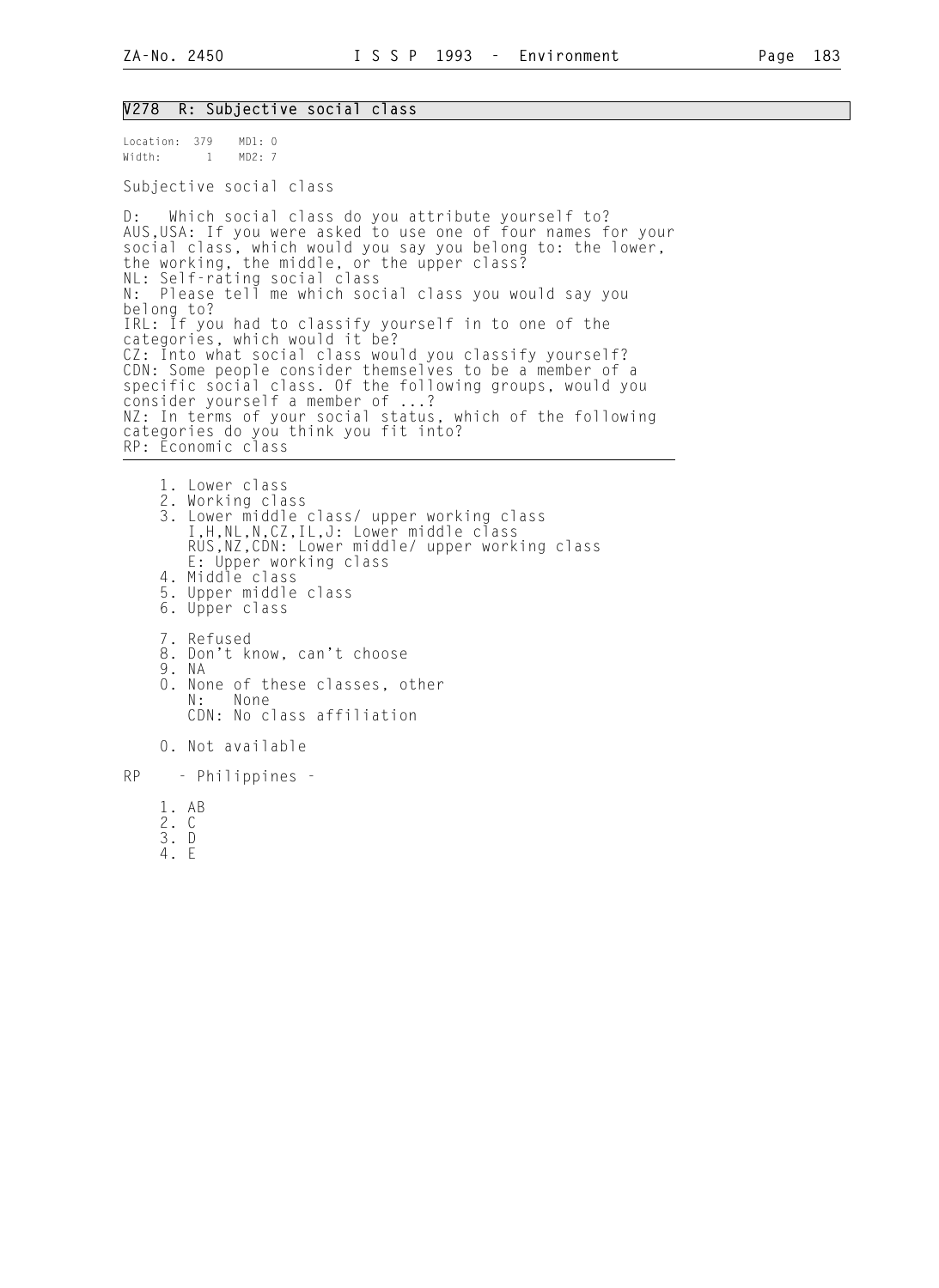## V278 R: Subjective social class

Location: 379 MD1: 0
Width: 1 MD2: 7

Subjective social class

D: Which social class do you attribute yourself to?
AUS,USA: If you were asked to use one of four names for your social class, which would you say you belong to: the lower, the working, the middle, or the upper class?
NL: Self-rating social class
N: Please tell me which social class you would say you belong to?
IRL: If you had to classify yourself in to one of the categories, which would it be?
CZ: Into what social class would you classify yourself?
CDN: Some people consider themselves to be a member of a specific social class. Of the following groups, would you consider yourself a member of ...?
NZ: In terms of your social status, which of the following categories do you think you fit into?
RP: Economic class

1. Lower class
2. Working class
3. Lower middle class/ upper working class
   I,H,NL,N,CZ,IL,J: Lower middle class
   RUS,NZ,CDN: Lower middle/ upper working class
   E: Upper working class
4. Middle class
5. Upper middle class
6. Upper class

7. Refused
8. Don't know, can't choose
9. NA
0. None of these classes, other
   N: None
   CDN: No class affiliation

0. Not available

RP - Philippines -

1. AB
2. C
3. D
4. E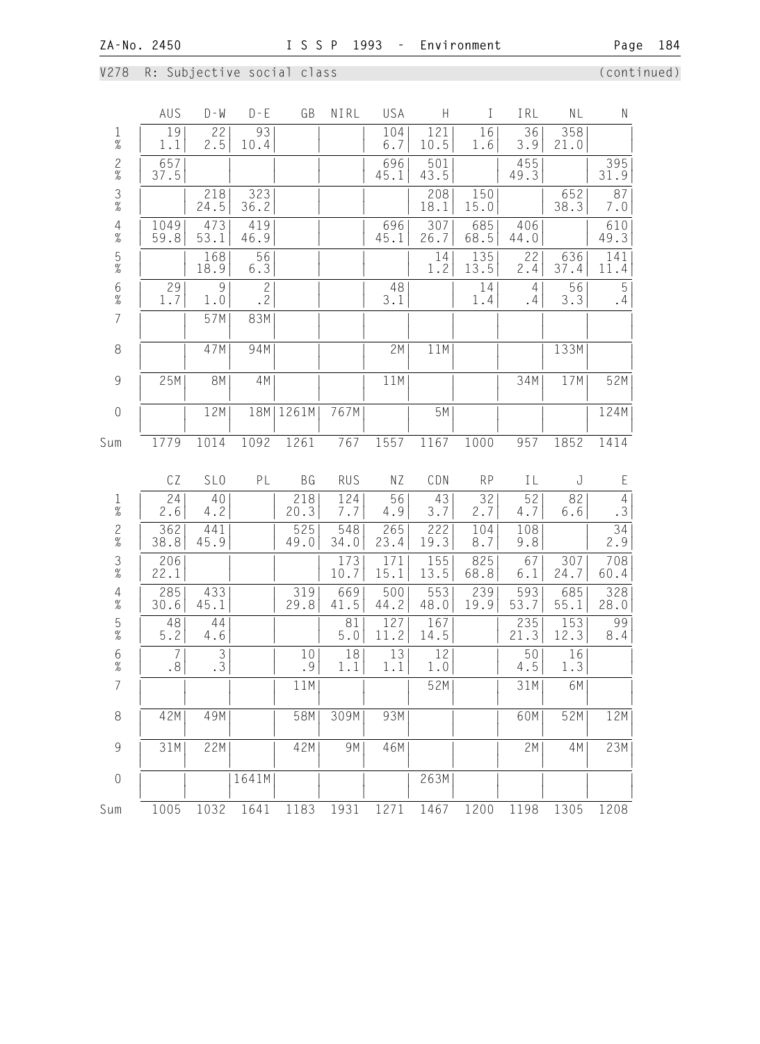V278 R: Subjective social class (continued)

| | AUS | D-W | D-E | GB | NIRL | USA | H | I | IRL | NL | N |
|---|---|---|---|---|---|---|---|---|---|---|---|
| 1 | 19 | 22 | 93 | | | 104 | 121 | 16 | 36 | 358 | |
| % | 1.1 | 2.5 | 10.4 | | | 6.7 | 10.5 | 1.6 | 3.9 | 21.0 | |
| 2 | 657 | | | | | 696 | 501 | | 455 | | 395 |
| % | 37.5 | | | | | 45.1 | 43.5 | | 49.3 | | 31.9 |
| 3 | | 218 | 323 | | | | 208 | 150 | | 652 | 87 |
| % | | 24.5 | 36.2 | | | | 18.1 | 15.0 | | 38.3 | 7.0 |
| 4 | 1049 | 473 | 419 | | | 696 | 307 | 685 | 406 | | 610 |
| % | 59.8 | 53.1 | 46.9 | | | 45.1 | 26.7 | 68.5 | 44.0 | | 49.3 |
| 5 | | 168 | 56 | | | | 14 | 135 | 22 | 636 | 141 |
| % | | 18.9 | 6.3 | | | | 1.2 | 13.5 | 2.4 | 37.4 | 11.4 |
| 6 | 29 | 9 | 2 | | | 48 | | 14 | 4 | 56 | 5 |
| % | 1.7 | 1.0 | .2 | | | 3.1 | | 1.4 | .4 | 3.3 | .4 |
| 7 | | 57M | 83M | | | | | | | | |
| 8 | | 47M | 94M | | | 2M | 11M | | | 133M | |
| 9 | 25M | 8M | 4M | | | 11M | | | 34M | 17M | 52M |
| 0 | | 12M | 18M | 1261M | 767M | | 5M | | | | 124M |
| Sum | 1779 | 1014 | 1092 | 1261 | 767 | 1557 | 1167 | 1000 | 957 | 1852 | 1414 |

| | CZ | SLO | PL | BG | RUS | NZ | CDN | RP | IL | J | E |
|---|---|---|---|---|---|---|---|---|---|---|---|
| 1 | 24 | 40 | | 218 | 124 | 56 | 43 | 32 | 52 | 82 | 4 |
| % | 2.6 | 4.2 | | 20.3 | 7.7 | 4.9 | 3.7 | 2.7 | 4.7 | 6.6 | .3 |
| 2 | 362 | 441 | | 525 | 548 | 265 | 222 | 104 | 108 | | 34 |
| % | 38.8 | 45.9 | | 49.0 | 34.0 | 23.4 | 19.3 | 8.7 | 9.8 | | 2.9 |
| 3 | 206 | | | | 173 | 171 | 155 | 825 | 67 | 307 | 708 |
| % | 22.1 | | | | 10.7 | 15.1 | 13.5 | 68.8 | 6.1 | 24.7 | 60.4 |
| 4 | 285 | 433 | | 319 | 669 | 500 | 553 | 239 | 593 | 685 | 328 |
| % | 30.6 | 45.1 | | 29.8 | 41.5 | 44.2 | 48.0 | 19.9 | 53.7 | 55.1 | 28.0 |
| 5 | 48 | 44 | | | 81 | 127 | 167 | | 235 | 153 | 99 |
| % | 5.2 | 4.6 | | | 5.0 | 11.2 | 14.5 | | 21.3 | 12.3 | 8.4 |
| 6 | 7 | 3 | | 10 | 18 | 13 | 12 | | 50 | 16 | |
| % | .8 | .3 | | .9 | 1.1 | 1.1 | 1.0 | | 4.5 | 1.3 | |
| 7 | | | | 11M | | | 52M | | 31M | 6M | |
| 8 | 42M | 49M | | 58M | 309M | 93M | | | 60M | 52M | 12M |
| 9 | 31M | 22M | | 42M | 9M | 46M | | | 2M | 4M | 23M |
| 0 | | | 1641M | | | | 263M | | | | |
| Sum | 1005 | 1032 | 1641 | 1183 | 1931 | 1271 | 1467 | 1200 | 1198 | 1305 | 1208 |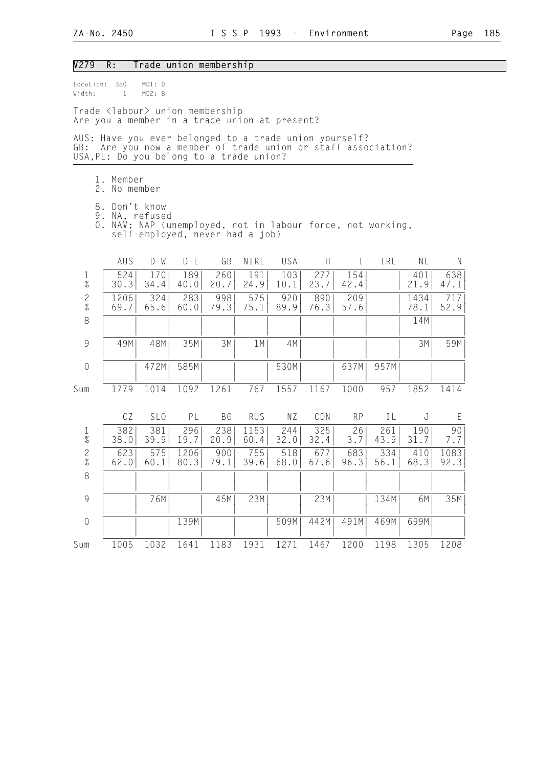## V279 R: Trade union membership

Location: 380 MD1: 0
Width: 1 MD2: 8

Trade <labour> union membership
Are you a member in a trade union at present?

AUS: Have you ever belonged to a trade union yourself?
GB: Are you now a member of trade union or staff association?
USA,PL: Do you belong to a trade union?

1. Member
2. No member

8. Don't know
9. NA, refused
0. NAV; NAP (unemployed, not in labour force, not working, self-employed, never had a job)

| | AUS | D-W | D-E | GB | NIRL | USA | H | I | IRL | NL | N |
|---|---|---|---|---|---|---|---|---|---|---|---|
| 1 | 524 | 170 | 189 | 260 | 191 | 103 | 277 | 154 | | 401 | 638 |
| % | 30.3 | 34.4 | 40.0 | 20.7 | 24.9 | 10.1 | 23.7 | 42.4 | | 21.9 | 47.1 |
| 2 | 1206 | 324 | 283 | 998 | 575 | 920 | 890 | 209 | | 1434 | 717 |
| % | 69.7 | 65.6 | 60.0 | 79.3 | 75.1 | 89.9 | 76.3 | 57.6 | | 78.1 | 52.9 |
| 8 | | | | | | | | | | 14M | |
| 9 | 49M | 48M | 35M | 3M | 1M | 4M | | | | 3M | 59M |
| 0 | | 472M | 585M | | | 530M | | 637M | 957M | | |
| Sum | 1779 | 1014 | 1092 | 1261 | 767 | 1557 | 1167 | 1000 | 957 | 1852 | 1414 |

| | CZ | SLO | PL | BG | RUS | NZ | CDN | RP | IL | J | E |
|---|---|---|---|---|---|---|---|---|---|---|---|
| 1 | 382 | 381 | 296 | 238 | 1153 | 244 | 325 | 26 | 261 | 190 | 90 |
| % | 38.0 | 39.9 | 19.7 | 20.9 | 60.4 | 32.0 | 32.4 | 3.7 | 43.9 | 31.7 | 7.7 |
| 2 | 623 | 575 | 1206 | 900 | 755 | 518 | 677 | 683 | 334 | 410 | 1083 |
| % | 62.0 | 60.1 | 80.3 | 79.1 | 39.6 | 68.0 | 67.6 | 96.3 | 56.1 | 68.3 | 92.3 |
| 8 | | | | | | | | | | | |
| 9 | | 76M | | 45M | 23M | | 23M | | 134M | 6M | 35M |
| 0 | | | 139M | | | 509M | 442M | 491M | 469M | 699M | |
| Sum | 1005 | 1032 | 1641 | 1183 | 1931 | 1271 | 1467 | 1200 | 1198 | 1305 | 1208 |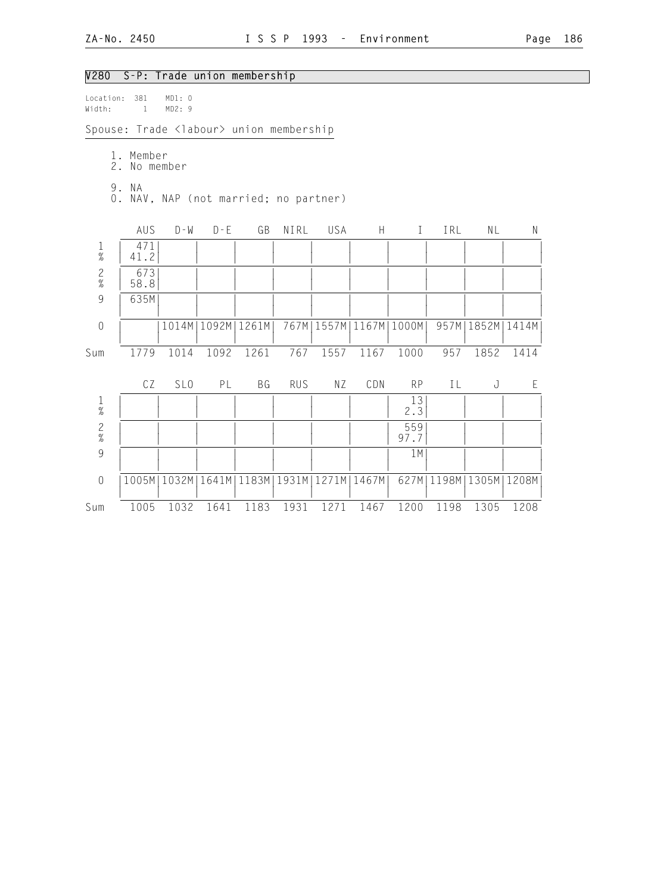## V280 S-P: Trade union membership

Location: 381 MD1: 0
Width: 1 MD2: 9

Spouse: Trade <labour> union membership

1. Member
2. No member

9. NA
0. NAV, NAP (not married; no partner)

| | AUS | D-W | D-E | GB | NIRL | USA | H | I | IRL | NL | N |
|---|---|---|---|---|---|---|---|---|---|---|---|
| 1 | 471 | | | | | | | | | | |
| % | 41.2 | | | | | | | | | | |
| 2 | 673 | | | | | | | | | | |
| % | 58.8 | | | | | | | | | | |
| 9 | 635M | | | | | | | | | | |
| 0 | | 1014M | 1092M | 1261M | 767M | 1557M | 1167M | 1000M | 957M | 1852M | 1414M |
| Sum | 1779 | 1014 | 1092 | 1261 | 767 | 1557 | 1167 | 1000 | 957 | 1852 | 1414 |

| | CZ | SLO | PL | BG | RUS | NZ | CDN | RP | IL | J | E |
|---|---|---|---|---|---|---|---|---|---|---|---|
| 1 | | | | | | | | 13 | | | |
| % | | | | | | | | 2.3 | | | |
| 2 | | | | | | | | 559 | | | |
| % | | | | | | | | 97.7 | | | |
| 9 | | | | | | | | 1M | | | |
| 0 | 1005M | 1032M | 1641M | 1183M | 1931M | 1271M | 1467M | 627M | 1198M | 1305M | 1208M |
| Sum | 1005 | 1032 | 1641 | 1183 | 1931 | 1271 | 1467 | 1200 | 1198 | 1305 | 1208 |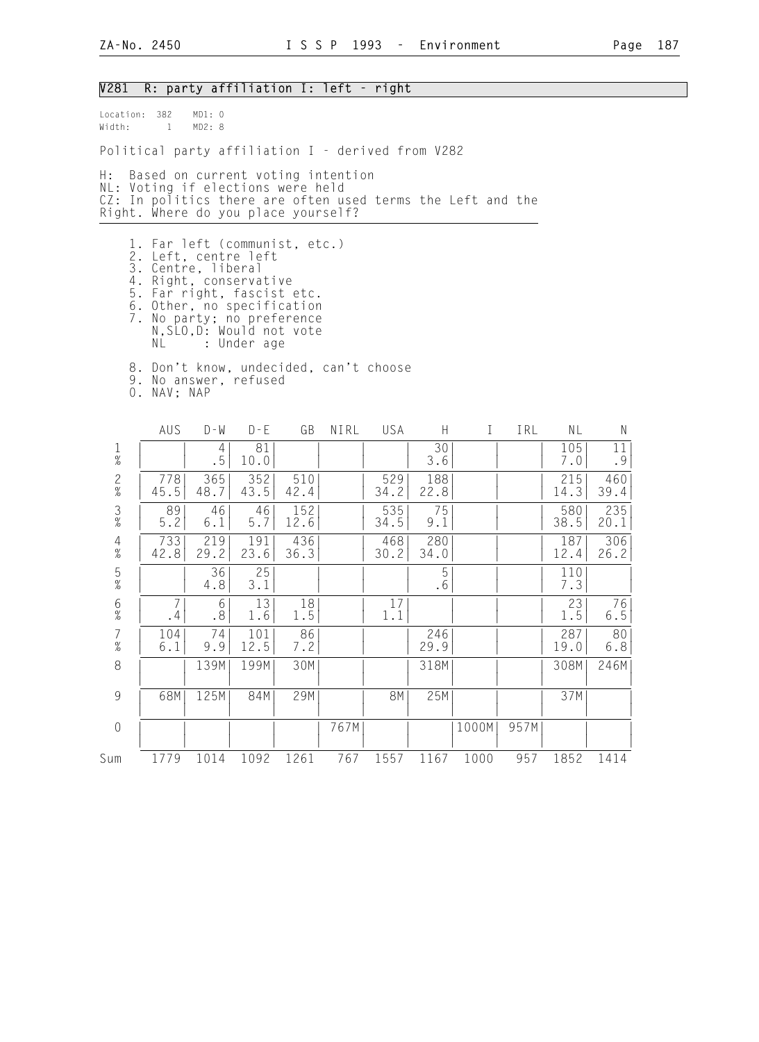## V281 R: party affiliation I: left - right

Location: 382 MD1: 0
Width: 1 MD2: 8

Political party affiliation I - derived from V282

H: Based on current voting intention
NL: Voting if elections were held
CZ: In politics there are often used terms the Left and the Right. Where do you place yourself?

1. Far left (communist, etc.)
2. Left, centre left
3. Centre, liberal
4. Right, conservative
5. Far right, fascist etc.
6. Other, no specification
7. No party; no preference
   N,SLO,D: Would not vote
   NL : Under age
8. Don't know, undecided, can't choose
9. No answer, refused
0. NAV; NAP

| | AUS | D-W | D-E | GB | NIRL | USA | H | I | IRL | NL | N |
|---|---|---|---|---|---|---|---|---|---|---|---|
| 1 | | 4 | 81 | | | | 30 | | | 105 | 11 |
| % | | .5 | 10.0 | | | | 3.6 | | | 7.0 | .9 |
| 2 | 778 | 365 | 352 | 510 | | 529 | 188 | | | 215 | 460 |
| % | 45.5 | 48.7 | 43.5 | 42.4 | | 34.2 | 22.8 | | | 14.3 | 39.4 |
| 3 | 89 | 46 | 46 | 152 | | 535 | 75 | | | 580 | 235 |
| % | 5.2 | 6.1 | 5.7 | 12.6 | | 34.5 | 9.1 | | | 38.5 | 20.1 |
| 4 | 733 | 219 | 191 | 436 | | 468 | 280 | | | 187 | 306 |
| % | 42.8 | 29.2 | 23.6 | 36.3 | | 30.2 | 34.0 | | | 12.4 | 26.2 |
| 5 | | 36 | 25 | | | | 5 | | | 110 | |
| % | | 4.8 | 3.1 | | | | .6 | | | 7.3 | |
| 6 | 7 | 6 | 13 | 18 | | 17 | | | | 23 | 76 |
| % | .4 | .8 | 1.6 | 1.5 | | 1.1 | | | | 1.5 | 6.5 |
| 7 | 104 | 74 | 101 | 86 | | | 246 | | | 287 | 80 |
| % | 6.1 | 9.9 | 12.5 | 7.2 | | | 29.9 | | | 19.0 | 6.8 |
| 8 | | 139M | 199M | 30M | | | 318M | | | 308M | 246M |
| 9 | 68M | 125M | 84M | 29M | | 8M | 25M | | | 37M | |
| 0 | | | | | 767M | | | 1000M | 957M | | |
| Sum | 1779 | 1014 | 1092 | 1261 | 767 | 1557 | 1167 | 1000 | 957 | 1852 | 1414 |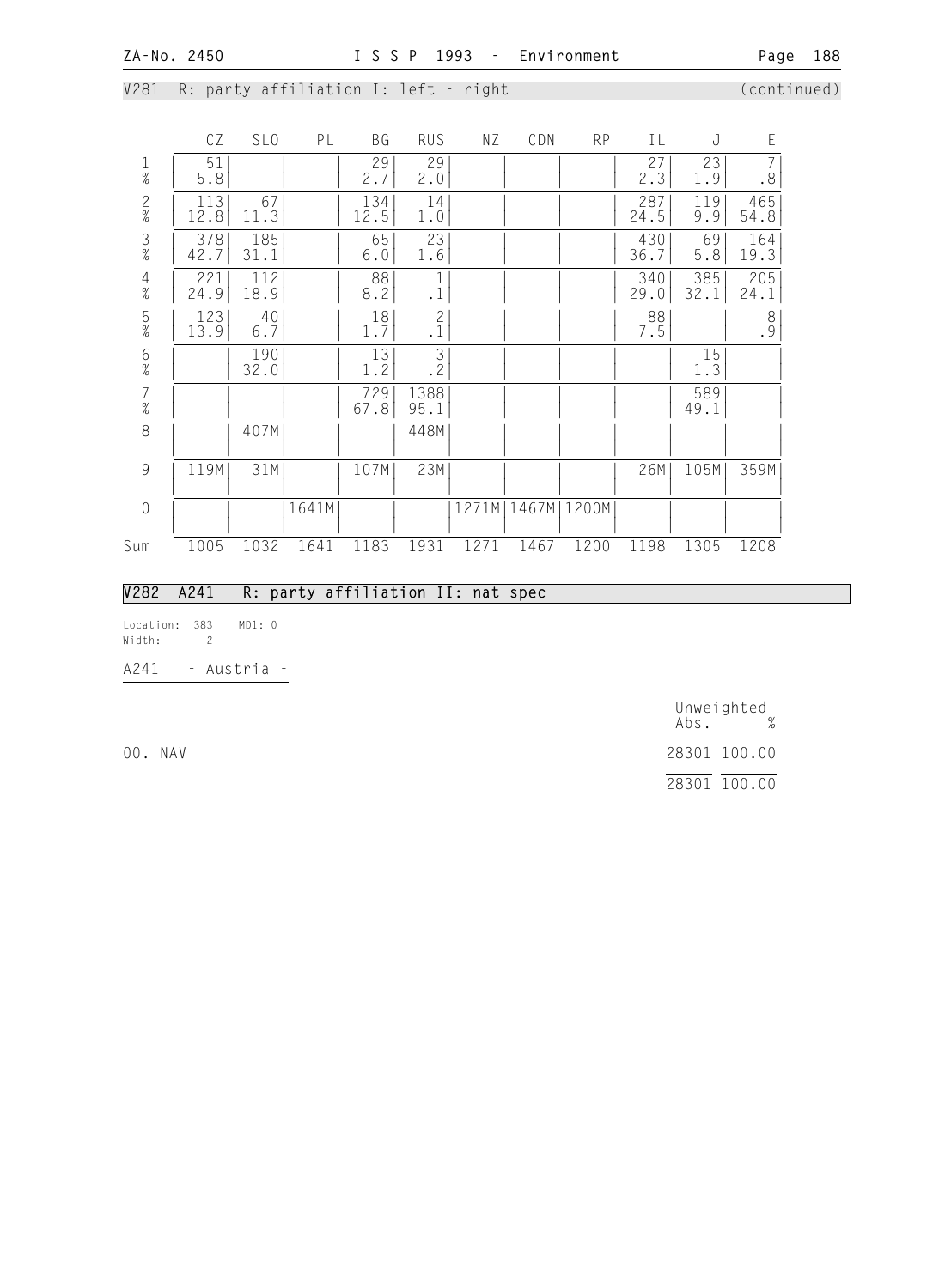## V281 R: party affiliation I: left - right (continued)

| | CZ | SLO | PL | BG | RUS | NZ | CDN | RP | IL | J | E |
|---|---|---|---|---|---|---|---|---|---|---|---|
| 1 | 51 | | | 29 | 29 | | | | 27 | 23 | 7 |
| % | 5.8 | | | 2.7 | 2.0 | | | | 2.3 | 1.9 | .8 |
| 2 | 113 | 67 | | 134 | 14 | | | | 287 | 119 | 465 |
| % | 12.8 | 11.3 | | 12.5 | 1.0 | | | | 24.5 | 9.9 | 54.8 |
| 3 | 378 | 185 | | 65 | 23 | | | | 430 | 69 | 164 |
| % | 42.7 | 31.1 | | 6.0 | 1.6 | | | | 36.7 | 5.8 | 19.3 |
| 4 | 221 | 112 | | 88 | 1 | | | | 340 | 385 | 205 |
| % | 24.9 | 18.9 | | 8.2 | .1 | | | | 29.0 | 32.1 | 24.1 |
| 5 | 123 | 40 | | 18 | 2 | | | | 88 | | 8 |
| % | 13.9 | 6.7 | | 1.7 | .1 | | | | 7.5 | | .9 |
| 6 | | 190 | | 13 | 3 | | | | | 15 | |
| % | | 32.0 | | 1.2 | .2 | | | | | 1.3 | |
| 7 | | | | 729 | 1388 | | | | | 589 | |
| % | | | | 67.8 | 95.1 | | | | | 49.1 | |
| 8 | | 407M | | | 448M | | | | | | |
| 9 | 119M | 31M | | 107M | 23M | | | | 26M | 105M | 359M |
| 0 | | | 1641M | | | 1271M | 1467M | 1200M | | | |
| Sum | 1005 | 1032 | 1641 | 1183 | 1931 | 1271 | 1467 | 1200 | 1198 | 1305 | 1208 |

## V282 A241 R: party affiliation II: nat spec

Location: 383 MD1: 0
Width: 2

A241 - Austria -

| | Unweighted Abs. | % |
|---|---|---|
| 00. NAV | 28301 | 100.00 |
| | 28301 | 100.00 |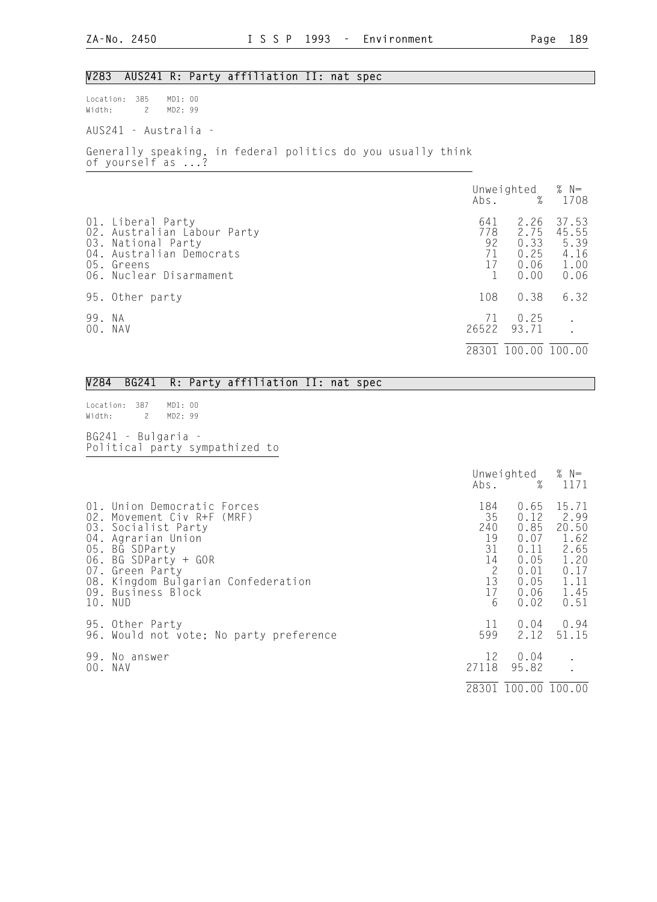## V283 AUS241 R: Party affiliation II: nat spec

Location: 385 MD1: 00
Width: 2 MD2: 99

AUS241 - Australia -

Generally speaking, in federal politics do you usually think of yourself as ...?

| | Unweighted Abs. | % | % N= 1708 |
|---|---|---|---|
| 01. Liberal Party | 641 | 2.26 | 37.53 |
| 02. Australian Labour Party | 778 | 2.75 | 45.55 |
| 03. National Party | 92 | 0.33 | 5.39 |
| 04. Australian Democrats | 71 | 0.25 | 4.16 |
| 05. Greens | 17 | 0.06 | 1.00 |
| 06. Nuclear Disarmament | 1 | 0.00 | 0.06 |
| 95. Other party | 108 | 0.38 | 6.32 |
| 99. NA | 71 | 0.25 | . |
| 00. NAV | 26522 | 93.71 | . |
| | 28301 | 100.00 | 100.00 |

## V284 BG241 R: Party affiliation II: nat spec

Location: 387 MD1: 00
Width: 2 MD2: 99

BG241 - Bulgaria -
Political party sympathized to

| | Unweighted Abs. | % | % N= 1171 |
|---|---|---|---|
| 01. Union Democratic Forces | 184 | 0.65 | 15.71 |
| 02. Movement Civ R+F (MRF) | 35 | 0.12 | 2.99 |
| 03. Socialist Party | 240 | 0.85 | 20.50 |
| 04. Agrarian Union | 19 | 0.07 | 1.62 |
| 05. BG SDParty | 31 | 0.11 | 2.65 |
| 06. BG SDParty + GOR | 14 | 0.05 | 1.20 |
| 07. Green Party | 2 | 0.01 | 0.17 |
| 08. Kingdom Bulgarian Confederation | 13 | 0.05 | 1.11 |
| 09. Business Block | 17 | 0.06 | 1.45 |
| 10. NUD | 6 | 0.02 | 0.51 |
| 95. Other Party | 11 | 0.04 | 0.94 |
| 96. Would not vote; No party preference | 599 | 2.12 | 51.15 |
| 99. No answer | 12 | 0.04 | . |
| 00. NAV | 27118 | 95.82 | . |
| | 28301 | 100.00 | 100.00 |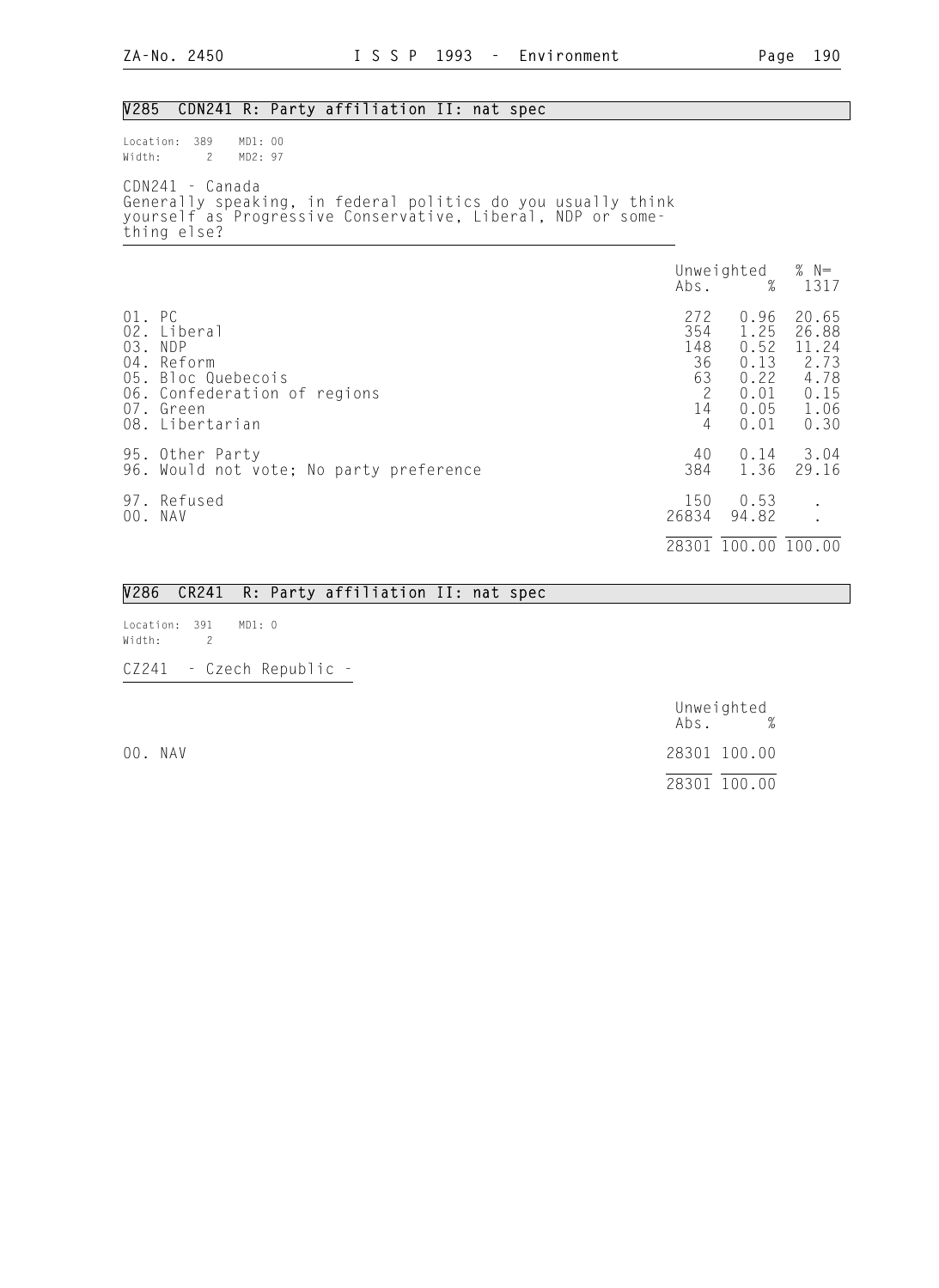## V285 CDN241 R: Party affiliation II: nat spec

Location: 389 MD1: 00
Width: 2 MD2: 97

CDN241 - Canada
Generally speaking, in federal politics do you usually think yourself as Progressive Conservative, Liberal, NDP or something else?

| | Unweighted Abs. | % | % N= 1317 |
|---|---|---|---|
| 01. PC | 272 | 0.96 | 20.65 |
| 02. Liberal | 354 | 1.25 | 26.88 |
| 03. NDP | 148 | 0.52 | 11.24 |
| 04. Reform | 36 | 0.13 | 2.73 |
| 05. Bloc Quebecois | 63 | 0.22 | 4.78 |
| 06. Confederation of regions | 2 | 0.01 | 0.15 |
| 07. Green | 14 | 0.05 | 1.06 |
| 08. Libertarian | 4 | 0.01 | 0.30 |
| 95. Other Party | 40 | 0.14 | 3.04 |
| 96. Would not vote; No party preference | 384 | 1.36 | 29.16 |
| 97. Refused | 150 | 0.53 | . |
| 00. NAV | 26834 | 94.82 | . |
| | 28301 | 100.00 | 100.00 |

## V286 CR241 R: Party affiliation II: nat spec

Location: 391 MD1: 0
Width: 2

CZ241 - Czech Republic -

| | Unweighted Abs. | % |
|---|---|---|
| 00. NAV | 28301 | 100.00 |
| | 28301 | 100.00 |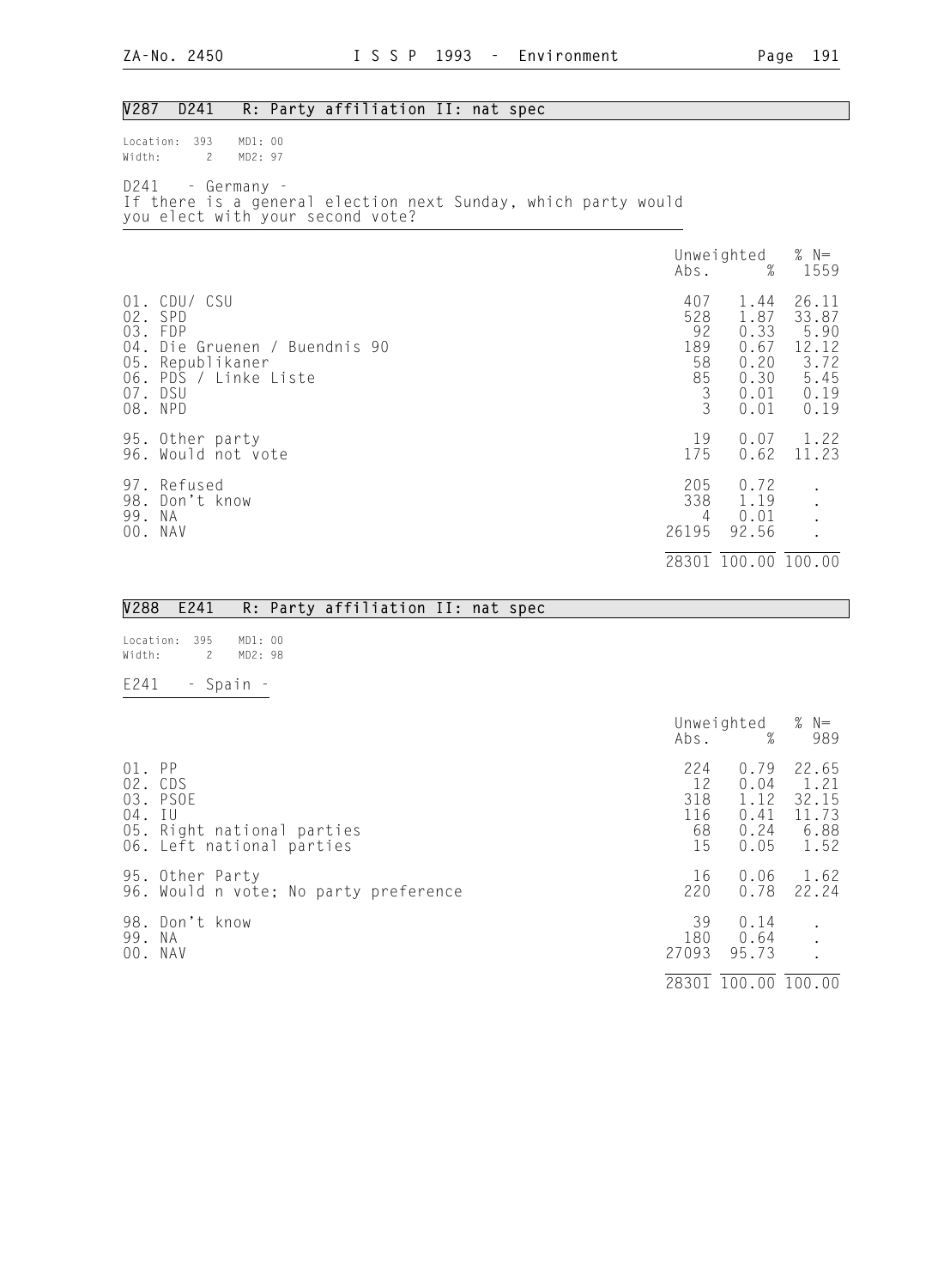## V287 D241 R: Party affiliation II: nat spec

Location: 393 MD1: 00
Width: 2 MD2: 97

D241 - Germany -
If there is a general election next Sunday, which party would you elect with your second vote?

| | Unweighted Abs. | % | % N= 1559 |
|---|---|---|---|
| 01. CDU/ CSU | 407 | 1.44 | 26.11 |
| 02. SPD | 528 | 1.87 | 33.87 |
| 03. FDP | 92 | 0.33 | 5.90 |
| 04. Die Gruenen / Buendnis 90 | 189 | 0.67 | 12.12 |
| 05. Republikaner | 58 | 0.20 | 3.72 |
| 06. PDS / Linke Liste | 85 | 0.30 | 5.45 |
| 07. DSU | 3 | 0.01 | 0.19 |
| 08. NPD | 3 | 0.01 | 0.19 |
| 95. Other party | 19 | 0.07 | 1.22 |
| 96. Would not vote | 175 | 0.62 | 11.23 |
| 97. Refused | 205 | 0.72 | . |
| 98. Don't know | 338 | 1.19 | . |
| 99. NA | 4 | 0.01 | . |
| 00. NAV | 26195 | 92.56 | . |
| | 28301 | 100.00 | 100.00 |

## V288 E241 R: Party affiliation II: nat spec

Location: 395 MD1: 00
Width: 2 MD2: 98

E241 - Spain -

| | Unweighted Abs. | % | % N= 989 |
|---|---|---|---|
| 01. PP | 224 | 0.79 | 22.65 |
| 02. CDS | 12 | 0.04 | 1.21 |
| 03. PSOE | 318 | 1.12 | 32.15 |
| 04. IU | 116 | 0.41 | 11.73 |
| 05. Right national parties | 68 | 0.24 | 6.88 |
| 06. Left national parties | 15 | 0.05 | 1.52 |
| 95. Other Party | 16 | 0.06 | 1.62 |
| 96. Would n vote; No party preference | 220 | 0.78 | 22.24 |
| 98. Don't know | 39 | 0.14 | . |
| 99. NA | 180 | 0.64 | . |
| 00. NAV | 27093 | 95.73 | . |
| | 28301 | 100.00 | 100.00 |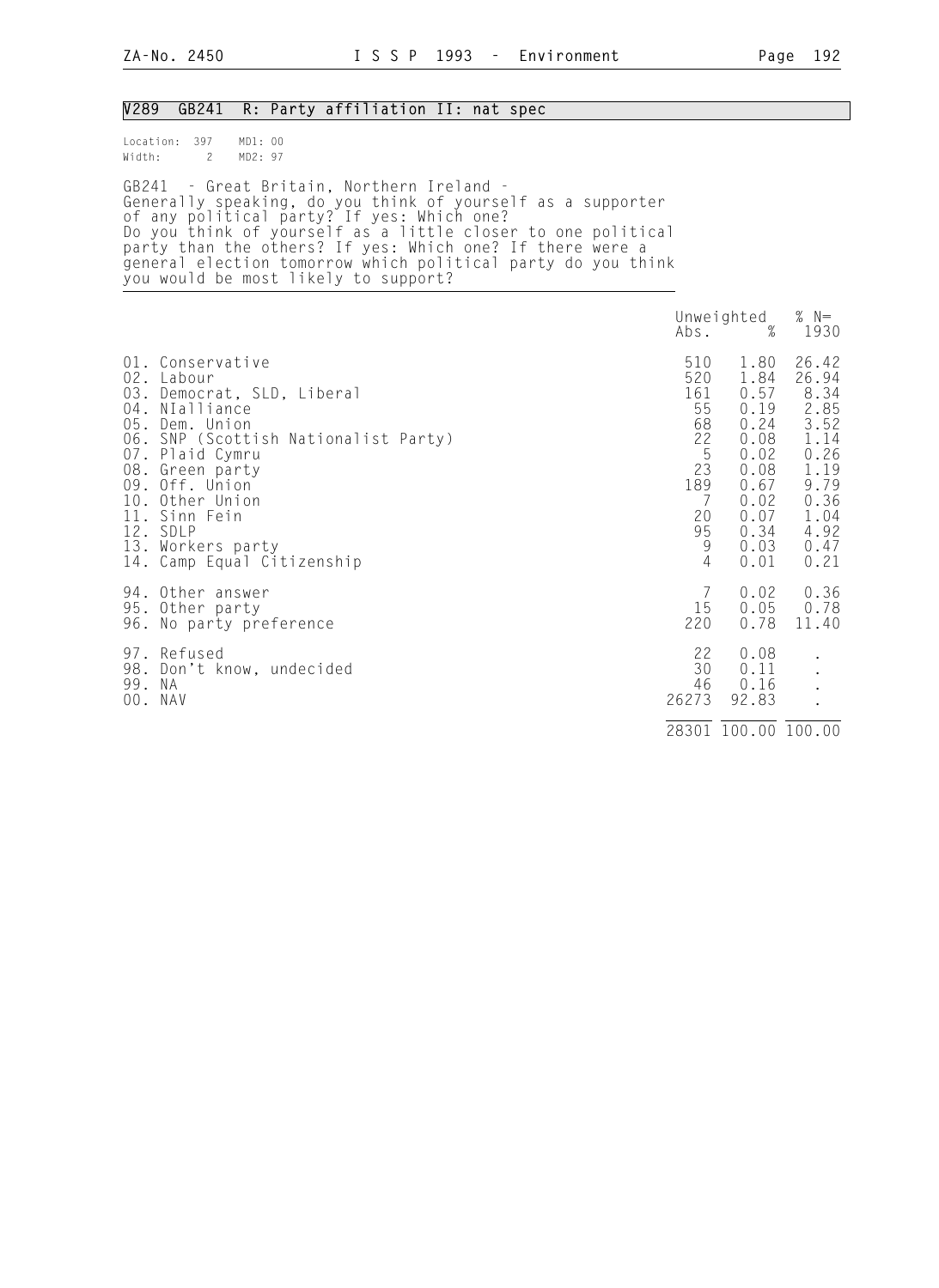## V289 GB241 R: Party affiliation II: nat spec

Location: 397 MD1: 00
Width: 2 MD2: 97

GB241 - Great Britain, Northern Ireland -
Generally speaking, do you think of yourself as a supporter of any political party? If yes: Which one?
Do you think of yourself as a little closer to one political party than the others? If yes: Which one? If there were a general election tomorrow which political party do you think you would be most likely to support?

| | Unweighted Abs. | % | % N= 1930 |
|---|---|---|---|
| 01. Conservative | 510 | 1.80 | 26.42 |
| 02. Labour | 520 | 1.84 | 26.94 |
| 03. Democrat, SLD, Liberal | 161 | 0.57 | 8.34 |
| 04. NIalliance | 55 | 0.19 | 2.85 |
| 05. Dem. Union | 68 | 0.24 | 3.52 |
| 06. SNP (Scottish Nationalist Party) | 22 | 0.08 | 1.14 |
| 07. Plaid Cymru | 5 | 0.02 | 0.26 |
| 08. Green party | 23 | 0.08 | 1.19 |
| 09. Off. Union | 189 | 0.67 | 9.79 |
| 10. Other Union | 7 | 0.02 | 0.36 |
| 11. Sinn Fein | 20 | 0.07 | 1.04 |
| 12. SDLP | 95 | 0.34 | 4.92 |
| 13. Workers party | 9 | 0.03 | 0.47 |
| 14. Camp Equal Citizenship | 4 | 0.01 | 0.21 |
| 94. Other answer | 7 | 0.02 | 0.36 |
| 95. Other party | 15 | 0.05 | 0.78 |
| 96. No party preference | 220 | 0.78 | 11.40 |
| 97. Refused | 22 | 0.08 | . |
| 98. Don't know, undecided | 30 | 0.11 | . |
| 99. NA | 46 | 0.16 | . |
| 00. NAV | 26273 | 92.83 | . |
| | 28301 | 100.00 | 100.00 |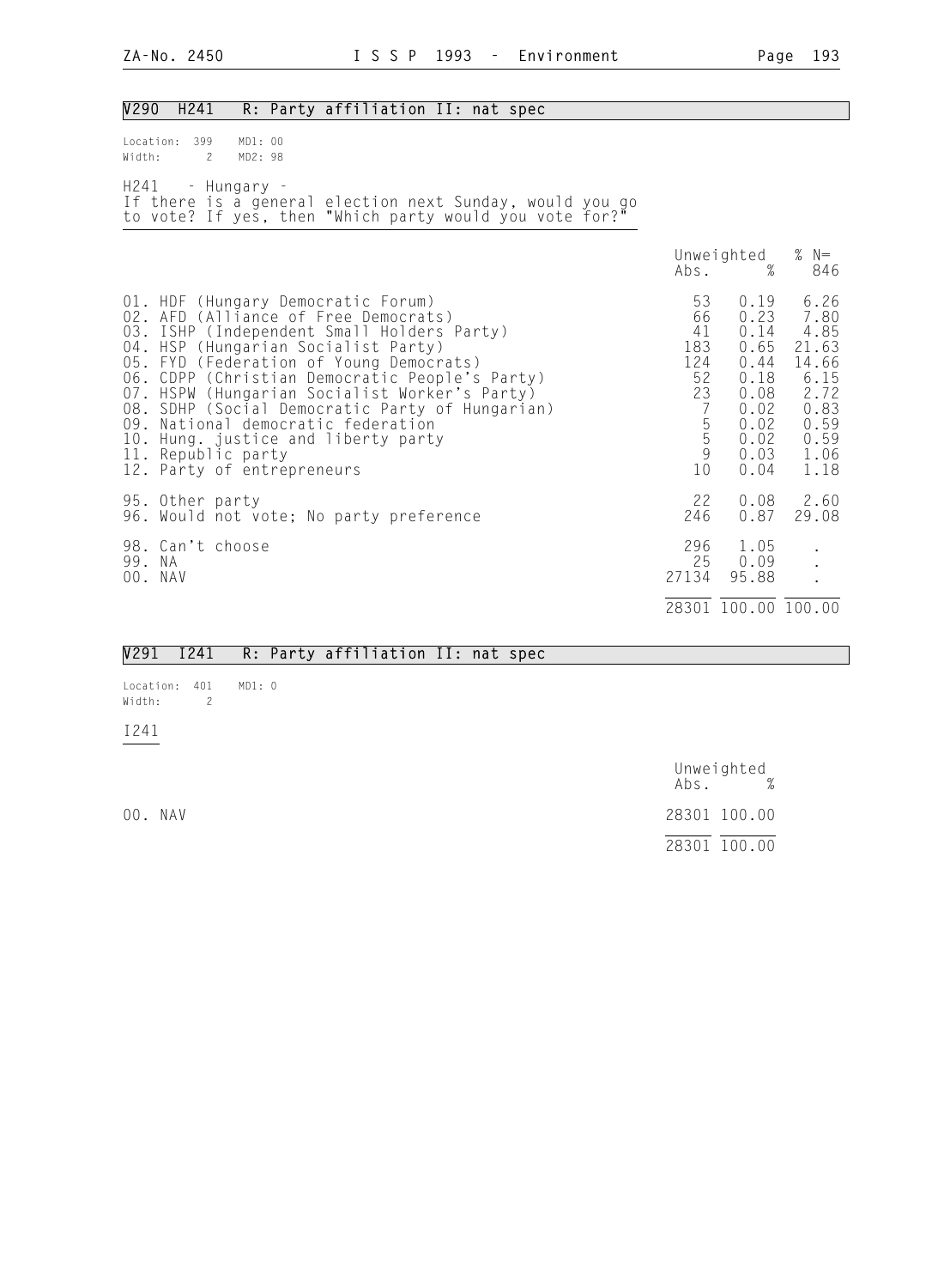## V290 H241 R: Party affiliation II: nat spec

Location: 399 MD1: 00
Width: 2 MD2: 98

H241 - Hungary -
If there is a general election next Sunday, would you go to vote? If yes, then "Which party would you vote for?"

| | Unweighted Abs. | % | % N= 846 |
|---|---|---|---|
| 01. HDF (Hungary Democratic Forum) | 53 | 0.19 | 6.26 |
| 02. AFD (Alliance of Free Democrats) | 66 | 0.23 | 7.80 |
| 03. ISHP (Independent Small Holders Party) | 41 | 0.14 | 4.85 |
| 04. HSP (Hungarian Socialist Party) | 183 | 0.65 | 21.63 |
| 05. FYD (Federation of Young Democrats) | 124 | 0.44 | 14.66 |
| 06. CDPP (Christian Democratic People's Party) | 52 | 0.18 | 6.15 |
| 07. HSPW (Hungarian Socialist Worker's Party) | 23 | 0.08 | 2.72 |
| 08. SDHP (Social Democratic Party of Hungarian) | 7 | 0.02 | 0.83 |
| 09. National democratic federation | 5 | 0.02 | 0.59 |
| 10. Hung. justice and liberty party | 5 | 0.02 | 0.59 |
| 11. Republic party | 9 | 0.03 | 1.06 |
| 12. Party of entrepreneurs | 10 | 0.04 | 1.18 |
| 95. Other party | 22 | 0.08 | 2.60 |
| 96. Would not vote; No party preference | 246 | 0.87 | 29.08 |
| 98. Can't choose | 296 | 1.05 | . |
| 99. NA | 25 | 0.09 | . |
| 00. NAV | 27134 | 95.88 | . |
| | 28301 | 100.00 | 100.00 |

## V291 I241 R: Party affiliation II: nat spec

Location: 401 MD1: 0
Width: 2

I241

| | Unweighted Abs. | % |
|---|---|---|
| 00. NAV | 28301 | 100.00 |
| | 28301 | 100.00 |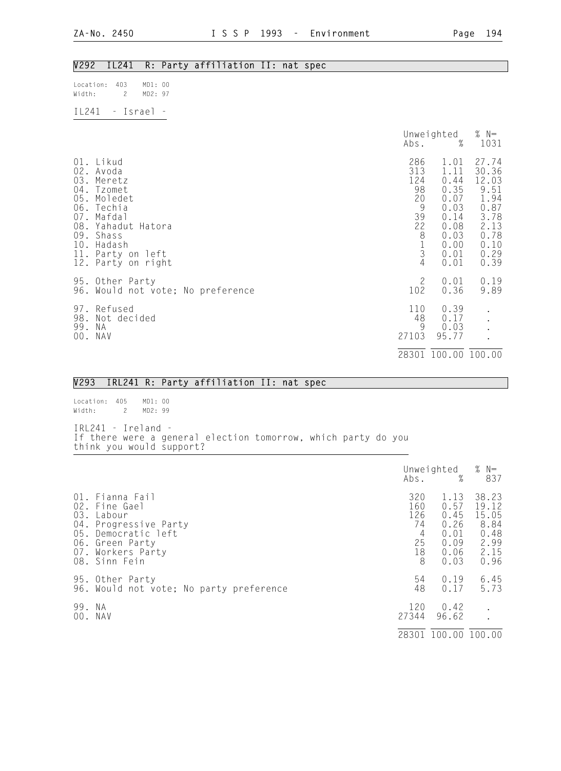## V292 IL241 R: Party affiliation II: nat spec

Location: 403 MD1: 00
Width: 2 MD2: 97

IL241 - Israel -

| | Unweighted Abs. | % | % N= 1031 |
|---|---|---|---|
| 01. Likud | 286 | 1.01 | 27.74 |
| 02. Avoda | 313 | 1.11 | 30.36 |
| 03. Meretz | 124 | 0.44 | 12.03 |
| 04. Tzomet | 98 | 0.35 | 9.51 |
| 05. Moledet | 20 | 0.07 | 1.94 |
| 06. Techia | 9 | 0.03 | 0.87 |
| 07. Mafdal | 39 | 0.14 | 3.78 |
| 08. Yahadut Hatora | 22 | 0.08 | 2.13 |
| 09. Shass | 8 | 0.03 | 0.78 |
| 10. Hadash | 1 | 0.00 | 0.10 |
| 11. Party on left | 3 | 0.01 | 0.29 |
| 12. Party on right | 4 | 0.01 | 0.39 |
| 95. Other Party | 2 | 0.01 | 0.19 |
| 96. Would not vote; No preference | 102 | 0.36 | 9.89 |
| 97. Refused | 110 | 0.39 | . |
| 98. Not decided | 48 | 0.17 | . |
| 99. NA | 9 | 0.03 | . |
| 00. NAV | 27103 | 95.77 | . |
| | 28301 | 100.00 | 100.00 |

## V293 IRL241 R: Party affiliation II: nat spec

Location: 405 MD1: 00
Width: 2 MD2: 99

IRL241 - Ireland -
If there were a general election tomorrow, which party do you think you would support?

| | Unweighted Abs. | % | % N= 837 |
|---|---|---|---|
| 01. Fianna Fail | 320 | 1.13 | 38.23 |
| 02. Fine Gael | 160 | 0.57 | 19.12 |
| 03. Labour | 126 | 0.45 | 15.05 |
| 04. Progressive Party | 74 | 0.26 | 8.84 |
| 05. Democratic left | 4 | 0.01 | 0.48 |
| 06. Green Party | 25 | 0.09 | 2.99 |
| 07. Workers Party | 18 | 0.06 | 2.15 |
| 08. Sinn Fein | 8 | 0.03 | 0.96 |
| 95. Other Party | 54 | 0.19 | 6.45 |
| 96. Would not vote; No party preference | 48 | 0.17 | 5.73 |
| 99. NA | 120 | 0.42 | . |
| 00. NAV | 27344 | 96.62 | . |
| | 28301 | 100.00 | 100.00 |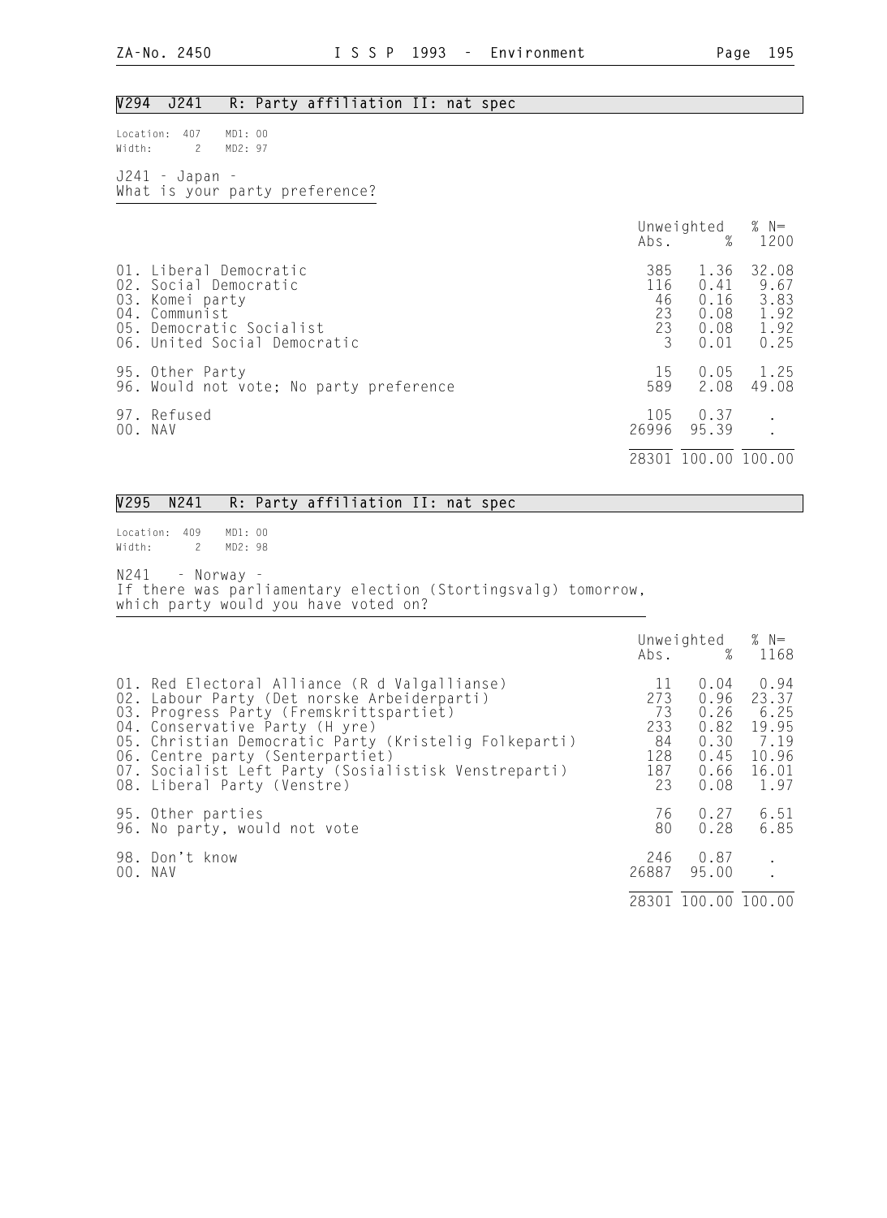## V294 J241 R: Party affiliation II: nat spec

Location: 407 MD1: 00
Width: 2 MD2: 97

J241 - Japan -
What is your party preference?

| | Unweighted Abs. | % | % N= 1200 |
|---|---|---|---|
| 01. Liberal Democratic | 385 | 1.36 | 32.08 |
| 02. Social Democratic | 116 | 0.41 | 9.67 |
| 03. Komei party | 46 | 0.16 | 3.83 |
| 04. Communist | 23 | 0.08 | 1.92 |
| 05. Democratic Socialist | 23 | 0.08 | 1.92 |
| 06. United Social Democratic | 3 | 0.01 | 0.25 |
| 95. Other Party | 15 | 0.05 | 1.25 |
| 96. Would not vote; No party preference | 589 | 2.08 | 49.08 |
| 97. Refused | 105 | 0.37 | . |
| 00. NAV | 26996 | 95.39 | . |
| | 28301 | 100.00 | 100.00 |

## V295 N241 R: Party affiliation II: nat spec

Location: 409 MD1: 00
Width: 2 MD2: 98

N241 - Norway -
If there was parliamentary election (Stortingsvalg) tomorrow, which party would you have voted on?

| | Unweighted Abs. | % | % N= 1168 |
|---|---|---|---|
| 01. Red Electoral Alliance (R d Valgallianse) | 11 | 0.04 | 0.94 |
| 02. Labour Party (Det norske Arbeiderparti) | 273 | 0.96 | 23.37 |
| 03. Progress Party (Fremskrittspartiet) | 73 | 0.26 | 6.25 |
| 04. Conservative Party (H yre) | 233 | 0.82 | 19.95 |
| 05. Christian Democratic Party (Kristelig Folkeparti) | 84 | 0.30 | 7.19 |
| 06. Centre party (Senterpartiet) | 128 | 0.45 | 10.96 |
| 07. Socialist Left Party (Sosialistisk Venstreparti) | 187 | 0.66 | 16.01 |
| 08. Liberal Party (Venstre) | 23 | 0.08 | 1.97 |
| 95. Other parties | 76 | 0.27 | 6.51 |
| 96. No party, would not vote | 80 | 0.28 | 6.85 |
| 98. Don't know | 246 | 0.87 | . |
| 00. NAV | 26887 | 95.00 | . |
| | 28301 | 100.00 | 100.00 |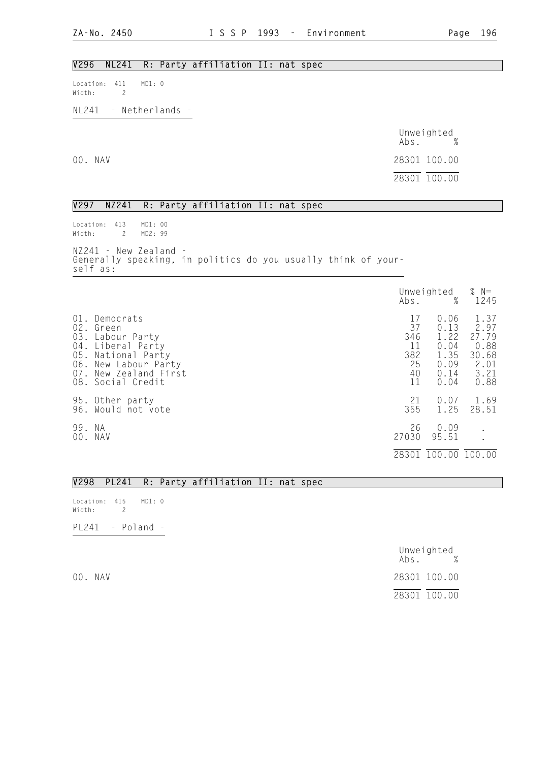## V296 NL241 R: Party affiliation II: nat spec

Location: 411 MD1: 0
Width: 2

NL241 - Netherlands -

| | Unweighted Abs. | % |
|---|---|---|
| 00. NAV | 28301 | 100.00 |
| | 28301 | 100.00 |

## V297 NZ241 R: Party affiliation II: nat spec

Location: 413 MD1: 00
Width: 2 MD2: 99

NZ241 - New Zealand -
Generally speaking, in politics do you usually think of yourself as:

| | Unweighted Abs. | % | % N= 1245 |
|---|---|---|---|
| 01. Democrats | 17 | 0.06 | 1.37 |
| 02. Green | 37 | 0.13 | 2.97 |
| 03. Labour Party | 346 | 1.22 | 27.79 |
| 04. Liberal Party | 11 | 0.04 | 0.88 |
| 05. National Party | 382 | 1.35 | 30.68 |
| 06. New Labour Party | 25 | 0.09 | 2.01 |
| 07. New Zealand First | 40 | 0.14 | 3.21 |
| 08. Social Credit | 11 | 0.04 | 0.88 |
| 95. Other party | 21 | 0.07 | 1.69 |
| 96. Would not vote | 355 | 1.25 | 28.51 |
| 99. NA | 26 | 0.09 | . |
| 00. NAV | 27030 | 95.51 | . |
| | 28301 | 100.00 | 100.00 |

## V298 PL241 R: Party affiliation II: nat spec

Location: 415 MD1: 0
Width: 2

PL241 - Poland -

| | Unweighted Abs. | % |
|---|---|---|
| 00. NAV | 28301 | 100.00 |
| | 28301 | 100.00 |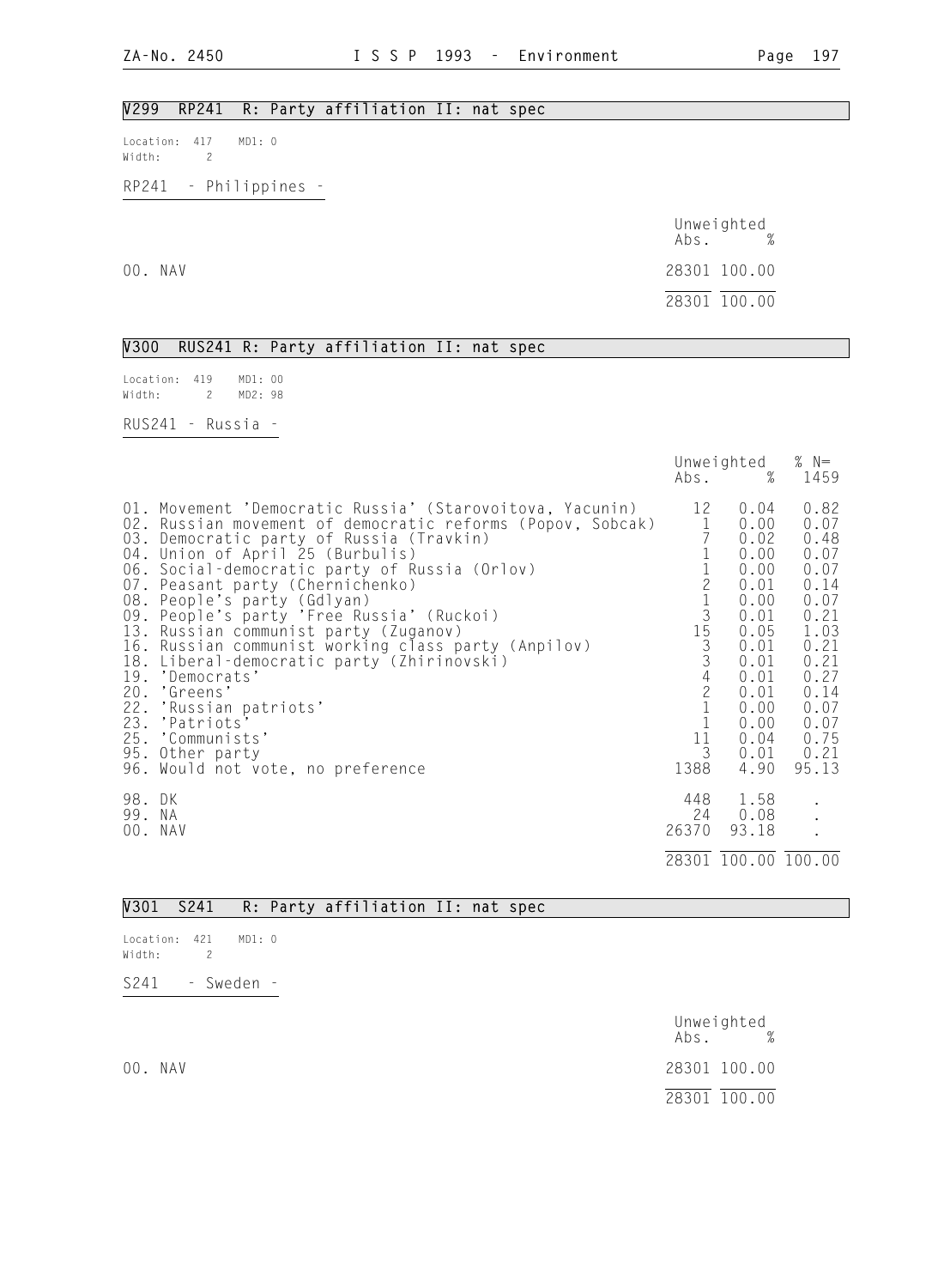## V299 RP241 R: Party affiliation II: nat spec

Location: 417 MD1: 0
Width: 2

RP241 - Philippines -

| | Unweighted Abs. | % |
|---|---|---|
| 00. NAV | 28301 | 100.00 |
| | 28301 | 100.00 |

## V300 RUS241 R: Party affiliation II: nat spec

Location: 419 MD1: 00
Width: 2 MD2: 98

RUS241 - Russia -

| | Unweighted Abs. | % | % N= 1459 |
|---|---|---|---|
| 01. Movement 'Democratic Russia' (Starovoitova, Yacunin) | 12 | 0.04 | 0.82 |
| 02. Russian movement of democratic reforms (Popov, Sobcak) | 1 | 0.00 | 0.07 |
| 03. Democratic party of Russia (Travkin) | 7 | 0.02 | 0.48 |
| 04. Union of April 25 (Burbulis) | 1 | 0.00 | 0.07 |
| 06. Social-democratic party of Russia (Orlov) | 1 | 0.00 | 0.07 |
| 07. Peasant party (Chernichenko) | 2 | 0.01 | 0.14 |
| 08. People's party (Gdlyan) | 1 | 0.00 | 0.07 |
| 09. People's party 'Free Russia' (Ruckoi) | 3 | 0.01 | 0.21 |
| 13. Russian communist party (Zuganov) | 15 | 0.05 | 1.03 |
| 16. Russian communist working class party (Anpilov) | 3 | 0.01 | 0.21 |
| 18. Liberal-democratic party (Zhirinovski) | 3 | 0.01 | 0.21 |
| 19. 'Democrats' | 4 | 0.01 | 0.27 |
| 20. 'Greens' | 2 | 0.01 | 0.14 |
| 22. 'Russian patriots' | 1 | 0.00 | 0.07 |
| 23. 'Patriots' | 1 | 0.00 | 0.07 |
| 25. 'Communists' | 11 | 0.04 | 0.75 |
| 95. Other party | 3 | 0.01 | 0.21 |
| 96. Would not vote, no preference | 1388 | 4.90 | 95.13 |
| 98. DK | 448 | 1.58 | . |
| 99. NA | 24 | 0.08 | . |
| 00. NAV | 26370 | 93.18 | . |
| | 28301 | 100.00 | 100.00 |

## V301 S241 R: Party affiliation II: nat spec

Location: 421 MD1: 0
Width: 2

S241 - Sweden -

| | Unweighted Abs. | % |
|---|---|---|
| 00. NAV | 28301 | 100.00 |
| | 28301 | 100.00 |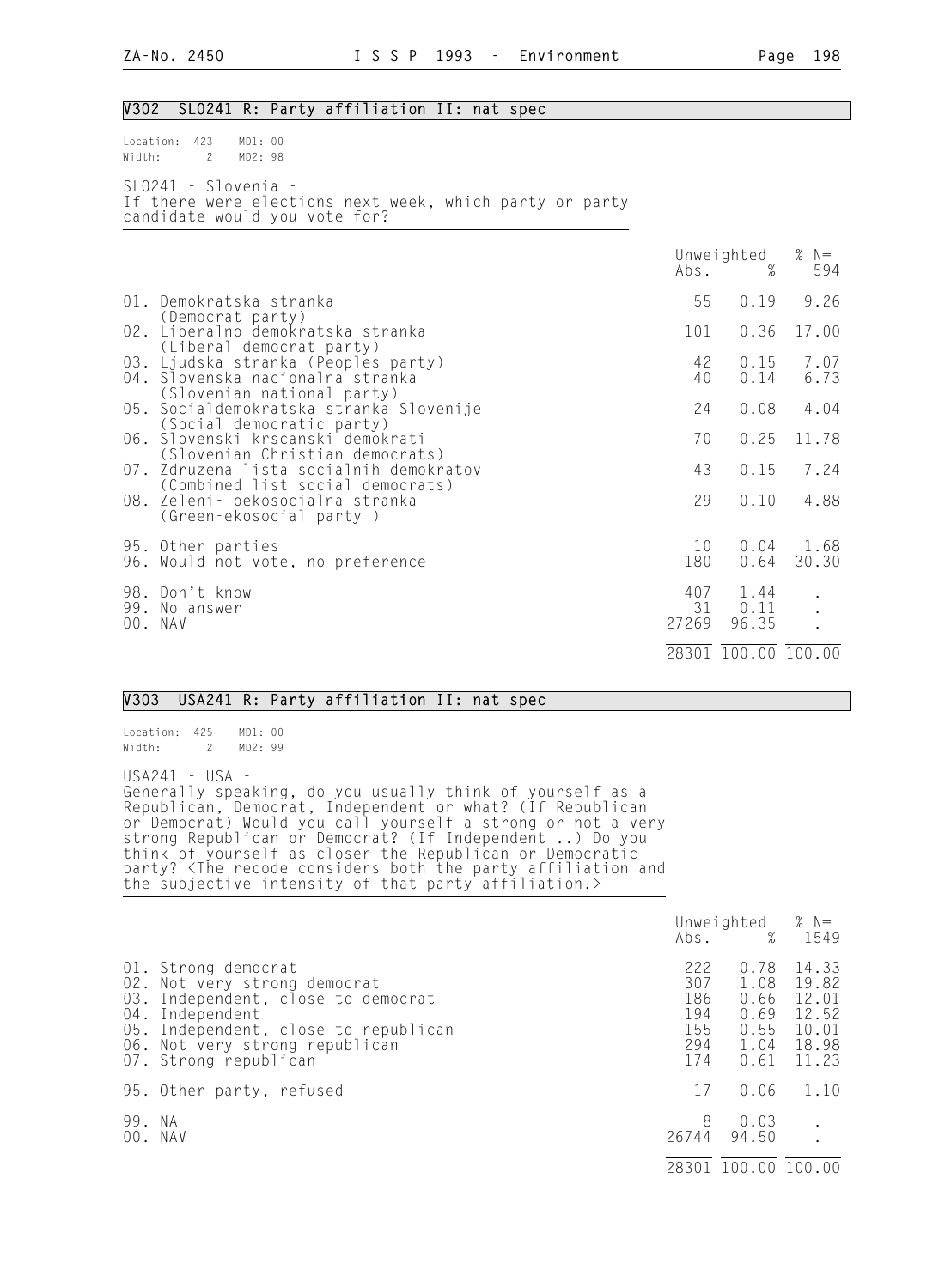## V302 SLO241 R: Party affiliation II: nat spec

Location: 423 MD1: 00
Width: 2 MD2: 98

SLO241 - Slovenia -
If there were elections next week, which party or party candidate would you vote for?

| | Unweighted Abs. | % | % N= 594 |
|---|---|---|---|
| 01. Demokratska stranka (Democrat party) | 55 | 0.19 | 9.26 |
| 02. Liberalno demokratska stranka (Liberal democrat party) | 101 | 0.36 | 17.00 |
| 03. Ljudska stranka (Peoples party) | 42 | 0.15 | 7.07 |
| 04. Slovenska nacionalna stranka (Slovenian national party) | 40 | 0.14 | 6.73 |
| 05. Socialdemokratska stranka Slovenije (Social democratic party) | 24 | 0.08 | 4.04 |
| 06. Slovenski krscanski demokrati (Slovenian Christian democrats) | 70 | 0.25 | 11.78 |
| 07. Zdruzena lista socialnih demokratov (Combined list social democrats) | 43 | 0.15 | 7.24 |
| 08. Zeleni- oekosocialna stranka (Green-ekosocial party ) | 29 | 0.10 | 4.88 |
| 95. Other parties | 10 | 0.04 | 1.68 |
| 96. Would not vote, no preference | 180 | 0.64 | 30.30 |
| 98. Don't know | 407 | 1.44 | . |
| 99. No answer | 31 | 0.11 | . |
| 00. NAV | 27269 | 96.35 | . |
| | 28301 | 100.00 | 100.00 |

## V303 USA241 R: Party affiliation II: nat spec

Location: 425 MD1: 00
Width: 2 MD2: 99

USA241 - USA -
Generally speaking, do you usually think of yourself as a Republican, Democrat, Independent or what? (If Republican or Democrat) Would you call yourself a strong or not a very strong Republican or Democrat? (If Independent ..) Do you think of yourself as closer the Republican or Democratic party? <The recode considers both the party affiliation and the subjective intensity of that party affiliation.>

| | Unweighted Abs. | % | % N= 1549 |
|---|---|---|---|
| 01. Strong democrat | 222 | 0.78 | 14.33 |
| 02. Not very strong democrat | 307 | 1.08 | 19.82 |
| 03. Independent, close to democrat | 186 | 0.66 | 12.01 |
| 04. Independent | 194 | 0.69 | 12.52 |
| 05. Independent, close to republican | 155 | 0.55 | 10.01 |
| 06. Not very strong republican | 294 | 1.04 | 18.98 |
| 07. Strong republican | 174 | 0.61 | 11.23 |
| 95. Other party, refused | 17 | 0.06 | 1.10 |
| 99. NA | 8 | 0.03 | . |
| 00. NAV | 26744 | 94.50 | . |
| | 28301 | 100.00 | 100.00 |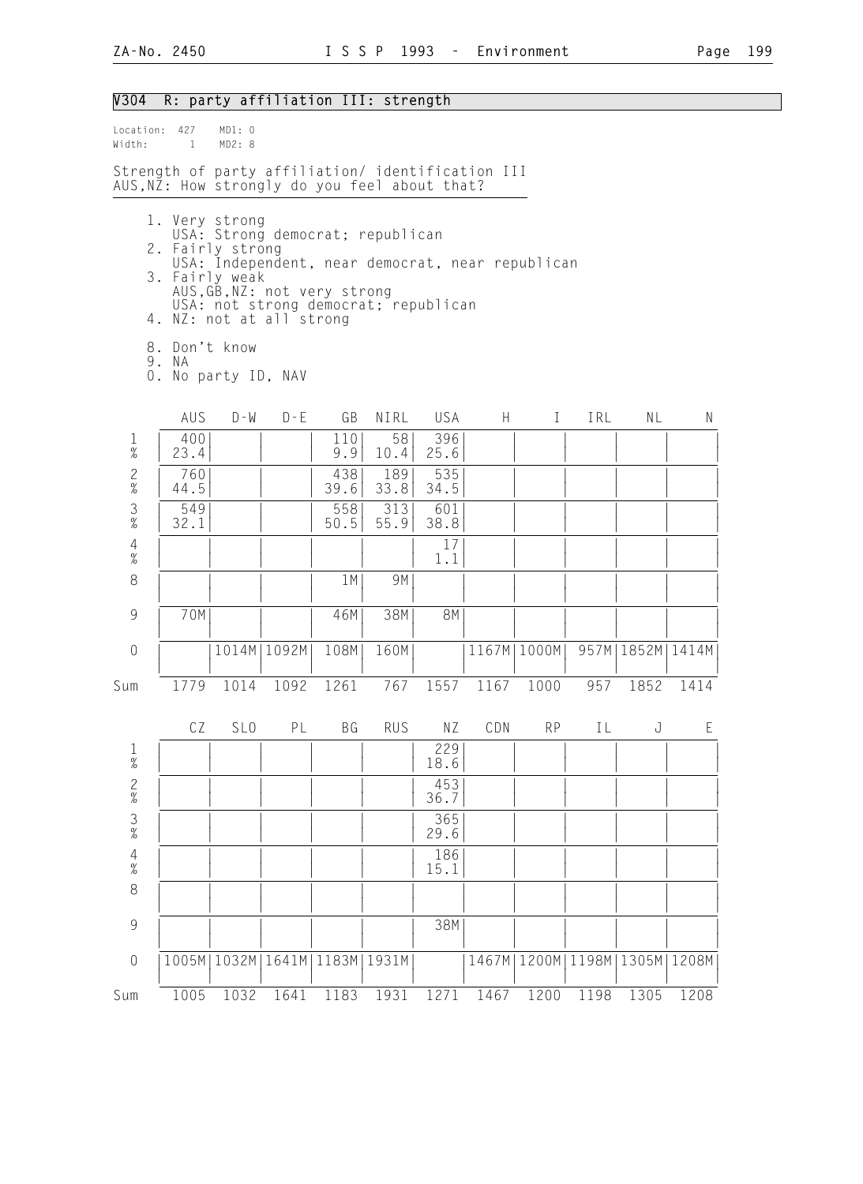## V304 R: party affiliation III: strength

Location: 427 MD1: 0
Width: 1 MD2: 8

Strength of party affiliation/ identification III
AUS,NZ: How strongly do you feel about that?

1. Very strong
   USA: Strong democrat; republican
2. Fairly strong
   USA: Independent, near democrat, near republican
3. Fairly weak
   AUS,GB,NZ: not very strong
   USA: not strong democrat; republican
4. NZ: not at all strong

8. Don't know
9. NA
0. No party ID, NAV

| | AUS | D-W | D-E | GB | NIRL | USA | H | I | IRL | NL | N |
|---|---|---|---|---|---|---|---|---|---|---|---|
| 1 | 400 | | | 110 | 58 | 396 | | | | | |
| % | 23.4 | | | 9.9 | 10.4 | 25.6 | | | | | |
| 2 | 760 | | | 438 | 189 | 535 | | | | | |
| % | 44.5 | | | 39.6 | 33.8 | 34.5 | | | | | |
| 3 | 549 | | | 558 | 313 | 601 | | | | | |
| % | 32.1 | | | 50.5 | 55.9 | 38.8 | | | | | |
| 4 | | | | | | 17 | | | | | |
| % | | | | | | 1.1 | | | | | |
| 8 | | | | 1M | 9M | | | | | | |
| 9 | 70M | | | 46M | 38M | 8M | | | | | |
| 0 | | 1014M | 1092M | 108M | 160M | | 1167M | 1000M | 957M | 1852M | 1414M |
| Sum | 1779 | 1014 | 1092 | 1261 | 767 | 1557 | 1167 | 1000 | 957 | 1852 | 1414 |

| | CZ | SLO | PL | BG | RUS | NZ | CDN | RP | IL | J | E |
|---|---|---|---|---|---|---|---|---|---|---|---|
| 1 | | | | | | 229 | | | | | |
| % | | | | | | 18.6 | | | | | |
| 2 | | | | | | 453 | | | | | |
| % | | | | | | 36.7 | | | | | |
| 3 | | | | | | 365 | | | | | |
| % | | | | | | 29.6 | | | | | |
| 4 | | | | | | 186 | | | | | |
| % | | | | | | 15.1 | | | | | |
| 8 | | | | | | | | | | | |
| 9 | | | | | | 38M | | | | | |
| 0 | 1005M | 1032M | 1641M | 1183M | 1931M | | 1467M | 1200M | 1198M | 1305M | 1208M |
| Sum | 1005 | 1032 | 1641 | 1183 | 1931 | 1271 | 1467 | 1200 | 1198 | 1305 | 1208 |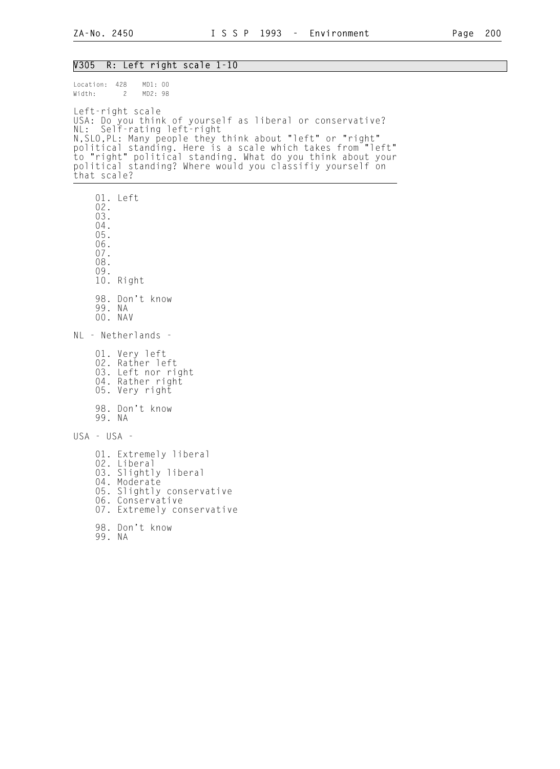## V305 R: Left right scale 1-10

Location: 428 MD1: 00
Width: 2 MD2: 98

Left-right scale
USA: Do you think of yourself as liberal or conservative?
NL: Self-rating left-right
N,SLO,PL: Many people they think about "left" or "right" political standing. Here is a scale which takes from "left" to "right" political standing. What do you think about your political standing? Where would you classifiy yourself on that scale?

01. Left
02.
03.
04.
05.
06.
07.
08.
09.
10. Right

98. Don't know
99. NA
00. NAV

NL - Netherlands -

01. Very left
02. Rather left
03. Left nor right
04. Rather right
05. Very right

98. Don't know
99. NA

USA - USA -

01. Extremely liberal
02. Liberal
03. Slightly liberal
04. Moderate
05. Slightly conservative
06. Conservative
07. Extremely conservative

98. Don't know
99. NA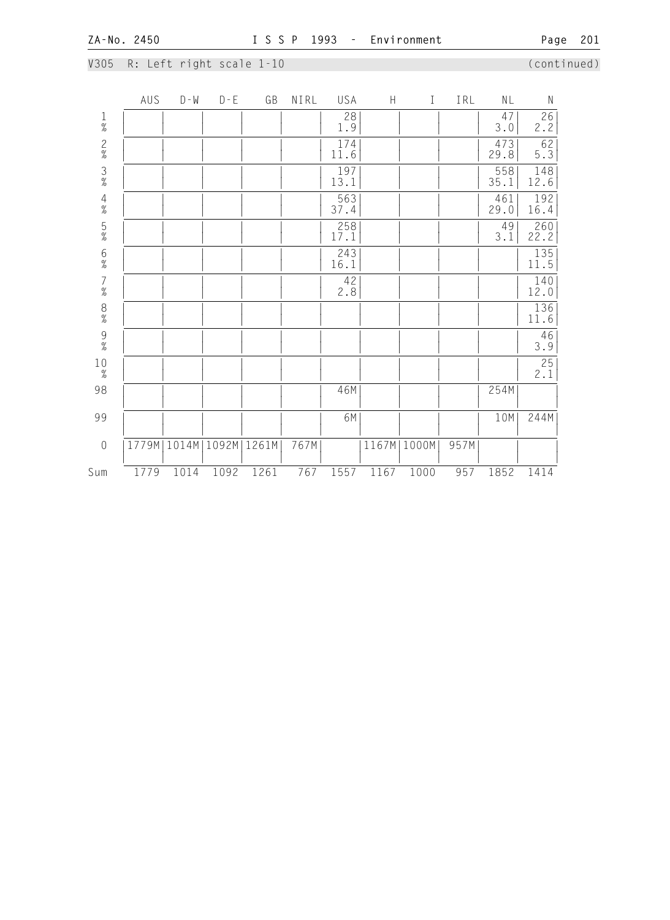V305 R: Left right scale 1-10 (continued)

| | AUS | D-W | D-E | GB | NIRL | USA | H | I | IRL | NL | N |
|---|---|---|---|---|---|---|---|---|---|---|---|
| 1 % | | | | | | 28 1.9 | | | | 47 3.0 | 26 2.2 |
| 2 % | | | | | | 174 11.6 | | | | 473 29.8 | 62 5.3 |
| 3 % | | | | | | 197 13.1 | | | | 558 35.1 | 148 12.6 |
| 4 % | | | | | | 563 37.4 | | | | 461 29.0 | 192 16.4 |
| 5 % | | | | | | 258 17.1 | | | | 49 3.1 | 260 22.2 |
| 6 % | | | | | | 243 16.1 | | | | | 135 11.5 |
| 7 % | | | | | | 42 2.8 | | | | | 140 12.0 |
| 8 % | | | | | | | | | | | 136 11.6 |
| 9 % | | | | | | | | | | | 46 3.9 |
| 10 % | | | | | | | | | | | 25 2.1 |
| 98 | | | | | | 46M | | | | 254M | |
| 99 | | | | | | 6M | | | | 10M | 244M |
| 0 | 1779M | 1014M | 1092M | 1261M | 767M | | 1167M | 1000M | 957M | | |
| Sum | 1779 | 1014 | 1092 | 1261 | 767 | 1557 | 1167 | 1000 | 957 | 1852 | 1414 |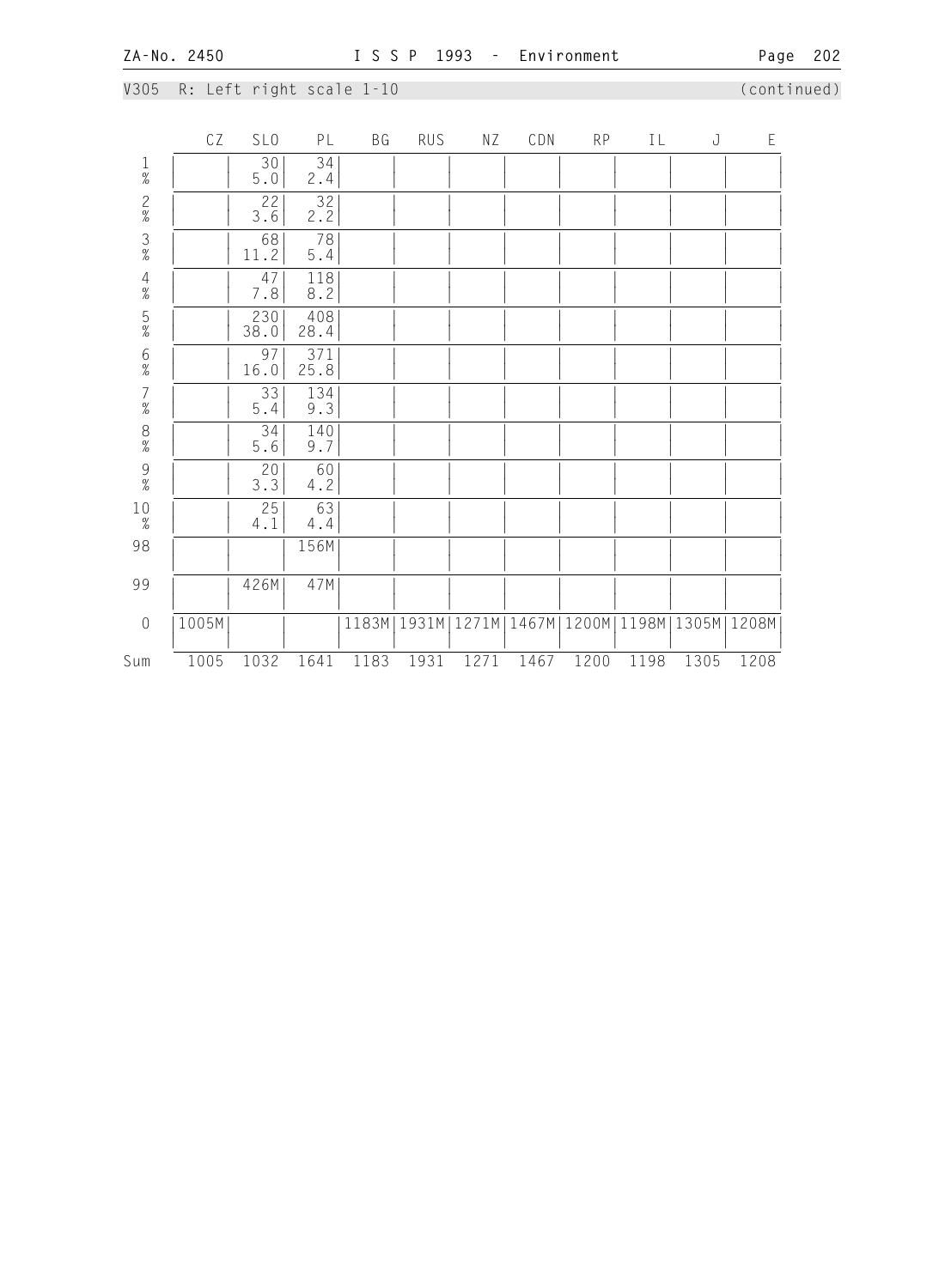V305 R: Left right scale 1-10 (continued)

| | CZ | SLO | PL | BG | RUS | NZ | CDN | RP | IL | J | E |
|---|---|---|---|---|---|---|---|---|---|---|---|
| 1 % | | 30<br>5.0 | 34<br>2.4 | | | | | | | | |
| 2 % | | 22<br>3.6 | 32<br>2.2 | | | | | | | | |
| 3 % | | 68<br>11.2 | 78<br>5.4 | | | | | | | | |
| 4 % | | 47<br>7.8 | 118<br>8.2 | | | | | | | | |
| 5 % | | 230<br>38.0 | 408<br>28.4 | | | | | | | | |
| 6 % | | 97<br>16.0 | 371<br>25.8 | | | | | | | | |
| 7 % | | 33<br>5.4 | 134<br>9.3 | | | | | | | | |
| 8 % | | 34<br>5.6 | 140<br>9.7 | | | | | | | | |
| 9 % | | 20<br>3.3 | 60<br>4.2 | | | | | | | | |
| 10 % | | 25<br>4.1 | 63<br>4.4 | | | | | | | | |
| 98 | | | 156M | | | | | | | | |
| 99 | | 426M | 47M | | | | | | | | |
| 0 | 1005M | | | 1183M | 1931M | 1271M | 1467M | 1200M | 1198M | 1305M | 1208M |
| Sum | 1005 | 1032 | 1641 | 1183 | 1931 | 1271 | 1467 | 1200 | 1198 | 1305 | 1208 |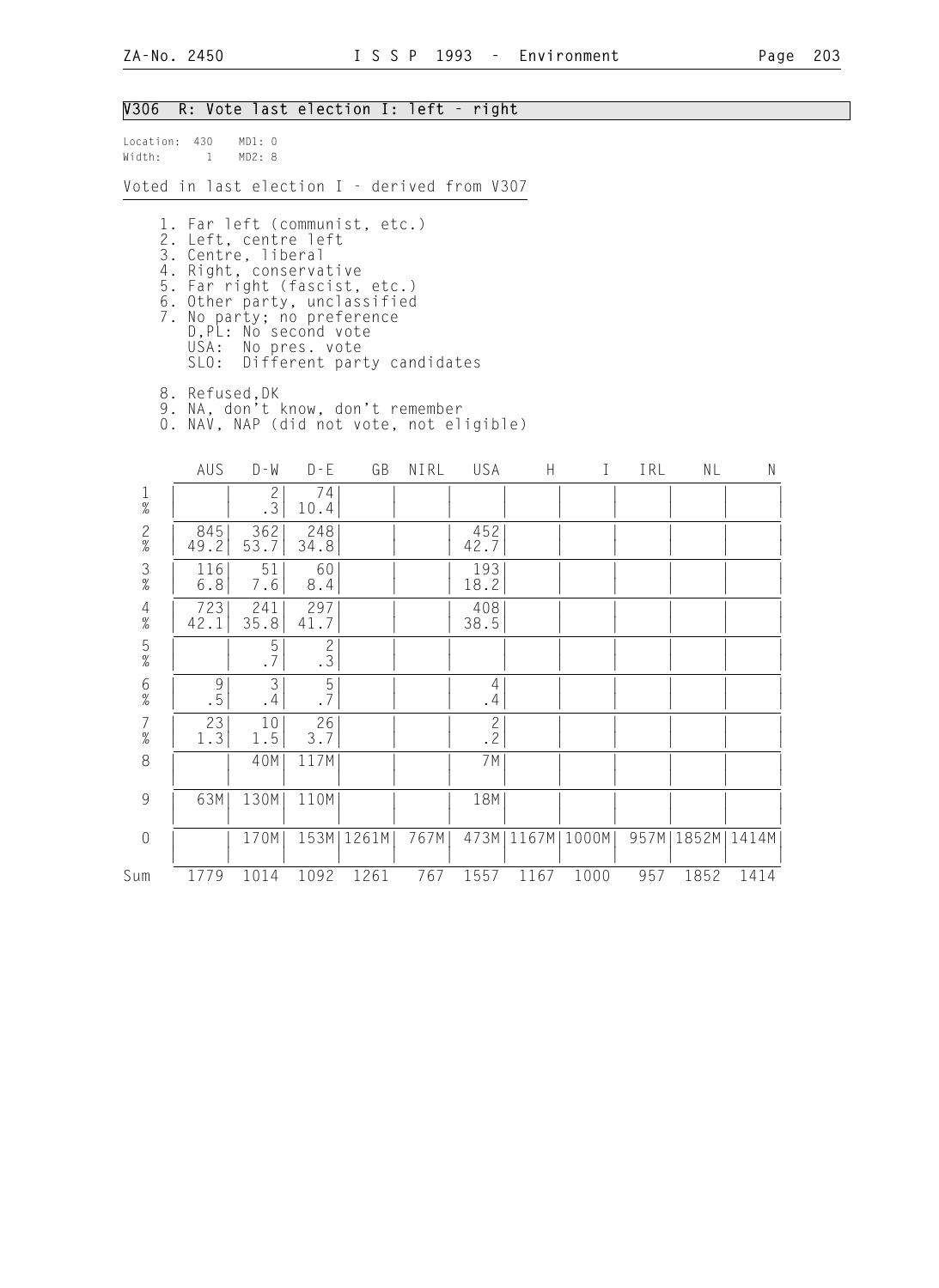## V306 R: Vote last election I: left - right

Location: 430 MD1: 0
Width: 1 MD2: 8

Voted in last election I - derived from V307

1. Far left (communist, etc.)
2. Left, centre left
3. Centre, liberal
4. Right, conservative
5. Far right (fascist, etc.)
6. Other party, unclassified
7. No party; no preference
   D,PL: No second vote
   USA: No pres. vote
   SLO: Different party candidates
8. Refused,DK
9. NA, don't know, don't remember
0. NAV, NAP (did not vote, not eligible)

| | AUS | D-W | D-E | GB | NIRL | USA | H | I | IRL | NL | N |
|---|---|---|---|---|---|---|---|---|---|---|---|
| 1 | | 2 | 74 | | | | | | | | |
| % | | .3 | 10.4 | | | | | | | | |
| 2 | 845 | 362 | 248 | | | 452 | | | | | |
| % | 49.2 | 53.7 | 34.8 | | | 42.7 | | | | | |
| 3 | 116 | 51 | 60 | | | 193 | | | | | |
| % | 6.8 | 7.6 | 8.4 | | | 18.2 | | | | | |
| 4 | 723 | 241 | 297 | | | 408 | | | | | |
| % | 42.1 | 35.8 | 41.7 | | | 38.5 | | | | | |
| 5 | | 5 | 2 | | | | | | | | |
| % | | .7 | .3 | | | | | | | | |
| 6 | 9 | 3 | 5 | | | 4 | | | | | |
| % | .5 | .4 | .7 | | | .4 | | | | | |
| 7 | 23 | 10 | 26 | | | 2 | | | | | |
| % | 1.3 | 1.5 | 3.7 | | | .2 | | | | | |
| 8 | | 40M | 117M | | | 7M | | | | | |
| 9 | 63M | 130M | 110M | | | 18M | | | | | |
| 0 | | 170M | 153M | 1261M | 767M | 473M | 1167M | 1000M | 957M | 1852M | 1414M |
| Sum | 1779 | 1014 | 1092 | 1261 | 767 | 1557 | 1167 | 1000 | 957 | 1852 | 1414 |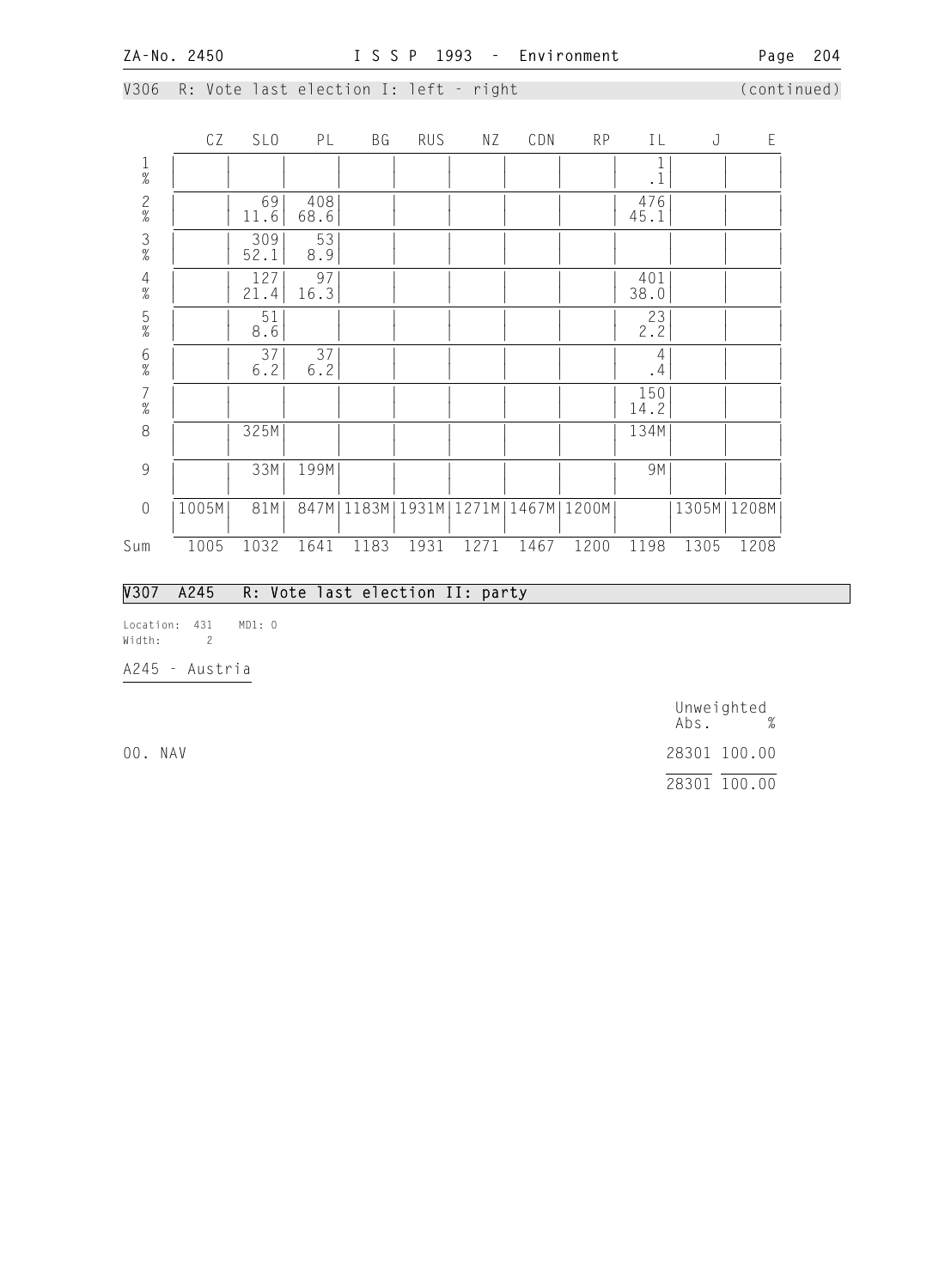V306 R: Vote last election I: left - right (continued)

|  | CZ | SLO | PL | BG | RUS | NZ | CDN | RP | IL | J | E |
|---|---|---|---|---|---|---|---|---|---|---|---|
| 1 |  |  |  |  |  |  |  |  | 1 |  |  |
| % |  |  |  |  |  |  |  |  | .1 |  |  |
| 2 |  | 69 | 408 |  |  |  |  |  | 476 |  |  |
| % |  | 11.6 | 68.6 |  |  |  |  |  | 45.1 |  |  |
| 3 |  | 309 | 53 |  |  |  |  |  |  |  |  |
| % |  | 52.1 | 8.9 |  |  |  |  |  |  |  |  |
| 4 |  | 127 | 97 |  |  |  |  |  | 401 |  |  |
| % |  | 21.4 | 16.3 |  |  |  |  |  | 38.0 |  |  |
| 5 |  | 51 |  |  |  |  |  |  | 23 |  |  |
| % |  | 8.6 |  |  |  |  |  |  | 2.2 |  |  |
| 6 |  | 37 | 37 |  |  |  |  |  | 4 |  |  |
| % |  | 6.2 | 6.2 |  |  |  |  |  | .4 |  |  |
| 7 |  |  |  |  |  |  |  |  | 150 |  |  |
| % |  |  |  |  |  |  |  |  | 14.2 |  |  |
| 8 |  | 325M |  |  |  |  |  |  | 134M |  |  |
| 9 |  | 33M | 199M |  |  |  |  |  | 9M |  |  |
| 0 | 1005M | 81M | 847M | 1183M | 1931M | 1271M | 1467M | 1200M |  | 1305M | 1208M |
| Sum | 1005 | 1032 | 1641 | 1183 | 1931 | 1271 | 1467 | 1200 | 1198 | 1305 | 1208 |

## V307 A245 R: Vote last election II: party

Location: 431 MD1: 0
Width: 2

A245 - Austria

|  | Unweighted Abs. | % |
|---|---|---|
| 00. NAV | 28301 | 100.00 |
|  | 28301 | 100.00 |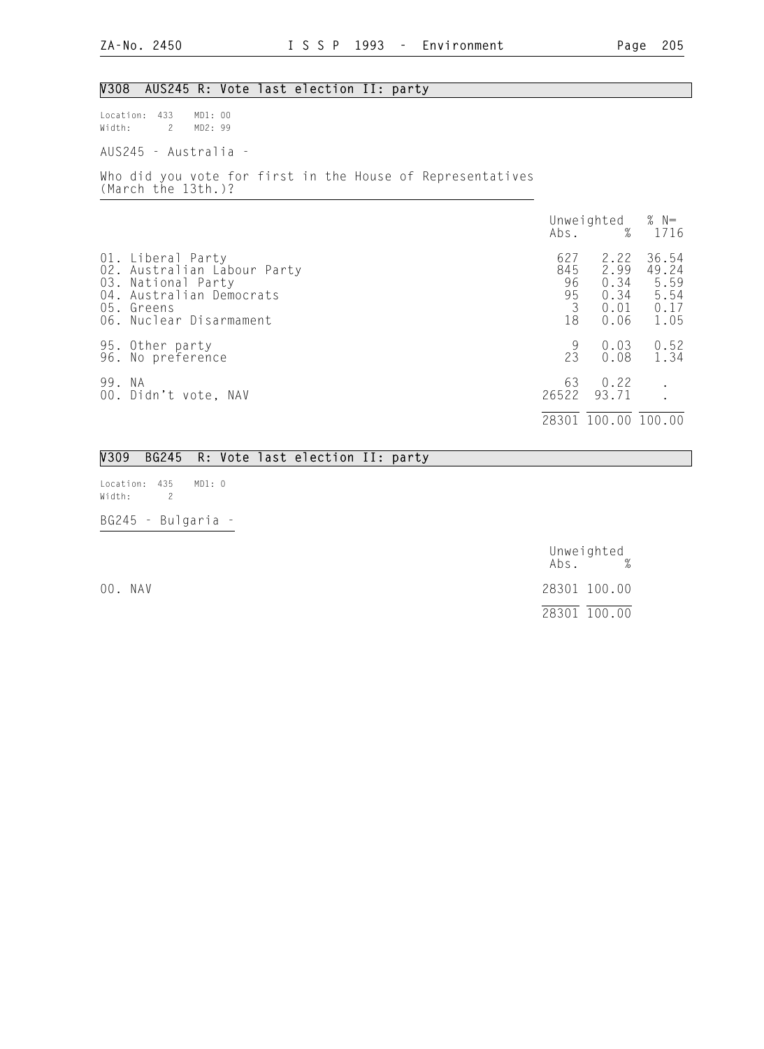## V308 AUS245 R: Vote last election II: party

Location: 433 MD1: 00
Width: 2 MD2: 99

AUS245 - Australia -

Who did you vote for first in the House of Representatives (March the 13th.)?

| | Unweighted Abs. | % | % N= 1716 |
|---|---|---|---|
| 01. Liberal Party | 627 | 2.22 | 36.54 |
| 02. Australian Labour Party | 845 | 2.99 | 49.24 |
| 03. National Party | 96 | 0.34 | 5.59 |
| 04. Australian Democrats | 95 | 0.34 | 5.54 |
| 05. Greens | 3 | 0.01 | 0.17 |
| 06. Nuclear Disarmament | 18 | 0.06 | 1.05 |
| 95. Other party | 9 | 0.03 | 0.52 |
| 96. No preference | 23 | 0.08 | 1.34 |
| 99. NA | 63 | 0.22 | . |
| 00. Didn't vote, NAV | 26522 | 93.71 | . |
| | 28301 | 100.00 | 100.00 |

## V309 BG245 R: Vote last election II: party

Location: 435 MD1: 0
Width: 2

BG245 - Bulgaria -

| | Unweighted Abs. | % |
|---|---|---|
| 00. NAV | 28301 | 100.00 |
| | 28301 | 100.00 |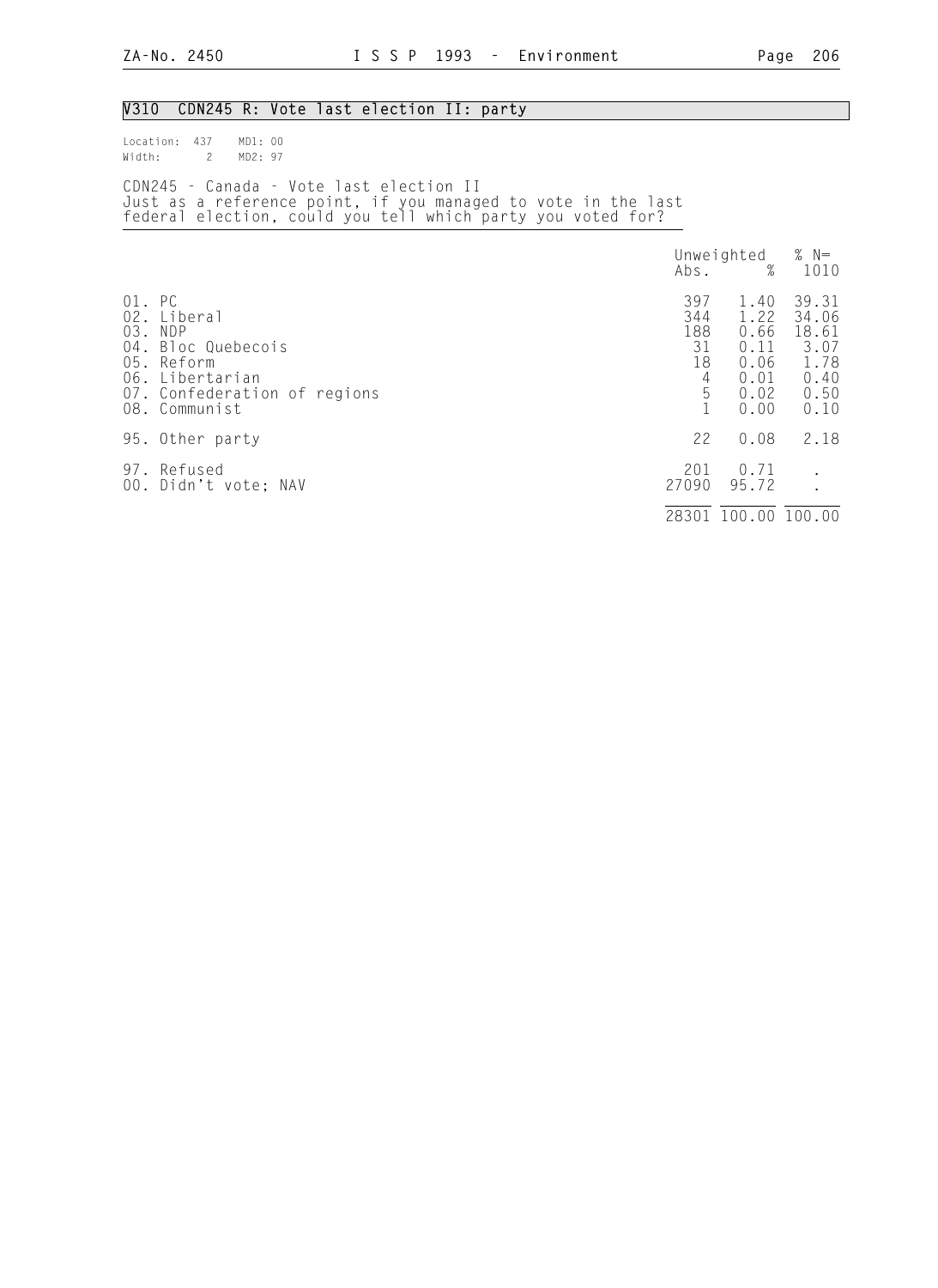## V310 CDN245 R: Vote last election II: party

Location: 437 MD1: 00
Width: 2 MD2: 97

CDN245 - Canada - Vote last election II
Just as a reference point, if you managed to vote in the last federal election, could you tell which party you voted for?

| | Unweighted Abs. | % | % N= 1010 |
|---|---|---|---|
| 01. PC | 397 | 1.40 | 39.31 |
| 02. Liberal | 344 | 1.22 | 34.06 |
| 03. NDP | 188 | 0.66 | 18.61 |
| 04. Bloc Quebecois | 31 | 0.11 | 3.07 |
| 05. Reform | 18 | 0.06 | 1.78 |
| 06. Libertarian | 4 | 0.01 | 0.40 |
| 07. Confederation of regions | 5 | 0.02 | 0.50 |
| 08. Communist | 1 | 0.00 | 0.10 |
| 95. Other party | 22 | 0.08 | 2.18 |
| 97. Refused | 201 | 0.71 | . |
| 00. Didn't vote; NAV | 27090 | 95.72 | . |
| | 28301 | 100.00 | 100.00 |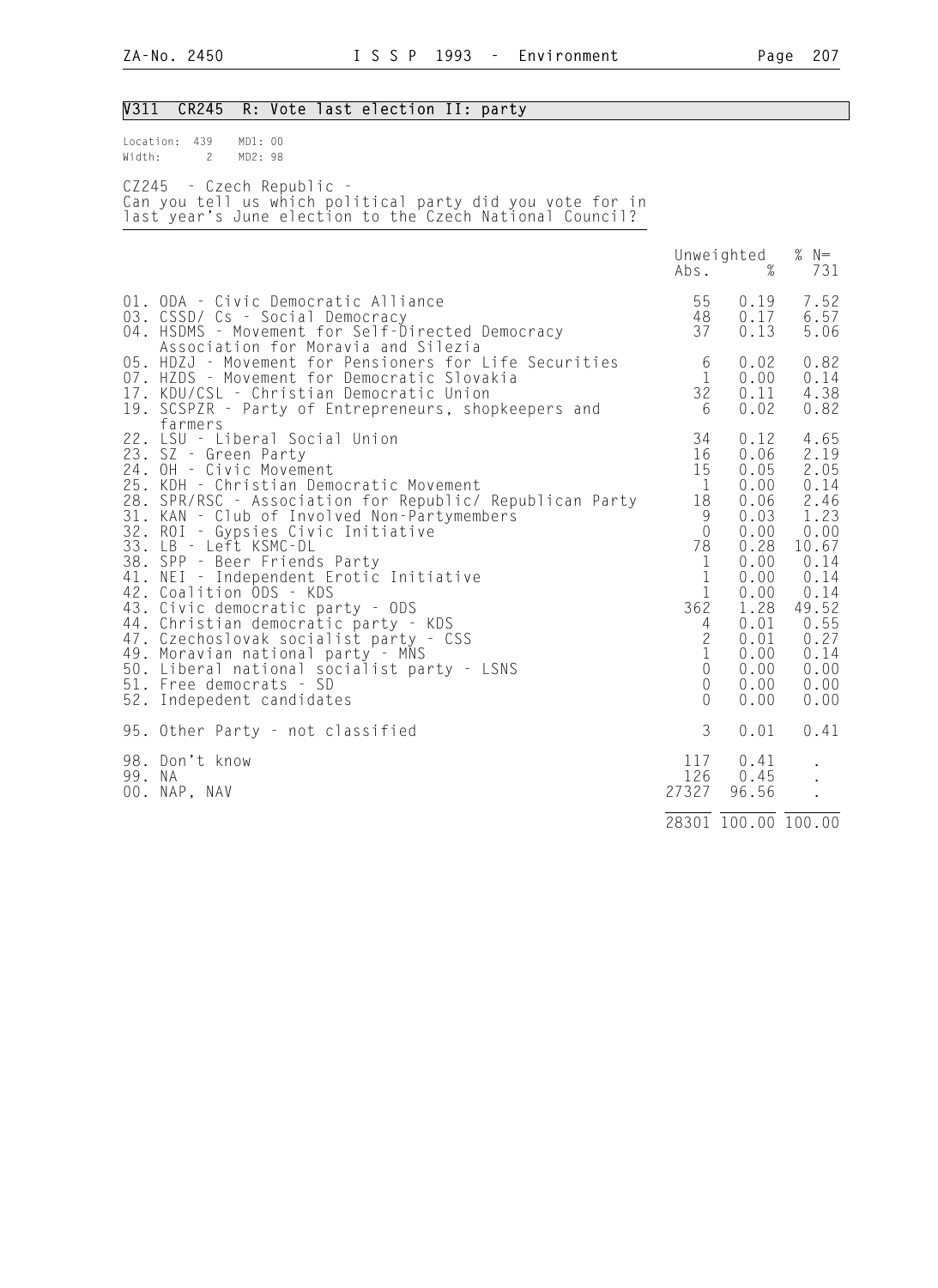## V311 CR245 R: Vote last election II: party

Location: 439 MD1: 00
Width: 2 MD2: 98

CZ245 - Czech Republic -
Can you tell us which political party did you vote for in last year's June election to the Czech National Council?

| | Unweighted Abs. | % | % N= 731 |
|---|---|---|---|
| 01. ODA - Civic Democratic Alliance | 55 | 0.19 | 7.52 |
| 03. CSSD/ Cs - Social Democracy | 48 | 0.17 | 6.57 |
| 04. HSDMS - Movement for Self-Directed Democracy Association for Moravia and Silezia | 37 | 0.13 | 5.06 |
| 05. HDZJ - Movement for Pensioners for Life Securities | 6 | 0.02 | 0.82 |
| 07. HZDS - Movement for Democratic Slovakia | 1 | 0.00 | 0.14 |
| 17. KDU/CSL - Christian Democratic Union | 32 | 0.11 | 4.38 |
| 19. SCSPZR - Party of Entrepreneurs, shopkeepers and farmers | 6 | 0.02 | 0.82 |
| 22. LSU - Liberal Social Union | 34 | 0.12 | 4.65 |
| 23. SZ - Green Party | 16 | 0.06 | 2.19 |
| 24. OH - Civic Movement | 15 | 0.05 | 2.05 |
| 25. KDH - Christian Democratic Movement | 1 | 0.00 | 0.14 |
| 28. SPR/RSC - Association for Republic/ Republican Party | 18 | 0.06 | 2.46 |
| 31. KAN - Club of Involved Non-Partymembers | 9 | 0.03 | 1.23 |
| 32. ROI - Gypsies Civic Initiative | 0 | 0.00 | 0.00 |
| 33. LB - Left KSMC-DL | 78 | 0.28 | 10.67 |
| 38. SPP - Beer Friends Party | 1 | 0.00 | 0.14 |
| 41. NEI - Independent Erotic Initiative | 1 | 0.00 | 0.14 |
| 42. Coalition ODS - KDS | 1 | 0.00 | 0.14 |
| 43. Civic democratic party - ODS | 362 | 1.28 | 49.52 |
| 44. Christian democratic party - KDS | 4 | 0.01 | 0.55 |
| 47. Czechoslovak socialist party - CSS | 2 | 0.01 | 0.27 |
| 49. Moravian national party - MNS | 1 | 0.00 | 0.14 |
| 50. Liberal national socialist party - LSNS | 0 | 0.00 | 0.00 |
| 51. Free democrats - SD | 0 | 0.00 | 0.00 |
| 52. Indepedent candidates | 0 | 0.00 | 0.00 |
| 95. Other Party - not classified | 3 | 0.01 | 0.41 |
| 98. Don't know | 117 | 0.41 | . |
| 99. NA | 126 | 0.45 | . |
| 00. NAP, NAV | 27327 | 96.56 | . |
| | 28301 | 100.00 | 100.00 |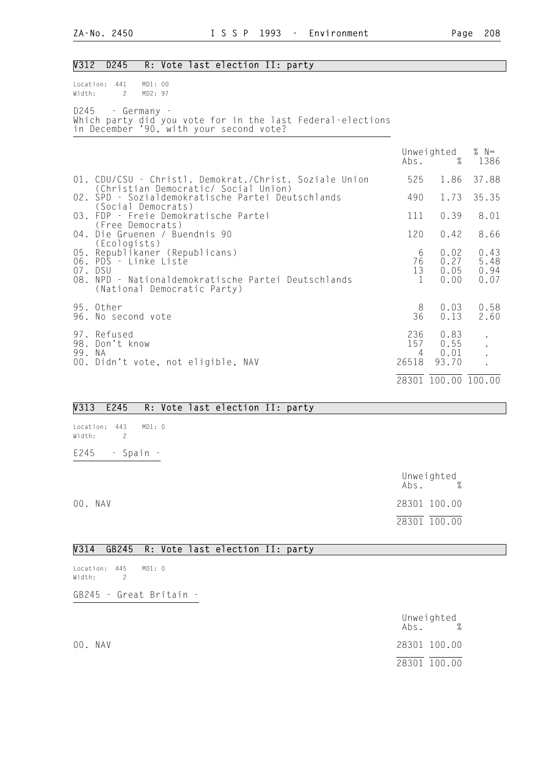## V312 D245 R: Vote last election II: party

Location: 441 MD1: 00
Width: 2 MD2: 97

D245 - Germany -
Which party did you vote for in the last Federal-elections in December '90, with your second vote?

| | Unweighted Abs. | % | % N= 1386 |
|---|---|---|---|
| 01. CDU/CSU - Christl. Demokrat./Christ. Soziale Union (Christian Democratic/ Social Union) | 525 | 1.86 | 37.88 |
| 02. SPD - Sozialdemokratische Partei Deutschlands (Social Democrats) | 490 | 1.73 | 35.35 |
| 03. FDP - Freie Demokratische Partei (Free Democrats) | 111 | 0.39 | 8.01 |
| 04. Die Gruenen / Buendnis 90 (Ecologists) | 120 | 0.42 | 8.66 |
| 05. Republikaner (Republicans) | 6 | 0.02 | 0.43 |
| 06. PDS - Linke Liste | 76 | 0.27 | 5.48 |
| 07. DSU | 13 | 0.05 | 0.94 |
| 08. NPD - Nationaldemokratische Partei Deutschlands (National Democratic Party) | 1 | 0.00 | 0.07 |
| 95. Other | 8 | 0.03 | 0.58 |
| 96. No second vote | 36 | 0.13 | 2.60 |
| 97. Refused | 236 | 0.83 | . |
| 98. Don't know | 157 | 0.55 | . |
| 99. NA | 4 | 0.01 | . |
| 00. Didn't vote, not eligible, NAV | 26518 | 93.70 | . |
| | 28301 | 100.00 | 100.00 |

## V313 E245 R: Vote last election II: party

Location: 443 MD1: 0
Width: 2

E245 - Spain -

| | Unweighted Abs. | % |
|---|---|---|
| 00. NAV | 28301 | 100.00 |
| | 28301 | 100.00 |

## V314 GB245 R: Vote last election II: party

Location: 445 MD1: 0
Width: 2

GB245 - Great Britain -

| | Unweighted Abs. | % |
|---|---|---|
| 00. NAV | 28301 | 100.00 |
| | 28301 | 100.00 |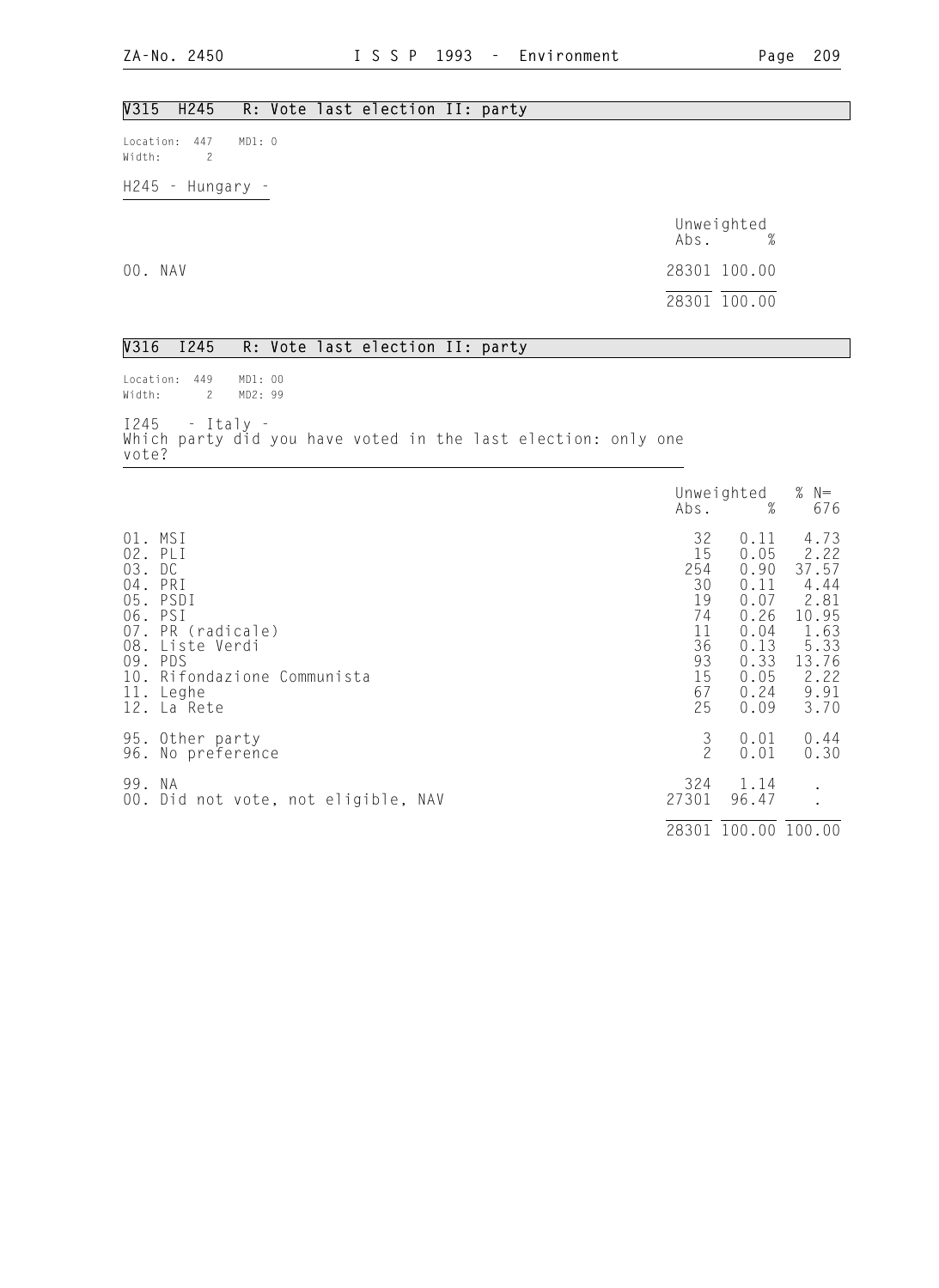## V315 H245 R: Vote last election II: party

Location: 447 MD1: 0
Width: 2

H245 - Hungary -

| | Unweighted Abs. | % |
|---|---|---|
| 00. NAV | 28301 | 100.00 |
| | 28301 | 100.00 |

## V316 I245 R: Vote last election II: party

Location: 449 MD1: 00
Width: 2 MD2: 99

I245 - Italy -
Which party did you have voted in the last election: only one vote?

| | Unweighted Abs. | % | % N= 676 |
|---|---|---|---|
| 01. MSI | 32 | 0.11 | 4.73 |
| 02. PLI | 15 | 0.05 | 2.22 |
| 03. DC | 254 | 0.90 | 37.57 |
| 04. PRI | 30 | 0.11 | 4.44 |
| 05. PSDI | 19 | 0.07 | 2.81 |
| 06. PSI | 74 | 0.26 | 10.95 |
| 07. PR (radicale) | 11 | 0.04 | 1.63 |
| 08. Liste Verdi | 36 | 0.13 | 5.33 |
| 09. PDS | 93 | 0.33 | 13.76 |
| 10. Rifondazione Communista | 15 | 0.05 | 2.22 |
| 11. Leghe | 67 | 0.24 | 9.91 |
| 12. La Rete | 25 | 0.09 | 3.70 |
| 95. Other party | 3 | 0.01 | 0.44 |
| 96. No preference | 2 | 0.01 | 0.30 |
| 99. NA | 324 | 1.14 | . |
| 00. Did not vote, not eligible, NAV | 27301 | 96.47 | . |
| | 28301 | 100.00 | 100.00 |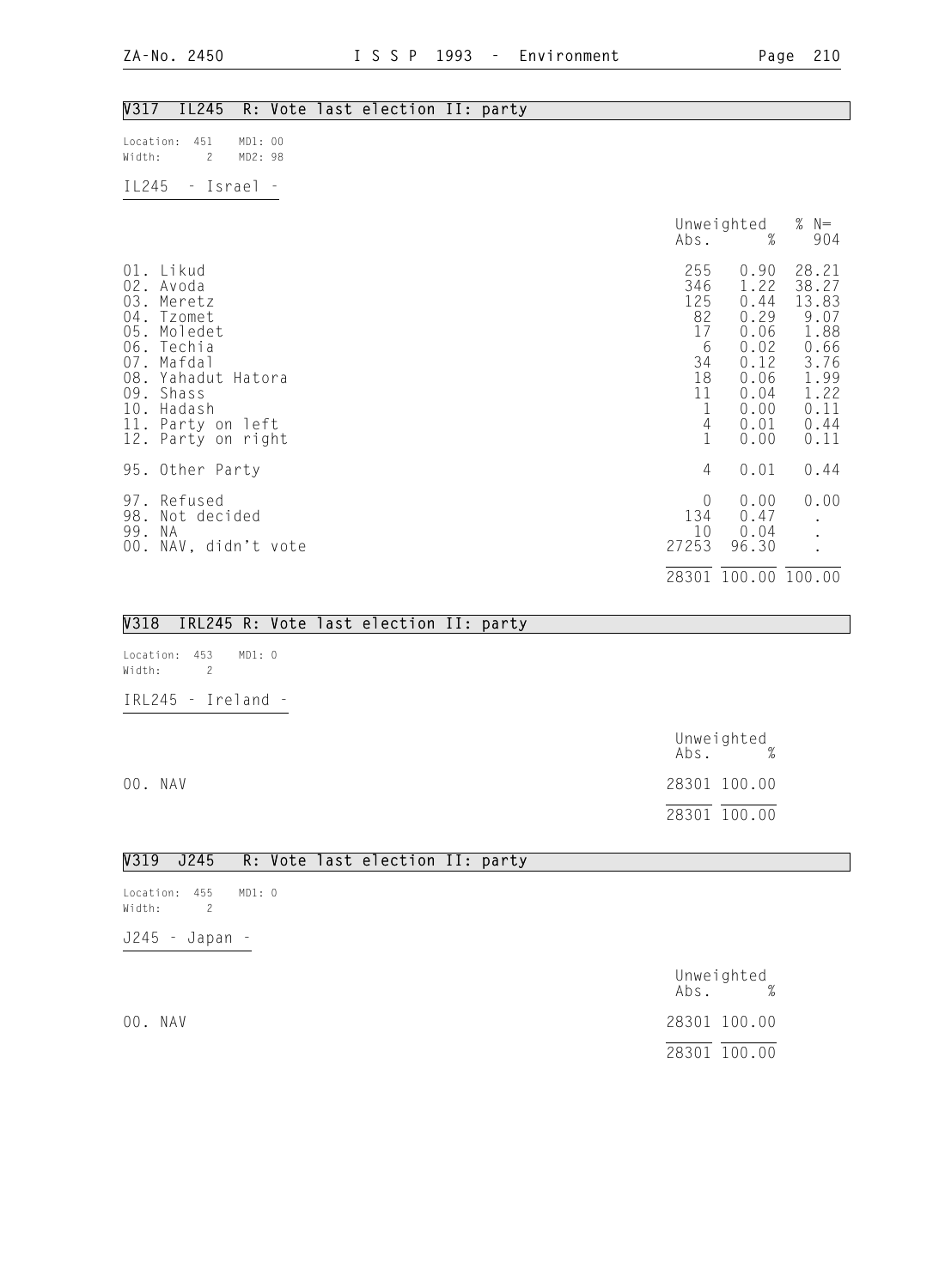## V317 IL245 R: Vote last election II: party

Location: 451 MD1: 00
Width: 2 MD2: 98

IL245 - Israel -

| | Unweighted Abs. | % | % N= 904 |
|---|---|---|---|
| 01. Likud | 255 | 0.90 | 28.21 |
| 02. Avoda | 346 | 1.22 | 38.27 |
| 03. Meretz | 125 | 0.44 | 13.83 |
| 04. Tzomet | 82 | 0.29 | 9.07 |
| 05. Moledet | 17 | 0.06 | 1.88 |
| 06. Techia | 6 | 0.02 | 0.66 |
| 07. Mafdal | 34 | 0.12 | 3.76 |
| 08. Yahadut Hatora | 18 | 0.06 | 1.99 |
| 09. Shass | 11 | 0.04 | 1.22 |
| 10. Hadash | 1 | 0.00 | 0.11 |
| 11. Party on left | 4 | 0.01 | 0.44 |
| 12. Party on right | 1 | 0.00 | 0.11 |
| 95. Other Party | 4 | 0.01 | 0.44 |
| 97. Refused | 0 | 0.00 | 0.00 |
| 98. Not decided | 134 | 0.47 | . |
| 99. NA | 10 | 0.04 | . |
| 00. NAV, didn't vote | 27253 | 96.30 | . |
| | 28301 | 100.00 | 100.00 |

## V318 IRL245 R: Vote last election II: party

Location: 453 MD1: 0
Width: 2

IRL245 - Ireland -

| | Unweighted Abs. | % |
|---|---|---|
| 00. NAV | 28301 | 100.00 |
| | 28301 | 100.00 |

## V319 J245 R: Vote last election II: party

Location: 455 MD1: 0
Width: 2

J245 - Japan -

| | Unweighted Abs. | % |
|---|---|---|
| 00. NAV | 28301 | 100.00 |
| | 28301 | 100.00 |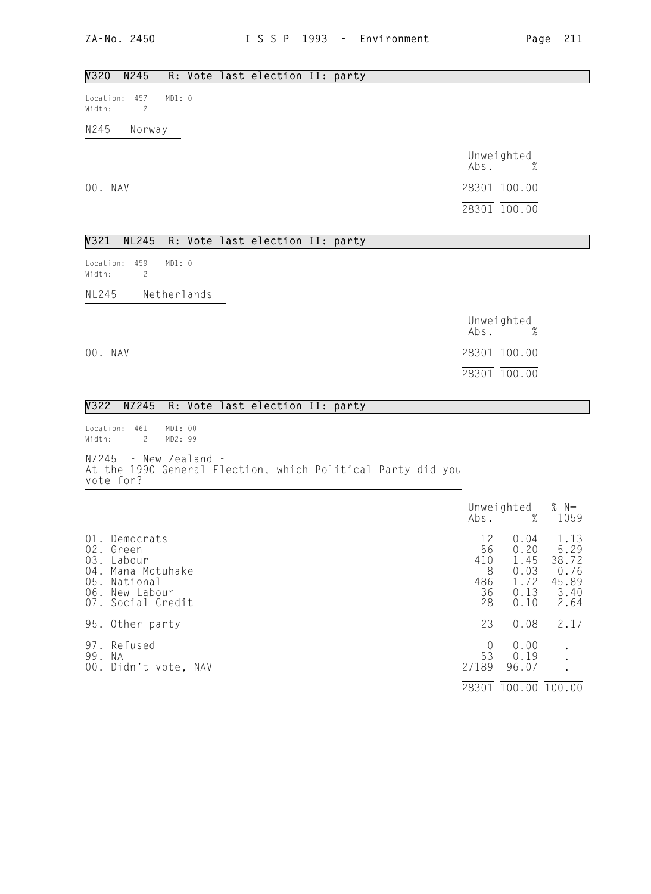## V320 N245 R: Vote last election II: party

Location: 457 MD1: 0
Width: 2

N245 - Norway -

| | Unweighted Abs. | % |
|---|---|---|
| 00. NAV | 28301 | 100.00 |
| | 28301 | 100.00 |

## V321 NL245 R: Vote last election II: party

Location: 459 MD1: 0
Width: 2

NL245 - Netherlands -

| | Unweighted Abs. | % |
|---|---|---|
| 00. NAV | 28301 | 100.00 |
| | 28301 | 100.00 |

## V322 NZ245 R: Vote last election II: party

Location: 461 MD1: 00
Width: 2 MD2: 99

NZ245 - New Zealand -
At the 1990 General Election, which Political Party did you vote for?

| | Unweighted Abs. | % | % N= 1059 |
|---|---|---|---|
| 01. Democrats | 12 | 0.04 | 1.13 |
| 02. Green | 56 | 0.20 | 5.29 |
| 03. Labour | 410 | 1.45 | 38.72 |
| 04. Mana Motuhake | 8 | 0.03 | 0.76 |
| 05. National | 486 | 1.72 | 45.89 |
| 06. New Labour | 36 | 0.13 | 3.40 |
| 07. Social Credit | 28 | 0.10 | 2.64 |
| 95. Other party | 23 | 0.08 | 2.17 |
| 97. Refused | 0 | 0.00 | . |
| 99. NA | 53 | 0.19 | . |
| 00. Didn't vote, NAV | 27189 | 96.07 | . |
| | 28301 | 100.00 | 100.00 |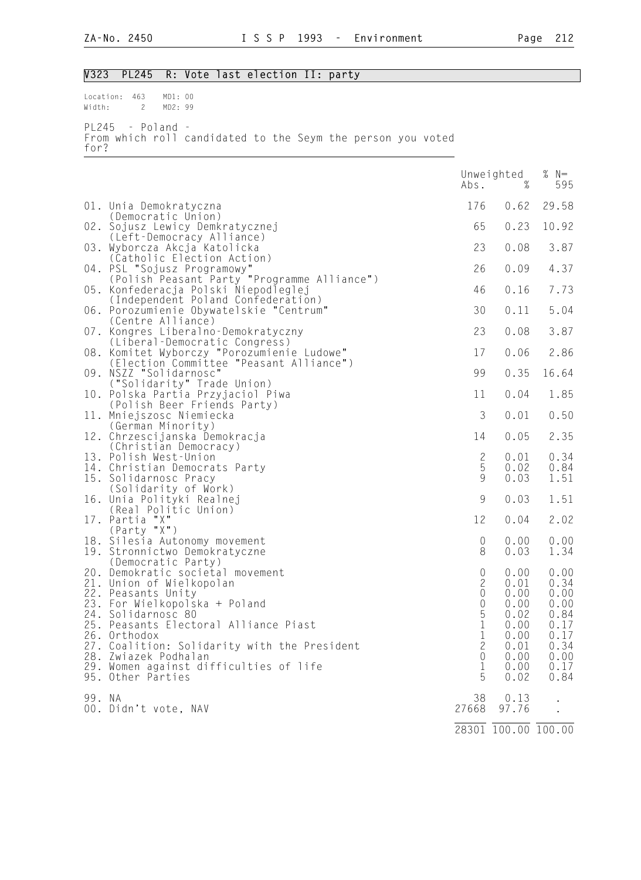## V323 PL245 R: Vote last election II: party

Location: 463 MD1: 00
Width: 2 MD2: 99

PL245 - Poland -
From which roll candidated to the Seym the person you voted for?

| | Unweighted Abs. | % | % N= 595 |
|---|---|---|---|
| 01. Unia Demokratyczna (Democratic Union) | 176 | 0.62 | 29.58 |
| 02. Sojusz Lewicy Demkratycznej (Left-Democracy Alliance) | 65 | 0.23 | 10.92 |
| 03. Wyborcza Akcja Katolicka (Catholic Election Action) | 23 | 0.08 | 3.87 |
| 04. PSL "Sojusz Programowy" (Polish Peasant Party "Programme Alliance") | 26 | 0.09 | 4.37 |
| 05. Konfederacja Polski Niepodleglej (Independent Poland Confederation) | 46 | 0.16 | 7.73 |
| 06. Porozumienie Obywatelskie "Centrum" (Centre Alliance) | 30 | 0.11 | 5.04 |
| 07. Kongres Liberalno-Demokratyczny (Liberal-Democratic Congress) | 23 | 0.08 | 3.87 |
| 08. Komitet Wyborczy "Porozumienie Ludowe" (Election Committee "Peasant Alliance") | 17 | 0.06 | 2.86 |
| 09. NSZZ "Solidarnosc" ("Solidarity" Trade Union) | 99 | 0.35 | 16.64 |
| 10. Polska Partia Przyjaciol Piwa (Polish Beer Friends Party) | 11 | 0.04 | 1.85 |
| 11. Mniejszosc Niemiecka (German Minority) | 3 | 0.01 | 0.50 |
| 12. Chrzescijanska Demokracja (Christian Democracy) | 14 | 0.05 | 2.35 |
| 13. Polish West-Union | 2 | 0.01 | 0.34 |
| 14. Christian Democrats Party | 5 | 0.02 | 0.84 |
| 15. Solidarnosc Pracy (Solidarity of Work) | 9 | 0.03 | 1.51 |
| 16. Unia Polityki Realnej (Real Politic Union) | 9 | 0.03 | 1.51 |
| 17. Partia "X" (Party "X") | 12 | 0.04 | 2.02 |
| 18. Silesia Autonomy movement | 0 | 0.00 | 0.00 |
| 19. Stronnictwo Demokratyczne (Democratic Party) | 8 | 0.03 | 1.34 |
| 20. Demokratic societal movement | 0 | 0.00 | 0.00 |
| 21. Union of Wielkopolan | 2 | 0.01 | 0.34 |
| 22. Peasants Unity | 0 | 0.00 | 0.00 |
| 23. For Wielkopolska + Poland | 0 | 0.00 | 0.00 |
| 24. Solidarnosc 80 | 5 | 0.02 | 0.84 |
| 25. Peasants Electoral Alliance Piast | 1 | 0.00 | 0.17 |
| 26. Orthodox | 1 | 0.00 | 0.17 |
| 27. Coalition: Solidarity with the President | 2 | 0.01 | 0.34 |
| 28. Zwiazek Podhalan | 0 | 0.00 | 0.00 |
| 29. Women against difficulties of life | 1 | 0.00 | 0.17 |
| 95. Other Parties | 5 | 0.02 | 0.84 |
| 99. NA | 38 | 0.13 | . |
| 00. Didn't vote, NAV | 27668 | 97.76 | . |
| | 28301 | 100.00 | 100.00 |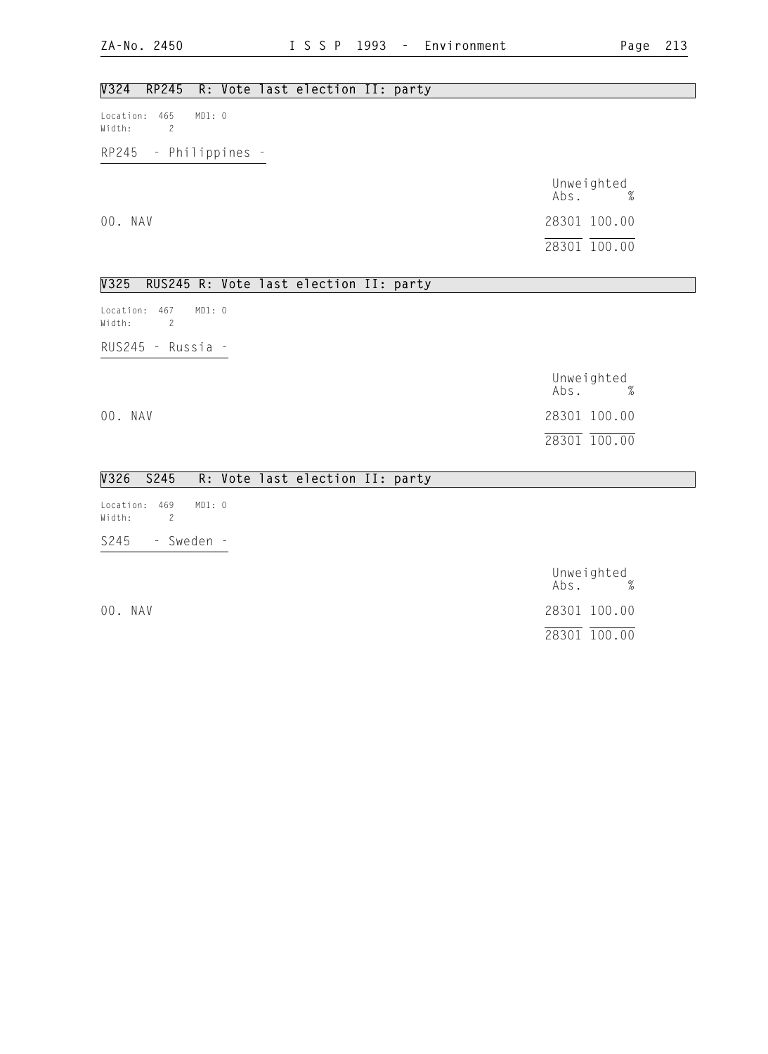## V324 RP245 R: Vote last election II: party

Location: 465 MD1: 0
Width: 2

RP245 - Philippines -

| | Unweighted Abs. | % |
|---|---|---|
| 00. NAV | 28301 | 100.00 |
| | 28301 | 100.00 |

## V325 RUS245 R: Vote last election II: party

Location: 467 MD1: 0
Width: 2

RUS245 - Russia -

| | Unweighted Abs. | % |
|---|---|---|
| 00. NAV | 28301 | 100.00 |
| | 28301 | 100.00 |

## V326 S245 R: Vote last election II: party

Location: 469 MD1: 0
Width: 2

S245 - Sweden -

| | Unweighted Abs. | % |
|---|---|---|
| 00. NAV | 28301 | 100.00 |
| | 28301 | 100.00 |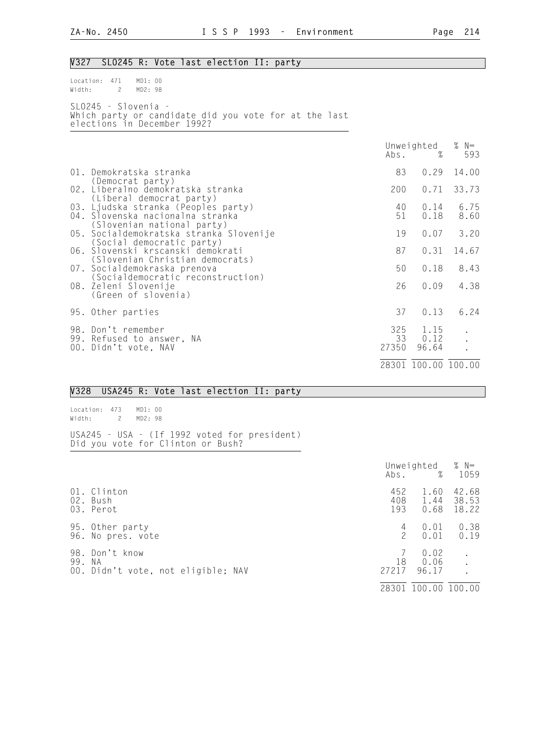## V327 SLO245 R: Vote last election II: party

Location: 471 MD1: 00
Width: 2 MD2: 98

SLO245 - Slovenia -
Which party or candidate did you vote for at the last elections in December 1992?

| | Unweighted Abs. | % | % N= 593 |
|---|---|---|---|
| 01. Demokratska stranka (Democrat party) | 83 | 0.29 | 14.00 |
| 02. Liberalno demokratska stranka (Liberal democrat party) | 200 | 0.71 | 33.73 |
| 03. Ljudska stranka (Peoples party) | 40 | 0.14 | 6.75 |
| 04. Slovenska nacionalna stranka (Slovenian national party) | 51 | 0.18 | 8.60 |
| 05. Socialdemokratska stranka Slovenije (Social democratic party) | 19 | 0.07 | 3.20 |
| 06. Slovenski krscanski demokrati (Slovenian Christian democrats) | 87 | 0.31 | 14.67 |
| 07. Socialdemokraska prenova (Socialdemocratic reconstruction) | 50 | 0.18 | 8.43 |
| 08. Zeleni Slovenije (Green of slovenia) | 26 | 0.09 | 4.38 |
| 95. Other parties | 37 | 0.13 | 6.24 |
| 98. Don't remember | 325 | 1.15 | . |
| 99. Refused to answer, NA | 33 | 0.12 | . |
| 00. Didn't vote, NAV | 27350 | 96.64 | . |
| | 28301 | 100.00 | 100.00 |

## V328 USA245 R: Vote last election II: party

Location: 473 MD1: 00
Width: 2 MD2: 98

USA245 - USA - (If 1992 voted for president)
Did you vote for Clinton or Bush?

| | Unweighted Abs. | % | % N= 1059 |
|---|---|---|---|
| 01. Clinton | 452 | 1.60 | 42.68 |
| 02. Bush | 408 | 1.44 | 38.53 |
| 03. Perot | 193 | 0.68 | 18.22 |
| 95. Other party | 4 | 0.01 | 0.38 |
| 96. No pres. vote | 2 | 0.01 | 0.19 |
| 98. Don't know | 7 | 0.02 | . |
| 99. NA | 18 | 0.06 | . |
| 00. Didn't vote, not eligible; NAV | 27217 | 96.17 | . |
| | 28301 | 100.00 | 100.00 |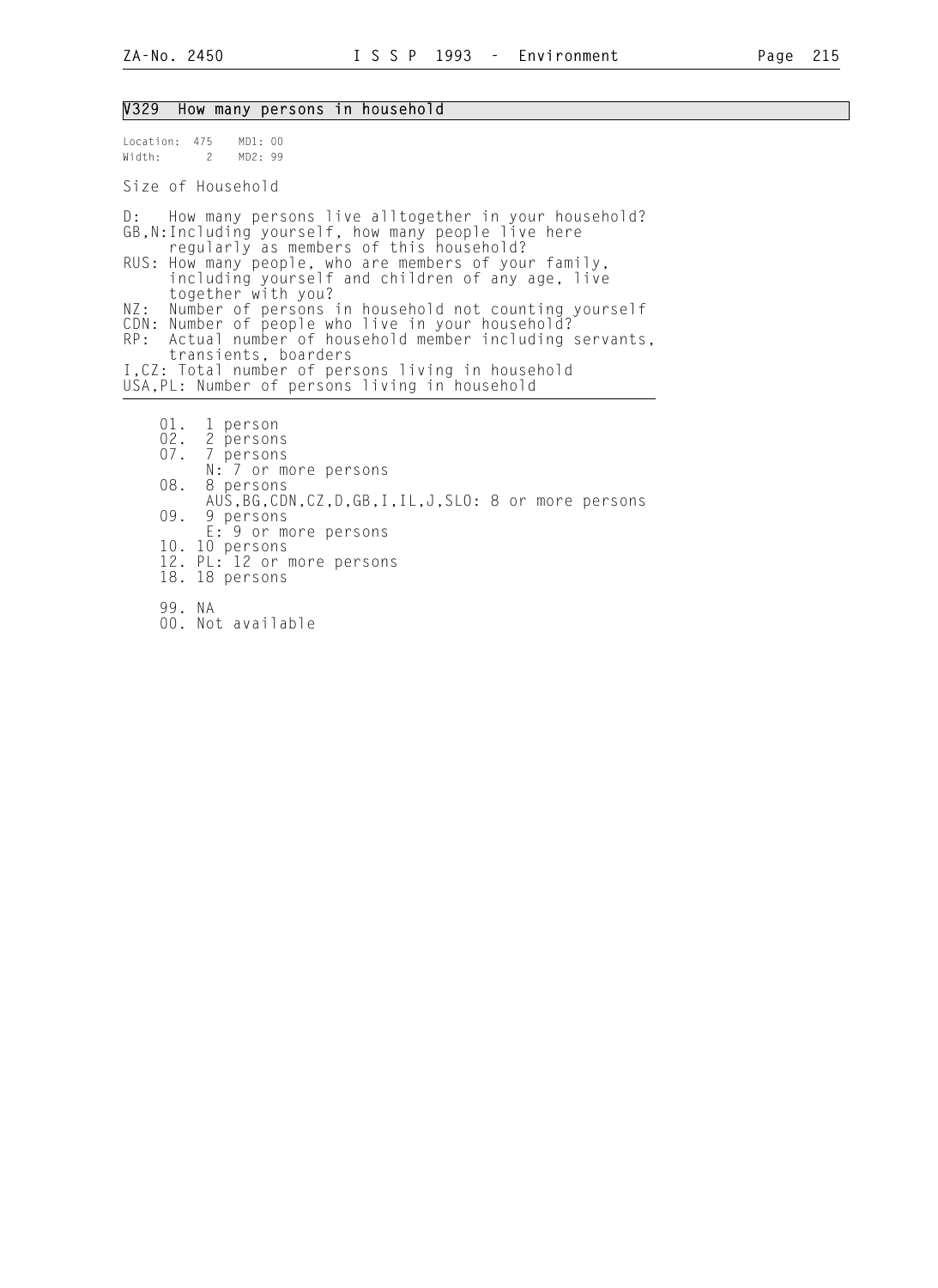## V329 How many persons in household

Location: 475 MD1: 00
Width: 2 MD2: 99

Size of Household

D: How many persons live alltogether in your household?
GB,N: Including yourself, how many people live here regularly as members of this household?
RUS: How many people, who are members of your family, including yourself and children of any age, live together with you?
NZ: Number of persons in household not counting yourself
CDN: Number of people who live in your household?
RP: Actual number of household member including servants, transients, boarders
I,CZ: Total number of persons living in household
USA,PL: Number of persons living in household

01. 1 person
02. 2 persons
07. 7 persons
    N: 7 or more persons
08. 8 persons
    AUS,BG,CDN,CZ,D,GB,I,IL,J,SLO: 8 or more persons
09. 9 persons
    E: 9 or more persons
10. 10 persons
12. PL: 12 or more persons
18. 18 persons

99. NA
00. Not available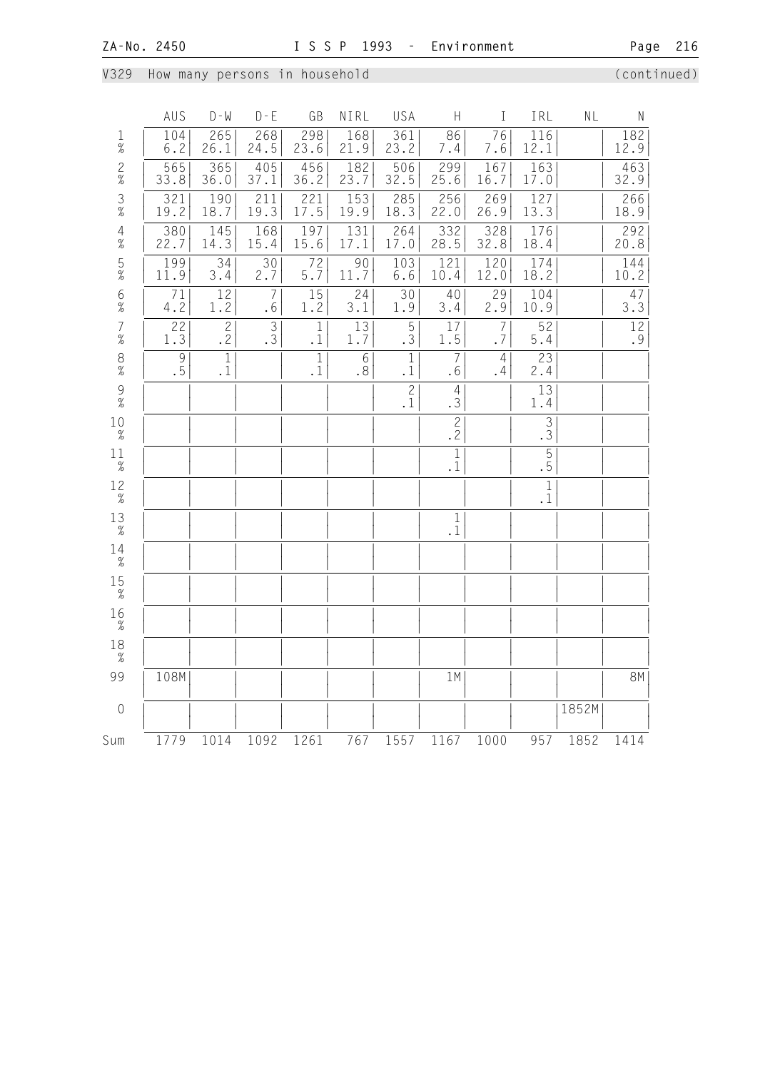V329 How many persons in household (continued)

| | AUS | D-W | D-E | GB | NIRL | USA | H | I | IRL | NL | N |
|---|---|---|---|---|---|---|---|---|---|---|---|
| 1 | 104 | 265 | 268 | 298 | 168 | 361 | 86 | 76 | 116 | | 182 |
| % | 6.2 | 26.1 | 24.5 | 23.6 | 21.9 | 23.2 | 7.4 | 7.6 | 12.1 | | 12.9 |
| 2 | 565 | 365 | 405 | 456 | 182 | 506 | 299 | 167 | 163 | | 463 |
| % | 33.8 | 36.0 | 37.1 | 36.2 | 23.7 | 32.5 | 25.6 | 16.7 | 17.0 | | 32.9 |
| 3 | 321 | 190 | 211 | 221 | 153 | 285 | 256 | 269 | 127 | | 266 |
| % | 19.2 | 18.7 | 19.3 | 17.5 | 19.9 | 18.3 | 22.0 | 26.9 | 13.3 | | 18.9 |
| 4 | 380 | 145 | 168 | 197 | 131 | 264 | 332 | 328 | 176 | | 292 |
| % | 22.7 | 14.3 | 15.4 | 15.6 | 17.1 | 17.0 | 28.5 | 32.8 | 18.4 | | 20.8 |
| 5 | 199 | 34 | 30 | 72 | 90 | 103 | 121 | 120 | 174 | | 144 |
| % | 11.9 | 3.4 | 2.7 | 5.7 | 11.7 | 6.6 | 10.4 | 12.0 | 18.2 | | 10.2 |
| 6 | 71 | 12 | 7 | 15 | 24 | 30 | 40 | 29 | 104 | | 47 |
| % | 4.2 | 1.2 | .6 | 1.2 | 3.1 | 1.9 | 3.4 | 2.9 | 10.9 | | 3.3 |
| 7 | 22 | 2 | 3 | 1 | 13 | 5 | 17 | 7 | 52 | | 12 |
| % | 1.3 | .2 | .3 | .1 | 1.7 | .3 | 1.5 | .7 | 5.4 | | .9 |
| 8 | 9 | 1 | | 1 | 6 | 1 | 7 | 4 | 23 | | |
| % | .5 | .1 | | .1 | .8 | .1 | .6 | .4 | 2.4 | | |
| 9 | | | | | | 2 | 4 | | 13 | | |
| % | | | | | | .1 | .3 | | 1.4 | | |
| 10 | | | | | | | 2 | | 3 | | |
| % | | | | | | | .2 | | .3 | | |
| 11 | | | | | | | 1 | | 5 | | |
| % | | | | | | | .1 | | .5 | | |
| 12 | | | | | | | | | 1 | | |
| % | | | | | | | | | .1 | | |
| 13 | | | | | | | 1 | | | | |
| % | | | | | | | .1 | | | | |
| 14 | | | | | | | | | | | |
| % | | | | | | | | | | | |
| 15 | | | | | | | | | | | |
| % | | | | | | | | | | | |
| 16 | | | | | | | | | | | |
| % | | | | | | | | | | | |
| 18 | | | | | | | | | | | |
| % | | | | | | | | | | | |
| 99 | 108M | | | | | | 1M | | | | 8M |
| 0 | | | | | | | | | | 1852M | |
| Sum | 1779 | 1014 | 1092 | 1261 | 767 | 1557 | 1167 | 1000 | 957 | 1852 | 1414 |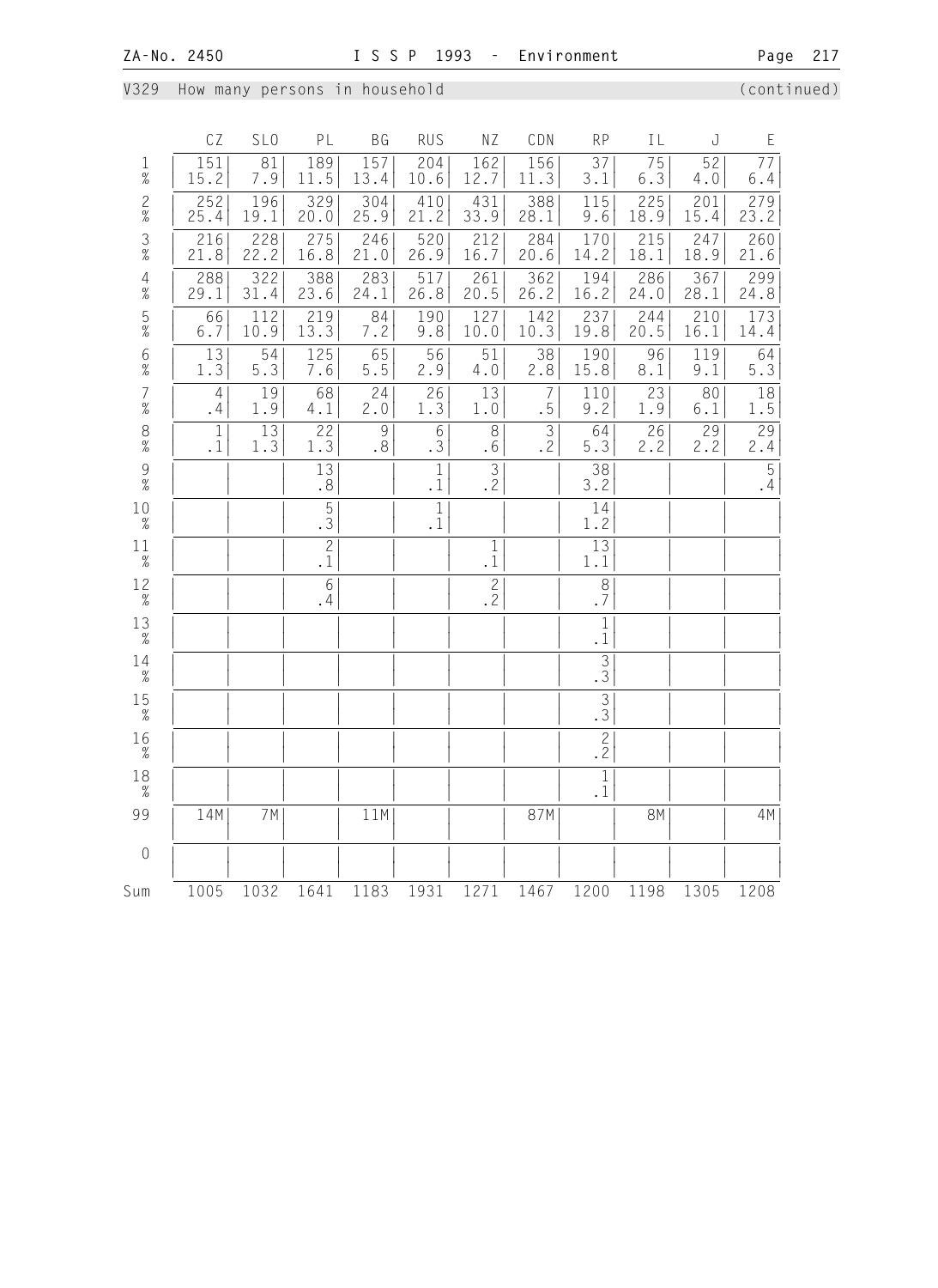V329 How many persons in household (continued)

| | CZ | SLO | PL | BG | RUS | NZ | CDN | RP | IL | J | E |
|---|---|---|---|---|---|---|---|---|---|---|---|
| 1 | 151 | 81 | 189 | 157 | 204 | 162 | 156 | 37 | 75 | 52 | 77 |
| % | 15.2 | 7.9 | 11.5 | 13.4 | 10.6 | 12.7 | 11.3 | 3.1 | 6.3 | 4.0 | 6.4 |
| 2 | 252 | 196 | 329 | 304 | 410 | 431 | 388 | 115 | 225 | 201 | 279 |
| % | 25.4 | 19.1 | 20.0 | 25.9 | 21.2 | 33.9 | 28.1 | 9.6 | 18.9 | 15.4 | 23.2 |
| 3 | 216 | 228 | 275 | 246 | 520 | 212 | 284 | 170 | 215 | 247 | 260 |
| % | 21.8 | 22.2 | 16.8 | 21.0 | 26.9 | 16.7 | 20.6 | 14.2 | 18.1 | 18.9 | 21.6 |
| 4 | 288 | 322 | 388 | 283 | 517 | 261 | 362 | 194 | 286 | 367 | 299 |
| % | 29.1 | 31.4 | 23.6 | 24.1 | 26.8 | 20.5 | 26.2 | 16.2 | 24.0 | 28.1 | 24.8 |
| 5 | 66 | 112 | 219 | 84 | 190 | 127 | 142 | 237 | 244 | 210 | 173 |
| % | 6.7 | 10.9 | 13.3 | 7.2 | 9.8 | 10.0 | 10.3 | 19.8 | 20.5 | 16.1 | 14.4 |
| 6 | 13 | 54 | 125 | 65 | 56 | 51 | 38 | 190 | 96 | 119 | 64 |
| % | 1.3 | 5.3 | 7.6 | 5.5 | 2.9 | 4.0 | 2.8 | 15.8 | 8.1 | 9.1 | 5.3 |
| 7 | 4 | 19 | 68 | 24 | 26 | 13 | 7 | 110 | 23 | 80 | 18 |
| % | .4 | 1.9 | 4.1 | 2.0 | 1.3 | 1.0 | .5 | 9.2 | 1.9 | 6.1 | 1.5 |
| 8 | 1 | 13 | 22 | 9 | 6 | 8 | 3 | 64 | 26 | 29 | 29 |
| % | .1 | 1.3 | 1.3 | .8 | .3 | .6 | .2 | 5.3 | 2.2 | 2.2 | 2.4 |
| 9 | | | 13 | | 1 | 3 | | 38 | | | 5 |
| % | | | .8 | | .1 | .2 | | 3.2 | | | .4 |
| 10 | | | 5 | | 1 | | | 14 | | | |
| % | | | .3 | | .1 | | | 1.2 | | | |
| 11 | | | 2 | | | 1 | | 13 | | | |
| % | | | .1 | | | .1 | | 1.1 | | | |
| 12 | | | 6 | | | 2 | | 8 | | | |
| % | | | .4 | | | .2 | | .7 | | | |
| 13 | | | | | | | | 1 | | | |
| % | | | | | | | | .1 | | | |
| 14 | | | | | | | | 3 | | | |
| % | | | | | | | | .3 | | | |
| 15 | | | | | | | | 3 | | | |
| % | | | | | | | | .3 | | | |
| 16 | | | | | | | | 2 | | | |
| % | | | | | | | | .2 | | | |
| 18 | | | | | | | | 1 | | | |
| % | | | | | | | | .1 | | | |
| 99 | 14M | 7M | | 11M | | | 87M | | 8M | | 4M |
| 0 | | | | | | | | | | | |
| Sum | 1005 | 1032 | 1641 | 1183 | 1931 | 1271 | 1467 | 1200 | 1198 | 1305 | 1208 |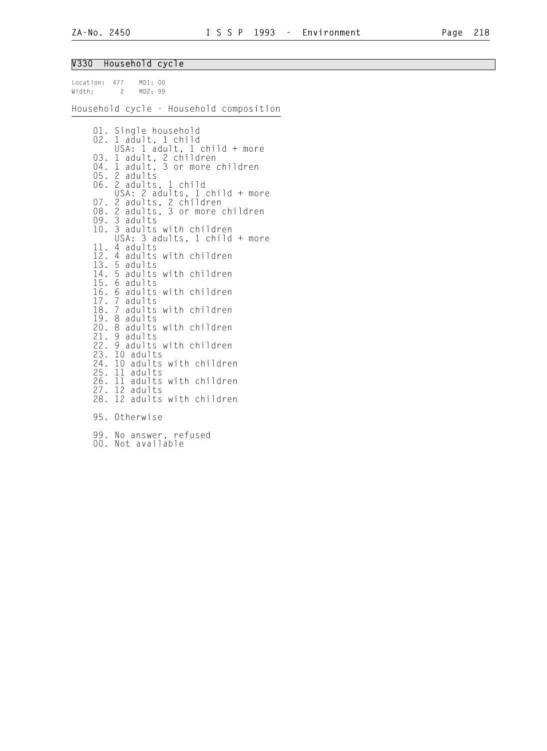## V330 Household cycle

Location: 477 MD1: 00
Width: 2 MD2: 99

Household cycle - Household composition

01. Single household
02. 1 adult, 1 child
    USA: 1 adult, 1 child + more
03. 1 adult, 2 children
04. 1 adult, 3 or more children
05. 2 adults
06. 2 adults, 1 child
    USA: 2 adults, 1 child + more
07. 2 adults, 2 children
08. 2 adults, 3 or more children
09. 3 adults
10. 3 adults with children
    USA: 3 adults, 1 child + more
11. 4 adults
12. 4 adults with children
13. 5 adults
14. 5 adults with children
15. 6 adults
16. 6 adults with children
17. 7 adults
18. 7 adults with children
19. 8 adults
20. 8 adults with children
21. 9 adults
22. 9 adults with children
23. 10 adults
24. 10 adults with children
25. 11 adults
26. 11 adults with children
27. 12 adults
28. 12 adults with children

95. Otherwise

99. No answer, refused
00. Not available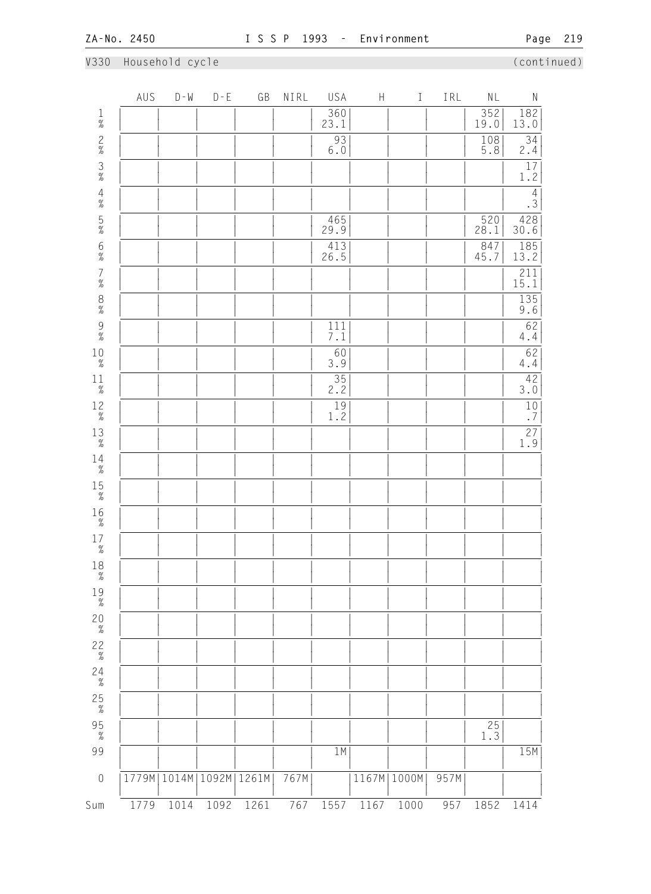ZA-No. 2450 — I S S P 1993 - Environment

## V330 Household cycle (continued)

| | AUS | D-W | D-E | GB | NIRL | USA | H | I | IRL | NL | N |
|---|---|---|---|---|---|---|---|---|---|---|---|
| 1 | | | | | | 360 | | | | 352 | 182 |
| % | | | | | | 23.1 | | | | 19.0 | 13.0 |
| 2 | | | | | | 93 | | | | 108 | 34 |
| % | | | | | | 6.0 | | | | 5.8 | 2.4 |
| 3 | | | | | | | | | | | 17 |
| % | | | | | | | | | | | 1.2 |
| 4 | | | | | | | | | | | 4 |
| % | | | | | | | | | | | .3 |
| 5 | | | | | | 465 | | | | 520 | 428 |
| % | | | | | | 29.9 | | | | 28.1 | 30.6 |
| 6 | | | | | | 413 | | | | 847 | 185 |
| % | | | | | | 26.5 | | | | 45.7 | 13.2 |
| 7 | | | | | | | | | | | 211 |
| % | | | | | | | | | | | 15.1 |
| 8 | | | | | | | | | | | 135 |
| % | | | | | | | | | | | 9.6 |
| 9 | | | | | | 111 | | | | | 62 |
| % | | | | | | 7.1 | | | | | 4.4 |
| 10 | | | | | | 60 | | | | | 62 |
| % | | | | | | 3.9 | | | | | 4.4 |
| 11 | | | | | | 35 | | | | | 42 |
| % | | | | | | 2.2 | | | | | 3.0 |
| 12 | | | | | | 19 | | | | | 10 |
| % | | | | | | 1.2 | | | | | .7 |
| 13 | | | | | | | | | | | 27 |
| % | | | | | | | | | | | 1.9 |
| 14 | | | | | | | | | | | |
| % | | | | | | | | | | | |
| 15 | | | | | | | | | | | |
| % | | | | | | | | | | | |
| 16 | | | | | | | | | | | |
| % | | | | | | | | | | | |
| 17 | | | | | | | | | | | |
| % | | | | | | | | | | | |
| 18 | | | | | | | | | | | |
| % | | | | | | | | | | | |
| 19 | | | | | | | | | | | |
| % | | | | | | | | | | | |
| 20 | | | | | | | | | | | |
| % | | | | | | | | | | | |
| 22 | | | | | | | | | | | |
| % | | | | | | | | | | | |
| 24 | | | | | | | | | | | |
| % | | | | | | | | | | | |
| 25 | | | | | | | | | | | |
| % | | | | | | | | | | | |
| 95 | | | | | | | | | | 25 | |
| % | | | | | | | | | | 1.3 | |
| 99 | | | | | | 1M | | | | | 15M |
| 0 | 1779M | 1014M | 1092M | 1261M | 767M | | 1167M | 1000M | 957M | | |
| Sum | 1779 | 1014 | 1092 | 1261 | 767 | 1557 | 1167 | 1000 | 957 | 1852 | 1414 |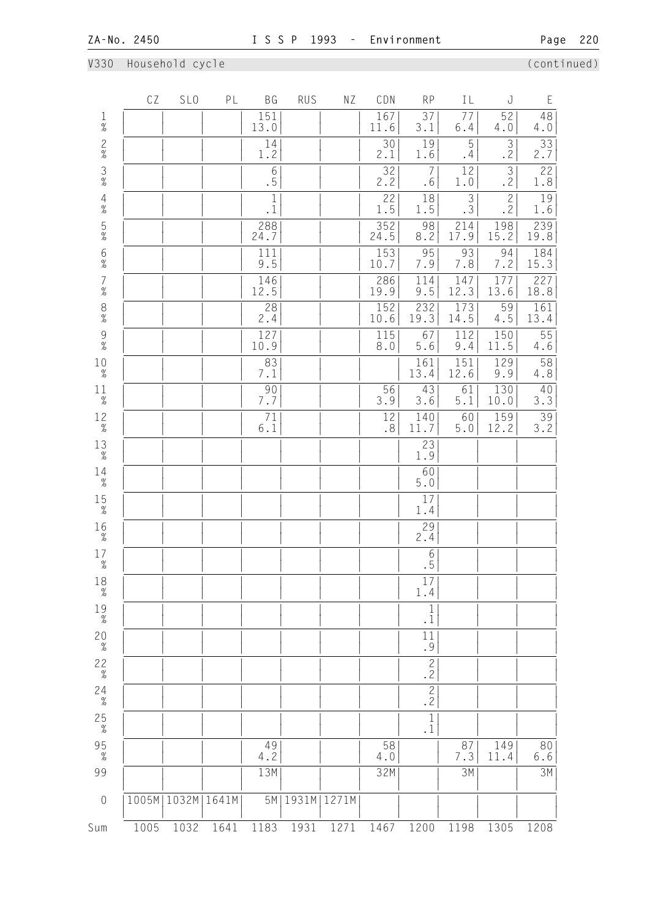V330 Household cycle (continued)

| | CZ | SLO | PL | BG | RUS | NZ | CDN | RP | IL | J | E |
|---|---|---|---|---|---|---|---|---|---|---|---|
| 1 | | | | 151 | | | 167 | 37 | 77 | 52 | 48 |
| % | | | | 13.0 | | | 11.6 | 3.1 | 6.4 | 4.0 | 4.0 |
| 2 | | | | 14 | | | 30 | 19 | 5 | 3 | 33 |
| % | | | | 1.2 | | | 2.1 | 1.6 | .4 | .2 | 2.7 |
| 3 | | | | 6 | | | 32 | 7 | 12 | 3 | 22 |
| % | | | | .5 | | | 2.2 | .6 | 1.0 | .2 | 1.8 |
| 4 | | | | 1 | | | 22 | 18 | 3 | 2 | 19 |
| % | | | | .1 | | | 1.5 | 1.5 | .3 | .2 | 1.6 |
| 5 | | | | 288 | | | 352 | 98 | 214 | 198 | 239 |
| % | | | | 24.7 | | | 24.5 | 8.2 | 17.9 | 15.2 | 19.8 |
| 6 | | | | 111 | | | 153 | 95 | 93 | 94 | 184 |
| % | | | | 9.5 | | | 10.7 | 7.9 | 7.8 | 7.2 | 15.3 |
| 7 | | | | 146 | | | 286 | 114 | 147 | 177 | 227 |
| % | | | | 12.5 | | | 19.9 | 9.5 | 12.3 | 13.6 | 18.8 |
| 8 | | | | 28 | | | 152 | 232 | 173 | 59 | 161 |
| % | | | | 2.4 | | | 10.6 | 19.3 | 14.5 | 4.5 | 13.4 |
| 9 | | | | 127 | | | 115 | 67 | 112 | 150 | 55 |
| % | | | | 10.9 | | | 8.0 | 5.6 | 9.4 | 11.5 | 4.6 |
| 10 | | | | 83 | | | | 161 | 151 | 129 | 58 |
| % | | | | 7.1 | | | | 13.4 | 12.6 | 9.9 | 4.8 |
| 11 | | | | 90 | | | 56 | 43 | 61 | 130 | 40 |
| % | | | | 7.7 | | | 3.9 | 3.6 | 5.1 | 10.0 | 3.3 |
| 12 | | | | 71 | | | 12 | 140 | 60 | 159 | 39 |
| % | | | | 6.1 | | | .8 | 11.7 | 5.0 | 12.2 | 3.2 |
| 13 | | | | | | | | 23 | | | |
| % | | | | | | | | 1.9 | | | |
| 14 | | | | | | | | 60 | | | |
| % | | | | | | | | 5.0 | | | |
| 15 | | | | | | | | 17 | | | |
| % | | | | | | | | 1.4 | | | |
| 16 | | | | | | | | 29 | | | |
| % | | | | | | | | 2.4 | | | |
| 17 | | | | | | | | 6 | | | |
| % | | | | | | | | .5 | | | |
| 18 | | | | | | | | 17 | | | |
| % | | | | | | | | 1.4 | | | |
| 19 | | | | | | | | 1 | | | |
| % | | | | | | | | .1 | | | |
| 20 | | | | | | | | 11 | | | |
| % | | | | | | | | .9 | | | |
| 22 | | | | | | | | 2 | | | |
| % | | | | | | | | .2 | | | |
| 24 | | | | | | | | 2 | | | |
| % | | | | | | | | .2 | | | |
| 25 | | | | | | | | 1 | | | |
| % | | | | | | | | .1 | | | |
| 95 | | | | 49 | | | 58 | | 87 | 149 | 80 |
| % | | | | 4.2 | | | 4.0 | | 7.3 | 11.4 | 6.6 |
| 99 | | | | 13M | | | 32M | | 3M | | 3M |
| 0 | 1005M | 1032M | 1641M | 5M | 1931M | 1271M | | | | | |
| Sum | 1005 | 1032 | 1641 | 1183 | 1931 | 1271 | 1467 | 1200 | 1198 | 1305 | 1208 |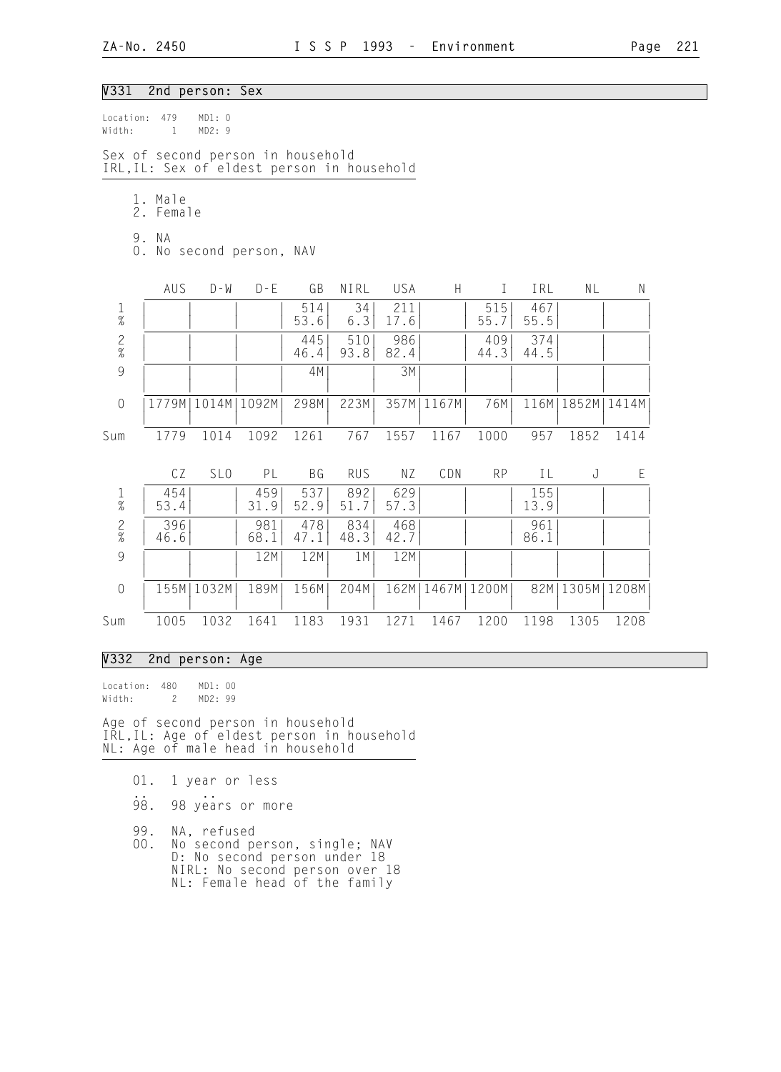## V331 2nd person: Sex

Location: 479 MD1: 0
Width: 1 MD2: 9

Sex of second person in household
IRL,IL: Sex of eldest person in household

1. Male
2. Female

9. NA
0. No second person, NAV

| | AUS | D-W | D-E | GB | NIRL | USA | H | I | IRL | NL | N |
|---|---|---|---|---|---|---|---|---|---|---|---|
| 1 | | | | 514 | 34 | 211 | | 515 | 467 | | |
| % | | | | 53.6 | 6.3 | 17.6 | | 55.7 | 55.5 | | |
| 2 | | | | 445 | 510 | 986 | | 409 | 374 | | |
| % | | | | 46.4 | 93.8 | 82.4 | | 44.3 | 44.5 | | |
| 9 | | | | 4M | | 3M | | | | | |
| 0 | 1779M | 1014M | 1092M | 298M | 223M | 357M | 1167M | 76M | 116M | 1852M | 1414M |
| Sum | 1779 | 1014 | 1092 | 1261 | 767 | 1557 | 1167 | 1000 | 957 | 1852 | 1414 |

| | CZ | SLO | PL | BG | RUS | NZ | CDN | RP | IL | J | E |
|---|---|---|---|---|---|---|---|---|---|---|---|
| 1 | 454 | | 459 | 537 | 892 | 629 | | | 155 | | |
| % | 53.4 | | 31.9 | 52.9 | 51.7 | 57.3 | | | 13.9 | | |
| 2 | 396 | | 981 | 478 | 834 | 468 | | | 961 | | |
| % | 46.6 | | 68.1 | 47.1 | 48.3 | 42.7 | | | 86.1 | | |
| 9 | | | 12M | 12M | 1M | 12M | | | | | |
| 0 | 155M | 1032M | 189M | 156M | 204M | 162M | 1467M | 1200M | 82M | 1305M | 1208M |
| Sum | 1005 | 1032 | 1641 | 1183 | 1931 | 1271 | 1467 | 1200 | 1198 | 1305 | 1208 |

## V332 2nd person: Age

Location: 480 MD1: 00
Width: 2 MD2: 99

Age of second person in household
IRL,IL: Age of eldest person in household
NL: Age of male head in household

01. 1 year or less
.. ..
98. 98 years or more

99. NA, refused
00. No second person, single; NAV
D: No second person under 18
NIRL: No second person over 18
NL: Female head of the family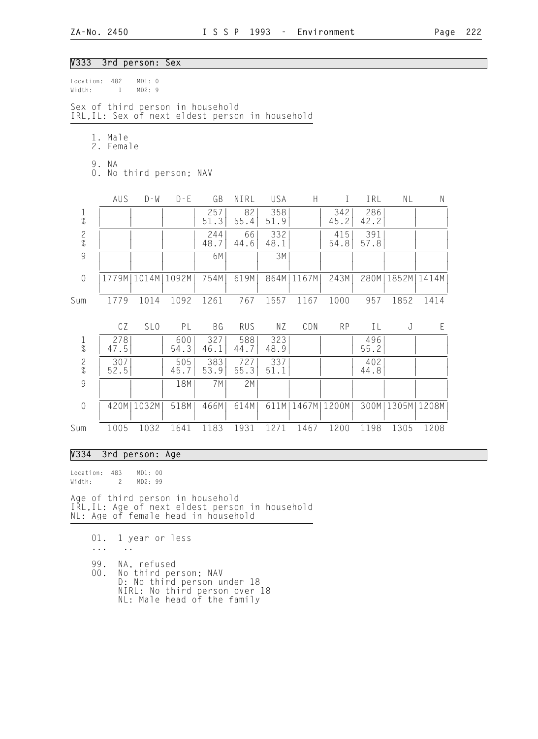## V333 3rd person: Sex

Location: 482 MD1: 0
Width: 1 MD2: 9

Sex of third person in household
IRL,IL: Sex of next eldest person in household

1. Male
2. Female

9. NA
0. No third person; NAV

| | AUS | D-W | D-E | GB | NIRL | USA | H | I | IRL | NL | N |
|---|---|---|---|---|---|---|---|---|---|---|---|
| 1 | | | | 257 | 82 | 358 | | 342 | 286 | | |
| % | | | | 51.3 | 55.4 | 51.9 | | 45.2 | 42.2 | | |
| 2 | | | | 244 | 66 | 332 | | 415 | 391 | | |
| % | | | | 48.7 | 44.6 | 48.1 | | 54.8 | 57.8 | | |
| 9 | | | | 6M | | 3M | | | | | |
| 0 | 1779M | 1014M | 1092M | 754M | 619M | 864M | 1167M | 243M | 280M | 1852M | 1414M |
| Sum | 1779 | 1014 | 1092 | 1261 | 767 | 1557 | 1167 | 1000 | 957 | 1852 | 1414 |

| | CZ | SLO | PL | BG | RUS | NZ | CDN | RP | IL | J | E |
|---|---|---|---|---|---|---|---|---|---|---|---|
| 1 | 278 | | 600 | 327 | 588 | 323 | | | 496 | | |
| % | 47.5 | | 54.3 | 46.1 | 44.7 | 48.9 | | | 55.2 | | |
| 2 | 307 | | 505 | 383 | 727 | 337 | | | 402 | | |
| % | 52.5 | | 45.7 | 53.9 | 55.3 | 51.1 | | | 44.8 | | |
| 9 | | | 18M | 7M | 2M | | | | | | |
| 0 | 420M | 1032M | 518M | 466M | 614M | 611M | 1467M | 1200M | 300M | 1305M | 1208M |
| Sum | 1005 | 1032 | 1641 | 1183 | 1931 | 1271 | 1467 | 1200 | 1198 | 1305 | 1208 |

## V334 3rd person: Age

Location: 483 MD1: 00
Width: 2 MD2: 99

Age of third person in household
IRL,IL: Age of next eldest person in household
NL: Age of female head in household

01. 1 year or less
... ..

99. NA, refused
00. No third person; NAV
D: No third person under 18
NIRL: No third person over 18
NL: Male head of the family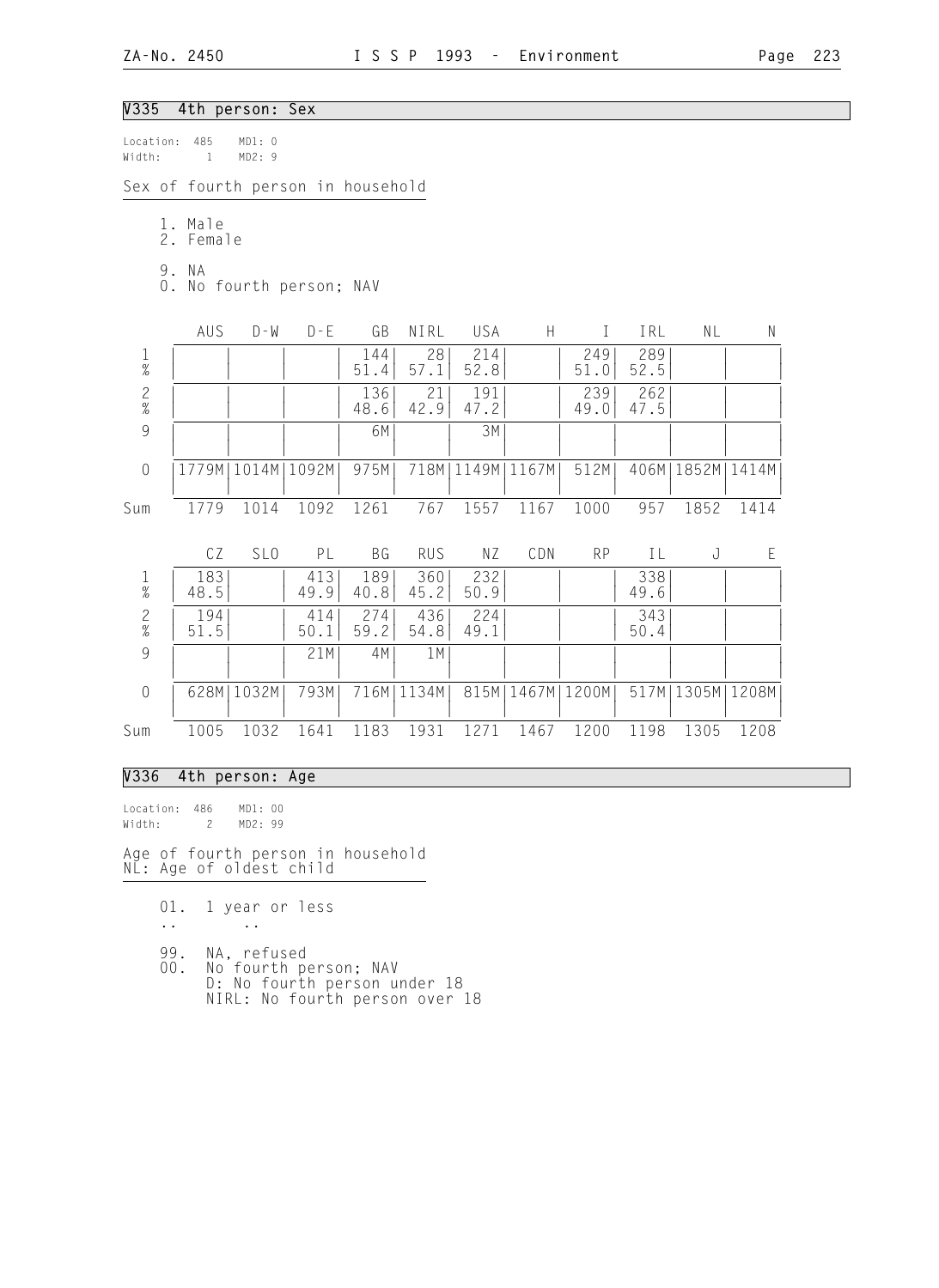## V335 4th person: Sex

Location: 485 MD1: 0
Width: 1 MD2: 9

Sex of fourth person in household

1. Male
2. Female

9. NA
0. No fourth person; NAV

| | AUS | D-W | D-E | GB | NIRL | USA | H | I | IRL | NL | N |
|---|---|---|---|---|---|---|---|---|---|---|---|
| 1 | | | | 144 | 28 | 214 | | 249 | 289 | | |
| % | | | | 51.4 | 57.1 | 52.8 | | 51.0 | 52.5 | | |
| 2 | | | | 136 | 21 | 191 | | 239 | 262 | | |
| % | | | | 48.6 | 42.9 | 47.2 | | 49.0 | 47.5 | | |
| 9 | | | | 6M | | 3M | | | | | |
| 0 | 1779M | 1014M | 1092M | 975M | 718M | 1149M | 1167M | 512M | 406M | 1852M | 1414M |
| Sum | 1779 | 1014 | 1092 | 1261 | 767 | 1557 | 1167 | 1000 | 957 | 1852 | 1414 |

| | CZ | SLO | PL | BG | RUS | NZ | CDN | RP | IL | J | E |
|---|---|---|---|---|---|---|---|---|---|---|---|
| 1 | 183 | | 413 | 189 | 360 | 232 | | | 338 | | |
| % | 48.5 | | 49.9 | 40.8 | 45.2 | 50.9 | | | 49.6 | | |
| 2 | 194 | | 414 | 274 | 436 | 224 | | | 343 | | |
| % | 51.5 | | 50.1 | 59.2 | 54.8 | 49.1 | | | 50.4 | | |
| 9 | | | 21M | 4M | 1M | | | | | | |
| 0 | 628M | 1032M | 793M | 716M | 1134M | 815M | 1467M | 1200M | 517M | 1305M | 1208M |
| Sum | 1005 | 1032 | 1641 | 1183 | 1931 | 1271 | 1467 | 1200 | 1198 | 1305 | 1208 |

## V336 4th person: Age

Location: 486 MD1: 00
Width: 2 MD2: 99

Age of fourth person in household
NL: Age of oldest child

01. 1 year or less
.. ..

99. NA, refused
00. No fourth person; NAV
    D: No fourth person under 18
    NIRL: No fourth person over 18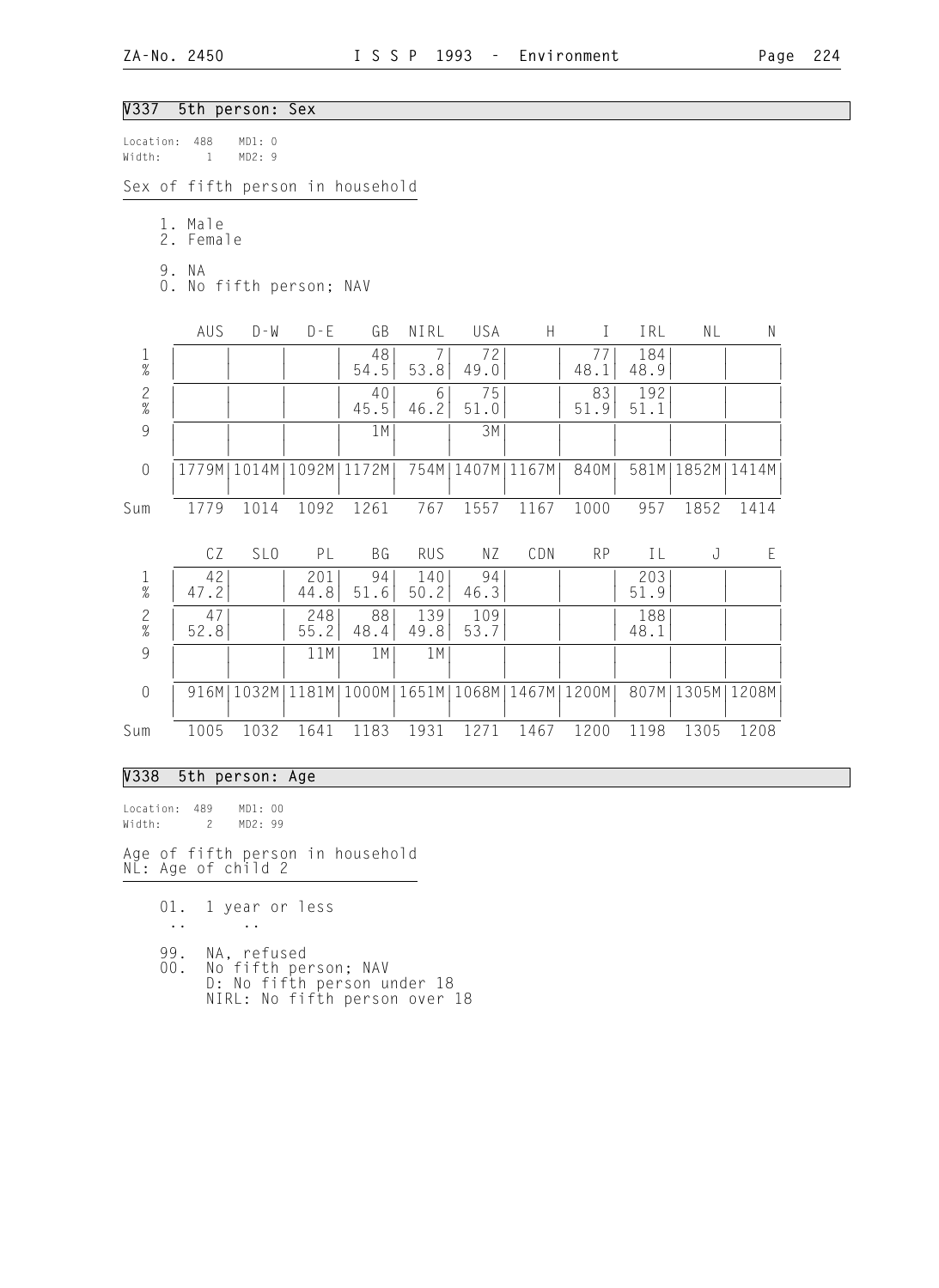## V337 5th person: Sex

Location: 488 MD1: 0
Width: 1 MD2: 9

Sex of fifth person in household

1. Male
2. Female

9. NA
0. No fifth person; NAV

| | AUS | D-W | D-E | GB | NIRL | USA | H | I | IRL | NL | N |
|---|---|---|---|---|---|---|---|---|---|---|---|
| 1 | | | | 48 | 7 | 72 | | 77 | 184 | | |
| % | | | | 54.5 | 53.8 | 49.0 | | 48.1 | 48.9 | | |
| 2 | | | | 40 | 6 | 75 | | 83 | 192 | | |
| % | | | | 45.5 | 46.2 | 51.0 | | 51.9 | 51.1 | | |
| 9 | | | | 1M | | 3M | | | | | |
| 0 | 1779M | 1014M | 1092M | 1172M | 754M | 1407M | 1167M | 840M | 581M | 1852M | 1414M |
| Sum | 1779 | 1014 | 1092 | 1261 | 767 | 1557 | 1167 | 1000 | 957 | 1852 | 1414 |

| | CZ | SLO | PL | BG | RUS | NZ | CDN | RP | IL | J | E |
|---|---|---|---|---|---|---|---|---|---|---|---|
| 1 | 42 | | 201 | 94 | 140 | 94 | | | 203 | | |
| % | 47.2 | | 44.8 | 51.6 | 50.2 | 46.3 | | | 51.9 | | |
| 2 | 47 | | 248 | 88 | 139 | 109 | | | 188 | | |
| % | 52.8 | | 55.2 | 48.4 | 49.8 | 53.7 | | | 48.1 | | |
| 9 | | | 11M | 1M | 1M | | | | | | |
| 0 | 916M | 1032M | 1181M | 1000M | 1651M | 1068M | 1467M | 1200M | 807M | 1305M | 1208M |
| Sum | 1005 | 1032 | 1641 | 1183 | 1931 | 1271 | 1467 | 1200 | 1198 | 1305 | 1208 |

## V338 5th person: Age

Location: 489 MD1: 00
Width: 2 MD2: 99

Age of fifth person in household
NL: Age of child 2

01. 1 year or less
.. ..

99. NA, refused
00. No fifth person; NAV
D: No fifth person under 18
NIRL: No fifth person over 18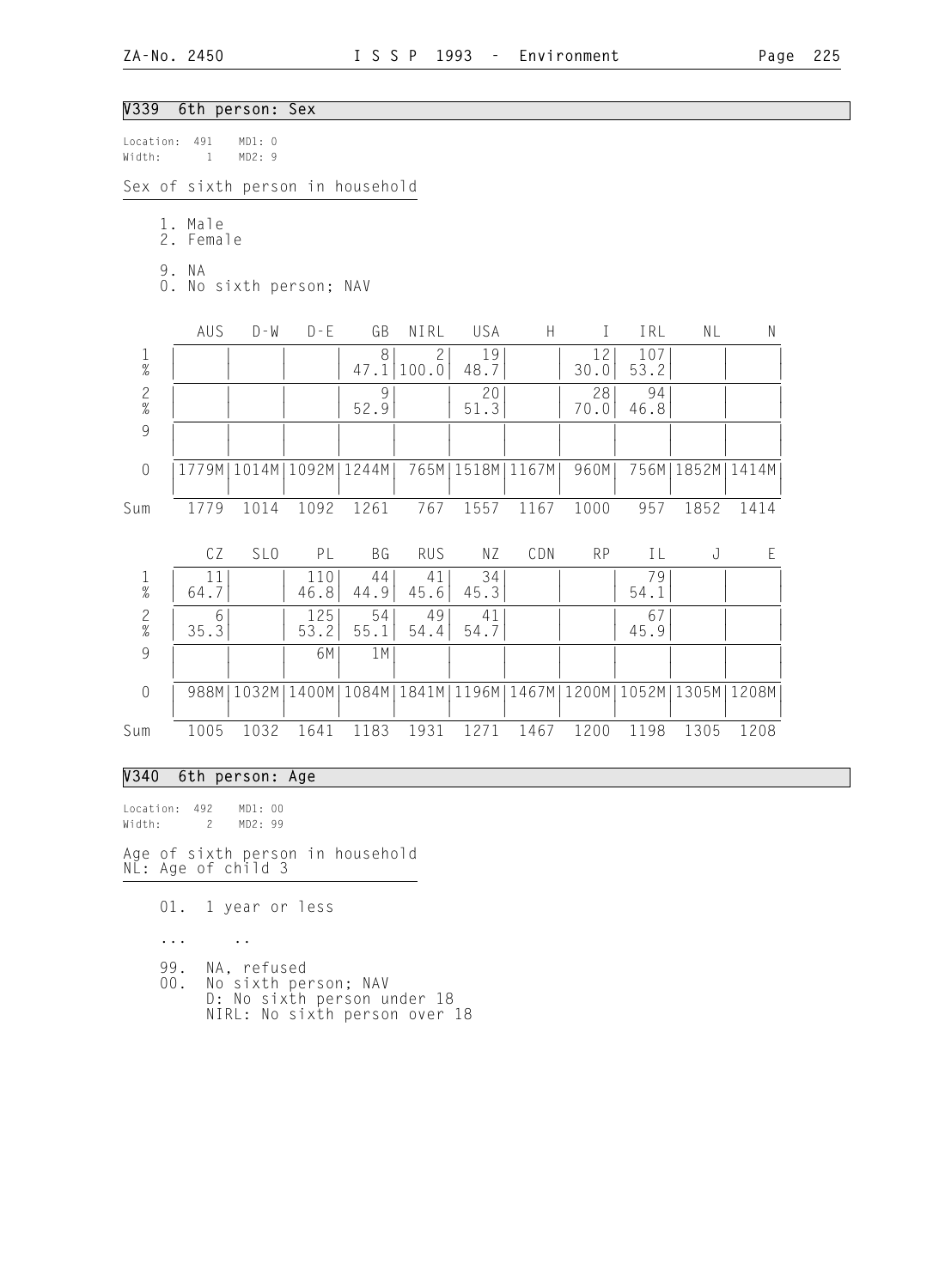## V339 6th person: Sex

Location: 491 MD1: 0
Width: 1 MD2: 9

Sex of sixth person in household

1. Male
2. Female

9. NA
0. No sixth person; NAV

| | AUS | D-W | D-E | GB | NIRL | USA | H | I | IRL | NL | N |
|---|---|---|---|---|---|---|---|---|---|---|---|
| 1 | | | | 8 | 2 | 19 | | 12 | 107 | | |
| % | | | | 47.1 | 100.0 | 48.7 | | 30.0 | 53.2 | | |
| 2 | | | | 9 | | 20 | | 28 | 94 | | |
| % | | | | 52.9 | | 51.3 | | 70.0 | 46.8 | | |
| 9 | | | | | | | | | | | |
| 0 | 1779M | 1014M | 1092M | 1244M | 765M | 1518M | 1167M | 960M | 756M | 1852M | 1414M |
| Sum | 1779 | 1014 | 1092 | 1261 | 767 | 1557 | 1167 | 1000 | 957 | 1852 | 1414 |

| | CZ | SLO | PL | BG | RUS | NZ | CDN | RP | IL | J | E |
|---|---|---|---|---|---|---|---|---|---|---|---|
| 1 | 11 | | 110 | 44 | 41 | 34 | | | 79 | | |
| % | 64.7 | | 46.8 | 44.9 | 45.6 | 45.3 | | | 54.1 | | |
| 2 | 6 | | 125 | 54 | 49 | 41 | | | 67 | | |
| % | 35.3 | | 53.2 | 55.1 | 54.4 | 54.7 | | | 45.9 | | |
| 9 | | | 6M | 1M | | | | | | | |
| 0 | 988M | 1032M | 1400M | 1084M | 1841M | 1196M | 1467M | 1200M | 1052M | 1305M | 1208M |
| Sum | 1005 | 1032 | 1641 | 1183 | 1931 | 1271 | 1467 | 1200 | 1198 | 1305 | 1208 |

## V340 6th person: Age

Location: 492 MD1: 00
Width: 2 MD2: 99

Age of sixth person in household
NL: Age of child 3

01. 1 year or less

... ..

99. NA, refused
00. No sixth person; NAV
    D: No sixth person under 18
    NIRL: No sixth person over 18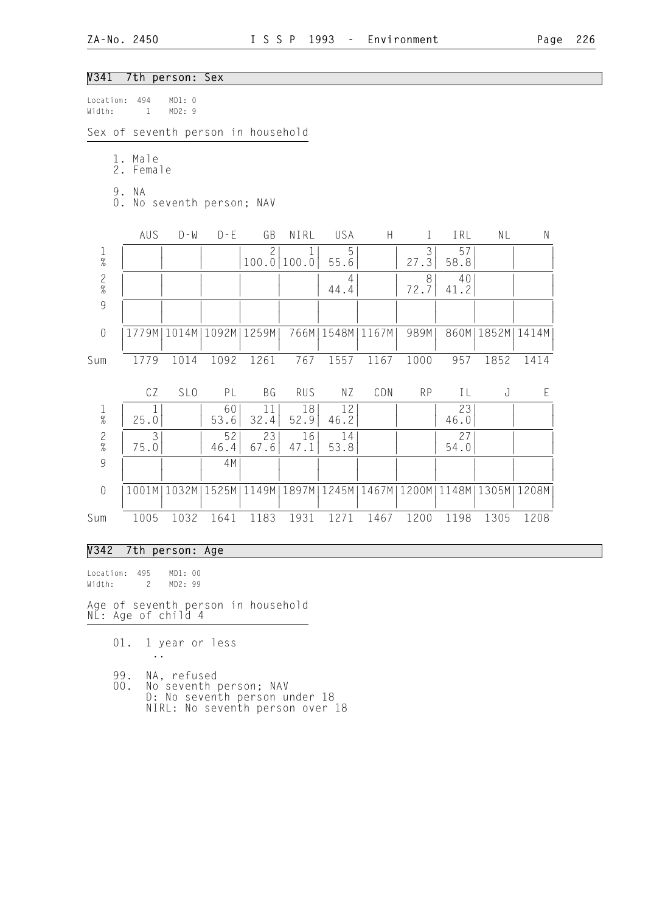## V341 7th person: Sex

Location: 494 MD1: 0
Width: 1 MD2: 9

Sex of seventh person in household

1. Male
2. Female

9. NA
0. No seventh person; NAV

| | AUS | D-W | D-E | GB | NIRL | USA | H | I | IRL | NL | N |
|---|---|---|---|---|---|---|---|---|---|---|---|
| 1 | | | | 2 | 1 | 5 | | 3 | 57 | | |
| % | | | | 100.0 | 100.0 | 55.6 | | 27.3 | 58.8 | | |
| 2 | | | | | | 4 | | 8 | 40 | | |
| % | | | | | | 44.4 | | 72.7 | 41.2 | | |
| 9 | | | | | | | | | | | |
| 0 | 1779M | 1014M | 1092M | 1259M | 766M | 1548M | 1167M | 989M | 860M | 1852M | 1414M |
| Sum | 1779 | 1014 | 1092 | 1261 | 767 | 1557 | 1167 | 1000 | 957 | 1852 | 1414 |

| | CZ | SLO | PL | BG | RUS | NZ | CDN | RP | IL | J | E |
|---|---|---|---|---|---|---|---|---|---|---|---|
| 1 | 1 | | 60 | 11 | 18 | 12 | | | 23 | | |
| % | 25.0 | | 53.6 | 32.4 | 52.9 | 46.2 | | | 46.0 | | |
| 2 | 3 | | 52 | 23 | 16 | 14 | | | 27 | | |
| % | 75.0 | | 46.4 | 67.6 | 47.1 | 53.8 | | | 54.0 | | |
| 9 | | | 4M | | | | | | | | |
| 0 | 1001M | 1032M | 1525M | 1149M | 1897M | 1245M | 1467M | 1200M | 1148M | 1305M | 1208M |
| Sum | 1005 | 1032 | 1641 | 1183 | 1931 | 1271 | 1467 | 1200 | 1198 | 1305 | 1208 |

## V342 7th person: Age

Location: 495 MD1: 00
Width: 2 MD2: 99

Age of seventh person in household
NL: Age of child 4

01. 1 year or less
 ..

99. NA, refused
00. No seventh person; NAV
 D: No seventh person under 18
 NIRL: No seventh person over 18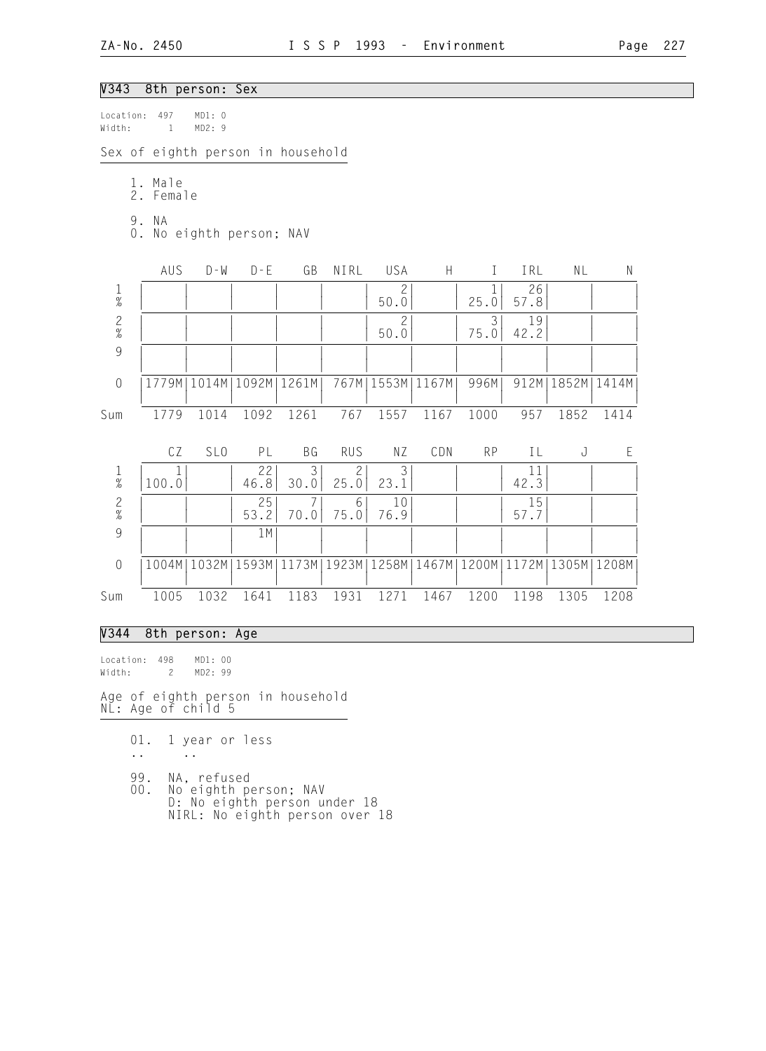## V343 8th person: Sex

Location: 497 MD1: 0
Width: 1 MD2: 9

Sex of eighth person in household

1. Male
2. Female

9. NA
0. No eighth person; NAV

| | AUS | D-W | D-E | GB | NIRL | USA | H | I | IRL | NL | N |
|---|---|---|---|---|---|---|---|---|---|---|---|
| 1 | | | | | | 2 | | 1 | 26 | | |
| % | | | | | | 50.0 | | 25.0 | 57.8 | | |
| 2 | | | | | | 2 | | 3 | 19 | | |
| % | | | | | | 50.0 | | 75.0 | 42.2 | | |
| 9 | | | | | | | | | | | |
| 0 | 1779M | 1014M | 1092M | 1261M | 767M | 1553M | 1167M | 996M | 912M | 1852M | 1414M |
| Sum | 1779 | 1014 | 1092 | 1261 | 767 | 1557 | 1167 | 1000 | 957 | 1852 | 1414 |

| | CZ | SLO | PL | BG | RUS | NZ | CDN | RP | IL | J | E |
|---|---|---|---|---|---|---|---|---|---|---|---|
| 1 | 1 | | 22 | 3 | 2 | 3 | | | 11 | | |
| % | 100.0 | | 46.8 | 30.0 | 25.0 | 23.1 | | | 42.3 | | |
| 2 | | | 25 | 7 | 6 | 10 | | | 15 | | |
| % | | | 53.2 | 70.0 | 75.0 | 76.9 | | | 57.7 | | |
| 9 | | | 1M | | | | | | | | |
| 0 | 1004M | 1032M | 1593M | 1173M | 1923M | 1258M | 1467M | 1200M | 1172M | 1305M | 1208M |
| Sum | 1005 | 1032 | 1641 | 1183 | 1931 | 1271 | 1467 | 1200 | 1198 | 1305 | 1208 |

## V344 8th person: Age

Location: 498 MD1: 00
Width: 2 MD2: 99

Age of eighth person in household
NL: Age of child 5

01. 1 year or less
.. ..

99. NA, refused
00. No eighth person; NAV
D: No eighth person under 18
NIRL: No eighth person over 18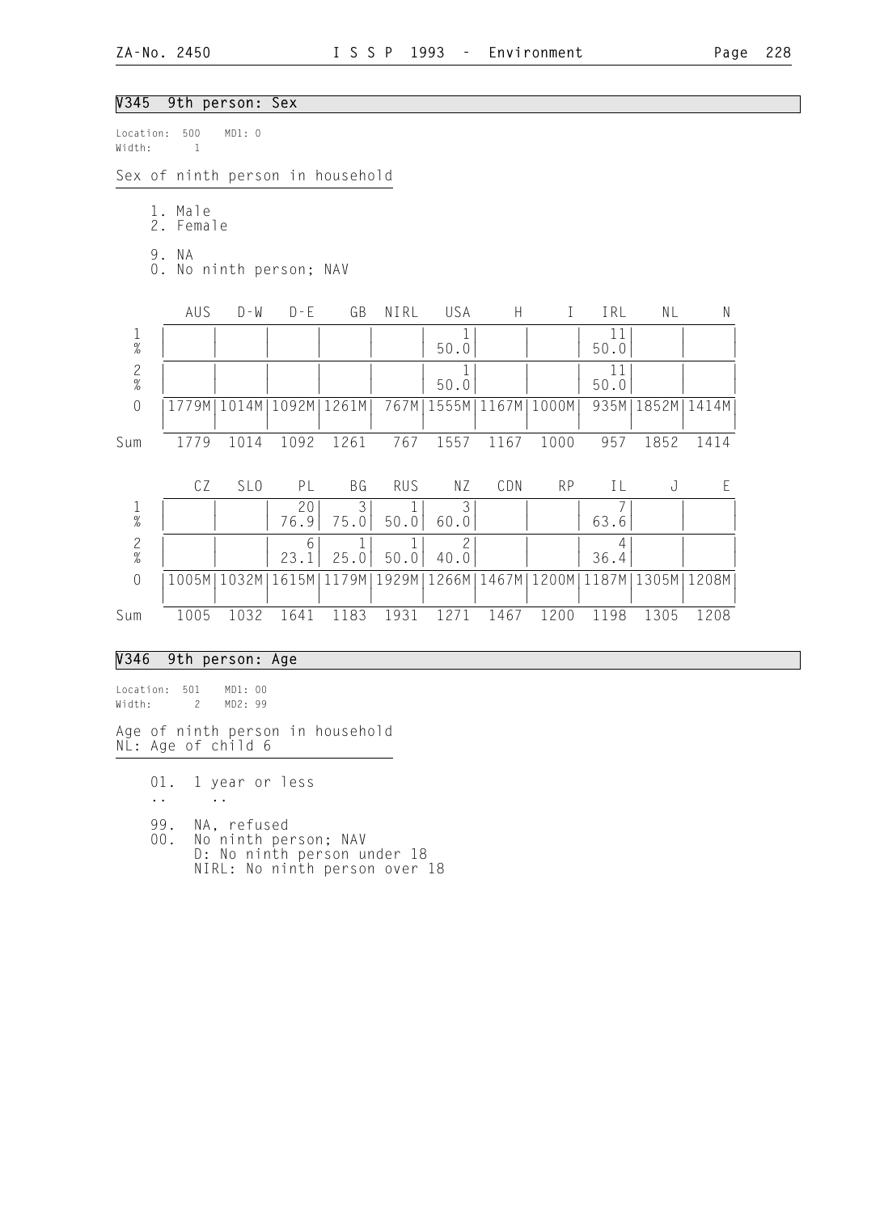## V345 9th person: Sex

Location: 500 MD1: 0
Width: 1

Sex of ninth person in household

1. Male
2. Female

9. NA
0. No ninth person; NAV

| | AUS | D-W | D-E | GB | NIRL | USA | H | I | IRL | NL | N |
|---|---|---|---|---|---|---|---|---|---|---|---|
| 1 | | | | | | 1 | | | 11 | | |
| % | | | | | | 50.0 | | | 50.0 | | |
| 2 | | | | | | 1 | | | 11 | | |
| % | | | | | | 50.0 | | | 50.0 | | |
| 0 | 1779M | 1014M | 1092M | 1261M | 767M | 1555M | 1167M | 1000M | 935M | 1852M | 1414M |
| Sum | 1779 | 1014 | 1092 | 1261 | 767 | 1557 | 1167 | 1000 | 957 | 1852 | 1414 |

| | CZ | SLO | PL | BG | RUS | NZ | CDN | RP | IL | J | E |
|---|---|---|---|---|---|---|---|---|---|---|---|
| 1 | | | 20 | 3 | 1 | 3 | | | 7 | | |
| % | | | 76.9 | 75.0 | 50.0 | 60.0 | | | 63.6 | | |
| 2 | | | 6 | 1 | 1 | 2 | | | 4 | | |
| % | | | 23.1 | 25.0 | 50.0 | 40.0 | | | 36.4 | | |
| 0 | 1005M | 1032M | 1615M | 1179M | 1929M | 1266M | 1467M | 1200M | 1187M | 1305M | 1208M |
| Sum | 1005 | 1032 | 1641 | 1183 | 1931 | 1271 | 1467 | 1200 | 1198 | 1305 | 1208 |

## V346 9th person: Age

Location: 501 MD1: 00
Width: 2 MD2: 99

Age of ninth person in household
NL: Age of child 6

01. 1 year or less
.. ..

99. NA, refused
00. No ninth person; NAV
D: No ninth person under 18
NIRL: No ninth person over 18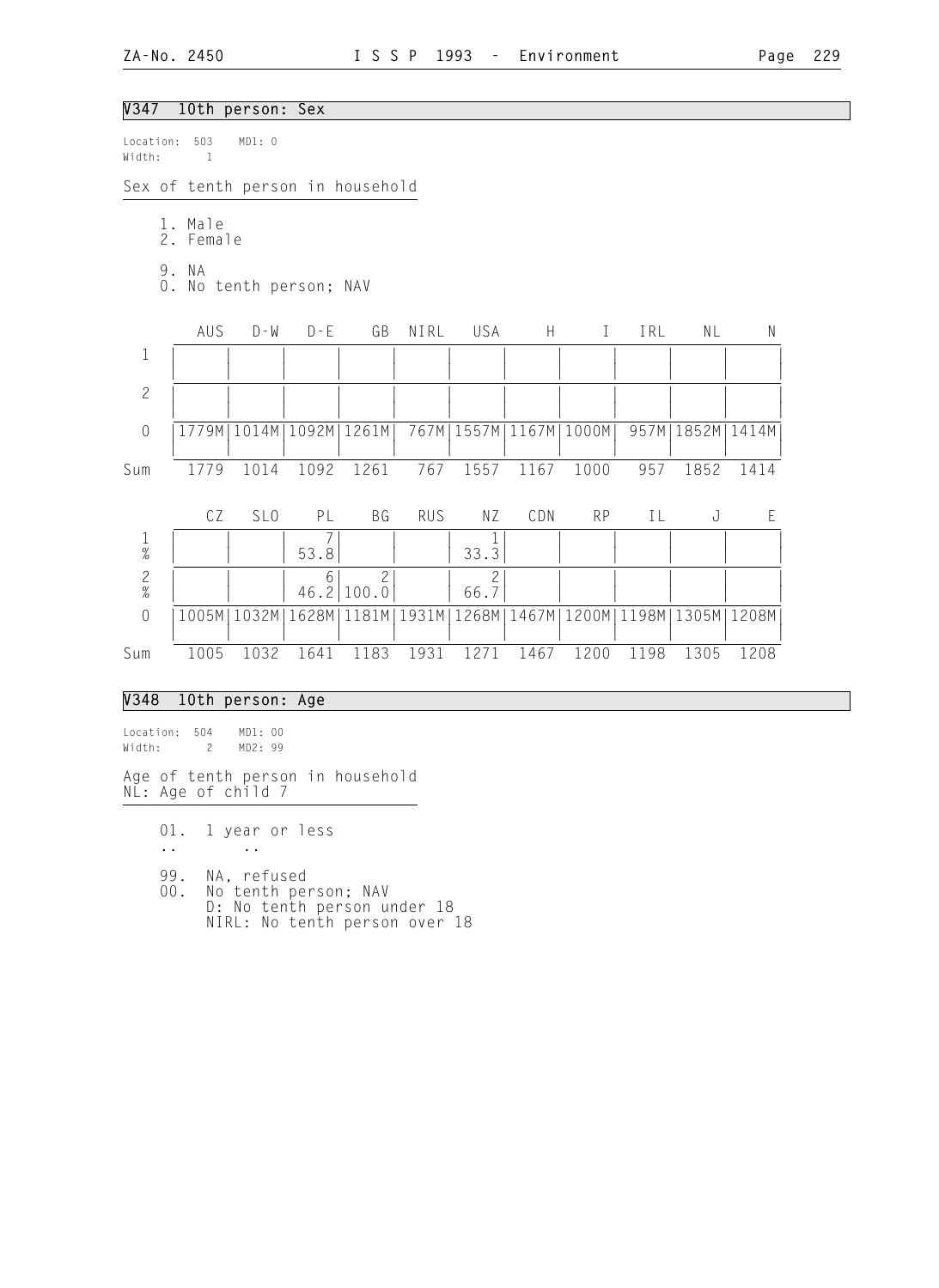## V347 10th person: Sex

Location: 503 MD1: 0
Width: 1

Sex of tenth person in household

1. Male
2. Female

9. NA
0. No tenth person; NAV

| | AUS | D-W | D-E | GB | NIRL | USA | H | I | IRL | NL | N |
|---|---|---|---|---|---|---|---|---|---|---|---|
| 1 | | | | | | | | | | | |
| 2 | | | | | | | | | | | |
| 0 | 1779M | 1014M | 1092M | 1261M | 767M | 1557M | 1167M | 1000M | 957M | 1852M | 1414M |
| Sum | 1779 | 1014 | 1092 | 1261 | 767 | 1557 | 1167 | 1000 | 957 | 1852 | 1414 |

| | CZ | SLO | PL | BG | RUS | NZ | CDN | RP | IL | J | E |
|---|---|---|---|---|---|---|---|---|---|---|---|
| 1 | | | 7 | | | 1 | | | | | |
| % | | | 53.8 | | | 33.3 | | | | | |
| 2 | | | 6 | 2 | | 2 | | | | | |
| % | | | 46.2 | 100.0 | | 66.7 | | | | | |
| 0 | 1005M | 1032M | 1628M | 1181M | 1931M | 1268M | 1467M | 1200M | 1198M | 1305M | 1208M |
| Sum | 1005 | 1032 | 1641 | 1183 | 1931 | 1271 | 1467 | 1200 | 1198 | 1305 | 1208 |

## V348 10th person: Age

Location: 504 MD1: 00
Width: 2 MD2: 99

Age of tenth person in household
NL: Age of child 7

01. 1 year or less
.. ..

99. NA, refused
00. No tenth person; NAV
D: No tenth person under 18
NIRL: No tenth person over 18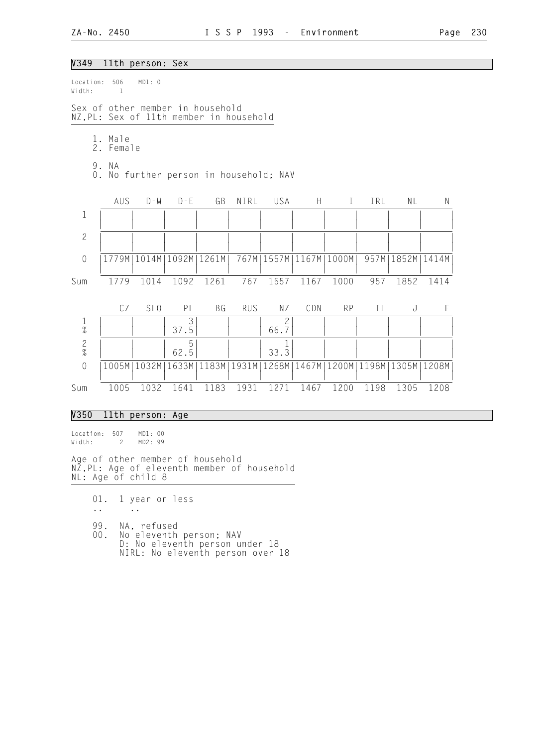## V349 11th person: Sex

Location: 506 MD1: 0
Width: 1

Sex of other member in household
NZ,PL: Sex of 11th member in household

1. Male
2. Female

9. NA
0. No further person in household; NAV

| | AUS | D-W | D-E | GB | NIRL | USA | H | I | IRL | NL | N |
|---|---|---|---|---|---|---|---|---|---|---|---|
| 1 | | | | | | | | | | | |
| 2 | | | | | | | | | | | |
| 0 | 1779M | 1014M | 1092M | 1261M | 767M | 1557M | 1167M | 1000M | 957M | 1852M | 1414M |
| Sum | 1779 | 1014 | 1092 | 1261 | 767 | 1557 | 1167 | 1000 | 957 | 1852 | 1414 |

| | CZ | SLO | PL | BG | RUS | NZ | CDN | RP | IL | J | E |
|---|---|---|---|---|---|---|---|---|---|---|---|
| 1 | | | 3 | | | 2 | | | | | |
| % | | | 37.5 | | | 66.7 | | | | | |
| 2 | | | 5 | | | 1 | | | | | |
| % | | | 62.5 | | | 33.3 | | | | | |
| 0 | 1005M | 1032M | 1633M | 1183M | 1931M | 1268M | 1467M | 1200M | 1198M | 1305M | 1208M |
| Sum | 1005 | 1032 | 1641 | 1183 | 1931 | 1271 | 1467 | 1200 | 1198 | 1305 | 1208 |

## V350 11th person: Age

Location: 507 MD1: 00
Width: 2 MD2: 99

Age of other member of household
NZ,PL: Age of eleventh member of household
NL: Age of child 8

01. 1 year or less
.. ..

99. NA, refused
00. No eleventh person; NAV
D: No eleventh person under 18
NIRL: No eleventh person over 18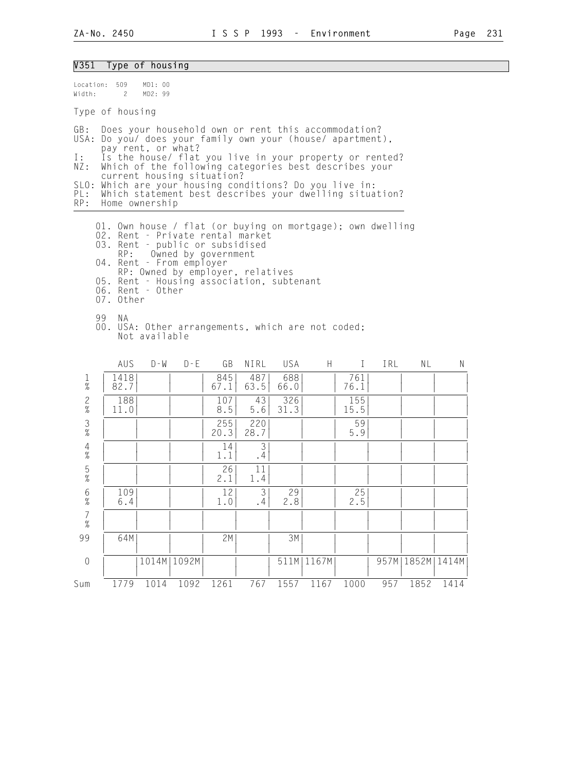## V351 Type of housing

Location: 509 MD1: 00
Width: 2 MD2: 99

Type of housing

GB: Does your household own or rent this accommodation?
USA: Do you/ does your family own your (house/ apartment), pay rent, or what?
I: Is the house/ flat you live in your property or rented?
NZ: Which of the following categories best describes your current housing situation?
SLO: Which are your housing conditions? Do you live in:
PL: Which statement best describes your dwelling situation?
RP: Home ownership

01. Own house / flat (or buying on mortgage); own dwelling
02. Rent - Private rental market
03. Rent - public or subsidised
    RP: Owned by government
04. Rent - From employer
    RP: Owned by employer, relatives
05. Rent - Housing association, subtenant
06. Rent - Other
07. Other

99 NA
00. USA: Other arrangements, which are not coded;
    Not available

| | AUS | D-W | D-E | GB | NIRL | USA | H | I | IRL | NL | N |
|---|---|---|---|---|---|---|---|---|---|---|---|
| 1 | 1418 | | | 845 | 487 | 688 | | 761 | | | |
| % | 82.7 | | | 67.1 | 63.5 | 66.0 | | 76.1 | | | |
| 2 | 188 | | | 107 | 43 | 326 | | 155 | | | |
| % | 11.0 | | | 8.5 | 5.6 | 31.3 | | 15.5 | | | |
| 3 | | | | 255 | 220 | | | 59 | | | |
| % | | | | 20.3 | 28.7 | | | 5.9 | | | |
| 4 | | | | 14 | 3 | | | | | | |
| % | | | | 1.1 | .4 | | | | | | |
| 5 | | | | 26 | 11 | | | | | | |
| % | | | | 2.1 | 1.4 | | | | | | |
| 6 | 109 | | | 12 | 3 | 29 | | 25 | | | |
| % | 6.4 | | | 1.0 | .4 | 2.8 | | 2.5 | | | |
| 7 | | | | | | | | | | | |
| % | | | | | | | | | | | |
| 99 | 64M | | | 2M | | 3M | | | | | |
| 0 | | 1014M | 1092M | | | 511M | 1167M | | 957M | 1852M | 1414M |
| Sum | 1779 | 1014 | 1092 | 1261 | 767 | 1557 | 1167 | 1000 | 957 | 1852 | 1414 |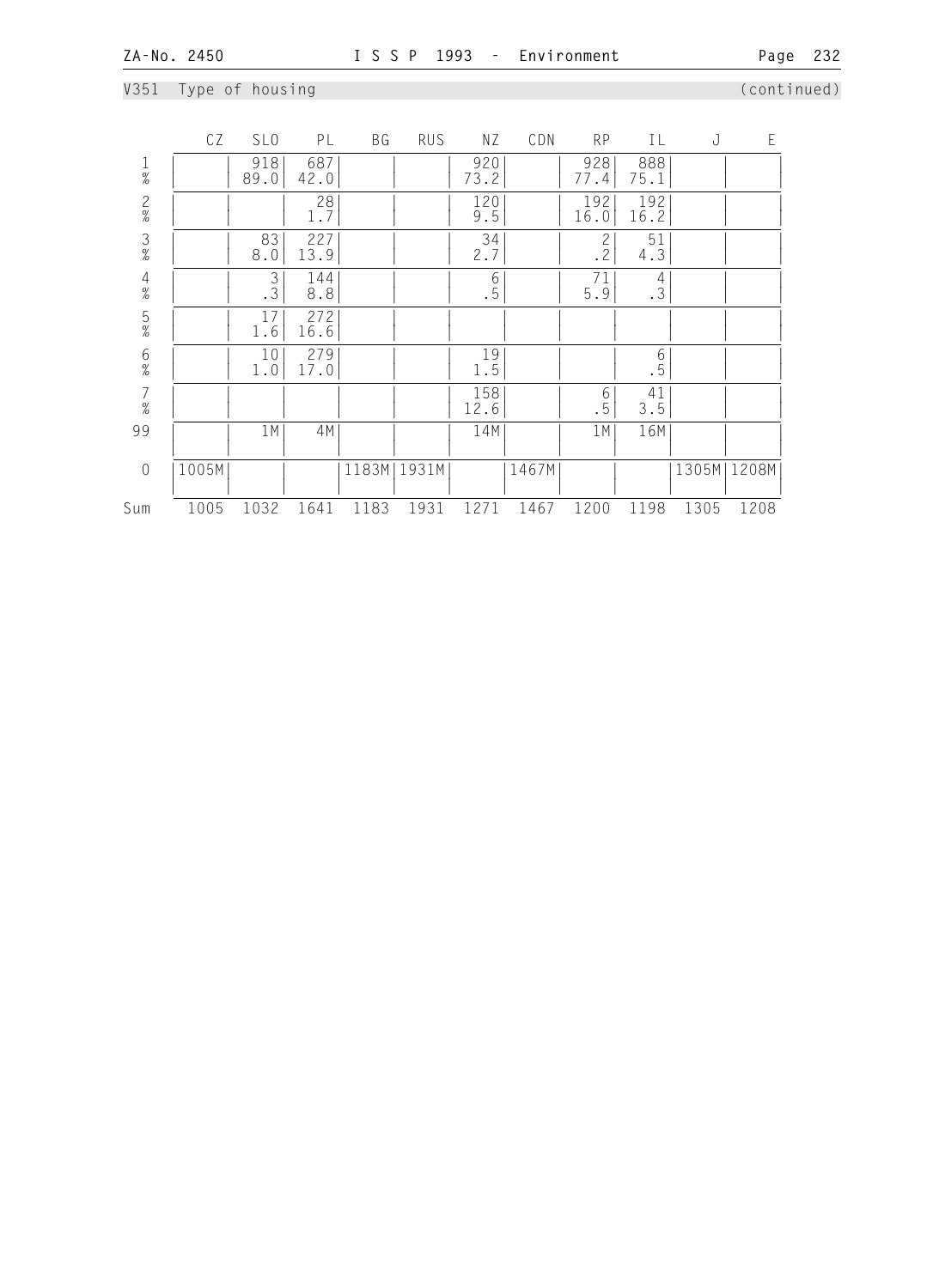V351 Type of housing (continued)

| | CZ | SLO | PL | BG | RUS | NZ | CDN | RP | IL | J | E |
|---|---|---|---|---|---|---|---|---|---|---|---|
| 1 | | 918 | 687 | | | 920 | | 928 | 888 | | |
| % | | 89.0 | 42.0 | | | 73.2 | | 77.4 | 75.1 | | |
| 2 | | | 28 | | | 120 | | 192 | 192 | | |
| % | | | 1.7 | | | 9.5 | | 16.0 | 16.2 | | |
| 3 | | 83 | 227 | | | 34 | | 2 | 51 | | |
| % | | 8.0 | 13.9 | | | 2.7 | | .2 | 4.3 | | |
| 4 | | 3 | 144 | | | 6 | | 71 | 4 | | |
| % | | .3 | 8.8 | | | .5 | | 5.9 | .3 | | |
| 5 | | 17 | 272 | | | | | | | | |
| % | | 1.6 | 16.6 | | | | | | | | |
| 6 | | 10 | 279 | | | 19 | | | 6 | | |
| % | | 1.0 | 17.0 | | | 1.5 | | | .5 | | |
| 7 | | | | | | 158 | | 6 | 41 | | |
| % | | | | | | 12.6 | | .5 | 3.5 | | |
| 99 | | 1M | 4M | | | 14M | | 1M | 16M | | |
| 0 | 1005M | | | 1183M | 1931M | | 1467M | | | 1305M | 1208M |
| Sum | 1005 | 1032 | 1641 | 1183 | 1931 | 1271 | 1467 | 1200 | 1198 | 1305 | 1208 |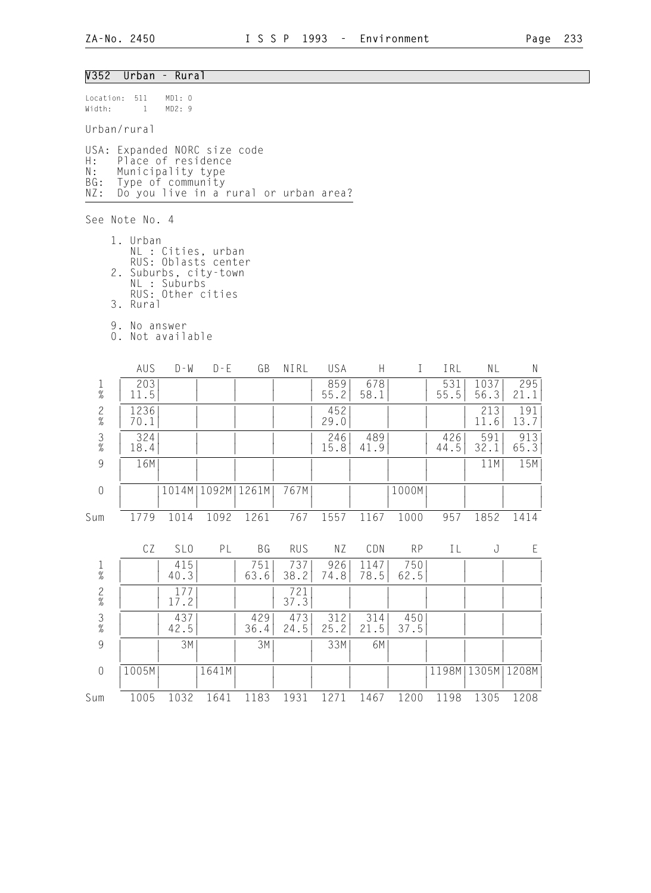## V352 Urban - Rural

Location: 511 MD1: 0
Width: 1 MD2: 9

Urban/rural

USA: Expanded NORC size code
H: Place of residence
N: Municipality type
BG: Type of community
NZ: Do you live in a rural or urban area?

See Note No. 4

1. Urban
   NL : Cities, urban
   RUS: Oblasts center
2. Suburbs, city-town
   NL : Suburbs
   RUS: Other cities
3. Rural

9. No answer
0. Not available

| | AUS | D-W | D-E | GB | NIRL | USA | H | I | IRL | NL | N |
|---|---|---|---|---|---|---|---|---|---|---|---|
| 1 | 203 | | | | | 859 | 678 | | 531 | 1037 | 295 |
| % | 11.5 | | | | | 55.2 | 58.1 | | 55.5 | 56.3 | 21.1 |
| 2 | 1236 | | | | | 452 | | | | 213 | 191 |
| % | 70.1 | | | | | 29.0 | | | | 11.6 | 13.7 |
| 3 | 324 | | | | | 246 | 489 | | 426 | 591 | 913 |
| % | 18.4 | | | | | 15.8 | 41.9 | | 44.5 | 32.1 | 65.3 |
| 9 | 16M | | | | | | | | | 11M | 15M |
| 0 | | 1014M | 1092M | 1261M | 767M | | | 1000M | | | |
| Sum | 1779 | 1014 | 1092 | 1261 | 767 | 1557 | 1167 | 1000 | 957 | 1852 | 1414 |

| | CZ | SLO | PL | BG | RUS | NZ | CDN | RP | IL | J | E |
|---|---|---|---|---|---|---|---|---|---|---|---|
| 1 | | 415 | | 751 | 737 | 926 | 1147 | 750 | | | |
| % | | 40.3 | | 63.6 | 38.2 | 74.8 | 78.5 | 62.5 | | | |
| 2 | | 177 | | | 721 | | | | | | |
| % | | 17.2 | | | 37.3 | | | | | | |
| 3 | | 437 | | 429 | 473 | 312 | 314 | 450 | | | |
| % | | 42.5 | | 36.4 | 24.5 | 25.2 | 21.5 | 37.5 | | | |
| 9 | | 3M | | 3M | | 33M | 6M | | | | |
| 0 | 1005M | | 1641M | | | | | | 1198M | 1305M | 1208M |
| Sum | 1005 | 1032 | 1641 | 1183 | 1931 | 1271 | 1467 | 1200 | 1198 | 1305 | 1208 |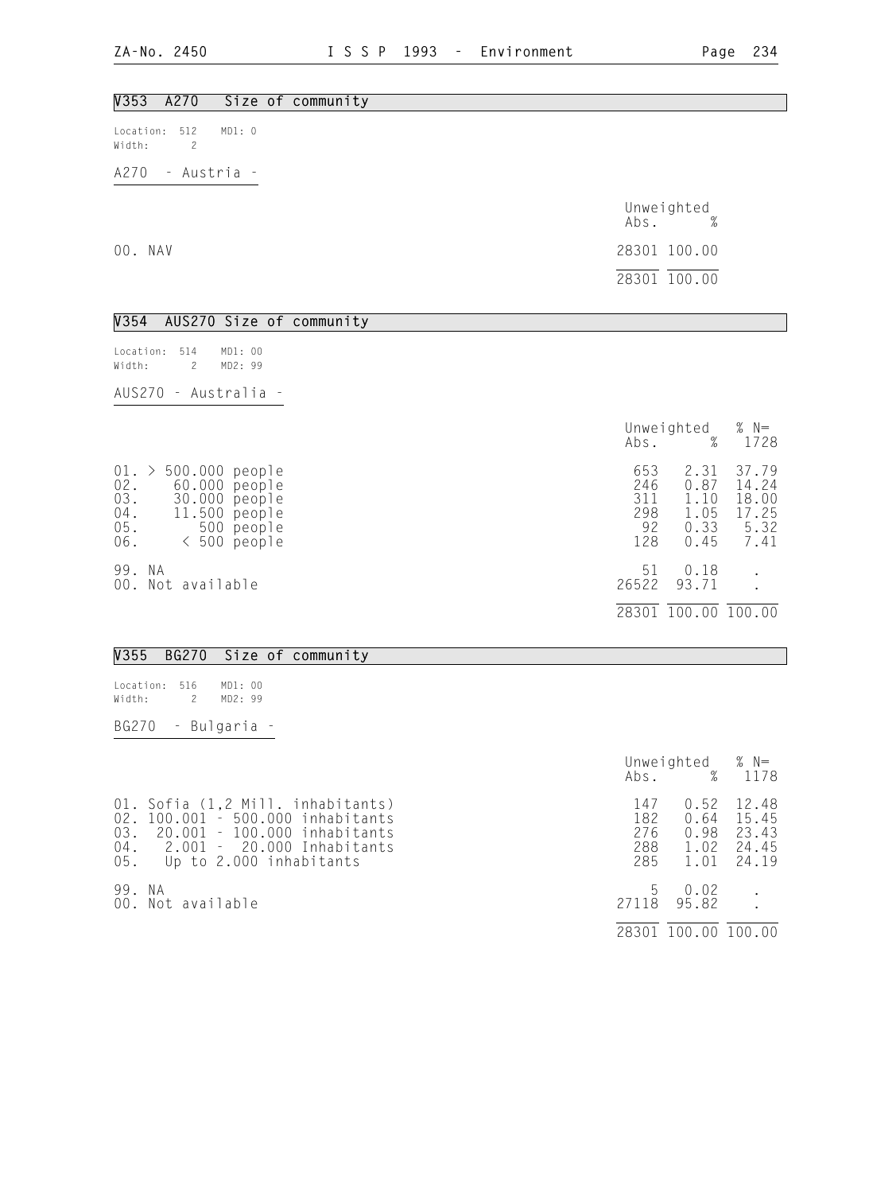## V353 A270 Size of community

Location: 512 MD1: 0
Width: 2

A270 - Austria -

| | Unweighted Abs. | % |
|---|---|---|
| 00. NAV | 28301 | 100.00 |
| | 28301 | 100.00 |

## V354 AUS270 Size of community

Location: 514 MD1: 00
Width: 2 MD2: 99

AUS270 - Australia -

| | Unweighted Abs. | % | % N= 1728 |
|---|---|---|---|
| 01. > 500.000 people | 653 | 2.31 | 37.79 |
| 02. 60.000 people | 246 | 0.87 | 14.24 |
| 03. 30.000 people | 311 | 1.10 | 18.00 |
| 04. 11.500 people | 298 | 1.05 | 17.25 |
| 05. 500 people | 92 | 0.33 | 5.32 |
| 06. < 500 people | 128 | 0.45 | 7.41 |
| 99. NA | 51 | 0.18 | . |
| 00. Not available | 26522 | 93.71 | . |
| | 28301 | 100.00 | 100.00 |

## V355 BG270 Size of community

Location: 516 MD1: 00
Width: 2 MD2: 99

BG270 - Bulgaria -

| | Unweighted Abs. | % | % N= 1178 |
|---|---|---|---|
| 01. Sofia (1,2 Mill. inhabitants) | 147 | 0.52 | 12.48 |
| 02. 100.001 - 500.000 inhabitants | 182 | 0.64 | 15.45 |
| 03. 20.001 - 100.000 inhabitants | 276 | 0.98 | 23.43 |
| 04. 2.001 - 20.000 Inhabitants | 288 | 1.02 | 24.45 |
| 05. Up to 2.000 inhabitants | 285 | 1.01 | 24.19 |
| 99. NA | 5 | 0.02 | . |
| 00. Not available | 27118 | 95.82 | . |
| | 28301 | 100.00 | 100.00 |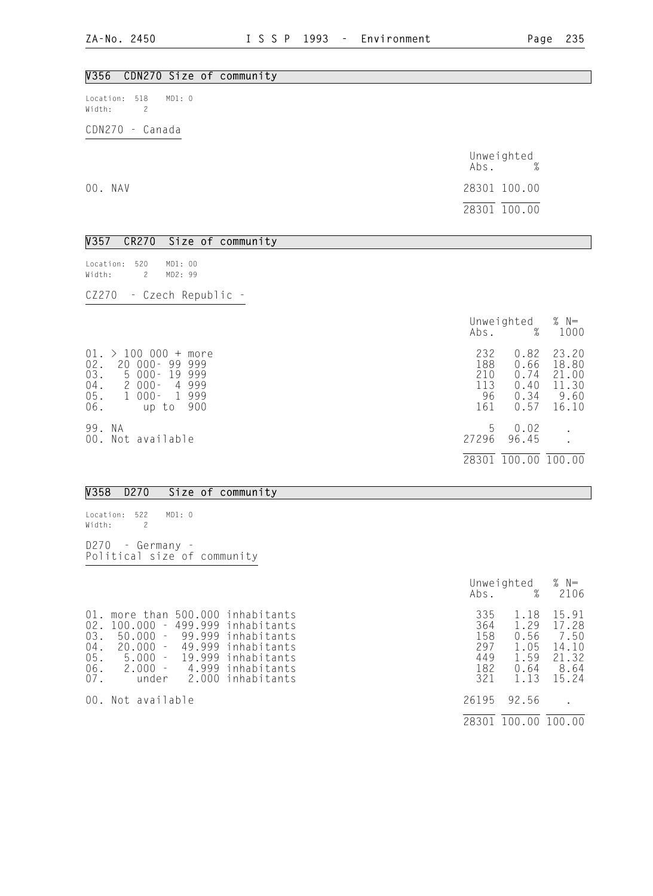## V356 CDN270 Size of community

Location: 518 MD1: 0
Width: 2

CDN270 - Canada

| | Unweighted Abs. | % |
|---|---|---|
| 00. NAV | 28301 | 100.00 |
| | 28301 | 100.00 |

## V357 CR270 Size of community

Location: 520 MD1: 00
Width: 2 MD2: 99

CZ270 - Czech Republic -

| | Unweighted Abs. | % | % N= 1000 |
|---|---|---|---|
| 01. > 100 000 + more | 232 | 0.82 | 23.20 |
| 02. 20 000- 99 999 | 188 | 0.66 | 18.80 |
| 03. 5 000- 19 999 | 210 | 0.74 | 21.00 |
| 04. 2 000- 4 999 | 113 | 0.40 | 11.30 |
| 05. 1 000- 1 999 | 96 | 0.34 | 9.60 |
| 06. up to 900 | 161 | 0.57 | 16.10 |
| 99. NA | 5 | 0.02 | . |
| 00. Not available | 27296 | 96.45 | . |
| | 28301 | 100.00 | 100.00 |

## V358 D270 Size of community

Location: 522 MD1: 0
Width: 2

D270 - Germany -
Political size of community

| | Unweighted Abs. | % | % N= 2106 |
|---|---|---|---|
| 01. more than 500.000 inhabitants | 335 | 1.18 | 15.91 |
| 02. 100.000 - 499.999 inhabitants | 364 | 1.29 | 17.28 |
| 03. 50.000 - 99.999 inhabitants | 158 | 0.56 | 7.50 |
| 04. 20.000 - 49.999 inhabitants | 297 | 1.05 | 14.10 |
| 05. 5.000 - 19.999 inhabitants | 449 | 1.59 | 21.32 |
| 06. 2.000 - 4.999 inhabitants | 182 | 0.64 | 8.64 |
| 07. under 2.000 inhabitants | 321 | 1.13 | 15.24 |
| 00. Not available | 26195 | 92.56 | . |
| | 28301 | 100.00 | 100.00 |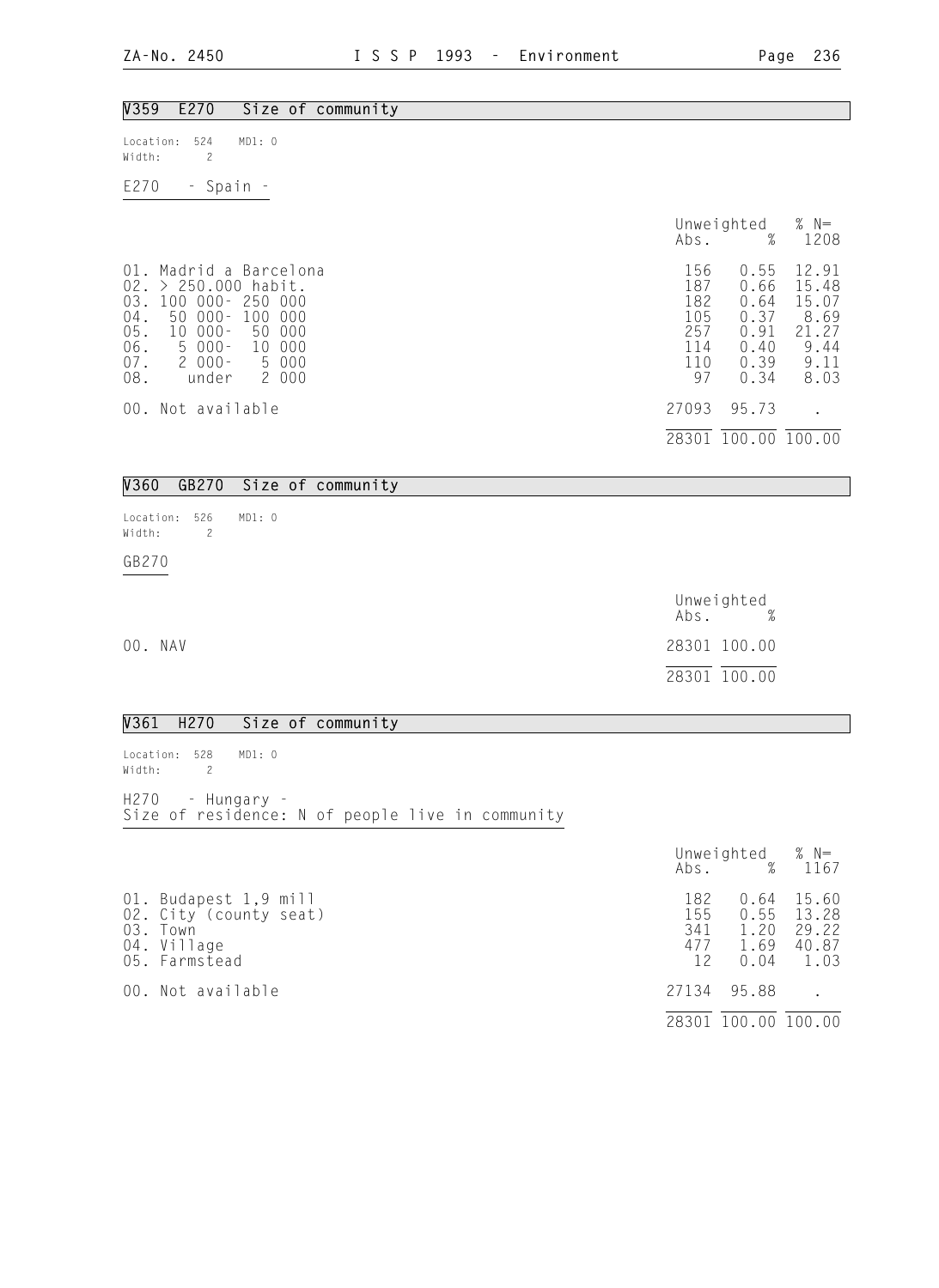## V359 E270 Size of community

Location: 524 MD1: 0
Width: 2

E270 - Spain -

| | Unweighted Abs. | % | % N= 1208 |
|---|---|---|---|
| 01. Madrid a Barcelona | 156 | 0.55 | 12.91 |
| 02. > 250.000 habit. | 187 | 0.66 | 15.48 |
| 03. 100 000- 250 000 | 182 | 0.64 | 15.07 |
| 04. 50 000- 100 000 | 105 | 0.37 | 8.69 |
| 05. 10 000- 50 000 | 257 | 0.91 | 21.27 |
| 06. 5 000- 10 000 | 114 | 0.40 | 9.44 |
| 07. 2 000- 5 000 | 110 | 0.39 | 9.11 |
| 08. under 2 000 | 97 | 0.34 | 8.03 |
| 00. Not available | 27093 | 95.73 | . |
| | 28301 | 100.00 | 100.00 |

## V360 GB270 Size of community

Location: 526 MD1: 0
Width: 2

GB270

| | Unweighted Abs. | % |
|---|---|---|
| 00. NAV | 28301 | 100.00 |
| | 28301 | 100.00 |

## V361 H270 Size of community

Location: 528 MD1: 0
Width: 2

H270 - Hungary -
Size of residence: N of people live in community

| | Unweighted Abs. | % | % N= 1167 |
|---|---|---|---|
| 01. Budapest 1,9 mill | 182 | 0.64 | 15.60 |
| 02. City (county seat) | 155 | 0.55 | 13.28 |
| 03. Town | 341 | 1.20 | 29.22 |
| 04. Village | 477 | 1.69 | 40.87 |
| 05. Farmstead | 12 | 0.04 | 1.03 |
| 00. Not available | 27134 | 95.88 | . |
| | 28301 | 100.00 | 100.00 |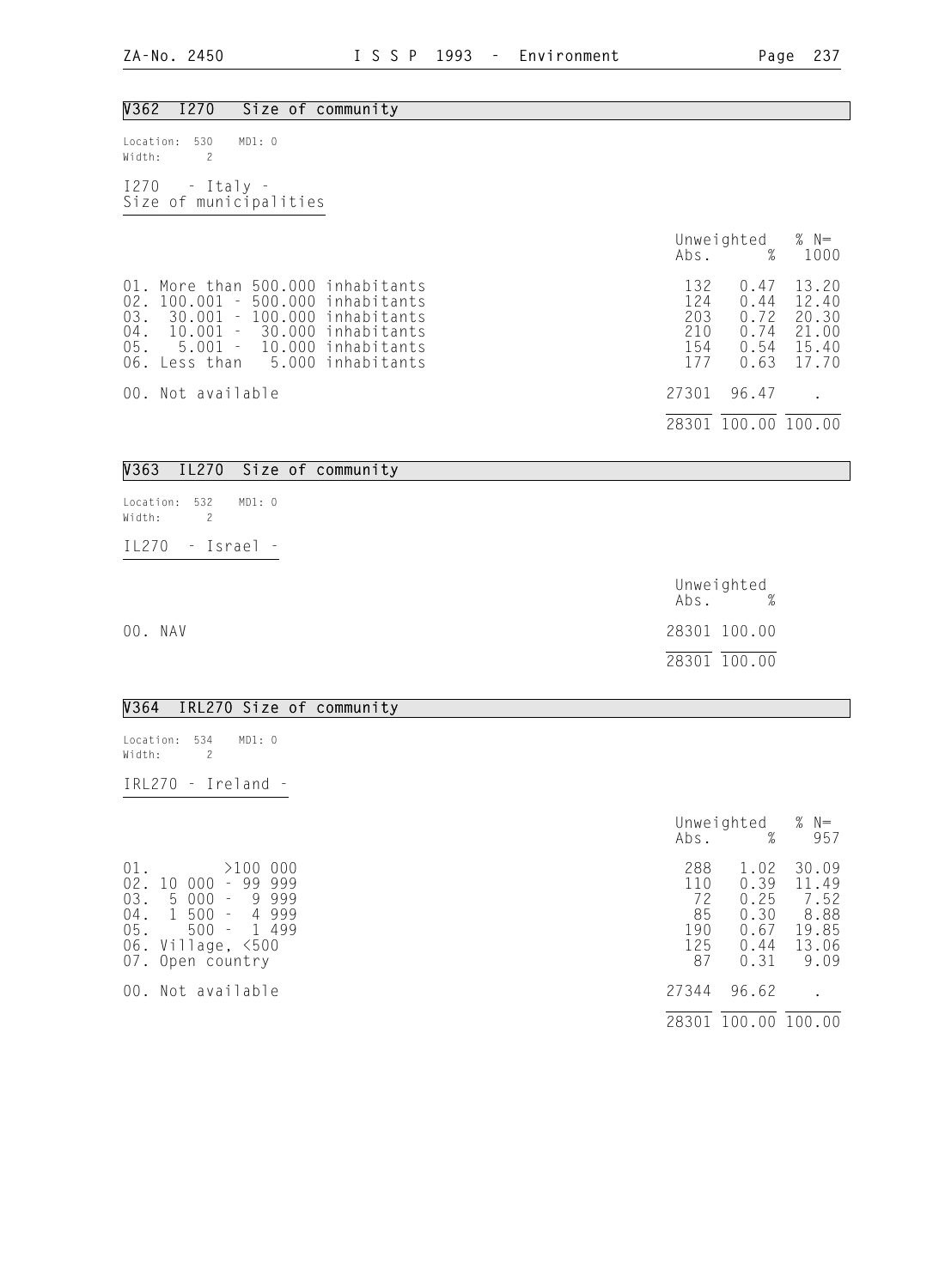## V362 I270 Size of community

Location: 530 MD1: 0
Width: 2

I270 - Italy -
Size of municipalities

| | Unweighted Abs. | % | % N= 1000 |
|---|---|---|---|
| 01. More than 500.000 inhabitants | 132 | 0.47 | 13.20 |
| 02. 100.001 - 500.000 inhabitants | 124 | 0.44 | 12.40 |
| 03. 30.001 - 100.000 inhabitants | 203 | 0.72 | 20.30 |
| 04. 10.001 - 30.000 inhabitants | 210 | 0.74 | 21.00 |
| 05. 5.001 - 10.000 inhabitants | 154 | 0.54 | 15.40 |
| 06. Less than 5.000 inhabitants | 177 | 0.63 | 17.70 |
| 00. Not available | 27301 | 96.47 | . |
| | 28301 | 100.00 | 100.00 |

## V363 IL270 Size of community

Location: 532 MD1: 0
Width: 2

IL270 - Israel -

| | Unweighted Abs. | % |
|---|---|---|
| 00. NAV | 28301 | 100.00 |
| | 28301 | 100.00 |

## V364 IRL270 Size of community

Location: 534 MD1: 0
Width: 2

IRL270 - Ireland -

| | Unweighted Abs. | % | % N= 957 |
|---|---|---|---|
| 01. >100 000 | 288 | 1.02 | 30.09 |
| 02. 10 000 - 99 999 | 110 | 0.39 | 11.49 |
| 03. 5 000 - 9 999 | 72 | 0.25 | 7.52 |
| 04. 1 500 - 4 999 | 85 | 0.30 | 8.88 |
| 05. 500 - 1 499 | 190 | 0.67 | 19.85 |
| 06. Village, <500 | 125 | 0.44 | 13.06 |
| 07. Open country | 87 | 0.31 | 9.09 |
| 00. Not available | 27344 | 96.62 | . |
| | 28301 | 100.00 | 100.00 |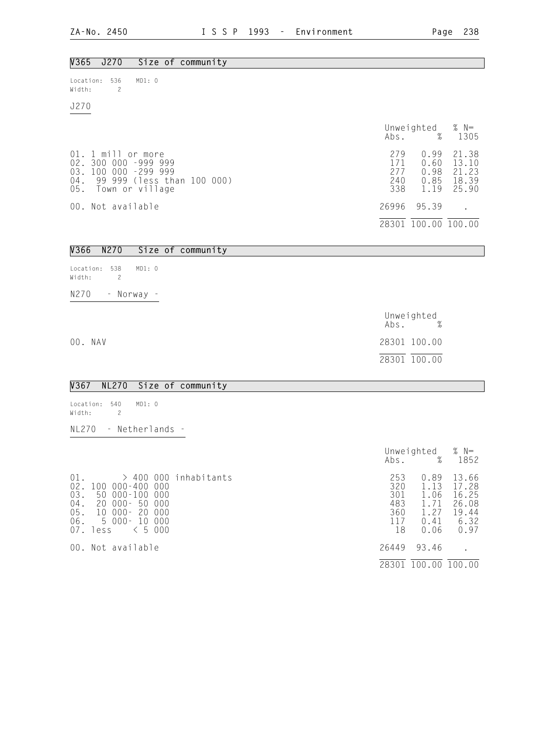## V365 J270 Size of community

Location: 536 MD1: 0
Width: 2

J270

| | Unweighted Abs. | % | % N= 1305 |
|---|---|---|---|
| 01. 1 mill or more | 279 | 0.99 | 21.38 |
| 02. 300 000 -999 999 | 171 | 0.60 | 13.10 |
| 03. 100 000 -299 999 | 277 | 0.98 | 21.23 |
| 04. 99 999 (less than 100 000) | 240 | 0.85 | 18.39 |
| 05. Town or village | 338 | 1.19 | 25.90 |
| 00. Not available | 26996 | 95.39 | . |
| | 28301 | 100.00 | 100.00 |

## V366 N270 Size of community

Location: 538 MD1: 0
Width: 2

N270 - Norway -

| | Unweighted Abs. | % |
|---|---|---|
| 00. NAV | 28301 | 100.00 |
| | 28301 | 100.00 |

## V367 NL270 Size of community

Location: 540 MD1: 0
Width: 2

NL270 - Netherlands -

| | Unweighted Abs. | % | % N= 1852 |
|---|---|---|---|
| 01. > 400 000 inhabitants | 253 | 0.89 | 13.66 |
| 02. 100 000-400 000 | 320 | 1.13 | 17.28 |
| 03. 50 000-100 000 | 301 | 1.06 | 16.25 |
| 04. 20 000- 50 000 | 483 | 1.71 | 26.08 |
| 05. 10 000- 20 000 | 360 | 1.27 | 19.44 |
| 06. 5 000- 10 000 | 117 | 0.41 | 6.32 |
| 07. less < 5 000 | 18 | 0.06 | 0.97 |
| 00. Not available | 26449 | 93.46 | . |
| | 28301 | 100.00 | 100.00 |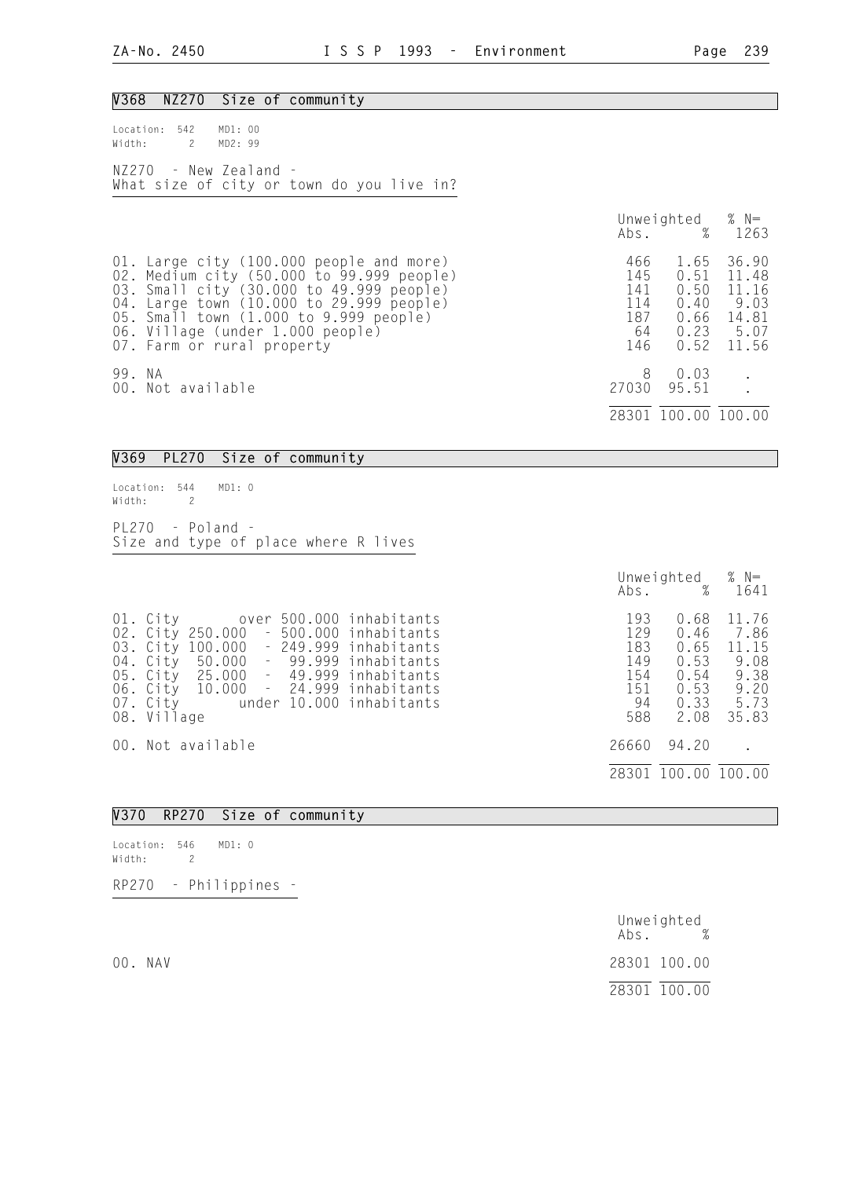## V368 NZ270 Size of community

Location: 542 MD1: 00
Width: 2 MD2: 99

NZ270 - New Zealand -
What size of city or town do you live in?

| | Unweighted Abs. | % | % N= 1263 |
|---|---|---|---|
| 01. Large city (100.000 people and more) | 466 | 1.65 | 36.90 |
| 02. Medium city (50.000 to 99.999 people) | 145 | 0.51 | 11.48 |
| 03. Small city (30.000 to 49.999 people) | 141 | 0.50 | 11.16 |
| 04. Large town (10.000 to 29.999 people) | 114 | 0.40 | 9.03 |
| 05. Small town (1.000 to 9.999 people) | 187 | 0.66 | 14.81 |
| 06. Village (under 1.000 people) | 64 | 0.23 | 5.07 |
| 07. Farm or rural property | 146 | 0.52 | 11.56 |
| 99. NA | 8 | 0.03 | . |
| 00. Not available | 27030 | 95.51 | . |
| | 28301 | 100.00 | 100.00 |

## V369 PL270 Size of community

Location: 544 MD1: 0
Width: 2

PL270 - Poland -
Size and type of place where R lives

| | Unweighted Abs. | % | % N= 1641 |
|---|---|---|---|
| 01. City over 500.000 inhabitants | 193 | 0.68 | 11.76 |
| 02. City 250.000 - 500.000 inhabitants | 129 | 0.46 | 7.86 |
| 03. City 100.000 - 249.999 inhabitants | 183 | 0.65 | 11.15 |
| 04. City 50.000 - 99.999 inhabitants | 149 | 0.53 | 9.08 |
| 05. City 25.000 - 49.999 inhabitants | 154 | 0.54 | 9.38 |
| 06. City 10.000 - 24.999 inhabitants | 151 | 0.53 | 9.20 |
| 07. City under 10.000 inhabitants | 94 | 0.33 | 5.73 |
| 08. Village | 588 | 2.08 | 35.83 |
| 00. Not available | 26660 | 94.20 | . |
| | 28301 | 100.00 | 100.00 |

## V370 RP270 Size of community

Location: 546 MD1: 0
Width: 2

RP270 - Philippines -

| | Unweighted Abs. | % |
|---|---|---|
| 00. NAV | 28301 | 100.00 |
| | 28301 | 100.00 |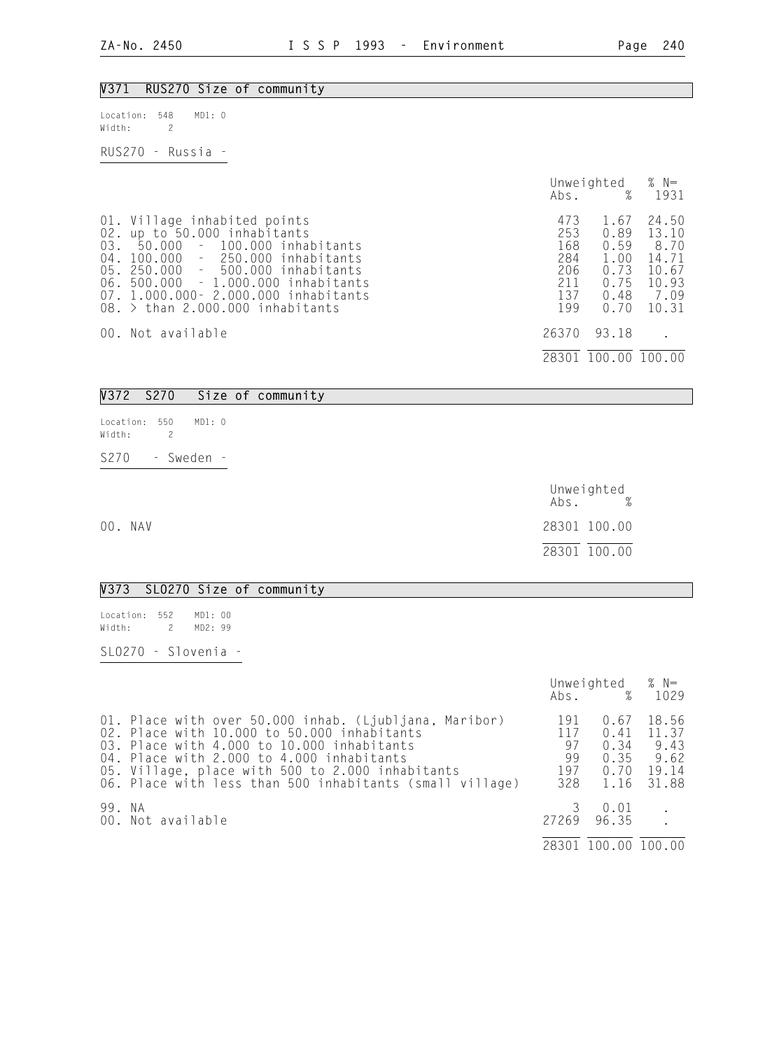## V371 RUS270 Size of community

Location: 548 MD1: 0
Width: 2

RUS270 - Russia -

| | Unweighted Abs. | % | % N= 1931 |
|---|---|---|---|
| 01. Village inhabited points | 473 | 1.67 | 24.50 |
| 02. up to 50.000 inhabitants | 253 | 0.89 | 13.10 |
| 03. 50.000 - 100.000 inhabitants | 168 | 0.59 | 8.70 |
| 04. 100.000 - 250.000 inhabitants | 284 | 1.00 | 14.71 |
| 05. 250.000 - 500.000 inhabitants | 206 | 0.73 | 10.67 |
| 06. 500.000 - 1.000.000 inhabitants | 211 | 0.75 | 10.93 |
| 07. 1.000.000- 2.000.000 inhabitants | 137 | 0.48 | 7.09 |
| 08. > than 2.000.000 inhabitants | 199 | 0.70 | 10.31 |
| 00. Not available | 26370 | 93.18 | . |
| | 28301 | 100.00 | 100.00 |

## V372 S270 Size of community

Location: 550 MD1: 0
Width: 2

S270 - Sweden -

| | Unweighted Abs. | % |
|---|---|---|
| 00. NAV | 28301 | 100.00 |
| | 28301 | 100.00 |

## V373 SLO270 Size of community

Location: 552 MD1: 00
Width: 2 MD2: 99

SLO270 - Slovenia -

| | Unweighted Abs. | % | % N= 1029 |
|---|---|---|---|
| 01. Place with over 50.000 inhab. (Ljubljana, Maribor) | 191 | 0.67 | 18.56 |
| 02. Place with 10.000 to 50.000 inhabitants | 117 | 0.41 | 11.37 |
| 03. Place with 4.000 to 10.000 inhabitants | 97 | 0.34 | 9.43 |
| 04. Place with 2.000 to 4.000 inhabitants | 99 | 0.35 | 9.62 |
| 05. Village, place with 500 to 2.000 inhabitants | 197 | 0.70 | 19.14 |
| 06. Place with less than 500 inhabitants (small village) | 328 | 1.16 | 31.88 |
| 99. NA | 3 | 0.01 | . |
| 00. Not available | 27269 | 96.35 | . |
| | 28301 | 100.00 | 100.00 |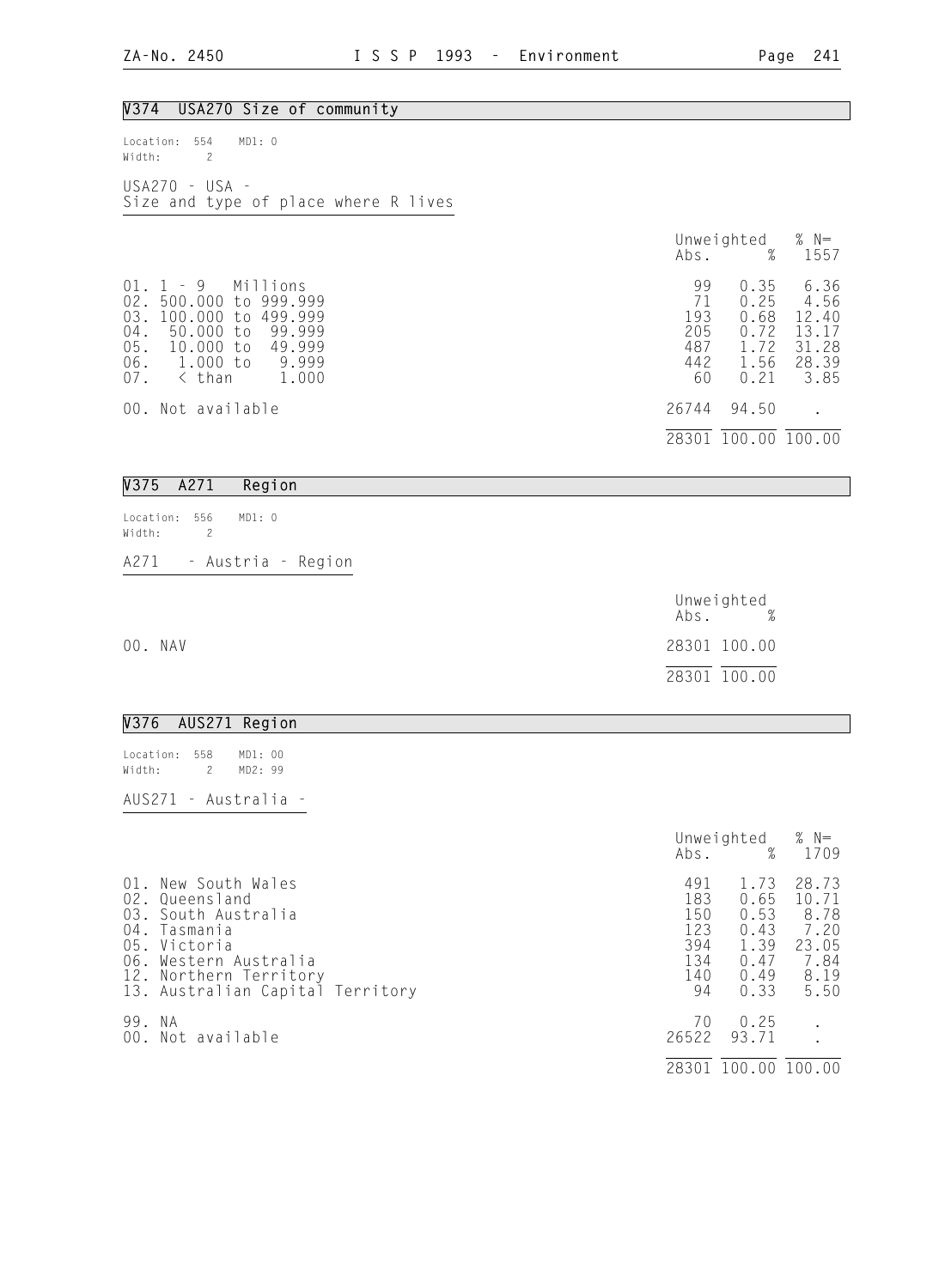## V374 USA270 Size of community

Location: 554 MD1: 0
Width: 2

USA270 - USA -
Size and type of place where R lives

| | Unweighted Abs. | % | % N= 1557 |
|---|---|---|---|
| 01. 1 - 9 Millions | 99 | 0.35 | 6.36 |
| 02. 500.000 to 999.999 | 71 | 0.25 | 4.56 |
| 03. 100.000 to 499.999 | 193 | 0.68 | 12.40 |
| 04. 50.000 to 99.999 | 205 | 0.72 | 13.17 |
| 05. 10.000 to 49.999 | 487 | 1.72 | 31.28 |
| 06. 1.000 to 9.999 | 442 | 1.56 | 28.39 |
| 07. < than 1.000 | 60 | 0.21 | 3.85 |
| 00. Not available | 26744 | 94.50 | . |
| | 28301 | 100.00 | 100.00 |

## V375 A271 Region

Location: 556 MD1: 0
Width: 2

A271 - Austria - Region

| | Unweighted Abs. | % |
|---|---|---|
| 00. NAV | 28301 | 100.00 |
| | 28301 | 100.00 |

## V376 AUS271 Region

Location: 558 MD1: 00
Width: 2 MD2: 99

AUS271 - Australia -

| | Unweighted Abs. | % | % N= 1709 |
|---|---|---|---|
| 01. New South Wales | 491 | 1.73 | 28.73 |
| 02. Queensland | 183 | 0.65 | 10.71 |
| 03. South Australia | 150 | 0.53 | 8.78 |
| 04. Tasmania | 123 | 0.43 | 7.20 |
| 05. Victoria | 394 | 1.39 | 23.05 |
| 06. Western Australia | 134 | 0.47 | 7.84 |
| 12. Northern Territory | 140 | 0.49 | 8.19 |
| 13. Australian Capital Territory | 94 | 0.33 | 5.50 |
| 99. NA | 70 | 0.25 | . |
| 00. Not available | 26522 | 93.71 | . |
| | 28301 | 100.00 | 100.00 |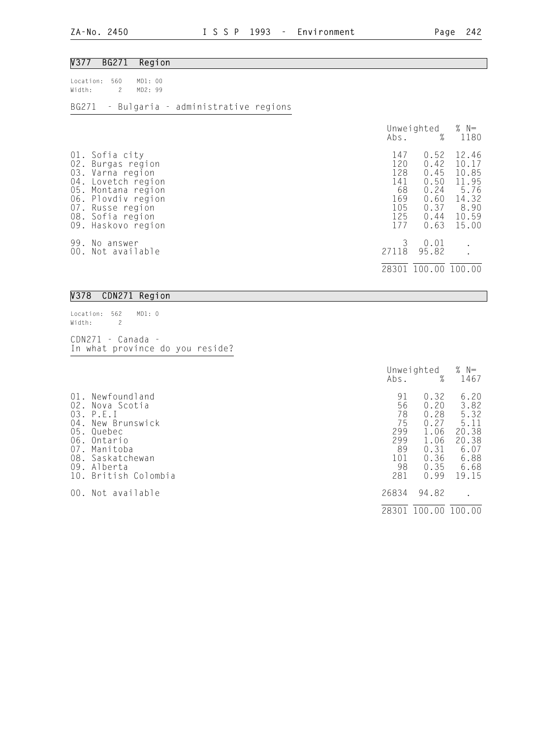## V377 BG271 Region

Location: 560 MD1: 00
Width: 2 MD2: 99

BG271 - Bulgaria - administrative regions

| | Unweighted Abs. | % | % N= 1180 |
|---|---|---|---|
| 01. Sofia city | 147 | 0.52 | 12.46 |
| 02. Burgas region | 120 | 0.42 | 10.17 |
| 03. Varna region | 128 | 0.45 | 10.85 |
| 04. Lovetch region | 141 | 0.50 | 11.95 |
| 05. Montana region | 68 | 0.24 | 5.76 |
| 06. Plovdiv region | 169 | 0.60 | 14.32 |
| 07. Russe region | 105 | 0.37 | 8.90 |
| 08. Sofia region | 125 | 0.44 | 10.59 |
| 09. Haskovo region | 177 | 0.63 | 15.00 |
| 99. No answer | 3 | 0.01 | . |
| 00. Not available | 27118 | 95.82 | . |
| | 28301 | 100.00 | 100.00 |

## V378 CDN271 Region

Location: 562 MD1: 0
Width: 2

CDN271 - Canada -
In what province do you reside?

| | Unweighted Abs. | % | % N= 1467 |
|---|---|---|---|
| 01. Newfoundland | 91 | 0.32 | 6.20 |
| 02. Nova Scotia | 56 | 0.20 | 3.82 |
| 03. P.E.I | 78 | 0.28 | 5.32 |
| 04. New Brunswick | 75 | 0.27 | 5.11 |
| 05. Quebec | 299 | 1.06 | 20.38 |
| 06. Ontario | 299 | 1.06 | 20.38 |
| 07. Manitoba | 89 | 0.31 | 6.07 |
| 08. Saskatchewan | 101 | 0.36 | 6.88 |
| 09. Alberta | 98 | 0.35 | 6.68 |
| 10. British Colombia | 281 | 0.99 | 19.15 |
| 00. Not available | 26834 | 94.82 | . |
| | 28301 | 100.00 | 100.00 |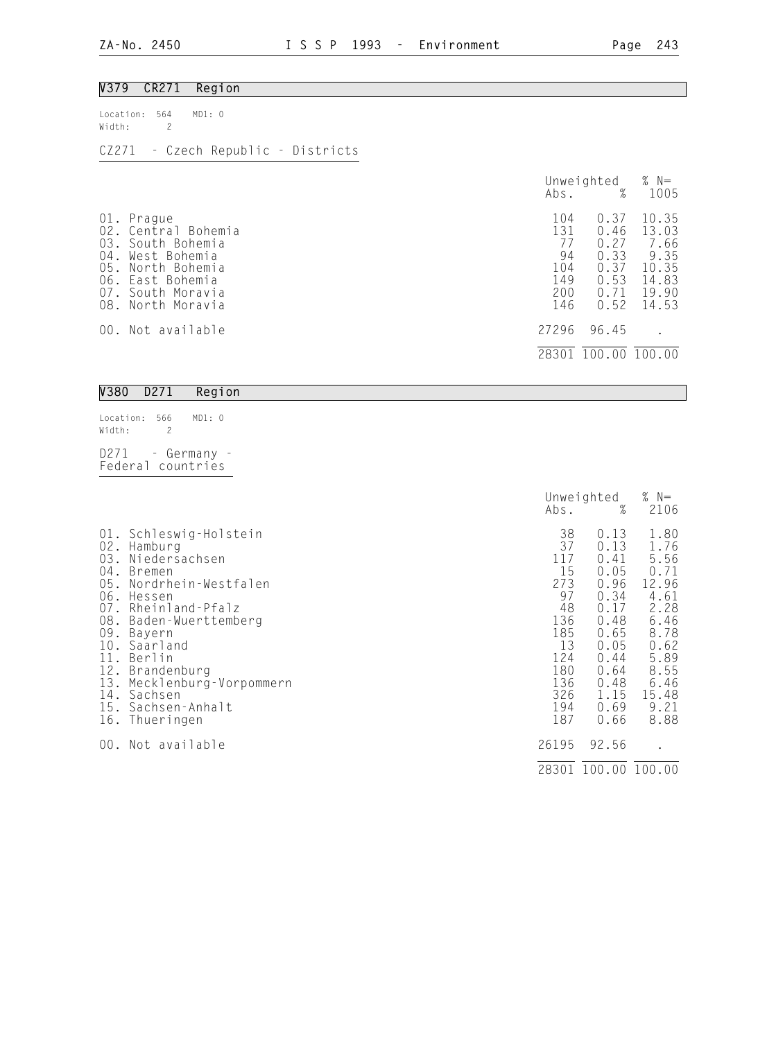## V379 CR271 Region

Location: 564 MD1: 0
Width: 2

CZ271 - Czech Republic - Districts

| | Unweighted Abs. | % | % N= 1005 |
|---|---|---|---|
| 01. Prague | 104 | 0.37 | 10.35 |
| 02. Central Bohemia | 131 | 0.46 | 13.03 |
| 03. South Bohemia | 77 | 0.27 | 7.66 |
| 04. West Bohemia | 94 | 0.33 | 9.35 |
| 05. North Bohemia | 104 | 0.37 | 10.35 |
| 06. East Bohemia | 149 | 0.53 | 14.83 |
| 07. South Moravia | 200 | 0.71 | 19.90 |
| 08. North Moravia | 146 | 0.52 | 14.53 |
| 00. Not available | 27296 | 96.45 | . |
| | 28301 | 100.00 | 100.00 |

## V380 D271 Region

Location: 566 MD1: 0
Width: 2

D271 - Germany - Federal countries

| | Unweighted Abs. | % | % N= 2106 |
|---|---|---|---|
| 01. Schleswig-Holstein | 38 | 0.13 | 1.80 |
| 02. Hamburg | 37 | 0.13 | 1.76 |
| 03. Niedersachsen | 117 | 0.41 | 5.56 |
| 04. Bremen | 15 | 0.05 | 0.71 |
| 05. Nordrhein-Westfalen | 273 | 0.96 | 12.96 |
| 06. Hessen | 97 | 0.34 | 4.61 |
| 07. Rheinland-Pfalz | 48 | 0.17 | 2.28 |
| 08. Baden-Wuerttemberg | 136 | 0.48 | 6.46 |
| 09. Bayern | 185 | 0.65 | 8.78 |
| 10. Saarland | 13 | 0.05 | 0.62 |
| 11. Berlin | 124 | 0.44 | 5.89 |
| 12. Brandenburg | 180 | 0.64 | 8.55 |
| 13. Mecklenburg-Vorpommern | 136 | 0.48 | 6.46 |
| 14. Sachsen | 326 | 1.15 | 15.48 |
| 15. Sachsen-Anhalt | 194 | 0.69 | 9.21 |
| 16. Thueringen | 187 | 0.66 | 8.88 |
| 00. Not available | 26195 | 92.56 | . |
| | 28301 | 100.00 | 100.00 |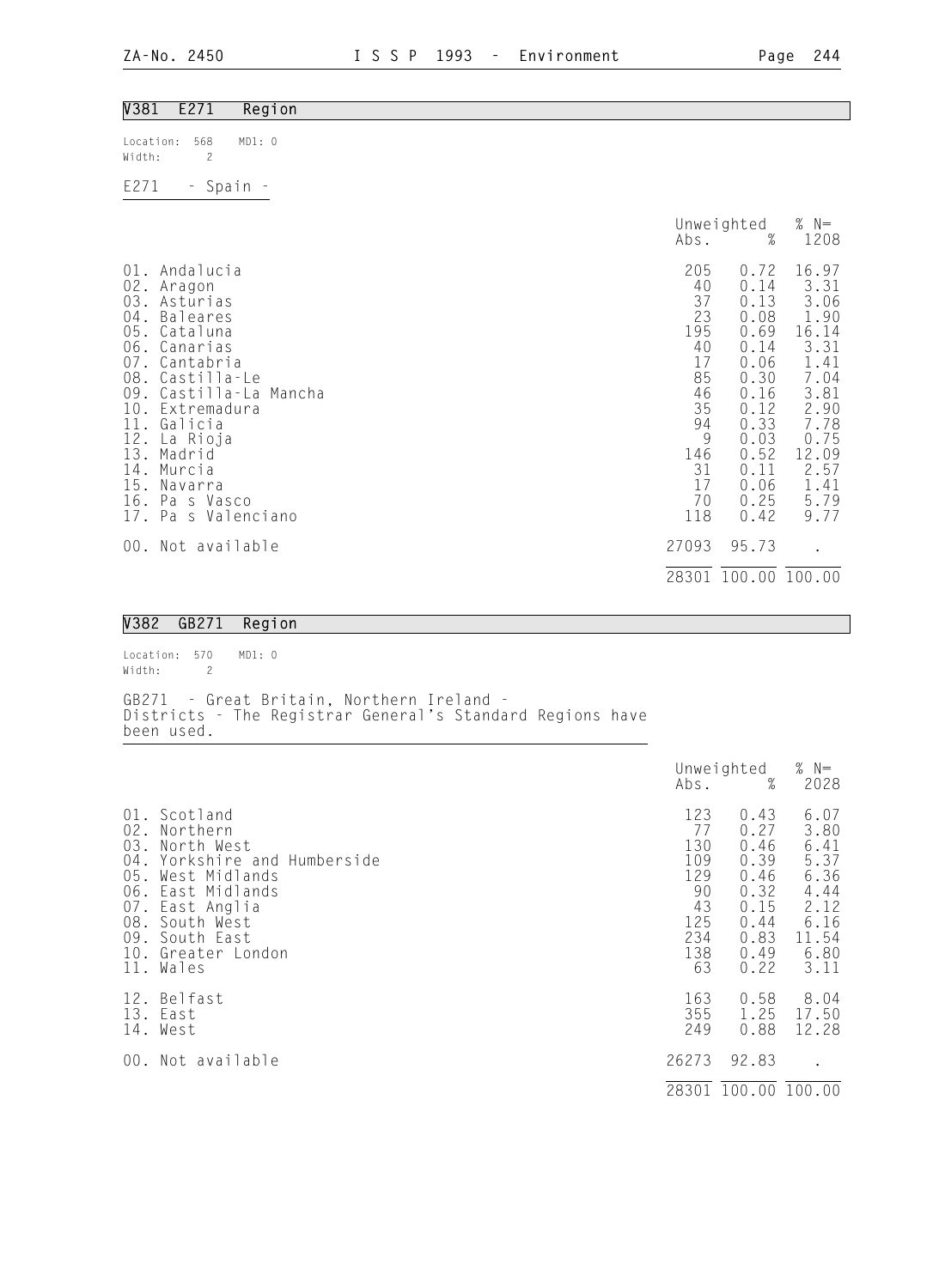## V381 E271 Region

Location: 568 MD1: 0
Width: 2

E271 - Spain -

| | Unweighted Abs. | % | % N= 1208 |
|---|---|---|---|
| 01. Andalucia | 205 | 0.72 | 16.97 |
| 02. Aragon | 40 | 0.14 | 3.31 |
| 03. Asturias | 37 | 0.13 | 3.06 |
| 04. Baleares | 23 | 0.08 | 1.90 |
| 05. Cataluna | 195 | 0.69 | 16.14 |
| 06. Canarias | 40 | 0.14 | 3.31 |
| 07. Cantabria | 17 | 0.06 | 1.41 |
| 08. Castilla-Le | 85 | 0.30 | 7.04 |
| 09. Castilla-La Mancha | 46 | 0.16 | 3.81 |
| 10. Extremadura | 35 | 0.12 | 2.90 |
| 11. Galicia | 94 | 0.33 | 7.78 |
| 12. La Rioja | 9 | 0.03 | 0.75 |
| 13. Madrid | 146 | 0.52 | 12.09 |
| 14. Murcia | 31 | 0.11 | 2.57 |
| 15. Navarra | 17 | 0.06 | 1.41 |
| 16. Pa s Vasco | 70 | 0.25 | 5.79 |
| 17. Pa s Valenciano | 118 | 0.42 | 9.77 |
| 00. Not available | 27093 | 95.73 | . |
| | 28301 | 100.00 | 100.00 |

## V382 GB271 Region

Location: 570 MD1: 0
Width: 2

GB271 - Great Britain, Northern Ireland -
Districts - The Registrar General's Standard Regions have been used.

| | Unweighted Abs. | % | % N= 2028 |
|---|---|---|---|
| 01. Scotland | 123 | 0.43 | 6.07 |
| 02. Northern | 77 | 0.27 | 3.80 |
| 03. North West | 130 | 0.46 | 6.41 |
| 04. Yorkshire and Humberside | 109 | 0.39 | 5.37 |
| 05. West Midlands | 129 | 0.46 | 6.36 |
| 06. East Midlands | 90 | 0.32 | 4.44 |
| 07. East Anglia | 43 | 0.15 | 2.12 |
| 08. South West | 125 | 0.44 | 6.16 |
| 09. South East | 234 | 0.83 | 11.54 |
| 10. Greater London | 138 | 0.49 | 6.80 |
| 11. Wales | 63 | 0.22 | 3.11 |
| 12. Belfast | 163 | 0.58 | 8.04 |
| 13. East | 355 | 1.25 | 17.50 |
| 14. West | 249 | 0.88 | 12.28 |
| 00. Not available | 26273 | 92.83 | . |
| | 28301 | 100.00 | 100.00 |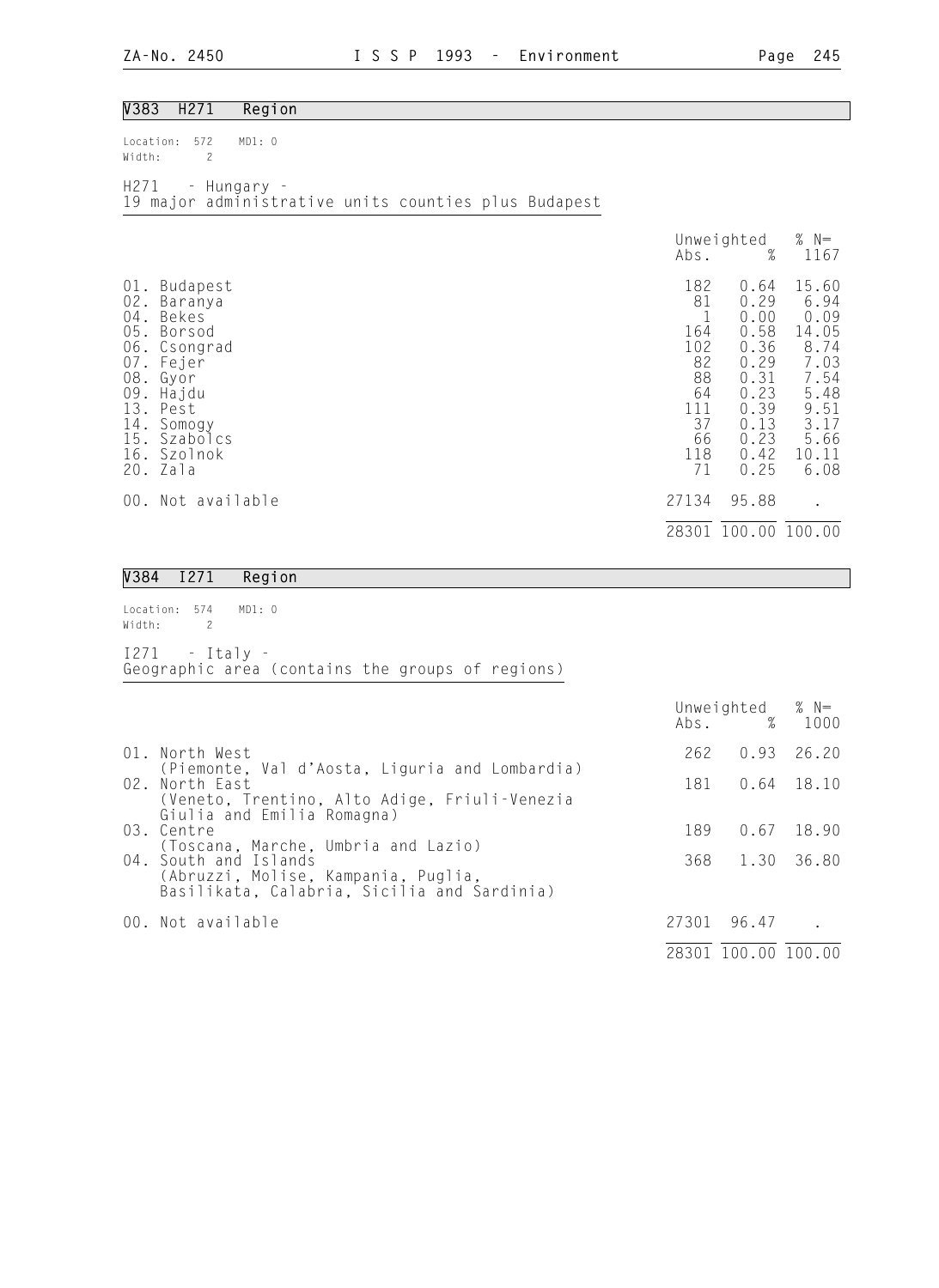## V383 H271 Region

Location: 572 MD1: 0
Width: 2

H271 - Hungary -
19 major administrative units counties plus Budapest

| | Unweighted Abs. | % | % N= 1167 |
|---|---|---|---|
| 01. Budapest | 182 | 0.64 | 15.60 |
| 02. Baranya | 81 | 0.29 | 6.94 |
| 04. Bekes | 1 | 0.00 | 0.09 |
| 05. Borsod | 164 | 0.58 | 14.05 |
| 06. Csongrad | 102 | 0.36 | 8.74 |
| 07. Fejer | 82 | 0.29 | 7.03 |
| 08. Gyor | 88 | 0.31 | 7.54 |
| 09. Hajdu | 64 | 0.23 | 5.48 |
| 13. Pest | 111 | 0.39 | 9.51 |
| 14. Somogy | 37 | 0.13 | 3.17 |
| 15. Szabolcs | 66 | 0.23 | 5.66 |
| 16. Szolnok | 118 | 0.42 | 10.11 |
| 20. Zala | 71 | 0.25 | 6.08 |
| 00. Not available | 27134 | 95.88 | . |
| | 28301 | 100.00 | 100.00 |

## V384 I271 Region

Location: 574 MD1: 0
Width: 2

I271 - Italy -
Geographic area (contains the groups of regions)

| | Unweighted Abs. | % | % N= 1000 |
|---|---|---|---|
| 01. North West (Piemonte, Val d'Aosta, Liguria and Lombardia) | 262 | 0.93 | 26.20 |
| 02. North East (Veneto, Trentino, Alto Adige, Friuli-Venezia Giulia and Emilia Romagna) | 181 | 0.64 | 18.10 |
| 03. Centre (Toscana, Marche, Umbria and Lazio) | 189 | 0.67 | 18.90 |
| 04. South and Islands (Abruzzi, Molise, Kampania, Puglia, Basilikata, Calabria, Sicilia and Sardinia) | 368 | 1.30 | 36.80 |
| 00. Not available | 27301 | 96.47 | . |
| | 28301 | 100.00 | 100.00 |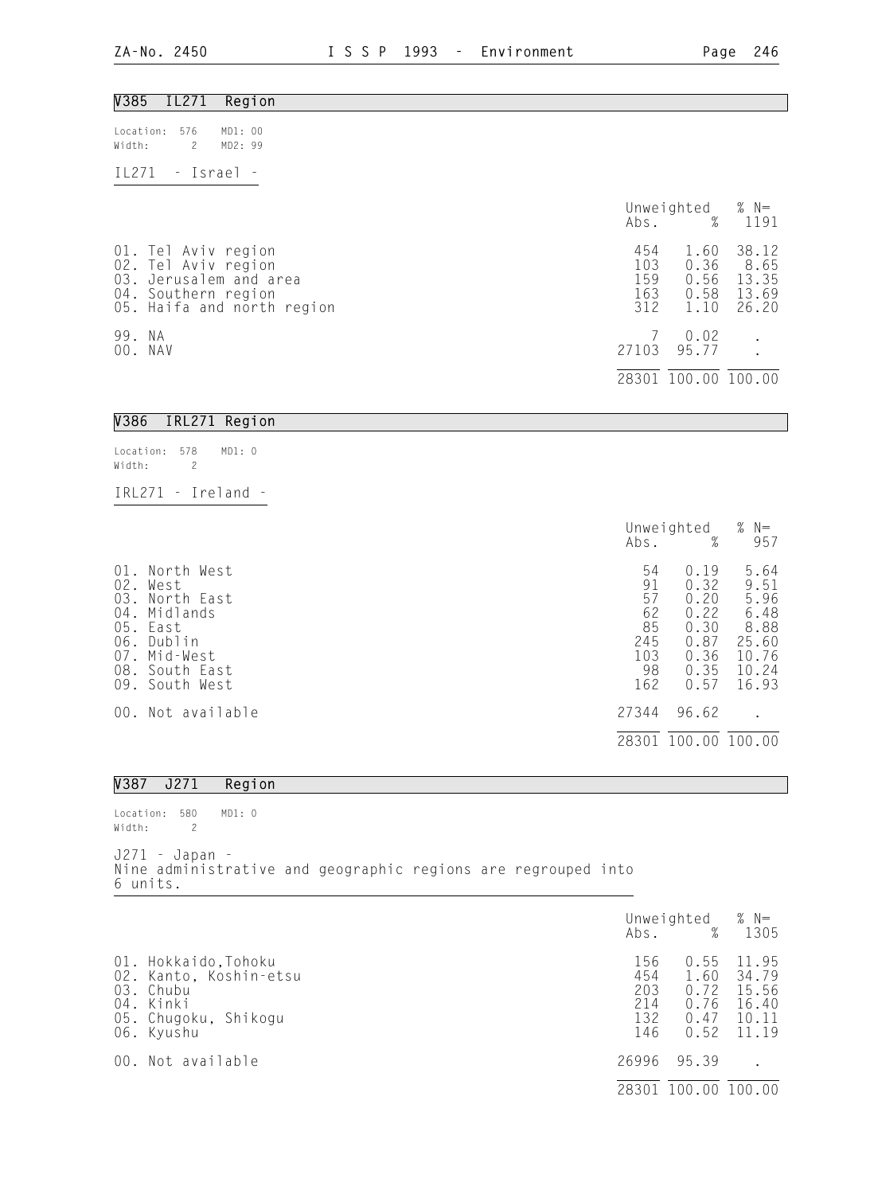## V385 IL271 Region

Location: 576 MD1: 00
Width: 2 MD2: 99

IL271 - Israel -

| | Unweighted Abs. | % | % N= 1191 |
|---|---|---|---|
| 01. Tel Aviv region | 454 | 1.60 | 38.12 |
| 02. Tel Aviv region | 103 | 0.36 | 8.65 |
| 03. Jerusalem and area | 159 | 0.56 | 13.35 |
| 04. Southern region | 163 | 0.58 | 13.69 |
| 05. Haifa and north region | 312 | 1.10 | 26.20 |
| 99. NA | 7 | 0.02 | . |
| 00. NAV | 27103 | 95.77 | . |
| | 28301 | 100.00 | 100.00 |

## V386 IRL271 Region

Location: 578 MD1: 0
Width: 2

IRL271 - Ireland -

| | Unweighted Abs. | % | % N= 957 |
|---|---|---|---|
| 01. North West | 54 | 0.19 | 5.64 |
| 02. West | 91 | 0.32 | 9.51 |
| 03. North East | 57 | 0.20 | 5.96 |
| 04. Midlands | 62 | 0.22 | 6.48 |
| 05. East | 85 | 0.30 | 8.88 |
| 06. Dublin | 245 | 0.87 | 25.60 |
| 07. Mid-West | 103 | 0.36 | 10.76 |
| 08. South East | 98 | 0.35 | 10.24 |
| 09. South West | 162 | 0.57 | 16.93 |
| 00. Not available | 27344 | 96.62 | . |
| | 28301 | 100.00 | 100.00 |

## V387 J271 Region

Location: 580 MD1: 0
Width: 2

J271 - Japan -
Nine administrative and geographic regions are regrouped into 6 units.

| | Unweighted Abs. | % | % N= 1305 |
|---|---|---|---|
| 01. Hokkaido,Tohoku | 156 | 0.55 | 11.95 |
| 02. Kanto, Koshin-etsu | 454 | 1.60 | 34.79 |
| 03. Chubu | 203 | 0.72 | 15.56 |
| 04. Kinki | 214 | 0.76 | 16.40 |
| 05. Chugoku, Shikogu | 132 | 0.47 | 10.11 |
| 06. Kyushu | 146 | 0.52 | 11.19 |
| 00. Not available | 26996 | 95.39 | . |
| | 28301 | 100.00 | 100.00 |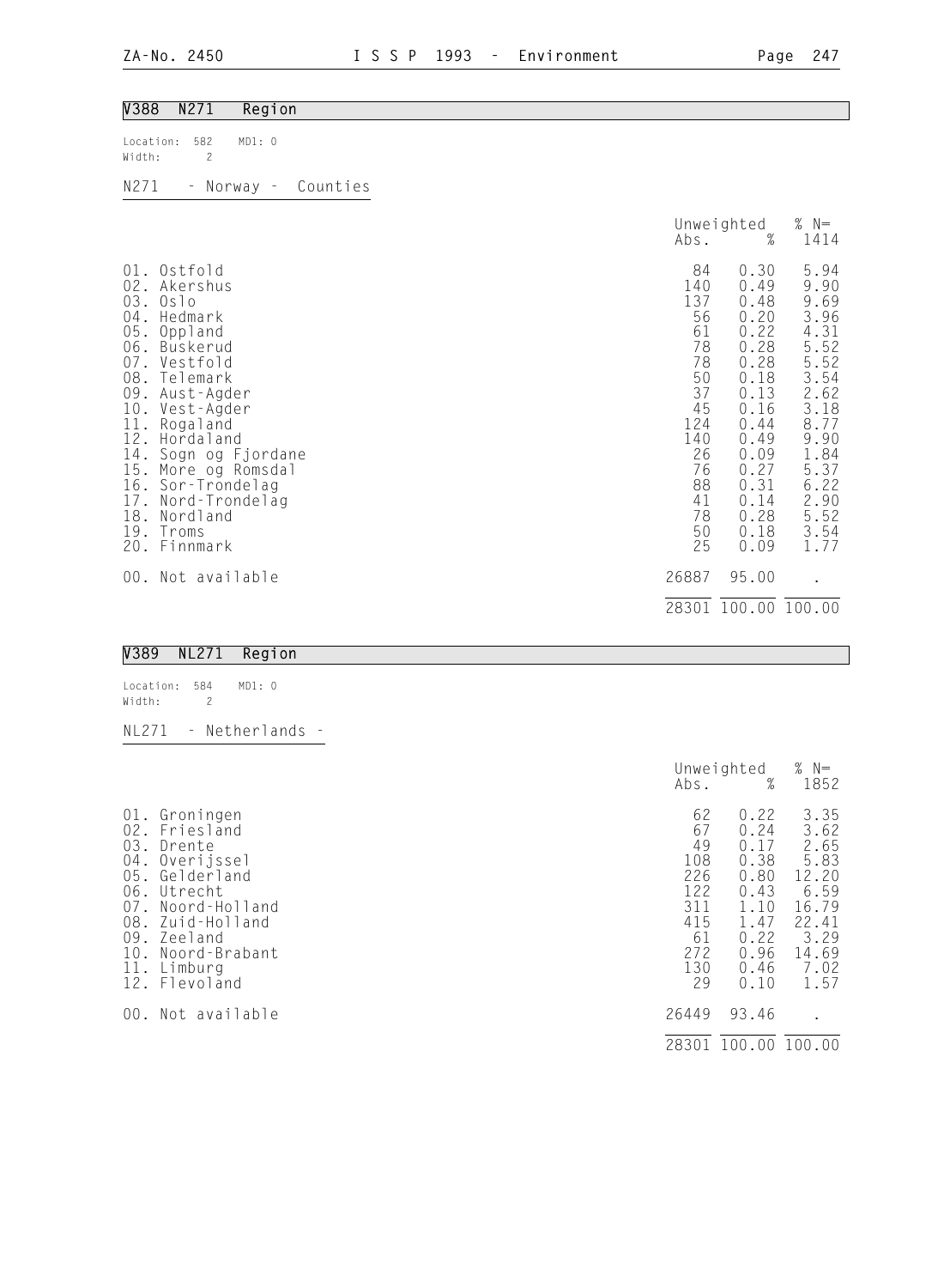## V388 N271 Region

Location: 582 MD1: 0
Width: 2

N271 - Norway - Counties

| | Unweighted Abs. | % | % N= 1414 |
|---|---|---|---|
| 01. Ostfold | 84 | 0.30 | 5.94 |
| 02. Akershus | 140 | 0.49 | 9.90 |
| 03. Oslo | 137 | 0.48 | 9.69 |
| 04. Hedmark | 56 | 0.20 | 3.96 |
| 05. Oppland | 61 | 0.22 | 4.31 |
| 06. Buskerud | 78 | 0.28 | 5.52 |
| 07. Vestfold | 78 | 0.28 | 5.52 |
| 08. Telemark | 50 | 0.18 | 3.54 |
| 09. Aust-Agder | 37 | 0.13 | 2.62 |
| 10. Vest-Agder | 45 | 0.16 | 3.18 |
| 11. Rogaland | 124 | 0.44 | 8.77 |
| 12. Hordaland | 140 | 0.49 | 9.90 |
| 14. Sogn og Fjordane | 26 | 0.09 | 1.84 |
| 15. More og Romsdal | 76 | 0.27 | 5.37 |
| 16. Sor-Trondelag | 88 | 0.31 | 6.22 |
| 17. Nord-Trondelag | 41 | 0.14 | 2.90 |
| 18. Nordland | 78 | 0.28 | 5.52 |
| 19. Troms | 50 | 0.18 | 3.54 |
| 20. Finnmark | 25 | 0.09 | 1.77 |
| 00. Not available | 26887 | 95.00 | . |
| | 28301 | 100.00 | 100.00 |

## V389 NL271 Region

Location: 584 MD1: 0
Width: 2

NL271 - Netherlands -

| | Unweighted Abs. | % | % N= 1852 |
|---|---|---|---|
| 01. Groningen | 62 | 0.22 | 3.35 |
| 02. Friesland | 67 | 0.24 | 3.62 |
| 03. Drente | 49 | 0.17 | 2.65 |
| 04. Overijssel | 108 | 0.38 | 5.83 |
| 05. Gelderland | 226 | 0.80 | 12.20 |
| 06. Utrecht | 122 | 0.43 | 6.59 |
| 07. Noord-Holland | 311 | 1.10 | 16.79 |
| 08. Zuid-Holland | 415 | 1.47 | 22.41 |
| 09. Zeeland | 61 | 0.22 | 3.29 |
| 10. Noord-Brabant | 272 | 0.96 | 14.69 |
| 11. Limburg | 130 | 0.46 | 7.02 |
| 12. Flevoland | 29 | 0.10 | 1.57 |
| 00. Not available | 26449 | 93.46 | . |
| | 28301 | 100.00 | 100.00 |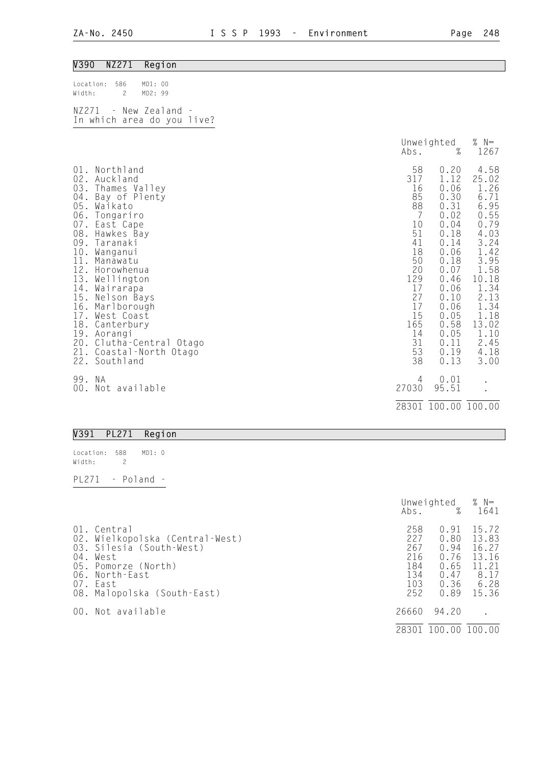## V390 NZ271 Region

Location: 586 MD1: 00
Width: 2 MD2: 99

NZ271 - New Zealand -
In which area do you live?

| | Unweighted Abs. | Unweighted % | % N= 1267 |
|---|---|---|---|
| 01. Northland | 58 | 0.20 | 4.58 |
| 02. Auckland | 317 | 1.12 | 25.02 |
| 03. Thames Valley | 16 | 0.06 | 1.26 |
| 04. Bay of Plenty | 85 | 0.30 | 6.71 |
| 05. Waikato | 88 | 0.31 | 6.95 |
| 06. Tongariro | 7 | 0.02 | 0.55 |
| 07. East Cape | 10 | 0.04 | 0.79 |
| 08. Hawkes Bay | 51 | 0.18 | 4.03 |
| 09. Taranaki | 41 | 0.14 | 3.24 |
| 10. Wanganui | 18 | 0.06 | 1.42 |
| 11. Manawatu | 50 | 0.18 | 3.95 |
| 12. Horowhenua | 20 | 0.07 | 1.58 |
| 13. Wellington | 129 | 0.46 | 10.18 |
| 14. Wairarapa | 17 | 0.06 | 1.34 |
| 15. Nelson Bays | 27 | 0.10 | 2.13 |
| 16. Marlborough | 17 | 0.06 | 1.34 |
| 17. West Coast | 15 | 0.05 | 1.18 |
| 18. Canterbury | 165 | 0.58 | 13.02 |
| 19. Aorangi | 14 | 0.05 | 1.10 |
| 20. Clutha-Central Otago | 31 | 0.11 | 2.45 |
| 21. Coastal-North Otago | 53 | 0.19 | 4.18 |
| 22. Southland | 38 | 0.13 | 3.00 |
| 99. NA | 4 | 0.01 | . |
| 00. Not available | 27030 | 95.51 | . |
| | 28301 | 100.00 | 100.00 |

## V391 PL271 Region

Location: 588 MD1: 0
Width: 2

PL271 - Poland -

| | Unweighted Abs. | Unweighted % | % N= 1641 |
|---|---|---|---|
| 01. Central | 258 | 0.91 | 15.72 |
| 02. Wielkopolska (Central-West) | 227 | 0.80 | 13.83 |
| 03. Silesia (South-West) | 267 | 0.94 | 16.27 |
| 04. West | 216 | 0.76 | 13.16 |
| 05. Pomorze (North) | 184 | 0.65 | 11.21 |
| 06. North-East | 134 | 0.47 | 8.17 |
| 07. East | 103 | 0.36 | 6.28 |
| 08. Malopolska (South-East) | 252 | 0.89 | 15.36 |
| 00. Not available | 26660 | 94.20 | . |
| | 28301 | 100.00 | 100.00 |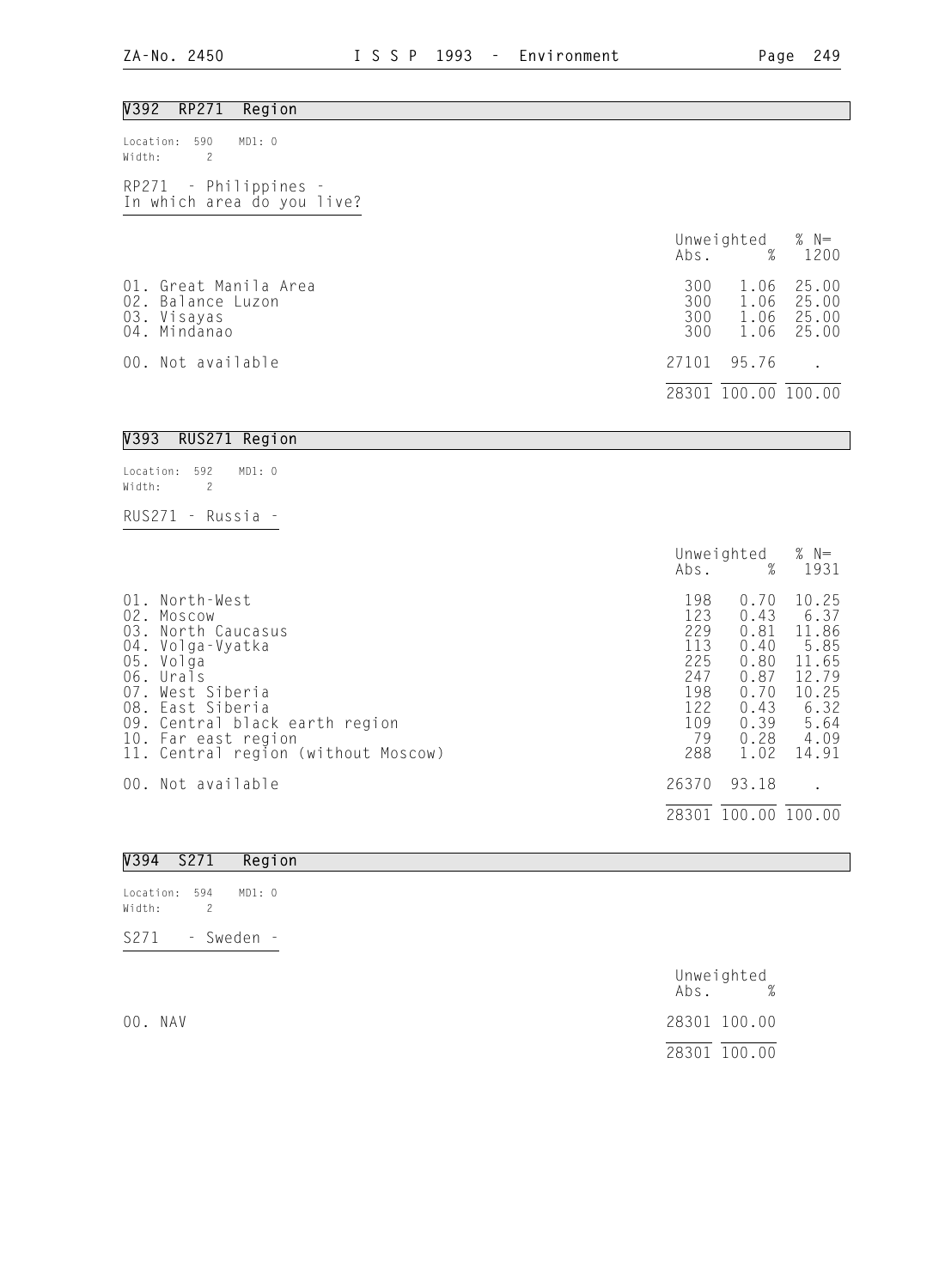## V392 RP271 Region

Location: 590 MD1: 0
Width: 2

RP271 - Philippines -
In which area do you live?

| | Unweighted Abs. | % | % N= 1200 |
|---|---|---|---|
| 01. Great Manila Area | 300 | 1.06 | 25.00 |
| 02. Balance Luzon | 300 | 1.06 | 25.00 |
| 03. Visayas | 300 | 1.06 | 25.00 |
| 04. Mindanao | 300 | 1.06 | 25.00 |
| 00. Not available | 27101 | 95.76 | . |
| | 28301 | 100.00 | 100.00 |

## V393 RUS271 Region

Location: 592 MD1: 0
Width: 2

RUS271 - Russia -

| | Unweighted Abs. | % | % N= 1931 |
|---|---|---|---|
| 01. North-West | 198 | 0.70 | 10.25 |
| 02. Moscow | 123 | 0.43 | 6.37 |
| 03. North Caucasus | 229 | 0.81 | 11.86 |
| 04. Volga-Vyatka | 113 | 0.40 | 5.85 |
| 05. Volga | 225 | 0.80 | 11.65 |
| 06. Urals | 247 | 0.87 | 12.79 |
| 07. West Siberia | 198 | 0.70 | 10.25 |
| 08. East Siberia | 122 | 0.43 | 6.32 |
| 09. Central black earth region | 109 | 0.39 | 5.64 |
| 10. Far east region | 79 | 0.28 | 4.09 |
| 11. Central region (without Moscow) | 288 | 1.02 | 14.91 |
| 00. Not available | 26370 | 93.18 | . |
| | 28301 | 100.00 | 100.00 |

## V394 S271 Region

Location: 594 MD1: 0
Width: 2

S271 - Sweden -

| | Unweighted Abs. | % |
|---|---|---|
| 00. NAV | 28301 | 100.00 |
| | 28301 | 100.00 |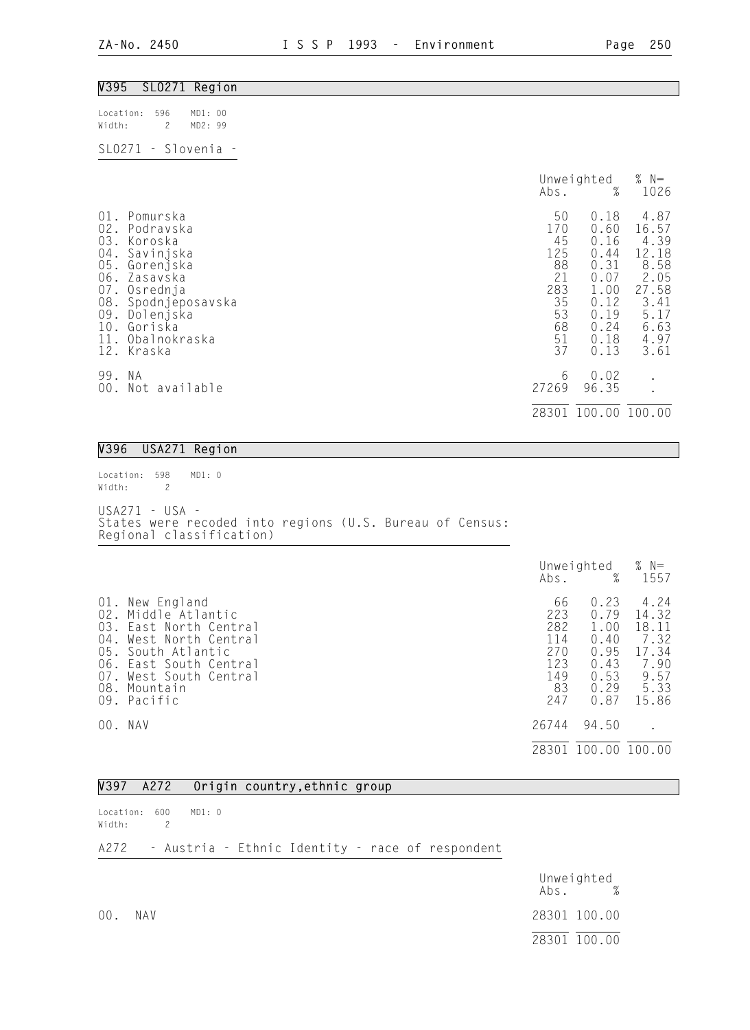## V395 SLO271 Region

Location: 596 MD1: 00
Width: 2 MD2: 99

SLO271 - Slovenia -

| | Unweighted Abs. | % | % N= 1026 |
|---|---|---|---|
| 01. Pomurska | 50 | 0.18 | 4.87 |
| 02. Podravska | 170 | 0.60 | 16.57 |
| 03. Koroska | 45 | 0.16 | 4.39 |
| 04. Savinjska | 125 | 0.44 | 12.18 |
| 05. Gorenjska | 88 | 0.31 | 8.58 |
| 06. Zasavska | 21 | 0.07 | 2.05 |
| 07. Osrednja | 283 | 1.00 | 27.58 |
| 08. Spodnjeposavska | 35 | 0.12 | 3.41 |
| 09. Dolenjska | 53 | 0.19 | 5.17 |
| 10. Goriska | 68 | 0.24 | 6.63 |
| 11. Obalnokraska | 51 | 0.18 | 4.97 |
| 12. Kraska | 37 | 0.13 | 3.61 |
| 99. NA | 6 | 0.02 | . |
| 00. Not available | 27269 | 96.35 | . |
| | 28301 | 100.00 | 100.00 |

## V396 USA271 Region

Location: 598 MD1: 0
Width: 2

USA271 - USA -
States were recoded into regions (U.S. Bureau of Census: Regional classification)

| | Unweighted Abs. | % | % N= 1557 |
|---|---|---|---|
| 01. New England | 66 | 0.23 | 4.24 |
| 02. Middle Atlantic | 223 | 0.79 | 14.32 |
| 03. East North Central | 282 | 1.00 | 18.11 |
| 04. West North Central | 114 | 0.40 | 7.32 |
| 05. South Atlantic | 270 | 0.95 | 17.34 |
| 06. East South Central | 123 | 0.43 | 7.90 |
| 07. West South Central | 149 | 0.53 | 9.57 |
| 08. Mountain | 83 | 0.29 | 5.33 |
| 09. Pacific | 247 | 0.87 | 15.86 |
| 00. NAV | 26744 | 94.50 | . |
| | 28301 | 100.00 | 100.00 |

## V397 A272 Origin country,ethnic group

Location: 600 MD1: 0
Width: 2

A272 - Austria - Ethnic Identity - race of respondent

| | Unweighted Abs. | % |
|---|---|---|
| 00. NAV | 28301 | 100.00 |
| | 28301 | 100.00 |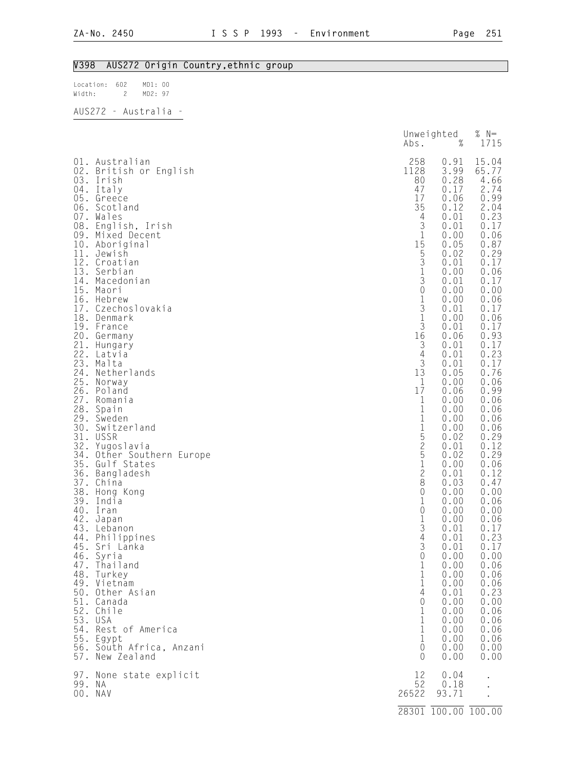## V398 AUS272 Origin Country,ethnic group

Location: 602 MD1: 00
Width: 2 MD2: 97

AUS272 - Australia -

| | Unweighted Abs. | % | % N= 1715 |
|---|---|---|---|
| 01. Australian | 258 | 0.91 | 15.04 |
| 02. British or English | 1128 | 3.99 | 65.77 |
| 03. Irish | 80 | 0.28 | 4.66 |
| 04. Italy | 47 | 0.17 | 2.74 |
| 05. Greece | 17 | 0.06 | 0.99 |
| 06. Scotland | 35 | 0.12 | 2.04 |
| 07. Wales | 4 | 0.01 | 0.23 |
| 08. English, Irish | 3 | 0.01 | 0.17 |
| 09. Mixed Decent | 1 | 0.00 | 0.06 |
| 10. Aboriginal | 15 | 0.05 | 0.87 |
| 11. Jewish | 5 | 0.02 | 0.29 |
| 12. Croatian | 3 | 0.01 | 0.17 |
| 13. Serbian | 1 | 0.00 | 0.06 |
| 14. Macedonian | 3 | 0.01 | 0.17 |
| 15. Maori | 0 | 0.00 | 0.00 |
| 16. Hebrew | 1 | 0.00 | 0.06 |
| 17. Czechoslovakia | 3 | 0.01 | 0.17 |
| 18. Denmark | 1 | 0.00 | 0.06 |
| 19. France | 3 | 0.01 | 0.17 |
| 20. Germany | 16 | 0.06 | 0.93 |
| 21. Hungary | 3 | 0.01 | 0.17 |
| 22. Latvia | 4 | 0.01 | 0.23 |
| 23. Malta | 3 | 0.01 | 0.17 |
| 24. Netherlands | 13 | 0.05 | 0.76 |
| 25. Norway | 1 | 0.00 | 0.06 |
| 26. Poland | 17 | 0.06 | 0.99 |
| 27. Romania | 1 | 0.00 | 0.06 |
| 28. Spain | 1 | 0.00 | 0.06 |
| 29. Sweden | 1 | 0.00 | 0.06 |
| 30. Switzerland | 1 | 0.00 | 0.06 |
| 31. USSR | 5 | 0.02 | 0.29 |
| 32. Yugoslavia | 2 | 0.01 | 0.12 |
| 34. Other Southern Europe | 5 | 0.02 | 0.29 |
| 35. Gulf States | 1 | 0.00 | 0.06 |
| 36. Bangladesh | 2 | 0.01 | 0.12 |
| 37. China | 8 | 0.03 | 0.47 |
| 38. Hong Kong | 0 | 0.00 | 0.00 |
| 39. India | 1 | 0.00 | 0.06 |
| 40. Iran | 0 | 0.00 | 0.00 |
| 42. Japan | 1 | 0.00 | 0.06 |
| 43. Lebanon | 3 | 0.01 | 0.17 |
| 44. Philippines | 4 | 0.01 | 0.23 |
| 45. Sri Lanka | 3 | 0.01 | 0.17 |
| 46. Syria | 0 | 0.00 | 0.00 |
| 47. Thailand | 1 | 0.00 | 0.06 |
| 48. Turkey | 1 | 0.00 | 0.06 |
| 49. Vietnam | 1 | 0.00 | 0.06 |
| 50. Other Asian | 4 | 0.01 | 0.23 |
| 51. Canada | 0 | 0.00 | 0.00 |
| 52. Chile | 1 | 0.00 | 0.06 |
| 53. USA | 1 | 0.00 | 0.06 |
| 54. Rest of America | 1 | 0.00 | 0.06 |
| 55. Egypt | 1 | 0.00 | 0.06 |
| 56. South Africa, Anzani | 0 | 0.00 | 0.00 |
| 57. New Zealand | 0 | 0.00 | 0.00 |
| 97. None state explicit | 12 | 0.04 | . |
| 99. NA | 52 | 0.18 | . |
| 00. NAV | 26522 | 93.71 | . |
| | 28301 | 100.00 | 100.00 |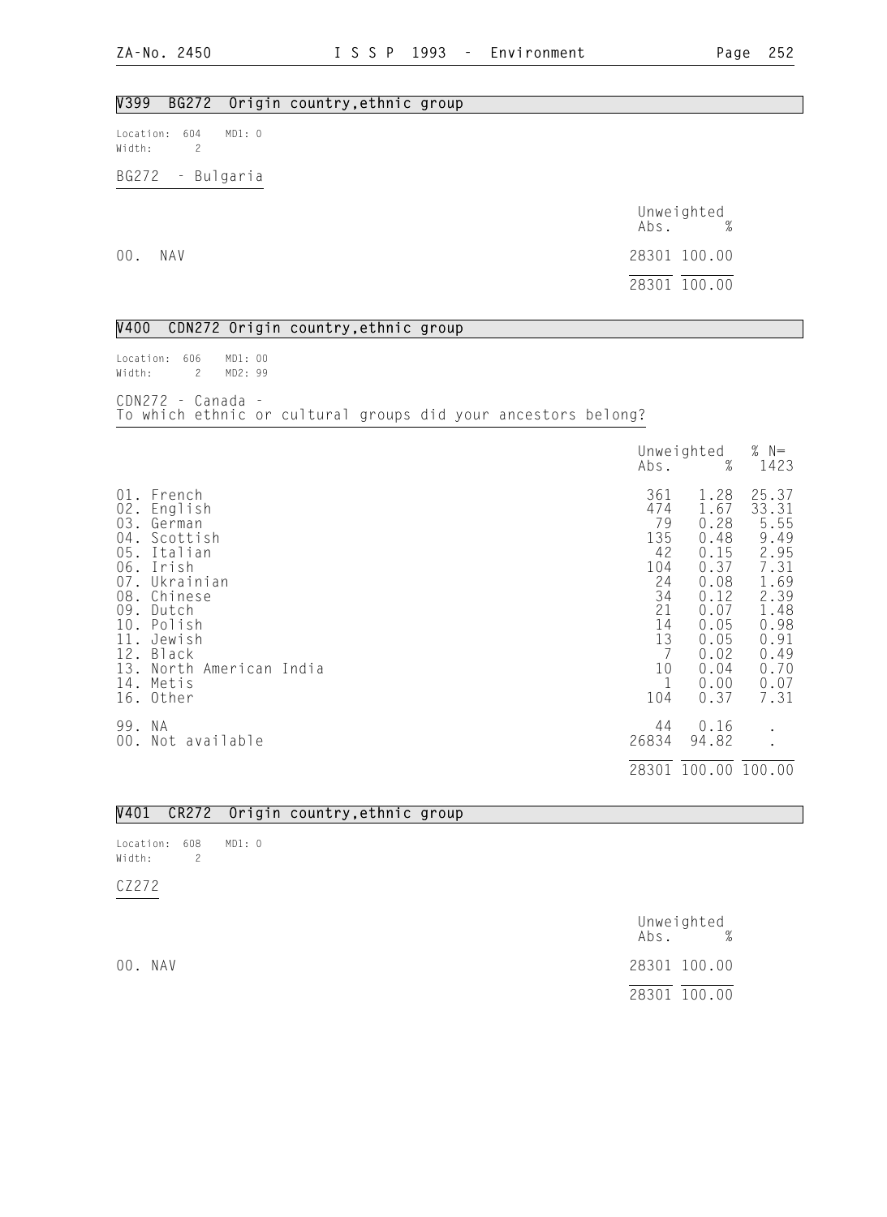## V399 BG272 Origin country,ethnic group

Location: 604 MD1: 0
Width: 2

BG272 - Bulgaria

| | Unweighted Abs. | % |
|---|---|---|
| 00. NAV | 28301 | 100.00 |
| | 28301 | 100.00 |

## V400 CDN272 Origin country,ethnic group

Location: 606 MD1: 00
Width: 2 MD2: 99

CDN272 - Canada -
To which ethnic or cultural groups did your ancestors belong?

| | Unweighted Abs. | % | % N= 1423 |
|---|---|---|---|
| 01. French | 361 | 1.28 | 25.37 |
| 02. English | 474 | 1.67 | 33.31 |
| 03. German | 79 | 0.28 | 5.55 |
| 04. Scottish | 135 | 0.48 | 9.49 |
| 05. Italian | 42 | 0.15 | 2.95 |
| 06. Irish | 104 | 0.37 | 7.31 |
| 07. Ukrainian | 24 | 0.08 | 1.69 |
| 08. Chinese | 34 | 0.12 | 2.39 |
| 09. Dutch | 21 | 0.07 | 1.48 |
| 10. Polish | 14 | 0.05 | 0.98 |
| 11. Jewish | 13 | 0.05 | 0.91 |
| 12. Black | 7 | 0.02 | 0.49 |
| 13. North American India | 10 | 0.04 | 0.70 |
| 14. Metis | 1 | 0.00 | 0.07 |
| 16. Other | 104 | 0.37 | 7.31 |
| 99. NA | 44 | 0.16 | . |
| 00. Not available | 26834 | 94.82 | . |
| | 28301 | 100.00 | 100.00 |

## V401 CR272 Origin country,ethnic group

Location: 608 MD1: 0
Width: 2

CZ272

| | Unweighted Abs. | % |
|---|---|---|
| 00. NAV | 28301 | 100.00 |
| | 28301 | 100.00 |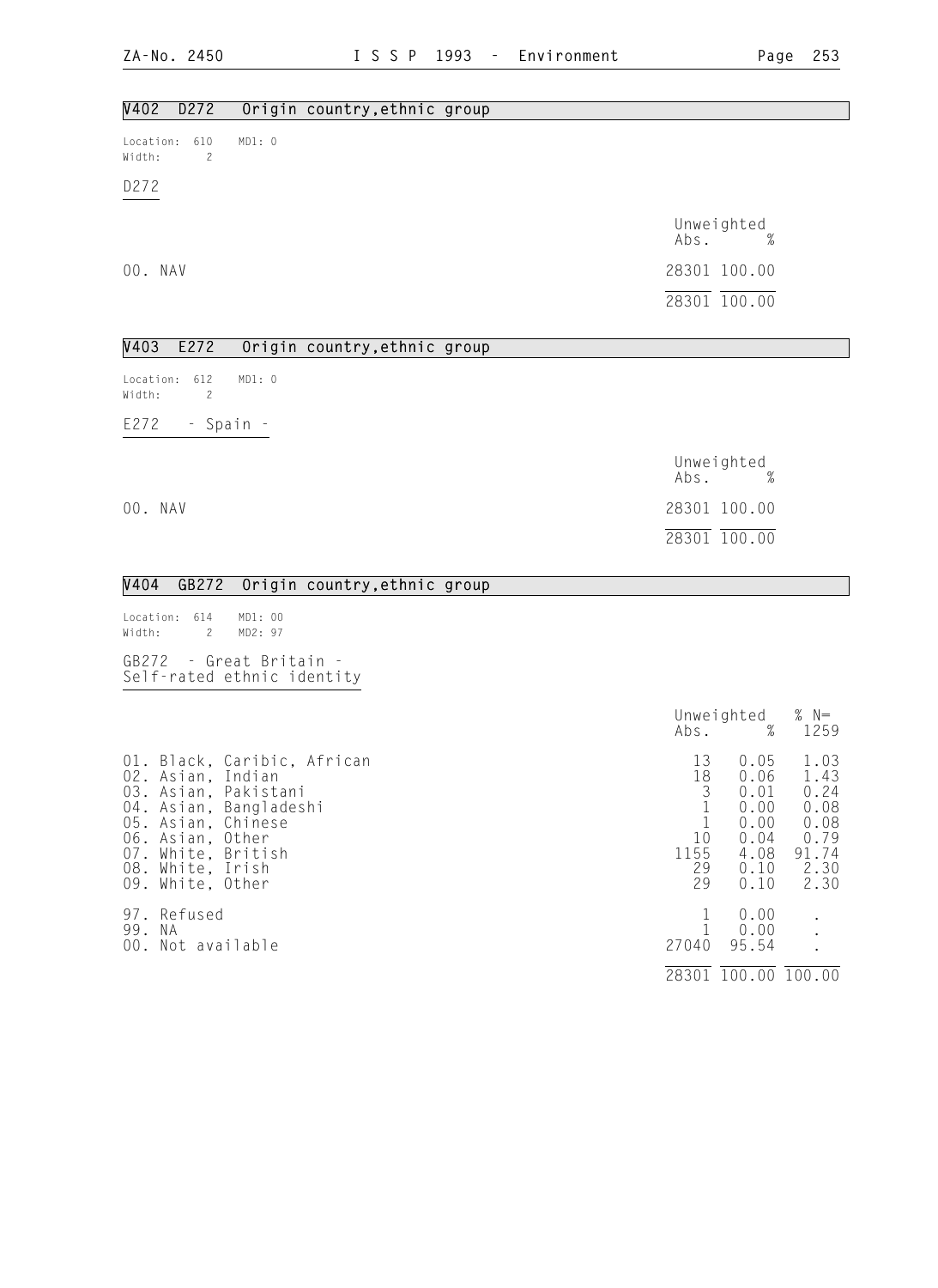## V402 D272 Origin country,ethnic group

Location: 610 MD1: 0
Width: 2

D272

| | Unweighted Abs. | % |
|---|---|---|
| 00. NAV | 28301 | 100.00 |
| | 28301 | 100.00 |

## V403 E272 Origin country,ethnic group

Location: 612 MD1: 0
Width: 2

E272 - Spain -

| | Unweighted Abs. | % |
|---|---|---|
| 00. NAV | 28301 | 100.00 |
| | 28301 | 100.00 |

## V404 GB272 Origin country,ethnic group

Location: 614 MD1: 00
Width: 2 MD2: 97

GB272 - Great Britain -
Self-rated ethnic identity

| | Unweighted Abs. | % | % N= 1259 |
|---|---|---|---|
| 01. Black, Caribic, African | 13 | 0.05 | 1.03 |
| 02. Asian, Indian | 18 | 0.06 | 1.43 |
| 03. Asian, Pakistani | 3 | 0.01 | 0.24 |
| 04. Asian, Bangladeshi | 1 | 0.00 | 0.08 |
| 05. Asian, Chinese | 1 | 0.00 | 0.08 |
| 06. Asian, Other | 10 | 0.04 | 0.79 |
| 07. White, British | 1155 | 4.08 | 91.74 |
| 08. White, Irish | 29 | 0.10 | 2.30 |
| 09. White, Other | 29 | 0.10 | 2.30 |
| 97. Refused | 1 | 0.00 | . |
| 99. NA | 1 | 0.00 | . |
| 00. Not available | 27040 | 95.54 | . |
| | 28301 | 100.00 | 100.00 |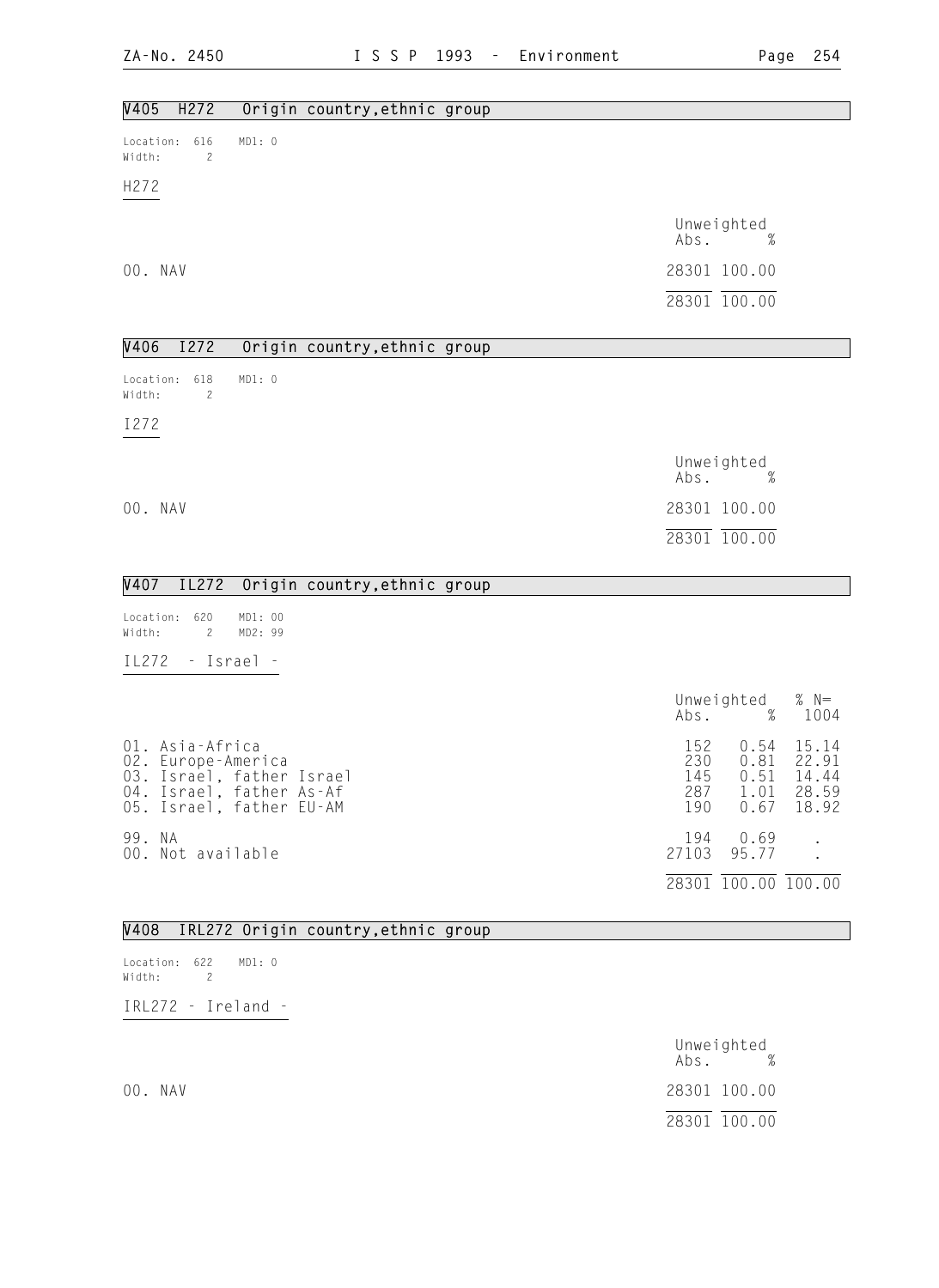## V405 H272 Origin country,ethnic group

Location: 616 MD1: 0
Width: 2

H272

| | Unweighted Abs. | % |
|---|---|---|
| 00. NAV | 28301 | 100.00 |
| | 28301 | 100.00 |

## V406 I272 Origin country,ethnic group

Location: 618 MD1: 0
Width: 2

I272

| | Unweighted Abs. | % |
|---|---|---|
| 00. NAV | 28301 | 100.00 |
| | 28301 | 100.00 |

## V407 IL272 Origin country,ethnic group

Location: 620 MD1: 00
Width: 2 MD2: 99

IL272 - Israel -

| | Unweighted Abs. | % | % N= 1004 |
|---|---|---|---|
| 01. Asia-Africa | 152 | 0.54 | 15.14 |
| 02. Europe-America | 230 | 0.81 | 22.91 |
| 03. Israel, father Israel | 145 | 0.51 | 14.44 |
| 04. Israel, father As-Af | 287 | 1.01 | 28.59 |
| 05. Israel, father EU-AM | 190 | 0.67 | 18.92 |
| 99. NA | 194 | 0.69 | . |
| 00. Not available | 27103 | 95.77 | . |
| | 28301 | 100.00 | 100.00 |

## V408 IRL272 Origin country,ethnic group

Location: 622 MD1: 0
Width: 2

IRL272 - Ireland -

| | Unweighted Abs. | % |
|---|---|---|
| 00. NAV | 28301 | 100.00 |
| | 28301 | 100.00 |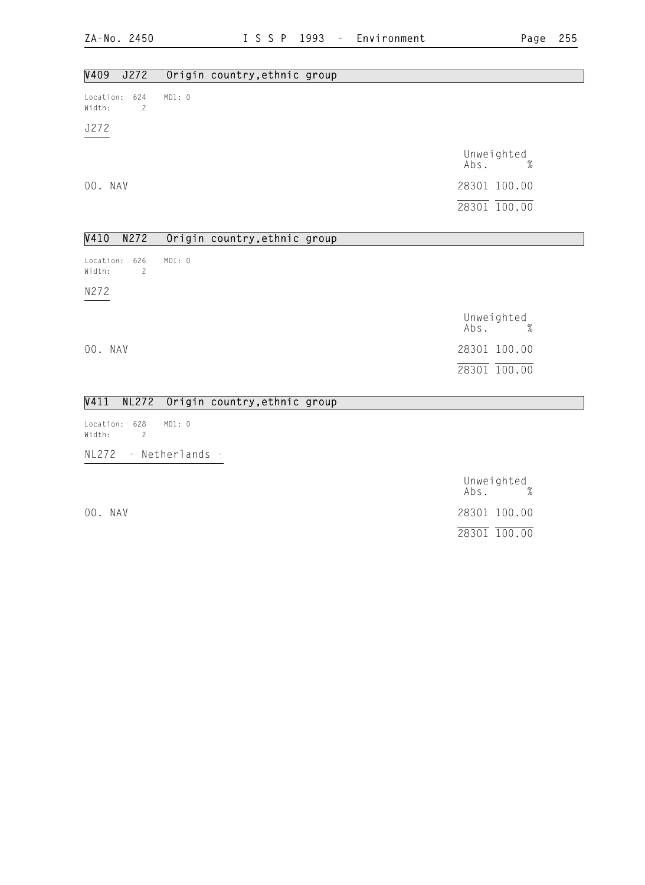## V409 J272 Origin country,ethnic group

Location: 624 MD1: 0
Width: 2

J272

| | Unweighted Abs. | % |
|---|---|---|
| 00. NAV | 28301 | 100.00 |
| | 28301 | 100.00 |

## V410 N272 Origin country,ethnic group

Location: 626 MD1: 0
Width: 2

N272

| | Unweighted Abs. | % |
|---|---|---|
| 00. NAV | 28301 | 100.00 |
| | 28301 | 100.00 |

## V411 NL272 Origin country,ethnic group

Location: 628 MD1: 0
Width: 2

NL272 - Netherlands -

| | Unweighted Abs. | % |
|---|---|---|
| 00. NAV | 28301 | 100.00 |
| | 28301 | 100.00 |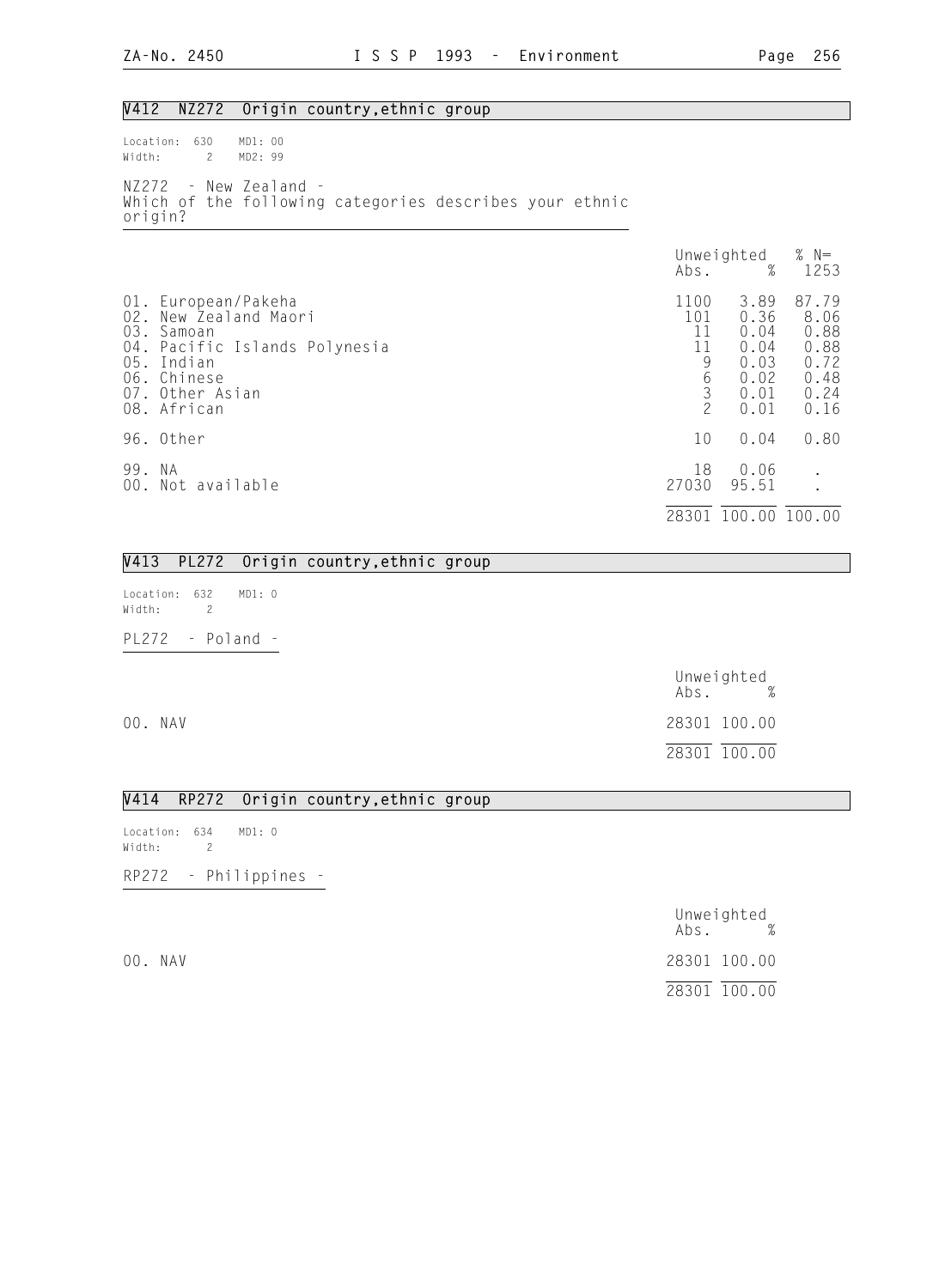## V412 NZ272 Origin country,ethnic group

Location: 630 MD1: 00
Width: 2 MD2: 99

NZ272 - New Zealand -
Which of the following categories describes your ethnic origin?

| | Unweighted Abs. | % | % N= 1253 |
|---|---|---|---|
| 01. European/Pakeha | 1100 | 3.89 | 87.79 |
| 02. New Zealand Maori | 101 | 0.36 | 8.06 |
| 03. Samoan | 11 | 0.04 | 0.88 |
| 04. Pacific Islands Polynesia | 11 | 0.04 | 0.88 |
| 05. Indian | 9 | 0.03 | 0.72 |
| 06. Chinese | 6 | 0.02 | 0.48 |
| 07. Other Asian | 3 | 0.01 | 0.24 |
| 08. African | 2 | 0.01 | 0.16 |
| 96. Other | 10 | 0.04 | 0.80 |
| 99. NA | 18 | 0.06 | . |
| 00. Not available | 27030 | 95.51 | . |
| | 28301 | 100.00 | 100.00 |

## V413 PL272 Origin country,ethnic group

Location: 632 MD1: 0
Width: 2

PL272 - Poland -

| | Unweighted Abs. | % |
|---|---|---|
| 00. NAV | 28301 | 100.00 |
| | 28301 | 100.00 |

## V414 RP272 Origin country,ethnic group

Location: 634 MD1: 0
Width: 2

RP272 - Philippines -

| | Unweighted Abs. | % |
|---|---|---|
| 00. NAV | 28301 | 100.00 |
| | 28301 | 100.00 |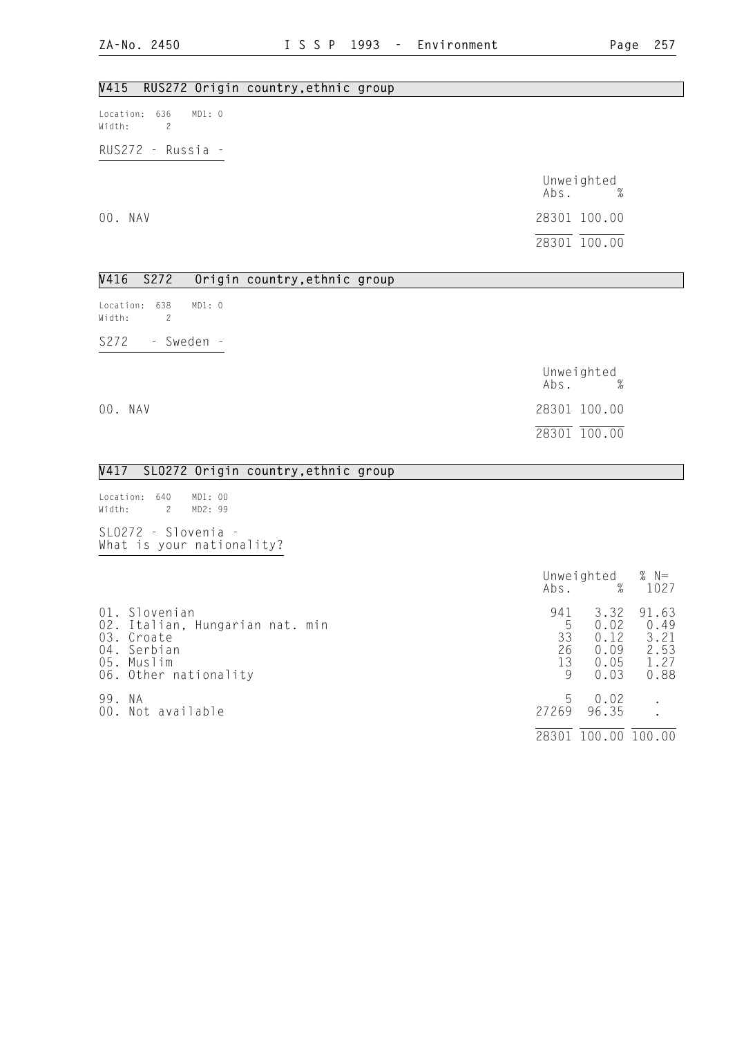## V415 RUS272 Origin country,ethnic group

Location: 636 MD1: 0
Width: 2

RUS272 - Russia -

| | Unweighted Abs. | % |
|---|---|---|
| 00. NAV | 28301 | 100.00 |
| | 28301 | 100.00 |

## V416 S272 Origin country,ethnic group

Location: 638 MD1: 0
Width: 2

S272 - Sweden -

| | Unweighted Abs. | % |
|---|---|---|
| 00. NAV | 28301 | 100.00 |
| | 28301 | 100.00 |

## V417 SLO272 Origin country,ethnic group

Location: 640 MD1: 00
Width: 2 MD2: 99

SLO272 - Slovenia -
What is your nationality?

| | Unweighted Abs. | % | % N= 1027 |
|---|---|---|---|
| 01. Slovenian | 941 | 3.32 | 91.63 |
| 02. Italian, Hungarian nat. min | 5 | 0.02 | 0.49 |
| 03. Croate | 33 | 0.12 | 3.21 |
| 04. Serbian | 26 | 0.09 | 2.53 |
| 05. Muslim | 13 | 0.05 | 1.27 |
| 06. Other nationality | 9 | 0.03 | 0.88 |
| 99. NA | 5 | 0.02 | . |
| 00. Not available | 27269 | 96.35 | . |
| | 28301 | 100.00 | 100.00 |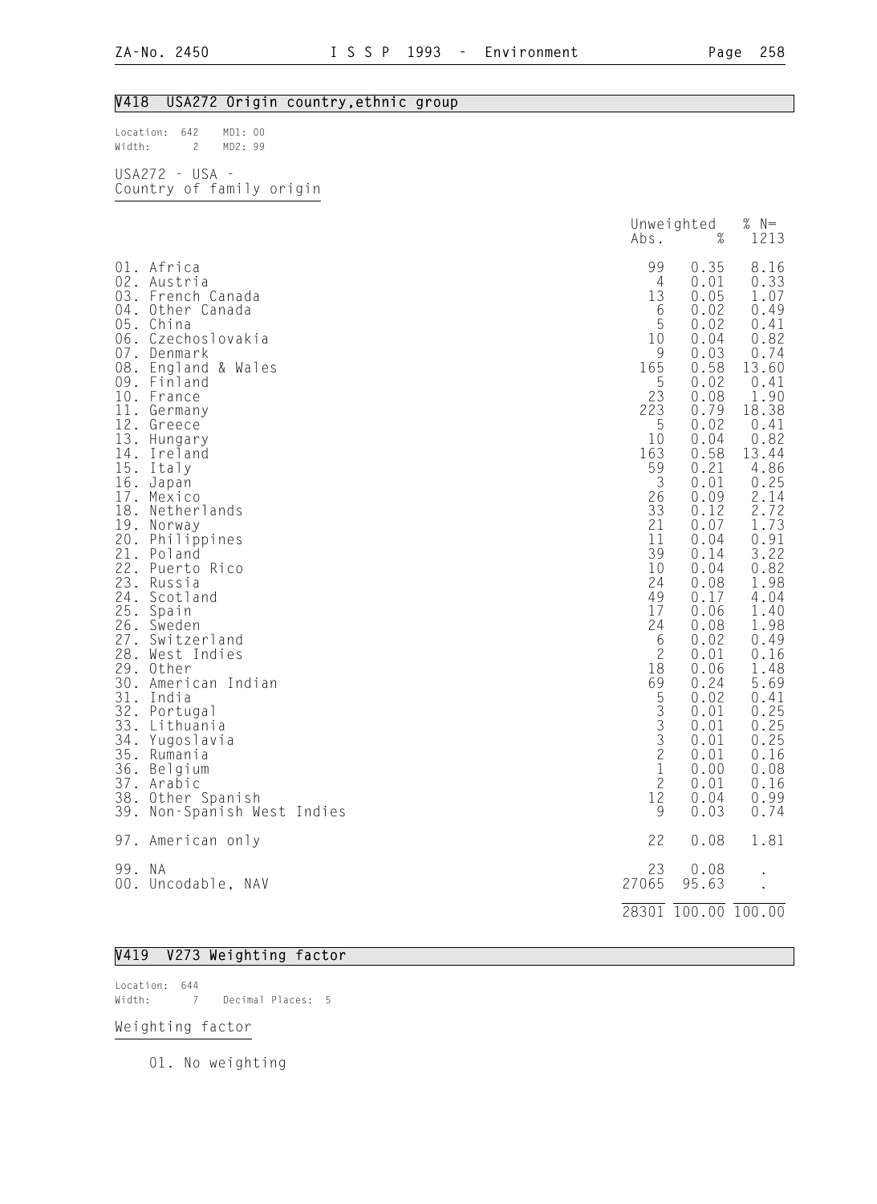## V418 USA272 Origin country,ethnic group

Location: 642 MD1: 00
Width: 2 MD2: 99

USA272 - USA -
Country of family origin

| | Unweighted Abs. | % | % N= 1213 |
|---|---|---|---|
| 01. Africa | 99 | 0.35 | 8.16 |
| 02. Austria | 4 | 0.01 | 0.33 |
| 03. French Canada | 13 | 0.05 | 1.07 |
| 04. Other Canada | 6 | 0.02 | 0.49 |
| 05. China | 5 | 0.02 | 0.41 |
| 06. Czechoslovakia | 10 | 0.04 | 0.82 |
| 07. Denmark | 9 | 0.03 | 0.74 |
| 08. England & Wales | 165 | 0.58 | 13.60 |
| 09. Finland | 5 | 0.02 | 0.41 |
| 10. France | 23 | 0.08 | 1.90 |
| 11. Germany | 223 | 0.79 | 18.38 |
| 12. Greece | 5 | 0.02 | 0.41 |
| 13. Hungary | 10 | 0.04 | 0.82 |
| 14. Ireland | 163 | 0.58 | 13.44 |
| 15. Italy | 59 | 0.21 | 4.86 |
| 16. Japan | 3 | 0.01 | 0.25 |
| 17. Mexico | 26 | 0.09 | 2.14 |
| 18. Netherlands | 33 | 0.12 | 2.72 |
| 19. Norway | 21 | 0.07 | 1.73 |
| 20. Philippines | 11 | 0.04 | 0.91 |
| 21. Poland | 39 | 0.14 | 3.22 |
| 22. Puerto Rico | 10 | 0.04 | 0.82 |
| 23. Russia | 24 | 0.08 | 1.98 |
| 24. Scotland | 49 | 0.17 | 4.04 |
| 25. Spain | 17 | 0.06 | 1.40 |
| 26. Sweden | 24 | 0.08 | 1.98 |
| 27. Switzerland | 6 | 0.02 | 0.49 |
| 28. West Indies | 2 | 0.01 | 0.16 |
| 29. Other | 18 | 0.06 | 1.48 |
| 30. American Indian | 69 | 0.24 | 5.69 |
| 31. India | 5 | 0.02 | 0.41 |
| 32. Portugal | 3 | 0.01 | 0.25 |
| 33. Lithuania | 3 | 0.01 | 0.25 |
| 34. Yugoslavia | 3 | 0.01 | 0.25 |
| 35. Rumania | 2 | 0.01 | 0.16 |
| 36. Belgium | 1 | 0.00 | 0.08 |
| 37. Arabic | 2 | 0.01 | 0.16 |
| 38. Other Spanish | 12 | 0.04 | 0.99 |
| 39. Non-Spanish West Indies | 9 | 0.03 | 0.74 |
| 97. American only | 22 | 0.08 | 1.81 |
| 99. NA | 23 | 0.08 | . |
| 00. Uncodable, NAV | 27065 | 95.63 | . |
| | 28301 | 100.00 | 100.00 |

## V419 V273 Weighting factor

Location: 644
Width: 7 Decimal Places: 5

Weighting factor

01. No weighting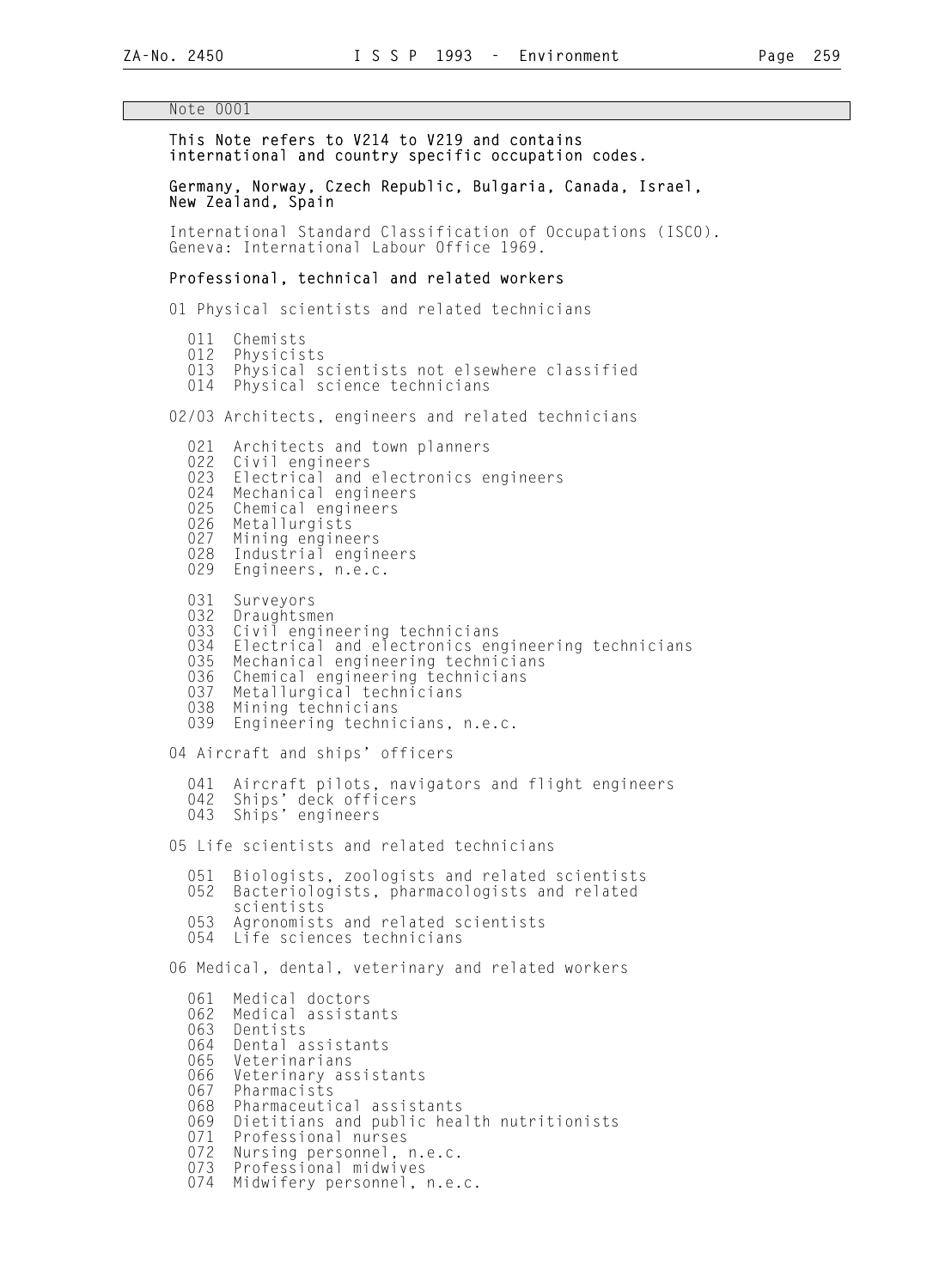Note 0001

**This Note refers to V214 to V219 and contains international and country specific occupation codes.**

**Germany, Norway, Czech Republic, Bulgaria, Canada, Israel, New Zealand, Spain**

International Standard Classification of Occupations (ISCO). Geneva: International Labour Office 1969.

**Professional, technical and related workers**

01 Physical scientists and related technicians

- 011 Chemists
- 012 Physicists
- 013 Physical scientists not elsewhere classified
- 014 Physical science technicians

02/03 Architects, engineers and related technicians

- 021 Architects and town planners
- 022 Civil engineers
- 023 Electrical and electronics engineers
- 024 Mechanical engineers
- 025 Chemical engineers
- 026 Metallurgists
- 027 Mining engineers
- 028 Industrial engineers
- 029 Engineers, n.e.c.

- 031 Surveyors
- 032 Draughtsmen
- 033 Civil engineering technicians
- 034 Electrical and electronics engineering technicians
- 035 Mechanical engineering technicians
- 036 Chemical engineering technicians
- 037 Metallurgical technicians
- 038 Mining technicians
- 039 Engineering technicians, n.e.c.

04 Aircraft and ships' officers

- 041 Aircraft pilots, navigators and flight engineers
- 042 Ships' deck officers
- 043 Ships' engineers

05 Life scientists and related technicians

- 051 Biologists, zoologists and related scientists
- 052 Bacteriologists, pharmacologists and related scientists
- 053 Agronomists and related scientists
- 054 Life sciences technicians

06 Medical, dental, veterinary and related workers

- 061 Medical doctors
- 062 Medical assistants
- 063 Dentists
- 064 Dental assistants
- 065 Veterinarians
- 066 Veterinary assistants
- 067 Pharmacists
- 068 Pharmaceutical assistants
- 069 Dietitians and public health nutritionists
- 071 Professional nurses
- 072 Nursing personnel, n.e.c.
- 073 Professional midwives
- 074 Midwifery personnel, n.e.c.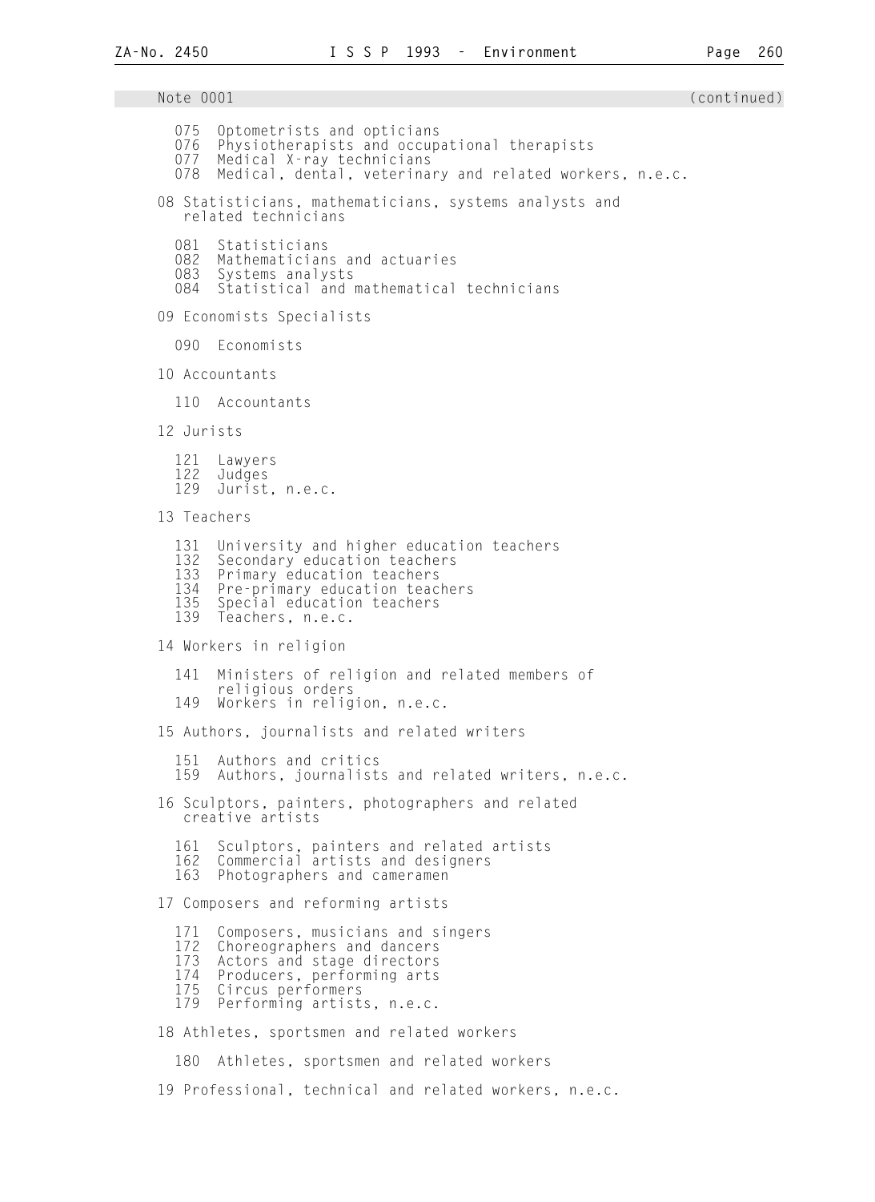Note 0001 (continued)

075 Optometrists and opticians
076 Physiotherapists and occupational therapists
077 Medical X-ray technicians
078 Medical, dental, veterinary and related workers, n.e.c.

08 Statisticians, mathematicians, systems analysts and related technicians

081 Statisticians
082 Mathematicians and actuaries
083 Systems analysts
084 Statistical and mathematical technicians

09 Economists Specialists

090 Economists

10 Accountants

110 Accountants

12 Jurists

121 Lawyers
122 Judges
129 Jurist, n.e.c.

13 Teachers

131 University and higher education teachers
132 Secondary education teachers
133 Primary education teachers
134 Pre-primary education teachers
135 Special education teachers
139 Teachers, n.e.c.

14 Workers in religion

141 Ministers of religion and related members of religious orders
149 Workers in religion, n.e.c.

15 Authors, journalists and related writers

151 Authors and critics
159 Authors, journalists and related writers, n.e.c.

16 Sculptors, painters, photographers and related creative artists

161 Sculptors, painters and related artists
162 Commercial artists and designers
163 Photographers and cameramen

17 Composers and reforming artists

171 Composers, musicians and singers
172 Choreographers and dancers
173 Actors and stage directors
174 Producers, performing arts
175 Circus performers
179 Performing artists, n.e.c.

18 Athletes, sportsmen and related workers

180 Athletes, sportsmen and related workers

19 Professional, technical and related workers, n.e.c.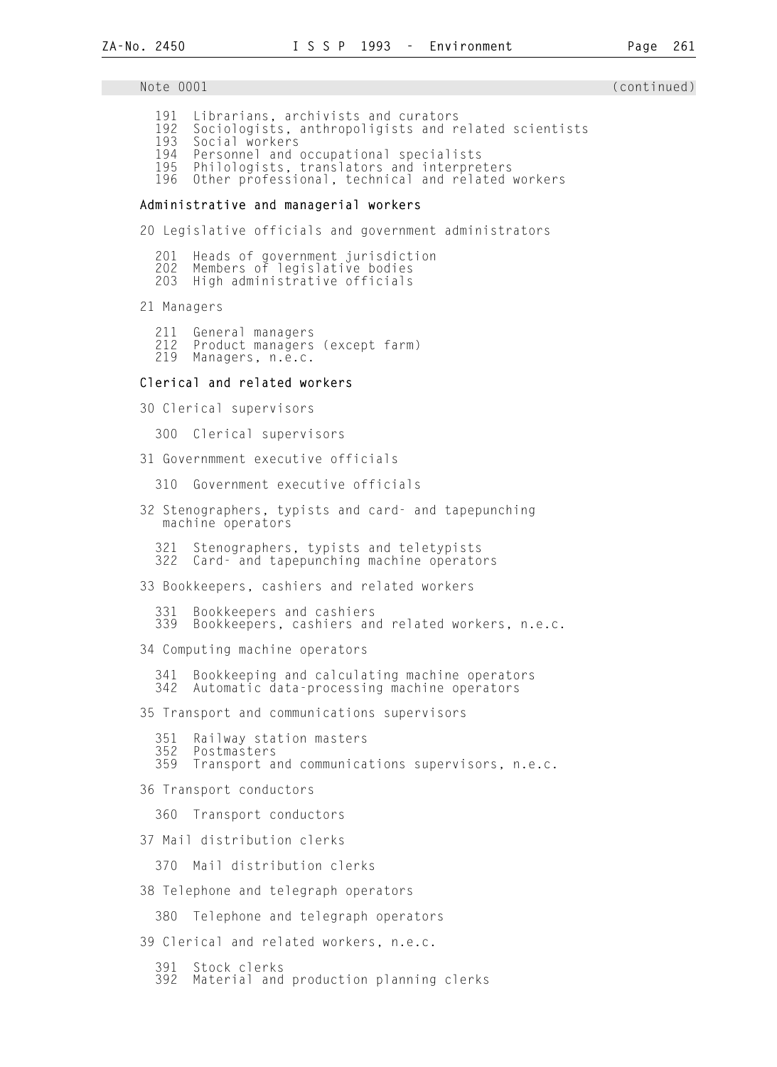Note 0001 (continued)

191 Librarians, archivists and curators
192 Sociologists, anthropoligists and related scientists
193 Social workers
194 Personnel and occupational specialists
195 Philologists, translators and interpreters
196 Other professional, technical and related workers

**Administrative and managerial workers**

20 Legislative officials and government administrators

201 Heads of government jurisdiction
202 Members of legislative bodies
203 High administrative officials

21 Managers

211 General managers
212 Product managers (except farm)
219 Managers, n.e.c.

**Clerical and related workers**

30 Clerical supervisors

300 Clerical supervisors

31 Governmment executive officials

310 Government executive officials

32 Stenographers, typists and card- and tapepunching machine operators

321 Stenographers, typists and teletypists
322 Card- and tapepunching machine operators

33 Bookkeepers, cashiers and related workers

331 Bookkeepers and cashiers
339 Bookkeepers, cashiers and related workers, n.e.c.

34 Computing machine operators

341 Bookkeeping and calculating machine operators
342 Automatic data-processing machine operators

35 Transport and communications supervisors

351 Railway station masters
352 Postmasters
359 Transport and communications supervisors, n.e.c.

36 Transport conductors

360 Transport conductors

37 Mail distribution clerks

370 Mail distribution clerks

38 Telephone and telegraph operators

380 Telephone and telegraph operators

39 Clerical and related workers, n.e.c.

391 Stock clerks
392 Material and production planning clerks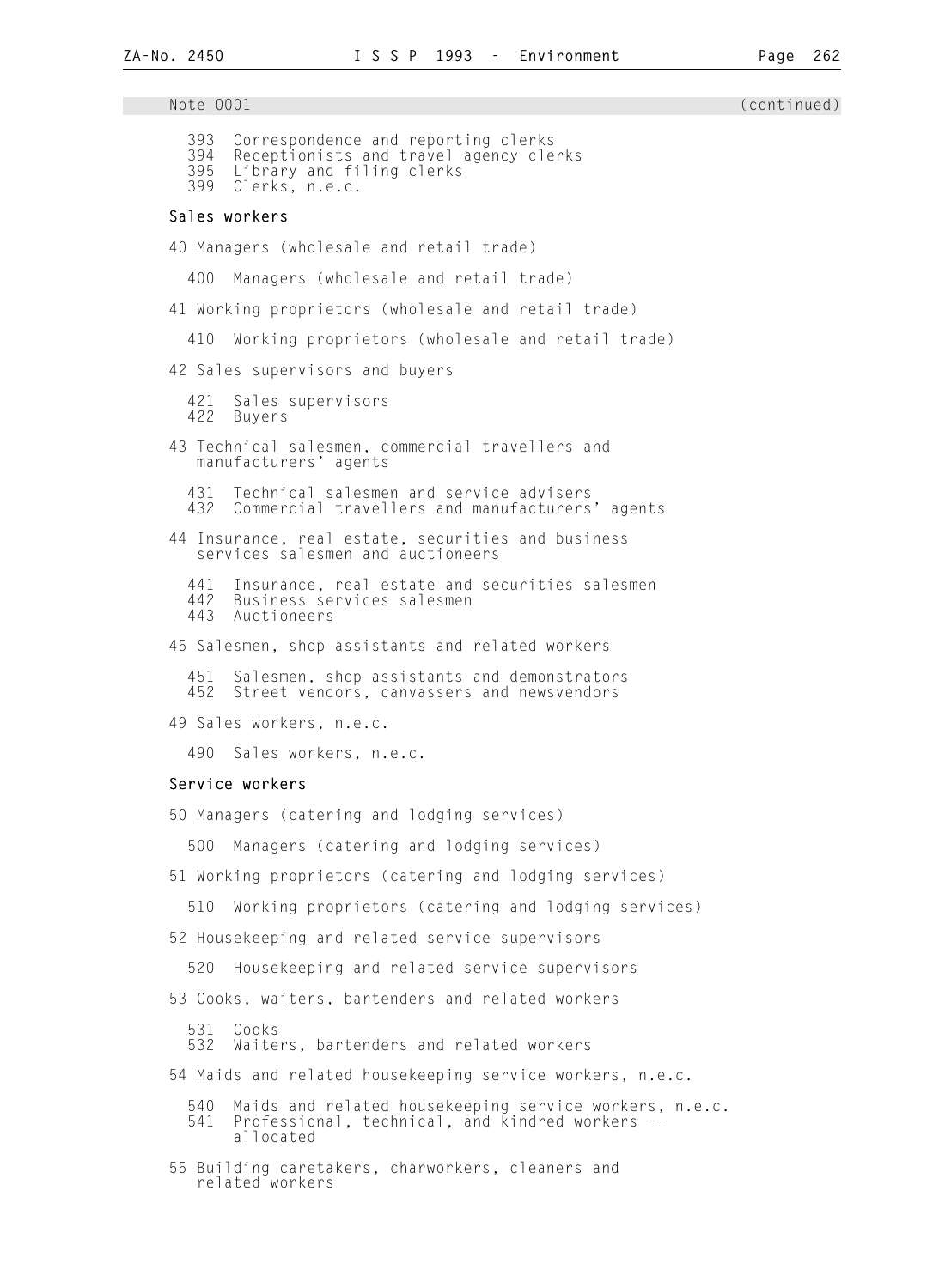Note 0001 (continued)

393 Correspondence and reporting clerks
394 Receptionists and travel agency clerks
395 Library and filing clerks
399 Clerks, n.e.c.

**Sales workers**

40 Managers (wholesale and retail trade)

400 Managers (wholesale and retail trade)

41 Working proprietors (wholesale and retail trade)

410 Working proprietors (wholesale and retail trade)

42 Sales supervisors and buyers

421 Sales supervisors
422 Buyers

43 Technical salesmen, commercial travellers and manufacturers' agents

431 Technical salesmen and service advisers
432 Commercial travellers and manufacturers' agents

44 Insurance, real estate, securities and business services salesmen and auctioneers

441 Insurance, real estate and securities salesmen
442 Business services salesmen
443 Auctioneers

45 Salesmen, shop assistants and related workers

451 Salesmen, shop assistants and demonstrators
452 Street vendors, canvassers and newsvendors

49 Sales workers, n.e.c.

490 Sales workers, n.e.c.

**Service workers**

50 Managers (catering and lodging services)

500 Managers (catering and lodging services)

51 Working proprietors (catering and lodging services)

510 Working proprietors (catering and lodging services)

52 Housekeeping and related service supervisors

520 Housekeeping and related service supervisors

53 Cooks, waiters, bartenders and related workers

531 Cooks
532 Waiters, bartenders and related workers

54 Maids and related housekeeping service workers, n.e.c.

540 Maids and related housekeeping service workers, n.e.c.
541 Professional, technical, and kindred workers -- allocated

55 Building caretakers, charworkers, cleaners and related workers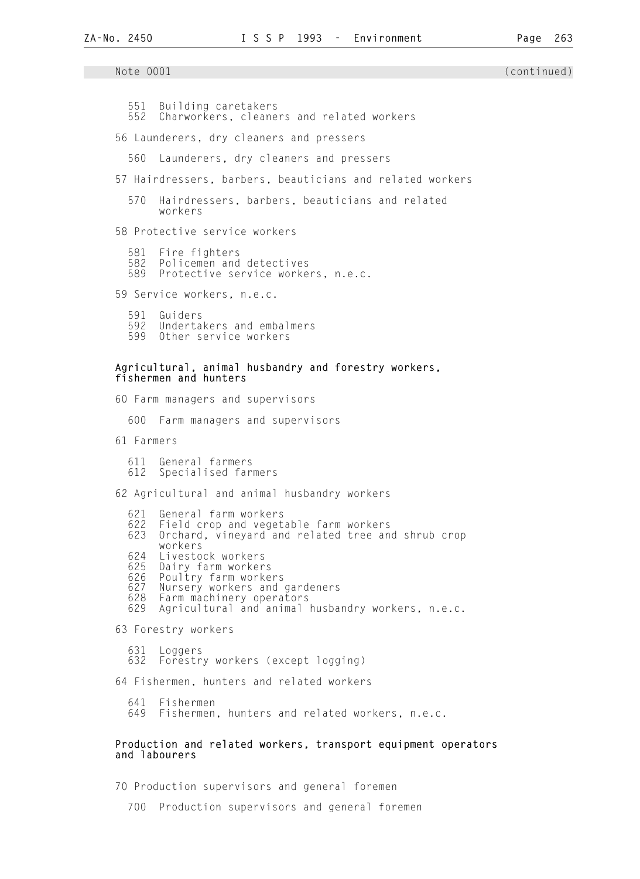Note 0001 (continued)

551 Building caretakers
552 Charworkers, cleaners and related workers

56 Launderers, dry cleaners and pressers

560 Launderers, dry cleaners and pressers

57 Hairdressers, barbers, beauticians and related workers

570 Hairdressers, barbers, beauticians and related workers

58 Protective service workers

581 Fire fighters
582 Policemen and detectives
589 Protective service workers, n.e.c.

59 Service workers, n.e.c.

591 Guiders
592 Undertakers and embalmers
599 Other service workers

**Agricultural, animal husbandry and forestry workers, fishermen and hunters**

60 Farm managers and supervisors

600 Farm managers and supervisors

61 Farmers

611 General farmers
612 Specialised farmers

62 Agricultural and animal husbandry workers

621 General farm workers
622 Field crop and vegetable farm workers
623 Orchard, vineyard and related tree and shrub crop workers
624 Livestock workers
625 Dairy farm workers
626 Poultry farm workers
627 Nursery workers and gardeners
628 Farm machinery operators
629 Agricultural and animal husbandry workers, n.e.c.

63 Forestry workers

631 Loggers
632 Forestry workers (except logging)

64 Fishermen, hunters and related workers

641 Fishermen
649 Fishermen, hunters and related workers, n.e.c.

**Production and related workers, transport equipment operators and labourers**

70 Production supervisors and general foremen

700 Production supervisors and general foremen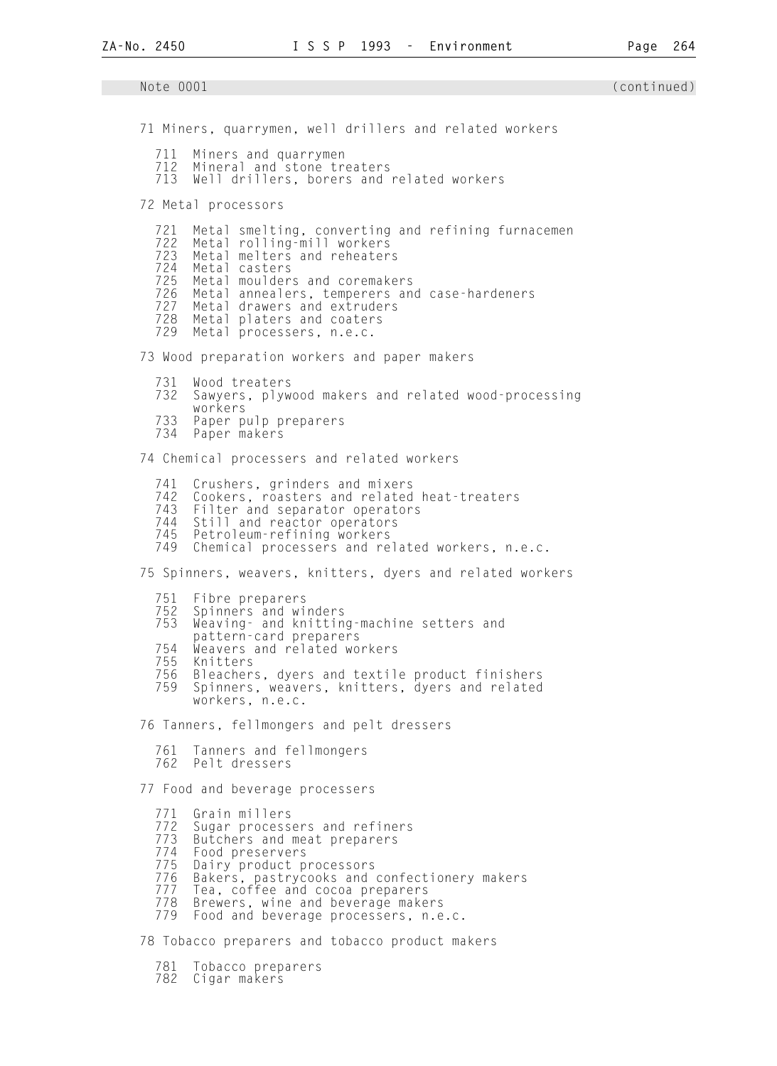Note 0001 (continued)

71 Miners, quarrymen, well drillers and related workers

- 711 Miners and quarrymen
- 712 Mineral and stone treaters
- 713 Well drillers, borers and related workers

72 Metal processors

- 721 Metal smelting, converting and refining furnacemen
- 722 Metal rolling-mill workers
- 723 Metal melters and reheaters
- 724 Metal casters
- 725 Metal moulders and coremakers
- 726 Metal annealers, temperers and case-hardeners
- 727 Metal drawers and extruders
- 728 Metal platers and coaters
- 729 Metal processers, n.e.c.

73 Wood preparation workers and paper makers

- 731 Wood treaters
- 732 Sawyers, plywood makers and related wood-processing workers
- 733 Paper pulp preparers
- 734 Paper makers

74 Chemical processers and related workers

- 741 Crushers, grinders and mixers
- 742 Cookers, roasters and related heat-treaters
- 743 Filter and separator operators
- 744 Still and reactor operators
- 745 Petroleum-refining workers
- 749 Chemical processers and related workers, n.e.c.

75 Spinners, weavers, knitters, dyers and related workers

- 751 Fibre preparers
- 752 Spinners and winders
- 753 Weaving- and knitting-machine setters and pattern-card preparers
- 754 Weavers and related workers
- 755 Knitters
- 756 Bleachers, dyers and textile product finishers
- 759 Spinners, weavers, knitters, dyers and related workers, n.e.c.

76 Tanners, fellmongers and pelt dressers

- 761 Tanners and fellmongers
- 762 Pelt dressers

77 Food and beverage processers

- 771 Grain millers
- 772 Sugar processers and refiners
- 773 Butchers and meat preparers
- 774 Food preservers
- 775 Dairy product processors
- 776 Bakers, pastrycooks and confectionery makers
- 777 Tea, coffee and cocoa preparers
- 778 Brewers, wine and beverage makers
- 779 Food and beverage processers, n.e.c.

78 Tobacco preparers and tobacco product makers

- 781 Tobacco preparers
- 782 Cigar makers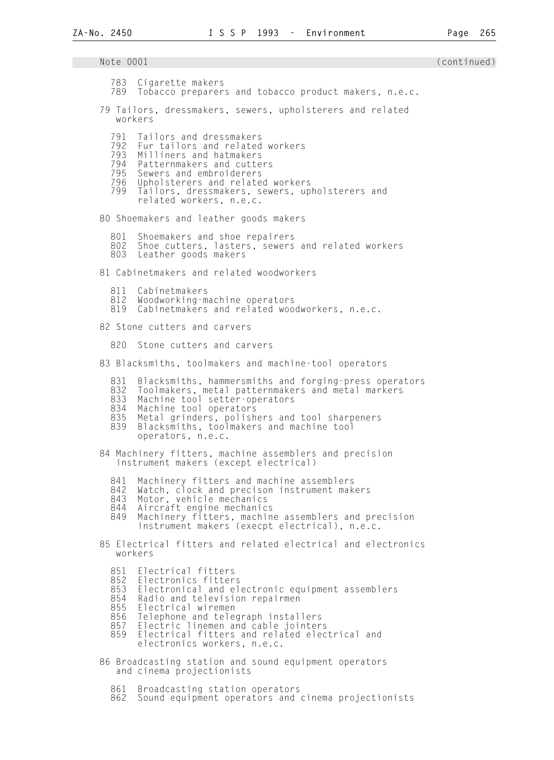Note 0001 (continued)

783 Cigarette makers
789 Tobacco preparers and tobacco product makers, n.e.c.

79 Tailors, dressmakers, sewers, upholsterers and related workers

791 Tailors and dressmakers
792 Fur tailors and related workers
793 Milliners and hatmakers
794 Patternmakers and cutters
795 Sewers and embroiderers
796 Upholsterers and related workers
799 Tailors, dressmakers, sewers, upholsterers and related workers, n.e.c.

80 Shoemakers and leather goods makers

801 Shoemakers and shoe repairers
802 Shoe cutters, lasters, sewers and related workers
803 Leather goods makers

81 Cabinetmakers and related woodworkers

811 Cabinetmakers
812 Woodworking-machine operators
819 Cabinetmakers and related woodworkers, n.e.c.

82 Stone cutters and carvers

820 Stone cutters and carvers

83 Blacksmiths, toolmakers and machine-tool operators

831 Blacksmiths, hammersmiths and forging-press operators
832 Toolmakers, metal patternmakers and metal markers
833 Machine tool setter-operators
834 Machine tool operators
835 Metal grinders, polishers and tool sharpeners
839 Blacksmiths, toolmakers and machine tool operators, n.e.c.

84 Machinery fitters, machine assemblers and precision instrument makers (except electrical)

841 Machinery fitters and machine assemblers
842 Watch, clock and precison instrument makers
843 Motor, vehicle mechanics
844 Aircraft engine mechanics
849 Machinery fitters, machine assemblers and precision instrument makers (execpt electrical), n.e.c.

85 Electrical fitters and related electrical and electronics workers

851 Electrical fitters
852 Electronics fitters
853 Electronical and electronic equipment assemblers
854 Radio and television repairmen
855 Electrical wiremen
856 Telephone and telegraph installers
857 Electric linemen and cable jointers
859 Electrical fitters and related electrical and electronics workers, n.e.c.

86 Broadcasting station and sound equipment operators and cinema projectionists

861 Broadcasting station operators
862 Sound equipment operators and cinema projectionists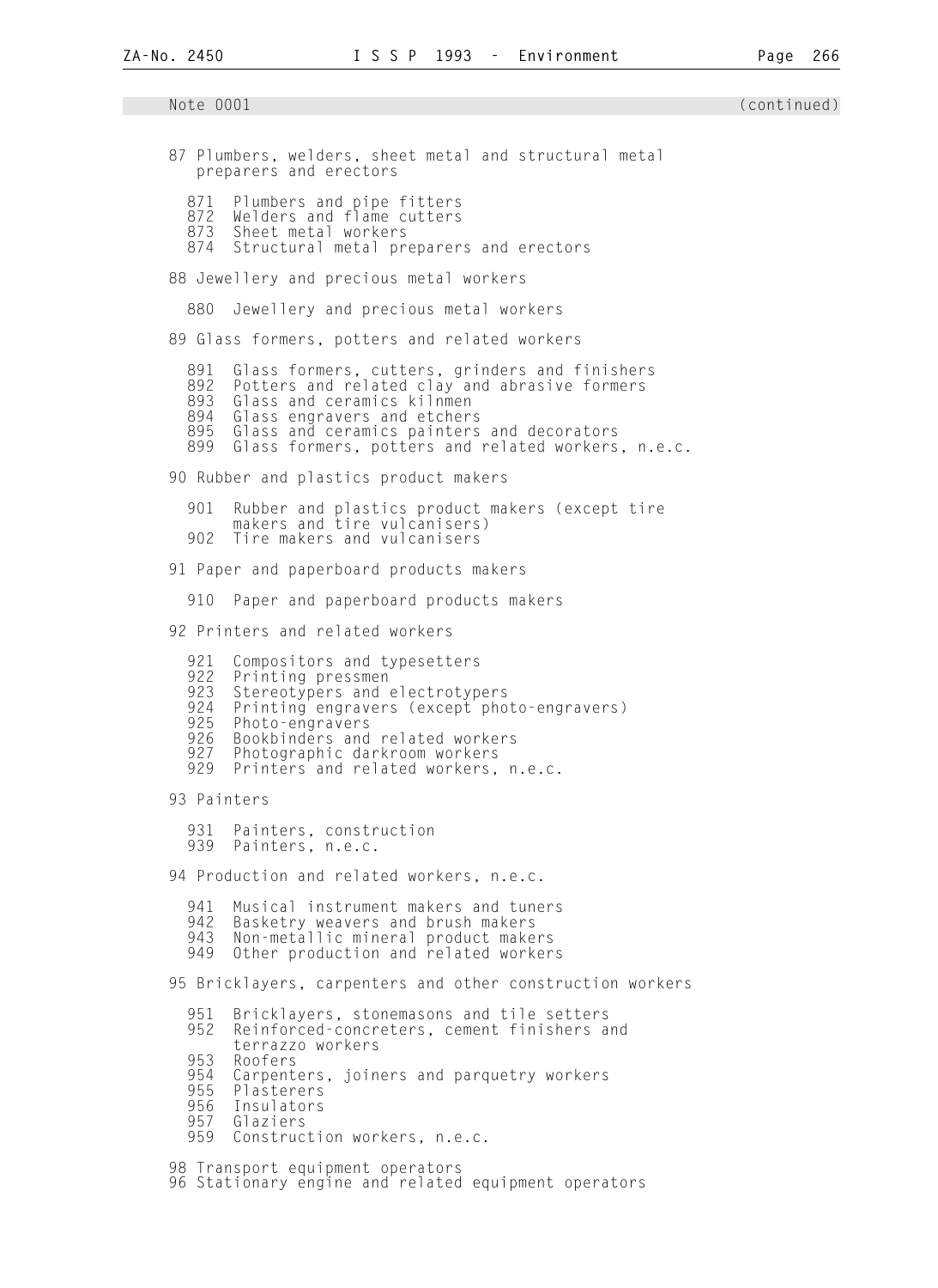Note 0001 (continued)

87 Plumbers, welders, sheet metal and structural metal preparers and erectors

- 871 Plumbers and pipe fitters
- 872 Welders and flame cutters
- 873 Sheet metal workers
- 874 Structural metal preparers and erectors

88 Jewellery and precious metal workers

- 880 Jewellery and precious metal workers

89 Glass formers, potters and related workers

- 891 Glass formers, cutters, grinders and finishers
- 892 Potters and related clay and abrasive formers
- 893 Glass and ceramics kilnmen
- 894 Glass engravers and etchers
- 895 Glass and ceramics painters and decorators
- 899 Glass formers, potters and related workers, n.e.c.

90 Rubber and plastics product makers

- 901 Rubber and plastics product makers (except tire makers and tire vulcanisers)
- 902 Tire makers and vulcanisers

91 Paper and paperboard products makers

- 910 Paper and paperboard products makers

92 Printers and related workers

- 921 Compositors and typesetters
- 922 Printing pressmen
- 923 Stereotypers and electrotypers
- 924 Printing engravers (except photo-engravers)
- 925 Photo-engravers
- 926 Bookbinders and related workers
- 927 Photographic darkroom workers
- 929 Printers and related workers, n.e.c.

93 Painters

- 931 Painters, construction
- 939 Painters, n.e.c.

94 Production and related workers, n.e.c.

- 941 Musical instrument makers and tuners
- 942 Basketry weavers and brush makers
- 943 Non-metallic mineral product makers
- 949 Other production and related workers

95 Bricklayers, carpenters and other construction workers

- 951 Bricklayers, stonemasons and tile setters
- 952 Reinforced-concreters, cement finishers and terrazzo workers
- 953 Roofers
- 954 Carpenters, joiners and parquetry workers
- 955 Plasterers
- 956 Insulators
- 957 Glaziers
- 959 Construction workers, n.e.c.

98 Transport equipment operators

96 Stationary engine and related equipment operators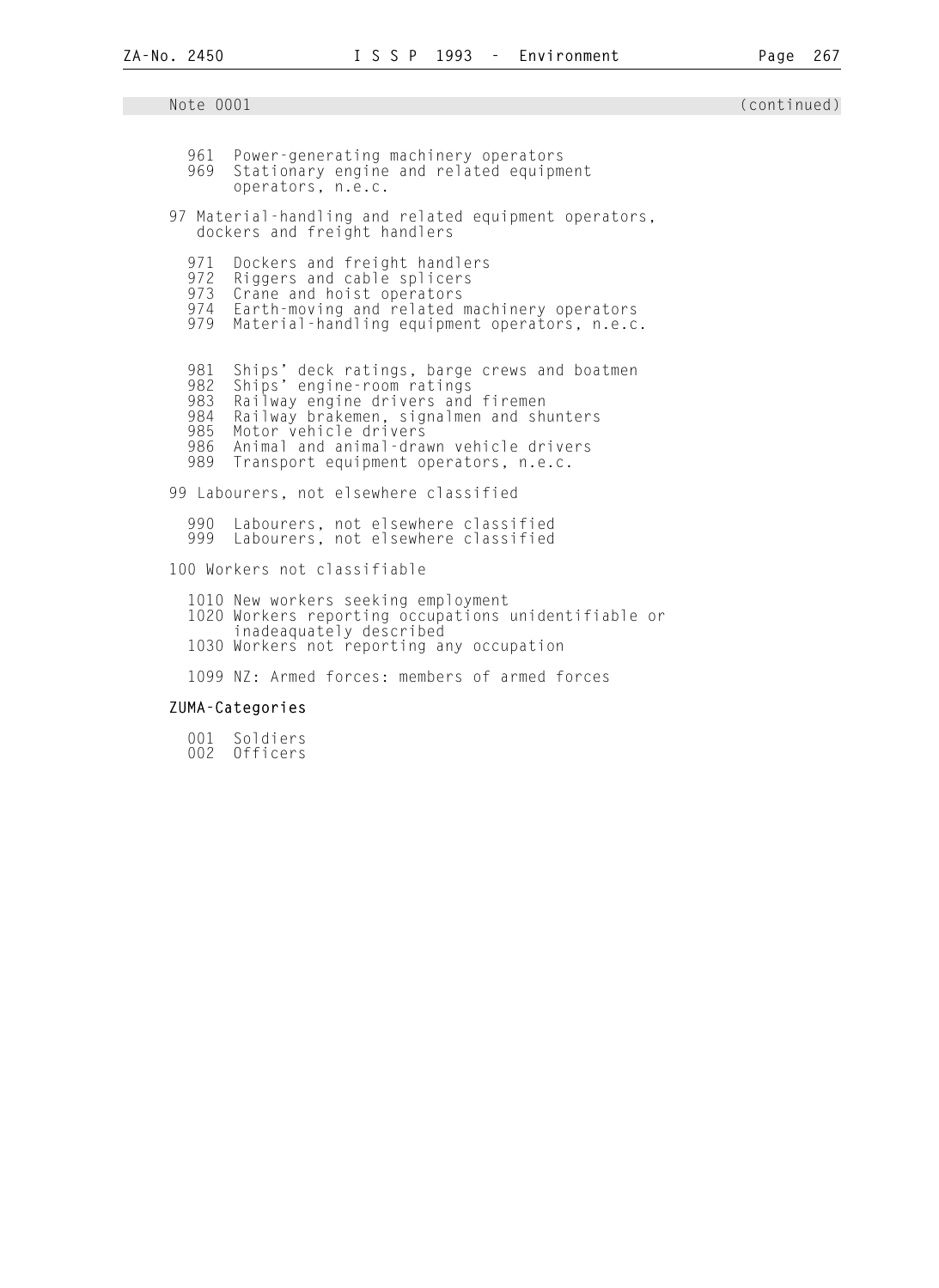Note 0001 (continued)

- 961 Power-generating machinery operators
- 969 Stationary engine and related equipment operators, n.e.c.

97 Material-handling and related equipment operators, dockers and freight handlers

- 971 Dockers and freight handlers
- 972 Riggers and cable splicers
- 973 Crane and hoist operators
- 974 Earth-moving and related machinery operators
- 979 Material-handling equipment operators, n.e.c.

- 981 Ships' deck ratings, barge crews and boatmen
- 982 Ships' engine-room ratings
- 983 Railway engine drivers and firemen
- 984 Railway brakemen, signalmen and shunters
- 985 Motor vehicle drivers
- 986 Animal and animal-drawn vehicle drivers
- 989 Transport equipment operators, n.e.c.

99 Labourers, not elsewhere classified

- 990 Labourers, not elsewhere classified
- 999 Labourers, not elsewhere classified

100 Workers not classifiable

- 1010 New workers seeking employment
- 1020 Workers reporting occupations unidentifiable or inadeaquately described
- 1030 Workers not reporting any occupation

- 1099 NZ: Armed forces: members of armed forces

**ZUMA-Categories**

- 001 Soldiers
- 002 Officers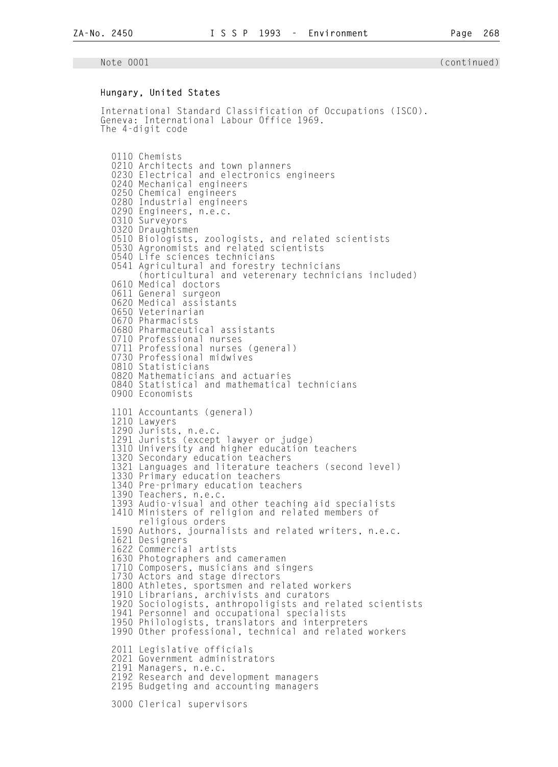Note 0001 (continued)

**Hungary, United States**

International Standard Classification of Occupations (ISCO).
Geneva: International Labour Office 1969.
The 4-digit code

0110 Chemists
0210 Architects and town planners
0230 Electrical and electronics engineers
0240 Mechanical engineers
0250 Chemical engineers
0280 Industrial engineers
0290 Engineers, n.e.c.
0310 Surveyors
0320 Draughtsmen
0510 Biologists, zoologists, and related scientists
0530 Agronomists and related scientists
0540 Life sciences technicians
0541 Agricultural and forestry technicians
(horticultural and veterenary technicians included)
0610 Medical doctors
0611 General surgeon
0620 Medical assistants
0650 Veterinarian
0670 Pharmacists
0680 Pharmaceutical assistants
0710 Professional nurses
0711 Professional nurses (general)
0730 Professional midwives
0810 Statisticians
0820 Mathematicians and actuaries
0840 Statistical and mathematical technicians
0900 Economists

1101 Accountants (general)
1210 Lawyers
1290 Jurists, n.e.c.
1291 Jurists (except lawyer or judge)
1310 University and higher education teachers
1320 Secondary education teachers
1321 Languages and literature teachers (second level)
1330 Primary education teachers
1340 Pre-primary education teachers
1390 Teachers, n.e.c.
1393 Audio-visual and other teaching aid specialists
1410 Ministers of religion and related members of religious orders
1590 Authors, journalists and related writers, n.e.c.
1621 Designers
1622 Commercial artists
1630 Photographers and cameramen
1710 Composers, musicians and singers
1730 Actors and stage directors
1800 Athletes, sportsmen and related workers
1910 Librarians, archivists and curators
1920 Sociologists, anthropoligists and related scientists
1941 Personnel and occupational specialists
1950 Philologists, translators and interpreters
1990 Other professional, technical and related workers

2011 Legislative officials
2021 Government administrators
2191 Managers, n.e.c.
2192 Research and development managers
2195 Budgeting and accounting managers

3000 Clerical supervisors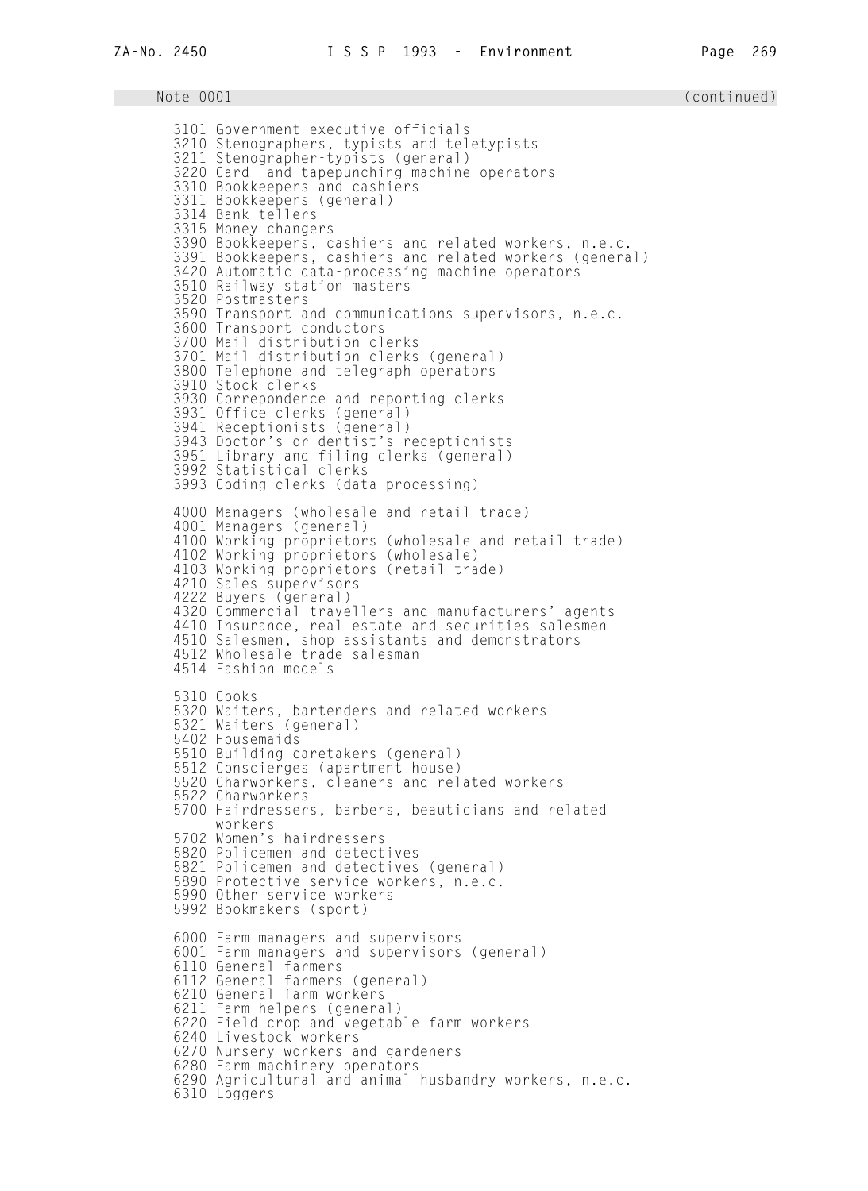Note 0001 (continued)

3101 Government executive officials
3210 Stenographers, typists and teletypists
3211 Stenographer-typists (general)
3220 Card- and tapepunching machine operators
3310 Bookkeepers and cashiers
3311 Bookkeepers (general)
3314 Bank tellers
3315 Money changers
3390 Bookkeepers, cashiers and related workers, n.e.c.
3391 Bookkeepers, cashiers and related workers (general)
3420 Automatic data-processing machine operators
3510 Railway station masters
3520 Postmasters
3590 Transport and communications supervisors, n.e.c.
3600 Transport conductors
3700 Mail distribution clerks
3701 Mail distribution clerks (general)
3800 Telephone and telegraph operators
3910 Stock clerks
3930 Correpondence and reporting clerks
3931 Office clerks (general)
3941 Receptionists (general)
3943 Doctor's or dentist's receptionists
3951 Library and filing clerks (general)
3992 Statistical clerks
3993 Coding clerks (data-processing)

4000 Managers (wholesale and retail trade)
4001 Managers (general)
4100 Working proprietors (wholesale and retail trade)
4102 Working proprietors (wholesale)
4103 Working proprietors (retail trade)
4210 Sales supervisors
4222 Buyers (general)
4320 Commercial travellers and manufacturers' agents
4410 Insurance, real estate and securities salesmen
4510 Salesmen, shop assistants and demonstrators
4512 Wholesale trade salesman
4514 Fashion models

5310 Cooks
5320 Waiters, bartenders and related workers
5321 Waiters (general)
5402 Housemaids
5510 Building caretakers (general)
5512 Conscierges (apartment house)
5520 Charworkers, cleaners and related workers
5522 Charworkers
5700 Hairdressers, barbers, beauticians and related workers
5702 Women's hairdressers
5820 Policemen and detectives
5821 Policemen and detectives (general)
5890 Protective service workers, n.e.c.
5990 Other service workers
5992 Bookmakers (sport)

6000 Farm managers and supervisors
6001 Farm managers and supervisors (general)
6110 General farmers
6112 General farmers (general)
6210 General farm workers
6211 Farm helpers (general)
6220 Field crop and vegetable farm workers
6240 Livestock workers
6270 Nursery workers and gardeners
6280 Farm machinery operators
6290 Agricultural and animal husbandry workers, n.e.c.
6310 Loggers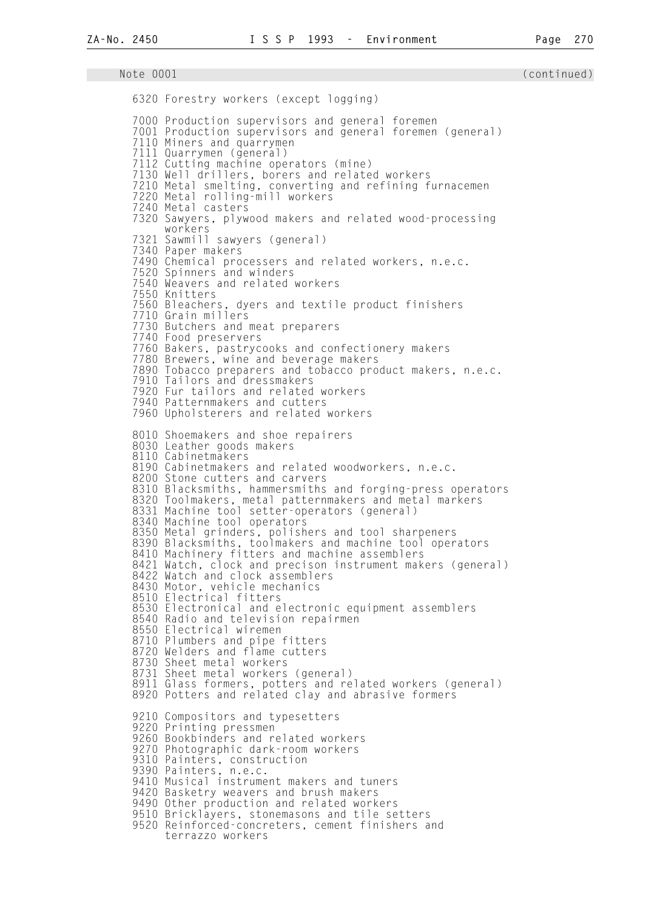Note 0001 (continued)

6320 Forestry workers (except logging)

7000 Production supervisors and general foremen
7001 Production supervisors and general foremen (general)
7110 Miners and quarrymen
7111 Quarrymen (general)
7112 Cutting machine operators (mine)
7130 Well drillers, borers and related workers
7210 Metal smelting, converting and refining furnacemen
7220 Metal rolling-mill workers
7240 Metal casters
7320 Sawyers, plywood makers and related wood-processing workers
7321 Sawmill sawyers (general)
7340 Paper makers
7490 Chemical processers and related workers, n.e.c.
7520 Spinners and winders
7540 Weavers and related workers
7550 Knitters
7560 Bleachers, dyers and textile product finishers
7710 Grain millers
7730 Butchers and meat preparers
7740 Food preservers
7760 Bakers, pastrycooks and confectionery makers
7780 Brewers, wine and beverage makers
7890 Tobacco preparers and tobacco product makers, n.e.c.
7910 Tailors and dressmakers
7920 Fur tailors and related workers
7940 Patternmakers and cutters
7960 Upholsterers and related workers

8010 Shoemakers and shoe repairers
8030 Leather goods makers
8110 Cabinetmakers
8190 Cabinetmakers and related woodworkers, n.e.c.
8200 Stone cutters and carvers
8310 Blacksmiths, hammersmiths and forging-press operators
8320 Toolmakers, metal patternmakers and metal markers
8331 Machine tool setter-operators (general)
8340 Machine tool operators
8350 Metal grinders, polishers and tool sharpeners
8390 Blacksmiths, toolmakers and machine tool operators
8410 Machinery fitters and machine assemblers
8421 Watch, clock and precison instrument makers (general)
8422 Watch and clock assemblers
8430 Motor, vehicle mechanics
8510 Electrical fitters
8530 Electronical and electronic equipment assemblers
8540 Radio and television repairmen
8550 Electrical wiremen
8710 Plumbers and pipe fitters
8720 Welders and flame cutters
8730 Sheet metal workers
8731 Sheet metal workers (general)
8911 Glass formers, potters and related workers (general)
8920 Potters and related clay and abrasive formers

9210 Compositors and typesetters
9220 Printing pressmen
9260 Bookbinders and related workers
9270 Photographic dark-room workers
9310 Painters, construction
9390 Painters, n.e.c.
9410 Musical instrument makers and tuners
9420 Basketry weavers and brush makers
9490 Other production and related workers
9510 Bricklayers, stonemasons and tile setters
9520 Reinforced-concreters, cement finishers and terrazzo workers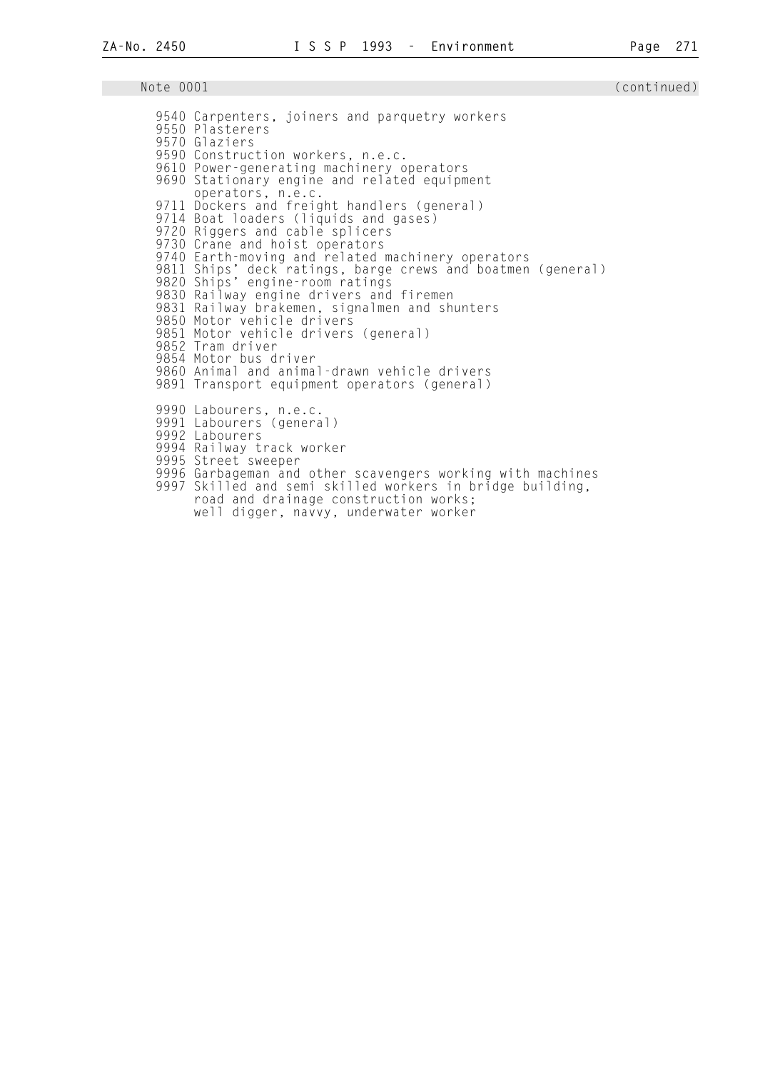Note 0001 (continued)

```
9540 Carpenters, joiners and parquetry workers
9550 Plasterers
9570 Glaziers
9590 Construction workers, n.e.c.
9610 Power-generating machinery operators
9690 Stationary engine and related equipment
     operators, n.e.c.
9711 Dockers and freight handlers (general)
9714 Boat loaders (liquids and gases)
9720 Riggers and cable splicers
9730 Crane and hoist operators
9740 Earth-moving and related machinery operators
9811 Ships' deck ratings, barge crews and boatmen (general)
9820 Ships' engine-room ratings
9830 Railway engine drivers and firemen
9831 Railway brakemen, signalmen and shunters
9850 Motor vehicle drivers
9851 Motor vehicle drivers (general)
9852 Tram driver
9854 Motor bus driver
9860 Animal and animal-drawn vehicle drivers
9891 Transport equipment operators (general)

9990 Labourers, n.e.c.
9991 Labourers (general)
9992 Labourers
9994 Railway track worker
9995 Street sweeper
9996 Garbageman and other scavengers working with machines
9997 Skilled and semi skilled workers in bridge building,
     road and drainage construction works;
     well digger, navvy, underwater worker
```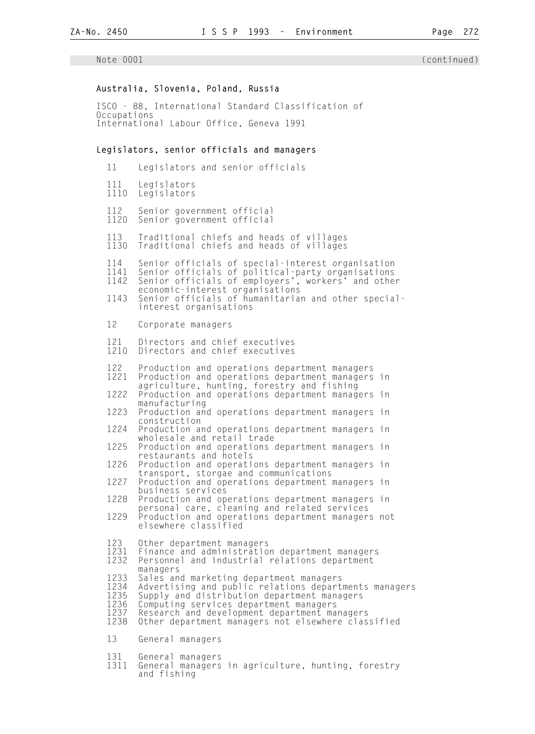Note 0001 (continued)

## Australia, Slovenia, Poland, Russia

ISCO - 88, International Standard Classification of Occupations
International Labour Office, Geneva 1991

## Legislators, senior officials and managers

| Code | Description |
|---|---|
| 11 | Legislators and senior officials |
| 111 | Legislators |
| 1110 | Legislators |
| 112 | Senior government official |
| 1120 | Senior government official |
| 113 | Traditional chiefs and heads of villages |
| 1130 | Traditional chiefs and heads of villages |
| 114 | Senior officials of special-interest organisation |
| 1141 | Senior officials of political-party organisations |
| 1142 | Senior officials of employers', workers' and other economic-interest organisations |
| 1143 | Senior officials of humanitarian and other special-interest organisations |
| 12 | Corporate managers |
| 121 | Directors and chief executives |
| 1210 | Directors and chief executives |
| 122 | Production and operations department managers |
| 1221 | Production and operations department managers in agriculture, hunting, forestry and fishing |
| 1222 | Production and operations department managers in manufacturing |
| 1223 | Production and operations department managers in construction |
| 1224 | Production and operations department managers in wholesale and retail trade |
| 1225 | Production and operations department managers in restaurants and hotels |
| 1226 | Production and operations department managers in transport, storgae and communications |
| 1227 | Production and operations department managers in business services |
| 1228 | Production and operations department managers in personal care, cleaning and related services |
| 1229 | Production and operations department managers not elsewhere classified |
| 123 | Other department managers |
| 1231 | Finance and administration department managers |
| 1232 | Personnel and industrial relations department managers |
| 1233 | Sales and marketing department managers |
| 1234 | Advertising and public relations departments managers |
| 1235 | Supply and distribution department managers |
| 1236 | Computing services department managers |
| 1237 | Research and development department managers |
| 1238 | Other department managers not elsewhere classified |
| 13 | General managers |
| 131 | General managers |
| 1311 | General managers in agriculture, hunting, forestry and fishing |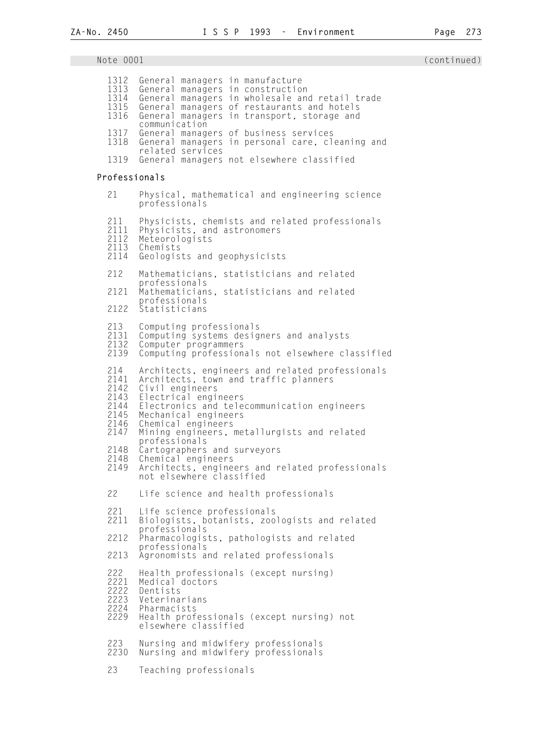Note 0001 (continued)

```
1312  General managers in manufacture
1313  General managers in construction
1314  General managers in wholesale and retail trade
1315  General managers of restaurants and hotels
1316  General managers in transport, storage and
      communication
1317  General managers of business services
1318  General managers in personal care, cleaning and
      related services
1319  General managers not elsewhere classified
```

**Professionals**

```
21    Physical, mathematical and engineering science
      professionals

211   Physicists, chemists and related professionals
2111  Physicists, and astronomers
2112  Meteorologists
2113  Chemists
2114  Geologists and geophysicists

212   Mathematicians, statisticians and related
      professionals
2121  Mathematicians, statisticians and related
      professionals
2122  Statisticians

213   Computing professionals
2131  Computing systems designers and analysts
2132  Computer programmers
2139  Computing professionals not elsewhere classified

214   Architects, engineers and related professionals
2141  Architects, town and traffic planners
2142  Civil engineers
2143  Electrical engineers
2144  Electronics and telecommunication engineers
2145  Mechanical engineers
2146  Chemical engineers
2147  Mining engineers, metallurgists and related
      professionals
2148  Cartographers and surveyors
2148  Chemical engineers
2149  Architects, engineers and related professionals
      not elsewhere classified

22    Life science and health professionals

221   Life science professionals
2211  Biologists, botanists, zoologists and related
      professionals
2212  Pharmacologists, pathologists and related
      professionals
2213  Agronomists and related professionals

222   Health professionals (except nursing)
2221  Medical doctors
2222  Dentists
2223  Veterinarians
2224  Pharmacists
2229  Health professionals (except nursing) not
      elsewhere classified

223   Nursing and midwifery professionals
2230  Nursing and midwifery professionals

23    Teaching professionals
```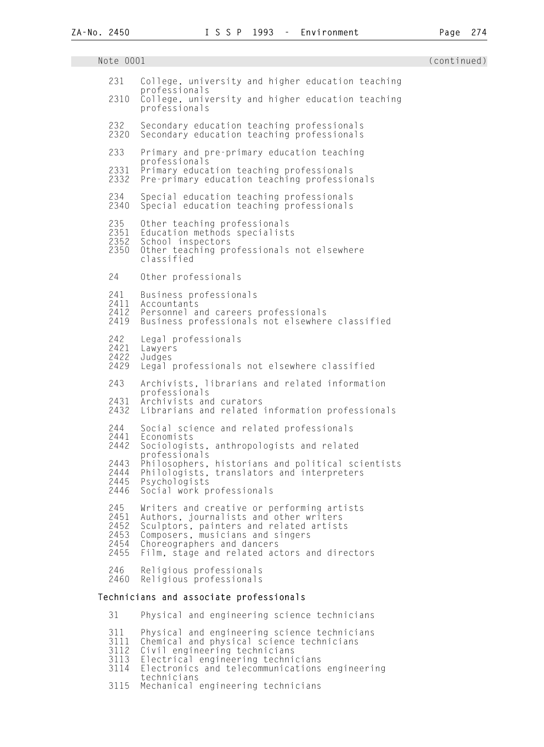Note 0001 (continued)

| | |
|---|---|
| 231 | College, university and higher education teaching professionals |
| 2310 | College, university and higher education teaching professionals |
| | |
| 232 | Secondary education teaching professionals |
| 2320 | Secondary education teaching professionals |
| | |
| 233 | Primary and pre-primary education teaching professionals |
| 2331 | Primary education teaching professionals |
| 2332 | Pre-primary education teaching professionals |
| | |
| 234 | Special education teaching professionals |
| 2340 | Special education teaching professionals |
| | |
| 235 | Other teaching professionals |
| 2351 | Education methods specialists |
| 2352 | School inspectors |
| 2350 | Other teaching professionals not elsewhere classified |
| | |
| 24 | Other professionals |
| | |
| 241 | Business professionals |
| 2411 | Accountants |
| 2412 | Personnel and careers professionals |
| 2419 | Business professionals not elsewhere classified |
| | |
| 242 | Legal professionals |
| 2421 | Lawyers |
| 2422 | Judges |
| 2429 | Legal professionals not elsewhere classified |
| | |
| 243 | Archivists, librarians and related information professionals |
| 2431 | Archivists and curators |
| 2432 | Librarians and related information professionals |
| | |
| 244 | Social science and related professionals |
| 2441 | Economists |
| 2442 | Sociologists, anthropologists and related professionals |
| 2443 | Philosophers, historians and political scientists |
| 2444 | Philologists, translators and interpreters |
| 2445 | Psychologists |
| 2446 | Social work professionals |
| | |
| 245 | Writers and creative or performing artists |
| 2451 | Authors, journalists and other writers |
| 2452 | Sculptors, painters and related artists |
| 2453 | Composers, musicians and singers |
| 2454 | Choreographers and dancers |
| 2455 | Film, stage and related actors and directors |
| | |
| 246 | Religious professionals |
| 2460 | Religious professionals |

## Technicians and associate professionals

| | |
|---|---|
| 31 | Physical and engineering science technicians |
| | |
| 311 | Physical and engineering science technicians |
| 3111 | Chemical and physical science technicians |
| 3112 | Civil engineering technicians |
| 3113 | Electrical engineering technicians |
| 3114 | Electronics and telecommunications engineering technicians |
| 3115 | Mechanical engineering technicians |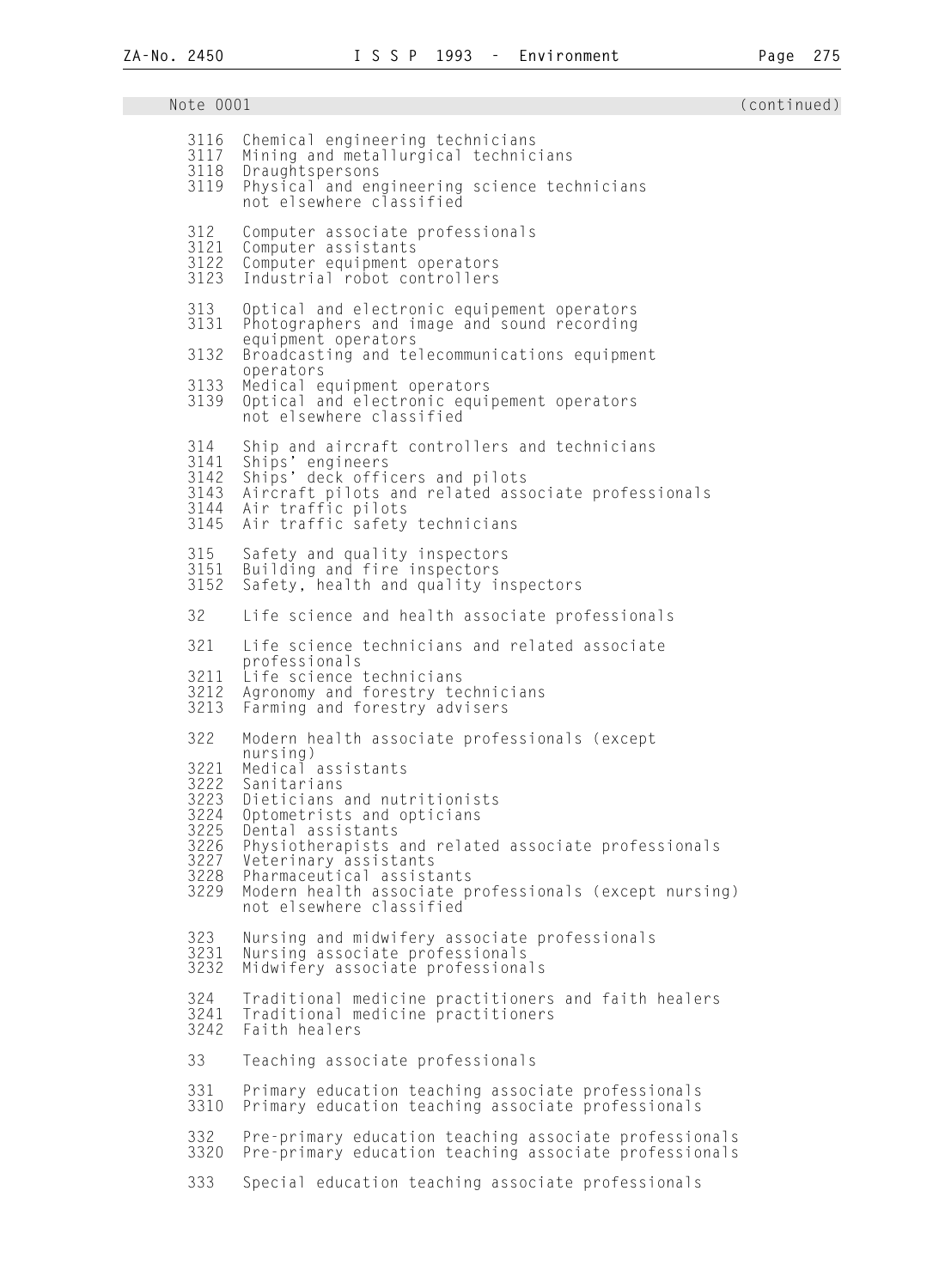Note 0001 (continued)

| | |
|---|---|
| 3116 | Chemical engineering technicians |
| 3117 | Mining and metallurgical technicians |
| 3118 | Draughtspersons |
| 3119 | Physical and engineering science technicians not elsewhere classified |
| | |
| 312 | Computer associate professionals |
| 3121 | Computer assistants |
| 3122 | Computer equipment operators |
| 3123 | Industrial robot controllers |
| | |
| 313 | Optical and electronic equipement operators |
| 3131 | Photographers and image and sound recording equipment operators |
| 3132 | Broadcasting and telecommunications equipment operators |
| 3133 | Medical equipment operators |
| 3139 | Optical and electronic equipement operators not elsewhere classified |
| | |
| 314 | Ship and aircraft controllers and technicians |
| 3141 | Ships' engineers |
| 3142 | Ships' deck officers and pilots |
| 3143 | Aircraft pilots and related associate professionals |
| 3144 | Air traffic pilots |
| 3145 | Air traffic safety technicians |
| | |
| 315 | Safety and quality inspectors |
| 3151 | Building and fire inspectors |
| 3152 | Safety, health and quality inspectors |
| | |
| 32 | Life science and health associate professionals |
| | |
| 321 | Life science technicians and related associate professionals |
| 3211 | Life science technicians |
| 3212 | Agronomy and forestry technicians |
| 3213 | Farming and forestry advisers |
| | |
| 322 | Modern health associate professionals (except nursing) |
| 3221 | Medical assistants |
| 3222 | Sanitarians |
| 3223 | Dieticians and nutritionists |
| 3224 | Optometrists and opticians |
| 3225 | Dental assistants |
| 3226 | Physiotherapists and related associate professionals |
| 3227 | Veterinary assistants |
| 3228 | Pharmaceutical assistants |
| 3229 | Modern health associate professionals (except nursing) not elsewhere classified |
| | |
| 323 | Nursing and midwifery associate professionals |
| 3231 | Nursing associate professionals |
| 3232 | Midwifery associate professionals |
| | |
| 324 | Traditional medicine practitioners and faith healers |
| 3241 | Traditional medicine practitioners |
| 3242 | Faith healers |
| | |
| 33 | Teaching associate professionals |
| | |
| 331 | Primary education teaching associate professionals |
| 3310 | Primary education teaching associate professionals |
| | |
| 332 | Pre-primary education teaching associate professionals |
| 3320 | Pre-primary education teaching associate professionals |
| | |
| 333 | Special education teaching associate professionals |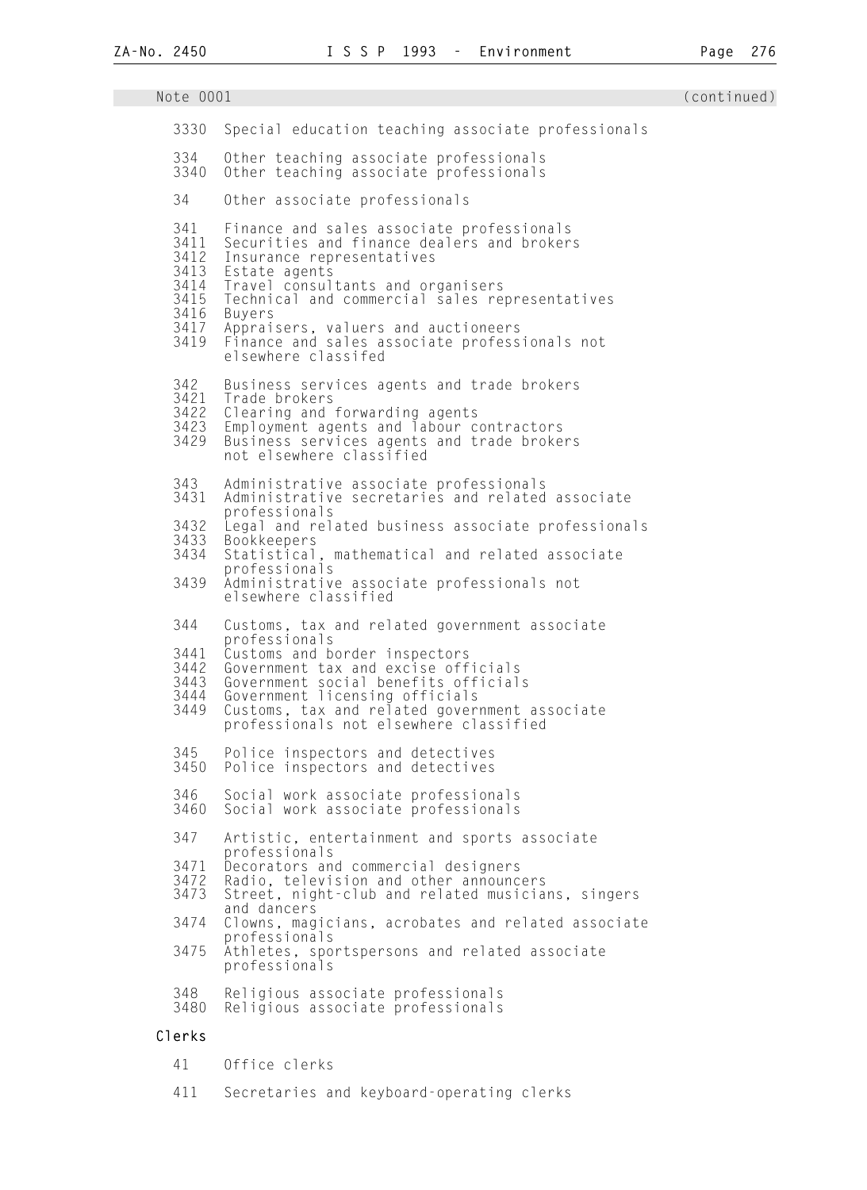Note 0001 (continued)

3330 Special education teaching associate professionals

334 Other teaching associate professionals
3340 Other teaching associate professionals

34 Other associate professionals

341 Finance and sales associate professionals
3411 Securities and finance dealers and brokers
3412 Insurance representatives
3413 Estate agents
3414 Travel consultants and organisers
3415 Technical and commercial sales representatives
3416 Buyers
3417 Appraisers, valuers and auctioneers
3419 Finance and sales associate professionals not elsewhere classifed

342 Business services agents and trade brokers
3421 Trade brokers
3422 Clearing and forwarding agents
3423 Employment agents and labour contractors
3429 Business services agents and trade brokers not elsewhere classified

343 Administrative associate professionals
3431 Administrative secretaries and related associate professionals
3432 Legal and related business associate professionals
3433 Bookkeepers
3434 Statistical, mathematical and related associate professionals
3439 Administrative associate professionals not elsewhere classified

344 Customs, tax and related government associate professionals
3441 Customs and border inspectors
3442 Government tax and excise officials
3443 Government social benefits officials
3444 Government licensing officials
3449 Customs, tax and related government associate professionals not elsewhere classified

345 Police inspectors and detectives
3450 Police inspectors and detectives

346 Social work associate professionals
3460 Social work associate professionals

347 Artistic, entertainment and sports associate professionals
3471 Decorators and commercial designers
3472 Radio, television and other announcers
3473 Street, night-club and related musicians, singers and dancers
3474 Clowns, magicians, acrobates and related associate professionals
3475 Athletes, sportspersons and related associate professionals

348 Religious associate professionals
3480 Religious associate professionals

**Clerks**

41 Office clerks

411 Secretaries and keyboard-operating clerks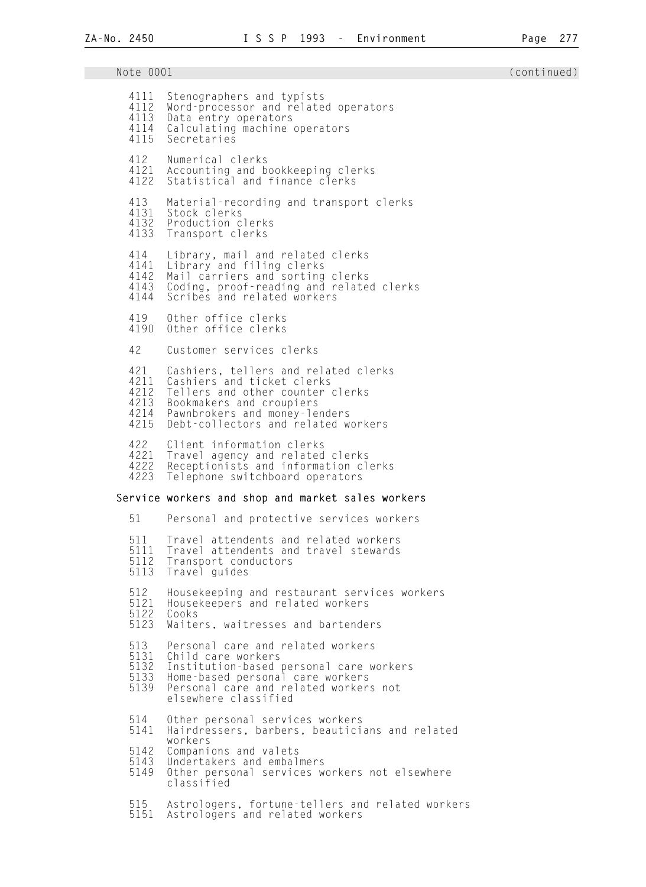Note 0001 (continued)

```
 4111  Stenographers and typists
 4112  Word-processor and related operators
 4113  Data entry operators
 4114  Calculating machine operators
 4115  Secretaries

 412   Numerical clerks
 4121  Accounting and bookkeeping clerks
 4122  Statistical and finance clerks

 413   Material-recording and transport clerks
 4131  Stock clerks
 4132  Production clerks
 4133  Transport clerks

 414   Library, mail and related clerks
 4141  Library and filing clerks
 4142  Mail carriers and sorting clerks
 4143  Coding, proof-reading and related clerks
 4144  Scribes and related workers

 419   Other office clerks
 4190  Other office clerks

 42    Customer services clerks

 421   Cashiers, tellers and related clerks
 4211  Cashiers and ticket clerks
 4212  Tellers and other counter clerks
 4213  Bookmakers and croupiers
 4214  Pawnbrokers and money-lenders
 4215  Debt-collectors and related workers

 422   Client information clerks
 4221  Travel agency and related clerks
 4222  Receptionists and information clerks
 4223  Telephone switchboard operators
```

**Service workers and shop and market sales workers**

```
 51    Personal and protective services workers

 511   Travel attendents and related workers
 5111  Travel attendents and travel stewards
 5112  Transport conductors
 5113  Travel guides

 512   Housekeeping and restaurant services workers
 5121  Housekeepers and related workers
 5122  Cooks
 5123  Waiters, waitresses and bartenders

 513   Personal care and related workers
 5131  Child care workers
 5132  Institution-based personal care workers
 5133  Home-based personal care workers
 5139  Personal care and related workers not
       elsewhere classified

 514   Other personal services workers
 5141  Hairdressers, barbers, beauticians and related
       workers
 5142  Companions and valets
 5143  Undertakers and embalmers
 5149  Other personal services workers not elsewhere
       classified

 515   Astrologers, fortune-tellers and related workers
 5151  Astrologers and related workers
```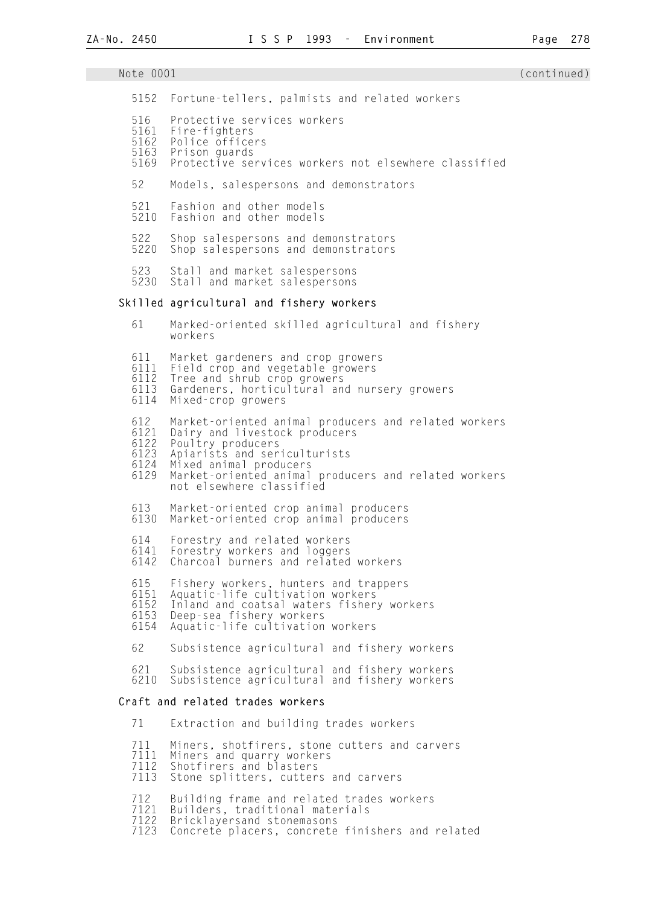Note 0001 (continued)

5152 Fortune-tellers, palmists and related workers

516 Protective services workers
5161 Fire-fighters
5162 Police officers
5163 Prison guards
5169 Protective services workers not elsewhere classified

52 Models, salespersons and demonstrators

521 Fashion and other models
5210 Fashion and other models

522 Shop salespersons and demonstrators
5220 Shop salespersons and demonstrators

523 Stall and market salespersons
5230 Stall and market salespersons

**Skilled agricultural and fishery workers**

61 Marked-oriented skilled agricultural and fishery workers

611 Market gardeners and crop growers
6111 Field crop and vegetable growers
6112 Tree and shrub crop growers
6113 Gardeners, horticultural and nursery growers
6114 Mixed-crop growers

612 Market-oriented animal producers and related workers
6121 Dairy and livestock producers
6122 Poultry producers
6123 Apiarists and sericulturists
6124 Mixed animal producers
6129 Market-oriented animal producers and related workers not elsewhere classified

613 Market-oriented crop animal producers
6130 Market-oriented crop animal producers

614 Forestry and related workers
6141 Forestry workers and loggers
6142 Charcoal burners and related workers

615 Fishery workers, hunters and trappers
6151 Aquatic-life cultivation workers
6152 Inland and coatsal waters fishery workers
6153 Deep-sea fishery workers
6154 Aquatic-life cultivation workers

62 Subsistence agricultural and fishery workers

621 Subsistence agricultural and fishery workers
6210 Subsistence agricultural and fishery workers

**Craft and related trades workers**

71 Extraction and building trades workers

711 Miners, shotfirers, stone cutters and carvers
7111 Miners and quarry workers
7112 Shotfirers and blasters
7113 Stone splitters, cutters and carvers

712 Building frame and related trades workers
7121 Builders, traditional materials
7122 Bricklayersand stonemasons
7123 Concrete placers, concrete finishers and related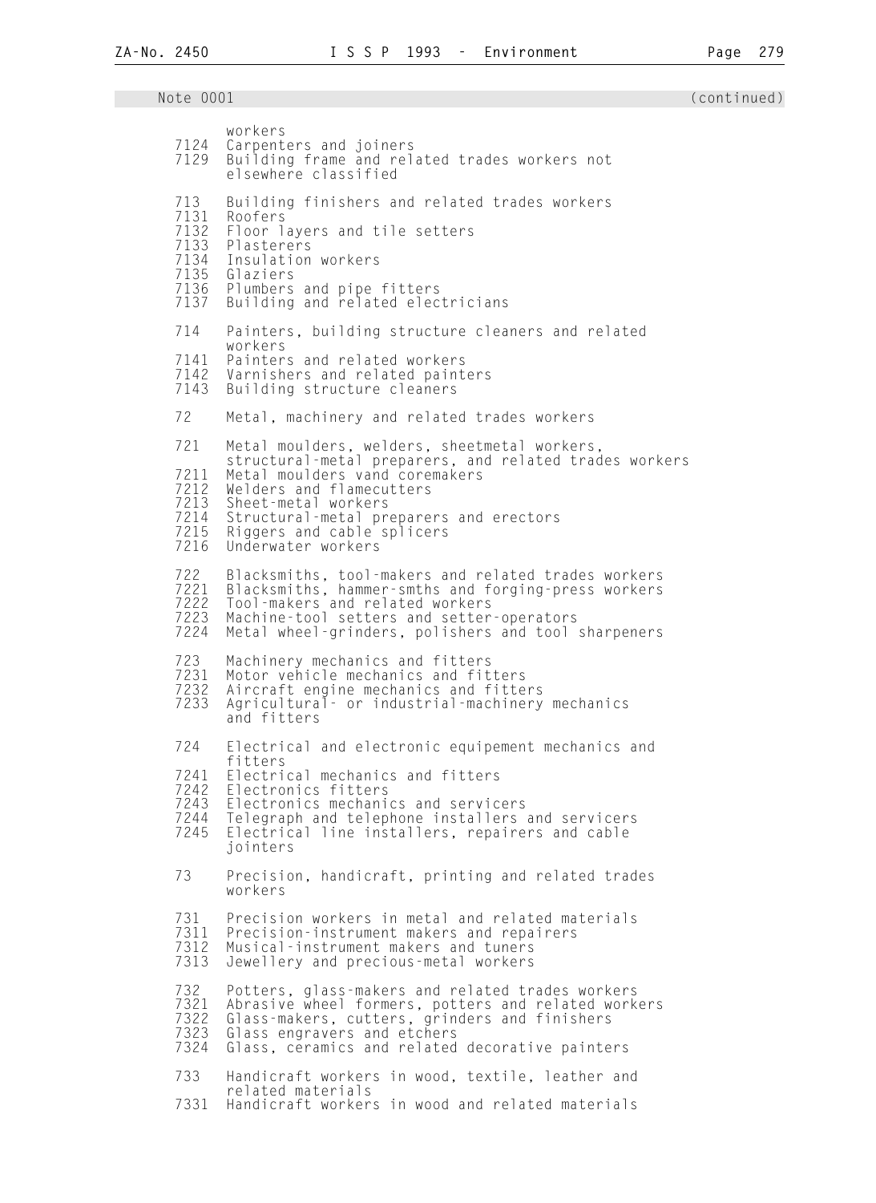Note 0001 (continued)

```
       workers
 7124  Carpenters and joiners
 7129  Building frame and related trades workers not
       elsewhere classified

 713   Building finishers and related trades workers
 7131  Roofers
 7132  Floor layers and tile setters
 7133  Plasterers
 7134  Insulation workers
 7135  Glaziers
 7136  Plumbers and pipe fitters
 7137  Building and related electricians

 714   Painters, building structure cleaners and related
       workers
 7141  Painters and related workers
 7142  Varnishers and related painters
 7143  Building structure cleaners

 72    Metal, machinery and related trades workers

 721   Metal moulders, welders, sheetmetal workers,
       structural-metal preparers, and related trades workers
 7211  Metal moulders vand coremakers
 7212  Welders and flamecutters
 7213  Sheet-metal workers
 7214  Structural-metal preparers and erectors
 7215  Riggers and cable splicers
 7216  Underwater workers

 722   Blacksmiths, tool-makers and related trades workers
 7221  Blacksmiths, hammer-smths and forging-press workers
 7222  Tool-makers and related workers
 7223  Machine-tool setters and setter-operators
 7224  Metal wheel-grinders, polishers and tool sharpeners

 723   Machinery mechanics and fitters
 7231  Motor vehicle mechanics and fitters
 7232  Aircraft engine mechanics and fitters
 7233  Agricultural- or industrial-machinery mechanics
       and fitters

 724   Electrical and electronic equipement mechanics and
       fitters
 7241  Electrical mechanics and fitters
 7242  Electronics fitters
 7243  Electronics mechanics and servicers
 7244  Telegraph and telephone installers and servicers
 7245  Electrical line installers, repairers and cable
       jointers

 73    Precision, handicraft, printing and related trades
       workers

 731   Precision workers in metal and related materials
 7311  Precision-instrument makers and repairers
 7312  Musical-instrument makers and tuners
 7313  Jewellery and precious-metal workers

 732   Potters, glass-makers and related trades workers
 7321  Abrasive wheel formers, potters and related workers
 7322  Glass-makers, cutters, grinders and finishers
 7323  Glass engravers and etchers
 7324  Glass, ceramics and related decorative painters

 733   Handicraft workers in wood, textile, leather and
       related materials
 7331  Handicraft workers in wood and related materials
```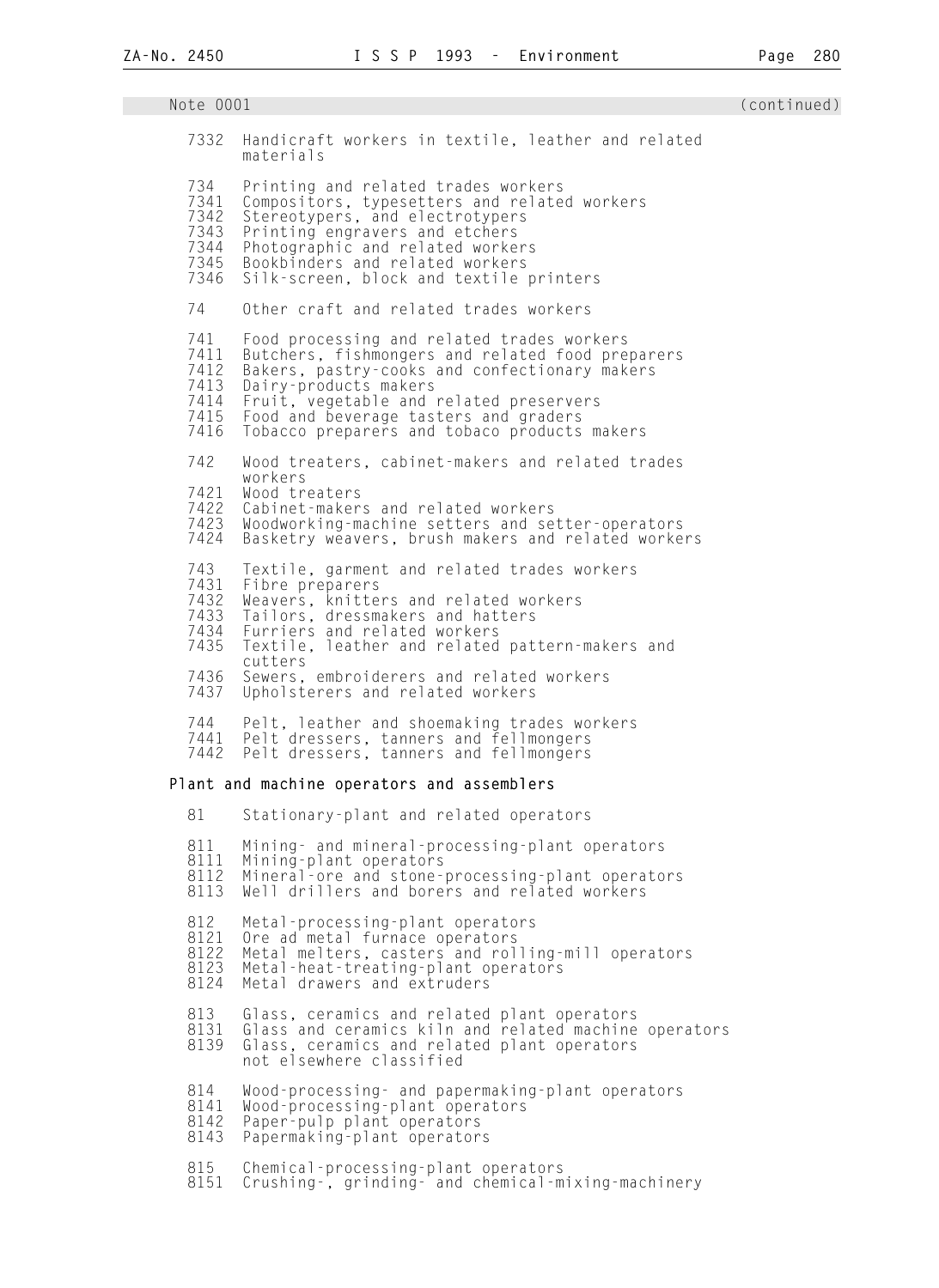Note 0001 (continued)

| | |
|---|---|
| 7332 | Handicraft workers in textile, leather and related materials |
| | |
| 734 | Printing and related trades workers |
| 7341 | Compositors, typesetters and related workers |
| 7342 | Stereotypers, and electrotypers |
| 7343 | Printing engravers and etchers |
| 7344 | Photographic and related workers |
| 7345 | Bookbinders and related workers |
| 7346 | Silk-screen, block and textile printers |
| | |
| 74 | Other craft and related trades workers |
| | |
| 741 | Food processing and related trades workers |
| 7411 | Butchers, fishmongers and related food preparers |
| 7412 | Bakers, pastry-cooks and confectionary makers |
| 7413 | Dairy-products makers |
| 7414 | Fruit, vegetable and related preservers |
| 7415 | Food and beverage tasters and graders |
| 7416 | Tobacco preparers and tobaco products makers |
| | |
| 742 | Wood treaters, cabinet-makers and related trades workers |
| 7421 | Wood treaters |
| 7422 | Cabinet-makers and related workers |
| 7423 | Woodworking-machine setters and setter-operators |
| 7424 | Basketry weavers, brush makers and related workers |
| | |
| 743 | Textile, garment and related trades workers |
| 7431 | Fibre preparers |
| 7432 | Weavers, knitters and related workers |
| 7433 | Tailors, dressmakers and hatters |
| 7434 | Furriers and related workers |
| 7435 | Textile, leather and related pattern-makers and cutters |
| 7436 | Sewers, embroiderers and related workers |
| 7437 | Upholsterers and related workers |
| | |
| 744 | Pelt, leather and shoemaking trades workers |
| 7441 | Pelt dressers, tanners and fellmongers |
| 7442 | Pelt dressers, tanners and fellmongers |

**Plant and machine operators and assemblers**

| | |
|---|---|
| 81 | Stationary-plant and related operators |
| | |
| 811 | Mining- and mineral-processing-plant operators |
| 8111 | Mining-plant operators |
| 8112 | Mineral-ore and stone-processing-plant operators |
| 8113 | Well drillers and borers and related workers |
| | |
| 812 | Metal-processing-plant operators |
| 8121 | Ore ad metal furnace operators |
| 8122 | Metal melters, casters and rolling-mill operators |
| 8123 | Metal-heat-treating-plant operators |
| 8124 | Metal drawers and extruders |
| | |
| 813 | Glass, ceramics and related plant operators |
| 8131 | Glass and ceramics kiln and related machine operators |
| 8139 | Glass, ceramics and related plant operators not elsewhere classified |
| | |
| 814 | Wood-processing- and papermaking-plant operators |
| 8141 | Wood-processing-plant operators |
| 8142 | Paper-pulp plant operators |
| 8143 | Papermaking-plant operators |
| | |
| 815 | Chemical-processing-plant operators |
| 8151 | Crushing-, grinding- and chemical-mixing-machinery |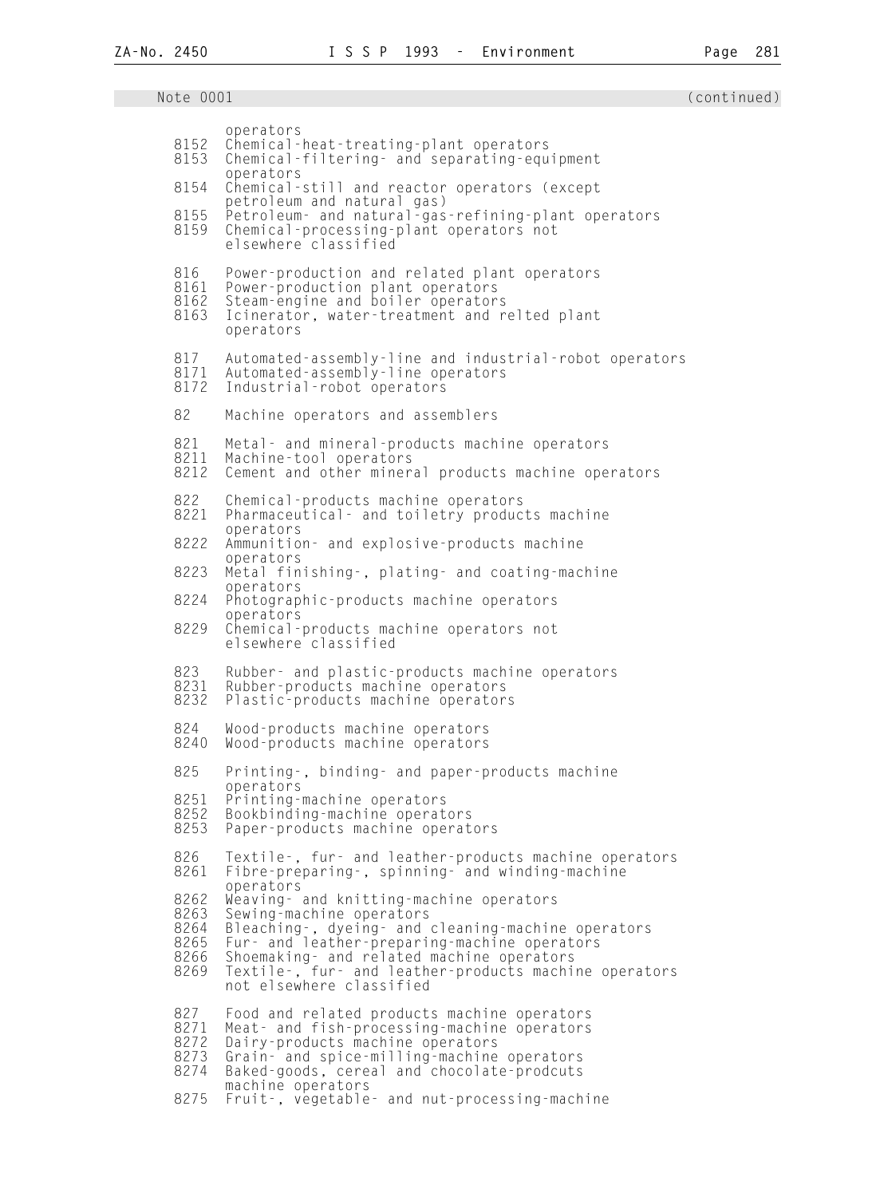Note 0001 (continued)

| | |
|---|---|
| | operators |
| 8152 | Chemical-heat-treating-plant operators |
| 8153 | Chemical-filtering- and separating-equipment operators |
| 8154 | Chemical-still and reactor operators (except petroleum and natural gas) |
| 8155 | Petroleum- and natural-gas-refining-plant operators |
| 8159 | Chemical-processing-plant operators not elsewhere classified |
| | |
| 816 | Power-production and related plant operators |
| 8161 | Power-production plant operators |
| 8162 | Steam-engine and boiler operators |
| 8163 | Icinerator, water-treatment and relted plant operators |
| | |
| 817 | Automated-assembly-line and industrial-robot operators |
| 8171 | Automated-assembly-line operators |
| 8172 | Industrial-robot operators |
| | |
| 82 | Machine operators and assemblers |
| | |
| 821 | Metal- and mineral-products machine operators |
| 8211 | Machine-tool operators |
| 8212 | Cement and other mineral products machine operators |
| | |
| 822 | Chemical-products machine operators |
| 8221 | Pharmaceutical- and toiletry products machine operators |
| 8222 | Ammunition- and explosive-products machine operators |
| 8223 | Metal finishing-, plating- and coating-machine operators |
| 8224 | Photographic-products machine operators operators |
| 8229 | Chemical-products machine operators not elsewhere classified |
| | |
| 823 | Rubber- and plastic-products machine operators |
| 8231 | Rubber-products machine operators |
| 8232 | Plastic-products machine operators |
| | |
| 824 | Wood-products machine operators |
| 8240 | Wood-products machine operators |
| | |
| 825 | Printing-, binding- and paper-products machine operators |
| 8251 | Printing-machine operators |
| 8252 | Bookbinding-machine operators |
| 8253 | Paper-products machine operators |
| | |
| 826 | Textile-, fur- and leather-products machine operators |
| 8261 | Fibre-preparing-, spinning- and winding-machine operators |
| 8262 | Weaving- and knitting-machine operators |
| 8263 | Sewing-machine operators |
| 8264 | Bleaching-, dyeing- and cleaning-machine operators |
| 8265 | Fur- and leather-preparing-machine operators |
| 8266 | Shoemaking- and related machine operators |
| 8269 | Textile-, fur- and leather-products machine operators not elsewhere classified |
| | |
| 827 | Food and related products machine operators |
| 8271 | Meat- and fish-processing-machine operators |
| 8272 | Dairy-products machine operators |
| 8273 | Grain- and spice-milling-machine operators |
| 8274 | Baked-goods, cereal and chocolate-prodcuts machine operators |
| 8275 | Fruit-, vegetable- and nut-processing-machine |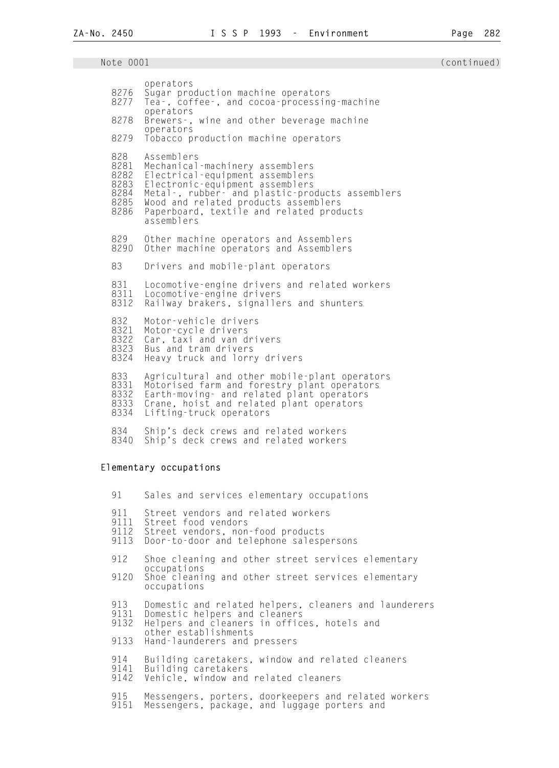Note 0001 (continued)

```
      operators
8276  Sugar production machine operators
8277  Tea-, coffee-, and cocoa-processing-machine
      operators
8278  Brewers-, wine and other beverage machine
      operators
8279  Tobacco production machine operators

828   Assemblers
8281  Mechanical-machinery assemblers
8282  Electrical-equipment assemblers
8283  Electronic-equipment assemblers
8284  Metal-, rubber- and plastic-products assemblers
8285  Wood and related products assemblers
8286  Paperboard, textile and related products
      assemblers

829   Other machine operators and Assemblers
8290  Other machine operators and Assemblers

83    Drivers and mobile-plant operators

831   Locomotive-engine drivers and related workers
8311  Locomotive-engine drivers
8312  Railway brakers, signallers and shunters

832   Motor-vehicle drivers
8321  Motor-cycle drivers
8322  Car, taxi and van drivers
8323  Bus and tram drivers
8324  Heavy truck and lorry drivers

833   Agricultural and other mobile-plant operators
8331  Motorised farm and forestry plant operators
8332  Earth-moving- and related plant operators
8333  Crane, hoist and related plant operators
8334  Lifting-truck operators

834   Ship's deck crews and related workers
8340  Ship's deck crews and related workers
```

Elementary occupations

```
91    Sales and services elementary occupations

911   Street vendors and related workers
9111  Street food vendors
9112  Street vendors, non-food products
9113  Door-to-door and telephone salespersons

912   Shoe cleaning and other street services elementary
      occupations
9120  Shoe cleaning and other street services elementary
      occupations

913   Domestic and related helpers, cleaners and launderers
9131  Domestic helpers and cleaners
9132  Helpers and cleaners in offices, hotels and
      other establishments
9133  Hand-launderers and pressers

914   Building caretakers, window and related cleaners
9141  Building caretakers
9142  Vehicle, window and related cleaners

915   Messengers, porters, doorkeepers and related workers
9151  Messengers, package, and luggage porters and
```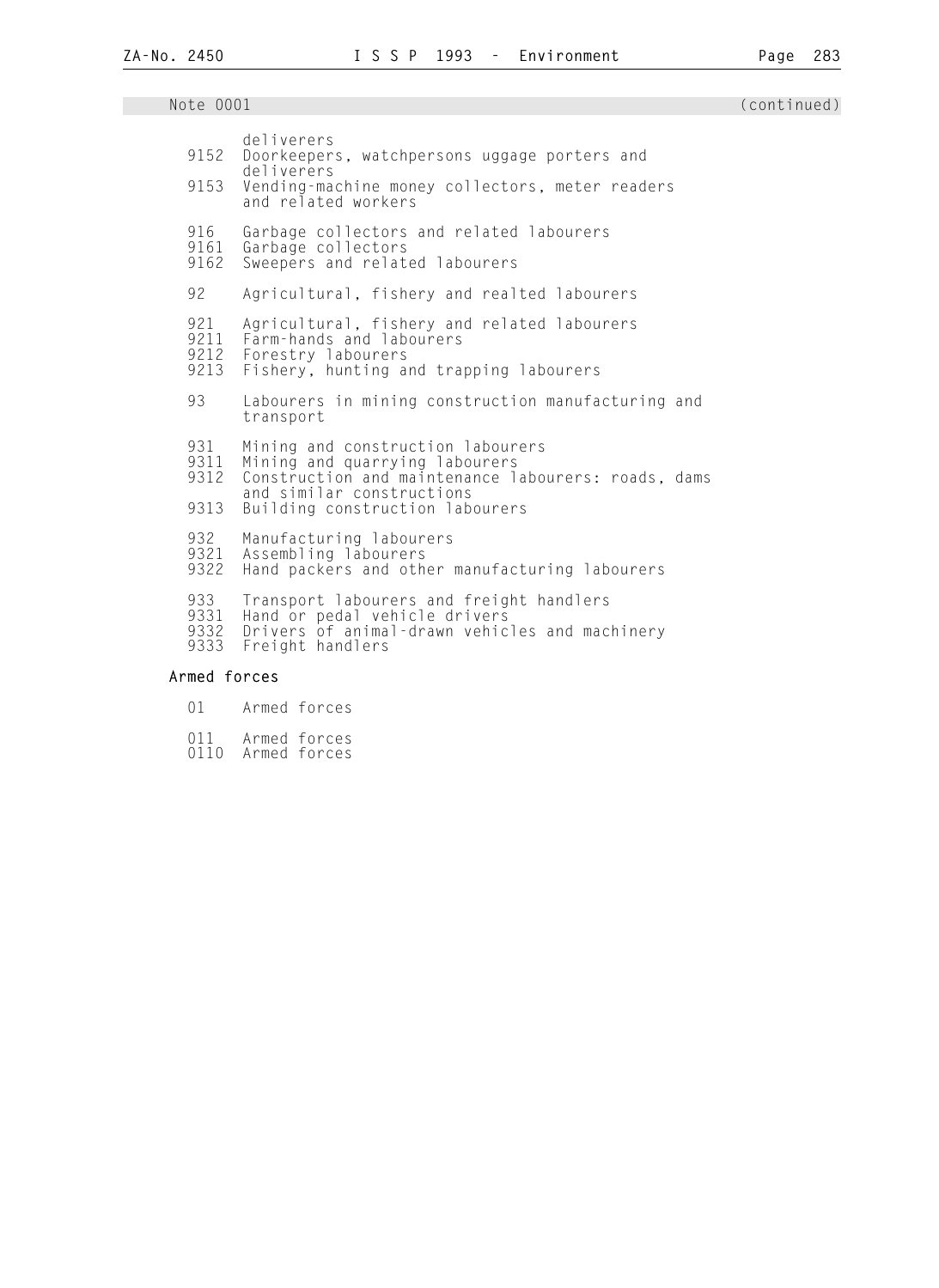Note 0001 (continued)

```
       deliverers
 9152  Doorkeepers, watchpersons uggage porters and
       deliverers
 9153  Vending-machine money collectors, meter readers
       and related workers

 916   Garbage collectors and related labourers
 9161  Garbage collectors
 9162  Sweepers and related labourers

 92    Agricultural, fishery and realted labourers

 921   Agricultural, fishery and related labourers
 9211  Farm-hands and labourers
 9212  Forestry labourers
 9213  Fishery, hunting and trapping labourers

 93    Labourers in mining construction manufacturing and
       transport

 931   Mining and construction labourers
 9311  Mining and quarrying labourers
 9312  Construction and maintenance labourers: roads, dams
       and similar constructions
 9313  Building construction labourers

 932   Manufacturing labourers
 9321  Assembling labourers
 9322  Hand packers and other manufacturing labourers

 933   Transport labourers and freight handlers
 9331  Hand or pedal vehicle drivers
 9332  Drivers of animal-drawn vehicles and machinery
 9333  Freight handlers
```

**Armed forces**

```
 01    Armed forces

 011   Armed forces
 0110  Armed forces
```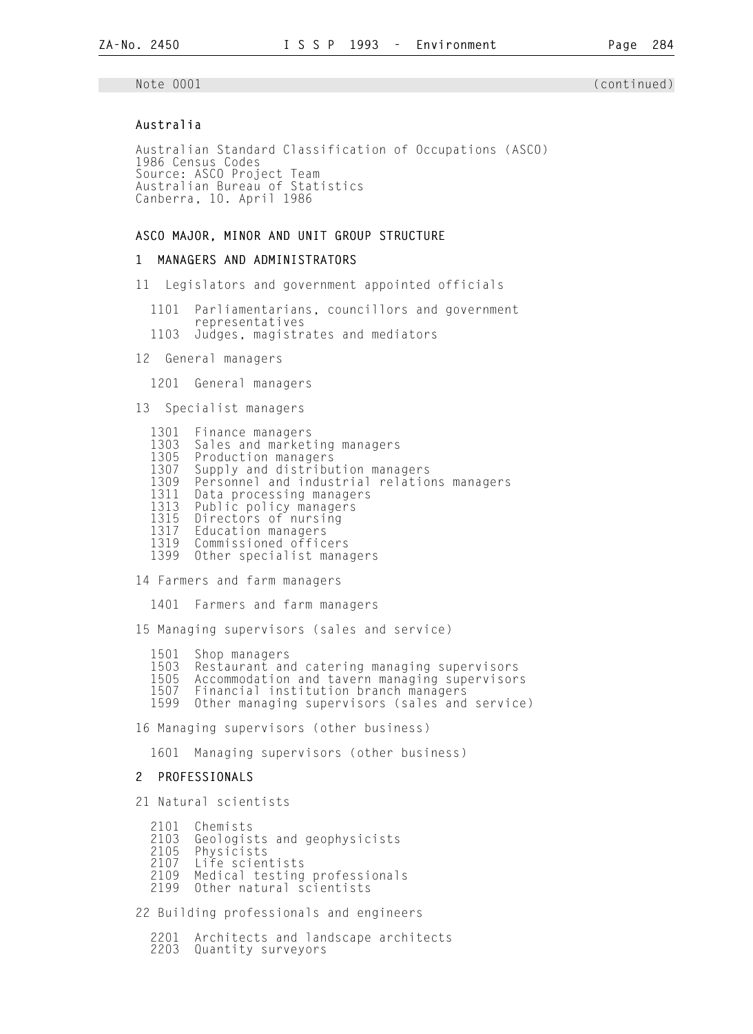Note 0001 (continued)

**Australia**

Australian Standard Classification of Occupations (ASCO)
1986 Census Codes
Source: ASCO Project Team
Australian Bureau of Statistics
Canberra, 10. April 1986

**ASCO MAJOR, MINOR AND UNIT GROUP STRUCTURE**

**1 MANAGERS AND ADMINISTRATORS**

11 Legislators and government appointed officials

- 1101 Parliamentarians, councillors and government representatives
- 1103 Judges, magistrates and mediators

12 General managers

- 1201 General managers

13 Specialist managers

- 1301 Finance managers
- 1303 Sales and marketing managers
- 1305 Production managers
- 1307 Supply and distribution managers
- 1309 Personnel and industrial relations managers
- 1311 Data processing managers
- 1313 Public policy managers
- 1315 Directors of nursing
- 1317 Education managers
- 1319 Commissioned officers
- 1399 Other specialist managers

14 Farmers and farm managers

- 1401 Farmers and farm managers

15 Managing supervisors (sales and service)

- 1501 Shop managers
- 1503 Restaurant and catering managing supervisors
- 1505 Accommodation and tavern managing supervisors
- 1507 Financial institution branch managers
- 1599 Other managing supervisors (sales and service)

16 Managing supervisors (other business)

- 1601 Managing supervisors (other business)

**2 PROFESSIONALS**

21 Natural scientists

- 2101 Chemists
- 2103 Geologists and geophysicists
- 2105 Physicists
- 2107 Life scientists
- 2109 Medical testing professionals
- 2199 Other natural scientists

22 Building professionals and engineers

- 2201 Architects and landscape architects
- 2203 Quantity surveyors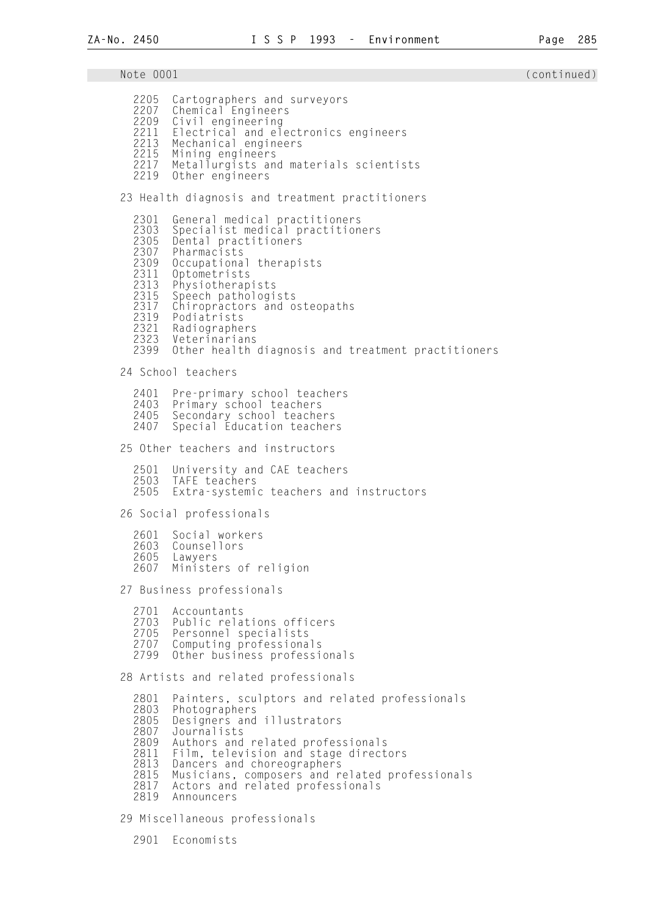Note 0001 (continued)

2205 Cartographers and surveyors
2207 Chemical Engineers
2209 Civil engineering
2211 Electrical and electronics engineers
2213 Mechanical engineers
2215 Mining engineers
2217 Metallurgists and materials scientists
2219 Other engineers

23 Health diagnosis and treatment practitioners

2301 General medical practitioners
2303 Specialist medical practitioners
2305 Dental practitioners
2307 Pharmacists
2309 Occupational therapists
2311 Optometrists
2313 Physiotherapists
2315 Speech pathologists
2317 Chiropractors and osteopaths
2319 Podiatrists
2321 Radiographers
2323 Veterinarians
2399 Other health diagnosis and treatment practitioners

24 School teachers

2401 Pre-primary school teachers
2403 Primary school teachers
2405 Secondary school teachers
2407 Special Education teachers

25 Other teachers and instructors

2501 University and CAE teachers
2503 TAFE teachers
2505 Extra-systemic teachers and instructors

26 Social professionals

2601 Social workers
2603 Counsellors
2605 Lawyers
2607 Ministers of religion

27 Business professionals

2701 Accountants
2703 Public relations officers
2705 Personnel specialists
2707 Computing professionals
2799 Other business professionals

28 Artists and related professionals

2801 Painters, sculptors and related professionals
2803 Photographers
2805 Designers and illustrators
2807 Journalists
2809 Authors and related professionals
2811 Film, television and stage directors
2813 Dancers and choreographers
2815 Musicians, composers and related professionals
2817 Actors and related professionals
2819 Announcers

29 Miscellaneous professionals

2901 Economists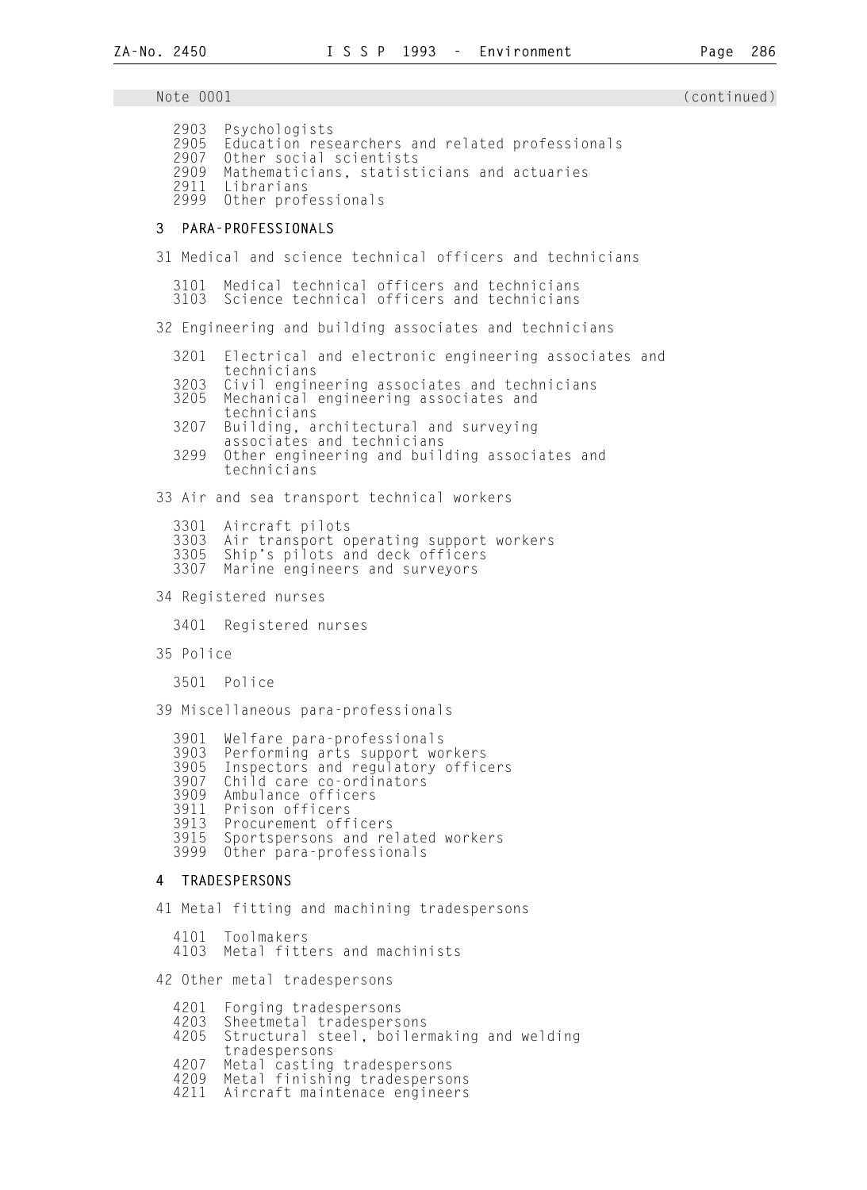Note 0001 (continued)

2903 Psychologists
2905 Education researchers and related professionals
2907 Other social scientists
2909 Mathematicians, statisticians and actuaries
2911 Librarians
2999 Other professionals

**3 PARA-PROFESSIONALS**

31 Medical and science technical officers and technicians

3101 Medical technical officers and technicians
3103 Science technical officers and technicians

32 Engineering and building associates and technicians

3201 Electrical and electronic engineering associates and technicians
3203 Civil engineering associates and technicians
3205 Mechanical engineering associates and technicians
3207 Building, architectural and surveying associates and technicians
3299 Other engineering and building associates and technicians

33 Air and sea transport technical workers

3301 Aircraft pilots
3303 Air transport operating support workers
3305 Ship's pilots and deck officers
3307 Marine engineers and surveyors

34 Registered nurses

3401 Registered nurses

35 Police

3501 Police

39 Miscellaneous para-professionals

3901 Welfare para-professionals
3903 Performing arts support workers
3905 Inspectors and regulatory officers
3907 Child care co-ordinators
3909 Ambulance officers
3911 Prison officers
3913 Procurement officers
3915 Sportspersons and related workers
3999 Other para-professionals

**4 TRADESPERSONS**

41 Metal fitting and machining tradespersons

4101 Toolmakers
4103 Metal fitters and machinists

42 Other metal tradespersons

4201 Forging tradespersons
4203 Sheetmetal tradespersons
4205 Structural steel, boilermaking and welding tradespersons
4207 Metal casting tradespersons
4209 Metal finishing tradespersons
4211 Aircraft maintenace engineers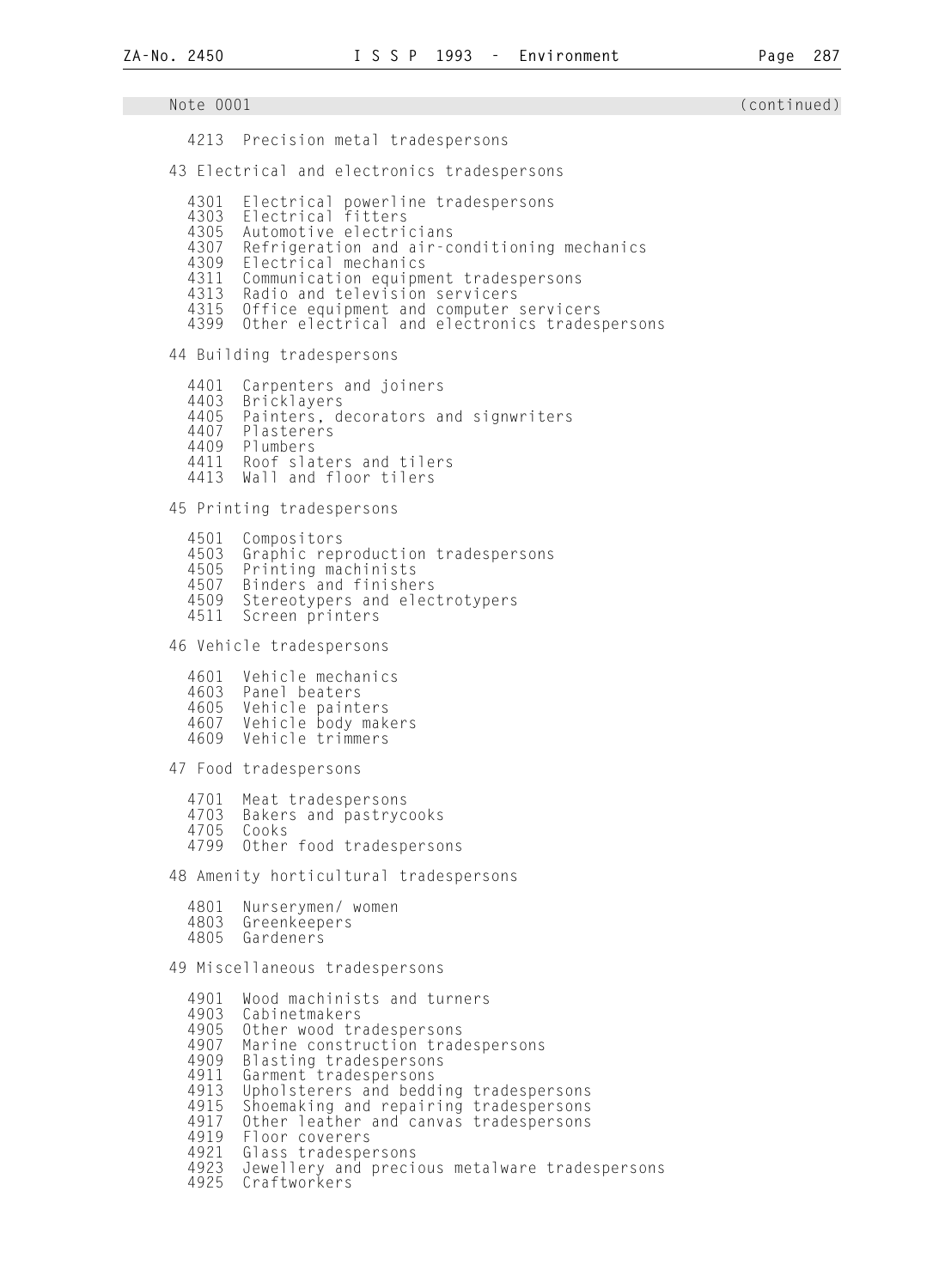Note 0001 (continued)

4213 Precision metal tradespersons

43 Electrical and electronics tradespersons

4301 Electrical powerline tradespersons
4303 Electrical fitters
4305 Automotive electricians
4307 Refrigeration and air-conditioning mechanics
4309 Electrical mechanics
4311 Communication equipment tradespersons
4313 Radio and television servicers
4315 Office equipment and computer servicers
4399 Other electrical and electronics tradespersons

44 Building tradespersons

4401 Carpenters and joiners
4403 Bricklayers
4405 Painters, decorators and signwriters
4407 Plasterers
4409 Plumbers
4411 Roof slaters and tilers
4413 Wall and floor tilers

45 Printing tradespersons

4501 Compositors
4503 Graphic reproduction tradespersons
4505 Printing machinists
4507 Binders and finishers
4509 Stereotypers and electrotypers
4511 Screen printers

46 Vehicle tradespersons

4601 Vehicle mechanics
4603 Panel beaters
4605 Vehicle painters
4607 Vehicle body makers
4609 Vehicle trimmers

47 Food tradespersons

4701 Meat tradespersons
4703 Bakers and pastrycooks
4705 Cooks
4799 Other food tradespersons

48 Amenity horticultural tradespersons

4801 Nurserymen/ women
4803 Greenkeepers
4805 Gardeners

49 Miscellaneous tradespersons

4901 Wood machinists and turners
4903 Cabinetmakers
4905 Other wood tradespersons
4907 Marine construction tradespersons
4909 Blasting tradespersons
4911 Garment tradespersons
4913 Upholsterers and bedding tradespersons
4915 Shoemaking and repairing tradespersons
4917 Other leather and canvas tradespersons
4919 Floor coverers
4921 Glass tradespersons
4923 Jewellery and precious metalware tradespersons
4925 Craftworkers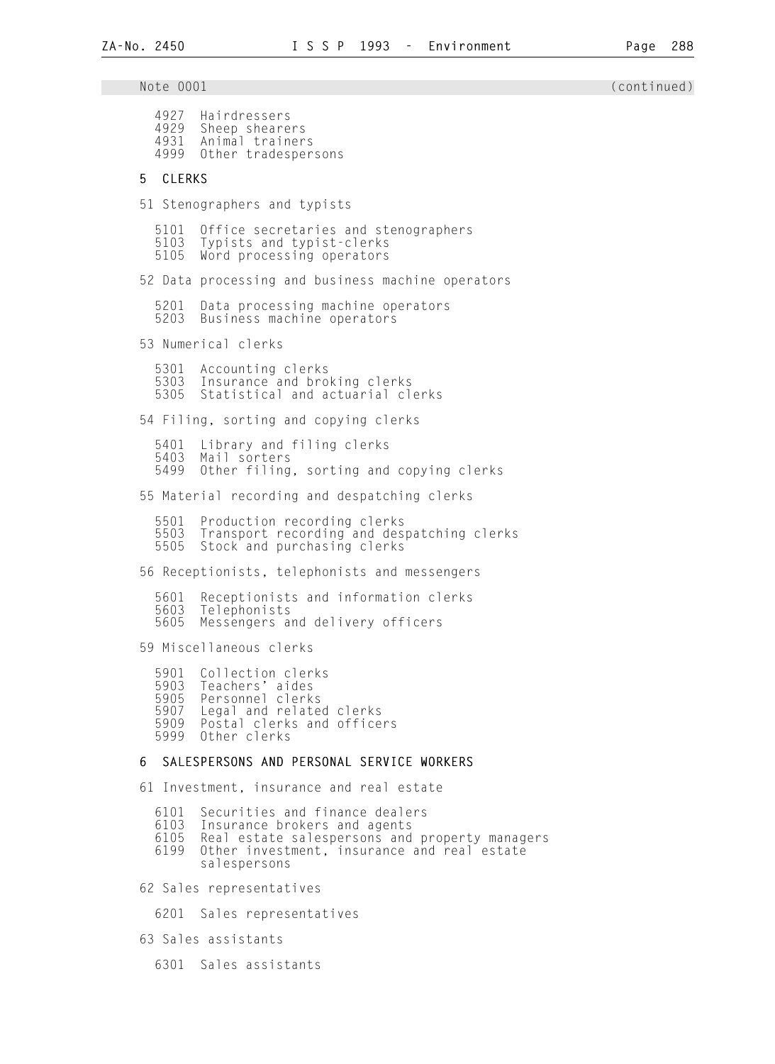Note 0001 (continued)

4927 Hairdressers
4929 Sheep shearers
4931 Animal trainers
4999 Other tradespersons

**5 CLERKS**

51 Stenographers and typists

5101 Office secretaries and stenographers
5103 Typists and typist-clerks
5105 Word processing operators

52 Data processing and business machine operators

5201 Data processing machine operators
5203 Business machine operators

53 Numerical clerks

5301 Accounting clerks
5303 Insurance and broking clerks
5305 Statistical and actuarial clerks

54 Filing, sorting and copying clerks

5401 Library and filing clerks
5403 Mail sorters
5499 Other filing, sorting and copying clerks

55 Material recording and despatching clerks

5501 Production recording clerks
5503 Transport recording and despatching clerks
5505 Stock and purchasing clerks

56 Receptionists, telephonists and messengers

5601 Receptionists and information clerks
5603 Telephonists
5605 Messengers and delivery officers

59 Miscellaneous clerks

5901 Collection clerks
5903 Teachers' aides
5905 Personnel clerks
5907 Legal and related clerks
5909 Postal clerks and officers
5999 Other clerks

**6 SALESPERSONS AND PERSONAL SERVICE WORKERS**

61 Investment, insurance and real estate

6101 Securities and finance dealers
6103 Insurance brokers and agents
6105 Real estate salespersons and property managers
6199 Other investment, insurance and real estate salespersons

62 Sales representatives

6201 Sales representatives

63 Sales assistants

6301 Sales assistants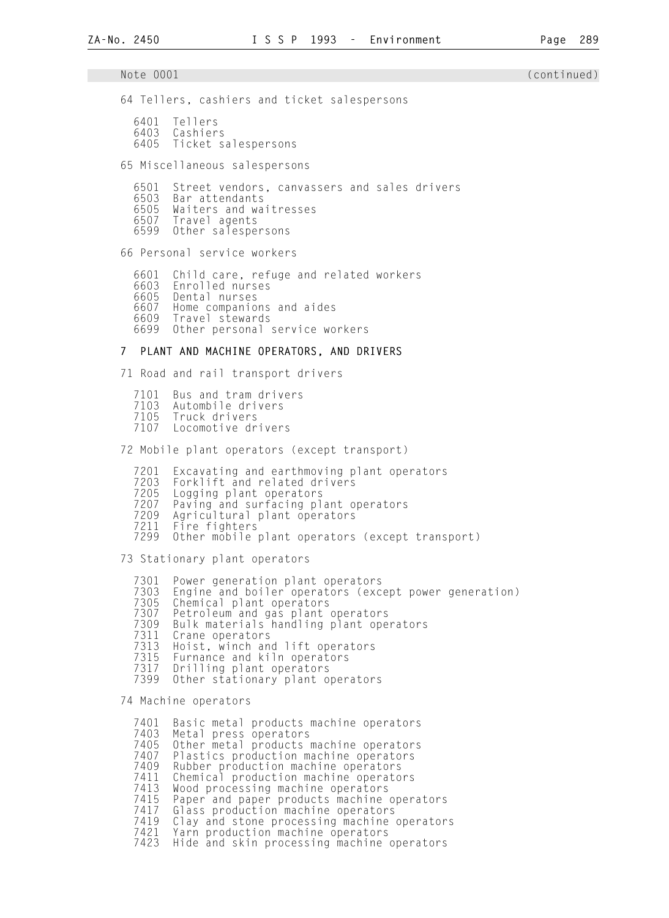Note 0001 (continued)

64 Tellers, cashiers and ticket salespersons

6401 Tellers
6403 Cashiers
6405 Ticket salespersons

65 Miscellaneous salespersons

6501 Street vendors, canvassers and sales drivers
6503 Bar attendants
6505 Waiters and waitresses
6507 Travel agents
6599 Other salespersons

66 Personal service workers

6601 Child care, refuge and related workers
6603 Enrolled nurses
6605 Dental nurses
6607 Home companions and aides
6609 Travel stewards
6699 Other personal service workers

**7 PLANT AND MACHINE OPERATORS, AND DRIVERS**

71 Road and rail transport drivers

7101 Bus and tram drivers
7103 Autombile drivers
7105 Truck drivers
7107 Locomotive drivers

72 Mobile plant operators (except transport)

7201 Excavating and earthmoving plant operators
7203 Forklift and related drivers
7205 Logging plant operators
7207 Paving and surfacing plant operators
7209 Agricultural plant operators
7211 Fire fighters
7299 Other mobile plant operators (except transport)

73 Stationary plant operators

7301 Power generation plant operators
7303 Engine and boiler operators (except power generation)
7305 Chemical plant operators
7307 Petroleum and gas plant operators
7309 Bulk materials handling plant operators
7311 Crane operators
7313 Hoist, winch and lift operators
7315 Furnance and kiln operators
7317 Drilling plant operators
7399 Other stationary plant operators

74 Machine operators

7401 Basic metal products machine operators
7403 Metal press operators
7405 Other metal products machine operators
7407 Plastics production machine operators
7409 Rubber production machine operators
7411 Chemical production machine operators
7413 Wood processing machine operators
7415 Paper and paper products machine operators
7417 Glass production machine operators
7419 Clay and stone processing machine operators
7421 Yarn production machine operators
7423 Hide and skin processing machine operators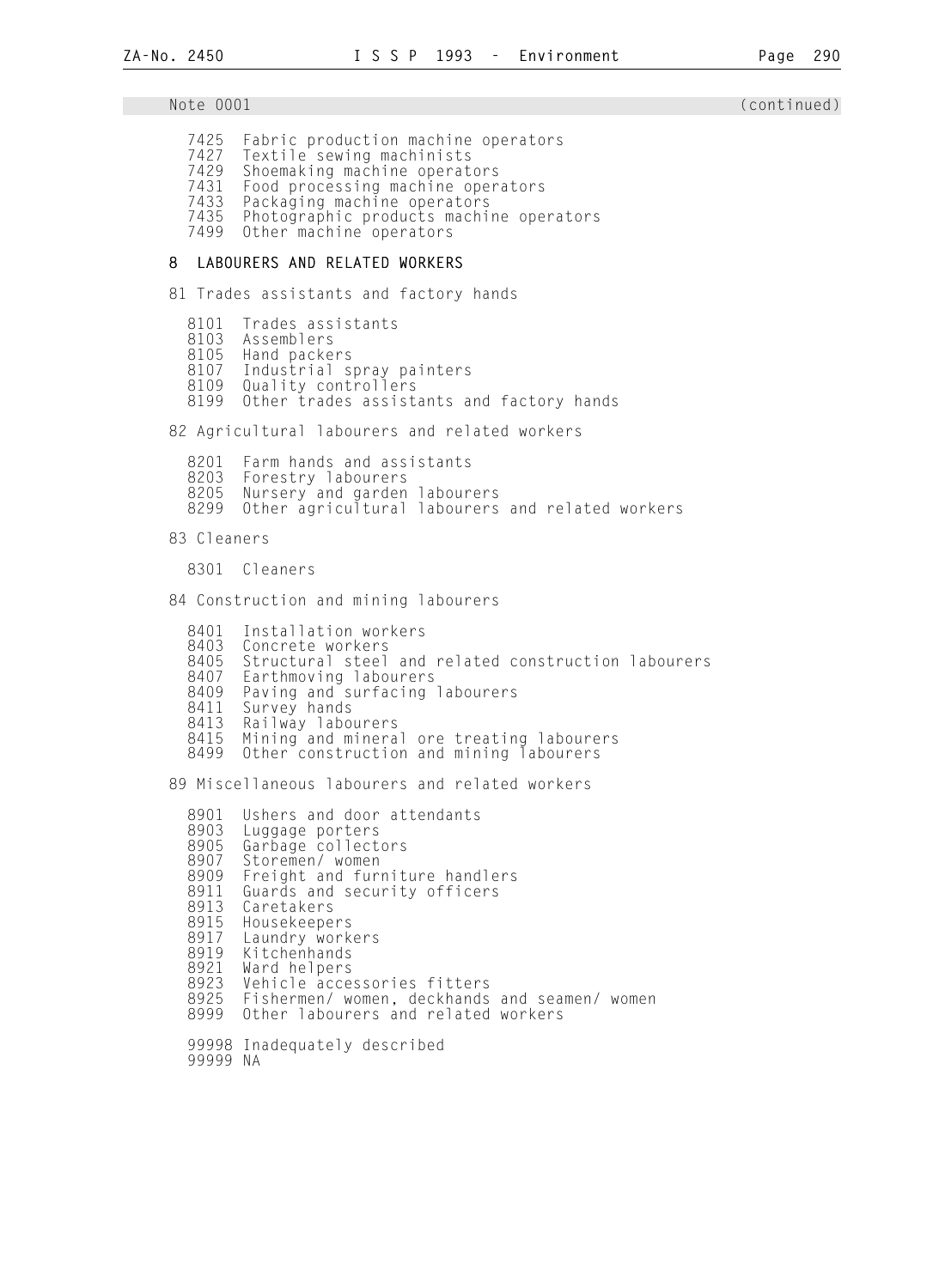Note 0001 (continued)

7425 Fabric production machine operators
7427 Textile sewing machinists
7429 Shoemaking machine operators
7431 Food processing machine operators
7433 Packaging machine operators
7435 Photographic products machine operators
7499 Other machine operators

**8 LABOURERS AND RELATED WORKERS**

81 Trades assistants and factory hands

8101 Trades assistants
8103 Assemblers
8105 Hand packers
8107 Industrial spray painters
8109 Quality controllers
8199 Other trades assistants and factory hands

82 Agricultural labourers and related workers

8201 Farm hands and assistants
8203 Forestry labourers
8205 Nursery and garden labourers
8299 Other agricultural labourers and related workers

83 Cleaners

8301 Cleaners

84 Construction and mining labourers

8401 Installation workers
8403 Concrete workers
8405 Structural steel and related construction labourers
8407 Earthmoving labourers
8409 Paving and surfacing labourers
8411 Survey hands
8413 Railway labourers
8415 Mining and mineral ore treating labourers
8499 Other construction and mining labourers

89 Miscellaneous labourers and related workers

8901 Ushers and door attendants
8903 Luggage porters
8905 Garbage collectors
8907 Storemen/ women
8909 Freight and furniture handlers
8911 Guards and security officers
8913 Caretakers
8915 Housekeepers
8917 Laundry workers
8919 Kitchenhands
8921 Ward helpers
8923 Vehicle accessories fitters
8925 Fishermen/ women, deckhands and seamen/ women
8999 Other labourers and related workers

99998 Inadequately described
99999 NA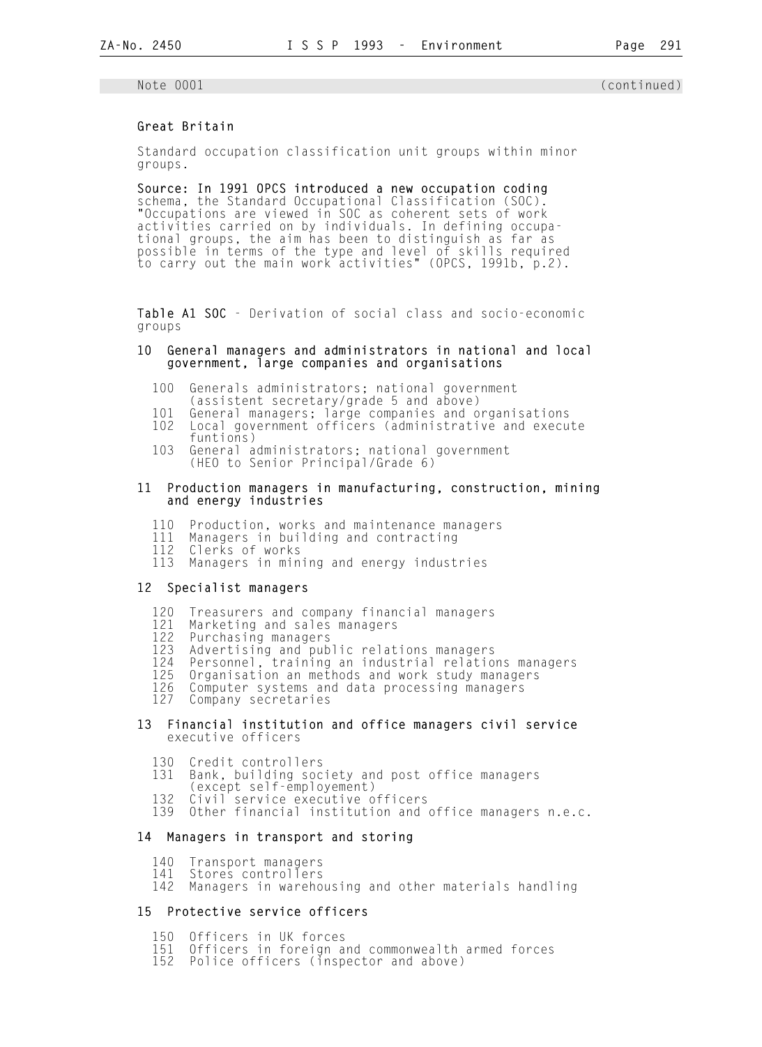Note 0001 (continued)

### Great Britain

Standard occupation classification unit groups within minor groups.

**Source: In 1991 OPCS introduced a new occupation coding** schema, the Standard Occupational Classification (SOC). "Occupations are viewed in SOC as coherent sets of work activities carried on by individuals. In defining occupational groups, the aim has been to distinguish as far as possible in terms of the type and level of skills required to carry out the main work activities" (OPCS, 1991b, p.2).

**Table A1 SOC** - Derivation of social class and socio-economic groups

**10 General managers and administrators in national and local government, large companies and organisations**

- 100 Generals administrators; national government (assistent secretary/grade 5 and above)
- 101 General managers; large companies and organisations
- 102 Local government officers (administrative and execute funtions)
- 103 General administrators; national government (HEO to Senior Principal/Grade 6)

**11 Production managers in manufacturing, construction, mining and energy industries**

- 110 Production, works and maintenance managers
- 111 Managers in building and contracting
- 112 Clerks of works
- 113 Managers in mining and energy industries

**12 Specialist managers**

- 120 Treasurers and company financial managers
- 121 Marketing and sales managers
- 122 Purchasing managers
- 123 Advertising and public relations managers
- 124 Personnel, training an industrial relations managers
- 125 Organisation an methods and work study managers
- 126 Computer systems and data processing managers
- 127 Company secretaries

**13 Financial institution and office managers civil service** executive officers

- 130 Credit controllers
- 131 Bank, building society and post office managers (except self-employement)
- 132 Civil service executive officers
- 139 Other financial institution and office managers n.e.c.

**14 Managers in transport and storing**

- 140 Transport managers
- 141 Stores controllers
- 142 Managers in warehousing and other materials handling

**15 Protective service officers**

- 150 Officers in UK forces
- 151 Officers in foreign and commonwealth armed forces
- 152 Police officers (inspector and above)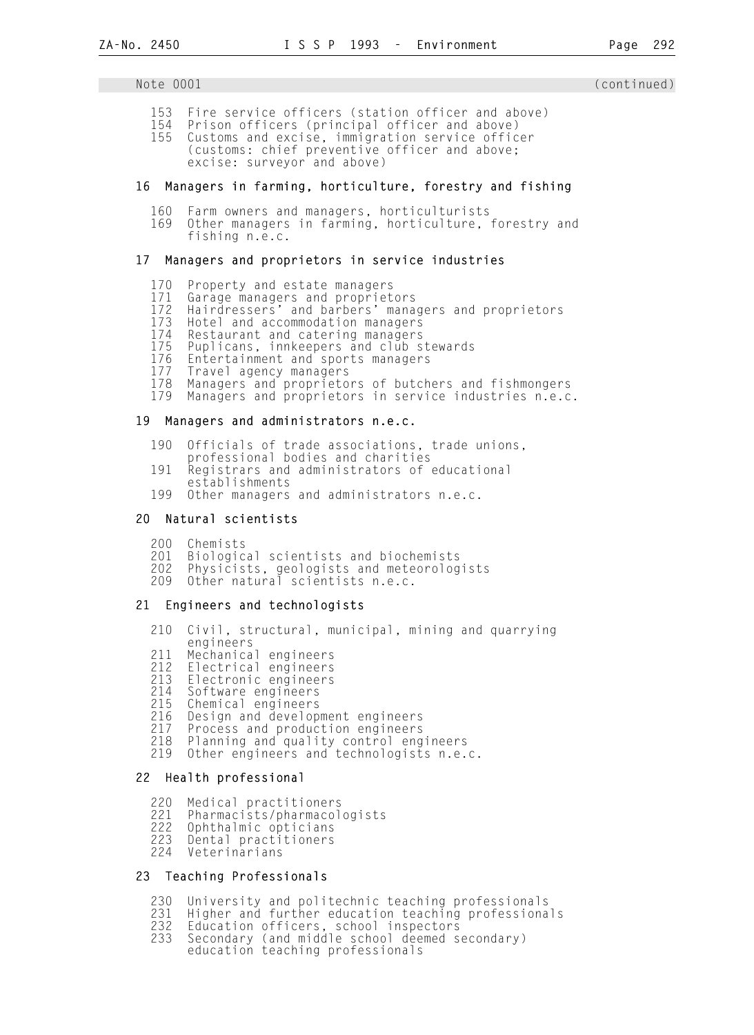Note 0001 (continued)

153 Fire service officers (station officer and above)
154 Prison officers (principal officer and above)
155 Customs and excise, immigration service officer (customs: chief preventive officer and above; excise: surveyor and above)

## 16 Managers in farming, horticulture, forestry and fishing

160 Farm owners and managers, horticulturists
169 Other managers in farming, horticulture, forestry and fishing n.e.c.

## 17 Managers and proprietors in service industries

170 Property and estate managers
171 Garage managers and proprietors
172 Hairdressers' and barbers' managers and proprietors
173 Hotel and accommodation managers
174 Restaurant and catering managers
175 Publicans, innkeepers and club stewards
176 Entertainment and sports managers
177 Travel agency managers
178 Managers and proprietors of butchers and fishmongers
179 Managers and proprietors in service industries n.e.c.

## 19 Managers and administrators n.e.c.

190 Officials of trade associations, trade unions, professional bodies and charities
191 Registrars and administrators of educational establishments
199 Other managers and administrators n.e.c.

## 20 Natural scientists

200 Chemists
201 Biological scientists and biochemists
202 Physicists, geologists and meteorologists
209 Other natural scientists n.e.c.

## 21 Engineers and technologists

210 Civil, structural, municipal, mining and quarrying engineers
211 Mechanical engineers
212 Electrical engineers
213 Electronic engineers
214 Software engineers
215 Chemical engineers
216 Design and development engineers
217 Process and production engineers
218 Planning and quality control engineers
219 Other engineers and technologists n.e.c.

## 22 Health professional

220 Medical practitioners
221 Pharmacists/pharmacologists
222 Ophthalmic opticians
223 Dental practitioners
224 Veterinarians

## 23 Teaching Professionals

230 University and politechnic teaching professionals
231 Higher and further education teaching professionals
232 Education officers, school inspectors
233 Secondary (and middle school deemed secondary) education teaching professionals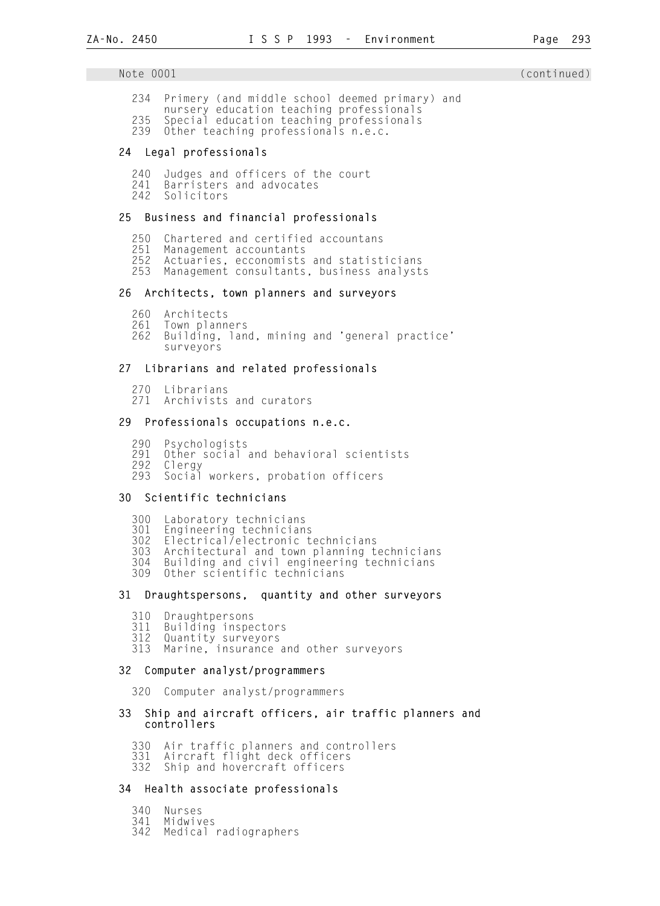Note 0001 (continued)

234 Primery (and middle school deemed primary) and nursery education teaching professionals
235 Special education teaching professionals
239 Other teaching professionals n.e.c.

**24 Legal professionals**

240 Judges and officers of the court
241 Barristers and advocates
242 Solicitors

**25 Business and financial professionals**

250 Chartered and certified accountans
251 Management accountants
252 Actuaries, ecconomists and statisticians
253 Management consultants, business analysts

**26 Architects, town planners and surveyors**

260 Architects
261 Town planners
262 Building, land, mining and 'general practice' surveyors

**27 Librarians and related professionals**

270 Librarians
271 Archivists and curators

**29 Professionals occupations n.e.c.**

290 Psychologists
291 Other social and behavioral scientists
292 Clergy
293 Social workers, probation officers

**30 Scientific technicians**

300 Laboratory technicians
301 Engineering technicians
302 Electrical/electronic technicians
303 Architectural and town planning technicians
304 Building and civil engineering technicians
309 Other scientific technicians

**31 Draughtspersons, quantity and other surveyors**

310 Draughtpersons
311 Building inspectors
312 Quantity surveyors
313 Marine, insurance and other surveyors

**32 Computer analyst/programmers**

320 Computer analyst/programmers

**33 Ship and aircraft officers, air traffic planners and controllers**

330 Air traffic planners and controllers
331 Aircraft flight deck officers
332 Ship and hovercraft officers

**34 Health associate professionals**

340 Nurses
341 Midwives
342 Medical radiographers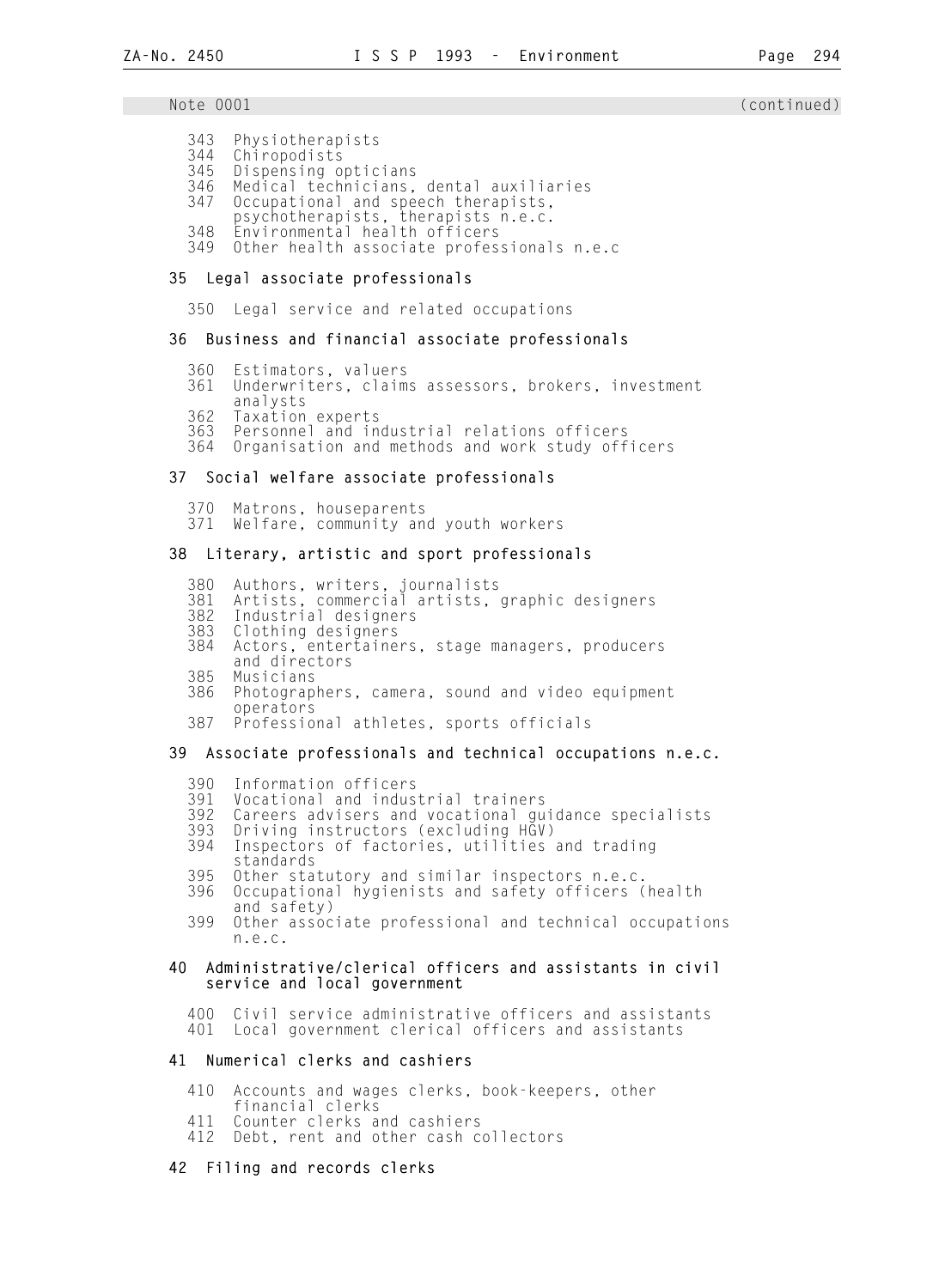Note 0001 (continued)

343 Physiotherapists
344 Chiropodists
345 Dispensing opticians
346 Medical technicians, dental auxiliaries
347 Occupational and speech therapists, psychotherapists, therapists n.e.c.
348 Environmental health officers
349 Other health associate professionals n.e.c

### 35 Legal associate professionals

350 Legal service and related occupations

### 36 Business and financial associate professionals

360 Estimators, valuers
361 Underwriters, claims assessors, brokers, investment analysts
362 Taxation experts
363 Personnel and industrial relations officers
364 Organisation and methods and work study officers

### 37 Social welfare associate professionals

370 Matrons, houseparents
371 Welfare, community and youth workers

### 38 Literary, artistic and sport professionals

380 Authors, writers, journalists
381 Artists, commercial artists, graphic designers
382 Industrial designers
383 Clothing designers
384 Actors, entertainers, stage managers, producers and directors
385 Musicians
386 Photographers, camera, sound and video equipment operators
387 Professional athletes, sports officials

### 39 Associate professionals and technical occupations n.e.c.

390 Information officers
391 Vocational and industrial trainers
392 Careers advisers and vocational guidance specialists
393 Driving instructors (excluding HGV)
394 Inspectors of factories, utilities and trading standards
395 Other statutory and similar inspectors n.e.c.
396 Occupational hygienists and safety officers (health and safety)
399 Other associate professional and technical occupations n.e.c.

### 40 Administrative/clerical officers and assistants in civil service and local government

400 Civil service administrative officers and assistants
401 Local government clerical officers and assistants

### 41 Numerical clerks and cashiers

410 Accounts and wages clerks, book-keepers, other financial clerks
411 Counter clerks and cashiers
412 Debt, rent and other cash collectors

### 42 Filing and records clerks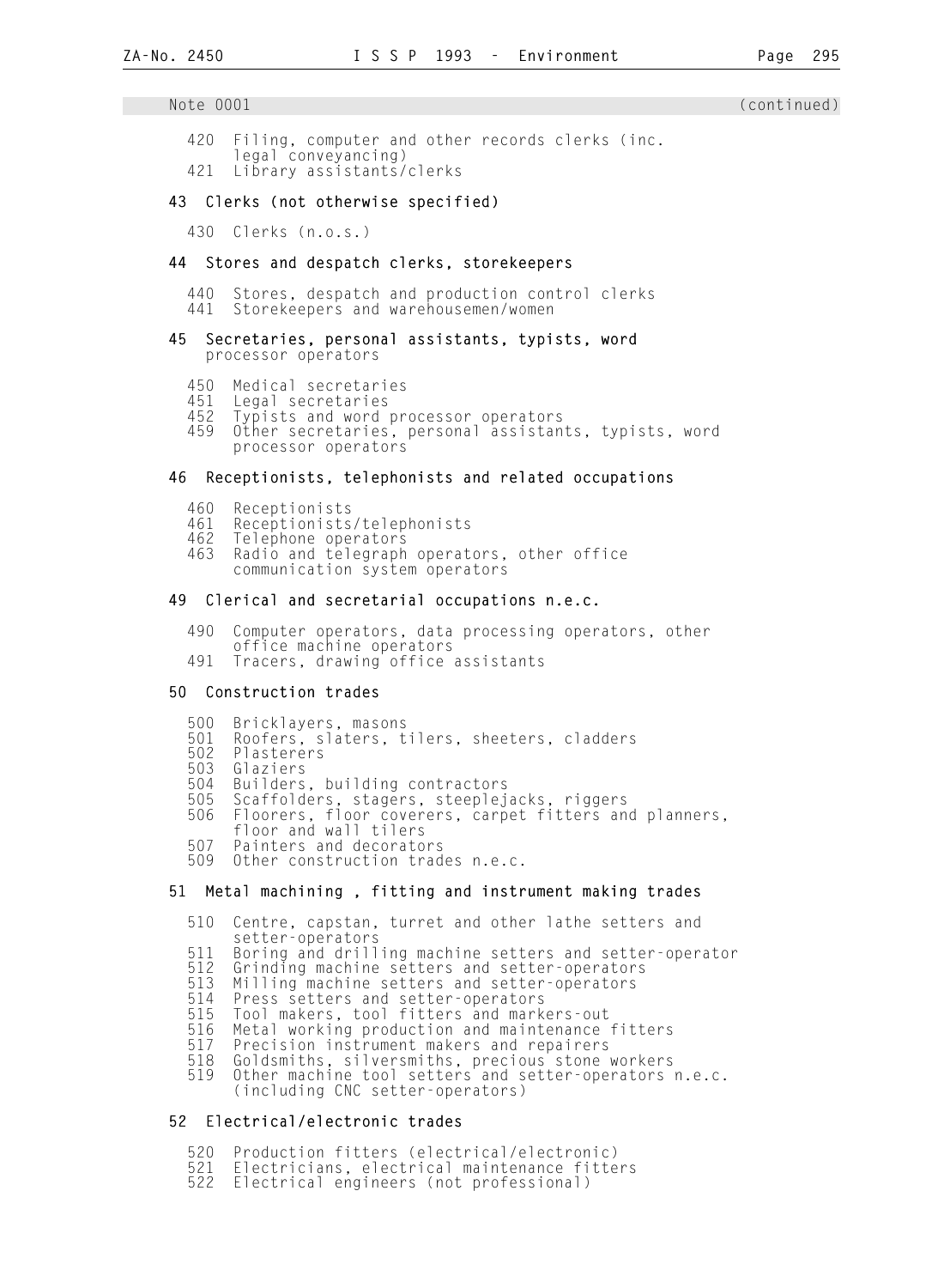Note 0001 (continued)

- 420 Filing, computer and other records clerks (inc. legal conveyancing)
- 421 Library assistants/clerks

### 43 Clerks (not otherwise specified)

- 430 Clerks (n.o.s.)

### 44 Stores and despatch clerks, storekeepers

- 440 Stores, despatch and production control clerks
- 441 Storekeepers and warehousemen/women

### 45 Secretaries, personal assistants, typists, word processor operators

- 450 Medical secretaries
- 451 Legal secretaries
- 452 Typists and word processor operators
- 459 Other secretaries, personal assistants, typists, word processor operators

### 46 Receptionists, telephonists and related occupations

- 460 Receptionists
- 461 Receptionists/telephonists
- 462 Telephone operators
- 463 Radio and telegraph operators, other office communication system operators

### 49 Clerical and secretarial occupations n.e.c.

- 490 Computer operators, data processing operators, other office machine operators
- 491 Tracers, drawing office assistants

### 50 Construction trades

- 500 Bricklayers, masons
- 501 Roofers, slaters, tilers, sheeters, cladders
- 502 Plasterers
- 503 Glaziers
- 504 Builders, building contractors
- 505 Scaffolders, stagers, steeplejacks, riggers
- 506 Floorers, floor coverers, carpet fitters and planners, floor and wall tilers
- 507 Painters and decorators
- 509 Other construction trades n.e.c.

### 51 Metal machining , fitting and instrument making trades

- 510 Centre, capstan, turret and other lathe setters and setter-operators
- 511 Boring and drilling machine setters and setter-operator
- 512 Grinding machine setters and setter-operators
- 513 Milling machine setters and setter-operators
- 514 Press setters and setter-operators
- 515 Tool makers, tool fitters and markers-out
- 516 Metal working production and maintenance fitters
- 517 Precision instrument makers and repairers
- 518 Goldsmiths, silversmiths, precious stone workers
- 519 Other machine tool setters and setter-operators n.e.c. (including CNC setter-operators)

### 52 Electrical/electronic trades

- 520 Production fitters (electrical/electronic)
- 521 Electricians, electrical maintenance fitters
- 522 Electrical engineers (not professional)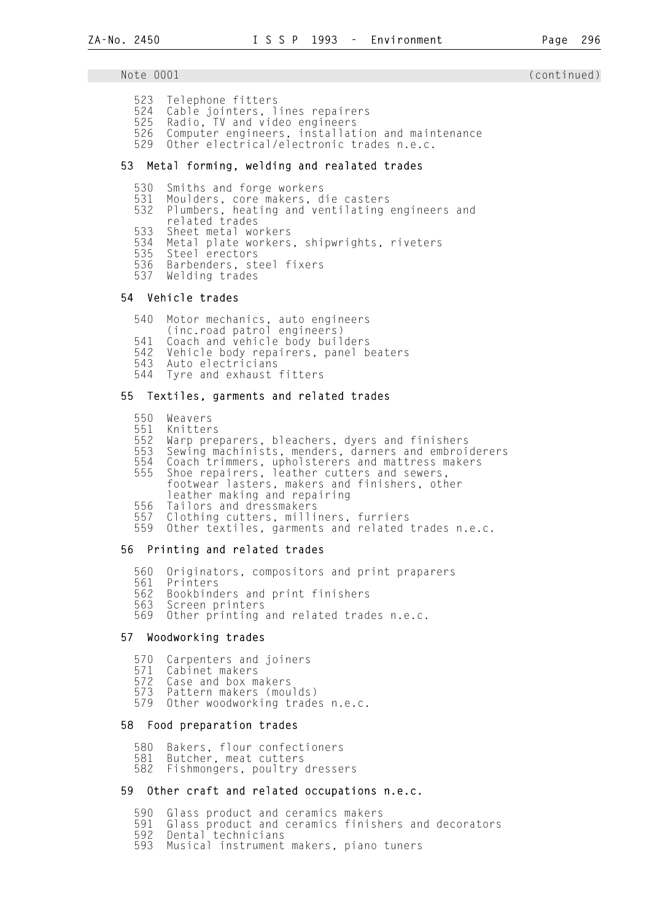Note 0001 (continued)

523 Telephone fitters
524 Cable jointers, lines repairers
525 Radio, TV and video engineers
526 Computer engineers, installation and maintenance
529 Other electrical/electronic trades n.e.c.

**53 Metal forming, welding and realated trades**

530 Smiths and forge workers
531 Moulders, core makers, die casters
532 Plumbers, heating and ventilating engineers and related trades
533 Sheet metal workers
534 Metal plate workers, shipwrights, riveters
535 Steel erectors
536 Barbenders, steel fixers
537 Welding trades

**54 Vehicle trades**

540 Motor mechanics, auto engineers (inc.road patrol engineers)
541 Coach and vehicle body builders
542 Vehicle body repairers, panel beaters
543 Auto electricians
544 Tyre and exhaust fitters

**55 Textiles, garments and related trades**

550 Weavers
551 Knitters
552 Warp preparers, bleachers, dyers and finishers
553 Sewing machinists, menders, darners and embroiderers
554 Coach trimmers, upholsterers and mattress makers
555 Shoe repairers, leather cutters and sewers, footwear lasters, makers and finishers, other leather making and repairing
556 Tailors and dressmakers
557 Clothing cutters, milliners, furriers
559 Other textiles, garments and related trades n.e.c.

**56 Printing and related trades**

560 Originators, compositors and print praparers
561 Printers
562 Bookbinders and print finishers
563 Screen printers
569 Other printing and related trades n.e.c.

**57 Woodworking trades**

570 Carpenters and joiners
571 Cabinet makers
572 Case and box makers
573 Pattern makers (moulds)
579 Other woodworking trades n.e.c.

**58 Food preparation trades**

580 Bakers, flour confectioners
581 Butcher, meat cutters
582 Fishmongers, poultry dressers

**59 Other craft and related occupations n.e.c.**

590 Glass product and ceramics makers
591 Glass product and ceramics finishers and decorators
592 Dental technicians
593 Musical instrument makers, piano tuners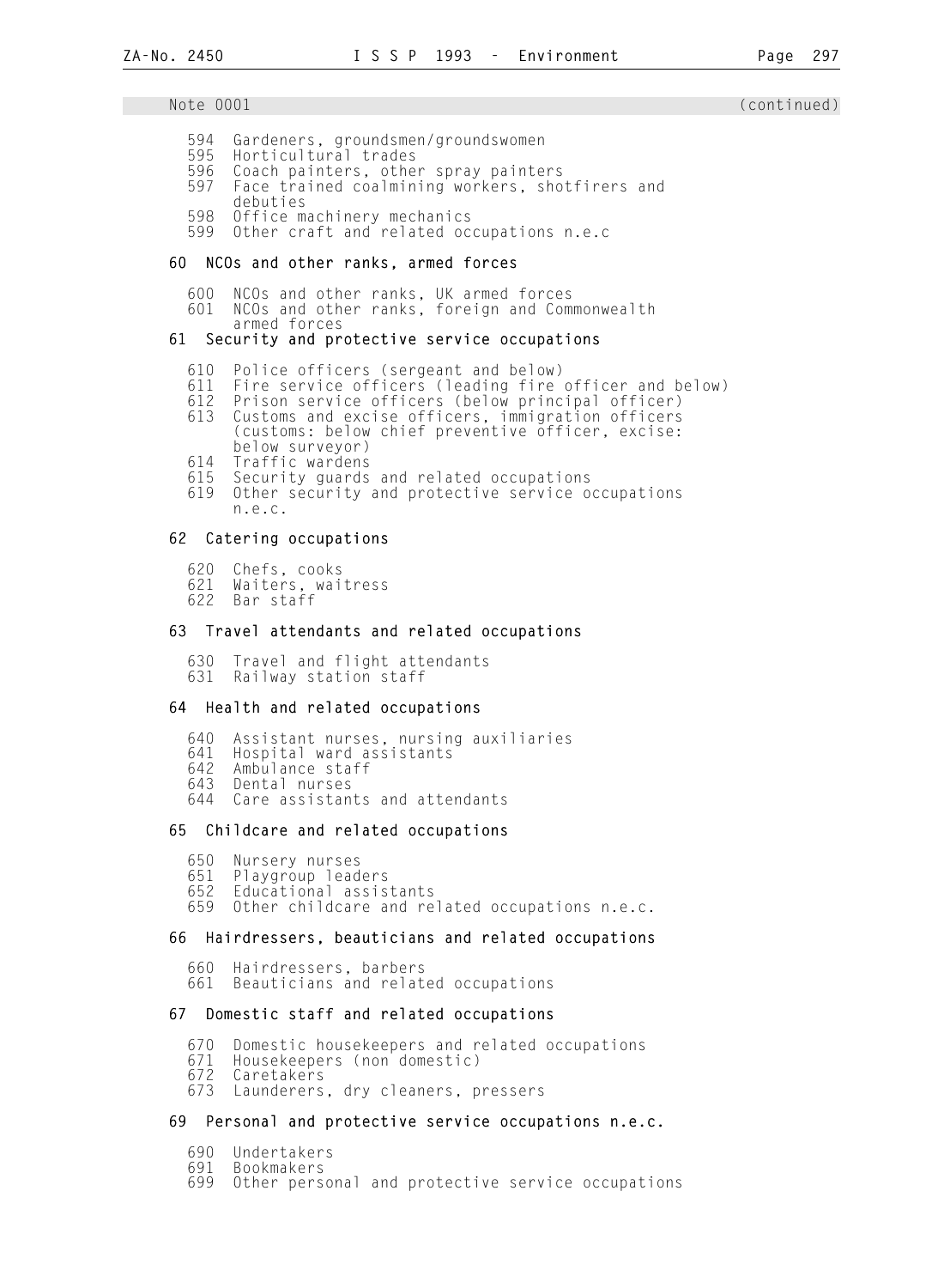Note 0001 (continued)

594 Gardeners, groundsmen/groundswomen
595 Horticultural trades
596 Coach painters, other spray painters
597 Face trained coalmining workers, shotfirers and debuties
598 Office machinery mechanics
599 Other craft and related occupations n.e.c

**60 NCOs and other ranks, armed forces**

600 NCOs and other ranks, UK armed forces
601 NCOs and other ranks, foreign and Commonwealth armed forces

**61 Security and protective service occupations**

610 Police officers (sergeant and below)
611 Fire service officers (leading fire officer and below)
612 Prison service officers (below principal officer)
613 Customs and excise officers, immigration officers (customs: below chief preventive officer, excise: below surveyor)
614 Traffic wardens
615 Security guards and related occupations
619 Other security and protective service occupations n.e.c.

**62 Catering occupations**

620 Chefs, cooks
621 Waiters, waitress
622 Bar staff

**63 Travel attendants and related occupations**

630 Travel and flight attendants
631 Railway station staff

**64 Health and related occupations**

640 Assistant nurses, nursing auxiliaries
641 Hospital ward assistants
642 Ambulance staff
643 Dental nurses
644 Care assistants and attendants

**65 Childcare and related occupations**

650 Nursery nurses
651 Playgroup leaders
652 Educational assistants
659 Other childcare and related occupations n.e.c.

**66 Hairdressers, beauticians and related occupations**

660 Hairdressers, barbers
661 Beauticians and related occupations

**67 Domestic staff and related occupations**

670 Domestic housekeepers and related occupations
671 Housekeepers (non domestic)
672 Caretakers
673 Launderers, dry cleaners, pressers

**69 Personal and protective service occupations n.e.c.**

690 Undertakers
691 Bookmakers
699 Other personal and protective service occupations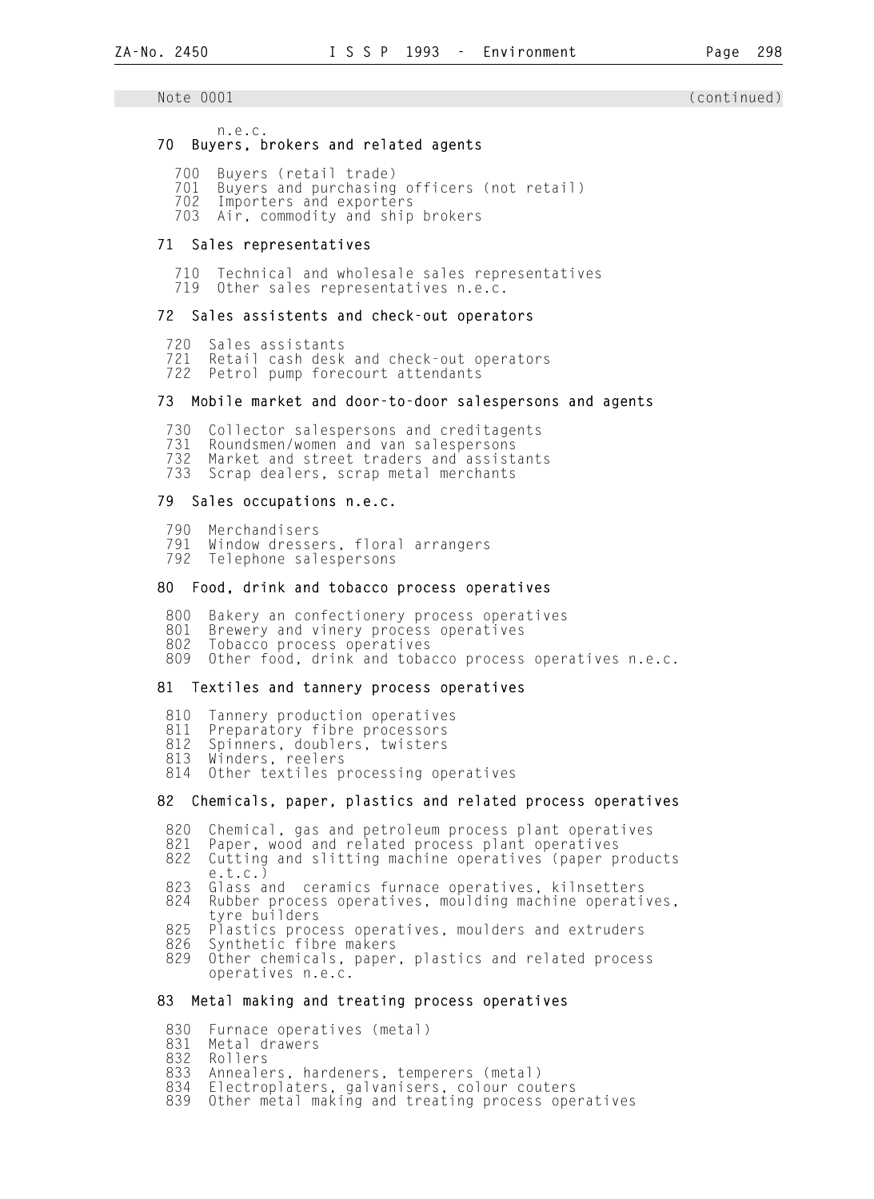Note 0001 (continued)

n.e.c.

**70 Buyers, brokers and related agents**

- 700 Buyers (retail trade)
- 701 Buyers and purchasing officers (not retail)
- 702 Importers and exporters
- 703 Air, commodity and ship brokers

**71 Sales representatives**

- 710 Technical and wholesale sales representatives
- 719 Other sales representatives n.e.c.

**72 Sales assistents and check-out operators**

- 720 Sales assistants
- 721 Retail cash desk and check-out operators
- 722 Petrol pump forecourt attendants

**73 Mobile market and door-to-door salespersons and agents**

- 730 Collector salespersons and creditagents
- 731 Roundsmen/women and van salespersons
- 732 Market and street traders and assistants
- 733 Scrap dealers, scrap metal merchants

**79 Sales occupations n.e.c.**

- 790 Merchandisers
- 791 Window dressers, floral arrangers
- 792 Telephone salespersons

**80 Food, drink and tobacco process operatives**

- 800 Bakery an confectionery process operatives
- 801 Brewery and vinery process operatives
- 802 Tobacco process operatives
- 809 Other food, drink and tobacco process operatives n.e.c.

**81 Textiles and tannery process operatives**

- 810 Tannery production operatives
- 811 Preparatory fibre processors
- 812 Spinners, doublers, twisters
- 813 Winders, reelers
- 814 Other textiles processing operatives

**82 Chemicals, paper, plastics and related process operatives**

- 820 Chemical, gas and petroleum process plant operatives
- 821 Paper, wood and related process plant operatives
- 822 Cutting and slitting machine operatives (paper products e.t.c.)
- 823 Glass and ceramics furnace operatives, kilnsetters
- 824 Rubber process operatives, moulding machine operatives, tyre builders
- 825 Plastics process operatives, moulders and extruders
- 826 Synthetic fibre makers
- 829 Other chemicals, paper, plastics and related process operatives n.e.c.

**83 Metal making and treating process operatives**

- 830 Furnace operatives (metal)
- 831 Metal drawers
- 832 Rollers
- 833 Annealers, hardeners, temperers (metal)
- 834 Electroplaters, galvanisers, colour couters
- 839 Other metal making and treating process operatives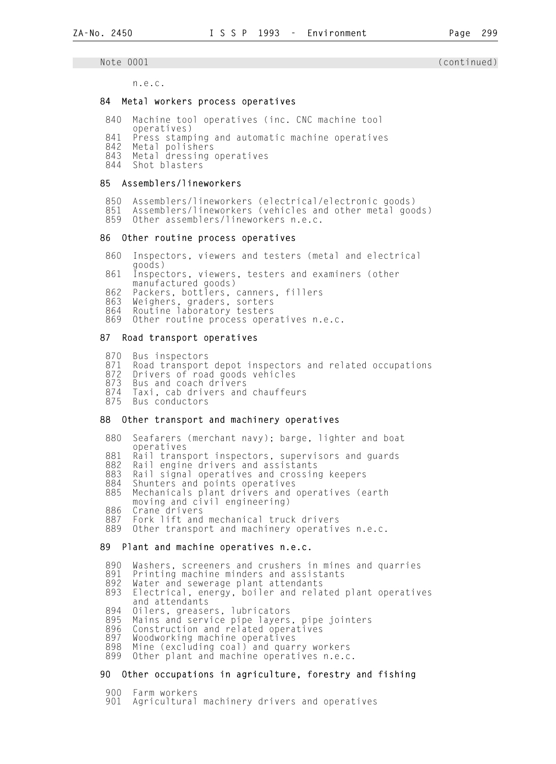Note 0001 (continued)

n.e.c.

### 84 Metal workers process operatives

- 840 Machine tool operatives (inc. CNC machine tool operatives)
- 841 Press stamping and automatic machine operatives
- 842 Metal polishers
- 843 Metal dressing operatives
- 844 Shot blasters

### 85 Assemblers/lineworkers

- 850 Assemblers/lineworkers (electrical/electronic goods)
- 851 Assemblers/lineworkers (vehicles and other metal goods)
- 859 Other assemblers/lineworkers n.e.c.

### 86 Other routine process operatives

- 860 Inspectors, viewers and testers (metal and electrical goods)
- 861 Inspectors, viewers, testers and examiners (other manufactured goods)
- 862 Packers, bottlers, canners, fillers
- 863 Weighers, graders, sorters
- 864 Routine laboratory testers
- 869 Other routine process operatives n.e.c.

### 87 Road transport operatives

- 870 Bus inspectors
- 871 Road transport depot inspectors and related occupations
- 872 Drivers of road goods vehicles
- 873 Bus and coach drivers
- 874 Taxi, cab drivers and chauffeurs
- 875 Bus conductors

### 88 Other transport and machinery operatives

- 880 Seafarers (merchant navy); barge, lighter and boat operatives
- 881 Rail transport inspectors, supervisors and guards
- 882 Rail engine drivers and assistants
- 883 Rail signal operatives and crossing keepers
- 884 Shunters and points operatives
- 885 Mechanicals plant drivers and operatives (earth moving and civil engineering)
- 886 Crane drivers
- 887 Fork lift and mechanical truck drivers
- 889 Other transport and machinery operatives n.e.c.

### 89 Plant and machine operatives n.e.c.

- 890 Washers, screeners and crushers in mines and quarries
- 891 Printing machine minders and assistants
- 892 Water and sewerage plant attendants
- 893 Electrical, energy, boiler and related plant operatives and attendants
- 894 Oilers, greasers, lubricators
- 895 Mains and service pipe layers, pipe jointers
- 896 Construction and related operatives
- 897 Woodworking machine operatives
- 898 Mine (excluding coal) and quarry workers
- 899 Other plant and machine operatives n.e.c.

### 90 Other occupations in agriculture, forestry and fishing

- 900 Farm workers
- 901 Agricultural machinery drivers and operatives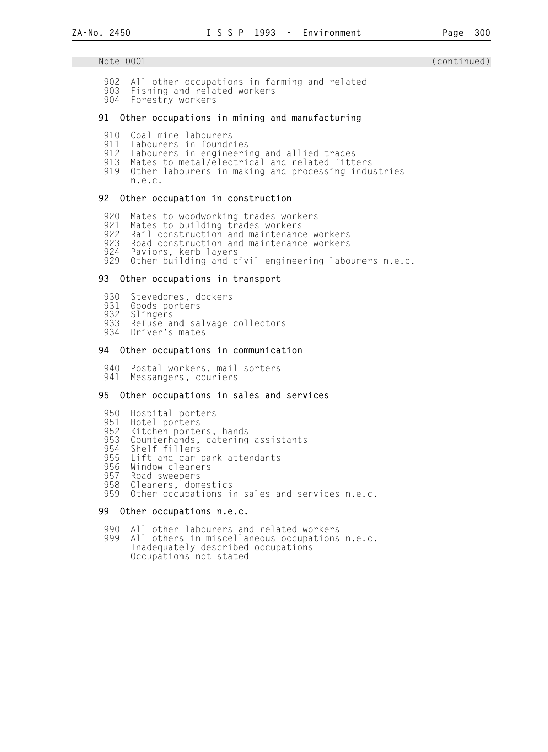Note 0001 (continued)

902 All other occupations in farming and related
903 Fishing and related workers
904 Forestry workers

**91 Other occupations in mining and manufacturing**

910 Coal mine labourers
911 Labourers in foundries
912 Labourers in engineering and allied trades
913 Mates to metal/electrical and related fitters
919 Other labourers in making and processing industries n.e.c.

**92 Other occupation in construction**

920 Mates to woodworking trades workers
921 Mates to building trades workers
922 Rail construction and maintenance workers
923 Road construction and maintenance workers
924 Paviors, kerb layers
929 Other building and civil engineering labourers n.e.c.

**93 Other occupations in transport**

930 Stevedores, dockers
931 Goods porters
932 Slingers
933 Refuse and salvage collectors
934 Driver's mates

**94 Other occupations in communication**

940 Postal workers, mail sorters
941 Messangers, couriers

**95 Other occupations in sales and services**

950 Hospital porters
951 Hotel porters
952 Kitchen porters, hands
953 Counterhands, catering assistants
954 Shelf fillers
955 Lift and car park attendants
956 Window cleaners
957 Road sweepers
958 Cleaners, domestics
959 Other occupations in sales and services n.e.c.

**99 Other occupations n.e.c.**

990 All other labourers and related workers
999 All others in miscellaneous occupations n.e.c.
Inadequately described occupations
Occupations not stated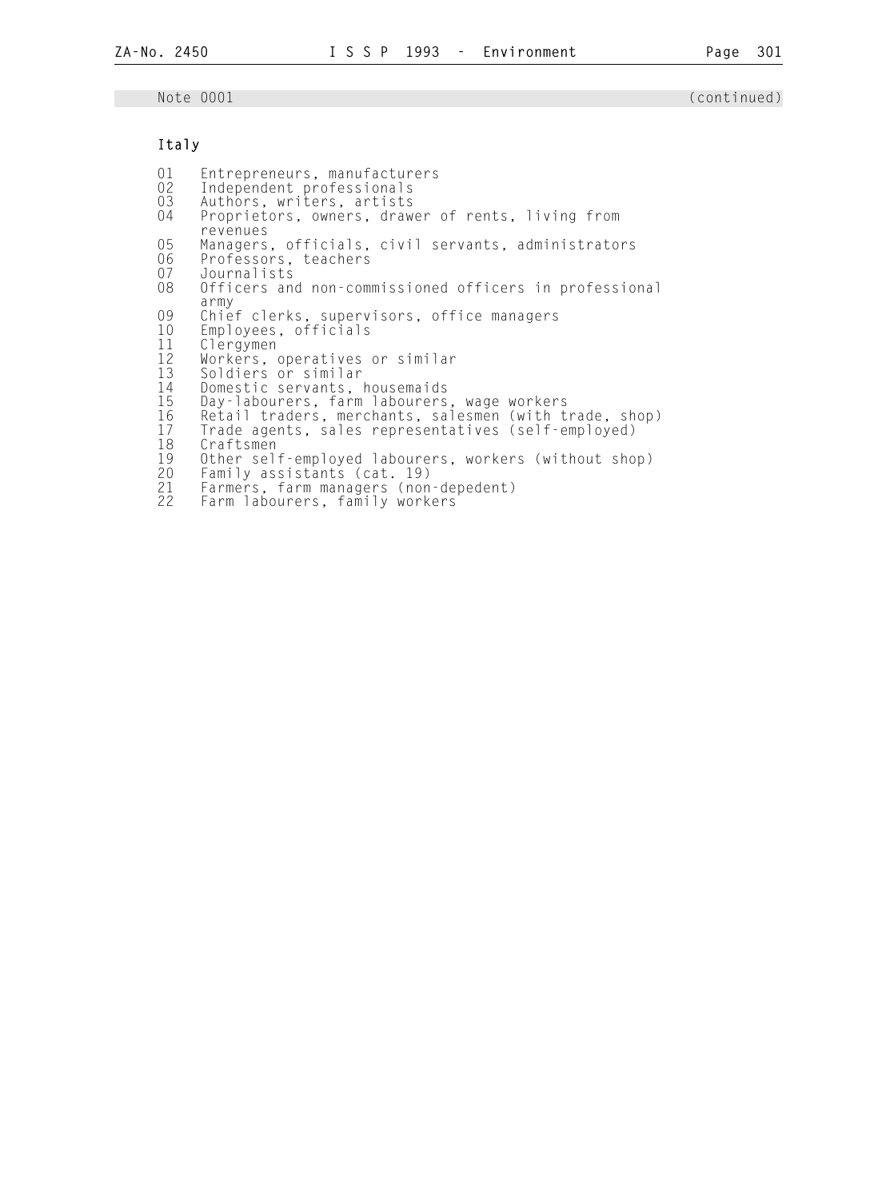Note 0001 (continued)

**Italy**

01 Entrepreneurs, manufacturers
02 Independent professionals
03 Authors, writers, artists
04 Proprietors, owners, drawer of rents, living from revenues
05 Managers, officials, civil servants, administrators
06 Professors, teachers
07 Journalists
08 Officers and non-commissioned officers in professional army
09 Chief clerks, supervisors, office managers
10 Employees, officials
11 Clergymen
12 Workers, operatives or similar
13 Soldiers or similar
14 Domestic servants, housemaids
15 Day-labourers, farm labourers, wage workers
16 Retail traders, merchants, salesmen (with trade, shop)
17 Trade agents, sales representatives (self-employed)
18 Craftsmen
19 Other self-employed labourers, workers (without shop)
20 Family assistants (cat. 19)
21 Farmers, farm managers (non-depedent)
22 Farm labourers, family workers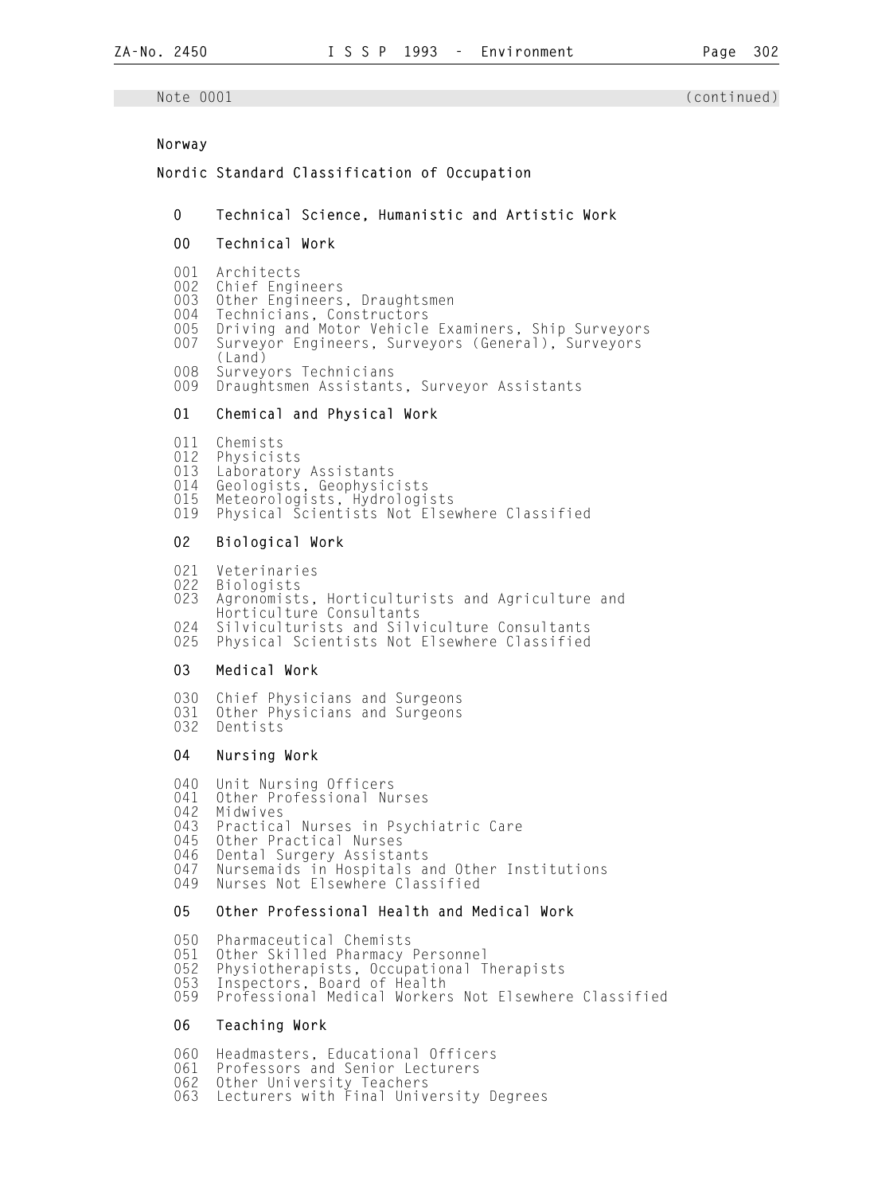Note 0001 (continued)

## Norway

## Nordic Standard Classification of Occupation

### 0 Technical Science, Humanistic and Artistic Work

### 00 Technical Work

001 Architects
002 Chief Engineers
003 Other Engineers, Draughtsmen
004 Technicians, Constructors
005 Driving and Motor Vehicle Examiners, Ship Surveyors
007 Surveyor Engineers, Surveyors (General), Surveyors (Land)
008 Surveyors Technicians
009 Draughtsmen Assistants, Surveyor Assistants

### 01 Chemical and Physical Work

011 Chemists
012 Physicists
013 Laboratory Assistants
014 Geologists, Geophysicists
015 Meteorologists, Hydrologists
019 Physical Scientists Not Elsewhere Classified

### 02 Biological Work

021 Veterinaries
022 Biologists
023 Agronomists, Horticulturists and Agriculture and Horticulture Consultants
024 Silviculturists and Silviculture Consultants
025 Physical Scientists Not Elsewhere Classified

### 03 Medical Work

030 Chief Physicians and Surgeons
031 Other Physicians and Surgeons
032 Dentists

### 04 Nursing Work

040 Unit Nursing Officers
041 Other Professional Nurses
042 Midwives
043 Practical Nurses in Psychiatric Care
045 Other Practical Nurses
046 Dental Surgery Assistants
047 Nursemaids in Hospitals and Other Institutions
049 Nurses Not Elsewhere Classified

### 05 Other Professional Health and Medical Work

050 Pharmaceutical Chemists
051 Other Skilled Pharmacy Personnel
052 Physiotherapists, Occupational Therapists
053 Inspectors, Board of Health
059 Professional Medical Workers Not Elsewhere Classified

### 06 Teaching Work

060 Headmasters, Educational Officers
061 Professors and Senior Lecturers
062 Other University Teachers
063 Lecturers with Final University Degrees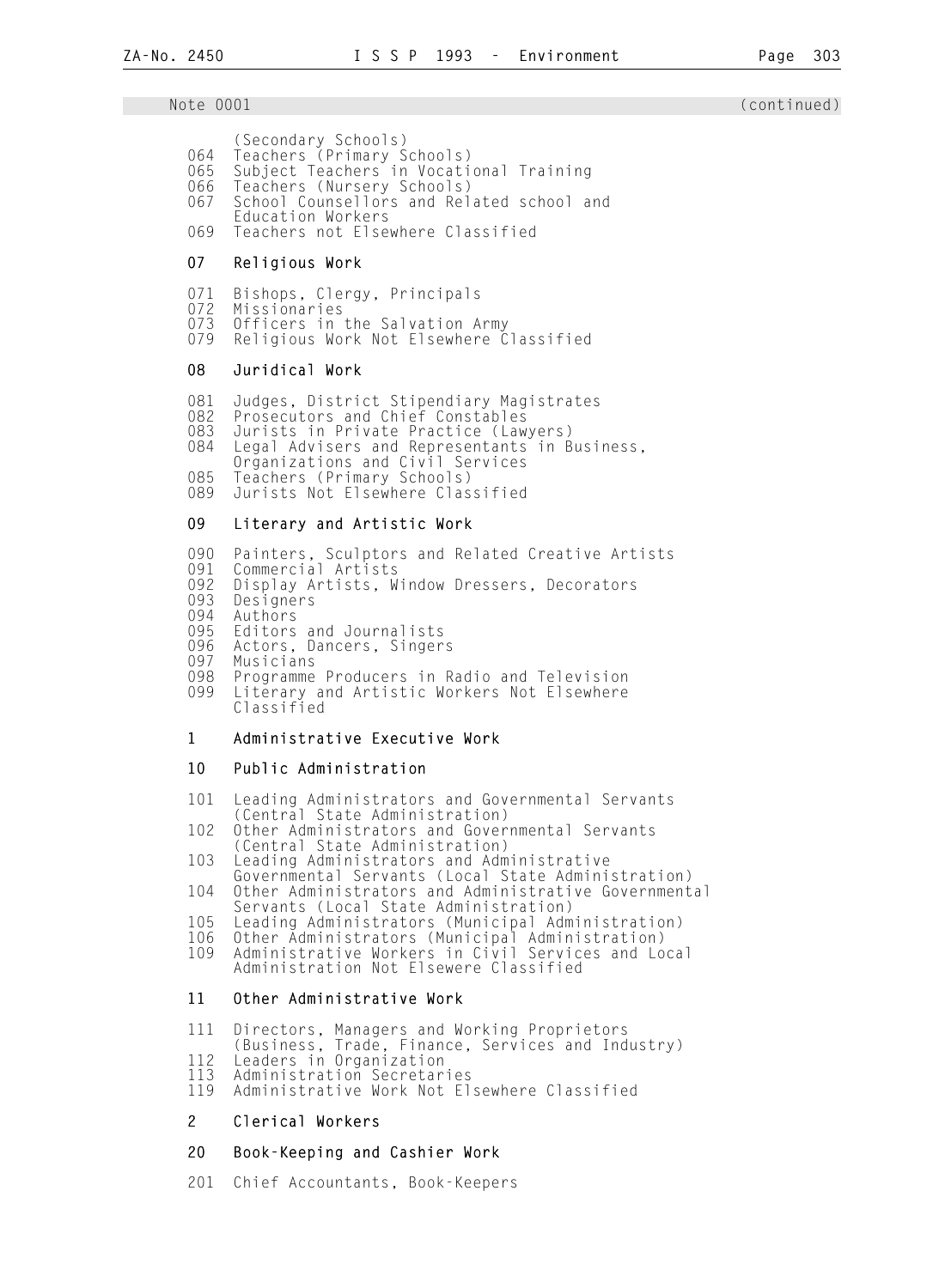Note 0001 (continued)

(Secondary Schools)
064 Teachers (Primary Schools)
065 Subject Teachers in Vocational Training
066 Teachers (Nursery Schools)
067 School Counsellors and Related school and Education Workers
069 Teachers not Elsewhere Classified

**07 Religious Work**

071 Bishops, Clergy, Principals
072 Missionaries
073 Officers in the Salvation Army
079 Religious Work Not Elsewhere Classified

**08 Juridical Work**

081 Judges, District Stipendiary Magistrates
082 Prosecutors and Chief Constables
083 Jurists in Private Practice (Lawyers)
084 Legal Advisers and Representants in Business, Organizations and Civil Services
085 Teachers (Primary Schools)
089 Jurists Not Elsewhere Classified

**09 Literary and Artistic Work**

090 Painters, Sculptors and Related Creative Artists
091 Commercial Artists
092 Display Artists, Window Dressers, Decorators
093 Designers
094 Authors
095 Editors and Journalists
096 Actors, Dancers, Singers
097 Musicians
098 Programme Producers in Radio and Television
099 Literary and Artistic Workers Not Elsewhere Classified

**1 Administrative Executive Work**

**10 Public Administration**

101 Leading Administrators and Governmental Servants (Central State Administration)
102 Other Administrators and Governmental Servants (Central State Administration)
103 Leading Administrators and Administrative Governmental Servants (Local State Administration)
104 Other Administrators and Administrative Governmental Servants (Local State Administration)
105 Leading Administrators (Municipal Administration)
106 Other Administrators (Municipal Administration)
109 Administrative Workers in Civil Services and Local Administration Not Elsewere Classified

**11 Other Administrative Work**

111 Directors, Managers and Working Proprietors (Business, Trade, Finance, Services and Industry)
112 Leaders in Organization
113 Administration Secretaries
119 Administrative Work Not Elsewhere Classified

**2 Clerical Workers**

**20 Book-Keeping and Cashier Work**

201 Chief Accountants, Book-Keepers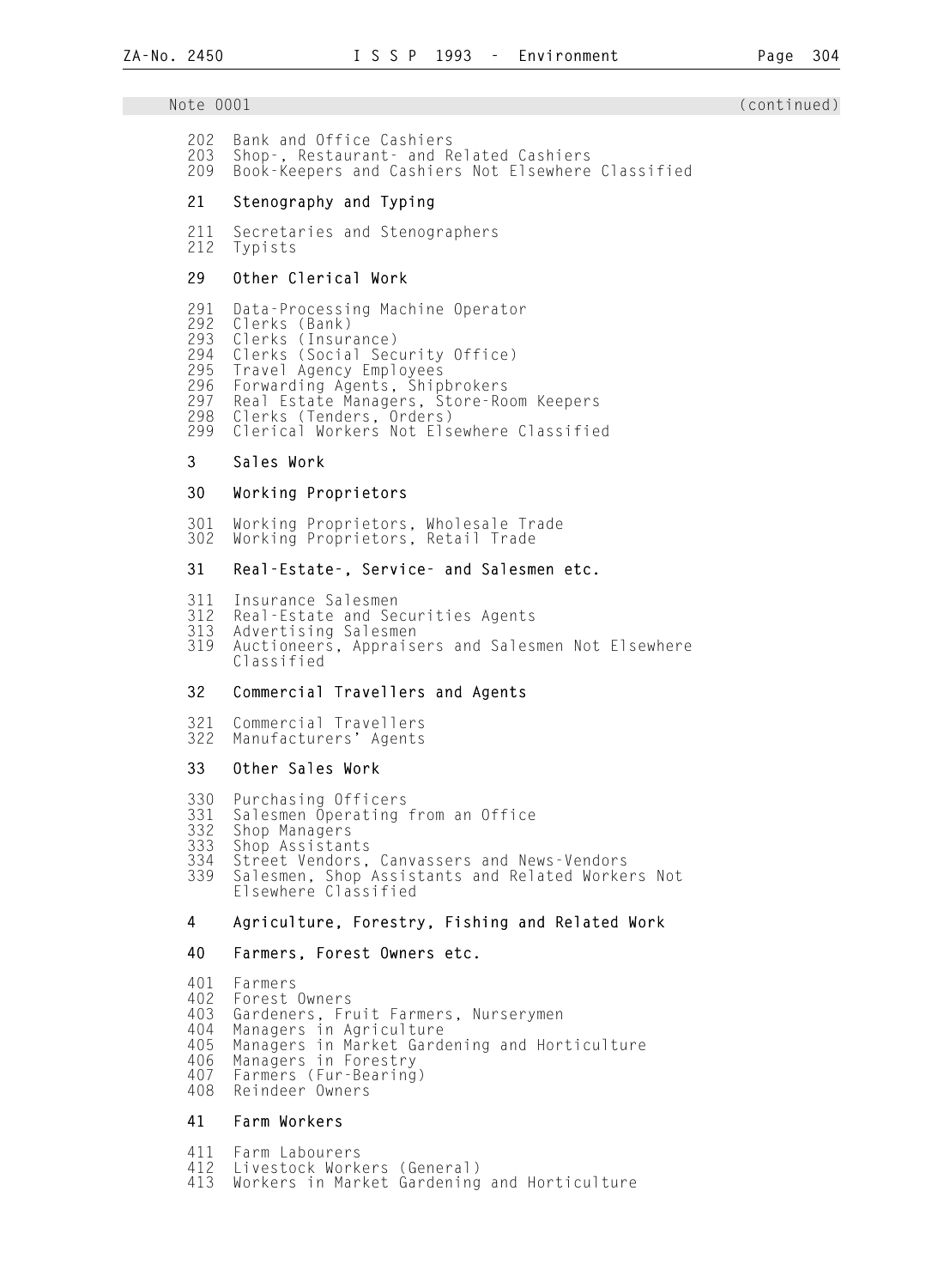Note 0001 (continued)

202 Bank and Office Cashiers
203 Shop-, Restaurant- and Related Cashiers
209 Book-Keepers and Cashiers Not Elsewhere Classified

**21 Stenography and Typing**

211 Secretaries and Stenographers
212 Typists

**29 Other Clerical Work**

291 Data-Processing Machine Operator
292 Clerks (Bank)
293 Clerks (Insurance)
294 Clerks (Social Security Office)
295 Travel Agency Employees
296 Forwarding Agents, Shipbrokers
297 Real Estate Managers, Store-Room Keepers
298 Clerks (Tenders, Orders)
299 Clerical Workers Not Elsewhere Classified

**3 Sales Work**

**30 Working Proprietors**

301 Working Proprietors, Wholesale Trade
302 Working Proprietors, Retail Trade

**31 Real-Estate-, Service- and Salesmen etc.**

311 Insurance Salesmen
312 Real-Estate and Securities Agents
313 Advertising Salesmen
319 Auctioneers, Appraisers and Salesmen Not Elsewhere Classified

**32 Commercial Travellers and Agents**

321 Commercial Travellers
322 Manufacturers' Agents

**33 Other Sales Work**

330 Purchasing Officers
331 Salesmen Operating from an Office
332 Shop Managers
333 Shop Assistants
334 Street Vendors, Canvassers and News-Vendors
339 Salesmen, Shop Assistants and Related Workers Not Elsewhere Classified

**4 Agriculture, Forestry, Fishing and Related Work**

**40 Farmers, Forest Owners etc.**

401 Farmers
402 Forest Owners
403 Gardeners, Fruit Farmers, Nurserymen
404 Managers in Agriculture
405 Managers in Market Gardening and Horticulture
406 Managers in Forestry
407 Farmers (Fur-Bearing)
408 Reindeer Owners

**41 Farm Workers**

411 Farm Labourers
412 Livestock Workers (General)
413 Workers in Market Gardening and Horticulture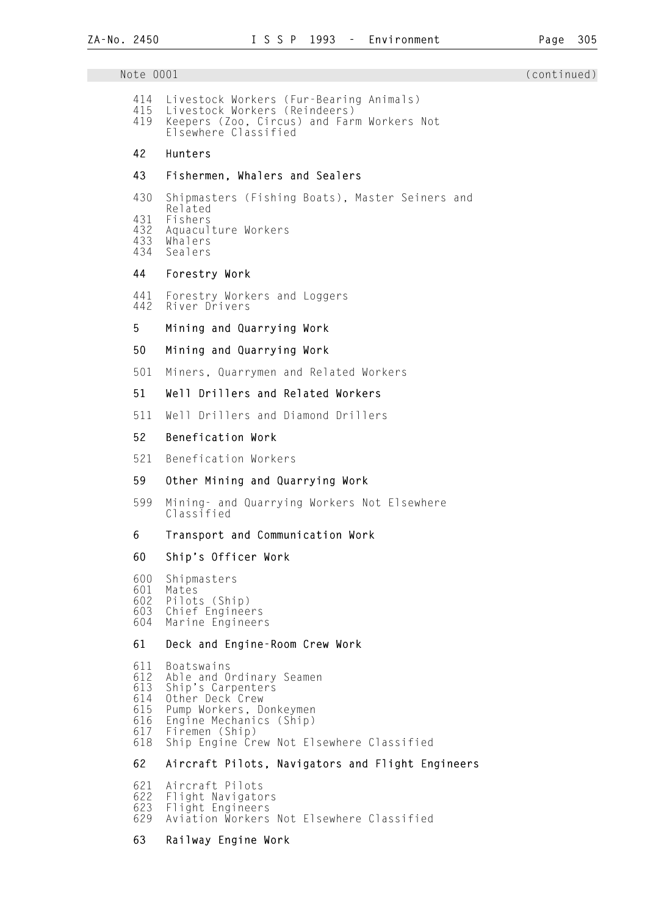Note 0001 (continued)

414 Livestock Workers (Fur-Bearing Animals)
415 Livestock Workers (Reindeers)
419 Keepers (Zoo, Circus) and Farm Workers Not Elsewhere Classified

**42 Hunters**

**43 Fishermen, Whalers and Sealers**

430 Shipmasters (Fishing Boats), Master Seiners and Related
431 Fishers
432 Aquaculture Workers
433 Whalers
434 Sealers

**44 Forestry Work**

441 Forestry Workers and Loggers
442 River Drivers

**5 Mining and Quarrying Work**

**50 Mining and Quarrying Work**

501 Miners, Quarrymen and Related Workers

**51 Well Drillers and Related Workers**

511 Well Drillers and Diamond Drillers

**52 Benefication Work**

521 Benefication Workers

**59 Other Mining and Quarrying Work**

599 Mining- and Quarrying Workers Not Elsewhere Classified

**6 Transport and Communication Work**

**60 Ship's Officer Work**

600 Shipmasters
601 Mates
602 Pilots (Ship)
603 Chief Engineers
604 Marine Engineers

**61 Deck and Engine-Room Crew Work**

611 Boatswains
612 Able and Ordinary Seamen
613 Ship's Carpenters
614 Other Deck Crew
615 Pump Workers, Donkeymen
616 Engine Mechanics (Ship)
617 Firemen (Ship)
618 Ship Engine Crew Not Elsewhere Classified

**62 Aircraft Pilots, Navigators and Flight Engineers**

621 Aircraft Pilots
622 Flight Navigators
623 Flight Engineers
629 Aviation Workers Not Elsewhere Classified

**63 Railway Engine Work**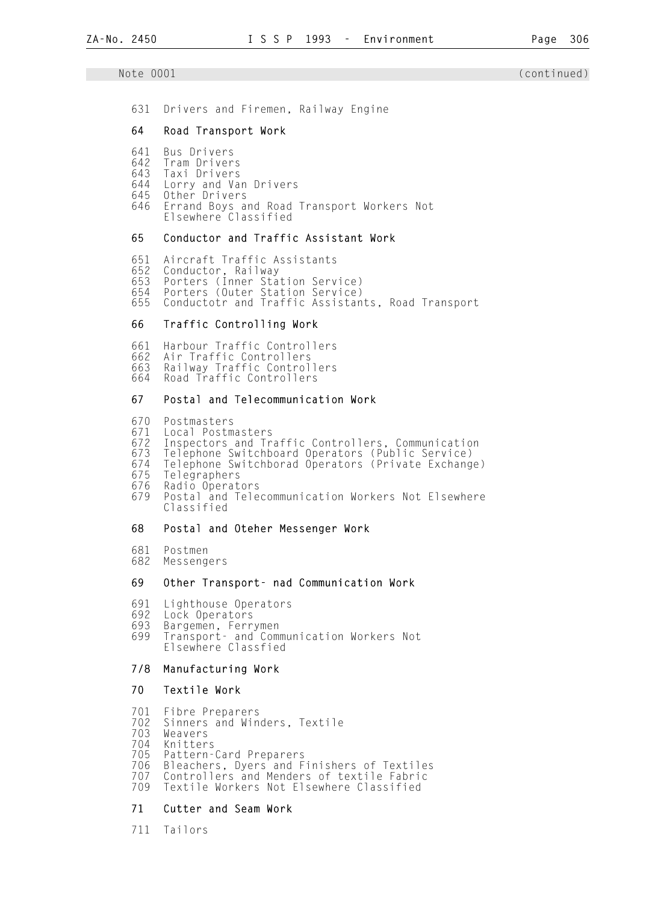Note 0001 (continued)

631 Drivers and Firemen, Railway Engine

**64 Road Transport Work**

641 Bus Drivers
642 Tram Drivers
643 Taxi Drivers
644 Lorry and Van Drivers
645 Other Drivers
646 Errand Boys and Road Transport Workers Not Elsewhere Classified

**65 Conductor and Traffic Assistant Work**

651 Aircraft Traffic Assistants
652 Conductor, Railway
653 Porters (Inner Station Service)
654 Porters (Outer Station Service)
655 Conductotr and Traffic Assistants, Road Transport

**66 Traffic Controlling Work**

661 Harbour Traffic Controllers
662 Air Traffic Controllers
663 Railway Traffic Controllers
664 Road Traffic Controllers

**67 Postal and Telecommunication Work**

670 Postmasters
671 Local Postmasters
672 Inspectors and Traffic Controllers, Communication
673 Telephone Switchboard Operators (Public Service)
674 Telephone Switchborad Operators (Private Exchange)
675 Telegraphers
676 Radio Operators
679 Postal and Telecommunication Workers Not Elsewhere Classified

**68 Postal and Oteher Messenger Work**

681 Postmen
682 Messengers

**69 Other Transport- nad Communication Work**

691 Lighthouse Operators
692 Lock Operators
693 Bargemen, Ferrymen
699 Transport- and Communication Workers Not Elsewhere Classfied

**7/8 Manufacturing Work**

**70 Textile Work**

701 Fibre Preparers
702 Sinners and Winders, Textile
703 Weavers
704 Knitters
705 Pattern-Card Preparers
706 Bleachers, Dyers and Finishers of Textiles
707 Controllers and Menders of textile Fabric
709 Textile Workers Not Elsewhere Classified

**71 Cutter and Seam Work**

711 Tailors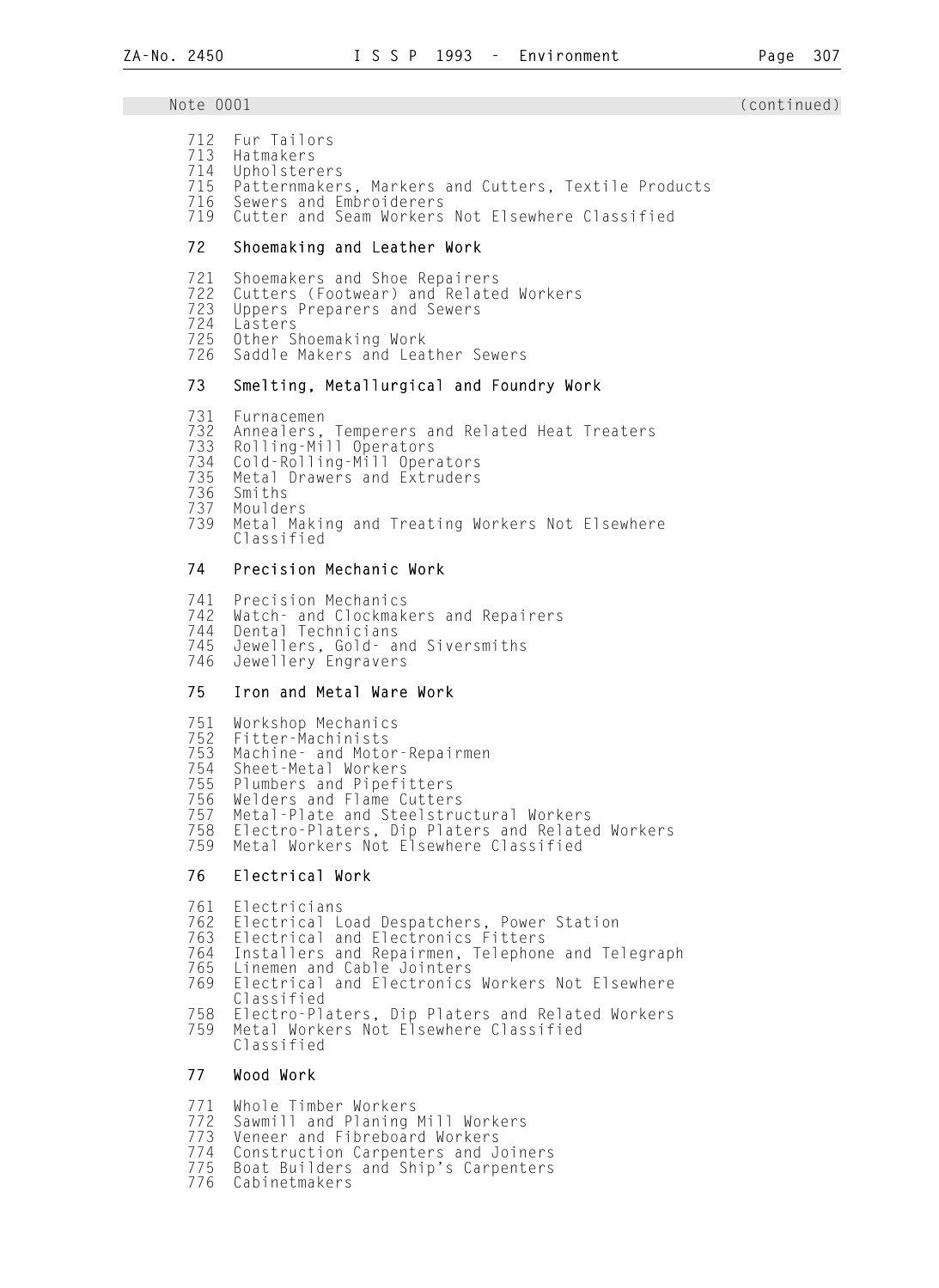Note 0001 (continued)

712 Fur Tailors
713 Hatmakers
714 Upholsterers
715 Patternmakers, Markers and Cutters, Textile Products
716 Sewers and Embroiderers
719 Cutter and Seam Workers Not Elsewhere Classified

**72 Shoemaking and Leather Work**

721 Shoemakers and Shoe Repairers
722 Cutters (Footwear) and Related Workers
723 Uppers Preparers and Sewers
724 Lasters
725 Other Shoemaking Work
726 Saddle Makers and Leather Sewers

**73 Smelting, Metallurgical and Foundry Work**

731 Furnacemen
732 Annealers, Temperers and Related Heat Treaters
733 Rolling-Mill Operators
734 Cold-Rolling-Mill Operators
735 Metal Drawers and Extruders
736 Smiths
737 Moulders
739 Metal Making and Treating Workers Not Elsewhere Classified

**74 Precision Mechanic Work**

741 Precision Mechanics
742 Watch- and Clockmakers and Repairers
744 Dental Technicians
745 Jewellers, Gold- and Siversmiths
746 Jewellery Engravers

**75 Iron and Metal Ware Work**

751 Workshop Mechanics
752 Fitter-Machinists
753 Machine- and Motor-Repairmen
754 Sheet-Metal Workers
755 Plumbers and Pipefitters
756 Welders and Flame Cutters
757 Metal-Plate and Steelstructural Workers
758 Electro-Platers, Dip Platers and Related Workers
759 Metal Workers Not Elsewhere Classified

**76 Electrical Work**

761 Electricians
762 Electrical Load Despatchers, Power Station
763 Electrical and Electronics Fitters
764 Installers and Repairmen, Telephone and Telegraph
765 Linemen and Cable Jointers
769 Electrical and Electronics Workers Not Elsewhere Classified
758 Electro-Platers, Dip Platers and Related Workers
759 Metal Workers Not Elsewhere Classified Classified

**77 Wood Work**

771 Whole Timber Workers
772 Sawmill and Planing Mill Workers
773 Veneer and Fibreboard Workers
774 Construction Carpenters and Joiners
775 Boat Builders and Ship's Carpenters
776 Cabinetmakers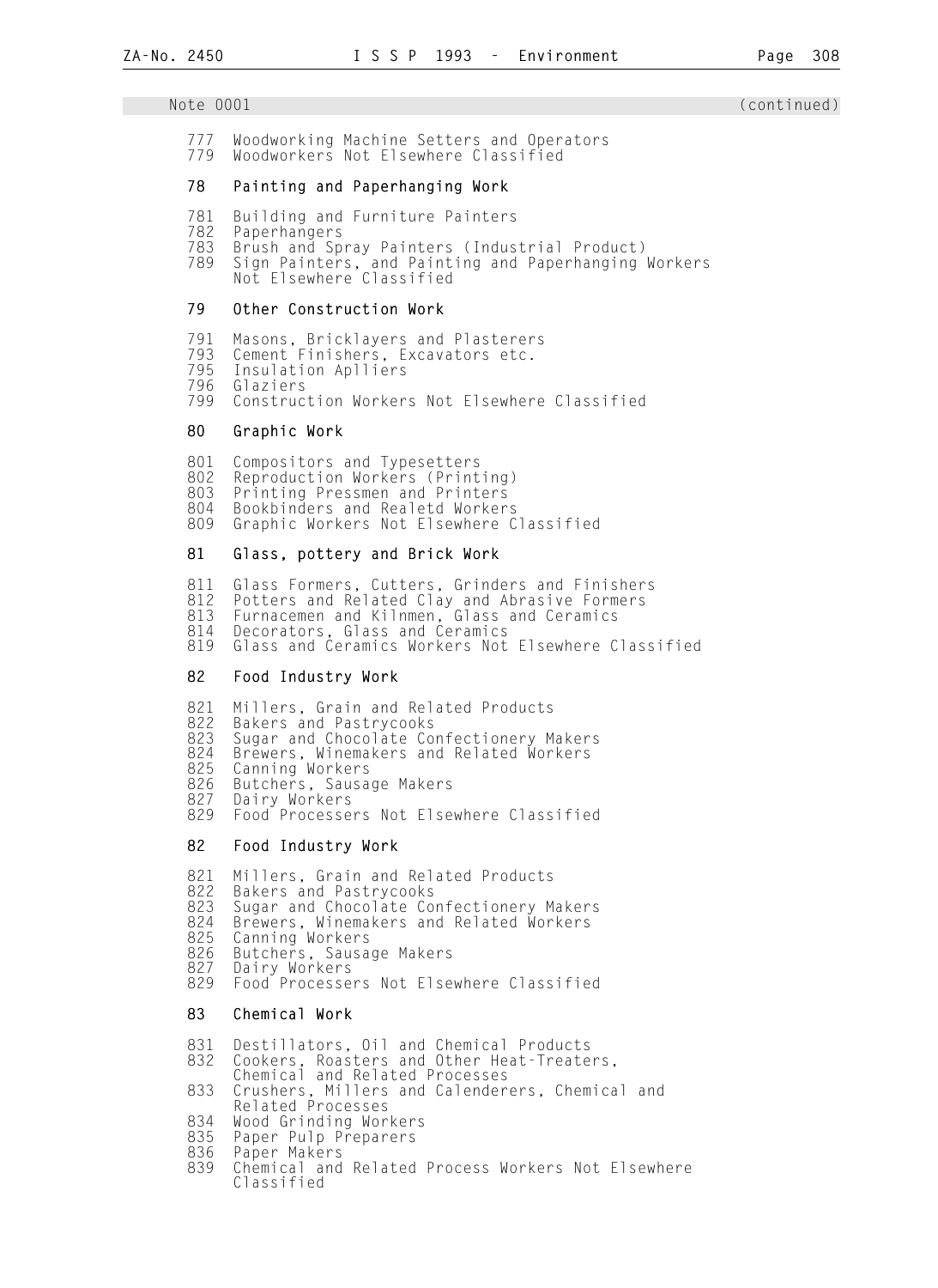Note 0001 (continued)

777 Woodworking Machine Setters and Operators
779 Woodworkers Not Elsewhere Classified

**78 Painting and Paperhanging Work**

781 Building and Furniture Painters
782 Paperhangers
783 Brush and Spray Painters (Industrial Product)
789 Sign Painters, and Painting and Paperhanging Workers Not Elsewhere Classified

**79 Other Construction Work**

791 Masons, Bricklayers and Plasterers
793 Cement Finishers, Excavators etc.
795 Insulation Aplliers
796 Glaziers
799 Construction Workers Not Elsewhere Classified

**80 Graphic Work**

801 Compositors and Typesetters
802 Reproduction Workers (Printing)
803 Printing Pressmen and Printers
804 Bookbinders and Realetd Workers
809 Graphic Workers Not Elsewhere Classified

**81 Glass, pottery and Brick Work**

811 Glass Formers, Cutters, Grinders and Finishers
812 Potters and Related Clay and Abrasive Formers
813 Furnacemen and Kilnmen, Glass and Ceramics
814 Decorators, Glass and Ceramics
819 Glass and Ceramics Workers Not Elsewhere Classified

**82 Food Industry Work**

821 Millers, Grain and Related Products
822 Bakers and Pastrycooks
823 Sugar and Chocolate Confectionery Makers
824 Brewers, Winemakers and Related Workers
825 Canning Workers
826 Butchers, Sausage Makers
827 Dairy Workers
829 Food Processers Not Elsewhere Classified

**82 Food Industry Work**

821 Millers, Grain and Related Products
822 Bakers and Pastrycooks
823 Sugar and Chocolate Confectionery Makers
824 Brewers, Winemakers and Related Workers
825 Canning Workers
826 Butchers, Sausage Makers
827 Dairy Workers
829 Food Processers Not Elsewhere Classified

**83 Chemical Work**

831 Destillators, Oil and Chemical Products
832 Cookers, Roasters and Other Heat-Treaters, Chemical and Related Processes
833 Crushers, Millers and Calenderers, Chemical and Related Processes
834 Wood Grinding Workers
835 Paper Pulp Preparers
836 Paper Makers
839 Chemical and Related Process Workers Not Elsewhere Classified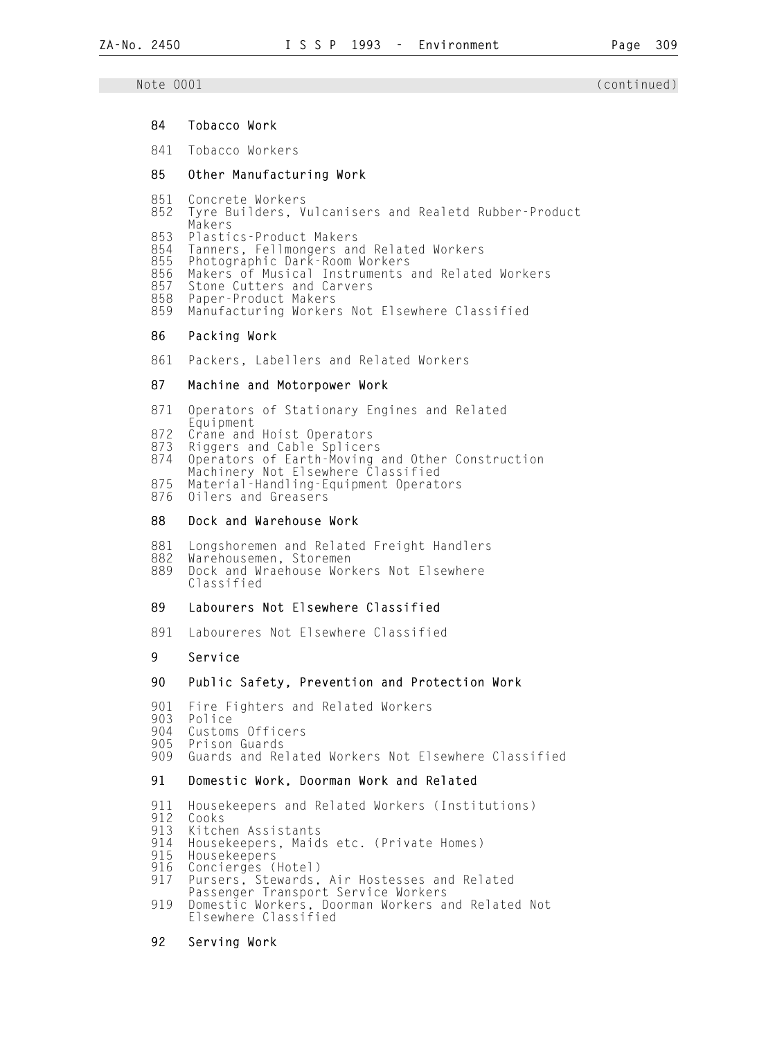Note 0001 (continued)

**84 Tobacco Work**

841 Tobacco Workers

**85 Other Manufacturing Work**

851 Concrete Workers
852 Tyre Builders, Vulcanisers and Realetd Rubber-Product Makers
853 Plastics-Product Makers
854 Tanners, Fellmongers and Related Workers
855 Photographic Dark-Room Workers
856 Makers of Musical Instruments and Related Workers
857 Stone Cutters and Carvers
858 Paper-Product Makers
859 Manufacturing Workers Not Elsewhere Classified

**86 Packing Work**

861 Packers, Labellers and Related Workers

**87 Machine and Motorpower Work**

871 Operators of Stationary Engines and Related Equipment
872 Crane and Hoist Operators
873 Riggers and Cable Splicers
874 Operators of Earth-Moving and Other Construction Machinery Not Elsewhere Classified
875 Material-Handling-Equipment Operators
876 Oilers and Greasers

**88 Dock and Warehouse Work**

881 Longshoremen and Related Freight Handlers
882 Warehousemen, Storemen
889 Dock and Wraehouse Workers Not Elsewhere Classified

**89 Labourers Not Elsewhere Classified**

891 Laboureres Not Elsewhere Classified

**9 Service**

**90 Public Safety, Prevention and Protection Work**

901 Fire Fighters and Related Workers
903 Police
904 Customs Officers
905 Prison Guards
909 Guards and Related Workers Not Elsewhere Classified

**91 Domestic Work, Doorman Work and Related**

911 Housekeepers and Related Workers (Institutions)
912 Cooks
913 Kitchen Assistants
914 Housekeepers, Maids etc. (Private Homes)
915 Housekeepers
916 Concierges (Hotel)
917 Pursers, Stewards, Air Hostesses and Related Passenger Transport Service Workers
919 Domestic Workers, Doorman Workers and Related Not Elsewhere Classified

**92 Serving Work**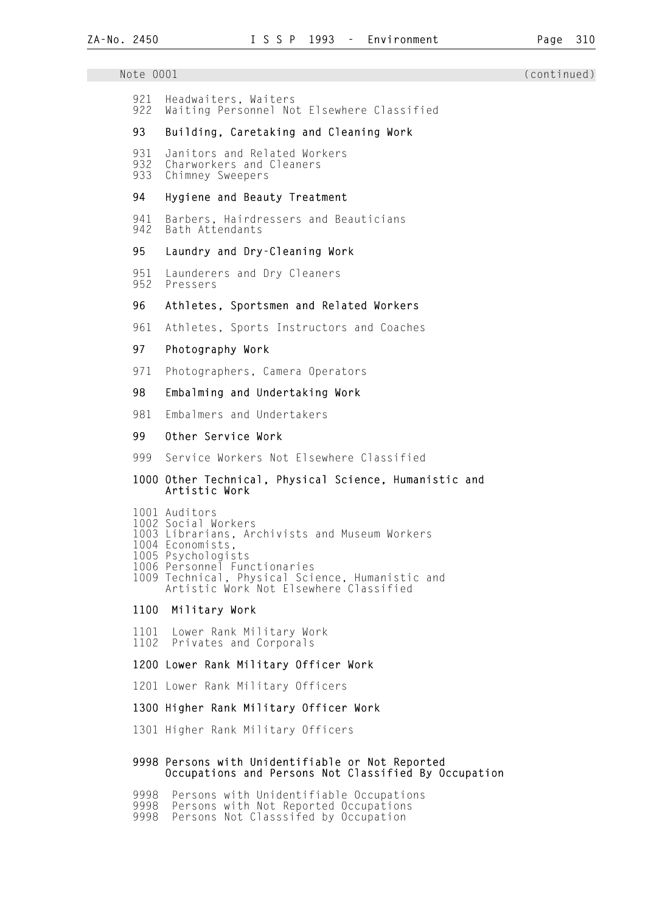Note 0001 (continued)

921 Headwaiters, Waiters
922 Waiting Personnel Not Elsewhere Classified

**93 Building, Caretaking and Cleaning Work**

931 Janitors and Related Workers
932 Charworkers and Cleaners
933 Chimney Sweepers

**94 Hygiene and Beauty Treatment**

941 Barbers, Hairdressers and Beauticians
942 Bath Attendants

**95 Laundry and Dry-Cleaning Work**

951 Launderers and Dry Cleaners
952 Pressers

**96 Athletes, Sportsmen and Related Workers**

961 Athletes, Sports Instructors and Coaches

**97 Photography Work**

971 Photographers, Camera Operators

**98 Embalming and Undertaking Work**

981 Embalmers and Undertakers

**99 Other Service Work**

999 Service Workers Not Elsewhere Classified

**1000 Other Technical, Physical Science, Humanistic and Artistic Work**

1001 Auditors
1002 Social Workers
1003 Librarians, Archivists and Museum Workers
1004 Economists,
1005 Psychologists
1006 Personnel Functionaries
1009 Technical, Physical Science, Humanistic and Artistic Work Not Elsewhere Classified

**1100 Military Work**

1101 Lower Rank Military Work
1102 Privates and Corporals

**1200 Lower Rank Military Officer Work**

1201 Lower Rank Military Officers

**1300 Higher Rank Military Officer Work**

1301 Higher Rank Military Officers

**9998 Persons with Unidentifiable or Not Reported Occupations and Persons Not Classified By Occupation**

9998 Persons with Unidentifiable Occupations
9998 Persons with Not Reported Occupations
9998 Persons Not Classsifed by Occupation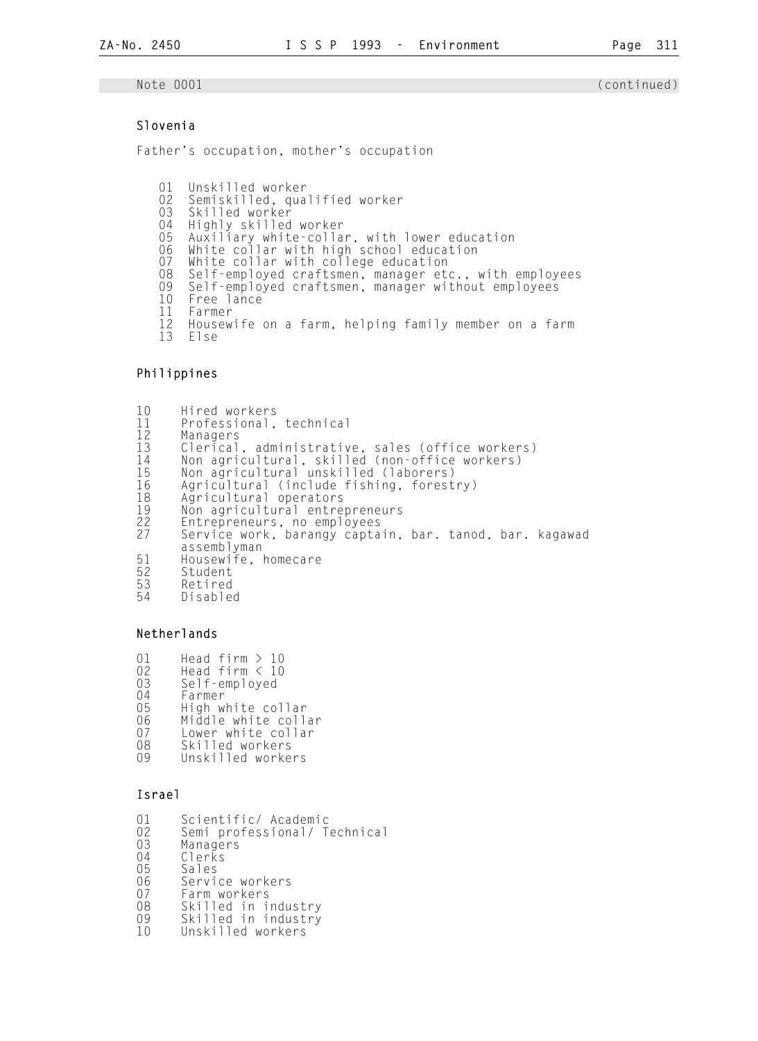Note 0001 (continued)

## Slovenia

Father's occupation, mother's occupation

```
01  Unskilled worker
02  Semiskilled, qualified worker
03  Skilled worker
04  Highly skilled worker
05  Auxiliary white-collar, with lower education
06  White collar with high school education
07  White collar with college education
08  Self-employed craftsmen, manager etc., with employees
09  Self-employed craftsmen, manager without employees
10  Free lance
11  Farmer
12  Housewife on a farm, helping family member on a farm
13  Else
```

## Philippines

```
10    Hired workers
11    Professional, technical
12    Managers
13    Clerical, administrative, sales (office workers)
14    Non agricultural, skilled (non-office workers)
15    Non agricultural unskilled (laborers)
16    Agricultural (include fishing, forestry)
18    Agricultural operators
19    Non agricultural entrepreneurs
22    Entrepreneurs, no employees
27    Service work, barangy captain, bar. tanod, bar. kagawad
      assemblyman
51    Housewife, homecare
52    Student
53    Retired
54    Disabled
```

## Netherlands

```
01    Head firm > 10
02    Head firm < 10
03    Self-employed
04    Farmer
05    High white collar
06    Middle white collar
07    Lower white collar
08    Skilled workers
09    Unskilled workers
```

## Israel

```
01    Scientific/ Academic
02    Semi professional/ Technical
03    Managers
04    Clerks
05    Sales
06    Service workers
07    Farm workers
08    Skilled in industry
09    Skilled in industry
10    Unskilled workers
```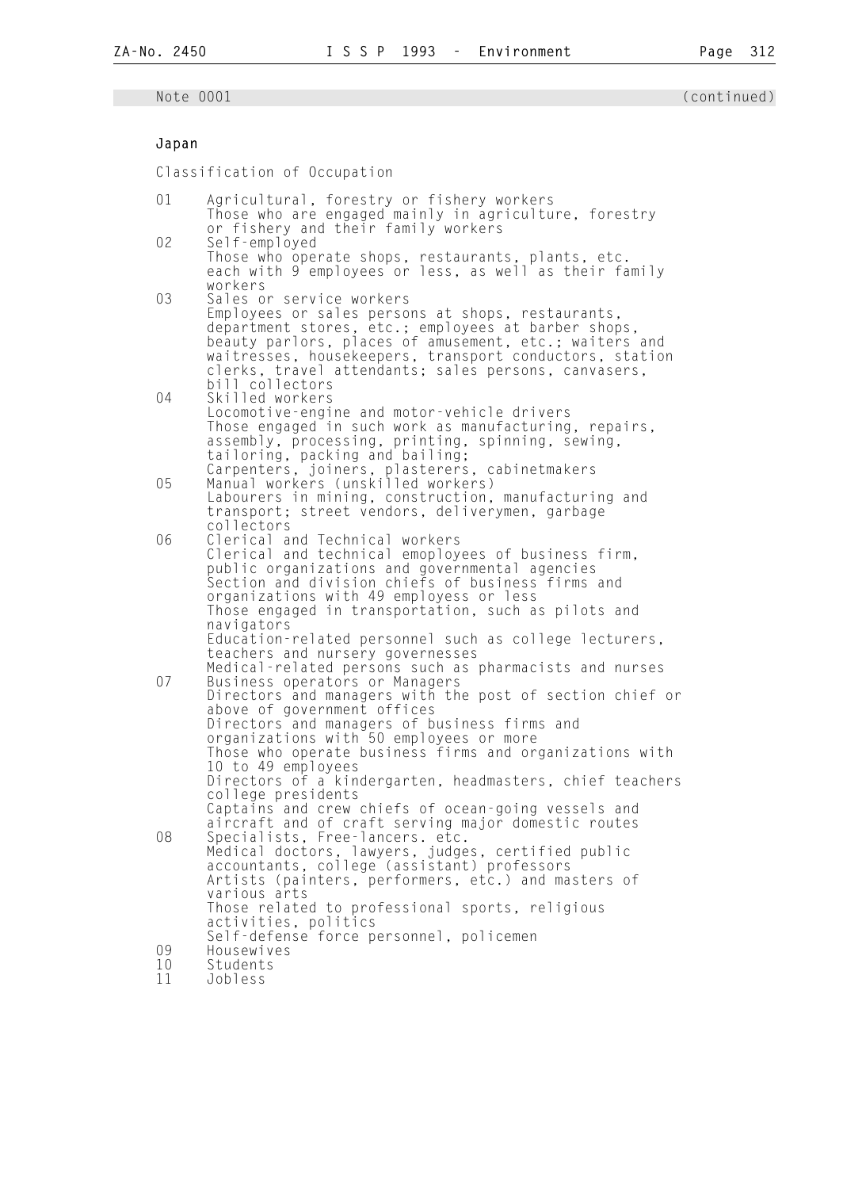Note 0001 (continued)

### Japan

Classification of Occupation

01 Agricultural, forestry or fishery workers
Those who are engaged mainly in agriculture, forestry or fishery and their family workers

02 Self-employed
Those who operate shops, restaurants, plants, etc. each with 9 employees or less, as well as their family workers

03 Sales or service workers
Employees or sales persons at shops, restaurants, department stores, etc.; employees at barber shops, beauty parlors, places of amusement, etc.; waiters and waitresses, housekeepers, transport conductors, station clerks, travel attendants; sales persons, canvasers, bill collectors

04 Skilled workers
Locomotive-engine and motor-vehicle drivers
Those engaged in such work as manufacturing, repairs, assembly, processing, printing, spinning, sewing, tailoring, packing and bailing;
Carpenters, joiners, plasterers, cabinetmakers

05 Manual workers (unskilled workers)
Labourers in mining, construction, manufacturing and transport; street vendors, deliverymen, garbage collectors

06 Clerical and Technical workers
Clerical and technical emoployees of business firm, public organizations and governmental agencies
Section and division chiefs of business firms and organizations with 49 employess or less
Those engaged in transportation, such as pilots and navigators
Education-related personnel such as college lecturers, teachers and nursery governesses
Medical-related persons such as pharmacists and nurses

07 Business operators or Managers
Directors and managers with the post of section chief or above of government offices
Directors and managers of business firms and organizations with 50 employees or more
Those who operate business firms and organizations with 10 to 49 employees
Directors of a kindergarten, headmasters, chief teachers college presidents
Captains and crew chiefs of ocean-going vessels and aircraft and of craft serving major domestic routes

08 Specialists, Free-lancers. etc.
Medical doctors, lawyers, judges, certified public accountants, college (assistant) professors
Artists (painters, performers, etc.) and masters of various arts
Those related to professional sports, religious activities, politics
Self-defense force personnel, policemen

09 Housewives

10 Students

11 Jobless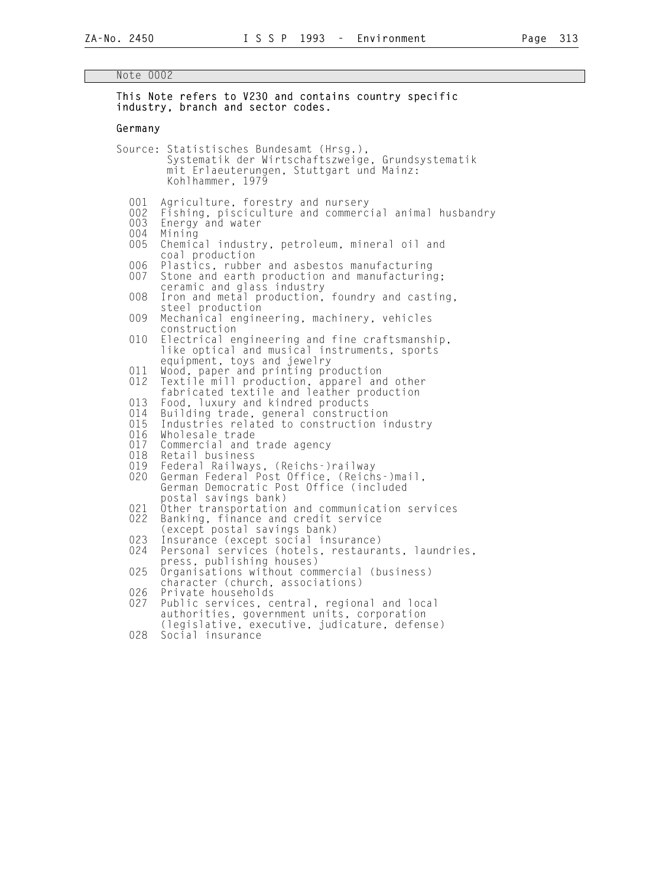Note 0002

**This Note refers to V230 and contains country specific industry, branch and sector codes.**

**Germany**

Source: Statistisches Bundesamt (Hrsg.), Systematik der Wirtschaftszweige, Grundsystematik mit Erlaeuterungen, Stuttgart und Mainz: Kohlhammer, 1979

| Code | Label |
|---|---|
| 001 | Agriculture, forestry and nursery |
| 002 | Fishing, pisciculture and commercial animal husbandry |
| 003 | Energy and water |
| 004 | Mining |
| 005 | Chemical industry, petroleum, mineral oil and coal production |
| 006 | Plastics, rubber and asbestos manufacturing |
| 007 | Stone and earth production and manufacturing; ceramic and glass industry |
| 008 | Iron and metal production, foundry and casting, steel production |
| 009 | Mechanical engineering, machinery, vehicles construction |
| 010 | Electrical engineering and fine craftsmanship, like optical and musical instruments, sports equipment, toys and jewelry |
| 011 | Wood, paper and printing production |
| 012 | Textile mill production, apparel and other fabricated textile and leather production |
| 013 | Food, luxury and kindred products |
| 014 | Building trade, general construction |
| 015 | Industries related to construction industry |
| 016 | Wholesale trade |
| 017 | Commercial and trade agency |
| 018 | Retail business |
| 019 | Federal Railways, (Reichs-)railway |
| 020 | German Federal Post Office, (Reichs-)mail, German Democratic Post Office (included postal savings bank) |
| 021 | Other transportation and communication services |
| 022 | Banking, finance and credit service (except postal savings bank) |
| 023 | Insurance (except social insurance) |
| 024 | Personal services (hotels, restaurants, laundries, press, publishing houses) |
| 025 | Organisations without commercial (business) character (church, associations) |
| 026 | Private households |
| 027 | Public services, central, regional and local authorities, government units, corporation (legislative, executive, judicature, defense) |
| 028 | Social insurance |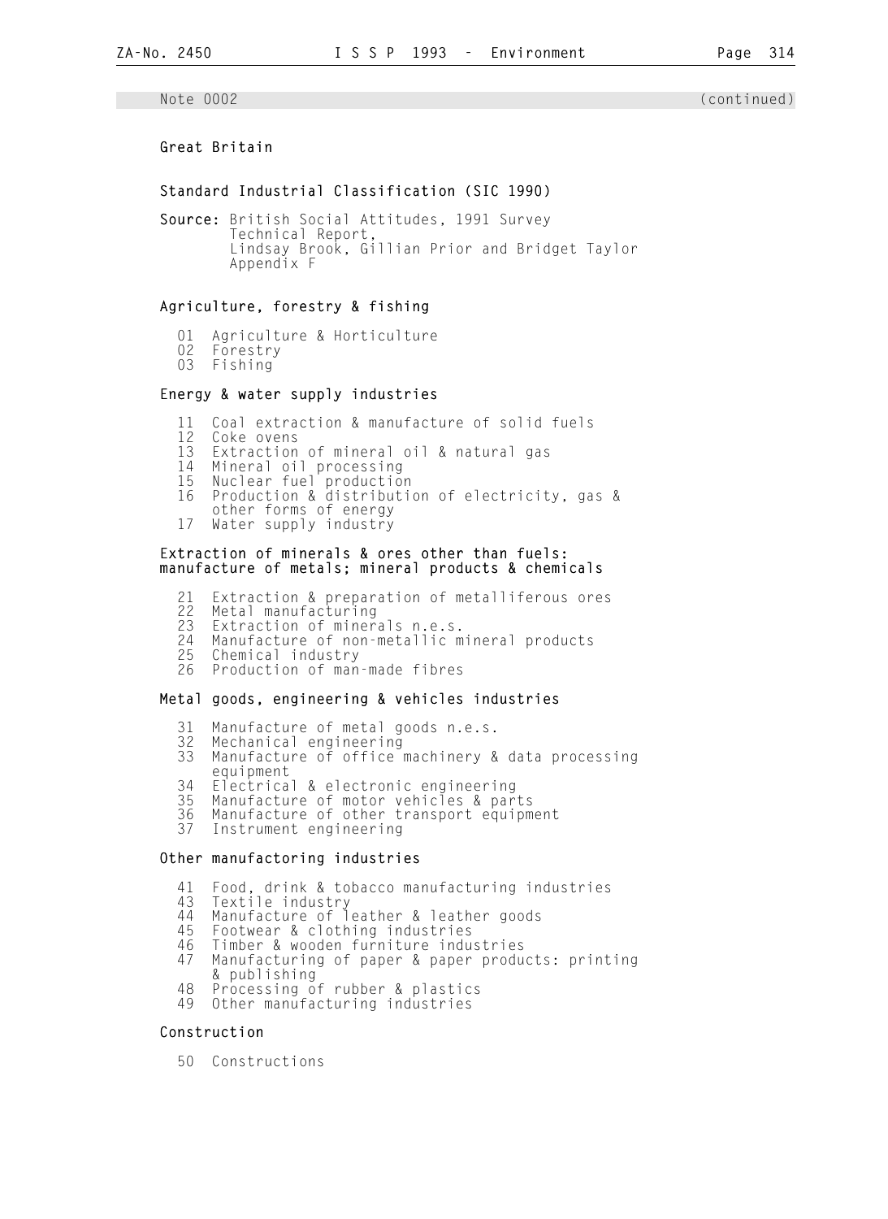Note 0002 (continued)

## Great Britain

### Standard Industrial Classification (SIC 1990)

**Source:** British Social Attitudes, 1991 Survey
Technical Report,
Lindsay Brook, Gillian Prior and Bridget Taylor
Appendix F

#### Agriculture, forestry & fishing

- 01 Agriculture & Horticulture
- 02 Forestry
- 03 Fishing

#### Energy & water supply industries

- 11 Coal extraction & manufacture of solid fuels
- 12 Coke ovens
- 13 Extraction of mineral oil & natural gas
- 14 Mineral oil processing
- 15 Nuclear fuel production
- 16 Production & distribution of electricity, gas & other forms of energy
- 17 Water supply industry

#### Extraction of minerals & ores other than fuels: manufacture of metals; mineral products & chemicals

- 21 Extraction & preparation of metalliferous ores
- 22 Metal manufacturing
- 23 Extraction of minerals n.e.s.
- 24 Manufacture of non-metallic mineral products
- 25 Chemical industry
- 26 Production of man-made fibres

#### Metal goods, engineering & vehicles industries

- 31 Manufacture of metal goods n.e.s.
- 32 Mechanical engineering
- 33 Manufacture of office machinery & data processing equipment
- 34 Electrical & electronic engineering
- 35 Manufacture of motor vehicles & parts
- 36 Manufacture of other transport equipment
- 37 Instrument engineering

#### Other manufactoring industries

- 41 Food, drink & tobacco manufacturing industries
- 43 Textile industry
- 44 Manufacture of leather & leather goods
- 45 Footwear & clothing industries
- 46 Timber & wooden furniture industries
- 47 Manufacturing of paper & paper products: printing & publishing
- 48 Processing of rubber & plastics
- 49 Other manufacturing industries

#### Construction

- 50 Constructions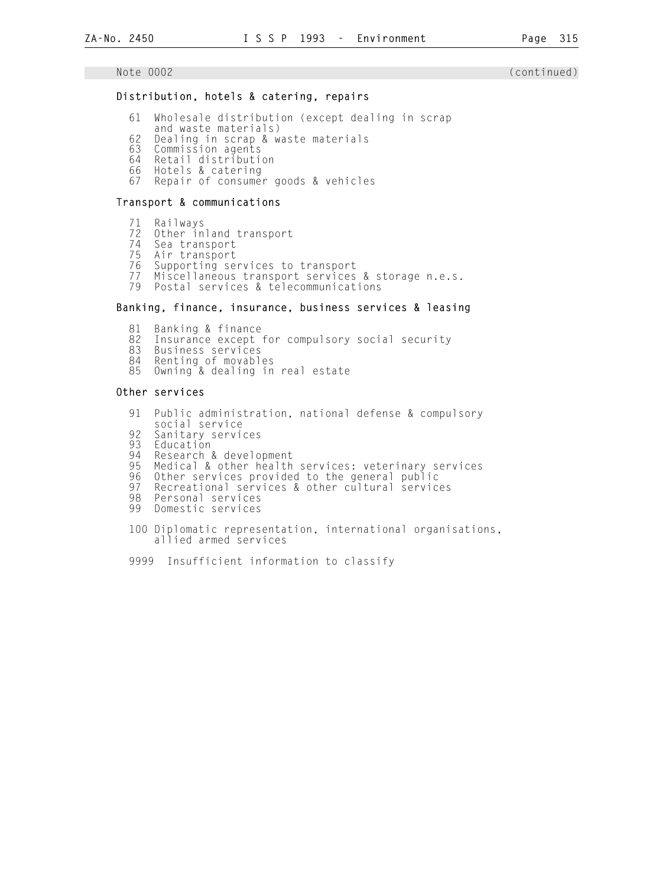Note 0002 (continued)

**Distribution, hotels & catering, repairs**

61 Wholesale distribution (except dealing in scrap and waste materials)
62 Dealing in scrap & waste materials
63 Commission agents
64 Retail distribution
66 Hotels & catering
67 Repair of consumer goods & vehicles

**Transport & communications**

71 Railways
72 Other inland transport
74 Sea transport
75 Air transport
76 Supporting services to transport
77 Miscellaneous transport services & storage n.e.s.
79 Postal services & telecommunications

**Banking, finance, insurance, business services & leasing**

81 Banking & finance
82 Insurance except for compulsory social security
83 Business services
84 Renting of movables
85 Owning & dealing in real estate

**Other services**

91 Public administration, national defense & compulsory social service
92 Sanitary services
93 Education
94 Research & development
95 Medical & other health services: veterinary services
96 Other services provided to the general public
97 Recreational services & other cultural services
98 Personal services
99 Domestic services

100 Diplomatic representation, international organisations, allied armed services

9999 Insufficient information to classify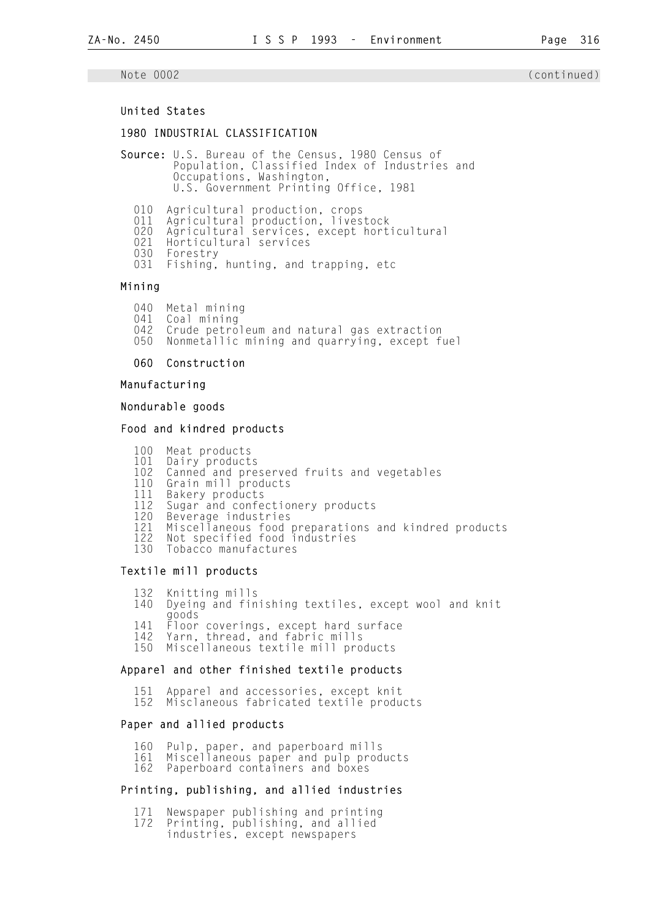Note 0002 (continued)

**United States**

**1980 INDUSTRIAL CLASSIFICATION**

**Source:** U.S. Bureau of the Census, 1980 Census of Population, Classified Index of Industries and Occupations, Washington, U.S. Government Printing Office, 1981

- 010 Agricultural production, crops
- 011 Agricultural production, livestock
- 020 Agricultural services, except horticultural
- 021 Horticultural services
- 030 Forestry
- 031 Fishing, hunting, and trapping, etc

**Mining**

- 040 Metal mining
- 041 Coal mining
- 042 Crude petroleum and natural gas extraction
- 050 Nonmetallic mining and quarrying, except fuel

**060 Construction**

**Manufacturing**

**Nondurable goods**

**Food and kindred products**

- 100 Meat products
- 101 Dairy products
- 102 Canned and preserved fruits and vegetables
- 110 Grain mill products
- 111 Bakery products
- 112 Sugar and confectionery products
- 120 Beverage industries
- 121 Miscellaneous food preparations and kindred products
- 122 Not specified food industries
- 130 Tobacco manufactures

**Textile mill products**

- 132 Knitting mills
- 140 Dyeing and finishing textiles, except wool and knit goods
- 141 Floor coverings, except hard surface
- 142 Yarn, thread, and fabric mills
- 150 Miscellaneous textile mill products

**Apparel and other finished textile products**

- 151 Apparel and accessories, except knit
- 152 Misclaneous fabricated textile products

**Paper and allied products**

- 160 Pulp, paper, and paperboard mills
- 161 Miscellaneous paper and pulp products
- 162 Paperboard containers and boxes

**Printing, publishing, and allied industries**

- 171 Newspaper publishing and printing
- 172 Printing, publishing, and allied industries, except newspapers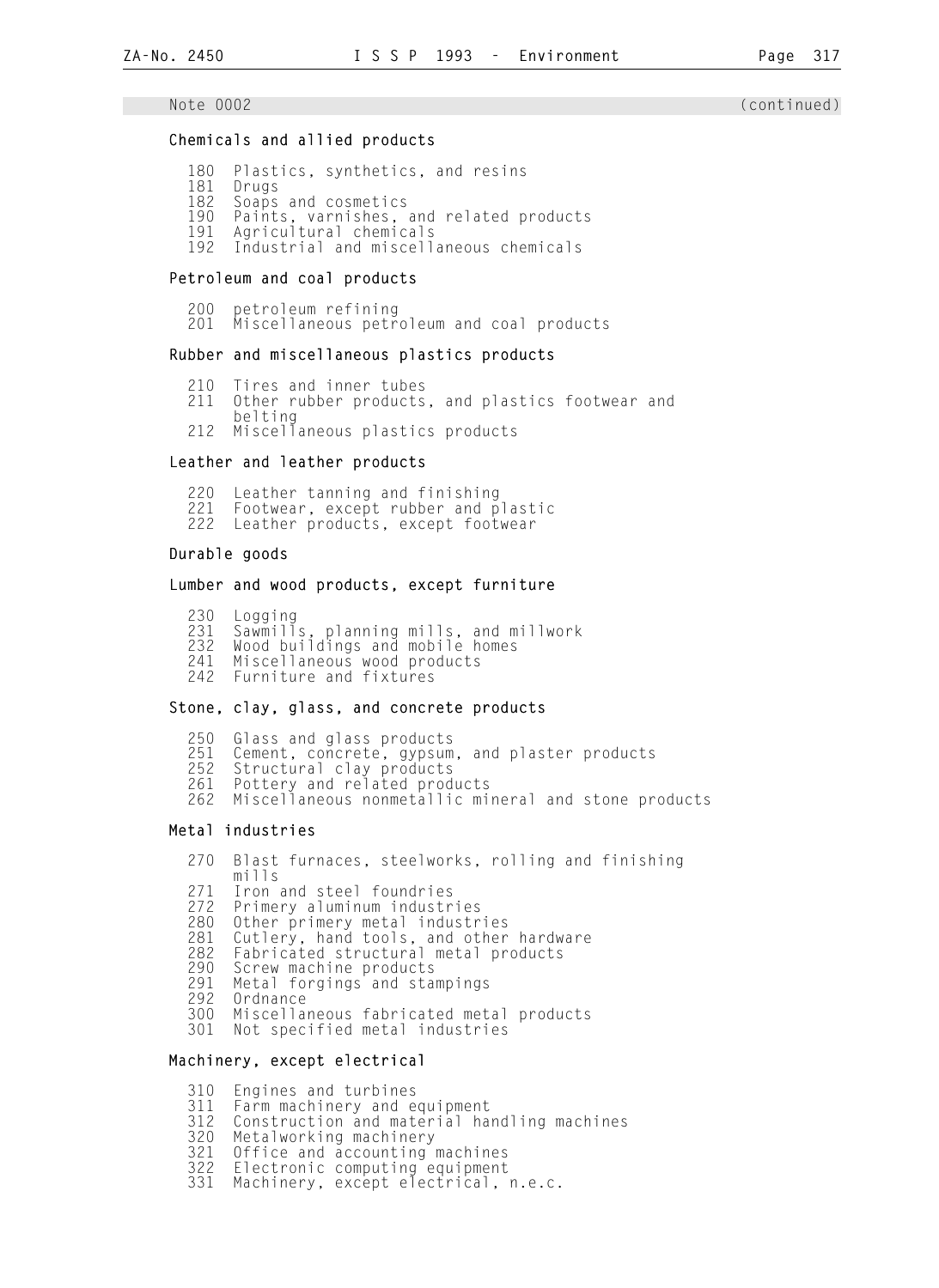Note 0002 (continued)

**Chemicals and allied products**

180 Plastics, synthetics, and resins
181 Drugs
182 Soaps and cosmetics
190 Paints, varnishes, and related products
191 Agricultural chemicals
192 Industrial and miscellaneous chemicals

**Petroleum and coal products**

200 petroleum refining
201 Miscellaneous petroleum and coal products

**Rubber and miscellaneous plastics products**

210 Tires and inner tubes
211 Other rubber products, and plastics footwear and belting
212 Miscellaneous plastics products

**Leather and leather products**

220 Leather tanning and finishing
221 Footwear, except rubber and plastic
222 Leather products, except footwear

**Durable goods**

**Lumber and wood products, except furniture**

230 Logging
231 Sawmills, planning mills, and millwork
232 Wood buildings and mobile homes
241 Miscellaneous wood products
242 Furniture and fixtures

**Stone, clay, glass, and concrete products**

250 Glass and glass products
251 Cement, concrete, gypsum, and plaster products
252 Structural clay products
261 Pottery and related products
262 Miscellaneous nonmetallic mineral and stone products

**Metal industries**

270 Blast furnaces, steelworks, rolling and finishing mills
271 Iron and steel foundries
272 Primery aluminum industries
280 Other primery metal industries
281 Cutlery, hand tools, and other hardware
282 Fabricated structural metal products
290 Screw machine products
291 Metal forgings and stampings
292 Ordnance
300 Miscellaneous fabricated metal products
301 Not specified metal industries

**Machinery, except electrical**

310 Engines and turbines
311 Farm machinery and equipment
312 Construction and material handling machines
320 Metalworking machinery
321 Office and accounting machines
322 Electronic computing equipment
331 Machinery, except electrical, n.e.c.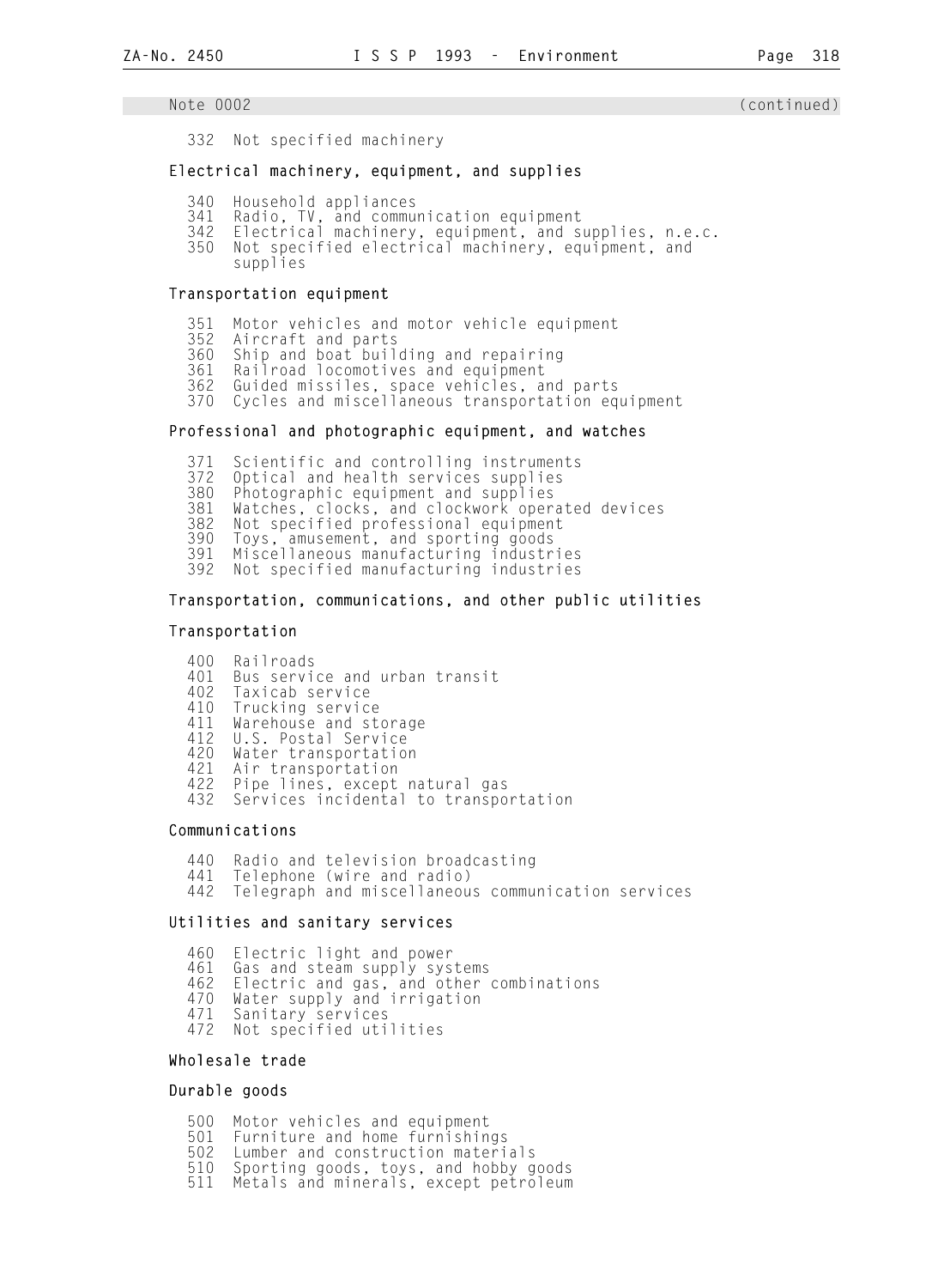Note 0002 (continued)

332 Not specified machinery

**Electrical machinery, equipment, and supplies**

340 Household appliances
341 Radio, TV, and communication equipment
342 Electrical machinery, equipment, and supplies, n.e.c.
350 Not specified electrical machinery, equipment, and supplies

**Transportation equipment**

351 Motor vehicles and motor vehicle equipment
352 Aircraft and parts
360 Ship and boat building and repairing
361 Railroad locomotives and equipment
362 Guided missiles, space vehicles, and parts
370 Cycles and miscellaneous transportation equipment

**Professional and photographic equipment, and watches**

371 Scientific and controlling instruments
372 Optical and health services supplies
380 Photographic equipment and supplies
381 Watches, clocks, and clockwork operated devices
382 Not specified professional equipment
390 Toys, amusement, and sporting goods
391 Miscellaneous manufacturing industries
392 Not specified manufacturing industries

**Transportation, communications, and other public utilities**

**Transportation**

400 Railroads
401 Bus service and urban transit
402 Taxicab service
410 Trucking service
411 Warehouse and storage
412 U.S. Postal Service
420 Water transportation
421 Air transportation
422 Pipe lines, except natural gas
432 Services incidental to transportation

**Communications**

440 Radio and television broadcasting
441 Telephone (wire and radio)
442 Telegraph and miscellaneous communication services

**Utilities and sanitary services**

460 Electric light and power
461 Gas and steam supply systems
462 Electric and gas, and other combinations
470 Water supply and irrigation
471 Sanitary services
472 Not specified utilities

**Wholesale trade**

**Durable goods**

500 Motor vehicles and equipment
501 Furniture and home furnishings
502 Lumber and construction materials
510 Sporting goods, toys, and hobby goods
511 Metals and minerals, except petroleum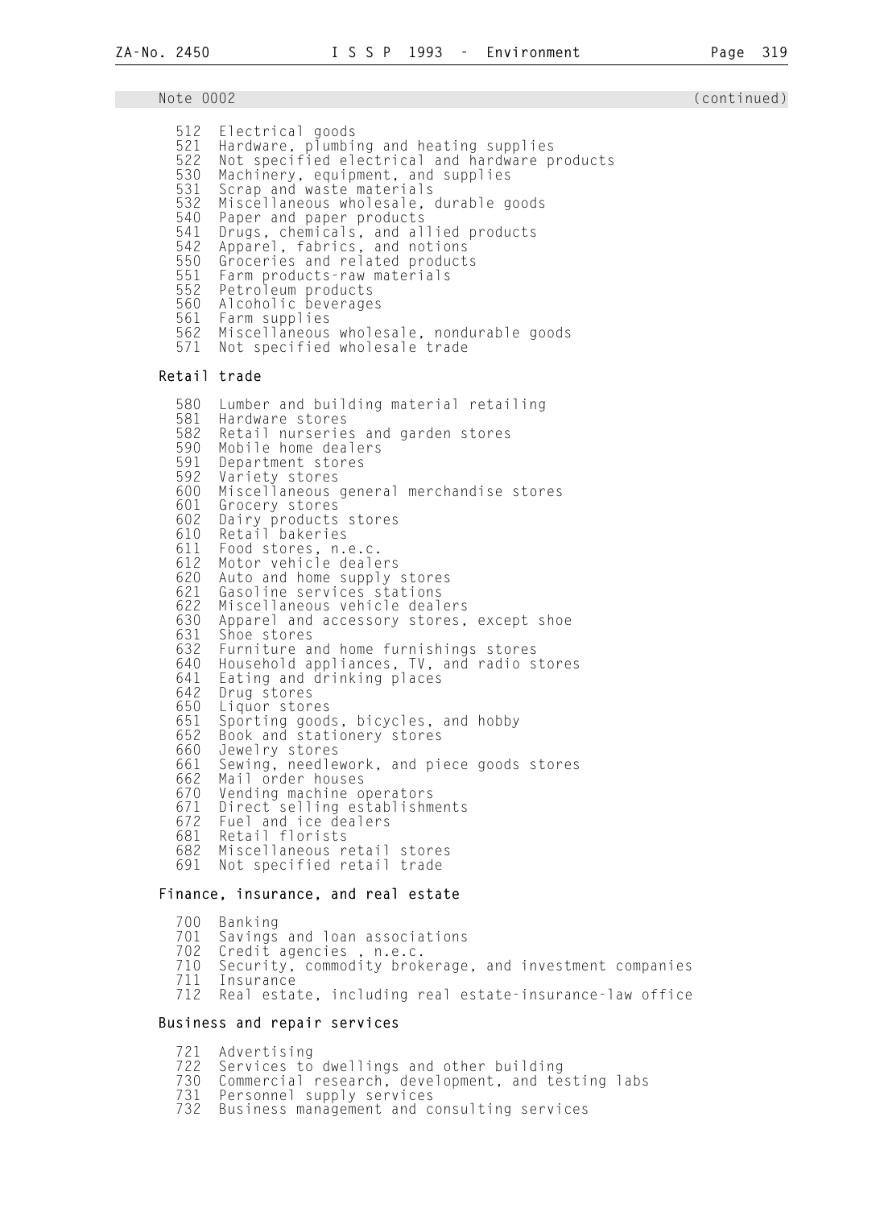Note 0002 (continued)

512 Electrical goods
521 Hardware, plumbing and heating supplies
522 Not specified electrical and hardware products
530 Machinery, equipment, and supplies
531 Scrap and waste materials
532 Miscellaneous wholesale, durable goods
540 Paper and paper products
541 Drugs, chemicals, and allied products
542 Apparel, fabrics, and notions
550 Groceries and related products
551 Farm products-raw materials
552 Petroleum products
560 Alcoholic beverages
561 Farm supplies
562 Miscellaneous wholesale, nondurable goods
571 Not specified wholesale trade

**Retail trade**

580 Lumber and building material retailing
581 Hardware stores
582 Retail nurseries and garden stores
590 Mobile home dealers
591 Department stores
592 Variety stores
600 Miscellaneous general merchandise stores
601 Grocery stores
602 Dairy products stores
610 Retail bakeries
611 Food stores, n.e.c.
612 Motor vehicle dealers
620 Auto and home supply stores
621 Gasoline services stations
622 Miscellaneous vehicle dealers
630 Apparel and accessory stores, except shoe
631 Shoe stores
632 Furniture and home furnishings stores
640 Household appliances, TV, and radio stores
641 Eating and drinking places
642 Drug stores
650 Liquor stores
651 Sporting goods, bicycles, and hobby
652 Book and stationery stores
660 Jewelry stores
661 Sewing, needlework, and piece goods stores
662 Mail order houses
670 Vending machine operators
671 Direct selling establishments
672 Fuel and ice dealers
681 Retail florists
682 Miscellaneous retail stores
691 Not specified retail trade

**Finance, insurance, and real estate**

700 Banking
701 Savings and loan associations
702 Credit agencies , n.e.c.
710 Security, commodity brokerage, and investment companies
711 Insurance
712 Real estate, including real estate-insurance-law office

**Business and repair services**

721 Advertising
722 Services to dwellings and other building
730 Commercial research, development, and testing labs
731 Personnel supply services
732 Business management and consulting services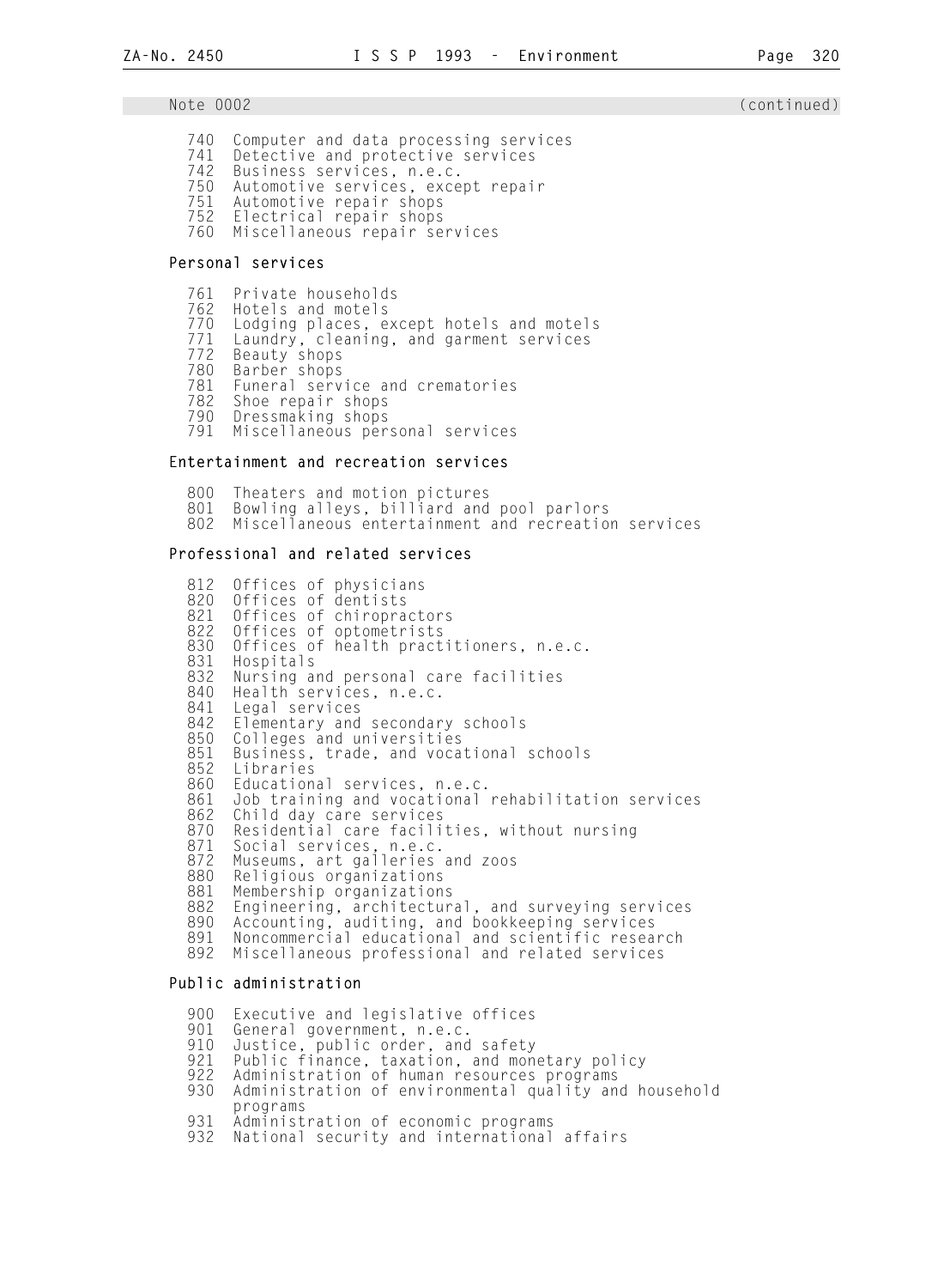Note 0002 (continued)

740 Computer and data processing services
741 Detective and protective services
742 Business services, n.e.c.
750 Automotive services, except repair
751 Automotive repair shops
752 Electrical repair shops
760 Miscellaneous repair services

## Personal services

761 Private households
762 Hotels and motels
770 Lodging places, except hotels and motels
771 Laundry, cleaning, and garment services
772 Beauty shops
780 Barber shops
781 Funeral service and crematories
782 Shoe repair shops
790 Dressmaking shops
791 Miscellaneous personal services

## Entertainment and recreation services

800 Theaters and motion pictures
801 Bowling alleys, billiard and pool parlors
802 Miscellaneous entertainment and recreation services

## Professional and related services

812 Offices of physicians
820 Offices of dentists
821 Offices of chiropractors
822 Offices of optometrists
830 Offices of health practitioners, n.e.c.
831 Hospitals
832 Nursing and personal care facilities
840 Health services, n.e.c.
841 Legal services
842 Elementary and secondary schools
850 Colleges and universities
851 Business, trade, and vocational schools
852 Libraries
860 Educational services, n.e.c.
861 Job training and vocational rehabilitation services
862 Child day care services
870 Residential care facilities, without nursing
871 Social services, n.e.c.
872 Museums, art galleries and zoos
880 Religious organizations
881 Membership organizations
882 Engineering, architectural, and surveying services
890 Accounting, auditing, and bookkeeping services
891 Noncommercial educational and scientific research
892 Miscellaneous professional and related services

## Public administration

900 Executive and legislative offices
901 General government, n.e.c.
910 Justice, public order, and safety
921 Public finance, taxation, and monetary policy
922 Administration of human resources programs
930 Administration of environmental quality and household programs
931 Administration of economic programs
932 National security and international affairs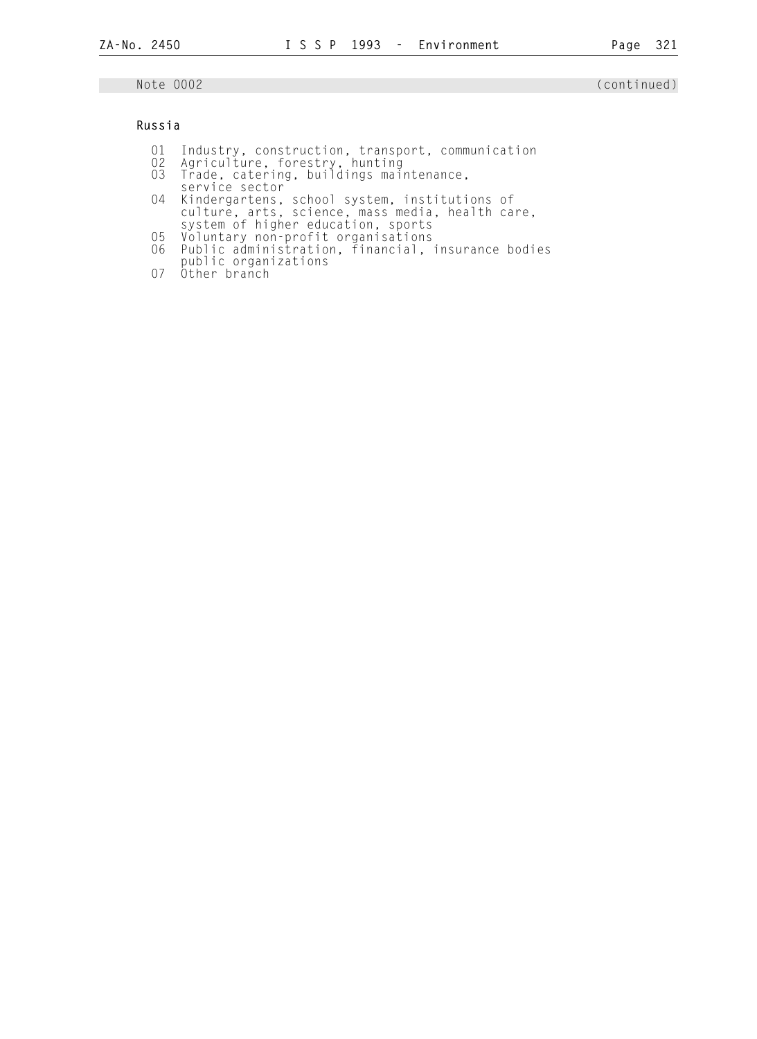Note 0002 (continued)

**Russia**

01 Industry, construction, transport, communication
02 Agriculture, forestry, hunting
03 Trade, catering, buildings maintenance, service sector
04 Kindergartens, school system, institutions of culture, arts, science, mass media, health care, system of higher education, sports
05 Voluntary non-profit organisations
06 Public administration, financial, insurance bodies public organizations
07 Other branch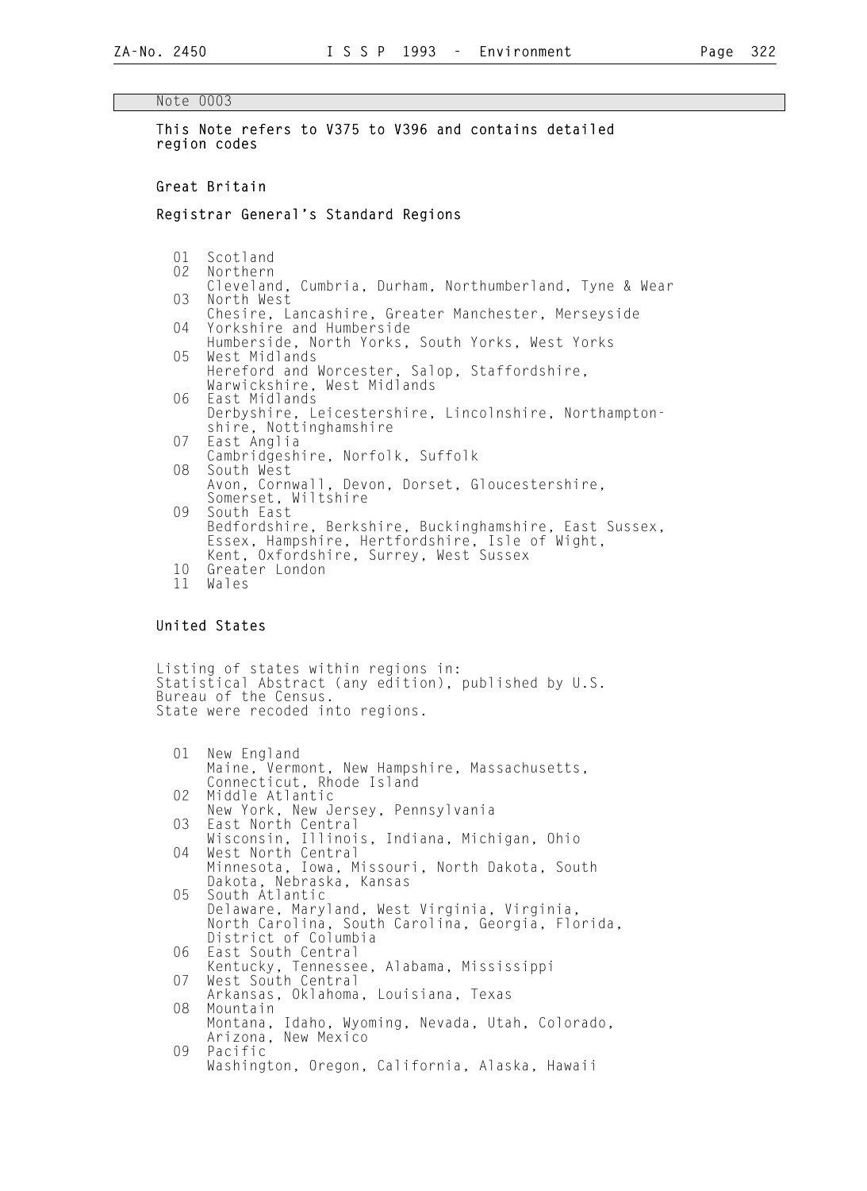Note 0003

**This Note refers to V375 to V396 and contains detailed region codes**

## Great Britain

### Registrar General's Standard Regions

- 01 Scotland
- 02 Northern
  Cleveland, Cumbria, Durham, Northumberland, Tyne & Wear
- 03 North West
  Chesire, Lancashire, Greater Manchester, Merseyside
- 04 Yorkshire and Humberside
  Humberside, North Yorks, South Yorks, West Yorks
- 05 West Midlands
  Hereford and Worcester, Salop, Staffordshire, Warwickshire, West Midlands
- 06 East Midlands
  Derbyshire, Leicestershire, Lincolnshire, Northamptonshire, Nottinghamshire
- 07 East Anglia
  Cambridgeshire, Norfolk, Suffolk
- 08 South West
  Avon, Cornwall, Devon, Dorset, Gloucestershire, Somerset, Wiltshire
- 09 South East
  Bedfordshire, Berkshire, Buckinghamshire, East Sussex, Essex, Hampshire, Hertfordshire, Isle of Wight, Kent, Oxfordshire, Surrey, West Sussex
- 10 Greater London
- 11 Wales

## United States

Listing of states within regions in:
Statistical Abstract (any edition), published by U.S. Bureau of the Census.
State were recoded into regions.

- 01 New England
  Maine, Vermont, New Hampshire, Massachusetts, Connecticut, Rhode Island
- 02 Middle Atlantic
  New York, New Jersey, Pennsylvania
- 03 East North Central
  Wisconsin, Illinois, Indiana, Michigan, Ohio
- 04 West North Central
  Minnesota, Iowa, Missouri, North Dakota, South Dakota, Nebraska, Kansas
- 05 South Atlantic
  Delaware, Maryland, West Virginia, Virginia, North Carolina, South Carolina, Georgia, Florida, District of Columbia
- 06 East South Central
  Kentucky, Tennessee, Alabama, Mississippi
- 07 West South Central
  Arkansas, Oklahoma, Louisiana, Texas
- 08 Mountain
  Montana, Idaho, Wyoming, Nevada, Utah, Colorado, Arizona, New Mexico
- 09 Pacific
  Washington, Oregon, California, Alaska, Hawaii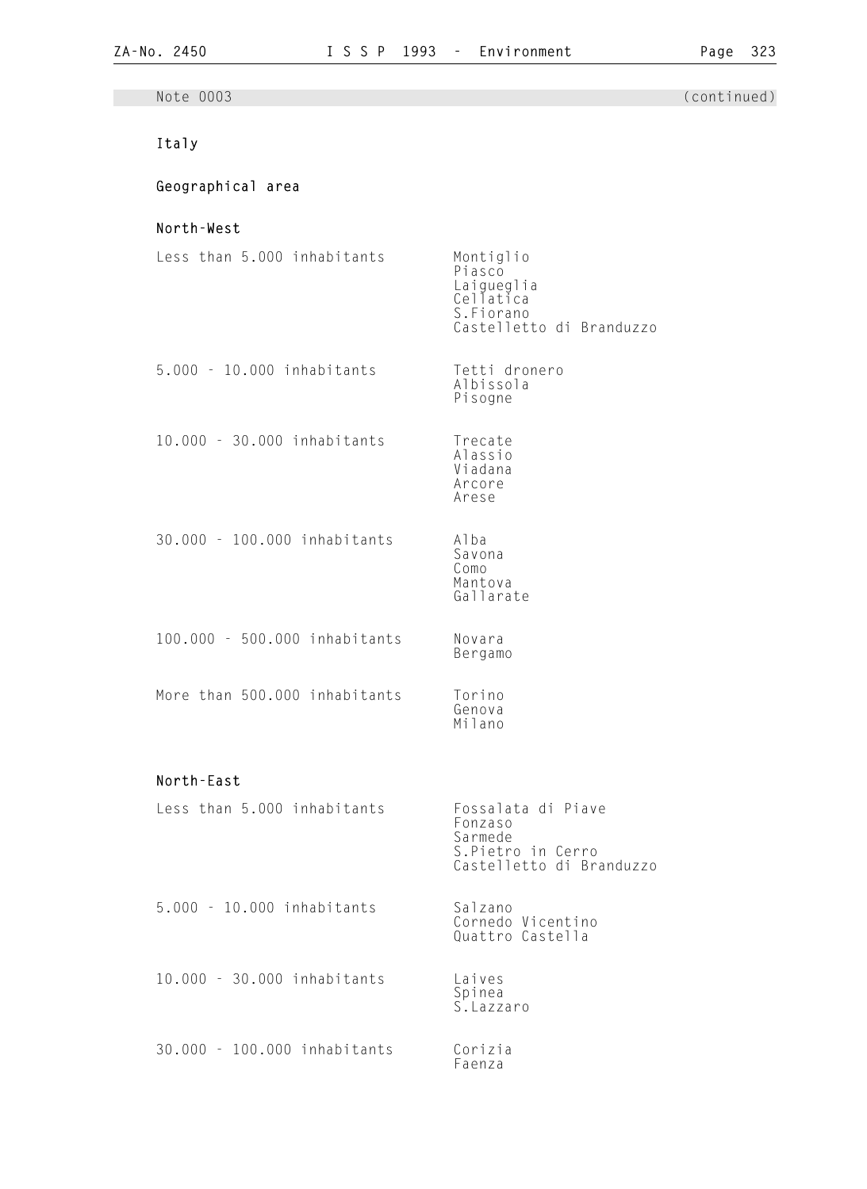Note 0003 (continued)

### Italy

#### Geographical area

#### North-West

| | |
|---|---|
| Less than 5.000 inhabitants | Montiglio<br>Piasco<br>Laigueglia<br>Cellatica<br>S.Fiorano<br>Castelletto di Branduzzo |
| 5.000 - 10.000 inhabitants | Tetti dronero<br>Albissola<br>Pisogne |
| 10.000 - 30.000 inhabitants | Trecate<br>Alassio<br>Viadana<br>Arcore<br>Arese |
| 30.000 - 100.000 inhabitants | Alba<br>Savona<br>Como<br>Mantova<br>Gallarate |
| 100.000 - 500.000 inhabitants | Novara<br>Bergamo |
| More than 500.000 inhabitants | Torino<br>Genova<br>Milano |

#### North-East

| | |
|---|---|
| Less than 5.000 inhabitants | Fossalata di Piave<br>Fonzaso<br>Sarmede<br>S.Pietro in Cerro<br>Castelletto di Branduzzo |
| 5.000 - 10.000 inhabitants | Salzano<br>Cornedo Vicentino<br>Quattro Castella |
| 10.000 - 30.000 inhabitants | Laives<br>Spinea<br>S.Lazzaro |
| 30.000 - 100.000 inhabitants | Corizia<br>Faenza |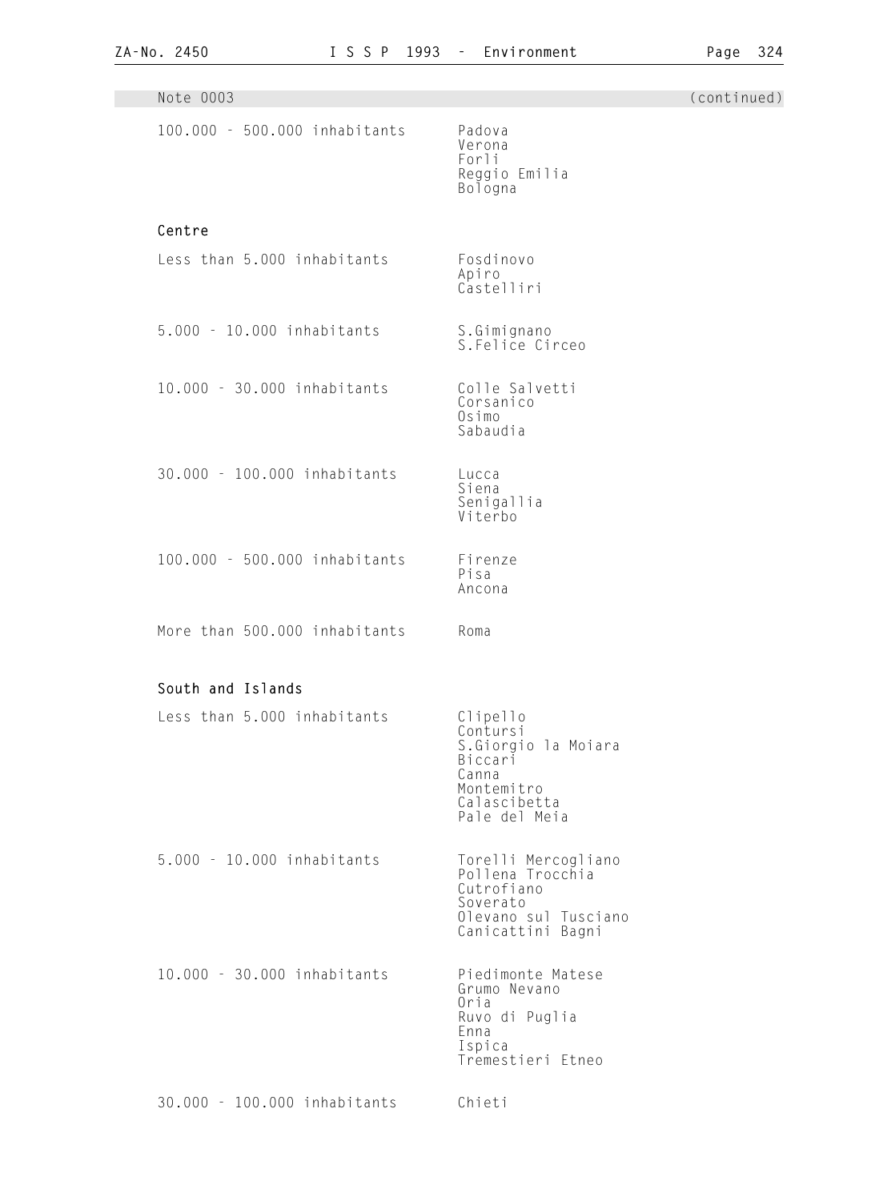Note 0003 (continued)

| | |
|---|---|
| 100.000 - 500.000 inhabitants | Padova<br>Verona<br>Forli<br>Reggio Emilia<br>Bologna |

**Centre**

| | |
|---|---|
| Less than 5.000 inhabitants | Fosdinovo<br>Apiro<br>Castelliri |
| 5.000 - 10.000 inhabitants | S.Gimignano<br>S.Felice Circeo |
| 10.000 - 30.000 inhabitants | Colle Salvetti<br>Corsanico<br>Osimo<br>Sabaudia |
| 30.000 - 100.000 inhabitants | Lucca<br>Siena<br>Senigallia<br>Viterbo |
| 100.000 - 500.000 inhabitants | Firenze<br>Pisa<br>Ancona |
| More than 500.000 inhabitants | Roma |

**South and Islands**

| | |
|---|---|
| Less than 5.000 inhabitants | Clipello<br>Contursi<br>S.Giorgio la Moiara<br>Biccari<br>Canna<br>Montemitro<br>Calascibetta<br>Pale del Meia |
| 5.000 - 10.000 inhabitants | Torelli Mercogliano<br>Pollena Trocchia<br>Cutrofiano<br>Soverato<br>Olevano sul Tusciano<br>Canicattini Bagni |
| 10.000 - 30.000 inhabitants | Piedimonte Matese<br>Grumo Nevano<br>Oria<br>Ruvo di Puglia<br>Enna<br>Ispica<br>Tremestieri Etneo |
| 30.000 - 100.000 inhabitants | Chieti |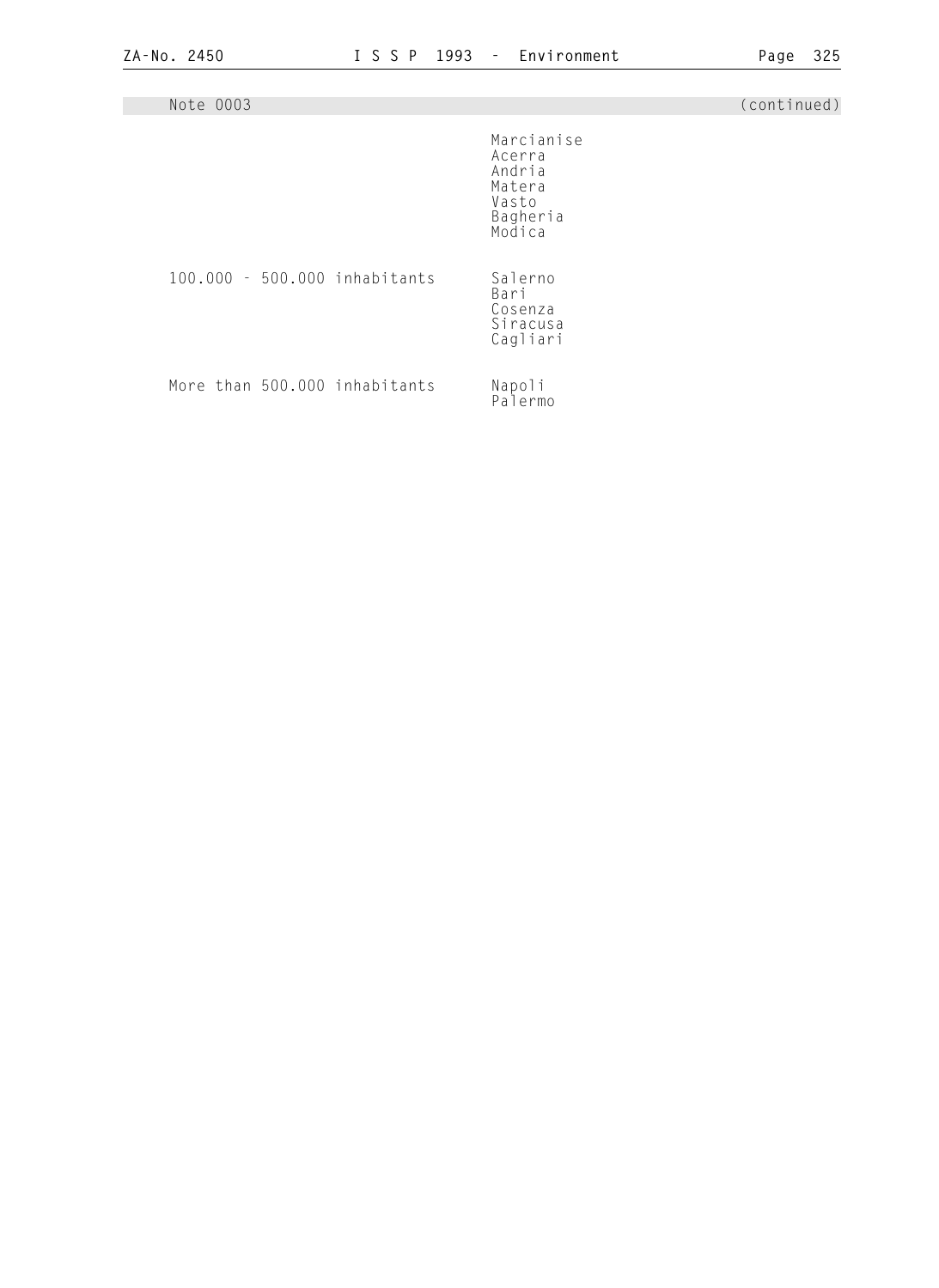Note 0003 (continued)

| | |
|---|---|
| | Marcianise |
| | Acerra |
| | Andria |
| | Matera |
| | Vasto |
| | Bagheria |
| | Modica |
| 100.000 - 500.000 inhabitants | Salerno |
| | Bari |
| | Cosenza |
| | Siracusa |
| | Cagliari |
| More than 500.000 inhabitants | Napoli |
| | Palermo |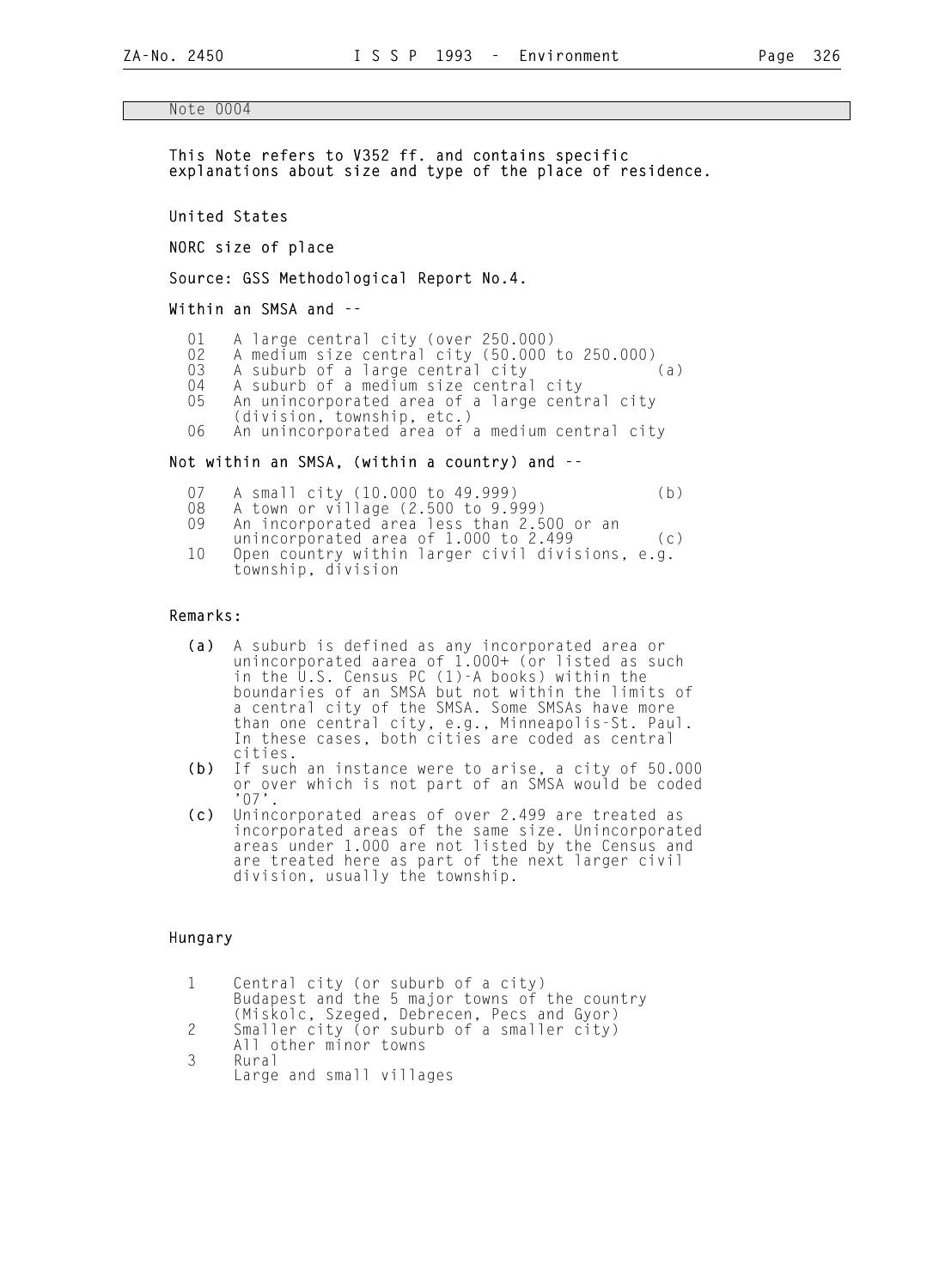## Note 0004

**This Note refers to V352 ff. and contains specific explanations about size and type of the place of residence.**

### United States

**NORC size of place**

**Source: GSS Methodological Report No.4.**

**Within an SMSA and --**

| | | |
|---|---|---|
| 01 | A large central city (over 250.000) | |
| 02 | A medium size central city (50.000 to 250.000) | |
| 03 | A suburb of a large central city | (a) |
| 04 | A suburb of a medium size central city | |
| 05 | An unincorporated area of a large central city (division, township, etc.) | |
| 06 | An unincorporated area of a medium central city | |

**Not within an SMSA, (within a country) and --**

| | | |
|---|---|---|
| 07 | A small city (10.000 to 49.999) | (b) |
| 08 | A town or village (2.500 to 9.999) | |
| 09 | An incorporated area less than 2.500 or an unincorporated area of 1.000 to 2.499 | (c) |
| 10 | Open country within larger civil divisions, e.g. township, division | |

**Remarks:**

**(a)** A suburb is defined as any incorporated area or unincorporated aarea of 1.000+ (or listed as such in the U.S. Census PC (1)-A books) within the boundaries of an SMSA but not within the limits of a central city of the SMSA. Some SMSAs have more than one central city, e.g., Minneapolis-St. Paul. In these cases, both cities are coded as central cities.

**(b)** If such an instance were to arise, a city of 50.000 or over which is not part of an SMSA would be coded '07'.

**(c)** Unincorporated areas of over 2.499 are treated as incorporated areas of the same size. Unincorporated areas under 1.000 are not listed by the Census and are treated here as part of the next larger civil division, usually the township.

### Hungary

| | |
|---|---|
| 1 | Central city (or suburb of a city) Budapest and the 5 major towns of the country (Miskolc, Szeged, Debrecen, Pecs and Gyor) |
| 2 | Smaller city (or suburb of a smaller city) All other minor towns |
| 3 | Rural Large and small villages |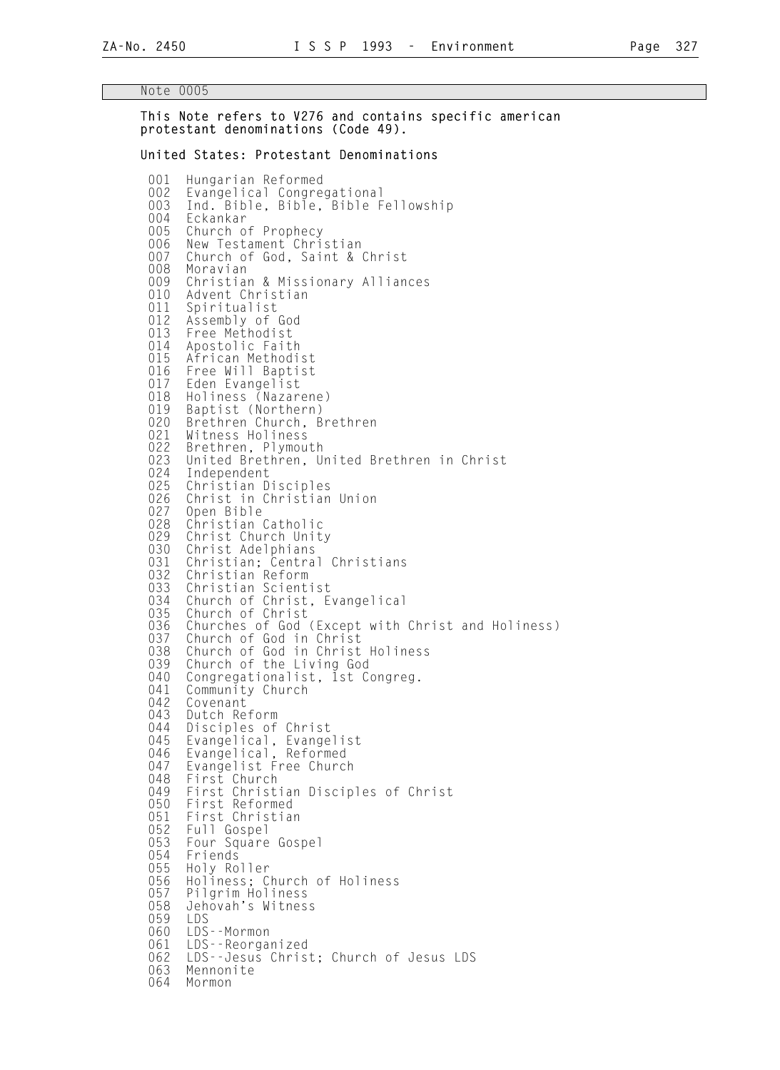Note 0005

**This Note refers to V276 and contains specific american protestant denominations (Code 49).**

**United States: Protestant Denominations**

001 Hungarian Reformed
002 Evangelical Congregational
003 Ind. Bible, Bible, Bible Fellowship
004 Eckankar
005 Church of Prophecy
006 New Testament Christian
007 Church of God, Saint & Christ
008 Moravian
009 Christian & Missionary Alliances
010 Advent Christian
011 Spiritualist
012 Assembly of God
013 Free Methodist
014 Apostolic Faith
015 African Methodist
016 Free Will Baptist
017 Eden Evangelist
018 Holiness (Nazarene)
019 Baptist (Northern)
020 Brethren Church, Brethren
021 Witness Holiness
022 Brethren, Plymouth
023 United Brethren, United Brethren in Christ
024 Independent
025 Christian Disciples
026 Christ in Christian Union
027 Open Bible
028 Christian Catholic
029 Christ Church Unity
030 Christ Adelphians
031 Christian; Central Christians
032 Christian Reform
033 Christian Scientist
034 Church of Christ, Evangelical
035 Church of Christ
036 Churches of God (Except with Christ and Holiness)
037 Church of God in Christ
038 Church of God in Christ Holiness
039 Church of the Living God
040 Congregationalist, 1st Congreg.
041 Community Church
042 Covenant
043 Dutch Reform
044 Disciples of Christ
045 Evangelical, Evangelist
046 Evangelical, Reformed
047 Evangelist Free Church
048 First Church
049 First Christian Disciples of Christ
050 First Reformed
051 First Christian
052 Full Gospel
053 Four Square Gospel
054 Friends
055 Holy Roller
056 Holiness; Church of Holiness
057 Pilgrim Holiness
058 Jehovah's Witness
059 LDS
060 LDS--Mormon
061 LDS--Reorganized
062 LDS--Jesus Christ; Church of Jesus LDS
063 Mennonite
064 Mormon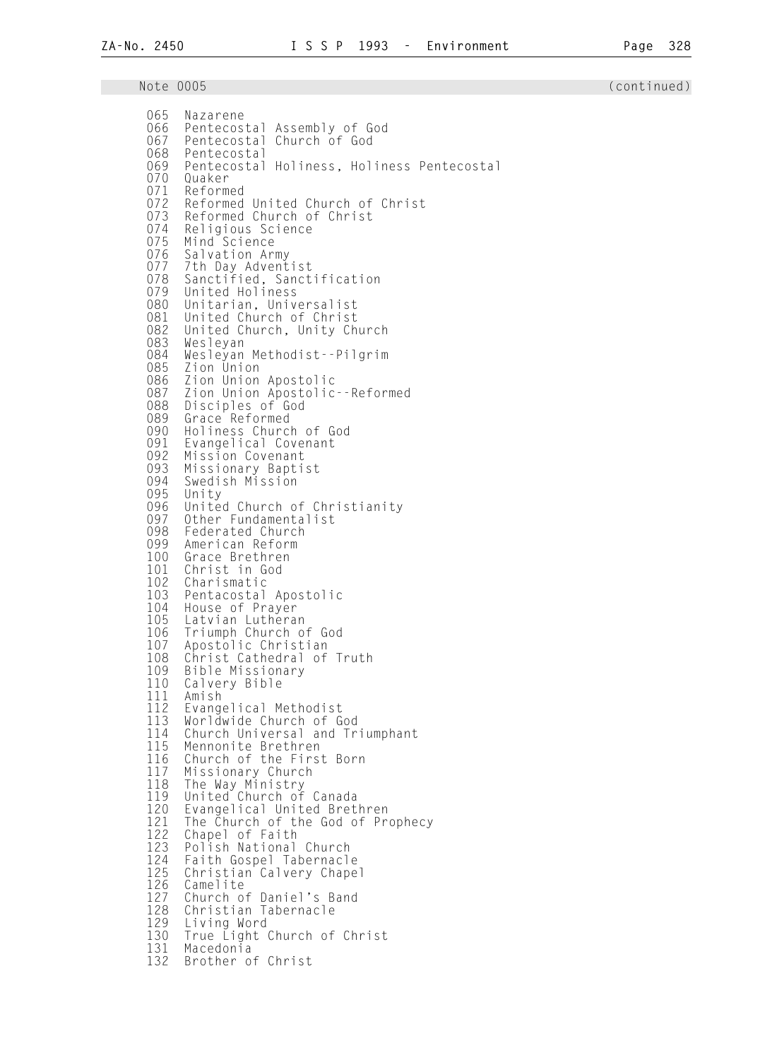Note 0005 (continued)

065 Nazarene
066 Pentecostal Assembly of God
067 Pentecostal Church of God
068 Pentecostal
069 Pentecostal Holiness, Holiness Pentecostal
070 Quaker
071 Reformed
072 Reformed United Church of Christ
073 Reformed Church of Christ
074 Religious Science
075 Mind Science
076 Salvation Army
077 7th Day Adventist
078 Sanctified, Sanctification
079 United Holiness
080 Unitarian, Universalist
081 United Church of Christ
082 United Church, Unity Church
083 Wesleyan
084 Wesleyan Methodist--Pilgrim
085 Zion Union
086 Zion Union Apostolic
087 Zion Union Apostolic--Reformed
088 Disciples of God
089 Grace Reformed
090 Holiness Church of God
091 Evangelical Covenant
092 Mission Covenant
093 Missionary Baptist
094 Swedish Mission
095 Unity
096 United Church of Christianity
097 Other Fundamentalist
098 Federated Church
099 American Reform
100 Grace Brethren
101 Christ in God
102 Charismatic
103 Pentacostal Apostolic
104 House of Prayer
105 Latvian Lutheran
106 Triumph Church of God
107 Apostolic Christian
108 Christ Cathedral of Truth
109 Bible Missionary
110 Calvery Bible
111 Amish
112 Evangelical Methodist
113 Worldwide Church of God
114 Church Universal and Triumphant
115 Mennonite Brethren
116 Church of the First Born
117 Missionary Church
118 The Way Ministry
119 United Church of Canada
120 Evangelical United Brethren
121 The Church of the God of Prophecy
122 Chapel of Faith
123 Polish National Church
124 Faith Gospel Tabernacle
125 Christian Calvery Chapel
126 Camelite
127 Church of Daniel's Band
128 Christian Tabernacle
129 Living Word
130 True Light Church of Christ
131 Macedonia
132 Brother of Christ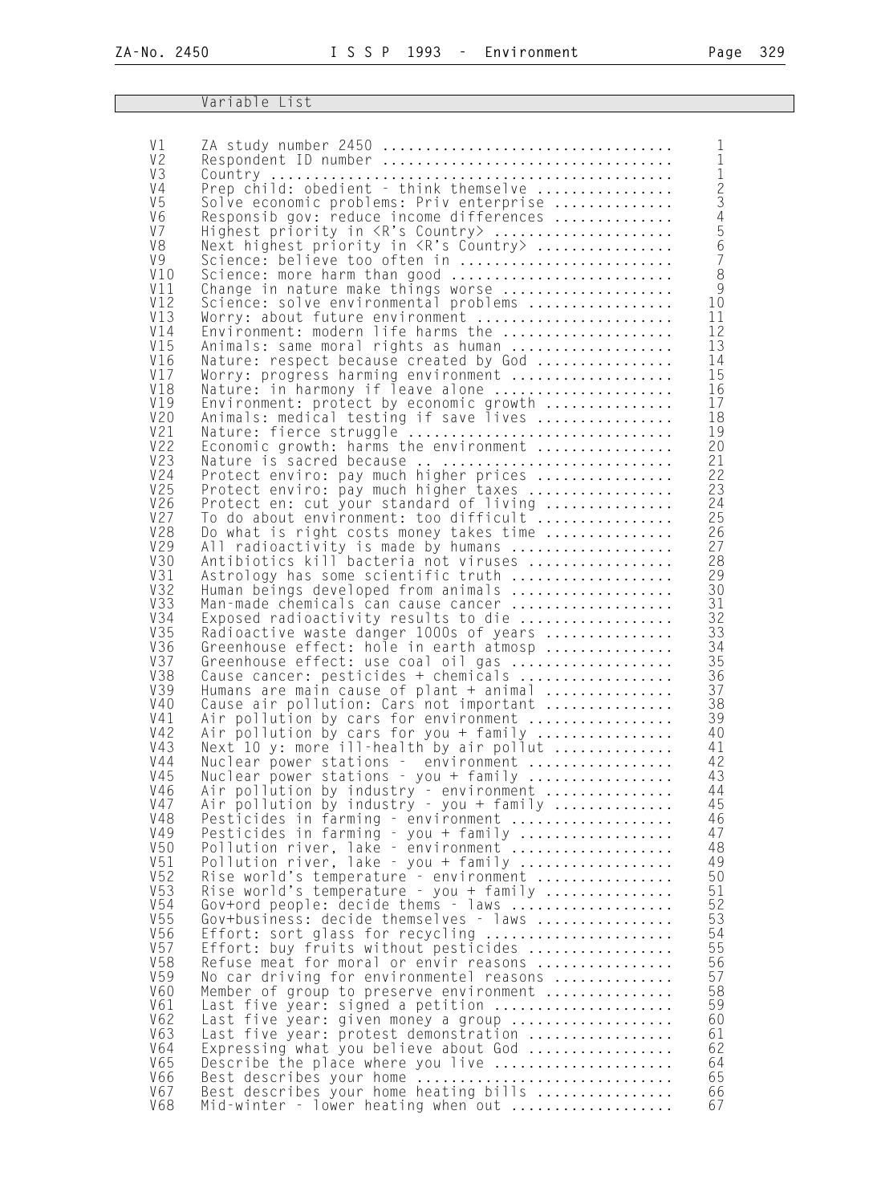## Variable List

| | | |
|---|---|---|
| V1 | ZA study number 2450 | 1 |
| V2 | Respondent ID number | 1 |
| V3 | Country | 1 |
| V4 | Prep child: obedient - think themselve | 2 |
| V5 | Solve economic problems: Priv enterprise | 3 |
| V6 | Responsib gov: reduce income differences | 4 |
| V7 | Highest priority in <R's Country> | 5 |
| V8 | Next highest priority in <R's Country> | 6 |
| V9 | Science: believe too often in | 7 |
| V10 | Science: more harm than good | 8 |
| V11 | Change in nature make things worse | 9 |
| V12 | Science: solve environmental problems | 10 |
| V13 | Worry: about future environment | 11 |
| V14 | Environment: modern life harms the | 12 |
| V15 | Animals: same moral rights as human | 13 |
| V16 | Nature: respect because created by God | 14 |
| V17 | Worry: progress harming environment | 15 |
| V18 | Nature: in harmony if leave alone | 16 |
| V19 | Environment: protect by economic growth | 17 |
| V20 | Animals: medical testing if save lives | 18 |
| V21 | Nature: fierce struggle | 19 |
| V22 | Economic growth: harms the environment | 20 |
| V23 | Nature is sacred because .. | 21 |
| V24 | Protect enviro: pay much higher prices | 22 |
| V25 | Protect enviro: pay much higher taxes | 23 |
| V26 | Protect en: cut your standard of living | 24 |
| V27 | To do about environment: too difficult | 25 |
| V28 | Do what is right costs money takes time | 26 |
| V29 | All radioactivity is made by humans | 27 |
| V30 | Antibiotics kill bacteria not viruses | 28 |
| V31 | Astrology has some scientific truth | 29 |
| V32 | Human beings developed from animals | 30 |
| V33 | Man-made chemicals can cause cancer | 31 |
| V34 | Exposed radioactivity results to die | 32 |
| V35 | Radioactive waste danger 1000s of years | 33 |
| V36 | Greenhouse effect: hole in earth atmosp | 34 |
| V37 | Greenhouse effect: use coal oil gas | 35 |
| V38 | Cause cancer: pesticides + chemicals | 36 |
| V39 | Humans are main cause of plant + animal | 37 |
| V40 | Cause air pollution: Cars not important | 38 |
| V41 | Air pollution by cars for environment | 39 |
| V42 | Air pollution by cars for you + family | 40 |
| V43 | Next 10 y: more ill-health by air pollut | 41 |
| V44 | Nuclear power stations - environment | 42 |
| V45 | Nuclear power stations - you + family | 43 |
| V46 | Air pollution by industry - environment | 44 |
| V47 | Air pollution by industry - you + family | 45 |
| V48 | Pesticides in farming - environment | 46 |
| V49 | Pesticides in farming - you + family | 47 |
| V50 | Pollution river, lake - environment | 48 |
| V51 | Pollution river, lake - you + family | 49 |
| V52 | Rise world's temperature - environment | 50 |
| V53 | Rise world's temperature - you + family | 51 |
| V54 | Gov+ord people: decide thems - laws | 52 |
| V55 | Gov+business: decide themselves - laws | 53 |
| V56 | Effort: sort glass for recycling | 54 |
| V57 | Effort: buy fruits without pesticides | 55 |
| V58 | Refuse meat for moral or envir reasons | 56 |
| V59 | No car driving for environmentel reasons | 57 |
| V60 | Member of group to preserve environment | 58 |
| V61 | Last five year: signed a petition | 59 |
| V62 | Last five year: given money a group | 60 |
| V63 | Last five year: protest demonstration | 61 |
| V64 | Expressing what you believe about God | 62 |
| V65 | Describe the place where you live | 64 |
| V66 | Best describes your home | 65 |
| V67 | Best describes your home heating bills | 66 |
| V68 | Mid-winter - lower heating when out | 67 |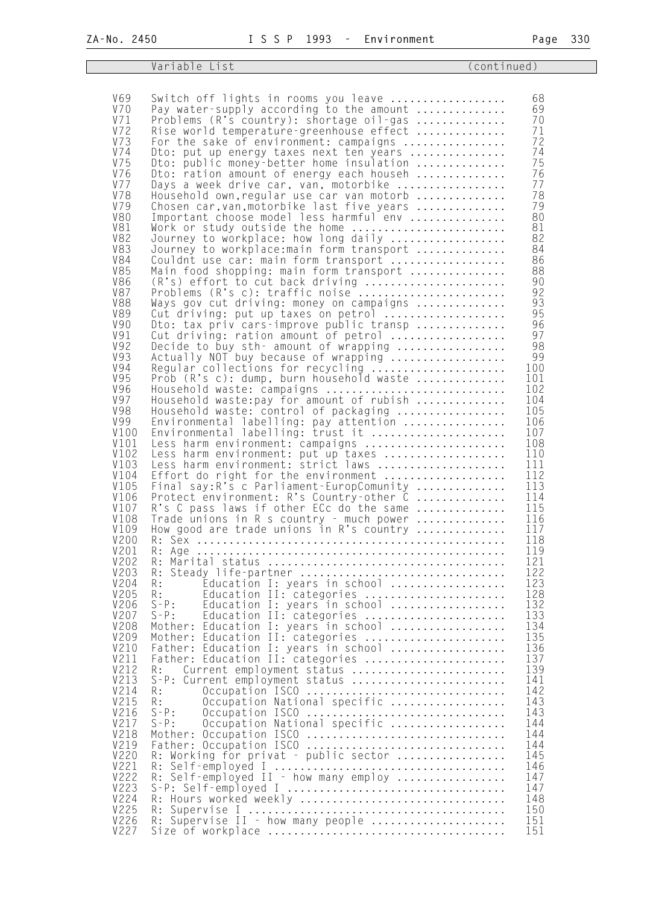**Variable List** (continued)

| Variable | Description | Page |
|---|---|---|
| V69 | Switch off lights in rooms you leave .................. | 68 |
| V70 | Pay water-supply according to the amount ............. | 69 |
| V71 | Problems (R's country): shortage oil-gas ............. | 70 |
| V72 | Rise world temperature-greenhouse effect ............. | 71 |
| V73 | For the sake of environment: campaigns ............... | 72 |
| V74 | Dto: put up energy taxes next ten years .............. | 74 |
| V75 | Dto: public money-better home insulation ............. | 75 |
| V76 | Dto: ration amount of energy each househ ............. | 76 |
| V77 | Days a week drive car, van, motorbike ................ | 77 |
| V78 | Household own,regular use car van motorb ............. | 78 |
| V79 | Chosen car,van,motorbike last five years ............. | 79 |
| V80 | Important choose model less harmful env .............. | 80 |
| V81 | Work or study outside the home ....................... | 81 |
| V82 | Journey to workplace: how long daily ................. | 82 |
| V83 | Journey to workplace:main form transport ............. | 84 |
| V84 | Couldnt use car: main form transport ................. | 86 |
| V85 | Main food shopping: main form transport .............. | 88 |
| V86 | (R's) effort to cut back driving ..................... | 90 |
| V87 | Problems (R's c): traffic noise ...................... | 92 |
| V88 | Ways gov cut driving: money on campaigns ............. | 93 |
| V89 | Cut driving: put up taxes on petrol .................. | 95 |
| V90 | Dto: tax priv cars-improve public transp ............. | 96 |
| V91 | Cut driving: ration amount of petrol ................. | 97 |
| V92 | Decide to buy sth- amount of wrapping ................ | 98 |
| V93 | Actually NOT buy because of wrapping ................. | 99 |
| V94 | Regular collections for recycling .................... | 100 |
| V95 | Prob (R's c): dump, burn household waste ............. | 101 |
| V96 | Household waste: campaigns ........................... | 102 |
| V97 | Household waste:pay for amount of rubish ............. | 104 |
| V98 | Household waste: control of packaging ................ | 105 |
| V99 | Environmental labelling: pay attention ............... | 106 |
| V100 | Environmental labelling: trust it .................... | 107 |
| V101 | Less harm environment: campaigns ..................... | 108 |
| V102 | Less harm environment: put up taxes .................. | 110 |
| V103 | Less harm environment: strict laws ................... | 111 |
| V104 | Effort do right for the environment .................. | 112 |
| V105 | Final say:R's c Parliament-EuropComunity ............. | 113 |
| V106 | Protect environment: R's Country-other C ............. | 114 |
| V107 | R's C pass laws if other ECc do the same ............. | 115 |
| V108 | Trade unions in R s country - much power ............. | 116 |
| V109 | How good are trade unions in R's country ............. | 117 |
| V200 | R: Sex ............................................... | 118 |
| V201 | R: Age ............................................... | 119 |
| V202 | R: Marital status .................................... | 121 |
| V203 | R: Steady life-partner ............................... | 122 |
| V204 | R: Education I: years in school ...................... | 123 |
| V205 | R: Education II: categories .......................... | 128 |
| V206 | S-P: Education I: years in school .................... | 132 |
| V207 | S-P: Education II: categories ........................ | 133 |
| V208 | Mother: Education I: years in school ................. | 134 |
| V209 | Mother: Education II: categories ..................... | 135 |
| V210 | Father: Education I: years in school ................. | 136 |
| V211 | Father: Education II: categories ..................... | 137 |
| V212 | R: Current employment status ......................... | 139 |
| V213 | S-P: Current employment status ....................... | 141 |
| V214 | R: Occupation ISCO ................................... | 142 |
| V215 | R: Occupation National specific ...................... | 143 |
| V216 | S-P: Occupation ISCO ................................. | 143 |
| V217 | S-P: Occupation National specific .................... | 144 |
| V218 | Mother: Occupation ISCO .............................. | 144 |
| V219 | Father: Occupation ISCO .............................. | 144 |
| V220 | R: Working for privat - public sector ................ | 145 |
| V221 | R: Self-employed I ................................... | 146 |
| V222 | R: Self-employed II - how many employ ................ | 147 |
| V223 | S-P: Self-employed I ................................. | 147 |
| V224 | R: Hours worked weekly ............................... | 148 |
| V225 | R: Supervise I ....................................... | 150 |
| V226 | R: Supervise II - how many people .................... | 151 |
| V227 | Size of workplace .................................... | 151 |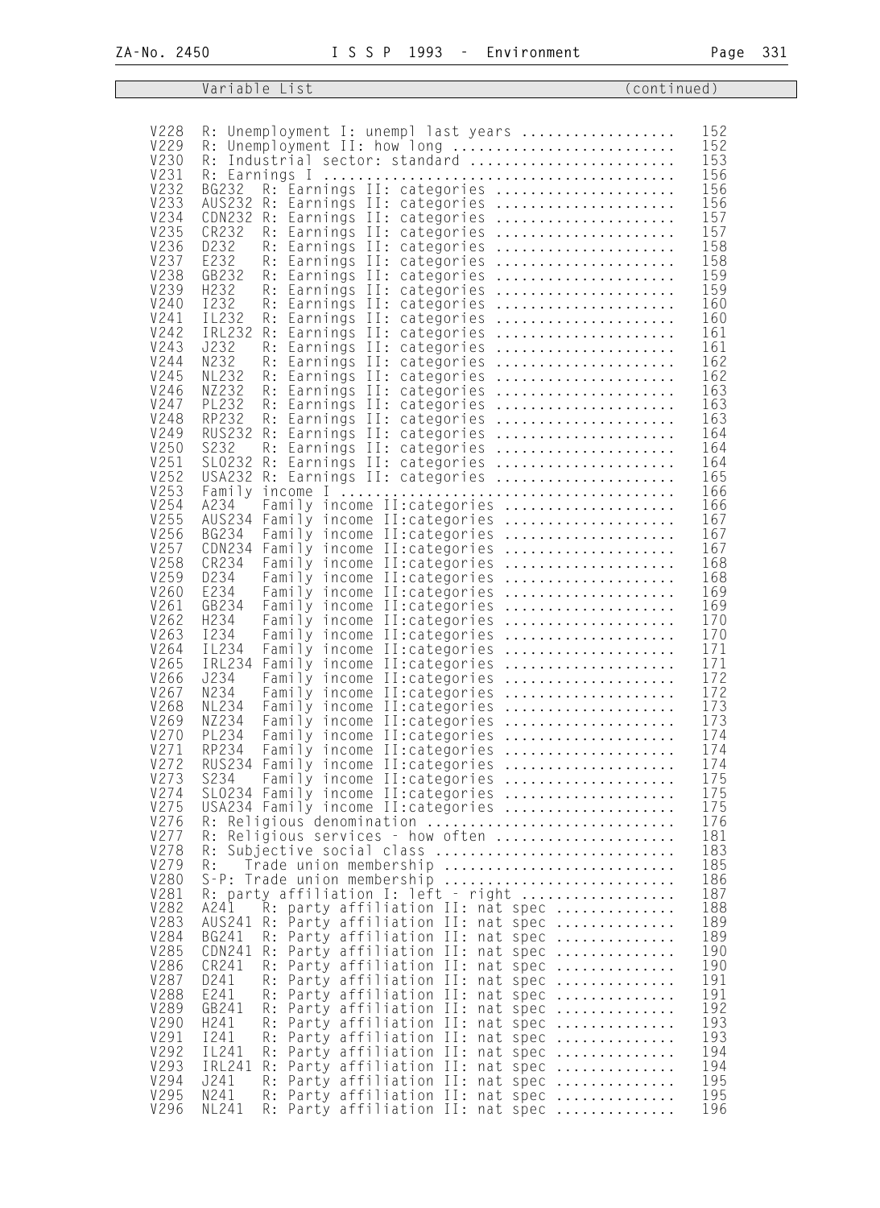## Variable List (continued)

| Variable | Country | Description | Page |
|---|---|---|---|
| V228 | | R: Unemployment I: unempl last years | 152 |
| V229 | | R: Unemployment II: how long | 152 |
| V230 | | R: Industrial sector: standard | 153 |
| V231 | | R: Earnings I | 156 |
| V232 | BG232 | R: Earnings II: categories | 156 |
| V233 | AUS232 | R: Earnings II: categories | 156 |
| V234 | CDN232 | R: Earnings II: categories | 157 |
| V235 | CR232 | R: Earnings II: categories | 157 |
| V236 | D232 | R: Earnings II: categories | 158 |
| V237 | E232 | R: Earnings II: categories | 158 |
| V238 | GB232 | R: Earnings II: categories | 159 |
| V239 | H232 | R: Earnings II: categories | 159 |
| V240 | I232 | R: Earnings II: categories | 160 |
| V241 | IL232 | R: Earnings II: categories | 160 |
| V242 | IRL232 | R: Earnings II: categories | 161 |
| V243 | J232 | R: Earnings II: categories | 161 |
| V244 | N232 | R: Earnings II: categories | 162 |
| V245 | NL232 | R: Earnings II: categories | 162 |
| V246 | NZ232 | R: Earnings II: categories | 163 |
| V247 | PL232 | R: Earnings II: categories | 163 |
| V248 | RP232 | R: Earnings II: categories | 163 |
| V249 | RUS232 | R: Earnings II: categories | 164 |
| V250 | S232 | R: Earnings II: categories | 164 |
| V251 | SLO232 | R: Earnings II: categories | 164 |
| V252 | USA232 | R: Earnings II: categories | 165 |
| V253 | | Family income I | 166 |
| V254 | A234 | Family income II:categories | 166 |
| V255 | AUS234 | Family income II:categories | 167 |
| V256 | BG234 | Family income II:categories | 167 |
| V257 | CDN234 | Family income II:categories | 167 |
| V258 | CR234 | Family income II:categories | 168 |
| V259 | D234 | Family income II:categories | 168 |
| V260 | E234 | Family income II:categories | 169 |
| V261 | GB234 | Family income II:categories | 169 |
| V262 | H234 | Family income II:categories | 170 |
| V263 | I234 | Family income II:categories | 170 |
| V264 | IL234 | Family income II:categories | 171 |
| V265 | IRL234 | Family income II:categories | 171 |
| V266 | J234 | Family income II:categories | 172 |
| V267 | N234 | Family income II:categories | 172 |
| V268 | NL234 | Family income II:categories | 173 |
| V269 | NZ234 | Family income II:categories | 173 |
| V270 | PL234 | Family income II:categories | 174 |
| V271 | RP234 | Family income II:categories | 174 |
| V272 | RUS234 | Family income II:categories | 174 |
| V273 | S234 | Family income II:categories | 175 |
| V274 | SLO234 | Family income II:categories | 175 |
| V275 | USA234 | Family income II:categories | 175 |
| V276 | | R: Religious denomination | 176 |
| V277 | | R: Religious services - how often | 181 |
| V278 | | R: Subjective social class | 183 |
| V279 | | R: Trade union membership | 185 |
| V280 | | S-P: Trade union membership | 186 |
| V281 | | R: party affiliation I: left - right | 187 |
| V282 | A241 | R: party affiliation II: nat spec | 188 |
| V283 | AUS241 | R: Party affiliation II: nat spec | 189 |
| V284 | BG241 | R: Party affiliation II: nat spec | 189 |
| V285 | CDN241 | R: Party affiliation II: nat spec | 190 |
| V286 | CR241 | R: Party affiliation II: nat spec | 190 |
| V287 | D241 | R: Party affiliation II: nat spec | 191 |
| V288 | E241 | R: Party affiliation II: nat spec | 191 |
| V289 | GB241 | R: Party affiliation II: nat spec | 192 |
| V290 | H241 | R: Party affiliation II: nat spec | 193 |
| V291 | I241 | R: Party affiliation II: nat spec | 193 |
| V292 | IL241 | R: Party affiliation II: nat spec | 194 |
| V293 | IRL241 | R: Party affiliation II: nat spec | 194 |
| V294 | J241 | R: Party affiliation II: nat spec | 195 |
| V295 | N241 | R: Party affiliation II: nat spec | 195 |
| V296 | NL241 | R: Party affiliation II: nat spec | 196 |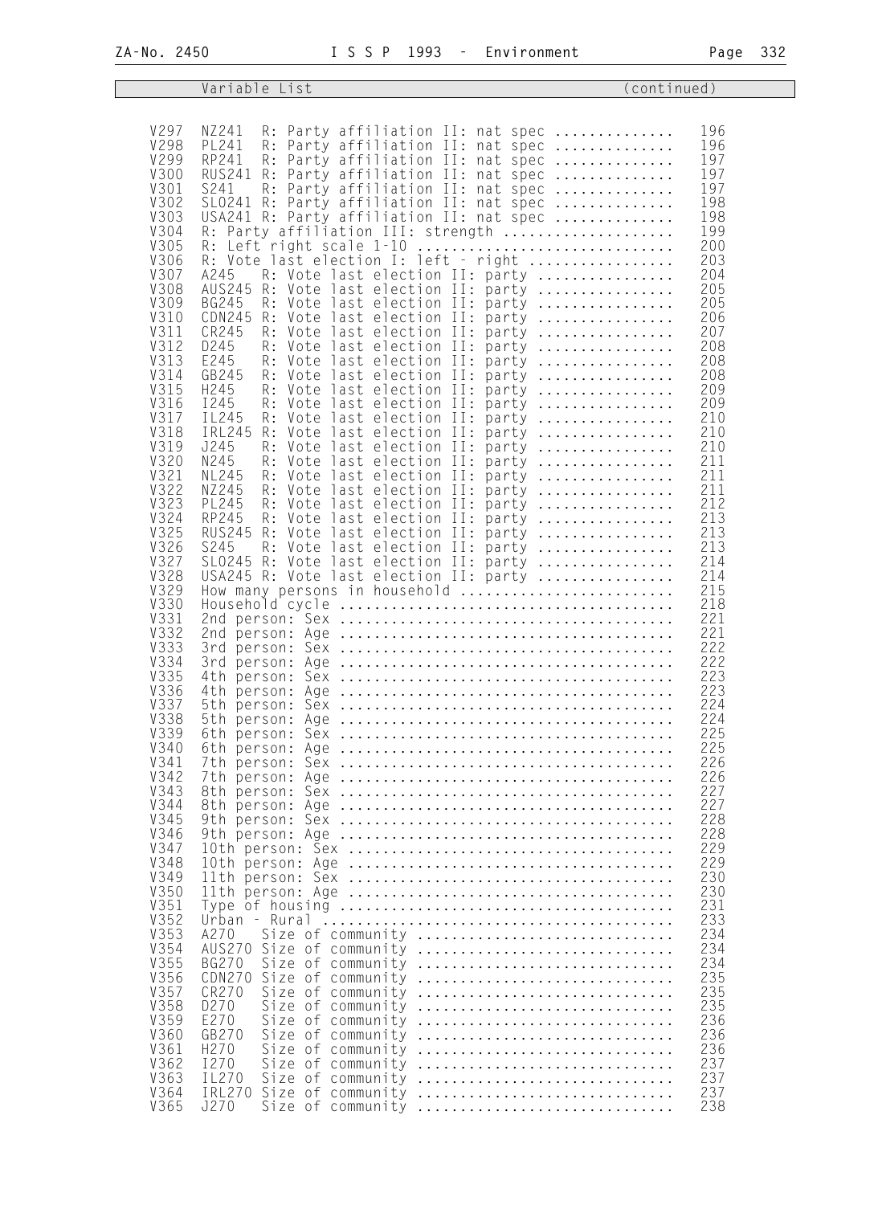Variable List (continued)

| | | | |
|---|---|---|---|
| V297 | NZ241 | R: Party affiliation II: nat spec | 196 |
| V298 | PL241 | R: Party affiliation II: nat spec | 196 |
| V299 | RP241 | R: Party affiliation II: nat spec | 197 |
| V300 | RUS241 | R: Party affiliation II: nat spec | 197 |
| V301 | S241 | R: Party affiliation II: nat spec | 197 |
| V302 | SLO241 | R: Party affiliation II: nat spec | 198 |
| V303 | USA241 | R: Party affiliation II: nat spec | 198 |
| V304 | | R: Party affiliation III: strength | 199 |
| V305 | | R: Left right scale 1-10 | 200 |
| V306 | | R: Vote last election I: left - right | 203 |
| V307 | A245 | R: Vote last election II: party | 204 |
| V308 | AUS245 | R: Vote last election II: party | 205 |
| V309 | BG245 | R: Vote last election II: party | 205 |
| V310 | CDN245 | R: Vote last election II: party | 206 |
| V311 | CR245 | R: Vote last election II: party | 207 |
| V312 | D245 | R: Vote last election II: party | 208 |
| V313 | E245 | R: Vote last election II: party | 208 |
| V314 | GB245 | R: Vote last election II: party | 208 |
| V315 | H245 | R: Vote last election II: party | 209 |
| V316 | I245 | R: Vote last election II: party | 209 |
| V317 | IL245 | R: Vote last election II: party | 210 |
| V318 | IRL245 | R: Vote last election II: party | 210 |
| V319 | J245 | R: Vote last election II: party | 210 |
| V320 | N245 | R: Vote last election II: party | 211 |
| V321 | NL245 | R: Vote last election II: party | 211 |
| V322 | NZ245 | R: Vote last election II: party | 211 |
| V323 | PL245 | R: Vote last election II: party | 212 |
| V324 | RP245 | R: Vote last election II: party | 213 |
| V325 | RUS245 | R: Vote last election II: party | 213 |
| V326 | S245 | R: Vote last election II: party | 213 |
| V327 | SLO245 | R: Vote last election II: party | 214 |
| V328 | USA245 | R: Vote last election II: party | 214 |
| V329 | | How many persons in household | 215 |
| V330 | | Household cycle | 218 |
| V331 | | 2nd person: Sex | 221 |
| V332 | | 2nd person: Age | 221 |
| V333 | | 3rd person: Sex | 222 |
| V334 | | 3rd person: Age | 222 |
| V335 | | 4th person: Sex | 223 |
| V336 | | 4th person: Age | 223 |
| V337 | | 5th person: Sex | 224 |
| V338 | | 5th person: Age | 224 |
| V339 | | 6th person: Sex | 225 |
| V340 | | 6th person: Age | 225 |
| V341 | | 7th person: Sex | 226 |
| V342 | | 7th person: Age | 226 |
| V343 | | 8th person: Sex | 227 |
| V344 | | 8th person: Age | 227 |
| V345 | | 9th person: Sex | 228 |
| V346 | | 9th person: Age | 228 |
| V347 | | 10th person: Sex | 229 |
| V348 | | 10th person: Age | 229 |
| V349 | | 11th person: Sex | 230 |
| V350 | | 11th person: Age | 230 |
| V351 | | Type of housing | 231 |
| V352 | | Urban - Rural | 233 |
| V353 | A270 | Size of community | 234 |
| V354 | AUS270 | Size of community | 234 |
| V355 | BG270 | Size of community | 234 |
| V356 | CDN270 | Size of community | 235 |
| V357 | CR270 | Size of community | 235 |
| V358 | D270 | Size of community | 235 |
| V359 | E270 | Size of community | 236 |
| V360 | GB270 | Size of community | 236 |
| V361 | H270 | Size of community | 236 |
| V362 | I270 | Size of community | 237 |
| V363 | IL270 | Size of community | 237 |
| V364 | IRL270 | Size of community | 237 |
| V365 | J270 | Size of community | 238 |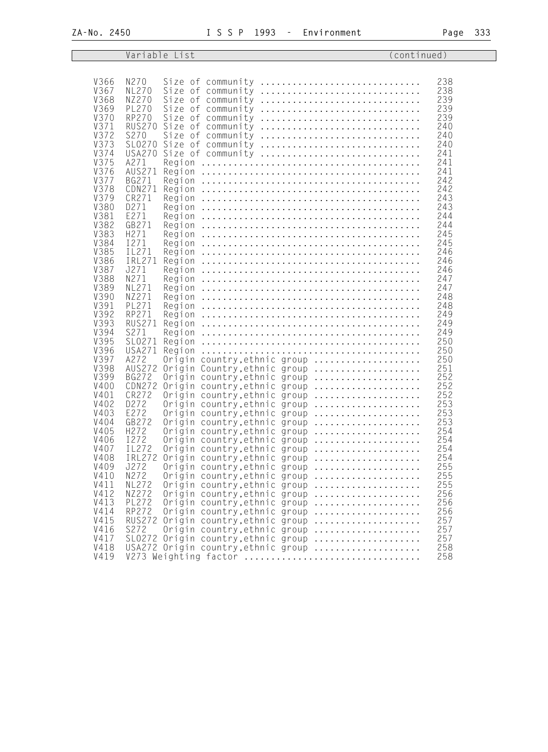| Variable List | | | (continued) |
|---|---|---|---|
| V366 | N270 | Size of community | 238 |
| V367 | NL270 | Size of community | 238 |
| V368 | NZ270 | Size of community | 239 |
| V369 | PL270 | Size of community | 239 |
| V370 | RP270 | Size of community | 239 |
| V371 | RUS270 | Size of community | 240 |
| V372 | S270 | Size of community | 240 |
| V373 | SLO270 | Size of community | 240 |
| V374 | USA270 | Size of community | 241 |
| V375 | A271 | Region | 241 |
| V376 | AUS271 | Region | 241 |
| V377 | BG271 | Region | 242 |
| V378 | CDN271 | Region | 242 |
| V379 | CR271 | Region | 243 |
| V380 | D271 | Region | 243 |
| V381 | E271 | Region | 244 |
| V382 | GB271 | Region | 244 |
| V383 | H271 | Region | 245 |
| V384 | I271 | Region | 245 |
| V385 | IL271 | Region | 246 |
| V386 | IRL271 | Region | 246 |
| V387 | J271 | Region | 246 |
| V388 | N271 | Region | 247 |
| V389 | NL271 | Region | 247 |
| V390 | NZ271 | Region | 248 |
| V391 | PL271 | Region | 248 |
| V392 | RP271 | Region | 249 |
| V393 | RUS271 | Region | 249 |
| V394 | S271 | Region | 249 |
| V395 | SLO271 | Region | 250 |
| V396 | USA271 | Region | 250 |
| V397 | A272 | Origin country,ethnic group | 250 |
| V398 | AUS272 | Origin Country,ethnic group | 251 |
| V399 | BG272 | Origin country,ethnic group | 252 |
| V400 | CDN272 | Origin country,ethnic group | 252 |
| V401 | CR272 | Origin country,ethnic group | 252 |
| V402 | D272 | Origin country,ethnic group | 253 |
| V403 | E272 | Origin country,ethnic group | 253 |
| V404 | GB272 | Origin country,ethnic group | 253 |
| V405 | H272 | Origin country,ethnic group | 254 |
| V406 | I272 | Origin country,ethnic group | 254 |
| V407 | IL272 | Origin country,ethnic group | 254 |
| V408 | IRL272 | Origin country,ethnic group | 254 |
| V409 | J272 | Origin country,ethnic group | 255 |
| V410 | N272 | Origin country,ethnic group | 255 |
| V411 | NL272 | Origin country,ethnic group | 255 |
| V412 | NZ272 | Origin country,ethnic group | 256 |
| V413 | PL272 | Origin country,ethnic group | 256 |
| V414 | RP272 | Origin country,ethnic group | 256 |
| V415 | RUS272 | Origin country,ethnic group | 257 |
| V416 | S272 | Origin country,ethnic group | 257 |
| V417 | SLO272 | Origin country,ethnic group | 257 |
| V418 | USA272 | Origin country,ethnic group | 258 |
| V419 | V273 | Weighting factor | 258 |